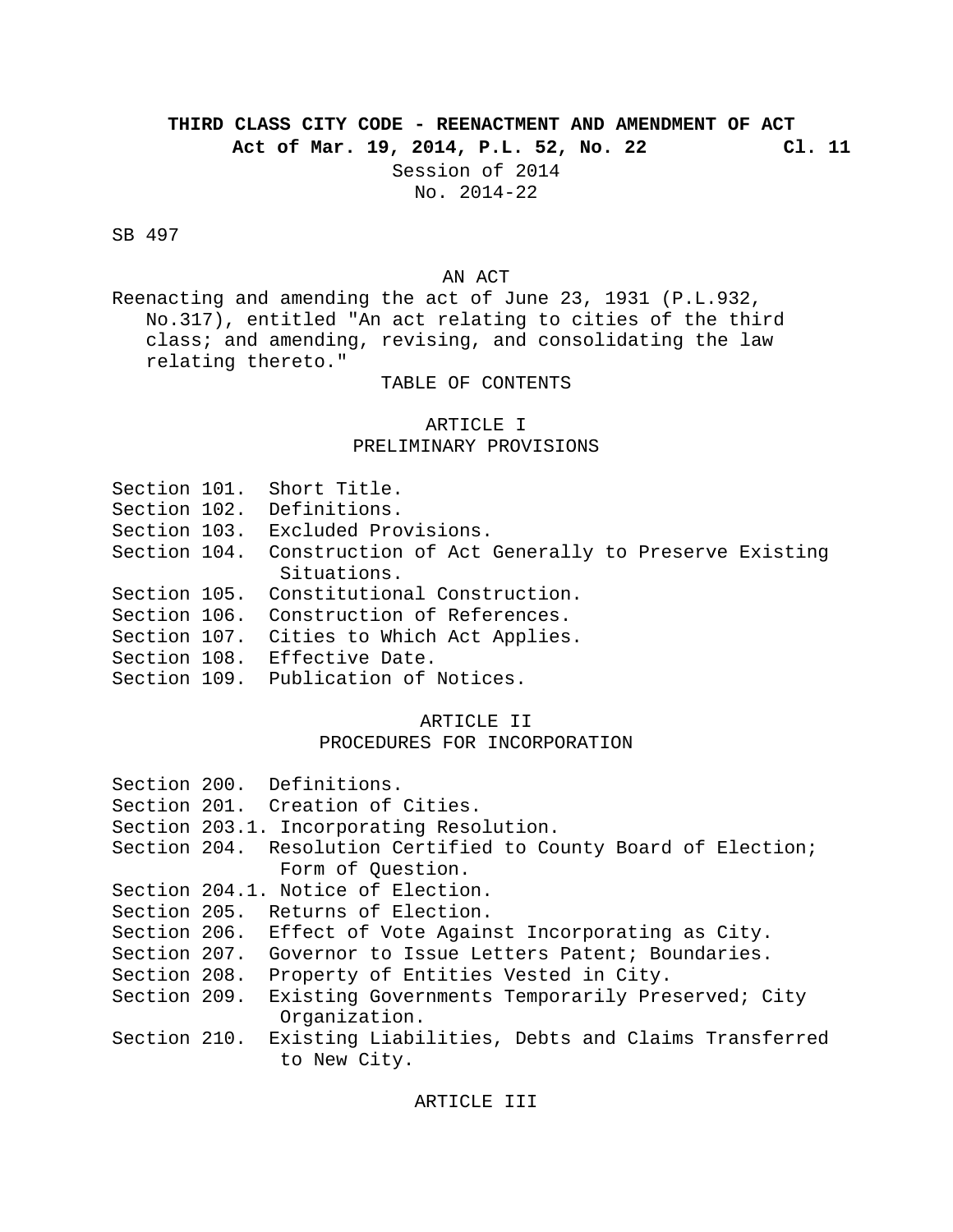**THIRD CLASS CITY CODE - REENACTMENT AND AMENDMENT OF ACT**

**Act of Mar. 19, 2014, P.L. 52, No. 22 Cl. 11**

Session of 2014

No. 2014-22

SB 497

AN ACT

Reenacting and amending the act of June 23, 1931 (P.L.932, No.317), entitled "An act relating to cities of the third class; and amending, revising, and consolidating the law relating thereto."

TABLE OF CONTENTS

ARTICLE I
PRELIMINARY PROVISIONS

Section 101. Short Title.
Section 102. Definitions.
Section 103. Excluded Provisions.
Section 104. Construction of Act Generally to Preserve Existing Situations.
Section 105. Constitutional Construction.
Section 106. Construction of References.
Section 107. Cities to Which Act Applies.
Section 108. Effective Date.
Section 109. Publication of Notices.

ARTICLE II
PROCEDURES FOR INCORPORATION

Section 200. Definitions.
Section 201. Creation of Cities.
Section 203.1. Incorporating Resolution.
Section 204. Resolution Certified to County Board of Election; Form of Question.
Section 204.1. Notice of Election.
Section 205. Returns of Election.
Section 206. Effect of Vote Against Incorporating as City.
Section 207. Governor to Issue Letters Patent; Boundaries.
Section 208. Property of Entities Vested in City.
Section 209. Existing Governments Temporarily Preserved; City Organization.
Section 210. Existing Liabilities, Debts and Claims Transferred to New City.

ARTICLE III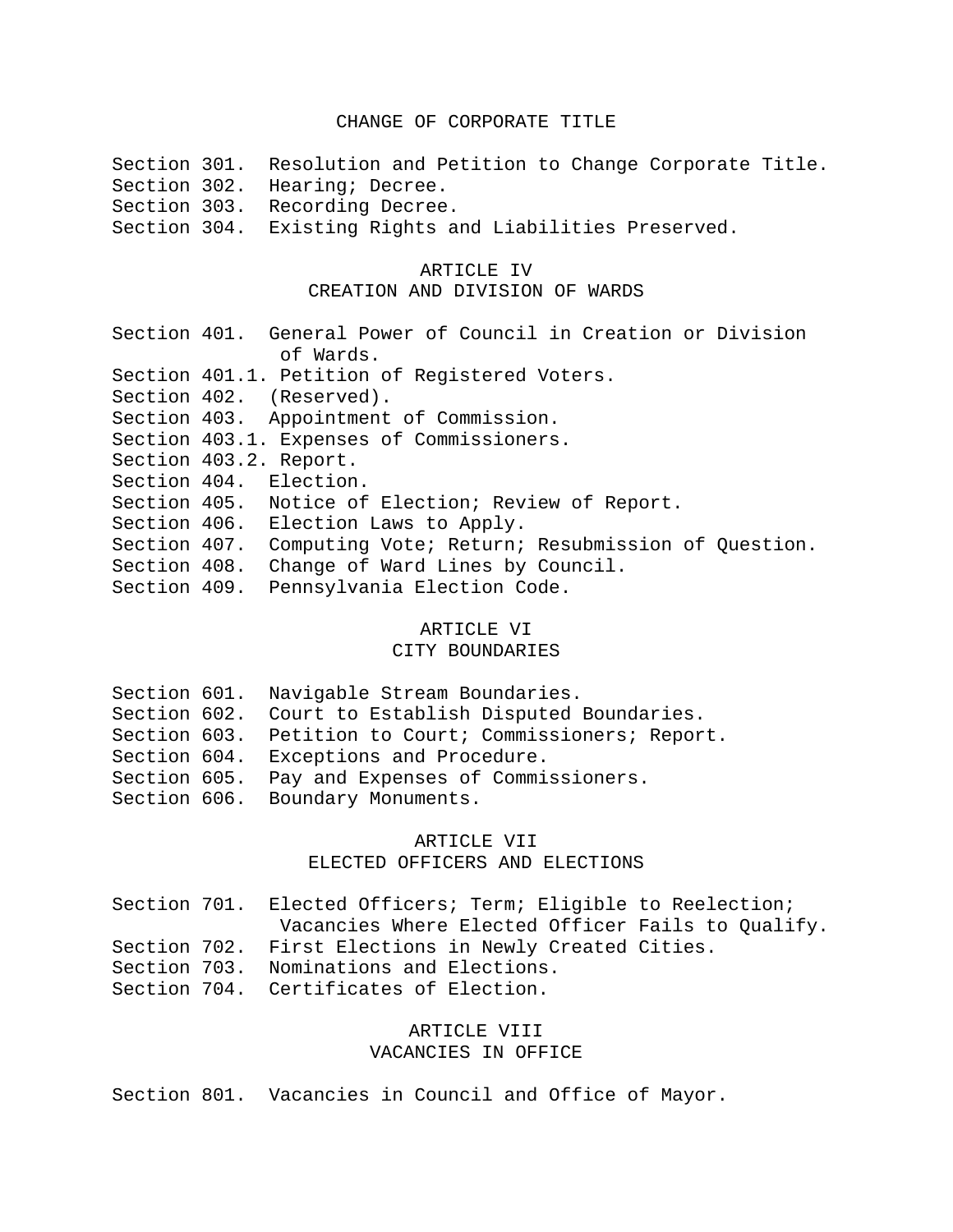CHANGE OF CORPORATE TITLE

Section 301. Resolution and Petition to Change Corporate Title.
Section 302. Hearing; Decree.
Section 303. Recording Decree.
Section 304. Existing Rights and Liabilities Preserved.

## ARTICLE IV
## CREATION AND DIVISION OF WARDS

Section 401. General Power of Council in Creation or Division of Wards.
Section 401.1. Petition of Registered Voters.
Section 402. (Reserved).
Section 403. Appointment of Commission.
Section 403.1. Expenses of Commissioners.
Section 403.2. Report.
Section 404. Election.
Section 405. Notice of Election; Review of Report.
Section 406. Election Laws to Apply.
Section 407. Computing Vote; Return; Resubmission of Question.
Section 408. Change of Ward Lines by Council.
Section 409. Pennsylvania Election Code.

## ARTICLE VI
## CITY BOUNDARIES

Section 601. Navigable Stream Boundaries.
Section 602. Court to Establish Disputed Boundaries.
Section 603. Petition to Court; Commissioners; Report.
Section 604. Exceptions and Procedure.
Section 605. Pay and Expenses of Commissioners.
Section 606. Boundary Monuments.

## ARTICLE VII
## ELECTED OFFICERS AND ELECTIONS

Section 701. Elected Officers; Term; Eligible to Reelection; Vacancies Where Elected Officer Fails to Qualify.
Section 702. First Elections in Newly Created Cities.
Section 703. Nominations and Elections.
Section 704. Certificates of Election.

## ARTICLE VIII
## VACANCIES IN OFFICE

Section 801. Vacancies in Council and Office of Mayor.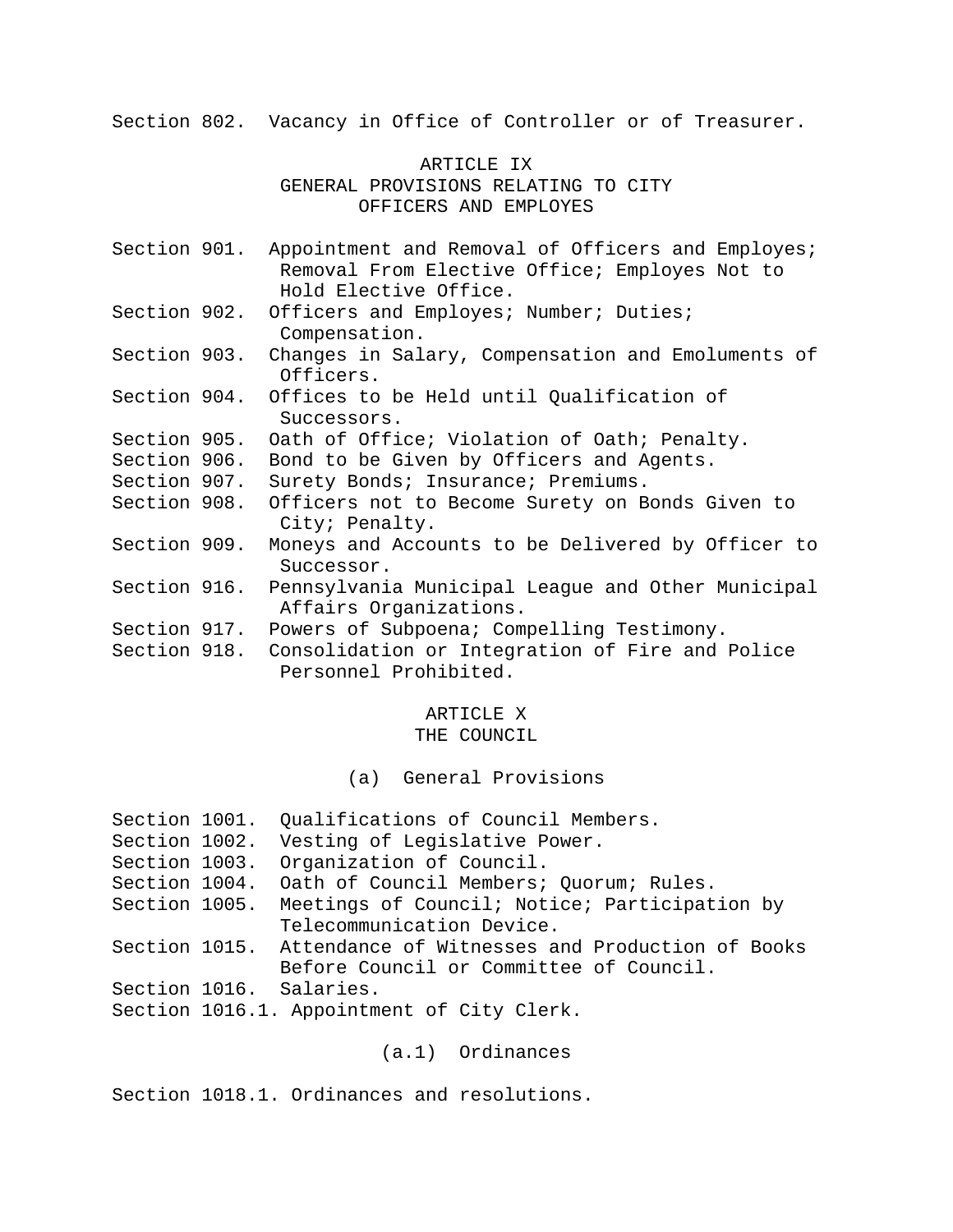Section 802. Vacancy in Office of Controller or of Treasurer.

## ARTICLE IX
## GENERAL PROVISIONS RELATING TO CITY OFFICERS AND EMPLOYES

Section 901. Appointment and Removal of Officers and Employes; Removal From Elective Office; Employes Not to Hold Elective Office.
Section 902. Officers and Employes; Number; Duties; Compensation.
Section 903. Changes in Salary, Compensation and Emoluments of Officers.
Section 904. Offices to be Held until Qualification of Successors.
Section 905. Oath of Office; Violation of Oath; Penalty.
Section 906. Bond to be Given by Officers and Agents.
Section 907. Surety Bonds; Insurance; Premiums.
Section 908. Officers not to Become Surety on Bonds Given to City; Penalty.
Section 909. Moneys and Accounts to be Delivered by Officer to Successor.
Section 916. Pennsylvania Municipal League and Other Municipal Affairs Organizations.
Section 917. Powers of Subpoena; Compelling Testimony.
Section 918. Consolidation or Integration of Fire and Police Personnel Prohibited.

## ARTICLE X
## THE COUNCIL

### (a) General Provisions

Section 1001. Qualifications of Council Members.
Section 1002. Vesting of Legislative Power.
Section 1003. Organization of Council.
Section 1004. Oath of Council Members; Quorum; Rules.
Section 1005. Meetings of Council; Notice; Participation by Telecommunication Device.
Section 1015. Attendance of Witnesses and Production of Books Before Council or Committee of Council.
Section 1016. Salaries.
Section 1016.1. Appointment of City Clerk.

### (a.1) Ordinances

Section 1018.1. Ordinances and resolutions.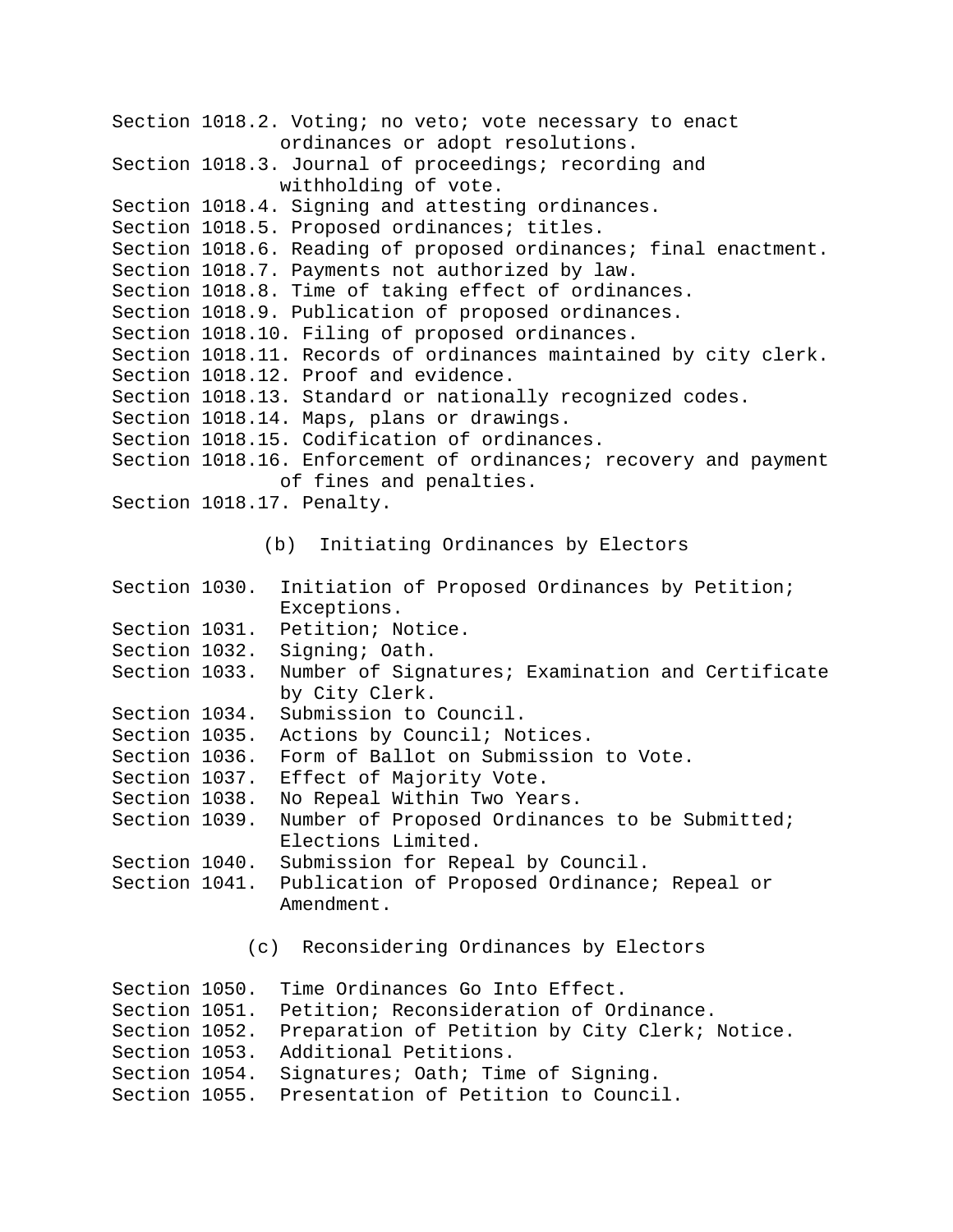Section 1018.2. Voting; no veto; vote necessary to enact ordinances or adopt resolutions.
Section 1018.3. Journal of proceedings; recording and withholding of vote.
Section 1018.4. Signing and attesting ordinances.
Section 1018.5. Proposed ordinances; titles.
Section 1018.6. Reading of proposed ordinances; final enactment.
Section 1018.7. Payments not authorized by law.
Section 1018.8. Time of taking effect of ordinances.
Section 1018.9. Publication of proposed ordinances.
Section 1018.10. Filing of proposed ordinances.
Section 1018.11. Records of ordinances maintained by city clerk.
Section 1018.12. Proof and evidence.
Section 1018.13. Standard or nationally recognized codes.
Section 1018.14. Maps, plans or drawings.
Section 1018.15. Codification of ordinances.
Section 1018.16. Enforcement of ordinances; recovery and payment of fines and penalties.
Section 1018.17. Penalty.

### (b) Initiating Ordinances by Electors

Section 1030. Initiation of Proposed Ordinances by Petition; Exceptions.
Section 1031. Petition; Notice.
Section 1032. Signing; Oath.
Section 1033. Number of Signatures; Examination and Certificate by City Clerk.
Section 1034. Submission to Council.
Section 1035. Actions by Council; Notices.
Section 1036. Form of Ballot on Submission to Vote.
Section 1037. Effect of Majority Vote.
Section 1038. No Repeal Within Two Years.
Section 1039. Number of Proposed Ordinances to be Submitted; Elections Limited.
Section 1040. Submission for Repeal by Council.
Section 1041. Publication of Proposed Ordinance; Repeal or Amendment.

### (c) Reconsidering Ordinances by Electors

Section 1050. Time Ordinances Go Into Effect.
Section 1051. Petition; Reconsideration of Ordinance.
Section 1052. Preparation of Petition by City Clerk; Notice.
Section 1053. Additional Petitions.
Section 1054. Signatures; Oath; Time of Signing.
Section 1055. Presentation of Petition to Council.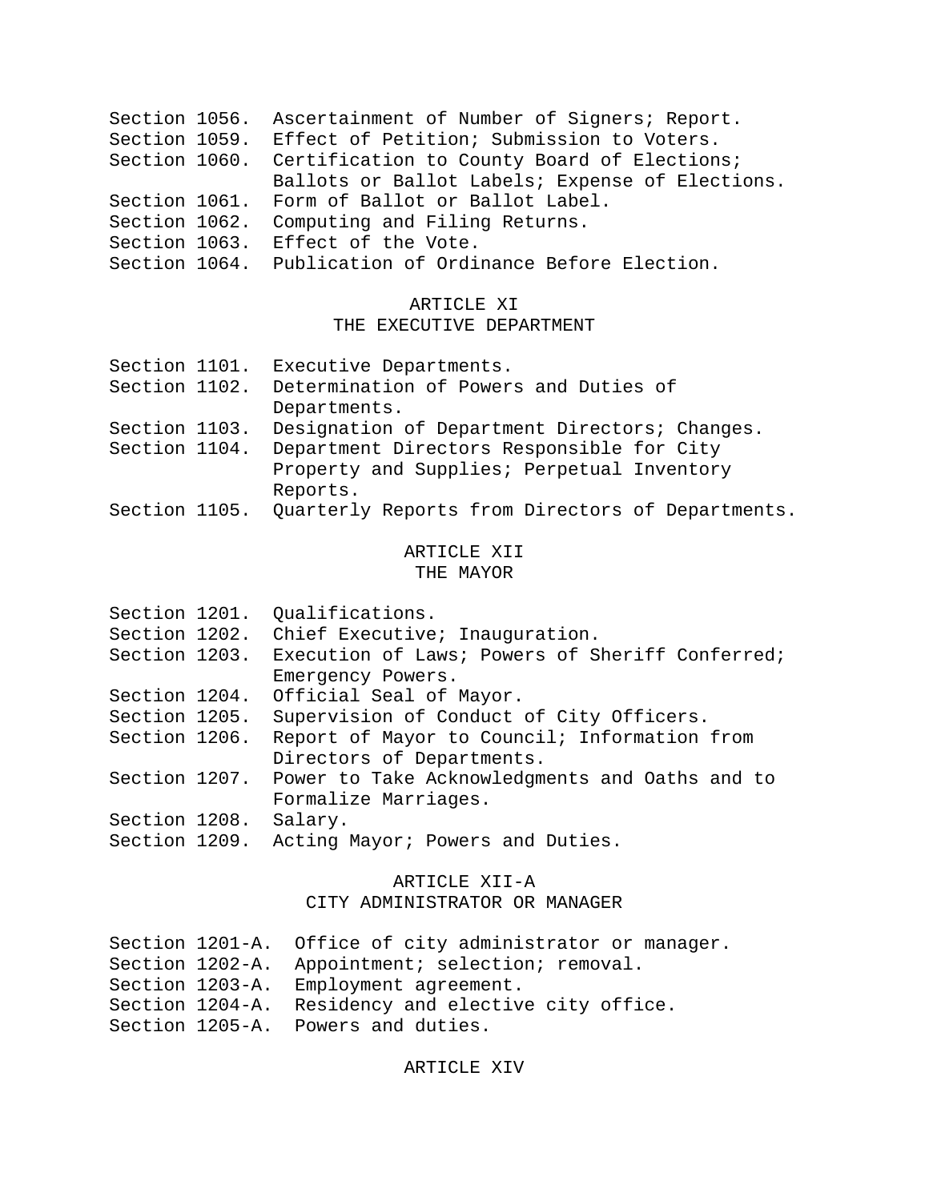Section 1056. Ascertainment of Number of Signers; Report.
Section 1059. Effect of Petition; Submission to Voters.
Section 1060. Certification to County Board of Elections; Ballots or Ballot Labels; Expense of Elections.
Section 1061. Form of Ballot or Ballot Label.
Section 1062. Computing and Filing Returns.
Section 1063. Effect of the Vote.
Section 1064. Publication of Ordinance Before Election.

## ARTICLE XI
## THE EXECUTIVE DEPARTMENT

Section 1101. Executive Departments.
Section 1102. Determination of Powers and Duties of Departments.
Section 1103. Designation of Department Directors; Changes.
Section 1104. Department Directors Responsible for City Property and Supplies; Perpetual Inventory Reports.
Section 1105. Quarterly Reports from Directors of Departments.

## ARTICLE XII
## THE MAYOR

Section 1201. Qualifications.
Section 1202. Chief Executive; Inauguration.
Section 1203. Execution of Laws; Powers of Sheriff Conferred; Emergency Powers.
Section 1204. Official Seal of Mayor.
Section 1205. Supervision of Conduct of City Officers.
Section 1206. Report of Mayor to Council; Information from Directors of Departments.
Section 1207. Power to Take Acknowledgments and Oaths and to Formalize Marriages.
Section 1208. Salary.
Section 1209. Acting Mayor; Powers and Duties.

## ARTICLE XII-A
## CITY ADMINISTRATOR OR MANAGER

Section 1201-A. Office of city administrator or manager.
Section 1202-A. Appointment; selection; removal.
Section 1203-A. Employment agreement.
Section 1204-A. Residency and elective city office.
Section 1205-A. Powers and duties.

## ARTICLE XIV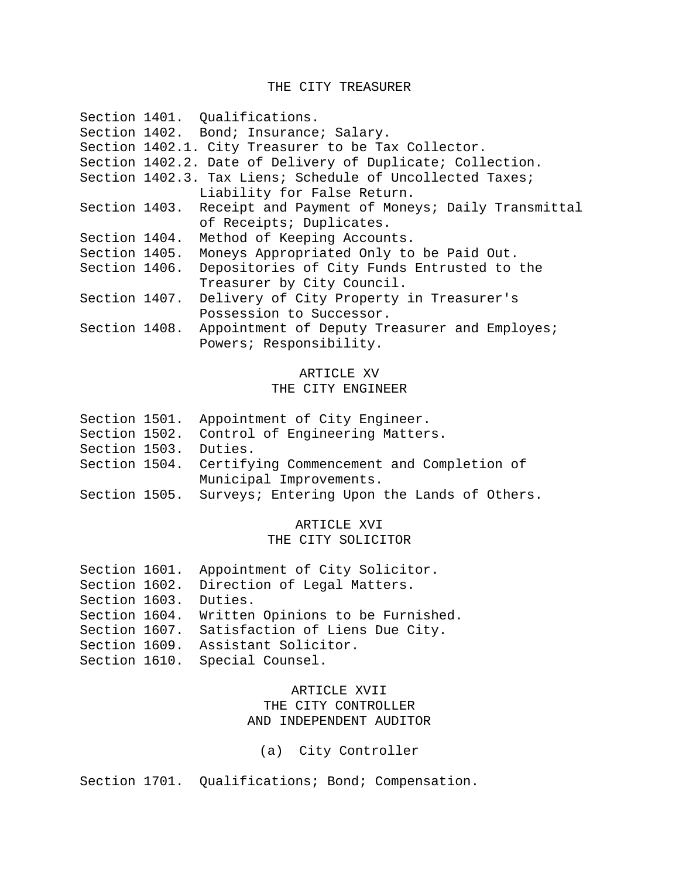## THE CITY TREASURER

- Section 1401. Qualifications.
- Section 1402. Bond; Insurance; Salary.
- Section 1402.1. City Treasurer to be Tax Collector.
- Section 1402.2. Date of Delivery of Duplicate; Collection.
- Section 1402.3. Tax Liens; Schedule of Uncollected Taxes; Liability for False Return.
- Section 1403. Receipt and Payment of Moneys; Daily Transmittal of Receipts; Duplicates.
- Section 1404. Method of Keeping Accounts.
- Section 1405. Moneys Appropriated Only to be Paid Out.
- Section 1406. Depositories of City Funds Entrusted to the Treasurer by City Council.
- Section 1407. Delivery of City Property in Treasurer's Possession to Successor.
- Section 1408. Appointment of Deputy Treasurer and Employes; Powers; Responsibility.

## ARTICLE XV
## THE CITY ENGINEER

- Section 1501. Appointment of City Engineer.
- Section 1502. Control of Engineering Matters.
- Section 1503. Duties.
- Section 1504. Certifying Commencement and Completion of Municipal Improvements.
- Section 1505. Surveys; Entering Upon the Lands of Others.

## ARTICLE XVI
## THE CITY SOLICITOR

- Section 1601. Appointment of City Solicitor.
- Section 1602. Direction of Legal Matters.
- Section 1603. Duties.
- Section 1604. Written Opinions to be Furnished.
- Section 1607. Satisfaction of Liens Due City.
- Section 1609. Assistant Solicitor.
- Section 1610. Special Counsel.

## ARTICLE XVII
## THE CITY CONTROLLER AND INDEPENDENT AUDITOR

### (a) City Controller

- Section 1701. Qualifications; Bond; Compensation.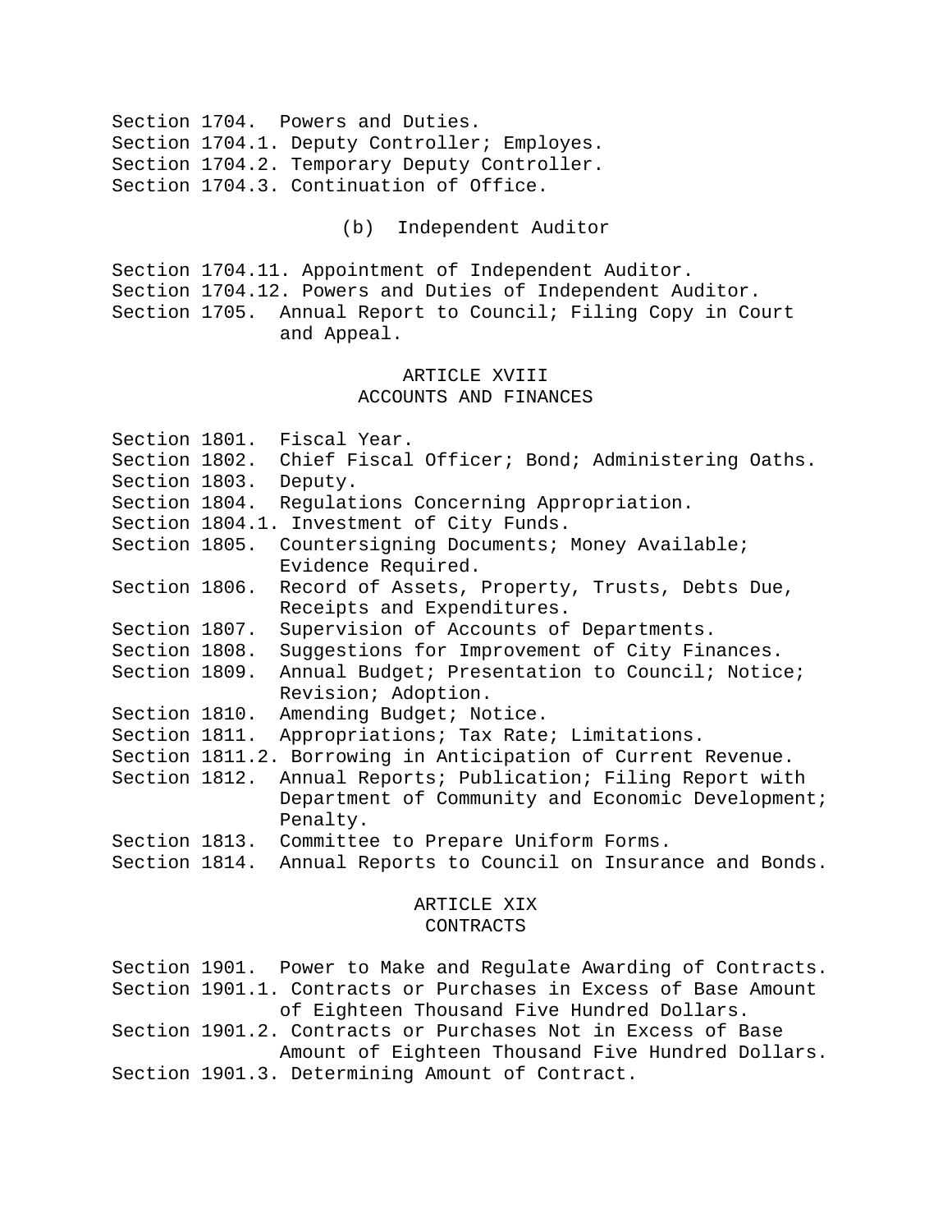Section 1704. Powers and Duties.
Section 1704.1. Deputy Controller; Employes.
Section 1704.2. Temporary Deputy Controller.
Section 1704.3. Continuation of Office.

(b) Independent Auditor

Section 1704.11. Appointment of Independent Auditor.
Section 1704.12. Powers and Duties of Independent Auditor.
Section 1705. Annual Report to Council; Filing Copy in Court and Appeal.

## ARTICLE XVIII
## ACCOUNTS AND FINANCES

Section 1801. Fiscal Year.
Section 1802. Chief Fiscal Officer; Bond; Administering Oaths.
Section 1803. Deputy.
Section 1804. Regulations Concerning Appropriation.
Section 1804.1. Investment of City Funds.
Section 1805. Countersigning Documents; Money Available; Evidence Required.
Section 1806. Record of Assets, Property, Trusts, Debts Due, Receipts and Expenditures.
Section 1807. Supervision of Accounts of Departments.
Section 1808. Suggestions for Improvement of City Finances.
Section 1809. Annual Budget; Presentation to Council; Notice; Revision; Adoption.
Section 1810. Amending Budget; Notice.
Section 1811. Appropriations; Tax Rate; Limitations.
Section 1811.2. Borrowing in Anticipation of Current Revenue.
Section 1812. Annual Reports; Publication; Filing Report with Department of Community and Economic Development; Penalty.
Section 1813. Committee to Prepare Uniform Forms.
Section 1814. Annual Reports to Council on Insurance and Bonds.

## ARTICLE XIX
## CONTRACTS

Section 1901. Power to Make and Regulate Awarding of Contracts.
Section 1901.1. Contracts or Purchases in Excess of Base Amount of Eighteen Thousand Five Hundred Dollars.
Section 1901.2. Contracts or Purchases Not in Excess of Base Amount of Eighteen Thousand Five Hundred Dollars.
Section 1901.3. Determining Amount of Contract.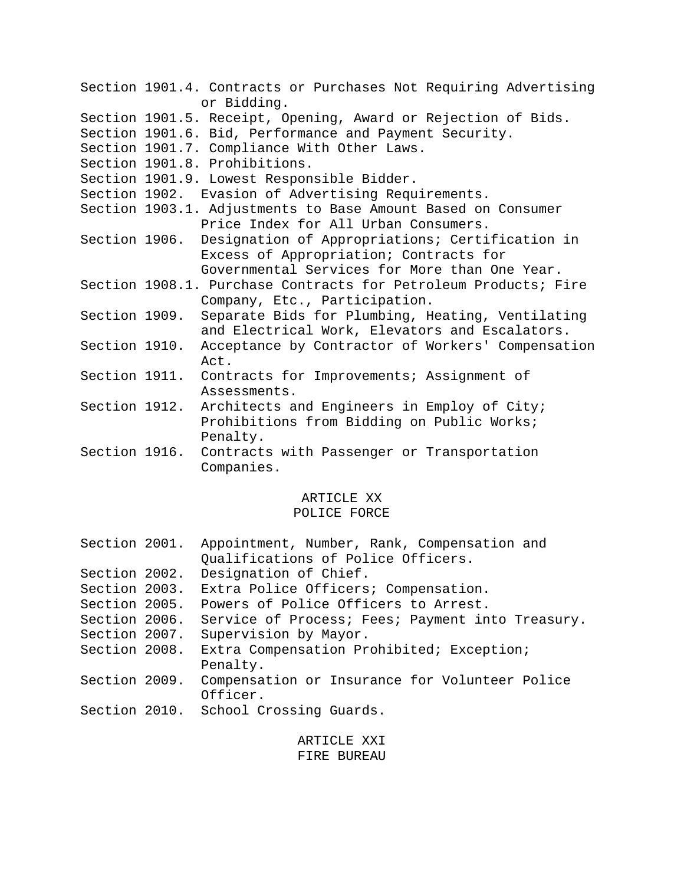Section 1901.4. Contracts or Purchases Not Requiring Advertising or Bidding.
Section 1901.5. Receipt, Opening, Award or Rejection of Bids.
Section 1901.6. Bid, Performance and Payment Security.
Section 1901.7. Compliance With Other Laws.
Section 1901.8. Prohibitions.
Section 1901.9. Lowest Responsible Bidder.
Section 1902. Evasion of Advertising Requirements.
Section 1903.1. Adjustments to Base Amount Based on Consumer Price Index for All Urban Consumers.
Section 1906. Designation of Appropriations; Certification in Excess of Appropriation; Contracts for Governmental Services for More than One Year.
Section 1908.1. Purchase Contracts for Petroleum Products; Fire Company, Etc., Participation.
Section 1909. Separate Bids for Plumbing, Heating, Ventilating and Electrical Work, Elevators and Escalators.
Section 1910. Acceptance by Contractor of Workers' Compensation Act.
Section 1911. Contracts for Improvements; Assignment of Assessments.
Section 1912. Architects and Engineers in Employ of City; Prohibitions from Bidding on Public Works; Penalty.
Section 1916. Contracts with Passenger or Transportation Companies.

## ARTICLE XX
## POLICE FORCE

Section 2001. Appointment, Number, Rank, Compensation and Qualifications of Police Officers.
Section 2002. Designation of Chief.
Section 2003. Extra Police Officers; Compensation.
Section 2005. Powers of Police Officers to Arrest.
Section 2006. Service of Process; Fees; Payment into Treasury.
Section 2007. Supervision by Mayor.
Section 2008. Extra Compensation Prohibited; Exception; Penalty.
Section 2009. Compensation or Insurance for Volunteer Police Officer.
Section 2010. School Crossing Guards.

## ARTICLE XXI
## FIRE BUREAU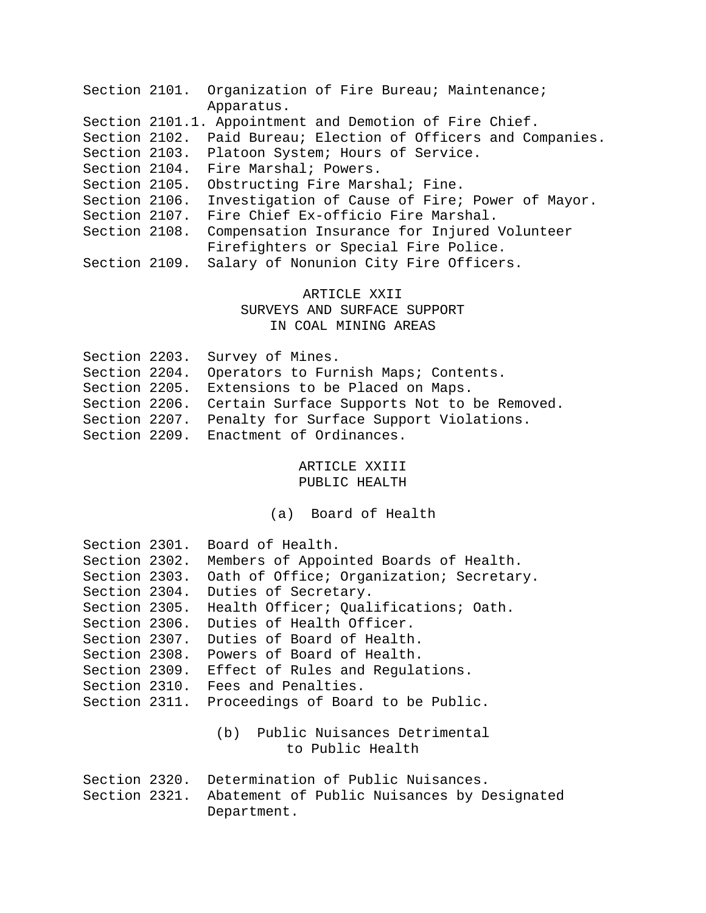Section 2101. Organization of Fire Bureau; Maintenance; Apparatus.
Section 2101.1. Appointment and Demotion of Fire Chief.
Section 2102. Paid Bureau; Election of Officers and Companies.
Section 2103. Platoon System; Hours of Service.
Section 2104. Fire Marshal; Powers.
Section 2105. Obstructing Fire Marshal; Fine.
Section 2106. Investigation of Cause of Fire; Power of Mayor.
Section 2107. Fire Chief Ex-officio Fire Marshal.
Section 2108. Compensation Insurance for Injured Volunteer Firefighters or Special Fire Police.
Section 2109. Salary of Nonunion City Fire Officers.

## ARTICLE XXII
## SURVEYS AND SURFACE SUPPORT IN COAL MINING AREAS

Section 2203. Survey of Mines.
Section 2204. Operators to Furnish Maps; Contents.
Section 2205. Extensions to be Placed on Maps.
Section 2206. Certain Surface Supports Not to be Removed.
Section 2207. Penalty for Surface Support Violations.
Section 2209. Enactment of Ordinances.

## ARTICLE XXIII
## PUBLIC HEALTH

### (a) Board of Health

Section 2301. Board of Health.
Section 2302. Members of Appointed Boards of Health.
Section 2303. Oath of Office; Organization; Secretary.
Section 2304. Duties of Secretary.
Section 2305. Health Officer; Qualifications; Oath.
Section 2306. Duties of Health Officer.
Section 2307. Duties of Board of Health.
Section 2308. Powers of Board of Health.
Section 2309. Effect of Rules and Regulations.
Section 2310. Fees and Penalties.
Section 2311. Proceedings of Board to be Public.

### (b) Public Nuisances Detrimental to Public Health

Section 2320. Determination of Public Nuisances.
Section 2321. Abatement of Public Nuisances by Designated Department.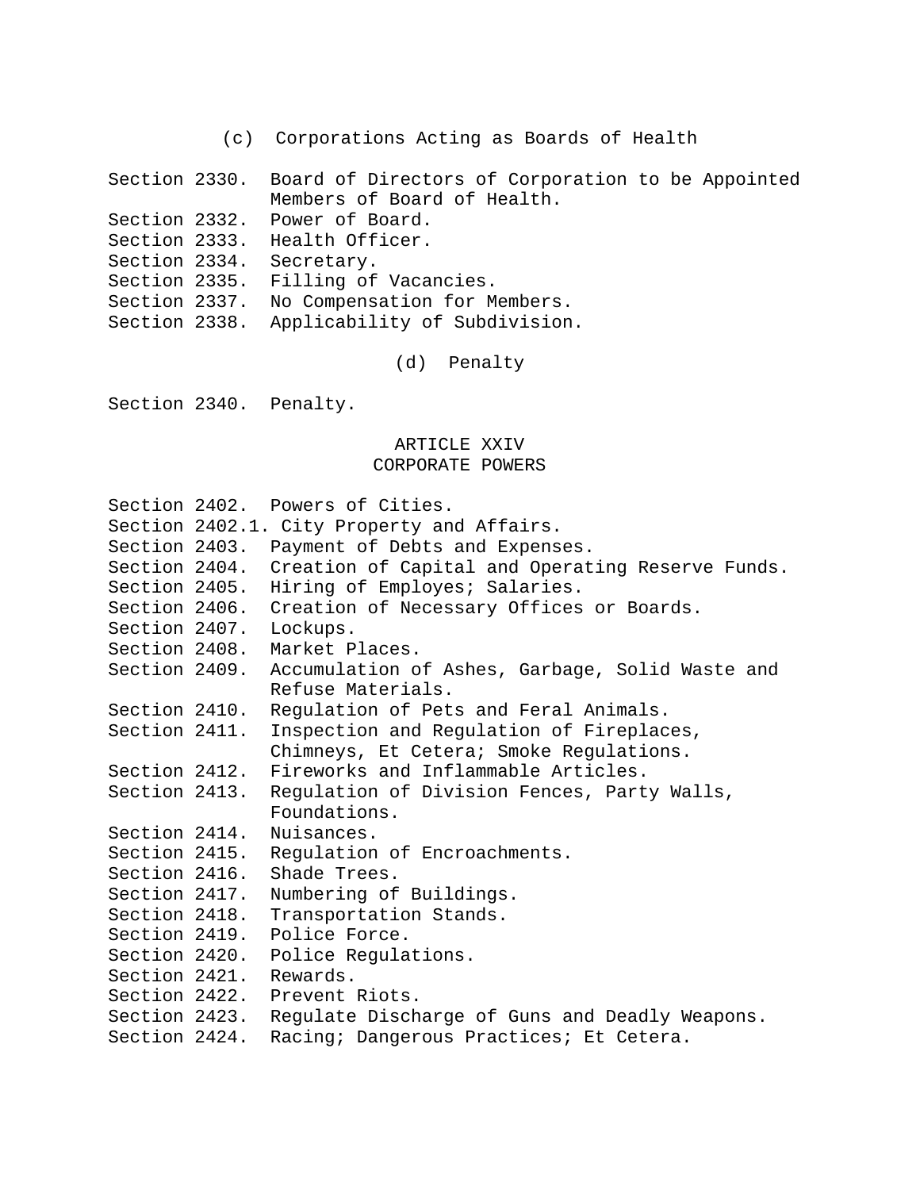### (c) Corporations Acting as Boards of Health

Section 2330. Board of Directors of Corporation to be Appointed Members of Board of Health.
Section 2332. Power of Board.
Section 2333. Health Officer.
Section 2334. Secretary.
Section 2335. Filling of Vacancies.
Section 2337. No Compensation for Members.
Section 2338. Applicability of Subdivision.

### (d) Penalty

Section 2340. Penalty.

## ARTICLE XXIV
## CORPORATE POWERS

Section 2402. Powers of Cities.
Section 2402.1. City Property and Affairs.
Section 2403. Payment of Debts and Expenses.
Section 2404. Creation of Capital and Operating Reserve Funds.
Section 2405. Hiring of Employes; Salaries.
Section 2406. Creation of Necessary Offices or Boards.
Section 2407. Lockups.
Section 2408. Market Places.
Section 2409. Accumulation of Ashes, Garbage, Solid Waste and Refuse Materials.
Section 2410. Regulation of Pets and Feral Animals.
Section 2411. Inspection and Regulation of Fireplaces, Chimneys, Et Cetera; Smoke Regulations.
Section 2412. Fireworks and Inflammable Articles.
Section 2413. Regulation of Division Fences, Party Walls, Foundations.
Section 2414. Nuisances.
Section 2415. Regulation of Encroachments.
Section 2416. Shade Trees.
Section 2417. Numbering of Buildings.
Section 2418. Transportation Stands.
Section 2419. Police Force.
Section 2420. Police Regulations.
Section 2421. Rewards.
Section 2422. Prevent Riots.
Section 2423. Regulate Discharge of Guns and Deadly Weapons.
Section 2424. Racing; Dangerous Practices; Et Cetera.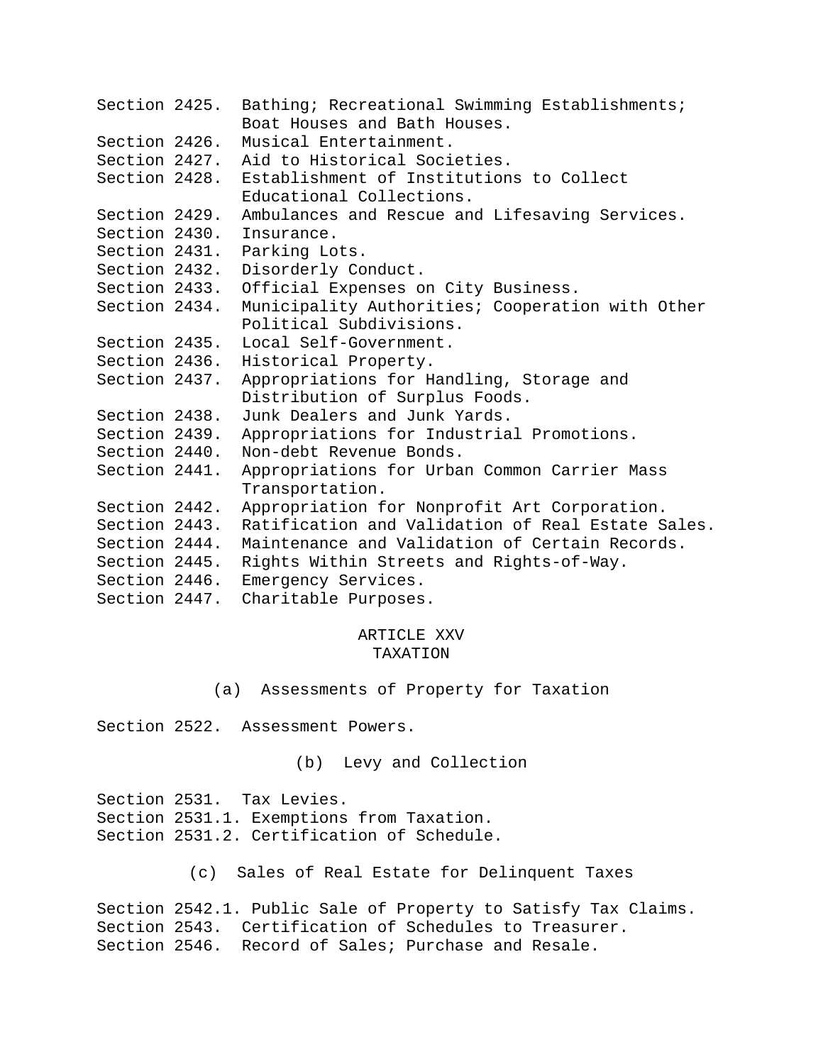Section 2425. Bathing; Recreational Swimming Establishments; Boat Houses and Bath Houses.
Section 2426. Musical Entertainment.
Section 2427. Aid to Historical Societies.
Section 2428. Establishment of Institutions to Collect Educational Collections.
Section 2429. Ambulances and Rescue and Lifesaving Services.
Section 2430. Insurance.
Section 2431. Parking Lots.
Section 2432. Disorderly Conduct.
Section 2433. Official Expenses on City Business.
Section 2434. Municipality Authorities; Cooperation with Other Political Subdivisions.
Section 2435. Local Self-Government.
Section 2436. Historical Property.
Section 2437. Appropriations for Handling, Storage and Distribution of Surplus Foods.
Section 2438. Junk Dealers and Junk Yards.
Section 2439. Appropriations for Industrial Promotions.
Section 2440. Non-debt Revenue Bonds.
Section 2441. Appropriations for Urban Common Carrier Mass Transportation.
Section 2442. Appropriation for Nonprofit Art Corporation.
Section 2443. Ratification and Validation of Real Estate Sales.
Section 2444. Maintenance and Validation of Certain Records.
Section 2445. Rights Within Streets and Rights-of-Way.
Section 2446. Emergency Services.
Section 2447. Charitable Purposes.

## ARTICLE XXV
## TAXATION

### (a) Assessments of Property for Taxation

Section 2522. Assessment Powers.

### (b) Levy and Collection

Section 2531. Tax Levies.
Section 2531.1. Exemptions from Taxation.
Section 2531.2. Certification of Schedule.

### (c) Sales of Real Estate for Delinquent Taxes

Section 2542.1. Public Sale of Property to Satisfy Tax Claims.
Section 2543. Certification of Schedules to Treasurer.
Section 2546. Record of Sales; Purchase and Resale.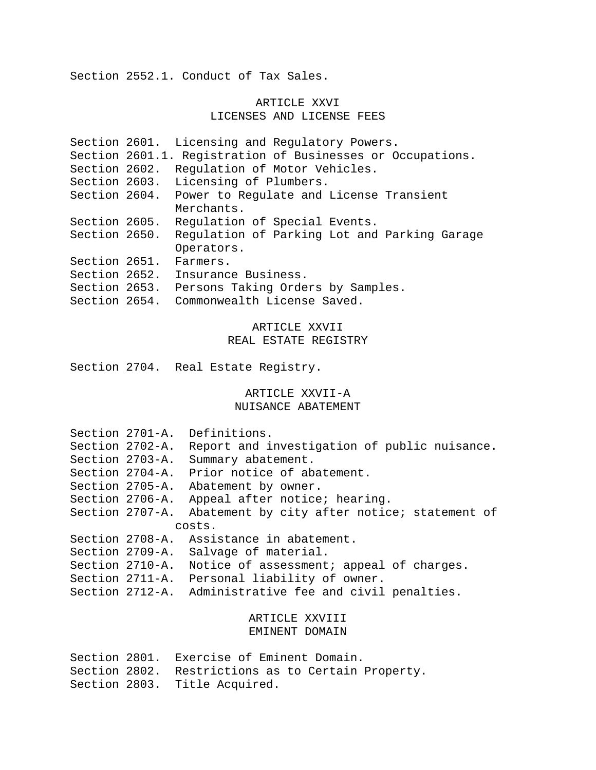Section 2552.1. Conduct of Tax Sales.

## ARTICLE XXVI
## LICENSES AND LICENSE FEES

Section 2601. Licensing and Regulatory Powers.
Section 2601.1. Registration of Businesses or Occupations.
Section 2602. Regulation of Motor Vehicles.
Section 2603. Licensing of Plumbers.
Section 2604. Power to Regulate and License Transient Merchants.
Section 2605. Regulation of Special Events.
Section 2650. Regulation of Parking Lot and Parking Garage Operators.
Section 2651. Farmers.
Section 2652. Insurance Business.
Section 2653. Persons Taking Orders by Samples.
Section 2654. Commonwealth License Saved.

## ARTICLE XXVII
## REAL ESTATE REGISTRY

Section 2704. Real Estate Registry.

## ARTICLE XXVII-A
## NUISANCE ABATEMENT

Section 2701-A. Definitions.
Section 2702-A. Report and investigation of public nuisance.
Section 2703-A. Summary abatement.
Section 2704-A. Prior notice of abatement.
Section 2705-A. Abatement by owner.
Section 2706-A. Appeal after notice; hearing.
Section 2707-A. Abatement by city after notice; statement of costs.
Section 2708-A. Assistance in abatement.
Section 2709-A. Salvage of material.
Section 2710-A. Notice of assessment; appeal of charges.
Section 2711-A. Personal liability of owner.
Section 2712-A. Administrative fee and civil penalties.

## ARTICLE XXVIII
## EMINENT DOMAIN

Section 2801. Exercise of Eminent Domain.
Section 2802. Restrictions as to Certain Property.
Section 2803. Title Acquired.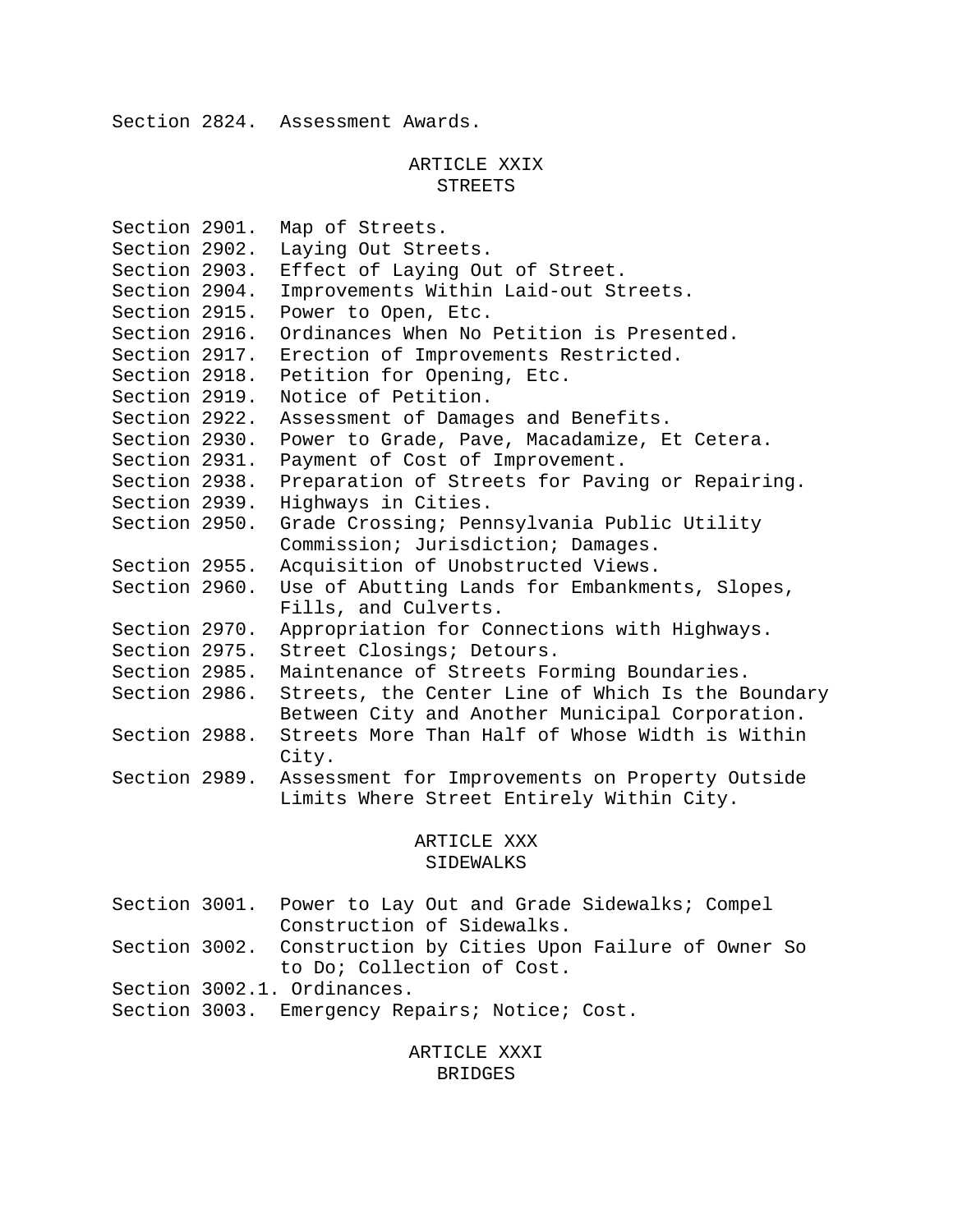Section 2824. Assessment Awards.

## ARTICLE XXIX
## STREETS

Section 2901. Map of Streets.
Section 2902. Laying Out Streets.
Section 2903. Effect of Laying Out of Street.
Section 2904. Improvements Within Laid-out Streets.
Section 2915. Power to Open, Etc.
Section 2916. Ordinances When No Petition is Presented.
Section 2917. Erection of Improvements Restricted.
Section 2918. Petition for Opening, Etc.
Section 2919. Notice of Petition.
Section 2922. Assessment of Damages and Benefits.
Section 2930. Power to Grade, Pave, Macadamize, Et Cetera.
Section 2931. Payment of Cost of Improvement.
Section 2938. Preparation of Streets for Paving or Repairing.
Section 2939. Highways in Cities.
Section 2950. Grade Crossing; Pennsylvania Public Utility Commission; Jurisdiction; Damages.
Section 2955. Acquisition of Unobstructed Views.
Section 2960. Use of Abutting Lands for Embankments, Slopes, Fills, and Culverts.
Section 2970. Appropriation for Connections with Highways.
Section 2975. Street Closings; Detours.
Section 2985. Maintenance of Streets Forming Boundaries.
Section 2986. Streets, the Center Line of Which Is the Boundary Between City and Another Municipal Corporation.
Section 2988. Streets More Than Half of Whose Width is Within City.
Section 2989. Assessment for Improvements on Property Outside Limits Where Street Entirely Within City.

## ARTICLE XXX
## SIDEWALKS

Section 3001. Power to Lay Out and Grade Sidewalks; Compel Construction of Sidewalks.
Section 3002. Construction by Cities Upon Failure of Owner So to Do; Collection of Cost.
Section 3002.1. Ordinances.
Section 3003. Emergency Repairs; Notice; Cost.

## ARTICLE XXXI
## BRIDGES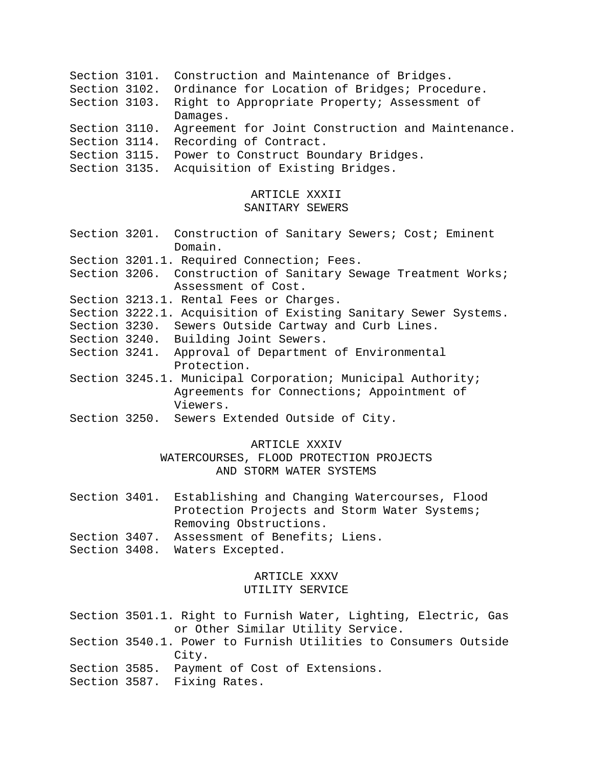Section 3101. Construction and Maintenance of Bridges.
Section 3102. Ordinance for Location of Bridges; Procedure.
Section 3103. Right to Appropriate Property; Assessment of Damages.
Section 3110. Agreement for Joint Construction and Maintenance.
Section 3114. Recording of Contract.
Section 3115. Power to Construct Boundary Bridges.
Section 3135. Acquisition of Existing Bridges.

## ARTICLE XXXII
## SANITARY SEWERS

Section 3201. Construction of Sanitary Sewers; Cost; Eminent Domain.
Section 3201.1. Required Connection; Fees.
Section 3206. Construction of Sanitary Sewage Treatment Works; Assessment of Cost.
Section 3213.1. Rental Fees or Charges.
Section 3222.1. Acquisition of Existing Sanitary Sewer Systems.
Section 3230. Sewers Outside Cartway and Curb Lines.
Section 3240. Building Joint Sewers.
Section 3241. Approval of Department of Environmental Protection.
Section 3245.1. Municipal Corporation; Municipal Authority; Agreements for Connections; Appointment of Viewers.
Section 3250. Sewers Extended Outside of City.

## ARTICLE XXXIV
## WATERCOURSES, FLOOD PROTECTION PROJECTS AND STORM WATER SYSTEMS

Section 3401. Establishing and Changing Watercourses, Flood Protection Projects and Storm Water Systems; Removing Obstructions.
Section 3407. Assessment of Benefits; Liens.
Section 3408. Waters Excepted.

## ARTICLE XXXV
## UTILITY SERVICE

Section 3501.1. Right to Furnish Water, Lighting, Electric, Gas or Other Similar Utility Service.
Section 3540.1. Power to Furnish Utilities to Consumers Outside City.
Section 3585. Payment of Cost of Extensions.
Section 3587. Fixing Rates.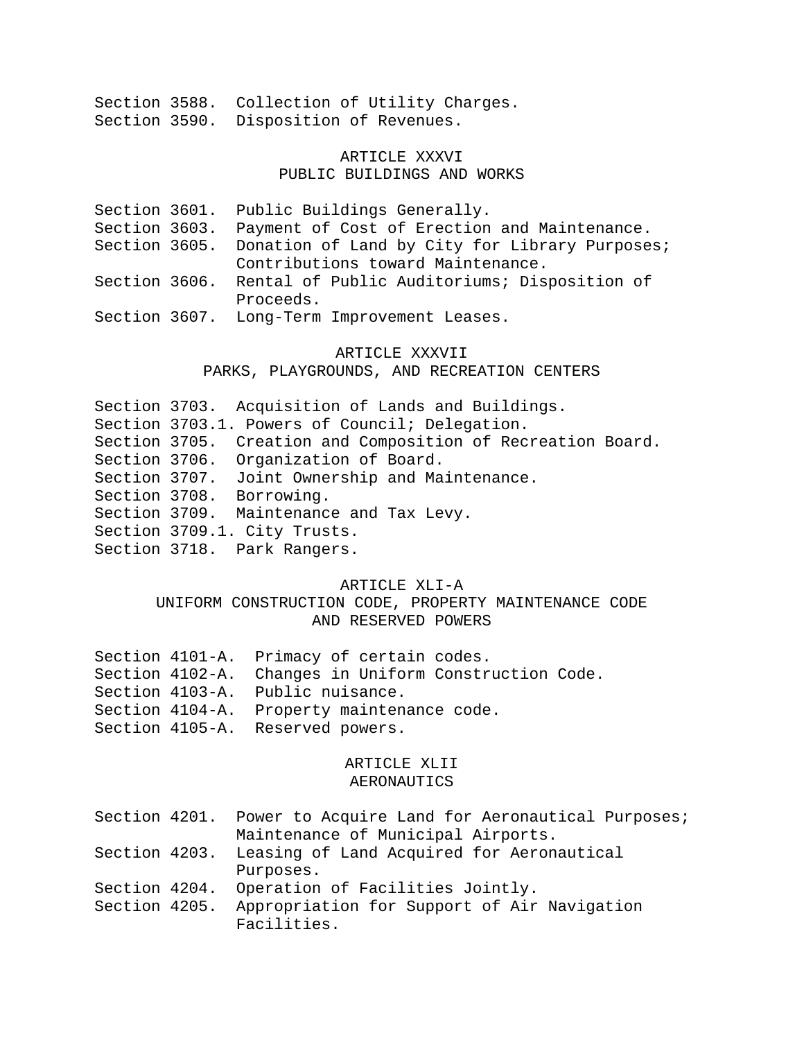Section 3588. Collection of Utility Charges.
Section 3590. Disposition of Revenues.

## ARTICLE XXXVI
## PUBLIC BUILDINGS AND WORKS

Section 3601. Public Buildings Generally.
Section 3603. Payment of Cost of Erection and Maintenance.
Section 3605. Donation of Land by City for Library Purposes; Contributions toward Maintenance.
Section 3606. Rental of Public Auditoriums; Disposition of Proceeds.
Section 3607. Long-Term Improvement Leases.

## ARTICLE XXXVII
## PARKS, PLAYGROUNDS, AND RECREATION CENTERS

Section 3703. Acquisition of Lands and Buildings.
Section 3703.1. Powers of Council; Delegation.
Section 3705. Creation and Composition of Recreation Board.
Section 3706. Organization of Board.
Section 3707. Joint Ownership and Maintenance.
Section 3708. Borrowing.
Section 3709. Maintenance and Tax Levy.
Section 3709.1. City Trusts.
Section 3718. Park Rangers.

## ARTICLE XLI-A
## UNIFORM CONSTRUCTION CODE, PROPERTY MAINTENANCE CODE AND RESERVED POWERS

Section 4101-A. Primacy of certain codes.
Section 4102-A. Changes in Uniform Construction Code.
Section 4103-A. Public nuisance.
Section 4104-A. Property maintenance code.
Section 4105-A. Reserved powers.

## ARTICLE XLII
## AERONAUTICS

Section 4201. Power to Acquire Land for Aeronautical Purposes; Maintenance of Municipal Airports.
Section 4203. Leasing of Land Acquired for Aeronautical Purposes.
Section 4204. Operation of Facilities Jointly.
Section 4205. Appropriation for Support of Air Navigation Facilities.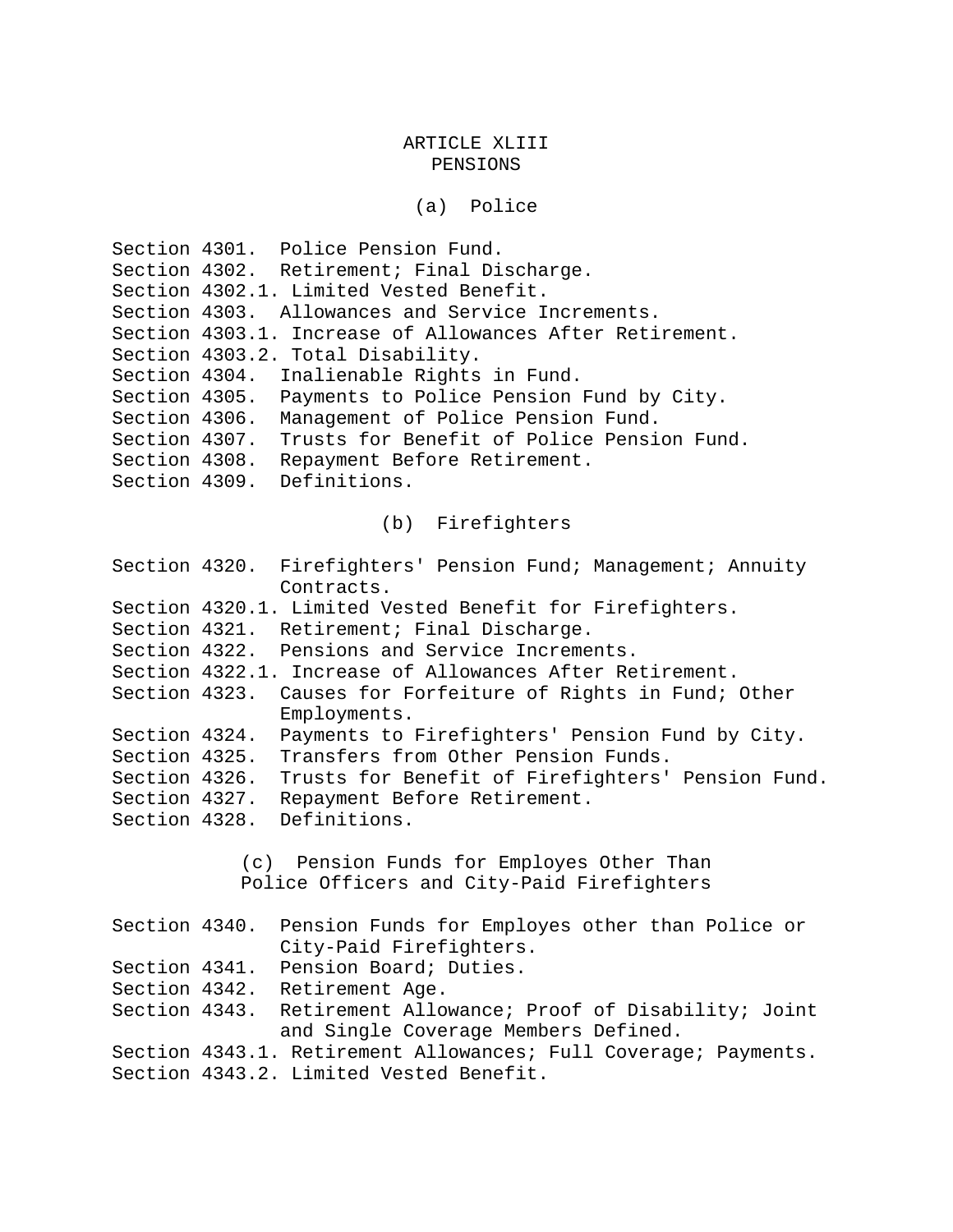# ARTICLE XLIII
# PENSIONS

## (a) Police

Section 4301. Police Pension Fund.
Section 4302. Retirement; Final Discharge.
Section 4302.1. Limited Vested Benefit.
Section 4303. Allowances and Service Increments.
Section 4303.1. Increase of Allowances After Retirement.
Section 4303.2. Total Disability.
Section 4304. Inalienable Rights in Fund.
Section 4305. Payments to Police Pension Fund by City.
Section 4306. Management of Police Pension Fund.
Section 4307. Trusts for Benefit of Police Pension Fund.
Section 4308. Repayment Before Retirement.
Section 4309. Definitions.

## (b) Firefighters

Section 4320. Firefighters' Pension Fund; Management; Annuity Contracts.
Section 4320.1. Limited Vested Benefit for Firefighters.
Section 4321. Retirement; Final Discharge.
Section 4322. Pensions and Service Increments.
Section 4322.1. Increase of Allowances After Retirement.
Section 4323. Causes for Forfeiture of Rights in Fund; Other Employments.
Section 4324. Payments to Firefighters' Pension Fund by City.
Section 4325. Transfers from Other Pension Funds.
Section 4326. Trusts for Benefit of Firefighters' Pension Fund.
Section 4327. Repayment Before Retirement.
Section 4328. Definitions.

## (c) Pension Funds for Employes Other Than Police Officers and City-Paid Firefighters

Section 4340. Pension Funds for Employes other than Police or City-Paid Firefighters.
Section 4341. Pension Board; Duties.
Section 4342. Retirement Age.
Section 4343. Retirement Allowance; Proof of Disability; Joint and Single Coverage Members Defined.
Section 4343.1. Retirement Allowances; Full Coverage; Payments.
Section 4343.2. Limited Vested Benefit.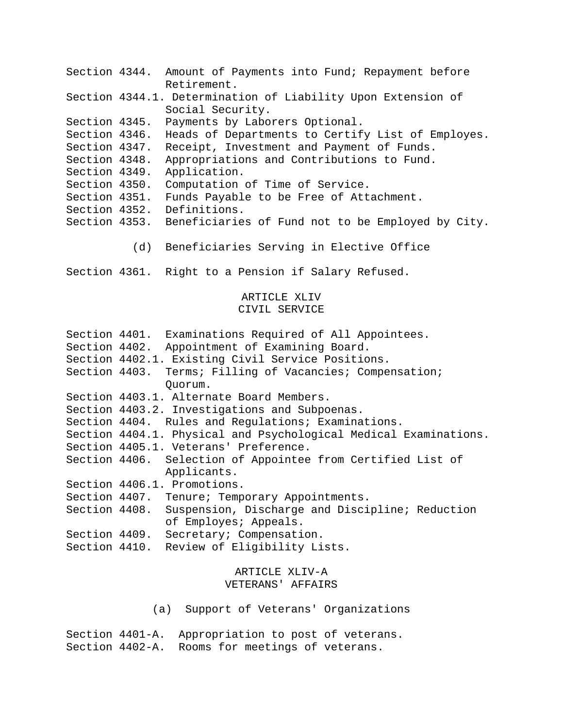Section 4344. Amount of Payments into Fund; Repayment before Retirement.
Section 4344.1. Determination of Liability Upon Extension of Social Security.
Section 4345. Payments by Laborers Optional.
Section 4346. Heads of Departments to Certify List of Employes.
Section 4347. Receipt, Investment and Payment of Funds.
Section 4348. Appropriations and Contributions to Fund.
Section 4349. Application.
Section 4350. Computation of Time of Service.
Section 4351. Funds Payable to be Free of Attachment.
Section 4352. Definitions.
Section 4353. Beneficiaries of Fund not to be Employed by City.

(d) Beneficiaries Serving in Elective Office

Section 4361. Right to a Pension if Salary Refused.

## ARTICLE XLIV
## CIVIL SERVICE

Section 4401. Examinations Required of All Appointees.
Section 4402. Appointment of Examining Board.
Section 4402.1. Existing Civil Service Positions.
Section 4403. Terms; Filling of Vacancies; Compensation; Quorum.
Section 4403.1. Alternate Board Members.
Section 4403.2. Investigations and Subpoenas.
Section 4404. Rules and Regulations; Examinations.
Section 4404.1. Physical and Psychological Medical Examinations.
Section 4405.1. Veterans' Preference.
Section 4406. Selection of Appointee from Certified List of Applicants.
Section 4406.1. Promotions.
Section 4407. Tenure; Temporary Appointments.
Section 4408. Suspension, Discharge and Discipline; Reduction of Employes; Appeals.
Section 4409. Secretary; Compensation.
Section 4410. Review of Eligibility Lists.

## ARTICLE XLIV-A
## VETERANS' AFFAIRS

(a) Support of Veterans' Organizations

Section 4401-A. Appropriation to post of veterans.
Section 4402-A. Rooms for meetings of veterans.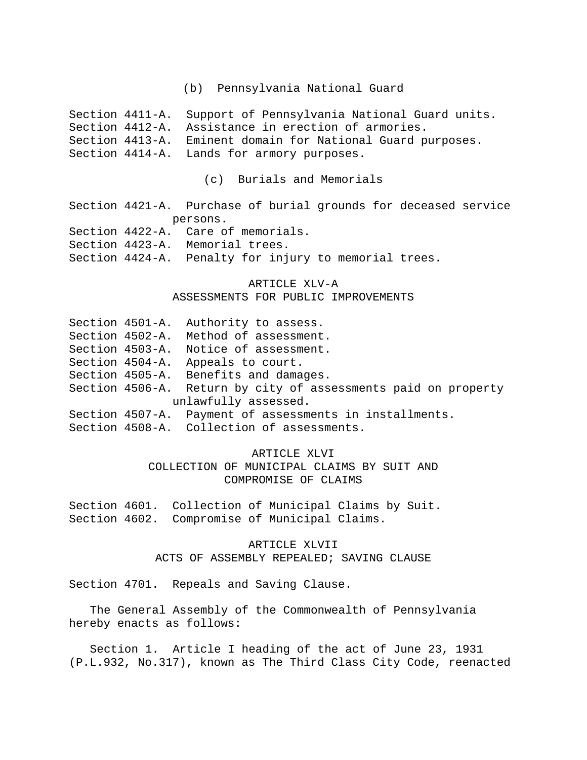(b) Pennsylvania National Guard

Section 4411-A. Support of Pennsylvania National Guard units.
Section 4412-A. Assistance in erection of armories.
Section 4413-A. Eminent domain for National Guard purposes.
Section 4414-A. Lands for armory purposes.

(c) Burials and Memorials

Section 4421-A. Purchase of burial grounds for deceased service persons.
Section 4422-A. Care of memorials.
Section 4423-A. Memorial trees.
Section 4424-A. Penalty for injury to memorial trees.

ARTICLE XLV-A
ASSESSMENTS FOR PUBLIC IMPROVEMENTS

Section 4501-A. Authority to assess.
Section 4502-A. Method of assessment.
Section 4503-A. Notice of assessment.
Section 4504-A. Appeals to court.
Section 4505-A. Benefits and damages.
Section 4506-A. Return by city of assessments paid on property unlawfully assessed.
Section 4507-A. Payment of assessments in installments.
Section 4508-A. Collection of assessments.

ARTICLE XLVI
COLLECTION OF MUNICIPAL CLAIMS BY SUIT AND COMPROMISE OF CLAIMS

Section 4601. Collection of Municipal Claims by Suit.
Section 4602. Compromise of Municipal Claims.

ARTICLE XLVII
ACTS OF ASSEMBLY REPEALED; SAVING CLAUSE

Section 4701. Repeals and Saving Clause.

The General Assembly of the Commonwealth of Pennsylvania hereby enacts as follows:

Section 1. Article I heading of the act of June 23, 1931 (P.L.932, No.317), known as The Third Class City Code, reenacted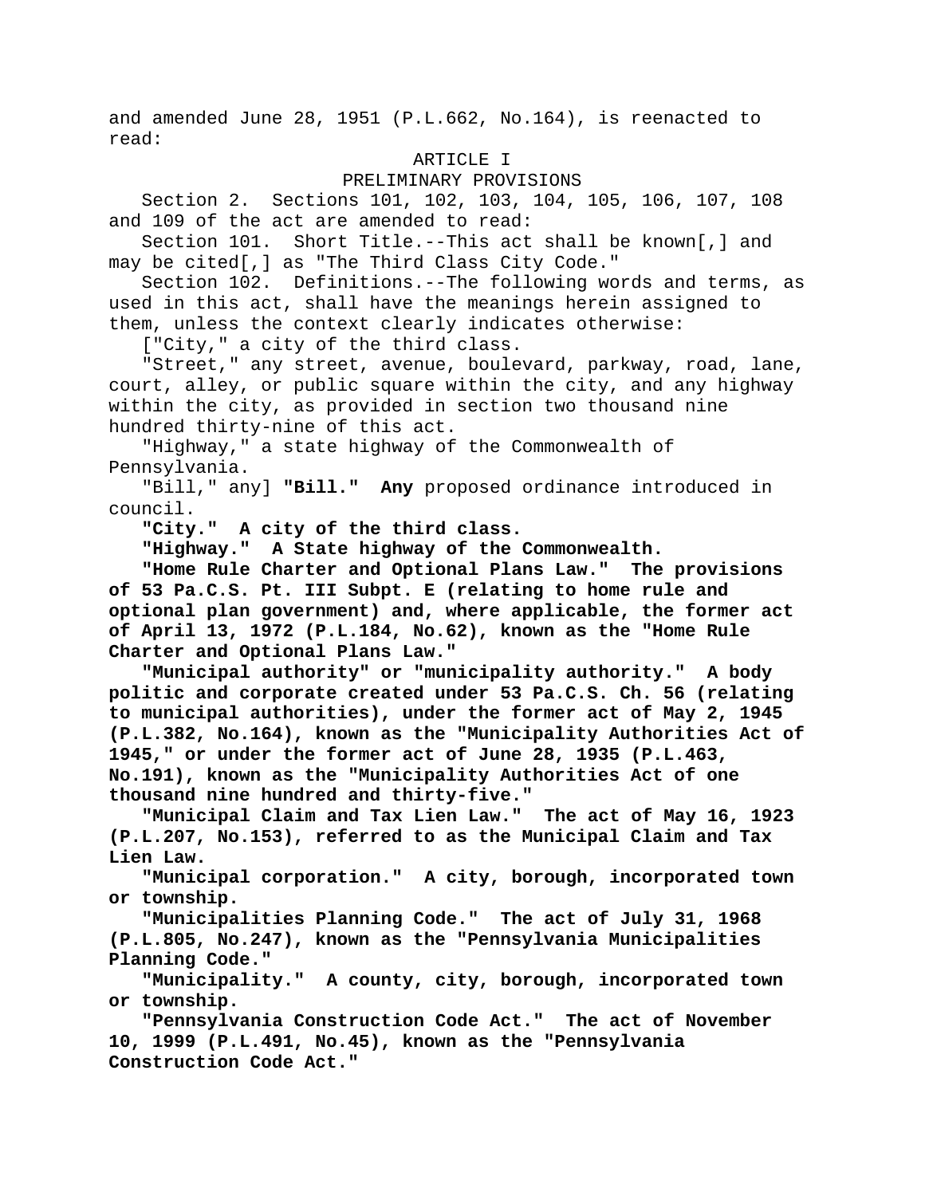and amended June 28, 1951 (P.L.662, No.164), is reenacted to read:

ARTICLE I

PRELIMINARY PROVISIONS

Section 2. Sections 101, 102, 103, 104, 105, 106, 107, 108 and 109 of the act are amended to read:

Section 101. Short Title.--This act shall be known[,] and may be cited[,] as "The Third Class City Code."

Section 102. Definitions.--The following words and terms, as used in this act, shall have the meanings herein assigned to them, unless the context clearly indicates otherwise:

["City," a city of the third class.

"Street," any street, avenue, boulevard, parkway, road, lane, court, alley, or public square within the city, and any highway within the city, as provided in section two thousand nine hundred thirty-nine of this act.

"Highway," a state highway of the Commonwealth of Pennsylvania.

"Bill," any] **"Bill." Any** proposed ordinance introduced in council.

**"City." A city of the third class.**

**"Highway." A State highway of the Commonwealth.**

**"Home Rule Charter and Optional Plans Law." The provisions of 53 Pa.C.S. Pt. III Subpt. E (relating to home rule and optional plan government) and, where applicable, the former act of April 13, 1972 (P.L.184, No.62), known as the "Home Rule Charter and Optional Plans Law."**

**"Municipal authority" or "municipality authority." A body politic and corporate created under 53 Pa.C.S. Ch. 56 (relating to municipal authorities), under the former act of May 2, 1945 (P.L.382, No.164), known as the "Municipality Authorities Act of 1945," or under the former act of June 28, 1935 (P.L.463, No.191), known as the "Municipality Authorities Act of one thousand nine hundred and thirty-five."**

**"Municipal Claim and Tax Lien Law." The act of May 16, 1923 (P.L.207, No.153), referred to as the Municipal Claim and Tax Lien Law.**

**"Municipal corporation." A city, borough, incorporated town or township.**

**"Municipalities Planning Code." The act of July 31, 1968 (P.L.805, No.247), known as the "Pennsylvania Municipalities Planning Code."**

**"Municipality." A county, city, borough, incorporated town or township.**

**"Pennsylvania Construction Code Act." The act of November 10, 1999 (P.L.491, No.45), known as the "Pennsylvania Construction Code Act."**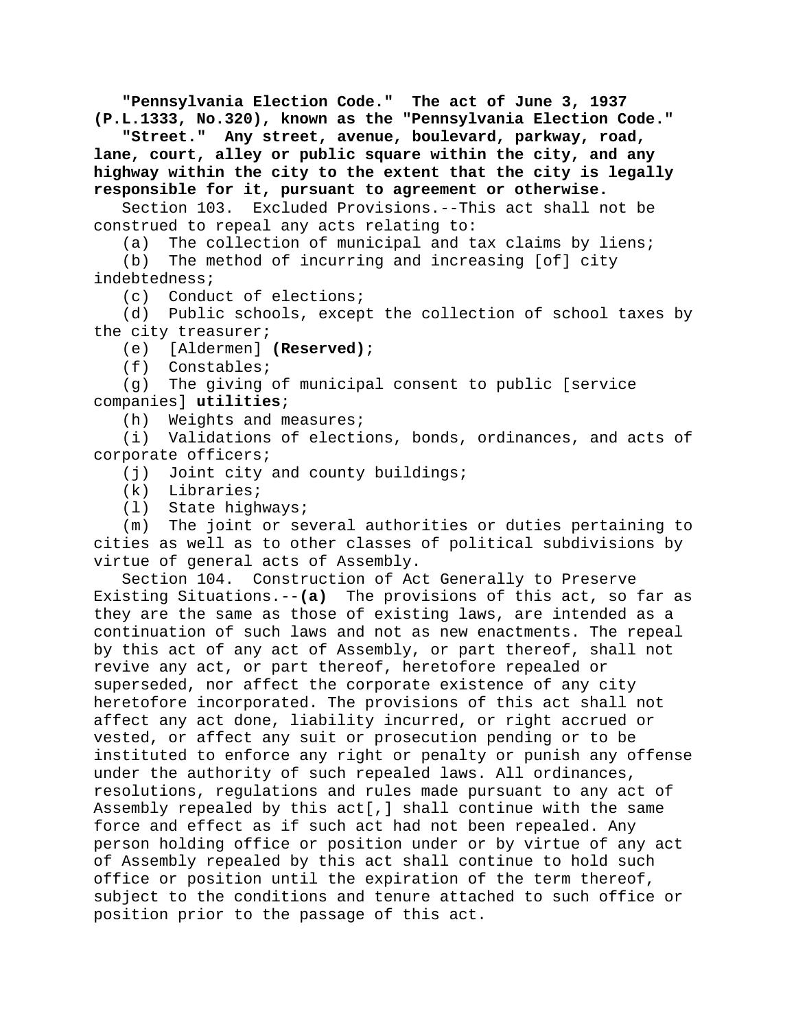**"Pennsylvania Election Code." The act of June 3, 1937 (P.L.1333, No.320), known as the "Pennsylvania Election Code."**

**"Street." Any street, avenue, boulevard, parkway, road, lane, court, alley or public square within the city, and any highway within the city to the extent that the city is legally responsible for it, pursuant to agreement or otherwise.**

Section 103. Excluded Provisions.--This act shall not be construed to repeal any acts relating to:

(a) The collection of municipal and tax claims by liens;

(b) The method of incurring and increasing [of] city indebtedness;

(c) Conduct of elections;

(d) Public schools, except the collection of school taxes by the city treasurer;

(e) [Aldermen] **(Reserved)**;

(f) Constables;

(g) The giving of municipal consent to public [service companies] **utilities**;

(h) Weights and measures;

(i) Validations of elections, bonds, ordinances, and acts of corporate officers;

(j) Joint city and county buildings;

(k) Libraries;

(l) State highways;

(m) The joint or several authorities or duties pertaining to cities as well as to other classes of political subdivisions by virtue of general acts of Assembly.

Section 104. Construction of Act Generally to Preserve Existing Situations.--**(a)** The provisions of this act, so far as they are the same as those of existing laws, are intended as a continuation of such laws and not as new enactments. The repeal by this act of any act of Assembly, or part thereof, shall not revive any act, or part thereof, heretofore repealed or superseded, nor affect the corporate existence of any city heretofore incorporated. The provisions of this act shall not affect any act done, liability incurred, or right accrued or vested, or affect any suit or prosecution pending or to be instituted to enforce any right or penalty or punish any offense under the authority of such repealed laws. All ordinances, resolutions, regulations and rules made pursuant to any act of Assembly repealed by this act[,] shall continue with the same force and effect as if such act had not been repealed. Any person holding office or position under or by virtue of any act of Assembly repealed by this act shall continue to hold such office or position until the expiration of the term thereof, subject to the conditions and tenure attached to such office or position prior to the passage of this act.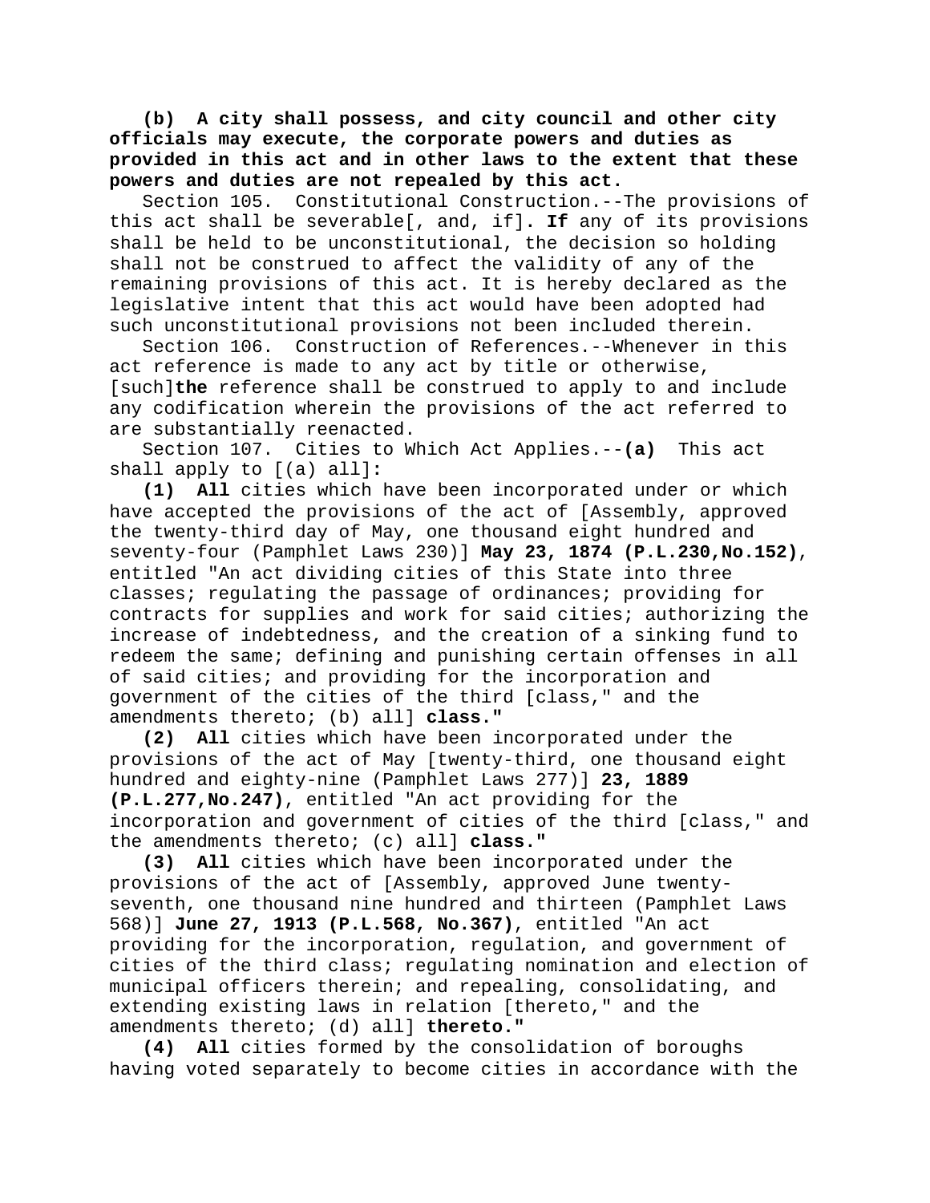**(b) A city shall possess, and city council and other city officials may execute, the corporate powers and duties as provided in this act and in other laws to the extent that these powers and duties are not repealed by this act.**

Section 105. Constitutional Construction.--The provisions of this act shall be severable[, and, if]**. If** any of its provisions shall be held to be unconstitutional, the decision so holding shall not be construed to affect the validity of any of the remaining provisions of this act. It is hereby declared as the legislative intent that this act would have been adopted had such unconstitutional provisions not been included therein.

Section 106. Construction of References.--Whenever in this act reference is made to any act by title or otherwise, [such]**the** reference shall be construed to apply to and include any codification wherein the provisions of the act referred to are substantially reenacted.

Section 107. Cities to Which Act Applies.--**(a)** This act shall apply to [(a) all]**:**

**(1) All** cities which have been incorporated under or which have accepted the provisions of the act of [Assembly, approved the twenty-third day of May, one thousand eight hundred and seventy-four (Pamphlet Laws 230)] **May 23, 1874 (P.L.230,No.152)**, entitled "An act dividing cities of this State into three classes; regulating the passage of ordinances; providing for contracts for supplies and work for said cities; authorizing the increase of indebtedness, and the creation of a sinking fund to redeem the same; defining and punishing certain offenses in all of said cities; and providing for the incorporation and government of the cities of the third [class," and the amendments thereto; (b) all] **class."**

**(2) All** cities which have been incorporated under the provisions of the act of May [twenty-third, one thousand eight hundred and eighty-nine (Pamphlet Laws 277)] **23, 1889 (P.L.277,No.247)**, entitled "An act providing for the incorporation and government of cities of the third [class," and the amendments thereto; (c) all] **class."**

**(3) All** cities which have been incorporated under the provisions of the act of [Assembly, approved June twenty-seventh, one thousand nine hundred and thirteen (Pamphlet Laws 568)] **June 27, 1913 (P.L.568, No.367)**, entitled "An act providing for the incorporation, regulation, and government of cities of the third class; regulating nomination and election of municipal officers therein; and repealing, consolidating, and extending existing laws in relation [thereto," and the amendments thereto; (d) all] **thereto."**

**(4) All** cities formed by the consolidation of boroughs having voted separately to become cities in accordance with the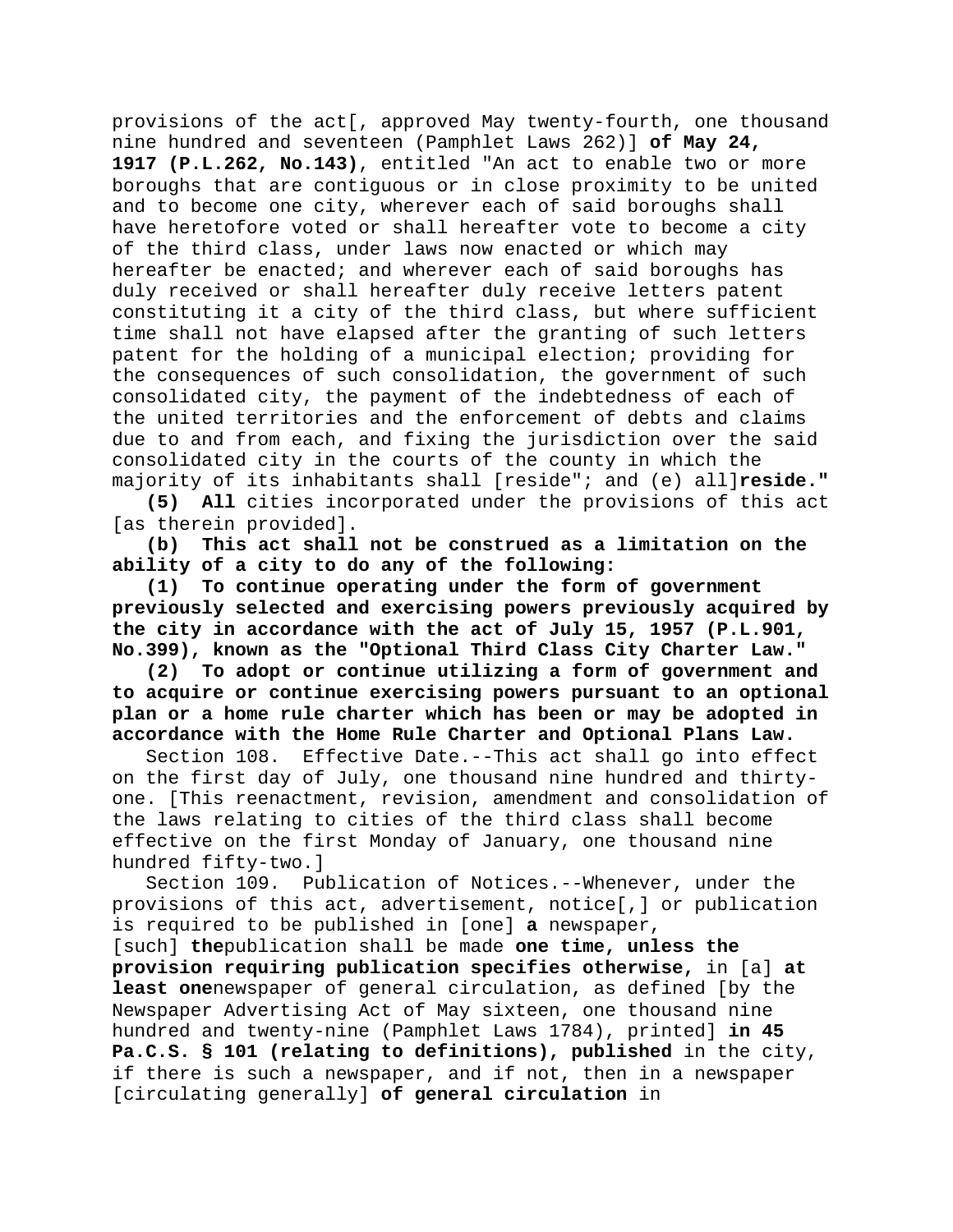provisions of the act[, approved May twenty-fourth, one thousand nine hundred and seventeen (Pamphlet Laws 262)] **of May 24, 1917 (P.L.262, No.143)**, entitled "An act to enable two or more boroughs that are contiguous or in close proximity to be united and to become one city, wherever each of said boroughs shall have heretofore voted or shall hereafter vote to become a city of the third class, under laws now enacted or which may hereafter be enacted; and wherever each of said boroughs has duly received or shall hereafter duly receive letters patent constituting it a city of the third class, but where sufficient time shall not have elapsed after the granting of such letters patent for the holding of a municipal election; providing for the consequences of such consolidation, the government of such consolidated city, the payment of the indebtedness of each of the united territories and the enforcement of debts and claims due to and from each, and fixing the jurisdiction over the said consolidated city in the courts of the county in which the majority of its inhabitants shall [reside"; and (e) all]**reside."**

**(5) All** cities incorporated under the provisions of this act [as therein provided].

**(b) This act shall not be construed as a limitation on the ability of a city to do any of the following:**

**(1) To continue operating under the form of government previously selected and exercising powers previously acquired by the city in accordance with the act of July 15, 1957 (P.L.901, No.399), known as the "Optional Third Class City Charter Law."**

**(2) To adopt or continue utilizing a form of government and to acquire or continue exercising powers pursuant to an optional plan or a home rule charter which has been or may be adopted in accordance with the Home Rule Charter and Optional Plans Law.**

Section 108. Effective Date.--This act shall go into effect on the first day of July, one thousand nine hundred and thirty-one. [This reenactment, revision, amendment and consolidation of the laws relating to cities of the third class shall become effective on the first Monday of January, one thousand nine hundred fifty-two.]

Section 109. Publication of Notices.--Whenever, under the provisions of this act, advertisement, notice[,] or publication is required to be published in [one] **a** newspaper, [such] **the**publication shall be made **one time, unless the provision requiring publication specifies otherwise,** in [a] **at least one**newspaper of general circulation, as defined [by the Newspaper Advertising Act of May sixteen, one thousand nine hundred and twenty-nine (Pamphlet Laws 1784), printed] **in 45 Pa.C.S. § 101 (relating to definitions), published** in the city, if there is such a newspaper, and if not, then in a newspaper [circulating generally] **of general circulation** in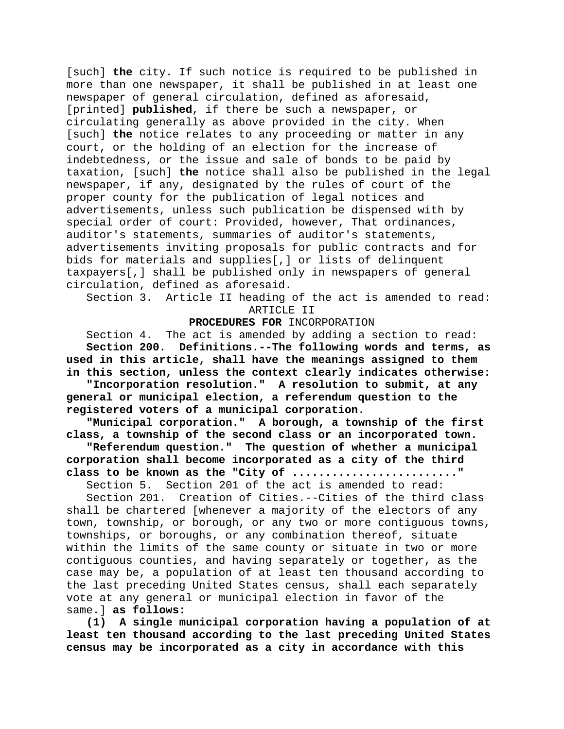[such] **the** city. If such notice is required to be published in more than one newspaper, it shall be published in at least one newspaper of general circulation, defined as aforesaid, [printed] **published**, if there be such a newspaper, or circulating generally as above provided in the city. When [such] **the** notice relates to any proceeding or matter in any court, or the holding of an election for the increase of indebtedness, or the issue and sale of bonds to be paid by taxation, [such] **the** notice shall also be published in the legal newspaper, if any, designated by the rules of court of the proper county for the publication of legal notices and advertisements, unless such publication be dispensed with by special order of court: Provided, however, That ordinances, auditor's statements, summaries of auditor's statements, advertisements inviting proposals for public contracts and for bids for materials and supplies[,] or lists of delinquent taxpayers[,] shall be published only in newspapers of general circulation, defined as aforesaid.

Section 3. Article II heading of the act is amended to read:

ARTICLE II

**PROCEDURES FOR** INCORPORATION

Section 4. The act is amended by adding a section to read:

**Section 200. Definitions.--The following words and terms, as used in this article, shall have the meanings assigned to them in this section, unless the context clearly indicates otherwise:**

**"Incorporation resolution." A resolution to submit, at any general or municipal election, a referendum question to the registered voters of a municipal corporation.**

**"Municipal corporation." A borough, a township of the first class, a township of the second class or an incorporated town.**

**"Referendum question." The question of whether a municipal corporation shall become incorporated as a city of the third class to be known as the "City of ........................"**

Section 5. Section 201 of the act is amended to read:

Section 201. Creation of Cities.--Cities of the third class shall be chartered [whenever a majority of the electors of any town, township, or borough, or any two or more contiguous towns, townships, or boroughs, or any combination thereof, situate within the limits of the same county or situate in two or more contiguous counties, and having separately or together, as the case may be, a population of at least ten thousand according to the last preceding United States census, shall each separately vote at any general or municipal election in favor of the same.] **as follows:**

**(1) A single municipal corporation having a population of at least ten thousand according to the last preceding United States census may be incorporated as a city in accordance with this**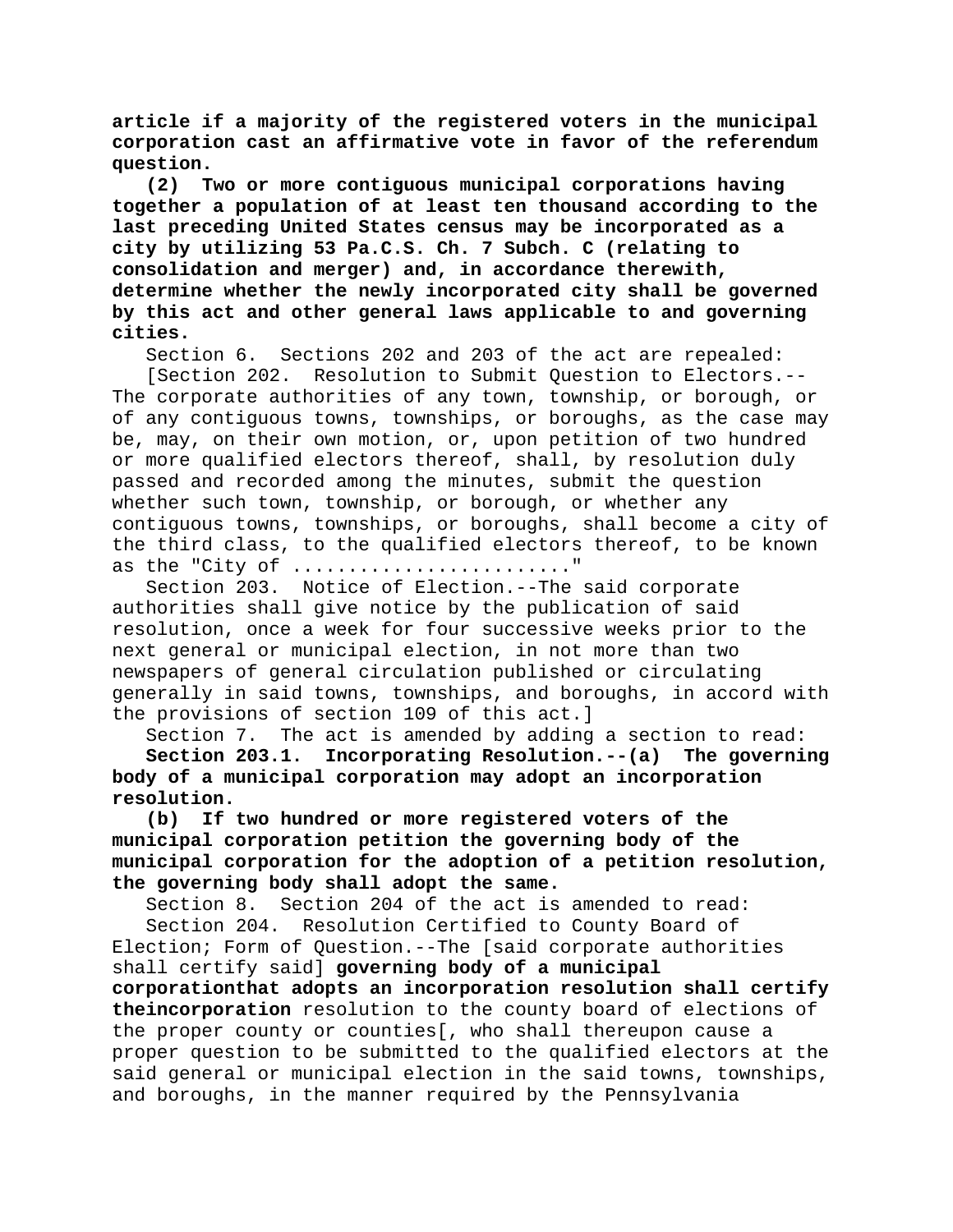**article if a majority of the registered voters in the municipal corporation cast an affirmative vote in favor of the referendum question.**

**(2) Two or more contiguous municipal corporations having together a population of at least ten thousand according to the last preceding United States census may be incorporated as a city by utilizing 53 Pa.C.S. Ch. 7 Subch. C (relating to consolidation and merger) and, in accordance therewith, determine whether the newly incorporated city shall be governed by this act and other general laws applicable to and governing cities.**

Section 6. Sections 202 and 203 of the act are repealed:

[Section 202. Resolution to Submit Question to Electors.--The corporate authorities of any town, township, or borough, or of any contiguous towns, townships, or boroughs, as the case may be, may, on their own motion, or, upon petition of two hundred or more qualified electors thereof, shall, by resolution duly passed and recorded among the minutes, submit the question whether such town, township, or borough, or whether any contiguous towns, townships, or boroughs, shall become a city of the third class, to the qualified electors thereof, to be known as the "City of ........................"

Section 203. Notice of Election.--The said corporate authorities shall give notice by the publication of said resolution, once a week for four successive weeks prior to the next general or municipal election, in not more than two newspapers of general circulation published or circulating generally in said towns, townships, and boroughs, in accord with the provisions of section 109 of this act.]

Section 7. The act is amended by adding a section to read:

**Section 203.1. Incorporating Resolution.--(a) The governing body of a municipal corporation may adopt an incorporation resolution.**

**(b) If two hundred or more registered voters of the municipal corporation petition the governing body of the municipal corporation for the adoption of a petition resolution, the governing body shall adopt the same.**

Section 8. Section 204 of the act is amended to read:

Section 204. Resolution Certified to County Board of Election; Form of Question.--The [said corporate authorities shall certify said] **governing body of a municipal corporationthat adopts an incorporation resolution shall certify theincorporation** resolution to the county board of elections of the proper county or counties[, who shall thereupon cause a proper question to be submitted to the qualified electors at the said general or municipal election in the said towns, townships, and boroughs, in the manner required by the Pennsylvania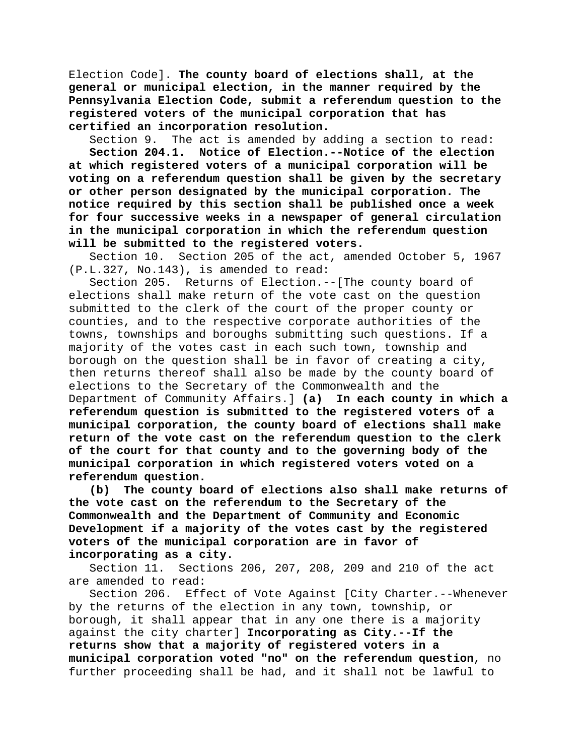Election Code]. **The county board of elections shall, at the general or municipal election, in the manner required by the Pennsylvania Election Code, submit a referendum question to the registered voters of the municipal corporation that has certified an incorporation resolution.**

Section 9. The act is amended by adding a section to read:

**Section 204.1. Notice of Election.--Notice of the election at which registered voters of a municipal corporation will be voting on a referendum question shall be given by the secretary or other person designated by the municipal corporation. The notice required by this section shall be published once a week for four successive weeks in a newspaper of general circulation in the municipal corporation in which the referendum question will be submitted to the registered voters.**

Section 10. Section 205 of the act, amended October 5, 1967 (P.L.327, No.143), is amended to read:

Section 205. Returns of Election.--[The county board of elections shall make return of the vote cast on the question submitted to the clerk of the court of the proper county or counties, and to the respective corporate authorities of the towns, townships and boroughs submitting such questions. If a majority of the votes cast in each such town, township and borough on the question shall be in favor of creating a city, then returns thereof shall also be made by the county board of elections to the Secretary of the Commonwealth and the Department of Community Affairs.] **(a) In each county in which a referendum question is submitted to the registered voters of a municipal corporation, the county board of elections shall make return of the vote cast on the referendum question to the clerk of the court for that county and to the governing body of the municipal corporation in which registered voters voted on a referendum question.**

**(b) The county board of elections also shall make returns of the vote cast on the referendum to the Secretary of the Commonwealth and the Department of Community and Economic Development if a majority of the votes cast by the registered voters of the municipal corporation are in favor of incorporating as a city.**

Section 11. Sections 206, 207, 208, 209 and 210 of the act are amended to read:

Section 206. Effect of Vote Against [City Charter.--Whenever by the returns of the election in any town, township, or borough, it shall appear that in any one there is a majority against the city charter] **Incorporating as City.--If the returns show that a majority of registered voters in a municipal corporation voted "no" on the referendum question**, no further proceeding shall be had, and it shall not be lawful to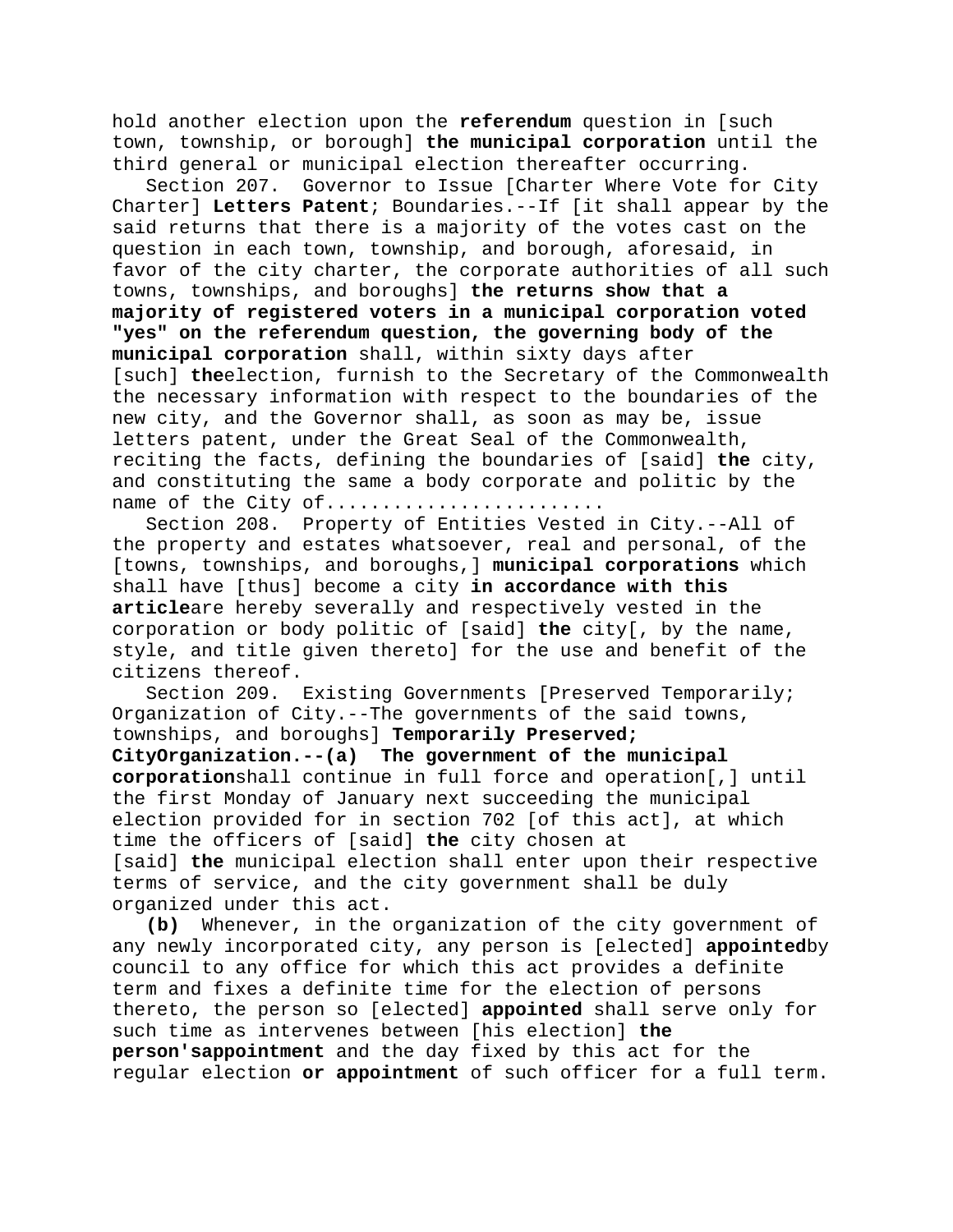hold another election upon the **referendum** question in [such town, township, or borough] **the municipal corporation** until the third general or municipal election thereafter occurring.

Section 207. Governor to Issue [Charter Where Vote for City Charter] **Letters Patent**; Boundaries.--If [it shall appear by the said returns that there is a majority of the votes cast on the question in each town, township, and borough, aforesaid, in favor of the city charter, the corporate authorities of all such towns, townships, and boroughs] **the returns show that a majority of registered voters in a municipal corporation voted "yes" on the referendum question, the governing body of the municipal corporation** shall, within sixty days after [such] **the**election, furnish to the Secretary of the Commonwealth the necessary information with respect to the boundaries of the new city, and the Governor shall, as soon as may be, issue letters patent, under the Great Seal of the Commonwealth, reciting the facts, defining the boundaries of [said] **the** city, and constituting the same a body corporate and politic by the name of the City of........................

Section 208. Property of Entities Vested in City.--All of the property and estates whatsoever, real and personal, of the [towns, townships, and boroughs,] **municipal corporations** which shall have [thus] become a city **in accordance with this article**are hereby severally and respectively vested in the corporation or body politic of [said] **the** city[, by the name, style, and title given thereto] for the use and benefit of the citizens thereof.

Section 209. Existing Governments [Preserved Temporarily; Organization of City.--The governments of the said towns, townships, and boroughs] **Temporarily Preserved; CityOrganization.--(a) The government of the municipal corporation**shall continue in full force and operation[,] until the first Monday of January next succeeding the municipal election provided for in section 702 [of this act], at which time the officers of [said] **the** city chosen at [said] **the** municipal election shall enter upon their respective terms of service, and the city government shall be duly organized under this act.

**(b)** Whenever, in the organization of the city government of any newly incorporated city, any person is [elected] **appointed**by council to any office for which this act provides a definite term and fixes a definite time for the election of persons thereto, the person so [elected] **appointed** shall serve only for such time as intervenes between [his election] **the person'sappointment** and the day fixed by this act for the regular election **or appointment** of such officer for a full term.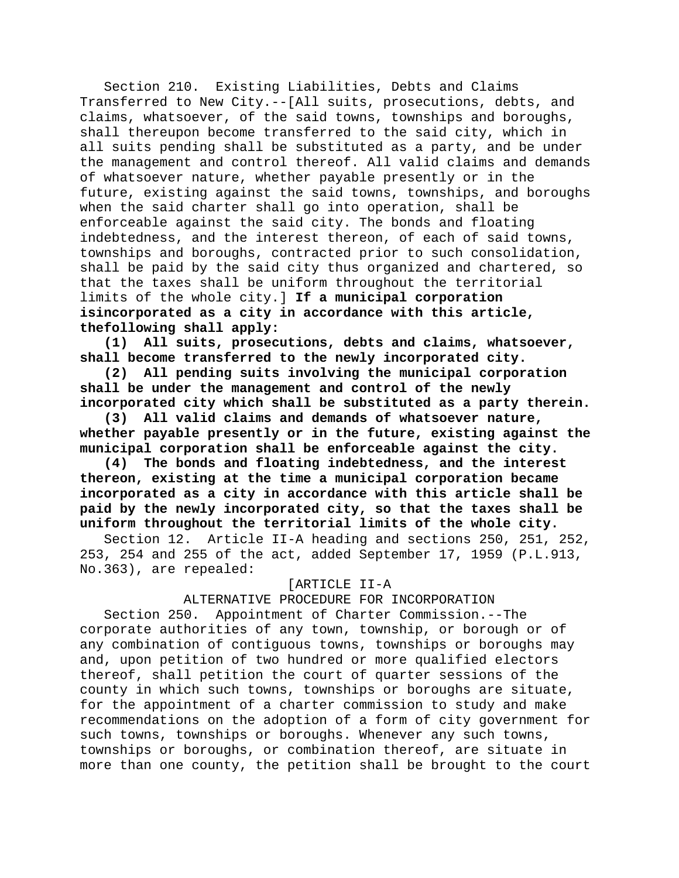Section 210. Existing Liabilities, Debts and Claims Transferred to New City.--[All suits, prosecutions, debts, and claims, whatsoever, of the said towns, townships and boroughs, shall thereupon become transferred to the said city, which in all suits pending shall be substituted as a party, and be under the management and control thereof. All valid claims and demands of whatsoever nature, whether payable presently or in the future, existing against the said towns, townships, and boroughs when the said charter shall go into operation, shall be enforceable against the said city. The bonds and floating indebtedness, and the interest thereon, of each of said towns, townships and boroughs, contracted prior to such consolidation, shall be paid by the said city thus organized and chartered, so that the taxes shall be uniform throughout the territorial limits of the whole city.] **If a municipal corporation isincorporated as a city in accordance with this article, thefollowing shall apply:**

**(1) All suits, prosecutions, debts and claims, whatsoever, shall become transferred to the newly incorporated city.**

**(2) All pending suits involving the municipal corporation shall be under the management and control of the newly incorporated city which shall be substituted as a party therein.**

**(3) All valid claims and demands of whatsoever nature, whether payable presently or in the future, existing against the municipal corporation shall be enforceable against the city.**

**(4) The bonds and floating indebtedness, and the interest thereon, existing at the time a municipal corporation became incorporated as a city in accordance with this article shall be paid by the newly incorporated city, so that the taxes shall be uniform throughout the territorial limits of the whole city.**

Section 12. Article II-A heading and sections 250, 251, 252, 253, 254 and 255 of the act, added September 17, 1959 (P.L.913, No.363), are repealed:

[ARTICLE II-A

ALTERNATIVE PROCEDURE FOR INCORPORATION

Section 250. Appointment of Charter Commission.--The corporate authorities of any town, township, or borough or of any combination of contiguous towns, townships or boroughs may and, upon petition of two hundred or more qualified electors thereof, shall petition the court of quarter sessions of the county in which such towns, townships or boroughs are situate, for the appointment of a charter commission to study and make recommendations on the adoption of a form of city government for such towns, townships or boroughs. Whenever any such towns, townships or boroughs, or combination thereof, are situate in more than one county, the petition shall be brought to the court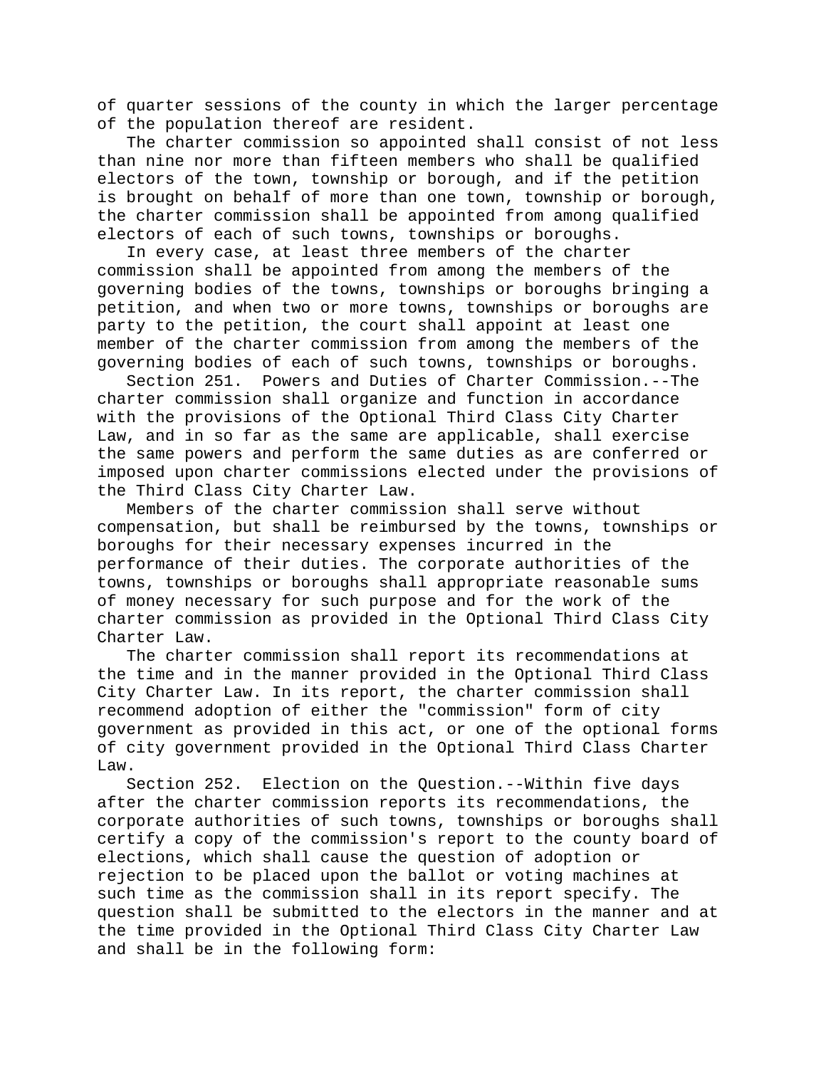of quarter sessions of the county in which the larger percentage of the population thereof are resident.

The charter commission so appointed shall consist of not less than nine nor more than fifteen members who shall be qualified electors of the town, township or borough, and if the petition is brought on behalf of more than one town, township or borough, the charter commission shall be appointed from among qualified electors of each of such towns, townships or boroughs.

In every case, at least three members of the charter commission shall be appointed from among the members of the governing bodies of the towns, townships or boroughs bringing a petition, and when two or more towns, townships or boroughs are party to the petition, the court shall appoint at least one member of the charter commission from among the members of the governing bodies of each of such towns, townships or boroughs.

Section 251. Powers and Duties of Charter Commission.--The charter commission shall organize and function in accordance with the provisions of the Optional Third Class City Charter Law, and in so far as the same are applicable, shall exercise the same powers and perform the same duties as are conferred or imposed upon charter commissions elected under the provisions of the Third Class City Charter Law.

Members of the charter commission shall serve without compensation, but shall be reimbursed by the towns, townships or boroughs for their necessary expenses incurred in the performance of their duties. The corporate authorities of the towns, townships or boroughs shall appropriate reasonable sums of money necessary for such purpose and for the work of the charter commission as provided in the Optional Third Class City Charter Law.

The charter commission shall report its recommendations at the time and in the manner provided in the Optional Third Class City Charter Law. In its report, the charter commission shall recommend adoption of either the "commission" form of city government as provided in this act, or one of the optional forms of city government provided in the Optional Third Class Charter Law.

Section 252. Election on the Question.--Within five days after the charter commission reports its recommendations, the corporate authorities of such towns, townships or boroughs shall certify a copy of the commission's report to the county board of elections, which shall cause the question of adoption or rejection to be placed upon the ballot or voting machines at such time as the commission shall in its report specify. The question shall be submitted to the electors in the manner and at the time provided in the Optional Third Class City Charter Law and shall be in the following form: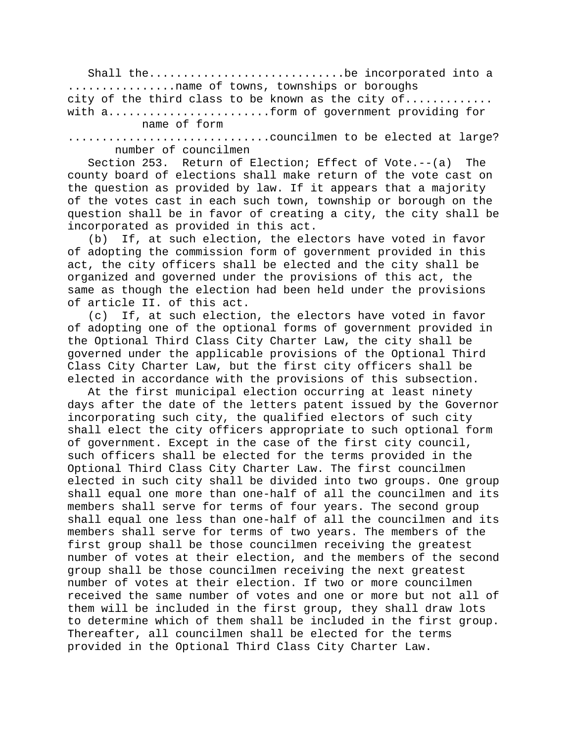Shall the............................be incorporated into a
................name of towns, townships or boroughs
city of the third class to be known as the city of............
with a.......................form of government providing for
name of form
............................councilmen to be elected at large?
number of councilmen

Section 253. Return of Election; Effect of Vote.--(a) The county board of elections shall make return of the vote cast on the question as provided by law. If it appears that a majority of the votes cast in each such town, township or borough on the question shall be in favor of creating a city, the city shall be incorporated as provided in this act.

(b) If, at such election, the electors have voted in favor of adopting the commission form of government provided in this act, the city officers shall be elected and the city shall be organized and governed under the provisions of this act, the same as though the election had been held under the provisions of article II. of this act.

(c) If, at such election, the electors have voted in favor of adopting one of the optional forms of government provided in the Optional Third Class City Charter Law, the city shall be governed under the applicable provisions of the Optional Third Class City Charter Law, but the first city officers shall be elected in accordance with the provisions of this subsection.

At the first municipal election occurring at least ninety days after the date of the letters patent issued by the Governor incorporating such city, the qualified electors of such city shall elect the city officers appropriate to such optional form of government. Except in the case of the first city council, such officers shall be elected for the terms provided in the Optional Third Class City Charter Law. The first councilmen elected in such city shall be divided into two groups. One group shall equal one more than one-half of all the councilmen and its members shall serve for terms of four years. The second group shall equal one less than one-half of all the councilmen and its members shall serve for terms of two years. The members of the first group shall be those councilmen receiving the greatest number of votes at their election, and the members of the second group shall be those councilmen receiving the next greatest number of votes at their election. If two or more councilmen received the same number of votes and one or more but not all of them will be included in the first group, they shall draw lots to determine which of them shall be included in the first group. Thereafter, all councilmen shall be elected for the terms provided in the Optional Third Class City Charter Law.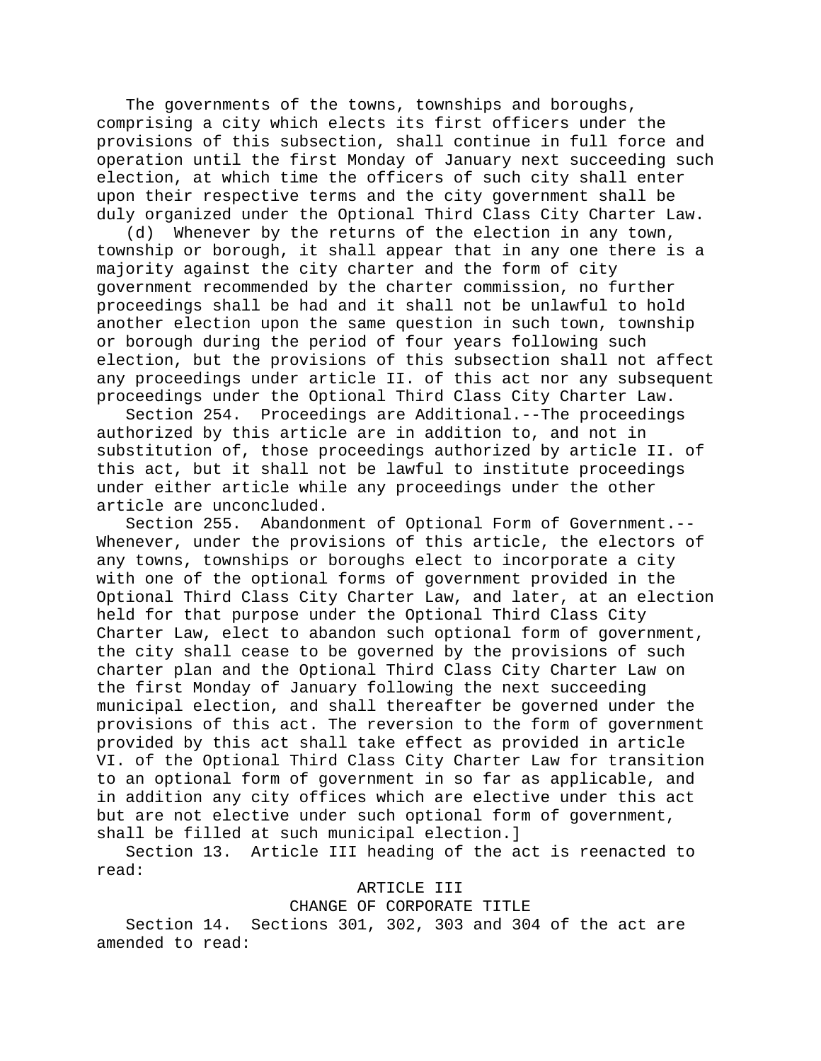The governments of the towns, townships and boroughs, comprising a city which elects its first officers under the provisions of this subsection, shall continue in full force and operation until the first Monday of January next succeeding such election, at which time the officers of such city shall enter upon their respective terms and the city government shall be duly organized under the Optional Third Class City Charter Law.

(d) Whenever by the returns of the election in any town, township or borough, it shall appear that in any one there is a majority against the city charter and the form of city government recommended by the charter commission, no further proceedings shall be had and it shall not be unlawful to hold another election upon the same question in such town, township or borough during the period of four years following such election, but the provisions of this subsection shall not affect any proceedings under article II. of this act nor any subsequent proceedings under the Optional Third Class City Charter Law.

Section 254. Proceedings are Additional.--The proceedings authorized by this article are in addition to, and not in substitution of, those proceedings authorized by article II. of this act, but it shall not be lawful to institute proceedings under either article while any proceedings under the other article are unconcluded.

Section 255. Abandonment of Optional Form of Government.--Whenever, under the provisions of this article, the electors of any towns, townships or boroughs elect to incorporate a city with one of the optional forms of government provided in the Optional Third Class City Charter Law, and later, at an election held for that purpose under the Optional Third Class City Charter Law, elect to abandon such optional form of government, the city shall cease to be governed by the provisions of such charter plan and the Optional Third Class City Charter Law on the first Monday of January following the next succeeding municipal election, and shall thereafter be governed under the provisions of this act. The reversion to the form of government provided by this act shall take effect as provided in article VI. of the Optional Third Class City Charter Law for transition to an optional form of government in so far as applicable, and in addition any city offices which are elective under this act but are not elective under such optional form of government, shall be filled at such municipal election.]

Section 13. Article III heading of the act is reenacted to read:

ARTICLE III

CHANGE OF CORPORATE TITLE

Section 14. Sections 301, 302, 303 and 304 of the act are amended to read: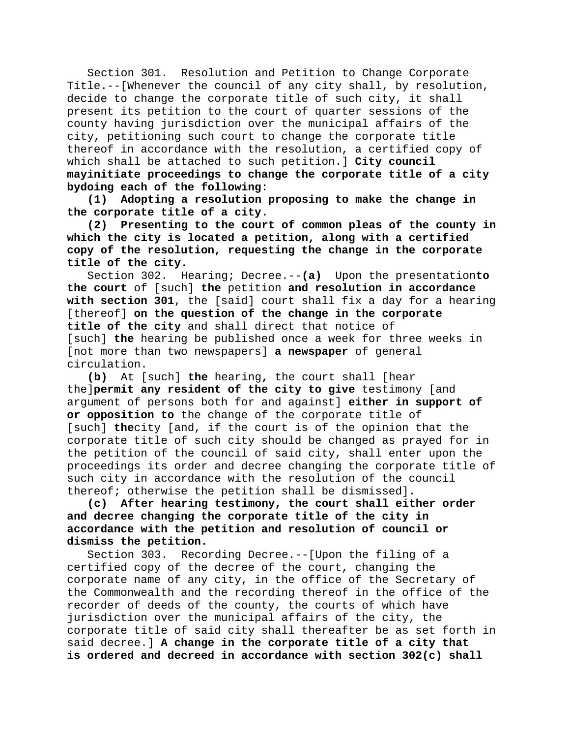Section 301. Resolution and Petition to Change Corporate Title.--[Whenever the council of any city shall, by resolution, decide to change the corporate title of such city, it shall present its petition to the court of quarter sessions of the county having jurisdiction over the municipal affairs of the city, petitioning such court to change the corporate title thereof in accordance with the resolution, a certified copy of which shall be attached to such petition.] **City council mayinitiate proceedings to change the corporate title of a city bydoing each of the following:**

**(1) Adopting a resolution proposing to make the change in the corporate title of a city.**

**(2) Presenting to the court of common pleas of the county in which the city is located a petition, along with a certified copy of the resolution, requesting the change in the corporate title of the city.**

Section 302. Hearing; Decree.--**(a)** Upon the presentation**to the court** of [such] **the** petition **and resolution in accordance with section 301**, the [said] court shall fix a day for a hearing [thereof] **on the question of the change in the corporate title of the city** and shall direct that notice of [such] **the** hearing be published once a week for three weeks in [not more than two newspapers] **a newspaper** of general circulation.

**(b)** At [such] **the** hearing**,** the court shall [hear the]**permit any resident of the city to give** testimony [and argument of persons both for and against] **either in support of or opposition to** the change of the corporate title of [such] **the**city [and, if the court is of the opinion that the corporate title of such city should be changed as prayed for in the petition of the council of said city, shall enter upon the proceedings its order and decree changing the corporate title of such city in accordance with the resolution of the council thereof; otherwise the petition shall be dismissed].

**(c) After hearing testimony, the court shall either order and decree changing the corporate title of the city in accordance with the petition and resolution of council or dismiss the petition.**

Section 303. Recording Decree.--[Upon the filing of a certified copy of the decree of the court, changing the corporate name of any city, in the office of the Secretary of the Commonwealth and the recording thereof in the office of the recorder of deeds of the county, the courts of which have jurisdiction over the municipal affairs of the city, the corporate title of said city shall thereafter be as set forth in said decree.] **A change in the corporate title of a city that is ordered and decreed in accordance with section 302(c) shall**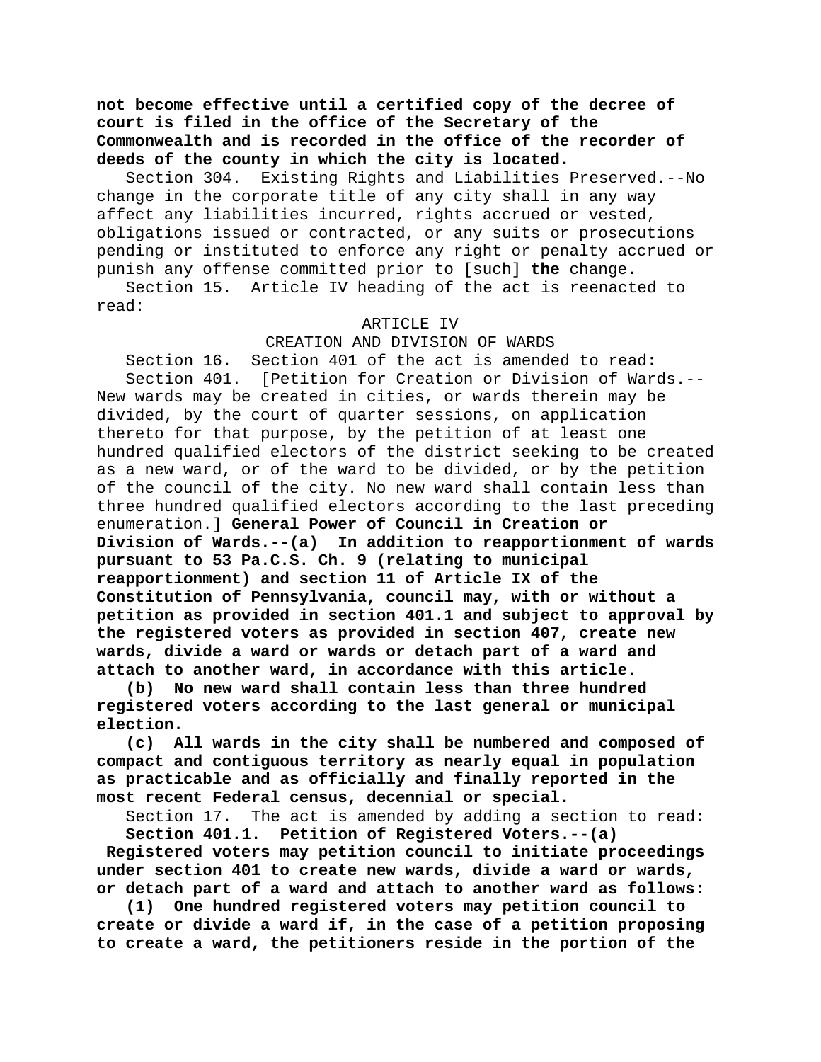**not become effective until a certified copy of the decree of court is filed in the office of the Secretary of the Commonwealth and is recorded in the office of the recorder of deeds of the county in which the city is located.**

Section 304. Existing Rights and Liabilities Preserved.--No change in the corporate title of any city shall in any way affect any liabilities incurred, rights accrued or vested, obligations issued or contracted, or any suits or prosecutions pending or instituted to enforce any right or penalty accrued or punish any offense committed prior to [such] **the** change.

Section 15. Article IV heading of the act is reenacted to read:

ARTICLE IV

CREATION AND DIVISION OF WARDS

Section 16. Section 401 of the act is amended to read:

Section 401. [Petition for Creation or Division of Wards.--New wards may be created in cities, or wards therein may be divided, by the court of quarter sessions, on application thereto for that purpose, by the petition of at least one hundred qualified electors of the district seeking to be created as a new ward, or of the ward to be divided, or by the petition of the council of the city. No new ward shall contain less than three hundred qualified electors according to the last preceding enumeration.] **General Power of Council in Creation or Division of Wards.--(a) In addition to reapportionment of wards pursuant to 53 Pa.C.S. Ch. 9 (relating to municipal reapportionment) and section 11 of Article IX of the Constitution of Pennsylvania, council may, with or without a petition as provided in section 401.1 and subject to approval by the registered voters as provided in section 407, create new wards, divide a ward or wards or detach part of a ward and attach to another ward, in accordance with this article.**

**(b) No new ward shall contain less than three hundred registered voters according to the last general or municipal election.**

**(c) All wards in the city shall be numbered and composed of compact and contiguous territory as nearly equal in population as practicable and as officially and finally reported in the most recent Federal census, decennial or special.**

Section 17. The act is amended by adding a section to read:

**Section 401.1. Petition of Registered Voters.--(a) Registered voters may petition council to initiate proceedings under section 401 to create new wards, divide a ward or wards, or detach part of a ward and attach to another ward as follows:**

**(1) One hundred registered voters may petition council to create or divide a ward if, in the case of a petition proposing to create a ward, the petitioners reside in the portion of the**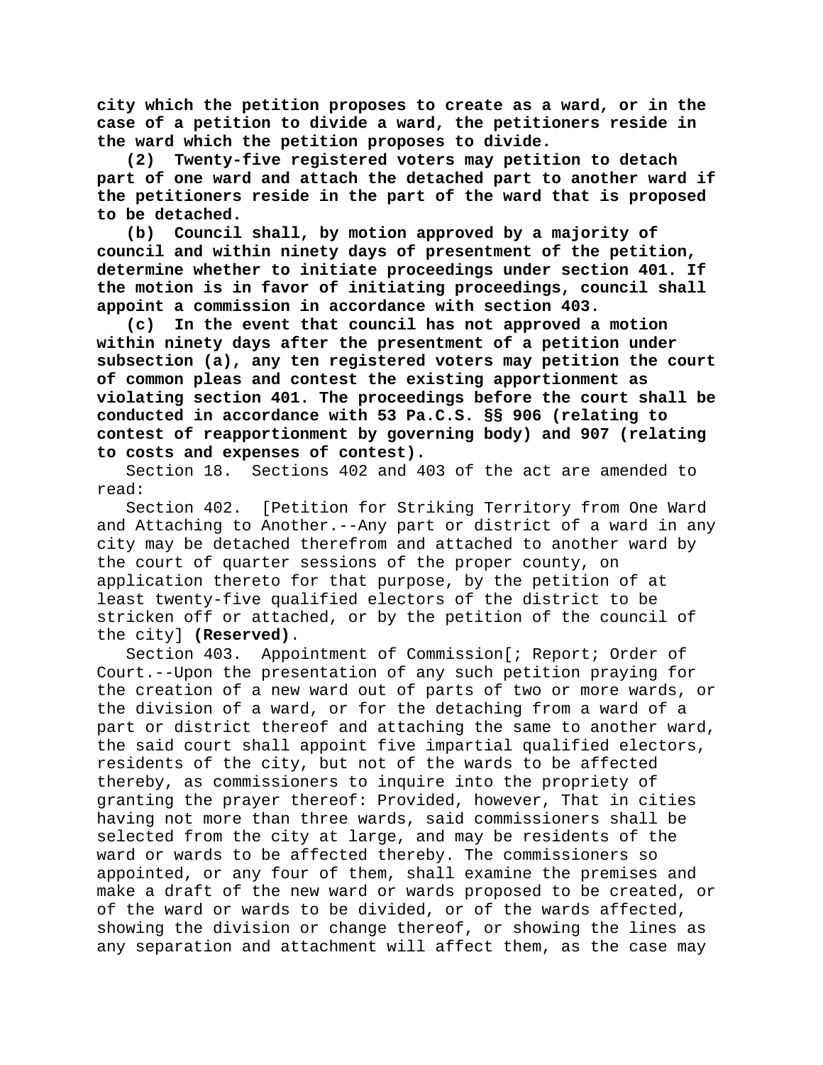**city which the petition proposes to create as a ward, or in the case of a petition to divide a ward, the petitioners reside in the ward which the petition proposes to divide.**

**(2) Twenty-five registered voters may petition to detach part of one ward and attach the detached part to another ward if the petitioners reside in the part of the ward that is proposed to be detached.**

**(b) Council shall, by motion approved by a majority of council and within ninety days of presentment of the petition, determine whether to initiate proceedings under section 401. If the motion is in favor of initiating proceedings, council shall appoint a commission in accordance with section 403.**

**(c) In the event that council has not approved a motion within ninety days after the presentment of a petition under subsection (a), any ten registered voters may petition the court of common pleas and contest the existing apportionment as violating section 401. The proceedings before the court shall be conducted in accordance with 53 Pa.C.S. §§ 906 (relating to contest of reapportionment by governing body) and 907 (relating to costs and expenses of contest).**

Section 18. Sections 402 and 403 of the act are amended to read:

Section 402. [Petition for Striking Territory from One Ward and Attaching to Another.--Any part or district of a ward in any city may be detached therefrom and attached to another ward by the court of quarter sessions of the proper county, on application thereto for that purpose, by the petition of at least twenty-five qualified electors of the district to be stricken off or attached, or by the petition of the council of the city] **(Reserved)**.

Section 403. Appointment of Commission[; Report; Order of Court.--Upon the presentation of any such petition praying for the creation of a new ward out of parts of two or more wards, or the division of a ward, or for the detaching from a ward of a part or district thereof and attaching the same to another ward, the said court shall appoint five impartial qualified electors, residents of the city, but not of the wards to be affected thereby, as commissioners to inquire into the propriety of granting the prayer thereof: Provided, however, That in cities having not more than three wards, said commissioners shall be selected from the city at large, and may be residents of the ward or wards to be affected thereby. The commissioners so appointed, or any four of them, shall examine the premises and make a draft of the new ward or wards proposed to be created, or of the ward or wards to be divided, or of the wards affected, showing the division or change thereof, or showing the lines as any separation and attachment will affect them, as the case may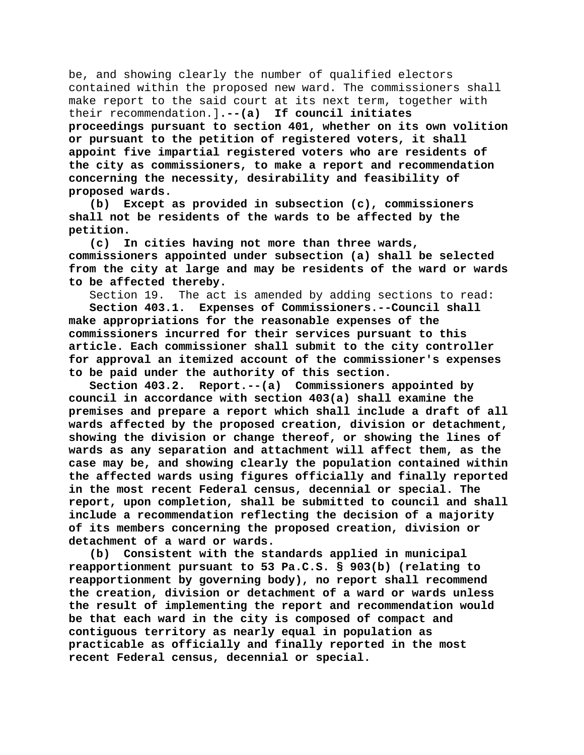be, and showing clearly the number of qualified electors contained within the proposed new ward. The commissioners shall make report to the said court at its next term, together with their recommendation.]**.--(a) If council initiates proceedings pursuant to section 401, whether on its own volition or pursuant to the petition of registered voters, it shall appoint five impartial registered voters who are residents of the city as commissioners, to make a report and recommendation concerning the necessity, desirability and feasibility of proposed wards.**

**(b) Except as provided in subsection (c), commissioners shall not be residents of the wards to be affected by the petition.**

**(c) In cities having not more than three wards, commissioners appointed under subsection (a) shall be selected from the city at large and may be residents of the ward or wards to be affected thereby.**

Section 19. The act is amended by adding sections to read:

**Section 403.1. Expenses of Commissioners.--Council shall make appropriations for the reasonable expenses of the commissioners incurred for their services pursuant to this article. Each commissioner shall submit to the city controller for approval an itemized account of the commissioner's expenses to be paid under the authority of this section.**

**Section 403.2. Report.--(a) Commissioners appointed by council in accordance with section 403(a) shall examine the premises and prepare a report which shall include a draft of all wards affected by the proposed creation, division or detachment, showing the division or change thereof, or showing the lines of wards as any separation and attachment will affect them, as the case may be, and showing clearly the population contained within the affected wards using figures officially and finally reported in the most recent Federal census, decennial or special. The report, upon completion, shall be submitted to council and shall include a recommendation reflecting the decision of a majority of its members concerning the proposed creation, division or detachment of a ward or wards.**

**(b) Consistent with the standards applied in municipal reapportionment pursuant to 53 Pa.C.S. § 903(b) (relating to reapportionment by governing body), no report shall recommend the creation, division or detachment of a ward or wards unless the result of implementing the report and recommendation would be that each ward in the city is composed of compact and contiguous territory as nearly equal in population as practicable as officially and finally reported in the most recent Federal census, decennial or special.**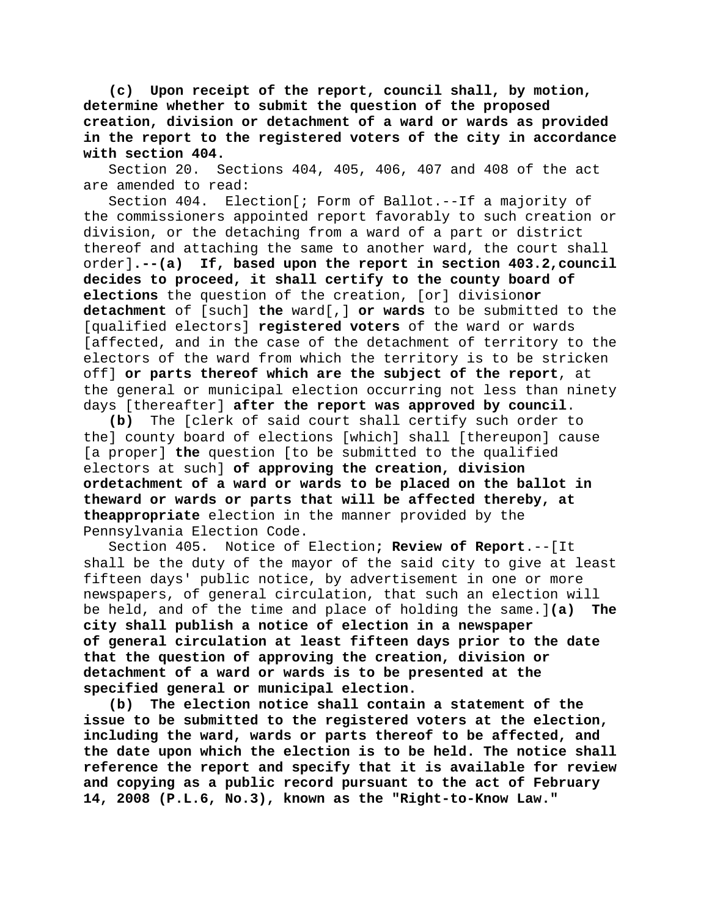**(c) Upon receipt of the report, council shall, by motion, determine whether to submit the question of the proposed creation, division or detachment of a ward or wards as provided in the report to the registered voters of the city in accordance with section 404.**

Section 20. Sections 404, 405, 406, 407 and 408 of the act are amended to read:

Section 404. Election[; Form of Ballot.--If a majority of the commissioners appointed report favorably to such creation or division, or the detaching from a ward of a part or district thereof and attaching the same to another ward, the court shall order]**.--(a) If, based upon the report in section 403.2,council decides to proceed, it shall certify to the county board of elections** the question of the creation, [or] division**or detachment** of [such] **the** ward[,] **or wards** to be submitted to the [qualified electors] **registered voters** of the ward or wards [affected, and in the case of the detachment of territory to the electors of the ward from which the territory is to be stricken off] **or parts thereof which are the subject of the report**, at the general or municipal election occurring not less than ninety days [thereafter] **after the report was approved by council**.

**(b)** The [clerk of said court shall certify such order to the] county board of elections [which] shall [thereupon] cause [a proper] **the** question [to be submitted to the qualified electors at such] **of approving the creation, division ordetachment of a ward or wards to be placed on the ballot in theward or wards or parts that will be affected thereby, at theappropriate** election in the manner provided by the Pennsylvania Election Code.

Section 405. Notice of Election**; Review of Report**.--[It shall be the duty of the mayor of the said city to give at least fifteen days' public notice, by advertisement in one or more newspapers, of general circulation, that such an election will be held, and of the time and place of holding the same.]**(a) The city shall publish a notice of election in a newspaper of general circulation at least fifteen days prior to the date that the question of approving the creation, division or detachment of a ward or wards is to be presented at the specified general or municipal election.**

**(b) The election notice shall contain a statement of the issue to be submitted to the registered voters at the election, including the ward, wards or parts thereof to be affected, and the date upon which the election is to be held. The notice shall reference the report and specify that it is available for review and copying as a public record pursuant to the act of February 14, 2008 (P.L.6, No.3), known as the "Right-to-Know Law."**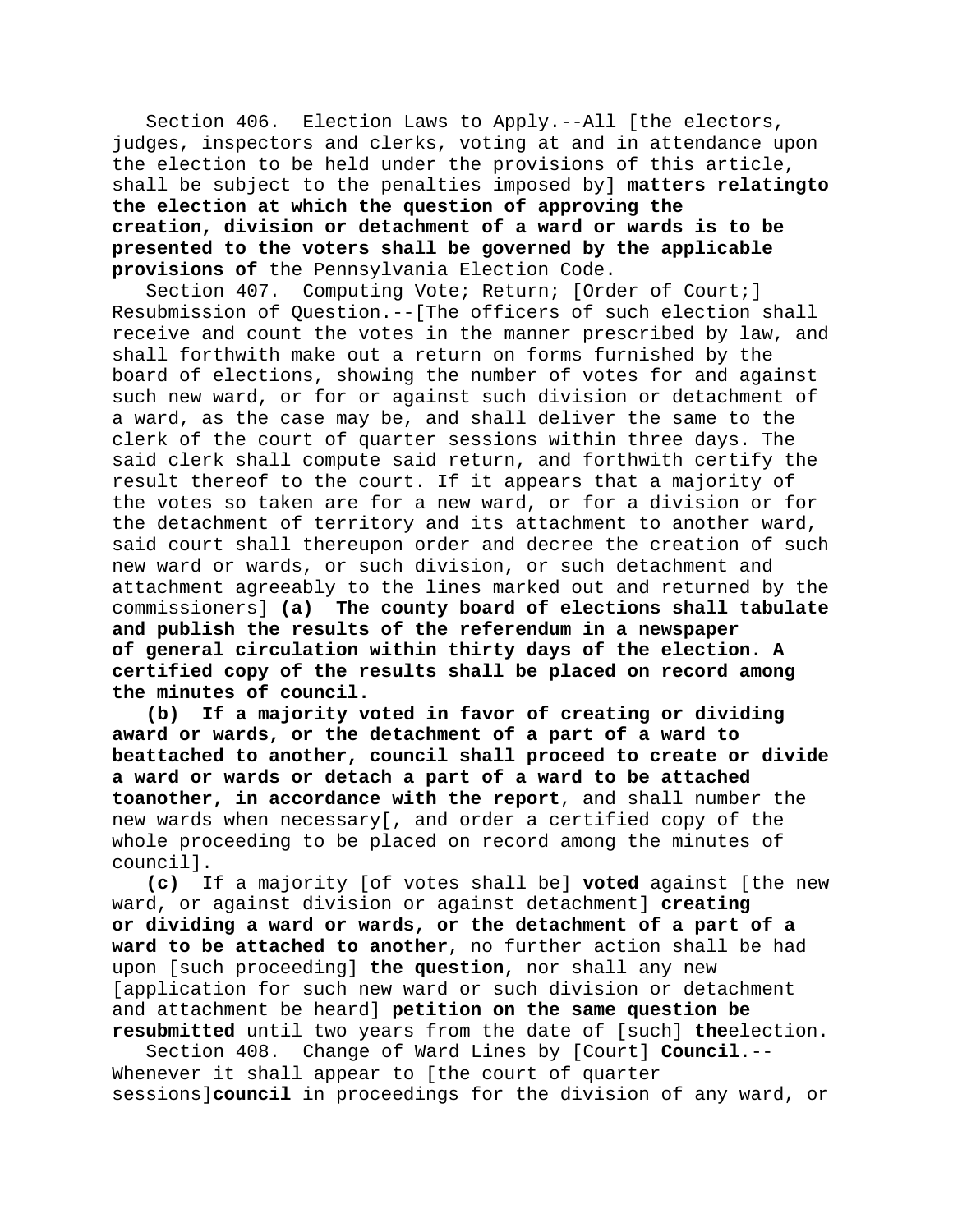Section 406. Election Laws to Apply.--All [the electors, judges, inspectors and clerks, voting at and in attendance upon the election to be held under the provisions of this article, shall be subject to the penalties imposed by] **matters relatingto the election at which the question of approving the creation, division or detachment of a ward or wards is to be presented to the voters shall be governed by the applicable provisions of** the Pennsylvania Election Code.

Section 407. Computing Vote; Return; [Order of Court;] Resubmission of Question.--[The officers of such election shall receive and count the votes in the manner prescribed by law, and shall forthwith make out a return on forms furnished by the board of elections, showing the number of votes for and against such new ward, or for or against such division or detachment of a ward, as the case may be, and shall deliver the same to the clerk of the court of quarter sessions within three days. The said clerk shall compute said return, and forthwith certify the result thereof to the court. If it appears that a majority of the votes so taken are for a new ward, or for a division or for the detachment of territory and its attachment to another ward, said court shall thereupon order and decree the creation of such new ward or wards, or such division, or such detachment and attachment agreeably to the lines marked out and returned by the commissioners] **(a) The county board of elections shall tabulate and publish the results of the referendum in a newspaper of general circulation within thirty days of the election. A certified copy of the results shall be placed on record among the minutes of council.**

**(b) If a majority voted in favor of creating or dividing award or wards, or the detachment of a part of a ward to beattached to another, council shall proceed to create or divide a ward or wards or detach a part of a ward to be attached toanother, in accordance with the report**, and shall number the new wards when necessary[, and order a certified copy of the whole proceeding to be placed on record among the minutes of council].

**(c)** If a majority [of votes shall be] **voted** against [the new ward, or against division or against detachment] **creating or dividing a ward or wards, or the detachment of a part of a ward to be attached to another**, no further action shall be had upon [such proceeding] **the question**, nor shall any new [application for such new ward or such division or detachment and attachment be heard] **petition on the same question be resubmitted** until two years from the date of [such] **the**election.

Section 408. Change of Ward Lines by [Court] **Council**.--Whenever it shall appear to [the court of quarter sessions]**council** in proceedings for the division of any ward, or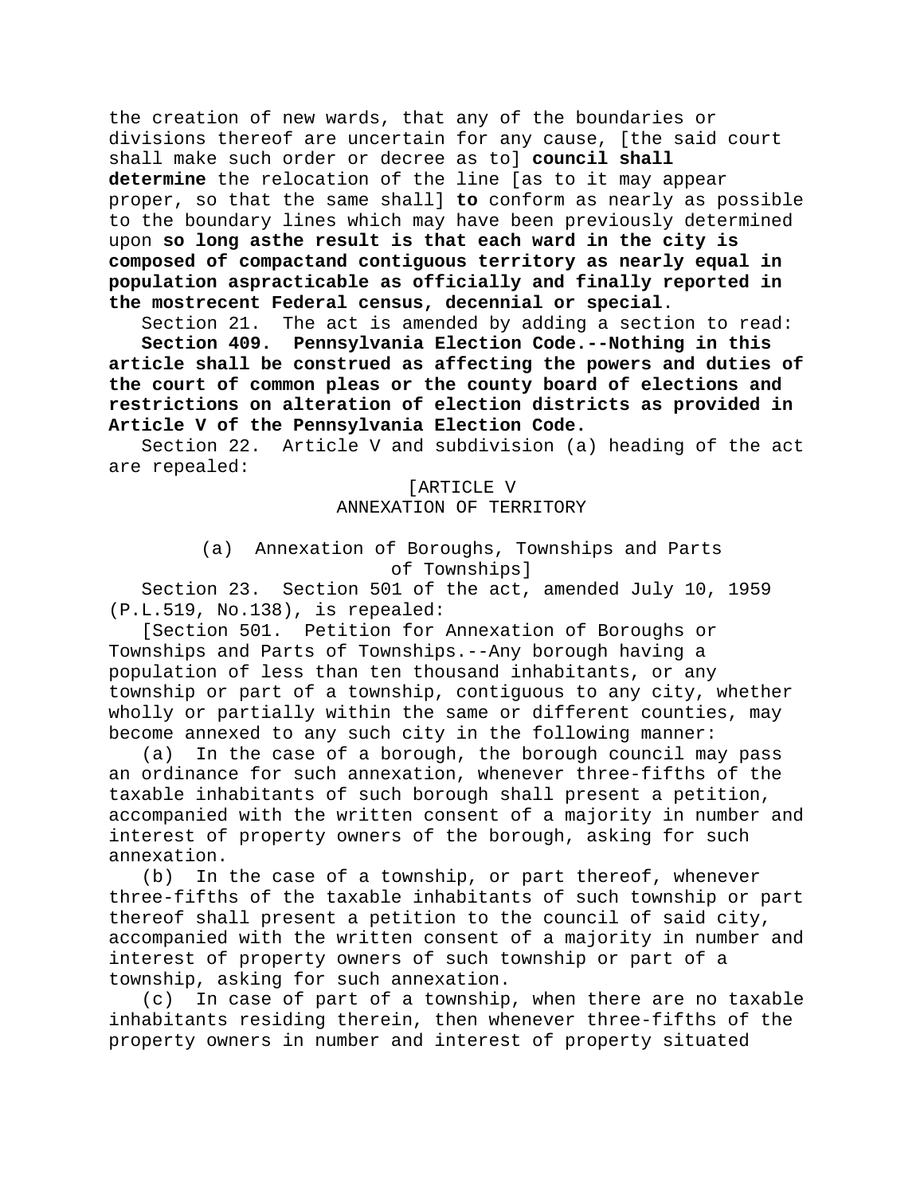the creation of new wards, that any of the boundaries or divisions thereof are uncertain for any cause, [the said court shall make such order or decree as to] **council shall determine** the relocation of the line [as to it may appear proper, so that the same shall] **to** conform as nearly as possible to the boundary lines which may have been previously determined upon **so long asthe result is that each ward in the city is composed of compactand contiguous territory as nearly equal in population aspracticable as officially and finally reported in the mostrecent Federal census, decennial or special**.

Section 21. The act is amended by adding a section to read:

**Section 409. Pennsylvania Election Code.--Nothing in this article shall be construed as affecting the powers and duties of the court of common pleas or the county board of elections and restrictions on alteration of election districts as provided in Article V of the Pennsylvania Election Code.**

Section 22. Article V and subdivision (a) heading of the act are repealed:

[ARTICLE V
ANNEXATION OF TERRITORY

(a) Annexation of Boroughs, Townships and Parts of Townships]

Section 23. Section 501 of the act, amended July 10, 1959 (P.L.519, No.138), is repealed:

[Section 501. Petition for Annexation of Boroughs or Townships and Parts of Townships.--Any borough having a population of less than ten thousand inhabitants, or any township or part of a township, contiguous to any city, whether wholly or partially within the same or different counties, may become annexed to any such city in the following manner:

(a) In the case of a borough, the borough council may pass an ordinance for such annexation, whenever three-fifths of the taxable inhabitants of such borough shall present a petition, accompanied with the written consent of a majority in number and interest of property owners of the borough, asking for such annexation.

(b) In the case of a township, or part thereof, whenever three-fifths of the taxable inhabitants of such township or part thereof shall present a petition to the council of said city, accompanied with the written consent of a majority in number and interest of property owners of such township or part of a township, asking for such annexation.

(c) In case of part of a township, when there are no taxable inhabitants residing therein, then whenever three-fifths of the property owners in number and interest of property situated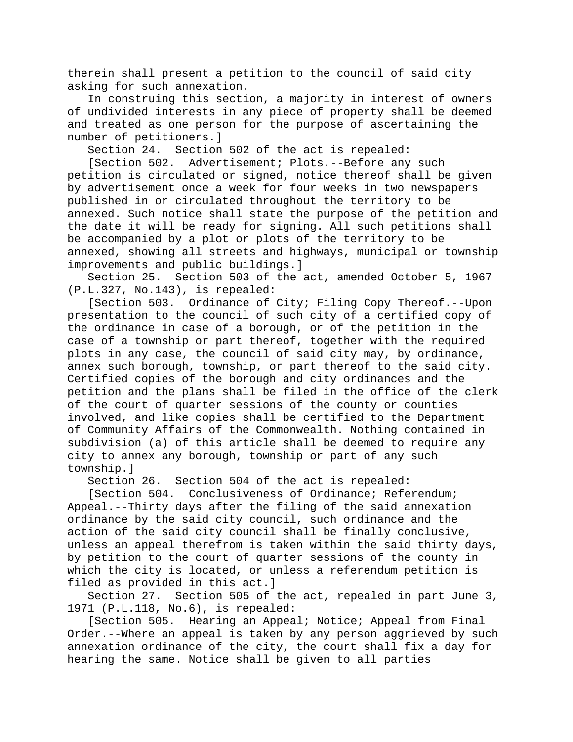therein shall present a petition to the council of said city asking for such annexation.

In construing this section, a majority in interest of owners of undivided interests in any piece of property shall be deemed and treated as one person for the purpose of ascertaining the number of petitioners.]

Section 24. Section 502 of the act is repealed:

[Section 502. Advertisement; Plots.--Before any such petition is circulated or signed, notice thereof shall be given by advertisement once a week for four weeks in two newspapers published in or circulated throughout the territory to be annexed. Such notice shall state the purpose of the petition and the date it will be ready for signing. All such petitions shall be accompanied by a plot or plots of the territory to be annexed, showing all streets and highways, municipal or township improvements and public buildings.]

Section 25. Section 503 of the act, amended October 5, 1967 (P.L.327, No.143), is repealed:

[Section 503. Ordinance of City; Filing Copy Thereof.--Upon presentation to the council of such city of a certified copy of the ordinance in case of a borough, or of the petition in the case of a township or part thereof, together with the required plots in any case, the council of said city may, by ordinance, annex such borough, township, or part thereof to the said city. Certified copies of the borough and city ordinances and the petition and the plans shall be filed in the office of the clerk of the court of quarter sessions of the county or counties involved, and like copies shall be certified to the Department of Community Affairs of the Commonwealth. Nothing contained in subdivision (a) of this article shall be deemed to require any city to annex any borough, township or part of any such township.]

Section 26. Section 504 of the act is repealed:

[Section 504. Conclusiveness of Ordinance; Referendum; Appeal.--Thirty days after the filing of the said annexation ordinance by the said city council, such ordinance and the action of the said city council shall be finally conclusive, unless an appeal therefrom is taken within the said thirty days, by petition to the court of quarter sessions of the county in which the city is located, or unless a referendum petition is filed as provided in this act.]

Section 27. Section 505 of the act, repealed in part June 3, 1971 (P.L.118, No.6), is repealed:

[Section 505. Hearing an Appeal; Notice; Appeal from Final Order.--Where an appeal is taken by any person aggrieved by such annexation ordinance of the city, the court shall fix a day for hearing the same. Notice shall be given to all parties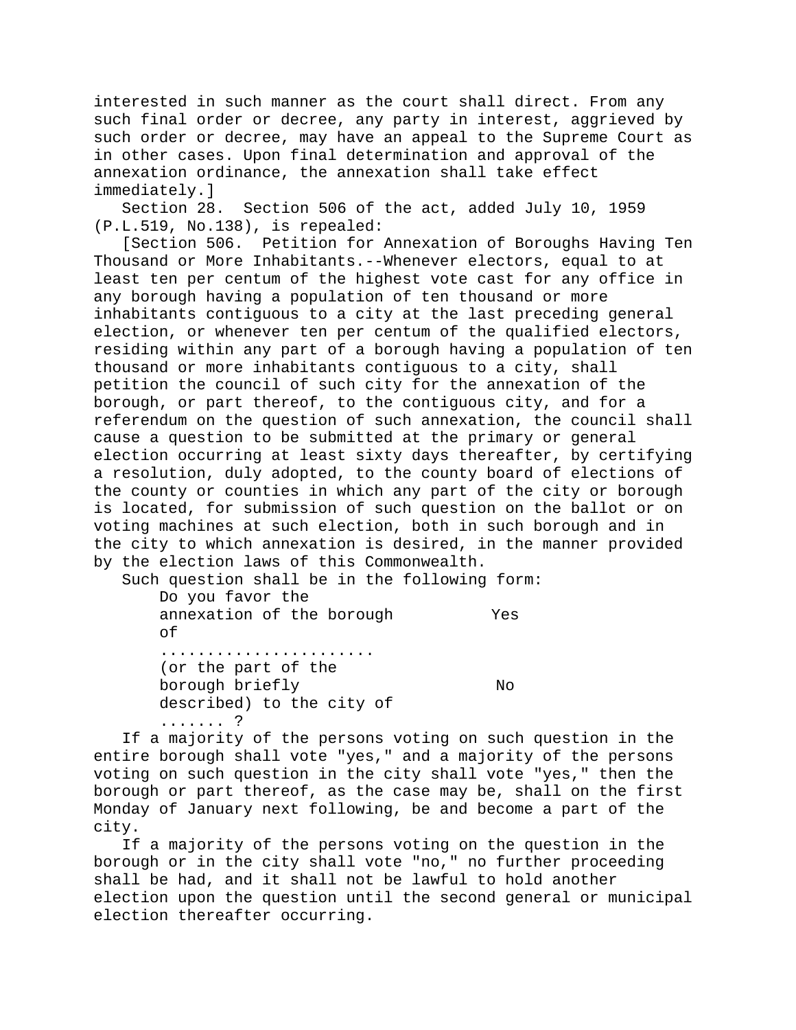interested in such manner as the court shall direct. From any such final order or decree, any party in interest, aggrieved by such order or decree, may have an appeal to the Supreme Court as in other cases. Upon final determination and approval of the annexation ordinance, the annexation shall take effect immediately.]

Section 28. Section 506 of the act, added July 10, 1959 (P.L.519, No.138), is repealed:

[Section 506. Petition for Annexation of Boroughs Having Ten Thousand or More Inhabitants.--Whenever electors, equal to at least ten per centum of the highest vote cast for any office in any borough having a population of ten thousand or more inhabitants contiguous to a city at the last preceding general election, or whenever ten per centum of the qualified electors, residing within any part of a borough having a population of ten thousand or more inhabitants contiguous to a city, shall petition the council of such city for the annexation of the borough, or part thereof, to the contiguous city, and for a referendum on the question of such annexation, the council shall cause a question to be submitted at the primary or general election occurring at least sixty days thereafter, by certifying a resolution, duly adopted, to the county board of elections of the county or counties in which any part of the city or borough is located, for submission of such question on the ballot or on voting machines at such election, both in such borough and in the city to which annexation is desired, in the manner provided by the election laws of this Commonwealth.

Such question shall be in the following form:

| | |
|---|---|
| Do you favor the annexation of the borough of ...................... | Yes |
| (or the part of the borough briefly described) to the city of ....... ? | No |

If a majority of the persons voting on such question in the entire borough shall vote "yes," and a majority of the persons voting on such question in the city shall vote "yes," then the borough or part thereof, as the case may be, shall on the first Monday of January next following, be and become a part of the city.

If a majority of the persons voting on the question in the borough or in the city shall vote "no," no further proceeding shall be had, and it shall not be lawful to hold another election upon the question until the second general or municipal election thereafter occurring.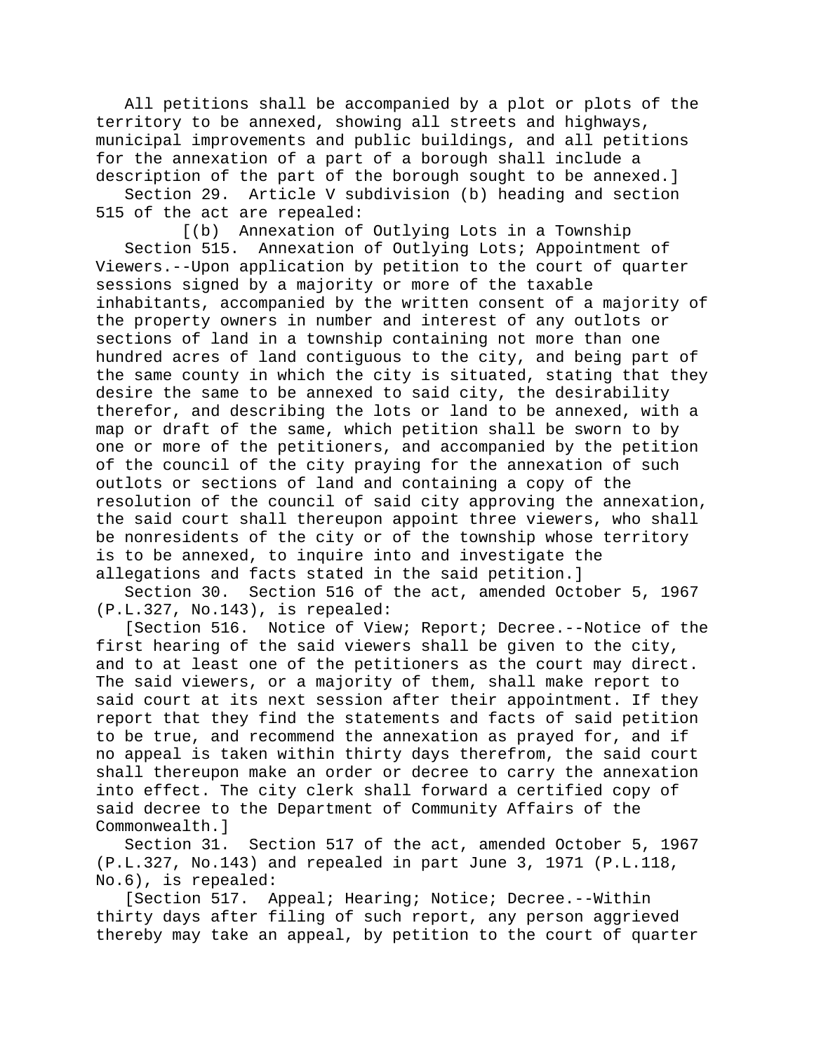All petitions shall be accompanied by a plot or plots of the territory to be annexed, showing all streets and highways, municipal improvements and public buildings, and all petitions for the annexation of a part of a borough shall include a description of the part of the borough sought to be annexed.]

Section 29. Article V subdivision (b) heading and section 515 of the act are repealed:

[(b) Annexation of Outlying Lots in a Township

Section 515. Annexation of Outlying Lots; Appointment of Viewers.--Upon application by petition to the court of quarter sessions signed by a majority or more of the taxable inhabitants, accompanied by the written consent of a majority of the property owners in number and interest of any outlots or sections of land in a township containing not more than one hundred acres of land contiguous to the city, and being part of the same county in which the city is situated, stating that they desire the same to be annexed to said city, the desirability therefor, and describing the lots or land to be annexed, with a map or draft of the same, which petition shall be sworn to by one or more of the petitioners, and accompanied by the petition of the council of the city praying for the annexation of such outlots or sections of land and containing a copy of the resolution of the council of said city approving the annexation, the said court shall thereupon appoint three viewers, who shall be nonresidents of the city or of the township whose territory is to be annexed, to inquire into and investigate the allegations and facts stated in the said petition.]

Section 30. Section 516 of the act, amended October 5, 1967 (P.L.327, No.143), is repealed:

[Section 516. Notice of View; Report; Decree.--Notice of the first hearing of the said viewers shall be given to the city, and to at least one of the petitioners as the court may direct. The said viewers, or a majority of them, shall make report to said court at its next session after their appointment. If they report that they find the statements and facts of said petition to be true, and recommend the annexation as prayed for, and if no appeal is taken within thirty days therefrom, the said court shall thereupon make an order or decree to carry the annexation into effect. The city clerk shall forward a certified copy of said decree to the Department of Community Affairs of the Commonwealth.]

Section 31. Section 517 of the act, amended October 5, 1967 (P.L.327, No.143) and repealed in part June 3, 1971 (P.L.118, No.6), is repealed:

[Section 517. Appeal; Hearing; Notice; Decree.--Within thirty days after filing of such report, any person aggrieved thereby may take an appeal, by petition to the court of quarter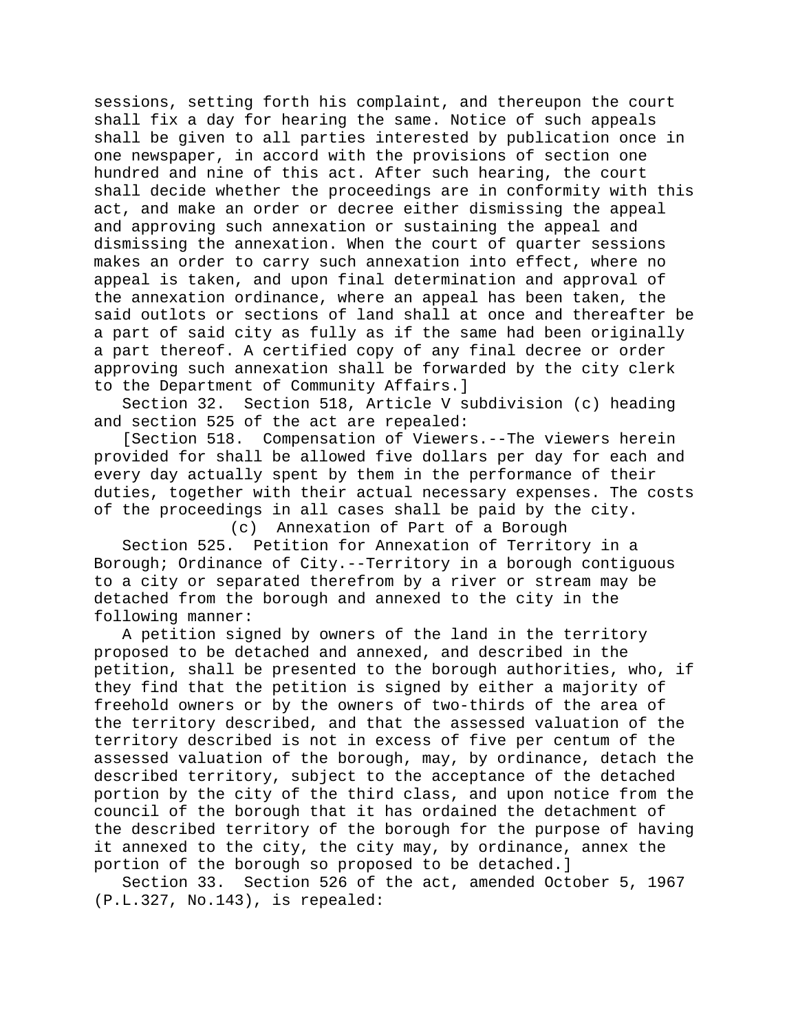sessions, setting forth his complaint, and thereupon the court shall fix a day for hearing the same. Notice of such appeals shall be given to all parties interested by publication once in one newspaper, in accord with the provisions of section one hundred and nine of this act. After such hearing, the court shall decide whether the proceedings are in conformity with this act, and make an order or decree either dismissing the appeal and approving such annexation or sustaining the appeal and dismissing the annexation. When the court of quarter sessions makes an order to carry such annexation into effect, where no appeal is taken, and upon final determination and approval of the annexation ordinance, where an appeal has been taken, the said outlots or sections of land shall at once and thereafter be a part of said city as fully as if the same had been originally a part thereof. A certified copy of any final decree or order approving such annexation shall be forwarded by the city clerk to the Department of Community Affairs.]

Section 32. Section 518, Article V subdivision (c) heading and section 525 of the act are repealed:

[Section 518. Compensation of Viewers.--The viewers herein provided for shall be allowed five dollars per day for each and every day actually spent by them in the performance of their duties, together with their actual necessary expenses. The costs of the proceedings in all cases shall be paid by the city.

(c) Annexation of Part of a Borough

Section 525. Petition for Annexation of Territory in a Borough; Ordinance of City.--Territory in a borough contiguous to a city or separated therefrom by a river or stream may be detached from the borough and annexed to the city in the following manner:

A petition signed by owners of the land in the territory proposed to be detached and annexed, and described in the petition, shall be presented to the borough authorities, who, if they find that the petition is signed by either a majority of freehold owners or by the owners of two-thirds of the area of the territory described, and that the assessed valuation of the territory described is not in excess of five per centum of the assessed valuation of the borough, may, by ordinance, detach the described territory, subject to the acceptance of the detached portion by the city of the third class, and upon notice from the council of the borough that it has ordained the detachment of the described territory of the borough for the purpose of having it annexed to the city, the city may, by ordinance, annex the portion of the borough so proposed to be detached.]

Section 33. Section 526 of the act, amended October 5, 1967 (P.L.327, No.143), is repealed: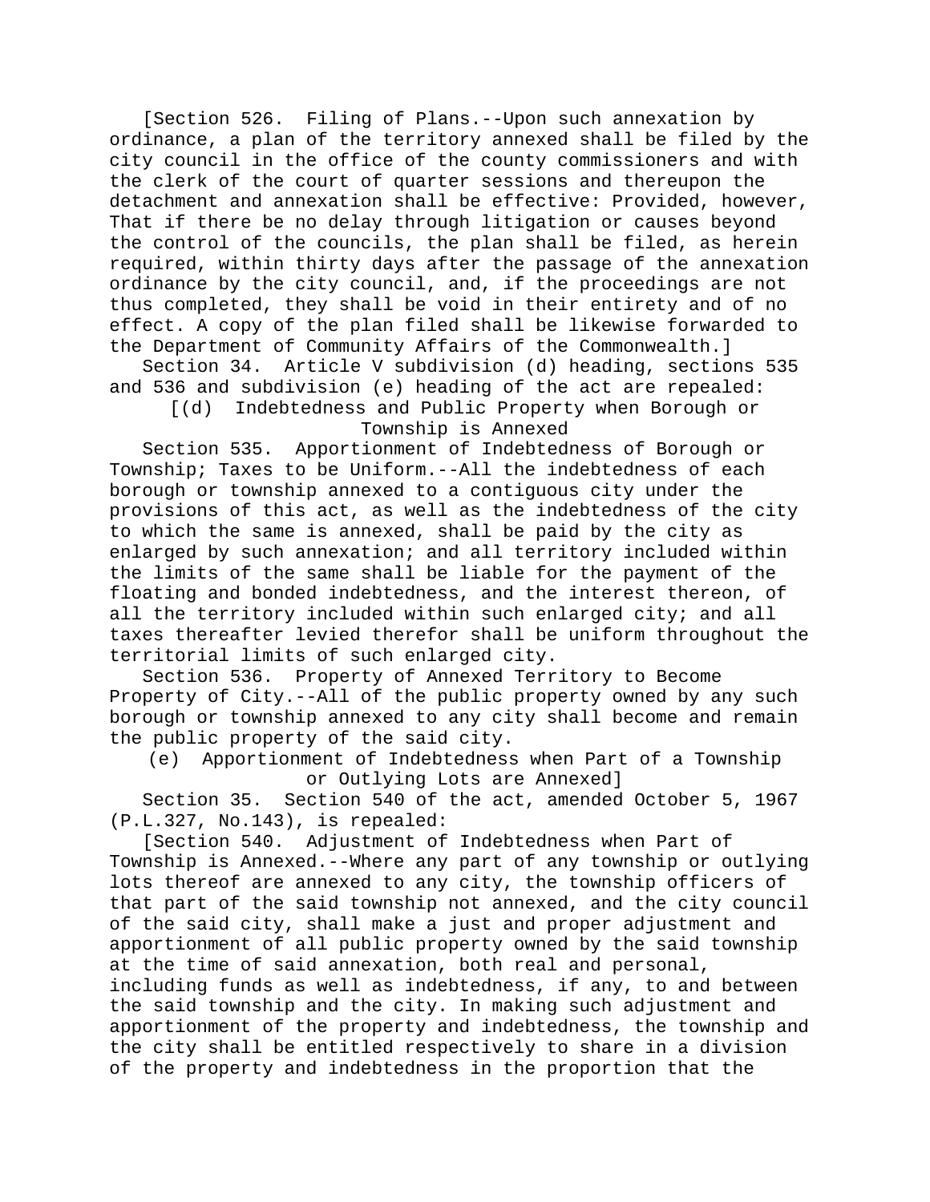[Section 526. Filing of Plans.--Upon such annexation by ordinance, a plan of the territory annexed shall be filed by the city council in the office of the county commissioners and with the clerk of the court of quarter sessions and thereupon the detachment and annexation shall be effective: Provided, however, That if there be no delay through litigation or causes beyond the control of the councils, the plan shall be filed, as herein required, within thirty days after the passage of the annexation ordinance by the city council, and, if the proceedings are not thus completed, they shall be void in their entirety and of no effect. A copy of the plan filed shall be likewise forwarded to the Department of Community Affairs of the Commonwealth.]

Section 34. Article V subdivision (d) heading, sections 535 and 536 and subdivision (e) heading of the act are repealed:

[(d) Indebtedness and Public Property when Borough or Township is Annexed

Section 535. Apportionment of Indebtedness of Borough or Township; Taxes to be Uniform.--All the indebtedness of each borough or township annexed to a contiguous city under the provisions of this act, as well as the indebtedness of the city to which the same is annexed, shall be paid by the city as enlarged by such annexation; and all territory included within the limits of the same shall be liable for the payment of the floating and bonded indebtedness, and the interest thereon, of all the territory included within such enlarged city; and all taxes thereafter levied therefor shall be uniform throughout the territorial limits of such enlarged city.

Section 536. Property of Annexed Territory to Become Property of City.--All of the public property owned by any such borough or township annexed to any city shall become and remain the public property of the said city.

(e) Apportionment of Indebtedness when Part of a Township or Outlying Lots are Annexed]

Section 35. Section 540 of the act, amended October 5, 1967 (P.L.327, No.143), is repealed:

[Section 540. Adjustment of Indebtedness when Part of Township is Annexed.--Where any part of any township or outlying lots thereof are annexed to any city, the township officers of that part of the said township not annexed, and the city council of the said city, shall make a just and proper adjustment and apportionment of all public property owned by the said township at the time of said annexation, both real and personal, including funds as well as indebtedness, if any, to and between the said township and the city. In making such adjustment and apportionment of the property and indebtedness, the township and the city shall be entitled respectively to share in a division of the property and indebtedness in the proportion that the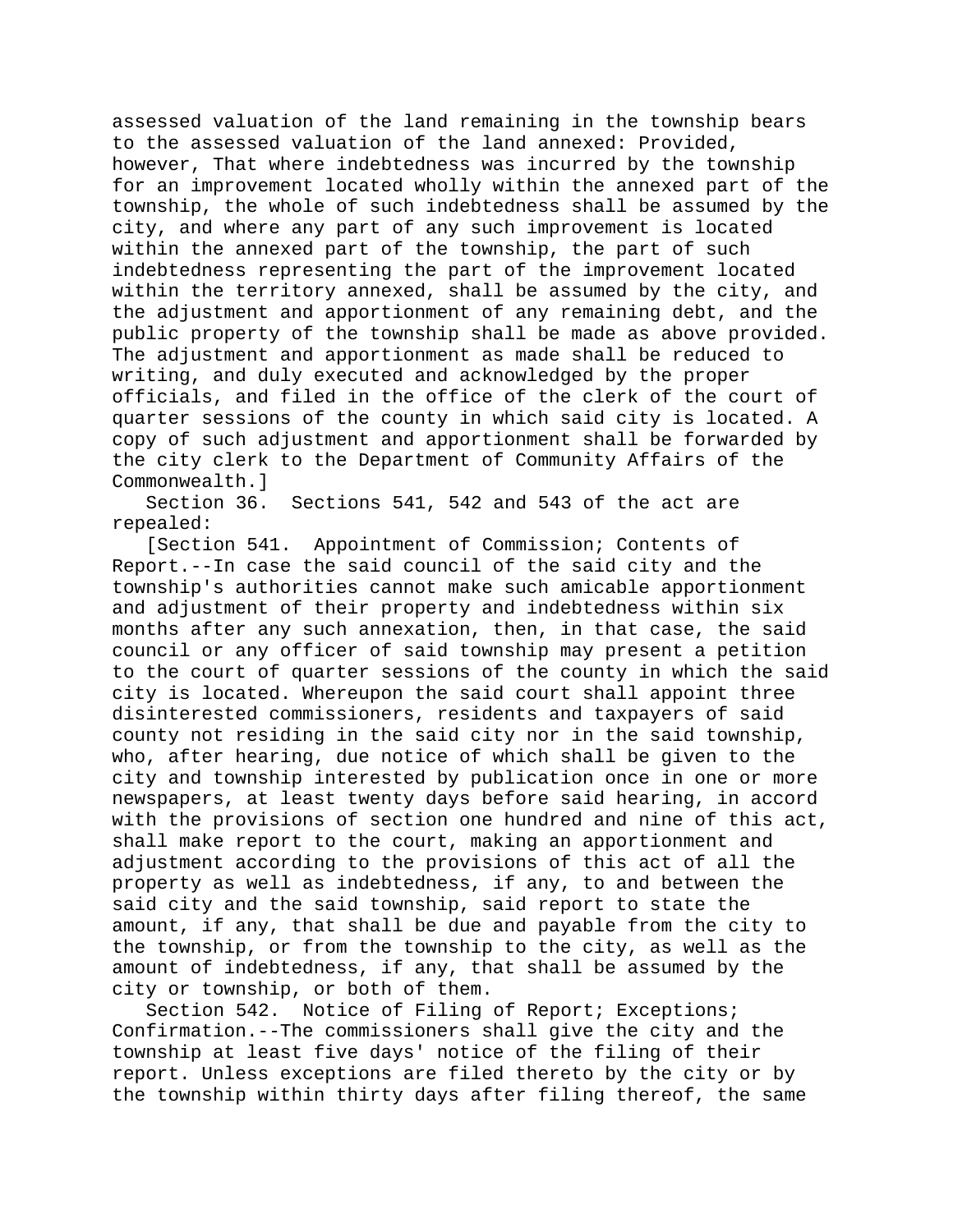assessed valuation of the land remaining in the township bears to the assessed valuation of the land annexed: Provided, however, That where indebtedness was incurred by the township for an improvement located wholly within the annexed part of the township, the whole of such indebtedness shall be assumed by the city, and where any part of any such improvement is located within the annexed part of the township, the part of such indebtedness representing the part of the improvement located within the territory annexed, shall be assumed by the city, and the adjustment and apportionment of any remaining debt, and the public property of the township shall be made as above provided. The adjustment and apportionment as made shall be reduced to writing, and duly executed and acknowledged by the proper officials, and filed in the office of the clerk of the court of quarter sessions of the county in which said city is located. A copy of such adjustment and apportionment shall be forwarded by the city clerk to the Department of Community Affairs of the Commonwealth.]

Section 36. Sections 541, 542 and 543 of the act are repealed:

[Section 541. Appointment of Commission; Contents of Report.--In case the said council of the said city and the township's authorities cannot make such amicable apportionment and adjustment of their property and indebtedness within six months after any such annexation, then, in that case, the said council or any officer of said township may present a petition to the court of quarter sessions of the county in which the said city is located. Whereupon the said court shall appoint three disinterested commissioners, residents and taxpayers of said county not residing in the said city nor in the said township, who, after hearing, due notice of which shall be given to the city and township interested by publication once in one or more newspapers, at least twenty days before said hearing, in accord with the provisions of section one hundred and nine of this act, shall make report to the court, making an apportionment and adjustment according to the provisions of this act of all the property as well as indebtedness, if any, to and between the said city and the said township, said report to state the amount, if any, that shall be due and payable from the city to the township, or from the township to the city, as well as the amount of indebtedness, if any, that shall be assumed by the city or township, or both of them.

Section 542. Notice of Filing of Report; Exceptions; Confirmation.--The commissioners shall give the city and the township at least five days' notice of the filing of their report. Unless exceptions are filed thereto by the city or by the township within thirty days after filing thereof, the same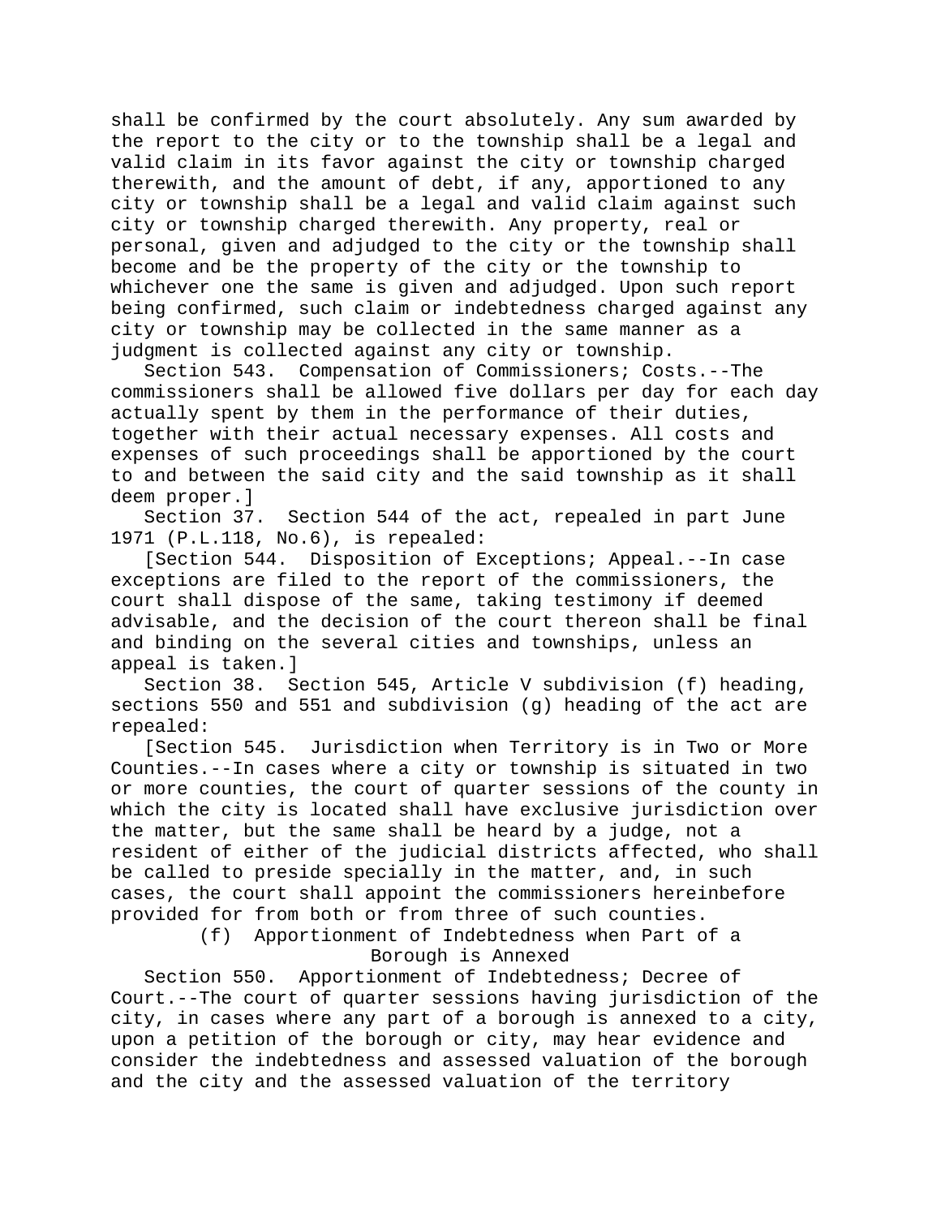shall be confirmed by the court absolutely. Any sum awarded by the report to the city or to the township shall be a legal and valid claim in its favor against the city or township charged therewith, and the amount of debt, if any, apportioned to any city or township shall be a legal and valid claim against such city or township charged therewith. Any property, real or personal, given and adjudged to the city or the township shall become and be the property of the city or the township to whichever one the same is given and adjudged. Upon such report being confirmed, such claim or indebtedness charged against any city or township may be collected in the same manner as a judgment is collected against any city or township.

Section 543. Compensation of Commissioners; Costs.--The commissioners shall be allowed five dollars per day for each day actually spent by them in the performance of their duties, together with their actual necessary expenses. All costs and expenses of such proceedings shall be apportioned by the court to and between the said city and the said township as it shall deem proper.]

Section 37. Section 544 of the act, repealed in part June 1971 (P.L.118, No.6), is repealed:

[Section 544. Disposition of Exceptions; Appeal.--In case exceptions are filed to the report of the commissioners, the court shall dispose of the same, taking testimony if deemed advisable, and the decision of the court thereon shall be final and binding on the several cities and townships, unless an appeal is taken.]

Section 38. Section 545, Article V subdivision (f) heading, sections 550 and 551 and subdivision (g) heading of the act are repealed:

[Section 545. Jurisdiction when Territory is in Two or More Counties.--In cases where a city or township is situated in two or more counties, the court of quarter sessions of the county in which the city is located shall have exclusive jurisdiction over the matter, but the same shall be heard by a judge, not a resident of either of the judicial districts affected, who shall be called to preside specially in the matter, and, in such cases, the court shall appoint the commissioners hereinbefore provided for from both or from three of such counties.

(f) Apportionment of Indebtedness when Part of a Borough is Annexed

Section 550. Apportionment of Indebtedness; Decree of Court.--The court of quarter sessions having jurisdiction of the city, in cases where any part of a borough is annexed to a city, upon a petition of the borough or city, may hear evidence and consider the indebtedness and assessed valuation of the borough and the city and the assessed valuation of the territory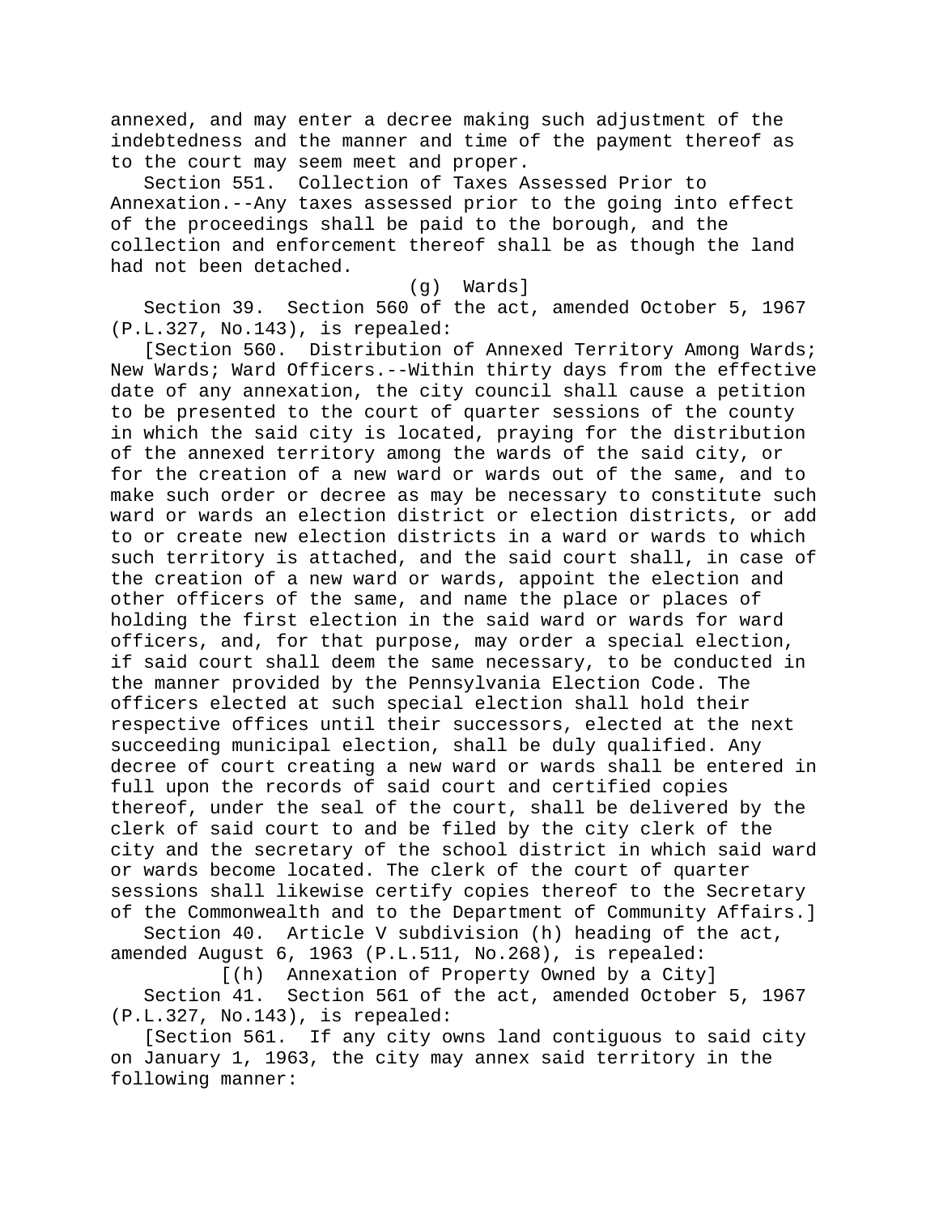annexed, and may enter a decree making such adjustment of the indebtedness and the manner and time of the payment thereof as to the court may seem meet and proper.

Section 551. Collection of Taxes Assessed Prior to Annexation.--Any taxes assessed prior to the going into effect of the proceedings shall be paid to the borough, and the collection and enforcement thereof shall be as though the land had not been detached.

(g) Wards]

Section 39. Section 560 of the act, amended October 5, 1967 (P.L.327, No.143), is repealed:

[Section 560. Distribution of Annexed Territory Among Wards; New Wards; Ward Officers.--Within thirty days from the effective date of any annexation, the city council shall cause a petition to be presented to the court of quarter sessions of the county in which the said city is located, praying for the distribution of the annexed territory among the wards of the said city, or for the creation of a new ward or wards out of the same, and to make such order or decree as may be necessary to constitute such ward or wards an election district or election districts, or add to or create new election districts in a ward or wards to which such territory is attached, and the said court shall, in case of the creation of a new ward or wards, appoint the election and other officers of the same, and name the place or places of holding the first election in the said ward or wards for ward officers, and, for that purpose, may order a special election, if said court shall deem the same necessary, to be conducted in the manner provided by the Pennsylvania Election Code. The officers elected at such special election shall hold their respective offices until their successors, elected at the next succeeding municipal election, shall be duly qualified. Any decree of court creating a new ward or wards shall be entered in full upon the records of said court and certified copies thereof, under the seal of the court, shall be delivered by the clerk of said court to and be filed by the city clerk of the city and the secretary of the school district in which said ward or wards become located. The clerk of the court of quarter sessions shall likewise certify copies thereof to the Secretary of the Commonwealth and to the Department of Community Affairs.]

Section 40. Article V subdivision (h) heading of the act, amended August 6, 1963 (P.L.511, No.268), is repealed:

[(h) Annexation of Property Owned by a City]

Section 41. Section 561 of the act, amended October 5, 1967 (P.L.327, No.143), is repealed:

[Section 561. If any city owns land contiguous to said city on January 1, 1963, the city may annex said territory in the following manner: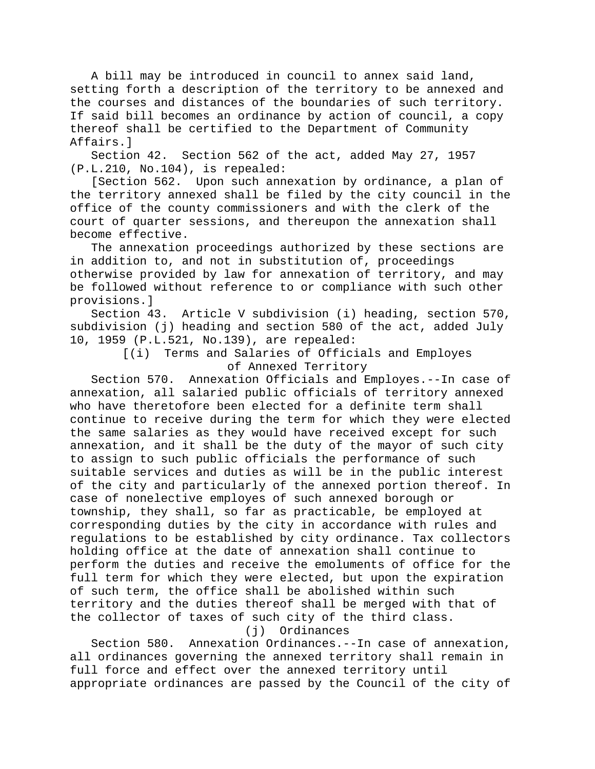A bill may be introduced in council to annex said land, setting forth a description of the territory to be annexed and the courses and distances of the boundaries of such territory. If said bill becomes an ordinance by action of council, a copy thereof shall be certified to the Department of Community Affairs.]

Section 42. Section 562 of the act, added May 27, 1957 (P.L.210, No.104), is repealed:

[Section 562. Upon such annexation by ordinance, a plan of the territory annexed shall be filed by the city council in the office of the county commissioners and with the clerk of the court of quarter sessions, and thereupon the annexation shall become effective.

The annexation proceedings authorized by these sections are in addition to, and not in substitution of, proceedings otherwise provided by law for annexation of territory, and may be followed without reference to or compliance with such other provisions.]

Section 43. Article V subdivision (i) heading, section 570, subdivision (j) heading and section 580 of the act, added July 10, 1959 (P.L.521, No.139), are repealed:

[(i) Terms and Salaries of Officials and Employes of Annexed Territory

Section 570. Annexation Officials and Employes.--In case of annexation, all salaried public officials of territory annexed who have theretofore been elected for a definite term shall continue to receive during the term for which they were elected the same salaries as they would have received except for such annexation, and it shall be the duty of the mayor of such city to assign to such public officials the performance of such suitable services and duties as will be in the public interest of the city and particularly of the annexed portion thereof. In case of nonelective employes of such annexed borough or township, they shall, so far as practicable, be employed at corresponding duties by the city in accordance with rules and regulations to be established by city ordinance. Tax collectors holding office at the date of annexation shall continue to perform the duties and receive the emoluments of office for the full term for which they were elected, but upon the expiration of such term, the office shall be abolished within such territory and the duties thereof shall be merged with that of the collector of taxes of such city of the third class.

(j) Ordinances

Section 580. Annexation Ordinances.--In case of annexation, all ordinances governing the annexed territory shall remain in full force and effect over the annexed territory until appropriate ordinances are passed by the Council of the city of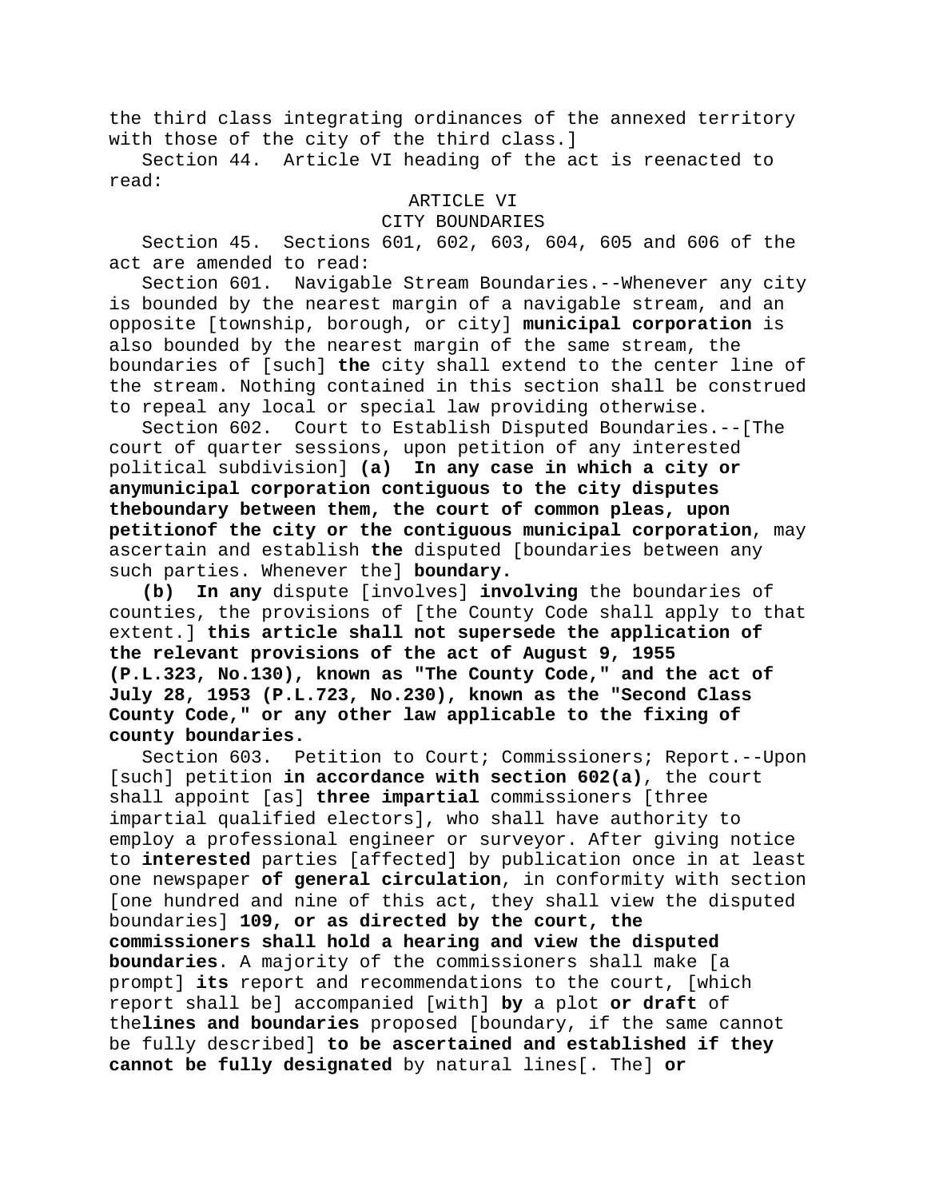the third class integrating ordinances of the annexed territory with those of the city of the third class.]

Section 44. Article VI heading of the act is reenacted to read:

ARTICLE VI
CITY BOUNDARIES

Section 45. Sections 601, 602, 603, 604, 605 and 606 of the act are amended to read:

Section 601. Navigable Stream Boundaries.--Whenever any city is bounded by the nearest margin of a navigable stream, and an opposite [township, borough, or city] **municipal corporation** is also bounded by the nearest margin of the same stream, the boundaries of [such] **the** city shall extend to the center line of the stream. Nothing contained in this section shall be construed to repeal any local or special law providing otherwise.

Section 602. Court to Establish Disputed Boundaries.--[The court of quarter sessions, upon petition of any interested political subdivision] **(a) In any case in which a city or anymunicipal corporation contiguous to the city disputes theboundary between them, the court of common pleas, upon petitionof the city or the contiguous municipal corporation**, may ascertain and establish **the** disputed [boundaries between any such parties. Whenever the] **boundary.**

**(b) In any** dispute [involves] **involving** the boundaries of counties, the provisions of [the County Code shall apply to that extent.] **this article shall not supersede the application of the relevant provisions of the act of August 9, 1955 (P.L.323, No.130), known as "The County Code," and the act of July 28, 1953 (P.L.723, No.230), known as the "Second Class County Code," or any other law applicable to the fixing of county boundaries.**

Section 603. Petition to Court; Commissioners; Report.--Upon [such] petition **in accordance with section 602(a)**, the court shall appoint [as] **three impartial** commissioners [three impartial qualified electors], who shall have authority to employ a professional engineer or surveyor. After giving notice to **interested** parties [affected] by publication once in at least one newspaper **of general circulation**, in conformity with section [one hundred and nine of this act, they shall view the disputed boundaries] **109, or as directed by the court, the commissioners shall hold a hearing and view the disputed boundaries**. A majority of the commissioners shall make [a prompt] **its** report and recommendations to the court, [which report shall be] accompanied [with] **by** a plot **or draft** of the**lines and boundaries** proposed [boundary, if the same cannot be fully described] **to be ascertained and established if they cannot be fully designated** by natural lines[. The] **or**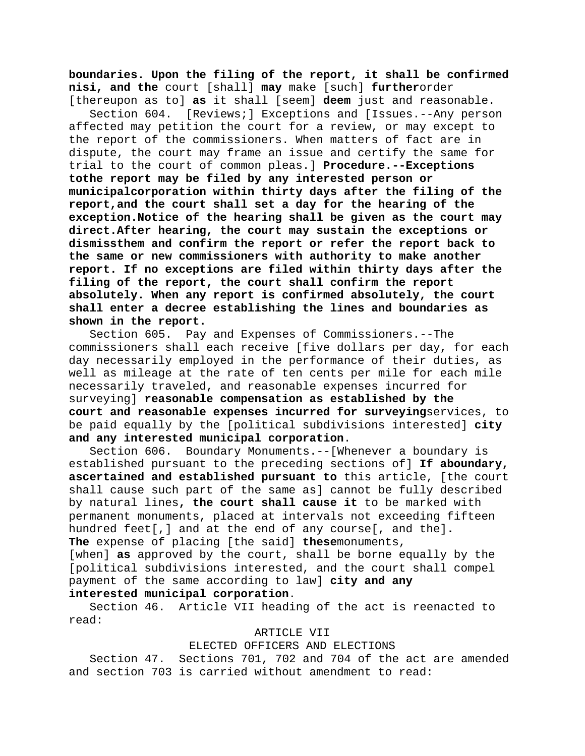**boundaries. Upon the filing of the report, it shall be confirmed nisi, and the** court [shall] **may** make [such] **further**order [thereupon as to] **as** it shall [seem] **deem** just and reasonable.

Section 604. [Reviews;] Exceptions and [Issues.--Any person affected may petition the court for a review, or may except to the report of the commissioners. When matters of fact are in dispute, the court may frame an issue and certify the same for trial to the court of common pleas.] **Procedure.--Exceptions tothe report may be filed by any interested person or municipalcorporation within thirty days after the filing of the report,and the court shall set a day for the hearing of the exception.Notice of the hearing shall be given as the court may direct.After hearing, the court may sustain the exceptions or dismissthem and confirm the report or refer the report back to the same or new commissioners with authority to make another report. If no exceptions are filed within thirty days after the filing of the report, the court shall confirm the report absolutely. When any report is confirmed absolutely, the court shall enter a decree establishing the lines and boundaries as shown in the report.**

Section 605. Pay and Expenses of Commissioners.--The commissioners shall each receive [five dollars per day, for each day necessarily employed in the performance of their duties, as well as mileage at the rate of ten cents per mile for each mile necessarily traveled, and reasonable expenses incurred for surveying] **reasonable compensation as established by the court and reasonable expenses incurred for surveying**services, to be paid equally by the [political subdivisions interested] **city and any interested municipal corporation**.

Section 606. Boundary Monuments.--[Whenever a boundary is established pursuant to the preceding sections of] **If aboundary, ascertained and established pursuant to** this article, [the court shall cause such part of the same as] cannot be fully described by natural lines**, the court shall cause it** to be marked with permanent monuments, placed at intervals not exceeding fifteen hundred feet[,] and at the end of any course[, and the]**. The** expense of placing [the said] **these**monuments, [when] **as** approved by the court, shall be borne equally by the [political subdivisions interested, and the court shall compel payment of the same according to law] **city and any interested municipal corporation**.

Section 46. Article VII heading of the act is reenacted to read:

ARTICLE VII

ELECTED OFFICERS AND ELECTIONS

Section 47. Sections 701, 702 and 704 of the act are amended and section 703 is carried without amendment to read: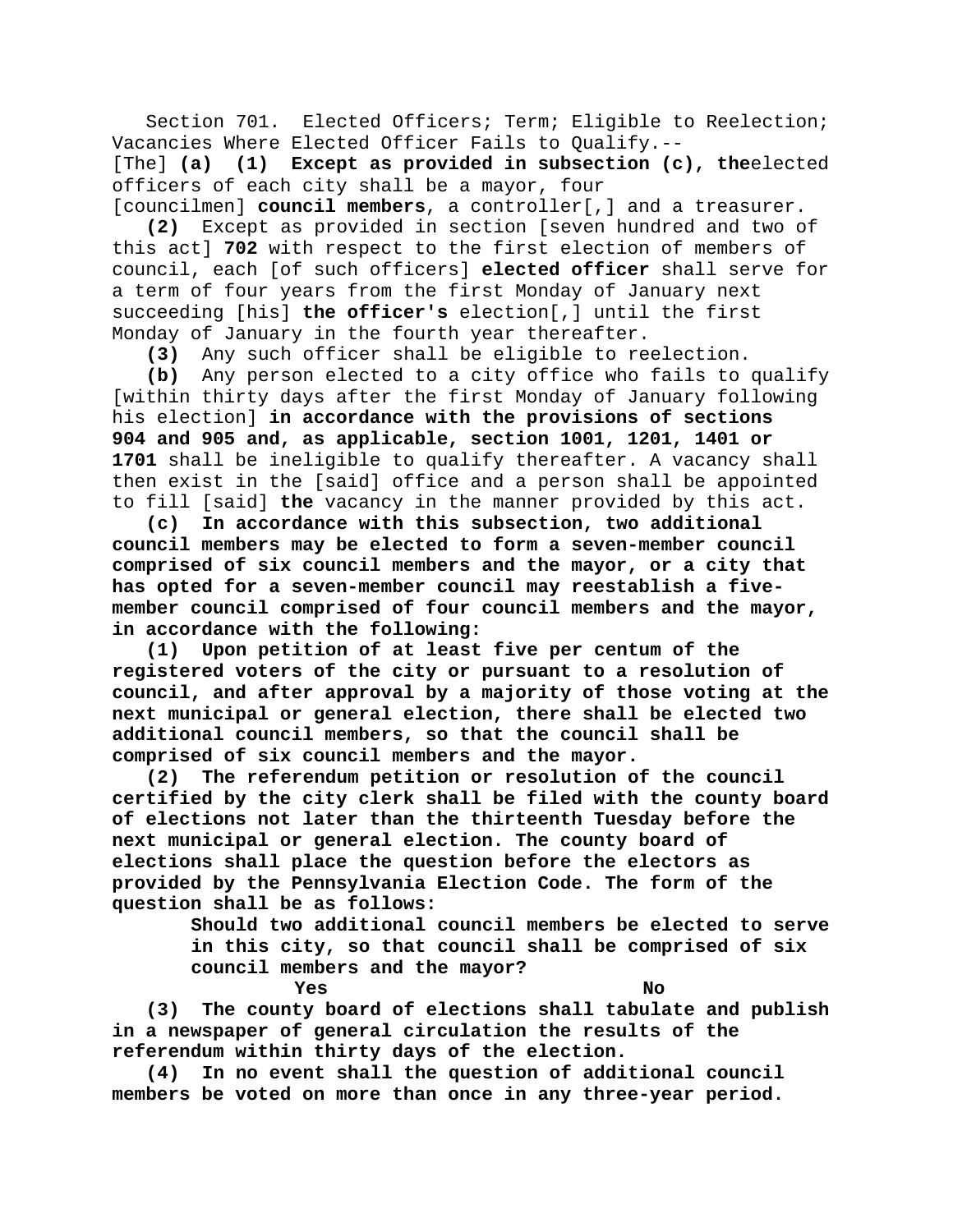Section 701. Elected Officers; Term; Eligible to Reelection; Vacancies Where Elected Officer Fails to Qualify.--

[The] **(a) (1) Except as provided in subsection (c), the**elected officers of each city shall be a mayor, four [councilmen] **council members**, a controller[,] and a treasurer.

**(2)** Except as provided in section [seven hundred and two of this act] **702** with respect to the first election of members of council, each [of such officers] **elected officer** shall serve for a term of four years from the first Monday of January next succeeding [his] **the officer's** election[,] until the first Monday of January in the fourth year thereafter.

**(3)** Any such officer shall be eligible to reelection.

**(b)** Any person elected to a city office who fails to qualify [within thirty days after the first Monday of January following his election] **in accordance with the provisions of sections 904 and 905 and, as applicable, section 1001, 1201, 1401 or 1701** shall be ineligible to qualify thereafter. A vacancy shall then exist in the [said] office and a person shall be appointed to fill [said] **the** vacancy in the manner provided by this act.

**(c) In accordance with this subsection, two additional council members may be elected to form a seven-member council comprised of six council members and the mayor, or a city that has opted for a seven-member council may reestablish a five-member council comprised of four council members and the mayor, in accordance with the following:**

**(1) Upon petition of at least five per centum of the registered voters of the city or pursuant to a resolution of council, and after approval by a majority of those voting at the next municipal or general election, there shall be elected two additional council members, so that the council shall be comprised of six council members and the mayor.**

**(2) The referendum petition or resolution of the council certified by the city clerk shall be filed with the county board of elections not later than the thirteenth Tuesday before the next municipal or general election. The county board of elections shall place the question before the electors as provided by the Pennsylvania Election Code. The form of the question shall be as follows:**

> **Should two additional council members be elected to serve in this city, so that council shall be comprised of six council members and the mayor?**
>
> **Yes No**

**(3) The county board of elections shall tabulate and publish in a newspaper of general circulation the results of the referendum within thirty days of the election.**

**(4) In no event shall the question of additional council members be voted on more than once in any three-year period.**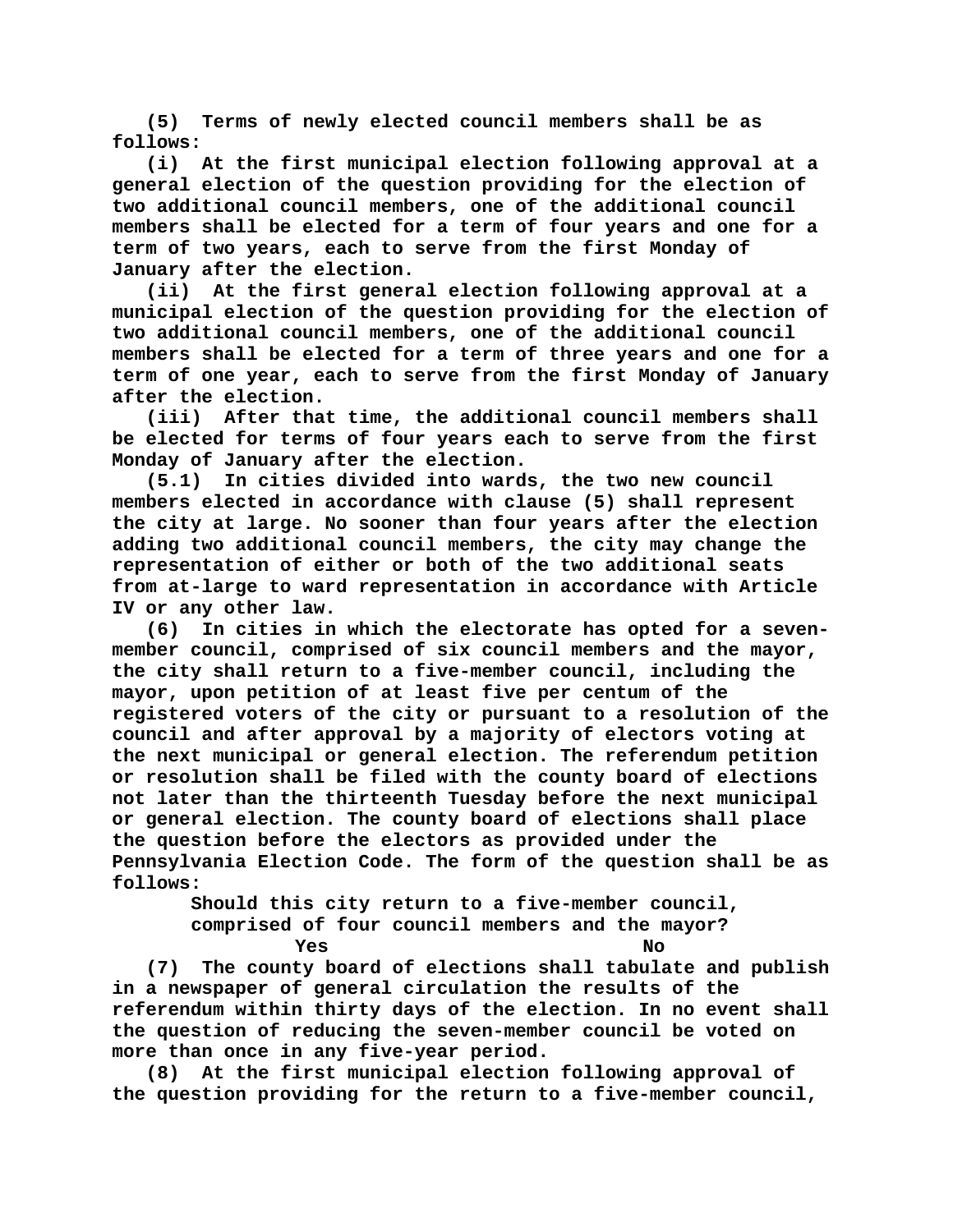(5) Terms of newly elected council members shall be as follows:

(i) At the first municipal election following approval at a general election of the question providing for the election of two additional council members, one of the additional council members shall be elected for a term of four years and one for a term of two years, each to serve from the first Monday of January after the election.

(ii) At the first general election following approval at a municipal election of the question providing for the election of two additional council members, one of the additional council members shall be elected for a term of three years and one for a term of one year, each to serve from the first Monday of January after the election.

(iii) After that time, the additional council members shall be elected for terms of four years each to serve from the first Monday of January after the election.

(5.1) In cities divided into wards, the two new council members elected in accordance with clause (5) shall represent the city at large. No sooner than four years after the election adding two additional council members, the city may change the representation of either or both of the two additional seats from at-large to ward representation in accordance with Article IV or any other law.

(6) In cities in which the electorate has opted for a seven-member council, comprised of six council members and the mayor, the city shall return to a five-member council, including the mayor, upon petition of at least five per centum of the registered voters of the city or pursuant to a resolution of the council and after approval by a majority of electors voting at the next municipal or general election. The referendum petition or resolution shall be filed with the county board of elections not later than the thirteenth Tuesday before the next municipal or general election. The county board of elections shall place the question before the electors as provided under the Pennsylvania Election Code. The form of the question shall be as follows:

Should this city return to a five-member council, comprised of four council members and the mayor?

Yes No

(7) The county board of elections shall tabulate and publish in a newspaper of general circulation the results of the referendum within thirty days of the election. In no event shall the question of reducing the seven-member council be voted on more than once in any five-year period.

(8) At the first municipal election following approval of the question providing for the return to a five-member council,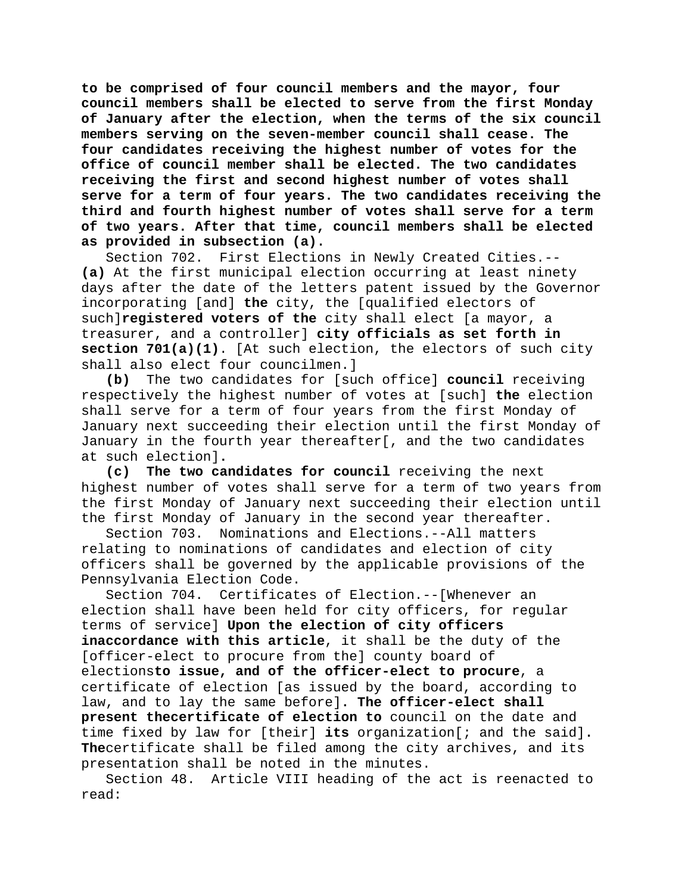**to be comprised of four council members and the mayor, four council members shall be elected to serve from the first Monday of January after the election, when the terms of the six council members serving on the seven-member council shall cease. The four candidates receiving the highest number of votes for the office of council member shall be elected. The two candidates receiving the first and second highest number of votes shall serve for a term of four years. The two candidates receiving the third and fourth highest number of votes shall serve for a term of two years. After that time, council members shall be elected as provided in subsection (a).**

Section 702. First Elections in Newly Created Cities.--**(a)** At the first municipal election occurring at least ninety days after the date of the letters patent issued by the Governor incorporating [and] **the** city, the [qualified electors of such]**registered voters of the** city shall elect [a mayor, a treasurer, and a controller] **city officials as set forth in section 701(a)(1)**. [At such election, the electors of such city shall also elect four councilmen.]

**(b)** The two candidates for [such office] **council** receiving respectively the highest number of votes at [such] **the** election shall serve for a term of four years from the first Monday of January next succeeding their election until the first Monday of January in the fourth year thereafter[, and the two candidates at such election]**.**

**(c) The two candidates for council** receiving the next highest number of votes shall serve for a term of two years from the first Monday of January next succeeding their election until the first Monday of January in the second year thereafter.

Section 703. Nominations and Elections.--All matters relating to nominations of candidates and election of city officers shall be governed by the applicable provisions of the Pennsylvania Election Code.

Section 704. Certificates of Election.--[Whenever an election shall have been held for city officers, for regular terms of service] **Upon the election of city officers inaccordance with this article**, it shall be the duty of the [officer-elect to procure from the] county board of elections**to issue, and of the officer-elect to procure**, a certificate of election [as issued by the board, according to law, and to lay the same before]**. The officer-elect shall present thecertificate of election to** council on the date and time fixed by law for [their] **its** organization[; and the said]**. The**certificate shall be filed among the city archives, and its presentation shall be noted in the minutes.

Section 48. Article VIII heading of the act is reenacted to read: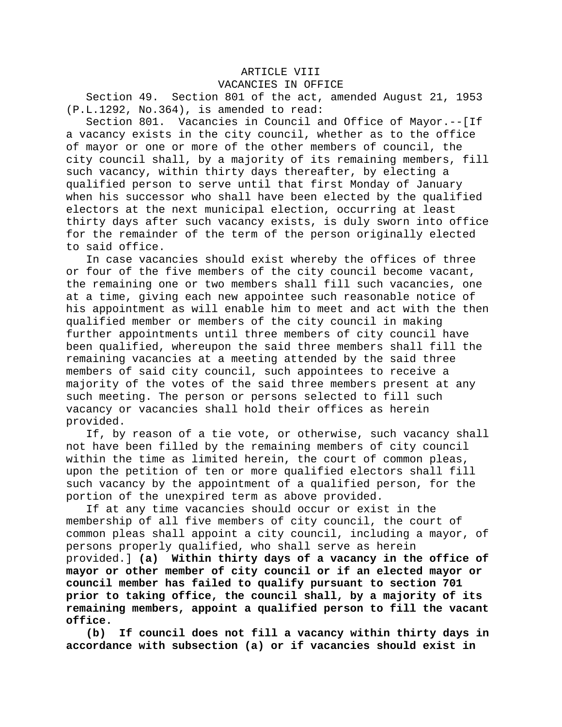ARTICLE VIII
VACANCIES IN OFFICE

Section 49. Section 801 of the act, amended August 21, 1953 (P.L.1292, No.364), is amended to read:

Section 801. Vacancies in Council and Office of Mayor.--[If a vacancy exists in the city council, whether as to the office of mayor or one or more of the other members of council, the city council shall, by a majority of its remaining members, fill such vacancy, within thirty days thereafter, by electing a qualified person to serve until that first Monday of January when his successor who shall have been elected by the qualified electors at the next municipal election, occurring at least thirty days after such vacancy exists, is duly sworn into office for the remainder of the term of the person originally elected to said office.

In case vacancies should exist whereby the offices of three or four of the five members of the city council become vacant, the remaining one or two members shall fill such vacancies, one at a time, giving each new appointee such reasonable notice of his appointment as will enable him to meet and act with the then qualified member or members of the city council in making further appointments until three members of city council have been qualified, whereupon the said three members shall fill the remaining vacancies at a meeting attended by the said three members of said city council, such appointees to receive a majority of the votes of the said three members present at any such meeting. The person or persons selected to fill such vacancy or vacancies shall hold their offices as herein provided.

If, by reason of a tie vote, or otherwise, such vacancy shall not have been filled by the remaining members of city council within the time as limited herein, the court of common pleas, upon the petition of ten or more qualified electors shall fill such vacancy by the appointment of a qualified person, for the portion of the unexpired term as above provided.

If at any time vacancies should occur or exist in the membership of all five members of city council, the court of common pleas shall appoint a city council, including a mayor, of persons properly qualified, who shall serve as herein provided.] **(a) Within thirty days of a vacancy in the office of mayor or other member of city council or if an elected mayor or council member has failed to qualify pursuant to section 701 prior to taking office, the council shall, by a majority of its remaining members, appoint a qualified person to fill the vacant office.**

**(b) If council does not fill a vacancy within thirty days in accordance with subsection (a) or if vacancies should exist in**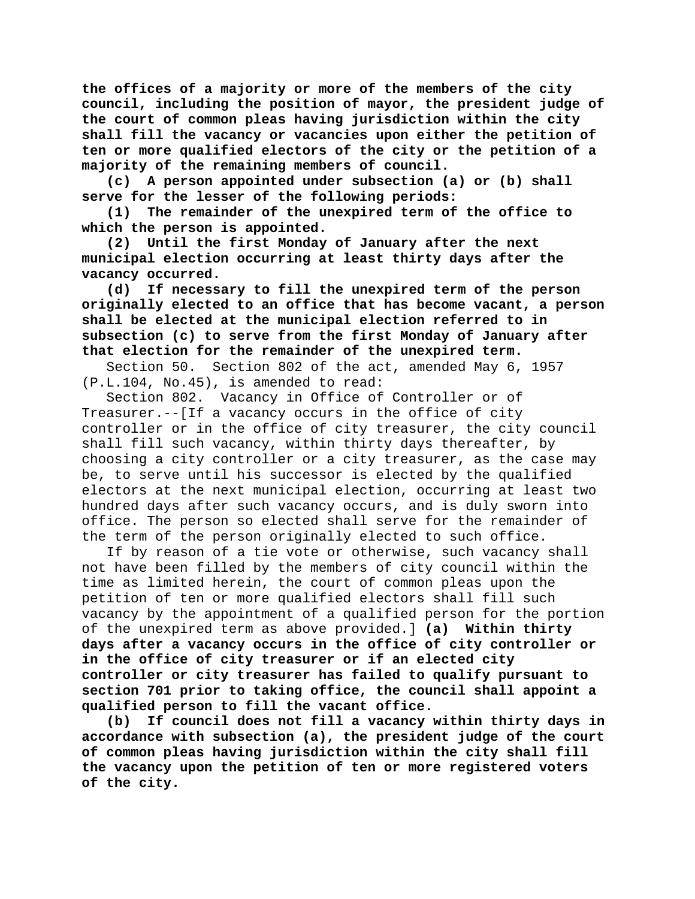**the offices of a majority or more of the members of the city council, including the position of mayor, the president judge of the court of common pleas having jurisdiction within the city shall fill the vacancy or vacancies upon either the petition of ten or more qualified electors of the city or the petition of a majority of the remaining members of council.**

**(c) A person appointed under subsection (a) or (b) shall serve for the lesser of the following periods:**

**(1) The remainder of the unexpired term of the office to which the person is appointed.**

**(2) Until the first Monday of January after the next municipal election occurring at least thirty days after the vacancy occurred.**

**(d) If necessary to fill the unexpired term of the person originally elected to an office that has become vacant, a person shall be elected at the municipal election referred to in subsection (c) to serve from the first Monday of January after that election for the remainder of the unexpired term.**

Section 50. Section 802 of the act, amended May 6, 1957 (P.L.104, No.45), is amended to read:

Section 802. Vacancy in Office of Controller or of Treasurer.--[If a vacancy occurs in the office of city controller or in the office of city treasurer, the city council shall fill such vacancy, within thirty days thereafter, by choosing a city controller or a city treasurer, as the case may be, to serve until his successor is elected by the qualified electors at the next municipal election, occurring at least two hundred days after such vacancy occurs, and is duly sworn into office. The person so elected shall serve for the remainder of the term of the person originally elected to such office.

If by reason of a tie vote or otherwise, such vacancy shall not have been filled by the members of city council within the time as limited herein, the court of common pleas upon the petition of ten or more qualified electors shall fill such vacancy by the appointment of a qualified person for the portion of the unexpired term as above provided.] **(a) Within thirty days after a vacancy occurs in the office of city controller or in the office of city treasurer or if an elected city controller or city treasurer has failed to qualify pursuant to section 701 prior to taking office, the council shall appoint a qualified person to fill the vacant office.**

**(b) If council does not fill a vacancy within thirty days in accordance with subsection (a), the president judge of the court of common pleas having jurisdiction within the city shall fill the vacancy upon the petition of ten or more registered voters of the city.**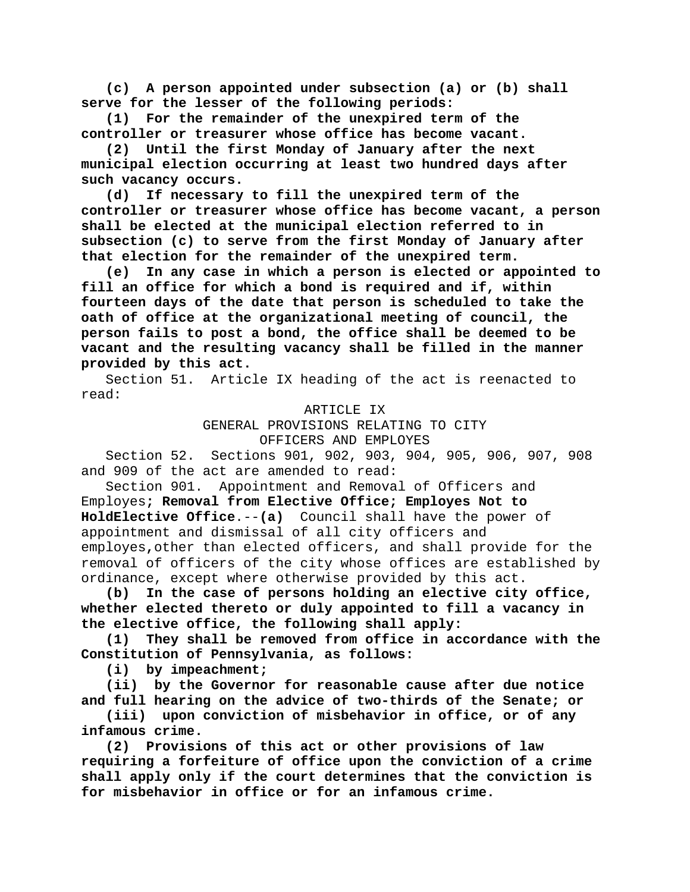**(c) A person appointed under subsection (a) or (b) shall serve for the lesser of the following periods:**

**(1) For the remainder of the unexpired term of the controller or treasurer whose office has become vacant.**

**(2) Until the first Monday of January after the next municipal election occurring at least two hundred days after such vacancy occurs.**

**(d) If necessary to fill the unexpired term of the controller or treasurer whose office has become vacant, a person shall be elected at the municipal election referred to in subsection (c) to serve from the first Monday of January after that election for the remainder of the unexpired term.**

**(e) In any case in which a person is elected or appointed to fill an office for which a bond is required and if, within fourteen days of the date that person is scheduled to take the oath of office at the organizational meeting of council, the person fails to post a bond, the office shall be deemed to be vacant and the resulting vacancy shall be filled in the manner provided by this act.**

Section 51. Article IX heading of the act is reenacted to read:

ARTICLE IX
GENERAL PROVISIONS RELATING TO CITY
OFFICERS AND EMPLOYES

Section 52. Sections 901, 902, 903, 904, 905, 906, 907, 908 and 909 of the act are amended to read:

Section 901. Appointment and Removal of Officers and Employes**; Removal from Elective Office; Employes Not to HoldElective Office**.--**(a)** Council shall have the power of appointment and dismissal of all city officers and employes**,**other than elected officers, and shall provide for the removal of officers of the city whose offices are established by ordinance, except where otherwise provided by this act.

**(b) In the case of persons holding an elective city office, whether elected thereto or duly appointed to fill a vacancy in the elective office, the following shall apply:**

**(1) They shall be removed from office in accordance with the Constitution of Pennsylvania, as follows:**

**(i) by impeachment;**

**(ii) by the Governor for reasonable cause after due notice and full hearing on the advice of two-thirds of the Senate; or**

**(iii) upon conviction of misbehavior in office, or of any infamous crime.**

**(2) Provisions of this act or other provisions of law requiring a forfeiture of office upon the conviction of a crime shall apply only if the court determines that the conviction is for misbehavior in office or for an infamous crime.**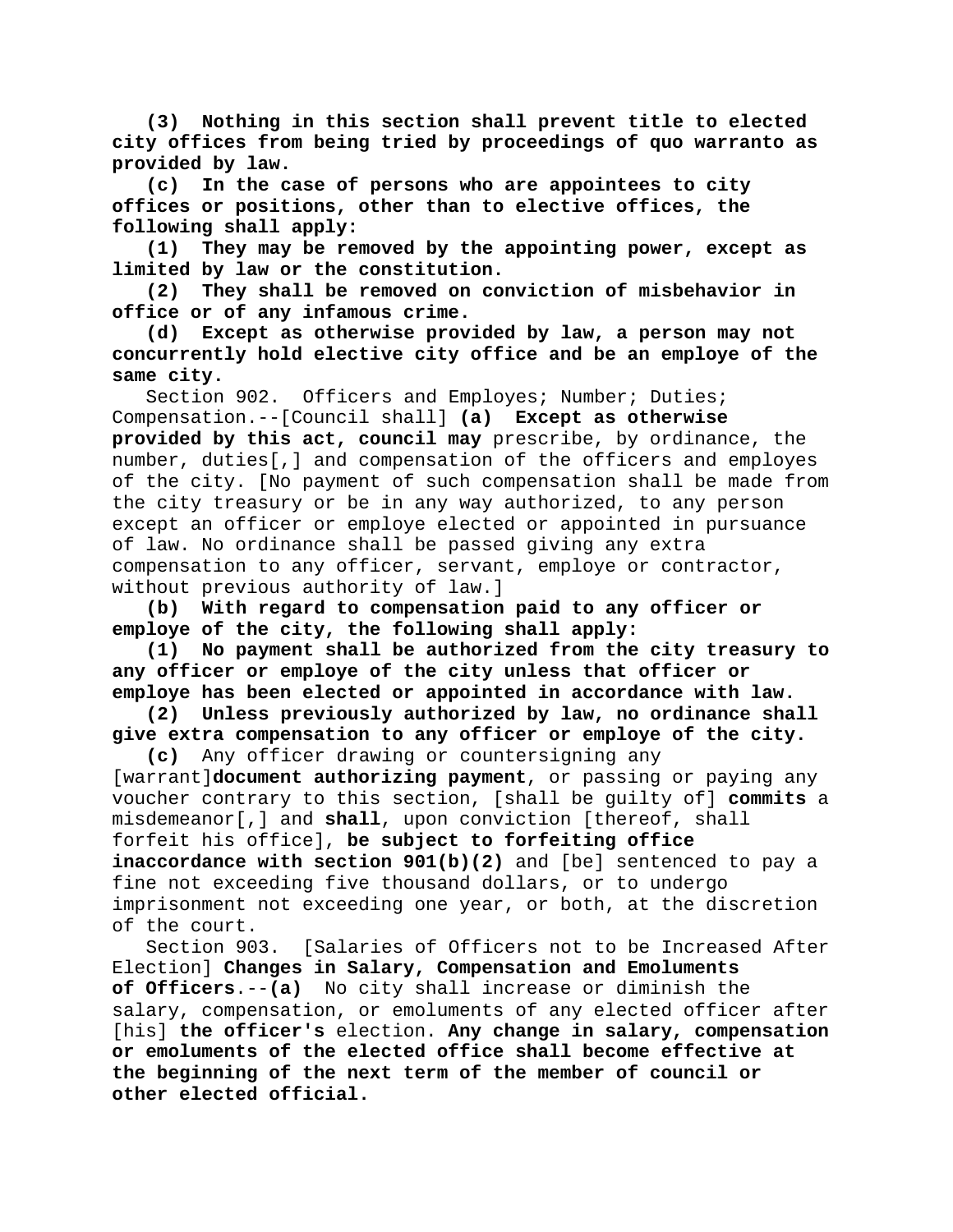**(3) Nothing in this section shall prevent title to elected city offices from being tried by proceedings of quo warranto as provided by law.**

**(c) In the case of persons who are appointees to city offices or positions, other than to elective offices, the following shall apply:**

**(1) They may be removed by the appointing power, except as limited by law or the constitution.**

**(2) They shall be removed on conviction of misbehavior in office or of any infamous crime.**

**(d) Except as otherwise provided by law, a person may not concurrently hold elective city office and be an employe of the same city.**

Section 902. Officers and Employes; Number; Duties; Compensation.--[Council shall] **(a) Except as otherwise provided by this act, council may** prescribe, by ordinance, the number, duties[,] and compensation of the officers and employes of the city. [No payment of such compensation shall be made from the city treasury or be in any way authorized, to any person except an officer or employe elected or appointed in pursuance of law. No ordinance shall be passed giving any extra compensation to any officer, servant, employe or contractor, without previous authority of law.]

**(b) With regard to compensation paid to any officer or employe of the city, the following shall apply:**

**(1) No payment shall be authorized from the city treasury to any officer or employe of the city unless that officer or employe has been elected or appointed in accordance with law.**

**(2) Unless previously authorized by law, no ordinance shall give extra compensation to any officer or employe of the city.**

**(c)** Any officer drawing or countersigning any [warrant]**document authorizing payment**, or passing or paying any voucher contrary to this section, [shall be guilty of] **commits** a misdemeanor[,] and **shall**, upon conviction [thereof, shall forfeit his office], **be subject to forfeiting office inaccordance with section 901(b)(2)** and [be] sentenced to pay a fine not exceeding five thousand dollars, or to undergo imprisonment not exceeding one year, or both, at the discretion of the court.

Section 903. [Salaries of Officers not to be Increased After Election] **Changes in Salary, Compensation and Emoluments of Officers**.--**(a)** No city shall increase or diminish the salary, compensation, or emoluments of any elected officer after [his] **the officer's** election. **Any change in salary, compensation or emoluments of the elected office shall become effective at the beginning of the next term of the member of council or other elected official.**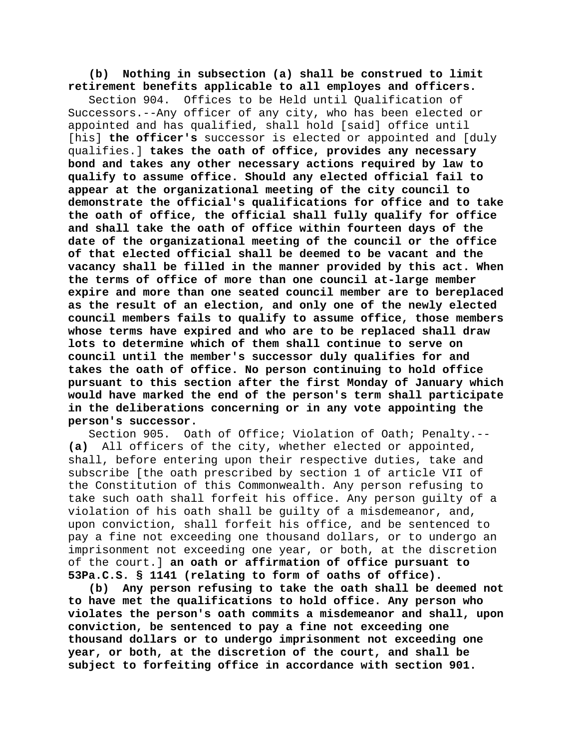**(b) Nothing in subsection (a) shall be construed to limit retirement benefits applicable to all employes and officers.**

Section 904. Offices to be Held until Qualification of Successors.--Any officer of any city, who has been elected or appointed and has qualified, shall hold [said] office until [his] **the officer's** successor is elected or appointed and [duly qualifies.] **takes the oath of office, provides any necessary bond and takes any other necessary actions required by law to qualify to assume office. Should any elected official fail to appear at the organizational meeting of the city council to demonstrate the official's qualifications for office and to take the oath of office, the official shall fully qualify for office and shall take the oath of office within fourteen days of the date of the organizational meeting of the council or the office of that elected official shall be deemed to be vacant and the vacancy shall be filled in the manner provided by this act. When the terms of office of more than one council at-large member expire and more than one seated council member are to bereplaced as the result of an election, and only one of the newly elected council members fails to qualify to assume office, those members whose terms have expired and who are to be replaced shall draw lots to determine which of them shall continue to serve on council until the member's successor duly qualifies for and takes the oath of office. No person continuing to hold office pursuant to this section after the first Monday of January which would have marked the end of the person's term shall participate in the deliberations concerning or in any vote appointing the person's successor.**

Section 905. Oath of Office; Violation of Oath; Penalty.--**(a)** All officers of the city, whether elected or appointed, shall, before entering upon their respective duties, take and subscribe [the oath prescribed by section 1 of article VII of the Constitution of this Commonwealth. Any person refusing to take such oath shall forfeit his office. Any person guilty of a violation of his oath shall be guilty of a misdemeanor, and, upon conviction, shall forfeit his office, and be sentenced to pay a fine not exceeding one thousand dollars, or to undergo an imprisonment not exceeding one year, or both, at the discretion of the court.] **an oath or affirmation of office pursuant to 53Pa.C.S. § 1141 (relating to form of oaths of office).**

**(b) Any person refusing to take the oath shall be deemed not to have met the qualifications to hold office. Any person who violates the person's oath commits a misdemeanor and shall, upon conviction, be sentenced to pay a fine not exceeding one thousand dollars or to undergo imprisonment not exceeding one year, or both, at the discretion of the court, and shall be subject to forfeiting office in accordance with section 901.**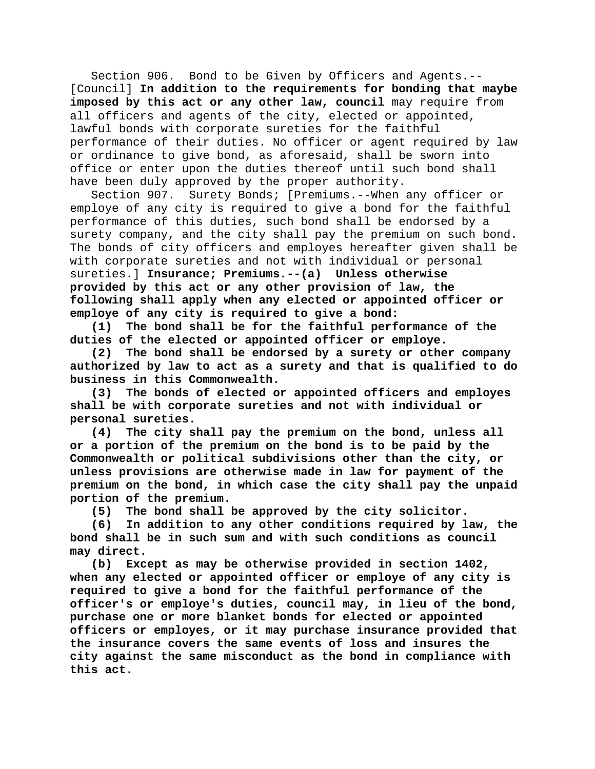Section 906. Bond to be Given by Officers and Agents.--[Council] **In addition to the requirements for bonding that maybe imposed by this act or any other law, council** may require from all officers and agents of the city, elected or appointed, lawful bonds with corporate sureties for the faithful performance of their duties. No officer or agent required by law or ordinance to give bond, as aforesaid, shall be sworn into office or enter upon the duties thereof until such bond shall have been duly approved by the proper authority.

Section 907. Surety Bonds; [Premiums.--When any officer or employe of any city is required to give a bond for the faithful performance of this duties, such bond shall be endorsed by a surety company, and the city shall pay the premium on such bond. The bonds of city officers and employes hereafter given shall be with corporate sureties and not with individual or personal sureties.] **Insurance; Premiums.--(a) Unless otherwise provided by this act or any other provision of law, the following shall apply when any elected or appointed officer or employe of any city is required to give a bond:**

**(1) The bond shall be for the faithful performance of the duties of the elected or appointed officer or employe.**

**(2) The bond shall be endorsed by a surety or other company authorized by law to act as a surety and that is qualified to do business in this Commonwealth.**

**(3) The bonds of elected or appointed officers and employes shall be with corporate sureties and not with individual or personal sureties.**

**(4) The city shall pay the premium on the bond, unless all or a portion of the premium on the bond is to be paid by the Commonwealth or political subdivisions other than the city, or unless provisions are otherwise made in law for payment of the premium on the bond, in which case the city shall pay the unpaid portion of the premium.**

**(5) The bond shall be approved by the city solicitor.**

**(6) In addition to any other conditions required by law, the bond shall be in such sum and with such conditions as council may direct.**

**(b) Except as may be otherwise provided in section 1402, when any elected or appointed officer or employe of any city is required to give a bond for the faithful performance of the officer's or employe's duties, council may, in lieu of the bond, purchase one or more blanket bonds for elected or appointed officers or employes, or it may purchase insurance provided that the insurance covers the same events of loss and insures the city against the same misconduct as the bond in compliance with this act.**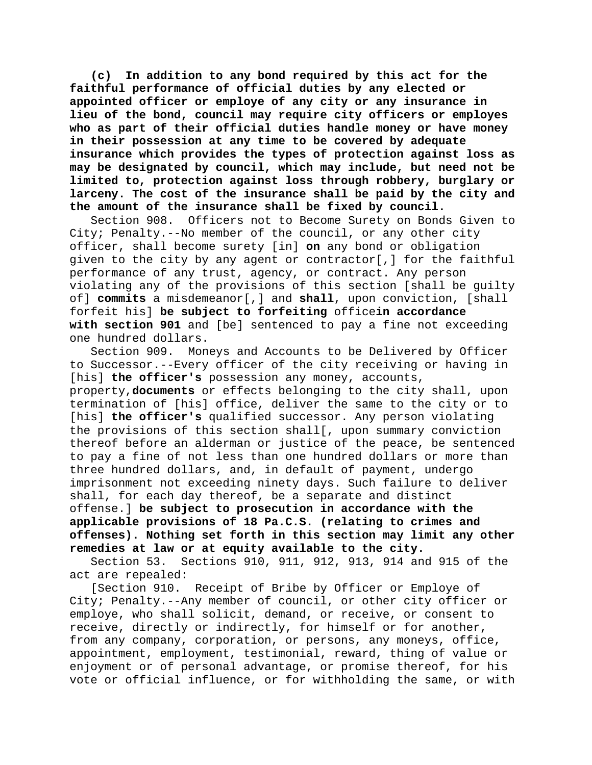**(c) In addition to any bond required by this act for the faithful performance of official duties by any elected or appointed officer or employe of any city or any insurance in lieu of the bond, council may require city officers or employes who as part of their official duties handle money or have money in their possession at any time to be covered by adequate insurance which provides the types of protection against loss as may be designated by council, which may include, but need not be limited to, protection against loss through robbery, burglary or larceny. The cost of the insurance shall be paid by the city and the amount of the insurance shall be fixed by council.**

Section 908. Officers not to Become Surety on Bonds Given to City; Penalty.--No member of the council, or any other city officer, shall become surety [in] **on** any bond or obligation given to the city by any agent or contractor[,] for the faithful performance of any trust, agency, or contract. Any person violating any of the provisions of this section [shall be guilty of] **commits** a misdemeanor[,] and **shall**, upon conviction, [shall forfeit his] **be subject to forfeiting** office**in accordance with section 901** and [be] sentenced to pay a fine not exceeding one hundred dollars.

Section 909. Moneys and Accounts to be Delivered by Officer to Successor.--Every officer of the city receiving or having in [his] **the officer's** possession any money, accounts, property,**documents** or effects belonging to the city shall, upon termination of [his] office, deliver the same to the city or to [his] **the officer's** qualified successor. Any person violating the provisions of this section shall[, upon summary conviction thereof before an alderman or justice of the peace, be sentenced to pay a fine of not less than one hundred dollars or more than three hundred dollars, and, in default of payment, undergo imprisonment not exceeding ninety days. Such failure to deliver shall, for each day thereof, be a separate and distinct offense.] **be subject to prosecution in accordance with the applicable provisions of 18 Pa.C.S. (relating to crimes and offenses). Nothing set forth in this section may limit any other remedies at law or at equity available to the city.**

Section 53. Sections 910, 911, 912, 913, 914 and 915 of the act are repealed:

[Section 910. Receipt of Bribe by Officer or Employe of City; Penalty.--Any member of council, or other city officer or employe, who shall solicit, demand, or receive, or consent to receive, directly or indirectly, for himself or for another, from any company, corporation, or persons, any moneys, office, appointment, employment, testimonial, reward, thing of value or enjoyment or of personal advantage, or promise thereof, for his vote or official influence, or for withholding the same, or with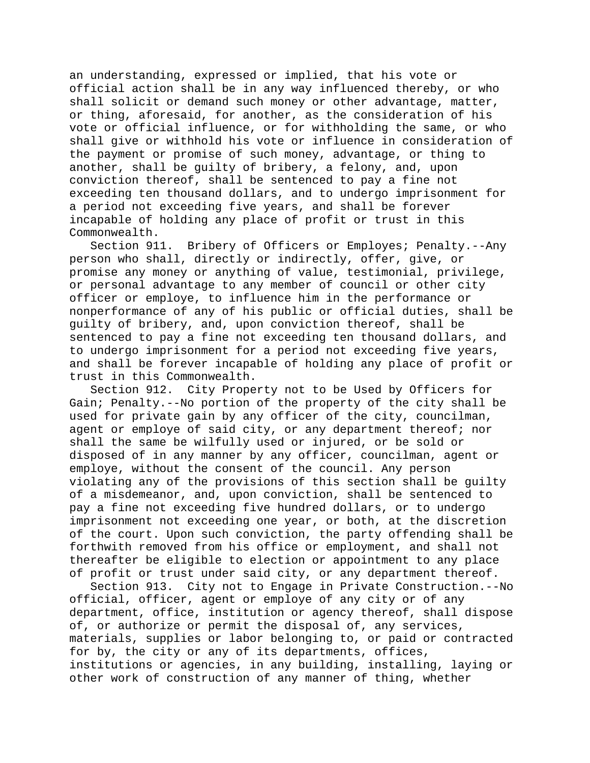an understanding, expressed or implied, that his vote or official action shall be in any way influenced thereby, or who shall solicit or demand such money or other advantage, matter, or thing, aforesaid, for another, as the consideration of his vote or official influence, or for withholding the same, or who shall give or withhold his vote or influence in consideration of the payment or promise of such money, advantage, or thing to another, shall be guilty of bribery, a felony, and, upon conviction thereof, shall be sentenced to pay a fine not exceeding ten thousand dollars, and to undergo imprisonment for a period not exceeding five years, and shall be forever incapable of holding any place of profit or trust in this Commonwealth.

Section 911. Bribery of Officers or Employes; Penalty.--Any person who shall, directly or indirectly, offer, give, or promise any money or anything of value, testimonial, privilege, or personal advantage to any member of council or other city officer or employe, to influence him in the performance or nonperformance of any of his public or official duties, shall be guilty of bribery, and, upon conviction thereof, shall be sentenced to pay a fine not exceeding ten thousand dollars, and to undergo imprisonment for a period not exceeding five years, and shall be forever incapable of holding any place of profit or trust in this Commonwealth.

Section 912. City Property not to be Used by Officers for Gain; Penalty.--No portion of the property of the city shall be used for private gain by any officer of the city, councilman, agent or employe of said city, or any department thereof; nor shall the same be wilfully used or injured, or be sold or disposed of in any manner by any officer, councilman, agent or employe, without the consent of the council. Any person violating any of the provisions of this section shall be guilty of a misdemeanor, and, upon conviction, shall be sentenced to pay a fine not exceeding five hundred dollars, or to undergo imprisonment not exceeding one year, or both, at the discretion of the court. Upon such conviction, the party offending shall be forthwith removed from his office or employment, and shall not thereafter be eligible to election or appointment to any place of profit or trust under said city, or any department thereof.

Section 913. City not to Engage in Private Construction.--No official, officer, agent or employe of any city or of any department, office, institution or agency thereof, shall dispose of, or authorize or permit the disposal of, any services, materials, supplies or labor belonging to, or paid or contracted for by, the city or any of its departments, offices, institutions or agencies, in any building, installing, laying or other work of construction of any manner of thing, whether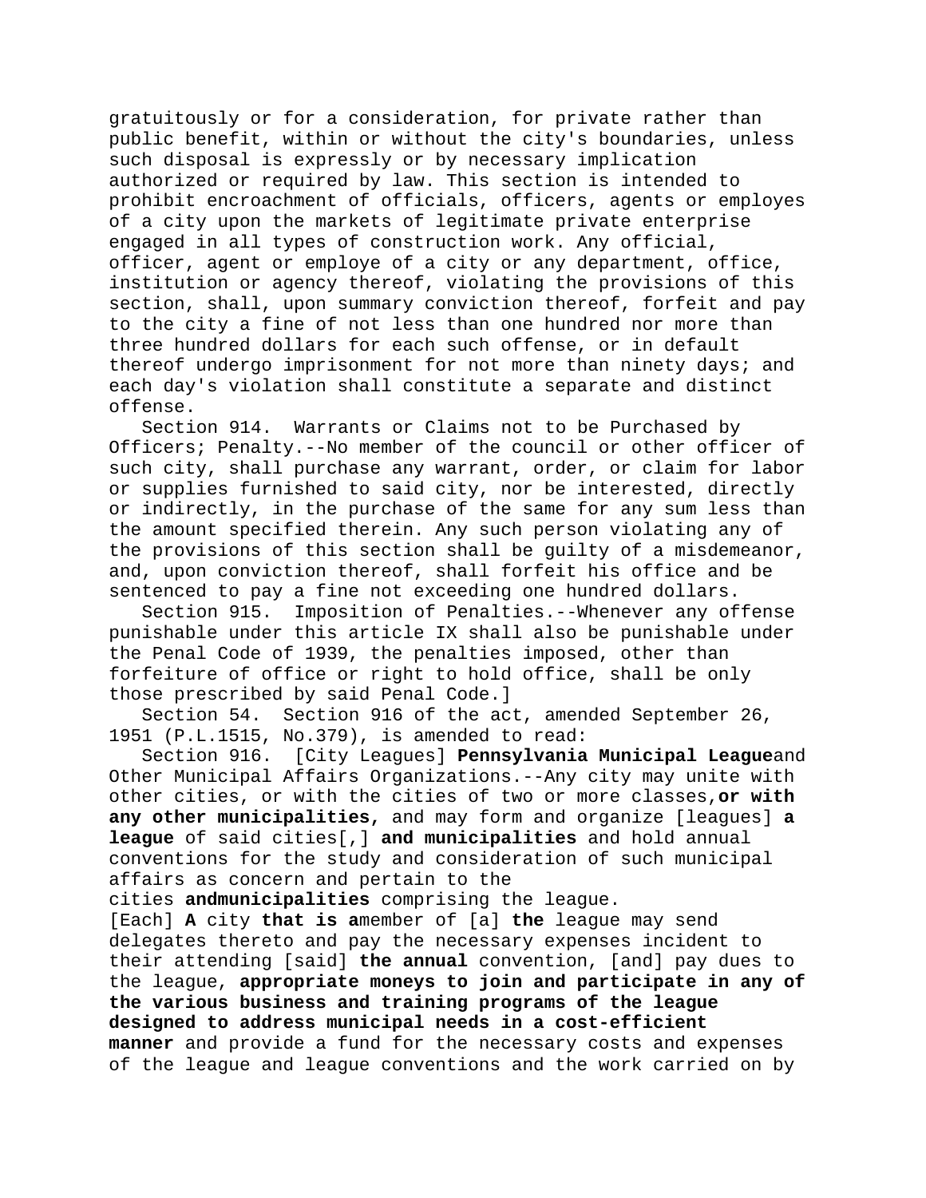gratuitously or for a consideration, for private rather than public benefit, within or without the city's boundaries, unless such disposal is expressly or by necessary implication authorized or required by law. This section is intended to prohibit encroachment of officials, officers, agents or employes of a city upon the markets of legitimate private enterprise engaged in all types of construction work. Any official, officer, agent or employe of a city or any department, office, institution or agency thereof, violating the provisions of this section, shall, upon summary conviction thereof, forfeit and pay to the city a fine of not less than one hundred nor more than three hundred dollars for each such offense, or in default thereof undergo imprisonment for not more than ninety days; and each day's violation shall constitute a separate and distinct offense.

Section 914. Warrants or Claims not to be Purchased by Officers; Penalty.--No member of the council or other officer of such city, shall purchase any warrant, order, or claim for labor or supplies furnished to said city, nor be interested, directly or indirectly, in the purchase of the same for any sum less than the amount specified therein. Any such person violating any of the provisions of this section shall be guilty of a misdemeanor, and, upon conviction thereof, shall forfeit his office and be sentenced to pay a fine not exceeding one hundred dollars.

Section 915. Imposition of Penalties.--Whenever any offense punishable under this article IX shall also be punishable under the Penal Code of 1939, the penalties imposed, other than forfeiture of office or right to hold office, shall be only those prescribed by said Penal Code.]

Section 54. Section 916 of the act, amended September 26, 1951 (P.L.1515, No.379), is amended to read:

Section 916. [City Leagues] **Pennsylvania Municipal League** and Other Municipal Affairs Organizations.--Any city may unite with other cities, or with the cities of two or more classes, **or with any other municipalities,** and may form and organize [leagues] **a league** of said cities[,] **and municipalities** and hold annual conventions for the study and consideration of such municipal affairs as concern and pertain to the cities **and municipalities** comprising the league. [Each] **A** city **that is a** member of [a] **the** league may send delegates thereto and pay the necessary expenses incident to their attending [said] **the annual** convention, [and] pay dues to the league, **appropriate moneys to join and participate in any of the various business and training programs of the league designed to address municipal needs in a cost-efficient manner** and provide a fund for the necessary costs and expenses of the league and league conventions and the work carried on by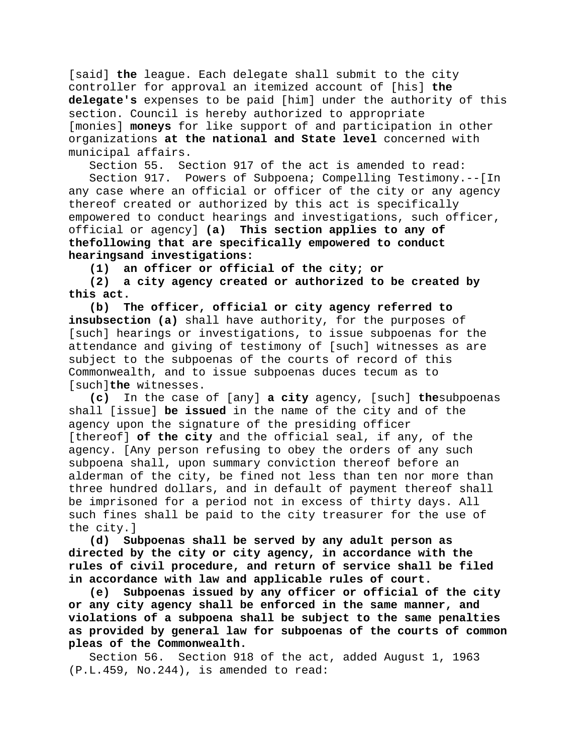[said] **the** league. Each delegate shall submit to the city controller for approval an itemized account of [his] **the delegate's** expenses to be paid [him] under the authority of this section. Council is hereby authorized to appropriate [monies] **moneys** for like support of and participation in other organizations **at the national and State level** concerned with municipal affairs.

Section 55. Section 917 of the act is amended to read:

Section 917. Powers of Subpoena; Compelling Testimony.--[In any case where an official or officer of the city or any agency thereof created or authorized by this act is specifically empowered to conduct hearings and investigations, such officer, official or agency] **(a) This section applies to any of thefollowing that are specifically empowered to conduct hearingsand investigations:**

**(1) an officer or official of the city; or**

**(2) a city agency created or authorized to be created by this act.**

**(b) The officer, official or city agency referred to insubsection (a)** shall have authority, for the purposes of [such] hearings or investigations, to issue subpoenas for the attendance and giving of testimony of [such] witnesses as are subject to the subpoenas of the courts of record of this Commonwealth, and to issue subpoenas duces tecum as to [such]**the** witnesses.

**(c)** In the case of [any] **a city** agency, [such] **the**subpoenas shall [issue] **be issued** in the name of the city and of the agency upon the signature of the presiding officer [thereof] **of the city** and the official seal, if any, of the agency. [Any person refusing to obey the orders of any such subpoena shall, upon summary conviction thereof before an alderman of the city, be fined not less than ten nor more than three hundred dollars, and in default of payment thereof shall be imprisoned for a period not in excess of thirty days. All such fines shall be paid to the city treasurer for the use of the city.]

**(d) Subpoenas shall be served by any adult person as directed by the city or city agency, in accordance with the rules of civil procedure, and return of service shall be filed in accordance with law and applicable rules of court.**

**(e) Subpoenas issued by any officer or official of the city or any city agency shall be enforced in the same manner, and violations of a subpoena shall be subject to the same penalties as provided by general law for subpoenas of the courts of common pleas of the Commonwealth.**

Section 56. Section 918 of the act, added August 1, 1963 (P.L.459, No.244), is amended to read: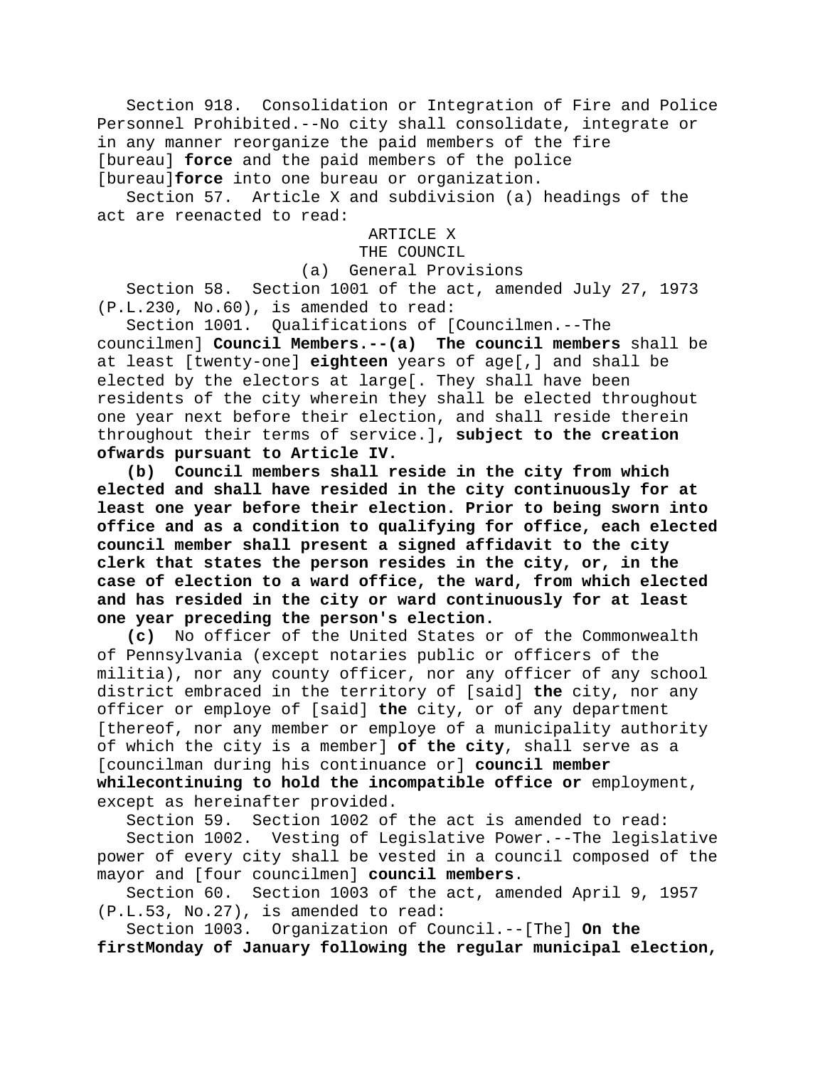Section 918. Consolidation or Integration of Fire and Police Personnel Prohibited.--No city shall consolidate, integrate or in any manner reorganize the paid members of the fire [bureau] **force** and the paid members of the police [bureau]**force** into one bureau or organization.

Section 57. Article X and subdivision (a) headings of the act are reenacted to read:

ARTICLE X

THE COUNCIL

(a) General Provisions

Section 58. Section 1001 of the act, amended July 27, 1973 (P.L.230, No.60), is amended to read:

Section 1001. Qualifications of [Councilmen.--The councilmen] **Council Members.--(a) The council members** shall be at least [twenty-one] **eighteen** years of age[,] and shall be elected by the electors at large[. They shall have been residents of the city wherein they shall be elected throughout one year next before their election, and shall reside therein throughout their terms of service.]**, subject to the creation ofwards pursuant to Article IV.**

**(b) Council members shall reside in the city from which elected and shall have resided in the city continuously for at least one year before their election. Prior to being sworn into office and as a condition to qualifying for office, each elected council member shall present a signed affidavit to the city clerk that states the person resides in the city, or, in the case of election to a ward office, the ward, from which elected and has resided in the city or ward continuously for at least one year preceding the person's election.**

**(c)** No officer of the United States or of the Commonwealth of Pennsylvania (except notaries public or officers of the militia), nor any county officer, nor any officer of any school district embraced in the territory of [said] **the** city, nor any officer or employe of [said] **the** city, or of any department [thereof, nor any member or employe of a municipality authority of which the city is a member] **of the city**, shall serve as a [councilman during his continuance or] **council member whilecontinuing to hold the incompatible office or** employment, except as hereinafter provided.

Section 59. Section 1002 of the act is amended to read:

Section 1002. Vesting of Legislative Power.--The legislative power of every city shall be vested in a council composed of the mayor and [four councilmen] **council members**.

Section 60. Section 1003 of the act, amended April 9, 1957 (P.L.53, No.27), is amended to read:

Section 1003. Organization of Council.--[The] **On the firstMonday of January following the regular municipal election,**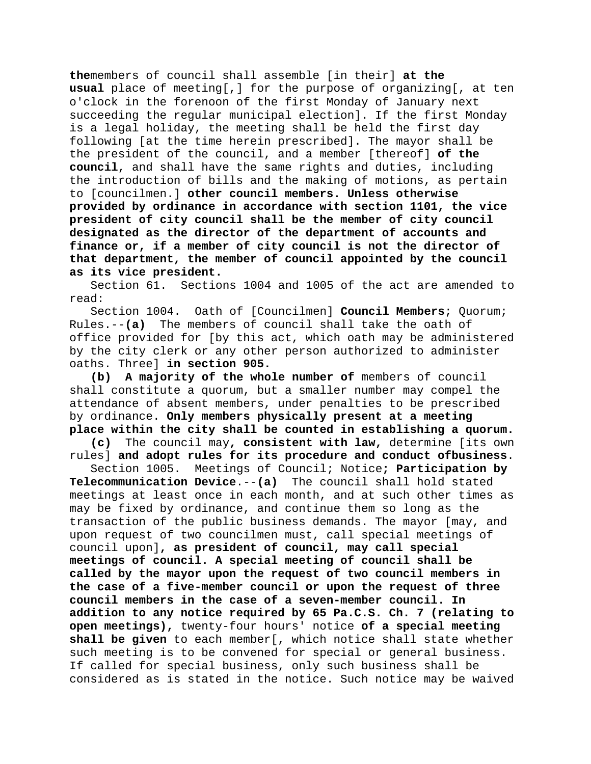**the**members of council shall assemble [in their] **at the usual** place of meeting[,] for the purpose of organizing[, at ten o'clock in the forenoon of the first Monday of January next succeeding the regular municipal election]. If the first Monday is a legal holiday, the meeting shall be held the first day following [at the time herein prescribed]. The mayor shall be the president of the council, and a member [thereof] **of the council**, and shall have the same rights and duties, including the introduction of bills and the making of motions, as pertain to [councilmen.] **other council members. Unless otherwise provided by ordinance in accordance with section 1101, the vice president of city council shall be the member of city council designated as the director of the department of accounts and finance or, if a member of city council is not the director of that department, the member of council appointed by the council as its vice president.**

Section 61. Sections 1004 and 1005 of the act are amended to read:

Section 1004. Oath of [Councilmen] **Council Members**; Quorum; Rules.--**(a)** The members of council shall take the oath of office provided for [by this act, which oath may be administered by the city clerk or any other person authorized to administer oaths. Three] **in section 905.**

**(b) A majority of the whole number of** members of council shall constitute a quorum, but a smaller number may compel the attendance of absent members, under penalties to be prescribed by ordinance. **Only members physically present at a meeting place within the city shall be counted in establishing a quorum.**

**(c)** The council may**, consistent with law,** determine [its own rules] **and adopt rules for its procedure and conduct ofbusiness**.

Section 1005. Meetings of Council; Notice**; Participation by Telecommunication Device**.--**(a)** The council shall hold stated meetings at least once in each month, and at such other times as may be fixed by ordinance, and continue them so long as the transaction of the public business demands. The mayor [may, and upon request of two councilmen must, call special meetings of council upon]**, as president of council, may call special meetings of council. A special meeting of council shall be called by the mayor upon the request of two council members in the case of a five-member council or upon the request of three council members in the case of a seven-member council. In addition to any notice required by 65 Pa.C.S. Ch. 7 (relating to open meetings),** twenty-four hours' notice **of a special meeting shall be given** to each member[, which notice shall state whether such meeting is to be convened for special or general business. If called for special business, only such business shall be considered as is stated in the notice. Such notice may be waived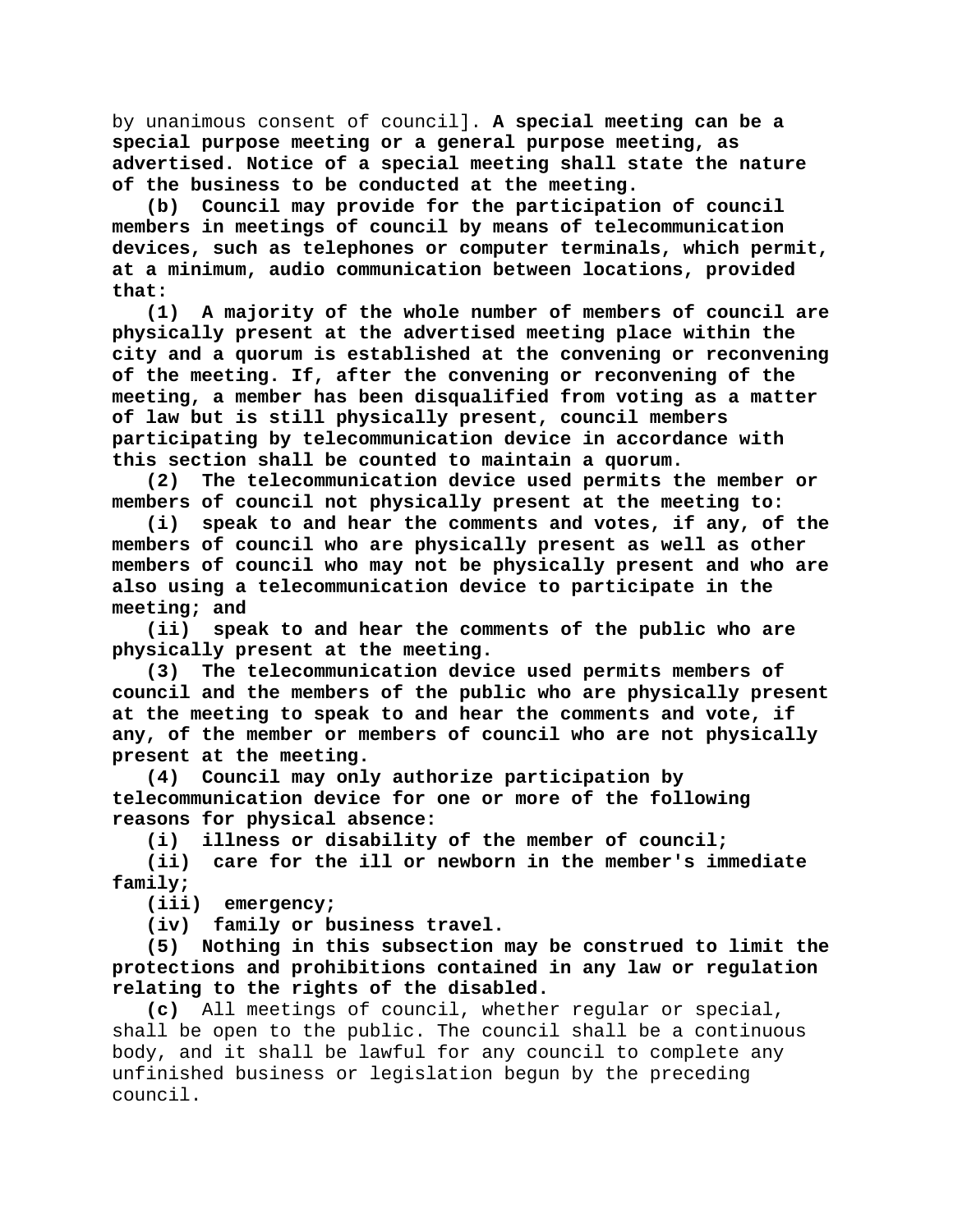by unanimous consent of council]. **A special meeting can be a special purpose meeting or a general purpose meeting, as advertised. Notice of a special meeting shall state the nature of the business to be conducted at the meeting.**

**(b) Council may provide for the participation of council members in meetings of council by means of telecommunication devices, such as telephones or computer terminals, which permit, at a minimum, audio communication between locations, provided that:**

**(1) A majority of the whole number of members of council are physically present at the advertised meeting place within the city and a quorum is established at the convening or reconvening of the meeting. If, after the convening or reconvening of the meeting, a member has been disqualified from voting as a matter of law but is still physically present, council members participating by telecommunication device in accordance with this section shall be counted to maintain a quorum.**

**(2) The telecommunication device used permits the member or members of council not physically present at the meeting to:**

**(i) speak to and hear the comments and votes, if any, of the members of council who are physically present as well as other members of council who may not be physically present and who are also using a telecommunication device to participate in the meeting; and**

**(ii) speak to and hear the comments of the public who are physically present at the meeting.**

**(3) The telecommunication device used permits members of council and the members of the public who are physically present at the meeting to speak to and hear the comments and vote, if any, of the member or members of council who are not physically present at the meeting.**

**(4) Council may only authorize participation by telecommunication device for one or more of the following reasons for physical absence:**

**(i) illness or disability of the member of council;**

**(ii) care for the ill or newborn in the member's immediate family;**

**(iii) emergency;**

**(iv) family or business travel.**

**(5) Nothing in this subsection may be construed to limit the protections and prohibitions contained in any law or regulation relating to the rights of the disabled.**

**(c)** All meetings of council, whether regular or special, shall be open to the public. The council shall be a continuous body, and it shall be lawful for any council to complete any unfinished business or legislation begun by the preceding council.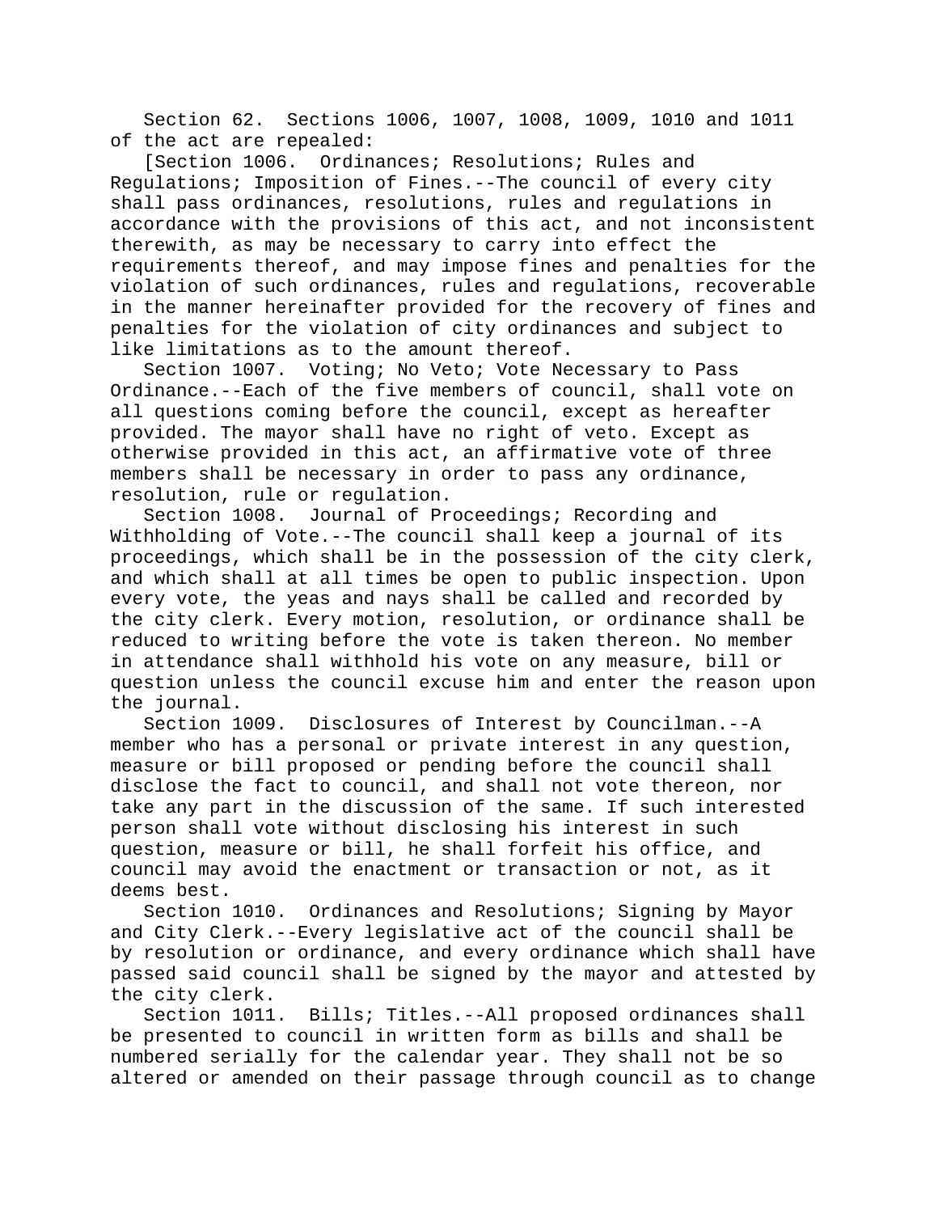Section 62. Sections 1006, 1007, 1008, 1009, 1010 and 1011 of the act are repealed:

[Section 1006. Ordinances; Resolutions; Rules and Regulations; Imposition of Fines.--The council of every city shall pass ordinances, resolutions, rules and regulations in accordance with the provisions of this act, and not inconsistent therewith, as may be necessary to carry into effect the requirements thereof, and may impose fines and penalties for the violation of such ordinances, rules and regulations, recoverable in the manner hereinafter provided for the recovery of fines and penalties for the violation of city ordinances and subject to like limitations as to the amount thereof.

Section 1007. Voting; No Veto; Vote Necessary to Pass Ordinance.--Each of the five members of council, shall vote on all questions coming before the council, except as hereafter provided. The mayor shall have no right of veto. Except as otherwise provided in this act, an affirmative vote of three members shall be necessary in order to pass any ordinance, resolution, rule or regulation.

Section 1008. Journal of Proceedings; Recording and Withholding of Vote.--The council shall keep a journal of its proceedings, which shall be in the possession of the city clerk, and which shall at all times be open to public inspection. Upon every vote, the yeas and nays shall be called and recorded by the city clerk. Every motion, resolution, or ordinance shall be reduced to writing before the vote is taken thereon. No member in attendance shall withhold his vote on any measure, bill or question unless the council excuse him and enter the reason upon the journal.

Section 1009. Disclosures of Interest by Councilman.--A member who has a personal or private interest in any question, measure or bill proposed or pending before the council shall disclose the fact to council, and shall not vote thereon, nor take any part in the discussion of the same. If such interested person shall vote without disclosing his interest in such question, measure or bill, he shall forfeit his office, and council may avoid the enactment or transaction or not, as it deems best.

Section 1010. Ordinances and Resolutions; Signing by Mayor and City Clerk.--Every legislative act of the council shall be by resolution or ordinance, and every ordinance which shall have passed said council shall be signed by the mayor and attested by the city clerk.

Section 1011. Bills; Titles.--All proposed ordinances shall be presented to council in written form as bills and shall be numbered serially for the calendar year. They shall not be so altered or amended on their passage through council as to change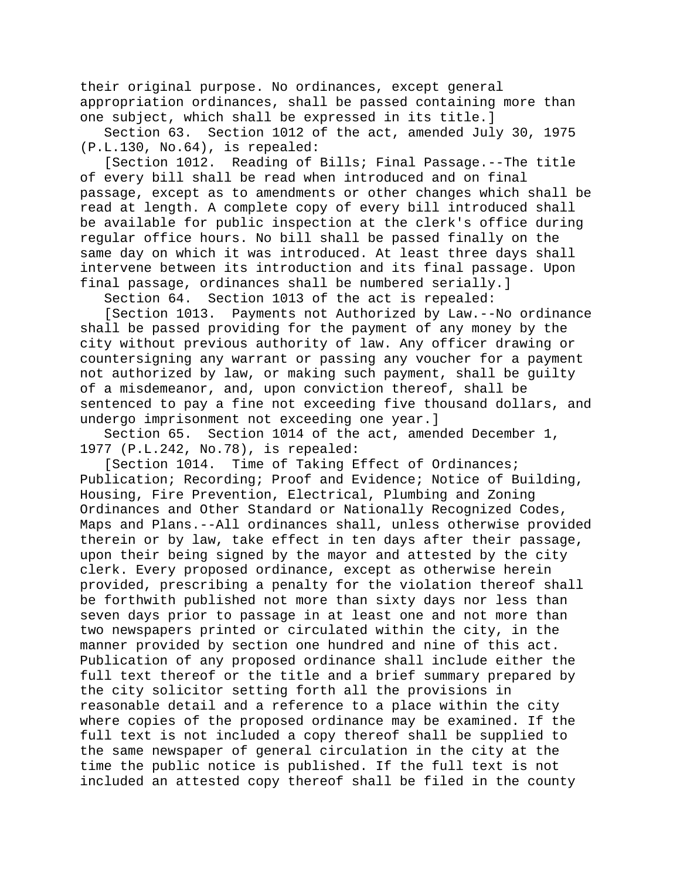their original purpose. No ordinances, except general appropriation ordinances, shall be passed containing more than one subject, which shall be expressed in its title.]

Section 63. Section 1012 of the act, amended July 30, 1975 (P.L.130, No.64), is repealed:

[Section 1012. Reading of Bills; Final Passage.--The title of every bill shall be read when introduced and on final passage, except as to amendments or other changes which shall be read at length. A complete copy of every bill introduced shall be available for public inspection at the clerk's office during regular office hours. No bill shall be passed finally on the same day on which it was introduced. At least three days shall intervene between its introduction and its final passage. Upon final passage, ordinances shall be numbered serially.]

Section 64. Section 1013 of the act is repealed:

[Section 1013. Payments not Authorized by Law.--No ordinance shall be passed providing for the payment of any money by the city without previous authority of law. Any officer drawing or countersigning any warrant or passing any voucher for a payment not authorized by law, or making such payment, shall be guilty of a misdemeanor, and, upon conviction thereof, shall be sentenced to pay a fine not exceeding five thousand dollars, and undergo imprisonment not exceeding one year.]

Section 65. Section 1014 of the act, amended December 1, 1977 (P.L.242, No.78), is repealed:

[Section 1014. Time of Taking Effect of Ordinances; Publication; Recording; Proof and Evidence; Notice of Building, Housing, Fire Prevention, Electrical, Plumbing and Zoning Ordinances and Other Standard or Nationally Recognized Codes, Maps and Plans.--All ordinances shall, unless otherwise provided therein or by law, take effect in ten days after their passage, upon their being signed by the mayor and attested by the city clerk. Every proposed ordinance, except as otherwise herein provided, prescribing a penalty for the violation thereof shall be forthwith published not more than sixty days nor less than seven days prior to passage in at least one and not more than two newspapers printed or circulated within the city, in the manner provided by section one hundred and nine of this act. Publication of any proposed ordinance shall include either the full text thereof or the title and a brief summary prepared by the city solicitor setting forth all the provisions in reasonable detail and a reference to a place within the city where copies of the proposed ordinance may be examined. If the full text is not included a copy thereof shall be supplied to the same newspaper of general circulation in the city at the time the public notice is published. If the full text is not included an attested copy thereof shall be filed in the county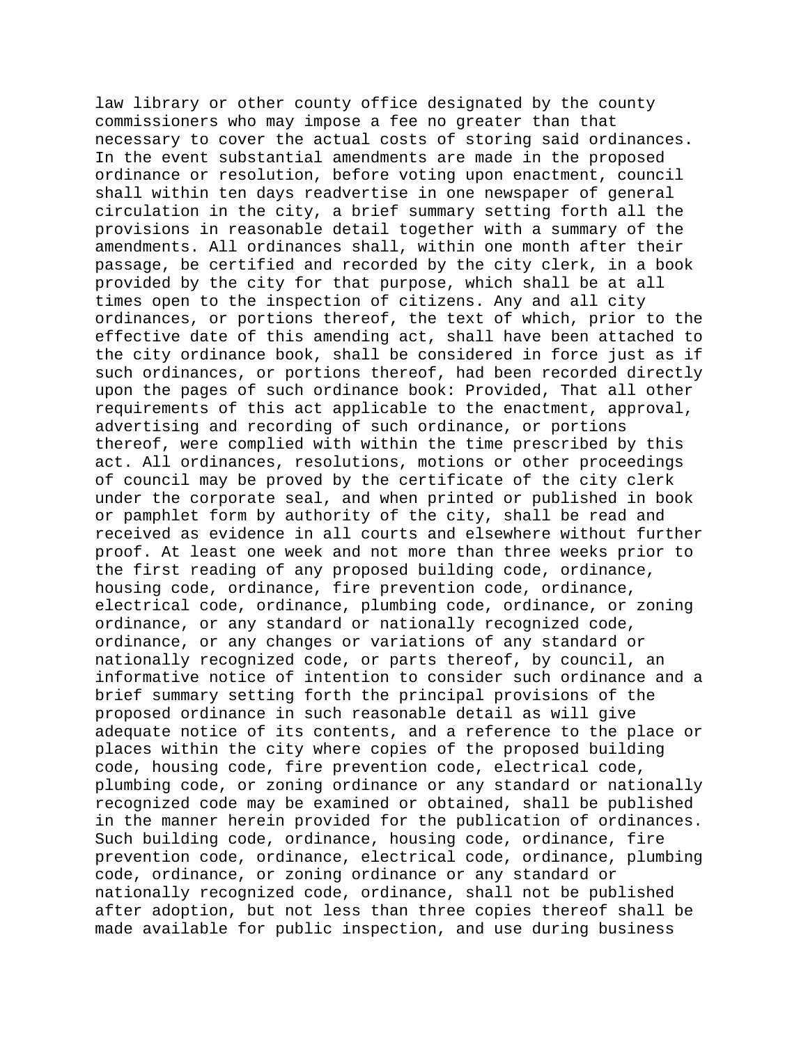law library or other county office designated by the county commissioners who may impose a fee no greater than that necessary to cover the actual costs of storing said ordinances. In the event substantial amendments are made in the proposed ordinance or resolution, before voting upon enactment, council shall within ten days readvertise in one newspaper of general circulation in the city, a brief summary setting forth all the provisions in reasonable detail together with a summary of the amendments. All ordinances shall, within one month after their passage, be certified and recorded by the city clerk, in a book provided by the city for that purpose, which shall be at all times open to the inspection of citizens. Any and all city ordinances, or portions thereof, the text of which, prior to the effective date of this amending act, shall have been attached to the city ordinance book, shall be considered in force just as if such ordinances, or portions thereof, had been recorded directly upon the pages of such ordinance book: Provided, That all other requirements of this act applicable to the enactment, approval, advertising and recording of such ordinance, or portions thereof, were complied with within the time prescribed by this act. All ordinances, resolutions, motions or other proceedings of council may be proved by the certificate of the city clerk under the corporate seal, and when printed or published in book or pamphlet form by authority of the city, shall be read and received as evidence in all courts and elsewhere without further proof. At least one week and not more than three weeks prior to the first reading of any proposed building code, ordinance, housing code, ordinance, fire prevention code, ordinance, electrical code, ordinance, plumbing code, ordinance, or zoning ordinance, or any standard or nationally recognized code, ordinance, or any changes or variations of any standard or nationally recognized code, or parts thereof, by council, an informative notice of intention to consider such ordinance and a brief summary setting forth the principal provisions of the proposed ordinance in such reasonable detail as will give adequate notice of its contents, and a reference to the place or places within the city where copies of the proposed building code, housing code, fire prevention code, electrical code, plumbing code, or zoning ordinance or any standard or nationally recognized code may be examined or obtained, shall be published in the manner herein provided for the publication of ordinances. Such building code, ordinance, housing code, ordinance, fire prevention code, ordinance, electrical code, ordinance, plumbing code, ordinance, or zoning ordinance or any standard or nationally recognized code, ordinance, shall not be published after adoption, but not less than three copies thereof shall be made available for public inspection, and use during business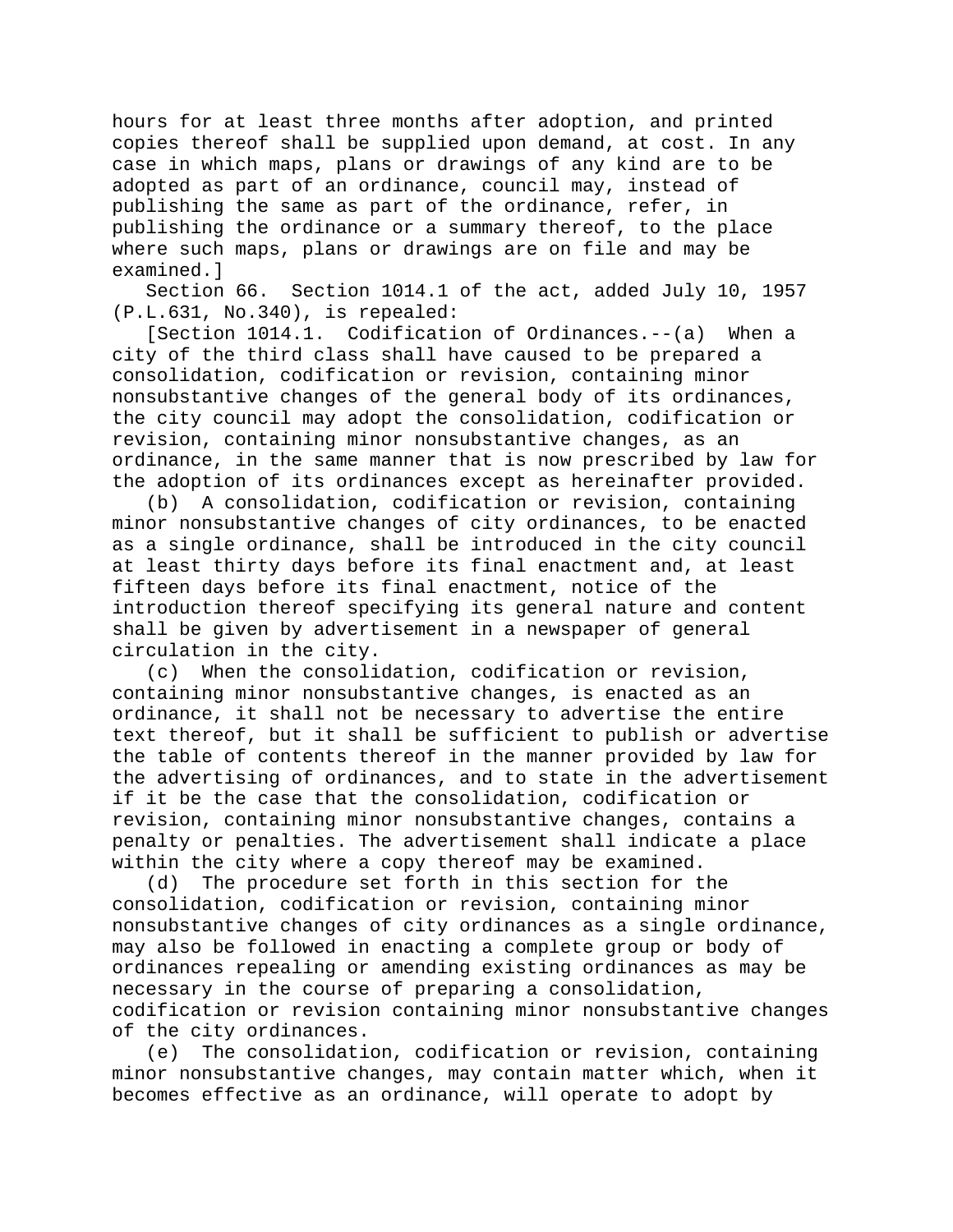hours for at least three months after adoption, and printed copies thereof shall be supplied upon demand, at cost. In any case in which maps, plans or drawings of any kind are to be adopted as part of an ordinance, council may, instead of publishing the same as part of the ordinance, refer, in publishing the ordinance or a summary thereof, to the place where such maps, plans or drawings are on file and may be examined.]

Section 66. Section 1014.1 of the act, added July 10, 1957 (P.L.631, No.340), is repealed:

[Section 1014.1. Codification of Ordinances.--(a) When a city of the third class shall have caused to be prepared a consolidation, codification or revision, containing minor nonsubstantive changes of the general body of its ordinances, the city council may adopt the consolidation, codification or revision, containing minor nonsubstantive changes, as an ordinance, in the same manner that is now prescribed by law for the adoption of its ordinances except as hereinafter provided.

(b) A consolidation, codification or revision, containing minor nonsubstantive changes of city ordinances, to be enacted as a single ordinance, shall be introduced in the city council at least thirty days before its final enactment and, at least fifteen days before its final enactment, notice of the introduction thereof specifying its general nature and content shall be given by advertisement in a newspaper of general circulation in the city.

(c) When the consolidation, codification or revision, containing minor nonsubstantive changes, is enacted as an ordinance, it shall not be necessary to advertise the entire text thereof, but it shall be sufficient to publish or advertise the table of contents thereof in the manner provided by law for the advertising of ordinances, and to state in the advertisement if it be the case that the consolidation, codification or revision, containing minor nonsubstantive changes, contains a penalty or penalties. The advertisement shall indicate a place within the city where a copy thereof may be examined.

(d) The procedure set forth in this section for the consolidation, codification or revision, containing minor nonsubstantive changes of city ordinances as a single ordinance, may also be followed in enacting a complete group or body of ordinances repealing or amending existing ordinances as may be necessary in the course of preparing a consolidation, codification or revision containing minor nonsubstantive changes of the city ordinances.

(e) The consolidation, codification or revision, containing minor nonsubstantive changes, may contain matter which, when it becomes effective as an ordinance, will operate to adopt by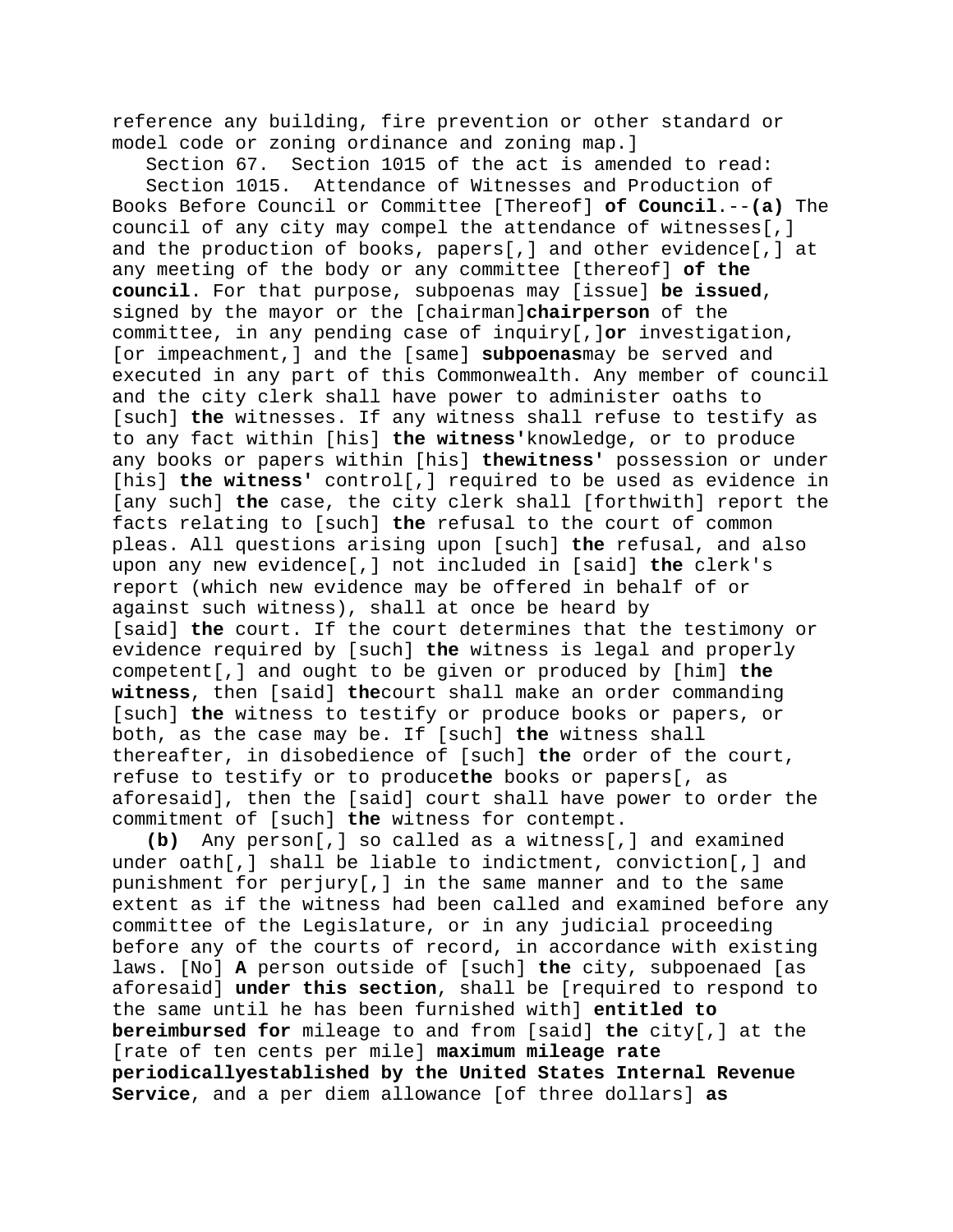reference any building, fire prevention or other standard or model code or zoning ordinance and zoning map.]

Section 67. Section 1015 of the act is amended to read:

Section 1015. Attendance of Witnesses and Production of Books Before Council or Committee [Thereof] **of Council**.--**(a)** The council of any city may compel the attendance of witnesses[,] and the production of books, papers[,] and other evidence[,] at any meeting of the body or any committee [thereof] **of the council**. For that purpose, subpoenas may [issue] **be issued**, signed by the mayor or the [chairman]**chairperson** of the committee, in any pending case of inquiry[,]**or** investigation, [or impeachment,] and the [same] **subpoenas**may be served and executed in any part of this Commonwealth. Any member of council and the city clerk shall have power to administer oaths to [such] **the** witnesses. If any witness shall refuse to testify as to any fact within [his] **the witness'**knowledge, or to produce any books or papers within [his] **thewitness'** possession or under [his] **the witness'** control[,] required to be used as evidence in [any such] **the** case, the city clerk shall [forthwith] report the facts relating to [such] **the** refusal to the court of common pleas. All questions arising upon [such] **the** refusal, and also upon any new evidence[,] not included in [said] **the** clerk's report (which new evidence may be offered in behalf of or against such witness), shall at once be heard by [said] **the** court. If the court determines that the testimony or evidence required by [such] **the** witness is legal and properly competent[,] and ought to be given or produced by [him] **the witness**, then [said] **the**court shall make an order commanding [such] **the** witness to testify or produce books or papers, or both, as the case may be. If [such] **the** witness shall thereafter, in disobedience of [such] **the** order of the court, refuse to testify or to produce**the** books or papers[, as aforesaid], then the [said] court shall have power to order the commitment of [such] **the** witness for contempt.

**(b)** Any person[,] so called as a witness[,] and examined under oath[,] shall be liable to indictment, conviction[,] and punishment for perjury[,] in the same manner and to the same extent as if the witness had been called and examined before any committee of the Legislature, or in any judicial proceeding before any of the courts of record, in accordance with existing laws. [No] **A** person outside of [such] **the** city, subpoenaed [as aforesaid] **under this section**, shall be [required to respond to the same until he has been furnished with] **entitled to bereimbursed for** mileage to and from [said] **the** city[,] at the [rate of ten cents per mile] **maximum mileage rate periodicallyestablished by the United States Internal Revenue Service**, and a per diem allowance [of three dollars] **as**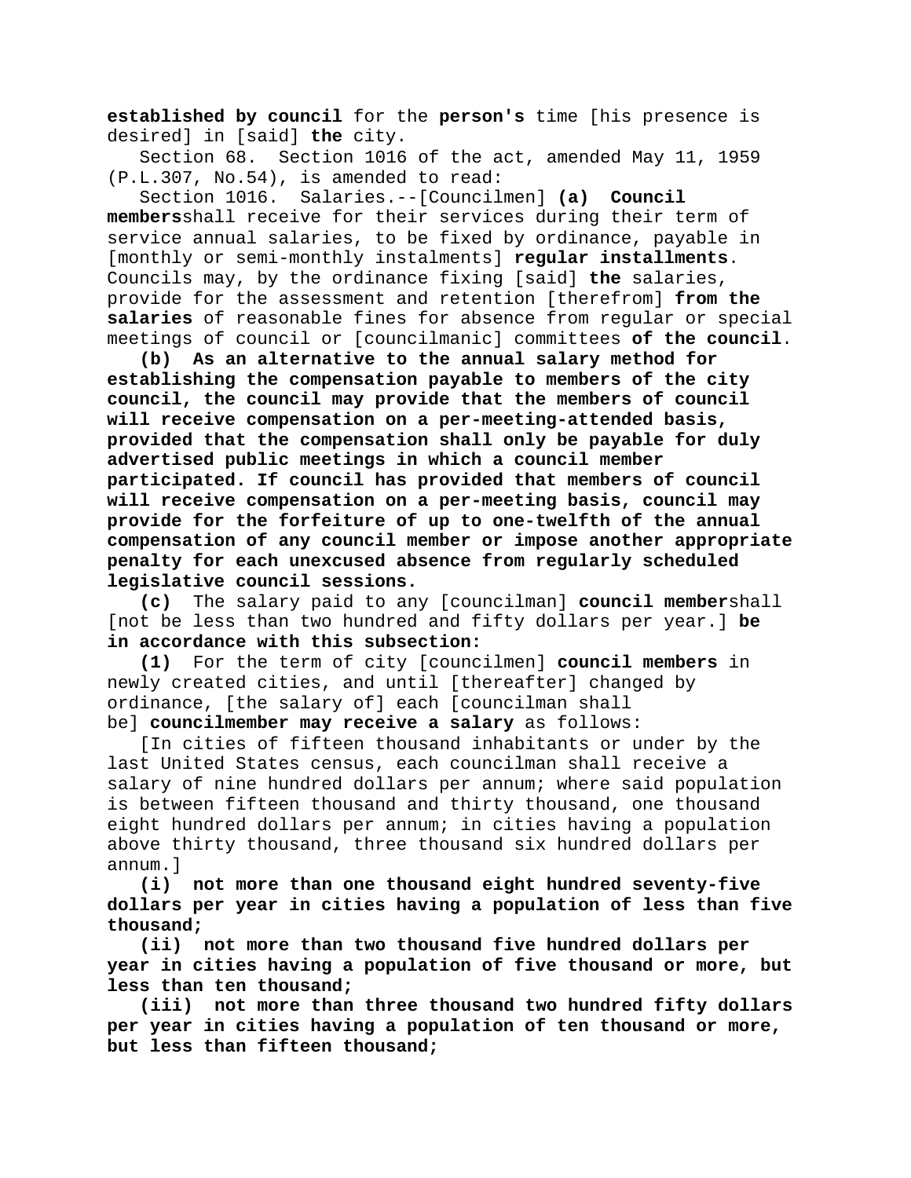**established by council** for the **person's** time [his presence is desired] in [said] **the** city.

Section 68. Section 1016 of the act, amended May 11, 1959 (P.L.307, No.54), is amended to read:

Section 1016. Salaries.--[Councilmen] **(a) Council members**shall receive for their services during their term of service annual salaries, to be fixed by ordinance, payable in [monthly or semi-monthly instalments] **regular installments**. Councils may, by the ordinance fixing [said] **the** salaries, provide for the assessment and retention [therefrom] **from the salaries** of reasonable fines for absence from regular or special meetings of council or [councilmanic] committees **of the council**.

**(b) As an alternative to the annual salary method for establishing the compensation payable to members of the city council, the council may provide that the members of council will receive compensation on a per-meeting-attended basis, provided that the compensation shall only be payable for duly advertised public meetings in which a council member participated. If council has provided that members of council will receive compensation on a per-meeting basis, council may provide for the forfeiture of up to one-twelfth of the annual compensation of any council member or impose another appropriate penalty for each unexcused absence from regularly scheduled legislative council sessions.**

**(c)** The salary paid to any [councilman] **council member**shall [not be less than two hundred and fifty dollars per year.] **be in accordance with this subsection:**

**(1)** For the term of city [councilmen] **council members** in newly created cities, and until [thereafter] changed by ordinance, [the salary of] each [councilman shall be] **councilmember may receive a salary** as follows:

[In cities of fifteen thousand inhabitants or under by the last United States census, each councilman shall receive a salary of nine hundred dollars per annum; where said population is between fifteen thousand and thirty thousand, one thousand eight hundred dollars per annum; in cities having a population above thirty thousand, three thousand six hundred dollars per annum.]

**(i) not more than one thousand eight hundred seventy-five dollars per year in cities having a population of less than five thousand;**

**(ii) not more than two thousand five hundred dollars per year in cities having a population of five thousand or more, but less than ten thousand;**

**(iii) not more than three thousand two hundred fifty dollars per year in cities having a population of ten thousand or more, but less than fifteen thousand;**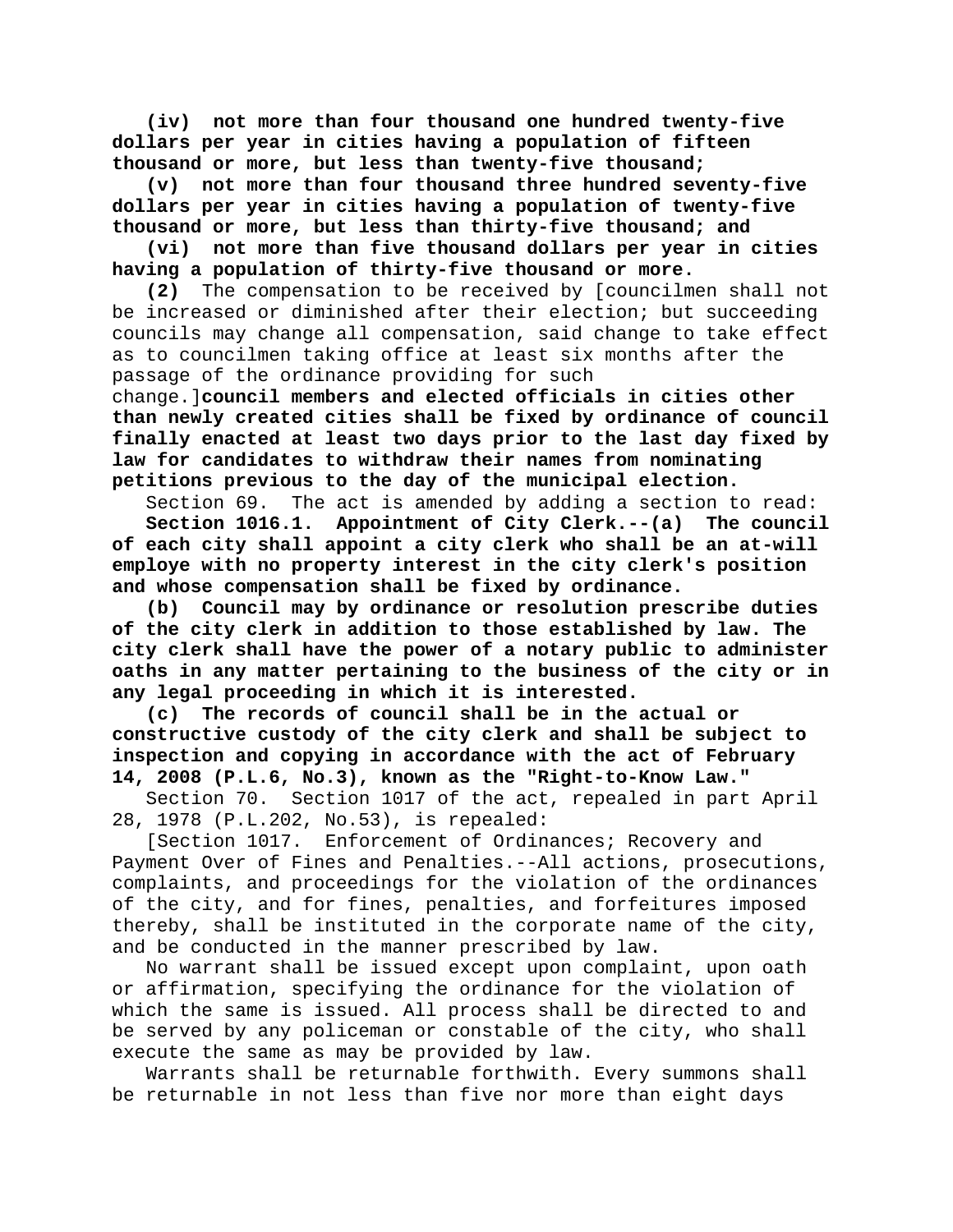**(iv) not more than four thousand one hundred twenty-five dollars per year in cities having a population of fifteen thousand or more, but less than twenty-five thousand;**

**(v) not more than four thousand three hundred seventy-five dollars per year in cities having a population of twenty-five thousand or more, but less than thirty-five thousand; and**

**(vi) not more than five thousand dollars per year in cities having a population of thirty-five thousand or more.**

**(2)** The compensation to be received by [councilmen shall not be increased or diminished after their election; but succeeding councils may change all compensation, said change to take effect as to councilmen taking office at least six months after the passage of the ordinance providing for such change.]**council members and elected officials in cities other than newly created cities shall be fixed by ordinance of council finally enacted at least two days prior to the last day fixed by law for candidates to withdraw their names from nominating petitions previous to the day of the municipal election.**

Section 69. The act is amended by adding a section to read:

**Section 1016.1. Appointment of City Clerk.--(a) The council of each city shall appoint a city clerk who shall be an at-will employe with no property interest in the city clerk's position and whose compensation shall be fixed by ordinance.**

**(b) Council may by ordinance or resolution prescribe duties of the city clerk in addition to those established by law. The city clerk shall have the power of a notary public to administer oaths in any matter pertaining to the business of the city or in any legal proceeding in which it is interested.**

**(c) The records of council shall be in the actual or constructive custody of the city clerk and shall be subject to inspection and copying in accordance with the act of February 14, 2008 (P.L.6, No.3), known as the "Right-to-Know Law."**

Section 70. Section 1017 of the act, repealed in part April 28, 1978 (P.L.202, No.53), is repealed:

[Section 1017. Enforcement of Ordinances; Recovery and Payment Over of Fines and Penalties.--All actions, prosecutions, complaints, and proceedings for the violation of the ordinances of the city, and for fines, penalties, and forfeitures imposed thereby, shall be instituted in the corporate name of the city, and be conducted in the manner prescribed by law.

No warrant shall be issued except upon complaint, upon oath or affirmation, specifying the ordinance for the violation of which the same is issued. All process shall be directed to and be served by any policeman or constable of the city, who shall execute the same as may be provided by law.

Warrants shall be returnable forthwith. Every summons shall be returnable in not less than five nor more than eight days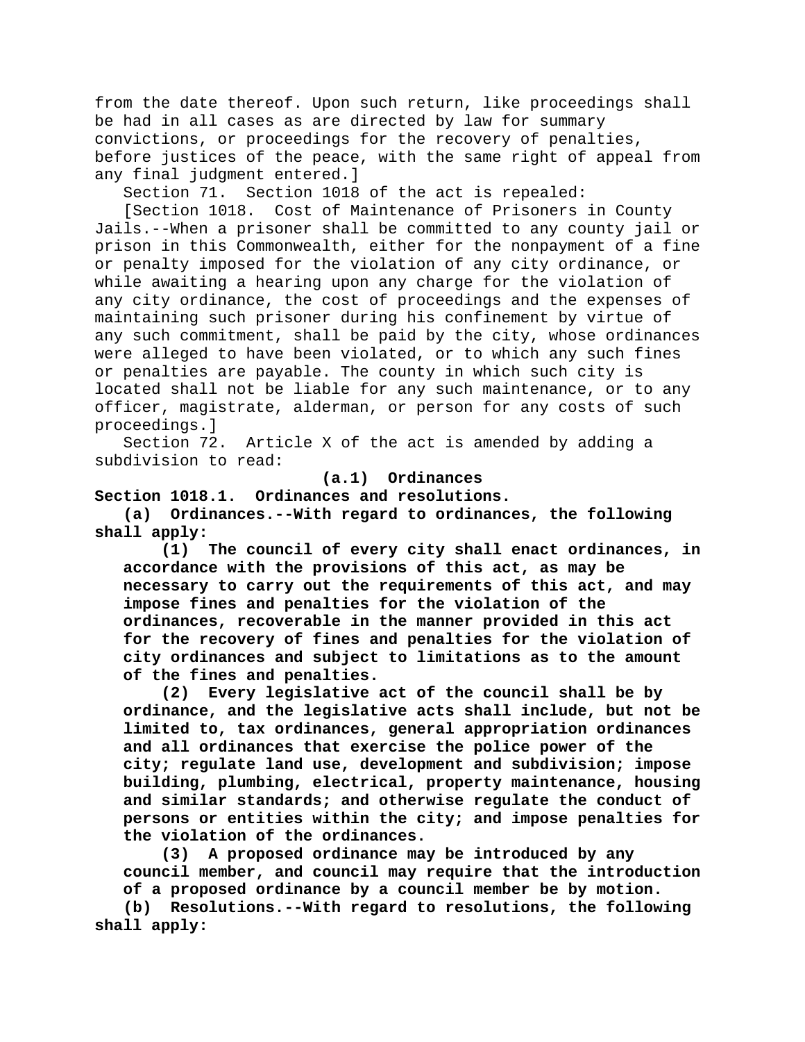from the date thereof. Upon such return, like proceedings shall be had in all cases as are directed by law for summary convictions, or proceedings for the recovery of penalties, before justices of the peace, with the same right of appeal from any final judgment entered.]

Section 71. Section 1018 of the act is repealed:

[Section 1018. Cost of Maintenance of Prisoners in County Jails.--When a prisoner shall be committed to any county jail or prison in this Commonwealth, either for the nonpayment of a fine or penalty imposed for the violation of any city ordinance, or while awaiting a hearing upon any charge for the violation of any city ordinance, the cost of proceedings and the expenses of maintaining such prisoner during his confinement by virtue of any such commitment, shall be paid by the city, whose ordinances were alleged to have been violated, or to which any such fines or penalties are payable. The county in which such city is located shall not be liable for any such maintenance, or to any officer, magistrate, alderman, or person for any costs of such proceedings.]

Section 72. Article X of the act is amended by adding a subdivision to read:

**(a.1) Ordinances**

**Section 1018.1. Ordinances and resolutions.**

**(a) Ordinances.--With regard to ordinances, the following shall apply:**

**(1) The council of every city shall enact ordinances, in accordance with the provisions of this act, as may be necessary to carry out the requirements of this act, and may impose fines and penalties for the violation of the ordinances, recoverable in the manner provided in this act for the recovery of fines and penalties for the violation of city ordinances and subject to limitations as to the amount of the fines and penalties.**

**(2) Every legislative act of the council shall be by ordinance, and the legislative acts shall include, but not be limited to, tax ordinances, general appropriation ordinances and all ordinances that exercise the police power of the city; regulate land use, development and subdivision; impose building, plumbing, electrical, property maintenance, housing and similar standards; and otherwise regulate the conduct of persons or entities within the city; and impose penalties for the violation of the ordinances.**

**(3) A proposed ordinance may be introduced by any council member, and council may require that the introduction of a proposed ordinance by a council member be by motion.**

**(b) Resolutions.--With regard to resolutions, the following shall apply:**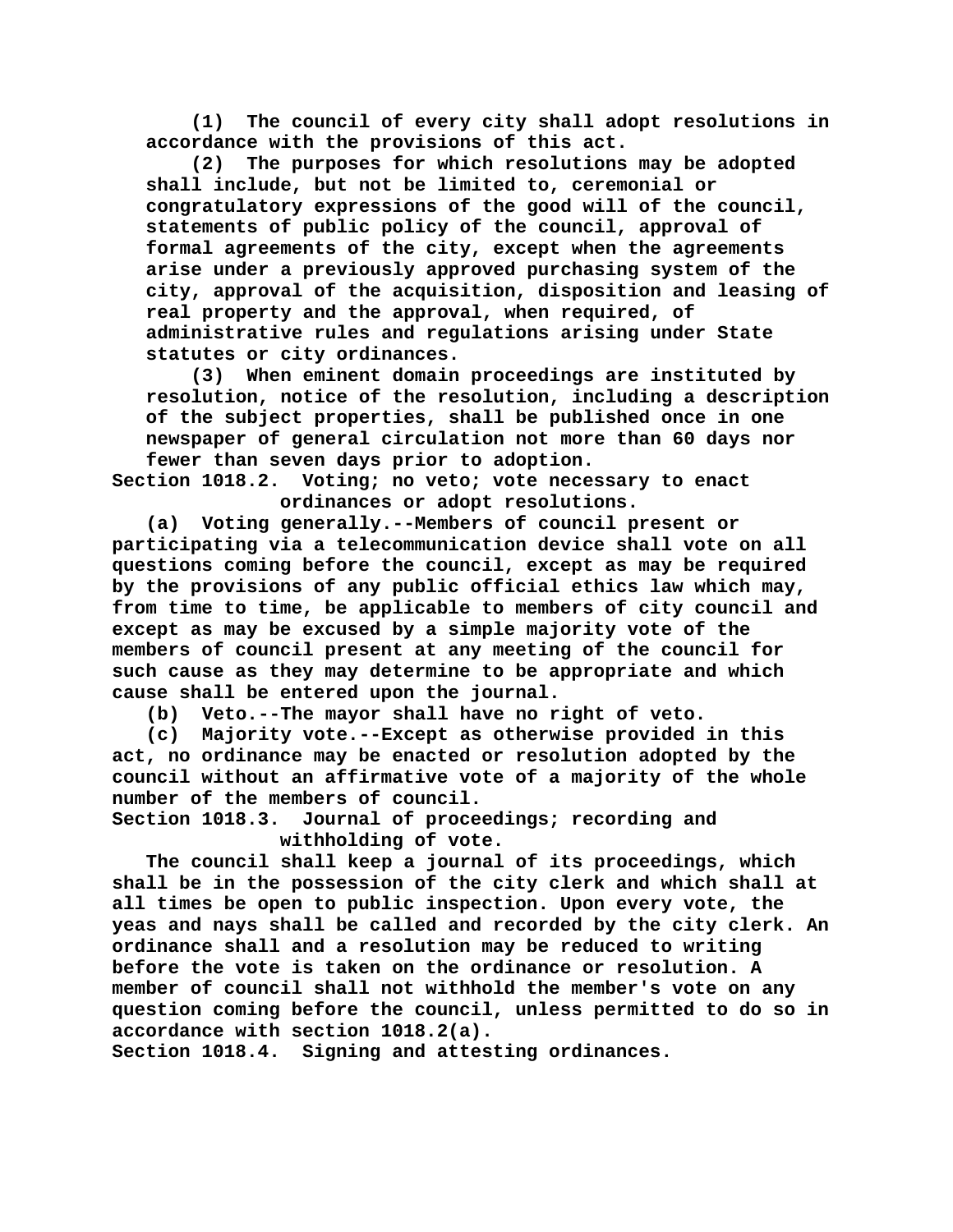(1) The council of every city shall adopt resolutions in accordance with the provisions of this act.

(2) The purposes for which resolutions may be adopted shall include, but not be limited to, ceremonial or congratulatory expressions of the good will of the council, statements of public policy of the council, approval of formal agreements of the city, except when the agreements arise under a previously approved purchasing system of the city, approval of the acquisition, disposition and leasing of real property and the approval, when required, of administrative rules and regulations arising under State statutes or city ordinances.

(3) When eminent domain proceedings are instituted by resolution, notice of the resolution, including a description of the subject properties, shall be published once in one newspaper of general circulation not more than 60 days nor fewer than seven days prior to adoption.

**Section 1018.2. Voting; no veto; vote necessary to enact ordinances or adopt resolutions.**

(a) Voting generally.--Members of council present or participating via a telecommunication device shall vote on all questions coming before the council, except as may be required by the provisions of any public official ethics law which may, from time to time, be applicable to members of city council and except as may be excused by a simple majority vote of the members of council present at any meeting of the council for such cause as they may determine to be appropriate and which cause shall be entered upon the journal.

(b) Veto.--The mayor shall have no right of veto.

(c) Majority vote.--Except as otherwise provided in this act, no ordinance may be enacted or resolution adopted by the council without an affirmative vote of a majority of the whole number of the members of council.

**Section 1018.3. Journal of proceedings; recording and withholding of vote.**

The council shall keep a journal of its proceedings, which shall be in the possession of the city clerk and which shall at all times be open to public inspection. Upon every vote, the yeas and nays shall be called and recorded by the city clerk. An ordinance shall and a resolution may be reduced to writing before the vote is taken on the ordinance or resolution. A member of council shall not withhold the member's vote on any question coming before the council, unless permitted to do so in accordance with section 1018.2(a).

**Section 1018.4. Signing and attesting ordinances.**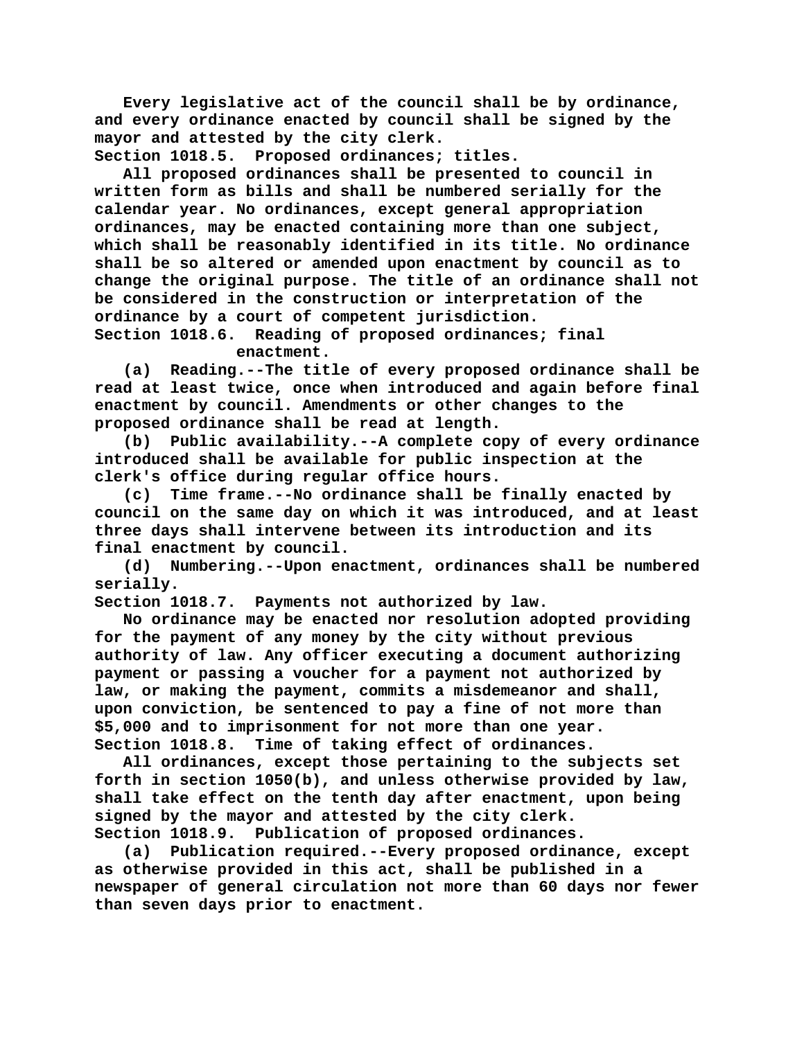Every legislative act of the council shall be by ordinance, and every ordinance enacted by council shall be signed by the mayor and attested by the city clerk.

**Section 1018.5. Proposed ordinances; titles.**

All proposed ordinances shall be presented to council in written form as bills and shall be numbered serially for the calendar year. No ordinances, except general appropriation ordinances, may be enacted containing more than one subject, which shall be reasonably identified in its title. No ordinance shall be so altered or amended upon enactment by council as to change the original purpose. The title of an ordinance shall not be considered in the construction or interpretation of the ordinance by a court of competent jurisdiction.

**Section 1018.6. Reading of proposed ordinances; final enactment.**

(a) Reading.--The title of every proposed ordinance shall be read at least twice, once when introduced and again before final enactment by council. Amendments or other changes to the proposed ordinance shall be read at length.

(b) Public availability.--A complete copy of every ordinance introduced shall be available for public inspection at the clerk's office during regular office hours.

(c) Time frame.--No ordinance shall be finally enacted by council on the same day on which it was introduced, and at least three days shall intervene between its introduction and its final enactment by council.

(d) Numbering.--Upon enactment, ordinances shall be numbered serially.

**Section 1018.7. Payments not authorized by law.**

No ordinance may be enacted nor resolution adopted providing for the payment of any money by the city without previous authority of law. Any officer executing a document authorizing payment or passing a voucher for a payment not authorized by law, or making the payment, commits a misdemeanor and shall, upon conviction, be sentenced to pay a fine of not more than $5,000 and to imprisonment for not more than one year.

**Section 1018.8. Time of taking effect of ordinances.**

All ordinances, except those pertaining to the subjects set forth in section 1050(b), and unless otherwise provided by law, shall take effect on the tenth day after enactment, upon being signed by the mayor and attested by the city clerk.

**Section 1018.9. Publication of proposed ordinances.**

(a) Publication required.--Every proposed ordinance, except as otherwise provided in this act, shall be published in a newspaper of general circulation not more than 60 days nor fewer than seven days prior to enactment.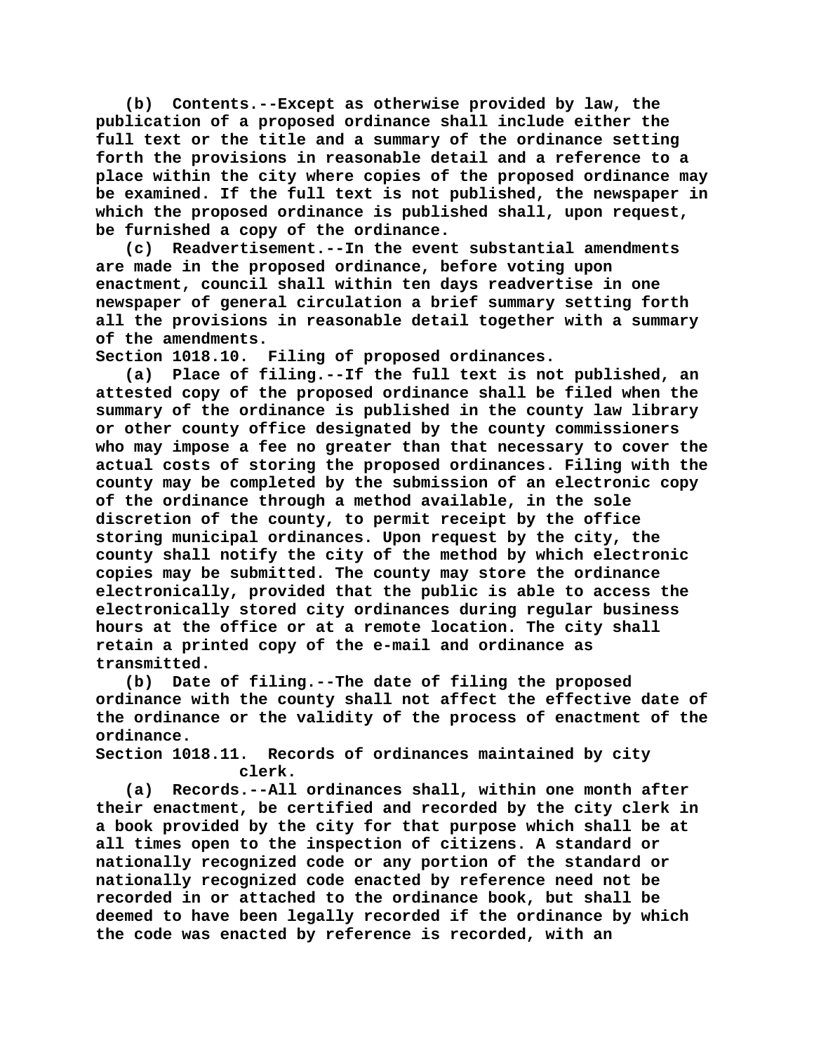(b) Contents.--Except as otherwise provided by law, the publication of a proposed ordinance shall include either the full text or the title and a summary of the ordinance setting forth the provisions in reasonable detail and a reference to a place within the city where copies of the proposed ordinance may be examined. If the full text is not published, the newspaper in which the proposed ordinance is published shall, upon request, be furnished a copy of the ordinance.

(c) Readvertisement.--In the event substantial amendments are made in the proposed ordinance, before voting upon enactment, council shall within ten days readvertise in one newspaper of general circulation a brief summary setting forth all the provisions in reasonable detail together with a summary of the amendments.

Section 1018.10. Filing of proposed ordinances.

(a) Place of filing.--If the full text is not published, an attested copy of the proposed ordinance shall be filed when the summary of the ordinance is published in the county law library or other county office designated by the county commissioners who may impose a fee no greater than that necessary to cover the actual costs of storing the proposed ordinances. Filing with the county may be completed by the submission of an electronic copy of the ordinance through a method available, in the sole discretion of the county, to permit receipt by the office storing municipal ordinances. Upon request by the city, the county shall notify the city of the method by which electronic copies may be submitted. The county may store the ordinance electronically, provided that the public is able to access the electronically stored city ordinances during regular business hours at the office or at a remote location. The city shall retain a printed copy of the e-mail and ordinance as transmitted.

(b) Date of filing.--The date of filing the proposed ordinance with the county shall not affect the effective date of the ordinance or the validity of the process of enactment of the ordinance.

Section 1018.11. Records of ordinances maintained by city clerk.

(a) Records.--All ordinances shall, within one month after their enactment, be certified and recorded by the city clerk in a book provided by the city for that purpose which shall be at all times open to the inspection of citizens. A standard or nationally recognized code or any portion of the standard or nationally recognized code enacted by reference need not be recorded in or attached to the ordinance book, but shall be deemed to have been legally recorded if the ordinance by which the code was enacted by reference is recorded, with an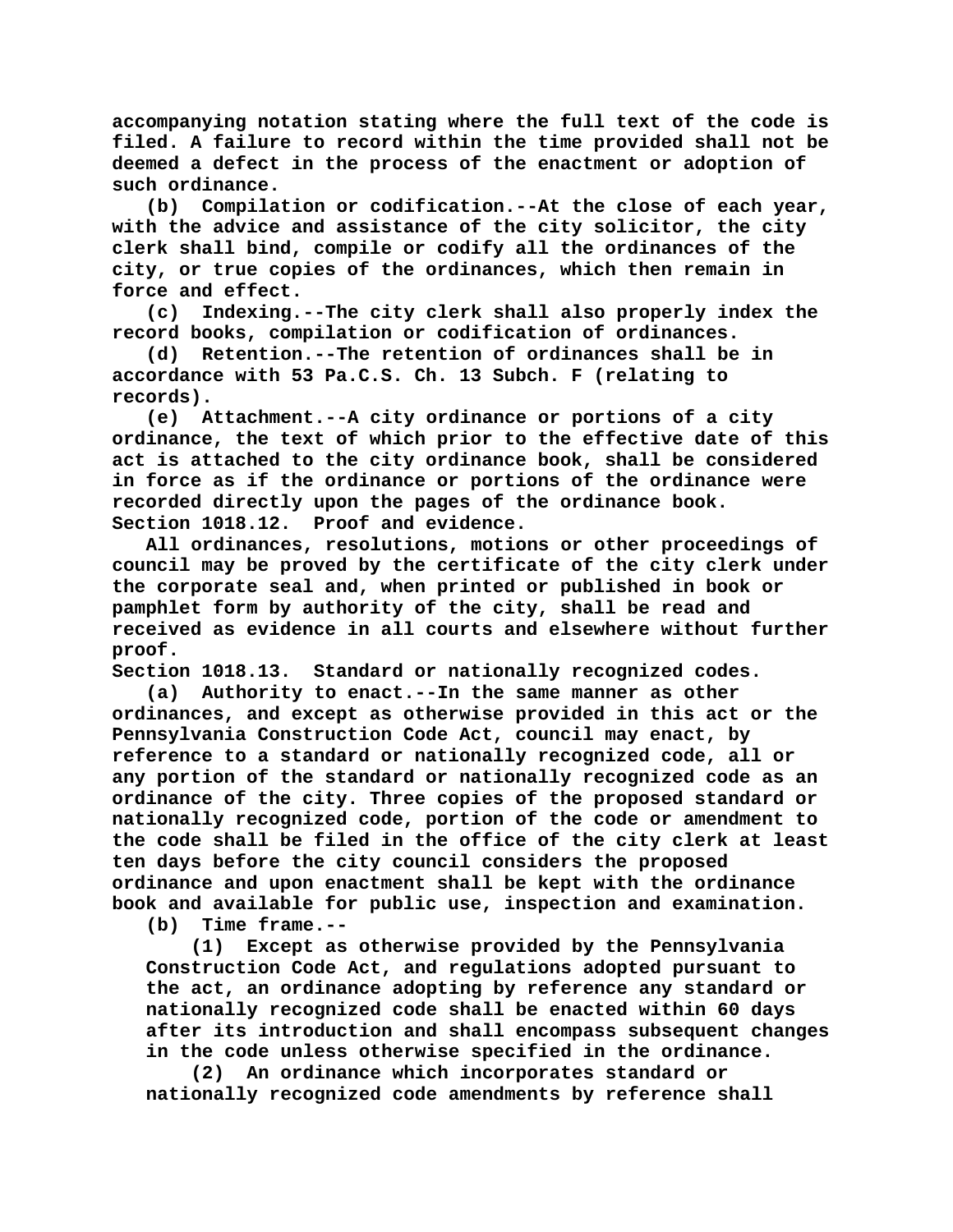accompanying notation stating where the full text of the code is filed. A failure to record within the time provided shall not be deemed a defect in the process of the enactment or adoption of such ordinance.

(b) Compilation or codification.--At the close of each year, with the advice and assistance of the city solicitor, the city clerk shall bind, compile or codify all the ordinances of the city, or true copies of the ordinances, which then remain in force and effect.

(c) Indexing.--The city clerk shall also properly index the record books, compilation or codification of ordinances.

(d) Retention.--The retention of ordinances shall be in accordance with 53 Pa.C.S. Ch. 13 Subch. F (relating to records).

(e) Attachment.--A city ordinance or portions of a city ordinance, the text of which prior to the effective date of this act is attached to the city ordinance book, shall be considered in force as if the ordinance or portions of the ordinance were recorded directly upon the pages of the ordinance book.

Section 1018.12. Proof and evidence.

All ordinances, resolutions, motions or other proceedings of council may be proved by the certificate of the city clerk under the corporate seal and, when printed or published in book or pamphlet form by authority of the city, shall be read and received as evidence in all courts and elsewhere without further proof.

Section 1018.13. Standard or nationally recognized codes.

(a) Authority to enact.--In the same manner as other ordinances, and except as otherwise provided in this act or the Pennsylvania Construction Code Act, council may enact, by reference to a standard or nationally recognized code, all or any portion of the standard or nationally recognized code as an ordinance of the city. Three copies of the proposed standard or nationally recognized code, portion of the code or amendment to the code shall be filed in the office of the city clerk at least ten days before the city council considers the proposed ordinance and upon enactment shall be kept with the ordinance book and available for public use, inspection and examination.

(b) Time frame.--

(1) Except as otherwise provided by the Pennsylvania Construction Code Act, and regulations adopted pursuant to the act, an ordinance adopting by reference any standard or nationally recognized code shall be enacted within 60 days after its introduction and shall encompass subsequent changes in the code unless otherwise specified in the ordinance.

(2) An ordinance which incorporates standard or nationally recognized code amendments by reference shall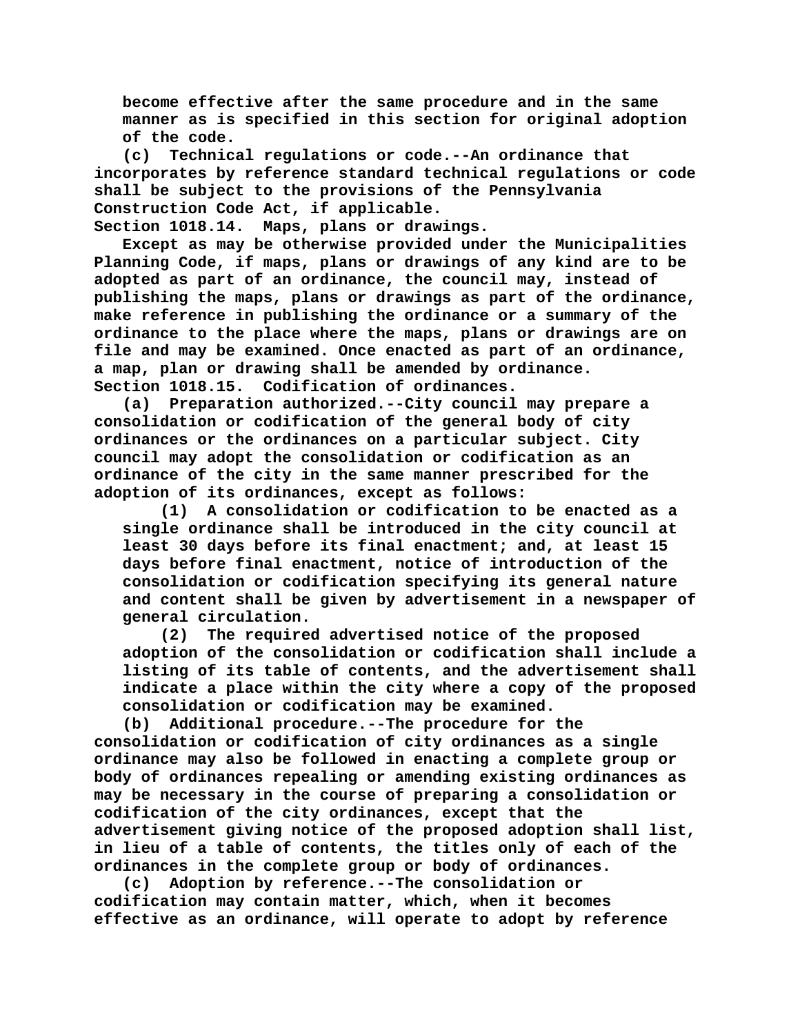become effective after the same procedure and in the same manner as is specified in this section for original adoption of the code.

(c) Technical regulations or code.--An ordinance that incorporates by reference standard technical regulations or code shall be subject to the provisions of the Pennsylvania Construction Code Act, if applicable.

Section 1018.14. Maps, plans or drawings.

Except as may be otherwise provided under the Municipalities Planning Code, if maps, plans or drawings of any kind are to be adopted as part of an ordinance, the council may, instead of publishing the maps, plans or drawings as part of the ordinance, make reference in publishing the ordinance or a summary of the ordinance to the place where the maps, plans or drawings are on file and may be examined. Once enacted as part of an ordinance, a map, plan or drawing shall be amended by ordinance.

Section 1018.15. Codification of ordinances.

(a) Preparation authorized.--City council may prepare a consolidation or codification of the general body of city ordinances or the ordinances on a particular subject. City council may adopt the consolidation or codification as an ordinance of the city in the same manner prescribed for the adoption of its ordinances, except as follows:

(1) A consolidation or codification to be enacted as a single ordinance shall be introduced in the city council at least 30 days before its final enactment; and, at least 15 days before final enactment, notice of introduction of the consolidation or codification specifying its general nature and content shall be given by advertisement in a newspaper of general circulation.

(2) The required advertised notice of the proposed adoption of the consolidation or codification shall include a listing of its table of contents, and the advertisement shall indicate a place within the city where a copy of the proposed consolidation or codification may be examined.

(b) Additional procedure.--The procedure for the consolidation or codification of city ordinances as a single ordinance may also be followed in enacting a complete group or body of ordinances repealing or amending existing ordinances as may be necessary in the course of preparing a consolidation or codification of the city ordinances, except that the advertisement giving notice of the proposed adoption shall list, in lieu of a table of contents, the titles only of each of the ordinances in the complete group or body of ordinances.

(c) Adoption by reference.--The consolidation or codification may contain matter, which, when it becomes effective as an ordinance, will operate to adopt by reference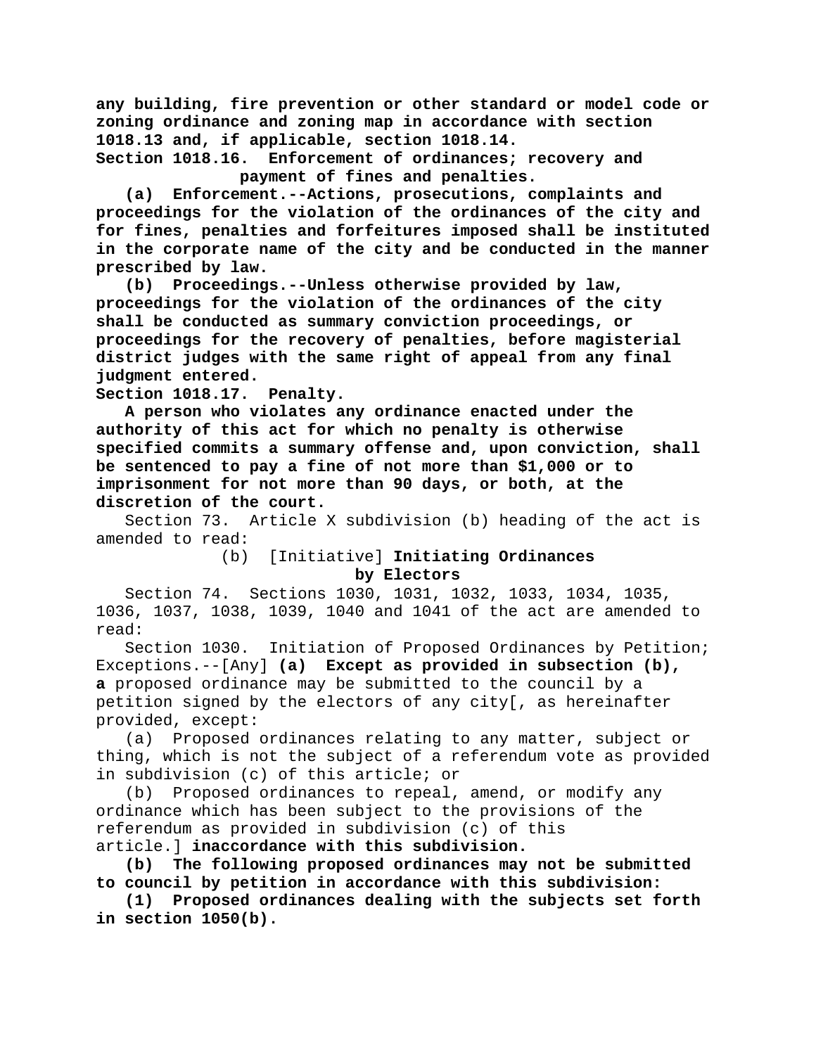**any building, fire prevention or other standard or model code or zoning ordinance and zoning map in accordance with section 1018.13 and, if applicable, section 1018.14.**

**Section 1018.16. Enforcement of ordinances; recovery and payment of fines and penalties.**

**(a) Enforcement.--Actions, prosecutions, complaints and proceedings for the violation of the ordinances of the city and for fines, penalties and forfeitures imposed shall be instituted in the corporate name of the city and be conducted in the manner prescribed by law.**

**(b) Proceedings.--Unless otherwise provided by law, proceedings for the violation of the ordinances of the city shall be conducted as summary conviction proceedings, or proceedings for the recovery of penalties, before magisterial district judges with the same right of appeal from any final judgment entered.**

**Section 1018.17. Penalty.**

**A person who violates any ordinance enacted under the authority of this act for which no penalty is otherwise specified commits a summary offense and, upon conviction, shall be sentenced to pay a fine of not more than $1,000 or to imprisonment for not more than 90 days, or both, at the discretion of the court.**

Section 73. Article X subdivision (b) heading of the act is amended to read:

(b) [Initiative] **Initiating Ordinances by Electors**

Section 74. Sections 1030, 1031, 1032, 1033, 1034, 1035, 1036, 1037, 1038, 1039, 1040 and 1041 of the act are amended to read:

Section 1030. Initiation of Proposed Ordinances by Petition; Exceptions.--[Any] **(a) Except as provided in subsection (b), a** proposed ordinance may be submitted to the council by a petition signed by the electors of any city[, as hereinafter provided, except:

(a) Proposed ordinances relating to any matter, subject or thing, which is not the subject of a referendum vote as provided in subdivision (c) of this article; or

(b) Proposed ordinances to repeal, amend, or modify any ordinance which has been subject to the provisions of the referendum as provided in subdivision (c) of this article.] **inaccordance with this subdivision.**

**(b) The following proposed ordinances may not be submitted to council by petition in accordance with this subdivision:**

**(1) Proposed ordinances dealing with the subjects set forth in section 1050(b).**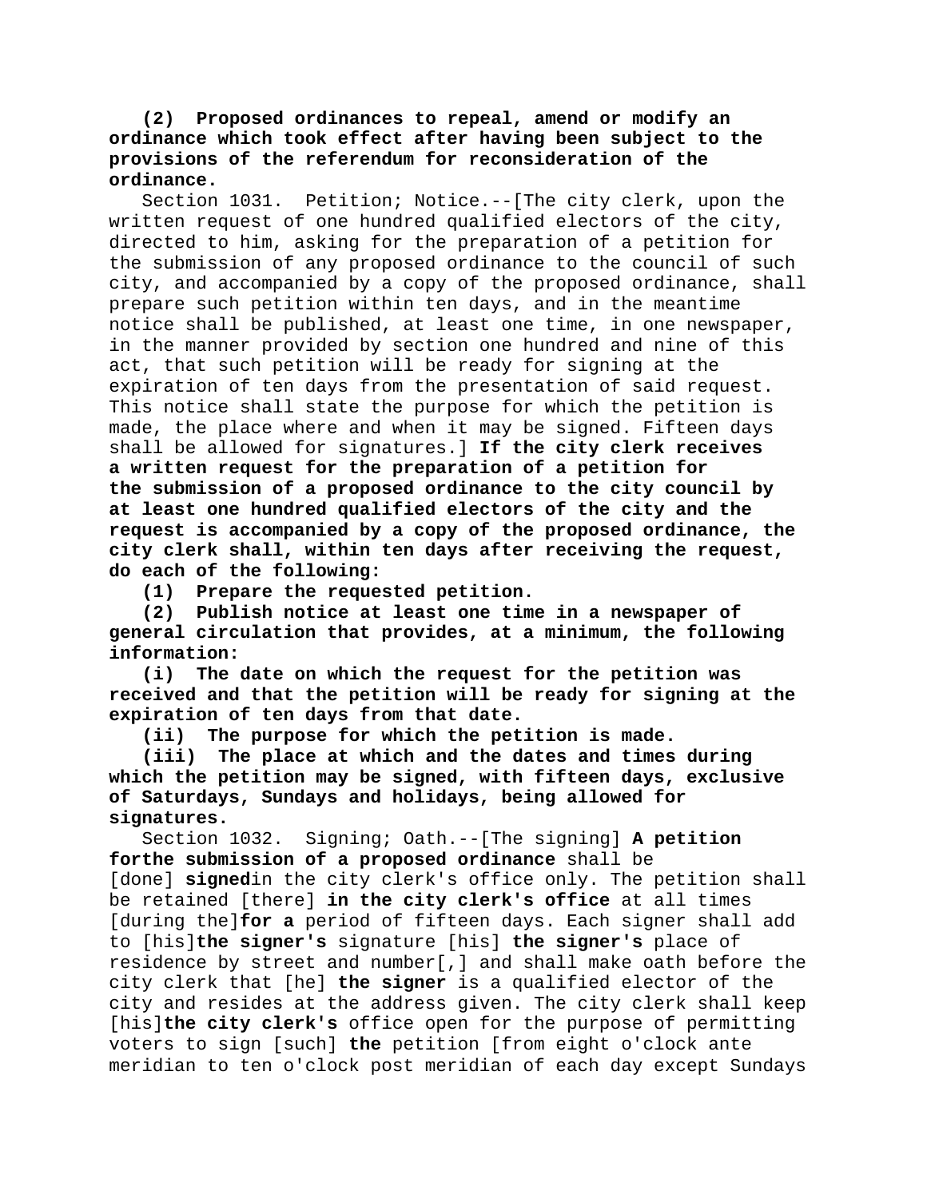**(2) Proposed ordinances to repeal, amend or modify an ordinance which took effect after having been subject to the provisions of the referendum for reconsideration of the ordinance.**

Section 1031. Petition; Notice.--[The city clerk, upon the written request of one hundred qualified electors of the city, directed to him, asking for the preparation of a petition for the submission of any proposed ordinance to the council of such city, and accompanied by a copy of the proposed ordinance, shall prepare such petition within ten days, and in the meantime notice shall be published, at least one time, in one newspaper, in the manner provided by section one hundred and nine of this act, that such petition will be ready for signing at the expiration of ten days from the presentation of said request. This notice shall state the purpose for which the petition is made, the place where and when it may be signed. Fifteen days shall be allowed for signatures.] **If the city clerk receives a written request for the preparation of a petition for the submission of a proposed ordinance to the city council by at least one hundred qualified electors of the city and the request is accompanied by a copy of the proposed ordinance, the city clerk shall, within ten days after receiving the request, do each of the following:**

**(1) Prepare the requested petition.**

**(2) Publish notice at least one time in a newspaper of general circulation that provides, at a minimum, the following information:**

**(i) The date on which the request for the petition was received and that the petition will be ready for signing at the expiration of ten days from that date.**

**(ii) The purpose for which the petition is made.**

**(iii) The place at which and the dates and times during which the petition may be signed, with fifteen days, exclusive of Saturdays, Sundays and holidays, being allowed for signatures.**

Section 1032. Signing; Oath.--[The signing] **A petition forthe submission of a proposed ordinance** shall be [done] **signed**in the city clerk's office only. The petition shall be retained [there] **in the city clerk's office** at all times [during the]**for a** period of fifteen days. Each signer shall add to [his]**the signer's** signature [his] **the signer's** place of residence by street and number[,] and shall make oath before the city clerk that [he] **the signer** is a qualified elector of the city and resides at the address given. The city clerk shall keep [his]**the city clerk's** office open for the purpose of permitting voters to sign [such] **the** petition [from eight o'clock ante meridian to ten o'clock post meridian of each day except Sundays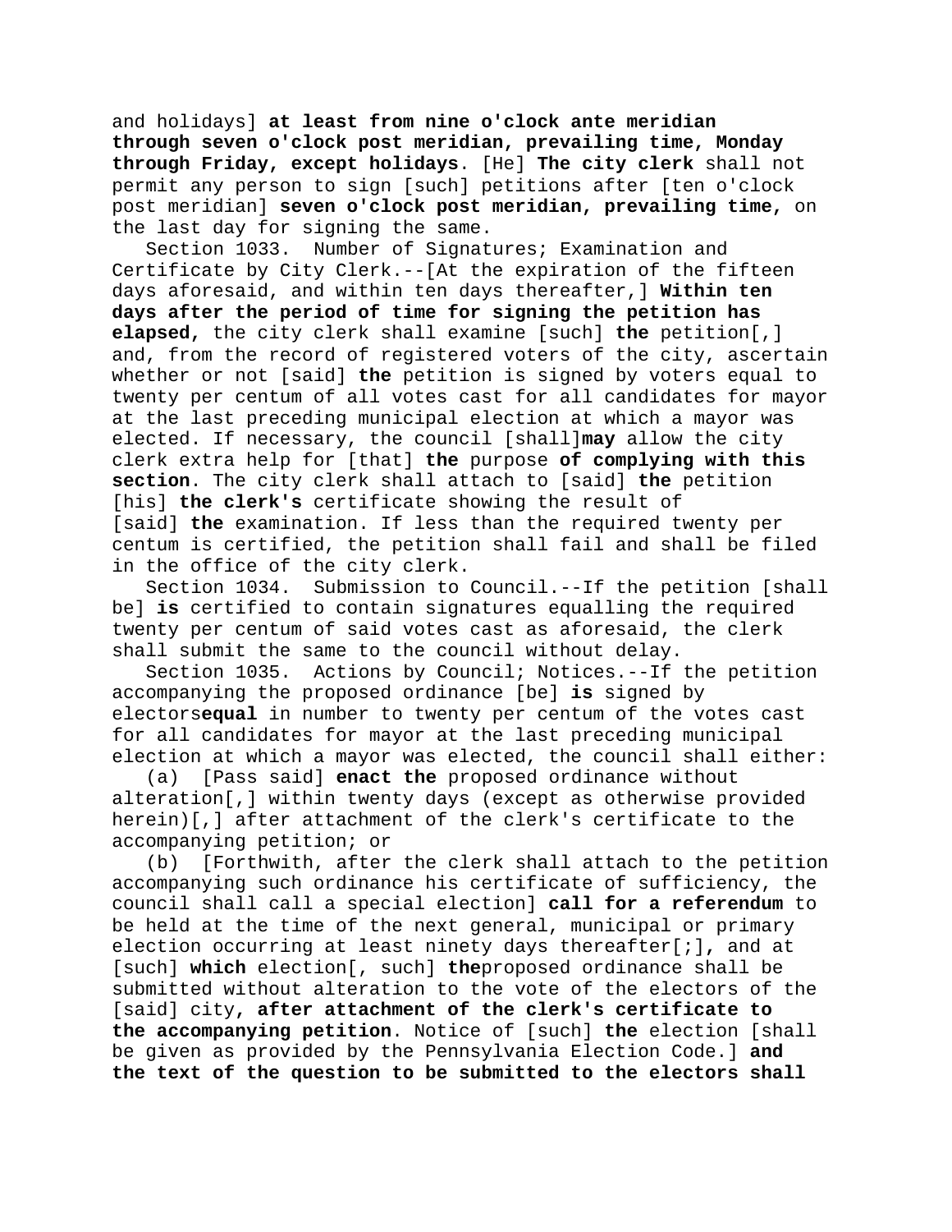and holidays] **at least from nine o'clock ante meridian through seven o'clock post meridian, prevailing time, Monday through Friday, except holidays**. [He] **The city clerk** shall not permit any person to sign [such] petitions after [ten o'clock post meridian] **seven o'clock post meridian, prevailing time,** on the last day for signing the same.

Section 1033. Number of Signatures; Examination and Certificate by City Clerk.--[At the expiration of the fifteen days aforesaid, and within ten days thereafter,] **Within ten days after the period of time for signing the petition has elapsed,** the city clerk shall examine [such] **the** petition[,] and, from the record of registered voters of the city, ascertain whether or not [said] **the** petition is signed by voters equal to twenty per centum of all votes cast for all candidates for mayor at the last preceding municipal election at which a mayor was elected. If necessary, the council [shall]**may** allow the city clerk extra help for [that] **the** purpose **of complying with this section**. The city clerk shall attach to [said] **the** petition [his] **the clerk's** certificate showing the result of [said] **the** examination. If less than the required twenty per centum is certified, the petition shall fail and shall be filed in the office of the city clerk.

Section 1034. Submission to Council.--If the petition [shall be] **is** certified to contain signatures equalling the required twenty per centum of said votes cast as aforesaid, the clerk shall submit the same to the council without delay.

Section 1035. Actions by Council; Notices.--If the petition accompanying the proposed ordinance [be] **is** signed by electors**equal** in number to twenty per centum of the votes cast for all candidates for mayor at the last preceding municipal election at which a mayor was elected, the council shall either:

(a) [Pass said] **enact the** proposed ordinance without alteration[,] within twenty days (except as otherwise provided herein)[,] after attachment of the clerk's certificate to the accompanying petition; or

(b) [Forthwith, after the clerk shall attach to the petition accompanying such ordinance his certificate of sufficiency, the council shall call a special election] **call for a referendum** to be held at the time of the next general, municipal or primary election occurring at least ninety days thereafter[;]**,** and at [such] **which** election[, such] **the**proposed ordinance shall be submitted without alteration to the vote of the electors of the [said] city**, after attachment of the clerk's certificate to the accompanying petition**. Notice of [such] **the** election [shall be given as provided by the Pennsylvania Election Code.] **and the text of the question to be submitted to the electors shall**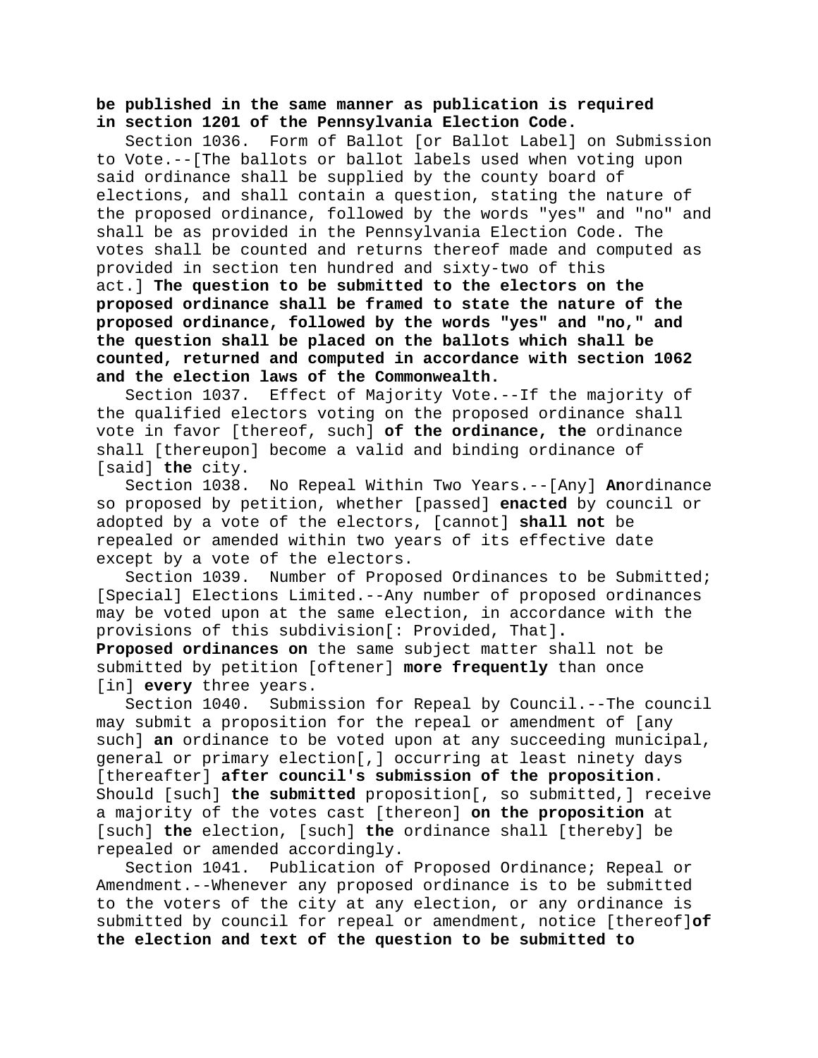**be published in the same manner as publication is required in section 1201 of the Pennsylvania Election Code.**

Section 1036. Form of Ballot [or Ballot Label] on Submission to Vote.--[The ballots or ballot labels used when voting upon said ordinance shall be supplied by the county board of elections, and shall contain a question, stating the nature of the proposed ordinance, followed by the words "yes" and "no" and shall be as provided in the Pennsylvania Election Code. The votes shall be counted and returns thereof made and computed as provided in section ten hundred and sixty-two of this act.] **The question to be submitted to the electors on the proposed ordinance shall be framed to state the nature of the proposed ordinance, followed by the words "yes" and "no," and the question shall be placed on the ballots which shall be counted, returned and computed in accordance with section 1062 and the election laws of the Commonwealth.**

Section 1037. Effect of Majority Vote.--If the majority of the qualified electors voting on the proposed ordinance shall vote in favor [thereof, such] **of the ordinance, the** ordinance shall [thereupon] become a valid and binding ordinance of [said] **the** city.

Section 1038. No Repeal Within Two Years.--[Any] **An**ordinance so proposed by petition, whether [passed] **enacted** by council or adopted by a vote of the electors, [cannot] **shall not** be repealed or amended within two years of its effective date except by a vote of the electors.

Section 1039. Number of Proposed Ordinances to be Submitted; [Special] Elections Limited.--Any number of proposed ordinances may be voted upon at the same election, in accordance with the provisions of this subdivision[: Provided, That]**. Proposed ordinances on** the same subject matter shall not be submitted by petition [oftener] **more frequently** than once [in] **every** three years.

Section 1040. Submission for Repeal by Council.--The council may submit a proposition for the repeal or amendment of [any such] **an** ordinance to be voted upon at any succeeding municipal, general or primary election[,] occurring at least ninety days [thereafter] **after council's submission of the proposition**. Should [such] **the submitted** proposition[, so submitted,] receive a majority of the votes cast [thereon] **on the proposition** at [such] **the** election, [such] **the** ordinance shall [thereby] be repealed or amended accordingly.

Section 1041. Publication of Proposed Ordinance; Repeal or Amendment.--Whenever any proposed ordinance is to be submitted to the voters of the city at any election, or any ordinance is submitted by council for repeal or amendment, notice [thereof]**of the election and text of the question to be submitted to**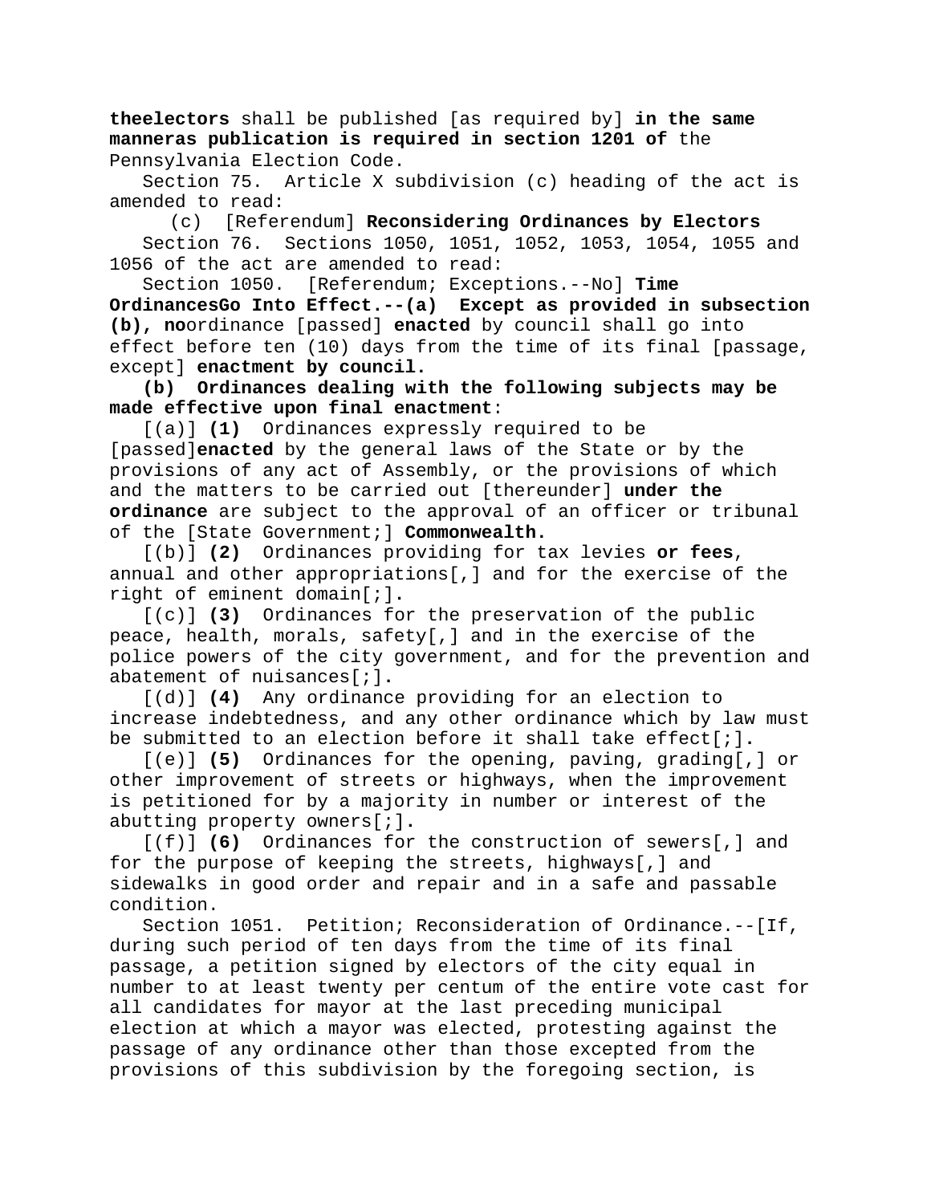**theelectors** shall be published [as required by] **in the same manneras publication is required in section 1201 of** the Pennsylvania Election Code.

Section 75. Article X subdivision (c) heading of the act is amended to read:

(c) [Referendum] **Reconsidering Ordinances by Electors**

Section 76. Sections 1050, 1051, 1052, 1053, 1054, 1055 and 1056 of the act are amended to read:

Section 1050. [Referendum; Exceptions.--No] **Time OrdinancesGo Into Effect.--(a) Except as provided in subsection (b), no**ordinance [passed] **enacted** by council shall go into effect before ten (10) days from the time of its final [passage, except] **enactment by council.**

**(b) Ordinances dealing with the following subjects may be made effective upon final enactment**:

[(a)] **(1)** Ordinances expressly required to be [passed]**enacted** by the general laws of the State or by the provisions of any act of Assembly, or the provisions of which and the matters to be carried out [thereunder] **under the ordinance** are subject to the approval of an officer or tribunal of the [State Government;] **Commonwealth.**

[(b)] **(2)** Ordinances providing for tax levies **or fees**, annual and other appropriations[,] and for the exercise of the right of eminent domain[;]**.**

[(c)] **(3)** Ordinances for the preservation of the public peace, health, morals, safety[,] and in the exercise of the police powers of the city government, and for the prevention and abatement of nuisances[;]**.**

[(d)] **(4)** Any ordinance providing for an election to increase indebtedness, and any other ordinance which by law must be submitted to an election before it shall take effect[;]**.**

[(e)] **(5)** Ordinances for the opening, paving, grading[,] or other improvement of streets or highways, when the improvement is petitioned for by a majority in number or interest of the abutting property owners[;]**.**

[(f)] **(6)** Ordinances for the construction of sewers[,] and for the purpose of keeping the streets, highways[,] and sidewalks in good order and repair and in a safe and passable condition.

Section 1051. Petition; Reconsideration of Ordinance.--[If, during such period of ten days from the time of its final passage, a petition signed by electors of the city equal in number to at least twenty per centum of the entire vote cast for all candidates for mayor at the last preceding municipal election at which a mayor was elected, protesting against the passage of any ordinance other than those excepted from the provisions of this subdivision by the foregoing section, is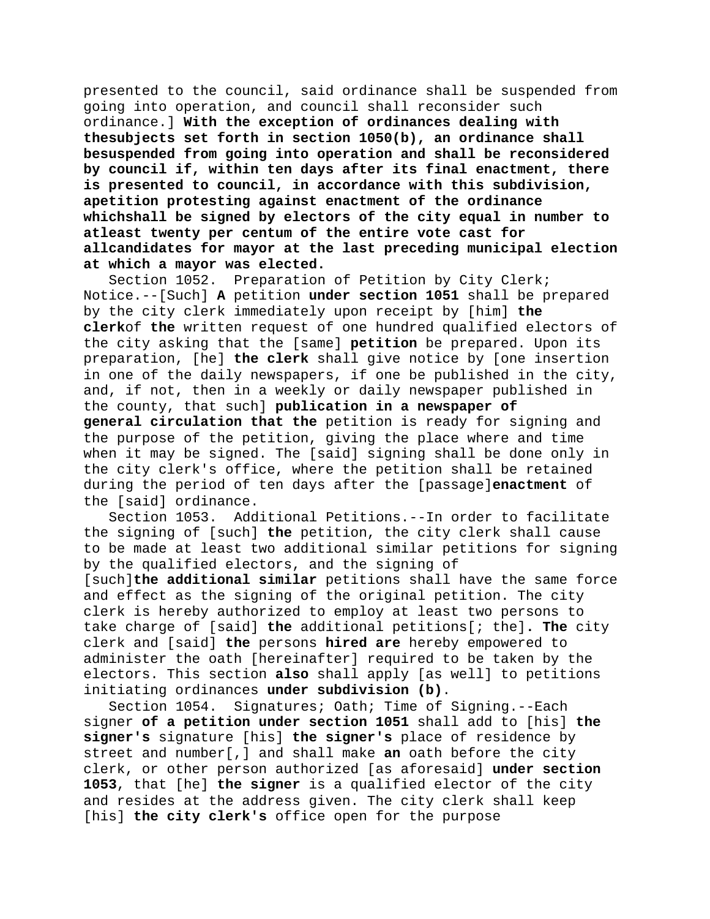presented to the council, said ordinance shall be suspended from going into operation, and council shall reconsider such ordinance.] **With the exception of ordinances dealing with thesubjects set forth in section 1050(b), an ordinance shall besuspended from going into operation and shall be reconsidered by council if, within ten days after its final enactment, there is presented to council, in accordance with this subdivision, apetition protesting against enactment of the ordinance whichshall be signed by electors of the city equal in number to atleast twenty per centum of the entire vote cast for allcandidates for mayor at the last preceding municipal election at which a mayor was elected.**

Section 1052. Preparation of Petition by City Clerk; Notice.--[Such] **A** petition **under section 1051** shall be prepared by the city clerk immediately upon receipt by [him] **the clerk**of **the** written request of one hundred qualified electors of the city asking that the [same] **petition** be prepared. Upon its preparation, [he] **the clerk** shall give notice by [one insertion in one of the daily newspapers, if one be published in the city, and, if not, then in a weekly or daily newspaper published in the county, that such] **publication in a newspaper of general circulation that the** petition is ready for signing and the purpose of the petition, giving the place where and time when it may be signed. The [said] signing shall be done only in the city clerk's office, where the petition shall be retained during the period of ten days after the [passage]**enactment** of the [said] ordinance.

Section 1053. Additional Petitions.--In order to facilitate the signing of [such] **the** petition, the city clerk shall cause to be made at least two additional similar petitions for signing by the qualified electors, and the signing of [such]**the additional similar** petitions shall have the same force and effect as the signing of the original petition. The city clerk is hereby authorized to employ at least two persons to take charge of [said] **the** additional petitions[; the]**. The** city clerk and [said] **the** persons **hired are** hereby empowered to administer the oath [hereinafter] required to be taken by the electors. This section **also** shall apply [as well] to petitions initiating ordinances **under subdivision (b)**.

Section 1054. Signatures; Oath; Time of Signing.--Each signer **of a petition under section 1051** shall add to [his] **the signer's** signature [his] **the signer's** place of residence by street and number[,] and shall make **an** oath before the city clerk, or other person authorized [as aforesaid] **under section 1053**, that [he] **the signer** is a qualified elector of the city and resides at the address given. The city clerk shall keep [his] **the city clerk's** office open for the purpose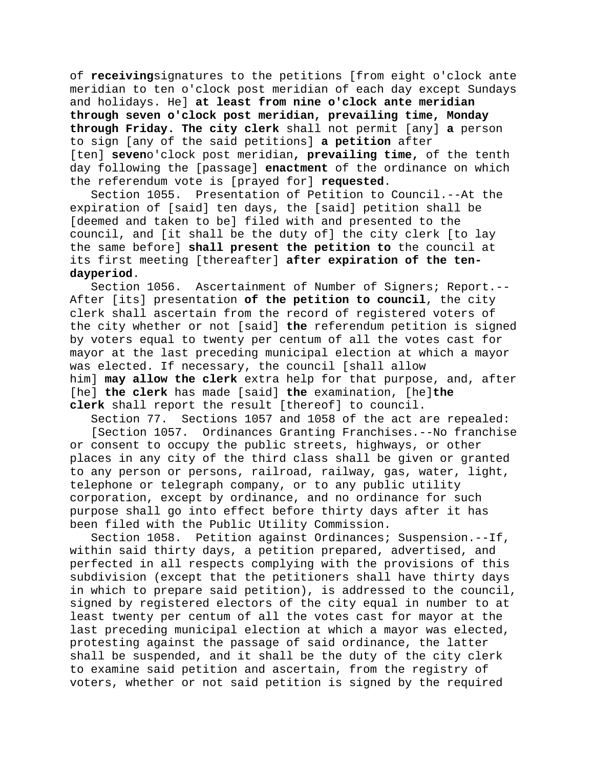of **receiving**signatures to the petitions [from eight o'clock ante meridian to ten o'clock post meridian of each day except Sundays and holidays. He] **at least from nine o'clock ante meridian through seven o'clock post meridian, prevailing time, Monday through Friday. The city clerk** shall not permit [any] **a** person to sign [any of the said petitions] **a petition** after [ten] **seven**o'clock post meridian**, prevailing time,** of the tenth day following the [passage] **enactment** of the ordinance on which the referendum vote is [prayed for] **requested**.

Section 1055. Presentation of Petition to Council.--At the expiration of [said] ten days, the [said] petition shall be [deemed and taken to be] filed with and presented to the council, and [it shall be the duty of] the city clerk [to lay the same before] **shall present the petition to** the council at its first meeting [thereafter] **after expiration of the ten-dayperiod**.

Section 1056. Ascertainment of Number of Signers; Report.--After [its] presentation **of the petition to council**, the city clerk shall ascertain from the record of registered voters of the city whether or not [said] **the** referendum petition is signed by voters equal to twenty per centum of all the votes cast for mayor at the last preceding municipal election at which a mayor was elected. If necessary, the council [shall allow him] **may allow the clerk** extra help for that purpose, and, after [he] **the clerk** has made [said] **the** examination, [he]**the clerk** shall report the result [thereof] to council.

Section 77. Sections 1057 and 1058 of the act are repealed:

[Section 1057. Ordinances Granting Franchises.--No franchise or consent to occupy the public streets, highways, or other places in any city of the third class shall be given or granted to any person or persons, railroad, railway, gas, water, light, telephone or telegraph company, or to any public utility corporation, except by ordinance, and no ordinance for such purpose shall go into effect before thirty days after it has been filed with the Public Utility Commission.

Section 1058. Petition against Ordinances; Suspension.--If, within said thirty days, a petition prepared, advertised, and perfected in all respects complying with the provisions of this subdivision (except that the petitioners shall have thirty days in which to prepare said petition), is addressed to the council, signed by registered electors of the city equal in number to at least twenty per centum of all the votes cast for mayor at the last preceding municipal election at which a mayor was elected, protesting against the passage of said ordinance, the latter shall be suspended, and it shall be the duty of the city clerk to examine said petition and ascertain, from the registry of voters, whether or not said petition is signed by the required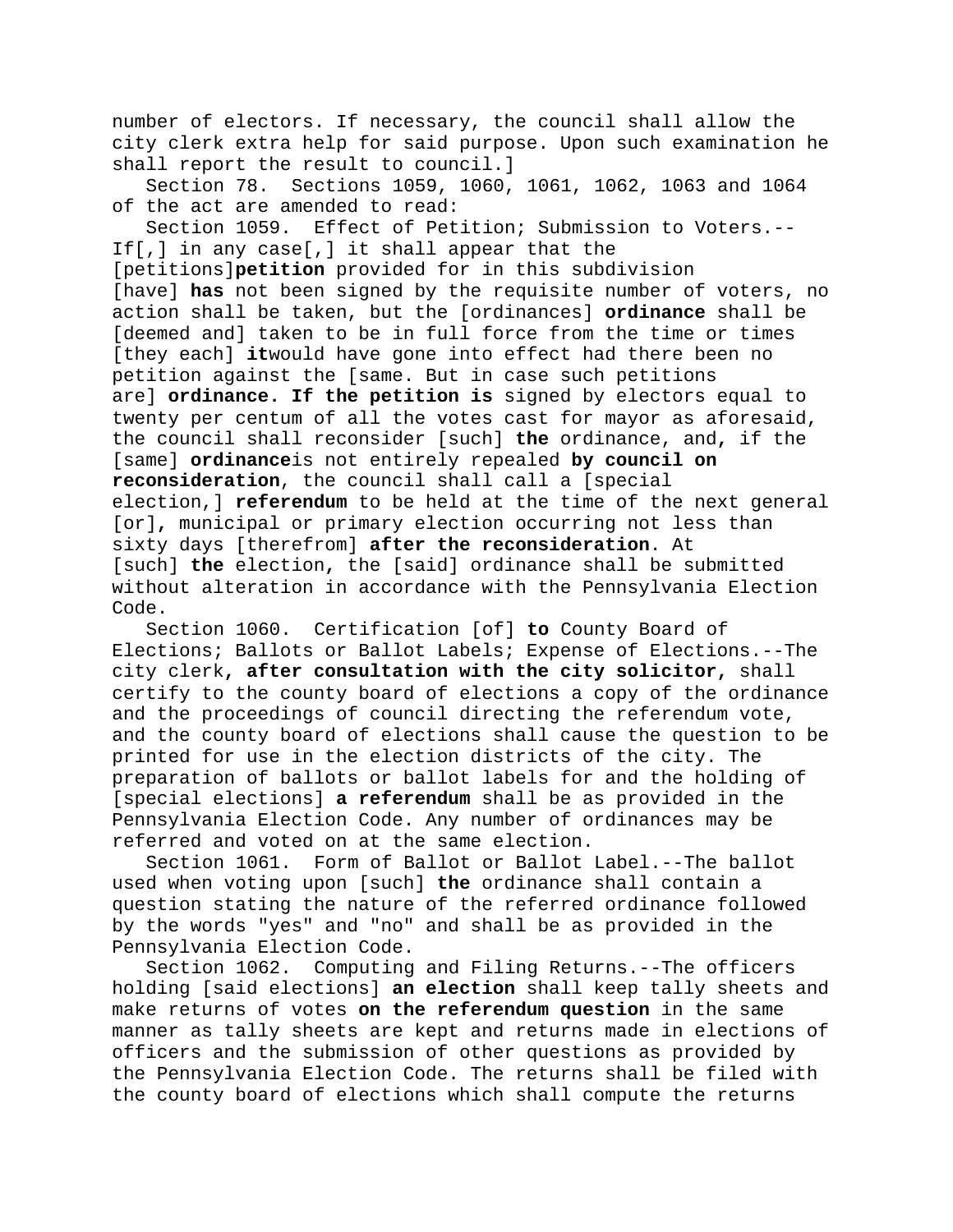number of electors. If necessary, the council shall allow the city clerk extra help for said purpose. Upon such examination he shall report the result to council.]

Section 78. Sections 1059, 1060, 1061, 1062, 1063 and 1064 of the act are amended to read:

Section 1059. Effect of Petition; Submission to Voters.--If[,] in any case[,] it shall appear that the [petitions]**petition** provided for in this subdivision [have] **has** not been signed by the requisite number of voters, no action shall be taken, but the [ordinances] **ordinance** shall be [deemed and] taken to be in full force from the time or times [they each] **it**would have gone into effect had there been no petition against the [same. But in case such petitions are] **ordinance. If the petition is** signed by electors equal to twenty per centum of all the votes cast for mayor as aforesaid, the council shall reconsider [such] **the** ordinance, and**,** if the [same] **ordinance**is not entirely repealed **by council on reconsideration**, the council shall call a [special election,] **referendum** to be held at the time of the next general [or]**,** municipal or primary election occurring not less than sixty days [therefrom] **after the reconsideration**. At [such] **the** election**,** the [said] ordinance shall be submitted without alteration in accordance with the Pennsylvania Election Code.

Section 1060. Certification [of] **to** County Board of Elections; Ballots or Ballot Labels; Expense of Elections.--The city clerk**, after consultation with the city solicitor,** shall certify to the county board of elections a copy of the ordinance and the proceedings of council directing the referendum vote, and the county board of elections shall cause the question to be printed for use in the election districts of the city. The preparation of ballots or ballot labels for and the holding of [special elections] **a referendum** shall be as provided in the Pennsylvania Election Code. Any number of ordinances may be referred and voted on at the same election.

Section 1061. Form of Ballot or Ballot Label.--The ballot used when voting upon [such] **the** ordinance shall contain a question stating the nature of the referred ordinance followed by the words "yes" and "no" and shall be as provided in the Pennsylvania Election Code.

Section 1062. Computing and Filing Returns.--The officers holding [said elections] **an election** shall keep tally sheets and make returns of votes **on the referendum question** in the same manner as tally sheets are kept and returns made in elections of officers and the submission of other questions as provided by the Pennsylvania Election Code. The returns shall be filed with the county board of elections which shall compute the returns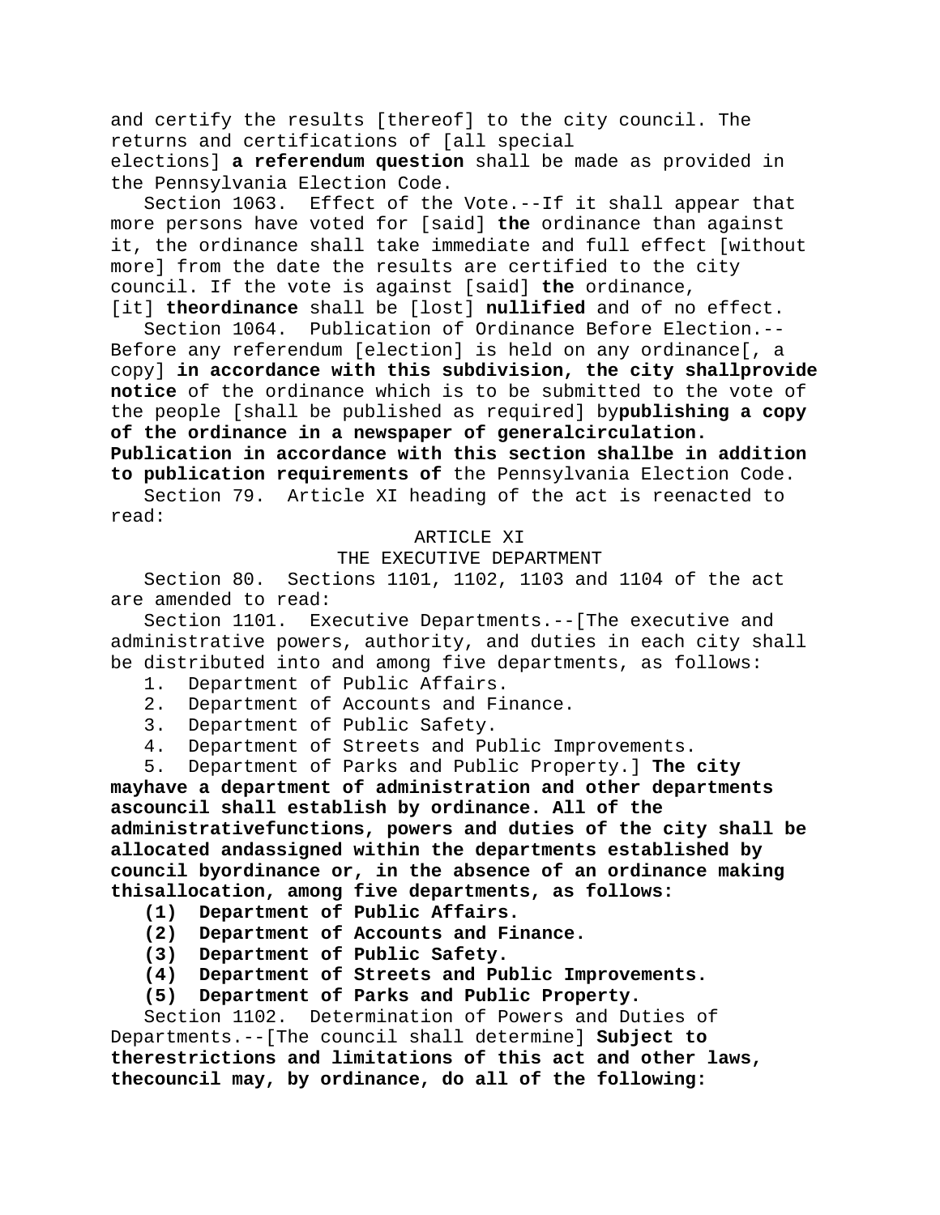and certify the results [thereof] to the city council. The returns and certifications of [all special elections] **a referendum question** shall be made as provided in the Pennsylvania Election Code.

Section 1063. Effect of the Vote.--If it shall appear that more persons have voted for [said] **the** ordinance than against it, the ordinance shall take immediate and full effect [without more] from the date the results are certified to the city council. If the vote is against [said] **the** ordinance, [it] **theordinance** shall be [lost] **nullified** and of no effect.

Section 1064. Publication of Ordinance Before Election.--Before any referendum [election] is held on any ordinance[, a copy] **in accordance with this subdivision, the city shallprovide notice** of the ordinance which is to be submitted to the vote of the people [shall be published as required] by**publishing a copy of the ordinance in a newspaper of generalcirculation. Publication in accordance with this section shallbe in addition to publication requirements of** the Pennsylvania Election Code.

Section 79. Article XI heading of the act is reenacted to read:

ARTICLE XI

THE EXECUTIVE DEPARTMENT

Section 80. Sections 1101, 1102, 1103 and 1104 of the act are amended to read:

Section 1101. Executive Departments.--[The executive and administrative powers, authority, and duties in each city shall be distributed into and among five departments, as follows:

1. Department of Public Affairs.
2. Department of Accounts and Finance.
3. Department of Public Safety.
4. Department of Streets and Public Improvements.
5. Department of Parks and Public Property.] **The city mayhave a department of administration and other departments ascouncil shall establish by ordinance. All of the administrativefunctions, powers and duties of the city shall be allocated andassigned within the departments established by council byordinance or, in the absence of an ordinance making thisallocation, among five departments, as follows:**

**(1) Department of Public Affairs.**

**(2) Department of Accounts and Finance.**

**(3) Department of Public Safety.**

**(4) Department of Streets and Public Improvements.**

**(5) Department of Parks and Public Property.**

Section 1102. Determination of Powers and Duties of Departments.--[The council shall determine] **Subject to therestrictions and limitations of this act and other laws, thecouncil may, by ordinance, do all of the following:**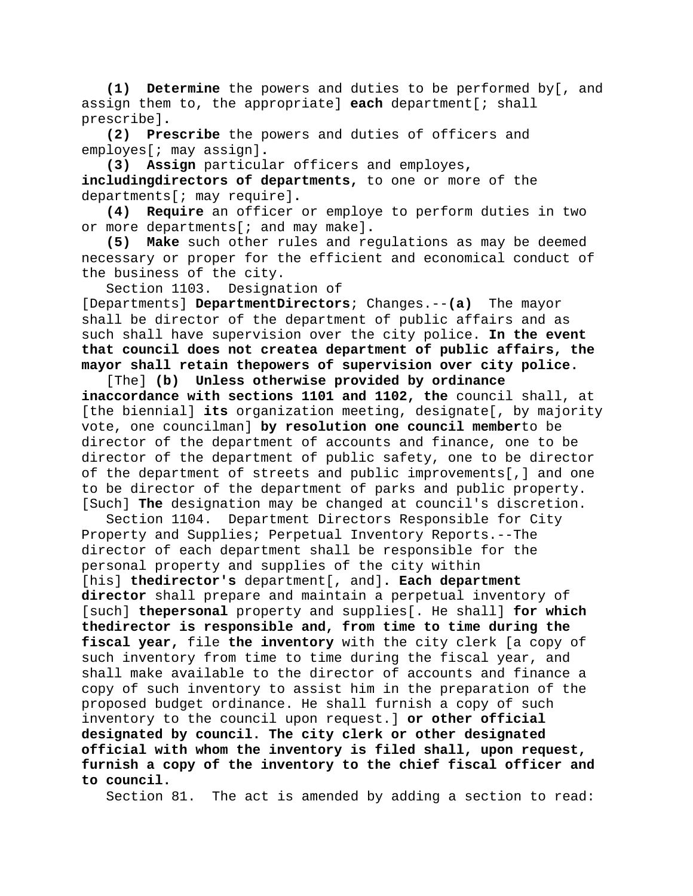**(1) Determine** the powers and duties to be performed by[, and assign them to, the appropriate] **each** department[; shall prescribe]**.**

**(2) Prescribe** the powers and duties of officers and employes[; may assign]**.**

**(3) Assign** particular officers and employes**, includingdirectors of departments,** to one or more of the departments[; may require]**.**

**(4) Require** an officer or employe to perform duties in two or more departments[; and may make]**.**

**(5) Make** such other rules and regulations as may be deemed necessary or proper for the efficient and economical conduct of the business of the city.

Section 1103. Designation of [Departments] **DepartmentDirectors**; Changes.--**(a)** The mayor shall be director of the department of public affairs and as such shall have supervision over the city police. **In the event that council does not createa department of public affairs, the mayor shall retain thepowers of supervision over city police.**

[The] **(b) Unless otherwise provided by ordinance inaccordance with sections 1101 and 1102, the** council shall, at [the biennial] **its** organization meeting, designate[, by majority vote, one councilman] **by resolution one council member**to be director of the department of accounts and finance, one to be director of the department of public safety, one to be director of the department of streets and public improvements[,] and one to be director of the department of parks and public property. [Such] **The** designation may be changed at council's discretion.

Section 1104. Department Directors Responsible for City Property and Supplies; Perpetual Inventory Reports.--The director of each department shall be responsible for the personal property and supplies of the city within [his] **thedirector's** department[, and]**. Each department director** shall prepare and maintain a perpetual inventory of [such] **thepersonal** property and supplies[. He shall] **for which thedirector is responsible and, from time to time during the fiscal year,** file **the inventory** with the city clerk [a copy of such inventory from time to time during the fiscal year, and shall make available to the director of accounts and finance a copy of such inventory to assist him in the preparation of the proposed budget ordinance. He shall furnish a copy of such inventory to the council upon request.] **or other official designated by council. The city clerk or other designated official with whom the inventory is filed shall, upon request, furnish a copy of the inventory to the chief fiscal officer and to council.**

Section 81. The act is amended by adding a section to read: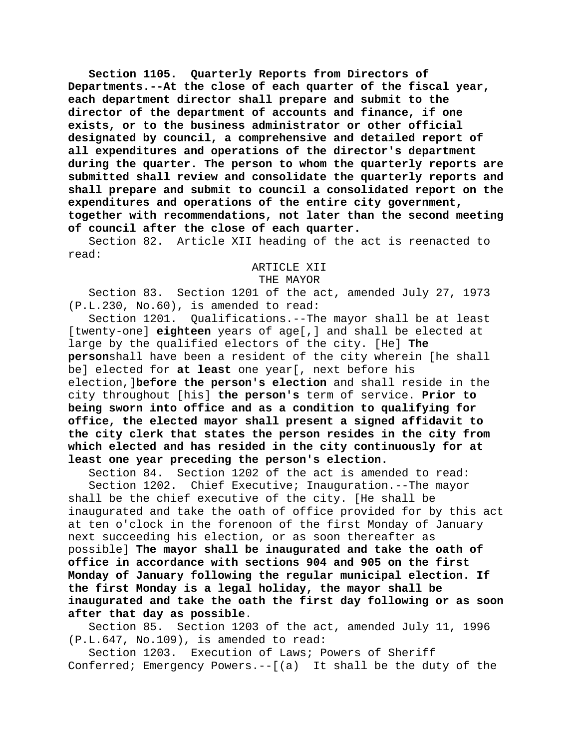**Section 1105. Quarterly Reports from Directors of Departments.--At the close of each quarter of the fiscal year, each department director shall prepare and submit to the director of the department of accounts and finance, if one exists, or to the business administrator or other official designated by council, a comprehensive and detailed report of all expenditures and operations of the director's department during the quarter. The person to whom the quarterly reports are submitted shall review and consolidate the quarterly reports and shall prepare and submit to council a consolidated report on the expenditures and operations of the entire city government, together with recommendations, not later than the second meeting of council after the close of each quarter.**

Section 82. Article XII heading of the act is reenacted to read:

ARTICLE XII

THE MAYOR

Section 83. Section 1201 of the act, amended July 27, 1973 (P.L.230, No.60), is amended to read:

Section 1201. Qualifications.--The mayor shall be at least [twenty-one] **eighteen** years of age[,] and shall be elected at large by the qualified electors of the city. [He] **The person**shall have been a resident of the city wherein [he shall be] elected for **at least** one year[, next before his election,]**before the person's election** and shall reside in the city throughout [his] **the person's** term of service. **Prior to being sworn into office and as a condition to qualifying for office, the elected mayor shall present a signed affidavit to the city clerk that states the person resides in the city from which elected and has resided in the city continuously for at least one year preceding the person's election.**

Section 84. Section 1202 of the act is amended to read:

Section 1202. Chief Executive; Inauguration.--The mayor shall be the chief executive of the city. [He shall be inaugurated and take the oath of office provided for by this act at ten o'clock in the forenoon of the first Monday of January next succeeding his election, or as soon thereafter as possible] **The mayor shall be inaugurated and take the oath of office in accordance with sections 904 and 905 on the first Monday of January following the regular municipal election. If the first Monday is a legal holiday, the mayor shall be inaugurated and take the oath the first day following or as soon after that day as possible**.

Section 85. Section 1203 of the act, amended July 11, 1996 (P.L.647, No.109), is amended to read:

Section 1203. Execution of Laws; Powers of Sheriff Conferred; Emergency Powers.--[(a) It shall be the duty of the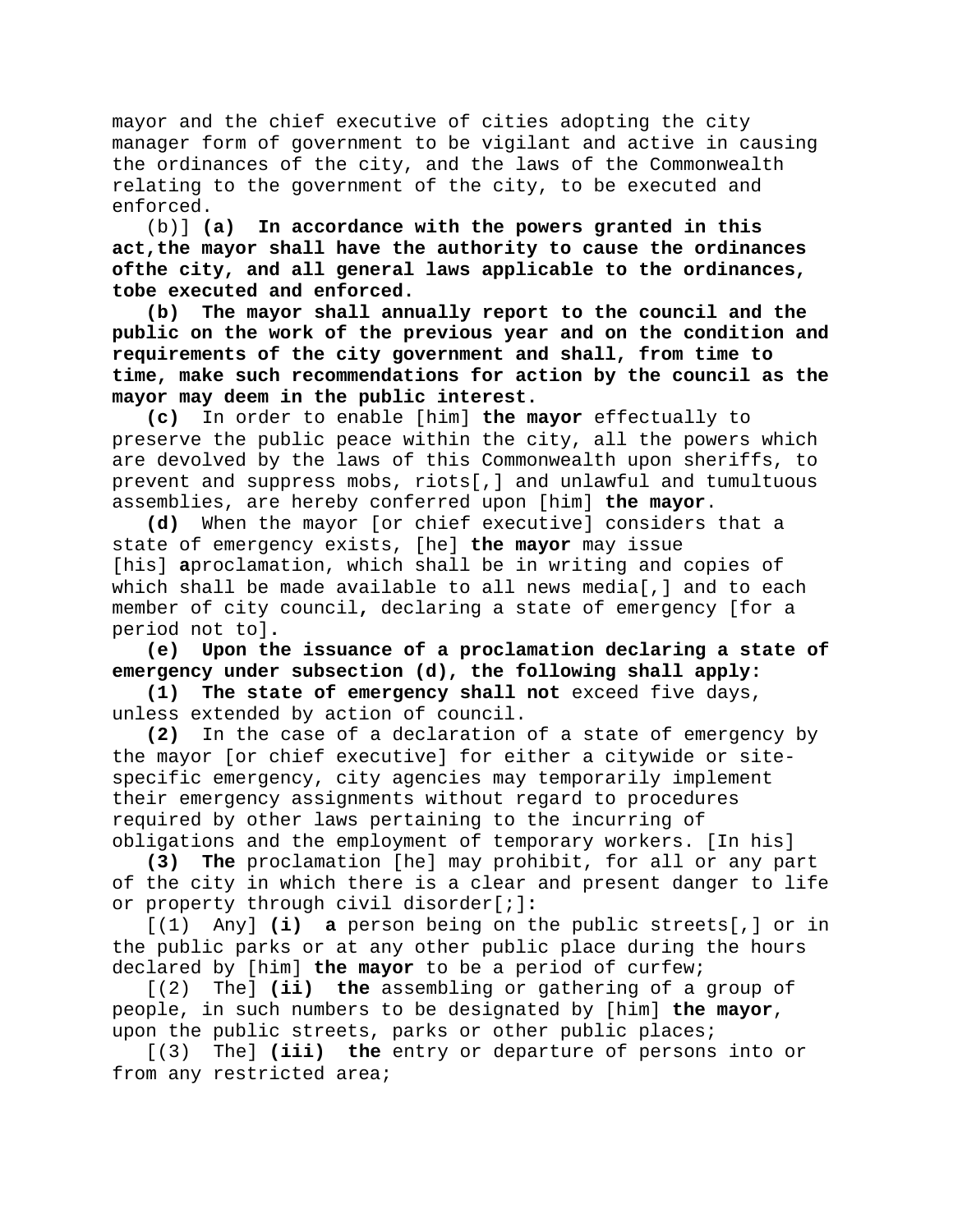mayor and the chief executive of cities adopting the city manager form of government to be vigilant and active in causing the ordinances of the city, and the laws of the Commonwealth relating to the government of the city, to be executed and enforced.

(b)] **(a) In accordance with the powers granted in this act,the mayor shall have the authority to cause the ordinances ofthe city, and all general laws applicable to the ordinances, tobe executed and enforced.**

**(b) The mayor shall annually report to the council and the public on the work of the previous year and on the condition and requirements of the city government and shall, from time to time, make such recommendations for action by the council as the mayor may deem in the public interest.**

**(c)** In order to enable [him] **the mayor** effectually to preserve the public peace within the city, all the powers which are devolved by the laws of this Commonwealth upon sheriffs, to prevent and suppress mobs, riots[,] and unlawful and tumultuous assemblies, are hereby conferred upon [him] **the mayor**.

**(d)** When the mayor [or chief executive] considers that a state of emergency exists, [he] **the mayor** may issue [his] **a**proclamation, which shall be in writing and copies of which shall be made available to all news media[,] and to each member of city council**,** declaring a state of emergency [for a period not to]**.**

**(e) Upon the issuance of a proclamation declaring a state of emergency under subsection (d), the following shall apply:**

**(1) The state of emergency shall not** exceed five days, unless extended by action of council.

**(2)** In the case of a declaration of a state of emergency by the mayor [or chief executive] for either a citywide or site-specific emergency, city agencies may temporarily implement their emergency assignments without regard to procedures required by other laws pertaining to the incurring of obligations and the employment of temporary workers. [In his]

**(3) The** proclamation [he] may prohibit, for all or any part of the city in which there is a clear and present danger to life or property through civil disorder[;]**:**

[(1) Any] **(i) a** person being on the public streets[,] or in the public parks or at any other public place during the hours declared by [him] **the mayor** to be a period of curfew;

[(2) The] **(ii) the** assembling or gathering of a group of people, in such numbers to be designated by [him] **the mayor**, upon the public streets, parks or other public places;

[(3) The] **(iii) the** entry or departure of persons into or from any restricted area;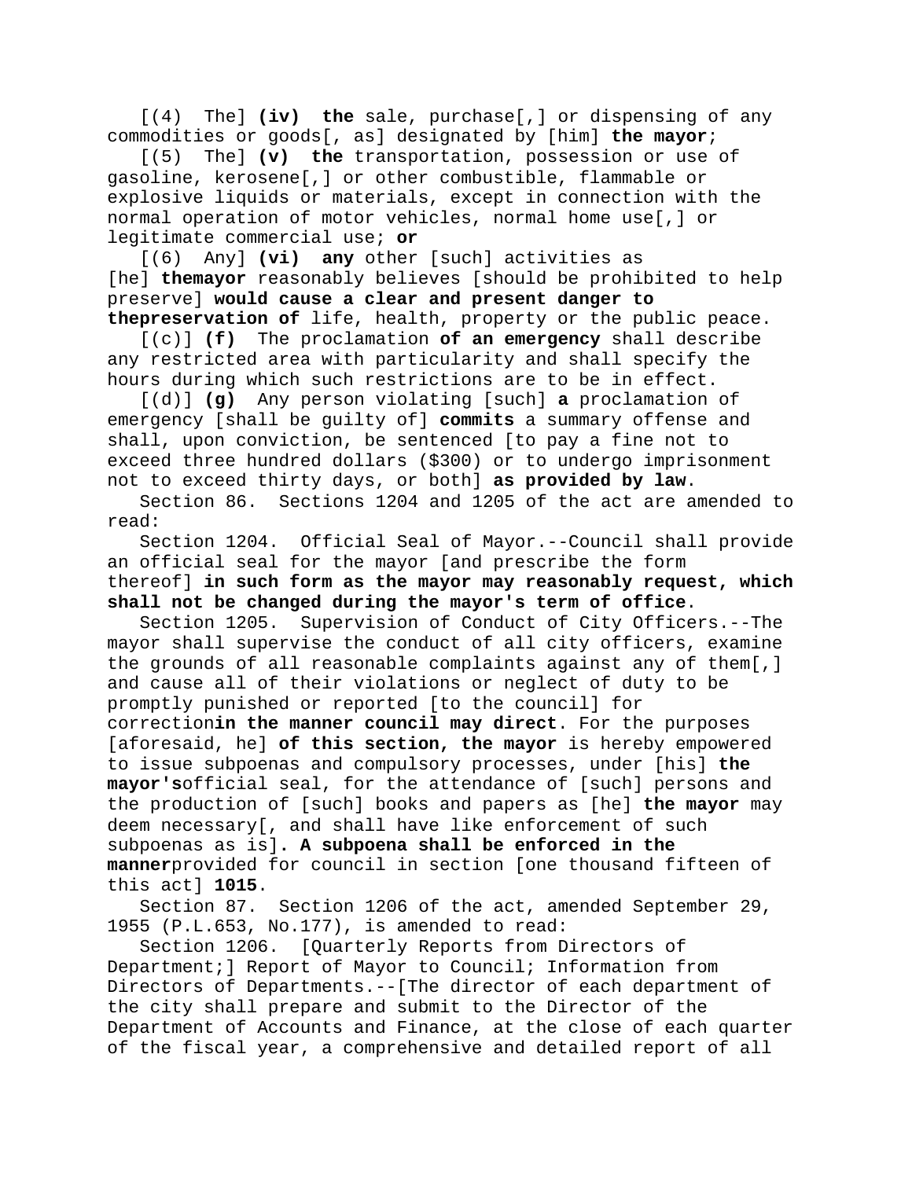[(4) The] **(iv) the** sale, purchase[,] or dispensing of any commodities or goods[, as] designated by [him] **the mayor**;

[(5) The] **(v) the** transportation, possession or use of gasoline, kerosene[,] or other combustible, flammable or explosive liquids or materials, except in connection with the normal operation of motor vehicles, normal home use[,] or legitimate commercial use; **or**

[(6) Any] **(vi) any** other [such] activities as [he] **themayor** reasonably believes [should be prohibited to help preserve] **would cause a clear and present danger to thepreservation of** life, health, property or the public peace.

[(c)] **(f)** The proclamation **of an emergency** shall describe any restricted area with particularity and shall specify the hours during which such restrictions are to be in effect.

[(d)] **(g)** Any person violating [such] **a** proclamation of emergency [shall be guilty of] **commits** a summary offense and shall, upon conviction, be sentenced [to pay a fine not to exceed three hundred dollars ($300) or to undergo imprisonment not to exceed thirty days, or both] **as provided by law**.

Section 86. Sections 1204 and 1205 of the act are amended to read:

Section 1204. Official Seal of Mayor.--Council shall provide an official seal for the mayor [and prescribe the form thereof] **in such form as the mayor may reasonably request, which shall not be changed during the mayor's term of office**.

Section 1205. Supervision of Conduct of City Officers.--The mayor shall supervise the conduct of all city officers, examine the grounds of all reasonable complaints against any of them[,] and cause all of their violations or neglect of duty to be promptly punished or reported [to the council] for correction**in the manner council may direct**. For the purposes [aforesaid, he] **of this section, the mayor** is hereby empowered to issue subpoenas and compulsory processes, under [his] **the mayor's**official seal, for the attendance of [such] persons and the production of [such] books and papers as [he] **the mayor** may deem necessary[, and shall have like enforcement of such subpoenas as is]**. A subpoena shall be enforced in the manner**provided for council in section [one thousand fifteen of this act] **1015**.

Section 87. Section 1206 of the act, amended September 29, 1955 (P.L.653, No.177), is amended to read:

Section 1206. [Quarterly Reports from Directors of Department;] Report of Mayor to Council; Information from Directors of Departments.--[The director of each department of the city shall prepare and submit to the Director of the Department of Accounts and Finance, at the close of each quarter of the fiscal year, a comprehensive and detailed report of all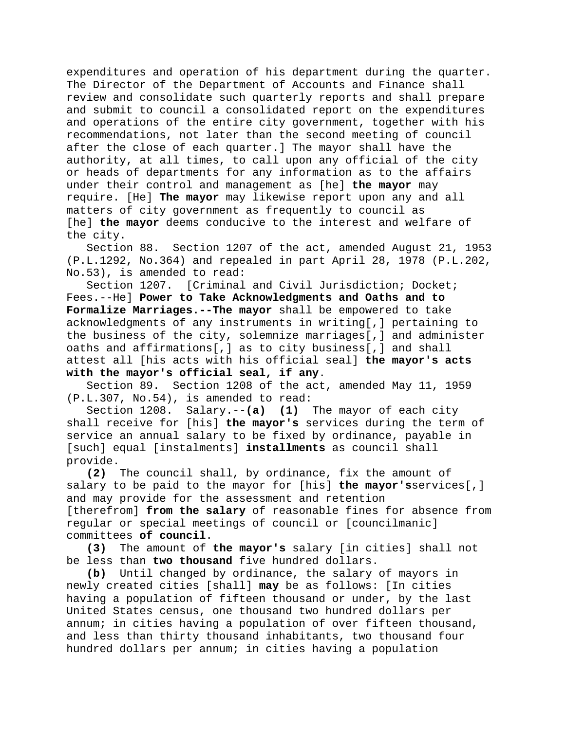expenditures and operation of his department during the quarter. The Director of the Department of Accounts and Finance shall review and consolidate such quarterly reports and shall prepare and submit to council a consolidated report on the expenditures and operations of the entire city government, together with his recommendations, not later than the second meeting of council after the close of each quarter.] The mayor shall have the authority, at all times, to call upon any official of the city or heads of departments for any information as to the affairs under their control and management as [he] **the mayor** may require. [He] **The mayor** may likewise report upon any and all matters of city government as frequently to council as [he] **the mayor** deems conducive to the interest and welfare of the city.

Section 88. Section 1207 of the act, amended August 21, 1953 (P.L.1292, No.364) and repealed in part April 28, 1978 (P.L.202, No.53), is amended to read:

Section 1207. [Criminal and Civil Jurisdiction; Docket; Fees.--He] **Power to Take Acknowledgments and Oaths and to Formalize Marriages.--The mayor** shall be empowered to take acknowledgments of any instruments in writing[,] pertaining to the business of the city, solemnize marriages[,] and administer oaths and affirmations[,] as to city business[,] and shall attest all [his acts with his official seal] **the mayor's acts with the mayor's official seal, if any**.

Section 89. Section 1208 of the act, amended May 11, 1959 (P.L.307, No.54), is amended to read:

Section 1208. Salary.--**(a)** **(1)** The mayor of each city shall receive for [his] **the mayor's** services during the term of service an annual salary to be fixed by ordinance, payable in [such] equal [instalments] **installments** as council shall provide.

**(2)** The council shall, by ordinance, fix the amount of salary to be paid to the mayor for [his] **the mayor's**services[,] and may provide for the assessment and retention [therefrom] **from the salary** of reasonable fines for absence from regular or special meetings of council or [councilmanic] committees **of council**.

**(3)** The amount of **the mayor's** salary [in cities] shall not be less than **two thousand** five hundred dollars.

**(b)** Until changed by ordinance, the salary of mayors in newly created cities [shall] **may** be as follows: [In cities having a population of fifteen thousand or under, by the last United States census, one thousand two hundred dollars per annum; in cities having a population of over fifteen thousand, and less than thirty thousand inhabitants, two thousand four hundred dollars per annum; in cities having a population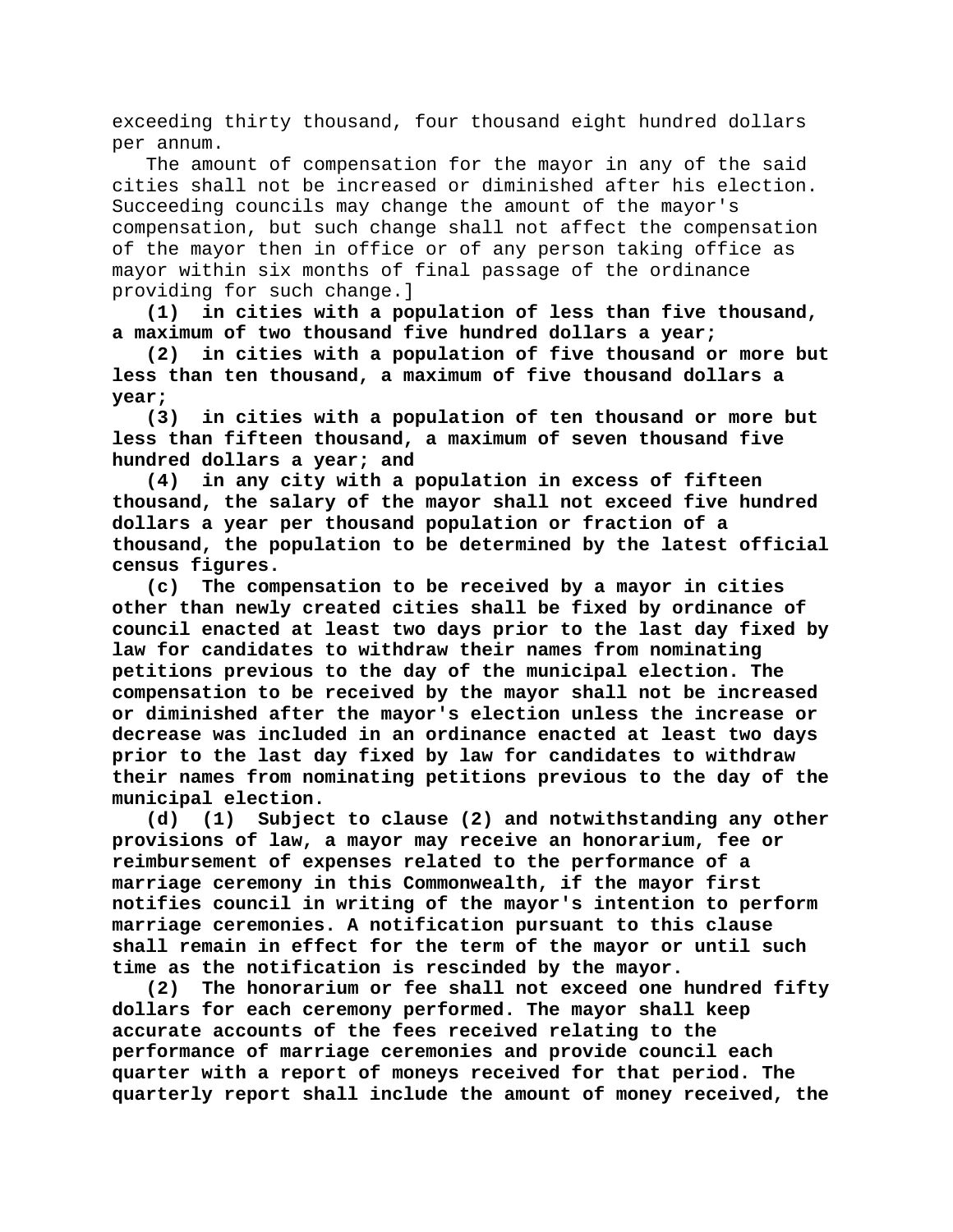exceeding thirty thousand, four thousand eight hundred dollars per annum.

The amount of compensation for the mayor in any of the said cities shall not be increased or diminished after his election. Succeeding councils may change the amount of the mayor's compensation, but such change shall not affect the compensation of the mayor then in office or of any person taking office as mayor within six months of final passage of the ordinance providing for such change.]

**(1) in cities with a population of less than five thousand, a maximum of two thousand five hundred dollars a year;**

**(2) in cities with a population of five thousand or more but less than ten thousand, a maximum of five thousand dollars a year;**

**(3) in cities with a population of ten thousand or more but less than fifteen thousand, a maximum of seven thousand five hundred dollars a year; and**

**(4) in any city with a population in excess of fifteen thousand, the salary of the mayor shall not exceed five hundred dollars a year per thousand population or fraction of a thousand, the population to be determined by the latest official census figures.**

**(c) The compensation to be received by a mayor in cities other than newly created cities shall be fixed by ordinance of council enacted at least two days prior to the last day fixed by law for candidates to withdraw their names from nominating petitions previous to the day of the municipal election. The compensation to be received by the mayor shall not be increased or diminished after the mayor's election unless the increase or decrease was included in an ordinance enacted at least two days prior to the last day fixed by law for candidates to withdraw their names from nominating petitions previous to the day of the municipal election.**

**(d) (1) Subject to clause (2) and notwithstanding any other provisions of law, a mayor may receive an honorarium, fee or reimbursement of expenses related to the performance of a marriage ceremony in this Commonwealth, if the mayor first notifies council in writing of the mayor's intention to perform marriage ceremonies. A notification pursuant to this clause shall remain in effect for the term of the mayor or until such time as the notification is rescinded by the mayor.**

**(2) The honorarium or fee shall not exceed one hundred fifty dollars for each ceremony performed. The mayor shall keep accurate accounts of the fees received relating to the performance of marriage ceremonies and provide council each quarter with a report of moneys received for that period. The quarterly report shall include the amount of money received, the**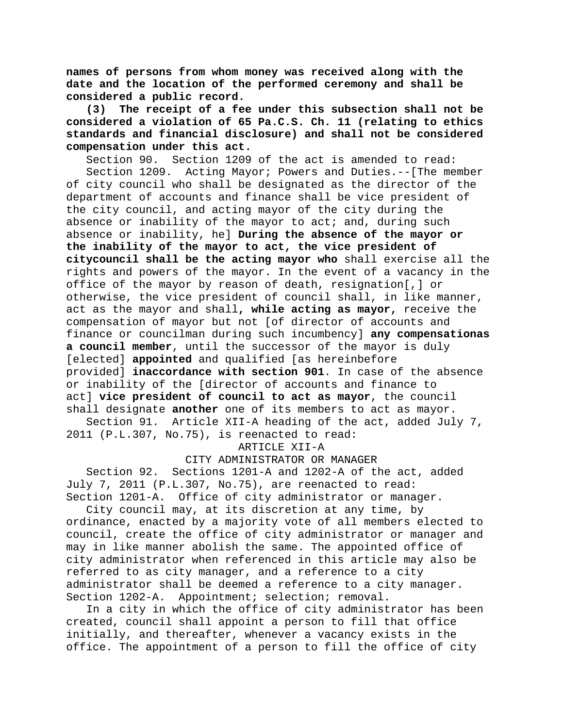**names of persons from whom money was received along with the date and the location of the performed ceremony and shall be considered a public record.**

**(3) The receipt of a fee under this subsection shall not be considered a violation of 65 Pa.C.S. Ch. 11 (relating to ethics standards and financial disclosure) and shall not be considered compensation under this act.**

Section 90. Section 1209 of the act is amended to read:

Section 1209. Acting Mayor; Powers and Duties.--[The member of city council who shall be designated as the director of the department of accounts and finance shall be vice president of the city council, and acting mayor of the city during the absence or inability of the mayor to act; and, during such absence or inability, he] **During the absence of the mayor or the inability of the mayor to act, the vice president of citycouncil shall be the acting mayor who** shall exercise all the rights and powers of the mayor. In the event of a vacancy in the office of the mayor by reason of death, resignation[,] or otherwise, the vice president of council shall, in like manner, act as the mayor and shall**, while acting as mayor,** receive the compensation of mayor but not [of director of accounts and finance or councilman during such incumbency] **any compensationas a council member**, until the successor of the mayor is duly [elected] **appointed** and qualified [as hereinbefore provided] **inaccordance with section 901**. In case of the absence or inability of the [director of accounts and finance to act] **vice president of council to act as mayor**, the council shall designate **another** one of its members to act as mayor.

Section 91. Article XII-A heading of the act, added July 7, 2011 (P.L.307, No.75), is reenacted to read:

ARTICLE XII-A

CITY ADMINISTRATOR OR MANAGER

Section 92. Sections 1201-A and 1202-A of the act, added July 7, 2011 (P.L.307, No.75), are reenacted to read:

Section 1201-A. Office of city administrator or manager.

City council may, at its discretion at any time, by ordinance, enacted by a majority vote of all members elected to council, create the office of city administrator or manager and may in like manner abolish the same. The appointed office of city administrator when referenced in this article may also be referred to as city manager, and a reference to a city administrator shall be deemed a reference to a city manager.

Section 1202-A. Appointment; selection; removal.

In a city in which the office of city administrator has been created, council shall appoint a person to fill that office initially, and thereafter, whenever a vacancy exists in the office. The appointment of a person to fill the office of city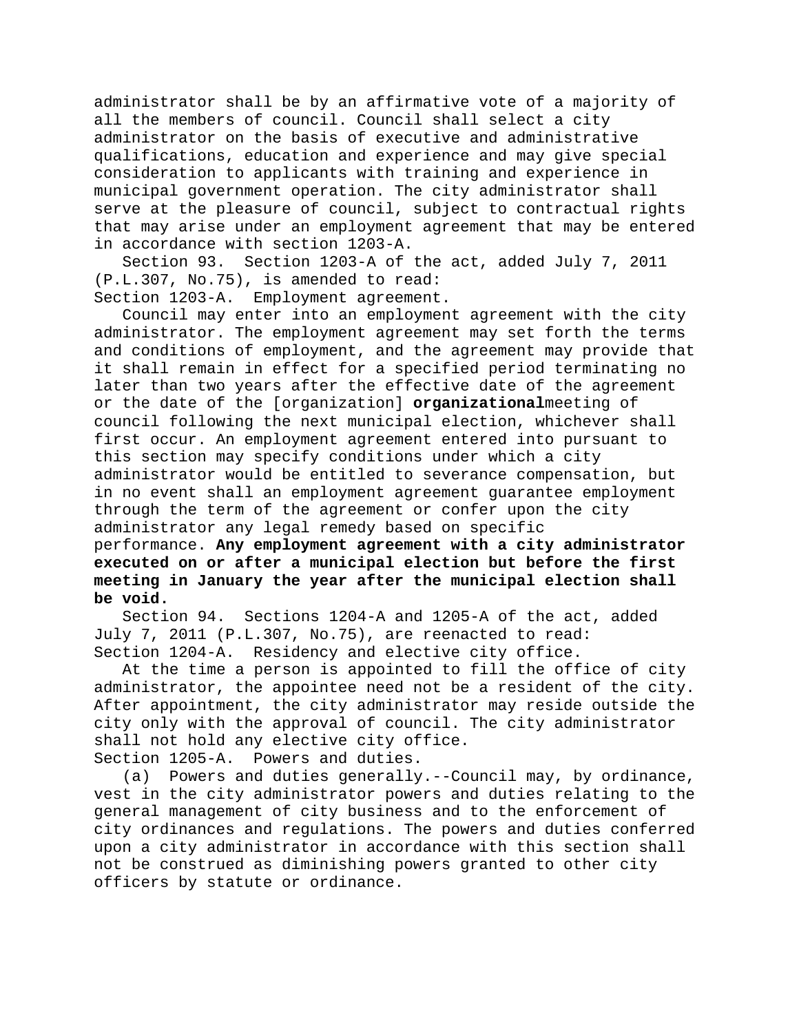administrator shall be by an affirmative vote of a majority of all the members of council. Council shall select a city administrator on the basis of executive and administrative qualifications, education and experience and may give special consideration to applicants with training and experience in municipal government operation. The city administrator shall serve at the pleasure of council, subject to contractual rights that may arise under an employment agreement that may be entered in accordance with section 1203-A.

Section 93. Section 1203-A of the act, added July 7, 2011 (P.L.307, No.75), is amended to read:

Section 1203-A. Employment agreement.

Council may enter into an employment agreement with the city administrator. The employment agreement may set forth the terms and conditions of employment, and the agreement may provide that it shall remain in effect for a specified period terminating no later than two years after the effective date of the agreement or the date of the [organization] **organizational**meeting of council following the next municipal election, whichever shall first occur. An employment agreement entered into pursuant to this section may specify conditions under which a city administrator would be entitled to severance compensation, but in no event shall an employment agreement guarantee employment through the term of the agreement or confer upon the city administrator any legal remedy based on specific performance. **Any employment agreement with a city administrator executed on or after a municipal election but before the first meeting in January the year after the municipal election shall be void.**

Section 94. Sections 1204-A and 1205-A of the act, added July 7, 2011 (P.L.307, No.75), are reenacted to read:

Section 1204-A. Residency and elective city office.

At the time a person is appointed to fill the office of city administrator, the appointee need not be a resident of the city. After appointment, the city administrator may reside outside the city only with the approval of council. The city administrator shall not hold any elective city office.

Section 1205-A. Powers and duties.

(a) Powers and duties generally.--Council may, by ordinance, vest in the city administrator powers and duties relating to the general management of city business and to the enforcement of city ordinances and regulations. The powers and duties conferred upon a city administrator in accordance with this section shall not be construed as diminishing powers granted to other city officers by statute or ordinance.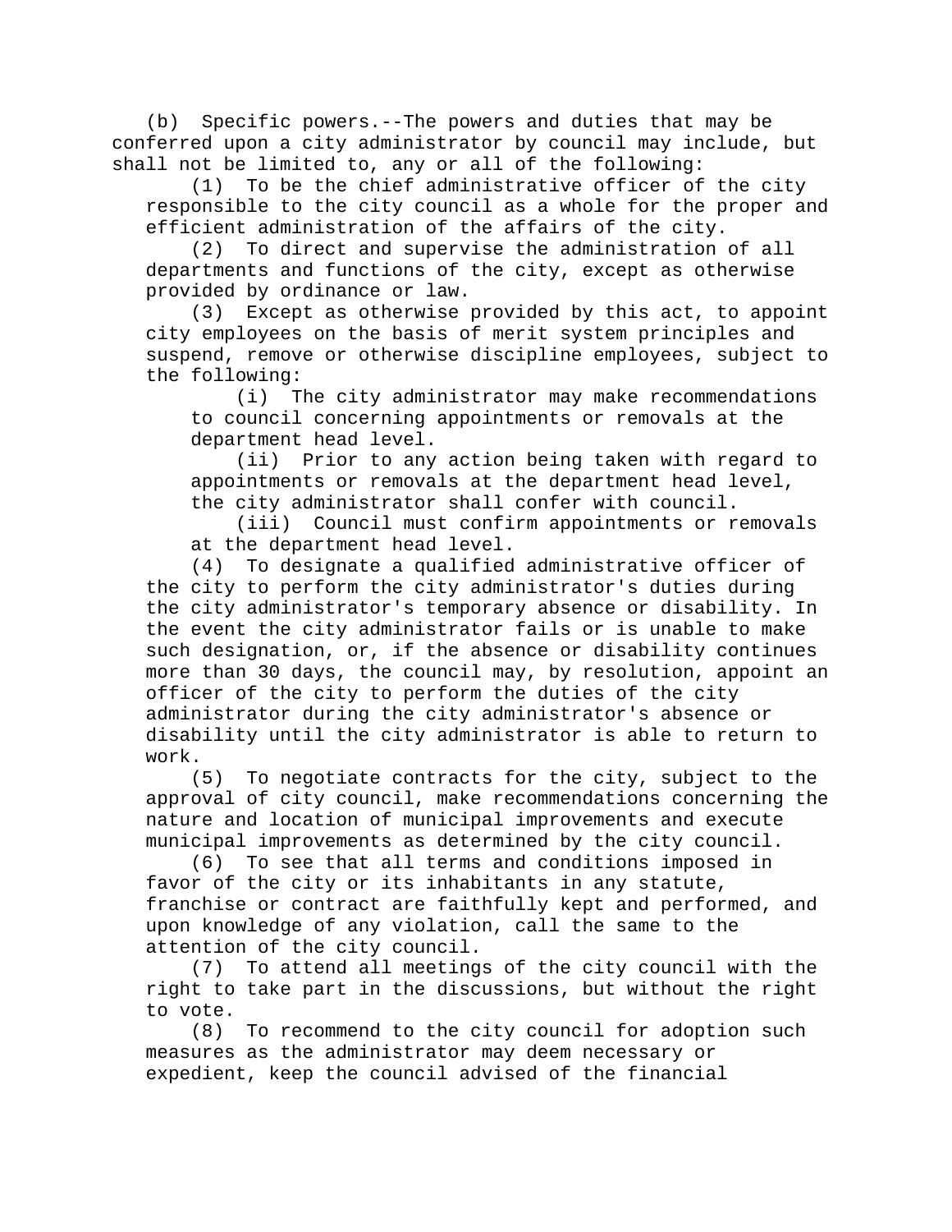(b) Specific powers.--The powers and duties that may be conferred upon a city administrator by council may include, but shall not be limited to, any or all of the following:

(1) To be the chief administrative officer of the city responsible to the city council as a whole for the proper and efficient administration of the affairs of the city.

(2) To direct and supervise the administration of all departments and functions of the city, except as otherwise provided by ordinance or law.

(3) Except as otherwise provided by this act, to appoint city employees on the basis of merit system principles and suspend, remove or otherwise discipline employees, subject to the following:

(i) The city administrator may make recommendations to council concerning appointments or removals at the department head level.

(ii) Prior to any action being taken with regard to appointments or removals at the department head level, the city administrator shall confer with council.

(iii) Council must confirm appointments or removals at the department head level.

(4) To designate a qualified administrative officer of the city to perform the city administrator's duties during the city administrator's temporary absence or disability. In the event the city administrator fails or is unable to make such designation, or, if the absence or disability continues more than 30 days, the council may, by resolution, appoint an officer of the city to perform the duties of the city administrator during the city administrator's absence or disability until the city administrator is able to return to work.

(5) To negotiate contracts for the city, subject to the approval of city council, make recommendations concerning the nature and location of municipal improvements and execute municipal improvements as determined by the city council.

(6) To see that all terms and conditions imposed in favor of the city or its inhabitants in any statute, franchise or contract are faithfully kept and performed, and upon knowledge of any violation, call the same to the attention of the city council.

(7) To attend all meetings of the city council with the right to take part in the discussions, but without the right to vote.

(8) To recommend to the city council for adoption such measures as the administrator may deem necessary or expedient, keep the council advised of the financial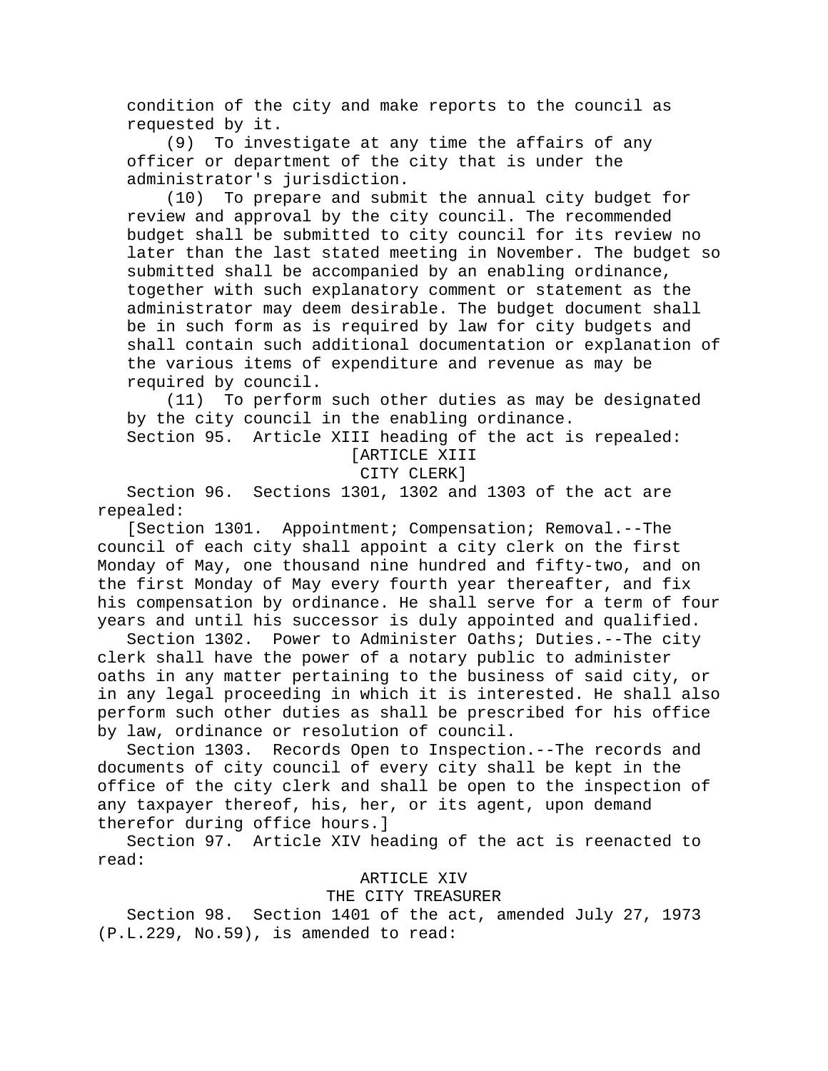condition of the city and make reports to the council as requested by it.

(9) To investigate at any time the affairs of any officer or department of the city that is under the administrator's jurisdiction.

(10) To prepare and submit the annual city budget for review and approval by the city council. The recommended budget shall be submitted to city council for its review no later than the last stated meeting in November. The budget so submitted shall be accompanied by an enabling ordinance, together with such explanatory comment or statement as the administrator may deem desirable. The budget document shall be in such form as is required by law for city budgets and shall contain such additional documentation or explanation of the various items of expenditure and revenue as may be required by council.

(11) To perform such other duties as may be designated by the city council in the enabling ordinance.

Section 95. Article XIII heading of the act is repealed:

[ARTICLE XIII
CITY CLERK]

Section 96. Sections 1301, 1302 and 1303 of the act are repealed:

[Section 1301. Appointment; Compensation; Removal.--The council of each city shall appoint a city clerk on the first Monday of May, one thousand nine hundred and fifty-two, and on the first Monday of May every fourth year thereafter, and fix his compensation by ordinance. He shall serve for a term of four years and until his successor is duly appointed and qualified.

Section 1302. Power to Administer Oaths; Duties.--The city clerk shall have the power of a notary public to administer oaths in any matter pertaining to the business of said city, or in any legal proceeding in which it is interested. He shall also perform such other duties as shall be prescribed for his office by law, ordinance or resolution of council.

Section 1303. Records Open to Inspection.--The records and documents of city council of every city shall be kept in the office of the city clerk and shall be open to the inspection of any taxpayer thereof, his, her, or its agent, upon demand therefor during office hours.]

Section 97. Article XIV heading of the act is reenacted to read:

ARTICLE XIV
THE CITY TREASURER

Section 98. Section 1401 of the act, amended July 27, 1973 (P.L.229, No.59), is amended to read: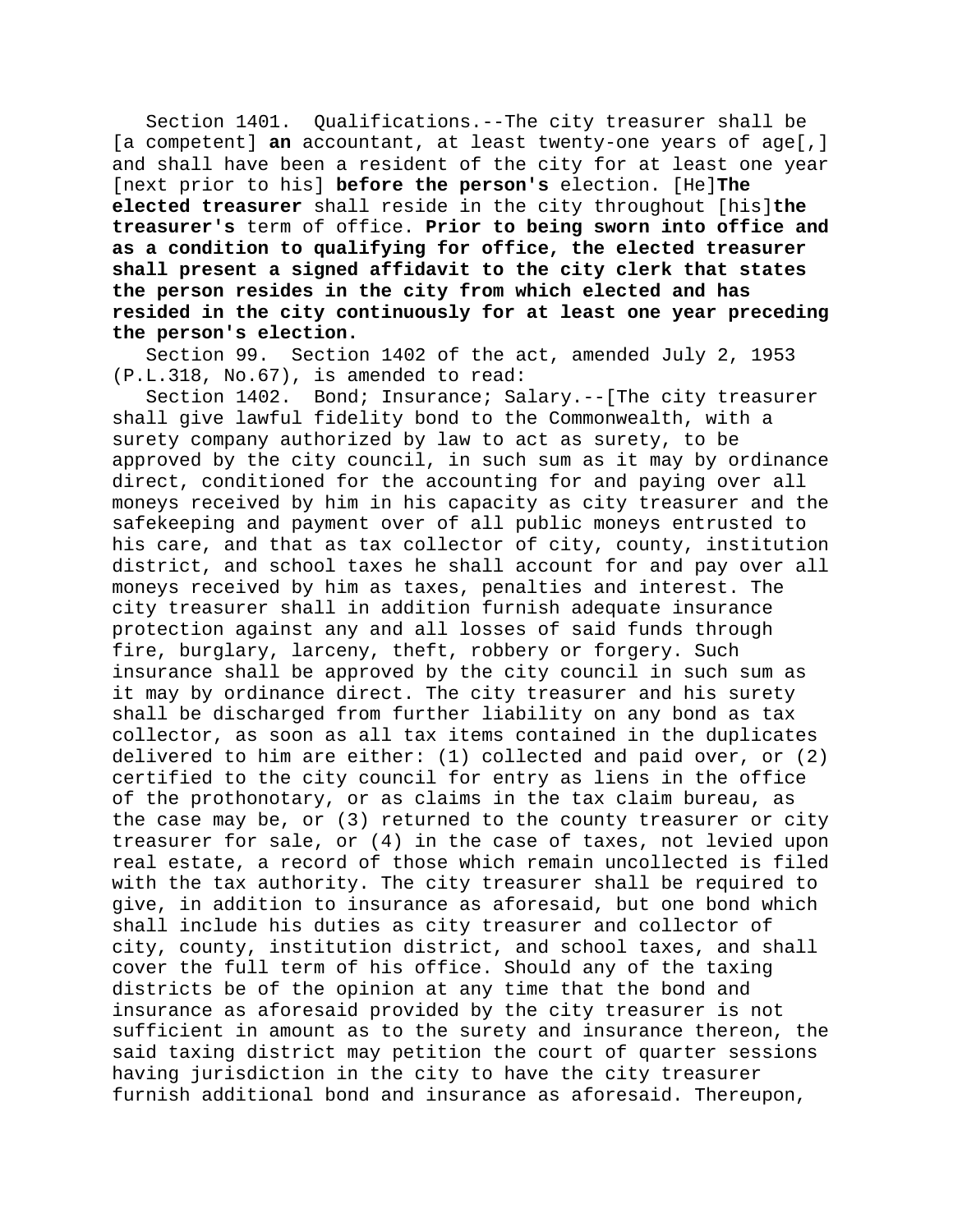Section 1401. Qualifications.--The city treasurer shall be [a competent] **an** accountant, at least twenty-one years of age[,] and shall have been a resident of the city for at least one year [next prior to his] **before the person's** election. [He]**The elected treasurer** shall reside in the city throughout [his]**the treasurer's** term of office. **Prior to being sworn into office and as a condition to qualifying for office, the elected treasurer shall present a signed affidavit to the city clerk that states the person resides in the city from which elected and has resided in the city continuously for at least one year preceding the person's election.**

Section 99. Section 1402 of the act, amended July 2, 1953 (P.L.318, No.67), is amended to read:

Section 1402. Bond; Insurance; Salary.--[The city treasurer shall give lawful fidelity bond to the Commonwealth, with a surety company authorized by law to act as surety, to be approved by the city council, in such sum as it may by ordinance direct, conditioned for the accounting for and paying over all moneys received by him in his capacity as city treasurer and the safekeeping and payment over of all public moneys entrusted to his care, and that as tax collector of city, county, institution district, and school taxes he shall account for and pay over all moneys received by him as taxes, penalties and interest. The city treasurer shall in addition furnish adequate insurance protection against any and all losses of said funds through fire, burglary, larceny, theft, robbery or forgery. Such insurance shall be approved by the city council in such sum as it may by ordinance direct. The city treasurer and his surety shall be discharged from further liability on any bond as tax collector, as soon as all tax items contained in the duplicates delivered to him are either: (1) collected and paid over, or (2) certified to the city council for entry as liens in the office of the prothonotary, or as claims in the tax claim bureau, as the case may be, or (3) returned to the county treasurer or city treasurer for sale, or (4) in the case of taxes, not levied upon real estate, a record of those which remain uncollected is filed with the tax authority. The city treasurer shall be required to give, in addition to insurance as aforesaid, but one bond which shall include his duties as city treasurer and collector of city, county, institution district, and school taxes, and shall cover the full term of his office. Should any of the taxing districts be of the opinion at any time that the bond and insurance as aforesaid provided by the city treasurer is not sufficient in amount as to the surety and insurance thereon, the said taxing district may petition the court of quarter sessions having jurisdiction in the city to have the city treasurer furnish additional bond and insurance as aforesaid. Thereupon,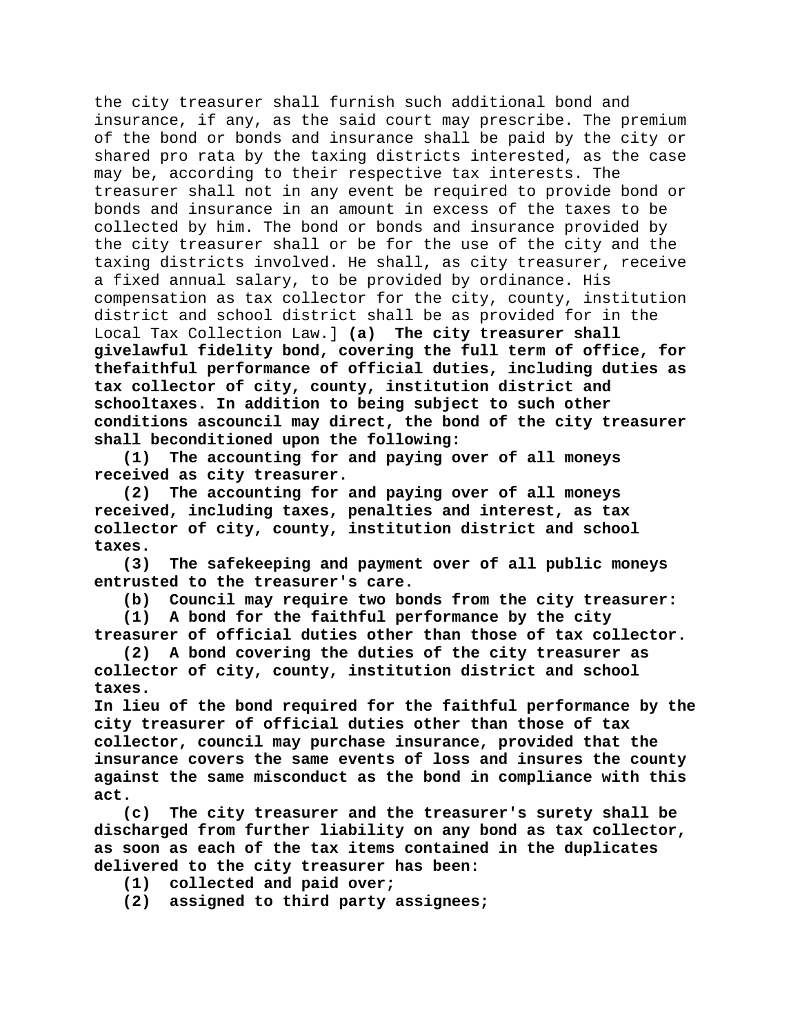the city treasurer shall furnish such additional bond and insurance, if any, as the said court may prescribe. The premium of the bond or bonds and insurance shall be paid by the city or shared pro rata by the taxing districts interested, as the case may be, according to their respective tax interests. The treasurer shall not in any event be required to provide bond or bonds and insurance in an amount in excess of the taxes to be collected by him. The bond or bonds and insurance provided by the city treasurer shall or be for the use of the city and the taxing districts involved. He shall, as city treasurer, receive a fixed annual salary, to be provided by ordinance. His compensation as tax collector for the city, county, institution district and school district shall be as provided for in the Local Tax Collection Law.] **(a) The city treasurer shall givelawful fidelity bond, covering the full term of office, for thefaithful performance of official duties, including duties as tax collector of city, county, institution district and schooltaxes. In addition to being subject to such other conditions ascouncil may direct, the bond of the city treasurer shall beconditioned upon the following:**

**(1) The accounting for and paying over of all moneys received as city treasurer.**

**(2) The accounting for and paying over of all moneys received, including taxes, penalties and interest, as tax collector of city, county, institution district and school taxes.**

**(3) The safekeeping and payment over of all public moneys entrusted to the treasurer's care.**

**(b) Council may require two bonds from the city treasurer:**

**(1) A bond for the faithful performance by the city treasurer of official duties other than those of tax collector.**

**(2) A bond covering the duties of the city treasurer as collector of city, county, institution district and school taxes.**

**In lieu of the bond required for the faithful performance by the city treasurer of official duties other than those of tax collector, council may purchase insurance, provided that the insurance covers the same events of loss and insures the county against the same misconduct as the bond in compliance with this act.**

**(c) The city treasurer and the treasurer's surety shall be discharged from further liability on any bond as tax collector, as soon as each of the tax items contained in the duplicates delivered to the city treasurer has been:**

**(1) collected and paid over;**

**(2) assigned to third party assignees;**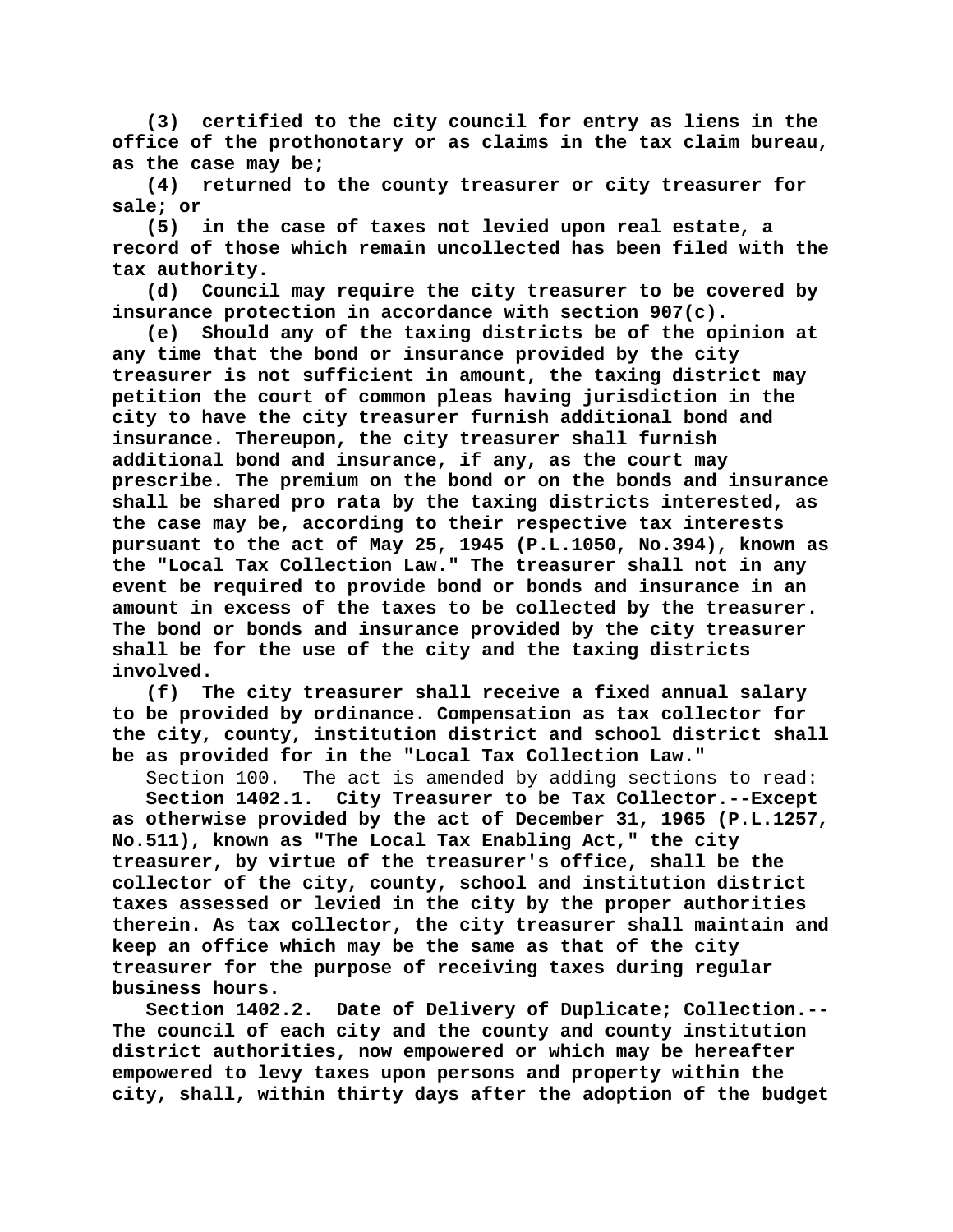**(3) certified to the city council for entry as liens in the office of the prothonotary or as claims in the tax claim bureau, as the case may be;**

**(4) returned to the county treasurer or city treasurer for sale; or**

**(5) in the case of taxes not levied upon real estate, a record of those which remain uncollected has been filed with the tax authority.**

**(d) Council may require the city treasurer to be covered by insurance protection in accordance with section 907(c).**

**(e) Should any of the taxing districts be of the opinion at any time that the bond or insurance provided by the city treasurer is not sufficient in amount, the taxing district may petition the court of common pleas having jurisdiction in the city to have the city treasurer furnish additional bond and insurance. Thereupon, the city treasurer shall furnish additional bond and insurance, if any, as the court may prescribe. The premium on the bond or on the bonds and insurance shall be shared pro rata by the taxing districts interested, as the case may be, according to their respective tax interests pursuant to the act of May 25, 1945 (P.L.1050, No.394), known as the "Local Tax Collection Law." The treasurer shall not in any event be required to provide bond or bonds and insurance in an amount in excess of the taxes to be collected by the treasurer. The bond or bonds and insurance provided by the city treasurer shall be for the use of the city and the taxing districts involved.**

**(f) The city treasurer shall receive a fixed annual salary to be provided by ordinance. Compensation as tax collector for the city, county, institution district and school district shall be as provided for in the "Local Tax Collection Law."**

Section 100. The act is amended by adding sections to read:

**Section 1402.1. City Treasurer to be Tax Collector.--Except as otherwise provided by the act of December 31, 1965 (P.L.1257, No.511), known as "The Local Tax Enabling Act," the city treasurer, by virtue of the treasurer's office, shall be the collector of the city, county, school and institution district taxes assessed or levied in the city by the proper authorities therein. As tax collector, the city treasurer shall maintain and keep an office which may be the same as that of the city treasurer for the purpose of receiving taxes during regular business hours.**

**Section 1402.2. Date of Delivery of Duplicate; Collection.--The council of each city and the county and county institution district authorities, now empowered or which may be hereafter empowered to levy taxes upon persons and property within the city, shall, within thirty days after the adoption of the budget**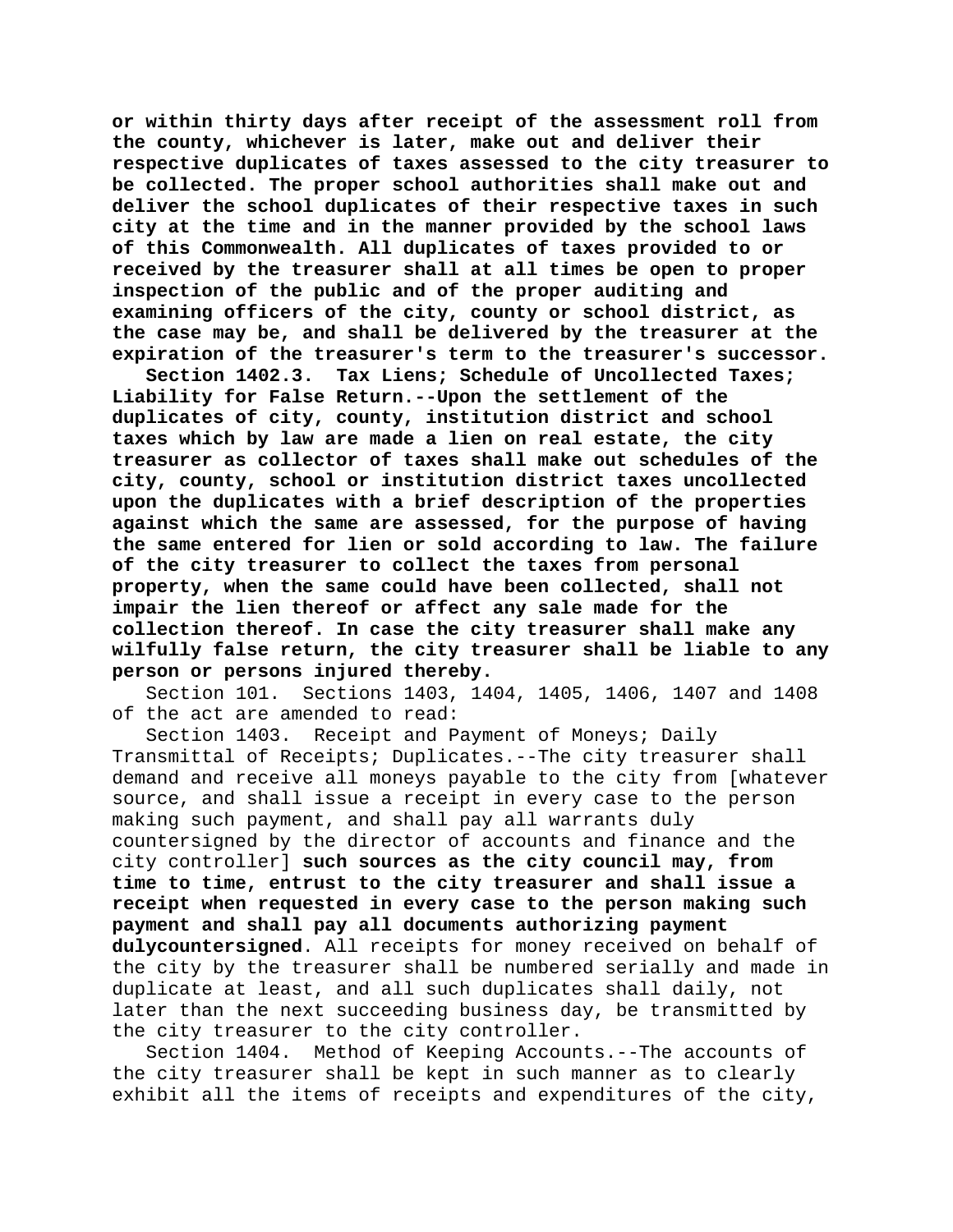**or within thirty days after receipt of the assessment roll from the county, whichever is later, make out and deliver their respective duplicates of taxes assessed to the city treasurer to be collected. The proper school authorities shall make out and deliver the school duplicates of their respective taxes in such city at the time and in the manner provided by the school laws of this Commonwealth. All duplicates of taxes provided to or received by the treasurer shall at all times be open to proper inspection of the public and of the proper auditing and examining officers of the city, county or school district, as the case may be, and shall be delivered by the treasurer at the expiration of the treasurer's term to the treasurer's successor.**

**Section 1402.3. Tax Liens; Schedule of Uncollected Taxes; Liability for False Return.--Upon the settlement of the duplicates of city, county, institution district and school taxes which by law are made a lien on real estate, the city treasurer as collector of taxes shall make out schedules of the city, county, school or institution district taxes uncollected upon the duplicates with a brief description of the properties against which the same are assessed, for the purpose of having the same entered for lien or sold according to law. The failure of the city treasurer to collect the taxes from personal property, when the same could have been collected, shall not impair the lien thereof or affect any sale made for the collection thereof. In case the city treasurer shall make any wilfully false return, the city treasurer shall be liable to any person or persons injured thereby.**

Section 101. Sections 1403, 1404, 1405, 1406, 1407 and 1408 of the act are amended to read:

Section 1403. Receipt and Payment of Moneys; Daily Transmittal of Receipts; Duplicates.--The city treasurer shall demand and receive all moneys payable to the city from [whatever source, and shall issue a receipt in every case to the person making such payment, and shall pay all warrants duly countersigned by the director of accounts and finance and the city controller] **such sources as the city council may, from time to time, entrust to the city treasurer and shall issue a receipt when requested in every case to the person making such payment and shall pay all documents authorizing payment dulycountersigned**. All receipts for money received on behalf of the city by the treasurer shall be numbered serially and made in duplicate at least, and all such duplicates shall daily, not later than the next succeeding business day, be transmitted by the city treasurer to the city controller.

Section 1404. Method of Keeping Accounts.--The accounts of the city treasurer shall be kept in such manner as to clearly exhibit all the items of receipts and expenditures of the city,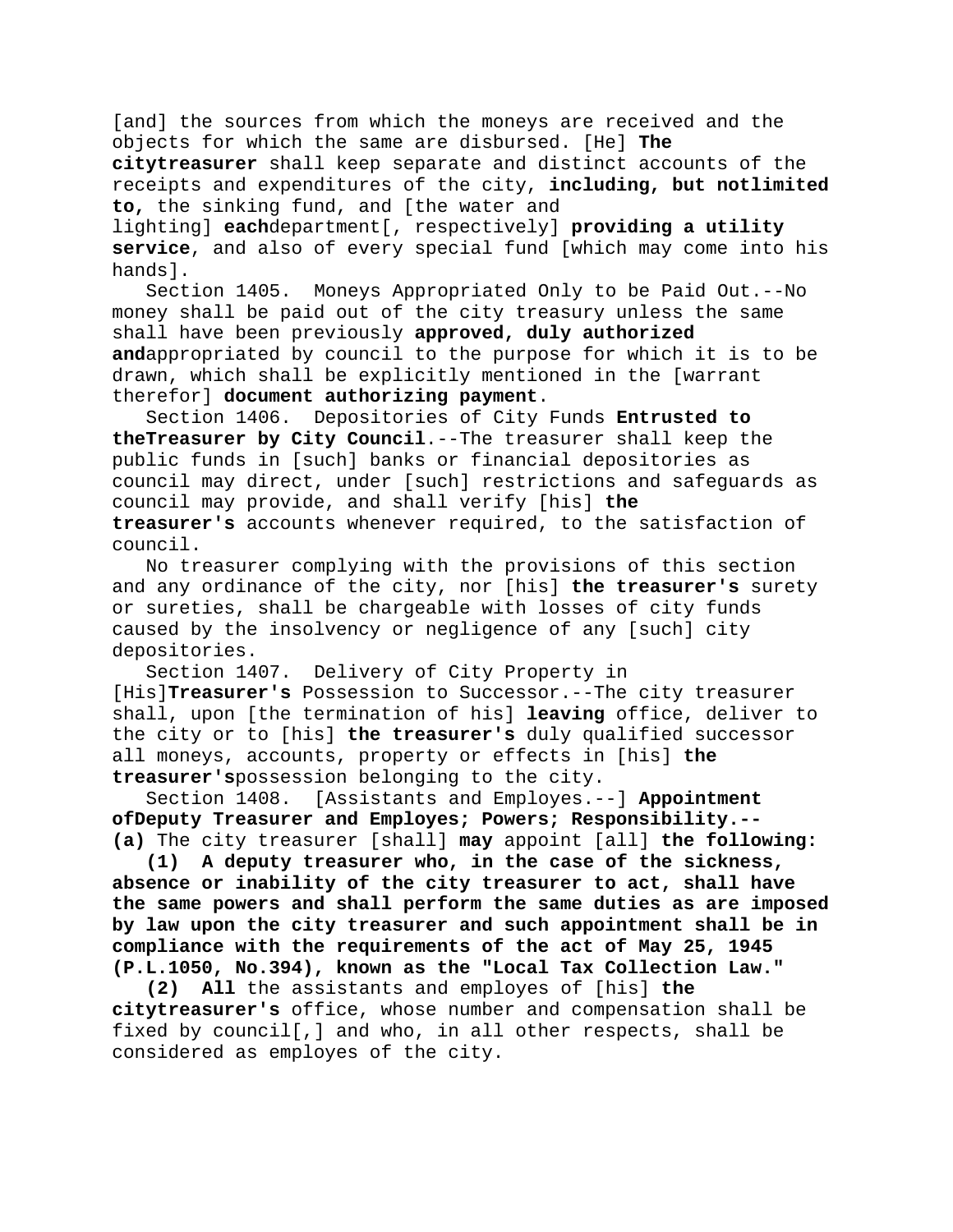[and] the sources from which the moneys are received and the objects for which the same are disbursed. [He] **The citytreasurer** shall keep separate and distinct accounts of the receipts and expenditures of the city, **including, but notlimited to,** the sinking fund, and [the water and lighting] **each**department[, respectively] **providing a utility service**, and also of every special fund [which may come into his hands].

Section 1405. Moneys Appropriated Only to be Paid Out.--No money shall be paid out of the city treasury unless the same shall have been previously **approved, duly authorized and**appropriated by council to the purpose for which it is to be drawn, which shall be explicitly mentioned in the [warrant therefor] **document authorizing payment**.

Section 1406. Depositories of City Funds **Entrusted to theTreasurer by City Council**.--The treasurer shall keep the public funds in [such] banks or financial depositories as council may direct, under [such] restrictions and safeguards as council may provide, and shall verify [his] **the treasurer's** accounts whenever required, to the satisfaction of council.

No treasurer complying with the provisions of this section and any ordinance of the city, nor [his] **the treasurer's** surety or sureties, shall be chargeable with losses of city funds caused by the insolvency or negligence of any [such] city depositories.

Section 1407. Delivery of City Property in [His]**Treasurer's** Possession to Successor.--The city treasurer shall, upon [the termination of his] **leaving** office, deliver to the city or to [his] **the treasurer's** duly qualified successor all moneys, accounts, property or effects in [his] **the treasurer's**possession belonging to the city.

Section 1408. [Assistants and Employes.--] **Appointment ofDeputy Treasurer and Employes; Powers; Responsibility.-- (a)** The city treasurer [shall] **may** appoint [all] **the following:**

**(1) A deputy treasurer who, in the case of the sickness, absence or inability of the city treasurer to act, shall have the same powers and shall perform the same duties as are imposed by law upon the city treasurer and such appointment shall be in compliance with the requirements of the act of May 25, 1945 (P.L.1050, No.394), known as the "Local Tax Collection Law."**

**(2) All** the assistants and employes of [his] **the citytreasurer's** office, whose number and compensation shall be fixed by council[,] and who, in all other respects, shall be considered as employes of the city.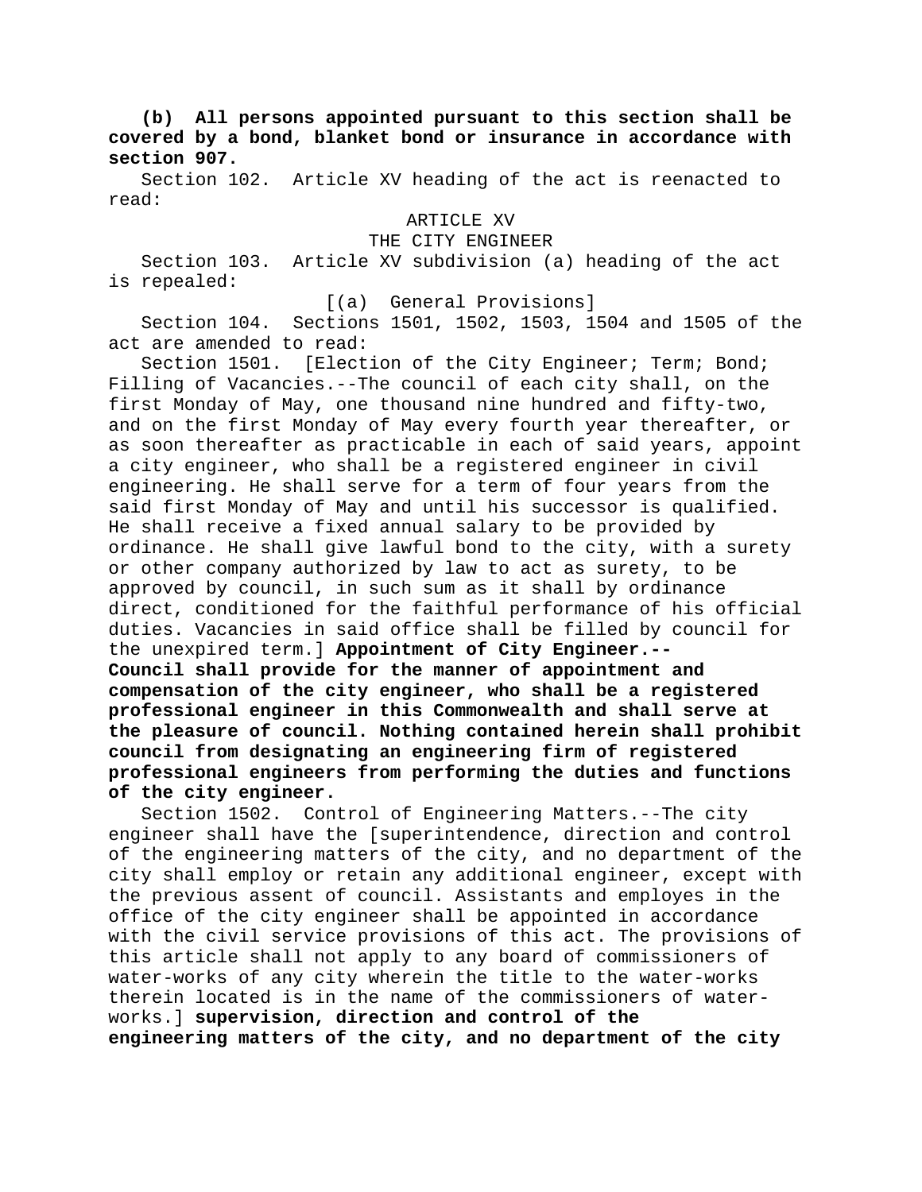**(b) All persons appointed pursuant to this section shall be covered by a bond, blanket bond or insurance in accordance with section 907.**

Section 102. Article XV heading of the act is reenacted to read:

ARTICLE XV
THE CITY ENGINEER

Section 103. Article XV subdivision (a) heading of the act is repealed:

[(a) General Provisions]

Section 104. Sections 1501, 1502, 1503, 1504 and 1505 of the act are amended to read:

Section 1501. [Election of the City Engineer; Term; Bond; Filling of Vacancies.--The council of each city shall, on the first Monday of May, one thousand nine hundred and fifty-two, and on the first Monday of May every fourth year thereafter, or as soon thereafter as practicable in each of said years, appoint a city engineer, who shall be a registered engineer in civil engineering. He shall serve for a term of four years from the said first Monday of May and until his successor is qualified. He shall receive a fixed annual salary to be provided by ordinance. He shall give lawful bond to the city, with a surety or other company authorized by law to act as surety, to be approved by council, in such sum as it shall by ordinance direct, conditioned for the faithful performance of his official duties. Vacancies in said office shall be filled by council for the unexpired term.] **Appointment of City Engineer.--Council shall provide for the manner of appointment and compensation of the city engineer, who shall be a registered professional engineer in this Commonwealth and shall serve at the pleasure of council. Nothing contained herein shall prohibit council from designating an engineering firm of registered professional engineers from performing the duties and functions of the city engineer.**

Section 1502. Control of Engineering Matters.--The city engineer shall have the [superintendence, direction and control of the engineering matters of the city, and no department of the city shall employ or retain any additional engineer, except with the previous assent of council. Assistants and employes in the office of the city engineer shall be appointed in accordance with the civil service provisions of this act. The provisions of this article shall not apply to any board of commissioners of water-works of any city wherein the title to the water-works therein located is in the name of the commissioners of water-works.] **supervision, direction and control of the engineering matters of the city, and no department of the city**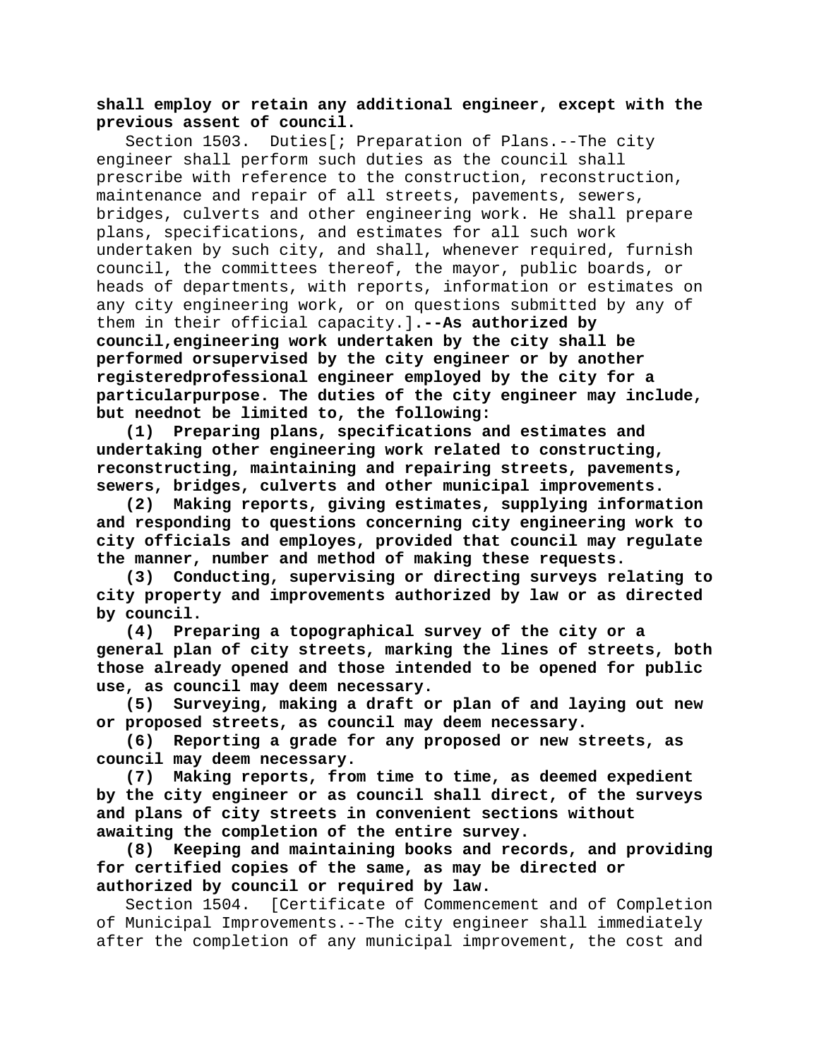**shall employ or retain any additional engineer, except with the previous assent of council.**

Section 1503. Duties[; Preparation of Plans.--The city engineer shall perform such duties as the council shall prescribe with reference to the construction, reconstruction, maintenance and repair of all streets, pavements, sewers, bridges, culverts and other engineering work. He shall prepare plans, specifications, and estimates for all such work undertaken by such city, and shall, whenever required, furnish council, the committees thereof, the mayor, public boards, or heads of departments, with reports, information or estimates on any city engineering work, or on questions submitted by any of them in their official capacity.]**.--As authorized by council,engineering work undertaken by the city shall be performed orsupervised by the city engineer or by another registeredprofessional engineer employed by the city for a particularpurpose. The duties of the city engineer may include, but neednot be limited to, the following:**

**(1) Preparing plans, specifications and estimates and undertaking other engineering work related to constructing, reconstructing, maintaining and repairing streets, pavements, sewers, bridges, culverts and other municipal improvements.**

**(2) Making reports, giving estimates, supplying information and responding to questions concerning city engineering work to city officials and employes, provided that council may regulate the manner, number and method of making these requests.**

**(3) Conducting, supervising or directing surveys relating to city property and improvements authorized by law or as directed by council.**

**(4) Preparing a topographical survey of the city or a general plan of city streets, marking the lines of streets, both those already opened and those intended to be opened for public use, as council may deem necessary.**

**(5) Surveying, making a draft or plan of and laying out new or proposed streets, as council may deem necessary.**

**(6) Reporting a grade for any proposed or new streets, as council may deem necessary.**

**(7) Making reports, from time to time, as deemed expedient by the city engineer or as council shall direct, of the surveys and plans of city streets in convenient sections without awaiting the completion of the entire survey.**

**(8) Keeping and maintaining books and records, and providing for certified copies of the same, as may be directed or authorized by council or required by law.**

Section 1504. [Certificate of Commencement and of Completion of Municipal Improvements.--The city engineer shall immediately after the completion of any municipal improvement, the cost and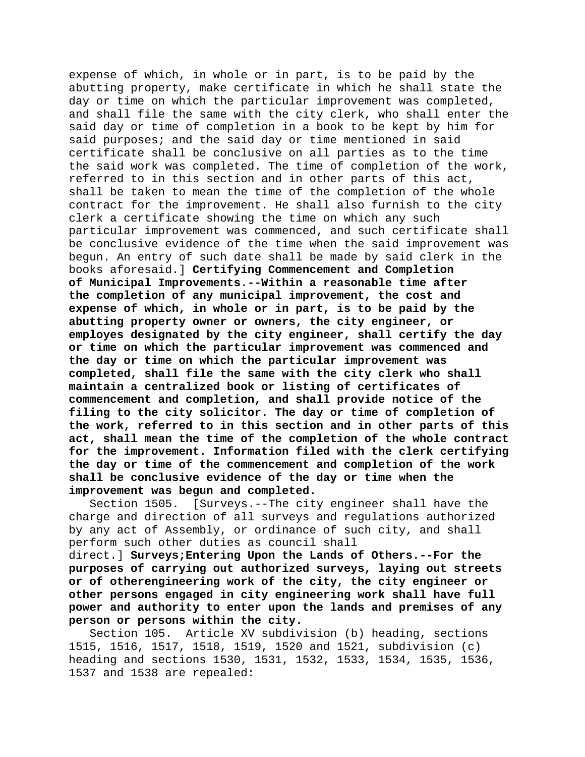expense of which, in whole or in part, is to be paid by the abutting property, make certificate in which he shall state the day or time on which the particular improvement was completed, and shall file the same with the city clerk, who shall enter the said day or time of completion in a book to be kept by him for said purposes; and the said day or time mentioned in said certificate shall be conclusive on all parties as to the time the said work was completed. The time of completion of the work, referred to in this section and in other parts of this act, shall be taken to mean the time of the completion of the whole contract for the improvement. He shall also furnish to the city clerk a certificate showing the time on which any such particular improvement was commenced, and such certificate shall be conclusive evidence of the time when the said improvement was begun. An entry of such date shall be made by said clerk in the books aforesaid.] **Certifying Commencement and Completion of Municipal Improvements.--Within a reasonable time after the completion of any municipal improvement, the cost and expense of which, in whole or in part, is to be paid by the abutting property owner or owners, the city engineer, or employes designated by the city engineer, shall certify the day or time on which the particular improvement was commenced and the day or time on which the particular improvement was completed, shall file the same with the city clerk who shall maintain a centralized book or listing of certificates of commencement and completion, and shall provide notice of the filing to the city solicitor. The day or time of completion of the work, referred to in this section and in other parts of this act, shall mean the time of the completion of the whole contract for the improvement. Information filed with the clerk certifying the day or time of the commencement and completion of the work shall be conclusive evidence of the day or time when the improvement was begun and completed.**

Section 1505. [Surveys.--The city engineer shall have the charge and direction of all surveys and regulations authorized by any act of Assembly, or ordinance of such city, and shall perform such other duties as council shall direct.] **Surveys;Entering Upon the Lands of Others.--For the purposes of carrying out authorized surveys, laying out streets or of otherengineering work of the city, the city engineer or other persons engaged in city engineering work shall have full power and authority to enter upon the lands and premises of any person or persons within the city.**

Section 105. Article XV subdivision (b) heading, sections 1515, 1516, 1517, 1518, 1519, 1520 and 1521, subdivision (c) heading and sections 1530, 1531, 1532, 1533, 1534, 1535, 1536, 1537 and 1538 are repealed: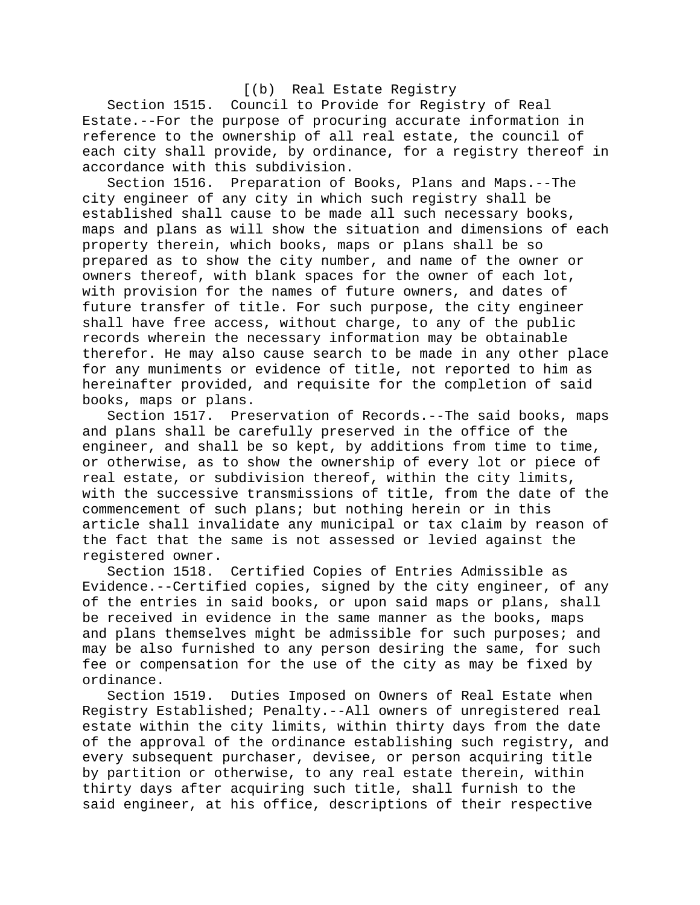[(b) Real Estate Registry

Section 1515. Council to Provide for Registry of Real Estate.--For the purpose of procuring accurate information in reference to the ownership of all real estate, the council of each city shall provide, by ordinance, for a registry thereof in accordance with this subdivision.

Section 1516. Preparation of Books, Plans and Maps.--The city engineer of any city in which such registry shall be established shall cause to be made all such necessary books, maps and plans as will show the situation and dimensions of each property therein, which books, maps or plans shall be so prepared as to show the city number, and name of the owner or owners thereof, with blank spaces for the owner of each lot, with provision for the names of future owners, and dates of future transfer of title. For such purpose, the city engineer shall have free access, without charge, to any of the public records wherein the necessary information may be obtainable therefor. He may also cause search to be made in any other place for any muniments or evidence of title, not reported to him as hereinafter provided, and requisite for the completion of said books, maps or plans.

Section 1517. Preservation of Records.--The said books, maps and plans shall be carefully preserved in the office of the engineer, and shall be so kept, by additions from time to time, or otherwise, as to show the ownership of every lot or piece of real estate, or subdivision thereof, within the city limits, with the successive transmissions of title, from the date of the commencement of such plans; but nothing herein or in this article shall invalidate any municipal or tax claim by reason of the fact that the same is not assessed or levied against the registered owner.

Section 1518. Certified Copies of Entries Admissible as Evidence.--Certified copies, signed by the city engineer, of any of the entries in said books, or upon said maps or plans, shall be received in evidence in the same manner as the books, maps and plans themselves might be admissible for such purposes; and may be also furnished to any person desiring the same, for such fee or compensation for the use of the city as may be fixed by ordinance.

Section 1519. Duties Imposed on Owners of Real Estate when Registry Established; Penalty.--All owners of unregistered real estate within the city limits, within thirty days from the date of the approval of the ordinance establishing such registry, and every subsequent purchaser, devisee, or person acquiring title by partition or otherwise, to any real estate therein, within thirty days after acquiring such title, shall furnish to the said engineer, at his office, descriptions of their respective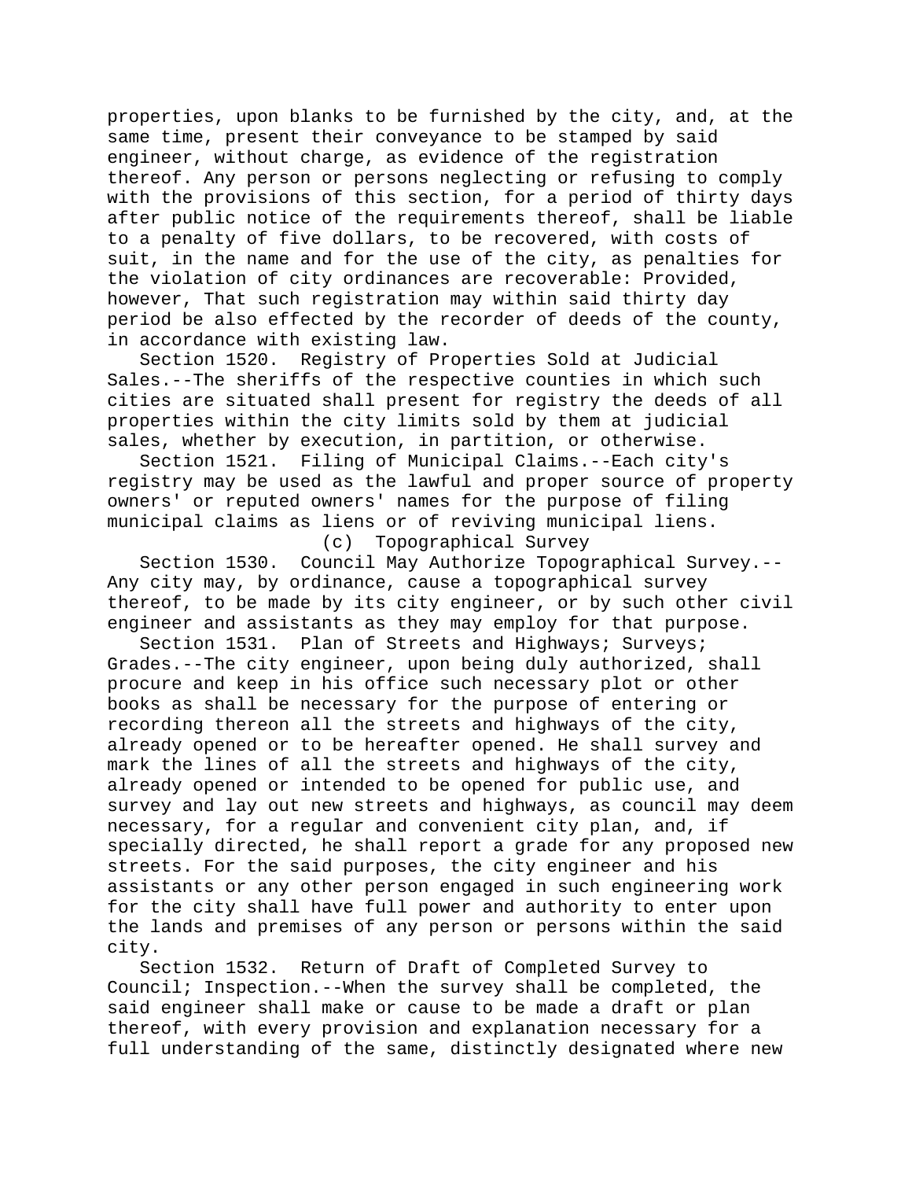properties, upon blanks to be furnished by the city, and, at the same time, present their conveyance to be stamped by said engineer, without charge, as evidence of the registration thereof. Any person or persons neglecting or refusing to comply with the provisions of this section, for a period of thirty days after public notice of the requirements thereof, shall be liable to a penalty of five dollars, to be recovered, with costs of suit, in the name and for the use of the city, as penalties for the violation of city ordinances are recoverable: Provided, however, That such registration may within said thirty day period be also effected by the recorder of deeds of the county, in accordance with existing law.

Section 1520. Registry of Properties Sold at Judicial Sales.--The sheriffs of the respective counties in which such cities are situated shall present for registry the deeds of all properties within the city limits sold by them at judicial sales, whether by execution, in partition, or otherwise.

Section 1521. Filing of Municipal Claims.--Each city's registry may be used as the lawful and proper source of property owners' or reputed owners' names for the purpose of filing municipal claims as liens or of reviving municipal liens.

(c) Topographical Survey

Section 1530. Council May Authorize Topographical Survey.--Any city may, by ordinance, cause a topographical survey thereof, to be made by its city engineer, or by such other civil engineer and assistants as they may employ for that purpose.

Section 1531. Plan of Streets and Highways; Surveys; Grades.--The city engineer, upon being duly authorized, shall procure and keep in his office such necessary plot or other books as shall be necessary for the purpose of entering or recording thereon all the streets and highways of the city, already opened or to be hereafter opened. He shall survey and mark the lines of all the streets and highways of the city, already opened or intended to be opened for public use, and survey and lay out new streets and highways, as council may deem necessary, for a regular and convenient city plan, and, if specially directed, he shall report a grade for any proposed new streets. For the said purposes, the city engineer and his assistants or any other person engaged in such engineering work for the city shall have full power and authority to enter upon the lands and premises of any person or persons within the said city.

Section 1532. Return of Draft of Completed Survey to Council; Inspection.--When the survey shall be completed, the said engineer shall make or cause to be made a draft or plan thereof, with every provision and explanation necessary for a full understanding of the same, distinctly designated where new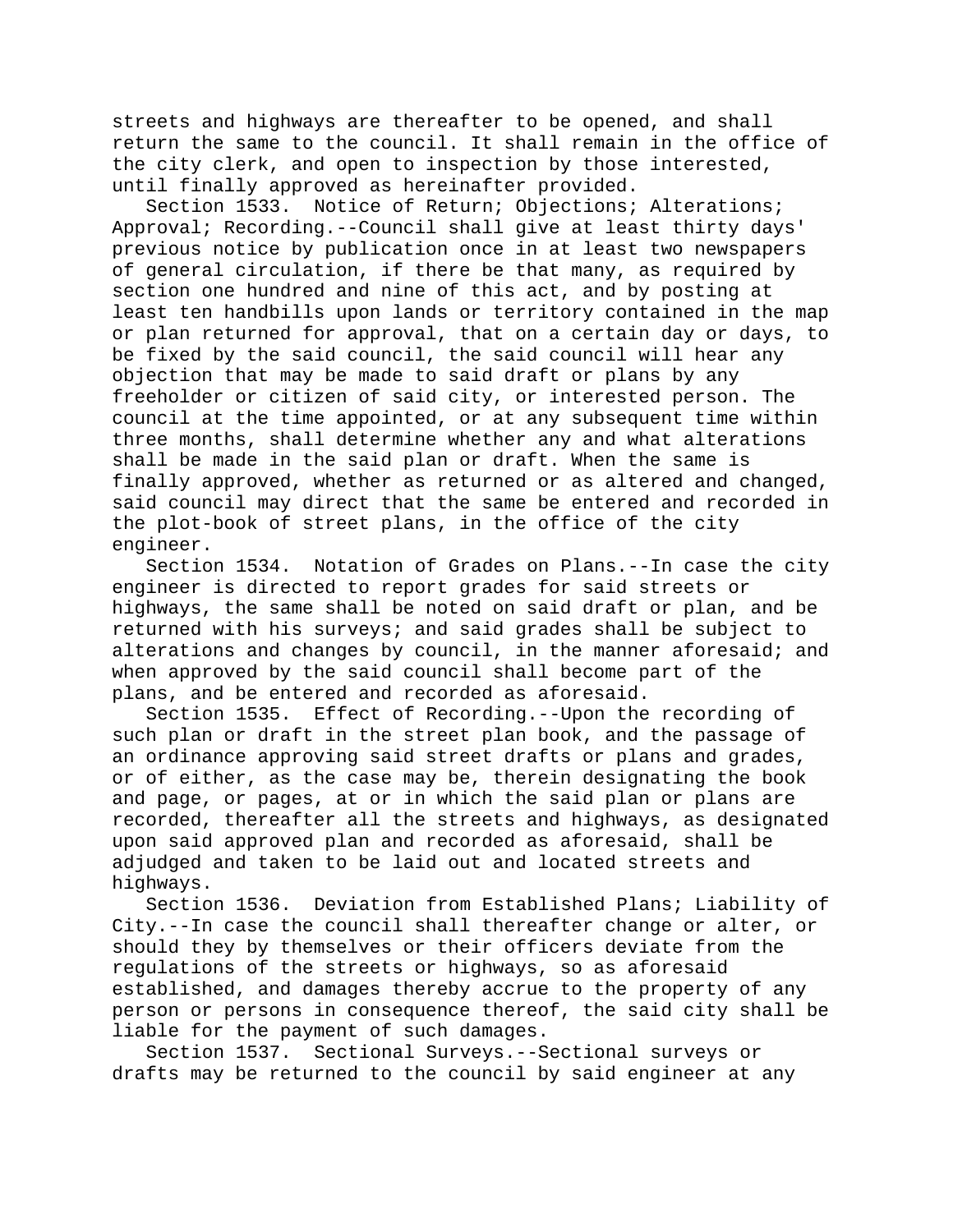streets and highways are thereafter to be opened, and shall return the same to the council. It shall remain in the office of the city clerk, and open to inspection by those interested, until finally approved as hereinafter provided.

Section 1533. Notice of Return; Objections; Alterations; Approval; Recording.--Council shall give at least thirty days' previous notice by publication once in at least two newspapers of general circulation, if there be that many, as required by section one hundred and nine of this act, and by posting at least ten handbills upon lands or territory contained in the map or plan returned for approval, that on a certain day or days, to be fixed by the said council, the said council will hear any objection that may be made to said draft or plans by any freeholder or citizen of said city, or interested person. The council at the time appointed, or at any subsequent time within three months, shall determine whether any and what alterations shall be made in the said plan or draft. When the same is finally approved, whether as returned or as altered and changed, said council may direct that the same be entered and recorded in the plot-book of street plans, in the office of the city engineer.

Section 1534. Notation of Grades on Plans.--In case the city engineer is directed to report grades for said streets or highways, the same shall be noted on said draft or plan, and be returned with his surveys; and said grades shall be subject to alterations and changes by council, in the manner aforesaid; and when approved by the said council shall become part of the plans, and be entered and recorded as aforesaid.

Section 1535. Effect of Recording.--Upon the recording of such plan or draft in the street plan book, and the passage of an ordinance approving said street drafts or plans and grades, or of either, as the case may be, therein designating the book and page, or pages, at or in which the said plan or plans are recorded, thereafter all the streets and highways, as designated upon said approved plan and recorded as aforesaid, shall be adjudged and taken to be laid out and located streets and highways.

Section 1536. Deviation from Established Plans; Liability of City.--In case the council shall thereafter change or alter, or should they by themselves or their officers deviate from the regulations of the streets or highways, so as aforesaid established, and damages thereby accrue to the property of any person or persons in consequence thereof, the said city shall be liable for the payment of such damages.

Section 1537. Sectional Surveys.--Sectional surveys or drafts may be returned to the council by said engineer at any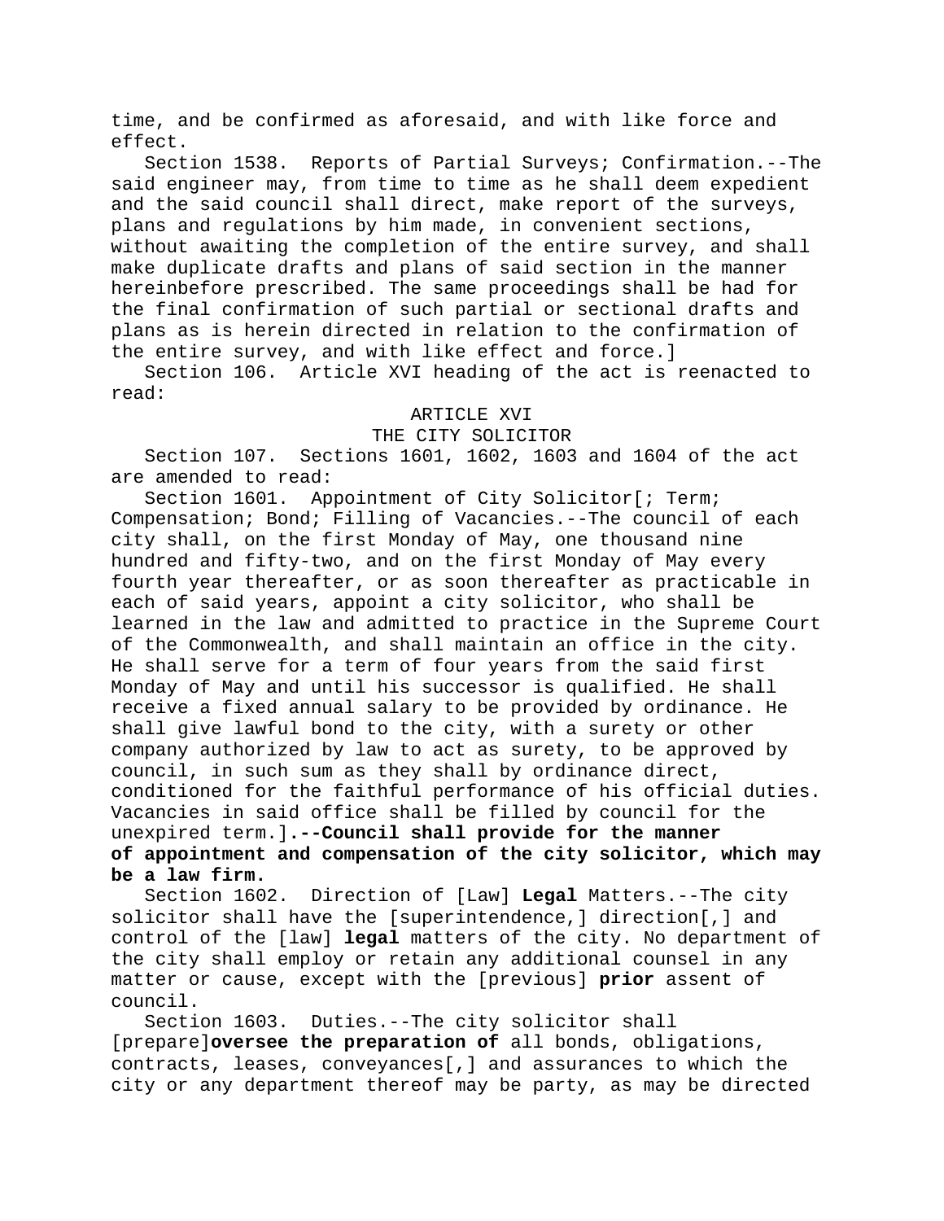time, and be confirmed as aforesaid, and with like force and effect.

Section 1538. Reports of Partial Surveys; Confirmation.--The said engineer may, from time to time as he shall deem expedient and the said council shall direct, make report of the surveys, plans and regulations by him made, in convenient sections, without awaiting the completion of the entire survey, and shall make duplicate drafts and plans of said section in the manner hereinbefore prescribed. The same proceedings shall be had for the final confirmation of such partial or sectional drafts and plans as is herein directed in relation to the confirmation of the entire survey, and with like effect and force.]

Section 106. Article XVI heading of the act is reenacted to read:

ARTICLE XVI
THE CITY SOLICITOR

Section 107. Sections 1601, 1602, 1603 and 1604 of the act are amended to read:

Section 1601. Appointment of City Solicitor[; Term; Compensation; Bond; Filling of Vacancies.--The council of each city shall, on the first Monday of May, one thousand nine hundred and fifty-two, and on the first Monday of May every fourth year thereafter, or as soon thereafter as practicable in each of said years, appoint a city solicitor, who shall be learned in the law and admitted to practice in the Supreme Court of the Commonwealth, and shall maintain an office in the city. He shall serve for a term of four years from the said first Monday of May and until his successor is qualified. He shall receive a fixed annual salary to be provided by ordinance. He shall give lawful bond to the city, with a surety or other company authorized by law to act as surety, to be approved by council, in such sum as they shall by ordinance direct, conditioned for the faithful performance of his official duties. Vacancies in said office shall be filled by council for the unexpired term.]**.--Council shall provide for the manner of appointment and compensation of the city solicitor, which may be a law firm.**

Section 1602. Direction of [Law] **Legal** Matters.--The city solicitor shall have the [superintendence,] direction[,] and control of the [law] **legal** matters of the city. No department of the city shall employ or retain any additional counsel in any matter or cause, except with the [previous] **prior** assent of council.

Section 1603. Duties.--The city solicitor shall [prepare]**oversee the preparation of** all bonds, obligations, contracts, leases, conveyances[,] and assurances to which the city or any department thereof may be party, as may be directed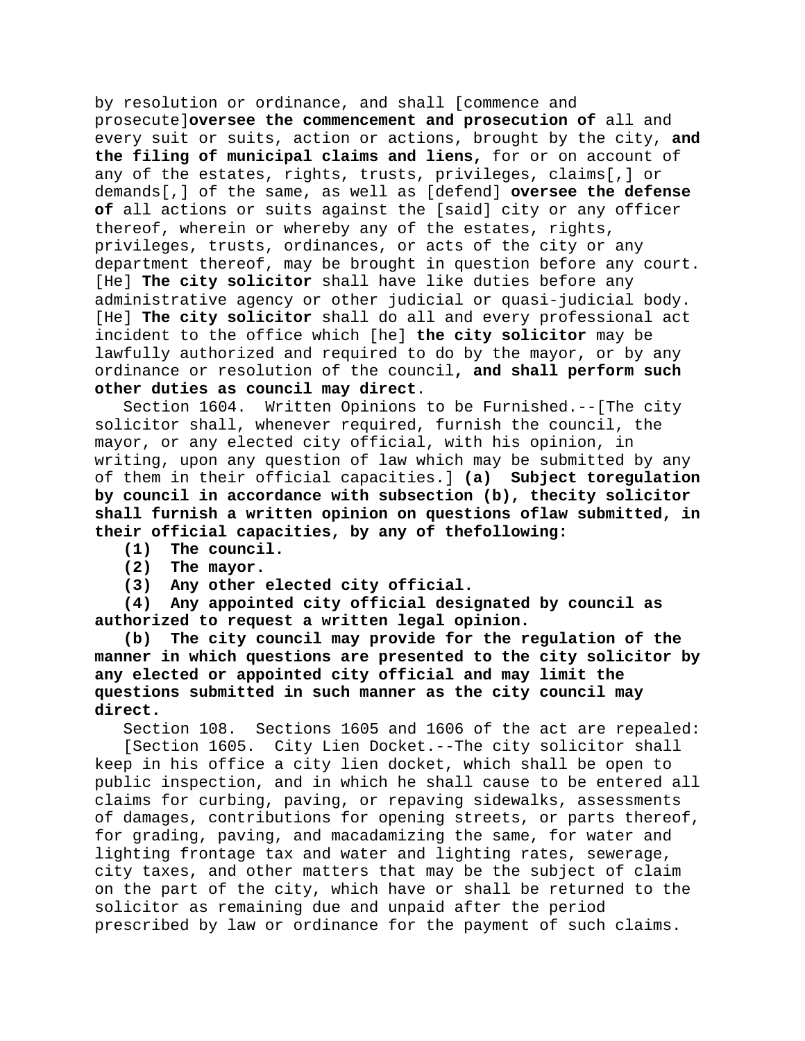by resolution or ordinance, and shall [commence and prosecute]**oversee the commencement and prosecution of** all and every suit or suits, action or actions, brought by the city, **and the filing of municipal claims and liens,** for or on account of any of the estates, rights, trusts, privileges, claims[,] or demands[,] of the same, as well as [defend] **oversee the defense of** all actions or suits against the [said] city or any officer thereof, wherein or whereby any of the estates, rights, privileges, trusts, ordinances, or acts of the city or any department thereof, may be brought in question before any court. [He] **The city solicitor** shall have like duties before any administrative agency or other judicial or quasi-judicial body. [He] **The city solicitor** shall do all and every professional act incident to the office which [he] **the city solicitor** may be lawfully authorized and required to do by the mayor, or by any ordinance or resolution of the council**, and shall perform such other duties as council may direct**.

Section 1604. Written Opinions to be Furnished.--[The city solicitor shall, whenever required, furnish the council, the mayor, or any elected city official, with his opinion, in writing, upon any question of law which may be submitted by any of them in their official capacities.] **(a) Subject toregulation by council in accordance with subsection (b), thecity solicitor shall furnish a written opinion on questions oflaw submitted, in their official capacities, by any of thefollowing:**

**(1) The council.**

**(2) The mayor.**

**(3) Any other elected city official.**

**(4) Any appointed city official designated by council as authorized to request a written legal opinion.**

**(b) The city council may provide for the regulation of the manner in which questions are presented to the city solicitor by any elected or appointed city official and may limit the questions submitted in such manner as the city council may direct.**

Section 108. Sections 1605 and 1606 of the act are repealed:

[Section 1605. City Lien Docket.--The city solicitor shall keep in his office a city lien docket, which shall be open to public inspection, and in which he shall cause to be entered all claims for curbing, paving, or repaving sidewalks, assessments of damages, contributions for opening streets, or parts thereof, for grading, paving, and macadamizing the same, for water and lighting frontage tax and water and lighting rates, sewerage, city taxes, and other matters that may be the subject of claim on the part of the city, which have or shall be returned to the solicitor as remaining due and unpaid after the period prescribed by law or ordinance for the payment of such claims.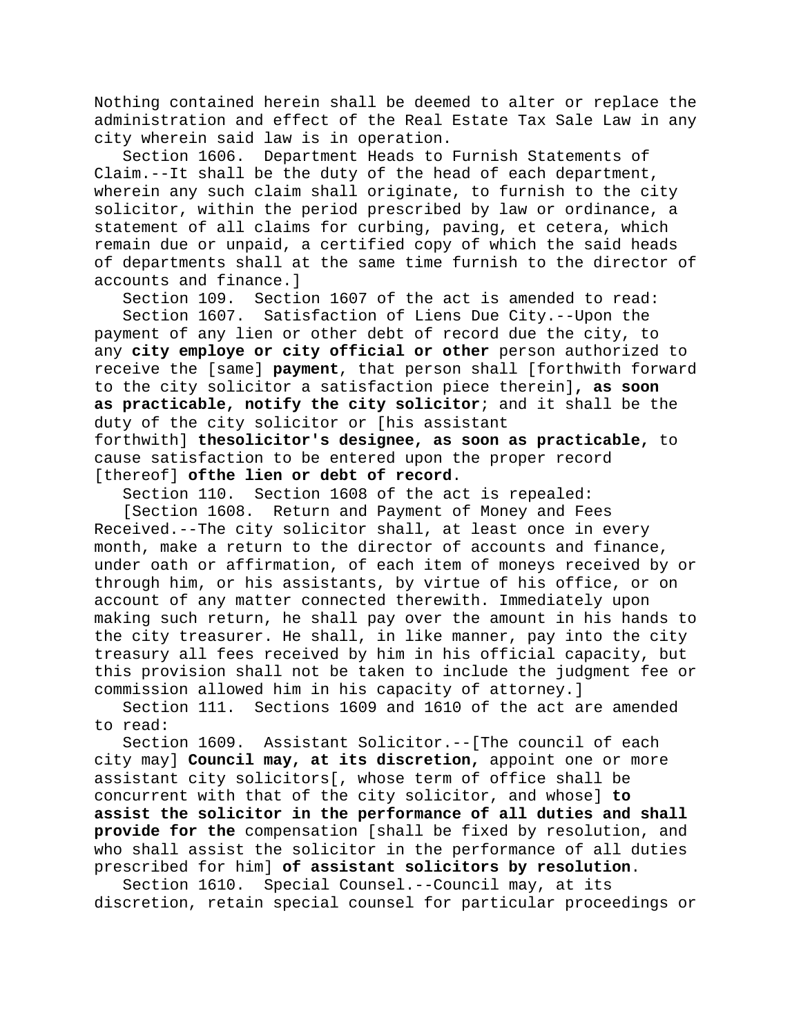Nothing contained herein shall be deemed to alter or replace the administration and effect of the Real Estate Tax Sale Law in any city wherein said law is in operation.

Section 1606. Department Heads to Furnish Statements of Claim.--It shall be the duty of the head of each department, wherein any such claim shall originate, to furnish to the city solicitor, within the period prescribed by law or ordinance, a statement of all claims for curbing, paving, et cetera, which remain due or unpaid, a certified copy of which the said heads of departments shall at the same time furnish to the director of accounts and finance.]

Section 109. Section 1607 of the act is amended to read:

Section 1607. Satisfaction of Liens Due City.--Upon the payment of any lien or other debt of record due the city, to any **city employe or city official or other** person authorized to receive the [same] **payment**, that person shall [forthwith forward to the city solicitor a satisfaction piece therein]**, as soon as practicable, notify the city solicitor**; and it shall be the duty of the city solicitor or [his assistant forthwith] **thesolicitor's designee, as soon as practicable,** to cause satisfaction to be entered upon the proper record [thereof] **ofthe lien or debt of record**.

Section 110. Section 1608 of the act is repealed:

[Section 1608. Return and Payment of Money and Fees Received.--The city solicitor shall, at least once in every month, make a return to the director of accounts and finance, under oath or affirmation, of each item of moneys received by or through him, or his assistants, by virtue of his office, or on account of any matter connected therewith. Immediately upon making such return, he shall pay over the amount in his hands to the city treasurer. He shall, in like manner, pay into the city treasury all fees received by him in his official capacity, but this provision shall not be taken to include the judgment fee or commission allowed him in his capacity of attorney.]

Section 111. Sections 1609 and 1610 of the act are amended to read:

Section 1609. Assistant Solicitor.--[The council of each city may] **Council may, at its discretion,** appoint one or more assistant city solicitors[, whose term of office shall be concurrent with that of the city solicitor, and whose] **to assist the solicitor in the performance of all duties and shall provide for the** compensation [shall be fixed by resolution, and who shall assist the solicitor in the performance of all duties prescribed for him] **of assistant solicitors by resolution**.

Section 1610. Special Counsel.--Council may, at its discretion, retain special counsel for particular proceedings or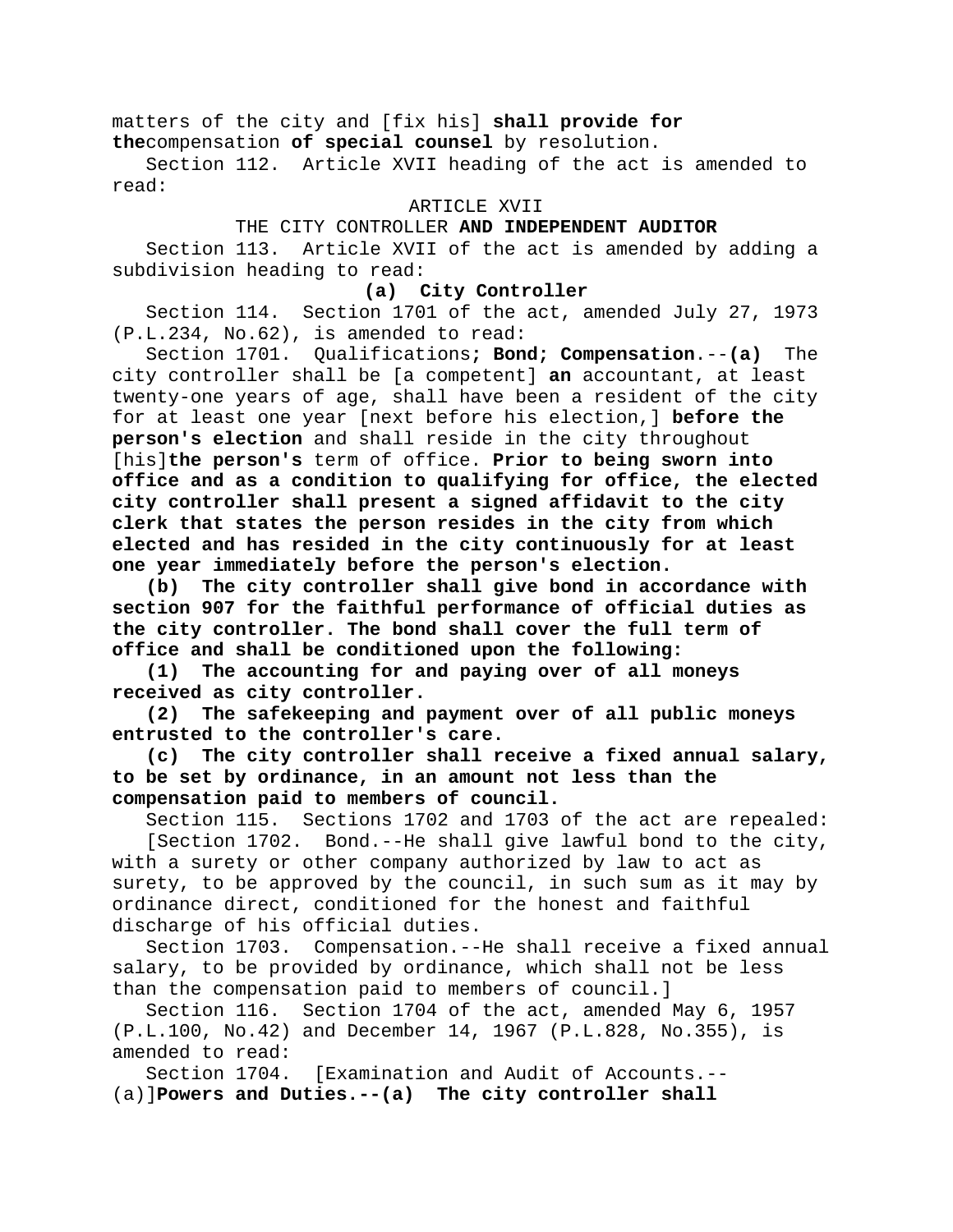matters of the city and [fix his] **shall provide for the**compensation **of special counsel** by resolution.

Section 112. Article XVII heading of the act is amended to read:

ARTICLE XVII

THE CITY CONTROLLER **AND INDEPENDENT AUDITOR**

Section 113. Article XVII of the act is amended by adding a subdivision heading to read:

**(a) City Controller**

Section 114. Section 1701 of the act, amended July 27, 1973 (P.L.234, No.62), is amended to read:

Section 1701. Qualifications**; Bond; Compensation**.--**(a)** The city controller shall be [a competent] **an** accountant, at least twenty-one years of age, shall have been a resident of the city for at least one year [next before his election,] **before the person's election** and shall reside in the city throughout [his]**the person's** term of office. **Prior to being sworn into office and as a condition to qualifying for office, the elected city controller shall present a signed affidavit to the city clerk that states the person resides in the city from which elected and has resided in the city continuously for at least one year immediately before the person's election.**

**(b) The city controller shall give bond in accordance with section 907 for the faithful performance of official duties as the city controller. The bond shall cover the full term of office and shall be conditioned upon the following:**

**(1) The accounting for and paying over of all moneys received as city controller.**

**(2) The safekeeping and payment over of all public moneys entrusted to the controller's care.**

**(c) The city controller shall receive a fixed annual salary, to be set by ordinance, in an amount not less than the compensation paid to members of council.**

Section 115. Sections 1702 and 1703 of the act are repealed:

[Section 1702. Bond.--He shall give lawful bond to the city, with a surety or other company authorized by law to act as surety, to be approved by the council, in such sum as it may by ordinance direct, conditioned for the honest and faithful discharge of his official duties.

Section 1703. Compensation.--He shall receive a fixed annual salary, to be provided by ordinance, which shall not be less than the compensation paid to members of council.]

Section 116. Section 1704 of the act, amended May 6, 1957 (P.L.100, No.42) and December 14, 1967 (P.L.828, No.355), is amended to read:

Section 1704. [Examination and Audit of Accounts.--(a)]**Powers and Duties.--(a) The city controller shall**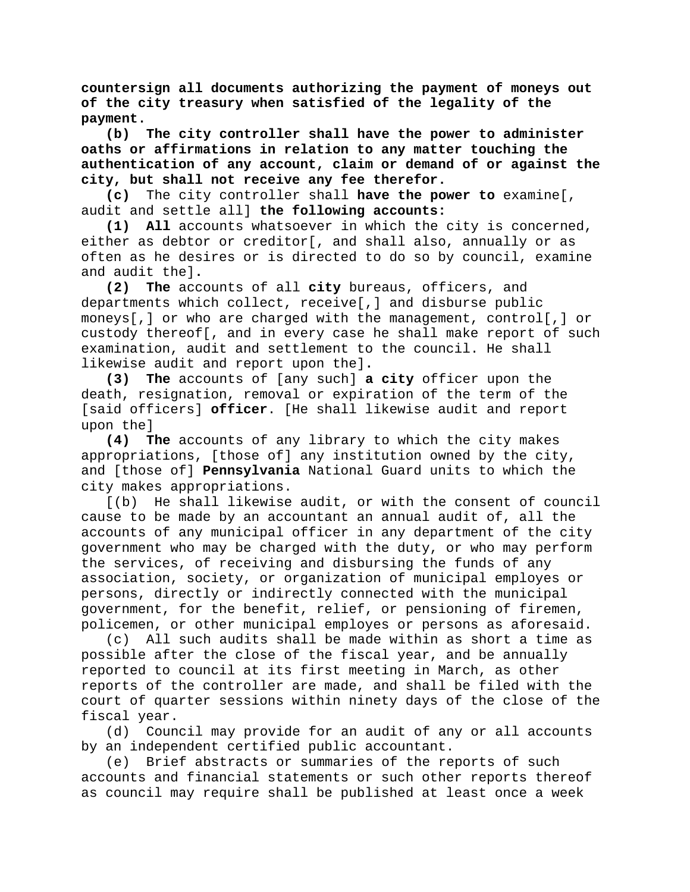**countersign all documents authorizing the payment of moneys out of the city treasury when satisfied of the legality of the payment.**

**(b) The city controller shall have the power to administer oaths or affirmations in relation to any matter touching the authentication of any account, claim or demand of or against the city, but shall not receive any fee therefor.**

**(c)** The city controller shall **have the power to** examine[, audit and settle all] **the following accounts:**

**(1) All** accounts whatsoever in which the city is concerned, either as debtor or creditor[, and shall also, annually or as often as he desires or is directed to do so by council, examine and audit the]**.**

**(2) The** accounts of all **city** bureaus, officers, and departments which collect, receive[,] and disburse public moneys[,] or who are charged with the management, control[,] or custody thereof[, and in every case he shall make report of such examination, audit and settlement to the council. He shall likewise audit and report upon the]**.**

**(3) The** accounts of [any such] **a city** officer upon the death, resignation, removal or expiration of the term of the [said officers] **officer**. [He shall likewise audit and report upon the]

**(4) The** accounts of any library to which the city makes appropriations, [those of] any institution owned by the city, and [those of] **Pennsylvania** National Guard units to which the city makes appropriations.

[(b) He shall likewise audit, or with the consent of council cause to be made by an accountant an annual audit of, all the accounts of any municipal officer in any department of the city government who may be charged with the duty, or who may perform the services, of receiving and disbursing the funds of any association, society, or organization of municipal employes or persons, directly or indirectly connected with the municipal government, for the benefit, relief, or pensioning of firemen, policemen, or other municipal employes or persons as aforesaid.

(c) All such audits shall be made within as short a time as possible after the close of the fiscal year, and be annually reported to council at its first meeting in March, as other reports of the controller are made, and shall be filed with the court of quarter sessions within ninety days of the close of the fiscal year.

(d) Council may provide for an audit of any or all accounts by an independent certified public accountant.

(e) Brief abstracts or summaries of the reports of such accounts and financial statements or such other reports thereof as council may require shall be published at least once a week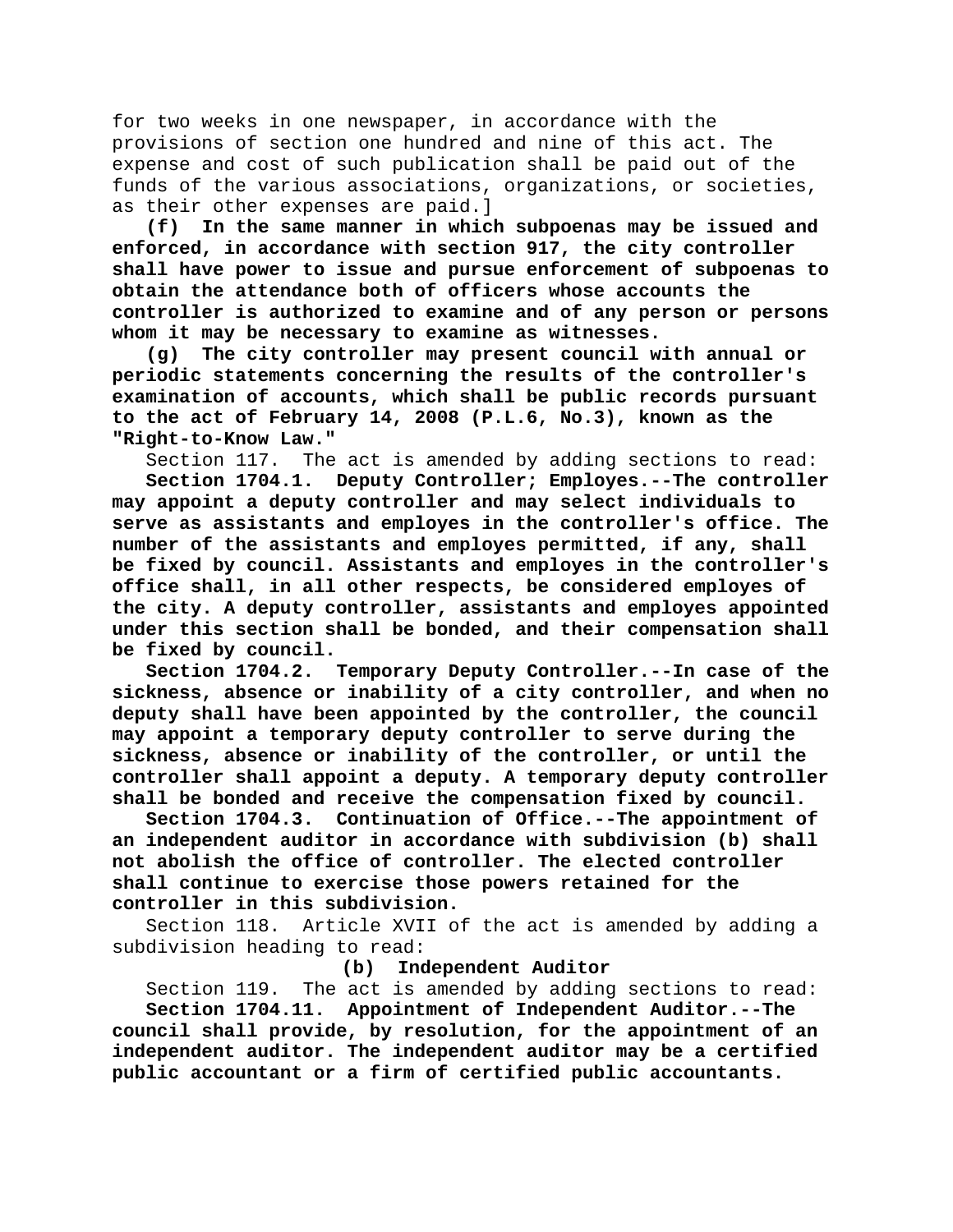for two weeks in one newspaper, in accordance with the provisions of section one hundred and nine of this act. The expense and cost of such publication shall be paid out of the funds of the various associations, organizations, or societies, as their other expenses are paid.]

**(f) In the same manner in which subpoenas may be issued and enforced, in accordance with section 917, the city controller shall have power to issue and pursue enforcement of subpoenas to obtain the attendance both of officers whose accounts the controller is authorized to examine and of any person or persons whom it may be necessary to examine as witnesses.**

**(g) The city controller may present council with annual or periodic statements concerning the results of the controller's examination of accounts, which shall be public records pursuant to the act of February 14, 2008 (P.L.6, No.3), known as the "Right-to-Know Law."**

Section 117. The act is amended by adding sections to read:

**Section 1704.1. Deputy Controller; Employes.--The controller may appoint a deputy controller and may select individuals to serve as assistants and employes in the controller's office. The number of the assistants and employes permitted, if any, shall be fixed by council. Assistants and employes in the controller's office shall, in all other respects, be considered employes of the city. A deputy controller, assistants and employes appointed under this section shall be bonded, and their compensation shall be fixed by council.**

**Section 1704.2. Temporary Deputy Controller.--In case of the sickness, absence or inability of a city controller, and when no deputy shall have been appointed by the controller, the council may appoint a temporary deputy controller to serve during the sickness, absence or inability of the controller, or until the controller shall appoint a deputy. A temporary deputy controller shall be bonded and receive the compensation fixed by council.**

**Section 1704.3. Continuation of Office.--The appointment of an independent auditor in accordance with subdivision (b) shall not abolish the office of controller. The elected controller shall continue to exercise those powers retained for the controller in this subdivision.**

Section 118. Article XVII of the act is amended by adding a subdivision heading to read:

**(b) Independent Auditor**

Section 119. The act is amended by adding sections to read:

**Section 1704.11. Appointment of Independent Auditor.--The council shall provide, by resolution, for the appointment of an independent auditor. The independent auditor may be a certified public accountant or a firm of certified public accountants.**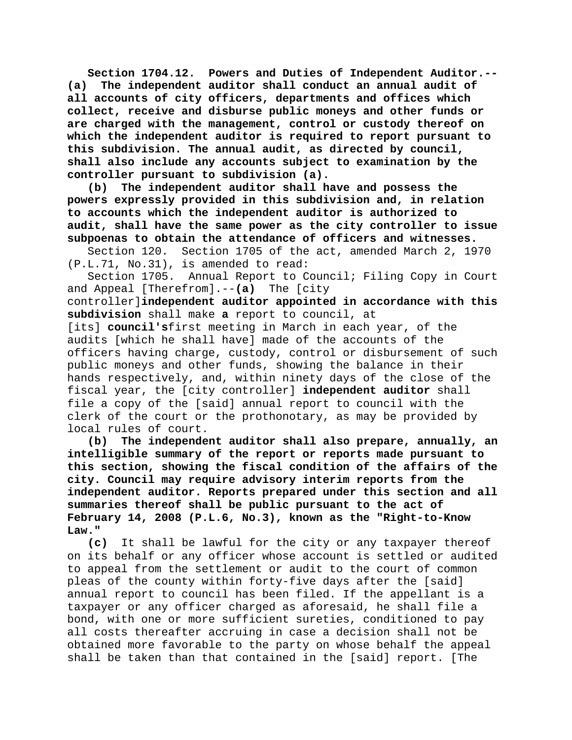**Section 1704.12. Powers and Duties of Independent Auditor.--(a) The independent auditor shall conduct an annual audit of all accounts of city officers, departments and offices which collect, receive and disburse public moneys and other funds or are charged with the management, control or custody thereof on which the independent auditor is required to report pursuant to this subdivision. The annual audit, as directed by council, shall also include any accounts subject to examination by the controller pursuant to subdivision (a).**

**(b) The independent auditor shall have and possess the powers expressly provided in this subdivision and, in relation to accounts which the independent auditor is authorized to audit, shall have the same power as the city controller to issue subpoenas to obtain the attendance of officers and witnesses.**

Section 120. Section 1705 of the act, amended March 2, 1970 (P.L.71, No.31), is amended to read:

Section 1705. Annual Report to Council; Filing Copy in Court and Appeal [Therefrom].--**(a)** The [city controller]**independent auditor appointed in accordance with this subdivision** shall make **a** report to council, at [its] **council's**first meeting in March in each year, of the audits [which he shall have] made of the accounts of the officers having charge, custody, control or disbursement of such public moneys and other funds, showing the balance in their hands respectively, and, within ninety days of the close of the fiscal year, the [city controller] **independent auditor** shall file a copy of the [said] annual report to council with the clerk of the court or the prothonotary, as may be provided by local rules of court.

**(b) The independent auditor shall also prepare, annually, an intelligible summary of the report or reports made pursuant to this section, showing the fiscal condition of the affairs of the city. Council may require advisory interim reports from the independent auditor. Reports prepared under this section and all summaries thereof shall be public pursuant to the act of February 14, 2008 (P.L.6, No.3), known as the "Right-to-Know Law."**

**(c)** It shall be lawful for the city or any taxpayer thereof on its behalf or any officer whose account is settled or audited to appeal from the settlement or audit to the court of common pleas of the county within forty-five days after the [said] annual report to council has been filed. If the appellant is a taxpayer or any officer charged as aforesaid, he shall file a bond, with one or more sufficient sureties, conditioned to pay all costs thereafter accruing in case a decision shall not be obtained more favorable to the party on whose behalf the appeal shall be taken than that contained in the [said] report. [The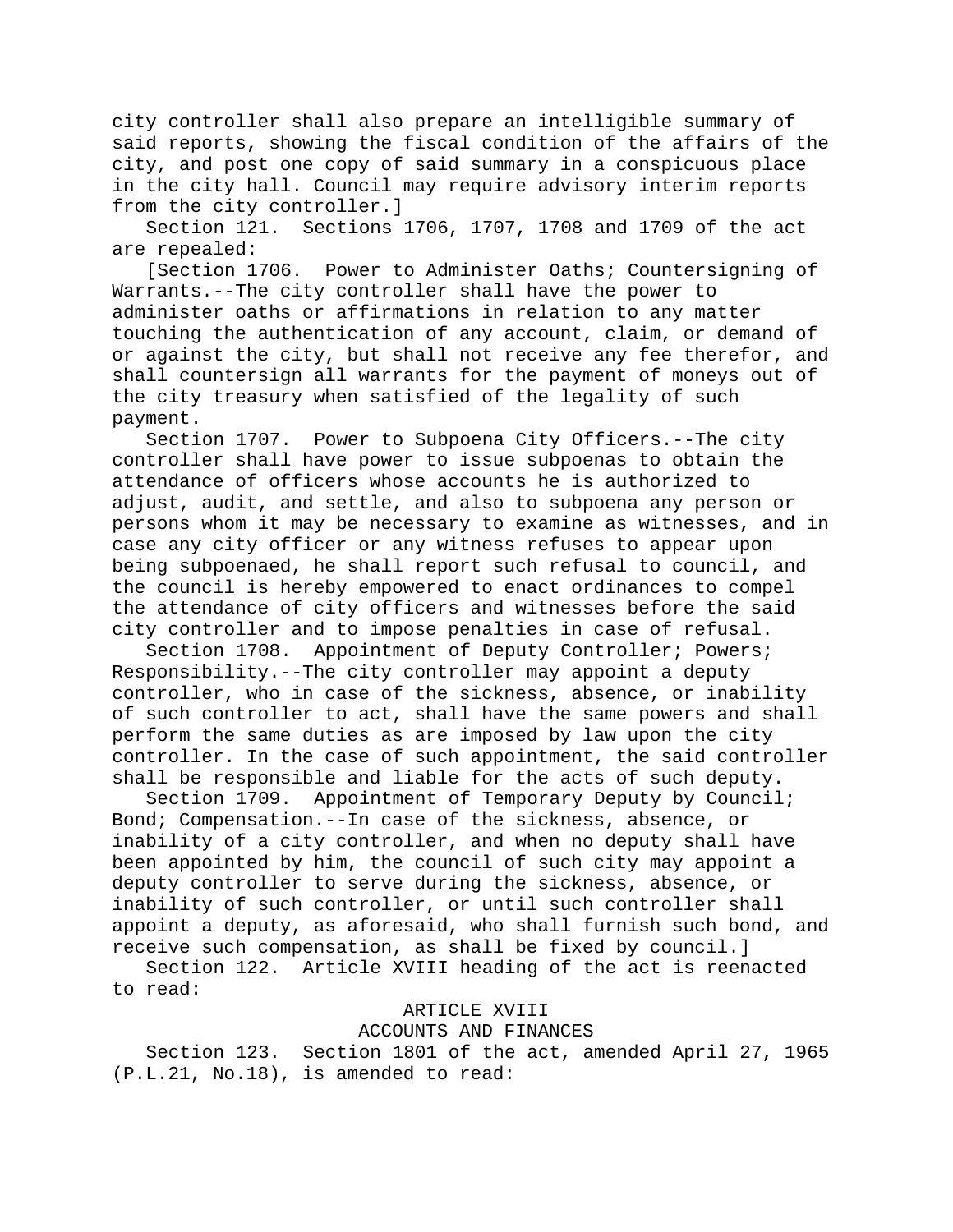city controller shall also prepare an intelligible summary of said reports, showing the fiscal condition of the affairs of the city, and post one copy of said summary in a conspicuous place in the city hall. Council may require advisory interim reports from the city controller.]

Section 121. Sections 1706, 1707, 1708 and 1709 of the act are repealed:

[Section 1706. Power to Administer Oaths; Countersigning of Warrants.--The city controller shall have the power to administer oaths or affirmations in relation to any matter touching the authentication of any account, claim, or demand of or against the city, but shall not receive any fee therefor, and shall countersign all warrants for the payment of moneys out of the city treasury when satisfied of the legality of such payment.

Section 1707. Power to Subpoena City Officers.--The city controller shall have power to issue subpoenas to obtain the attendance of officers whose accounts he is authorized to adjust, audit, and settle, and also to subpoena any person or persons whom it may be necessary to examine as witnesses, and in case any city officer or any witness refuses to appear upon being subpoenaed, he shall report such refusal to council, and the council is hereby empowered to enact ordinances to compel the attendance of city officers and witnesses before the said city controller and to impose penalties in case of refusal.

Section 1708. Appointment of Deputy Controller; Powers; Responsibility.--The city controller may appoint a deputy controller, who in case of the sickness, absence, or inability of such controller to act, shall have the same powers and shall perform the same duties as are imposed by law upon the city controller. In the case of such appointment, the said controller shall be responsible and liable for the acts of such deputy.

Section 1709. Appointment of Temporary Deputy by Council; Bond; Compensation.--In case of the sickness, absence, or inability of a city controller, and when no deputy shall have been appointed by him, the council of such city may appoint a deputy controller to serve during the sickness, absence, or inability of such controller, or until such controller shall appoint a deputy, as aforesaid, who shall furnish such bond, and receive such compensation, as shall be fixed by council.]

Section 122. Article XVIII heading of the act is reenacted to read:

ARTICLE XVIII
ACCOUNTS AND FINANCES

Section 123. Section 1801 of the act, amended April 27, 1965 (P.L.21, No.18), is amended to read: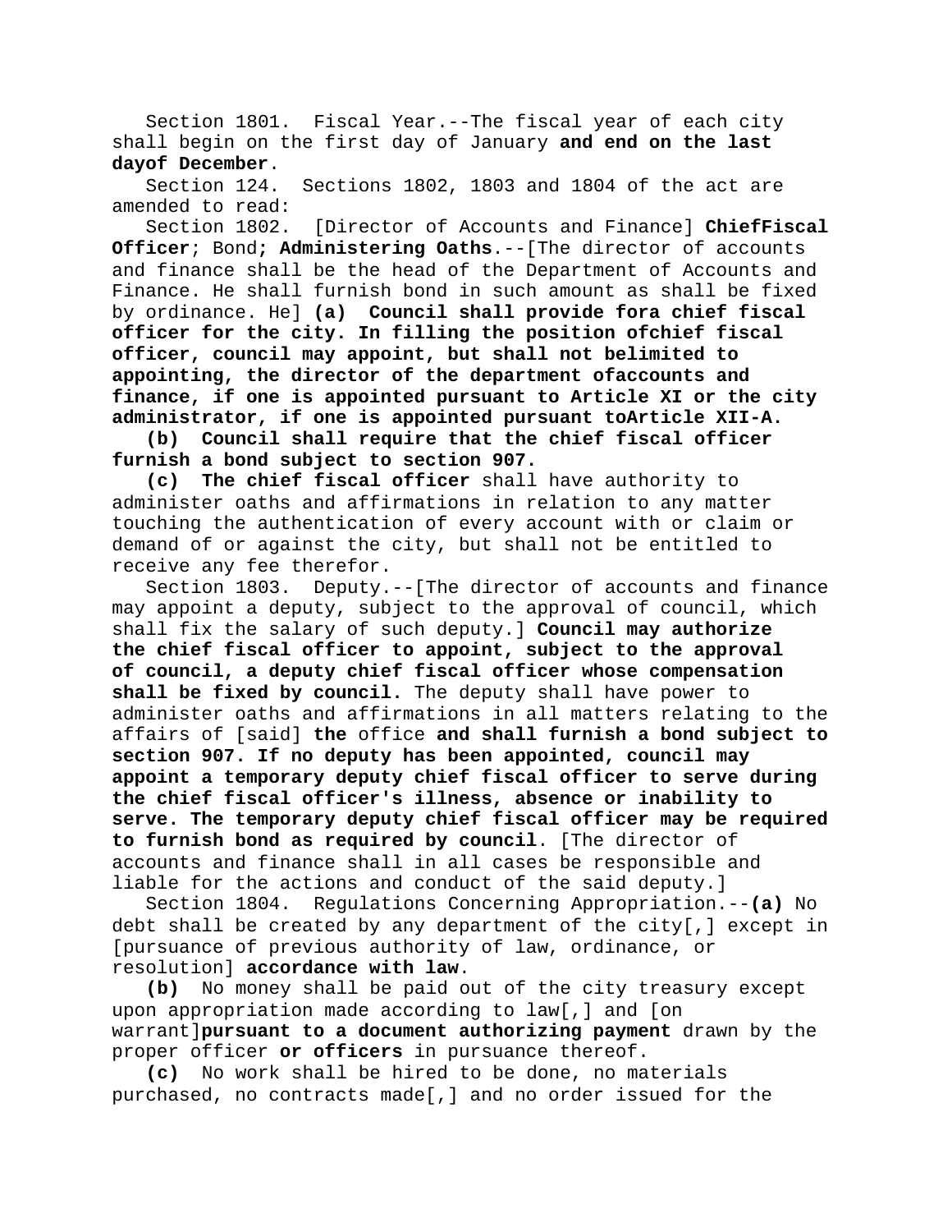Section 1801. Fiscal Year.--The fiscal year of each city shall begin on the first day of January **and end on the last dayof December**.

Section 124. Sections 1802, 1803 and 1804 of the act are amended to read:

Section 1802. [Director of Accounts and Finance] **ChiefFiscal Officer**; Bond**; Administering Oaths**.--[The director of accounts and finance shall be the head of the Department of Accounts and Finance. He shall furnish bond in such amount as shall be fixed by ordinance. He] **(a) Council shall provide fora chief fiscal officer for the city. In filling the position ofchief fiscal officer, council may appoint, but shall not belimited to appointing, the director of the department ofaccounts and finance, if one is appointed pursuant to Article XI or the city administrator, if one is appointed pursuant toArticle XII-A.**

**(b) Council shall require that the chief fiscal officer furnish a bond subject to section 907.**

**(c) The chief fiscal officer** shall have authority to administer oaths and affirmations in relation to any matter touching the authentication of every account with or claim or demand of or against the city, but shall not be entitled to receive any fee therefor.

Section 1803. Deputy.--[The director of accounts and finance may appoint a deputy, subject to the approval of council, which shall fix the salary of such deputy.] **Council may authorize the chief fiscal officer to appoint, subject to the approval of council, a deputy chief fiscal officer whose compensation shall be fixed by council.** The deputy shall have power to administer oaths and affirmations in all matters relating to the affairs of [said] **the** office **and shall furnish a bond subject to section 907. If no deputy has been appointed, council may appoint a temporary deputy chief fiscal officer to serve during the chief fiscal officer's illness, absence or inability to serve. The temporary deputy chief fiscal officer may be required to furnish bond as required by council**. [The director of accounts and finance shall in all cases be responsible and liable for the actions and conduct of the said deputy.]

Section 1804. Regulations Concerning Appropriation.--**(a)** No debt shall be created by any department of the city[,] except in [pursuance of previous authority of law, ordinance, or resolution] **accordance with law**.

**(b)** No money shall be paid out of the city treasury except upon appropriation made according to law[,] and [on warrant]**pursuant to a document authorizing payment** drawn by the proper officer **or officers** in pursuance thereof.

**(c)** No work shall be hired to be done, no materials purchased, no contracts made[,] and no order issued for the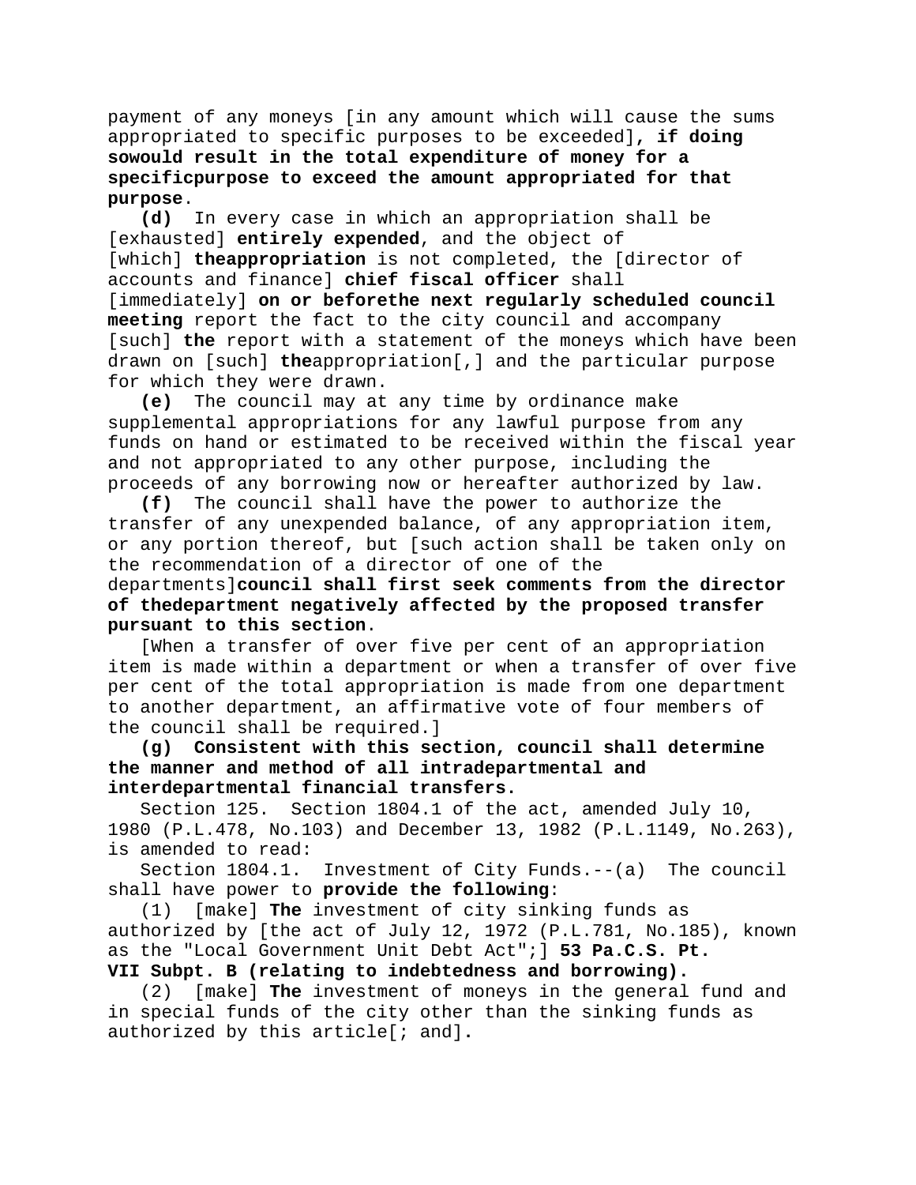payment of any moneys [in any amount which will cause the sums appropriated to specific purposes to be exceeded], **if doing sowould result in the total expenditure of money for a specificpurpose to exceed the amount appropriated for that purpose**.

**(d)** In every case in which an appropriation shall be [exhausted] **entirely expended**, and the object of [which] **theappropriation** is not completed, the [director of accounts and finance] **chief fiscal officer** shall [immediately] **on or beforethe next regularly scheduled council meeting** report the fact to the city council and accompany [such] **the** report with a statement of the moneys which have been drawn on [such] **the**appropriation[,] and the particular purpose for which they were drawn.

**(e)** The council may at any time by ordinance make supplemental appropriations for any lawful purpose from any funds on hand or estimated to be received within the fiscal year and not appropriated to any other purpose, including the proceeds of any borrowing now or hereafter authorized by law.

**(f)** The council shall have the power to authorize the transfer of any unexpended balance, of any appropriation item, or any portion thereof, but [such action shall be taken only on the recommendation of a director of one of the departments]**council shall first seek comments from the director of thedepartment negatively affected by the proposed transfer pursuant to this section**.

[When a transfer of over five per cent of an appropriation item is made within a department or when a transfer of over five per cent of the total appropriation is made from one department to another department, an affirmative vote of four members of the council shall be required.]

**(g) Consistent with this section, council shall determine the manner and method of all intradepartmental and interdepartmental financial transfers.**

Section 125. Section 1804.1 of the act, amended July 10, 1980 (P.L.478, No.103) and December 13, 1982 (P.L.1149, No.263), is amended to read:

Section 1804.1. Investment of City Funds.--(a) The council shall have power to **provide the following**:

(1) [make] **The** investment of city sinking funds as authorized by [the act of July 12, 1972 (P.L.781, No.185), known as the "Local Government Unit Debt Act";] **53 Pa.C.S. Pt. VII Subpt. B (relating to indebtedness and borrowing).**

(2) [make] **The** investment of moneys in the general fund and in special funds of the city other than the sinking funds as authorized by this article[; and]**.**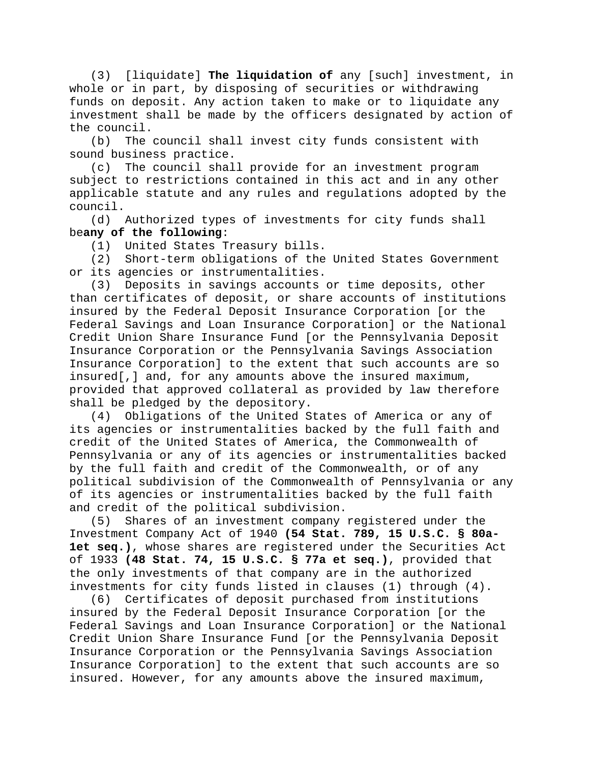(3) [liquidate] **The liquidation of** any [such] investment, in whole or in part, by disposing of securities or withdrawing funds on deposit. Any action taken to make or to liquidate any investment shall be made by the officers designated by action of the council.

(b) The council shall invest city funds consistent with sound business practice.

(c) The council shall provide for an investment program subject to restrictions contained in this act and in any other applicable statute and any rules and regulations adopted by the council.

(d) Authorized types of investments for city funds shall be**any of the following**:

(1) United States Treasury bills.

(2) Short-term obligations of the United States Government or its agencies or instrumentalities.

(3) Deposits in savings accounts or time deposits, other than certificates of deposit, or share accounts of institutions insured by the Federal Deposit Insurance Corporation [or the Federal Savings and Loan Insurance Corporation] or the National Credit Union Share Insurance Fund [or the Pennsylvania Deposit Insurance Corporation or the Pennsylvania Savings Association Insurance Corporation] to the extent that such accounts are so insured[,] and, for any amounts above the insured maximum, provided that approved collateral as provided by law therefore shall be pledged by the depository.

(4) Obligations of the United States of America or any of its agencies or instrumentalities backed by the full faith and credit of the United States of America, the Commonwealth of Pennsylvania or any of its agencies or instrumentalities backed by the full faith and credit of the Commonwealth, or of any political subdivision of the Commonwealth of Pennsylvania or any of its agencies or instrumentalities backed by the full faith and credit of the political subdivision.

(5) Shares of an investment company registered under the Investment Company Act of 1940 **(54 Stat. 789, 15 U.S.C. § 80a-1et seq.)**, whose shares are registered under the Securities Act of 1933 **(48 Stat. 74, 15 U.S.C. § 77a et seq.)**, provided that the only investments of that company are in the authorized investments for city funds listed in clauses (1) through (4).

(6) Certificates of deposit purchased from institutions insured by the Federal Deposit Insurance Corporation [or the Federal Savings and Loan Insurance Corporation] or the National Credit Union Share Insurance Fund [or the Pennsylvania Deposit Insurance Corporation or the Pennsylvania Savings Association Insurance Corporation] to the extent that such accounts are so insured. However, for any amounts above the insured maximum,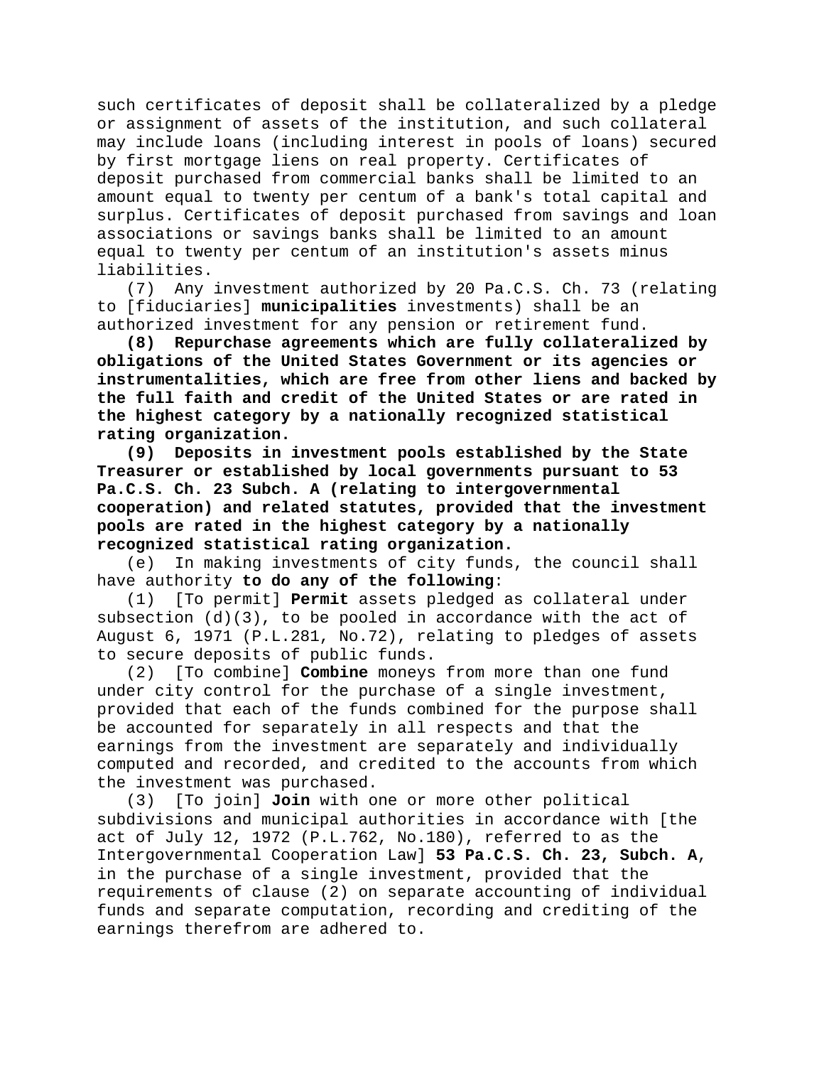such certificates of deposit shall be collateralized by a pledge or assignment of assets of the institution, and such collateral may include loans (including interest in pools of loans) secured by first mortgage liens on real property. Certificates of deposit purchased from commercial banks shall be limited to an amount equal to twenty per centum of a bank's total capital and surplus. Certificates of deposit purchased from savings and loan associations or savings banks shall be limited to an amount equal to twenty per centum of an institution's assets minus liabilities.

(7) Any investment authorized by 20 Pa.C.S. Ch. 73 (relating to [fiduciaries] **municipalities** investments) shall be an authorized investment for any pension or retirement fund.

**(8) Repurchase agreements which are fully collateralized by obligations of the United States Government or its agencies or instrumentalities, which are free from other liens and backed by the full faith and credit of the United States or are rated in the highest category by a nationally recognized statistical rating organization.**

**(9) Deposits in investment pools established by the State Treasurer or established by local governments pursuant to 53 Pa.C.S. Ch. 23 Subch. A (relating to intergovernmental cooperation) and related statutes, provided that the investment pools are rated in the highest category by a nationally recognized statistical rating organization.**

(e) In making investments of city funds, the council shall have authority **to do any of the following**:

(1) [To permit] **Permit** assets pledged as collateral under subsection (d)(3), to be pooled in accordance with the act of August 6, 1971 (P.L.281, No.72), relating to pledges of assets to secure deposits of public funds.

(2) [To combine] **Combine** moneys from more than one fund under city control for the purchase of a single investment, provided that each of the funds combined for the purpose shall be accounted for separately in all respects and that the earnings from the investment are separately and individually computed and recorded, and credited to the accounts from which the investment was purchased.

(3) [To join] **Join** with one or more other political subdivisions and municipal authorities in accordance with [the act of July 12, 1972 (P.L.762, No.180), referred to as the Intergovernmental Cooperation Law] **53 Pa.C.S. Ch. 23, Subch. A**, in the purchase of a single investment, provided that the requirements of clause (2) on separate accounting of individual funds and separate computation, recording and crediting of the earnings therefrom are adhered to.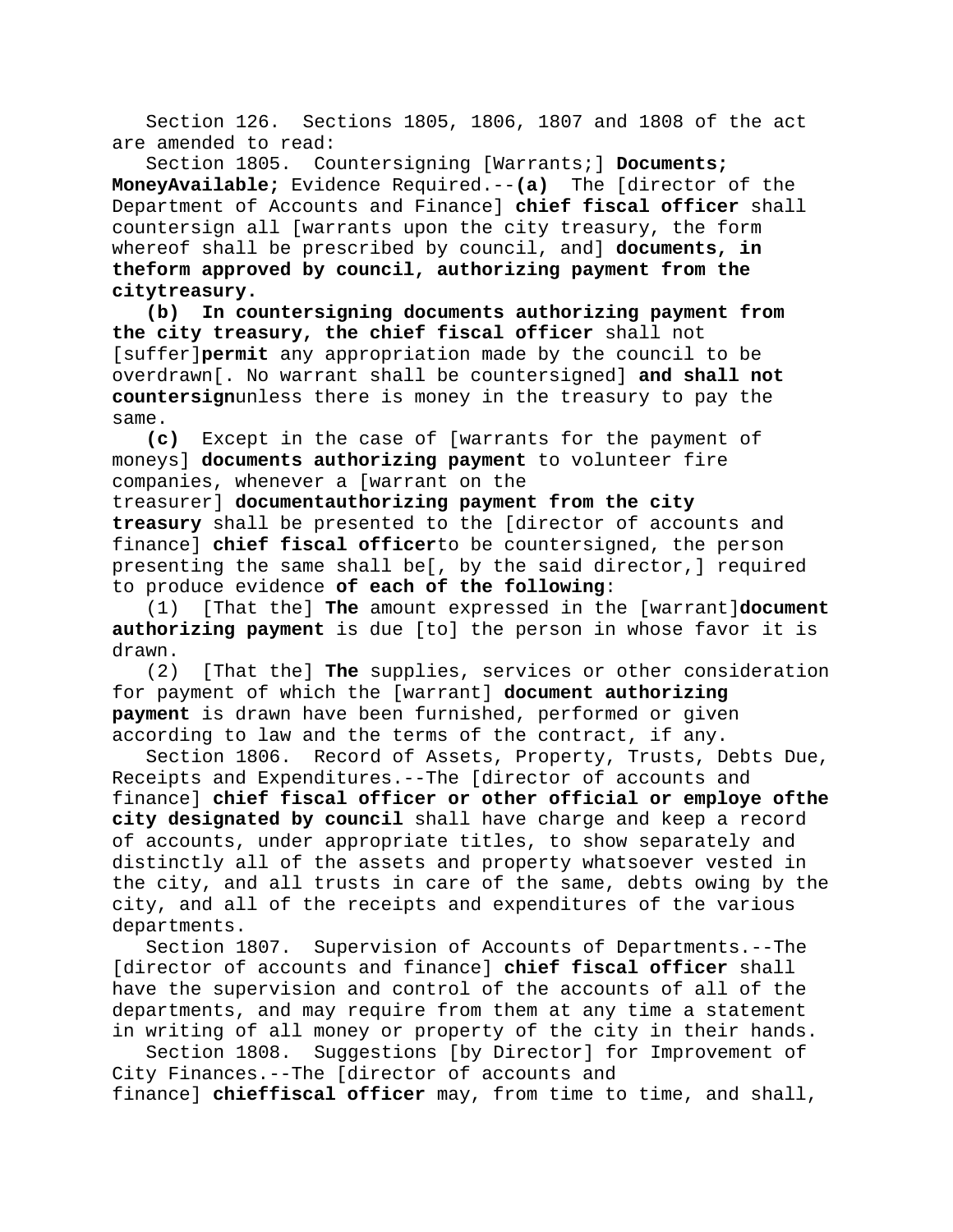Section 126. Sections 1805, 1806, 1807 and 1808 of the act are amended to read:

Section 1805. Countersigning [Warrants;] **Documents; MoneyAvailable;** Evidence Required.--**(a)** The [director of the Department of Accounts and Finance] **chief fiscal officer** shall countersign all [warrants upon the city treasury, the form whereof shall be prescribed by council, and] **documents, in theform approved by council, authorizing payment from the citytreasury.**

**(b) In countersigning documents authorizing payment from the city treasury, the chief fiscal officer** shall not [suffer]**permit** any appropriation made by the council to be overdrawn[. No warrant shall be countersigned] **and shall not countersign**unless there is money in the treasury to pay the same.

**(c)** Except in the case of [warrants for the payment of moneys] **documents authorizing payment** to volunteer fire companies, whenever a [warrant on the treasurer] **documentauthorizing payment from the city treasury** shall be presented to the [director of accounts and finance] **chief fiscal officer**to be countersigned, the person presenting the same shall be[, by the said director,] required to produce evidence **of each of the following**:

(1) [That the] **The** amount expressed in the [warrant]**document authorizing payment** is due [to] the person in whose favor it is drawn.

(2) [That the] **The** supplies, services or other consideration for payment of which the [warrant] **document authorizing payment** is drawn have been furnished, performed or given according to law and the terms of the contract, if any.

Section 1806. Record of Assets, Property, Trusts, Debts Due, Receipts and Expenditures.--The [director of accounts and finance] **chief fiscal officer or other official or employe ofthe city designated by council** shall have charge and keep a record of accounts, under appropriate titles, to show separately and distinctly all of the assets and property whatsoever vested in the city, and all trusts in care of the same, debts owing by the city, and all of the receipts and expenditures of the various departments.

Section 1807. Supervision of Accounts of Departments.--The [director of accounts and finance] **chief fiscal officer** shall have the supervision and control of the accounts of all of the departments, and may require from them at any time a statement in writing of all money or property of the city in their hands.

Section 1808. Suggestions [by Director] for Improvement of City Finances.--The [director of accounts and finance] **chieffiscal officer** may, from time to time, and shall,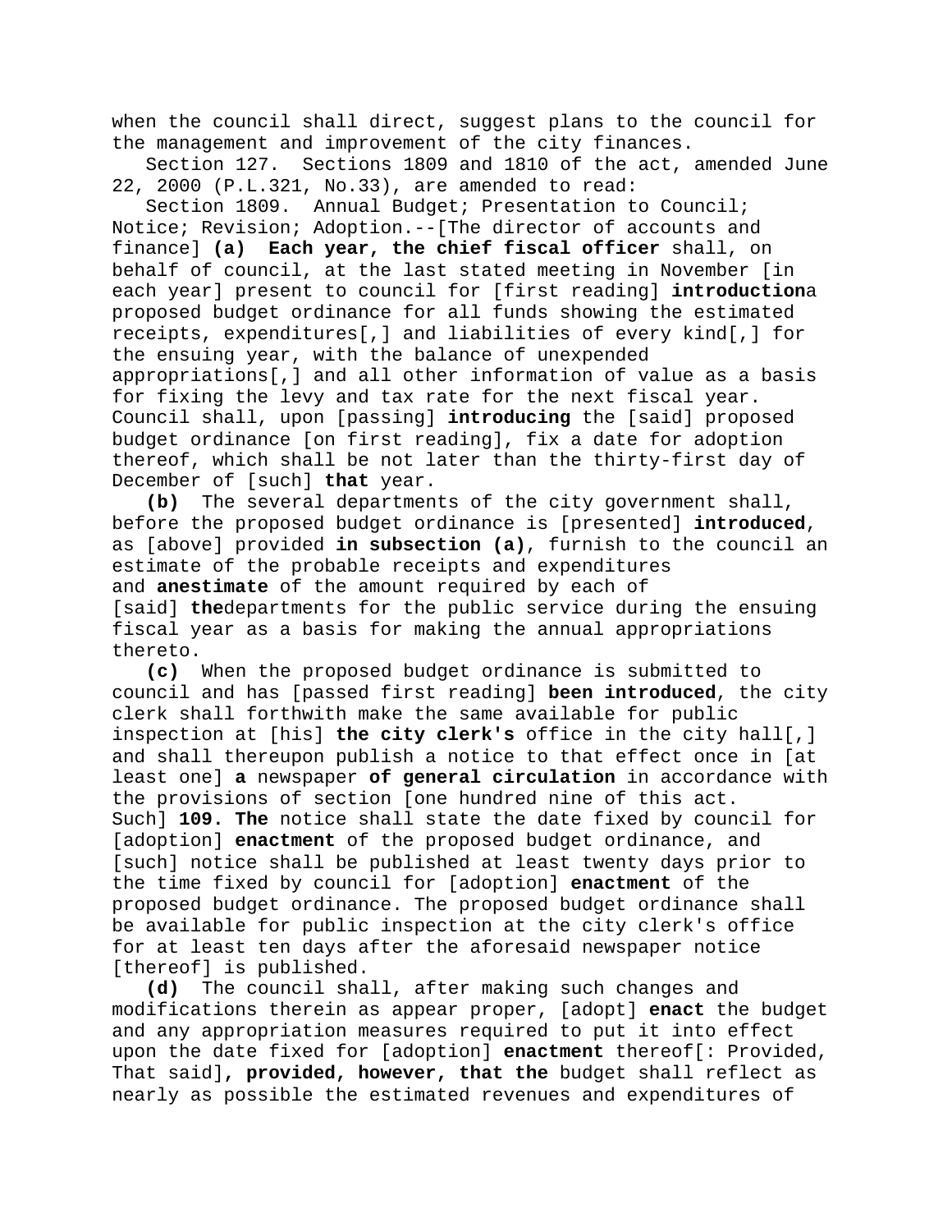when the council shall direct, suggest plans to the council for the management and improvement of the city finances.

Section 127. Sections 1809 and 1810 of the act, amended June 22, 2000 (P.L.321, No.33), are amended to read:

Section 1809. Annual Budget; Presentation to Council; Notice; Revision; Adoption.--[The director of accounts and finance] **(a) Each year, the chief fiscal officer** shall, on behalf of council, at the last stated meeting in November [in each year] present to council for [first reading] **introduction**a proposed budget ordinance for all funds showing the estimated receipts, expenditures[,] and liabilities of every kind[,] for the ensuing year, with the balance of unexpended appropriations[,] and all other information of value as a basis for fixing the levy and tax rate for the next fiscal year. Council shall, upon [passing] **introducing** the [said] proposed budget ordinance [on first reading], fix a date for adoption thereof, which shall be not later than the thirty-first day of December of [such] **that** year.

**(b)** The several departments of the city government shall, before the proposed budget ordinance is [presented] **introduced**, as [above] provided **in subsection (a)**, furnish to the council an estimate of the probable receipts and expenditures and **anestimate** of the amount required by each of [said] **the**departments for the public service during the ensuing fiscal year as a basis for making the annual appropriations thereto.

**(c)** When the proposed budget ordinance is submitted to council and has [passed first reading] **been introduced**, the city clerk shall forthwith make the same available for public inspection at [his] **the city clerk's** office in the city hall[,] and shall thereupon publish a notice to that effect once in [at least one] **a** newspaper **of general circulation** in accordance with the provisions of section [one hundred nine of this act. Such] **109. The** notice shall state the date fixed by council for [adoption] **enactment** of the proposed budget ordinance, and [such] notice shall be published at least twenty days prior to the time fixed by council for [adoption] **enactment** of the proposed budget ordinance. The proposed budget ordinance shall be available for public inspection at the city clerk's office for at least ten days after the aforesaid newspaper notice [thereof] is published.

**(d)** The council shall, after making such changes and modifications therein as appear proper, [adopt] **enact** the budget and any appropriation measures required to put it into effect upon the date fixed for [adoption] **enactment** thereof[: Provided, That said]**, provided, however, that the** budget shall reflect as nearly as possible the estimated revenues and expenditures of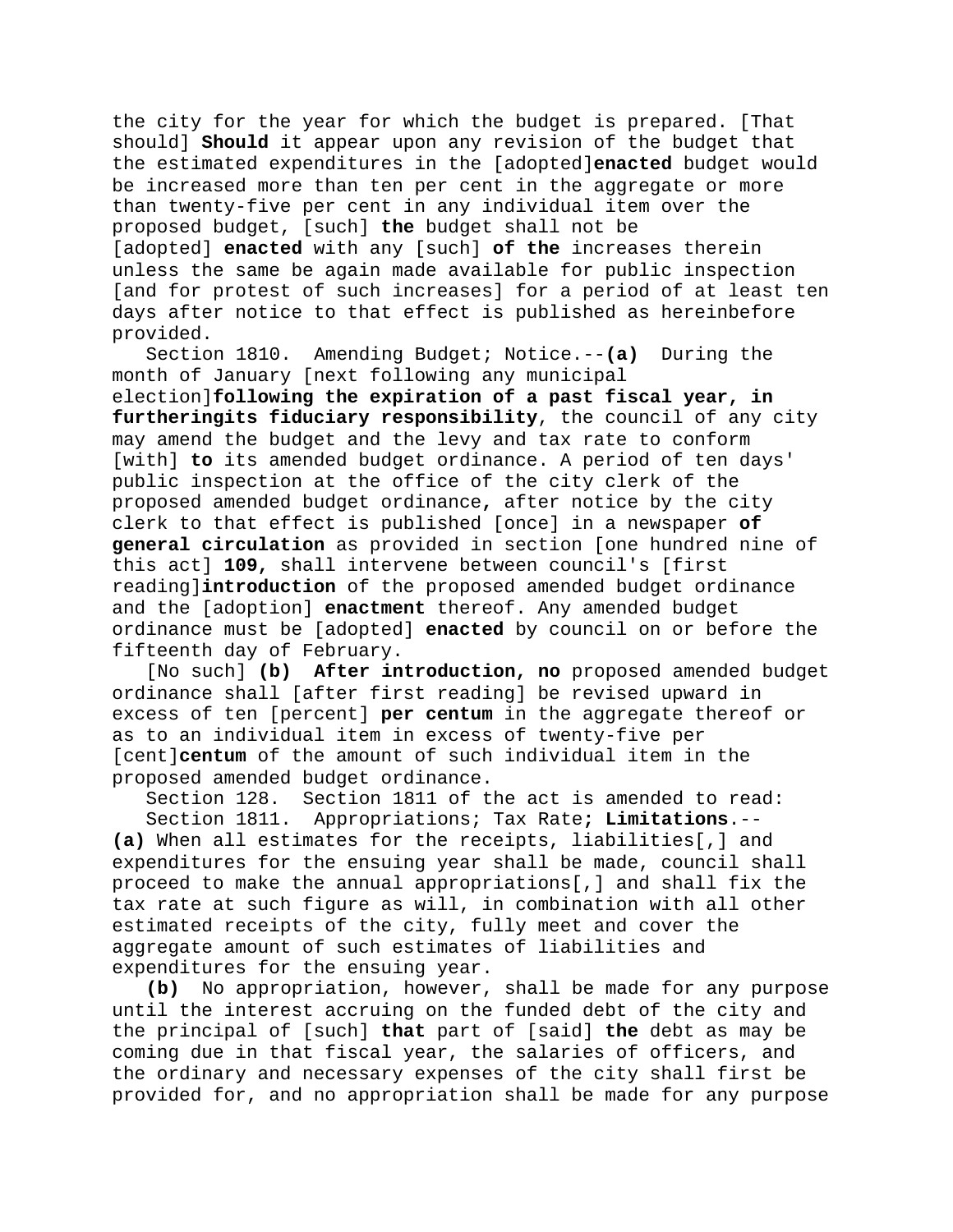the city for the year for which the budget is prepared. [That should] **Should** it appear upon any revision of the budget that the estimated expenditures in the [adopted]**enacted** budget would be increased more than ten per cent in the aggregate or more than twenty-five per cent in any individual item over the proposed budget, [such] **the** budget shall not be [adopted] **enacted** with any [such] **of the** increases therein unless the same be again made available for public inspection [and for protest of such increases] for a period of at least ten days after notice to that effect is published as hereinbefore provided.

Section 1810. Amending Budget; Notice.--**(a)** During the month of January [next following any municipal election]**following the expiration of a past fiscal year, in furtheringits fiduciary responsibility**, the council of any city may amend the budget and the levy and tax rate to conform [with] **to** its amended budget ordinance. A period of ten days' public inspection at the office of the city clerk of the proposed amended budget ordinance**,** after notice by the city clerk to that effect is published [once] in a newspaper **of general circulation** as provided in section [one hundred nine of this act] **109,** shall intervene between council's [first reading]**introduction** of the proposed amended budget ordinance and the [adoption] **enactment** thereof. Any amended budget ordinance must be [adopted] **enacted** by council on or before the fifteenth day of February.

[No such] **(b) After introduction, no** proposed amended budget ordinance shall [after first reading] be revised upward in excess of ten [percent] **per centum** in the aggregate thereof or as to an individual item in excess of twenty-five per [cent]**centum** of the amount of such individual item in the proposed amended budget ordinance.

Section 128. Section 1811 of the act is amended to read:

Section 1811. Appropriations; Tax Rate**; Limitations**.--**(a)** When all estimates for the receipts, liabilities[,] and expenditures for the ensuing year shall be made, council shall proceed to make the annual appropriations[,] and shall fix the tax rate at such figure as will, in combination with all other estimated receipts of the city, fully meet and cover the aggregate amount of such estimates of liabilities and expenditures for the ensuing year.

**(b)** No appropriation, however, shall be made for any purpose until the interest accruing on the funded debt of the city and the principal of [such] **that** part of [said] **the** debt as may be coming due in that fiscal year, the salaries of officers, and the ordinary and necessary expenses of the city shall first be provided for, and no appropriation shall be made for any purpose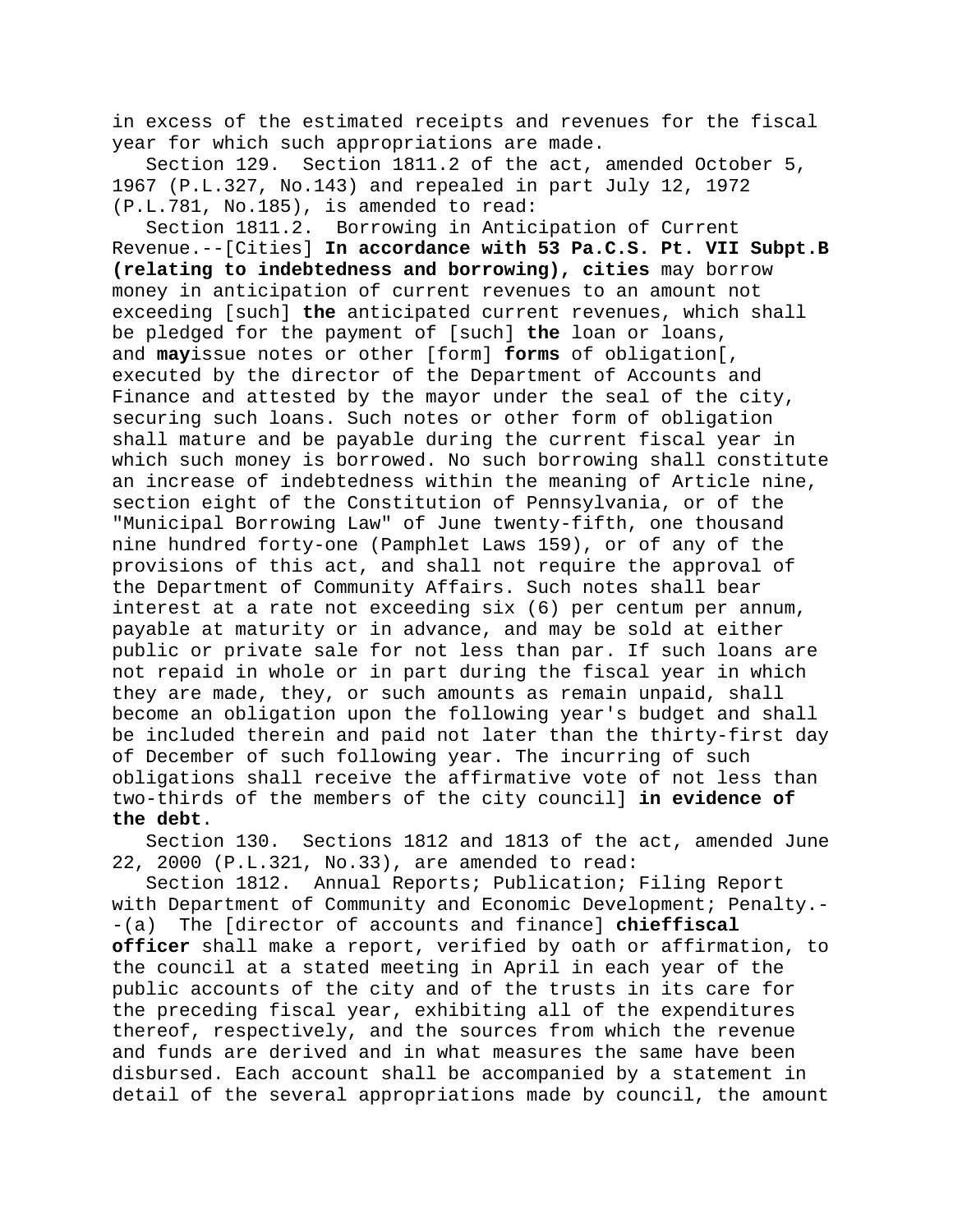in excess of the estimated receipts and revenues for the fiscal year for which such appropriations are made.

Section 129. Section 1811.2 of the act, amended October 5, 1967 (P.L.327, No.143) and repealed in part July 12, 1972 (P.L.781, No.185), is amended to read:

Section 1811.2. Borrowing in Anticipation of Current Revenue.--[Cities] **In accordance with 53 Pa.C.S. Pt. VII Subpt.B (relating to indebtedness and borrowing), cities** may borrow money in anticipation of current revenues to an amount not exceeding [such] **the** anticipated current revenues, which shall be pledged for the payment of [such] **the** loan or loans, and **may**issue notes or other [form] **forms** of obligation[, executed by the director of the Department of Accounts and Finance and attested by the mayor under the seal of the city, securing such loans. Such notes or other form of obligation shall mature and be payable during the current fiscal year in which such money is borrowed. No such borrowing shall constitute an increase of indebtedness within the meaning of Article nine, section eight of the Constitution of Pennsylvania, or of the "Municipal Borrowing Law" of June twenty-fifth, one thousand nine hundred forty-one (Pamphlet Laws 159), or of any of the provisions of this act, and shall not require the approval of the Department of Community Affairs. Such notes shall bear interest at a rate not exceeding six (6) per centum per annum, payable at maturity or in advance, and may be sold at either public or private sale for not less than par. If such loans are not repaid in whole or in part during the fiscal year in which they are made, they, or such amounts as remain unpaid, shall become an obligation upon the following year's budget and shall be included therein and paid not later than the thirty-first day of December of such following year. The incurring of such obligations shall receive the affirmative vote of not less than two-thirds of the members of the city council] **in evidence of the debt**.

Section 130. Sections 1812 and 1813 of the act, amended June 22, 2000 (P.L.321, No.33), are amended to read:

Section 1812. Annual Reports; Publication; Filing Report with Department of Community and Economic Development; Penalty.--(a) The [director of accounts and finance] **chieffiscal officer** shall make a report, verified by oath or affirmation, to the council at a stated meeting in April in each year of the public accounts of the city and of the trusts in its care for the preceding fiscal year, exhibiting all of the expenditures thereof, respectively, and the sources from which the revenue and funds are derived and in what measures the same have been disbursed. Each account shall be accompanied by a statement in detail of the several appropriations made by council, the amount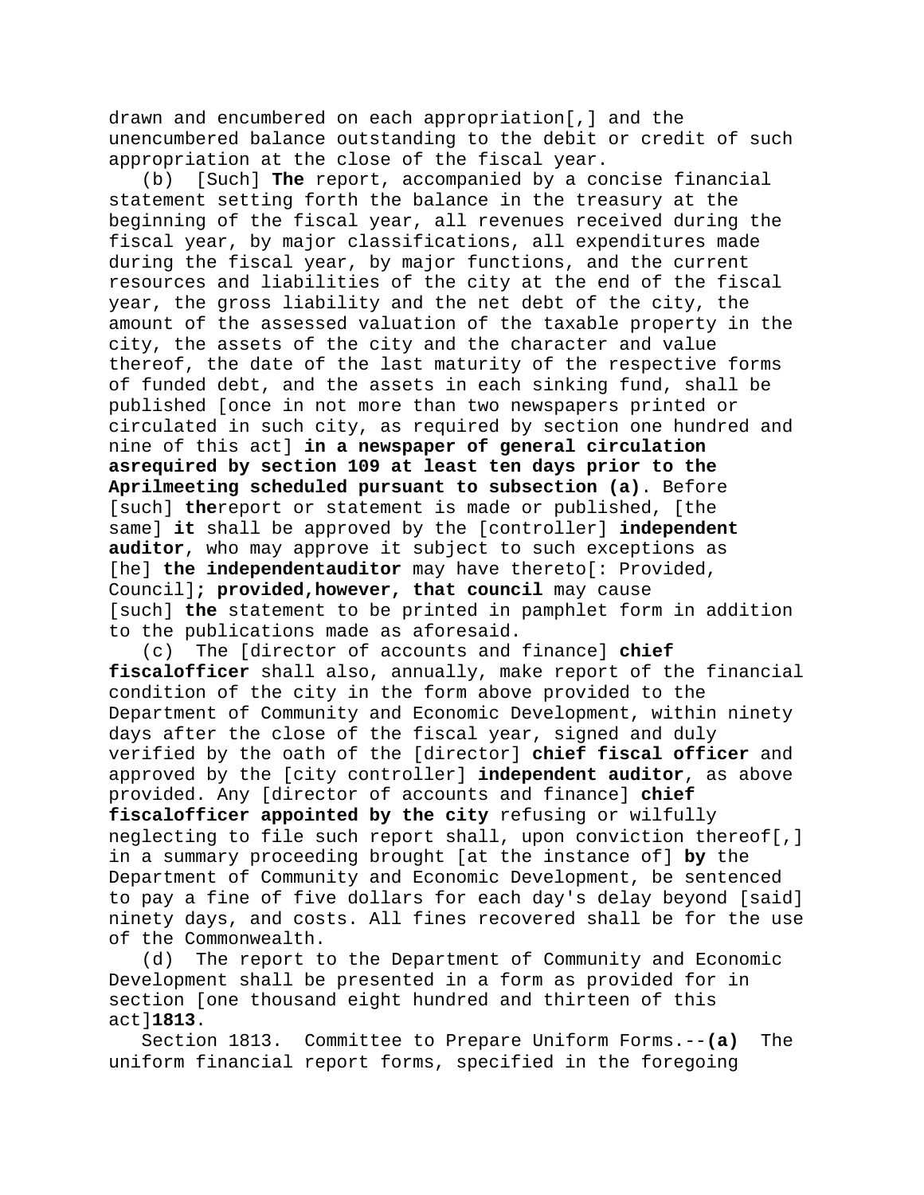drawn and encumbered on each appropriation[,] and the unencumbered balance outstanding to the debit or credit of such appropriation at the close of the fiscal year.

(b) [Such] **The** report, accompanied by a concise financial statement setting forth the balance in the treasury at the beginning of the fiscal year, all revenues received during the fiscal year, by major classifications, all expenditures made during the fiscal year, by major functions, and the current resources and liabilities of the city at the end of the fiscal year, the gross liability and the net debt of the city, the amount of the assessed valuation of the taxable property in the city, the assets of the city and the character and value thereof, the date of the last maturity of the respective forms of funded debt, and the assets in each sinking fund, shall be published [once in not more than two newspapers printed or circulated in such city, as required by section one hundred and nine of this act] **in a newspaper of general circulation asrequired by section 109 at least ten days prior to the Aprilmeeting scheduled pursuant to subsection (a)**. Before [such] **the**report or statement is made or published, [the same] **it** shall be approved by the [controller] **independent auditor**, who may approve it subject to such exceptions as [he] **the independentauditor** may have thereto[: Provided, Council]**; provided,however, that council** may cause [such] **the** statement to be printed in pamphlet form in addition to the publications made as aforesaid.

(c) The [director of accounts and finance] **chief fiscalofficer** shall also, annually, make report of the financial condition of the city in the form above provided to the Department of Community and Economic Development, within ninety days after the close of the fiscal year, signed and duly verified by the oath of the [director] **chief fiscal officer** and approved by the [city controller] **independent auditor**, as above provided. Any [director of accounts and finance] **chief fiscalofficer appointed by the city** refusing or wilfully neglecting to file such report shall, upon conviction thereof[,] in a summary proceeding brought [at the instance of] **by** the Department of Community and Economic Development, be sentenced to pay a fine of five dollars for each day's delay beyond [said] ninety days, and costs. All fines recovered shall be for the use of the Commonwealth.

(d) The report to the Department of Community and Economic Development shall be presented in a form as provided for in section [one thousand eight hundred and thirteen of this act]**1813**.

Section 1813. Committee to Prepare Uniform Forms.--**(a)** The uniform financial report forms, specified in the foregoing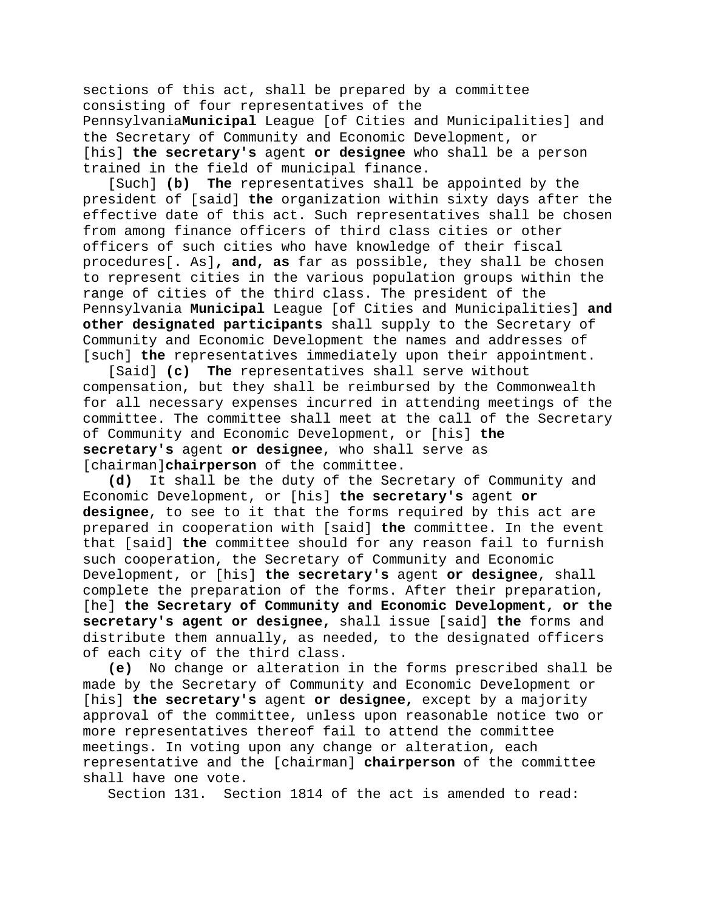sections of this act, shall be prepared by a committee consisting of four representatives of the Pennsylvania**Municipal** League [of Cities and Municipalities] and the Secretary of Community and Economic Development, or [his] **the secretary's** agent **or designee** who shall be a person trained in the field of municipal finance.

[Such] **(b) The** representatives shall be appointed by the president of [said] **the** organization within sixty days after the effective date of this act. Such representatives shall be chosen from among finance officers of third class cities or other officers of such cities who have knowledge of their fiscal procedures[. As]**, and, as** far as possible, they shall be chosen to represent cities in the various population groups within the range of cities of the third class. The president of the Pennsylvania **Municipal** League [of Cities and Municipalities] **and other designated participants** shall supply to the Secretary of Community and Economic Development the names and addresses of [such] **the** representatives immediately upon their appointment.

[Said] **(c) The** representatives shall serve without compensation, but they shall be reimbursed by the Commonwealth for all necessary expenses incurred in attending meetings of the committee. The committee shall meet at the call of the Secretary of Community and Economic Development, or [his] **the secretary's** agent **or designee**, who shall serve as [chairman]**chairperson** of the committee.

**(d)** It shall be the duty of the Secretary of Community and Economic Development, or [his] **the secretary's** agent **or designee**, to see to it that the forms required by this act are prepared in cooperation with [said] **the** committee. In the event that [said] **the** committee should for any reason fail to furnish such cooperation, the Secretary of Community and Economic Development, or [his] **the secretary's** agent **or designee**, shall complete the preparation of the forms. After their preparation, [he] **the Secretary of Community and Economic Development, or the secretary's agent or designee,** shall issue [said] **the** forms and distribute them annually, as needed, to the designated officers of each city of the third class.

**(e)** No change or alteration in the forms prescribed shall be made by the Secretary of Community and Economic Development or [his] **the secretary's** agent **or designee,** except by a majority approval of the committee, unless upon reasonable notice two or more representatives thereof fail to attend the committee meetings. In voting upon any change or alteration, each representative and the [chairman] **chairperson** of the committee shall have one vote.

Section 131. Section 1814 of the act is amended to read: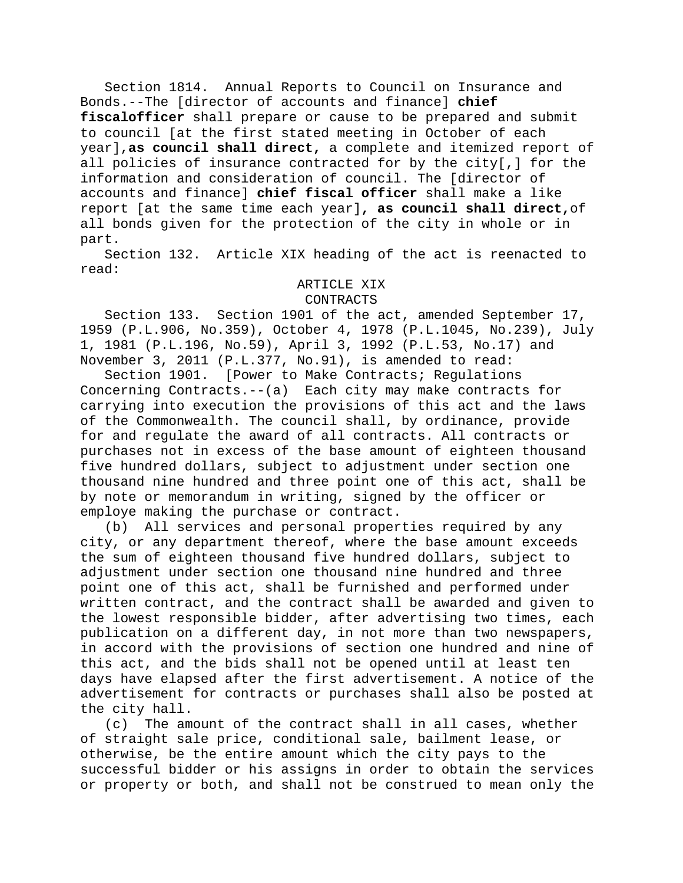Section 1814. Annual Reports to Council on Insurance and Bonds.--The [director of accounts and finance] **chief fiscalofficer** shall prepare or cause to be prepared and submit to council [at the first stated meeting in October of each year],**as council shall direct,** a complete and itemized report of all policies of insurance contracted for by the city[,] for the information and consideration of council. The [director of accounts and finance] **chief fiscal officer** shall make a like report [at the same time each year]**, as council shall direct,**of all bonds given for the protection of the city in whole or in part.

Section 132. Article XIX heading of the act is reenacted to read:

ARTICLE XIX
CONTRACTS

Section 133. Section 1901 of the act, amended September 17, 1959 (P.L.906, No.359), October 4, 1978 (P.L.1045, No.239), July 1, 1981 (P.L.196, No.59), April 3, 1992 (P.L.53, No.17) and November 3, 2011 (P.L.377, No.91), is amended to read:

Section 1901. [Power to Make Contracts; Regulations Concerning Contracts.--(a) Each city may make contracts for carrying into execution the provisions of this act and the laws of the Commonwealth. The council shall, by ordinance, provide for and regulate the award of all contracts. All contracts or purchases not in excess of the base amount of eighteen thousand five hundred dollars, subject to adjustment under section one thousand nine hundred and three point one of this act, shall be by note or memorandum in writing, signed by the officer or employe making the purchase or contract.

(b) All services and personal properties required by any city, or any department thereof, where the base amount exceeds the sum of eighteen thousand five hundred dollars, subject to adjustment under section one thousand nine hundred and three point one of this act, shall be furnished and performed under written contract, and the contract shall be awarded and given to the lowest responsible bidder, after advertising two times, each publication on a different day, in not more than two newspapers, in accord with the provisions of section one hundred and nine of this act, and the bids shall not be opened until at least ten days have elapsed after the first advertisement. A notice of the advertisement for contracts or purchases shall also be posted at the city hall.

(c) The amount of the contract shall in all cases, whether of straight sale price, conditional sale, bailment lease, or otherwise, be the entire amount which the city pays to the successful bidder or his assigns in order to obtain the services or property or both, and shall not be construed to mean only the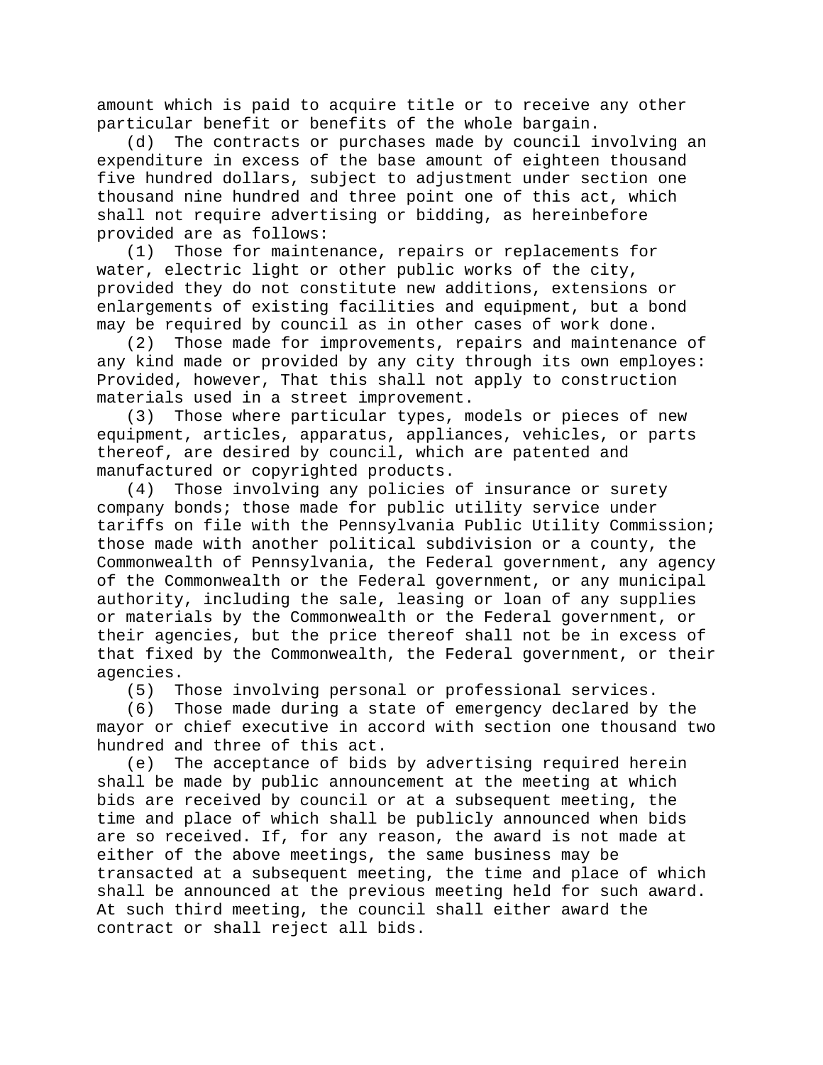amount which is paid to acquire title or to receive any other particular benefit or benefits of the whole bargain.

(d) The contracts or purchases made by council involving an expenditure in excess of the base amount of eighteen thousand five hundred dollars, subject to adjustment under section one thousand nine hundred and three point one of this act, which shall not require advertising or bidding, as hereinbefore provided are as follows:

(1) Those for maintenance, repairs or replacements for water, electric light or other public works of the city, provided they do not constitute new additions, extensions or enlargements of existing facilities and equipment, but a bond may be required by council as in other cases of work done.

(2) Those made for improvements, repairs and maintenance of any kind made or provided by any city through its own employes: Provided, however, That this shall not apply to construction materials used in a street improvement.

(3) Those where particular types, models or pieces of new equipment, articles, apparatus, appliances, vehicles, or parts thereof, are desired by council, which are patented and manufactured or copyrighted products.

(4) Those involving any policies of insurance or surety company bonds; those made for public utility service under tariffs on file with the Pennsylvania Public Utility Commission; those made with another political subdivision or a county, the Commonwealth of Pennsylvania, the Federal government, any agency of the Commonwealth or the Federal government, or any municipal authority, including the sale, leasing or loan of any supplies or materials by the Commonwealth or the Federal government, or their agencies, but the price thereof shall not be in excess of that fixed by the Commonwealth, the Federal government, or their agencies.

(5) Those involving personal or professional services.

(6) Those made during a state of emergency declared by the mayor or chief executive in accord with section one thousand two hundred and three of this act.

(e) The acceptance of bids by advertising required herein shall be made by public announcement at the meeting at which bids are received by council or at a subsequent meeting, the time and place of which shall be publicly announced when bids are so received. If, for any reason, the award is not made at either of the above meetings, the same business may be transacted at a subsequent meeting, the time and place of which shall be announced at the previous meeting held for such award. At such third meeting, the council shall either award the contract or shall reject all bids.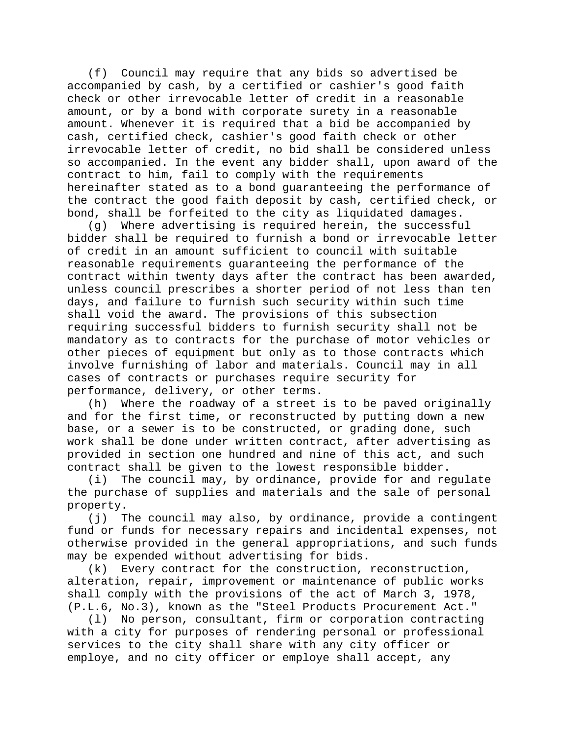(f) Council may require that any bids so advertised be accompanied by cash, by a certified or cashier's good faith check or other irrevocable letter of credit in a reasonable amount, or by a bond with corporate surety in a reasonable amount. Whenever it is required that a bid be accompanied by cash, certified check, cashier's good faith check or other irrevocable letter of credit, no bid shall be considered unless so accompanied. In the event any bidder shall, upon award of the contract to him, fail to comply with the requirements hereinafter stated as to a bond guaranteeing the performance of the contract the good faith deposit by cash, certified check, or bond, shall be forfeited to the city as liquidated damages.

(g) Where advertising is required herein, the successful bidder shall be required to furnish a bond or irrevocable letter of credit in an amount sufficient to council with suitable reasonable requirements guaranteeing the performance of the contract within twenty days after the contract has been awarded, unless council prescribes a shorter period of not less than ten days, and failure to furnish such security within such time shall void the award. The provisions of this subsection requiring successful bidders to furnish security shall not be mandatory as to contracts for the purchase of motor vehicles or other pieces of equipment but only as to those contracts which involve furnishing of labor and materials. Council may in all cases of contracts or purchases require security for performance, delivery, or other terms.

(h) Where the roadway of a street is to be paved originally and for the first time, or reconstructed by putting down a new base, or a sewer is to be constructed, or grading done, such work shall be done under written contract, after advertising as provided in section one hundred and nine of this act, and such contract shall be given to the lowest responsible bidder.

(i) The council may, by ordinance, provide for and regulate the purchase of supplies and materials and the sale of personal property.

(j) The council may also, by ordinance, provide a contingent fund or funds for necessary repairs and incidental expenses, not otherwise provided in the general appropriations, and such funds may be expended without advertising for bids.

(k) Every contract for the construction, reconstruction, alteration, repair, improvement or maintenance of public works shall comply with the provisions of the act of March 3, 1978, (P.L.6, No.3), known as the "Steel Products Procurement Act."

(l) No person, consultant, firm or corporation contracting with a city for purposes of rendering personal or professional services to the city shall share with any city officer or employe, and no city officer or employe shall accept, any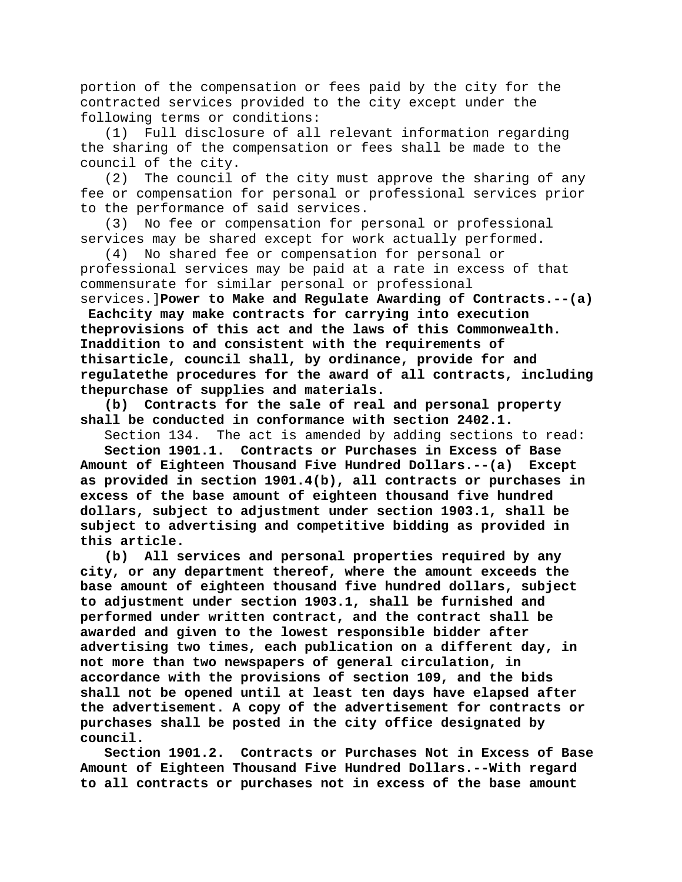portion of the compensation or fees paid by the city for the contracted services provided to the city except under the following terms or conditions:

(1) Full disclosure of all relevant information regarding the sharing of the compensation or fees shall be made to the council of the city.

(2) The council of the city must approve the sharing of any fee or compensation for personal or professional services prior to the performance of said services.

(3) No fee or compensation for personal or professional services may be shared except for work actually performed.

(4) No shared fee or compensation for personal or professional services may be paid at a rate in excess of that commensurate for similar personal or professional services.]**Power to Make and Regulate Awarding of Contracts.--(a) Eachcity may make contracts for carrying into execution theprovisions of this act and the laws of this Commonwealth. Inaddition to and consistent with the requirements of thisarticle, council shall, by ordinance, provide for and regulatethe procedures for the award of all contracts, including thepurchase of supplies and materials.**

**(b) Contracts for the sale of real and personal property shall be conducted in conformance with section 2402.1.**

Section 134. The act is amended by adding sections to read:

**Section 1901.1. Contracts or Purchases in Excess of Base Amount of Eighteen Thousand Five Hundred Dollars.--(a) Except as provided in section 1901.4(b), all contracts or purchases in excess of the base amount of eighteen thousand five hundred dollars, subject to adjustment under section 1903.1, shall be subject to advertising and competitive bidding as provided in this article.**

**(b) All services and personal properties required by any city, or any department thereof, where the amount exceeds the base amount of eighteen thousand five hundred dollars, subject to adjustment under section 1903.1, shall be furnished and performed under written contract, and the contract shall be awarded and given to the lowest responsible bidder after advertising two times, each publication on a different day, in not more than two newspapers of general circulation, in accordance with the provisions of section 109, and the bids shall not be opened until at least ten days have elapsed after the advertisement. A copy of the advertisement for contracts or purchases shall be posted in the city office designated by council.**

**Section 1901.2. Contracts or Purchases Not in Excess of Base Amount of Eighteen Thousand Five Hundred Dollars.--With regard to all contracts or purchases not in excess of the base amount**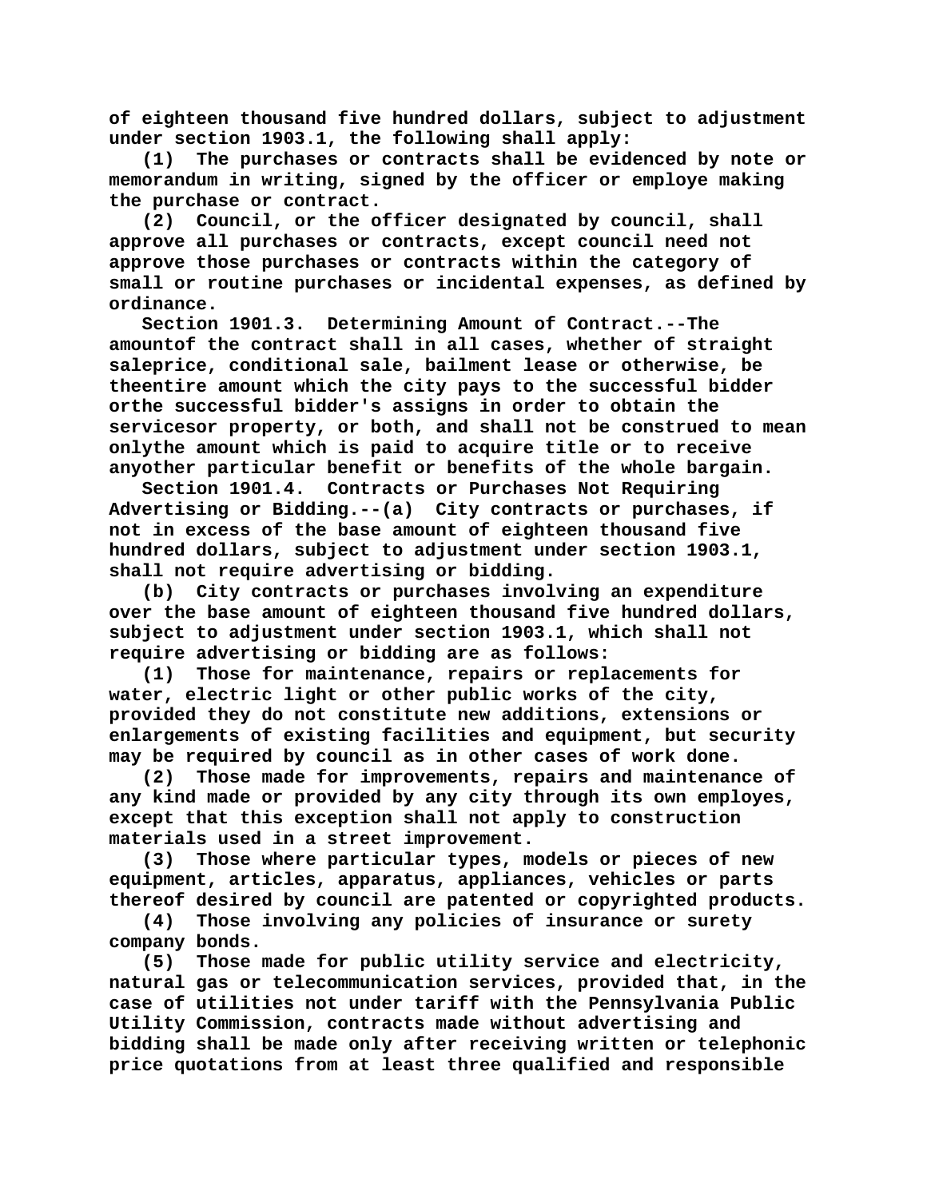of eighteen thousand five hundred dollars, subject to adjustment under section 1903.1, the following shall apply:

(1) The purchases or contracts shall be evidenced by note or memorandum in writing, signed by the officer or employe making the purchase or contract.

(2) Council, or the officer designated by council, shall approve all purchases or contracts, except council need not approve those purchases or contracts within the category of small or routine purchases or incidental expenses, as defined by ordinance.

Section 1901.3. Determining Amount of Contract.--The amountof the contract shall in all cases, whether of straight saleprice, conditional sale, bailment lease or otherwise, be theentire amount which the city pays to the successful bidder orthe successful bidder's assigns in order to obtain the servicesor property, or both, and shall not be construed to mean onlythe amount which is paid to acquire title or to receive anyother particular benefit or benefits of the whole bargain.

Section 1901.4. Contracts or Purchases Not Requiring Advertising or Bidding.--(a) City contracts or purchases, if not in excess of the base amount of eighteen thousand five hundred dollars, subject to adjustment under section 1903.1, shall not require advertising or bidding.

(b) City contracts or purchases involving an expenditure over the base amount of eighteen thousand five hundred dollars, subject to adjustment under section 1903.1, which shall not require advertising or bidding are as follows:

(1) Those for maintenance, repairs or replacements for water, electric light or other public works of the city, provided they do not constitute new additions, extensions or enlargements of existing facilities and equipment, but security may be required by council as in other cases of work done.

(2) Those made for improvements, repairs and maintenance of any kind made or provided by any city through its own employes, except that this exception shall not apply to construction materials used in a street improvement.

(3) Those where particular types, models or pieces of new equipment, articles, apparatus, appliances, vehicles or parts thereof desired by council are patented or copyrighted products.

(4) Those involving any policies of insurance or surety company bonds.

(5) Those made for public utility service and electricity, natural gas or telecommunication services, provided that, in the case of utilities not under tariff with the Pennsylvania Public Utility Commission, contracts made without advertising and bidding shall be made only after receiving written or telephonic price quotations from at least three qualified and responsible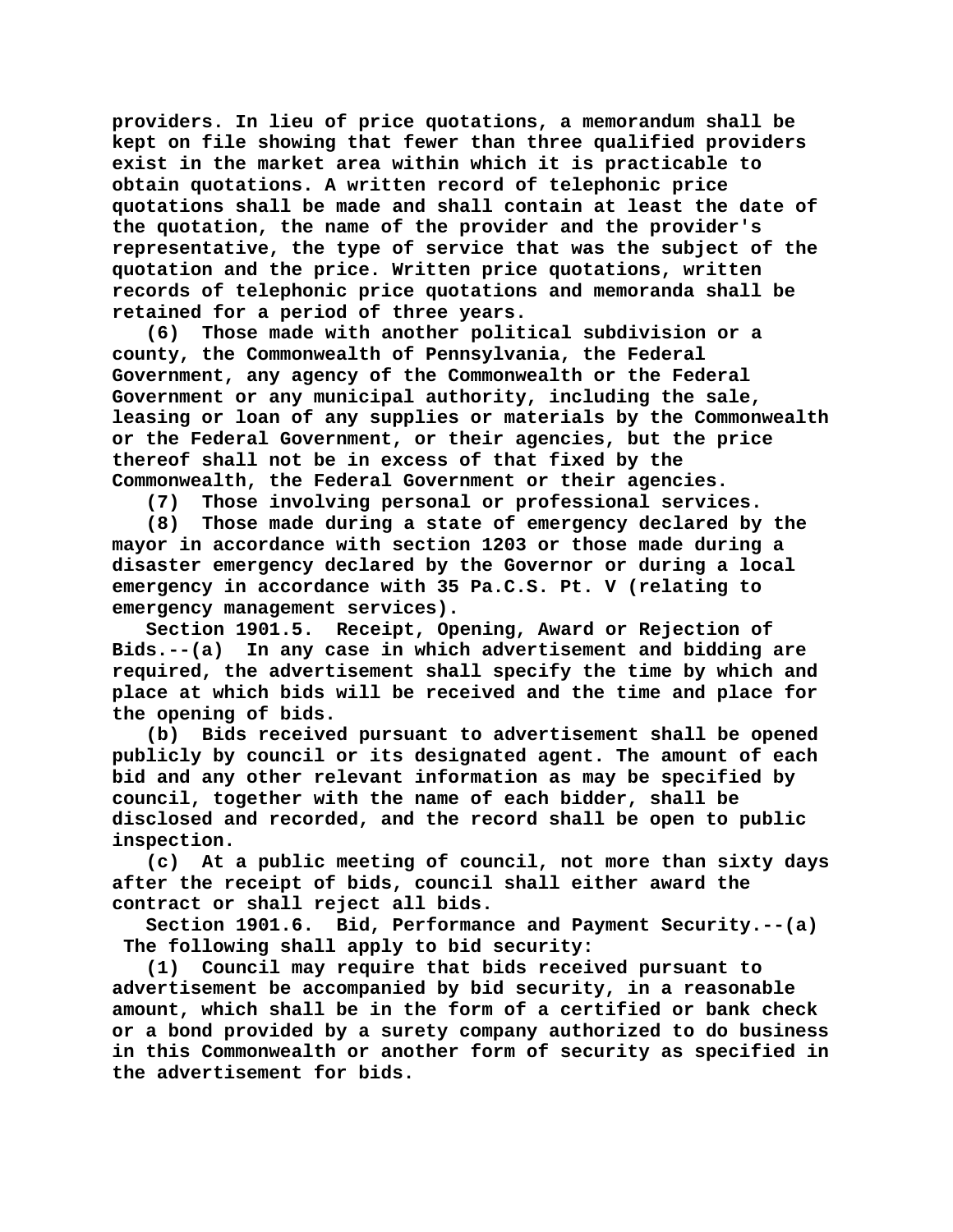providers. In lieu of price quotations, a memorandum shall be kept on file showing that fewer than three qualified providers exist in the market area within which it is practicable to obtain quotations. A written record of telephonic price quotations shall be made and shall contain at least the date of the quotation, the name of the provider and the provider's representative, the type of service that was the subject of the quotation and the price. Written price quotations, written records of telephonic price quotations and memoranda shall be retained for a period of three years.

(6) Those made with another political subdivision or a county, the Commonwealth of Pennsylvania, the Federal Government, any agency of the Commonwealth or the Federal Government or any municipal authority, including the sale, leasing or loan of any supplies or materials by the Commonwealth or the Federal Government, or their agencies, but the price thereof shall not be in excess of that fixed by the Commonwealth, the Federal Government or their agencies.

(7) Those involving personal or professional services.

(8) Those made during a state of emergency declared by the mayor in accordance with section 1203 or those made during a disaster emergency declared by the Governor or during a local emergency in accordance with 35 Pa.C.S. Pt. V (relating to emergency management services).

Section 1901.5. Receipt, Opening, Award or Rejection of Bids.--(a) In any case in which advertisement and bidding are required, the advertisement shall specify the time by which and place at which bids will be received and the time and place for the opening of bids.

(b) Bids received pursuant to advertisement shall be opened publicly by council or its designated agent. The amount of each bid and any other relevant information as may be specified by council, together with the name of each bidder, shall be disclosed and recorded, and the record shall be open to public inspection.

(c) At a public meeting of council, not more than sixty days after the receipt of bids, council shall either award the contract or shall reject all bids.

Section 1901.6. Bid, Performance and Payment Security.--(a) The following shall apply to bid security:

(1) Council may require that bids received pursuant to advertisement be accompanied by bid security, in a reasonable amount, which shall be in the form of a certified or bank check or a bond provided by a surety company authorized to do business in this Commonwealth or another form of security as specified in the advertisement for bids.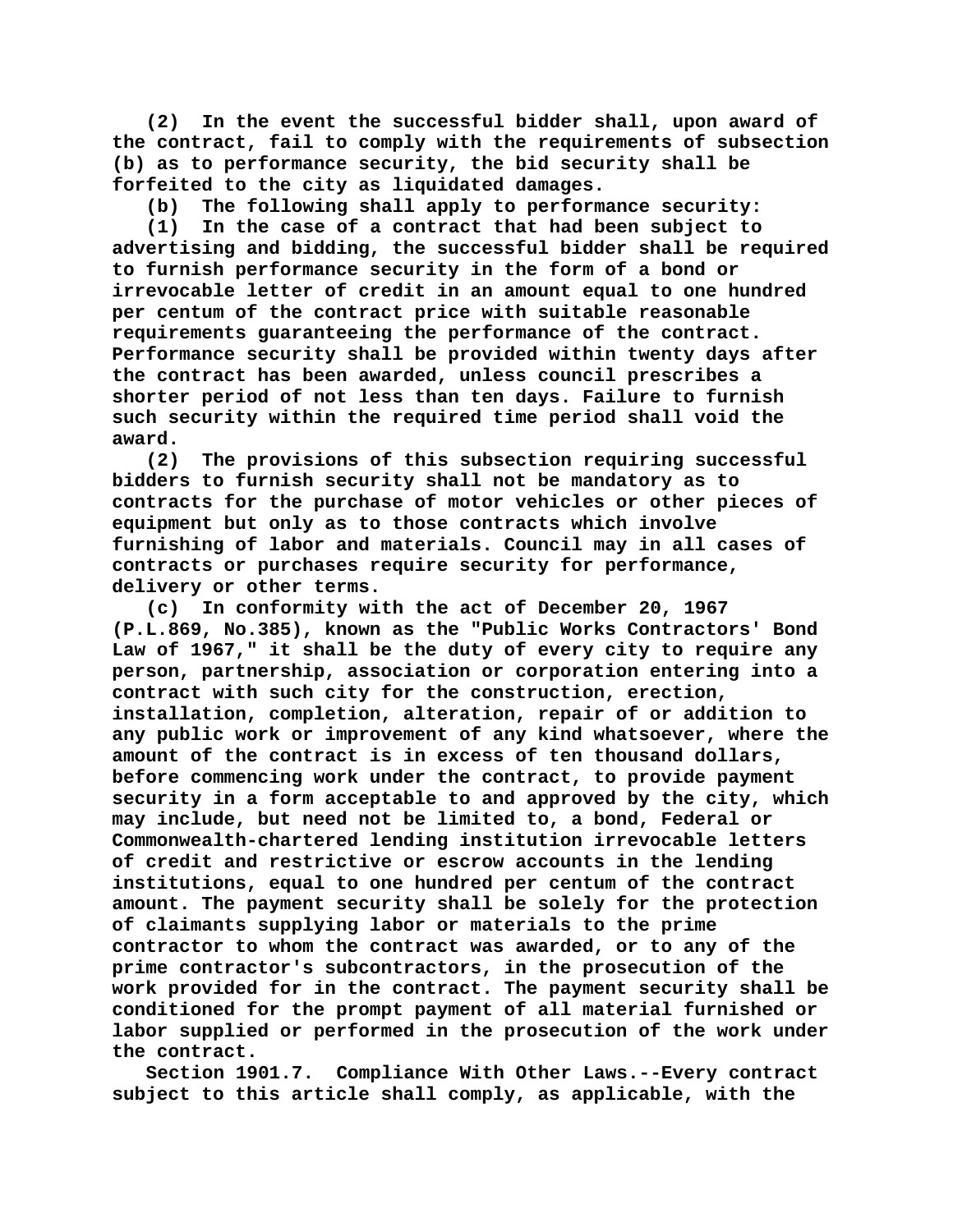(2) In the event the successful bidder shall, upon award of the contract, fail to comply with the requirements of subsection (b) as to performance security, the bid security shall be forfeited to the city as liquidated damages.

(b) The following shall apply to performance security:

(1) In the case of a contract that had been subject to advertising and bidding, the successful bidder shall be required to furnish performance security in the form of a bond or irrevocable letter of credit in an amount equal to one hundred per centum of the contract price with suitable reasonable requirements guaranteeing the performance of the contract. Performance security shall be provided within twenty days after the contract has been awarded, unless council prescribes a shorter period of not less than ten days. Failure to furnish such security within the required time period shall void the award.

(2) The provisions of this subsection requiring successful bidders to furnish security shall not be mandatory as to contracts for the purchase of motor vehicles or other pieces of equipment but only as to those contracts which involve furnishing of labor and materials. Council may in all cases of contracts or purchases require security for performance, delivery or other terms.

(c) In conformity with the act of December 20, 1967 (P.L.869, No.385), known as the "Public Works Contractors' Bond Law of 1967," it shall be the duty of every city to require any person, partnership, association or corporation entering into a contract with such city for the construction, erection, installation, completion, alteration, repair of or addition to any public work or improvement of any kind whatsoever, where the amount of the contract is in excess of ten thousand dollars, before commencing work under the contract, to provide payment security in a form acceptable to and approved by the city, which may include, but need not be limited to, a bond, Federal or Commonwealth-chartered lending institution irrevocable letters of credit and restrictive or escrow accounts in the lending institutions, equal to one hundred per centum of the contract amount. The payment security shall be solely for the protection of claimants supplying labor or materials to the prime contractor to whom the contract was awarded, or to any of the prime contractor's subcontractors, in the prosecution of the work provided for in the contract. The payment security shall be conditioned for the prompt payment of all material furnished or labor supplied or performed in the prosecution of the work under the contract.

Section 1901.7. Compliance With Other Laws.--Every contract subject to this article shall comply, as applicable, with the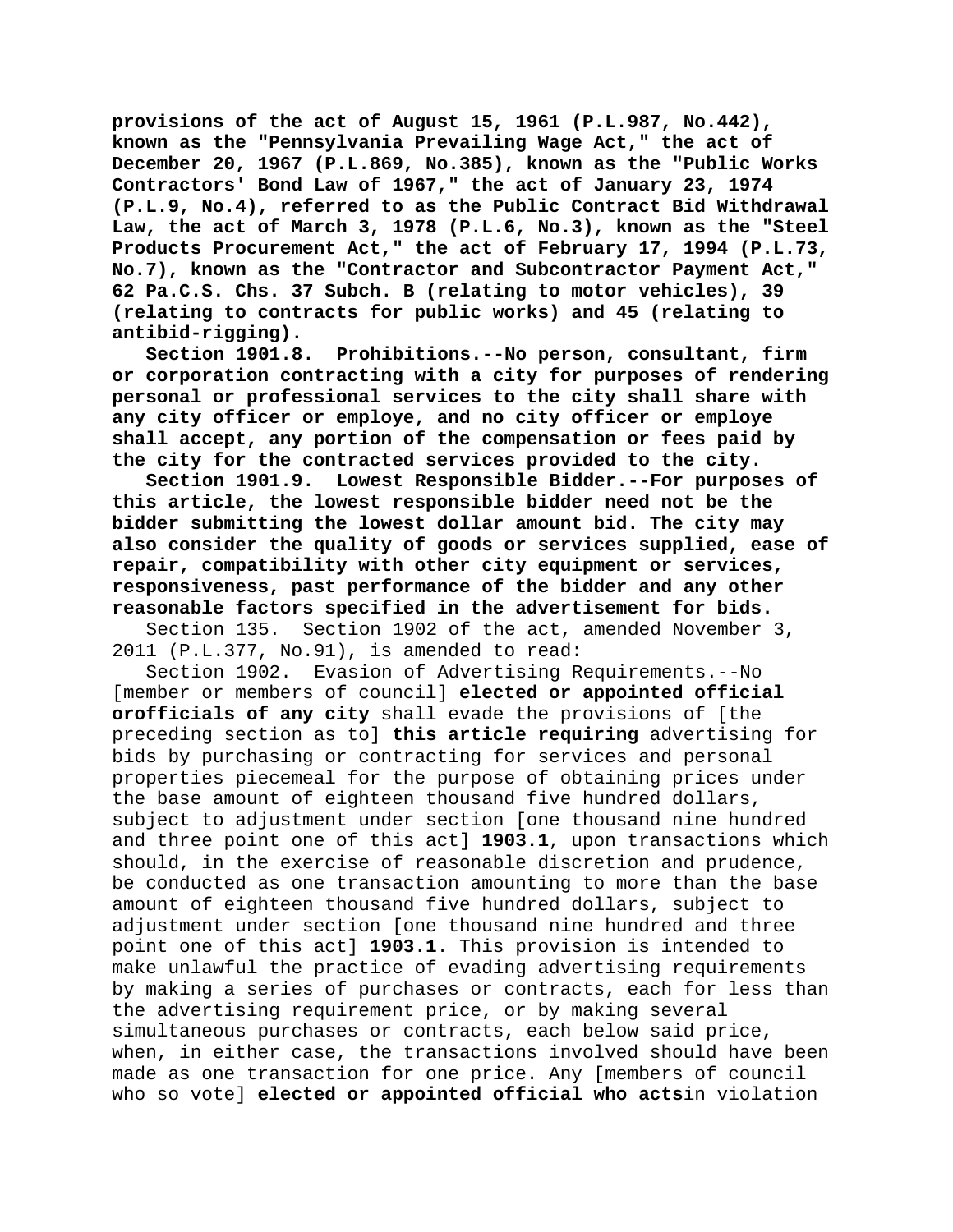**provisions of the act of August 15, 1961 (P.L.987, No.442), known as the "Pennsylvania Prevailing Wage Act," the act of December 20, 1967 (P.L.869, No.385), known as the "Public Works Contractors' Bond Law of 1967," the act of January 23, 1974 (P.L.9, No.4), referred to as the Public Contract Bid Withdrawal Law, the act of March 3, 1978 (P.L.6, No.3), known as the "Steel Products Procurement Act," the act of February 17, 1994 (P.L.73, No.7), known as the "Contractor and Subcontractor Payment Act," 62 Pa.C.S. Chs. 37 Subch. B (relating to motor vehicles), 39 (relating to contracts for public works) and 45 (relating to antibid-rigging).**

**Section 1901.8. Prohibitions.--No person, consultant, firm or corporation contracting with a city for purposes of rendering personal or professional services to the city shall share with any city officer or employe, and no city officer or employe shall accept, any portion of the compensation or fees paid by the city for the contracted services provided to the city.**

**Section 1901.9. Lowest Responsible Bidder.--For purposes of this article, the lowest responsible bidder need not be the bidder submitting the lowest dollar amount bid. The city may also consider the quality of goods or services supplied, ease of repair, compatibility with other city equipment or services, responsiveness, past performance of the bidder and any other reasonable factors specified in the advertisement for bids.**

Section 135. Section 1902 of the act, amended November 3, 2011 (P.L.377, No.91), is amended to read:

Section 1902. Evasion of Advertising Requirements.--No [member or members of council] **elected or appointed official orofficials of any city** shall evade the provisions of [the preceding section as to] **this article requiring** advertising for bids by purchasing or contracting for services and personal properties piecemeal for the purpose of obtaining prices under the base amount of eighteen thousand five hundred dollars, subject to adjustment under section [one thousand nine hundred and three point one of this act] **1903.1**, upon transactions which should, in the exercise of reasonable discretion and prudence, be conducted as one transaction amounting to more than the base amount of eighteen thousand five hundred dollars, subject to adjustment under section [one thousand nine hundred and three point one of this act] **1903.1**. This provision is intended to make unlawful the practice of evading advertising requirements by making a series of purchases or contracts, each for less than the advertising requirement price, or by making several simultaneous purchases or contracts, each below said price, when, in either case, the transactions involved should have been made as one transaction for one price. Any [members of council who so vote] **elected or appointed official who acts**in violation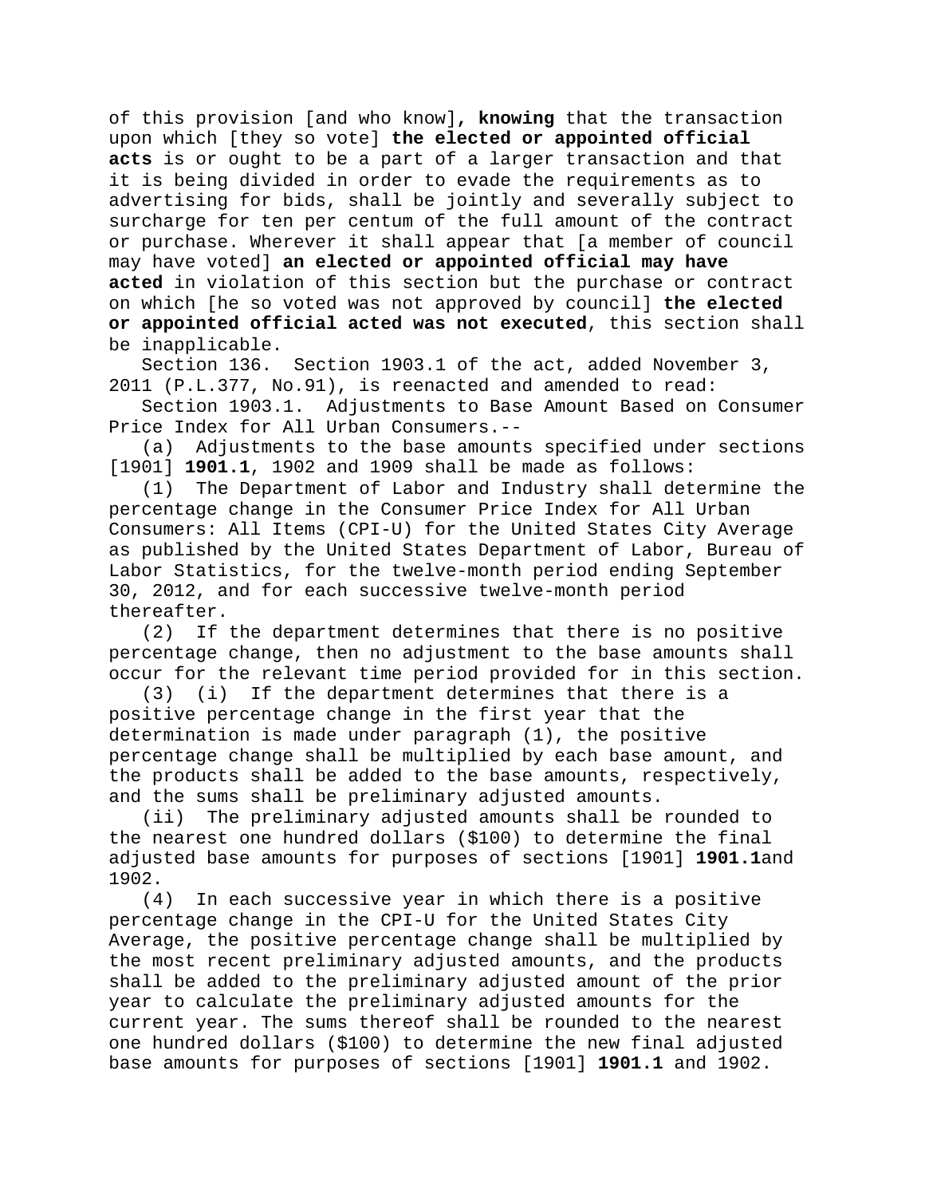of this provision [and who know]**, knowing** that the transaction upon which [they so vote] **the elected or appointed official acts** is or ought to be a part of a larger transaction and that it is being divided in order to evade the requirements as to advertising for bids, shall be jointly and severally subject to surcharge for ten per centum of the full amount of the contract or purchase. Wherever it shall appear that [a member of council may have voted] **an elected or appointed official may have acted** in violation of this section but the purchase or contract on which [he so voted was not approved by council] **the elected or appointed official acted was not executed**, this section shall be inapplicable.

Section 136. Section 1903.1 of the act, added November 3, 2011 (P.L.377, No.91), is reenacted and amended to read:

Section 1903.1. Adjustments to Base Amount Based on Consumer Price Index for All Urban Consumers.--

(a) Adjustments to the base amounts specified under sections [1901] **1901.1**, 1902 and 1909 shall be made as follows:

(1) The Department of Labor and Industry shall determine the percentage change in the Consumer Price Index for All Urban Consumers: All Items (CPI-U) for the United States City Average as published by the United States Department of Labor, Bureau of Labor Statistics, for the twelve-month period ending September 30, 2012, and for each successive twelve-month period thereafter.

(2) If the department determines that there is no positive percentage change, then no adjustment to the base amounts shall occur for the relevant time period provided for in this section.

(3) (i) If the department determines that there is a positive percentage change in the first year that the determination is made under paragraph (1), the positive percentage change shall be multiplied by each base amount, and the products shall be added to the base amounts, respectively, and the sums shall be preliminary adjusted amounts.

(ii) The preliminary adjusted amounts shall be rounded to the nearest one hundred dollars ($100) to determine the final adjusted base amounts for purposes of sections [1901] **1901.1**and 1902.

(4) In each successive year in which there is a positive percentage change in the CPI-U for the United States City Average, the positive percentage change shall be multiplied by the most recent preliminary adjusted amounts, and the products shall be added to the preliminary adjusted amount of the prior year to calculate the preliminary adjusted amounts for the current year. The sums thereof shall be rounded to the nearest one hundred dollars ($100) to determine the new final adjusted base amounts for purposes of sections [1901] **1901.1** and 1902.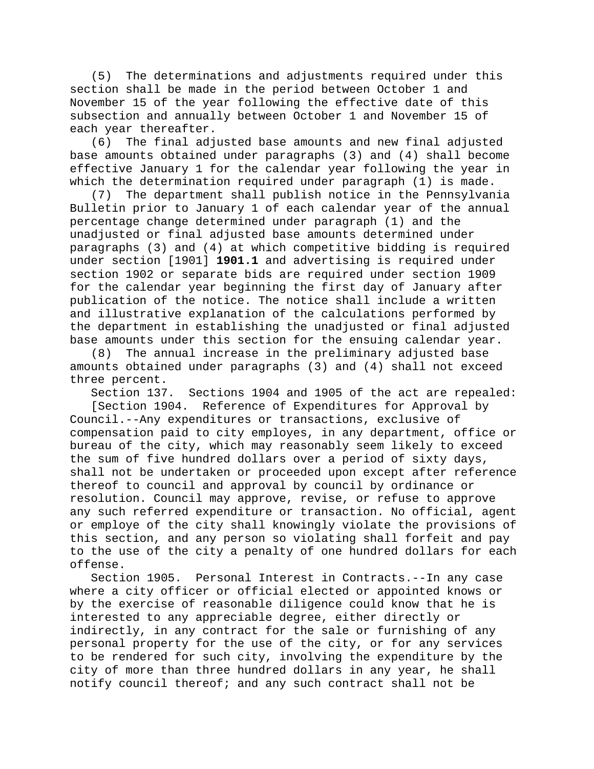(5) The determinations and adjustments required under this section shall be made in the period between October 1 and November 15 of the year following the effective date of this subsection and annually between October 1 and November 15 of each year thereafter.

(6) The final adjusted base amounts and new final adjusted base amounts obtained under paragraphs (3) and (4) shall become effective January 1 for the calendar year following the year in which the determination required under paragraph (1) is made.

(7) The department shall publish notice in the Pennsylvania Bulletin prior to January 1 of each calendar year of the annual percentage change determined under paragraph (1) and the unadjusted or final adjusted base amounts determined under paragraphs (3) and (4) at which competitive bidding is required under section [1901] **1901.1** and advertising is required under section 1902 or separate bids are required under section 1909 for the calendar year beginning the first day of January after publication of the notice. The notice shall include a written and illustrative explanation of the calculations performed by the department in establishing the unadjusted or final adjusted base amounts under this section for the ensuing calendar year.

(8) The annual increase in the preliminary adjusted base amounts obtained under paragraphs (3) and (4) shall not exceed three percent.

Section 137. Sections 1904 and 1905 of the act are repealed:

[Section 1904. Reference of Expenditures for Approval by Council.--Any expenditures or transactions, exclusive of compensation paid to city employes, in any department, office or bureau of the city, which may reasonably seem likely to exceed the sum of five hundred dollars over a period of sixty days, shall not be undertaken or proceeded upon except after reference thereof to council and approval by council by ordinance or resolution. Council may approve, revise, or refuse to approve any such referred expenditure or transaction. No official, agent or employe of the city shall knowingly violate the provisions of this section, and any person so violating shall forfeit and pay to the use of the city a penalty of one hundred dollars for each offense.

Section 1905. Personal Interest in Contracts.--In any case where a city officer or official elected or appointed knows or by the exercise of reasonable diligence could know that he is interested to any appreciable degree, either directly or indirectly, in any contract for the sale or furnishing of any personal property for the use of the city, or for any services to be rendered for such city, involving the expenditure by the city of more than three hundred dollars in any year, he shall notify council thereof; and any such contract shall not be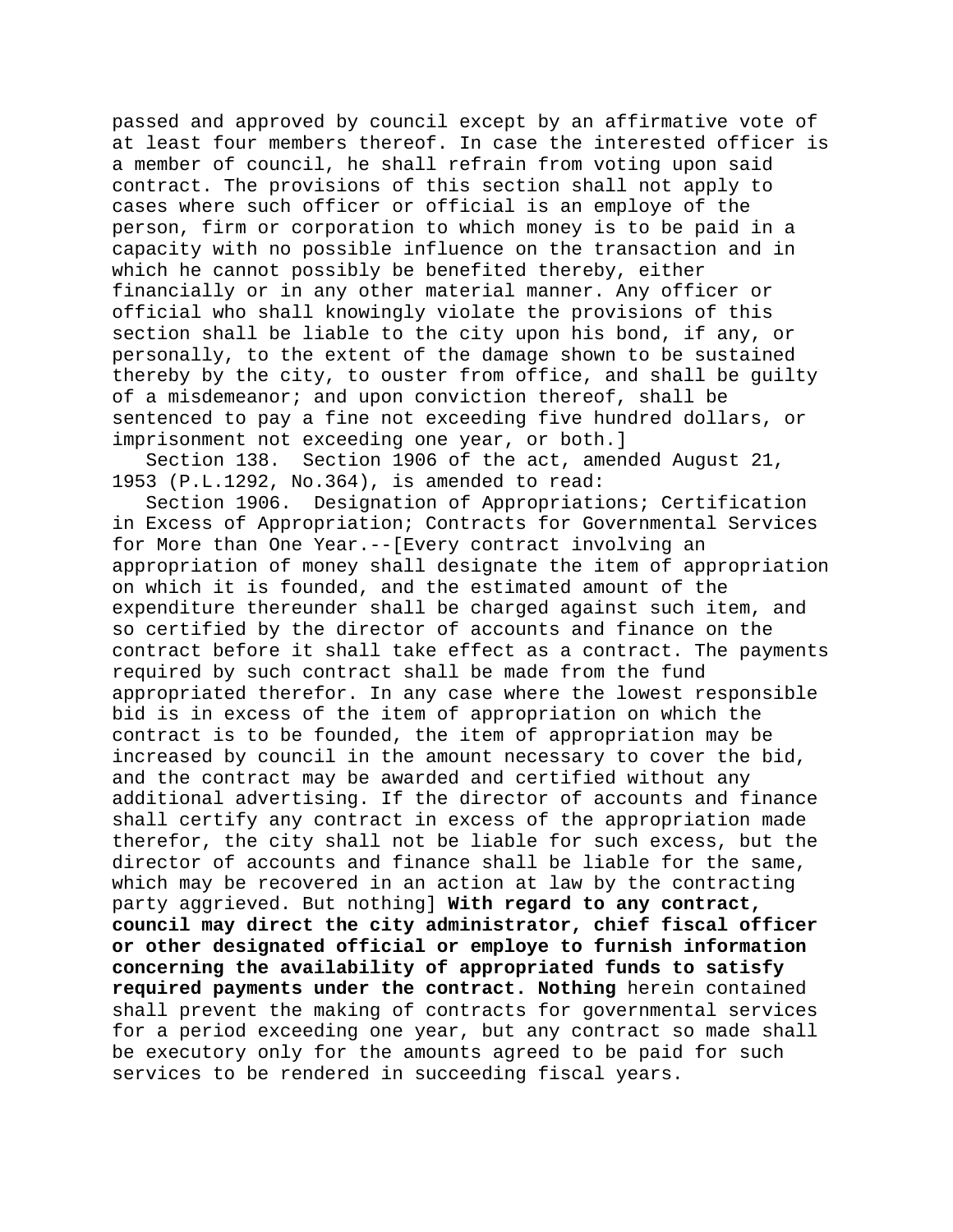passed and approved by council except by an affirmative vote of at least four members thereof. In case the interested officer is a member of council, he shall refrain from voting upon said contract. The provisions of this section shall not apply to cases where such officer or official is an employe of the person, firm or corporation to which money is to be paid in a capacity with no possible influence on the transaction and in which he cannot possibly be benefited thereby, either financially or in any other material manner. Any officer or official who shall knowingly violate the provisions of this section shall be liable to the city upon his bond, if any, or personally, to the extent of the damage shown to be sustained thereby by the city, to ouster from office, and shall be guilty of a misdemeanor; and upon conviction thereof, shall be sentenced to pay a fine not exceeding five hundred dollars, or imprisonment not exceeding one year, or both.]

Section 138. Section 1906 of the act, amended August 21, 1953 (P.L.1292, No.364), is amended to read:

Section 1906. Designation of Appropriations; Certification in Excess of Appropriation; Contracts for Governmental Services for More than One Year.--[Every contract involving an appropriation of money shall designate the item of appropriation on which it is founded, and the estimated amount of the expenditure thereunder shall be charged against such item, and so certified by the director of accounts and finance on the contract before it shall take effect as a contract. The payments required by such contract shall be made from the fund appropriated therefor. In any case where the lowest responsible bid is in excess of the item of appropriation on which the contract is to be founded, the item of appropriation may be increased by council in the amount necessary to cover the bid, and the contract may be awarded and certified without any additional advertising. If the director of accounts and finance shall certify any contract in excess of the appropriation made therefor, the city shall not be liable for such excess, but the director of accounts and finance shall be liable for the same, which may be recovered in an action at law by the contracting party aggrieved. But nothing] **With regard to any contract, council may direct the city administrator, chief fiscal officer or other designated official or employe to furnish information concerning the availability of appropriated funds to satisfy required payments under the contract. Nothing** herein contained shall prevent the making of contracts for governmental services for a period exceeding one year, but any contract so made shall be executory only for the amounts agreed to be paid for such services to be rendered in succeeding fiscal years.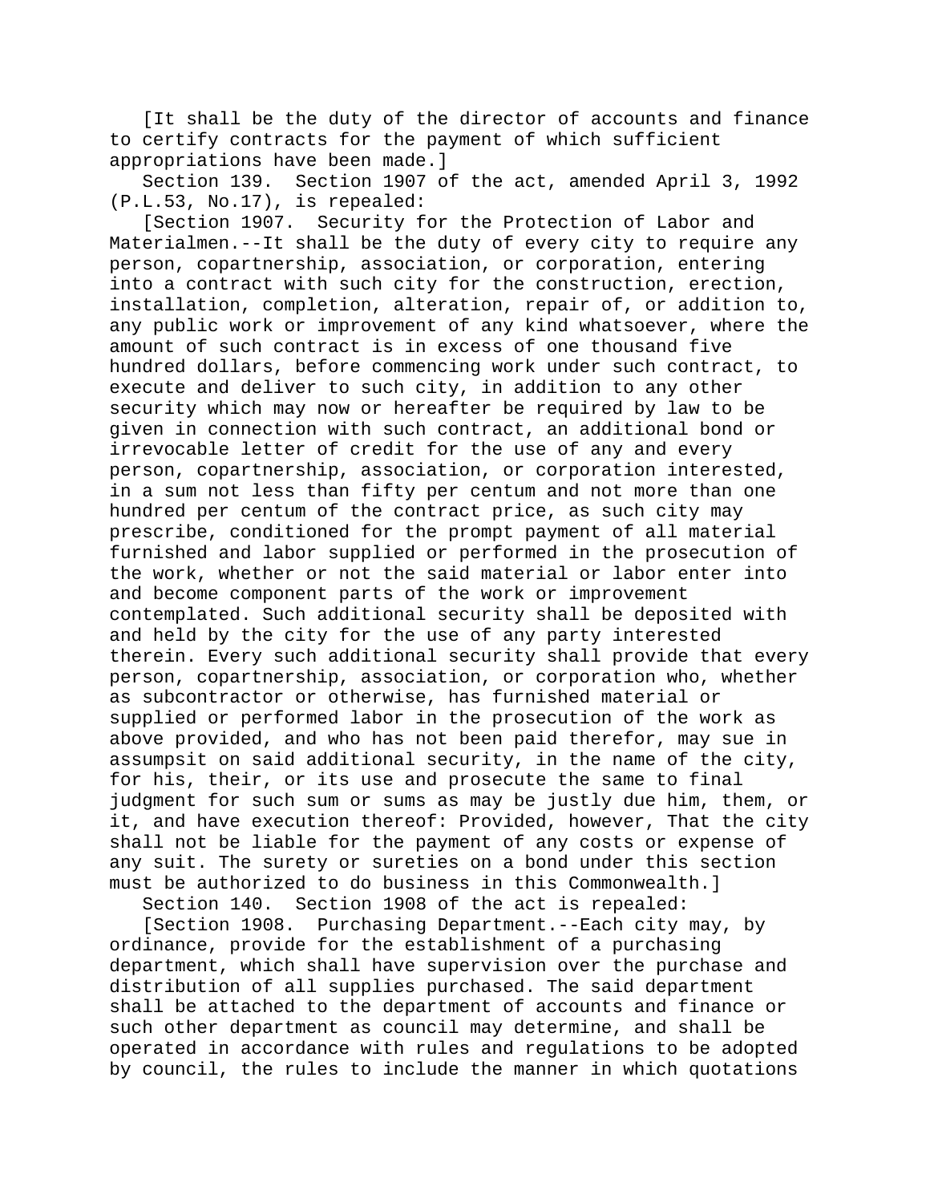[It shall be the duty of the director of accounts and finance to certify contracts for the payment of which sufficient appropriations have been made.]

Section 139. Section 1907 of the act, amended April 3, 1992 (P.L.53, No.17), is repealed:

[Section 1907. Security for the Protection of Labor and Materialmen.--It shall be the duty of every city to require any person, copartnership, association, or corporation, entering into a contract with such city for the construction, erection, installation, completion, alteration, repair of, or addition to, any public work or improvement of any kind whatsoever, where the amount of such contract is in excess of one thousand five hundred dollars, before commencing work under such contract, to execute and deliver to such city, in addition to any other security which may now or hereafter be required by law to be given in connection with such contract, an additional bond or irrevocable letter of credit for the use of any and every person, copartnership, association, or corporation interested, in a sum not less than fifty per centum and not more than one hundred per centum of the contract price, as such city may prescribe, conditioned for the prompt payment of all material furnished and labor supplied or performed in the prosecution of the work, whether or not the said material or labor enter into and become component parts of the work or improvement contemplated. Such additional security shall be deposited with and held by the city for the use of any party interested therein. Every such additional security shall provide that every person, copartnership, association, or corporation who, whether as subcontractor or otherwise, has furnished material or supplied or performed labor in the prosecution of the work as above provided, and who has not been paid therefor, may sue in assumpsit on said additional security, in the name of the city, for his, their, or its use and prosecute the same to final judgment for such sum or sums as may be justly due him, them, or it, and have execution thereof: Provided, however, That the city shall not be liable for the payment of any costs or expense of any suit. The surety or sureties on a bond under this section must be authorized to do business in this Commonwealth.]

Section 140. Section 1908 of the act is repealed:

[Section 1908. Purchasing Department.--Each city may, by ordinance, provide for the establishment of a purchasing department, which shall have supervision over the purchase and distribution of all supplies purchased. The said department shall be attached to the department of accounts and finance or such other department as council may determine, and shall be operated in accordance with rules and regulations to be adopted by council, the rules to include the manner in which quotations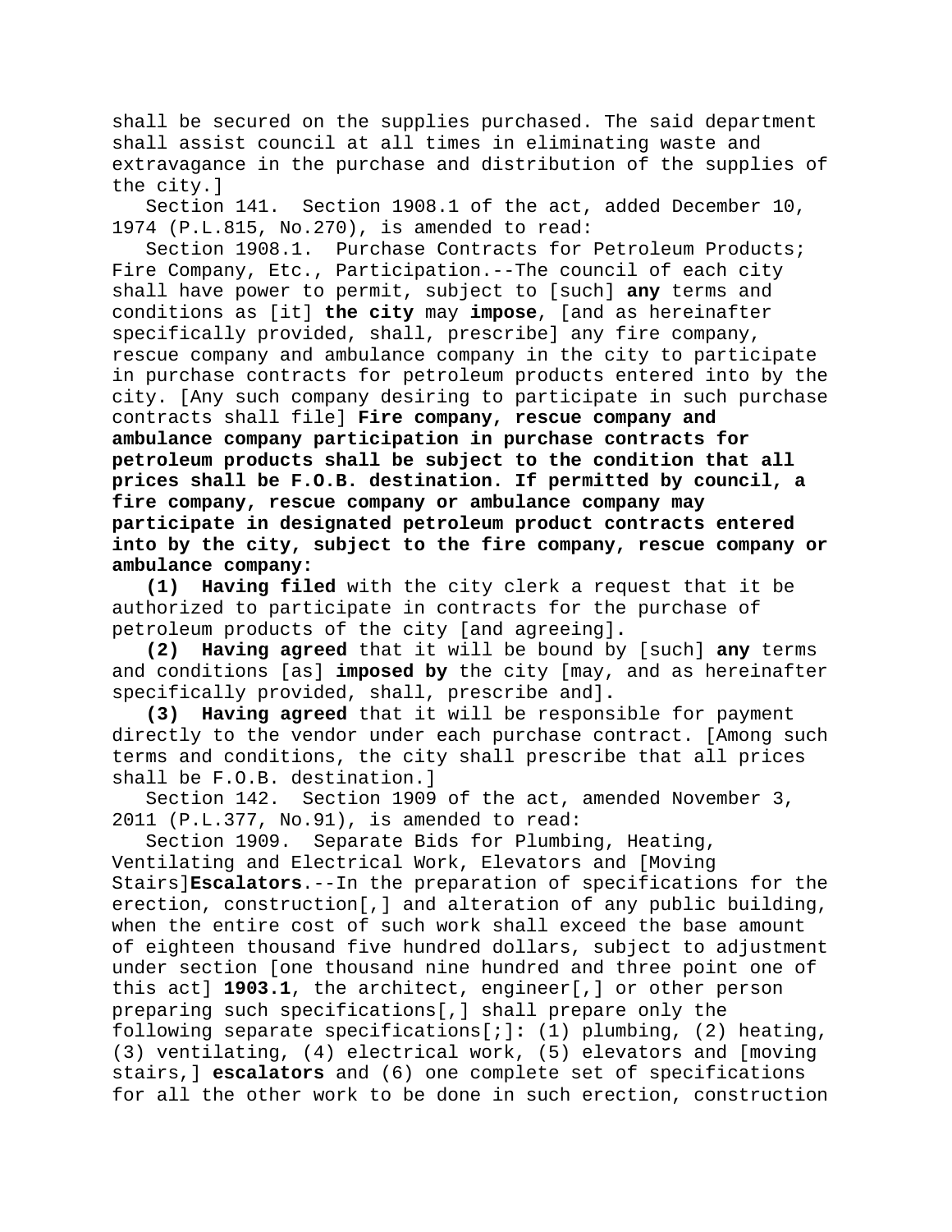shall be secured on the supplies purchased. The said department shall assist council at all times in eliminating waste and extravagance in the purchase and distribution of the supplies of the city.]

Section 141. Section 1908.1 of the act, added December 10, 1974 (P.L.815, No.270), is amended to read:

Section 1908.1. Purchase Contracts for Petroleum Products; Fire Company, Etc., Participation.--The council of each city shall have power to permit, subject to [such] **any** terms and conditions as [it] **the city** may **impose**, [and as hereinafter specifically provided, shall, prescribe] any fire company, rescue company and ambulance company in the city to participate in purchase contracts for petroleum products entered into by the city. [Any such company desiring to participate in such purchase contracts shall file] **Fire company, rescue company and ambulance company participation in purchase contracts for petroleum products shall be subject to the condition that all prices shall be F.O.B. destination. If permitted by council, a fire company, rescue company or ambulance company may participate in designated petroleum product contracts entered into by the city, subject to the fire company, rescue company or ambulance company:**

**(1) Having filed** with the city clerk a request that it be authorized to participate in contracts for the purchase of petroleum products of the city [and agreeing]**.**

**(2) Having agreed** that it will be bound by [such] **any** terms and conditions [as] **imposed by** the city [may, and as hereinafter specifically provided, shall, prescribe and]**.**

**(3) Having agreed** that it will be responsible for payment directly to the vendor under each purchase contract. [Among such terms and conditions, the city shall prescribe that all prices shall be F.O.B. destination.]

Section 142. Section 1909 of the act, amended November 3, 2011 (P.L.377, No.91), is amended to read:

Section 1909. Separate Bids for Plumbing, Heating, Ventilating and Electrical Work, Elevators and [Moving Stairs]**Escalators**.--In the preparation of specifications for the erection, construction[,] and alteration of any public building, when the entire cost of such work shall exceed the base amount of eighteen thousand five hundred dollars, subject to adjustment under section [one thousand nine hundred and three point one of this act] **1903.1**, the architect, engineer[,] or other person preparing such specifications[,] shall prepare only the following separate specifications[;]**:** (1) plumbing, (2) heating, (3) ventilating, (4) electrical work, (5) elevators and [moving stairs,] **escalators** and (6) one complete set of specifications for all the other work to be done in such erection, construction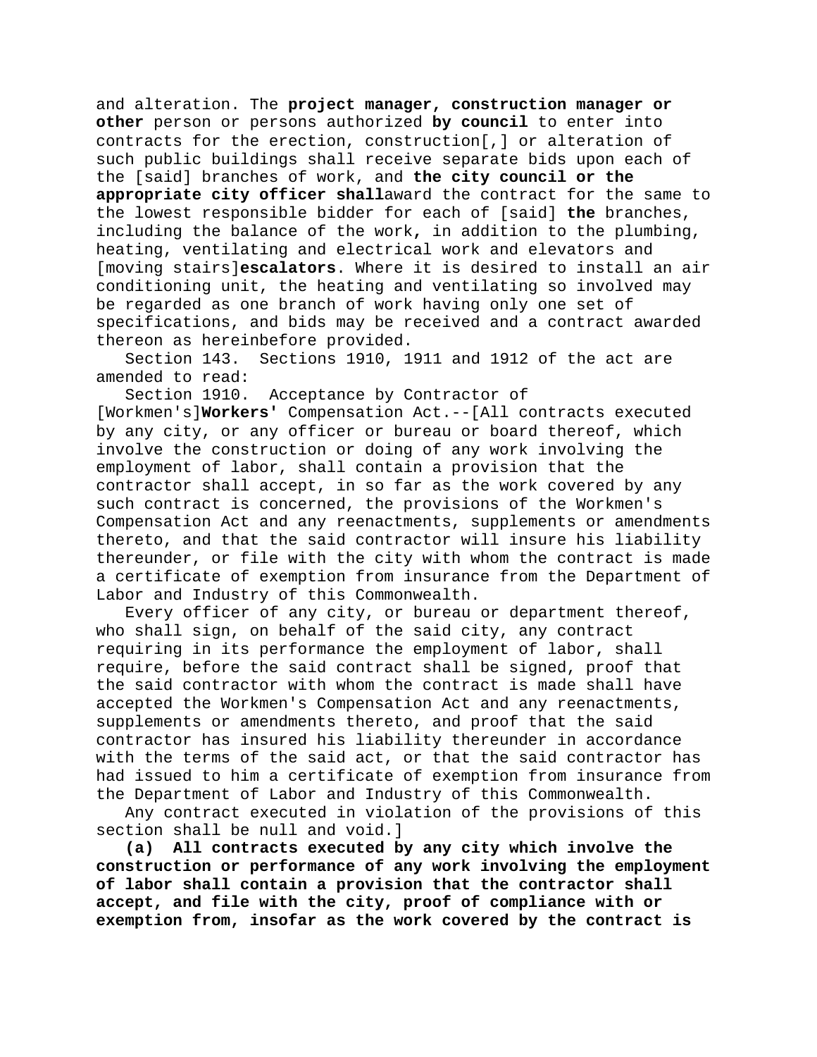and alteration. The **project manager, construction manager or other** person or persons authorized **by council** to enter into contracts for the erection, construction[,] or alteration of such public buildings shall receive separate bids upon each of the [said] branches of work, and **the city council or the appropriate city officer shall**award the contract for the same to the lowest responsible bidder for each of [said] **the** branches, including the balance of the work**,** in addition to the plumbing, heating, ventilating and electrical work and elevators and [moving stairs]**escalators**. Where it is desired to install an air conditioning unit, the heating and ventilating so involved may be regarded as one branch of work having only one set of specifications, and bids may be received and a contract awarded thereon as hereinbefore provided.

Section 143. Sections 1910, 1911 and 1912 of the act are amended to read:

Section 1910. Acceptance by Contractor of [Workmen's]**Workers'** Compensation Act.--[All contracts executed by any city, or any officer or bureau or board thereof, which involve the construction or doing of any work involving the employment of labor, shall contain a provision that the contractor shall accept, in so far as the work covered by any such contract is concerned, the provisions of the Workmen's Compensation Act and any reenactments, supplements or amendments thereto, and that the said contractor will insure his liability thereunder, or file with the city with whom the contract is made a certificate of exemption from insurance from the Department of Labor and Industry of this Commonwealth.

Every officer of any city, or bureau or department thereof, who shall sign, on behalf of the said city, any contract requiring in its performance the employment of labor, shall require, before the said contract shall be signed, proof that the said contractor with whom the contract is made shall have accepted the Workmen's Compensation Act and any reenactments, supplements or amendments thereto, and proof that the said contractor has insured his liability thereunder in accordance with the terms of the said act, or that the said contractor has had issued to him a certificate of exemption from insurance from the Department of Labor and Industry of this Commonwealth.

Any contract executed in violation of the provisions of this section shall be null and void.]

**(a) All contracts executed by any city which involve the construction or performance of any work involving the employment of labor shall contain a provision that the contractor shall accept, and file with the city, proof of compliance with or exemption from, insofar as the work covered by the contract is**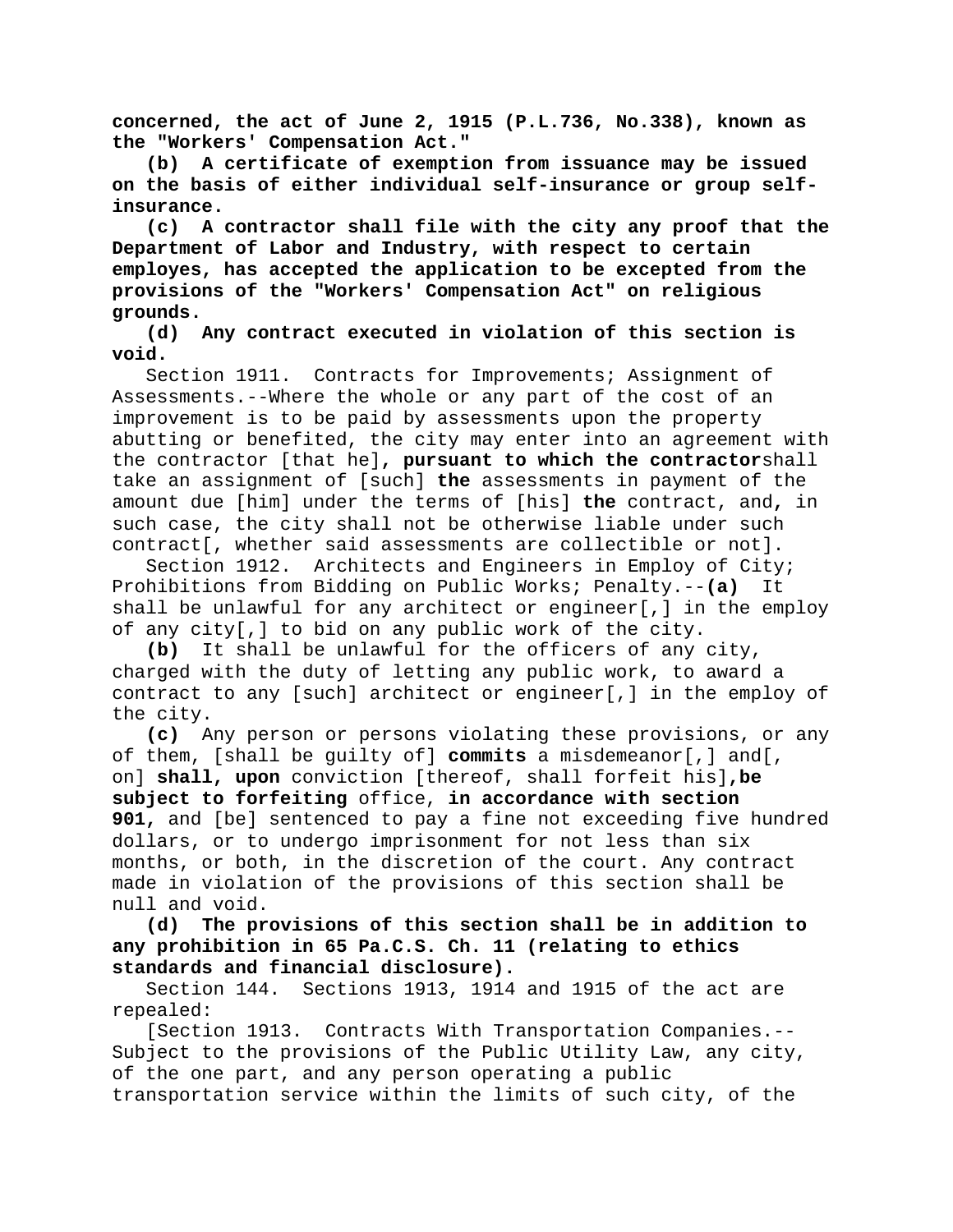**concerned, the act of June 2, 1915 (P.L.736, No.338), known as the "Workers' Compensation Act."**

**(b) A certificate of exemption from issuance may be issued on the basis of either individual self-insurance or group self-insurance.**

**(c) A contractor shall file with the city any proof that the Department of Labor and Industry, with respect to certain employes, has accepted the application to be excepted from the provisions of the "Workers' Compensation Act" on religious grounds.**

**(d) Any contract executed in violation of this section is void.**

Section 1911. Contracts for Improvements; Assignment of Assessments.--Where the whole or any part of the cost of an improvement is to be paid by assessments upon the property abutting or benefited, the city may enter into an agreement with the contractor [that he]**, pursuant to which the contractor**shall take an assignment of [such] **the** assessments in payment of the amount due [him] under the terms of [his] **the** contract, and**,** in such case, the city shall not be otherwise liable under such contract[, whether said assessments are collectible or not].

Section 1912. Architects and Engineers in Employ of City; Prohibitions from Bidding on Public Works; Penalty.--**(a)** It shall be unlawful for any architect or engineer[,] in the employ of any city[,] to bid on any public work of the city.

**(b)** It shall be unlawful for the officers of any city, charged with the duty of letting any public work, to award a contract to any [such] architect or engineer[,] in the employ of the city.

**(c)** Any person or persons violating these provisions, or any of them, [shall be guilty of] **commits** a misdemeanor[,] and[, on] **shall, upon** conviction [thereof, shall forfeit his]**,be subject to forfeiting** office, **in accordance with section 901,** and [be] sentenced to pay a fine not exceeding five hundred dollars, or to undergo imprisonment for not less than six months, or both, in the discretion of the court. Any contract made in violation of the provisions of this section shall be null and void.

**(d) The provisions of this section shall be in addition to any prohibition in 65 Pa.C.S. Ch. 11 (relating to ethics standards and financial disclosure).**

Section 144. Sections 1913, 1914 and 1915 of the act are repealed:

[Section 1913. Contracts With Transportation Companies.--Subject to the provisions of the Public Utility Law, any city, of the one part, and any person operating a public transportation service within the limits of such city, of the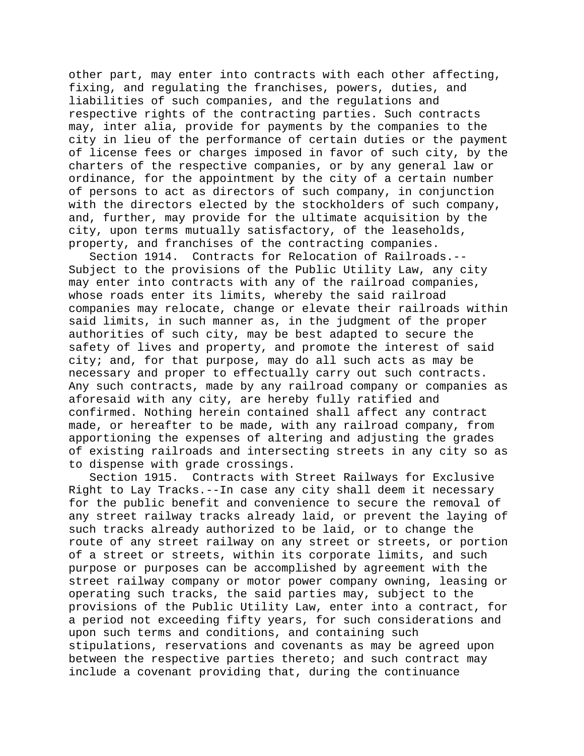other part, may enter into contracts with each other affecting, fixing, and regulating the franchises, powers, duties, and liabilities of such companies, and the regulations and respective rights of the contracting parties. Such contracts may, inter alia, provide for payments by the companies to the city in lieu of the performance of certain duties or the payment of license fees or charges imposed in favor of such city, by the charters of the respective companies, or by any general law or ordinance, for the appointment by the city of a certain number of persons to act as directors of such company, in conjunction with the directors elected by the stockholders of such company, and, further, may provide for the ultimate acquisition by the city, upon terms mutually satisfactory, of the leaseholds, property, and franchises of the contracting companies.

Section 1914. Contracts for Relocation of Railroads.--Subject to the provisions of the Public Utility Law, any city may enter into contracts with any of the railroad companies, whose roads enter its limits, whereby the said railroad companies may relocate, change or elevate their railroads within said limits, in such manner as, in the judgment of the proper authorities of such city, may be best adapted to secure the safety of lives and property, and promote the interest of said city; and, for that purpose, may do all such acts as may be necessary and proper to effectually carry out such contracts. Any such contracts, made by any railroad company or companies as aforesaid with any city, are hereby fully ratified and confirmed. Nothing herein contained shall affect any contract made, or hereafter to be made, with any railroad company, from apportioning the expenses of altering and adjusting the grades of existing railroads and intersecting streets in any city so as to dispense with grade crossings.

Section 1915. Contracts with Street Railways for Exclusive Right to Lay Tracks.--In case any city shall deem it necessary for the public benefit and convenience to secure the removal of any street railway tracks already laid, or prevent the laying of such tracks already authorized to be laid, or to change the route of any street railway on any street or streets, or portion of a street or streets, within its corporate limits, and such purpose or purposes can be accomplished by agreement with the street railway company or motor power company owning, leasing or operating such tracks, the said parties may, subject to the provisions of the Public Utility Law, enter into a contract, for a period not exceeding fifty years, for such considerations and upon such terms and conditions, and containing such stipulations, reservations and covenants as may be agreed upon between the respective parties thereto; and such contract may include a covenant providing that, during the continuance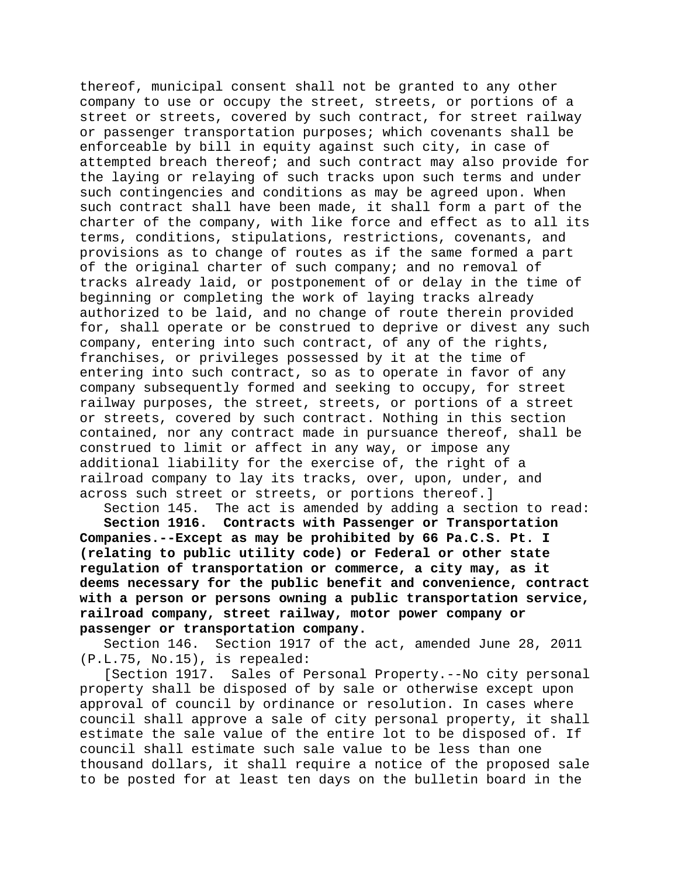thereof, municipal consent shall not be granted to any other company to use or occupy the street, streets, or portions of a street or streets, covered by such contract, for street railway or passenger transportation purposes; which covenants shall be enforceable by bill in equity against such city, in case of attempted breach thereof; and such contract may also provide for the laying or relaying of such tracks upon such terms and under such contingencies and conditions as may be agreed upon. When such contract shall have been made, it shall form a part of the charter of the company, with like force and effect as to all its terms, conditions, stipulations, restrictions, covenants, and provisions as to change of routes as if the same formed a part of the original charter of such company; and no removal of tracks already laid, or postponement of or delay in the time of beginning or completing the work of laying tracks already authorized to be laid, and no change of route therein provided for, shall operate or be construed to deprive or divest any such company, entering into such contract, of any of the rights, franchises, or privileges possessed by it at the time of entering into such contract, so as to operate in favor of any company subsequently formed and seeking to occupy, for street railway purposes, the street, streets, or portions of a street or streets, covered by such contract. Nothing in this section contained, nor any contract made in pursuance thereof, shall be construed to limit or affect in any way, or impose any additional liability for the exercise of, the right of a railroad company to lay its tracks, over, upon, under, and across such street or streets, or portions thereof.]

Section 145. The act is amended by adding a section to read:

**Section 1916. Contracts with Passenger or Transportation Companies.--Except as may be prohibited by 66 Pa.C.S. Pt. I (relating to public utility code) or Federal or other state regulation of transportation or commerce, a city may, as it deems necessary for the public benefit and convenience, contract with a person or persons owning a public transportation service, railroad company, street railway, motor power company or passenger or transportation company.**

Section 146. Section 1917 of the act, amended June 28, 2011 (P.L.75, No.15), is repealed:

[Section 1917. Sales of Personal Property.--No city personal property shall be disposed of by sale or otherwise except upon approval of council by ordinance or resolution. In cases where council shall approve a sale of city personal property, it shall estimate the sale value of the entire lot to be disposed of. If council shall estimate such sale value to be less than one thousand dollars, it shall require a notice of the proposed sale to be posted for at least ten days on the bulletin board in the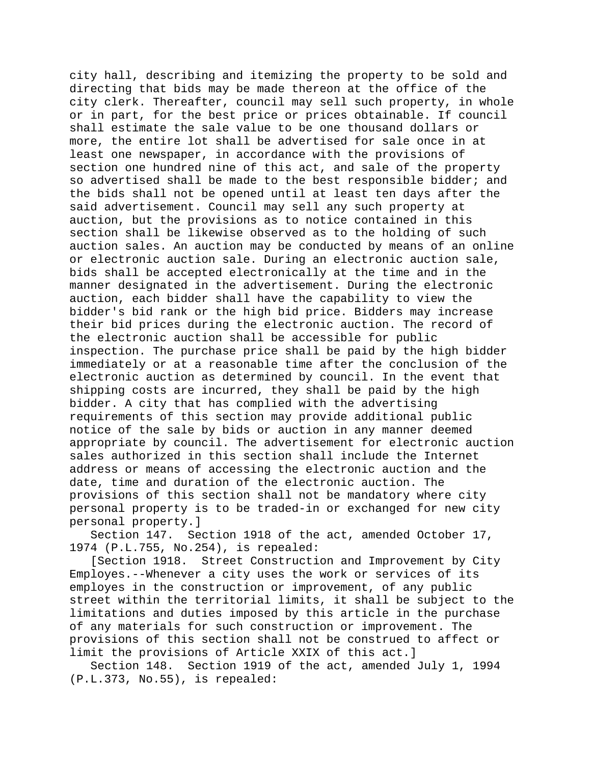city hall, describing and itemizing the property to be sold and directing that bids may be made thereon at the office of the city clerk. Thereafter, council may sell such property, in whole or in part, for the best price or prices obtainable. If council shall estimate the sale value to be one thousand dollars or more, the entire lot shall be advertised for sale once in at least one newspaper, in accordance with the provisions of section one hundred nine of this act, and sale of the property so advertised shall be made to the best responsible bidder; and the bids shall not be opened until at least ten days after the said advertisement. Council may sell any such property at auction, but the provisions as to notice contained in this section shall be likewise observed as to the holding of such auction sales. An auction may be conducted by means of an online or electronic auction sale. During an electronic auction sale, bids shall be accepted electronically at the time and in the manner designated in the advertisement. During the electronic auction, each bidder shall have the capability to view the bidder's bid rank or the high bid price. Bidders may increase their bid prices during the electronic auction. The record of the electronic auction shall be accessible for public inspection. The purchase price shall be paid by the high bidder immediately or at a reasonable time after the conclusion of the electronic auction as determined by council. In the event that shipping costs are incurred, they shall be paid by the high bidder. A city that has complied with the advertising requirements of this section may provide additional public notice of the sale by bids or auction in any manner deemed appropriate by council. The advertisement for electronic auction sales authorized in this section shall include the Internet address or means of accessing the electronic auction and the date, time and duration of the electronic auction. The provisions of this section shall not be mandatory where city personal property is to be traded-in or exchanged for new city personal property.]

Section 147. Section 1918 of the act, amended October 17, 1974 (P.L.755, No.254), is repealed:

[Section 1918. Street Construction and Improvement by City Employes.--Whenever a city uses the work or services of its employes in the construction or improvement, of any public street within the territorial limits, it shall be subject to the limitations and duties imposed by this article in the purchase of any materials for such construction or improvement. The provisions of this section shall not be construed to affect or limit the provisions of Article XXIX of this act.]

Section 148. Section 1919 of the act, amended July 1, 1994 (P.L.373, No.55), is repealed: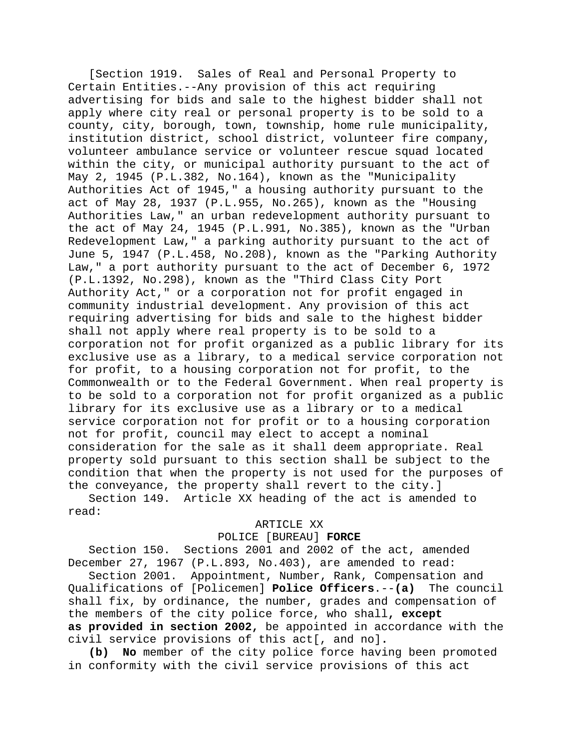[Section 1919. Sales of Real and Personal Property to Certain Entities.--Any provision of this act requiring advertising for bids and sale to the highest bidder shall not apply where city real or personal property is to be sold to a county, city, borough, town, township, home rule municipality, institution district, school district, volunteer fire company, volunteer ambulance service or volunteer rescue squad located within the city, or municipal authority pursuant to the act of May 2, 1945 (P.L.382, No.164), known as the "Municipality Authorities Act of 1945," a housing authority pursuant to the act of May 28, 1937 (P.L.955, No.265), known as the "Housing Authorities Law," an urban redevelopment authority pursuant to the act of May 24, 1945 (P.L.991, No.385), known as the "Urban Redevelopment Law," a parking authority pursuant to the act of June 5, 1947 (P.L.458, No.208), known as the "Parking Authority Law," a port authority pursuant to the act of December 6, 1972 (P.L.1392, No.298), known as the "Third Class City Port Authority Act," or a corporation not for profit engaged in community industrial development. Any provision of this act requiring advertising for bids and sale to the highest bidder shall not apply where real property is to be sold to a corporation not for profit organized as a public library for its exclusive use as a library, to a medical service corporation not for profit, to a housing corporation not for profit, to the Commonwealth or to the Federal Government. When real property is to be sold to a corporation not for profit organized as a public library for its exclusive use as a library or to a medical service corporation not for profit or to a housing corporation not for profit, council may elect to accept a nominal consideration for the sale as it shall deem appropriate. Real property sold pursuant to this section shall be subject to the condition that when the property is not used for the purposes of the conveyance, the property shall revert to the city.]

Section 149. Article XX heading of the act is amended to read:

ARTICLE XX

POLICE [BUREAU] **FORCE**

Section 150. Sections 2001 and 2002 of the act, amended December 27, 1967 (P.L.893, No.403), are amended to read:

Section 2001. Appointment, Number, Rank, Compensation and Qualifications of [Policemen] **Police Officers**.--**(a)** The council shall fix, by ordinance, the number, grades and compensation of the members of the city police force, who shall**, except as provided in section 2002,** be appointed in accordance with the civil service provisions of this act[, and no].

**(b)** **No** member of the city police force having been promoted in conformity with the civil service provisions of this act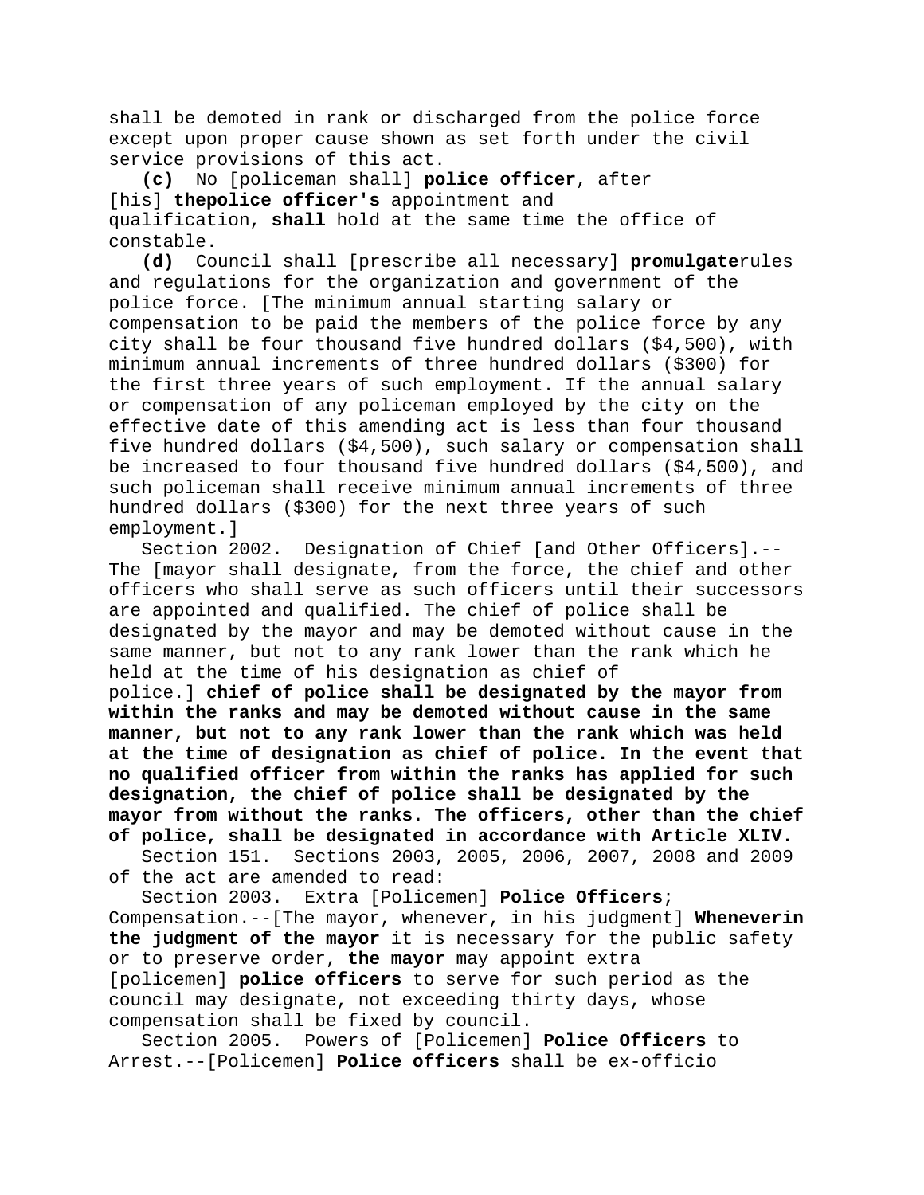shall be demoted in rank or discharged from the police force except upon proper cause shown as set forth under the civil service provisions of this act.

**(c)** No [policeman shall] **police officer**, after [his] **thepolice officer's** appointment and qualification, **shall** hold at the same time the office of constable.

**(d)** Council shall [prescribe all necessary] **promulgate**rules and regulations for the organization and government of the police force. [The minimum annual starting salary or compensation to be paid the members of the police force by any city shall be four thousand five hundred dollars ($4,500), with minimum annual increments of three hundred dollars ($300) for the first three years of such employment. If the annual salary or compensation of any policeman employed by the city on the effective date of this amending act is less than four thousand five hundred dollars ($4,500), such salary or compensation shall be increased to four thousand five hundred dollars ($4,500), and such policeman shall receive minimum annual increments of three hundred dollars ($300) for the next three years of such employment.]

Section 2002. Designation of Chief [and Other Officers].--The [mayor shall designate, from the force, the chief and other officers who shall serve as such officers until their successors are appointed and qualified. The chief of police shall be designated by the mayor and may be demoted without cause in the same manner, but not to any rank lower than the rank which he held at the time of his designation as chief of police.] **chief of police shall be designated by the mayor from within the ranks and may be demoted without cause in the same manner, but not to any rank lower than the rank which was held at the time of designation as chief of police. In the event that no qualified officer from within the ranks has applied for such designation, the chief of police shall be designated by the mayor from without the ranks. The officers, other than the chief of police, shall be designated in accordance with Article XLIV.**

Section 151. Sections 2003, 2005, 2006, 2007, 2008 and 2009 of the act are amended to read:

Section 2003. Extra [Policemen] **Police Officers**; Compensation.--[The mayor, whenever, in his judgment] **Wheneverin the judgment of the mayor** it is necessary for the public safety or to preserve order, **the mayor** may appoint extra [policemen] **police officers** to serve for such period as the council may designate, not exceeding thirty days, whose compensation shall be fixed by council.

Section 2005. Powers of [Policemen] **Police Officers** to Arrest.--[Policemen] **Police officers** shall be ex-officio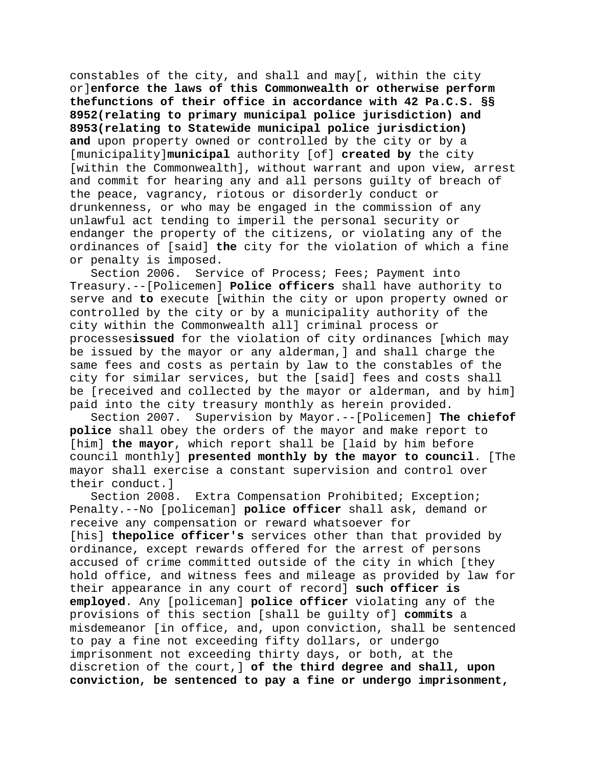constables of the city, and shall and may[, within the city or]**enforce the laws of this Commonwealth or otherwise perform thefunctions of their office in accordance with 42 Pa.C.S. §§ 8952(relating to primary municipal police jurisdiction) and 8953(relating to Statewide municipal police jurisdiction) and** upon property owned or controlled by the city or by a [municipality]**municipal** authority [of] **created by** the city [within the Commonwealth], without warrant and upon view, arrest and commit for hearing any and all persons guilty of breach of the peace, vagrancy, riotous or disorderly conduct or drunkenness, or who may be engaged in the commission of any unlawful act tending to imperil the personal security or endanger the property of the citizens, or violating any of the ordinances of [said] **the** city for the violation of which a fine or penalty is imposed.

Section 2006. Service of Process; Fees; Payment into Treasury.--[Policemen] **Police officers** shall have authority to serve and **to** execute [within the city or upon property owned or controlled by the city or by a municipality authority of the city within the Commonwealth all] criminal process or processes**issued** for the violation of city ordinances [which may be issued by the mayor or any alderman,] and shall charge the same fees and costs as pertain by law to the constables of the city for similar services, but the [said] fees and costs shall be [received and collected by the mayor or alderman, and by him] paid into the city treasury monthly as herein provided.

Section 2007. Supervision by Mayor.--[Policemen] **The chiefof police** shall obey the orders of the mayor and make report to [him] **the mayor**, which report shall be [laid by him before council monthly] **presented monthly by the mayor to council**. [The mayor shall exercise a constant supervision and control over their conduct.]

Section 2008. Extra Compensation Prohibited; Exception; Penalty.--No [policeman] **police officer** shall ask, demand or receive any compensation or reward whatsoever for [his] **thepolice officer's** services other than that provided by ordinance, except rewards offered for the arrest of persons accused of crime committed outside of the city in which [they hold office, and witness fees and mileage as provided by law for their appearance in any court of record] **such officer is employed**. Any [policeman] **police officer** violating any of the provisions of this section [shall be guilty of] **commits** a misdemeanor [in office, and, upon conviction, shall be sentenced to pay a fine not exceeding fifty dollars, or undergo imprisonment not exceeding thirty days, or both, at the discretion of the court,] **of the third degree and shall, upon conviction, be sentenced to pay a fine or undergo imprisonment,**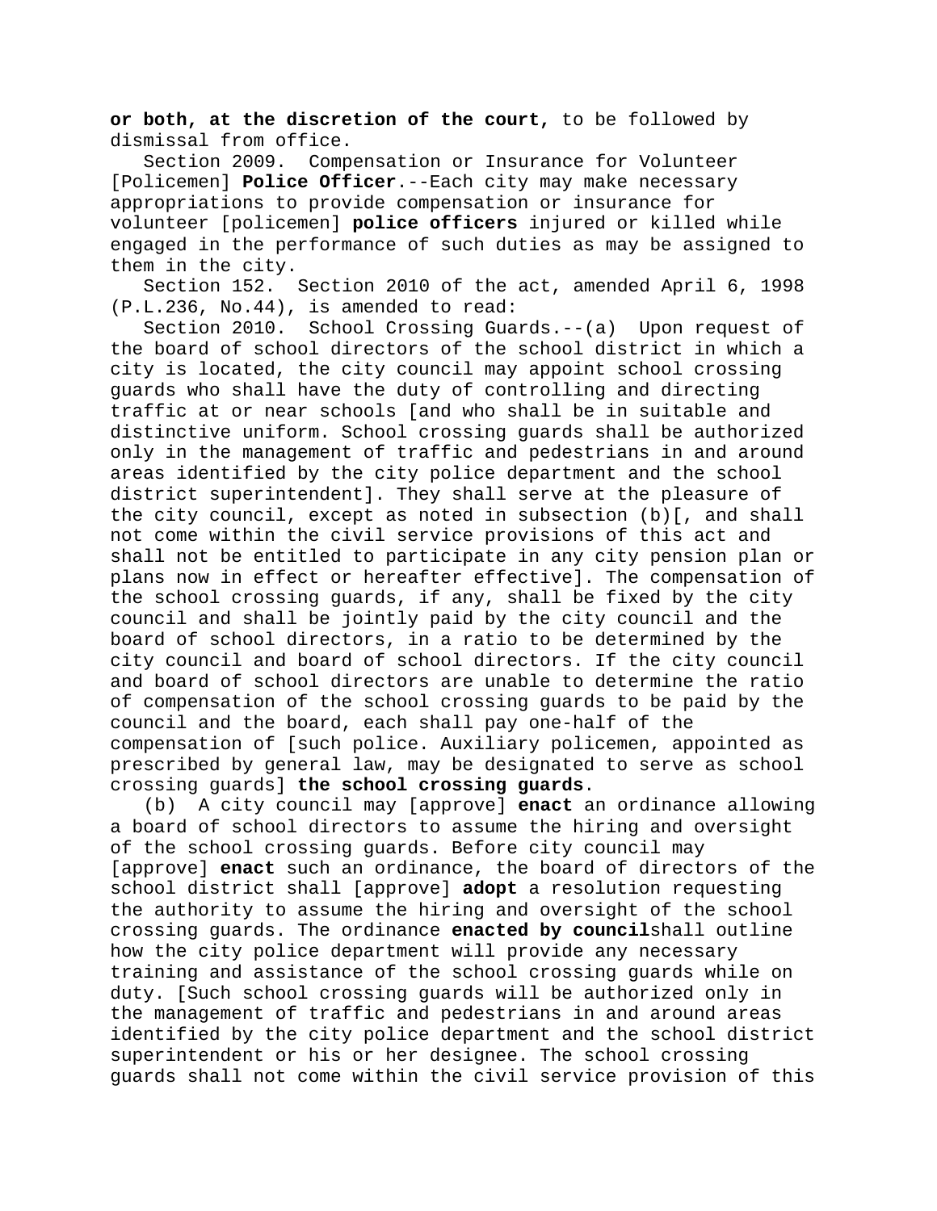**or both, at the discretion of the court,** to be followed by dismissal from office.

Section 2009. Compensation or Insurance for Volunteer [Policemen] **Police Officer**.--Each city may make necessary appropriations to provide compensation or insurance for volunteer [policemen] **police officers** injured or killed while engaged in the performance of such duties as may be assigned to them in the city.

Section 152. Section 2010 of the act, amended April 6, 1998 (P.L.236, No.44), is amended to read:

Section 2010. School Crossing Guards.--(a) Upon request of the board of school directors of the school district in which a city is located, the city council may appoint school crossing guards who shall have the duty of controlling and directing traffic at or near schools [and who shall be in suitable and distinctive uniform. School crossing guards shall be authorized only in the management of traffic and pedestrians in and around areas identified by the city police department and the school district superintendent]. They shall serve at the pleasure of the city council, except as noted in subsection (b)[, and shall not come within the civil service provisions of this act and shall not be entitled to participate in any city pension plan or plans now in effect or hereafter effective]. The compensation of the school crossing guards, if any, shall be fixed by the city council and shall be jointly paid by the city council and the board of school directors, in a ratio to be determined by the city council and board of school directors. If the city council and board of school directors are unable to determine the ratio of compensation of the school crossing guards to be paid by the council and the board, each shall pay one-half of the compensation of [such police. Auxiliary policemen, appointed as prescribed by general law, may be designated to serve as school crossing guards] **the school crossing guards**.

(b) A city council may [approve] **enact** an ordinance allowing a board of school directors to assume the hiring and oversight of the school crossing guards. Before city council may [approve] **enact** such an ordinance, the board of directors of the school district shall [approve] **adopt** a resolution requesting the authority to assume the hiring and oversight of the school crossing guards. The ordinance **enacted by council**shall outline how the city police department will provide any necessary training and assistance of the school crossing guards while on duty. [Such school crossing guards will be authorized only in the management of traffic and pedestrians in and around areas identified by the city police department and the school district superintendent or his or her designee. The school crossing guards shall not come within the civil service provision of this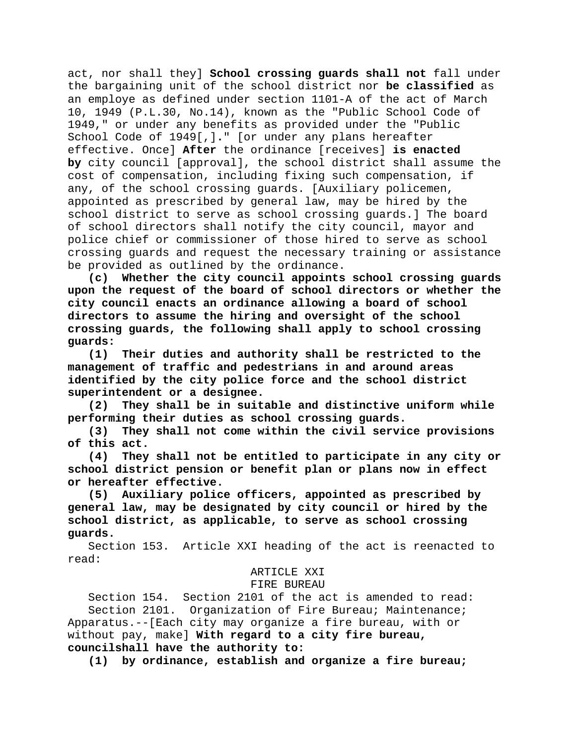act, nor shall they] **School crossing guards shall not** fall under the bargaining unit of the school district nor **be classified** as an employe as defined under section 1101-A of the act of March 10, 1949 (P.L.30, No.14), known as the "Public School Code of 1949," or under any benefits as provided under the "Public School Code of 1949[,]**.**" [or under any plans hereafter effective. Once] **After** the ordinance [receives] **is enacted by** city council [approval], the school district shall assume the cost of compensation, including fixing such compensation, if any, of the school crossing guards. [Auxiliary policemen, appointed as prescribed by general law, may be hired by the school district to serve as school crossing guards.] The board of school directors shall notify the city council, mayor and police chief or commissioner of those hired to serve as school crossing guards and request the necessary training or assistance be provided as outlined by the ordinance.

**(c) Whether the city council appoints school crossing guards upon the request of the board of school directors or whether the city council enacts an ordinance allowing a board of school directors to assume the hiring and oversight of the school crossing guards, the following shall apply to school crossing guards:**

**(1) Their duties and authority shall be restricted to the management of traffic and pedestrians in and around areas identified by the city police force and the school district superintendent or a designee.**

**(2) They shall be in suitable and distinctive uniform while performing their duties as school crossing guards.**

**(3) They shall not come within the civil service provisions of this act.**

**(4) They shall not be entitled to participate in any city or school district pension or benefit plan or plans now in effect or hereafter effective.**

**(5) Auxiliary police officers, appointed as prescribed by general law, may be designated by city council or hired by the school district, as applicable, to serve as school crossing guards.**

Section 153. Article XXI heading of the act is reenacted to read:

ARTICLE XXI
FIRE BUREAU

Section 154. Section 2101 of the act is amended to read:

Section 2101. Organization of Fire Bureau; Maintenance; Apparatus.--[Each city may organize a fire bureau, with or without pay, make] **With regard to a city fire bureau, councilshall have the authority to:**

**(1) by ordinance, establish and organize a fire bureau;**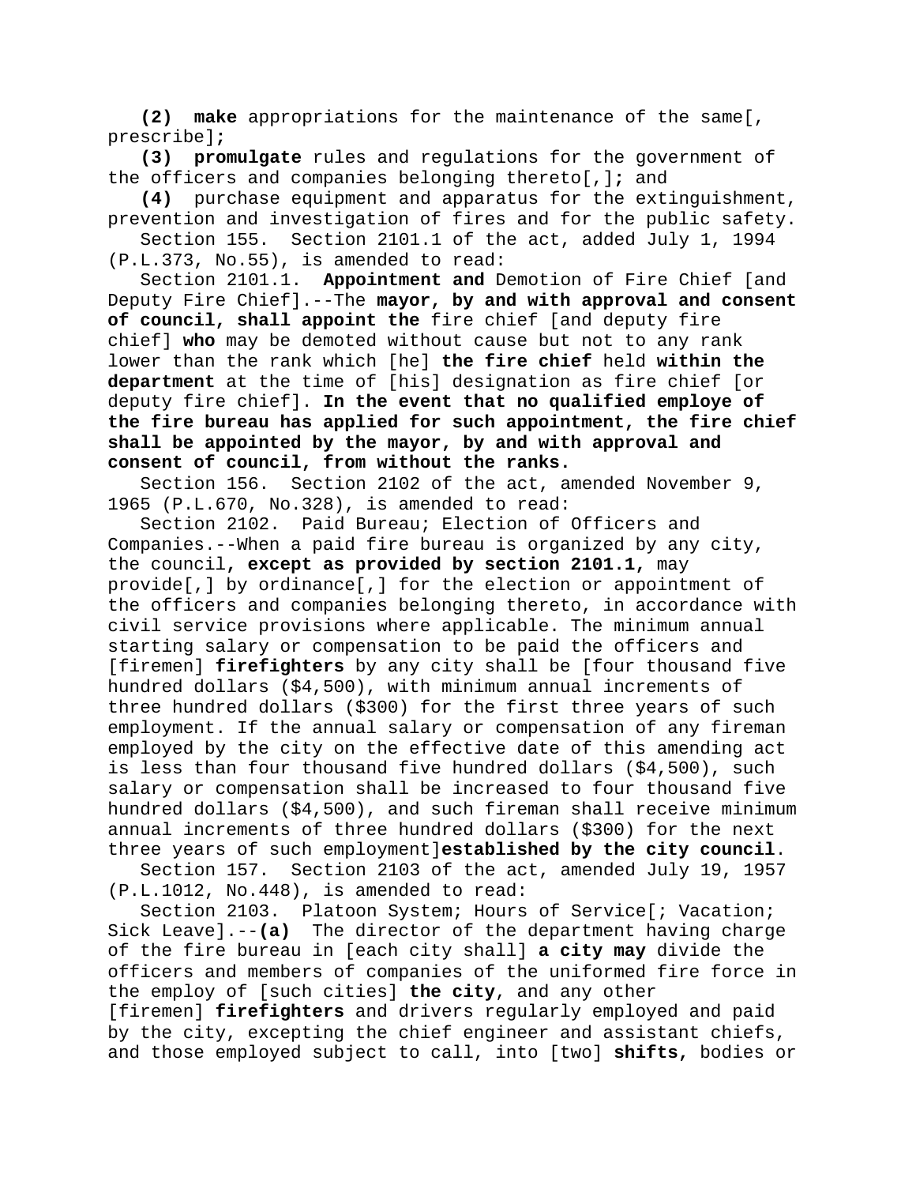**(2)** **make** appropriations for the maintenance of the same[, prescribe]**;**

**(3)** **promulgate** rules and regulations for the government of the officers and companies belonging thereto[,]**;** and

**(4)** purchase equipment and apparatus for the extinguishment, prevention and investigation of fires and for the public safety.

Section 155. Section 2101.1 of the act, added July 1, 1994 (P.L.373, No.55), is amended to read:

Section 2101.1. **Appointment and** Demotion of Fire Chief [and Deputy Fire Chief].--The **mayor, by and with approval and consent of council, shall appoint the** fire chief [and deputy fire chief] **who** may be demoted without cause but not to any rank lower than the rank which [he] **the fire chief** held **within the department** at the time of [his] designation as fire chief [or deputy fire chief]. **In the event that no qualified employe of the fire bureau has applied for such appointment, the fire chief shall be appointed by the mayor, by and with approval and consent of council, from without the ranks.**

Section 156. Section 2102 of the act, amended November 9, 1965 (P.L.670, No.328), is amended to read:

Section 2102. Paid Bureau; Election of Officers and Companies.--When a paid fire bureau is organized by any city, the council**, except as provided by section 2101.1,** may provide[,] by ordinance[,] for the election or appointment of the officers and companies belonging thereto, in accordance with civil service provisions where applicable. The minimum annual starting salary or compensation to be paid the officers and [firemen] **firefighters** by any city shall be [four thousand five hundred dollars ($4,500), with minimum annual increments of three hundred dollars ($300) for the first three years of such employment. If the annual salary or compensation of any fireman employed by the city on the effective date of this amending act is less than four thousand five hundred dollars ($4,500), such salary or compensation shall be increased to four thousand five hundred dollars ($4,500), and such fireman shall receive minimum annual increments of three hundred dollars ($300) for the next three years of such employment]**established by the city council**.

Section 157. Section 2103 of the act, amended July 19, 1957 (P.L.1012, No.448), is amended to read:

Section 2103. Platoon System; Hours of Service[; Vacation; Sick Leave].--**(a)** The director of the department having charge of the fire bureau in [each city shall] **a city may** divide the officers and members of companies of the uniformed fire force in the employ of [such cities] **the city**, and any other [firemen] **firefighters** and drivers regularly employed and paid by the city, excepting the chief engineer and assistant chiefs, and those employed subject to call, into [two] **shifts,** bodies or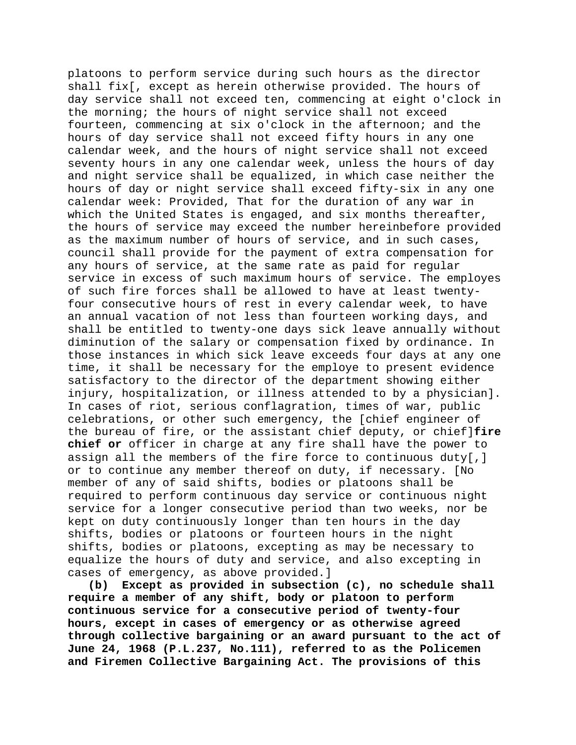platoons to perform service during such hours as the director shall fix[, except as herein otherwise provided. The hours of day service shall not exceed ten, commencing at eight o'clock in the morning; the hours of night service shall not exceed fourteen, commencing at six o'clock in the afternoon; and the hours of day service shall not exceed fifty hours in any one calendar week, and the hours of night service shall not exceed seventy hours in any one calendar week, unless the hours of day and night service shall be equalized, in which case neither the hours of day or night service shall exceed fifty-six in any one calendar week: Provided, That for the duration of any war in which the United States is engaged, and six months thereafter, the hours of service may exceed the number hereinbefore provided as the maximum number of hours of service, and in such cases, council shall provide for the payment of extra compensation for any hours of service, at the same rate as paid for regular service in excess of such maximum hours of service. The employes of such fire forces shall be allowed to have at least twenty-four consecutive hours of rest in every calendar week, to have an annual vacation of not less than fourteen working days, and shall be entitled to twenty-one days sick leave annually without diminution of the salary or compensation fixed by ordinance. In those instances in which sick leave exceeds four days at any one time, it shall be necessary for the employe to present evidence satisfactory to the director of the department showing either injury, hospitalization, or illness attended to by a physician]. In cases of riot, serious conflagration, times of war, public celebrations, or other such emergency, the [chief engineer of the bureau of fire, or the assistant chief deputy, or chief]**fire chief or** officer in charge at any fire shall have the power to assign all the members of the fire force to continuous duty[,] or to continue any member thereof on duty, if necessary. [No member of any of said shifts, bodies or platoons shall be required to perform continuous day service or continuous night service for a longer consecutive period than two weeks, nor be kept on duty continuously longer than ten hours in the day shifts, bodies or platoons or fourteen hours in the night shifts, bodies or platoons, excepting as may be necessary to equalize the hours of duty and service, and also excepting in cases of emergency, as above provided.]

**(b) Except as provided in subsection (c), no schedule shall require a member of any shift, body or platoon to perform continuous service for a consecutive period of twenty-four hours, except in cases of emergency or as otherwise agreed through collective bargaining or an award pursuant to the act of June 24, 1968 (P.L.237, No.111), referred to as the Policemen and Firemen Collective Bargaining Act. The provisions of this**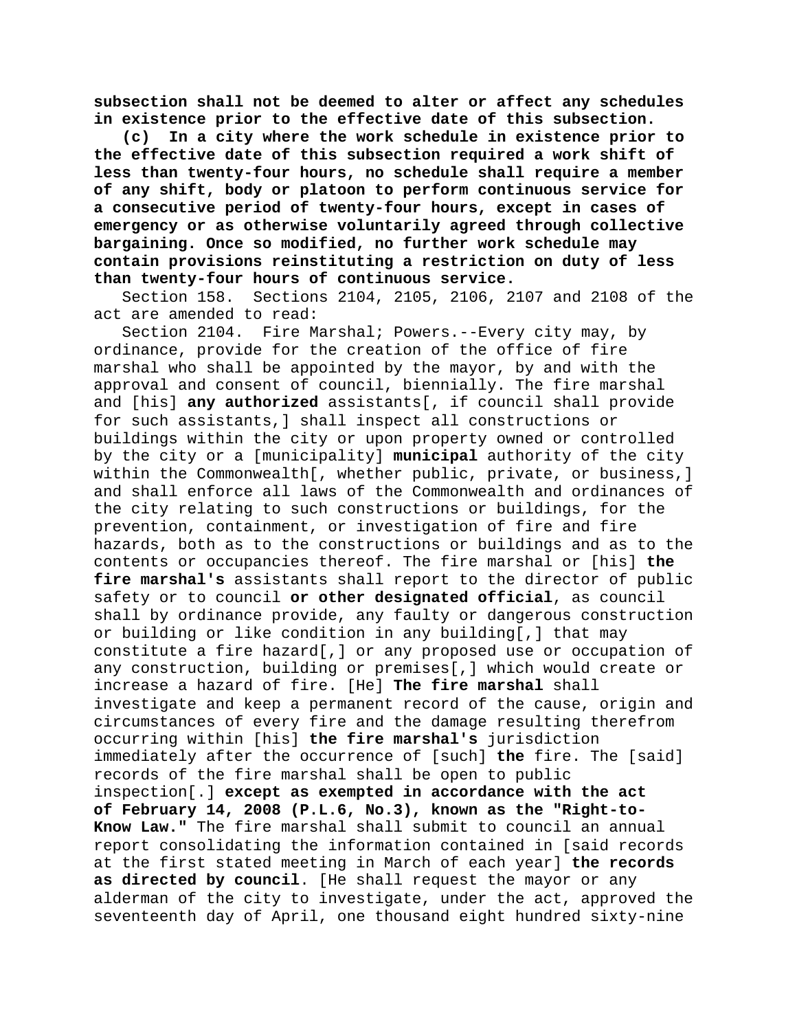**subsection shall not be deemed to alter or affect any schedules in existence prior to the effective date of this subsection.**

**(c) In a city where the work schedule in existence prior to the effective date of this subsection required a work shift of less than twenty-four hours, no schedule shall require a member of any shift, body or platoon to perform continuous service for a consecutive period of twenty-four hours, except in cases of emergency or as otherwise voluntarily agreed through collective bargaining. Once so modified, no further work schedule may contain provisions reinstituting a restriction on duty of less than twenty-four hours of continuous service.**

Section 158. Sections 2104, 2105, 2106, 2107 and 2108 of the act are amended to read:

Section 2104. Fire Marshal; Powers.--Every city may, by ordinance, provide for the creation of the office of fire marshal who shall be appointed by the mayor, by and with the approval and consent of council, biennially. The fire marshal and [his] **any authorized** assistants[, if council shall provide for such assistants,] shall inspect all constructions or buildings within the city or upon property owned or controlled by the city or a [municipality] **municipal** authority of the city within the Commonwealth[, whether public, private, or business,] and shall enforce all laws of the Commonwealth and ordinances of the city relating to such constructions or buildings, for the prevention, containment, or investigation of fire and fire hazards, both as to the constructions or buildings and as to the contents or occupancies thereof. The fire marshal or [his] **the fire marshal's** assistants shall report to the director of public safety or to council **or other designated official**, as council shall by ordinance provide, any faulty or dangerous construction or building or like condition in any building[,] that may constitute a fire hazard[,] or any proposed use or occupation of any construction, building or premises[,] which would create or increase a hazard of fire. [He] **The fire marshal** shall investigate and keep a permanent record of the cause, origin and circumstances of every fire and the damage resulting therefrom occurring within [his] **the fire marshal's** jurisdiction immediately after the occurrence of [such] **the** fire. The [said] records of the fire marshal shall be open to public inspection[.] **except as exempted in accordance with the act of February 14, 2008 (P.L.6, No.3), known as the "Right-to-Know Law."** The fire marshal shall submit to council an annual report consolidating the information contained in [said records at the first stated meeting in March of each year] **the records as directed by council**. [He shall request the mayor or any alderman of the city to investigate, under the act, approved the seventeenth day of April, one thousand eight hundred sixty-nine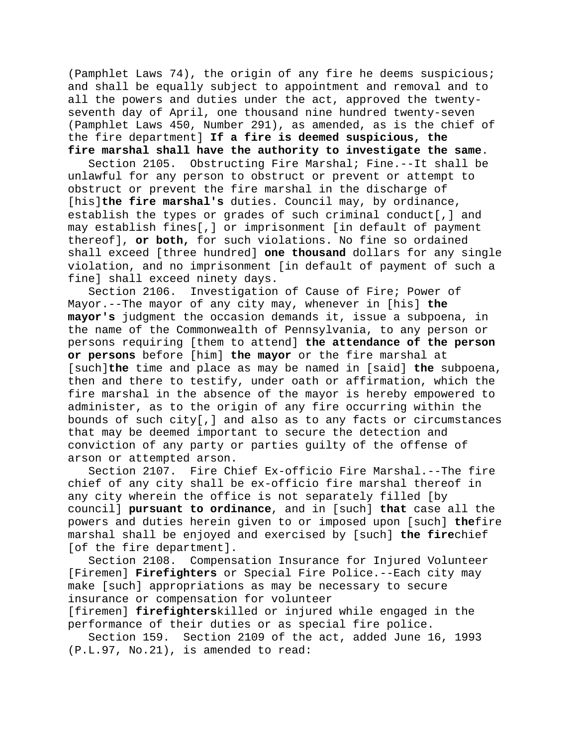(Pamphlet Laws 74), the origin of any fire he deems suspicious; and shall be equally subject to appointment and removal and to all the powers and duties under the act, approved the twenty-seventh day of April, one thousand nine hundred twenty-seven (Pamphlet Laws 450, Number 291), as amended, as is the chief of the fire department] **If a fire is deemed suspicious, the fire marshal shall have the authority to investigate the same**.

Section 2105. Obstructing Fire Marshal; Fine.--It shall be unlawful for any person to obstruct or prevent or attempt to obstruct or prevent the fire marshal in the discharge of [his]**the fire marshal's** duties. Council may, by ordinance, establish the types or grades of such criminal conduct[,] and may establish fines[,] or imprisonment [in default of payment thereof], **or both,** for such violations. No fine so ordained shall exceed [three hundred] **one thousand** dollars for any single violation, and no imprisonment [in default of payment of such a fine] shall exceed ninety days.

Section 2106. Investigation of Cause of Fire; Power of Mayor.--The mayor of any city may, whenever in [his] **the mayor's** judgment the occasion demands it, issue a subpoena, in the name of the Commonwealth of Pennsylvania, to any person or persons requiring [them to attend] **the attendance of the person or persons** before [him] **the mayor** or the fire marshal at [such]**the** time and place as may be named in [said] **the** subpoena, then and there to testify, under oath or affirmation, which the fire marshal in the absence of the mayor is hereby empowered to administer, as to the origin of any fire occurring within the bounds of such city[,] and also as to any facts or circumstances that may be deemed important to secure the detection and conviction of any party or parties guilty of the offense of arson or attempted arson.

Section 2107. Fire Chief Ex-officio Fire Marshal.--The fire chief of any city shall be ex-officio fire marshal thereof in any city wherein the office is not separately filled [by council] **pursuant to ordinance**, and in [such] **that** case all the powers and duties herein given to or imposed upon [such] **the**fire marshal shall be enjoyed and exercised by [such] **the fire**chief [of the fire department].

Section 2108. Compensation Insurance for Injured Volunteer [Firemen] **Firefighters** or Special Fire Police.--Each city may make [such] appropriations as may be necessary to secure insurance or compensation for volunteer [firemen] **firefighters**killed or injured while engaged in the performance of their duties or as special fire police.

Section 159. Section 2109 of the act, added June 16, 1993 (P.L.97, No.21), is amended to read: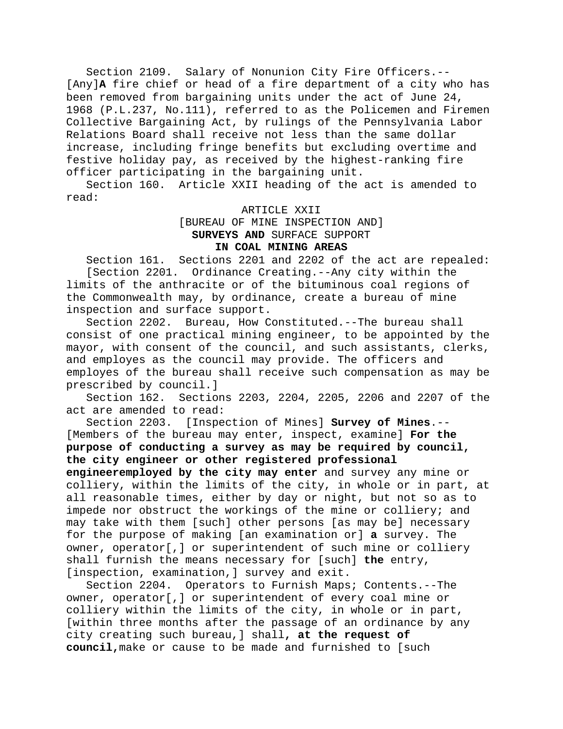Section 2109. Salary of Nonunion City Fire Officers.--[Any]**A** fire chief or head of a fire department of a city who has been removed from bargaining units under the act of June 24, 1968 (P.L.237, No.111), referred to as the Policemen and Firemen Collective Bargaining Act, by rulings of the Pennsylvania Labor Relations Board shall receive not less than the same dollar increase, including fringe benefits but excluding overtime and festive holiday pay, as received by the highest-ranking fire officer participating in the bargaining unit.

Section 160. Article XXII heading of the act is amended to read:

ARTICLE XXII
[BUREAU OF MINE INSPECTION AND]
**SURVEYS AND** SURFACE SUPPORT
**IN COAL MINING AREAS**

Section 161. Sections 2201 and 2202 of the act are repealed:

[Section 2201. Ordinance Creating.--Any city within the limits of the anthracite or of the bituminous coal regions of the Commonwealth may, by ordinance, create a bureau of mine inspection and surface support.

Section 2202. Bureau, How Constituted.--The bureau shall consist of one practical mining engineer, to be appointed by the mayor, with consent of the council, and such assistants, clerks, and employes as the council may provide. The officers and employes of the bureau shall receive such compensation as may be prescribed by council.]

Section 162. Sections 2203, 2204, 2205, 2206 and 2207 of the act are amended to read:

Section 2203. [Inspection of Mines] **Survey of Mines**.--[Members of the bureau may enter, inspect, examine] **For the purpose of conducting a survey as may be required by council, the city engineer or other registered professional engineeremployed by the city may enter** and survey any mine or colliery, within the limits of the city, in whole or in part, at all reasonable times, either by day or night, but not so as to impede nor obstruct the workings of the mine or colliery; and may take with them [such] other persons [as may be] necessary for the purpose of making [an examination or] **a** survey. The owner, operator[,] or superintendent of such mine or colliery shall furnish the means necessary for [such] **the** entry, [inspection, examination,] survey and exit.

Section 2204. Operators to Furnish Maps; Contents.--The owner, operator[,] or superintendent of every coal mine or colliery within the limits of the city, in whole or in part, [within three months after the passage of an ordinance by any city creating such bureau,] shall**, at the request of council,**make or cause to be made and furnished to [such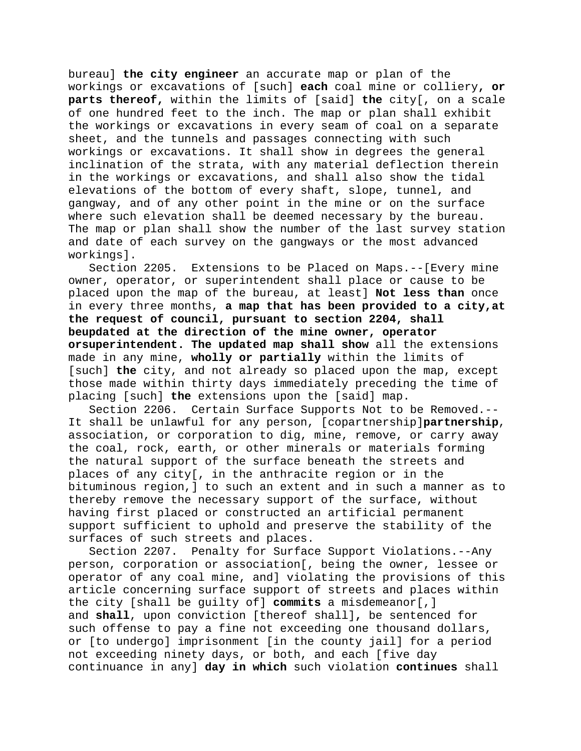bureau] **the city engineer** an accurate map or plan of the workings or excavations of [such] **each** coal mine or colliery**, or parts thereof,** within the limits of [said] **the** city[, on a scale of one hundred feet to the inch. The map or plan shall exhibit the workings or excavations in every seam of coal on a separate sheet, and the tunnels and passages connecting with such workings or excavations. It shall show in degrees the general inclination of the strata, with any material deflection therein in the workings or excavations, and shall also show the tidal elevations of the bottom of every shaft, slope, tunnel, and gangway, and of any other point in the mine or on the surface where such elevation shall be deemed necessary by the bureau. The map or plan shall show the number of the last survey station and date of each survey on the gangways or the most advanced workings].

Section 2205. Extensions to be Placed on Maps.--[Every mine owner, operator, or superintendent shall place or cause to be placed upon the map of the bureau, at least] **Not less than** once in every three months**, a map that has been provided to a city,at the request of council, pursuant to section 2204, shall beupdated at the direction of the mine owner, operator orsuperintendent. The updated map shall show** all the extensions made in any mine, **wholly or partially** within the limits of [such] **the** city, and not already so placed upon the map, except those made within thirty days immediately preceding the time of placing [such] **the** extensions upon the [said] map.

Section 2206. Certain Surface Supports Not to be Removed.--It shall be unlawful for any person, [copartnership]**partnership**, association, or corporation to dig, mine, remove, or carry away the coal, rock, earth, or other minerals or materials forming the natural support of the surface beneath the streets and places of any city[, in the anthracite region or in the bituminous region,] to such an extent and in such a manner as to thereby remove the necessary support of the surface, without having first placed or constructed an artificial permanent support sufficient to uphold and preserve the stability of the surfaces of such streets and places.

Section 2207. Penalty for Surface Support Violations.--Any person, corporation or association[, being the owner, lessee or operator of any coal mine, and] violating the provisions of this article concerning surface support of streets and places within the city [shall be guilty of] **commits** a misdemeanor[,] and **shall**, upon conviction [thereof shall]**,** be sentenced for such offense to pay a fine not exceeding one thousand dollars, or [to undergo] imprisonment [in the county jail] for a period not exceeding ninety days, or both, and each [five day continuance in any] **day in which** such violation **continues** shall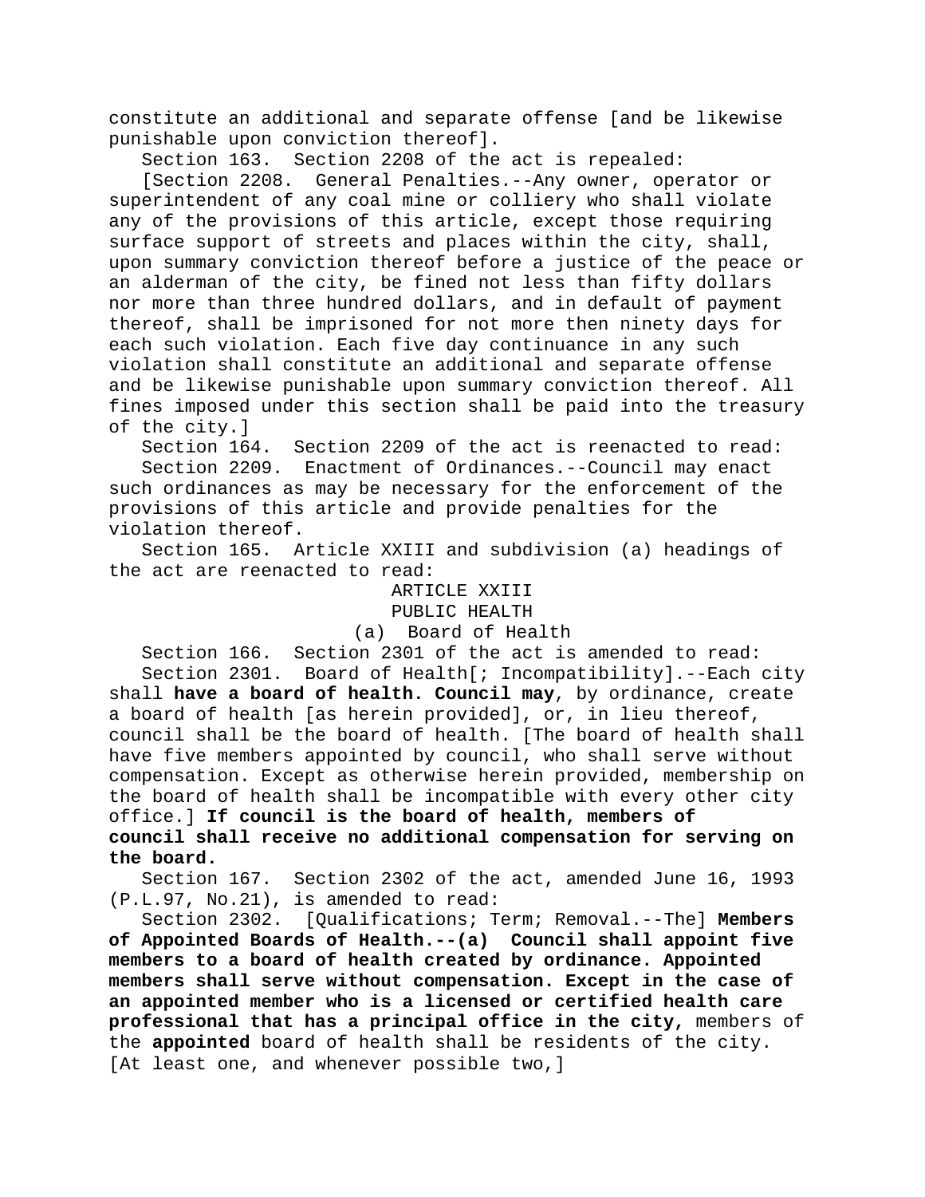constitute an additional and separate offense [and be likewise punishable upon conviction thereof].

Section 163. Section 2208 of the act is repealed:

[Section 2208. General Penalties.--Any owner, operator or superintendent of any coal mine or colliery who shall violate any of the provisions of this article, except those requiring surface support of streets and places within the city, shall, upon summary conviction thereof before a justice of the peace or an alderman of the city, be fined not less than fifty dollars nor more than three hundred dollars, and in default of payment thereof, shall be imprisoned for not more then ninety days for each such violation. Each five day continuance in any such violation shall constitute an additional and separate offense and be likewise punishable upon summary conviction thereof. All fines imposed under this section shall be paid into the treasury of the city.]

Section 164. Section 2209 of the act is reenacted to read:

Section 2209. Enactment of Ordinances.--Council may enact such ordinances as may be necessary for the enforcement of the provisions of this article and provide penalties for the violation thereof.

Section 165. Article XXIII and subdivision (a) headings of the act are reenacted to read:

ARTICLE XXIII

PUBLIC HEALTH

(a) Board of Health

Section 166. Section 2301 of the act is amended to read:

Section 2301. Board of Health[; Incompatibility].--Each city shall **have a board of health. Council may**, by ordinance, create a board of health [as herein provided], or, in lieu thereof, council shall be the board of health. [The board of health shall have five members appointed by council, who shall serve without compensation. Except as otherwise herein provided, membership on the board of health shall be incompatible with every other city office.] **If council is the board of health, members of council shall receive no additional compensation for serving on the board.**

Section 167. Section 2302 of the act, amended June 16, 1993 (P.L.97, No.21), is amended to read:

Section 2302. [Qualifications; Term; Removal.--The] **Members of Appointed Boards of Health.--(a) Council shall appoint five members to a board of health created by ordinance. Appointed members shall serve without compensation. Except in the case of an appointed member who is a licensed or certified health care professional that has a principal office in the city,** members of the **appointed** board of health shall be residents of the city. [At least one, and whenever possible two,]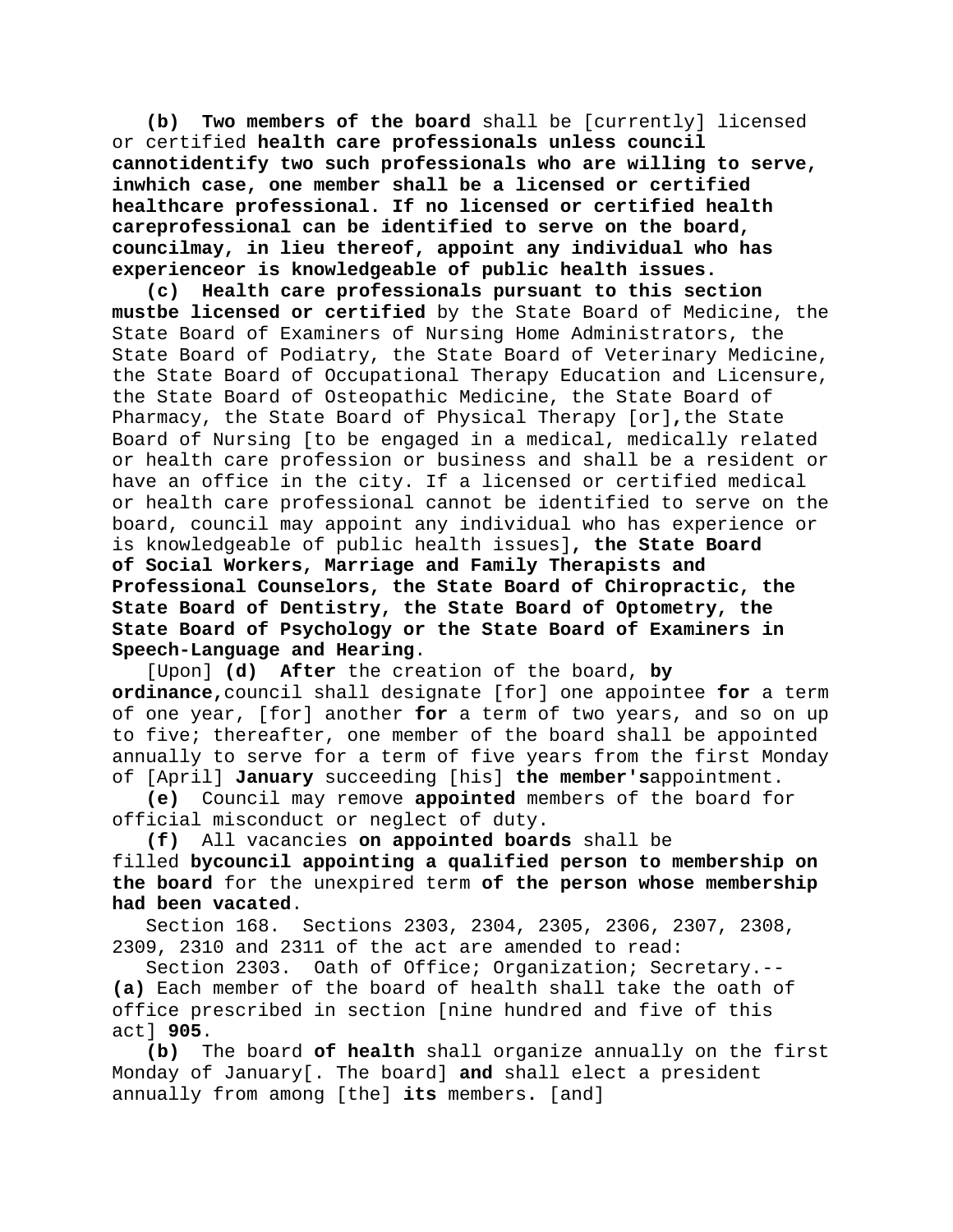**(b) Two members of the board** shall be [currently] licensed or certified **health care professionals unless council cannotidentify two such professionals who are willing to serve, inwhich case, one member shall be a licensed or certified healthcare professional. If no licensed or certified health careprofessional can be identified to serve on the board, councilmay, in lieu thereof, appoint any individual who has experienceor is knowledgeable of public health issues.**

**(c) Health care professionals pursuant to this section mustbe licensed or certified** by the State Board of Medicine, the State Board of Examiners of Nursing Home Administrators, the State Board of Podiatry, the State Board of Veterinary Medicine, the State Board of Occupational Therapy Education and Licensure, the State Board of Osteopathic Medicine, the State Board of Pharmacy, the State Board of Physical Therapy [or]**,**the State Board of Nursing [to be engaged in a medical, medically related or health care profession or business and shall be a resident or have an office in the city. If a licensed or certified medical or health care professional cannot be identified to serve on the board, council may appoint any individual who has experience or is knowledgeable of public health issues]**, the State Board of Social Workers, Marriage and Family Therapists and Professional Counselors, the State Board of Chiropractic, the State Board of Dentistry, the State Board of Optometry, the State Board of Psychology or the State Board of Examiners in Speech-Language and Hearing**.

[Upon] **(d) After** the creation of the board, **by ordinance,**council shall designate [for] one appointee **for** a term of one year, [for] another **for** a term of two years, and so on up to five; thereafter, one member of the board shall be appointed annually to serve for a term of five years from the first Monday of [April] **January** succeeding [his] **the member's**appointment.

**(e)** Council may remove **appointed** members of the board for official misconduct or neglect of duty.

**(f)** All vacancies **on appointed boards** shall be filled **bycouncil appointing a qualified person to membership on the board** for the unexpired term **of the person whose membership had been vacated**.

Section 168. Sections 2303, 2304, 2305, 2306, 2307, 2308, 2309, 2310 and 2311 of the act are amended to read:

Section 2303. Oath of Office; Organization; Secretary.--**(a)** Each member of the board of health shall take the oath of office prescribed in section [nine hundred and five of this act] **905**.

**(b)** The board **of health** shall organize annually on the first Monday of January[. The board] **and** shall elect a president annually from among [the] **its** members**.** [and]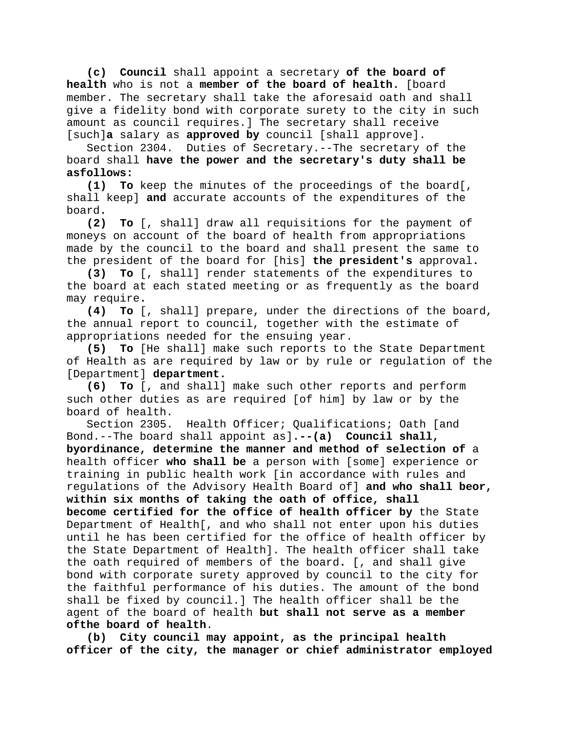**(c) Council** shall appoint a secretary **of the board of health** who is not a **member of the board of health.** [board member. The secretary shall take the aforesaid oath and shall give a fidelity bond with corporate surety to the city in such amount as council requires.] The secretary shall receive [such]**a** salary as **approved by** council [shall approve].

Section 2304. Duties of Secretary.--The secretary of the board shall **have the power and the secretary's duty shall be asfollows:**

**(1) To** keep the minutes of the proceedings of the board[, shall keep] **and** accurate accounts of the expenditures of the board**.**

**(2) To** [, shall] draw all requisitions for the payment of moneys on account of the board of health from appropriations made by the council to the board and shall present the same to the president of the board for [his] **the president's** approval**.**

**(3) To** [, shall] render statements of the expenditures to the board at each stated meeting or as frequently as the board may require**.**

**(4) To** [, shall] prepare, under the directions of the board, the annual report to council, together with the estimate of appropriations needed for the ensuing year.

**(5) To** [He shall] make such reports to the State Department of Health as are required by law or by rule or regulation of the [Department] **department.**

**(6) To** [, and shall] make such other reports and perform such other duties as are required [of him] by law or by the board of health.

Section 2305. Health Officer; Qualifications; Oath [and Bond.--The board shall appoint as]**.--(a) Council shall, byordinance, determine the manner and method of selection of** a health officer **who shall be** a person with [some] experience or training in public health work [in accordance with rules and regulations of the Advisory Health Board of] **and who shall beor, within six months of taking the oath of office, shall become certified for the office of health officer by** the State Department of Health[, and who shall not enter upon his duties until he has been certified for the office of health officer by the State Department of Health]. The health officer shall take the oath required of members of the board**.** [, and shall give bond with corporate surety approved by council to the city for the faithful performance of his duties. The amount of the bond shall be fixed by council.] The health officer shall be the agent of the board of health **but shall not serve as a member ofthe board of health**.

**(b) City council may appoint, as the principal health officer of the city, the manager or chief administrator employed**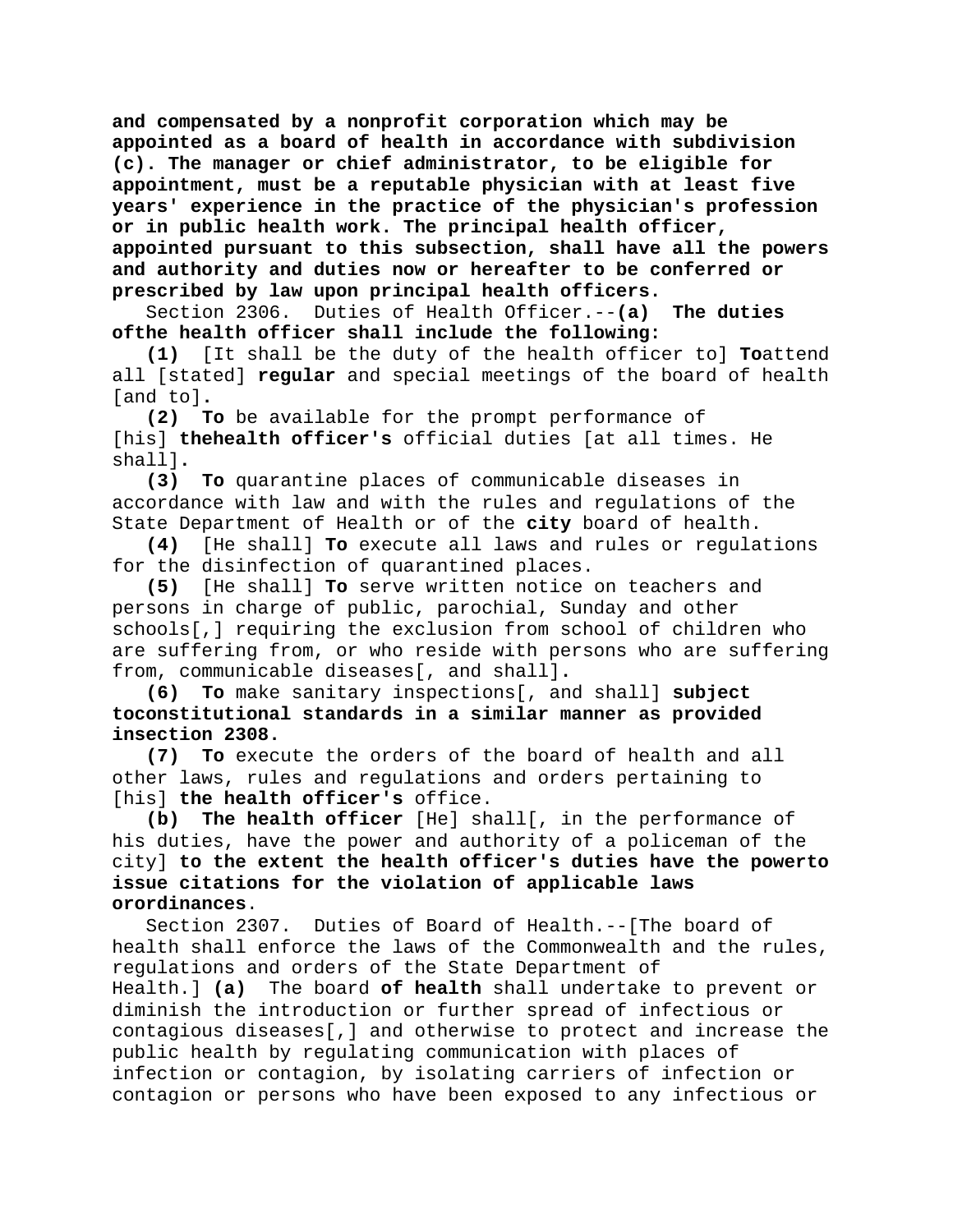**and compensated by a nonprofit corporation which may be appointed as a board of health in accordance with subdivision (c). The manager or chief administrator, to be eligible for appointment, must be a reputable physician with at least five years' experience in the practice of the physician's profession or in public health work. The principal health officer, appointed pursuant to this subsection, shall have all the powers and authority and duties now or hereafter to be conferred or prescribed by law upon principal health officers.**

Section 2306. Duties of Health Officer.--**(a) The duties ofthe health officer shall include the following:**

**(1)** [It shall be the duty of the health officer to] **To**attend all [stated] **regular** and special meetings of the board of health [and to]**.**

**(2) To** be available for the prompt performance of [his] **thehealth officer's** official duties [at all times. He shall]**.**

**(3) To** quarantine places of communicable diseases in accordance with law and with the rules and regulations of the State Department of Health or of the **city** board of health.

**(4)** [He shall] **To** execute all laws and rules or regulations for the disinfection of quarantined places.

**(5)** [He shall] **To** serve written notice on teachers and persons in charge of public, parochial, Sunday and other schools[,] requiring the exclusion from school of children who are suffering from, or who reside with persons who are suffering from, communicable diseases[, and shall]**.**

**(6) To** make sanitary inspections[, and shall] **subject toconstitutional standards in a similar manner as provided insection 2308.**

**(7) To** execute the orders of the board of health and all other laws, rules and regulations and orders pertaining to [his] **the health officer's** office.

**(b) The health officer** [He] shall[, in the performance of his duties, have the power and authority of a policeman of the city] **to the extent the health officer's duties have the powerto issue citations for the violation of applicable laws orordinances**.

Section 2307. Duties of Board of Health.--[The board of health shall enforce the laws of the Commonwealth and the rules, regulations and orders of the State Department of Health.] **(a)** The board **of health** shall undertake to prevent or diminish the introduction or further spread of infectious or contagious diseases[,] and otherwise to protect and increase the public health by regulating communication with places of infection or contagion, by isolating carriers of infection or contagion or persons who have been exposed to any infectious or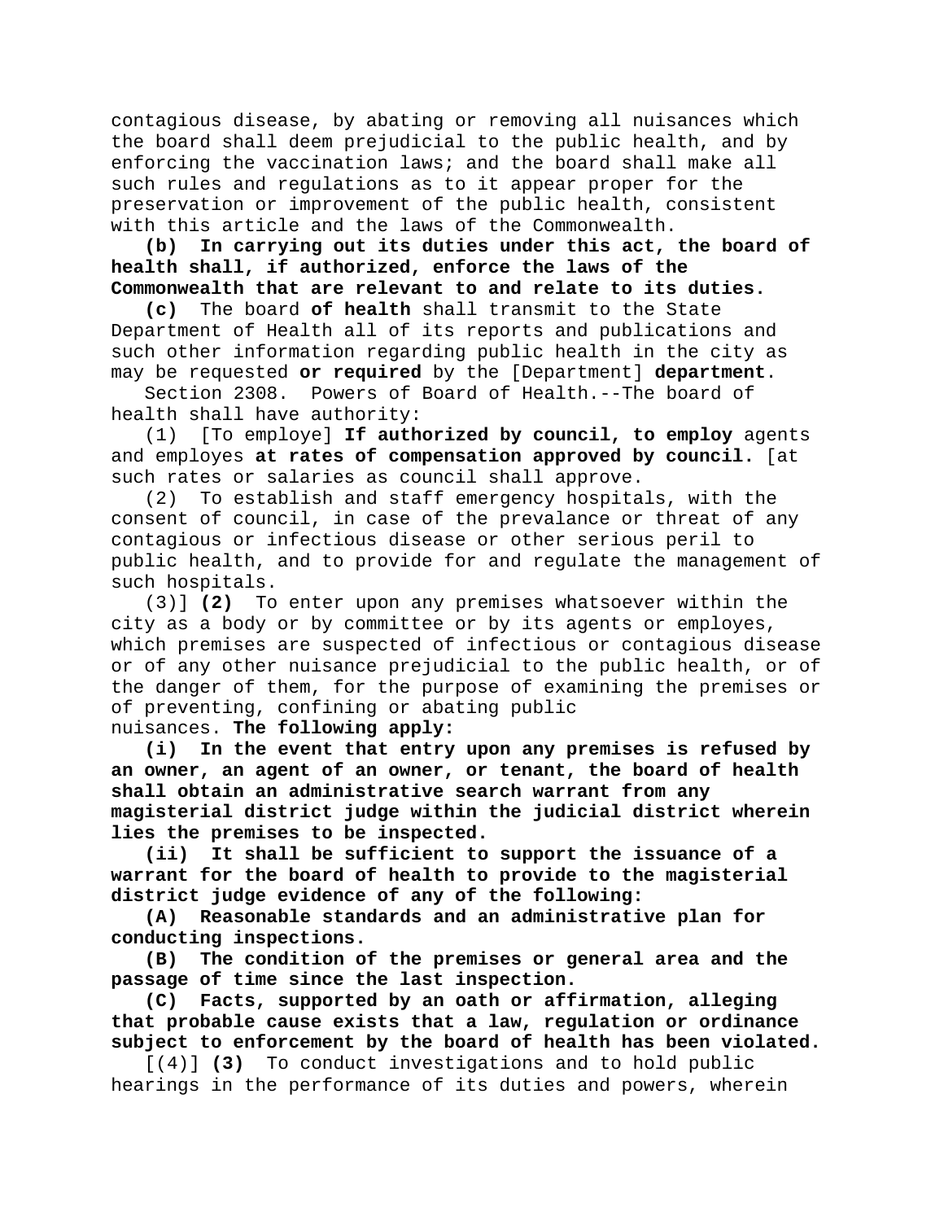contagious disease, by abating or removing all nuisances which the board shall deem prejudicial to the public health, and by enforcing the vaccination laws; and the board shall make all such rules and regulations as to it appear proper for the preservation or improvement of the public health, consistent with this article and the laws of the Commonwealth.

**(b) In carrying out its duties under this act, the board of health shall, if authorized, enforce the laws of the Commonwealth that are relevant to and relate to its duties.**

**(c)** The board **of health** shall transmit to the State Department of Health all of its reports and publications and such other information regarding public health in the city as may be requested **or required** by the [Department] **department**.

Section 2308. Powers of Board of Health.--The board of health shall have authority:

(1) [To employe] **If authorized by council, to employ** agents and employes **at rates of compensation approved by council.** [at such rates or salaries as council shall approve.

(2) To establish and staff emergency hospitals, with the consent of council, in case of the prevalance or threat of any contagious or infectious disease or other serious peril to public health, and to provide for and regulate the management of such hospitals.

(3)] **(2)** To enter upon any premises whatsoever within the city as a body or by committee or by its agents or employes, which premises are suspected of infectious or contagious disease or of any other nuisance prejudicial to the public health, or of the danger of them, for the purpose of examining the premises or of preventing, confining or abating public nuisances. **The following apply:**

**(i) In the event that entry upon any premises is refused by an owner, an agent of an owner, or tenant, the board of health shall obtain an administrative search warrant from any magisterial district judge within the judicial district wherein lies the premises to be inspected.**

**(ii) It shall be sufficient to support the issuance of a warrant for the board of health to provide to the magisterial district judge evidence of any of the following:**

**(A) Reasonable standards and an administrative plan for conducting inspections.**

**(B) The condition of the premises or general area and the passage of time since the last inspection.**

**(C) Facts, supported by an oath or affirmation, alleging that probable cause exists that a law, regulation or ordinance subject to enforcement by the board of health has been violated.**

[(4)] **(3)** To conduct investigations and to hold public hearings in the performance of its duties and powers, wherein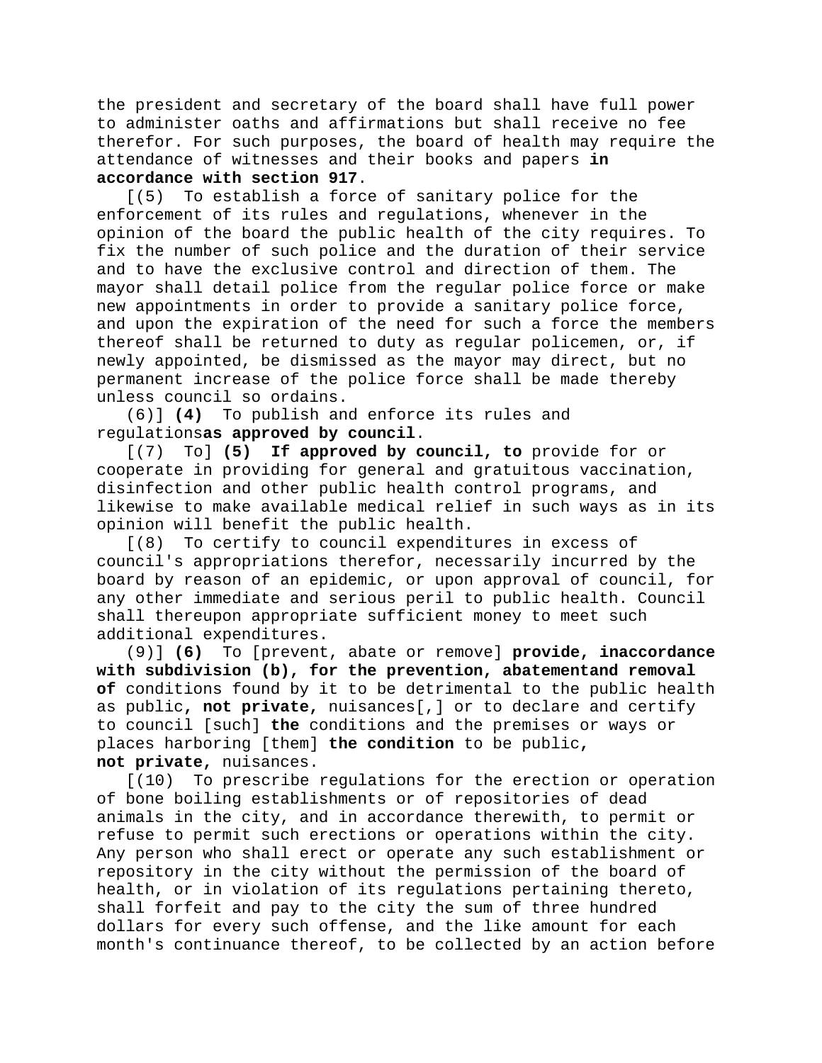the president and secretary of the board shall have full power to administer oaths and affirmations but shall receive no fee therefor. For such purposes, the board of health may require the attendance of witnesses and their books and papers **in accordance with section 917**.

[(5) To establish a force of sanitary police for the enforcement of its rules and regulations, whenever in the opinion of the board the public health of the city requires. To fix the number of such police and the duration of their service and to have the exclusive control and direction of them. The mayor shall detail police from the regular police force or make new appointments in order to provide a sanitary police force, and upon the expiration of the need for such a force the members thereof shall be returned to duty as regular policemen, or, if newly appointed, be dismissed as the mayor may direct, but no permanent increase of the police force shall be made thereby unless council so ordains.

(6)] **(4)** To publish and enforce its rules and regulations**as approved by council**.

[(7) To] **(5) If approved by council, to** provide for or cooperate in providing for general and gratuitous vaccination, disinfection and other public health control programs, and likewise to make available medical relief in such ways as in its opinion will benefit the public health.

[(8) To certify to council expenditures in excess of council's appropriations therefor, necessarily incurred by the board by reason of an epidemic, or upon approval of council, for any other immediate and serious peril to public health. Council shall thereupon appropriate sufficient money to meet such additional expenditures.

(9)] **(6)** To [prevent, abate or remove] **provide, inaccordance with subdivision (b), for the prevention, abatementand removal of** conditions found by it to be detrimental to the public health as public**, not private,** nuisances[,] or to declare and certify to council [such] **the** conditions and the premises or ways or places harboring [them] **the condition** to be public**, not private,** nuisances.

[(10) To prescribe regulations for the erection or operation of bone boiling establishments or of repositories of dead animals in the city, and in accordance therewith, to permit or refuse to permit such erections or operations within the city. Any person who shall erect or operate any such establishment or repository in the city without the permission of the board of health, or in violation of its regulations pertaining thereto, shall forfeit and pay to the city the sum of three hundred dollars for every such offense, and the like amount for each month's continuance thereof, to be collected by an action before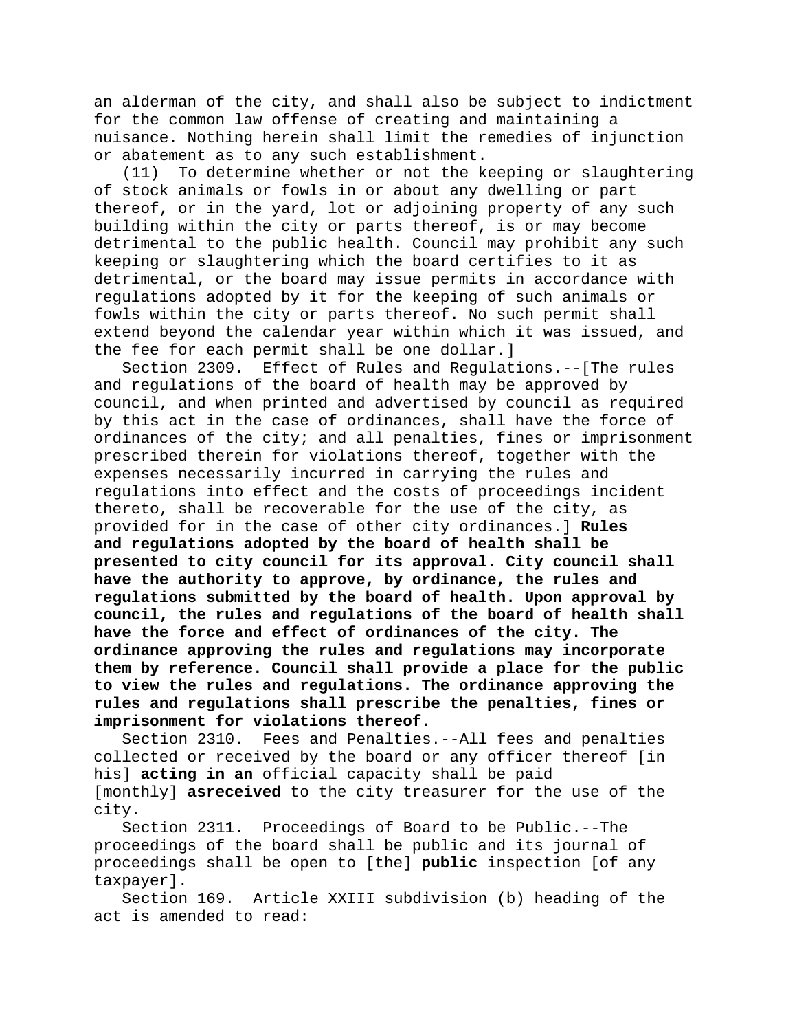an alderman of the city, and shall also be subject to indictment for the common law offense of creating and maintaining a nuisance. Nothing herein shall limit the remedies of injunction or abatement as to any such establishment.

(11) To determine whether or not the keeping or slaughtering of stock animals or fowls in or about any dwelling or part thereof, or in the yard, lot or adjoining property of any such building within the city or parts thereof, is or may become detrimental to the public health. Council may prohibit any such keeping or slaughtering which the board certifies to it as detrimental, or the board may issue permits in accordance with regulations adopted by it for the keeping of such animals or fowls within the city or parts thereof. No such permit shall extend beyond the calendar year within which it was issued, and the fee for each permit shall be one dollar.]

Section 2309. Effect of Rules and Regulations.--[The rules and regulations of the board of health may be approved by council, and when printed and advertised by council as required by this act in the case of ordinances, shall have the force of ordinances of the city; and all penalties, fines or imprisonment prescribed therein for violations thereof, together with the expenses necessarily incurred in carrying the rules and regulations into effect and the costs of proceedings incident thereto, shall be recoverable for the use of the city, as provided for in the case of other city ordinances.] **Rules and regulations adopted by the board of health shall be presented to city council for its approval. City council shall have the authority to approve, by ordinance, the rules and regulations submitted by the board of health. Upon approval by council, the rules and regulations of the board of health shall have the force and effect of ordinances of the city. The ordinance approving the rules and regulations may incorporate them by reference. Council shall provide a place for the public to view the rules and regulations. The ordinance approving the rules and regulations shall prescribe the penalties, fines or imprisonment for violations thereof.**

Section 2310. Fees and Penalties.--All fees and penalties collected or received by the board or any officer thereof [in his] **acting in an** official capacity shall be paid [monthly] **asreceived** to the city treasurer for the use of the city.

Section 2311. Proceedings of Board to be Public.--The proceedings of the board shall be public and its journal of proceedings shall be open to [the] **public** inspection [of any taxpayer].

Section 169. Article XXIII subdivision (b) heading of the act is amended to read: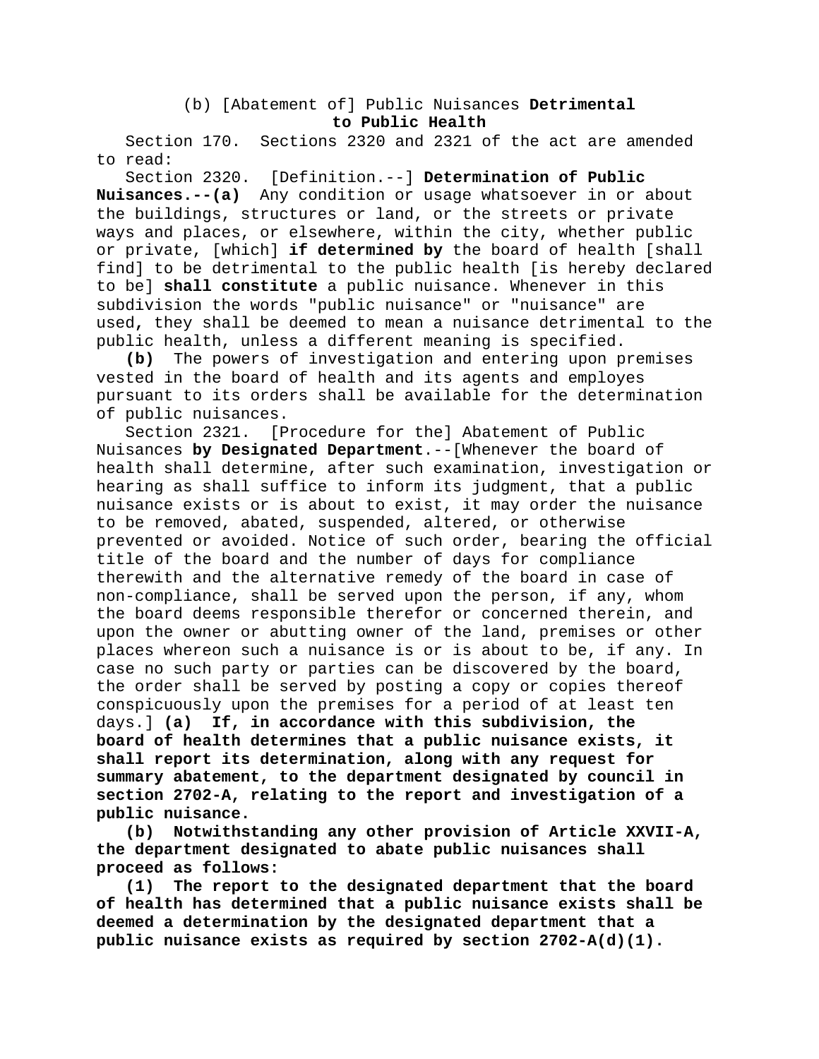(b) [Abatement of] Public Nuisances **Detrimental to Public Health**

Section 170. Sections 2320 and 2321 of the act are amended to read:

Section 2320. [Definition.--] **Determination of Public Nuisances.--(a)** Any condition or usage whatsoever in or about the buildings, structures or land, or the streets or private ways and places, or elsewhere, within the city, whether public or private, [which] **if determined by** the board of health [shall find] to be detrimental to the public health [is hereby declared to be] **shall constitute** a public nuisance. Whenever in this subdivision the words "public nuisance" or "nuisance" are used, they shall be deemed to mean a nuisance detrimental to the public health, unless a different meaning is specified.

**(b)** The powers of investigation and entering upon premises vested in the board of health and its agents and employes pursuant to its orders shall be available for the determination of public nuisances.

Section 2321. [Procedure for the] Abatement of Public Nuisances **by Designated Department**.--[Whenever the board of health shall determine, after such examination, investigation or hearing as shall suffice to inform its judgment, that a public nuisance exists or is about to exist, it may order the nuisance to be removed, abated, suspended, altered, or otherwise prevented or avoided. Notice of such order, bearing the official title of the board and the number of days for compliance therewith and the alternative remedy of the board in case of non-compliance, shall be served upon the person, if any, whom the board deems responsible therefor or concerned therein, and upon the owner or abutting owner of the land, premises or other places whereon such a nuisance is or is about to be, if any. In case no such party or parties can be discovered by the board, the order shall be served by posting a copy or copies thereof conspicuously upon the premises for a period of at least ten days.] **(a) If, in accordance with this subdivision, the board of health determines that a public nuisance exists, it shall report its determination, along with any request for summary abatement, to the department designated by council in section 2702-A, relating to the report and investigation of a public nuisance.**

**(b) Notwithstanding any other provision of Article XXVII-A, the department designated to abate public nuisances shall proceed as follows:**

**(1) The report to the designated department that the board of health has determined that a public nuisance exists shall be deemed a determination by the designated department that a public nuisance exists as required by section 2702-A(d)(1).**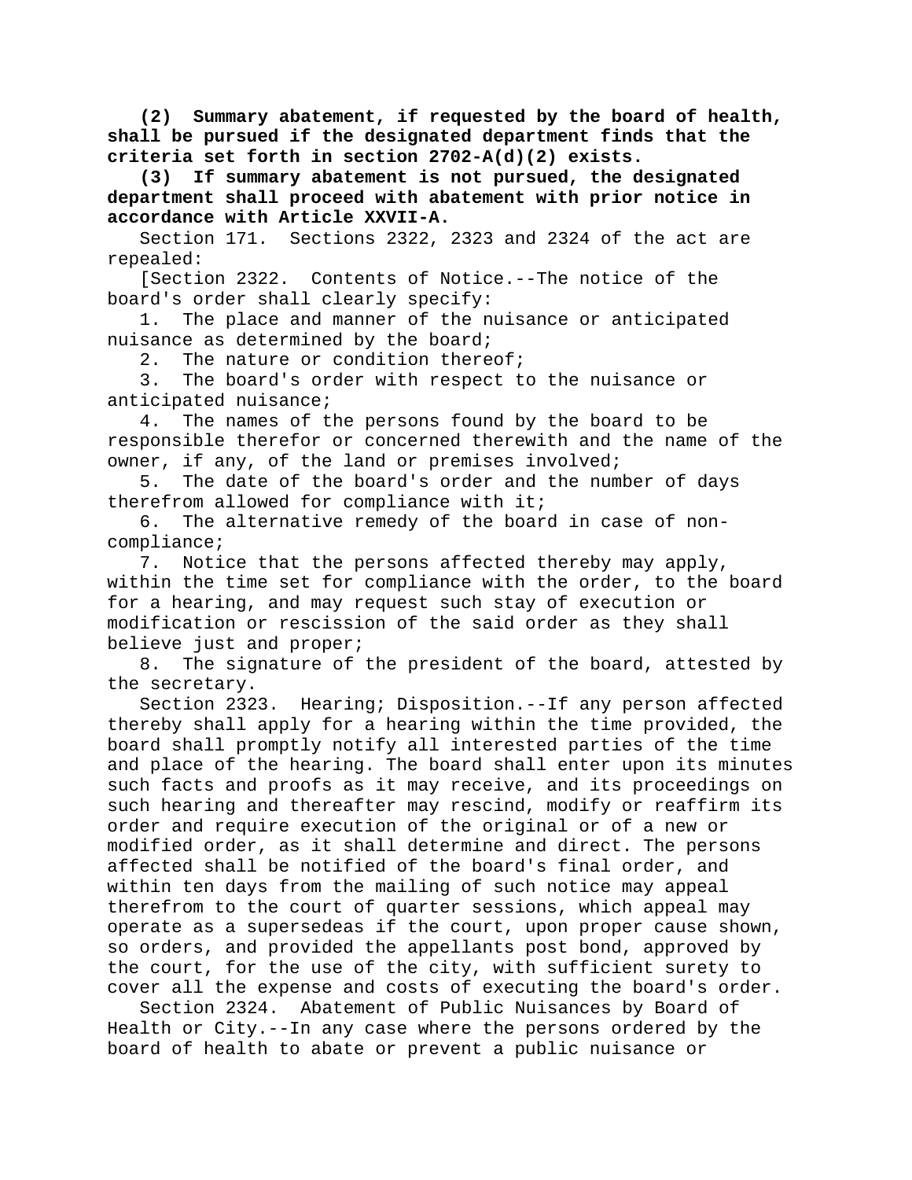**(2) Summary abatement, if requested by the board of health, shall be pursued if the designated department finds that the criteria set forth in section 2702-A(d)(2) exists.**

**(3) If summary abatement is not pursued, the designated department shall proceed with abatement with prior notice in accordance with Article XXVII-A.**

Section 171. Sections 2322, 2323 and 2324 of the act are repealed:

[Section 2322. Contents of Notice.--The notice of the board's order shall clearly specify:

1. The place and manner of the nuisance or anticipated nuisance as determined by the board;

2. The nature or condition thereof;

3. The board's order with respect to the nuisance or anticipated nuisance;

4. The names of the persons found by the board to be responsible therefor or concerned therewith and the name of the owner, if any, of the land or premises involved;

5. The date of the board's order and the number of days therefrom allowed for compliance with it;

6. The alternative remedy of the board in case of non-compliance;

7. Notice that the persons affected thereby may apply, within the time set for compliance with the order, to the board for a hearing, and may request such stay of execution or modification or rescission of the said order as they shall believe just and proper;

8. The signature of the president of the board, attested by the secretary.

Section 2323. Hearing; Disposition.--If any person affected thereby shall apply for a hearing within the time provided, the board shall promptly notify all interested parties of the time and place of the hearing. The board shall enter upon its minutes such facts and proofs as it may receive, and its proceedings on such hearing and thereafter may rescind, modify or reaffirm its order and require execution of the original or of a new or modified order, as it shall determine and direct. The persons affected shall be notified of the board's final order, and within ten days from the mailing of such notice may appeal therefrom to the court of quarter sessions, which appeal may operate as a supersedeas if the court, upon proper cause shown, so orders, and provided the appellants post bond, approved by the court, for the use of the city, with sufficient surety to cover all the expense and costs of executing the board's order.

Section 2324. Abatement of Public Nuisances by Board of Health or City.--In any case where the persons ordered by the board of health to abate or prevent a public nuisance or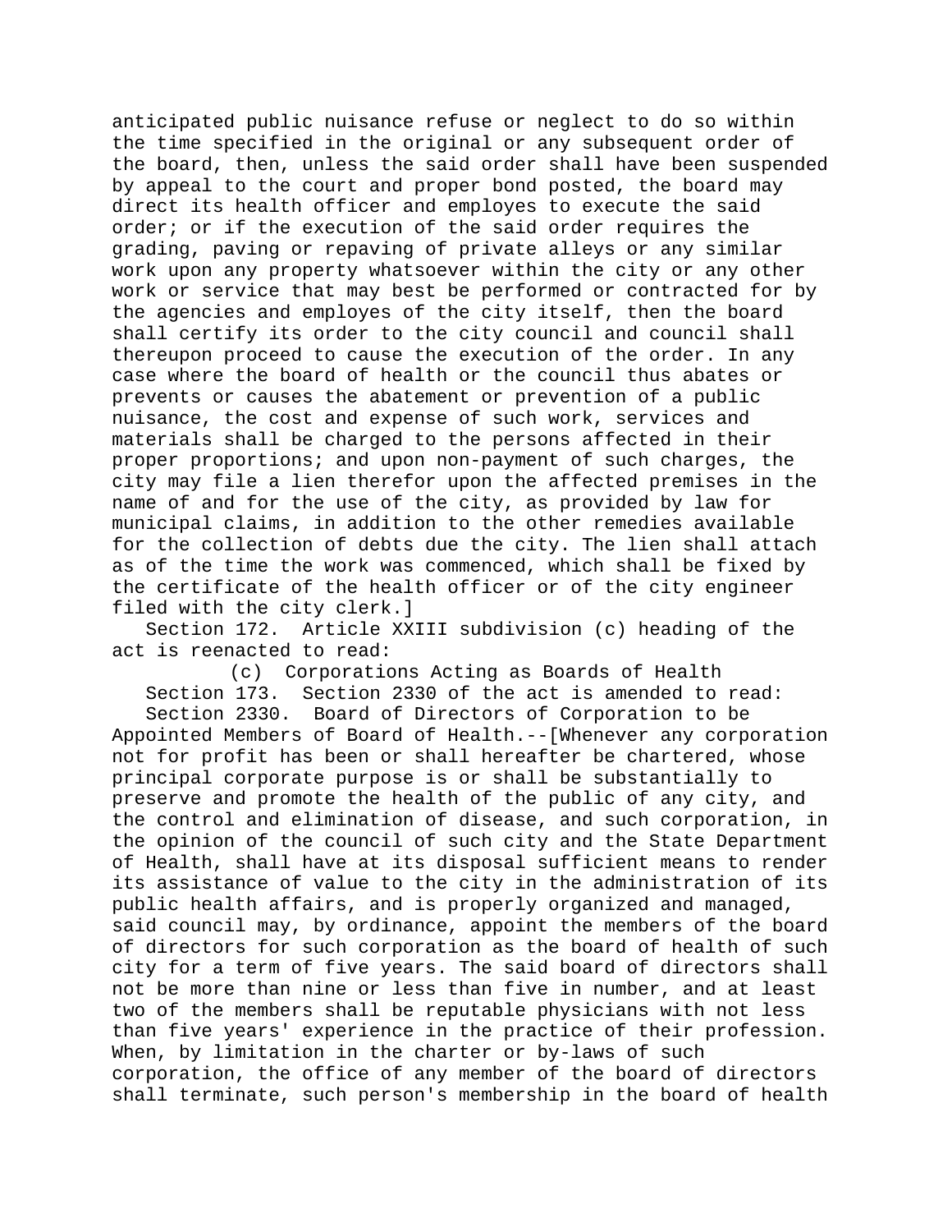anticipated public nuisance refuse or neglect to do so within the time specified in the original or any subsequent order of the board, then, unless the said order shall have been suspended by appeal to the court and proper bond posted, the board may direct its health officer and employes to execute the said order; or if the execution of the said order requires the grading, paving or repaving of private alleys or any similar work upon any property whatsoever within the city or any other work or service that may best be performed or contracted for by the agencies and employes of the city itself, then the board shall certify its order to the city council and council shall thereupon proceed to cause the execution of the order. In any case where the board of health or the council thus abates or prevents or causes the abatement or prevention of a public nuisance, the cost and expense of such work, services and materials shall be charged to the persons affected in their proper proportions; and upon non-payment of such charges, the city may file a lien therefor upon the affected premises in the name of and for the use of the city, as provided by law for municipal claims, in addition to the other remedies available for the collection of debts due the city. The lien shall attach as of the time the work was commenced, which shall be fixed by the certificate of the health officer or of the city engineer filed with the city clerk.]

Section 172. Article XXIII subdivision (c) heading of the act is reenacted to read:

(c) Corporations Acting as Boards of Health

Section 173. Section 2330 of the act is amended to read:

Section 2330. Board of Directors of Corporation to be Appointed Members of Board of Health.--[Whenever any corporation not for profit has been or shall hereafter be chartered, whose principal corporate purpose is or shall be substantially to preserve and promote the health of the public of any city, and the control and elimination of disease, and such corporation, in the opinion of the council of such city and the State Department of Health, shall have at its disposal sufficient means to render its assistance of value to the city in the administration of its public health affairs, and is properly organized and managed, said council may, by ordinance, appoint the members of the board of directors for such corporation as the board of health of such city for a term of five years. The said board of directors shall not be more than nine or less than five in number, and at least two of the members shall be reputable physicians with not less than five years' experience in the practice of their profession. When, by limitation in the charter or by-laws of such corporation, the office of any member of the board of directors shall terminate, such person's membership in the board of health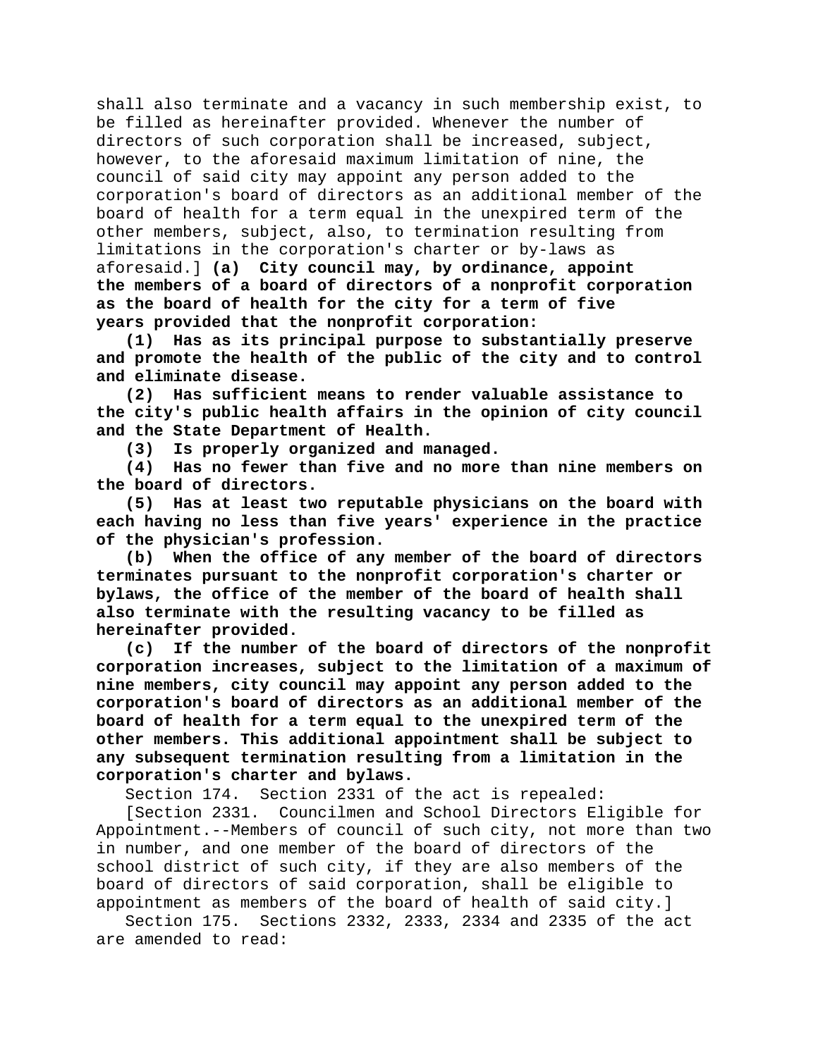shall also terminate and a vacancy in such membership exist, to be filled as hereinafter provided. Whenever the number of directors of such corporation shall be increased, subject, however, to the aforesaid maximum limitation of nine, the council of said city may appoint any person added to the corporation's board of directors as an additional member of the board of health for a term equal in the unexpired term of the other members, subject, also, to termination resulting from limitations in the corporation's charter or by-laws as aforesaid.] **(a) City council may, by ordinance, appoint the members of a board of directors of a nonprofit corporation as the board of health for the city for a term of five years provided that the nonprofit corporation:**

**(1) Has as its principal purpose to substantially preserve and promote the health of the public of the city and to control and eliminate disease.**

**(2) Has sufficient means to render valuable assistance to the city's public health affairs in the opinion of city council and the State Department of Health.**

**(3) Is properly organized and managed.**

**(4) Has no fewer than five and no more than nine members on the board of directors.**

**(5) Has at least two reputable physicians on the board with each having no less than five years' experience in the practice of the physician's profession.**

**(b) When the office of any member of the board of directors terminates pursuant to the nonprofit corporation's charter or bylaws, the office of the member of the board of health shall also terminate with the resulting vacancy to be filled as hereinafter provided.**

**(c) If the number of the board of directors of the nonprofit corporation increases, subject to the limitation of a maximum of nine members, city council may appoint any person added to the corporation's board of directors as an additional member of the board of health for a term equal to the unexpired term of the other members. This additional appointment shall be subject to any subsequent termination resulting from a limitation in the corporation's charter and bylaws.**

Section 174. Section 2331 of the act is repealed:

[Section 2331. Councilmen and School Directors Eligible for Appointment.--Members of council of such city, not more than two in number, and one member of the board of directors of the school district of such city, if they are also members of the board of directors of said corporation, shall be eligible to appointment as members of the board of health of said city.]

Section 175. Sections 2332, 2333, 2334 and 2335 of the act are amended to read: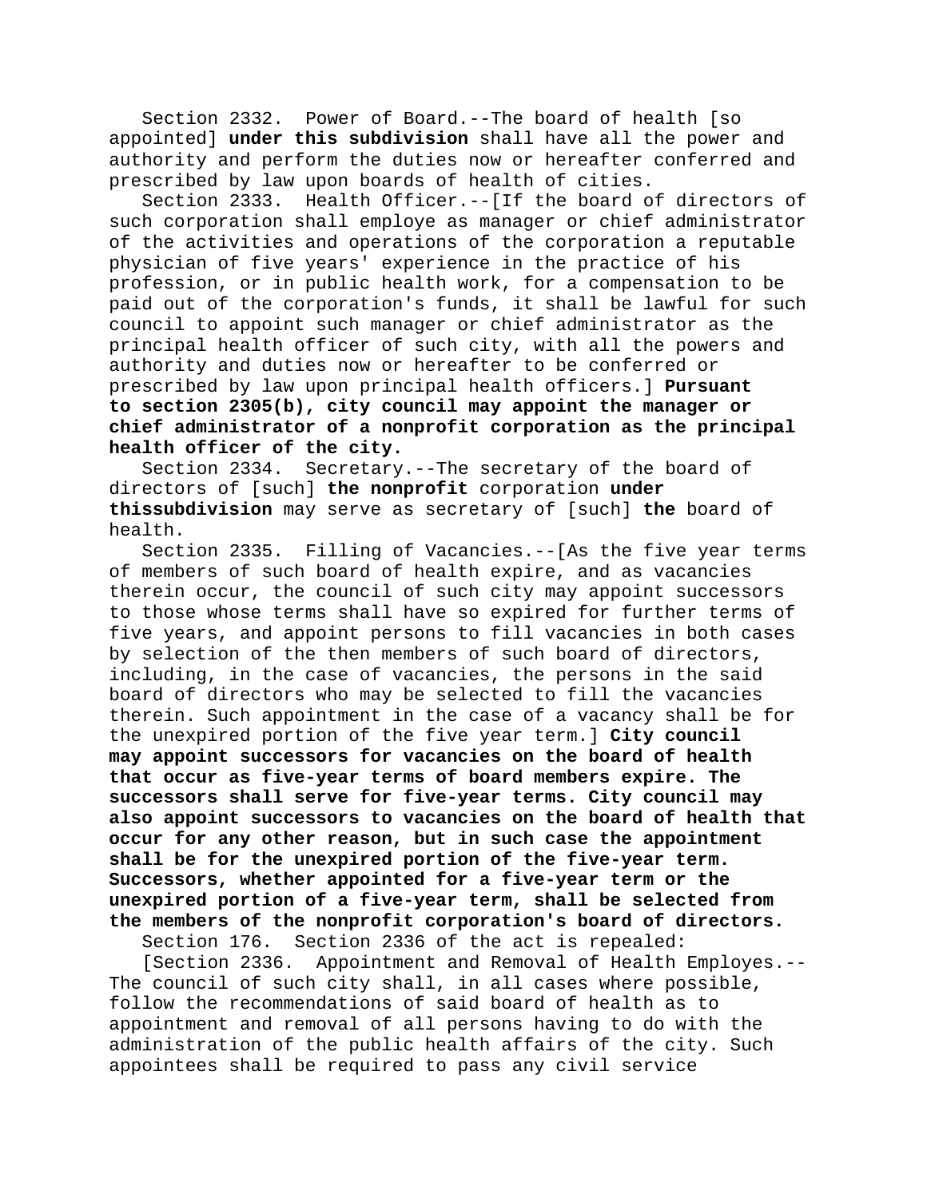Section 2332. Power of Board.--The board of health [so appointed] **under this subdivision** shall have all the power and authority and perform the duties now or hereafter conferred and prescribed by law upon boards of health of cities.

Section 2333. Health Officer.--[If the board of directors of such corporation shall employe as manager or chief administrator of the activities and operations of the corporation a reputable physician of five years' experience in the practice of his profession, or in public health work, for a compensation to be paid out of the corporation's funds, it shall be lawful for such council to appoint such manager or chief administrator as the principal health officer of such city, with all the powers and authority and duties now or hereafter to be conferred or prescribed by law upon principal health officers.] **Pursuant to section 2305(b), city council may appoint the manager or chief administrator of a nonprofit corporation as the principal health officer of the city.**

Section 2334. Secretary.--The secretary of the board of directors of [such] **the nonprofit** corporation **under thissubdivision** may serve as secretary of [such] **the** board of health.

Section 2335. Filling of Vacancies.--[As the five year terms of members of such board of health expire, and as vacancies therein occur, the council of such city may appoint successors to those whose terms shall have so expired for further terms of five years, and appoint persons to fill vacancies in both cases by selection of the then members of such board of directors, including, in the case of vacancies, the persons in the said board of directors who may be selected to fill the vacancies therein. Such appointment in the case of a vacancy shall be for the unexpired portion of the five year term.] **City council may appoint successors for vacancies on the board of health that occur as five-year terms of board members expire. The successors shall serve for five-year terms. City council may also appoint successors to vacancies on the board of health that occur for any other reason, but in such case the appointment shall be for the unexpired portion of the five-year term. Successors, whether appointed for a five-year term or the unexpired portion of a five-year term, shall be selected from the members of the nonprofit corporation's board of directors.**

Section 176. Section 2336 of the act is repealed:

[Section 2336. Appointment and Removal of Health Employes.--The council of such city shall, in all cases where possible, follow the recommendations of said board of health as to appointment and removal of all persons having to do with the administration of the public health affairs of the city. Such appointees shall be required to pass any civil service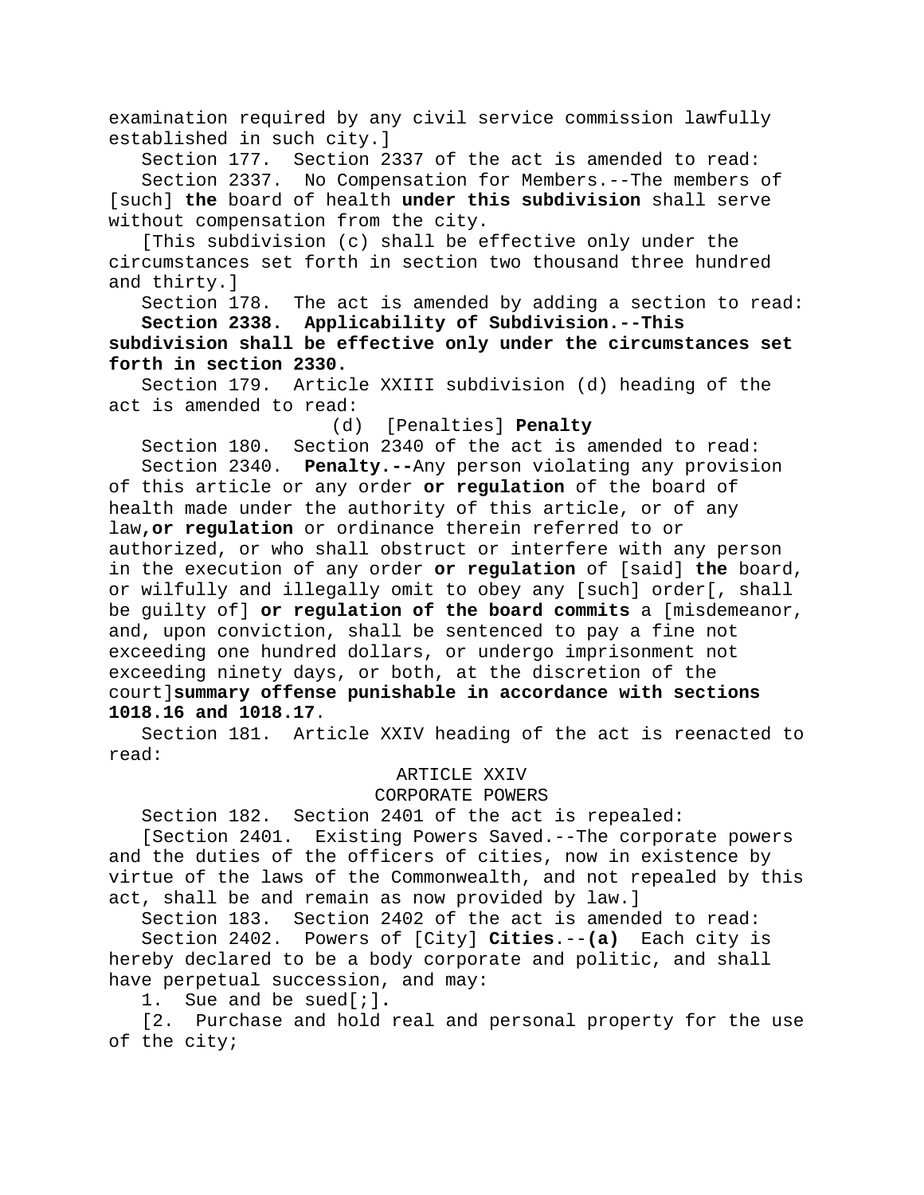examination required by any civil service commission lawfully established in such city.]

Section 177. Section 2337 of the act is amended to read:

Section 2337. No Compensation for Members.--The members of [such] **the** board of health **under this subdivision** shall serve without compensation from the city.

[This subdivision (c) shall be effective only under the circumstances set forth in section two thousand three hundred and thirty.]

Section 178. The act is amended by adding a section to read:

**Section 2338. Applicability of Subdivision.--This subdivision shall be effective only under the circumstances set forth in section 2330.**

Section 179. Article XXIII subdivision (d) heading of the act is amended to read:

(d) [Penalties] **Penalty**

Section 180. Section 2340 of the act is amended to read:

Section 2340. **Penalty.--**Any person violating any provision of this article or any order **or regulation** of the board of health made under the authority of this article, or of any law**,or regulation** or ordinance therein referred to or authorized, or who shall obstruct or interfere with any person in the execution of any order **or regulation** of [said] **the** board, or wilfully and illegally omit to obey any [such] order[, shall be guilty of] **or regulation of the board commits** a [misdemeanor, and, upon conviction, shall be sentenced to pay a fine not exceeding one hundred dollars, or undergo imprisonment not exceeding ninety days, or both, at the discretion of the court]**summary offense punishable in accordance with sections 1018.16 and 1018.17**.

Section 181. Article XXIV heading of the act is reenacted to read:

ARTICLE XXIV
CORPORATE POWERS

Section 182. Section 2401 of the act is repealed:

[Section 2401. Existing Powers Saved.--The corporate powers and the duties of the officers of cities, now in existence by virtue of the laws of the Commonwealth, and not repealed by this act, shall be and remain as now provided by law.]

Section 183. Section 2402 of the act is amended to read:

Section 2402. Powers of [City] **Cities**.--**(a)** Each city is hereby declared to be a body corporate and politic, and shall have perpetual succession, and may:

1. Sue and be sued[;]**.**

[2. Purchase and hold real and personal property for the use of the city;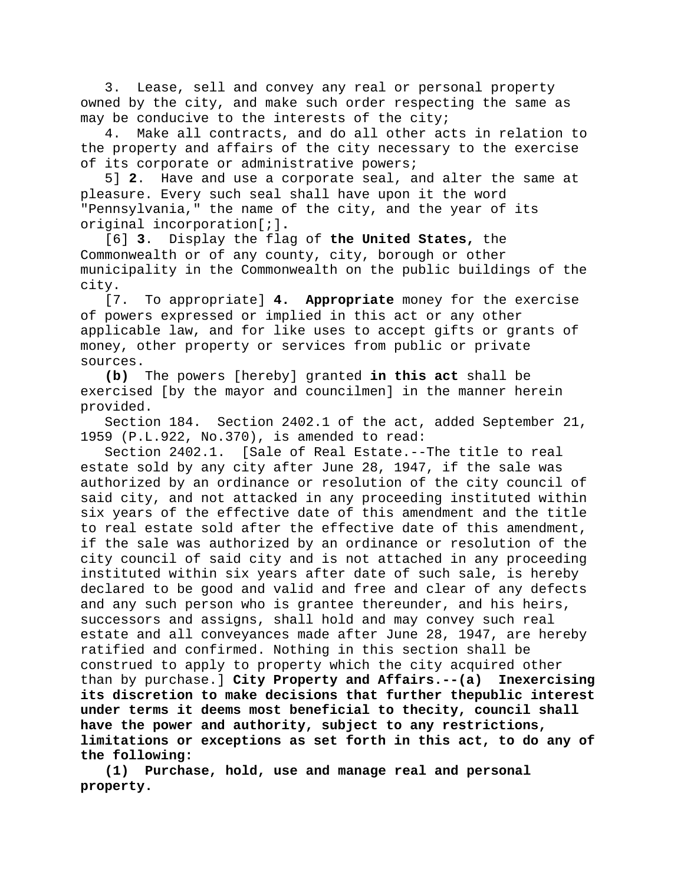3. Lease, sell and convey any real or personal property owned by the city, and make such order respecting the same as may be conducive to the interests of the city;

4. Make all contracts, and do all other acts in relation to the property and affairs of the city necessary to the exercise of its corporate or administrative powers;

5] **2**. Have and use a corporate seal, and alter the same at pleasure. Every such seal shall have upon it the word "Pennsylvania," the name of the city, and the year of its original incorporation[;]**.**

[6] **3**. Display the flag of **the United States,** the Commonwealth or of any county, city, borough or other municipality in the Commonwealth on the public buildings of the city.

[7. To appropriate] **4. Appropriate** money for the exercise of powers expressed or implied in this act or any other applicable law, and for like uses to accept gifts or grants of money, other property or services from public or private sources.

**(b)** The powers [hereby] granted **in this act** shall be exercised [by the mayor and councilmen] in the manner herein provided.

Section 184. Section 2402.1 of the act, added September 21, 1959 (P.L.922, No.370), is amended to read:

Section 2402.1. [Sale of Real Estate.--The title to real estate sold by any city after June 28, 1947, if the sale was authorized by an ordinance or resolution of the city council of said city, and not attacked in any proceeding instituted within six years of the effective date of this amendment and the title to real estate sold after the effective date of this amendment, if the sale was authorized by an ordinance or resolution of the city council of said city and is not attached in any proceeding instituted within six years after date of such sale, is hereby declared to be good and valid and free and clear of any defects and any such person who is grantee thereunder, and his heirs, successors and assigns, shall hold and may convey such real estate and all conveyances made after June 28, 1947, are hereby ratified and confirmed. Nothing in this section shall be construed to apply to property which the city acquired other than by purchase.] **City Property and Affairs.--(a) Inexercising its discretion to make decisions that further thepublic interest under terms it deems most beneficial to thecity, council shall have the power and authority, subject to any restrictions, limitations or exceptions as set forth in this act, to do any of the following:**

**(1) Purchase, hold, use and manage real and personal property.**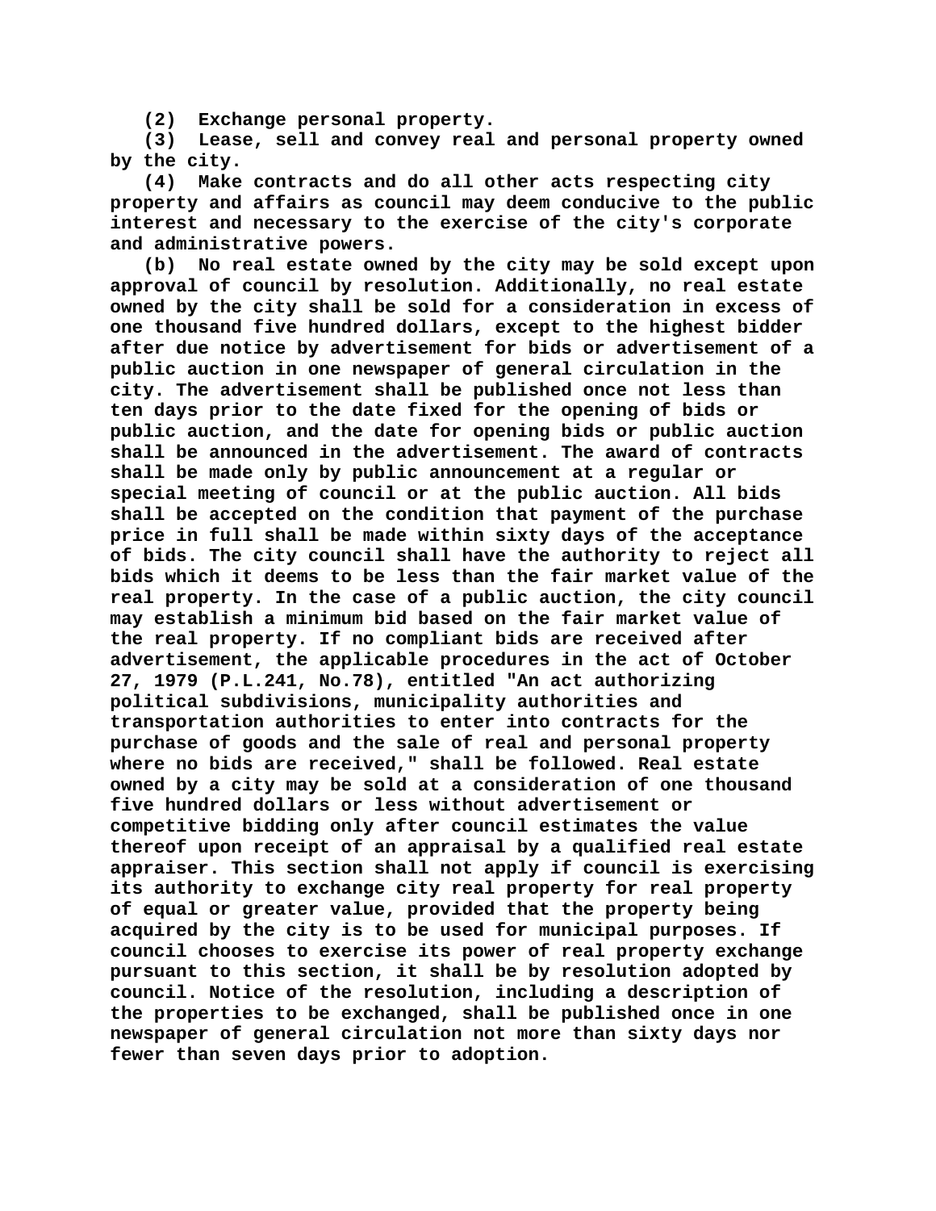(2) Exchange personal property.

(3) Lease, sell and convey real and personal property owned by the city.

(4) Make contracts and do all other acts respecting city property and affairs as council may deem conducive to the public interest and necessary to the exercise of the city's corporate and administrative powers.

(b) No real estate owned by the city may be sold except upon approval of council by resolution. Additionally, no real estate owned by the city shall be sold for a consideration in excess of one thousand five hundred dollars, except to the highest bidder after due notice by advertisement for bids or advertisement of a public auction in one newspaper of general circulation in the city. The advertisement shall be published once not less than ten days prior to the date fixed for the opening of bids or public auction, and the date for opening bids or public auction shall be announced in the advertisement. The award of contracts shall be made only by public announcement at a regular or special meeting of council or at the public auction. All bids shall be accepted on the condition that payment of the purchase price in full shall be made within sixty days of the acceptance of bids. The city council shall have the authority to reject all bids which it deems to be less than the fair market value of the real property. In the case of a public auction, the city council may establish a minimum bid based on the fair market value of the real property. If no compliant bids are received after advertisement, the applicable procedures in the act of October 27, 1979 (P.L.241, No.78), entitled "An act authorizing political subdivisions, municipality authorities and transportation authorities to enter into contracts for the purchase of goods and the sale of real and personal property where no bids are received," shall be followed. Real estate owned by a city may be sold at a consideration of one thousand five hundred dollars or less without advertisement or competitive bidding only after council estimates the value thereof upon receipt of an appraisal by a qualified real estate appraiser. This section shall not apply if council is exercising its authority to exchange city real property for real property of equal or greater value, provided that the property being acquired by the city is to be used for municipal purposes. If council chooses to exercise its power of real property exchange pursuant to this section, it shall be by resolution adopted by council. Notice of the resolution, including a description of the properties to be exchanged, shall be published once in one newspaper of general circulation not more than sixty days nor fewer than seven days prior to adoption.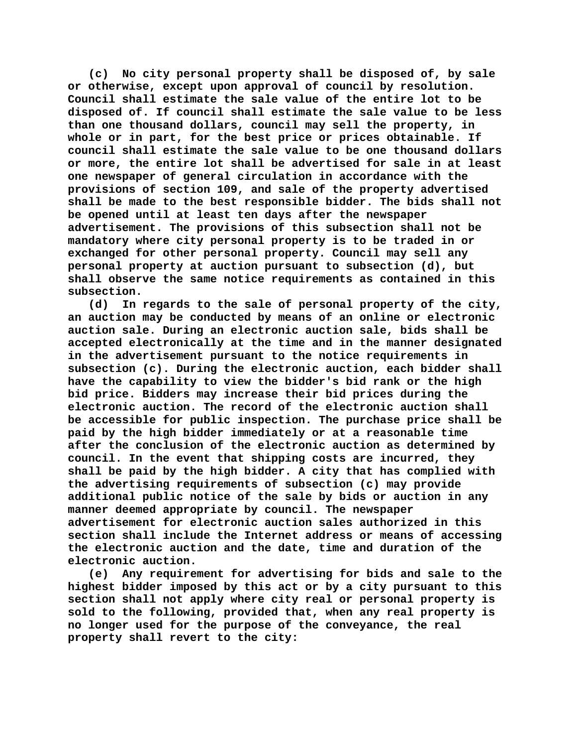(c) No city personal property shall be disposed of, by sale or otherwise, except upon approval of council by resolution. Council shall estimate the sale value of the entire lot to be disposed of. If council shall estimate the sale value to be less than one thousand dollars, council may sell the property, in whole or in part, for the best price or prices obtainable. If council shall estimate the sale value to be one thousand dollars or more, the entire lot shall be advertised for sale in at least one newspaper of general circulation in accordance with the provisions of section 109, and sale of the property advertised shall be made to the best responsible bidder. The bids shall not be opened until at least ten days after the newspaper advertisement. The provisions of this subsection shall not be mandatory where city personal property is to be traded in or exchanged for other personal property. Council may sell any personal property at auction pursuant to subsection (d), but shall observe the same notice requirements as contained in this subsection.

(d) In regards to the sale of personal property of the city, an auction may be conducted by means of an online or electronic auction sale. During an electronic auction sale, bids shall be accepted electronically at the time and in the manner designated in the advertisement pursuant to the notice requirements in subsection (c). During the electronic auction, each bidder shall have the capability to view the bidder's bid rank or the high bid price. Bidders may increase their bid prices during the electronic auction. The record of the electronic auction shall be accessible for public inspection. The purchase price shall be paid by the high bidder immediately or at a reasonable time after the conclusion of the electronic auction as determined by council. In the event that shipping costs are incurred, they shall be paid by the high bidder. A city that has complied with the advertising requirements of subsection (c) may provide additional public notice of the sale by bids or auction in any manner deemed appropriate by council. The newspaper advertisement for electronic auction sales authorized in this section shall include the Internet address or means of accessing the electronic auction and the date, time and duration of the electronic auction.

(e) Any requirement for advertising for bids and sale to the highest bidder imposed by this act or by a city pursuant to this section shall not apply where city real or personal property is sold to the following, provided that, when any real property is no longer used for the purpose of the conveyance, the real property shall revert to the city: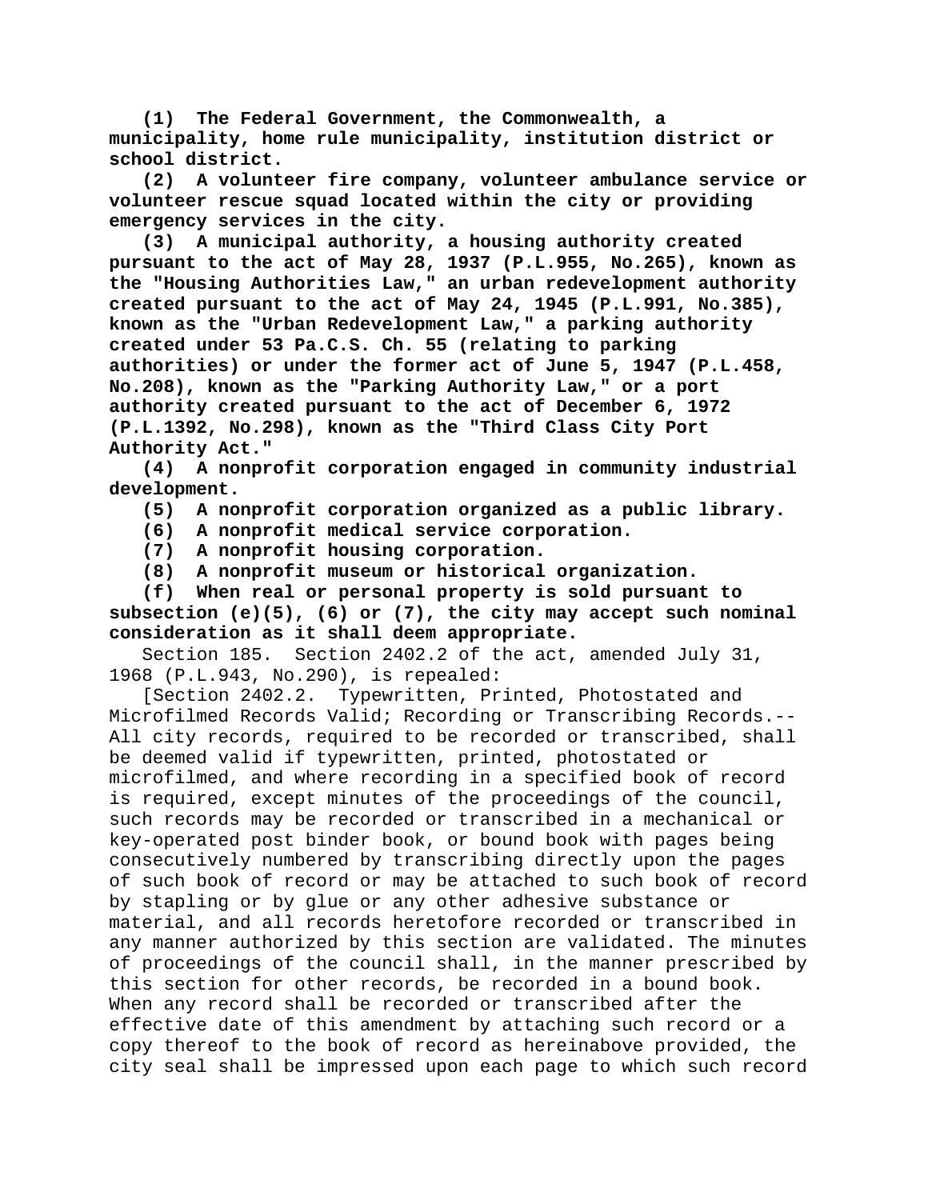**(1) The Federal Government, the Commonwealth, a municipality, home rule municipality, institution district or school district.**

**(2) A volunteer fire company, volunteer ambulance service or volunteer rescue squad located within the city or providing emergency services in the city.**

**(3) A municipal authority, a housing authority created pursuant to the act of May 28, 1937 (P.L.955, No.265), known as the "Housing Authorities Law," an urban redevelopment authority created pursuant to the act of May 24, 1945 (P.L.991, No.385), known as the "Urban Redevelopment Law," a parking authority created under 53 Pa.C.S. Ch. 55 (relating to parking authorities) or under the former act of June 5, 1947 (P.L.458, No.208), known as the "Parking Authority Law," or a port authority created pursuant to the act of December 6, 1972 (P.L.1392, No.298), known as the "Third Class City Port Authority Act."**

**(4) A nonprofit corporation engaged in community industrial development.**

**(5) A nonprofit corporation organized as a public library.**

**(6) A nonprofit medical service corporation.**

**(7) A nonprofit housing corporation.**

**(8) A nonprofit museum or historical organization.**

**(f) When real or personal property is sold pursuant to subsection (e)(5), (6) or (7), the city may accept such nominal consideration as it shall deem appropriate.**

Section 185. Section 2402.2 of the act, amended July 31, 1968 (P.L.943, No.290), is repealed:

[Section 2402.2. Typewritten, Printed, Photostated and Microfilmed Records Valid; Recording or Transcribing Records.--All city records, required to be recorded or transcribed, shall be deemed valid if typewritten, printed, photostated or microfilmed, and where recording in a specified book of record is required, except minutes of the proceedings of the council, such records may be recorded or transcribed in a mechanical or key-operated post binder book, or bound book with pages being consecutively numbered by transcribing directly upon the pages of such book of record or may be attached to such book of record by stapling or by glue or any other adhesive substance or material, and all records heretofore recorded or transcribed in any manner authorized by this section are validated. The minutes of proceedings of the council shall, in the manner prescribed by this section for other records, be recorded in a bound book. When any record shall be recorded or transcribed after the effective date of this amendment by attaching such record or a copy thereof to the book of record as hereinabove provided, the city seal shall be impressed upon each page to which such record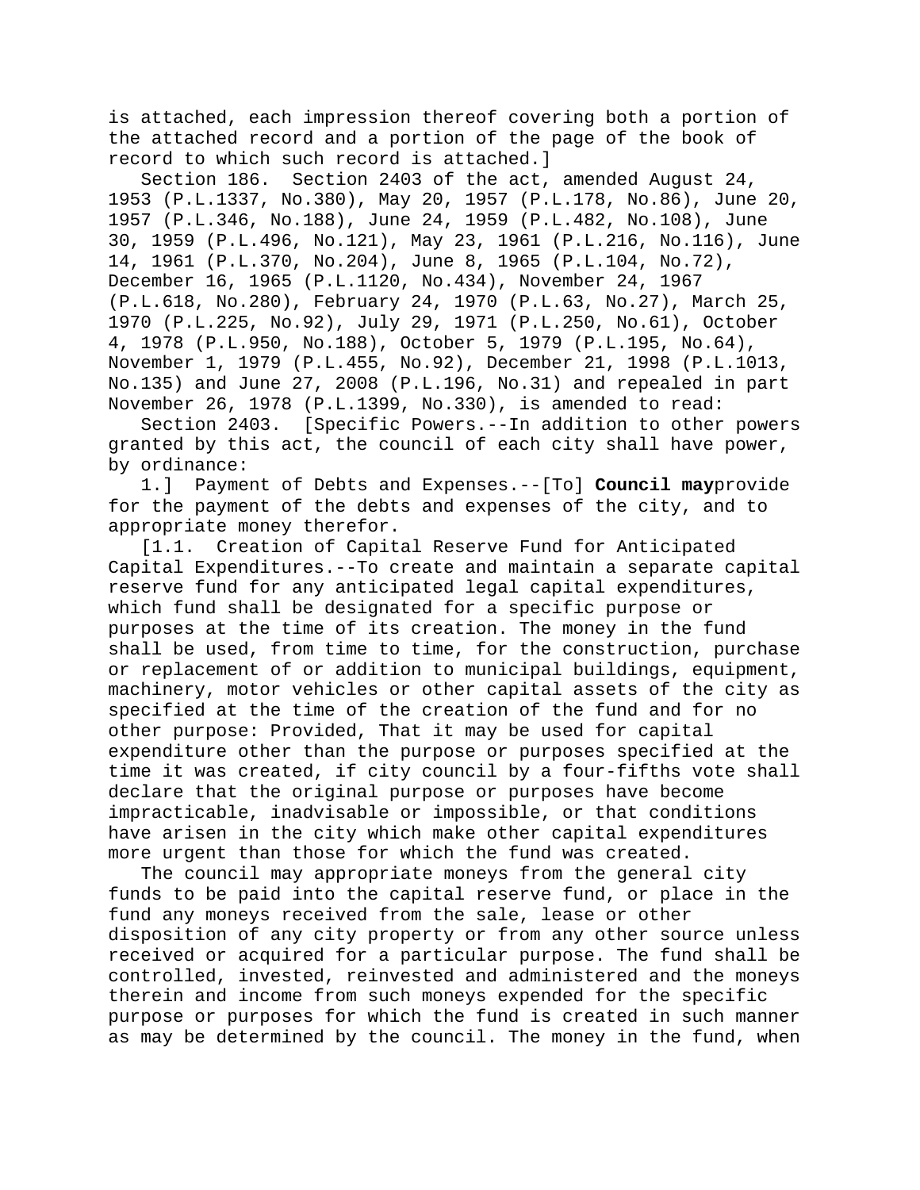is attached, each impression thereof covering both a portion of the attached record and a portion of the page of the book of record to which such record is attached.]

Section 186. Section 2403 of the act, amended August 24, 1953 (P.L.1337, No.380), May 20, 1957 (P.L.178, No.86), June 20, 1957 (P.L.346, No.188), June 24, 1959 (P.L.482, No.108), June 30, 1959 (P.L.496, No.121), May 23, 1961 (P.L.216, No.116), June 14, 1961 (P.L.370, No.204), June 8, 1965 (P.L.104, No.72), December 16, 1965 (P.L.1120, No.434), November 24, 1967 (P.L.618, No.280), February 24, 1970 (P.L.63, No.27), March 25, 1970 (P.L.225, No.92), July 29, 1971 (P.L.250, No.61), October 4, 1978 (P.L.950, No.188), October 5, 1979 (P.L.195, No.64), November 1, 1979 (P.L.455, No.92), December 21, 1998 (P.L.1013, No.135) and June 27, 2008 (P.L.196, No.31) and repealed in part November 26, 1978 (P.L.1399, No.330), is amended to read:

Section 2403. [Specific Powers.--In addition to other powers granted by this act, the council of each city shall have power, by ordinance:

1.] Payment of Debts and Expenses.--[To] **Council may**provide for the payment of the debts and expenses of the city, and to appropriate money therefor.

[1.1. Creation of Capital Reserve Fund for Anticipated Capital Expenditures.--To create and maintain a separate capital reserve fund for any anticipated legal capital expenditures, which fund shall be designated for a specific purpose or purposes at the time of its creation. The money in the fund shall be used, from time to time, for the construction, purchase or replacement of or addition to municipal buildings, equipment, machinery, motor vehicles or other capital assets of the city as specified at the time of the creation of the fund and for no other purpose: Provided, That it may be used for capital expenditure other than the purpose or purposes specified at the time it was created, if city council by a four-fifths vote shall declare that the original purpose or purposes have become impracticable, inadvisable or impossible, or that conditions have arisen in the city which make other capital expenditures more urgent than those for which the fund was created.

The council may appropriate moneys from the general city funds to be paid into the capital reserve fund, or place in the fund any moneys received from the sale, lease or other disposition of any city property or from any other source unless received or acquired for a particular purpose. The fund shall be controlled, invested, reinvested and administered and the moneys therein and income from such moneys expended for the specific purpose or purposes for which the fund is created in such manner as may be determined by the council. The money in the fund, when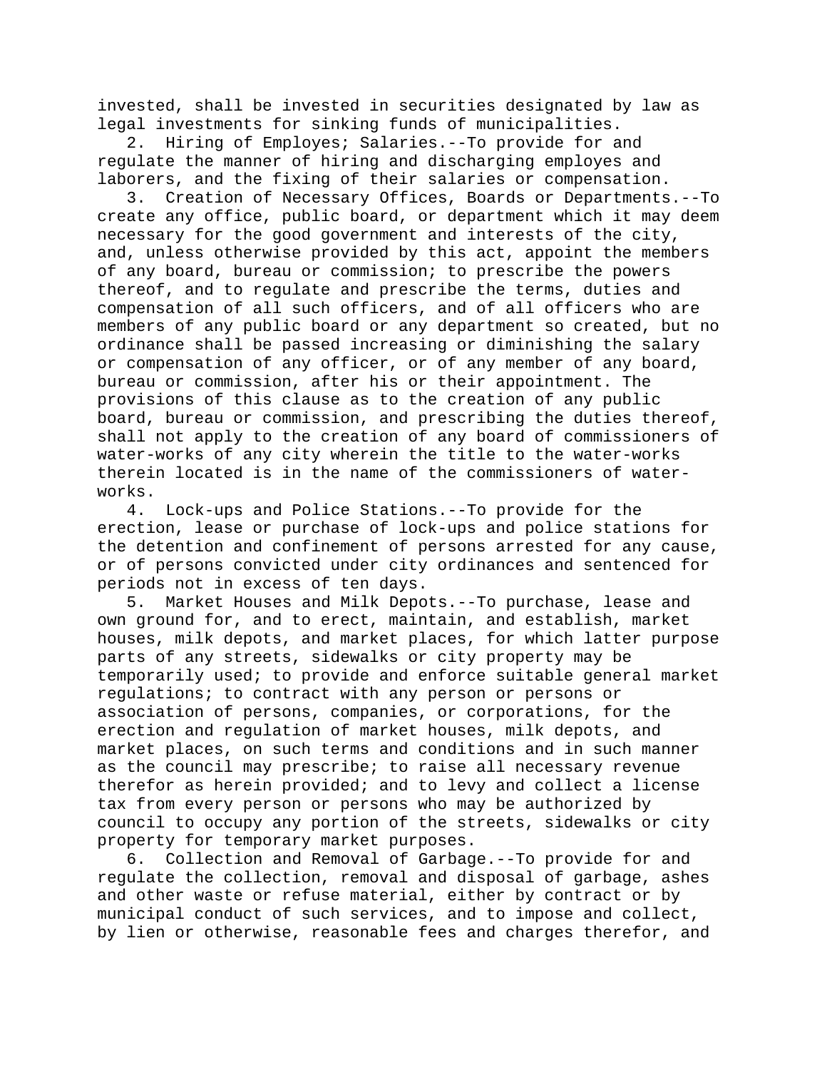invested, shall be invested in securities designated by law as legal investments for sinking funds of municipalities.

2. Hiring of Employes; Salaries.--To provide for and regulate the manner of hiring and discharging employes and laborers, and the fixing of their salaries or compensation.

3. Creation of Necessary Offices, Boards or Departments.--To create any office, public board, or department which it may deem necessary for the good government and interests of the city, and, unless otherwise provided by this act, appoint the members of any board, bureau or commission; to prescribe the powers thereof, and to regulate and prescribe the terms, duties and compensation of all such officers, and of all officers who are members of any public board or any department so created, but no ordinance shall be passed increasing or diminishing the salary or compensation of any officer, or of any member of any board, bureau or commission, after his or their appointment. The provisions of this clause as to the creation of any public board, bureau or commission, and prescribing the duties thereof, shall not apply to the creation of any board of commissioners of water-works of any city wherein the title to the water-works therein located is in the name of the commissioners of water-works.

4. Lock-ups and Police Stations.--To provide for the erection, lease or purchase of lock-ups and police stations for the detention and confinement of persons arrested for any cause, or of persons convicted under city ordinances and sentenced for periods not in excess of ten days.

5. Market Houses and Milk Depots.--To purchase, lease and own ground for, and to erect, maintain, and establish, market houses, milk depots, and market places, for which latter purpose parts of any streets, sidewalks or city property may be temporarily used; to provide and enforce suitable general market regulations; to contract with any person or persons or association of persons, companies, or corporations, for the erection and regulation of market houses, milk depots, and market places, on such terms and conditions and in such manner as the council may prescribe; to raise all necessary revenue therefor as herein provided; and to levy and collect a license tax from every person or persons who may be authorized by council to occupy any portion of the streets, sidewalks or city property for temporary market purposes.

6. Collection and Removal of Garbage.--To provide for and regulate the collection, removal and disposal of garbage, ashes and other waste or refuse material, either by contract or by municipal conduct of such services, and to impose and collect, by lien or otherwise, reasonable fees and charges therefor, and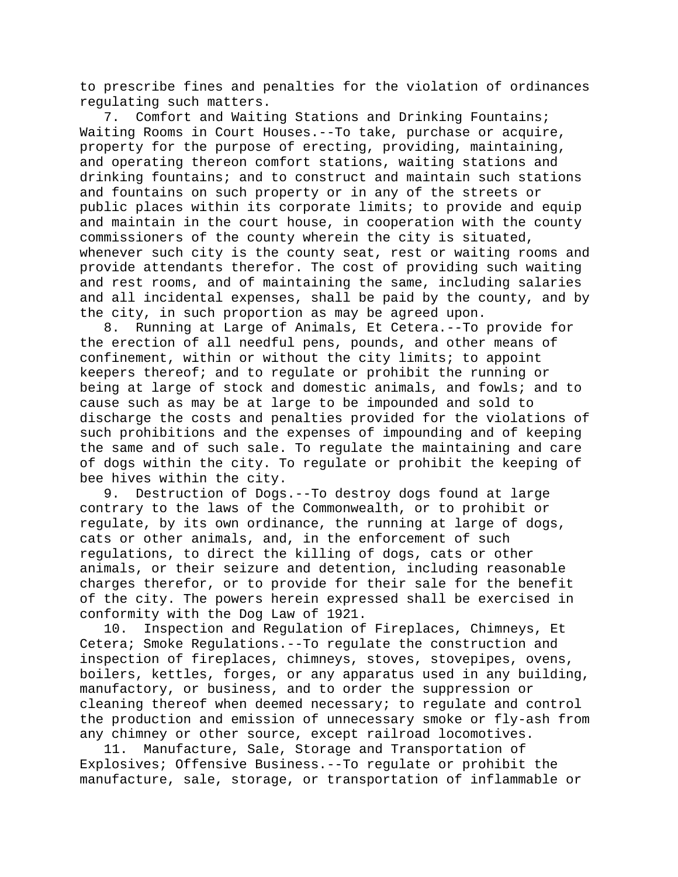to prescribe fines and penalties for the violation of ordinances regulating such matters.

7. Comfort and Waiting Stations and Drinking Fountains; Waiting Rooms in Court Houses.--To take, purchase or acquire, property for the purpose of erecting, providing, maintaining, and operating thereon comfort stations, waiting stations and drinking fountains; and to construct and maintain such stations and fountains on such property or in any of the streets or public places within its corporate limits; to provide and equip and maintain in the court house, in cooperation with the county commissioners of the county wherein the city is situated, whenever such city is the county seat, rest or waiting rooms and provide attendants therefor. The cost of providing such waiting and rest rooms, and of maintaining the same, including salaries and all incidental expenses, shall be paid by the county, and by the city, in such proportion as may be agreed upon.

8. Running at Large of Animals, Et Cetera.--To provide for the erection of all needful pens, pounds, and other means of confinement, within or without the city limits; to appoint keepers thereof; and to regulate or prohibit the running or being at large of stock and domestic animals, and fowls; and to cause such as may be at large to be impounded and sold to discharge the costs and penalties provided for the violations of such prohibitions and the expenses of impounding and of keeping the same and of such sale. To regulate the maintaining and care of dogs within the city. To regulate or prohibit the keeping of bee hives within the city.

9. Destruction of Dogs.--To destroy dogs found at large contrary to the laws of the Commonwealth, or to prohibit or regulate, by its own ordinance, the running at large of dogs, cats or other animals, and, in the enforcement of such regulations, to direct the killing of dogs, cats or other animals, or their seizure and detention, including reasonable charges therefor, or to provide for their sale for the benefit of the city. The powers herein expressed shall be exercised in conformity with the Dog Law of 1921.

10. Inspection and Regulation of Fireplaces, Chimneys, Et Cetera; Smoke Regulations.--To regulate the construction and inspection of fireplaces, chimneys, stoves, stovepipes, ovens, boilers, kettles, forges, or any apparatus used in any building, manufactory, or business, and to order the suppression or cleaning thereof when deemed necessary; to regulate and control the production and emission of unnecessary smoke or fly-ash from any chimney or other source, except railroad locomotives.

11. Manufacture, Sale, Storage and Transportation of Explosives; Offensive Business.--To regulate or prohibit the manufacture, sale, storage, or transportation of inflammable or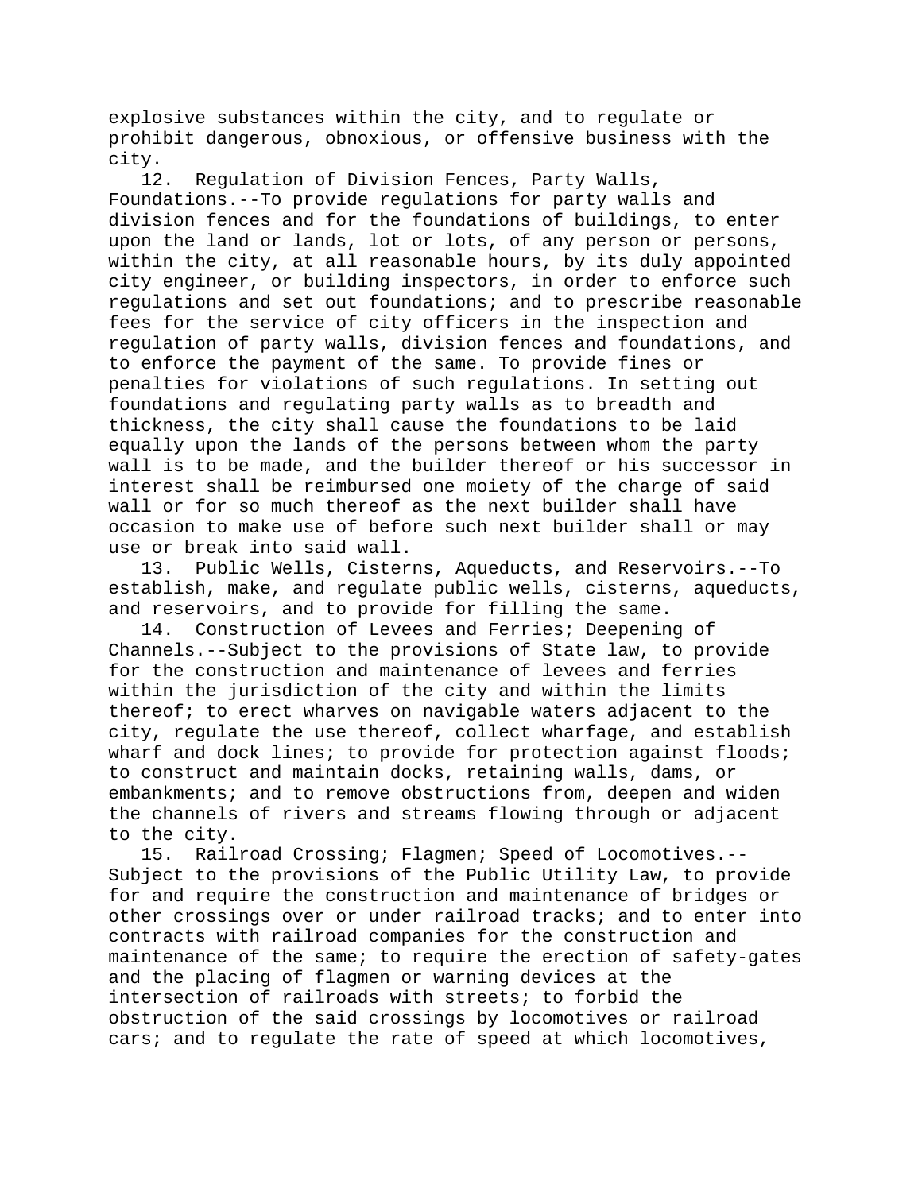explosive substances within the city, and to regulate or prohibit dangerous, obnoxious, or offensive business with the city.

12. Regulation of Division Fences, Party Walls, Foundations.--To provide regulations for party walls and division fences and for the foundations of buildings, to enter upon the land or lands, lot or lots, of any person or persons, within the city, at all reasonable hours, by its duly appointed city engineer, or building inspectors, in order to enforce such regulations and set out foundations; and to prescribe reasonable fees for the service of city officers in the inspection and regulation of party walls, division fences and foundations, and to enforce the payment of the same. To provide fines or penalties for violations of such regulations. In setting out foundations and regulating party walls as to breadth and thickness, the city shall cause the foundations to be laid equally upon the lands of the persons between whom the party wall is to be made, and the builder thereof or his successor in interest shall be reimbursed one moiety of the charge of said wall or for so much thereof as the next builder shall have occasion to make use of before such next builder shall or may use or break into said wall.

13. Public Wells, Cisterns, Aqueducts, and Reservoirs.--To establish, make, and regulate public wells, cisterns, aqueducts, and reservoirs, and to provide for filling the same.

14. Construction of Levees and Ferries; Deepening of Channels.--Subject to the provisions of State law, to provide for the construction and maintenance of levees and ferries within the jurisdiction of the city and within the limits thereof; to erect wharves on navigable waters adjacent to the city, regulate the use thereof, collect wharfage, and establish wharf and dock lines; to provide for protection against floods; to construct and maintain docks, retaining walls, dams, or embankments; and to remove obstructions from, deepen and widen the channels of rivers and streams flowing through or adjacent to the city.

15. Railroad Crossing; Flagmen; Speed of Locomotives.--Subject to the provisions of the Public Utility Law, to provide for and require the construction and maintenance of bridges or other crossings over or under railroad tracks; and to enter into contracts with railroad companies for the construction and maintenance of the same; to require the erection of safety-gates and the placing of flagmen or warning devices at the intersection of railroads with streets; to forbid the obstruction of the said crossings by locomotives or railroad cars; and to regulate the rate of speed at which locomotives,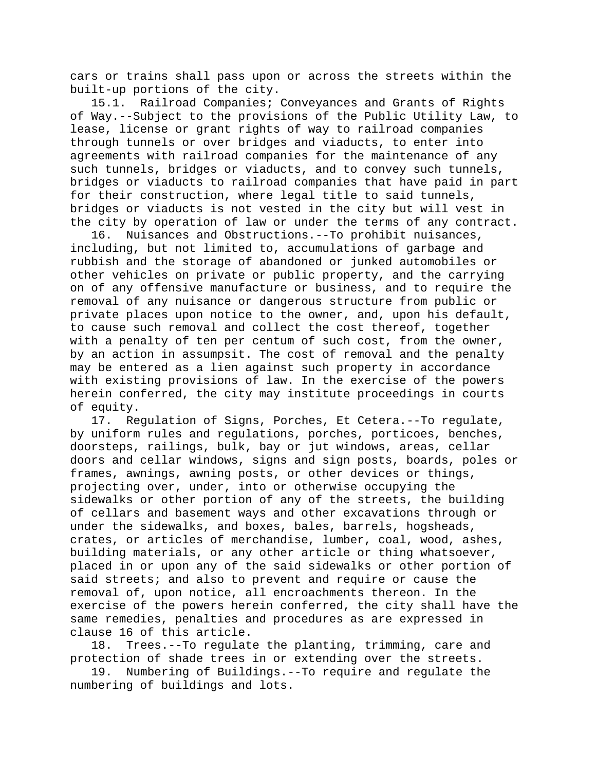cars or trains shall pass upon or across the streets within the built-up portions of the city.

15.1. Railroad Companies; Conveyances and Grants of Rights of Way.--Subject to the provisions of the Public Utility Law, to lease, license or grant rights of way to railroad companies through tunnels or over bridges and viaducts, to enter into agreements with railroad companies for the maintenance of any such tunnels, bridges or viaducts, and to convey such tunnels, bridges or viaducts to railroad companies that have paid in part for their construction, where legal title to said tunnels, bridges or viaducts is not vested in the city but will vest in the city by operation of law or under the terms of any contract.

16. Nuisances and Obstructions.--To prohibit nuisances, including, but not limited to, accumulations of garbage and rubbish and the storage of abandoned or junked automobiles or other vehicles on private or public property, and the carrying on of any offensive manufacture or business, and to require the removal of any nuisance or dangerous structure from public or private places upon notice to the owner, and, upon his default, to cause such removal and collect the cost thereof, together with a penalty of ten per centum of such cost, from the owner, by an action in assumpsit. The cost of removal and the penalty may be entered as a lien against such property in accordance with existing provisions of law. In the exercise of the powers herein conferred, the city may institute proceedings in courts of equity.

17. Regulation of Signs, Porches, Et Cetera.--To regulate, by uniform rules and regulations, porches, porticoes, benches, doorsteps, railings, bulk, bay or jut windows, areas, cellar doors and cellar windows, signs and sign posts, boards, poles or frames, awnings, awning posts, or other devices or things, projecting over, under, into or otherwise occupying the sidewalks or other portion of any of the streets, the building of cellars and basement ways and other excavations through or under the sidewalks, and boxes, bales, barrels, hogsheads, crates, or articles of merchandise, lumber, coal, wood, ashes, building materials, or any other article or thing whatsoever, placed in or upon any of the said sidewalks or other portion of said streets; and also to prevent and require or cause the removal of, upon notice, all encroachments thereon. In the exercise of the powers herein conferred, the city shall have the same remedies, penalties and procedures as are expressed in clause 16 of this article.

18. Trees.--To regulate the planting, trimming, care and protection of shade trees in or extending over the streets.

19. Numbering of Buildings.--To require and regulate the numbering of buildings and lots.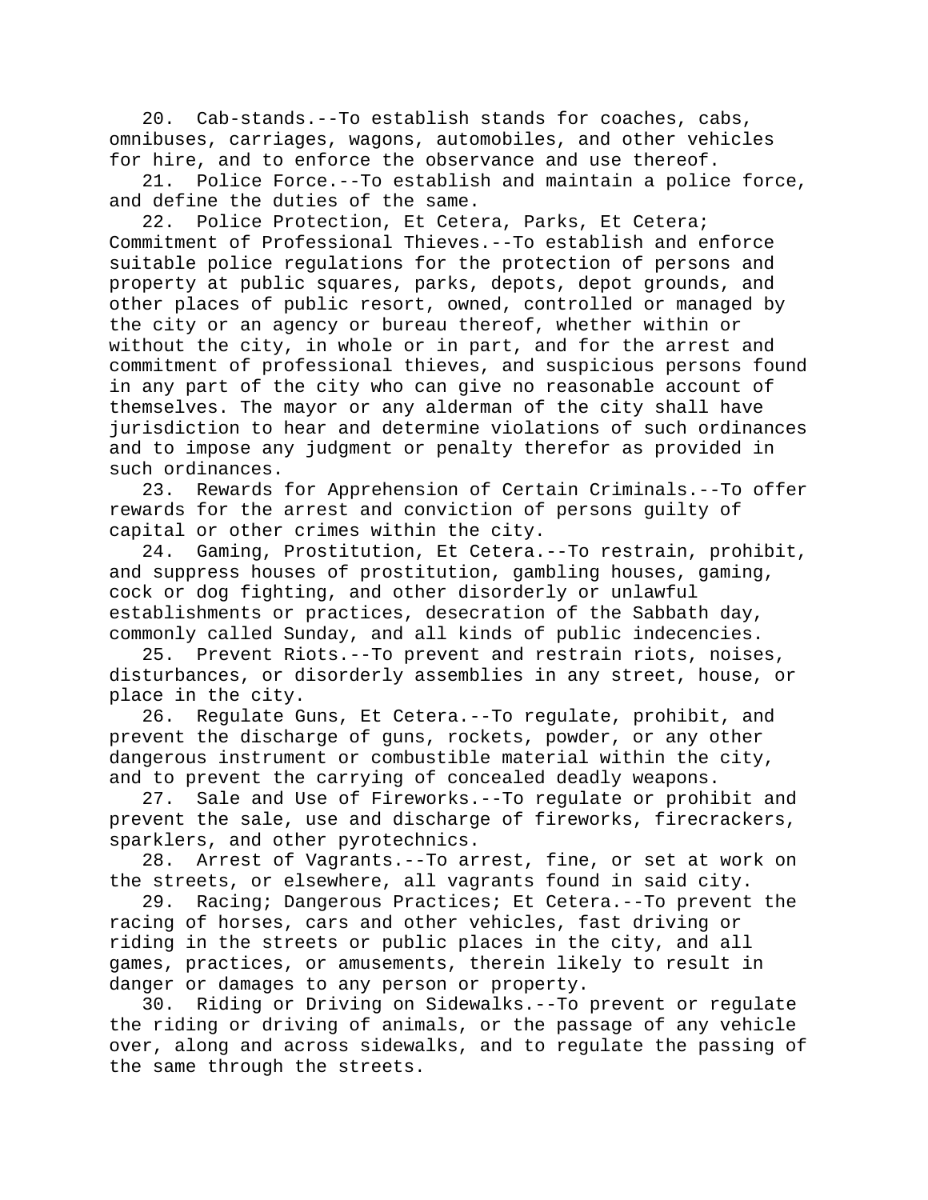20. Cab-stands.--To establish stands for coaches, cabs, omnibuses, carriages, wagons, automobiles, and other vehicles for hire, and to enforce the observance and use thereof.

21. Police Force.--To establish and maintain a police force, and define the duties of the same.

22. Police Protection, Et Cetera, Parks, Et Cetera; Commitment of Professional Thieves.--To establish and enforce suitable police regulations for the protection of persons and property at public squares, parks, depots, depot grounds, and other places of public resort, owned, controlled or managed by the city or an agency or bureau thereof, whether within or without the city, in whole or in part, and for the arrest and commitment of professional thieves, and suspicious persons found in any part of the city who can give no reasonable account of themselves. The mayor or any alderman of the city shall have jurisdiction to hear and determine violations of such ordinances and to impose any judgment or penalty therefor as provided in such ordinances.

23. Rewards for Apprehension of Certain Criminals.--To offer rewards for the arrest and conviction of persons guilty of capital or other crimes within the city.

24. Gaming, Prostitution, Et Cetera.--To restrain, prohibit, and suppress houses of prostitution, gambling houses, gaming, cock or dog fighting, and other disorderly or unlawful establishments or practices, desecration of the Sabbath day, commonly called Sunday, and all kinds of public indecencies.

25. Prevent Riots.--To prevent and restrain riots, noises, disturbances, or disorderly assemblies in any street, house, or place in the city.

26. Regulate Guns, Et Cetera.--To regulate, prohibit, and prevent the discharge of guns, rockets, powder, or any other dangerous instrument or combustible material within the city, and to prevent the carrying of concealed deadly weapons.

27. Sale and Use of Fireworks.--To regulate or prohibit and prevent the sale, use and discharge of fireworks, firecrackers, sparklers, and other pyrotechnics.

28. Arrest of Vagrants.--To arrest, fine, or set at work on the streets, or elsewhere, all vagrants found in said city.

29. Racing; Dangerous Practices; Et Cetera.--To prevent the racing of horses, cars and other vehicles, fast driving or riding in the streets or public places in the city, and all games, practices, or amusements, therein likely to result in danger or damages to any person or property.

30. Riding or Driving on Sidewalks.--To prevent or regulate the riding or driving of animals, or the passage of any vehicle over, along and across sidewalks, and to regulate the passing of the same through the streets.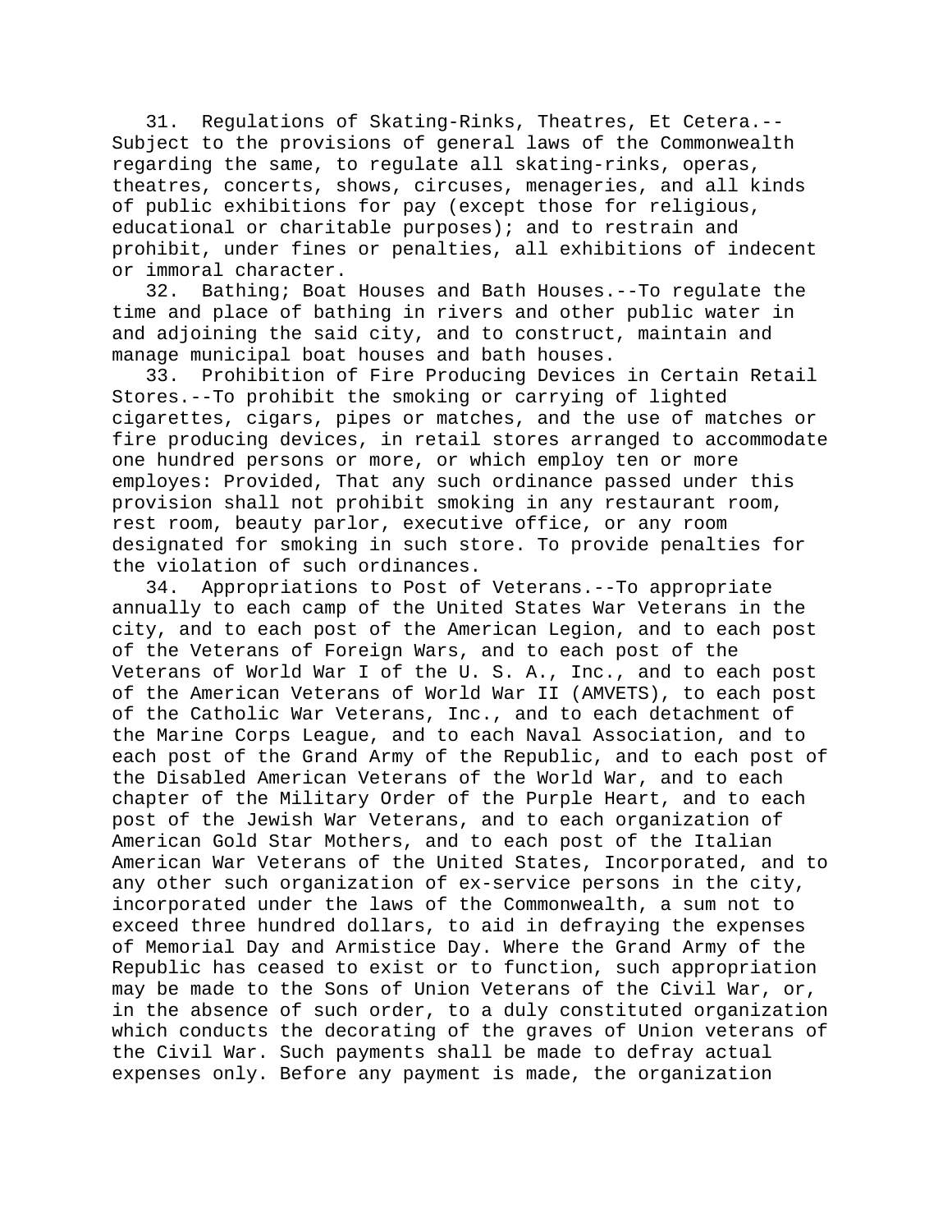31. Regulations of Skating-Rinks, Theatres, Et Cetera.--Subject to the provisions of general laws of the Commonwealth regarding the same, to regulate all skating-rinks, operas, theatres, concerts, shows, circuses, menageries, and all kinds of public exhibitions for pay (except those for religious, educational or charitable purposes); and to restrain and prohibit, under fines or penalties, all exhibitions of indecent or immoral character.

32. Bathing; Boat Houses and Bath Houses.--To regulate the time and place of bathing in rivers and other public water in and adjoining the said city, and to construct, maintain and manage municipal boat houses and bath houses.

33. Prohibition of Fire Producing Devices in Certain Retail Stores.--To prohibit the smoking or carrying of lighted cigarettes, cigars, pipes or matches, and the use of matches or fire producing devices, in retail stores arranged to accommodate one hundred persons or more, or which employ ten or more employes: Provided, That any such ordinance passed under this provision shall not prohibit smoking in any restaurant room, rest room, beauty parlor, executive office, or any room designated for smoking in such store. To provide penalties for the violation of such ordinances.

34. Appropriations to Post of Veterans.--To appropriate annually to each camp of the United States War Veterans in the city, and to each post of the American Legion, and to each post of the Veterans of Foreign Wars, and to each post of the Veterans of World War I of the U. S. A., Inc., and to each post of the American Veterans of World War II (AMVETS), to each post of the Catholic War Veterans, Inc., and to each detachment of the Marine Corps League, and to each Naval Association, and to each post of the Grand Army of the Republic, and to each post of the Disabled American Veterans of the World War, and to each chapter of the Military Order of the Purple Heart, and to each post of the Jewish War Veterans, and to each organization of American Gold Star Mothers, and to each post of the Italian American War Veterans of the United States, Incorporated, and to any other such organization of ex-service persons in the city, incorporated under the laws of the Commonwealth, a sum not to exceed three hundred dollars, to aid in defraying the expenses of Memorial Day and Armistice Day. Where the Grand Army of the Republic has ceased to exist or to function, such appropriation may be made to the Sons of Union Veterans of the Civil War, or, in the absence of such order, to a duly constituted organization which conducts the decorating of the graves of Union veterans of the Civil War. Such payments shall be made to defray actual expenses only. Before any payment is made, the organization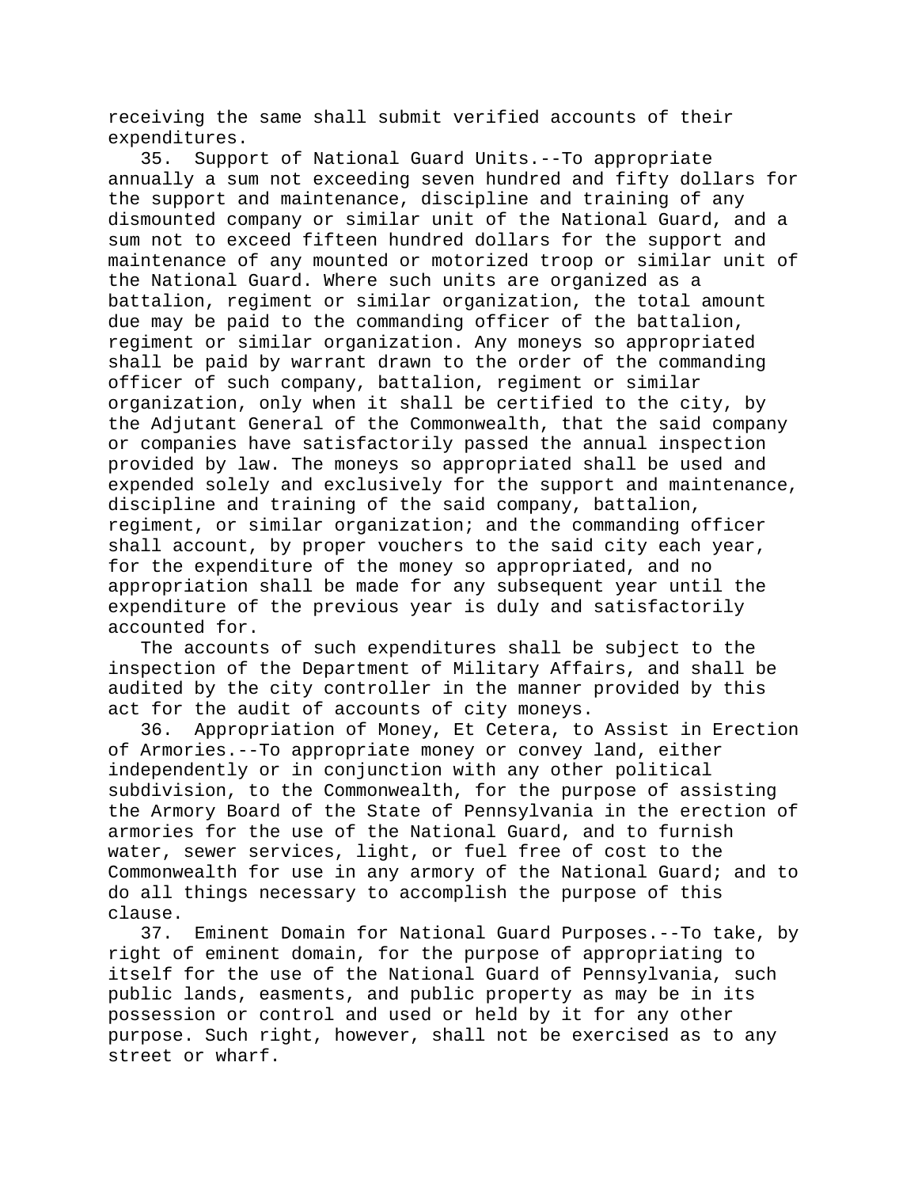receiving the same shall submit verified accounts of their expenditures.

35. Support of National Guard Units.--To appropriate annually a sum not exceeding seven hundred and fifty dollars for the support and maintenance, discipline and training of any dismounted company or similar unit of the National Guard, and a sum not to exceed fifteen hundred dollars for the support and maintenance of any mounted or motorized troop or similar unit of the National Guard. Where such units are organized as a battalion, regiment or similar organization, the total amount due may be paid to the commanding officer of the battalion, regiment or similar organization. Any moneys so appropriated shall be paid by warrant drawn to the order of the commanding officer of such company, battalion, regiment or similar organization, only when it shall be certified to the city, by the Adjutant General of the Commonwealth, that the said company or companies have satisfactorily passed the annual inspection provided by law. The moneys so appropriated shall be used and expended solely and exclusively for the support and maintenance, discipline and training of the said company, battalion, regiment, or similar organization; and the commanding officer shall account, by proper vouchers to the said city each year, for the expenditure of the money so appropriated, and no appropriation shall be made for any subsequent year until the expenditure of the previous year is duly and satisfactorily accounted for.

The accounts of such expenditures shall be subject to the inspection of the Department of Military Affairs, and shall be audited by the city controller in the manner provided by this act for the audit of accounts of city moneys.

36. Appropriation of Money, Et Cetera, to Assist in Erection of Armories.--To appropriate money or convey land, either independently or in conjunction with any other political subdivision, to the Commonwealth, for the purpose of assisting the Armory Board of the State of Pennsylvania in the erection of armories for the use of the National Guard, and to furnish water, sewer services, light, or fuel free of cost to the Commonwealth for use in any armory of the National Guard; and to do all things necessary to accomplish the purpose of this clause.

37. Eminent Domain for National Guard Purposes.--To take, by right of eminent domain, for the purpose of appropriating to itself for the use of the National Guard of Pennsylvania, such public lands, easments, and public property as may be in its possession or control and used or held by it for any other purpose. Such right, however, shall not be exercised as to any street or wharf.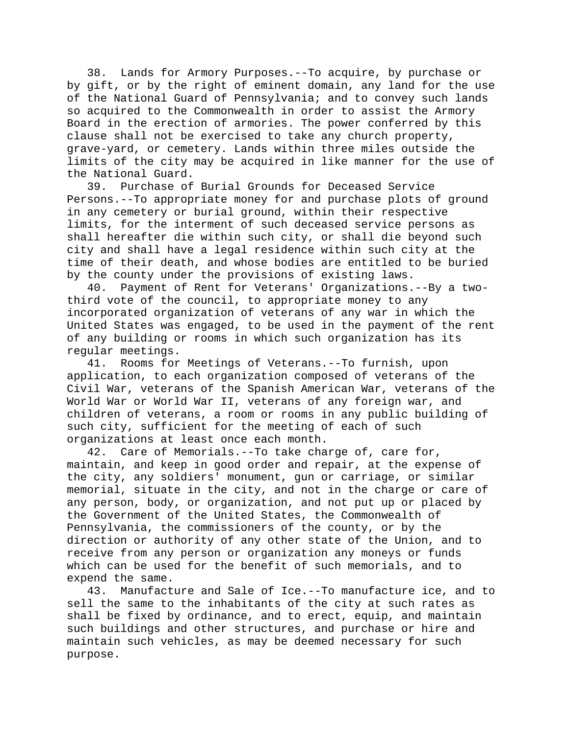38. Lands for Armory Purposes.--To acquire, by purchase or by gift, or by the right of eminent domain, any land for the use of the National Guard of Pennsylvania; and to convey such lands so acquired to the Commonwealth in order to assist the Armory Board in the erection of armories. The power conferred by this clause shall not be exercised to take any church property, grave-yard, or cemetery. Lands within three miles outside the limits of the city may be acquired in like manner for the use of the National Guard.

39. Purchase of Burial Grounds for Deceased Service Persons.--To appropriate money for and purchase plots of ground in any cemetery or burial ground, within their respective limits, for the interment of such deceased service persons as shall hereafter die within such city, or shall die beyond such city and shall have a legal residence within such city at the time of their death, and whose bodies are entitled to be buried by the county under the provisions of existing laws.

40. Payment of Rent for Veterans' Organizations.--By a two-third vote of the council, to appropriate money to any incorporated organization of veterans of any war in which the United States was engaged, to be used in the payment of the rent of any building or rooms in which such organization has its regular meetings.

41. Rooms for Meetings of Veterans.--To furnish, upon application, to each organization composed of veterans of the Civil War, veterans of the Spanish American War, veterans of the World War or World War II, veterans of any foreign war, and children of veterans, a room or rooms in any public building of such city, sufficient for the meeting of each of such organizations at least once each month.

42. Care of Memorials.--To take charge of, care for, maintain, and keep in good order and repair, at the expense of the city, any soldiers' monument, gun or carriage, or similar memorial, situate in the city, and not in the charge or care of any person, body, or organization, and not put up or placed by the Government of the United States, the Commonwealth of Pennsylvania, the commissioners of the county, or by the direction or authority of any other state of the Union, and to receive from any person or organization any moneys or funds which can be used for the benefit of such memorials, and to expend the same.

43. Manufacture and Sale of Ice.--To manufacture ice, and to sell the same to the inhabitants of the city at such rates as shall be fixed by ordinance, and to erect, equip, and maintain such buildings and other structures, and purchase or hire and maintain such vehicles, as may be deemed necessary for such purpose.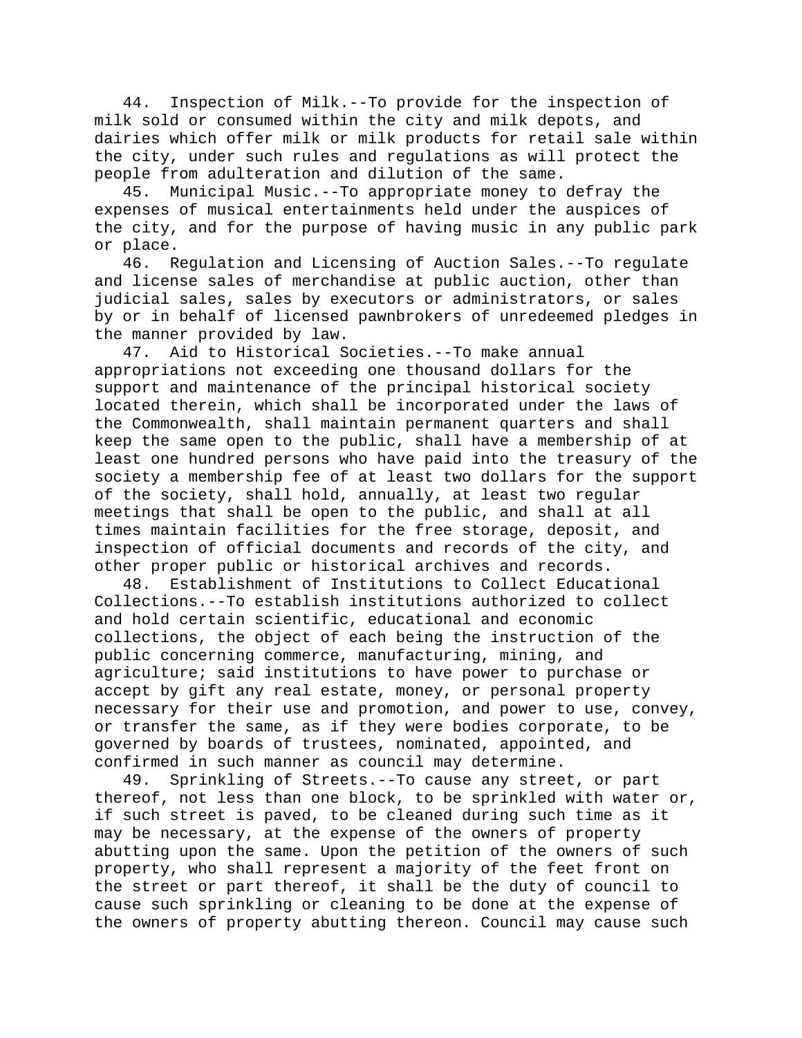44. Inspection of Milk.--To provide for the inspection of milk sold or consumed within the city and milk depots, and dairies which offer milk or milk products for retail sale within the city, under such rules and regulations as will protect the people from adulteration and dilution of the same.

45. Municipal Music.--To appropriate money to defray the expenses of musical entertainments held under the auspices of the city, and for the purpose of having music in any public park or place.

46. Regulation and Licensing of Auction Sales.--To regulate and license sales of merchandise at public auction, other than judicial sales, sales by executors or administrators, or sales by or in behalf of licensed pawnbrokers of unredeemed pledges in the manner provided by law.

47. Aid to Historical Societies.--To make annual appropriations not exceeding one thousand dollars for the support and maintenance of the principal historical society located therein, which shall be incorporated under the laws of the Commonwealth, shall maintain permanent quarters and shall keep the same open to the public, shall have a membership of at least one hundred persons who have paid into the treasury of the society a membership fee of at least two dollars for the support of the society, shall hold, annually, at least two regular meetings that shall be open to the public, and shall at all times maintain facilities for the free storage, deposit, and inspection of official documents and records of the city, and other proper public or historical archives and records.

48. Establishment of Institutions to Collect Educational Collections.--To establish institutions authorized to collect and hold certain scientific, educational and economic collections, the object of each being the instruction of the public concerning commerce, manufacturing, mining, and agriculture; said institutions to have power to purchase or accept by gift any real estate, money, or personal property necessary for their use and promotion, and power to use, convey, or transfer the same, as if they were bodies corporate, to be governed by boards of trustees, nominated, appointed, and confirmed in such manner as council may determine.

49. Sprinkling of Streets.--To cause any street, or part thereof, not less than one block, to be sprinkled with water or, if such street is paved, to be cleaned during such time as it may be necessary, at the expense of the owners of property abutting upon the same. Upon the petition of the owners of such property, who shall represent a majority of the feet front on the street or part thereof, it shall be the duty of council to cause such sprinkling or cleaning to be done at the expense of the owners of property abutting thereon. Council may cause such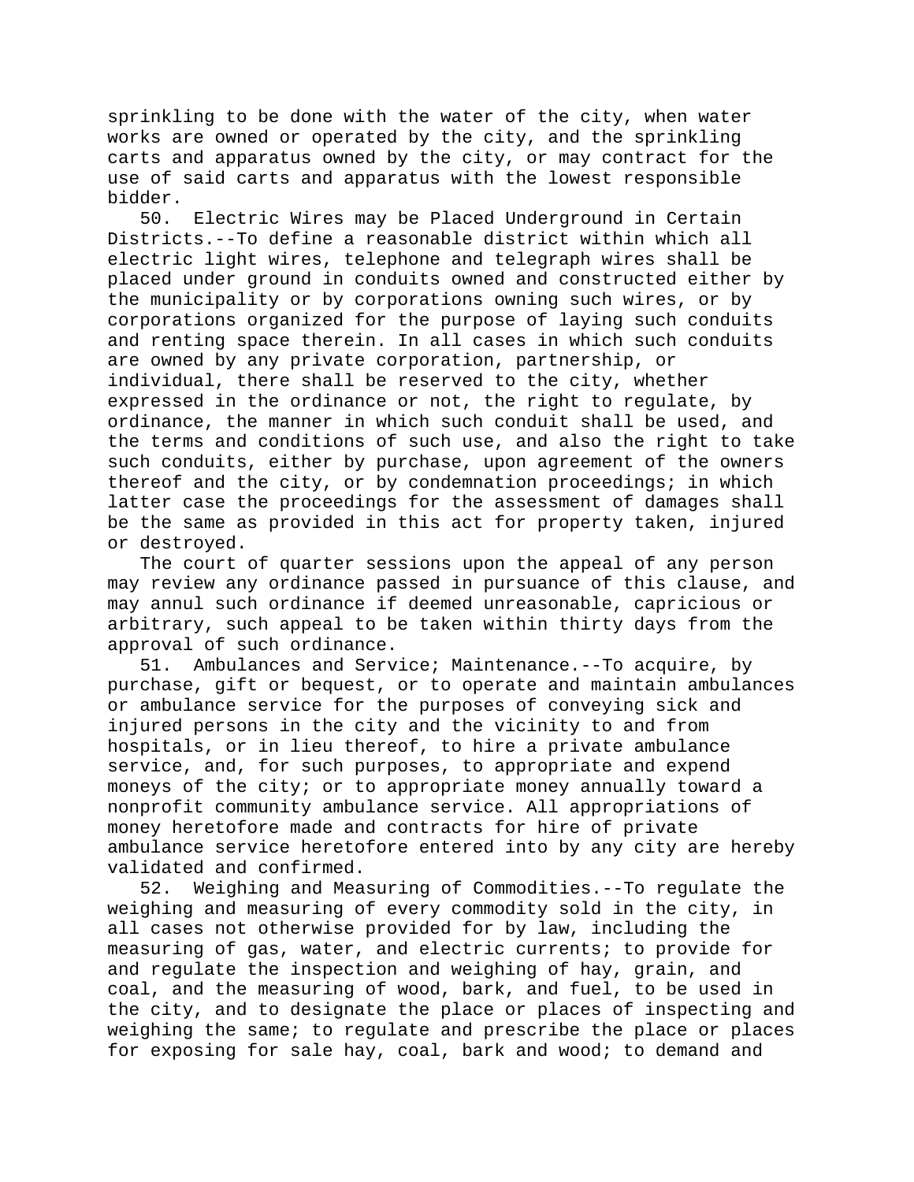sprinkling to be done with the water of the city, when water works are owned or operated by the city, and the sprinkling carts and apparatus owned by the city, or may contract for the use of said carts and apparatus with the lowest responsible bidder.

50. Electric Wires may be Placed Underground in Certain Districts.--To define a reasonable district within which all electric light wires, telephone and telegraph wires shall be placed under ground in conduits owned and constructed either by the municipality or by corporations owning such wires, or by corporations organized for the purpose of laying such conduits and renting space therein. In all cases in which such conduits are owned by any private corporation, partnership, or individual, there shall be reserved to the city, whether expressed in the ordinance or not, the right to regulate, by ordinance, the manner in which such conduit shall be used, and the terms and conditions of such use, and also the right to take such conduits, either by purchase, upon agreement of the owners thereof and the city, or by condemnation proceedings; in which latter case the proceedings for the assessment of damages shall be the same as provided in this act for property taken, injured or destroyed.

The court of quarter sessions upon the appeal of any person may review any ordinance passed in pursuance of this clause, and may annul such ordinance if deemed unreasonable, capricious or arbitrary, such appeal to be taken within thirty days from the approval of such ordinance.

51. Ambulances and Service; Maintenance.--To acquire, by purchase, gift or bequest, or to operate and maintain ambulances or ambulance service for the purposes of conveying sick and injured persons in the city and the vicinity to and from hospitals, or in lieu thereof, to hire a private ambulance service, and, for such purposes, to appropriate and expend moneys of the city; or to appropriate money annually toward a nonprofit community ambulance service. All appropriations of money heretofore made and contracts for hire of private ambulance service heretofore entered into by any city are hereby validated and confirmed.

52. Weighing and Measuring of Commodities.--To regulate the weighing and measuring of every commodity sold in the city, in all cases not otherwise provided for by law, including the measuring of gas, water, and electric currents; to provide for and regulate the inspection and weighing of hay, grain, and coal, and the measuring of wood, bark, and fuel, to be used in the city, and to designate the place or places of inspecting and weighing the same; to regulate and prescribe the place or places for exposing for sale hay, coal, bark and wood; to demand and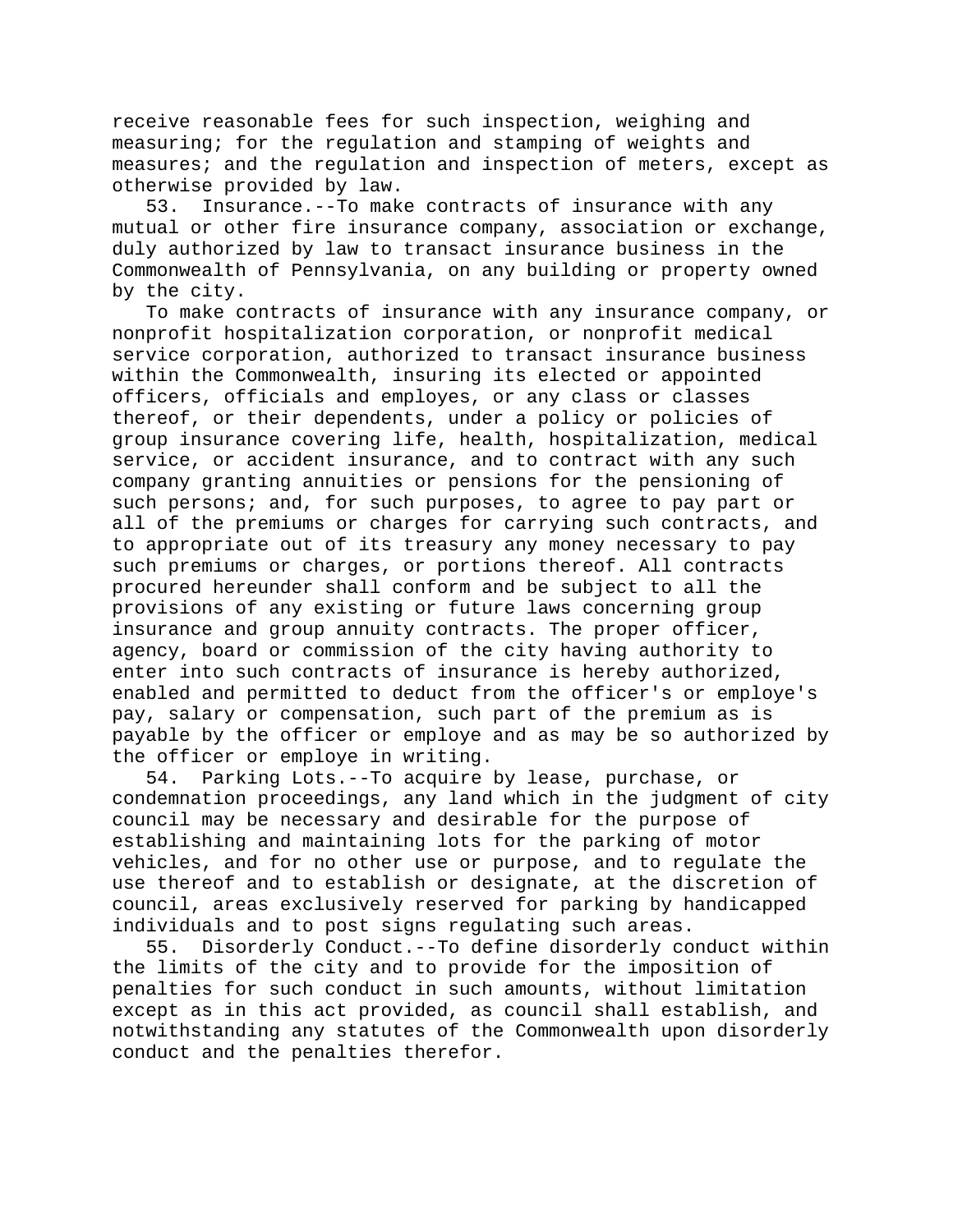receive reasonable fees for such inspection, weighing and measuring; for the regulation and stamping of weights and measures; and the regulation and inspection of meters, except as otherwise provided by law.

53. Insurance.--To make contracts of insurance with any mutual or other fire insurance company, association or exchange, duly authorized by law to transact insurance business in the Commonwealth of Pennsylvania, on any building or property owned by the city.

To make contracts of insurance with any insurance company, or nonprofit hospitalization corporation, or nonprofit medical service corporation, authorized to transact insurance business within the Commonwealth, insuring its elected or appointed officers, officials and employes, or any class or classes thereof, or their dependents, under a policy or policies of group insurance covering life, health, hospitalization, medical service, or accident insurance, and to contract with any such company granting annuities or pensions for the pensioning of such persons; and, for such purposes, to agree to pay part or all of the premiums or charges for carrying such contracts, and to appropriate out of its treasury any money necessary to pay such premiums or charges, or portions thereof. All contracts procured hereunder shall conform and be subject to all the provisions of any existing or future laws concerning group insurance and group annuity contracts. The proper officer, agency, board or commission of the city having authority to enter into such contracts of insurance is hereby authorized, enabled and permitted to deduct from the officer's or employe's pay, salary or compensation, such part of the premium as is payable by the officer or employe and as may be so authorized by the officer or employe in writing.

54. Parking Lots.--To acquire by lease, purchase, or condemnation proceedings, any land which in the judgment of city council may be necessary and desirable for the purpose of establishing and maintaining lots for the parking of motor vehicles, and for no other use or purpose, and to regulate the use thereof and to establish or designate, at the discretion of council, areas exclusively reserved for parking by handicapped individuals and to post signs regulating such areas.

55. Disorderly Conduct.--To define disorderly conduct within the limits of the city and to provide for the imposition of penalties for such conduct in such amounts, without limitation except as in this act provided, as council shall establish, and notwithstanding any statutes of the Commonwealth upon disorderly conduct and the penalties therefor.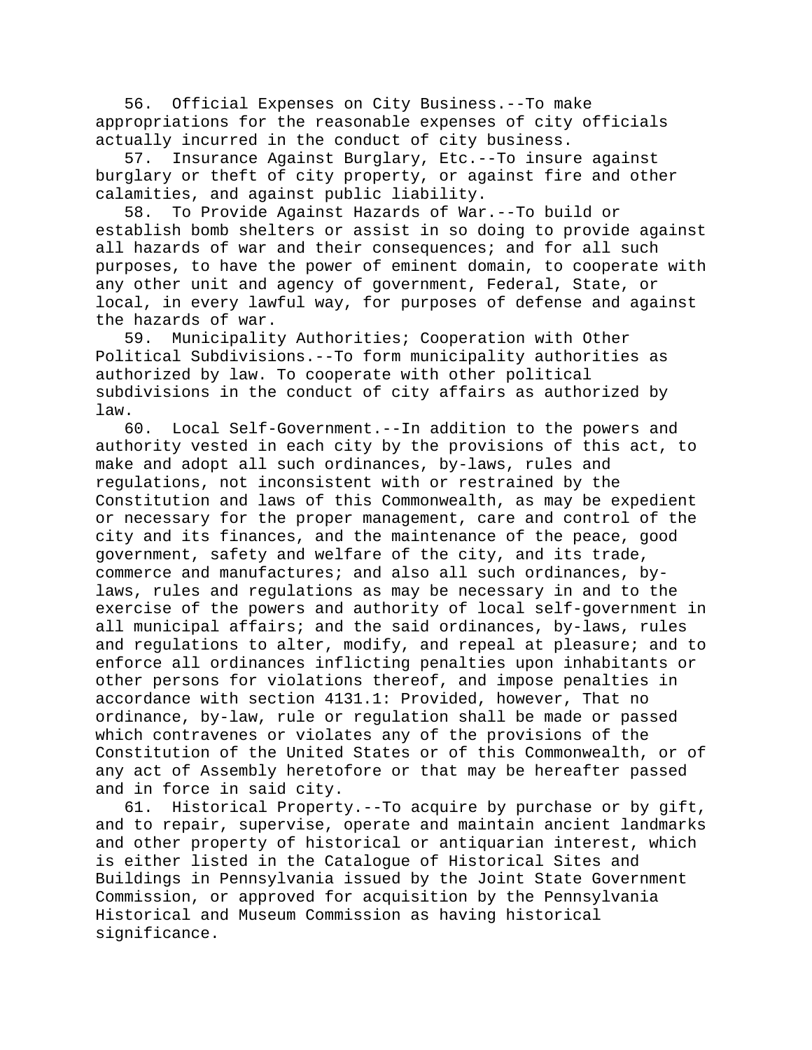56. Official Expenses on City Business.--To make appropriations for the reasonable expenses of city officials actually incurred in the conduct of city business.

57. Insurance Against Burglary, Etc.--To insure against burglary or theft of city property, or against fire and other calamities, and against public liability.

58. To Provide Against Hazards of War.--To build or establish bomb shelters or assist in so doing to provide against all hazards of war and their consequences; and for all such purposes, to have the power of eminent domain, to cooperate with any other unit and agency of government, Federal, State, or local, in every lawful way, for purposes of defense and against the hazards of war.

59. Municipality Authorities; Cooperation with Other Political Subdivisions.--To form municipality authorities as authorized by law. To cooperate with other political subdivisions in the conduct of city affairs as authorized by law.

60. Local Self-Government.--In addition to the powers and authority vested in each city by the provisions of this act, to make and adopt all such ordinances, by-laws, rules and regulations, not inconsistent with or restrained by the Constitution and laws of this Commonwealth, as may be expedient or necessary for the proper management, care and control of the city and its finances, and the maintenance of the peace, good government, safety and welfare of the city, and its trade, commerce and manufactures; and also all such ordinances, by-laws, rules and regulations as may be necessary in and to the exercise of the powers and authority of local self-government in all municipal affairs; and the said ordinances, by-laws, rules and regulations to alter, modify, and repeal at pleasure; and to enforce all ordinances inflicting penalties upon inhabitants or other persons for violations thereof, and impose penalties in accordance with section 4131.1: Provided, however, That no ordinance, by-law, rule or regulation shall be made or passed which contravenes or violates any of the provisions of the Constitution of the United States or of this Commonwealth, or of any act of Assembly heretofore or that may be hereafter passed and in force in said city.

61. Historical Property.--To acquire by purchase or by gift, and to repair, supervise, operate and maintain ancient landmarks and other property of historical or antiquarian interest, which is either listed in the Catalogue of Historical Sites and Buildings in Pennsylvania issued by the Joint State Government Commission, or approved for acquisition by the Pennsylvania Historical and Museum Commission as having historical significance.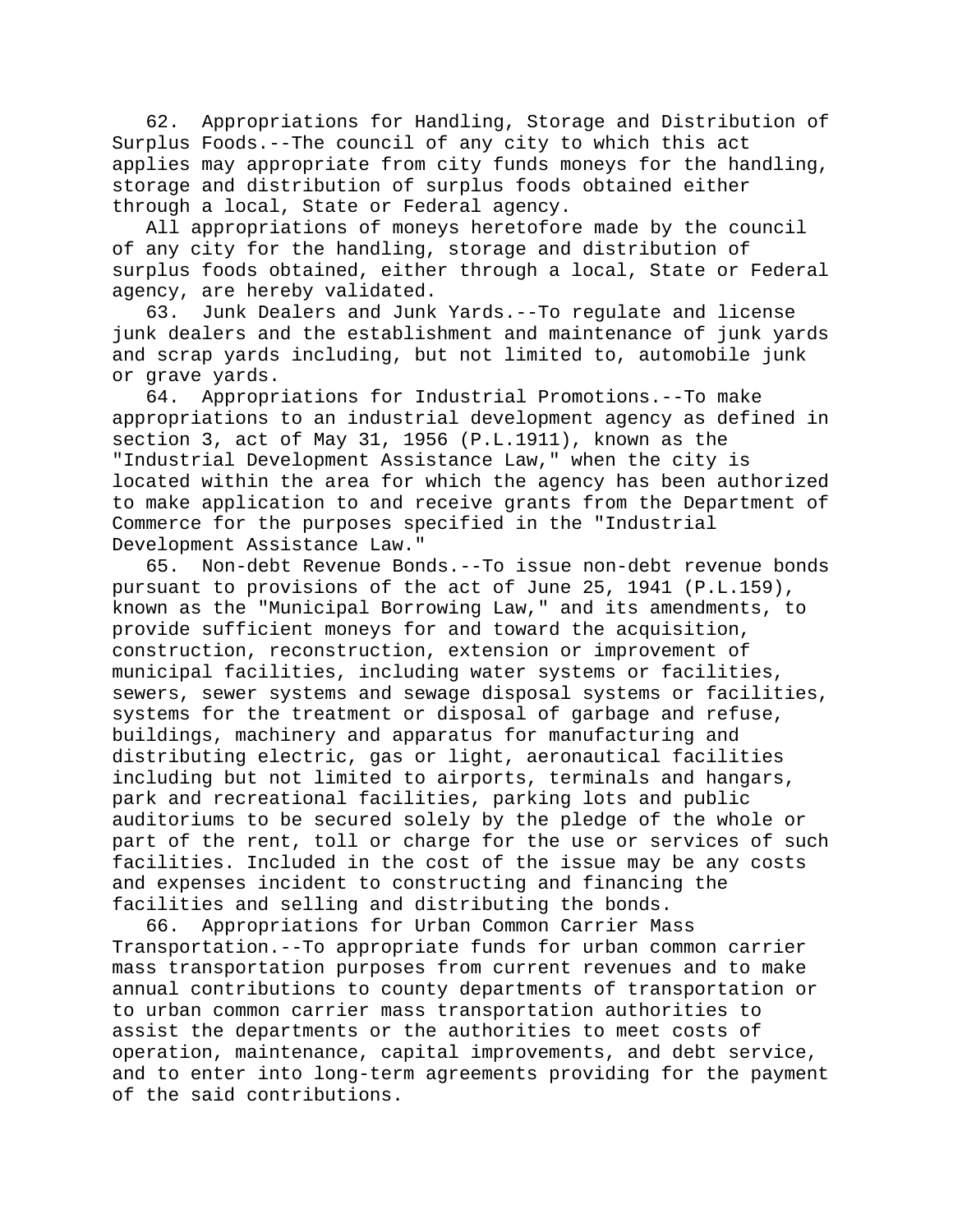62. Appropriations for Handling, Storage and Distribution of Surplus Foods.--The council of any city to which this act applies may appropriate from city funds moneys for the handling, storage and distribution of surplus foods obtained either through a local, State or Federal agency.

All appropriations of moneys heretofore made by the council of any city for the handling, storage and distribution of surplus foods obtained, either through a local, State or Federal agency, are hereby validated.

63. Junk Dealers and Junk Yards.--To regulate and license junk dealers and the establishment and maintenance of junk yards and scrap yards including, but not limited to, automobile junk or grave yards.

64. Appropriations for Industrial Promotions.--To make appropriations to an industrial development agency as defined in section 3, act of May 31, 1956 (P.L.1911), known as the "Industrial Development Assistance Law," when the city is located within the area for which the agency has been authorized to make application to and receive grants from the Department of Commerce for the purposes specified in the "Industrial Development Assistance Law."

65. Non-debt Revenue Bonds.--To issue non-debt revenue bonds pursuant to provisions of the act of June 25, 1941 (P.L.159), known as the "Municipal Borrowing Law," and its amendments, to provide sufficient moneys for and toward the acquisition, construction, reconstruction, extension or improvement of municipal facilities, including water systems or facilities, sewers, sewer systems and sewage disposal systems or facilities, systems for the treatment or disposal of garbage and refuse, buildings, machinery and apparatus for manufacturing and distributing electric, gas or light, aeronautical facilities including but not limited to airports, terminals and hangars, park and recreational facilities, parking lots and public auditoriums to be secured solely by the pledge of the whole or part of the rent, toll or charge for the use or services of such facilities. Included in the cost of the issue may be any costs and expenses incident to constructing and financing the facilities and selling and distributing the bonds.

66. Appropriations for Urban Common Carrier Mass Transportation.--To appropriate funds for urban common carrier mass transportation purposes from current revenues and to make annual contributions to county departments of transportation or to urban common carrier mass transportation authorities to assist the departments or the authorities to meet costs of operation, maintenance, capital improvements, and debt service, and to enter into long-term agreements providing for the payment of the said contributions.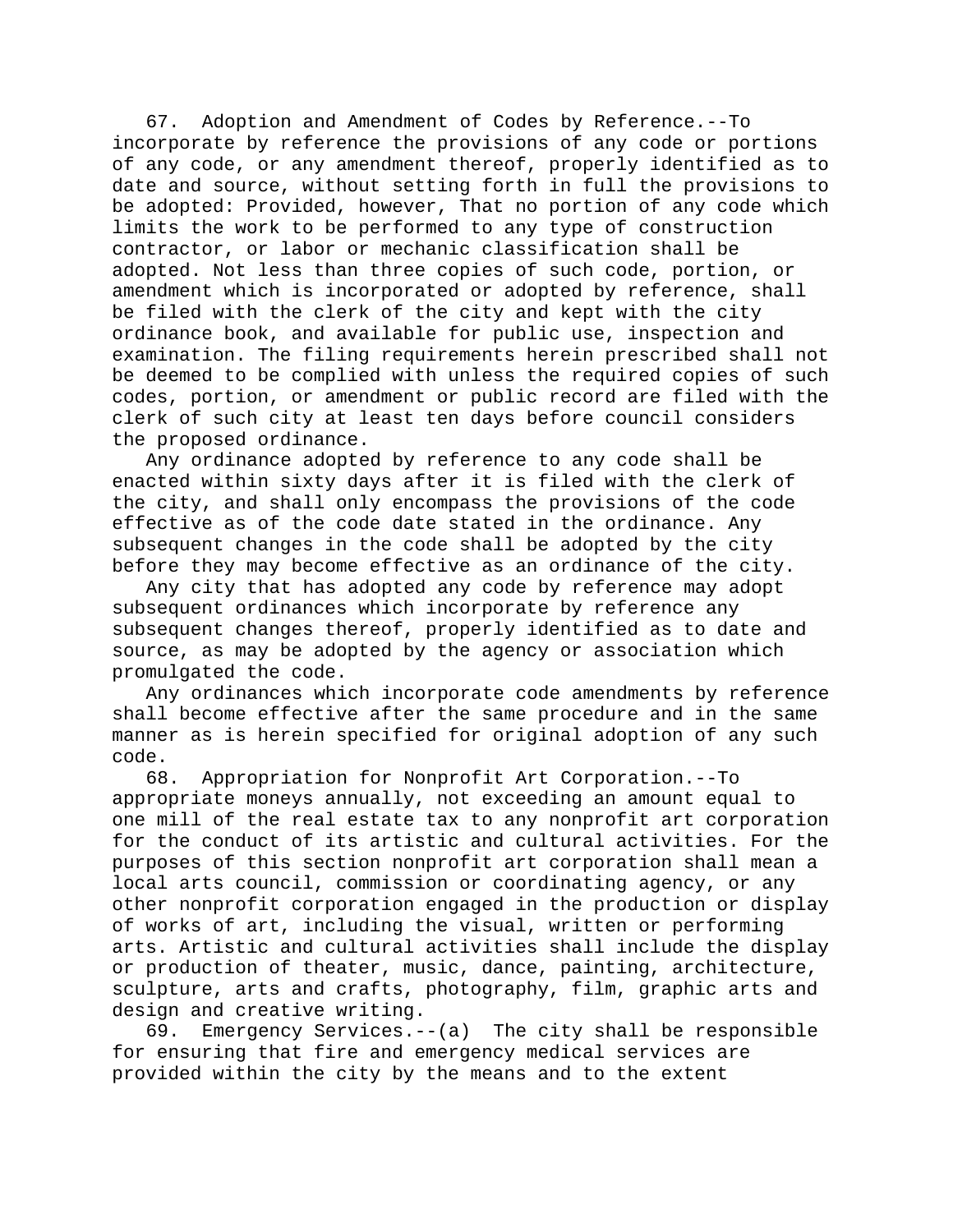67. Adoption and Amendment of Codes by Reference.--To incorporate by reference the provisions of any code or portions of any code, or any amendment thereof, properly identified as to date and source, without setting forth in full the provisions to be adopted: Provided, however, That no portion of any code which limits the work to be performed to any type of construction contractor, or labor or mechanic classification shall be adopted. Not less than three copies of such code, portion, or amendment which is incorporated or adopted by reference, shall be filed with the clerk of the city and kept with the city ordinance book, and available for public use, inspection and examination. The filing requirements herein prescribed shall not be deemed to be complied with unless the required copies of such codes, portion, or amendment or public record are filed with the clerk of such city at least ten days before council considers the proposed ordinance.

Any ordinance adopted by reference to any code shall be enacted within sixty days after it is filed with the clerk of the city, and shall only encompass the provisions of the code effective as of the code date stated in the ordinance. Any subsequent changes in the code shall be adopted by the city before they may become effective as an ordinance of the city.

Any city that has adopted any code by reference may adopt subsequent ordinances which incorporate by reference any subsequent changes thereof, properly identified as to date and source, as may be adopted by the agency or association which promulgated the code.

Any ordinances which incorporate code amendments by reference shall become effective after the same procedure and in the same manner as is herein specified for original adoption of any such code.

68. Appropriation for Nonprofit Art Corporation.--To appropriate moneys annually, not exceeding an amount equal to one mill of the real estate tax to any nonprofit art corporation for the conduct of its artistic and cultural activities. For the purposes of this section nonprofit art corporation shall mean a local arts council, commission or coordinating agency, or any other nonprofit corporation engaged in the production or display of works of art, including the visual, written or performing arts. Artistic and cultural activities shall include the display or production of theater, music, dance, painting, architecture, sculpture, arts and crafts, photography, film, graphic arts and design and creative writing.

69. Emergency Services.--(a) The city shall be responsible for ensuring that fire and emergency medical services are provided within the city by the means and to the extent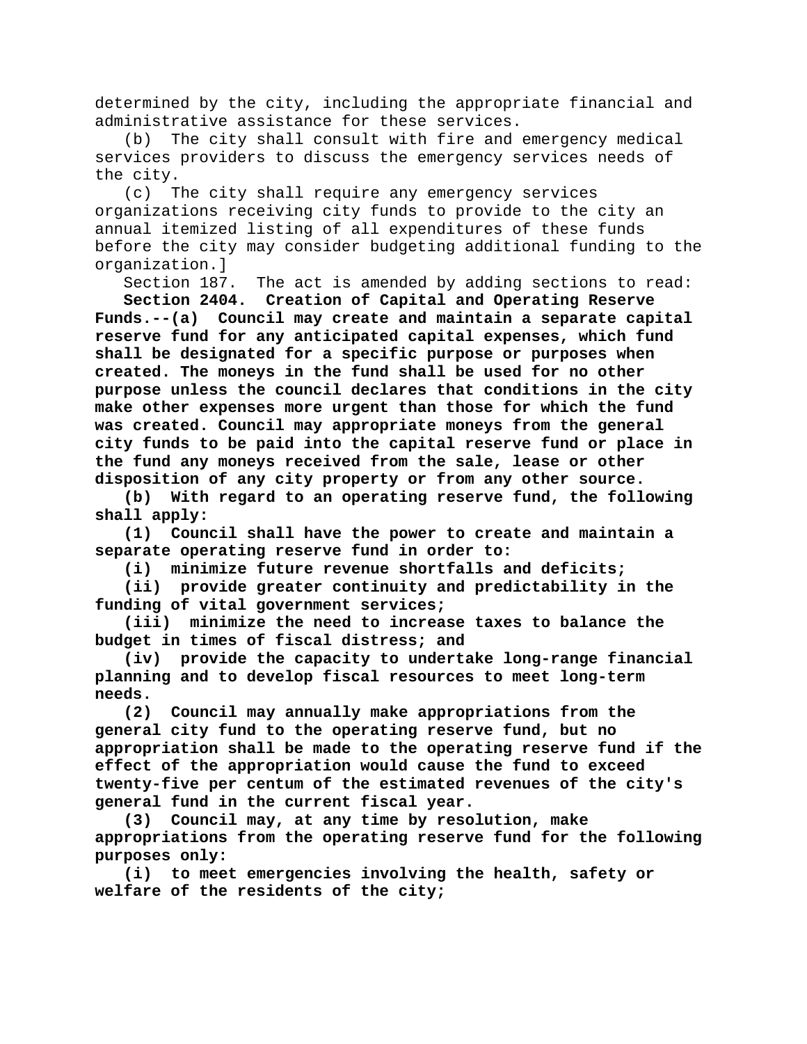determined by the city, including the appropriate financial and administrative assistance for these services.

(b) The city shall consult with fire and emergency medical services providers to discuss the emergency services needs of the city.

(c) The city shall require any emergency services organizations receiving city funds to provide to the city an annual itemized listing of all expenditures of these funds before the city may consider budgeting additional funding to the organization.]

Section 187. The act is amended by adding sections to read:

**Section 2404. Creation of Capital and Operating Reserve Funds.--(a) Council may create and maintain a separate capital reserve fund for any anticipated capital expenses, which fund shall be designated for a specific purpose or purposes when created. The moneys in the fund shall be used for no other purpose unless the council declares that conditions in the city make other expenses more urgent than those for which the fund was created. Council may appropriate moneys from the general city funds to be paid into the capital reserve fund or place in the fund any moneys received from the sale, lease or other disposition of any city property or from any other source.**

**(b) With regard to an operating reserve fund, the following shall apply:**

**(1) Council shall have the power to create and maintain a separate operating reserve fund in order to:**

**(i) minimize future revenue shortfalls and deficits;**

**(ii) provide greater continuity and predictability in the funding of vital government services;**

**(iii) minimize the need to increase taxes to balance the budget in times of fiscal distress; and**

**(iv) provide the capacity to undertake long-range financial planning and to develop fiscal resources to meet long-term needs.**

**(2) Council may annually make appropriations from the general city fund to the operating reserve fund, but no appropriation shall be made to the operating reserve fund if the effect of the appropriation would cause the fund to exceed twenty-five per centum of the estimated revenues of the city's general fund in the current fiscal year.**

**(3) Council may, at any time by resolution, make appropriations from the operating reserve fund for the following purposes only:**

**(i) to meet emergencies involving the health, safety or welfare of the residents of the city;**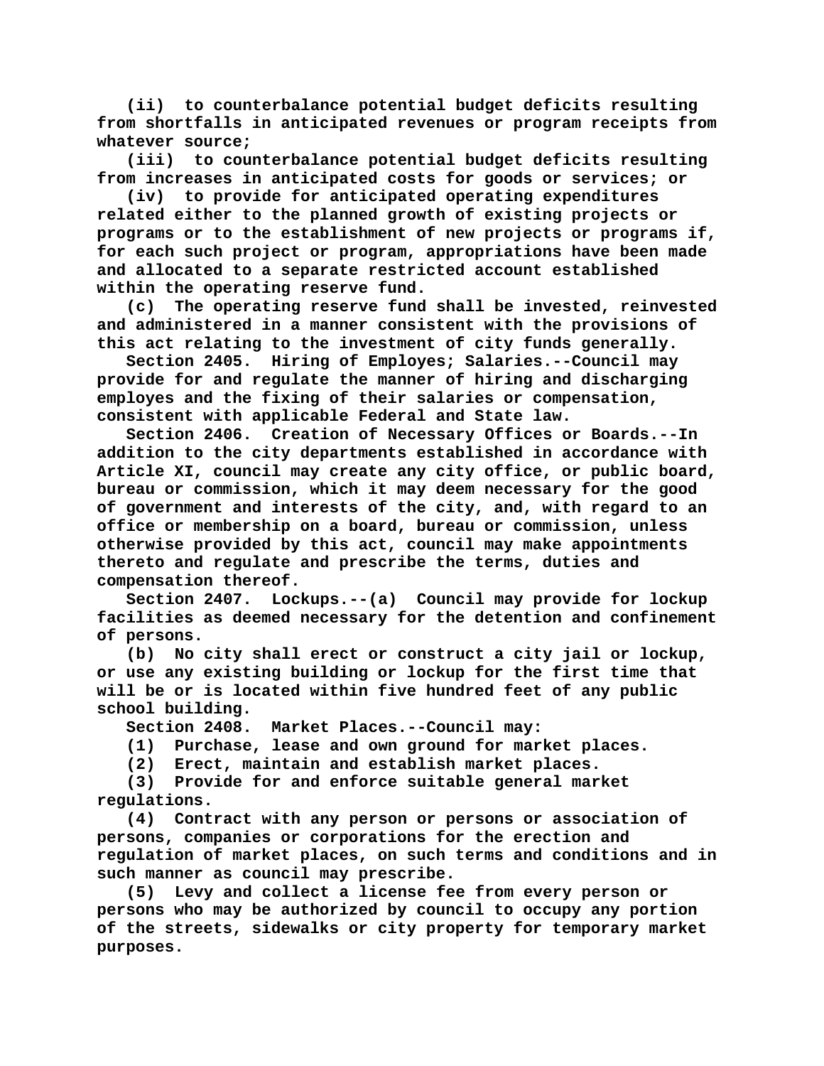(ii) to counterbalance potential budget deficits resulting from shortfalls in anticipated revenues or program receipts from whatever source;

(iii) to counterbalance potential budget deficits resulting from increases in anticipated costs for goods or services; or

(iv) to provide for anticipated operating expenditures related either to the planned growth of existing projects or programs or to the establishment of new projects or programs if, for each such project or program, appropriations have been made and allocated to a separate restricted account established within the operating reserve fund.

(c) The operating reserve fund shall be invested, reinvested and administered in a manner consistent with the provisions of this act relating to the investment of city funds generally.

Section 2405. Hiring of Employes; Salaries.--Council may provide for and regulate the manner of hiring and discharging employes and the fixing of their salaries or compensation, consistent with applicable Federal and State law.

Section 2406. Creation of Necessary Offices or Boards.--In addition to the city departments established in accordance with Article XI, council may create any city office, or public board, bureau or commission, which it may deem necessary for the good of government and interests of the city, and, with regard to an office or membership on a board, bureau or commission, unless otherwise provided by this act, council may make appointments thereto and regulate and prescribe the terms, duties and compensation thereof.

Section 2407. Lockups.--(a) Council may provide for lockup facilities as deemed necessary for the detention and confinement of persons.

(b) No city shall erect or construct a city jail or lockup, or use any existing building or lockup for the first time that will be or is located within five hundred feet of any public school building.

Section 2408. Market Places.--Council may:

(1) Purchase, lease and own ground for market places.

(2) Erect, maintain and establish market places.

(3) Provide for and enforce suitable general market regulations.

(4) Contract with any person or persons or association of persons, companies or corporations for the erection and regulation of market places, on such terms and conditions and in such manner as council may prescribe.

(5) Levy and collect a license fee from every person or persons who may be authorized by council to occupy any portion of the streets, sidewalks or city property for temporary market purposes.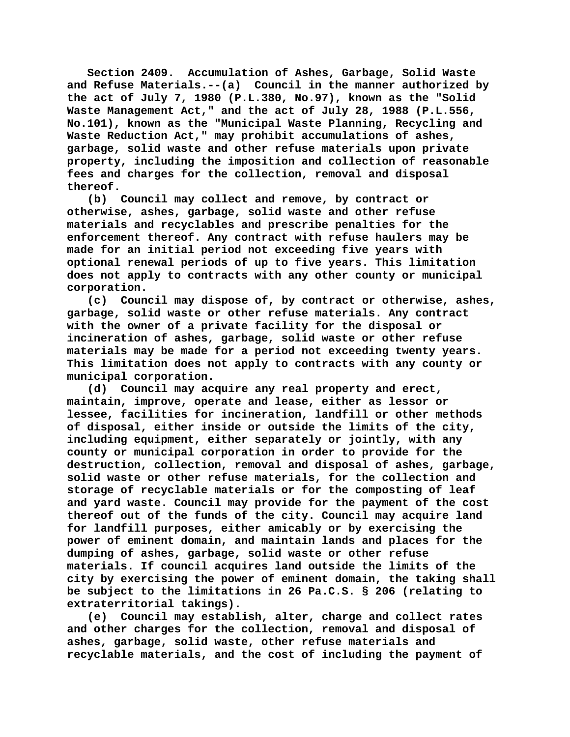Section 2409. Accumulation of Ashes, Garbage, Solid Waste and Refuse Materials.--(a) Council in the manner authorized by the act of July 7, 1980 (P.L.380, No.97), known as the "Solid Waste Management Act," and the act of July 28, 1988 (P.L.556, No.101), known as the "Municipal Waste Planning, Recycling and Waste Reduction Act," may prohibit accumulations of ashes, garbage, solid waste and other refuse materials upon private property, including the imposition and collection of reasonable fees and charges for the collection, removal and disposal thereof.

(b) Council may collect and remove, by contract or otherwise, ashes, garbage, solid waste and other refuse materials and recyclables and prescribe penalties for the enforcement thereof. Any contract with refuse haulers may be made for an initial period not exceeding five years with optional renewal periods of up to five years. This limitation does not apply to contracts with any other county or municipal corporation.

(c) Council may dispose of, by contract or otherwise, ashes, garbage, solid waste or other refuse materials. Any contract with the owner of a private facility for the disposal or incineration of ashes, garbage, solid waste or other refuse materials may be made for a period not exceeding twenty years. This limitation does not apply to contracts with any county or municipal corporation.

(d) Council may acquire any real property and erect, maintain, improve, operate and lease, either as lessor or lessee, facilities for incineration, landfill or other methods of disposal, either inside or outside the limits of the city, including equipment, either separately or jointly, with any county or municipal corporation in order to provide for the destruction, collection, removal and disposal of ashes, garbage, solid waste or other refuse materials, for the collection and storage of recyclable materials or for the composting of leaf and yard waste. Council may provide for the payment of the cost thereof out of the funds of the city. Council may acquire land for landfill purposes, either amicably or by exercising the power of eminent domain, and maintain lands and places for the dumping of ashes, garbage, solid waste or other refuse materials. If council acquires land outside the limits of the city by exercising the power of eminent domain, the taking shall be subject to the limitations in 26 Pa.C.S. § 206 (relating to extraterritorial takings).

(e) Council may establish, alter, charge and collect rates and other charges for the collection, removal and disposal of ashes, garbage, solid waste, other refuse materials and recyclable materials, and the cost of including the payment of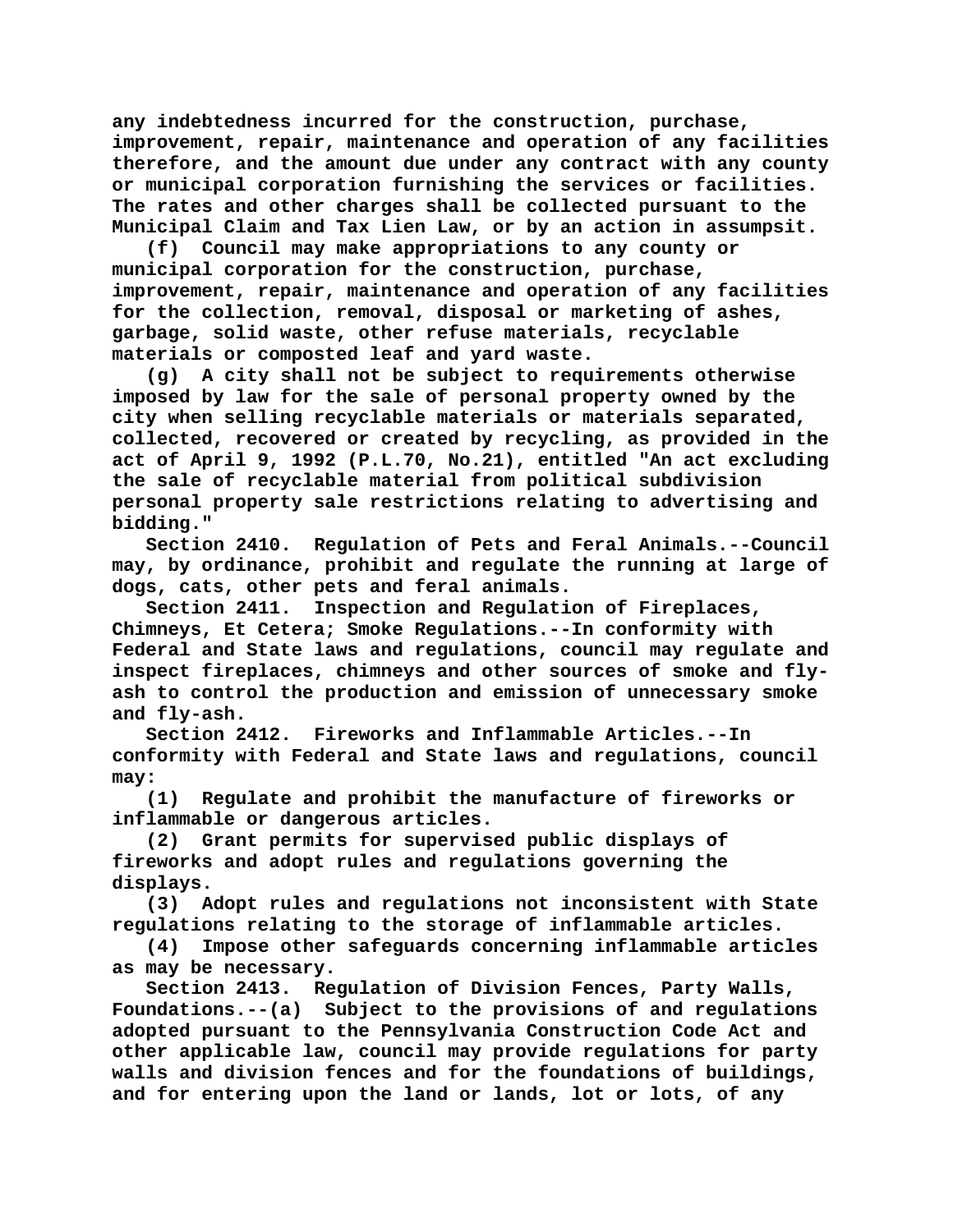any indebtedness incurred for the construction, purchase, improvement, repair, maintenance and operation of any facilities therefore, and the amount due under any contract with any county or municipal corporation furnishing the services or facilities. The rates and other charges shall be collected pursuant to the Municipal Claim and Tax Lien Law, or by an action in assumpsit.

(f) Council may make appropriations to any county or municipal corporation for the construction, purchase, improvement, repair, maintenance and operation of any facilities for the collection, removal, disposal or marketing of ashes, garbage, solid waste, other refuse materials, recyclable materials or composted leaf and yard waste.

(g) A city shall not be subject to requirements otherwise imposed by law for the sale of personal property owned by the city when selling recyclable materials or materials separated, collected, recovered or created by recycling, as provided in the act of April 9, 1992 (P.L.70, No.21), entitled "An act excluding the sale of recyclable material from political subdivision personal property sale restrictions relating to advertising and bidding."

Section 2410. Regulation of Pets and Feral Animals.--Council may, by ordinance, prohibit and regulate the running at large of dogs, cats, other pets and feral animals.

Section 2411. Inspection and Regulation of Fireplaces, Chimneys, Et Cetera; Smoke Regulations.--In conformity with Federal and State laws and regulations, council may regulate and inspect fireplaces, chimneys and other sources of smoke and fly-ash to control the production and emission of unnecessary smoke and fly-ash.

Section 2412. Fireworks and Inflammable Articles.--In conformity with Federal and State laws and regulations, council may:

(1) Regulate and prohibit the manufacture of fireworks or inflammable or dangerous articles.

(2) Grant permits for supervised public displays of fireworks and adopt rules and regulations governing the displays.

(3) Adopt rules and regulations not inconsistent with State regulations relating to the storage of inflammable articles.

(4) Impose other safeguards concerning inflammable articles as may be necessary.

Section 2413. Regulation of Division Fences, Party Walls, Foundations.--(a) Subject to the provisions of and regulations adopted pursuant to the Pennsylvania Construction Code Act and other applicable law, council may provide regulations for party walls and division fences and for the foundations of buildings, and for entering upon the land or lands, lot or lots, of any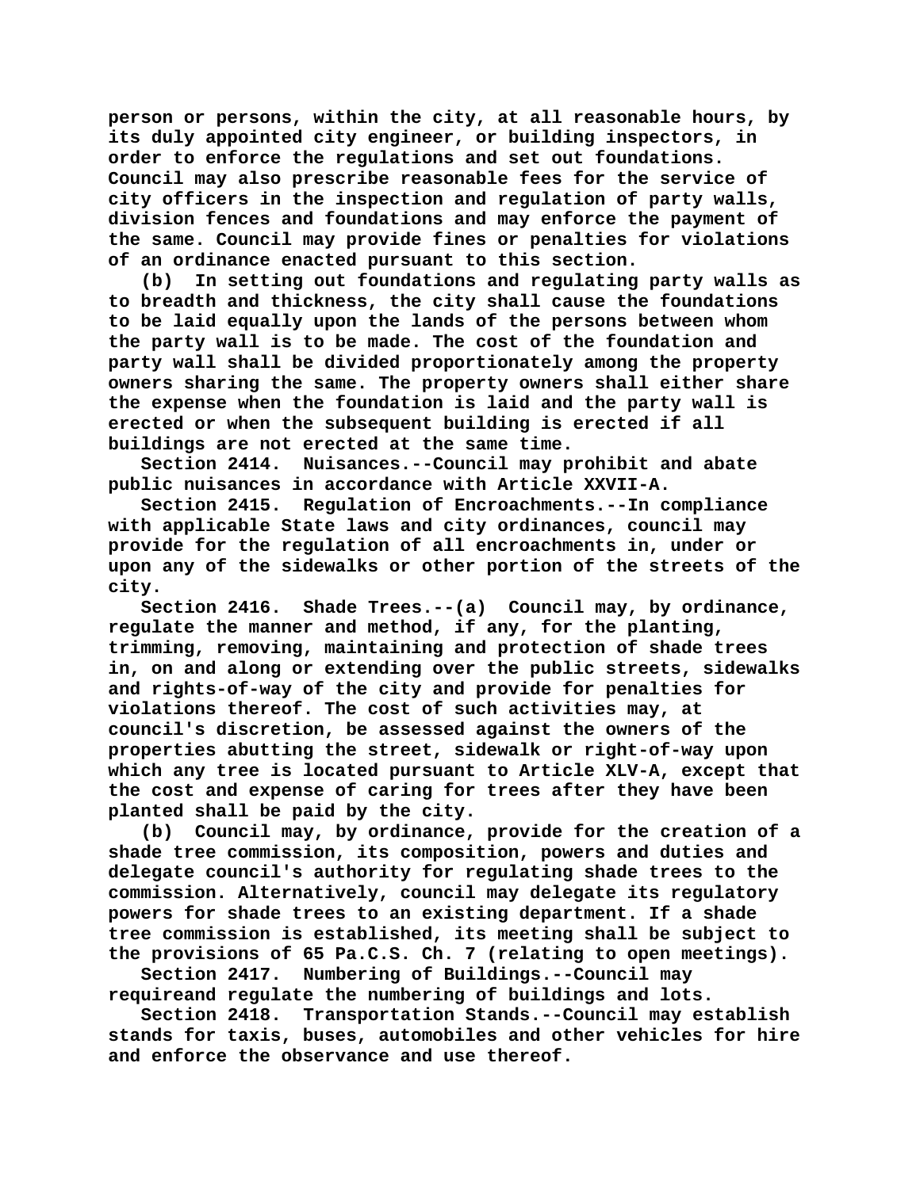person or persons, within the city, at all reasonable hours, by its duly appointed city engineer, or building inspectors, in order to enforce the regulations and set out foundations. Council may also prescribe reasonable fees for the service of city officers in the inspection and regulation of party walls, division fences and foundations and may enforce the payment of the same. Council may provide fines or penalties for violations of an ordinance enacted pursuant to this section.

(b) In setting out foundations and regulating party walls as to breadth and thickness, the city shall cause the foundations to be laid equally upon the lands of the persons between whom the party wall is to be made. The cost of the foundation and party wall shall be divided proportionately among the property owners sharing the same. The property owners shall either share the expense when the foundation is laid and the party wall is erected or when the subsequent building is erected if all buildings are not erected at the same time.

Section 2414. Nuisances.--Council may prohibit and abate public nuisances in accordance with Article XXVII-A.

Section 2415. Regulation of Encroachments.--In compliance with applicable State laws and city ordinances, council may provide for the regulation of all encroachments in, under or upon any of the sidewalks or other portion of the streets of the city.

Section 2416. Shade Trees.--(a) Council may, by ordinance, regulate the manner and method, if any, for the planting, trimming, removing, maintaining and protection of shade trees in, on and along or extending over the public streets, sidewalks and rights-of-way of the city and provide for penalties for violations thereof. The cost of such activities may, at council's discretion, be assessed against the owners of the properties abutting the street, sidewalk or right-of-way upon which any tree is located pursuant to Article XLV-A, except that the cost and expense of caring for trees after they have been planted shall be paid by the city.

(b) Council may, by ordinance, provide for the creation of a shade tree commission, its composition, powers and duties and delegate council's authority for regulating shade trees to the commission. Alternatively, council may delegate its regulatory powers for shade trees to an existing department. If a shade tree commission is established, its meeting shall be subject to the provisions of 65 Pa.C.S. Ch. 7 (relating to open meetings).

Section 2417. Numbering of Buildings.--Council may requireand regulate the numbering of buildings and lots.

Section 2418. Transportation Stands.--Council may establish stands for taxis, buses, automobiles and other vehicles for hire and enforce the observance and use thereof.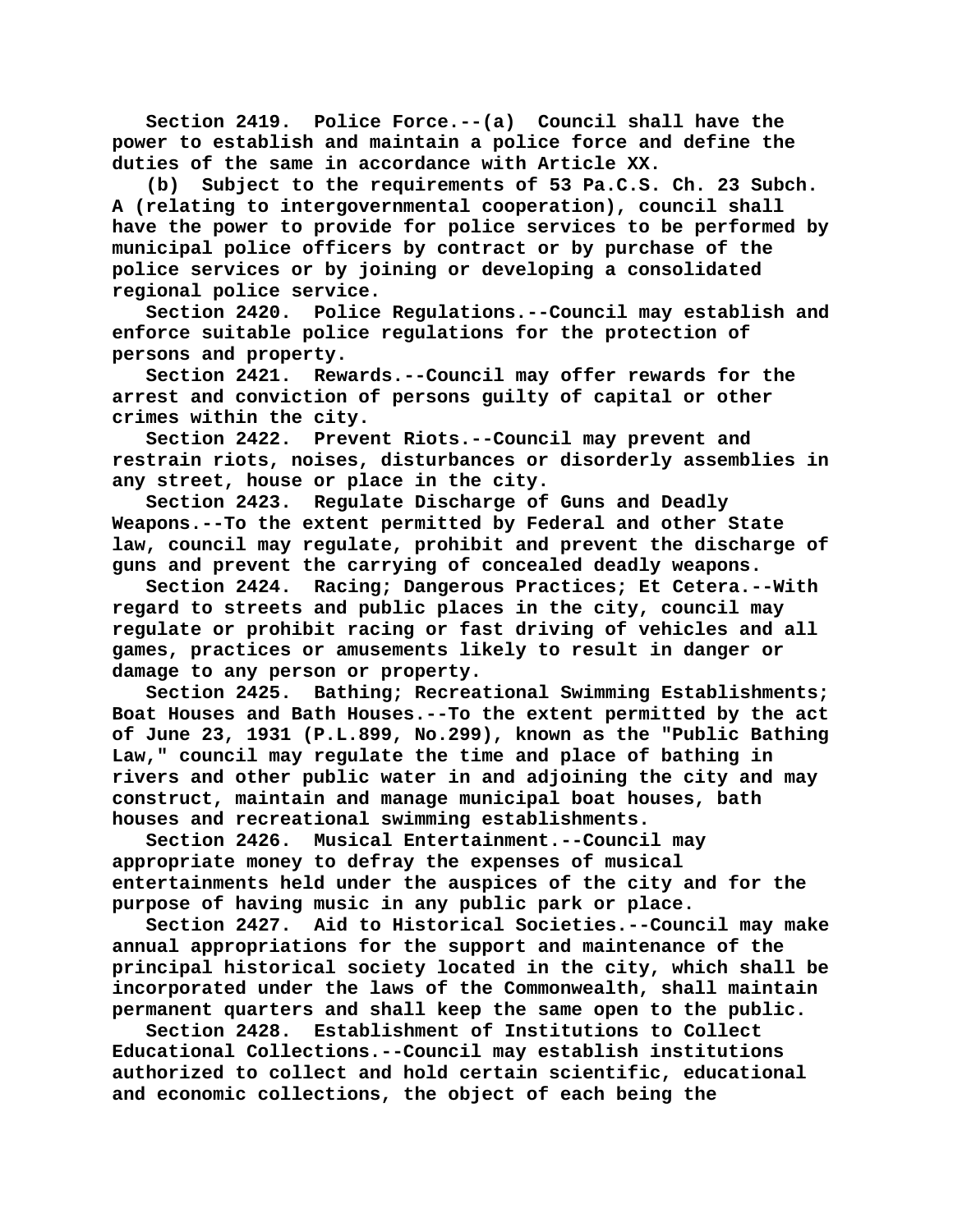Section 2419. Police Force.--(a) Council shall have the power to establish and maintain a police force and define the duties of the same in accordance with Article XX.

(b) Subject to the requirements of 53 Pa.C.S. Ch. 23 Subch. A (relating to intergovernmental cooperation), council shall have the power to provide for police services to be performed by municipal police officers by contract or by purchase of the police services or by joining or developing a consolidated regional police service.

Section 2420. Police Regulations.--Council may establish and enforce suitable police regulations for the protection of persons and property.

Section 2421. Rewards.--Council may offer rewards for the arrest and conviction of persons guilty of capital or other crimes within the city.

Section 2422. Prevent Riots.--Council may prevent and restrain riots, noises, disturbances or disorderly assemblies in any street, house or place in the city.

Section 2423. Regulate Discharge of Guns and Deadly Weapons.--To the extent permitted by Federal and other State law, council may regulate, prohibit and prevent the discharge of guns and prevent the carrying of concealed deadly weapons.

Section 2424. Racing; Dangerous Practices; Et Cetera.--With regard to streets and public places in the city, council may regulate or prohibit racing or fast driving of vehicles and all games, practices or amusements likely to result in danger or damage to any person or property.

Section 2425. Bathing; Recreational Swimming Establishments; Boat Houses and Bath Houses.--To the extent permitted by the act of June 23, 1931 (P.L.899, No.299), known as the "Public Bathing Law," council may regulate the time and place of bathing in rivers and other public water in and adjoining the city and may construct, maintain and manage municipal boat houses, bath houses and recreational swimming establishments.

Section 2426. Musical Entertainment.--Council may appropriate money to defray the expenses of musical entertainments held under the auspices of the city and for the purpose of having music in any public park or place.

Section 2427. Aid to Historical Societies.--Council may make annual appropriations for the support and maintenance of the principal historical society located in the city, which shall be incorporated under the laws of the Commonwealth, shall maintain permanent quarters and shall keep the same open to the public.

Section 2428. Establishment of Institutions to Collect Educational Collections.--Council may establish institutions authorized to collect and hold certain scientific, educational and economic collections, the object of each being the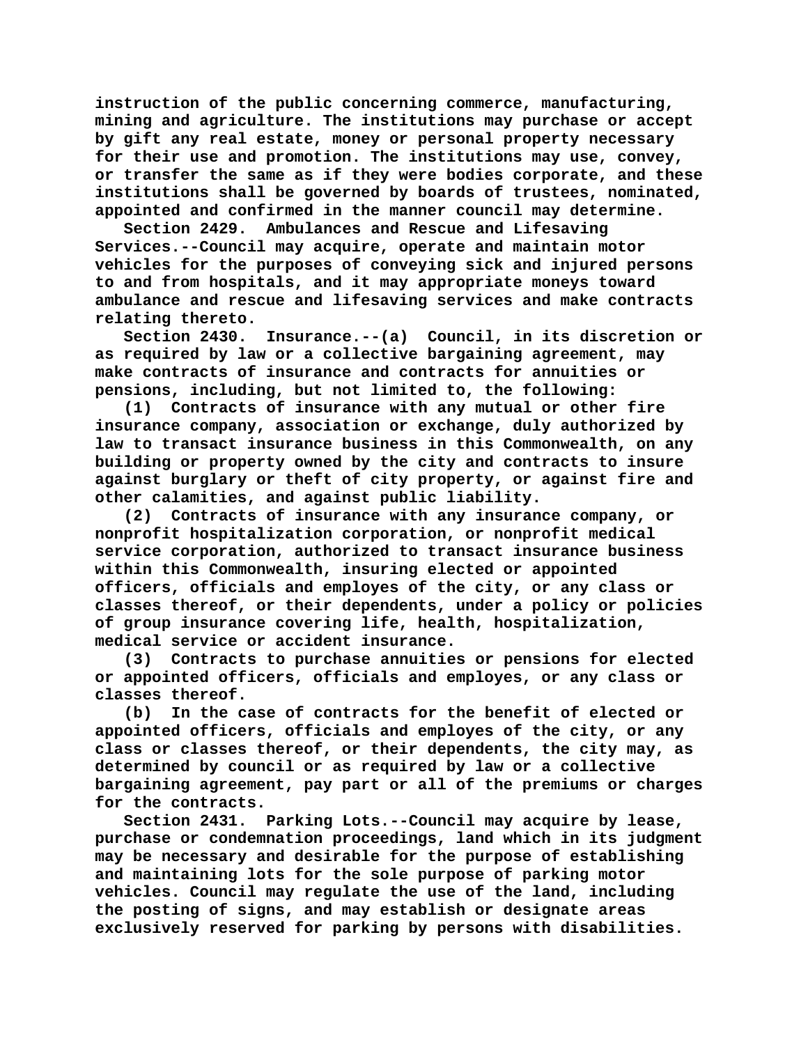instruction of the public concerning commerce, manufacturing, mining and agriculture. The institutions may purchase or accept by gift any real estate, money or personal property necessary for their use and promotion. The institutions may use, convey, or transfer the same as if they were bodies corporate, and these institutions shall be governed by boards of trustees, nominated, appointed and confirmed in the manner council may determine.

Section 2429. Ambulances and Rescue and Lifesaving Services.--Council may acquire, operate and maintain motor vehicles for the purposes of conveying sick and injured persons to and from hospitals, and it may appropriate moneys toward ambulance and rescue and lifesaving services and make contracts relating thereto.

Section 2430. Insurance.--(a) Council, in its discretion or as required by law or a collective bargaining agreement, may make contracts of insurance and contracts for annuities or pensions, including, but not limited to, the following:

(1) Contracts of insurance with any mutual or other fire insurance company, association or exchange, duly authorized by law to transact insurance business in this Commonwealth, on any building or property owned by the city and contracts to insure against burglary or theft of city property, or against fire and other calamities, and against public liability.

(2) Contracts of insurance with any insurance company, or nonprofit hospitalization corporation, or nonprofit medical service corporation, authorized to transact insurance business within this Commonwealth, insuring elected or appointed officers, officials and employes of the city, or any class or classes thereof, or their dependents, under a policy or policies of group insurance covering life, health, hospitalization, medical service or accident insurance.

(3) Contracts to purchase annuities or pensions for elected or appointed officers, officials and employes, or any class or classes thereof.

(b) In the case of contracts for the benefit of elected or appointed officers, officials and employes of the city, or any class or classes thereof, or their dependents, the city may, as determined by council or as required by law or a collective bargaining agreement, pay part or all of the premiums or charges for the contracts.

Section 2431. Parking Lots.--Council may acquire by lease, purchase or condemnation proceedings, land which in its judgment may be necessary and desirable for the purpose of establishing and maintaining lots for the sole purpose of parking motor vehicles. Council may regulate the use of the land, including the posting of signs, and may establish or designate areas exclusively reserved for parking by persons with disabilities.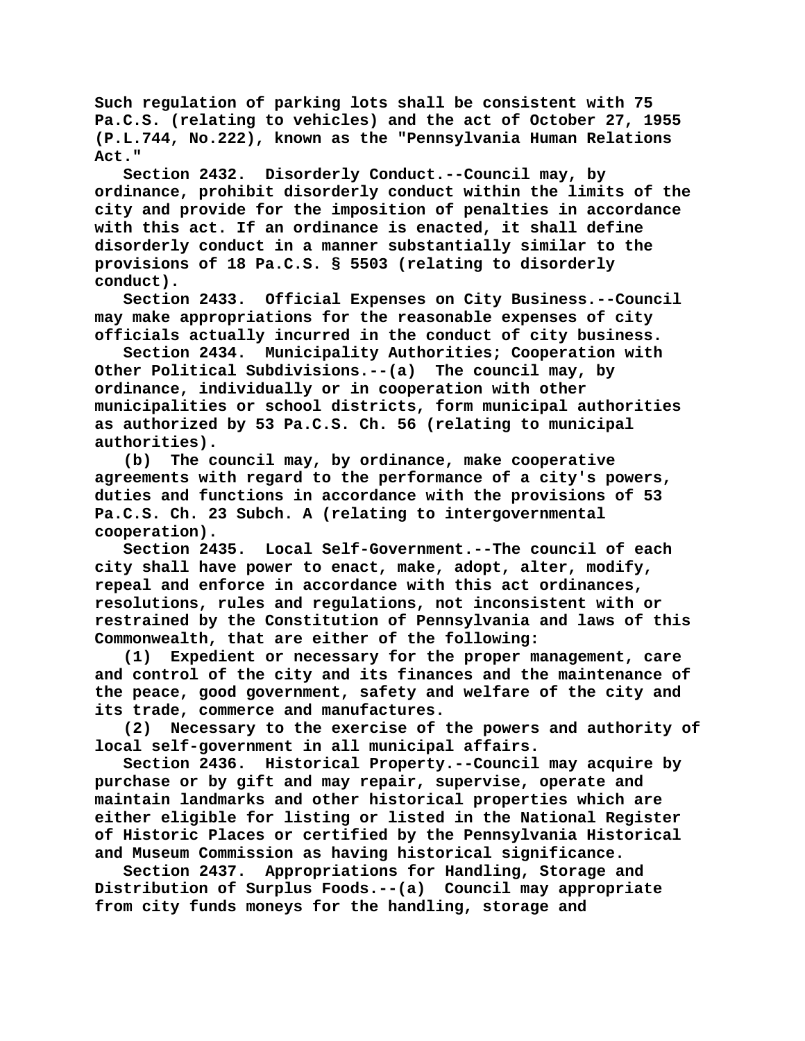Such regulation of parking lots shall be consistent with 75 Pa.C.S. (relating to vehicles) and the act of October 27, 1955 (P.L.744, No.222), known as the "Pennsylvania Human Relations Act."

Section 2432. Disorderly Conduct.--Council may, by ordinance, prohibit disorderly conduct within the limits of the city and provide for the imposition of penalties in accordance with this act. If an ordinance is enacted, it shall define disorderly conduct in a manner substantially similar to the provisions of 18 Pa.C.S. § 5503 (relating to disorderly conduct).

Section 2433. Official Expenses on City Business.--Council may make appropriations for the reasonable expenses of city officials actually incurred in the conduct of city business.

Section 2434. Municipality Authorities; Cooperation with Other Political Subdivisions.--(a) The council may, by ordinance, individually or in cooperation with other municipalities or school districts, form municipal authorities as authorized by 53 Pa.C.S. Ch. 56 (relating to municipal authorities).

(b) The council may, by ordinance, make cooperative agreements with regard to the performance of a city's powers, duties and functions in accordance with the provisions of 53 Pa.C.S. Ch. 23 Subch. A (relating to intergovernmental cooperation).

Section 2435. Local Self-Government.--The council of each city shall have power to enact, make, adopt, alter, modify, repeal and enforce in accordance with this act ordinances, resolutions, rules and regulations, not inconsistent with or restrained by the Constitution of Pennsylvania and laws of this Commonwealth, that are either of the following:

(1) Expedient or necessary for the proper management, care and control of the city and its finances and the maintenance of the peace, good government, safety and welfare of the city and its trade, commerce and manufactures.

(2) Necessary to the exercise of the powers and authority of local self-government in all municipal affairs.

Section 2436. Historical Property.--Council may acquire by purchase or by gift and may repair, supervise, operate and maintain landmarks and other historical properties which are either eligible for listing or listed in the National Register of Historic Places or certified by the Pennsylvania Historical and Museum Commission as having historical significance.

Section 2437. Appropriations for Handling, Storage and Distribution of Surplus Foods.--(a) Council may appropriate from city funds moneys for the handling, storage and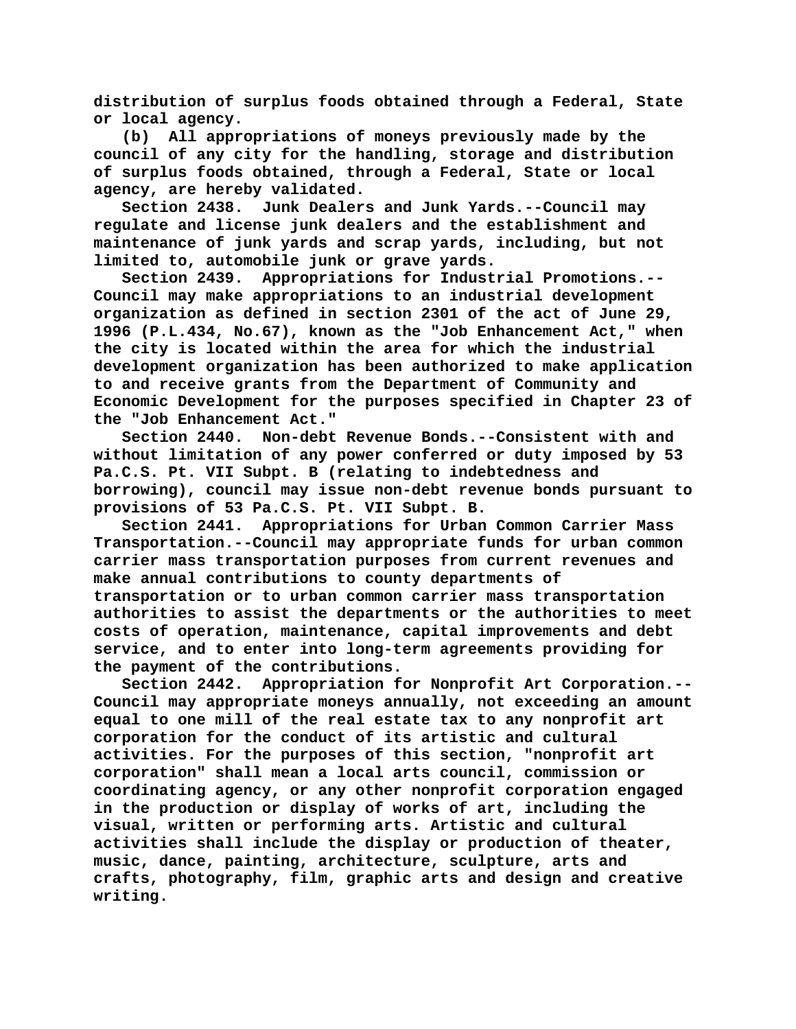distribution of surplus foods obtained through a Federal, State or local agency.

(b) All appropriations of moneys previously made by the council of any city for the handling, storage and distribution of surplus foods obtained, through a Federal, State or local agency, are hereby validated.

Section 2438. Junk Dealers and Junk Yards.--Council may regulate and license junk dealers and the establishment and maintenance of junk yards and scrap yards, including, but not limited to, automobile junk or grave yards.

Section 2439. Appropriations for Industrial Promotions.--Council may make appropriations to an industrial development organization as defined in section 2301 of the act of June 29, 1996 (P.L.434, No.67), known as the "Job Enhancement Act," when the city is located within the area for which the industrial development organization has been authorized to make application to and receive grants from the Department of Community and Economic Development for the purposes specified in Chapter 23 of the "Job Enhancement Act."

Section 2440. Non-debt Revenue Bonds.--Consistent with and without limitation of any power conferred or duty imposed by 53 Pa.C.S. Pt. VII Subpt. B (relating to indebtedness and borrowing), council may issue non-debt revenue bonds pursuant to provisions of 53 Pa.C.S. Pt. VII Subpt. B.

Section 2441. Appropriations for Urban Common Carrier Mass Transportation.--Council may appropriate funds for urban common carrier mass transportation purposes from current revenues and make annual contributions to county departments of transportation or to urban common carrier mass transportation authorities to assist the departments or the authorities to meet costs of operation, maintenance, capital improvements and debt service, and to enter into long-term agreements providing for the payment of the contributions.

Section 2442. Appropriation for Nonprofit Art Corporation.--Council may appropriate moneys annually, not exceeding an amount equal to one mill of the real estate tax to any nonprofit art corporation for the conduct of its artistic and cultural activities. For the purposes of this section, "nonprofit art corporation" shall mean a local arts council, commission or coordinating agency, or any other nonprofit corporation engaged in the production or display of works of art, including the visual, written or performing arts. Artistic and cultural activities shall include the display or production of theater, music, dance, painting, architecture, sculpture, arts and crafts, photography, film, graphic arts and design and creative writing.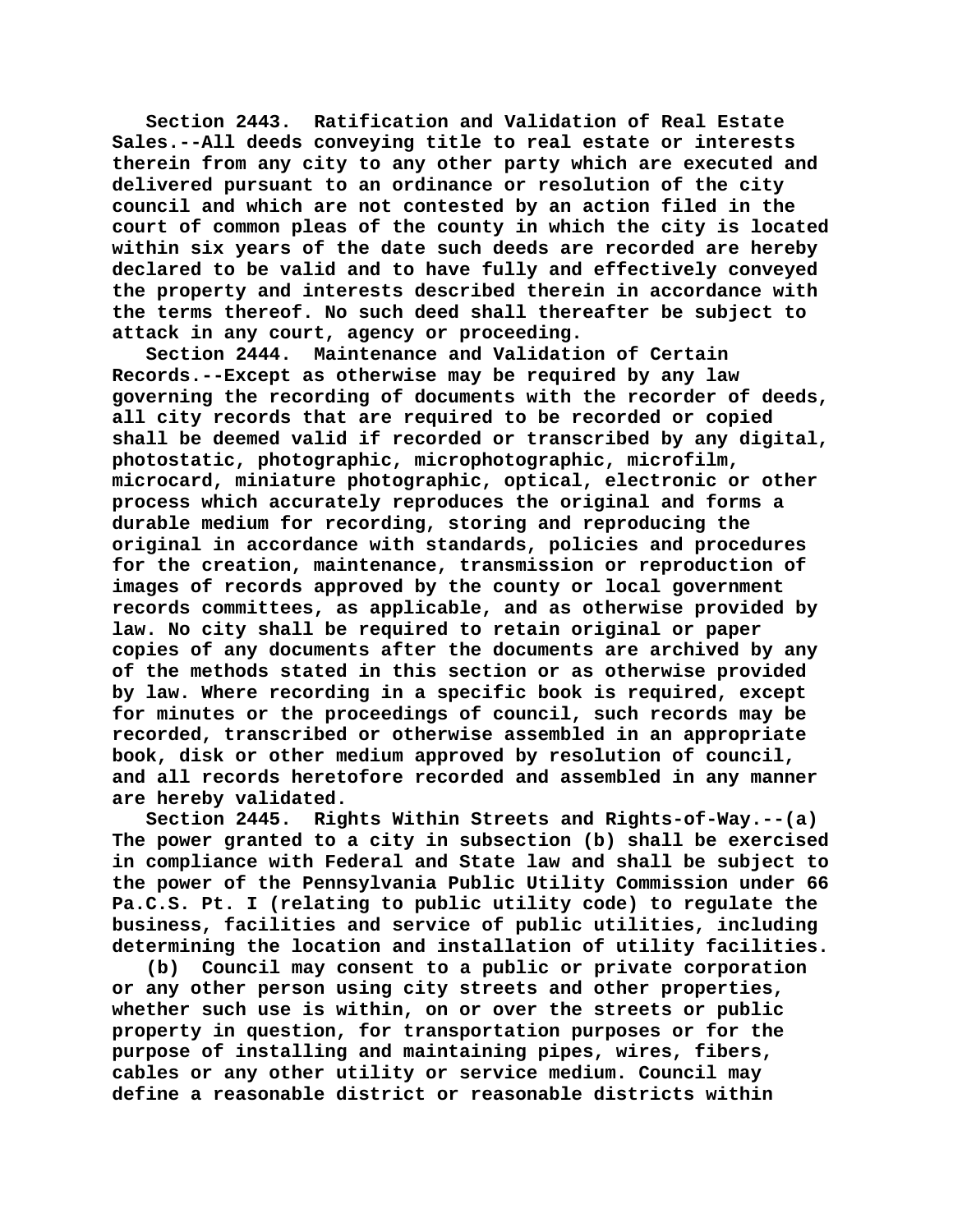Section 2443. Ratification and Validation of Real Estate Sales.--All deeds conveying title to real estate or interests therein from any city to any other party which are executed and delivered pursuant to an ordinance or resolution of the city council and which are not contested by an action filed in the court of common pleas of the county in which the city is located within six years of the date such deeds are recorded are hereby declared to be valid and to have fully and effectively conveyed the property and interests described therein in accordance with the terms thereof. No such deed shall thereafter be subject to attack in any court, agency or proceeding.

Section 2444. Maintenance and Validation of Certain Records.--Except as otherwise may be required by any law governing the recording of documents with the recorder of deeds, all city records that are required to be recorded or copied shall be deemed valid if recorded or transcribed by any digital, photostatic, photographic, microphotographic, microfilm, microcard, miniature photographic, optical, electronic or other process which accurately reproduces the original and forms a durable medium for recording, storing and reproducing the original in accordance with standards, policies and procedures for the creation, maintenance, transmission or reproduction of images of records approved by the county or local government records committees, as applicable, and as otherwise provided by law. No city shall be required to retain original or paper copies of any documents after the documents are archived by any of the methods stated in this section or as otherwise provided by law. Where recording in a specific book is required, except for minutes or the proceedings of council, such records may be recorded, transcribed or otherwise assembled in an appropriate book, disk or other medium approved by resolution of council, and all records heretofore recorded and assembled in any manner are hereby validated.

Section 2445. Rights Within Streets and Rights-of-Way.--(a) The power granted to a city in subsection (b) shall be exercised in compliance with Federal and State law and shall be subject to the power of the Pennsylvania Public Utility Commission under 66 Pa.C.S. Pt. I (relating to public utility code) to regulate the business, facilities and service of public utilities, including determining the location and installation of utility facilities.

(b) Council may consent to a public or private corporation or any other person using city streets and other properties, whether such use is within, on or over the streets or public property in question, for transportation purposes or for the purpose of installing and maintaining pipes, wires, fibers, cables or any other utility or service medium. Council may define a reasonable district or reasonable districts within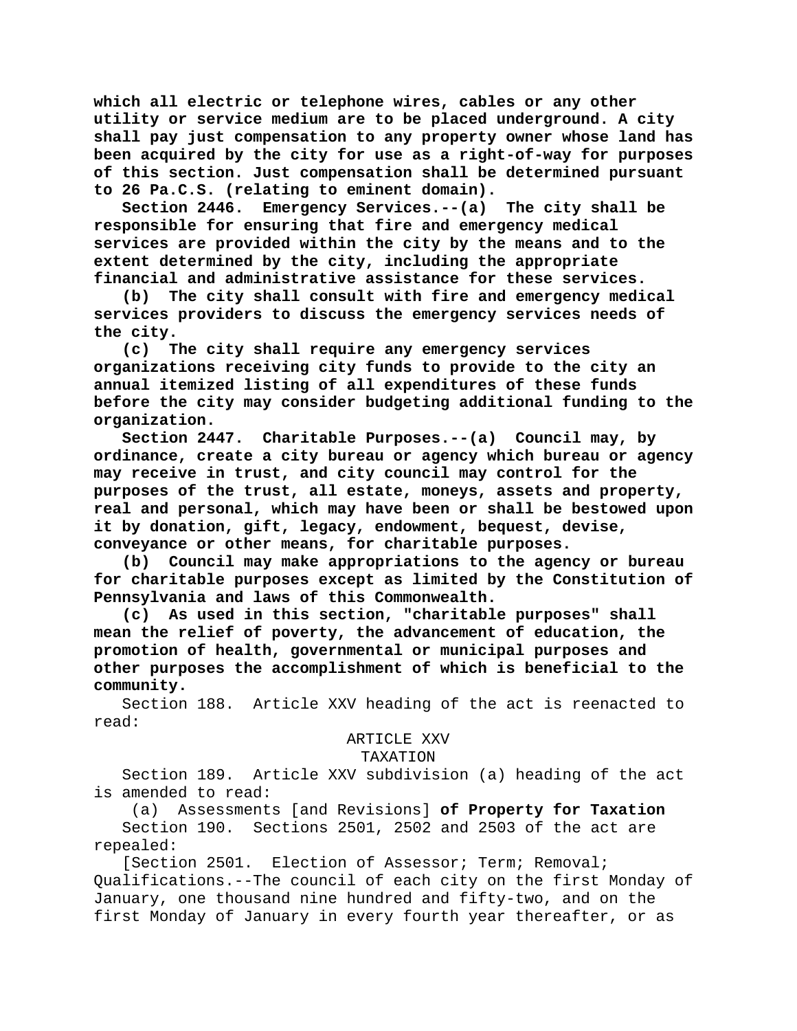**which all electric or telephone wires, cables or any other utility or service medium are to be placed underground. A city shall pay just compensation to any property owner whose land has been acquired by the city for use as a right-of-way for purposes of this section. Just compensation shall be determined pursuant to 26 Pa.C.S. (relating to eminent domain).**

**Section 2446. Emergency Services.--(a) The city shall be responsible for ensuring that fire and emergency medical services are provided within the city by the means and to the extent determined by the city, including the appropriate financial and administrative assistance for these services.**

**(b) The city shall consult with fire and emergency medical services providers to discuss the emergency services needs of the city.**

**(c) The city shall require any emergency services organizations receiving city funds to provide to the city an annual itemized listing of all expenditures of these funds before the city may consider budgeting additional funding to the organization.**

**Section 2447. Charitable Purposes.--(a) Council may, by ordinance, create a city bureau or agency which bureau or agency may receive in trust, and city council may control for the purposes of the trust, all estate, moneys, assets and property, real and personal, which may have been or shall be bestowed upon it by donation, gift, legacy, endowment, bequest, devise, conveyance or other means, for charitable purposes.**

**(b) Council may make appropriations to the agency or bureau for charitable purposes except as limited by the Constitution of Pennsylvania and laws of this Commonwealth.**

**(c) As used in this section, "charitable purposes" shall mean the relief of poverty, the advancement of education, the promotion of health, governmental or municipal purposes and other purposes the accomplishment of which is beneficial to the community.**

Section 188. Article XXV heading of the act is reenacted to read:

ARTICLE XXV
TAXATION

Section 189. Article XXV subdivision (a) heading of the act is amended to read:

(a) Assessments [and Revisions] **of Property for Taxation**

Section 190. Sections 2501, 2502 and 2503 of the act are repealed:

[Section 2501. Election of Assessor; Term; Removal; Qualifications.--The council of each city on the first Monday of January, one thousand nine hundred and fifty-two, and on the first Monday of January in every fourth year thereafter, or as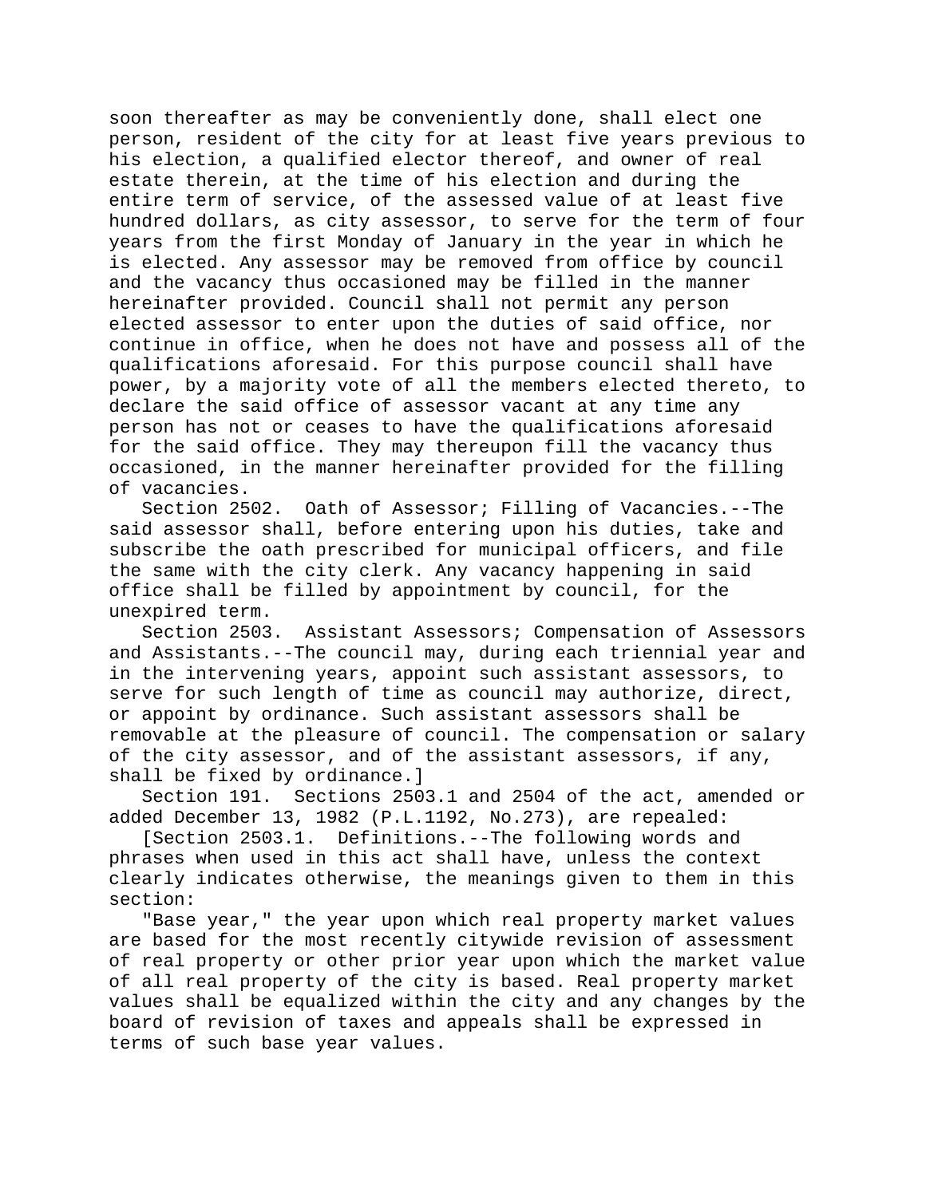soon thereafter as may be conveniently done, shall elect one person, resident of the city for at least five years previous to his election, a qualified elector thereof, and owner of real estate therein, at the time of his election and during the entire term of service, of the assessed value of at least five hundred dollars, as city assessor, to serve for the term of four years from the first Monday of January in the year in which he is elected. Any assessor may be removed from office by council and the vacancy thus occasioned may be filled in the manner hereinafter provided. Council shall not permit any person elected assessor to enter upon the duties of said office, nor continue in office, when he does not have and possess all of the qualifications aforesaid. For this purpose council shall have power, by a majority vote of all the members elected thereto, to declare the said office of assessor vacant at any time any person has not or ceases to have the qualifications aforesaid for the said office. They may thereupon fill the vacancy thus occasioned, in the manner hereinafter provided for the filling of vacancies.

Section 2502. Oath of Assessor; Filling of Vacancies.--The said assessor shall, before entering upon his duties, take and subscribe the oath prescribed for municipal officers, and file the same with the city clerk. Any vacancy happening in said office shall be filled by appointment by council, for the unexpired term.

Section 2503. Assistant Assessors; Compensation of Assessors and Assistants.--The council may, during each triennial year and in the intervening years, appoint such assistant assessors, to serve for such length of time as council may authorize, direct, or appoint by ordinance. Such assistant assessors shall be removable at the pleasure of council. The compensation or salary of the city assessor, and of the assistant assessors, if any, shall be fixed by ordinance.]

Section 191. Sections 2503.1 and 2504 of the act, amended or added December 13, 1982 (P.L.1192, No.273), are repealed:

[Section 2503.1. Definitions.--The following words and phrases when used in this act shall have, unless the context clearly indicates otherwise, the meanings given to them in this section:

"Base year," the year upon which real property market values are based for the most recently citywide revision of assessment of real property or other prior year upon which the market value of all real property of the city is based. Real property market values shall be equalized within the city and any changes by the board of revision of taxes and appeals shall be expressed in terms of such base year values.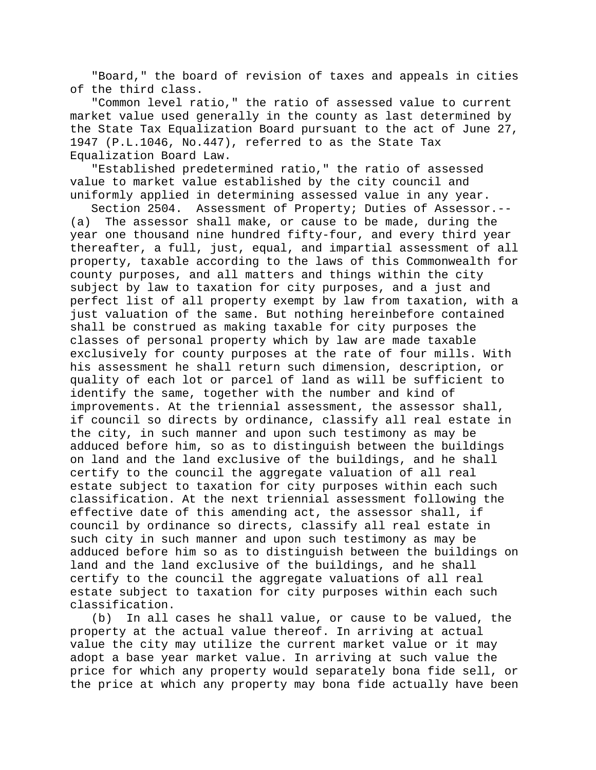"Board," the board of revision of taxes and appeals in cities of the third class.

"Common level ratio," the ratio of assessed value to current market value used generally in the county as last determined by the State Tax Equalization Board pursuant to the act of June 27, 1947 (P.L.1046, No.447), referred to as the State Tax Equalization Board Law.

"Established predetermined ratio," the ratio of assessed value to market value established by the city council and uniformly applied in determining assessed value in any year.

Section 2504. Assessment of Property; Duties of Assessor.--(a) The assessor shall make, or cause to be made, during the year one thousand nine hundred fifty-four, and every third year thereafter, a full, just, equal, and impartial assessment of all property, taxable according to the laws of this Commonwealth for county purposes, and all matters and things within the city subject by law to taxation for city purposes, and a just and perfect list of all property exempt by law from taxation, with a just valuation of the same. But nothing hereinbefore contained shall be construed as making taxable for city purposes the classes of personal property which by law are made taxable exclusively for county purposes at the rate of four mills. With his assessment he shall return such dimension, description, or quality of each lot or parcel of land as will be sufficient to identify the same, together with the number and kind of improvements. At the triennial assessment, the assessor shall, if council so directs by ordinance, classify all real estate in the city, in such manner and upon such testimony as may be adduced before him, so as to distinguish between the buildings on land and the land exclusive of the buildings, and he shall certify to the council the aggregate valuation of all real estate subject to taxation for city purposes within each such classification. At the next triennial assessment following the effective date of this amending act, the assessor shall, if council by ordinance so directs, classify all real estate in such city in such manner and upon such testimony as may be adduced before him so as to distinguish between the buildings on land and the land exclusive of the buildings, and he shall certify to the council the aggregate valuations of all real estate subject to taxation for city purposes within each such classification.

(b) In all cases he shall value, or cause to be valued, the property at the actual value thereof. In arriving at actual value the city may utilize the current market value or it may adopt a base year market value. In arriving at such value the price for which any property would separately bona fide sell, or the price at which any property may bona fide actually have been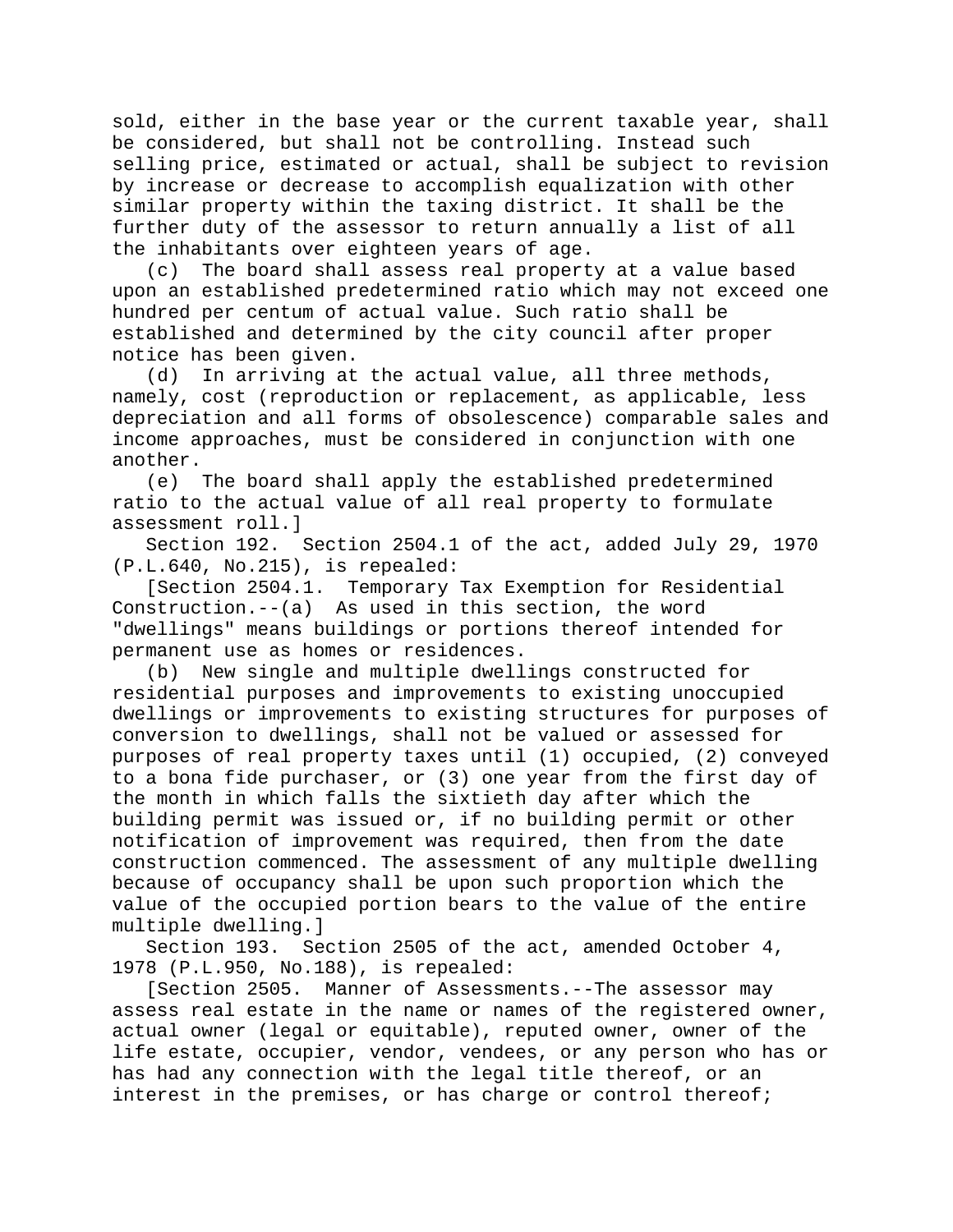sold, either in the base year or the current taxable year, shall be considered, but shall not be controlling. Instead such selling price, estimated or actual, shall be subject to revision by increase or decrease to accomplish equalization with other similar property within the taxing district. It shall be the further duty of the assessor to return annually a list of all the inhabitants over eighteen years of age.

(c) The board shall assess real property at a value based upon an established predetermined ratio which may not exceed one hundred per centum of actual value. Such ratio shall be established and determined by the city council after proper notice has been given.

(d) In arriving at the actual value, all three methods, namely, cost (reproduction or replacement, as applicable, less depreciation and all forms of obsolescence) comparable sales and income approaches, must be considered in conjunction with one another.

(e) The board shall apply the established predetermined ratio to the actual value of all real property to formulate assessment roll.]

Section 192. Section 2504.1 of the act, added July 29, 1970 (P.L.640, No.215), is repealed:

[Section 2504.1. Temporary Tax Exemption for Residential Construction.--(a) As used in this section, the word "dwellings" means buildings or portions thereof intended for permanent use as homes or residences.

(b) New single and multiple dwellings constructed for residential purposes and improvements to existing unoccupied dwellings or improvements to existing structures for purposes of conversion to dwellings, shall not be valued or assessed for purposes of real property taxes until (1) occupied, (2) conveyed to a bona fide purchaser, or (3) one year from the first day of the month in which falls the sixtieth day after which the building permit was issued or, if no building permit or other notification of improvement was required, then from the date construction commenced. The assessment of any multiple dwelling because of occupancy shall be upon such proportion which the value of the occupied portion bears to the value of the entire multiple dwelling.]

Section 193. Section 2505 of the act, amended October 4, 1978 (P.L.950, No.188), is repealed:

[Section 2505. Manner of Assessments.--The assessor may assess real estate in the name or names of the registered owner, actual owner (legal or equitable), reputed owner, owner of the life estate, occupier, vendor, vendees, or any person who has or has had any connection with the legal title thereof, or an interest in the premises, or has charge or control thereof;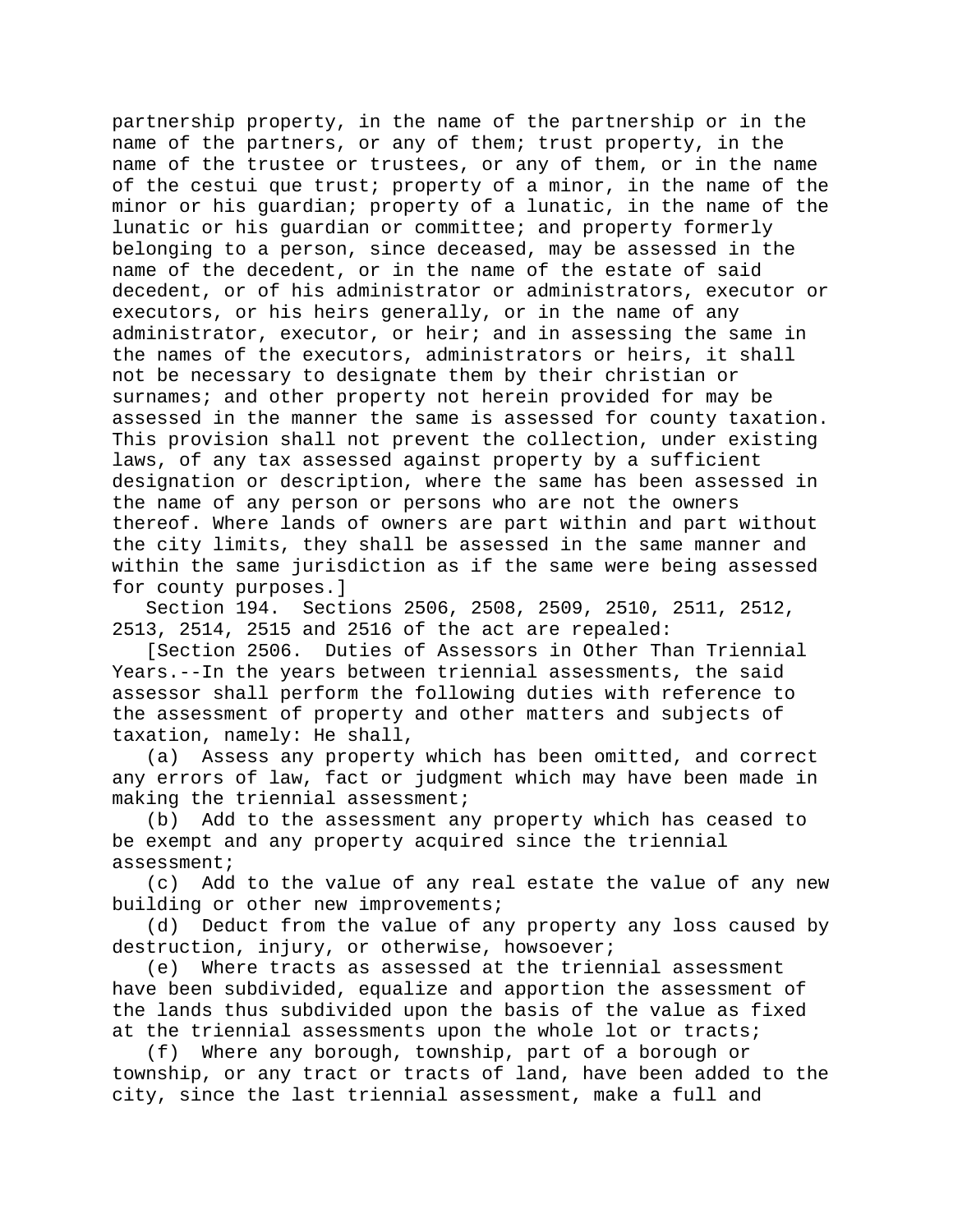partnership property, in the name of the partnership or in the name of the partners, or any of them; trust property, in the name of the trustee or trustees, or any of them, or in the name of the cestui que trust; property of a minor, in the name of the minor or his guardian; property of a lunatic, in the name of the lunatic or his guardian or committee; and property formerly belonging to a person, since deceased, may be assessed in the name of the decedent, or in the name of the estate of said decedent, or of his administrator or administrators, executor or executors, or his heirs generally, or in the name of any administrator, executor, or heir; and in assessing the same in the names of the executors, administrators or heirs, it shall not be necessary to designate them by their christian or surnames; and other property not herein provided for may be assessed in the manner the same is assessed for county taxation. This provision shall not prevent the collection, under existing laws, of any tax assessed against property by a sufficient designation or description, where the same has been assessed in the name of any person or persons who are not the owners thereof. Where lands of owners are part within and part without the city limits, they shall be assessed in the same manner and within the same jurisdiction as if the same were being assessed for county purposes.]

Section 194. Sections 2506, 2508, 2509, 2510, 2511, 2512, 2513, 2514, 2515 and 2516 of the act are repealed:

[Section 2506. Duties of Assessors in Other Than Triennial Years.--In the years between triennial assessments, the said assessor shall perform the following duties with reference to the assessment of property and other matters and subjects of taxation, namely: He shall,

(a) Assess any property which has been omitted, and correct any errors of law, fact or judgment which may have been made in making the triennial assessment;

(b) Add to the assessment any property which has ceased to be exempt and any property acquired since the triennial assessment;

(c) Add to the value of any real estate the value of any new building or other new improvements;

(d) Deduct from the value of any property any loss caused by destruction, injury, or otherwise, howsoever;

(e) Where tracts as assessed at the triennial assessment have been subdivided, equalize and apportion the assessment of the lands thus subdivided upon the basis of the value as fixed at the triennial assessments upon the whole lot or tracts;

(f) Where any borough, township, part of a borough or township, or any tract or tracts of land, have been added to the city, since the last triennial assessment, make a full and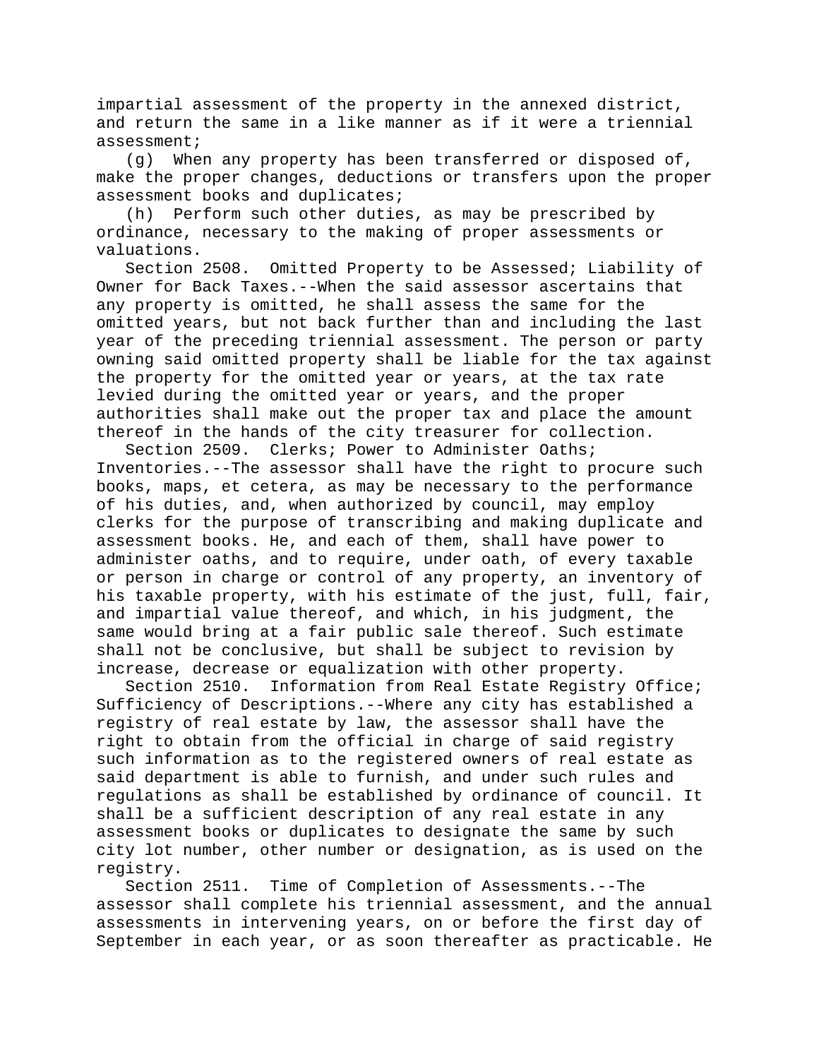impartial assessment of the property in the annexed district, and return the same in a like manner as if it were a triennial assessment;

(g) When any property has been transferred or disposed of, make the proper changes, deductions or transfers upon the proper assessment books and duplicates;

(h) Perform such other duties, as may be prescribed by ordinance, necessary to the making of proper assessments or valuations.

Section 2508. Omitted Property to be Assessed; Liability of Owner for Back Taxes.--When the said assessor ascertains that any property is omitted, he shall assess the same for the omitted years, but not back further than and including the last year of the preceding triennial assessment. The person or party owning said omitted property shall be liable for the tax against the property for the omitted year or years, at the tax rate levied during the omitted year or years, and the proper authorities shall make out the proper tax and place the amount thereof in the hands of the city treasurer for collection.

Section 2509. Clerks; Power to Administer Oaths; Inventories.--The assessor shall have the right to procure such books, maps, et cetera, as may be necessary to the performance of his duties, and, when authorized by council, may employ clerks for the purpose of transcribing and making duplicate and assessment books. He, and each of them, shall have power to administer oaths, and to require, under oath, of every taxable or person in charge or control of any property, an inventory of his taxable property, with his estimate of the just, full, fair, and impartial value thereof, and which, in his judgment, the same would bring at a fair public sale thereof. Such estimate shall not be conclusive, but shall be subject to revision by increase, decrease or equalization with other property.

Section 2510. Information from Real Estate Registry Office; Sufficiency of Descriptions.--Where any city has established a registry of real estate by law, the assessor shall have the right to obtain from the official in charge of said registry such information as to the registered owners of real estate as said department is able to furnish, and under such rules and regulations as shall be established by ordinance of council. It shall be a sufficient description of any real estate in any assessment books or duplicates to designate the same by such city lot number, other number or designation, as is used on the registry.

Section 2511. Time of Completion of Assessments.--The assessor shall complete his triennial assessment, and the annual assessments in intervening years, on or before the first day of September in each year, or as soon thereafter as practicable. He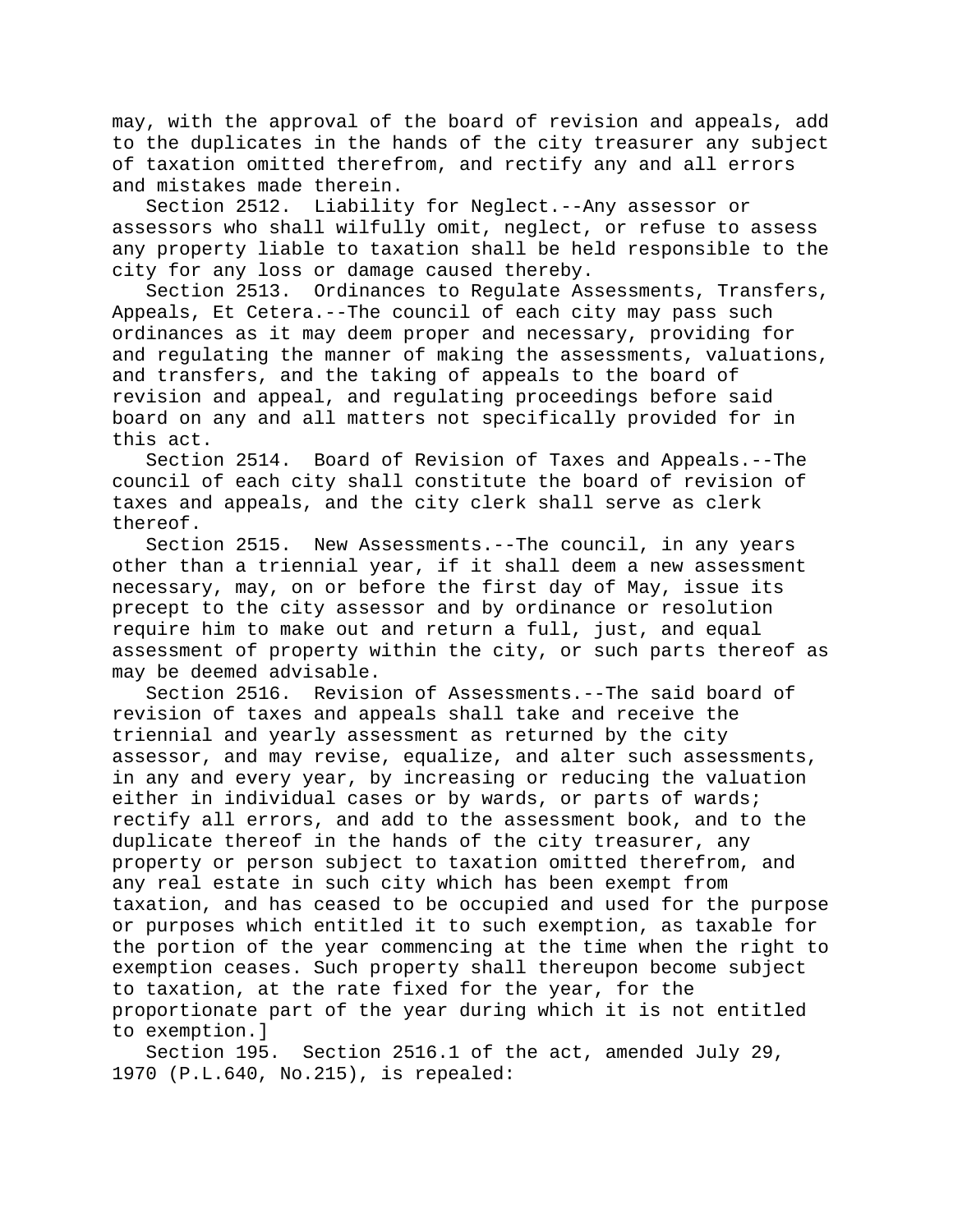may, with the approval of the board of revision and appeals, add to the duplicates in the hands of the city treasurer any subject of taxation omitted therefrom, and rectify any and all errors and mistakes made therein.

Section 2512. Liability for Neglect.--Any assessor or assessors who shall wilfully omit, neglect, or refuse to assess any property liable to taxation shall be held responsible to the city for any loss or damage caused thereby.

Section 2513. Ordinances to Regulate Assessments, Transfers, Appeals, Et Cetera.--The council of each city may pass such ordinances as it may deem proper and necessary, providing for and regulating the manner of making the assessments, valuations, and transfers, and the taking of appeals to the board of revision and appeal, and regulating proceedings before said board on any and all matters not specifically provided for in this act.

Section 2514. Board of Revision of Taxes and Appeals.--The council of each city shall constitute the board of revision of taxes and appeals, and the city clerk shall serve as clerk thereof.

Section 2515. New Assessments.--The council, in any years other than a triennial year, if it shall deem a new assessment necessary, may, on or before the first day of May, issue its precept to the city assessor and by ordinance or resolution require him to make out and return a full, just, and equal assessment of property within the city, or such parts thereof as may be deemed advisable.

Section 2516. Revision of Assessments.--The said board of revision of taxes and appeals shall take and receive the triennial and yearly assessment as returned by the city assessor, and may revise, equalize, and alter such assessments, in any and every year, by increasing or reducing the valuation either in individual cases or by wards, or parts of wards; rectify all errors, and add to the assessment book, and to the duplicate thereof in the hands of the city treasurer, any property or person subject to taxation omitted therefrom, and any real estate in such city which has been exempt from taxation, and has ceased to be occupied and used for the purpose or purposes which entitled it to such exemption, as taxable for the portion of the year commencing at the time when the right to exemption ceases. Such property shall thereupon become subject to taxation, at the rate fixed for the year, for the proportionate part of the year during which it is not entitled to exemption.]

Section 195. Section 2516.1 of the act, amended July 29, 1970 (P.L.640, No.215), is repealed: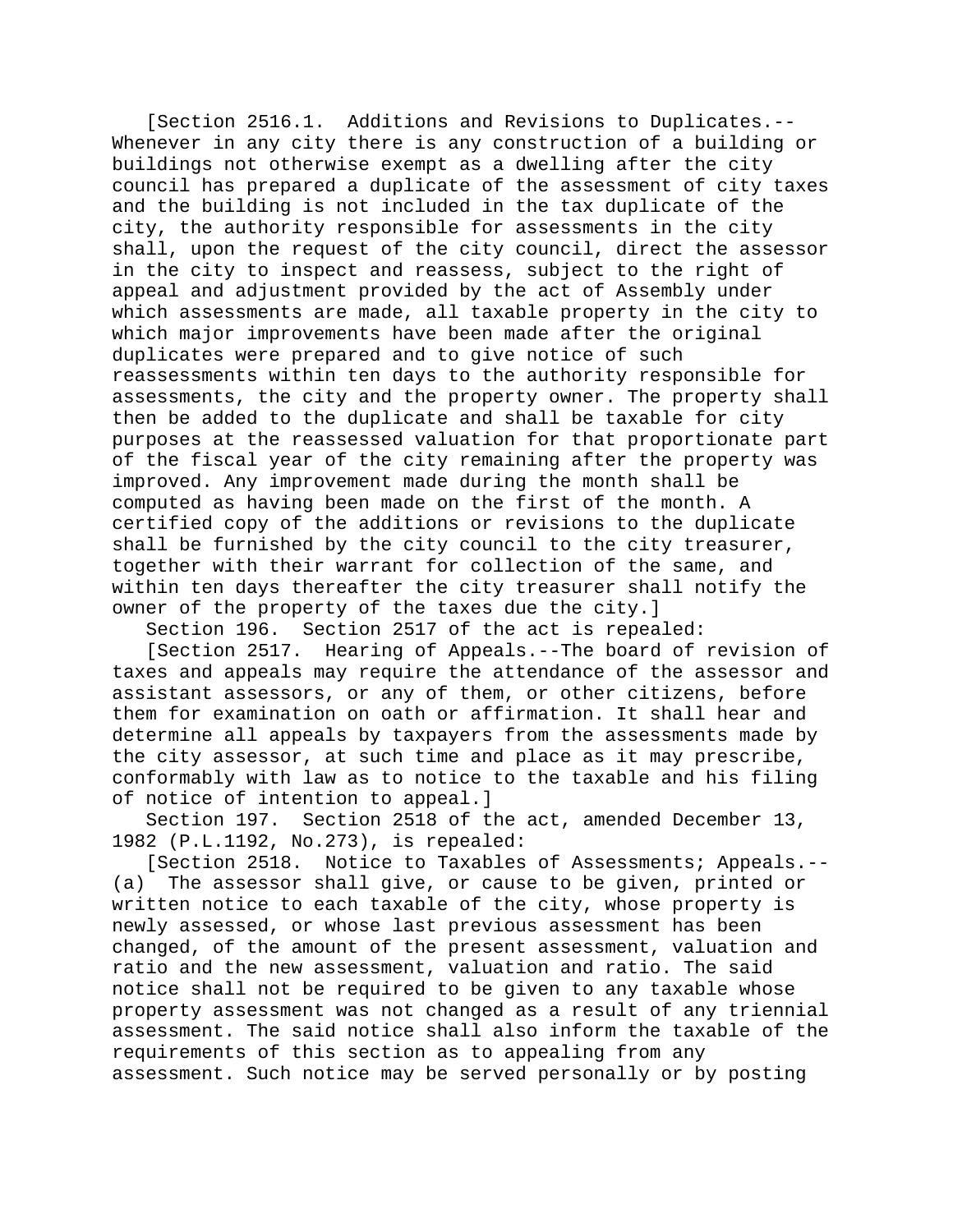[Section 2516.1. Additions and Revisions to Duplicates.--Whenever in any city there is any construction of a building or buildings not otherwise exempt as a dwelling after the city council has prepared a duplicate of the assessment of city taxes and the building is not included in the tax duplicate of the city, the authority responsible for assessments in the city shall, upon the request of the city council, direct the assessor in the city to inspect and reassess, subject to the right of appeal and adjustment provided by the act of Assembly under which assessments are made, all taxable property in the city to which major improvements have been made after the original duplicates were prepared and to give notice of such reassessments within ten days to the authority responsible for assessments, the city and the property owner. The property shall then be added to the duplicate and shall be taxable for city purposes at the reassessed valuation for that proportionate part of the fiscal year of the city remaining after the property was improved. Any improvement made during the month shall be computed as having been made on the first of the month. A certified copy of the additions or revisions to the duplicate shall be furnished by the city council to the city treasurer, together with their warrant for collection of the same, and within ten days thereafter the city treasurer shall notify the owner of the property of the taxes due the city.]

Section 196. Section 2517 of the act is repealed:

[Section 2517. Hearing of Appeals.--The board of revision of taxes and appeals may require the attendance of the assessor and assistant assessors, or any of them, or other citizens, before them for examination on oath or affirmation. It shall hear and determine all appeals by taxpayers from the assessments made by the city assessor, at such time and place as it may prescribe, conformably with law as to notice to the taxable and his filing of notice of intention to appeal.]

Section 197. Section 2518 of the act, amended December 13, 1982 (P.L.1192, No.273), is repealed:

[Section 2518. Notice to Taxables of Assessments; Appeals.--(a) The assessor shall give, or cause to be given, printed or written notice to each taxable of the city, whose property is newly assessed, or whose last previous assessment has been changed, of the amount of the present assessment, valuation and ratio and the new assessment, valuation and ratio. The said notice shall not be required to be given to any taxable whose property assessment was not changed as a result of any triennial assessment. The said notice shall also inform the taxable of the requirements of this section as to appealing from any assessment. Such notice may be served personally or by posting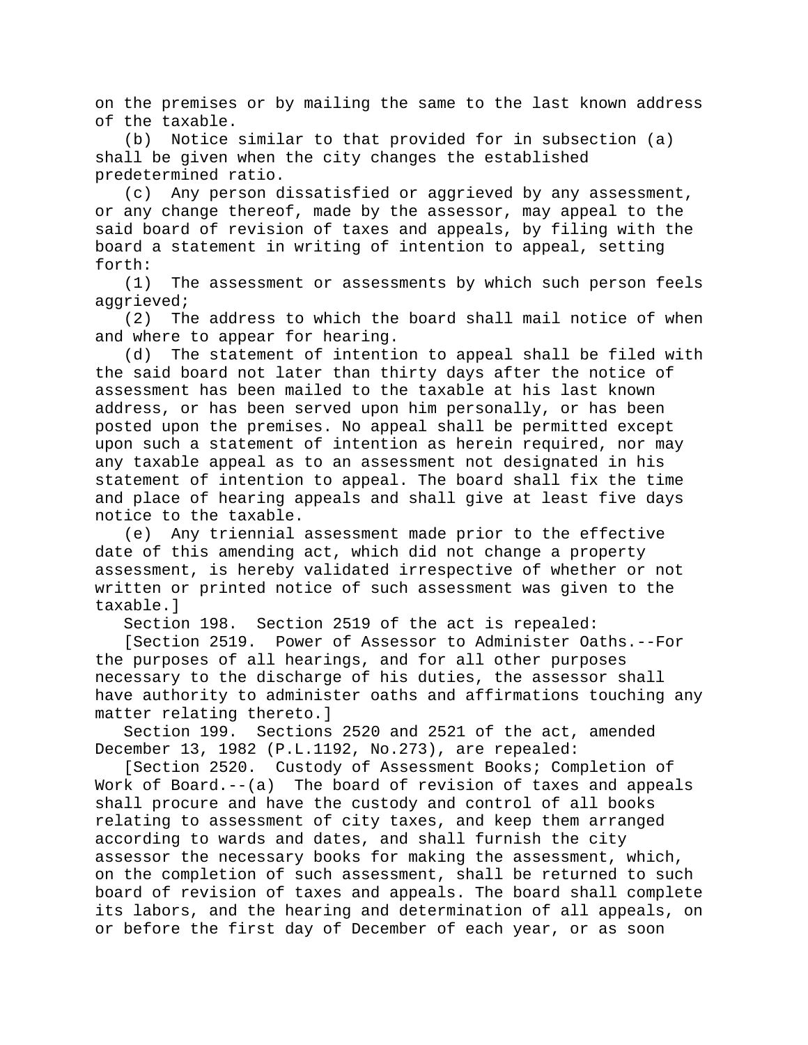on the premises or by mailing the same to the last known address of the taxable.

(b) Notice similar to that provided for in subsection (a) shall be given when the city changes the established predetermined ratio.

(c) Any person dissatisfied or aggrieved by any assessment, or any change thereof, made by the assessor, may appeal to the said board of revision of taxes and appeals, by filing with the board a statement in writing of intention to appeal, setting forth:

(1) The assessment or assessments by which such person feels aggrieved;

(2) The address to which the board shall mail notice of when and where to appear for hearing.

(d) The statement of intention to appeal shall be filed with the said board not later than thirty days after the notice of assessment has been mailed to the taxable at his last known address, or has been served upon him personally, or has been posted upon the premises. No appeal shall be permitted except upon such a statement of intention as herein required, nor may any taxable appeal as to an assessment not designated in his statement of intention to appeal. The board shall fix the time and place of hearing appeals and shall give at least five days notice to the taxable.

(e) Any triennial assessment made prior to the effective date of this amending act, which did not change a property assessment, is hereby validated irrespective of whether or not written or printed notice of such assessment was given to the taxable.]

Section 198. Section 2519 of the act is repealed:

[Section 2519. Power of Assessor to Administer Oaths.--For the purposes of all hearings, and for all other purposes necessary to the discharge of his duties, the assessor shall have authority to administer oaths and affirmations touching any matter relating thereto.]

Section 199. Sections 2520 and 2521 of the act, amended December 13, 1982 (P.L.1192, No.273), are repealed:

[Section 2520. Custody of Assessment Books; Completion of Work of Board.--(a) The board of revision of taxes and appeals shall procure and have the custody and control of all books relating to assessment of city taxes, and keep them arranged according to wards and dates, and shall furnish the city assessor the necessary books for making the assessment, which, on the completion of such assessment, shall be returned to such board of revision of taxes and appeals. The board shall complete its labors, and the hearing and determination of all appeals, on or before the first day of December of each year, or as soon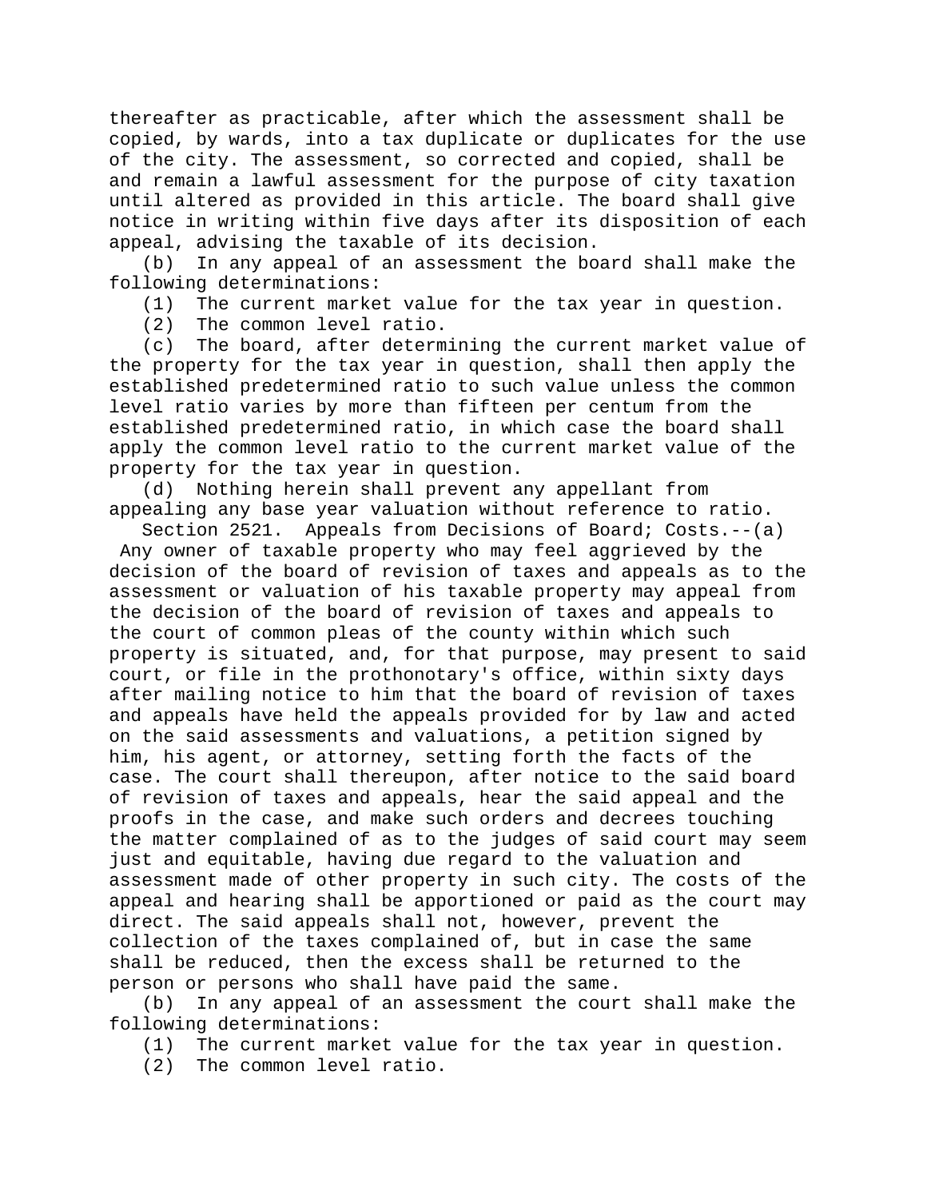thereafter as practicable, after which the assessment shall be copied, by wards, into a tax duplicate or duplicates for the use of the city. The assessment, so corrected and copied, shall be and remain a lawful assessment for the purpose of city taxation until altered as provided in this article. The board shall give notice in writing within five days after its disposition of each appeal, advising the taxable of its decision.

(b) In any appeal of an assessment the board shall make the following determinations:

(1) The current market value for the tax year in question.

(2) The common level ratio.

(c) The board, after determining the current market value of the property for the tax year in question, shall then apply the established predetermined ratio to such value unless the common level ratio varies by more than fifteen per centum from the established predetermined ratio, in which case the board shall apply the common level ratio to the current market value of the property for the tax year in question.

(d) Nothing herein shall prevent any appellant from appealing any base year valuation without reference to ratio.

Section 2521. Appeals from Decisions of Board; Costs.--(a) Any owner of taxable property who may feel aggrieved by the decision of the board of revision of taxes and appeals as to the assessment or valuation of his taxable property may appeal from the decision of the board of revision of taxes and appeals to the court of common pleas of the county within which such property is situated, and, for that purpose, may present to said court, or file in the prothonotary's office, within sixty days after mailing notice to him that the board of revision of taxes and appeals have held the appeals provided for by law and acted on the said assessments and valuations, a petition signed by him, his agent, or attorney, setting forth the facts of the case. The court shall thereupon, after notice to the said board of revision of taxes and appeals, hear the said appeal and the proofs in the case, and make such orders and decrees touching the matter complained of as to the judges of said court may seem just and equitable, having due regard to the valuation and assessment made of other property in such city. The costs of the appeal and hearing shall be apportioned or paid as the court may direct. The said appeals shall not, however, prevent the collection of the taxes complained of, but in case the same shall be reduced, then the excess shall be returned to the person or persons who shall have paid the same.

(b) In any appeal of an assessment the court shall make the following determinations:

(1) The current market value for the tax year in question.

(2) The common level ratio.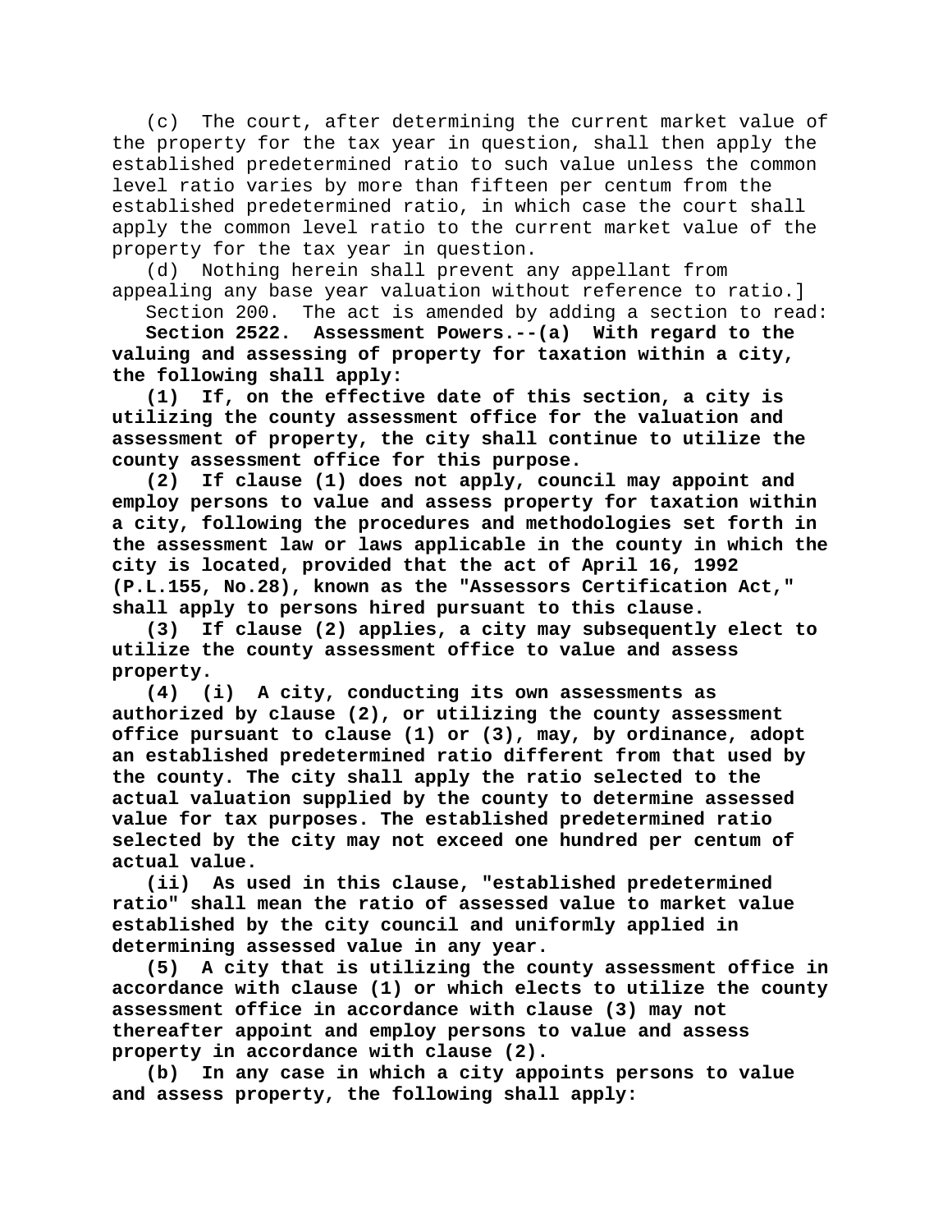(c) The court, after determining the current market value of the property for the tax year in question, shall then apply the established predetermined ratio to such value unless the common level ratio varies by more than fifteen per centum from the established predetermined ratio, in which case the court shall apply the common level ratio to the current market value of the property for the tax year in question.

(d) Nothing herein shall prevent any appellant from appealing any base year valuation without reference to ratio.]

Section 200. The act is amended by adding a section to read:

**Section 2522. Assessment Powers.--(a) With regard to the valuing and assessing of property for taxation within a city, the following shall apply:**

**(1) If, on the effective date of this section, a city is utilizing the county assessment office for the valuation and assessment of property, the city shall continue to utilize the county assessment office for this purpose.**

**(2) If clause (1) does not apply, council may appoint and employ persons to value and assess property for taxation within a city, following the procedures and methodologies set forth in the assessment law or laws applicable in the county in which the city is located, provided that the act of April 16, 1992 (P.L.155, No.28), known as the "Assessors Certification Act," shall apply to persons hired pursuant to this clause.**

**(3) If clause (2) applies, a city may subsequently elect to utilize the county assessment office to value and assess property.**

**(4) (i) A city, conducting its own assessments as authorized by clause (2), or utilizing the county assessment office pursuant to clause (1) or (3), may, by ordinance, adopt an established predetermined ratio different from that used by the county. The city shall apply the ratio selected to the actual valuation supplied by the county to determine assessed value for tax purposes. The established predetermined ratio selected by the city may not exceed one hundred per centum of actual value.**

**(ii) As used in this clause, "established predetermined ratio" shall mean the ratio of assessed value to market value established by the city council and uniformly applied in determining assessed value in any year.**

**(5) A city that is utilizing the county assessment office in accordance with clause (1) or which elects to utilize the county assessment office in accordance with clause (3) may not thereafter appoint and employ persons to value and assess property in accordance with clause (2).**

**(b) In any case in which a city appoints persons to value and assess property, the following shall apply:**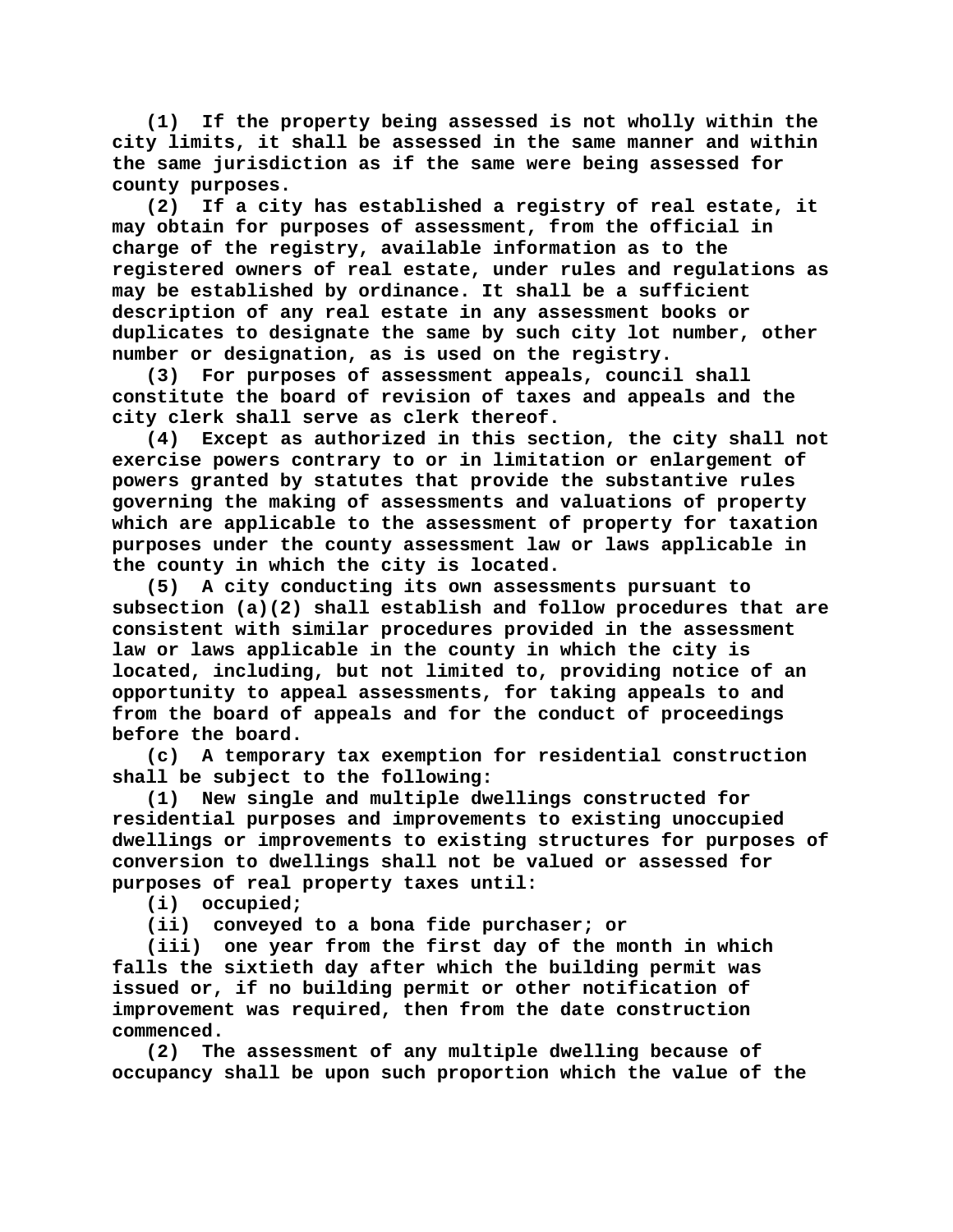(1) If the property being assessed is not wholly within the city limits, it shall be assessed in the same manner and within the same jurisdiction as if the same were being assessed for county purposes.

(2) If a city has established a registry of real estate, it may obtain for purposes of assessment, from the official in charge of the registry, available information as to the registered owners of real estate, under rules and regulations as may be established by ordinance. It shall be a sufficient description of any real estate in any assessment books or duplicates to designate the same by such city lot number, other number or designation, as is used on the registry.

(3) For purposes of assessment appeals, council shall constitute the board of revision of taxes and appeals and the city clerk shall serve as clerk thereof.

(4) Except as authorized in this section, the city shall not exercise powers contrary to or in limitation or enlargement of powers granted by statutes that provide the substantive rules governing the making of assessments and valuations of property which are applicable to the assessment of property for taxation purposes under the county assessment law or laws applicable in the county in which the city is located.

(5) A city conducting its own assessments pursuant to subsection (a)(2) shall establish and follow procedures that are consistent with similar procedures provided in the assessment law or laws applicable in the county in which the city is located, including, but not limited to, providing notice of an opportunity to appeal assessments, for taking appeals to and from the board of appeals and for the conduct of proceedings before the board.

(c) A temporary tax exemption for residential construction shall be subject to the following:

(1) New single and multiple dwellings constructed for residential purposes and improvements to existing unoccupied dwellings or improvements to existing structures for purposes of conversion to dwellings shall not be valued or assessed for purposes of real property taxes until:

(i) occupied;

(ii) conveyed to a bona fide purchaser; or

(iii) one year from the first day of the month in which falls the sixtieth day after which the building permit was issued or, if no building permit or other notification of improvement was required, then from the date construction commenced.

(2) The assessment of any multiple dwelling because of occupancy shall be upon such proportion which the value of the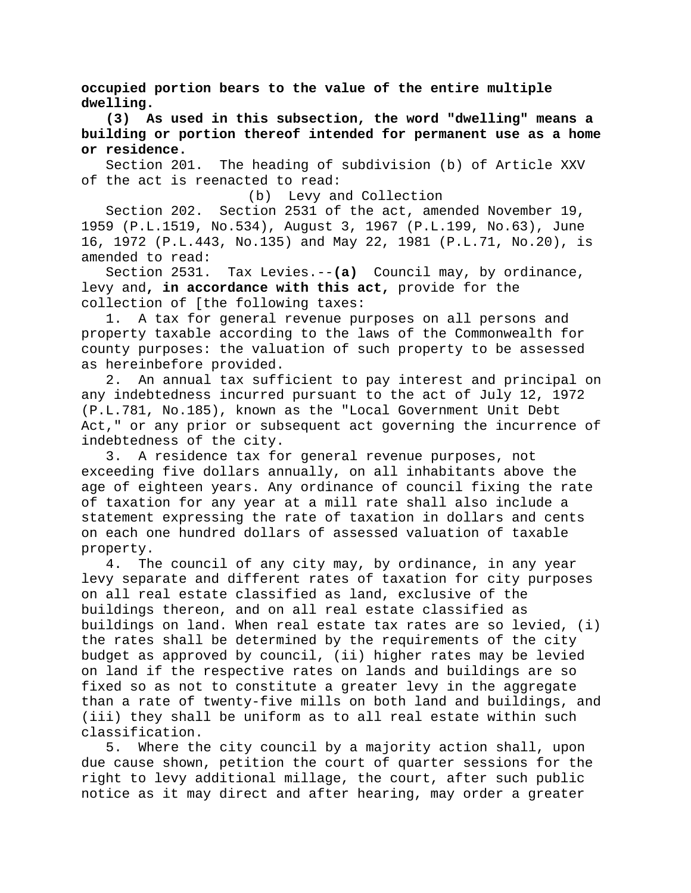**occupied portion bears to the value of the entire multiple dwelling.**

**(3) As used in this subsection, the word "dwelling" means a building or portion thereof intended for permanent use as a home or residence.**

Section 201. The heading of subdivision (b) of Article XXV of the act is reenacted to read:

(b) Levy and Collection

Section 202. Section 2531 of the act, amended November 19, 1959 (P.L.1519, No.534), August 3, 1967 (P.L.199, No.63), June 16, 1972 (P.L.443, No.135) and May 22, 1981 (P.L.71, No.20), is amended to read:

Section 2531. Tax Levies.--**(a)** Council may, by ordinance, levy and**, in accordance with this act,** provide for the collection of [the following taxes:

1. A tax for general revenue purposes on all persons and property taxable according to the laws of the Commonwealth for county purposes: the valuation of such property to be assessed as hereinbefore provided.

2. An annual tax sufficient to pay interest and principal on any indebtedness incurred pursuant to the act of July 12, 1972 (P.L.781, No.185), known as the "Local Government Unit Debt Act," or any prior or subsequent act governing the incurrence of indebtedness of the city.

3. A residence tax for general revenue purposes, not exceeding five dollars annually, on all inhabitants above the age of eighteen years. Any ordinance of council fixing the rate of taxation for any year at a mill rate shall also include a statement expressing the rate of taxation in dollars and cents on each one hundred dollars of assessed valuation of taxable property.

4. The council of any city may, by ordinance, in any year levy separate and different rates of taxation for city purposes on all real estate classified as land, exclusive of the buildings thereon, and on all real estate classified as buildings on land. When real estate tax rates are so levied, (i) the rates shall be determined by the requirements of the city budget as approved by council, (ii) higher rates may be levied on land if the respective rates on lands and buildings are so fixed so as not to constitute a greater levy in the aggregate than a rate of twenty-five mills on both land and buildings, and (iii) they shall be uniform as to all real estate within such classification.

5. Where the city council by a majority action shall, upon due cause shown, petition the court of quarter sessions for the right to levy additional millage, the court, after such public notice as it may direct and after hearing, may order a greater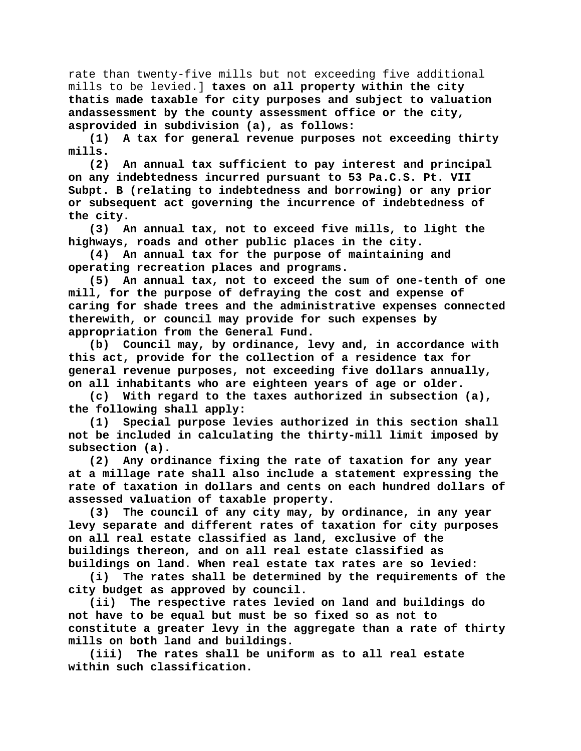rate than twenty-five mills but not exceeding five additional mills to be levied.] **taxes on all property within the city thatis made taxable for city purposes and subject to valuation andassessment by the county assessment office or the city, asprovided in subdivision (a), as follows:**

**(1) A tax for general revenue purposes not exceeding thirty mills.**

**(2) An annual tax sufficient to pay interest and principal on any indebtedness incurred pursuant to 53 Pa.C.S. Pt. VII Subpt. B (relating to indebtedness and borrowing) or any prior or subsequent act governing the incurrence of indebtedness of the city.**

**(3) An annual tax, not to exceed five mills, to light the highways, roads and other public places in the city.**

**(4) An annual tax for the purpose of maintaining and operating recreation places and programs.**

**(5) An annual tax, not to exceed the sum of one-tenth of one mill, for the purpose of defraying the cost and expense of caring for shade trees and the administrative expenses connected therewith, or council may provide for such expenses by appropriation from the General Fund.**

**(b) Council may, by ordinance, levy and, in accordance with this act, provide for the collection of a residence tax for general revenue purposes, not exceeding five dollars annually, on all inhabitants who are eighteen years of age or older.**

**(c) With regard to the taxes authorized in subsection (a), the following shall apply:**

**(1) Special purpose levies authorized in this section shall not be included in calculating the thirty-mill limit imposed by subsection (a).**

**(2) Any ordinance fixing the rate of taxation for any year at a millage rate shall also include a statement expressing the rate of taxation in dollars and cents on each hundred dollars of assessed valuation of taxable property.**

**(3) The council of any city may, by ordinance, in any year levy separate and different rates of taxation for city purposes on all real estate classified as land, exclusive of the buildings thereon, and on all real estate classified as buildings on land. When real estate tax rates are so levied:**

**(i) The rates shall be determined by the requirements of the city budget as approved by council.**

**(ii) The respective rates levied on land and buildings do not have to be equal but must be so fixed so as not to constitute a greater levy in the aggregate than a rate of thirty mills on both land and buildings.**

**(iii) The rates shall be uniform as to all real estate within such classification.**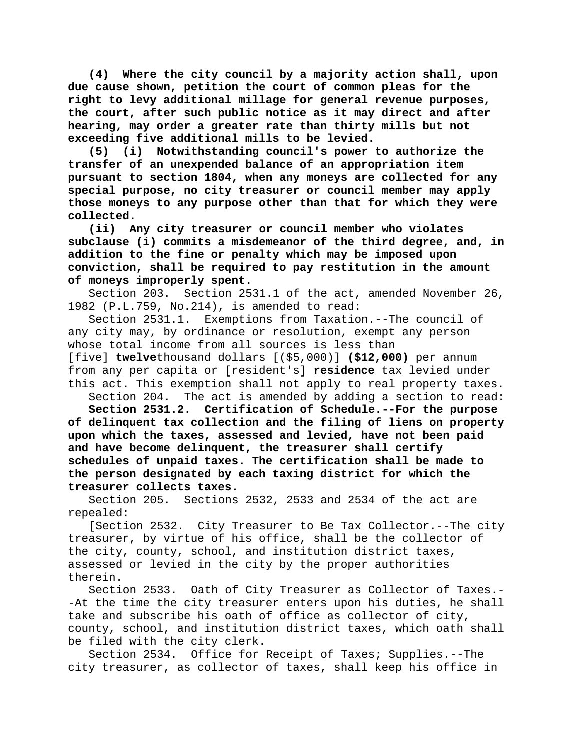**(4) Where the city council by a majority action shall, upon due cause shown, petition the court of common pleas for the right to levy additional millage for general revenue purposes, the court, after such public notice as it may direct and after hearing, may order a greater rate than thirty mills but not exceeding five additional mills to be levied.**

**(5) (i) Notwithstanding council's power to authorize the transfer of an unexpended balance of an appropriation item pursuant to section 1804, when any moneys are collected for any special purpose, no city treasurer or council member may apply those moneys to any purpose other than that for which they were collected.**

**(ii) Any city treasurer or council member who violates subclause (i) commits a misdemeanor of the third degree, and, in addition to the fine or penalty which may be imposed upon conviction, shall be required to pay restitution in the amount of moneys improperly spent.**

Section 203. Section 2531.1 of the act, amended November 26, 1982 (P.L.759, No.214), is amended to read:

Section 2531.1. Exemptions from Taxation.--The council of any city may, by ordinance or resolution, exempt any person whose total income from all sources is less than [five] **twelve**thousand dollars [($5,000)] **($12,000)** per annum from any per capita or [resident's] **residence** tax levied under this act. This exemption shall not apply to real property taxes.

Section 204. The act is amended by adding a section to read:

**Section 2531.2. Certification of Schedule.--For the purpose of delinquent tax collection and the filing of liens on property upon which the taxes, assessed and levied, have not been paid and have become delinquent, the treasurer shall certify schedules of unpaid taxes. The certification shall be made to the person designated by each taxing district for which the treasurer collects taxes.**

Section 205. Sections 2532, 2533 and 2534 of the act are repealed:

[Section 2532. City Treasurer to Be Tax Collector.--The city treasurer, by virtue of his office, shall be the collector of the city, county, school, and institution district taxes, assessed or levied in the city by the proper authorities therein.

Section 2533. Oath of City Treasurer as Collector of Taxes.--At the time the city treasurer enters upon his duties, he shall take and subscribe his oath of office as collector of city, county, school, and institution district taxes, which oath shall be filed with the city clerk.

Section 2534. Office for Receipt of Taxes; Supplies.--The city treasurer, as collector of taxes, shall keep his office in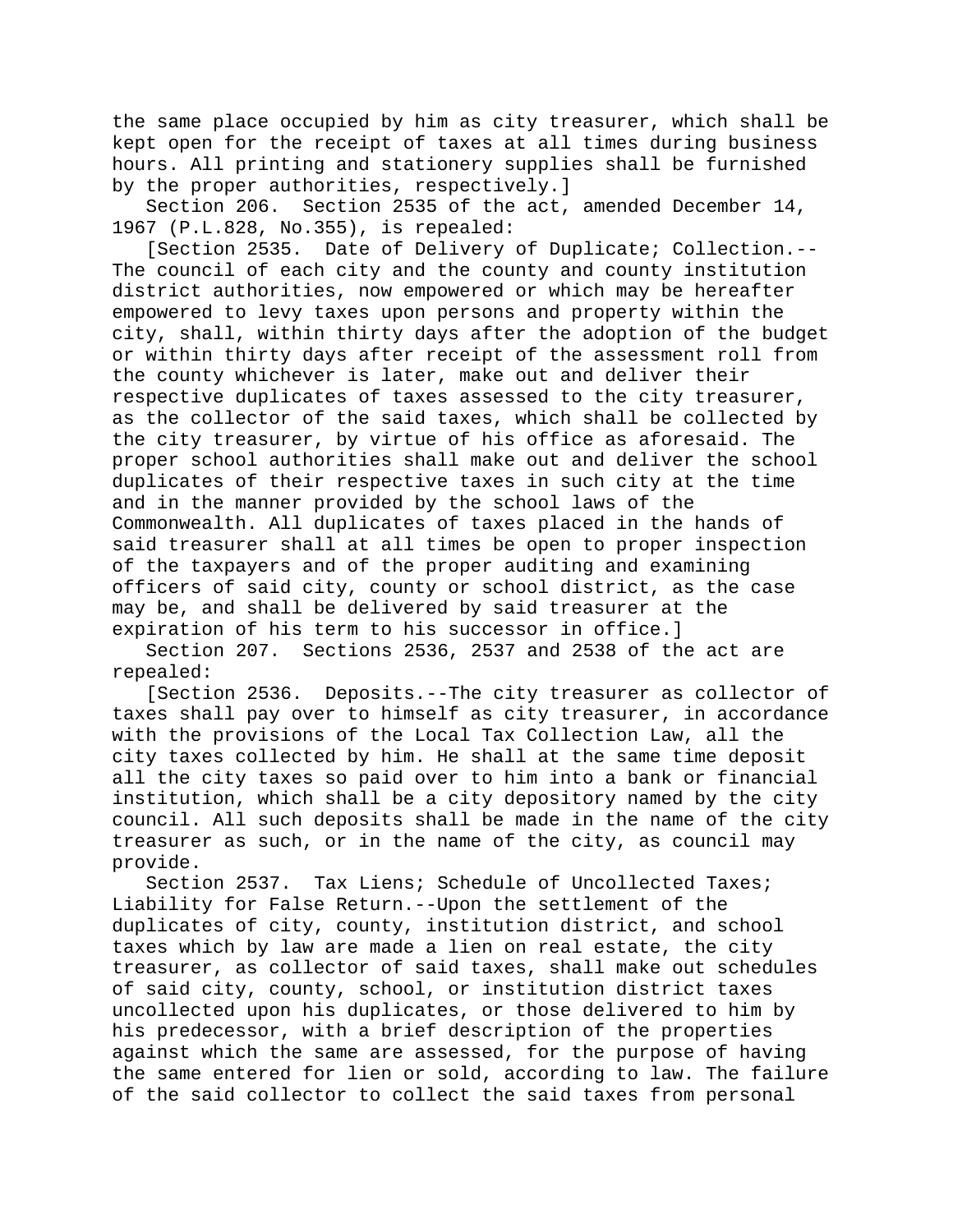the same place occupied by him as city treasurer, which shall be kept open for the receipt of taxes at all times during business hours. All printing and stationery supplies shall be furnished by the proper authorities, respectively.]

Section 206. Section 2535 of the act, amended December 14, 1967 (P.L.828, No.355), is repealed:

[Section 2535. Date of Delivery of Duplicate; Collection.--The council of each city and the county and county institution district authorities, now empowered or which may be hereafter empowered to levy taxes upon persons and property within the city, shall, within thirty days after the adoption of the budget or within thirty days after receipt of the assessment roll from the county whichever is later, make out and deliver their respective duplicates of taxes assessed to the city treasurer, as the collector of the said taxes, which shall be collected by the city treasurer, by virtue of his office as aforesaid. The proper school authorities shall make out and deliver the school duplicates of their respective taxes in such city at the time and in the manner provided by the school laws of the Commonwealth. All duplicates of taxes placed in the hands of said treasurer shall at all times be open to proper inspection of the taxpayers and of the proper auditing and examining officers of said city, county or school district, as the case may be, and shall be delivered by said treasurer at the expiration of his term to his successor in office.]

Section 207. Sections 2536, 2537 and 2538 of the act are repealed:

[Section 2536. Deposits.--The city treasurer as collector of taxes shall pay over to himself as city treasurer, in accordance with the provisions of the Local Tax Collection Law, all the city taxes collected by him. He shall at the same time deposit all the city taxes so paid over to him into a bank or financial institution, which shall be a city depository named by the city council. All such deposits shall be made in the name of the city treasurer as such, or in the name of the city, as council may provide.

Section 2537. Tax Liens; Schedule of Uncollected Taxes; Liability for False Return.--Upon the settlement of the duplicates of city, county, institution district, and school taxes which by law are made a lien on real estate, the city treasurer, as collector of said taxes, shall make out schedules of said city, county, school, or institution district taxes uncollected upon his duplicates, or those delivered to him by his predecessor, with a brief description of the properties against which the same are assessed, for the purpose of having the same entered for lien or sold, according to law. The failure of the said collector to collect the said taxes from personal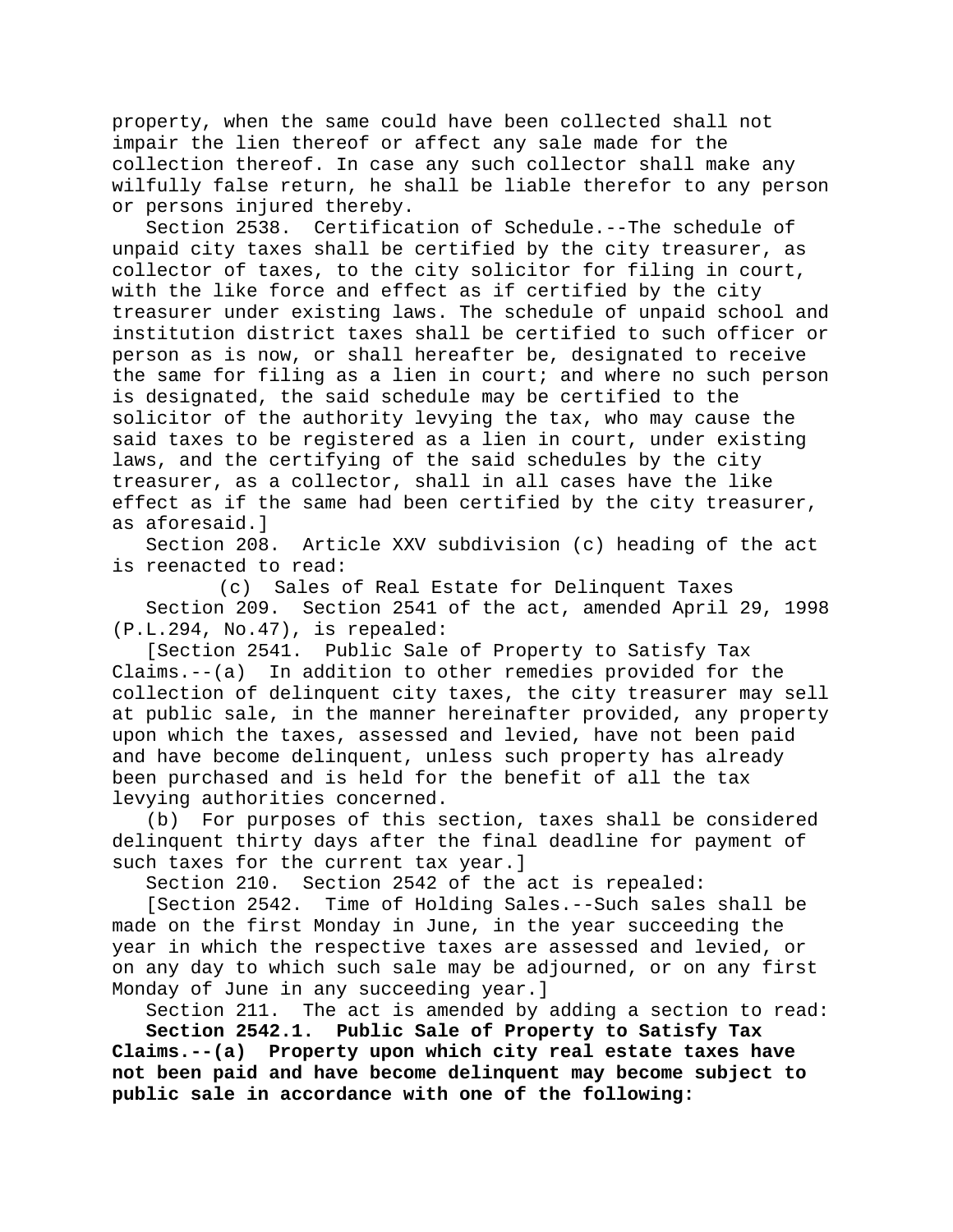property, when the same could have been collected shall not impair the lien thereof or affect any sale made for the collection thereof. In case any such collector shall make any wilfully false return, he shall be liable therefor to any person or persons injured thereby.

Section 2538. Certification of Schedule.--The schedule of unpaid city taxes shall be certified by the city treasurer, as collector of taxes, to the city solicitor for filing in court, with the like force and effect as if certified by the city treasurer under existing laws. The schedule of unpaid school and institution district taxes shall be certified to such officer or person as is now, or shall hereafter be, designated to receive the same for filing as a lien in court; and where no such person is designated, the said schedule may be certified to the solicitor of the authority levying the tax, who may cause the said taxes to be registered as a lien in court, under existing laws, and the certifying of the said schedules by the city treasurer, as a collector, shall in all cases have the like effect as if the same had been certified by the city treasurer, as aforesaid.]

Section 208. Article XXV subdivision (c) heading of the act is reenacted to read:

(c) Sales of Real Estate for Delinquent Taxes

Section 209. Section 2541 of the act, amended April 29, 1998 (P.L.294, No.47), is repealed:

[Section 2541. Public Sale of Property to Satisfy Tax Claims.--(a) In addition to other remedies provided for the collection of delinquent city taxes, the city treasurer may sell at public sale, in the manner hereinafter provided, any property upon which the taxes, assessed and levied, have not been paid and have become delinquent, unless such property has already been purchased and is held for the benefit of all the tax levying authorities concerned.

(b) For purposes of this section, taxes shall be considered delinquent thirty days after the final deadline for payment of such taxes for the current tax year.]

Section 210. Section 2542 of the act is repealed:

[Section 2542. Time of Holding Sales.--Such sales shall be made on the first Monday in June, in the year succeeding the year in which the respective taxes are assessed and levied, or on any day to which such sale may be adjourned, or on any first Monday of June in any succeeding year.]

Section 211. The act is amended by adding a section to read:

**Section 2542.1. Public Sale of Property to Satisfy Tax Claims.--(a) Property upon which city real estate taxes have not been paid and have become delinquent may become subject to public sale in accordance with one of the following:**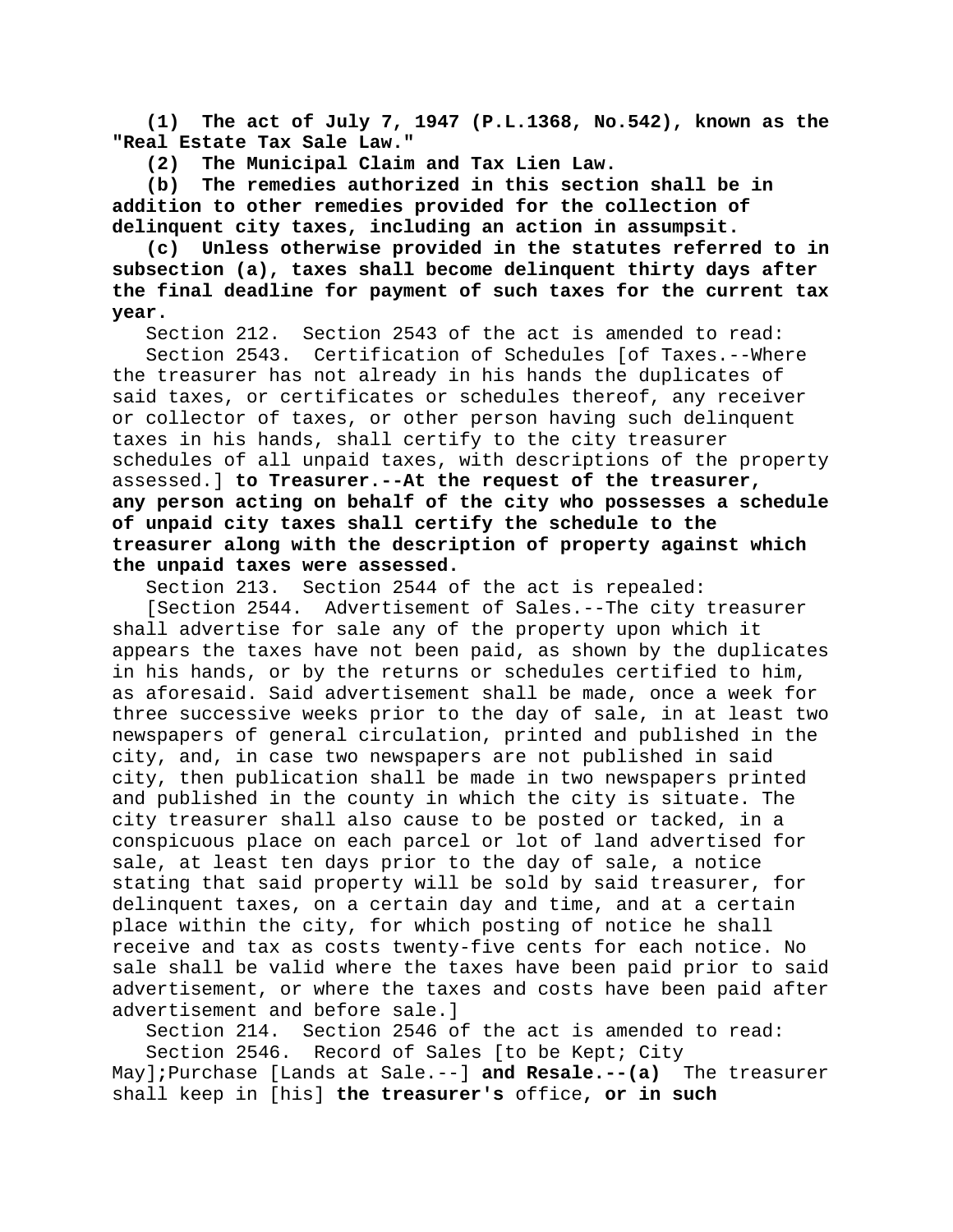**(1) The act of July 7, 1947 (P.L.1368, No.542), known as the "Real Estate Tax Sale Law."**

**(2) The Municipal Claim and Tax Lien Law.**

**(b) The remedies authorized in this section shall be in addition to other remedies provided for the collection of delinquent city taxes, including an action in assumpsit.**

**(c) Unless otherwise provided in the statutes referred to in subsection (a), taxes shall become delinquent thirty days after the final deadline for payment of such taxes for the current tax year.**

Section 212. Section 2543 of the act is amended to read:

Section 2543. Certification of Schedules [of Taxes.--Where the treasurer has not already in his hands the duplicates of said taxes, or certificates or schedules thereof, any receiver or collector of taxes, or other person having such delinquent taxes in his hands, shall certify to the city treasurer schedules of all unpaid taxes, with descriptions of the property assessed.] **to Treasurer.--At the request of the treasurer, any person acting on behalf of the city who possesses a schedule of unpaid city taxes shall certify the schedule to the treasurer along with the description of property against which the unpaid taxes were assessed.**

Section 213. Section 2544 of the act is repealed:

[Section 2544. Advertisement of Sales.--The city treasurer shall advertise for sale any of the property upon which it appears the taxes have not been paid, as shown by the duplicates in his hands, or by the returns or schedules certified to him, as aforesaid. Said advertisement shall be made, once a week for three successive weeks prior to the day of sale, in at least two newspapers of general circulation, printed and published in the city, and, in case two newspapers are not published in said city, then publication shall be made in two newspapers printed and published in the county in which the city is situate. The city treasurer shall also cause to be posted or tacked, in a conspicuous place on each parcel or lot of land advertised for sale, at least ten days prior to the day of sale, a notice stating that said property will be sold by said treasurer, for delinquent taxes, on a certain day and time, and at a certain place within the city, for which posting of notice he shall receive and tax as costs twenty-five cents for each notice. No sale shall be valid where the taxes have been paid prior to said advertisement, or where the taxes and costs have been paid after advertisement and before sale.]

Section 214. Section 2546 of the act is amended to read:

Section 2546. Record of Sales [to be Kept; City May]**;**Purchase [Lands at Sale.--] **and Resale.--(a)** The treasurer shall keep in [his] **the treasurer's** office**, or in such**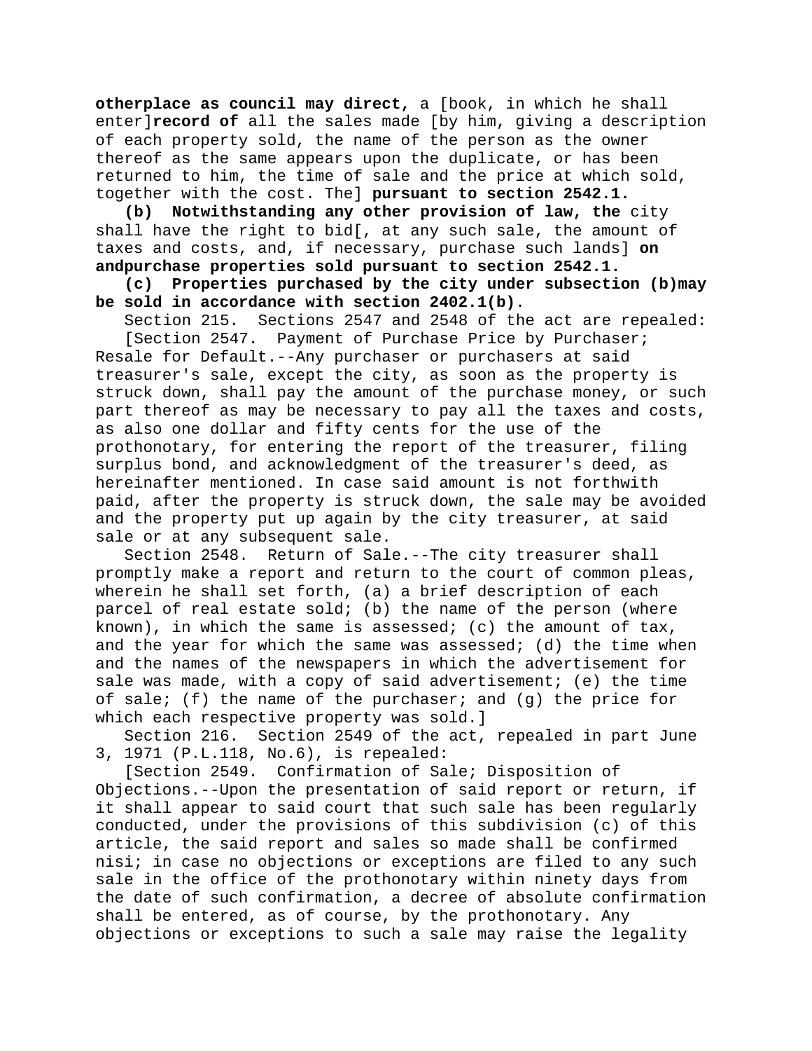**otherplace as council may direct,** a [book, in which he shall enter]**record of** all the sales made [by him, giving a description of each property sold, the name of the person as the owner thereof as the same appears upon the duplicate, or has been returned to him, the time of sale and the price at which sold, together with the cost. The] **pursuant to section 2542.1.**

**(b) Notwithstanding any other provision of law, the** city shall have the right to bid[, at any such sale, the amount of taxes and costs, and, if necessary, purchase such lands] **on andpurchase properties sold pursuant to section 2542.1.**

**(c) Properties purchased by the city under subsection (b)may be sold in accordance with section 2402.1(b)**.

Section 215. Sections 2547 and 2548 of the act are repealed:

[Section 2547. Payment of Purchase Price by Purchaser; Resale for Default.--Any purchaser or purchasers at said treasurer's sale, except the city, as soon as the property is struck down, shall pay the amount of the purchase money, or such part thereof as may be necessary to pay all the taxes and costs, as also one dollar and fifty cents for the use of the prothonotary, for entering the report of the treasurer, filing surplus bond, and acknowledgment of the treasurer's deed, as hereinafter mentioned. In case said amount is not forthwith paid, after the property is struck down, the sale may be avoided and the property put up again by the city treasurer, at said sale or at any subsequent sale.

Section 2548. Return of Sale.--The city treasurer shall promptly make a report and return to the court of common pleas, wherein he shall set forth, (a) a brief description of each parcel of real estate sold; (b) the name of the person (where known), in which the same is assessed; (c) the amount of tax, and the year for which the same was assessed; (d) the time when and the names of the newspapers in which the advertisement for sale was made, with a copy of said advertisement; (e) the time of sale; (f) the name of the purchaser; and (g) the price for which each respective property was sold.]

Section 216. Section 2549 of the act, repealed in part June 3, 1971 (P.L.118, No.6), is repealed:

[Section 2549. Confirmation of Sale; Disposition of Objections.--Upon the presentation of said report or return, if it shall appear to said court that such sale has been regularly conducted, under the provisions of this subdivision (c) of this article, the said report and sales so made shall be confirmed nisi; in case no objections or exceptions are filed to any such sale in the office of the prothonotary within ninety days from the date of such confirmation, a decree of absolute confirmation shall be entered, as of course, by the prothonotary. Any objections or exceptions to such a sale may raise the legality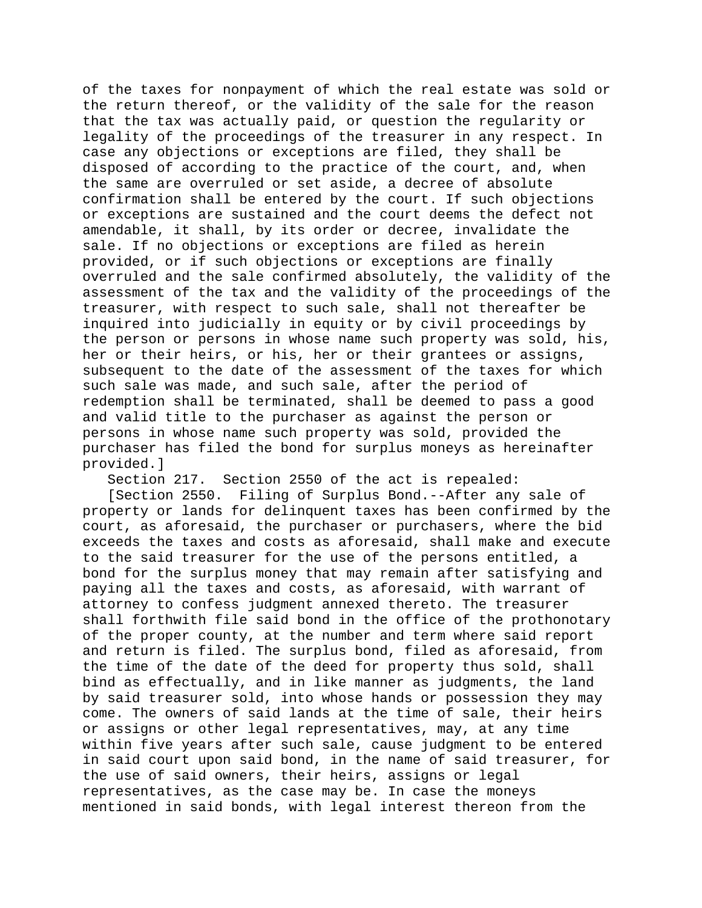of the taxes for nonpayment of which the real estate was sold or the return thereof, or the validity of the sale for the reason that the tax was actually paid, or question the regularity or legality of the proceedings of the treasurer in any respect. In case any objections or exceptions are filed, they shall be disposed of according to the practice of the court, and, when the same are overruled or set aside, a decree of absolute confirmation shall be entered by the court. If such objections or exceptions are sustained and the court deems the defect not amendable, it shall, by its order or decree, invalidate the sale. If no objections or exceptions are filed as herein provided, or if such objections or exceptions are finally overruled and the sale confirmed absolutely, the validity of the assessment of the tax and the validity of the proceedings of the treasurer, with respect to such sale, shall not thereafter be inquired into judicially in equity or by civil proceedings by the person or persons in whose name such property was sold, his, her or their heirs, or his, her or their grantees or assigns, subsequent to the date of the assessment of the taxes for which such sale was made, and such sale, after the period of redemption shall be terminated, shall be deemed to pass a good and valid title to the purchaser as against the person or persons in whose name such property was sold, provided the purchaser has filed the bond for surplus moneys as hereinafter provided.]

Section 217. Section 2550 of the act is repealed:

[Section 2550. Filing of Surplus Bond.--After any sale of property or lands for delinquent taxes has been confirmed by the court, as aforesaid, the purchaser or purchasers, where the bid exceeds the taxes and costs as aforesaid, shall make and execute to the said treasurer for the use of the persons entitled, a bond for the surplus money that may remain after satisfying and paying all the taxes and costs, as aforesaid, with warrant of attorney to confess judgment annexed thereto. The treasurer shall forthwith file said bond in the office of the prothonotary of the proper county, at the number and term where said report and return is filed. The surplus bond, filed as aforesaid, from the time of the date of the deed for property thus sold, shall bind as effectually, and in like manner as judgments, the land by said treasurer sold, into whose hands or possession they may come. The owners of said lands at the time of sale, their heirs or assigns or other legal representatives, may, at any time within five years after such sale, cause judgment to be entered in said court upon said bond, in the name of said treasurer, for the use of said owners, their heirs, assigns or legal representatives, as the case may be. In case the moneys mentioned in said bonds, with legal interest thereon from the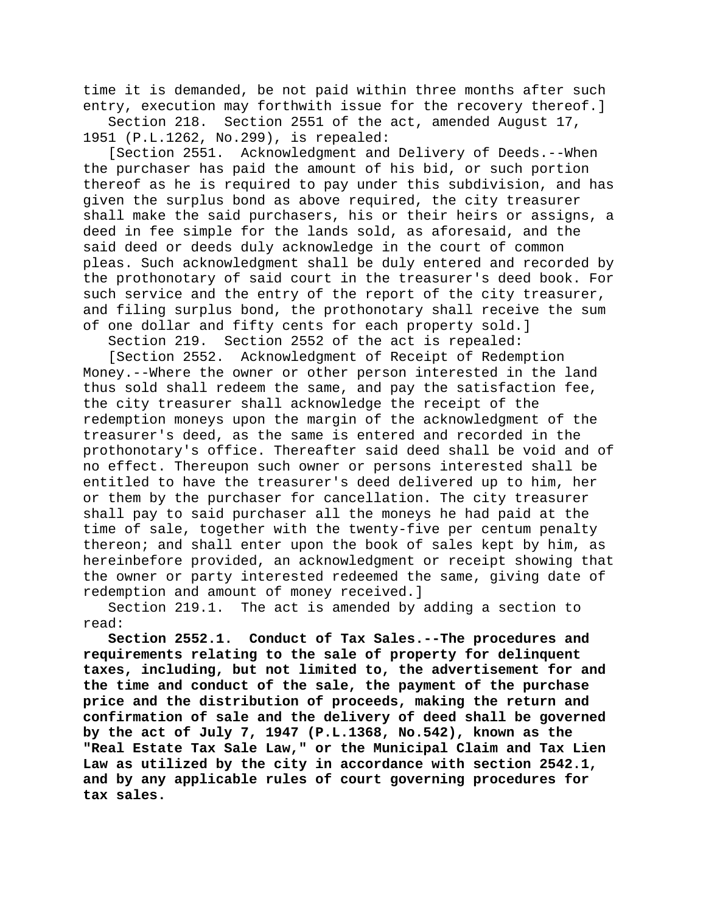time it is demanded, be not paid within three months after such entry, execution may forthwith issue for the recovery thereof.]

Section 218. Section 2551 of the act, amended August 17, 1951 (P.L.1262, No.299), is repealed:

[Section 2551. Acknowledgment and Delivery of Deeds.--When the purchaser has paid the amount of his bid, or such portion thereof as he is required to pay under this subdivision, and has given the surplus bond as above required, the city treasurer shall make the said purchasers, his or their heirs or assigns, a deed in fee simple for the lands sold, as aforesaid, and the said deed or deeds duly acknowledge in the court of common pleas. Such acknowledgment shall be duly entered and recorded by the prothonotary of said court in the treasurer's deed book. For such service and the entry of the report of the city treasurer, and filing surplus bond, the prothonotary shall receive the sum of one dollar and fifty cents for each property sold.]

Section 219. Section 2552 of the act is repealed:

[Section 2552. Acknowledgment of Receipt of Redemption Money.--Where the owner or other person interested in the land thus sold shall redeem the same, and pay the satisfaction fee, the city treasurer shall acknowledge the receipt of the redemption moneys upon the margin of the acknowledgment of the treasurer's deed, as the same is entered and recorded in the prothonotary's office. Thereafter said deed shall be void and of no effect. Thereupon such owner or persons interested shall be entitled to have the treasurer's deed delivered up to him, her or them by the purchaser for cancellation. The city treasurer shall pay to said purchaser all the moneys he had paid at the time of sale, together with the twenty-five per centum penalty thereon; and shall enter upon the book of sales kept by him, as hereinbefore provided, an acknowledgment or receipt showing that the owner or party interested redeemed the same, giving date of redemption and amount of money received.]

Section 219.1. The act is amended by adding a section to read:

**Section 2552.1. Conduct of Tax Sales.--The procedures and requirements relating to the sale of property for delinquent taxes, including, but not limited to, the advertisement for and the time and conduct of the sale, the payment of the purchase price and the distribution of proceeds, making the return and confirmation of sale and the delivery of deed shall be governed by the act of July 7, 1947 (P.L.1368, No.542), known as the "Real Estate Tax Sale Law," or the Municipal Claim and Tax Lien Law as utilized by the city in accordance with section 2542.1, and by any applicable rules of court governing procedures for tax sales.**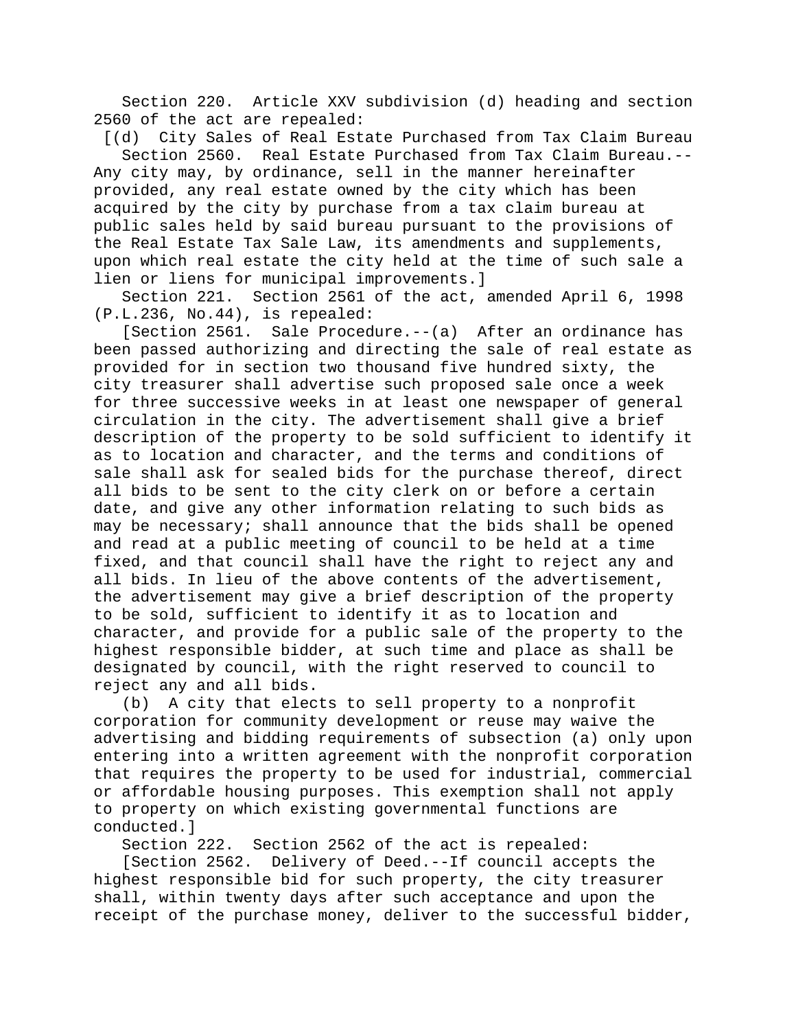Section 220. Article XXV subdivision (d) heading and section 2560 of the act are repealed:

[(d) City Sales of Real Estate Purchased from Tax Claim Bureau

Section 2560. Real Estate Purchased from Tax Claim Bureau.--Any city may, by ordinance, sell in the manner hereinafter provided, any real estate owned by the city which has been acquired by the city by purchase from a tax claim bureau at public sales held by said bureau pursuant to the provisions of the Real Estate Tax Sale Law, its amendments and supplements, upon which real estate the city held at the time of such sale a lien or liens for municipal improvements.]

Section 221. Section 2561 of the act, amended April 6, 1998 (P.L.236, No.44), is repealed:

[Section 2561. Sale Procedure.--(a) After an ordinance has been passed authorizing and directing the sale of real estate as provided for in section two thousand five hundred sixty, the city treasurer shall advertise such proposed sale once a week for three successive weeks in at least one newspaper of general circulation in the city. The advertisement shall give a brief description of the property to be sold sufficient to identify it as to location and character, and the terms and conditions of sale shall ask for sealed bids for the purchase thereof, direct all bids to be sent to the city clerk on or before a certain date, and give any other information relating to such bids as may be necessary; shall announce that the bids shall be opened and read at a public meeting of council to be held at a time fixed, and that council shall have the right to reject any and all bids. In lieu of the above contents of the advertisement, the advertisement may give a brief description of the property to be sold, sufficient to identify it as to location and character, and provide for a public sale of the property to the highest responsible bidder, at such time and place as shall be designated by council, with the right reserved to council to reject any and all bids.

(b) A city that elects to sell property to a nonprofit corporation for community development or reuse may waive the advertising and bidding requirements of subsection (a) only upon entering into a written agreement with the nonprofit corporation that requires the property to be used for industrial, commercial or affordable housing purposes. This exemption shall not apply to property on which existing governmental functions are conducted.]

Section 222. Section 2562 of the act is repealed:

[Section 2562. Delivery of Deed.--If council accepts the highest responsible bid for such property, the city treasurer shall, within twenty days after such acceptance and upon the receipt of the purchase money, deliver to the successful bidder,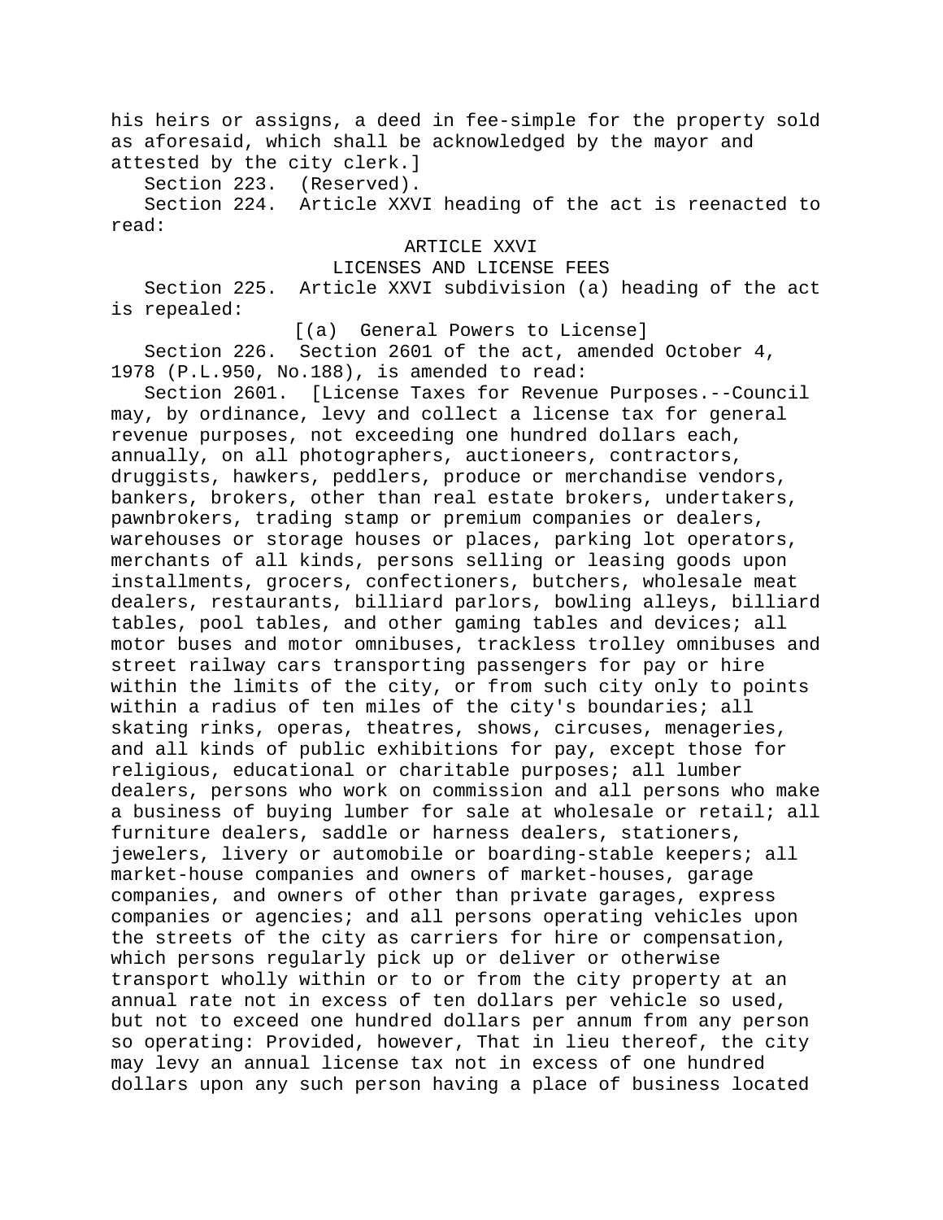his heirs or assigns, a deed in fee-simple for the property sold as aforesaid, which shall be acknowledged by the mayor and attested by the city clerk.]

Section 223. (Reserved).

Section 224. Article XXVI heading of the act is reenacted to read:

ARTICLE XXVI

LICENSES AND LICENSE FEES

Section 225. Article XXVI subdivision (a) heading of the act is repealed:

[(a) General Powers to License]

Section 226. Section 2601 of the act, amended October 4, 1978 (P.L.950, No.188), is amended to read:

Section 2601. [License Taxes for Revenue Purposes.--Council may, by ordinance, levy and collect a license tax for general revenue purposes, not exceeding one hundred dollars each, annually, on all photographers, auctioneers, contractors, druggists, hawkers, peddlers, produce or merchandise vendors, bankers, brokers, other than real estate brokers, undertakers, pawnbrokers, trading stamp or premium companies or dealers, warehouses or storage houses or places, parking lot operators, merchants of all kinds, persons selling or leasing goods upon installments, grocers, confectioners, butchers, wholesale meat dealers, restaurants, billiard parlors, bowling alleys, billiard tables, pool tables, and other gaming tables and devices; all motor buses and motor omnibuses, trackless trolley omnibuses and street railway cars transporting passengers for pay or hire within the limits of the city, or from such city only to points within a radius of ten miles of the city's boundaries; all skating rinks, operas, theatres, shows, circuses, menageries, and all kinds of public exhibitions for pay, except those for religious, educational or charitable purposes; all lumber dealers, persons who work on commission and all persons who make a business of buying lumber for sale at wholesale or retail; all furniture dealers, saddle or harness dealers, stationers, jewelers, livery or automobile or boarding-stable keepers; all market-house companies and owners of market-houses, garage companies, and owners of other than private garages, express companies or agencies; and all persons operating vehicles upon the streets of the city as carriers for hire or compensation, which persons regularly pick up or deliver or otherwise transport wholly within or to or from the city property at an annual rate not in excess of ten dollars per vehicle so used, but not to exceed one hundred dollars per annum from any person so operating: Provided, however, That in lieu thereof, the city may levy an annual license tax not in excess of one hundred dollars upon any such person having a place of business located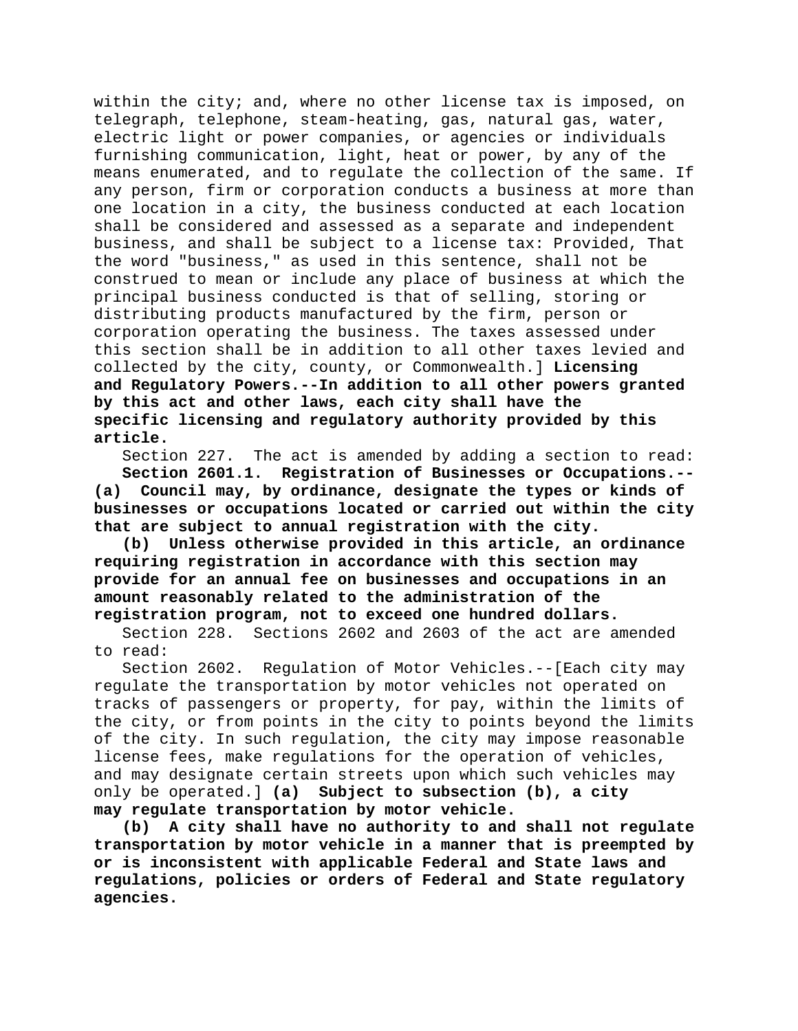within the city; and, where no other license tax is imposed, on telegraph, telephone, steam-heating, gas, natural gas, water, electric light or power companies, or agencies or individuals furnishing communication, light, heat or power, by any of the means enumerated, and to regulate the collection of the same. If any person, firm or corporation conducts a business at more than one location in a city, the business conducted at each location shall be considered and assessed as a separate and independent business, and shall be subject to a license tax: Provided, That the word "business," as used in this sentence, shall not be construed to mean or include any place of business at which the principal business conducted is that of selling, storing or distributing products manufactured by the firm, person or corporation operating the business. The taxes assessed under this section shall be in addition to all other taxes levied and collected by the city, county, or Commonwealth.] **Licensing and Regulatory Powers.--In addition to all other powers granted by this act and other laws, each city shall have the specific licensing and regulatory authority provided by this article.**

Section 227. The act is amended by adding a section to read:

**Section 2601.1. Registration of Businesses or Occupations.--(a) Council may, by ordinance, designate the types or kinds of businesses or occupations located or carried out within the city that are subject to annual registration with the city.**

**(b) Unless otherwise provided in this article, an ordinance requiring registration in accordance with this section may provide for an annual fee on businesses and occupations in an amount reasonably related to the administration of the registration program, not to exceed one hundred dollars.**

Section 228. Sections 2602 and 2603 of the act are amended to read:

Section 2602. Regulation of Motor Vehicles.--[Each city may regulate the transportation by motor vehicles not operated on tracks of passengers or property, for pay, within the limits of the city, or from points in the city to points beyond the limits of the city. In such regulation, the city may impose reasonable license fees, make regulations for the operation of vehicles, and may designate certain streets upon which such vehicles may only be operated.] **(a) Subject to subsection (b), a city may regulate transportation by motor vehicle.**

**(b) A city shall have no authority to and shall not regulate transportation by motor vehicle in a manner that is preempted by or is inconsistent with applicable Federal and State laws and regulations, policies or orders of Federal and State regulatory agencies.**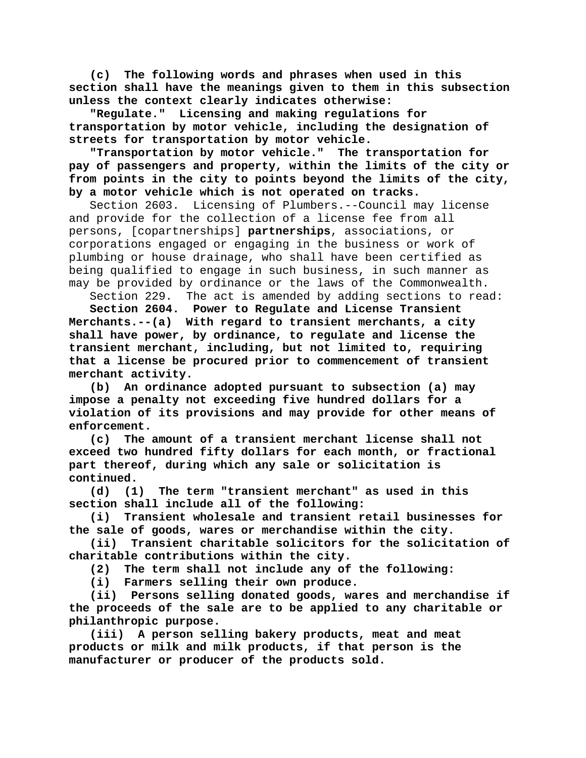**(c) The following words and phrases when used in this section shall have the meanings given to them in this subsection unless the context clearly indicates otherwise:**

**"Regulate." Licensing and making regulations for transportation by motor vehicle, including the designation of streets for transportation by motor vehicle.**

**"Transportation by motor vehicle." The transportation for pay of passengers and property, within the limits of the city or from points in the city to points beyond the limits of the city, by a motor vehicle which is not operated on tracks.**

Section 2603. Licensing of Plumbers.--Council may license and provide for the collection of a license fee from all persons, [copartnerships] **partnerships**, associations, or corporations engaged or engaging in the business or work of plumbing or house drainage, who shall have been certified as being qualified to engage in such business, in such manner as may be provided by ordinance or the laws of the Commonwealth.

Section 229. The act is amended by adding sections to read:

**Section 2604. Power to Regulate and License Transient Merchants.--(a) With regard to transient merchants, a city shall have power, by ordinance, to regulate and license the transient merchant, including, but not limited to, requiring that a license be procured prior to commencement of transient merchant activity.**

**(b) An ordinance adopted pursuant to subsection (a) may impose a penalty not exceeding five hundred dollars for a violation of its provisions and may provide for other means of enforcement.**

**(c) The amount of a transient merchant license shall not exceed two hundred fifty dollars for each month, or fractional part thereof, during which any sale or solicitation is continued.**

**(d) (1) The term "transient merchant" as used in this section shall include all of the following:**

**(i) Transient wholesale and transient retail businesses for the sale of goods, wares or merchandise within the city.**

**(ii) Transient charitable solicitors for the solicitation of charitable contributions within the city.**

**(2) The term shall not include any of the following:**

**(i) Farmers selling their own produce.**

**(ii) Persons selling donated goods, wares and merchandise if the proceeds of the sale are to be applied to any charitable or philanthropic purpose.**

**(iii) A person selling bakery products, meat and meat products or milk and milk products, if that person is the manufacturer or producer of the products sold.**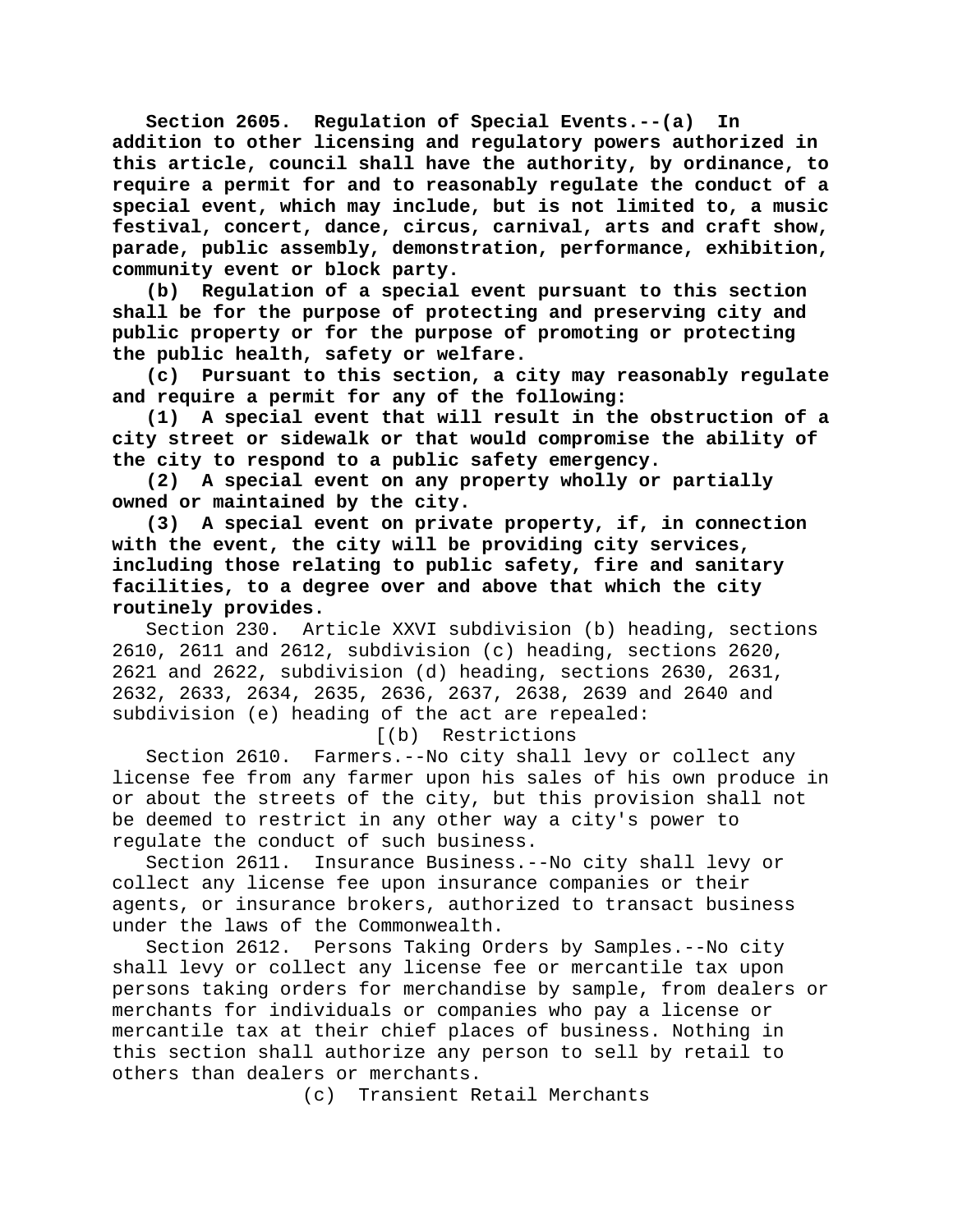**Section 2605. Regulation of Special Events.--(a) In addition to other licensing and regulatory powers authorized in this article, council shall have the authority, by ordinance, to require a permit for and to reasonably regulate the conduct of a special event, which may include, but is not limited to, a music festival, concert, dance, circus, carnival, arts and craft show, parade, public assembly, demonstration, performance, exhibition, community event or block party.**

**(b) Regulation of a special event pursuant to this section shall be for the purpose of protecting and preserving city and public property or for the purpose of promoting or protecting the public health, safety or welfare.**

**(c) Pursuant to this section, a city may reasonably regulate and require a permit for any of the following:**

**(1) A special event that will result in the obstruction of a city street or sidewalk or that would compromise the ability of the city to respond to a public safety emergency.**

**(2) A special event on any property wholly or partially owned or maintained by the city.**

**(3) A special event on private property, if, in connection with the event, the city will be providing city services, including those relating to public safety, fire and sanitary facilities, to a degree over and above that which the city routinely provides.**

Section 230. Article XXVI subdivision (b) heading, sections 2610, 2611 and 2612, subdivision (c) heading, sections 2620, 2621 and 2622, subdivision (d) heading, sections 2630, 2631, 2632, 2633, 2634, 2635, 2636, 2637, 2638, 2639 and 2640 and subdivision (e) heading of the act are repealed:

[(b) Restrictions

Section 2610. Farmers.--No city shall levy or collect any license fee from any farmer upon his sales of his own produce in or about the streets of the city, but this provision shall not be deemed to restrict in any other way a city's power to regulate the conduct of such business.

Section 2611. Insurance Business.--No city shall levy or collect any license fee upon insurance companies or their agents, or insurance brokers, authorized to transact business under the laws of the Commonwealth.

Section 2612. Persons Taking Orders by Samples.--No city shall levy or collect any license fee or mercantile tax upon persons taking orders for merchandise by sample, from dealers or merchants for individuals or companies who pay a license or mercantile tax at their chief places of business. Nothing in this section shall authorize any person to sell by retail to others than dealers or merchants.

(c) Transient Retail Merchants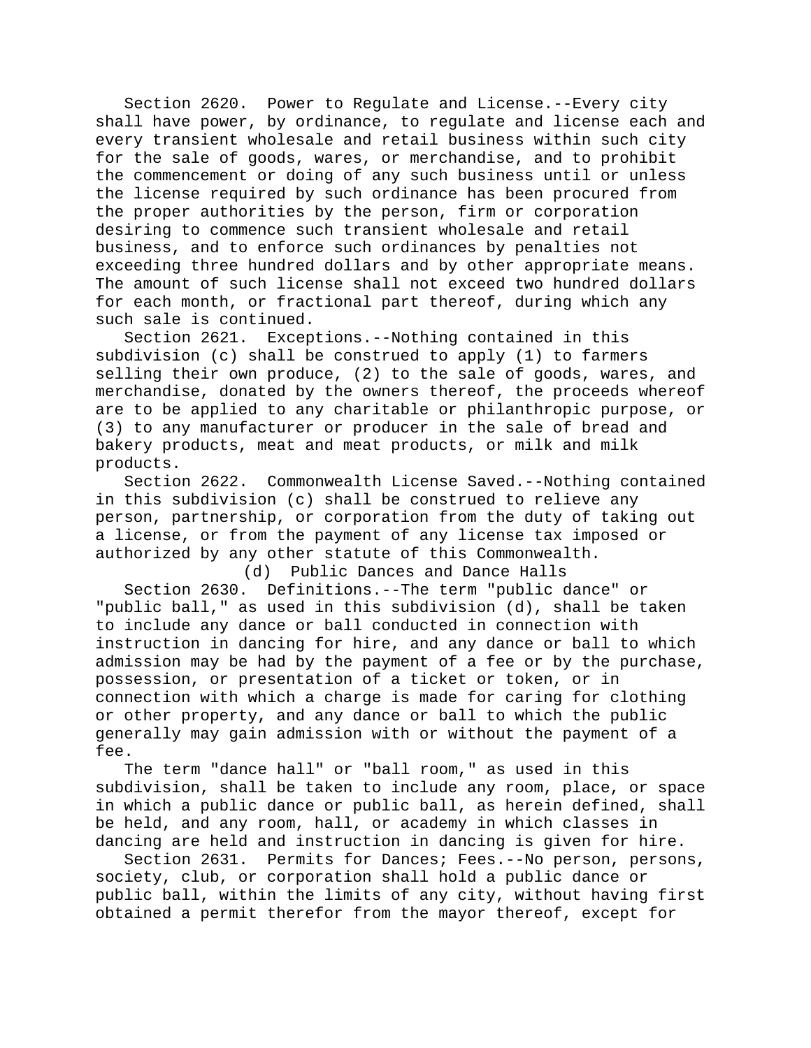Section 2620. Power to Regulate and License.--Every city shall have power, by ordinance, to regulate and license each and every transient wholesale and retail business within such city for the sale of goods, wares, or merchandise, and to prohibit the commencement or doing of any such business until or unless the license required by such ordinance has been procured from the proper authorities by the person, firm or corporation desiring to commence such transient wholesale and retail business, and to enforce such ordinances by penalties not exceeding three hundred dollars and by other appropriate means. The amount of such license shall not exceed two hundred dollars for each month, or fractional part thereof, during which any such sale is continued.

Section 2621. Exceptions.--Nothing contained in this subdivision (c) shall be construed to apply (1) to farmers selling their own produce, (2) to the sale of goods, wares, and merchandise, donated by the owners thereof, the proceeds whereof are to be applied to any charitable or philanthropic purpose, or (3) to any manufacturer or producer in the sale of bread and bakery products, meat and meat products, or milk and milk products.

Section 2622. Commonwealth License Saved.--Nothing contained in this subdivision (c) shall be construed to relieve any person, partnership, or corporation from the duty of taking out a license, or from the payment of any license tax imposed or authorized by any other statute of this Commonwealth.

(d) Public Dances and Dance Halls

Section 2630. Definitions.--The term "public dance" or "public ball," as used in this subdivision (d), shall be taken to include any dance or ball conducted in connection with instruction in dancing for hire, and any dance or ball to which admission may be had by the payment of a fee or by the purchase, possession, or presentation of a ticket or token, or in connection with which a charge is made for caring for clothing or other property, and any dance or ball to which the public generally may gain admission with or without the payment of a fee.

The term "dance hall" or "ball room," as used in this subdivision, shall be taken to include any room, place, or space in which a public dance or public ball, as herein defined, shall be held, and any room, hall, or academy in which classes in dancing are held and instruction in dancing is given for hire.

Section 2631. Permits for Dances; Fees.--No person, persons, society, club, or corporation shall hold a public dance or public ball, within the limits of any city, without having first obtained a permit therefor from the mayor thereof, except for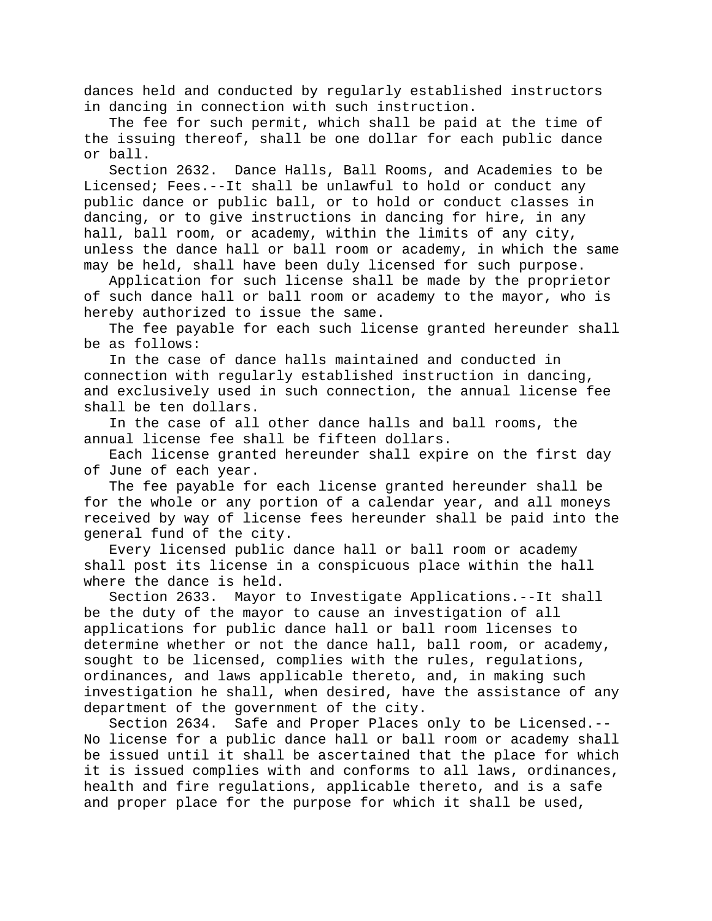dances held and conducted by regularly established instructors in dancing in connection with such instruction.

The fee for such permit, which shall be paid at the time of the issuing thereof, shall be one dollar for each public dance or ball.

Section 2632. Dance Halls, Ball Rooms, and Academies to be Licensed; Fees.--It shall be unlawful to hold or conduct any public dance or public ball, or to hold or conduct classes in dancing, or to give instructions in dancing for hire, in any hall, ball room, or academy, within the limits of any city, unless the dance hall or ball room or academy, in which the same may be held, shall have been duly licensed for such purpose.

Application for such license shall be made by the proprietor of such dance hall or ball room or academy to the mayor, who is hereby authorized to issue the same.

The fee payable for each such license granted hereunder shall be as follows:

In the case of dance halls maintained and conducted in connection with regularly established instruction in dancing, and exclusively used in such connection, the annual license fee shall be ten dollars.

In the case of all other dance halls and ball rooms, the annual license fee shall be fifteen dollars.

Each license granted hereunder shall expire on the first day of June of each year.

The fee payable for each license granted hereunder shall be for the whole or any portion of a calendar year, and all moneys received by way of license fees hereunder shall be paid into the general fund of the city.

Every licensed public dance hall or ball room or academy shall post its license in a conspicuous place within the hall where the dance is held.

Section 2633. Mayor to Investigate Applications.--It shall be the duty of the mayor to cause an investigation of all applications for public dance hall or ball room licenses to determine whether or not the dance hall, ball room, or academy, sought to be licensed, complies with the rules, regulations, ordinances, and laws applicable thereto, and, in making such investigation he shall, when desired, have the assistance of any department of the government of the city.

Section 2634. Safe and Proper Places only to be Licensed.--No license for a public dance hall or ball room or academy shall be issued until it shall be ascertained that the place for which it is issued complies with and conforms to all laws, ordinances, health and fire regulations, applicable thereto, and is a safe and proper place for the purpose for which it shall be used,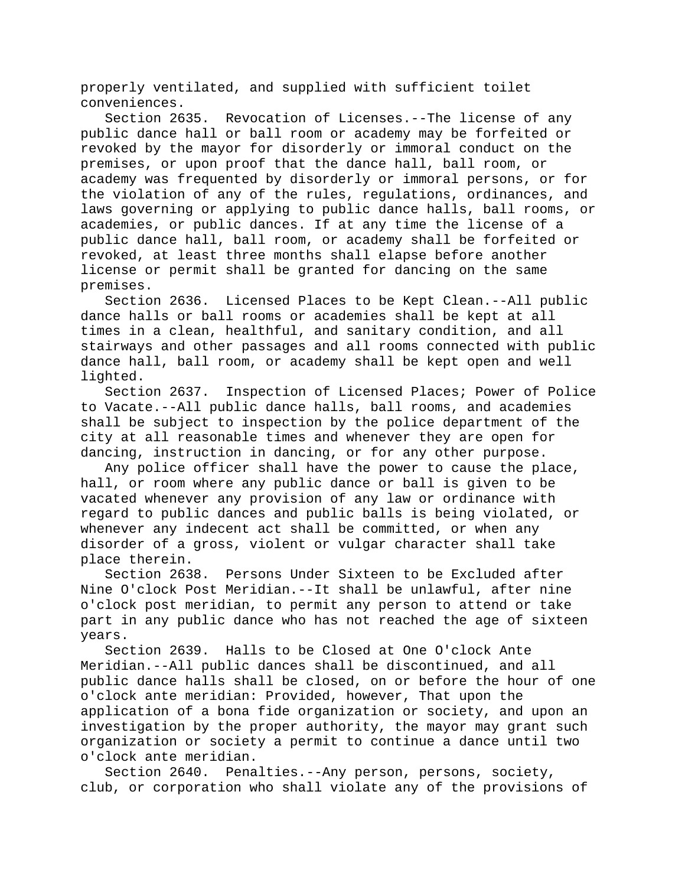properly ventilated, and supplied with sufficient toilet conveniences.

Section 2635. Revocation of Licenses.--The license of any public dance hall or ball room or academy may be forfeited or revoked by the mayor for disorderly or immoral conduct on the premises, or upon proof that the dance hall, ball room, or academy was frequented by disorderly or immoral persons, or for the violation of any of the rules, regulations, ordinances, and laws governing or applying to public dance halls, ball rooms, or academies, or public dances. If at any time the license of a public dance hall, ball room, or academy shall be forfeited or revoked, at least three months shall elapse before another license or permit shall be granted for dancing on the same premises.

Section 2636. Licensed Places to be Kept Clean.--All public dance halls or ball rooms or academies shall be kept at all times in a clean, healthful, and sanitary condition, and all stairways and other passages and all rooms connected with public dance hall, ball room, or academy shall be kept open and well lighted.

Section 2637. Inspection of Licensed Places; Power of Police to Vacate.--All public dance halls, ball rooms, and academies shall be subject to inspection by the police department of the city at all reasonable times and whenever they are open for dancing, instruction in dancing, or for any other purpose.

Any police officer shall have the power to cause the place, hall, or room where any public dance or ball is given to be vacated whenever any provision of any law or ordinance with regard to public dances and public balls is being violated, or whenever any indecent act shall be committed, or when any disorder of a gross, violent or vulgar character shall take place therein.

Section 2638. Persons Under Sixteen to be Excluded after Nine O'clock Post Meridian.--It shall be unlawful, after nine o'clock post meridian, to permit any person to attend or take part in any public dance who has not reached the age of sixteen years.

Section 2639. Halls to be Closed at One O'clock Ante Meridian.--All public dances shall be discontinued, and all public dance halls shall be closed, on or before the hour of one o'clock ante meridian: Provided, however, That upon the application of a bona fide organization or society, and upon an investigation by the proper authority, the mayor may grant such organization or society a permit to continue a dance until two o'clock ante meridian.

Section 2640. Penalties.--Any person, persons, society, club, or corporation who shall violate any of the provisions of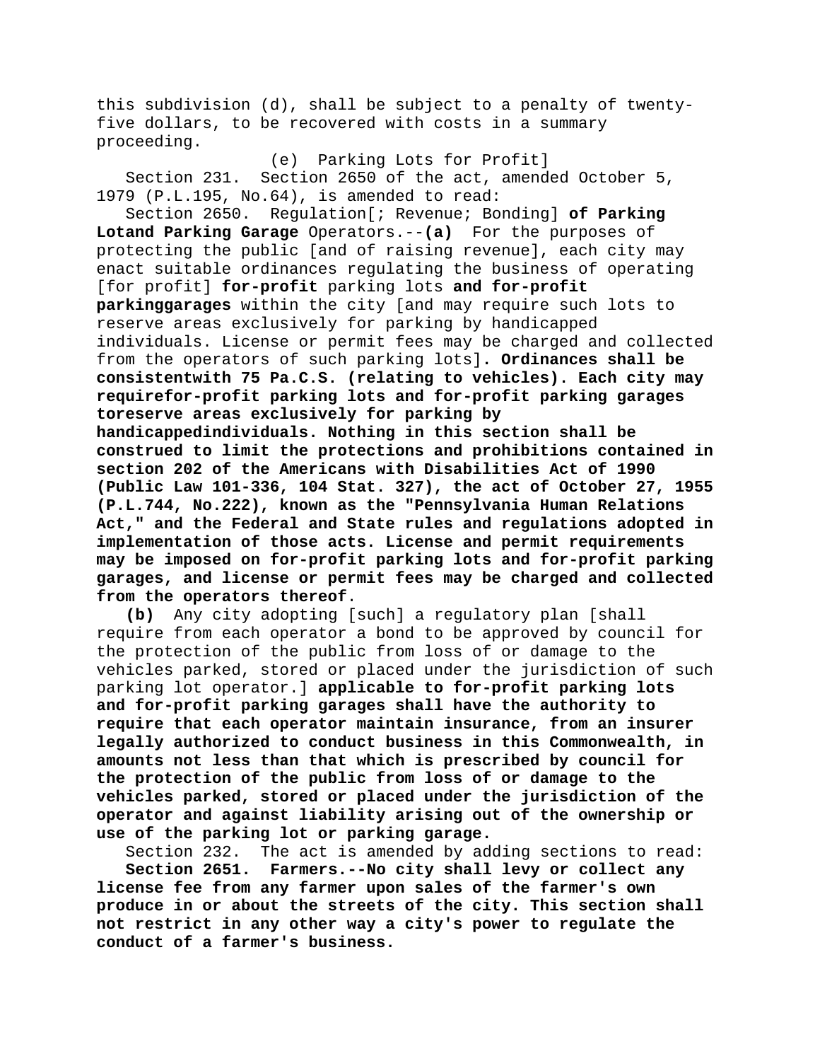this subdivision (d), shall be subject to a penalty of twenty-five dollars, to be recovered with costs in a summary proceeding.

(e) Parking Lots for Profit]

Section 231. Section 2650 of the act, amended October 5, 1979 (P.L.195, No.64), is amended to read:

Section 2650. Regulation[; Revenue; Bonding] **of Parking Lotand Parking Garage** Operators.--**(a)** For the purposes of protecting the public [and of raising revenue], each city may enact suitable ordinances regulating the business of operating [for profit] **for-profit** parking lots **and for-profit parkinggarages** within the city [and may require such lots to reserve areas exclusively for parking by handicapped individuals. License or permit fees may be charged and collected from the operators of such parking lots]**. Ordinances shall be consistentwith 75 Pa.C.S. (relating to vehicles). Each city may requirefor-profit parking lots and for-profit parking garages toreserve areas exclusively for parking by handicappedindividuals. Nothing in this section shall be construed to limit the protections and prohibitions contained in section 202 of the Americans with Disabilities Act of 1990 (Public Law 101-336, 104 Stat. 327), the act of October 27, 1955 (P.L.744, No.222), known as the "Pennsylvania Human Relations Act," and the Federal and State rules and regulations adopted in implementation of those acts. License and permit requirements may be imposed on for-profit parking lots and for-profit parking garages, and license or permit fees may be charged and collected from the operators thereof**.

**(b)** Any city adopting [such] a regulatory plan [shall require from each operator a bond to be approved by council for the protection of the public from loss of or damage to the vehicles parked, stored or placed under the jurisdiction of such parking lot operator.] **applicable to for-profit parking lots and for-profit parking garages shall have the authority to require that each operator maintain insurance, from an insurer legally authorized to conduct business in this Commonwealth, in amounts not less than that which is prescribed by council for the protection of the public from loss of or damage to the vehicles parked, stored or placed under the jurisdiction of the operator and against liability arising out of the ownership or use of the parking lot or parking garage.**

Section 232. The act is amended by adding sections to read:

**Section 2651. Farmers.--No city shall levy or collect any license fee from any farmer upon sales of the farmer's own produce in or about the streets of the city. This section shall not restrict in any other way a city's power to regulate the conduct of a farmer's business.**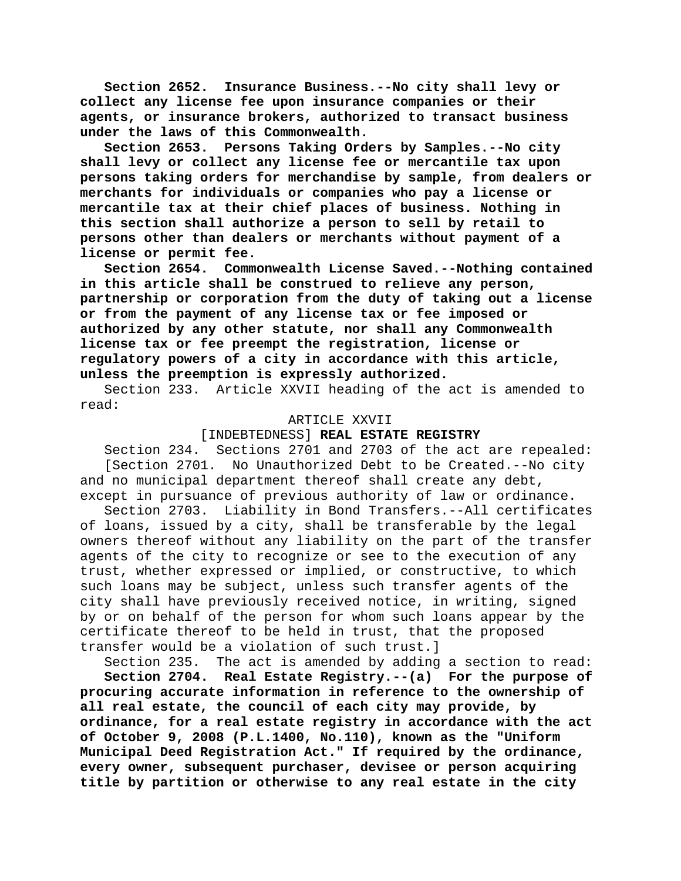**Section 2652. Insurance Business.--No city shall levy or collect any license fee upon insurance companies or their agents, or insurance brokers, authorized to transact business under the laws of this Commonwealth.**

**Section 2653. Persons Taking Orders by Samples.--No city shall levy or collect any license fee or mercantile tax upon persons taking orders for merchandise by sample, from dealers or merchants for individuals or companies who pay a license or mercantile tax at their chief places of business. Nothing in this section shall authorize a person to sell by retail to persons other than dealers or merchants without payment of a license or permit fee.**

**Section 2654. Commonwealth License Saved.--Nothing contained in this article shall be construed to relieve any person, partnership or corporation from the duty of taking out a license or from the payment of any license tax or fee imposed or authorized by any other statute, nor shall any Commonwealth license tax or fee preempt the registration, license or regulatory powers of a city in accordance with this article, unless the preemption is expressly authorized.**

Section 233. Article XXVII heading of the act is amended to read:

ARTICLE XXVII

[INDEBTEDNESS] **REAL ESTATE REGISTRY**

Section 234. Sections 2701 and 2703 of the act are repealed:

[Section 2701. No Unauthorized Debt to be Created.--No city and no municipal department thereof shall create any debt, except in pursuance of previous authority of law or ordinance.

Section 2703. Liability in Bond Transfers.--All certificates of loans, issued by a city, shall be transferable by the legal owners thereof without any liability on the part of the transfer agents of the city to recognize or see to the execution of any trust, whether expressed or implied, or constructive, to which such loans may be subject, unless such transfer agents of the city shall have previously received notice, in writing, signed by or on behalf of the person for whom such loans appear by the certificate thereof to be held in trust, that the proposed transfer would be a violation of such trust.]

Section 235. The act is amended by adding a section to read:

**Section 2704. Real Estate Registry.--(a) For the purpose of procuring accurate information in reference to the ownership of all real estate, the council of each city may provide, by ordinance, for a real estate registry in accordance with the act of October 9, 2008 (P.L.1400, No.110), known as the "Uniform Municipal Deed Registration Act." If required by the ordinance, every owner, subsequent purchaser, devisee or person acquiring title by partition or otherwise to any real estate in the city**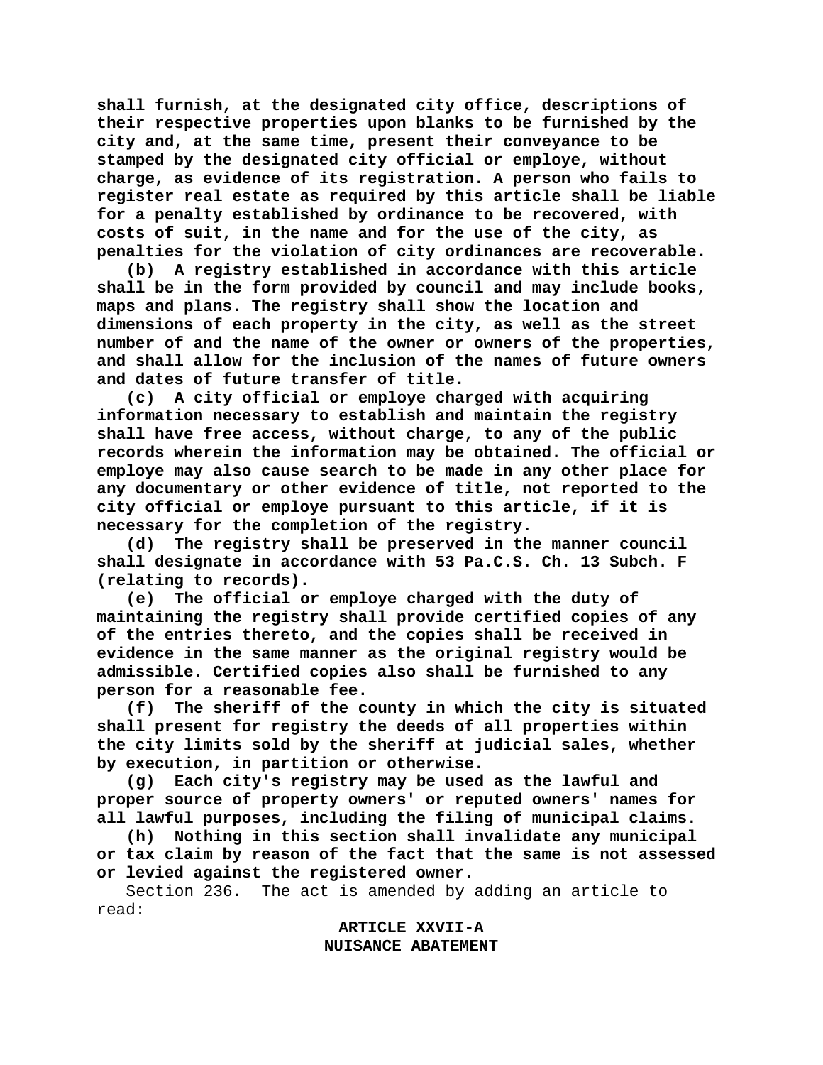**shall furnish, at the designated city office, descriptions of their respective properties upon blanks to be furnished by the city and, at the same time, present their conveyance to be stamped by the designated city official or employe, without charge, as evidence of its registration. A person who fails to register real estate as required by this article shall be liable for a penalty established by ordinance to be recovered, with costs of suit, in the name and for the use of the city, as penalties for the violation of city ordinances are recoverable.**

**(b) A registry established in accordance with this article shall be in the form provided by council and may include books, maps and plans. The registry shall show the location and dimensions of each property in the city, as well as the street number of and the name of the owner or owners of the properties, and shall allow for the inclusion of the names of future owners and dates of future transfer of title.**

**(c) A city official or employe charged with acquiring information necessary to establish and maintain the registry shall have free access, without charge, to any of the public records wherein the information may be obtained. The official or employe may also cause search to be made in any other place for any documentary or other evidence of title, not reported to the city official or employe pursuant to this article, if it is necessary for the completion of the registry.**

**(d) The registry shall be preserved in the manner council shall designate in accordance with 53 Pa.C.S. Ch. 13 Subch. F (relating to records).**

**(e) The official or employe charged with the duty of maintaining the registry shall provide certified copies of any of the entries thereto, and the copies shall be received in evidence in the same manner as the original registry would be admissible. Certified copies also shall be furnished to any person for a reasonable fee.**

**(f) The sheriff of the county in which the city is situated shall present for registry the deeds of all properties within the city limits sold by the sheriff at judicial sales, whether by execution, in partition or otherwise.**

**(g) Each city's registry may be used as the lawful and proper source of property owners' or reputed owners' names for all lawful purposes, including the filing of municipal claims.**

**(h) Nothing in this section shall invalidate any municipal or tax claim by reason of the fact that the same is not assessed or levied against the registered owner.**

Section 236. The act is amended by adding an article to read:

**ARTICLE XXVII-A**
**NUISANCE ABATEMENT**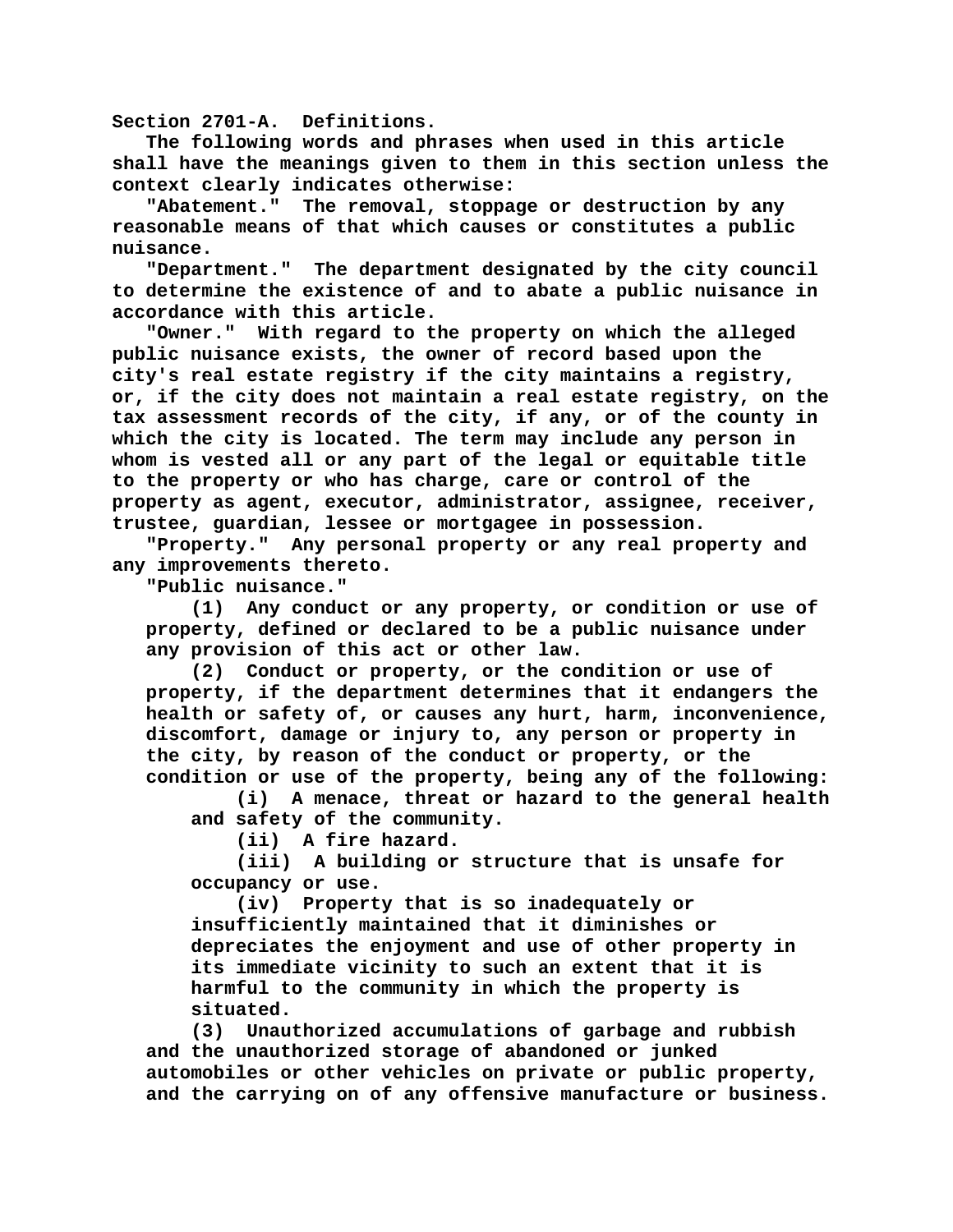**Section 2701-A. Definitions.**

**The following words and phrases when used in this article shall have the meanings given to them in this section unless the context clearly indicates otherwise:**

**"Abatement." The removal, stoppage or destruction by any reasonable means of that which causes or constitutes a public nuisance.**

**"Department." The department designated by the city council to determine the existence of and to abate a public nuisance in accordance with this article.**

**"Owner." With regard to the property on which the alleged public nuisance exists, the owner of record based upon the city's real estate registry if the city maintains a registry, or, if the city does not maintain a real estate registry, on the tax assessment records of the city, if any, or of the county in which the city is located. The term may include any person in whom is vested all or any part of the legal or equitable title to the property or who has charge, care or control of the property as agent, executor, administrator, assignee, receiver, trustee, guardian, lessee or mortgagee in possession.**

**"Property." Any personal property or any real property and any improvements thereto.**

**"Public nuisance."**

**(1) Any conduct or any property, or condition or use of property, defined or declared to be a public nuisance under any provision of this act or other law.**

**(2) Conduct or property, or the condition or use of property, if the department determines that it endangers the health or safety of, or causes any hurt, harm, inconvenience, discomfort, damage or injury to, any person or property in the city, by reason of the conduct or property, or the condition or use of the property, being any of the following:**

**(i) A menace, threat or hazard to the general health and safety of the community.**

**(ii) A fire hazard.**

**(iii) A building or structure that is unsafe for occupancy or use.**

**(iv) Property that is so inadequately or insufficiently maintained that it diminishes or depreciates the enjoyment and use of other property in its immediate vicinity to such an extent that it is harmful to the community in which the property is situated.**

**(3) Unauthorized accumulations of garbage and rubbish and the unauthorized storage of abandoned or junked automobiles or other vehicles on private or public property, and the carrying on of any offensive manufacture or business.**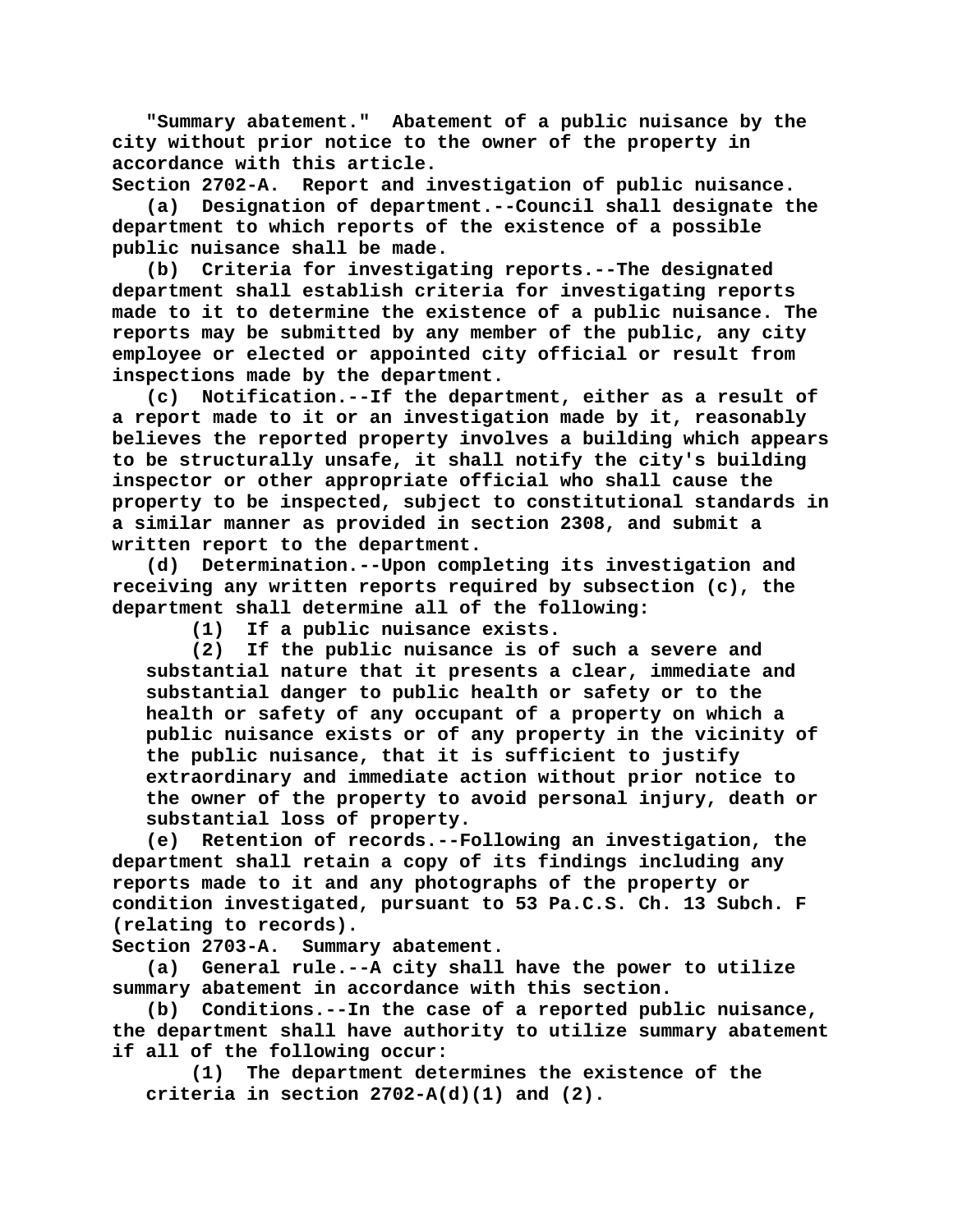"Summary abatement." Abatement of a public nuisance by the city without prior notice to the owner of the property in accordance with this article.

Section 2702-A. Report and investigation of public nuisance.

(a) Designation of department.--Council shall designate the department to which reports of the existence of a possible public nuisance shall be made.

(b) Criteria for investigating reports.--The designated department shall establish criteria for investigating reports made to it to determine the existence of a public nuisance. The reports may be submitted by any member of the public, any city employee or elected or appointed city official or result from inspections made by the department.

(c) Notification.--If the department, either as a result of a report made to it or an investigation made by it, reasonably believes the reported property involves a building which appears to be structurally unsafe, it shall notify the city's building inspector or other appropriate official who shall cause the property to be inspected, subject to constitutional standards in a similar manner as provided in section 2308, and submit a written report to the department.

(d) Determination.--Upon completing its investigation and receiving any written reports required by subsection (c), the department shall determine all of the following:

(1) If a public nuisance exists.

(2) If the public nuisance is of such a severe and substantial nature that it presents a clear, immediate and substantial danger to public health or safety or to the health or safety of any occupant of a property on which a public nuisance exists or of any property in the vicinity of the public nuisance, that it is sufficient to justify extraordinary and immediate action without prior notice to the owner of the property to avoid personal injury, death or substantial loss of property.

(e) Retention of records.--Following an investigation, the department shall retain a copy of its findings including any reports made to it and any photographs of the property or condition investigated, pursuant to 53 Pa.C.S. Ch. 13 Subch. F (relating to records).

Section 2703-A. Summary abatement.

(a) General rule.--A city shall have the power to utilize summary abatement in accordance with this section.

(b) Conditions.--In the case of a reported public nuisance, the department shall have authority to utilize summary abatement if all of the following occur:

(1) The department determines the existence of the criteria in section 2702-A(d)(1) and (2).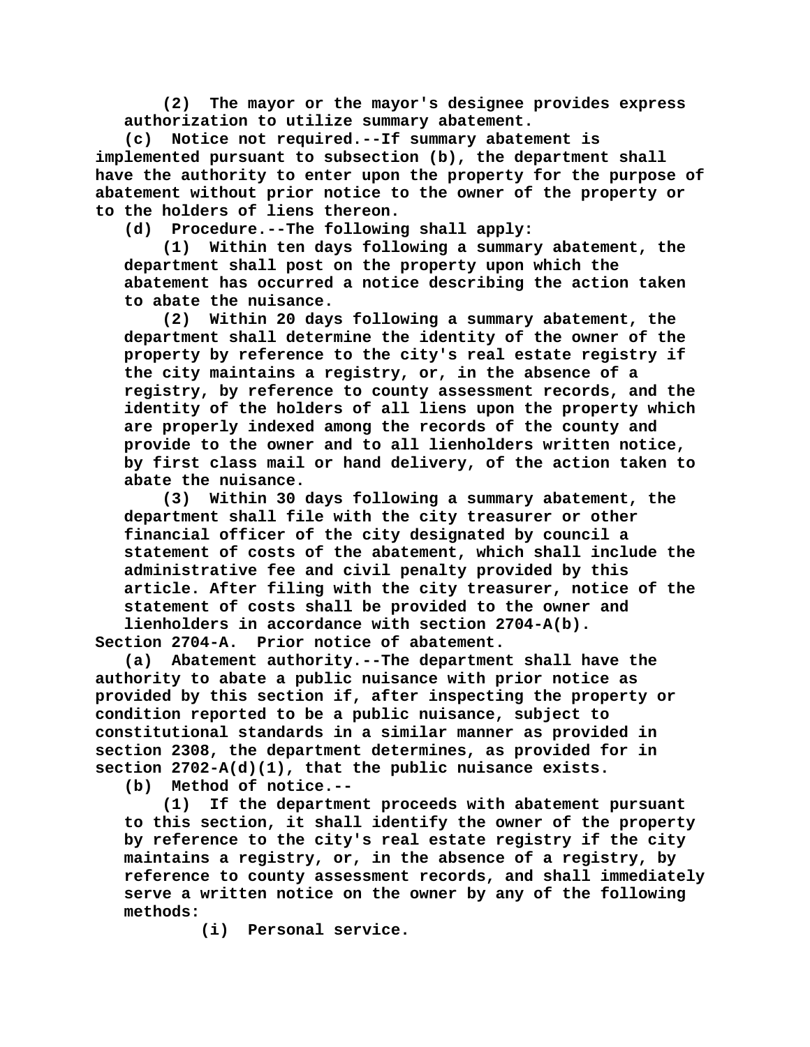(2) The mayor or the mayor's designee provides express authorization to utilize summary abatement.

(c) Notice not required.--If summary abatement is implemented pursuant to subsection (b), the department shall have the authority to enter upon the property for the purpose of abatement without prior notice to the owner of the property or to the holders of liens thereon.

(d) Procedure.--The following shall apply:

(1) Within ten days following a summary abatement, the department shall post on the property upon which the abatement has occurred a notice describing the action taken to abate the nuisance.

(2) Within 20 days following a summary abatement, the department shall determine the identity of the owner of the property by reference to the city's real estate registry if the city maintains a registry, or, in the absence of a registry, by reference to county assessment records, and the identity of the holders of all liens upon the property which are properly indexed among the records of the county and provide to the owner and to all lienholders written notice, by first class mail or hand delivery, of the action taken to abate the nuisance.

(3) Within 30 days following a summary abatement, the department shall file with the city treasurer or other financial officer of the city designated by council a statement of costs of the abatement, which shall include the administrative fee and civil penalty provided by this article. After filing with the city treasurer, notice of the statement of costs shall be provided to the owner and lienholders in accordance with section 2704-A(b).

Section 2704-A. Prior notice of abatement.

(a) Abatement authority.--The department shall have the authority to abate a public nuisance with prior notice as provided by this section if, after inspecting the property or condition reported to be a public nuisance, subject to constitutional standards in a similar manner as provided in section 2308, the department determines, as provided for in section 2702-A(d)(1), that the public nuisance exists.

(b) Method of notice.--

(1) If the department proceeds with abatement pursuant to this section, it shall identify the owner of the property by reference to the city's real estate registry if the city maintains a registry, or, in the absence of a registry, by reference to county assessment records, and shall immediately serve a written notice on the owner by any of the following methods:

(i) Personal service.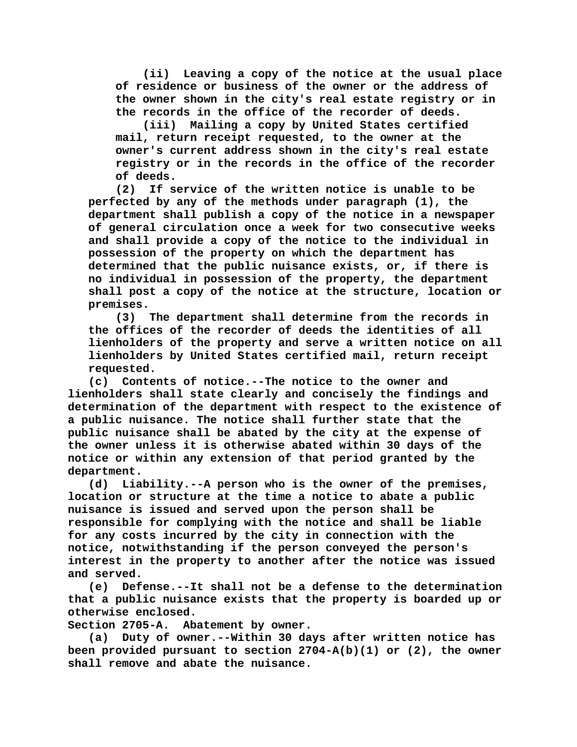(ii) Leaving a copy of the notice at the usual place of residence or business of the owner or the address of the owner shown in the city's real estate registry or in the records in the office of the recorder of deeds.

(iii) Mailing a copy by United States certified mail, return receipt requested, to the owner at the owner's current address shown in the city's real estate registry or in the records in the office of the recorder of deeds.

(2) If service of the written notice is unable to be perfected by any of the methods under paragraph (1), the department shall publish a copy of the notice in a newspaper of general circulation once a week for two consecutive weeks and shall provide a copy of the notice to the individual in possession of the property on which the department has determined that the public nuisance exists, or, if there is no individual in possession of the property, the department shall post a copy of the notice at the structure, location or premises.

(3) The department shall determine from the records in the offices of the recorder of deeds the identities of all lienholders of the property and serve a written notice on all lienholders by United States certified mail, return receipt requested.

(c) Contents of notice.--The notice to the owner and lienholders shall state clearly and concisely the findings and determination of the department with respect to the existence of a public nuisance. The notice shall further state that the public nuisance shall be abated by the city at the expense of the owner unless it is otherwise abated within 30 days of the notice or within any extension of that period granted by the department.

(d) Liability.--A person who is the owner of the premises, location or structure at the time a notice to abate a public nuisance is issued and served upon the person shall be responsible for complying with the notice and shall be liable for any costs incurred by the city in connection with the notice, notwithstanding if the person conveyed the person's interest in the property to another after the notice was issued and served.

(e) Defense.--It shall not be a defense to the determination that a public nuisance exists that the property is boarded up or otherwise enclosed.

**Section 2705-A. Abatement by owner.**

(a) Duty of owner.--Within 30 days after written notice has been provided pursuant to section 2704-A(b)(1) or (2), the owner shall remove and abate the nuisance.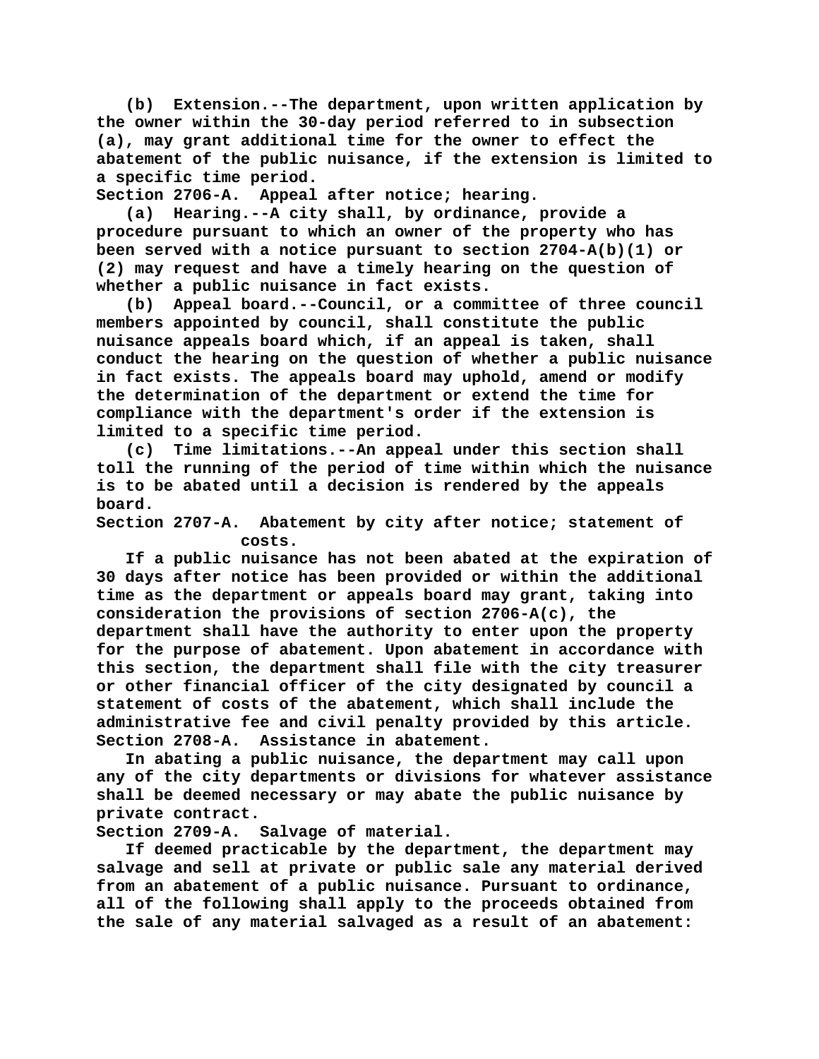(b) Extension.--The department, upon written application by the owner within the 30-day period referred to in subsection (a), may grant additional time for the owner to effect the abatement of the public nuisance, if the extension is limited to a specific time period.

Section 2706-A. Appeal after notice; hearing.

(a) Hearing.--A city shall, by ordinance, provide a procedure pursuant to which an owner of the property who has been served with a notice pursuant to section 2704-A(b)(1) or (2) may request and have a timely hearing on the question of whether a public nuisance in fact exists.

(b) Appeal board.--Council, or a committee of three council members appointed by council, shall constitute the public nuisance appeals board which, if an appeal is taken, shall conduct the hearing on the question of whether a public nuisance in fact exists. The appeals board may uphold, amend or modify the determination of the department or extend the time for compliance with the department's order if the extension is limited to a specific time period.

(c) Time limitations.--An appeal under this section shall toll the running of the period of time within which the nuisance is to be abated until a decision is rendered by the appeals board.

Section 2707-A. Abatement by city after notice; statement of costs.

If a public nuisance has not been abated at the expiration of 30 days after notice has been provided or within the additional time as the department or appeals board may grant, taking into consideration the provisions of section 2706-A(c), the department shall have the authority to enter upon the property for the purpose of abatement. Upon abatement in accordance with this section, the department shall file with the city treasurer or other financial officer of the city designated by council a statement of costs of the abatement, which shall include the administrative fee and civil penalty provided by this article.

Section 2708-A. Assistance in abatement.

In abating a public nuisance, the department may call upon any of the city departments or divisions for whatever assistance shall be deemed necessary or may abate the public nuisance by private contract.

Section 2709-A. Salvage of material.

If deemed practicable by the department, the department may salvage and sell at private or public sale any material derived from an abatement of a public nuisance. Pursuant to ordinance, all of the following shall apply to the proceeds obtained from the sale of any material salvaged as a result of an abatement: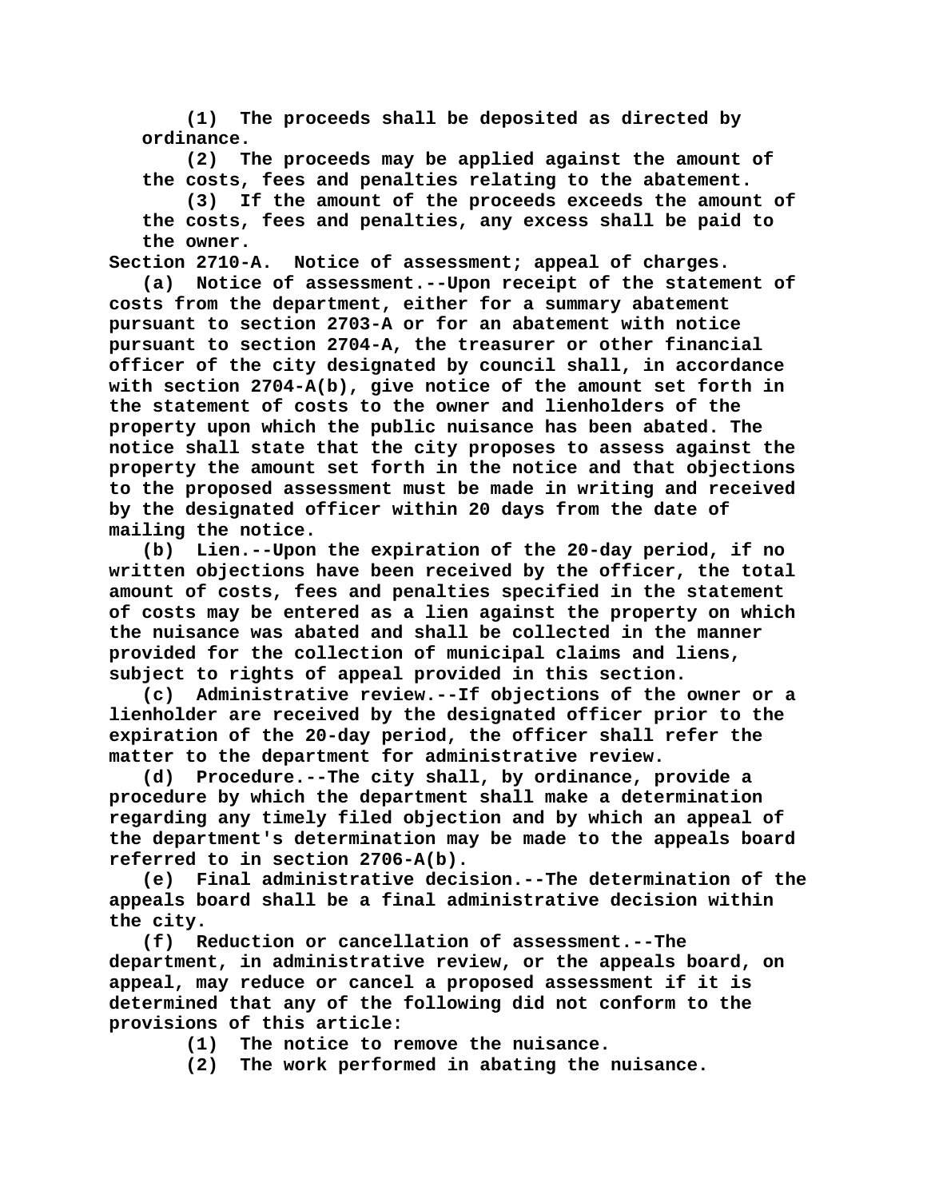(1) The proceeds shall be deposited as directed by ordinance.

(2) The proceeds may be applied against the amount of the costs, fees and penalties relating to the abatement.

(3) If the amount of the proceeds exceeds the amount of the costs, fees and penalties, any excess shall be paid to the owner.

Section 2710-A. Notice of assessment; appeal of charges.

(a) Notice of assessment.--Upon receipt of the statement of costs from the department, either for a summary abatement pursuant to section 2703-A or for an abatement with notice pursuant to section 2704-A, the treasurer or other financial officer of the city designated by council shall, in accordance with section 2704-A(b), give notice of the amount set forth in the statement of costs to the owner and lienholders of the property upon which the public nuisance has been abated. The notice shall state that the city proposes to assess against the property the amount set forth in the notice and that objections to the proposed assessment must be made in writing and received by the designated officer within 20 days from the date of mailing the notice.

(b) Lien.--Upon the expiration of the 20-day period, if no written objections have been received by the officer, the total amount of costs, fees and penalties specified in the statement of costs may be entered as a lien against the property on which the nuisance was abated and shall be collected in the manner provided for the collection of municipal claims and liens, subject to rights of appeal provided in this section.

(c) Administrative review.--If objections of the owner or a lienholder are received by the designated officer prior to the expiration of the 20-day period, the officer shall refer the matter to the department for administrative review.

(d) Procedure.--The city shall, by ordinance, provide a procedure by which the department shall make a determination regarding any timely filed objection and by which an appeal of the department's determination may be made to the appeals board referred to in section 2706-A(b).

(e) Final administrative decision.--The determination of the appeals board shall be a final administrative decision within the city.

(f) Reduction or cancellation of assessment.--The department, in administrative review, or the appeals board, on appeal, may reduce or cancel a proposed assessment if it is determined that any of the following did not conform to the provisions of this article:

(1) The notice to remove the nuisance.

(2) The work performed in abating the nuisance.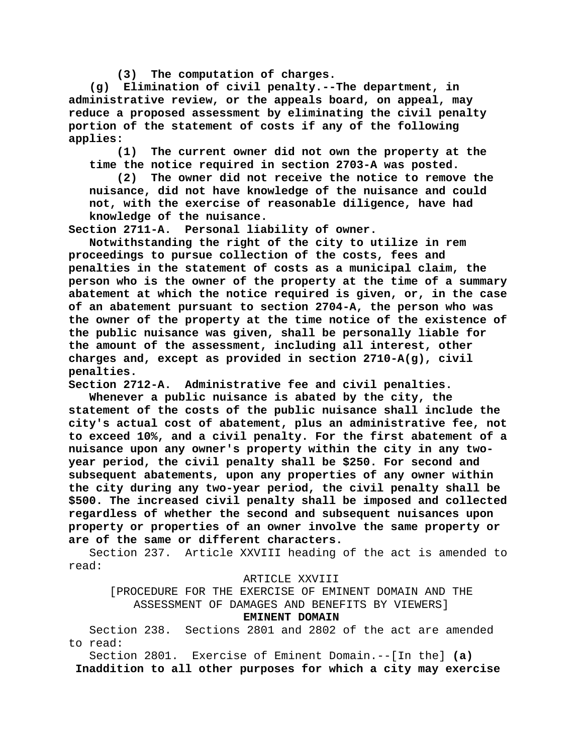**(3) The computation of charges.**

**(g) Elimination of civil penalty.--The department, in administrative review, or the appeals board, on appeal, may reduce a proposed assessment by eliminating the civil penalty portion of the statement of costs if any of the following applies:**

**(1) The current owner did not own the property at the time the notice required in section 2703-A was posted.**

**(2) The owner did not receive the notice to remove the nuisance, did not have knowledge of the nuisance and could not, with the exercise of reasonable diligence, have had knowledge of the nuisance.**

**Section 2711-A. Personal liability of owner.**

**Notwithstanding the right of the city to utilize in rem proceedings to pursue collection of the costs, fees and penalties in the statement of costs as a municipal claim, the person who is the owner of the property at the time of a summary abatement at which the notice required is given, or, in the case of an abatement pursuant to section 2704-A, the person who was the owner of the property at the time notice of the existence of the public nuisance was given, shall be personally liable for the amount of the assessment, including all interest, other charges and, except as provided in section 2710-A(g), civil penalties.**

**Section 2712-A. Administrative fee and civil penalties.**

**Whenever a public nuisance is abated by the city, the statement of the costs of the public nuisance shall include the city's actual cost of abatement, plus an administrative fee, not to exceed 10%, and a civil penalty. For the first abatement of a nuisance upon any owner's property within the city in any two-year period, the civil penalty shall be $250. For second and subsequent abatements, upon any properties of any owner within the city during any two-year period, the civil penalty shall be $500. The increased civil penalty shall be imposed and collected regardless of whether the second and subsequent nuisances upon property or properties of an owner involve the same property or are of the same or different characters.**

Section 237. Article XXVIII heading of the act is amended to read:

ARTICLE XXVIII

[PROCEDURE FOR THE EXERCISE OF EMINENT DOMAIN AND THE ASSESSMENT OF DAMAGES AND BENEFITS BY VIEWERS]

**EMINENT DOMAIN**

Section 238. Sections 2801 and 2802 of the act are amended to read:

Section 2801. Exercise of Eminent Domain.--[In the] **(a) Inaddition to all other purposes for which a city may exercise**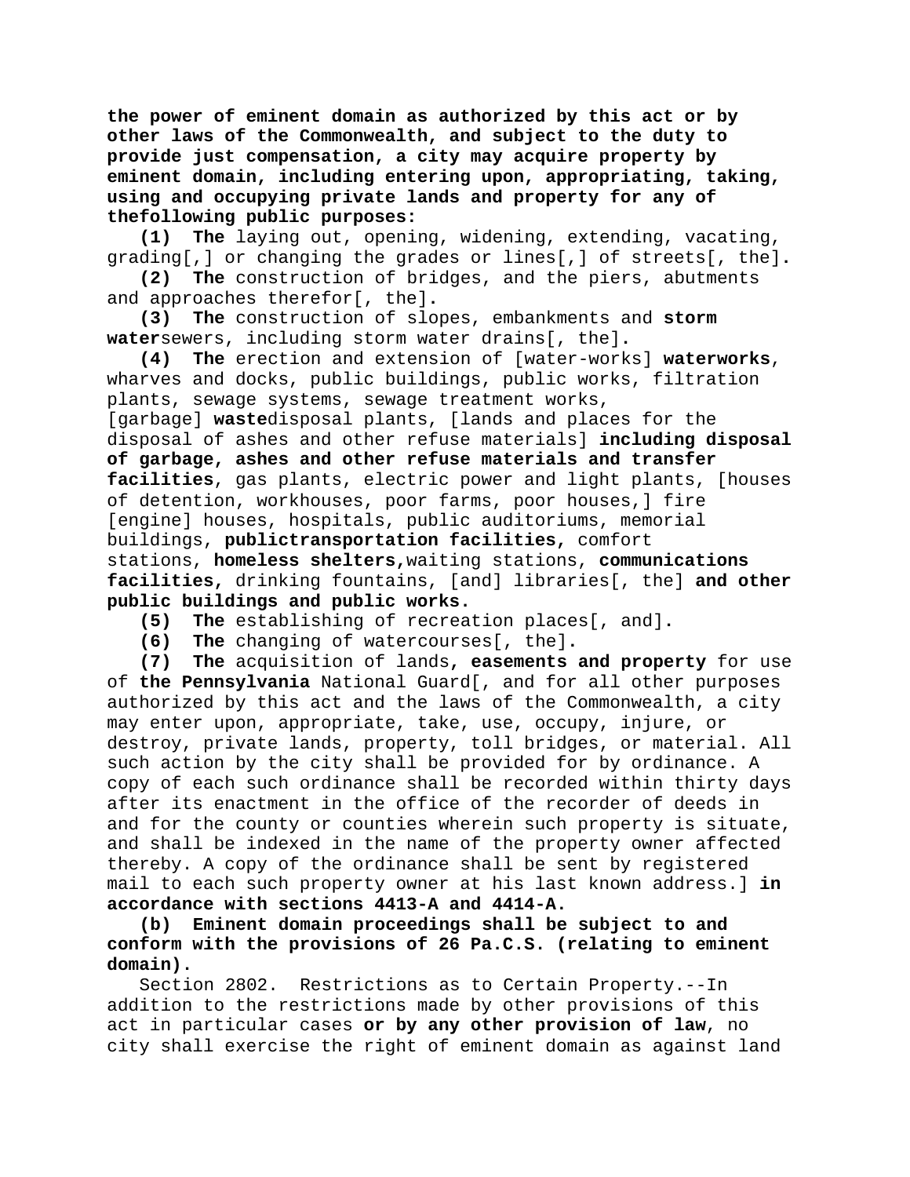**the power of eminent domain as authorized by this act or by other laws of the Commonwealth, and subject to the duty to provide just compensation, a city may acquire property by eminent domain, including entering upon, appropriating, taking, using and occupying private lands and property for any of thefollowing public purposes:**

**(1) The** laying out, opening, widening, extending, vacating, grading[,] or changing the grades or lines[,] of streets[, the]**.**

**(2) The** construction of bridges, and the piers, abutments and approaches therefor[, the]**.**

**(3) The** construction of slopes, embankments and **storm water**sewers, including storm water drains[, the]**.**

**(4) The** erection and extension of [water-works] **waterworks**, wharves and docks, public buildings, public works, filtration plants, sewage systems, sewage treatment works, [garbage] **waste**disposal plants, [lands and places for the disposal of ashes and other refuse materials] **including disposal of garbage, ashes and other refuse materials and transfer facilities**, gas plants, electric power and light plants, [houses of detention, workhouses, poor farms, poor houses,] fire [engine] houses, hospitals, public auditoriums, memorial buildings, **publictransportation facilities,** comfort stations, **homeless shelters,**waiting stations, **communications facilities,** drinking fountains, [and] libraries[, the] **and other public buildings and public works.**

**(5) The** establishing of recreation places[, and]**.**

**(6) The** changing of watercourses[, the]**.**

**(7) The** acquisition of lands**, easements and property** for use of **the Pennsylvania** National Guard[, and for all other purposes authorized by this act and the laws of the Commonwealth, a city may enter upon, appropriate, take, use, occupy, injure, or destroy, private lands, property, toll bridges, or material. All such action by the city shall be provided for by ordinance. A copy of each such ordinance shall be recorded within thirty days after its enactment in the office of the recorder of deeds in and for the county or counties wherein such property is situate, and shall be indexed in the name of the property owner affected thereby. A copy of the ordinance shall be sent by registered mail to each such property owner at his last known address.] **in accordance with sections 4413-A and 4414-A.**

**(b) Eminent domain proceedings shall be subject to and conform with the provisions of 26 Pa.C.S. (relating to eminent domain).**

Section 2802. Restrictions as to Certain Property.--In addition to the restrictions made by other provisions of this act in particular cases **or by any other provision of law**, no city shall exercise the right of eminent domain as against land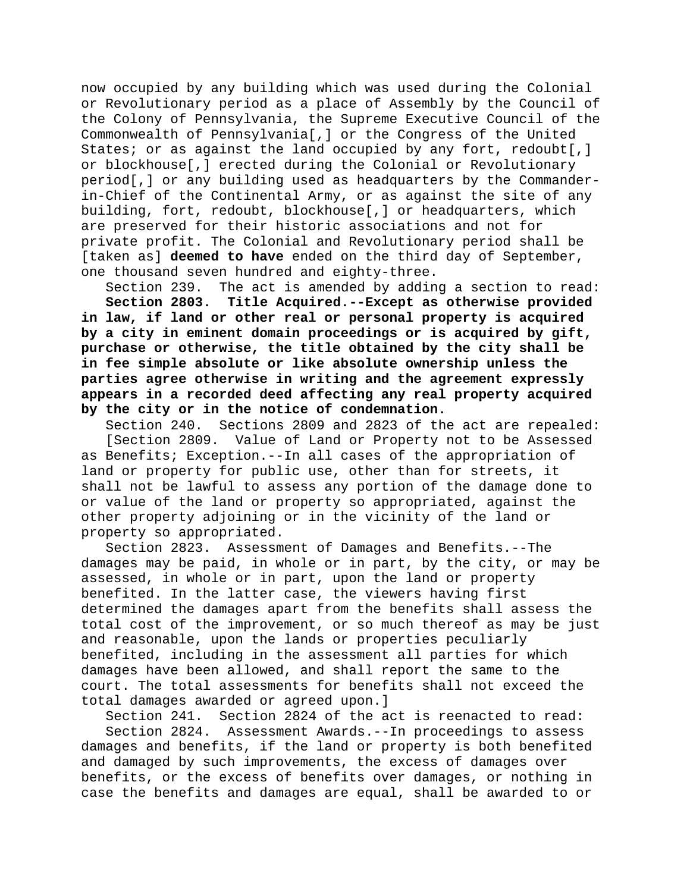now occupied by any building which was used during the Colonial or Revolutionary period as a place of Assembly by the Council of the Colony of Pennsylvania, the Supreme Executive Council of the Commonwealth of Pennsylvania[,] or the Congress of the United States; or as against the land occupied by any fort, redoubt[,] or blockhouse[,] erected during the Colonial or Revolutionary period[,] or any building used as headquarters by the Commander-in-Chief of the Continental Army, or as against the site of any building, fort, redoubt, blockhouse[,] or headquarters, which are preserved for their historic associations and not for private profit. The Colonial and Revolutionary period shall be [taken as] **deemed to have** ended on the third day of September, one thousand seven hundred and eighty-three.

Section 239. The act is amended by adding a section to read:

**Section 2803. Title Acquired.--Except as otherwise provided in law, if land or other real or personal property is acquired by a city in eminent domain proceedings or is acquired by gift, purchase or otherwise, the title obtained by the city shall be in fee simple absolute or like absolute ownership unless the parties agree otherwise in writing and the agreement expressly appears in a recorded deed affecting any real property acquired by the city or in the notice of condemnation.**

Section 240. Sections 2809 and 2823 of the act are repealed:

[Section 2809. Value of Land or Property not to be Assessed as Benefits; Exception.--In all cases of the appropriation of land or property for public use, other than for streets, it shall not be lawful to assess any portion of the damage done to or value of the land or property so appropriated, against the other property adjoining or in the vicinity of the land or property so appropriated.

Section 2823. Assessment of Damages and Benefits.--The damages may be paid, in whole or in part, by the city, or may be assessed, in whole or in part, upon the land or property benefited. In the latter case, the viewers having first determined the damages apart from the benefits shall assess the total cost of the improvement, or so much thereof as may be just and reasonable, upon the lands or properties peculiarly benefited, including in the assessment all parties for which damages have been allowed, and shall report the same to the court. The total assessments for benefits shall not exceed the total damages awarded or agreed upon.]

Section 241. Section 2824 of the act is reenacted to read:

Section 2824. Assessment Awards.--In proceedings to assess damages and benefits, if the land or property is both benefited and damaged by such improvements, the excess of damages over benefits, or the excess of benefits over damages, or nothing in case the benefits and damages are equal, shall be awarded to or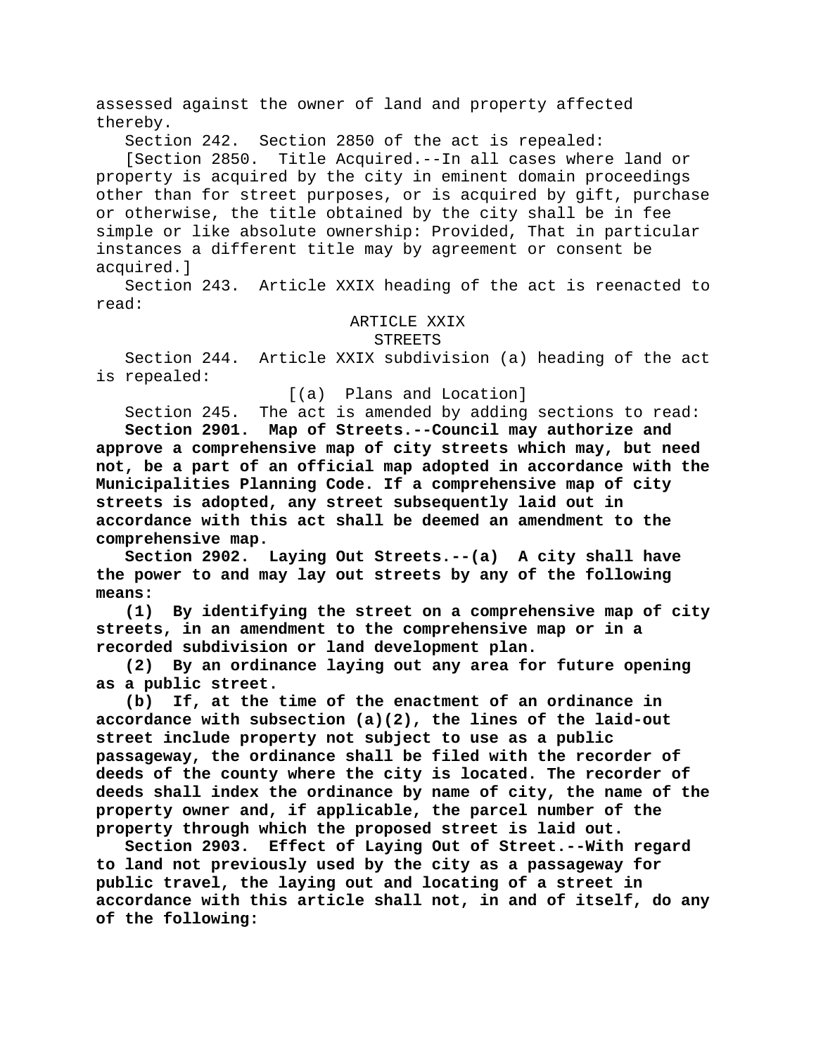assessed against the owner of land and property affected thereby.

Section 242. Section 2850 of the act is repealed:

[Section 2850. Title Acquired.--In all cases where land or property is acquired by the city in eminent domain proceedings other than for street purposes, or is acquired by gift, purchase or otherwise, the title obtained by the city shall be in fee simple or like absolute ownership: Provided, That in particular instances a different title may by agreement or consent be acquired.]

Section 243. Article XXIX heading of the act is reenacted to read:

ARTICLE XXIX

STREETS

Section 244. Article XXIX subdivision (a) heading of the act is repealed:

[(a) Plans and Location]

Section 245. The act is amended by adding sections to read:

**Section 2901. Map of Streets.--Council may authorize and approve a comprehensive map of city streets which may, but need not, be a part of an official map adopted in accordance with the Municipalities Planning Code. If a comprehensive map of city streets is adopted, any street subsequently laid out in accordance with this act shall be deemed an amendment to the comprehensive map.**

**Section 2902. Laying Out Streets.--(a) A city shall have the power to and may lay out streets by any of the following means:**

**(1) By identifying the street on a comprehensive map of city streets, in an amendment to the comprehensive map or in a recorded subdivision or land development plan.**

**(2) By an ordinance laying out any area for future opening as a public street.**

**(b) If, at the time of the enactment of an ordinance in accordance with subsection (a)(2), the lines of the laid-out street include property not subject to use as a public passageway, the ordinance shall be filed with the recorder of deeds of the county where the city is located. The recorder of deeds shall index the ordinance by name of city, the name of the property owner and, if applicable, the parcel number of the property through which the proposed street is laid out.**

**Section 2903. Effect of Laying Out of Street.--With regard to land not previously used by the city as a passageway for public travel, the laying out and locating of a street in accordance with this article shall not, in and of itself, do any of the following:**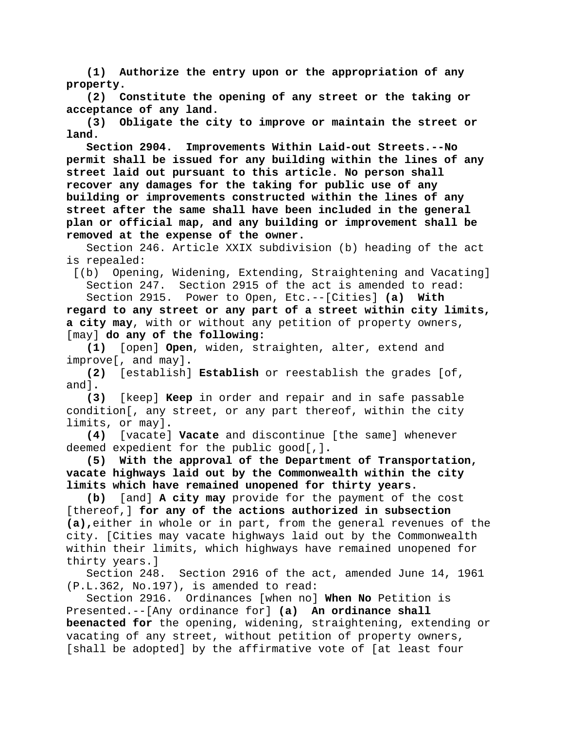**(1) Authorize the entry upon or the appropriation of any property.**

**(2) Constitute the opening of any street or the taking or acceptance of any land.**

**(3) Obligate the city to improve or maintain the street or land.**

**Section 2904. Improvements Within Laid-out Streets.--No permit shall be issued for any building within the lines of any street laid out pursuant to this article. No person shall recover any damages for the taking for public use of any building or improvements constructed within the lines of any street after the same shall have been included in the general plan or official map, and any building or improvement shall be removed at the expense of the owner.**

Section 246. Article XXIX subdivision (b) heading of the act is repealed:

[(b) Opening, Widening, Extending, Straightening and Vacating]

Section 247. Section 2915 of the act is amended to read:

Section 2915. Power to Open, Etc.--[Cities] **(a) With regard to any street or any part of a street within city limits, a city may**, with or without any petition of property owners, [may] **do any of the following:**

**(1)** [open] **Open**, widen, straighten, alter, extend and improve[, and may]**.**

**(2)** [establish] **Establish** or reestablish the grades [of, and]**.**

**(3)** [keep] **Keep** in order and repair and in safe passable condition[, any street, or any part thereof, within the city limits, or may]**.**

**(4)** [vacate] **Vacate** and discontinue [the same] whenever deemed expedient for the public good[,]**.**

**(5) With the approval of the Department of Transportation, vacate highways laid out by the Commonwealth within the city limits which have remained unopened for thirty years.**

**(b)** [and] **A city may** provide for the payment of the cost [thereof,] **for any of the actions authorized in subsection (a),**either in whole or in part, from the general revenues of the city. [Cities may vacate highways laid out by the Commonwealth within their limits, which highways have remained unopened for thirty years.]

Section 248. Section 2916 of the act, amended June 14, 1961 (P.L.362, No.197), is amended to read:

Section 2916. Ordinances [when no] **When No** Petition is Presented.--[Any ordinance for] **(a) An ordinance shall beenacted for** the opening, widening, straightening, extending or vacating of any street, without petition of property owners, [shall be adopted] by the affirmative vote of [at least four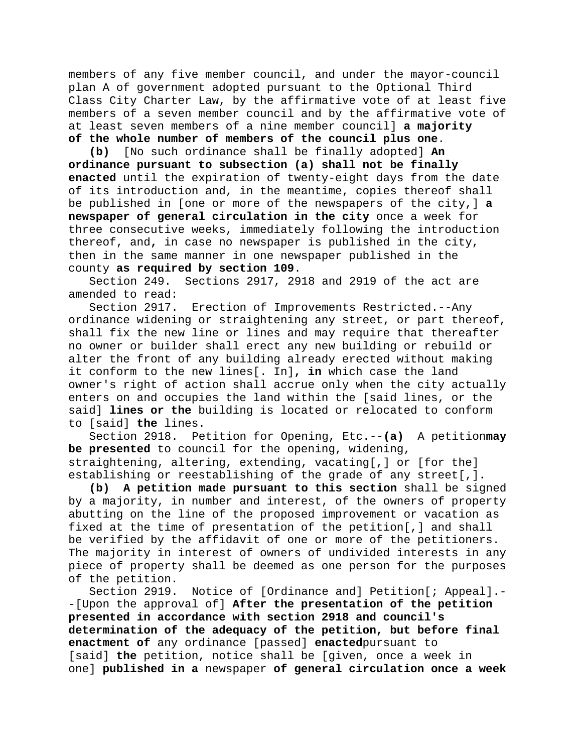members of any five member council, and under the mayor-council plan A of government adopted pursuant to the Optional Third Class City Charter Law, by the affirmative vote of at least five members of a seven member council and by the affirmative vote of at least seven members of a nine member council] **a majority of the whole number of members of the council plus one**.

**(b)** [No such ordinance shall be finally adopted] **An ordinance pursuant to subsection (a) shall not be finally enacted** until the expiration of twenty-eight days from the date of its introduction and, in the meantime, copies thereof shall be published in [one or more of the newspapers of the city,] **a newspaper of general circulation in the city** once a week for three consecutive weeks, immediately following the introduction thereof, and, in case no newspaper is published in the city, then in the same manner in one newspaper published in the county **as required by section 109**.

Section 249. Sections 2917, 2918 and 2919 of the act are amended to read:

Section 2917. Erection of Improvements Restricted.--Any ordinance widening or straightening any street, or part thereof, shall fix the new line or lines and may require that thereafter no owner or builder shall erect any new building or rebuild or alter the front of any building already erected without making it conform to the new lines[. In]**, in** which case the land owner's right of action shall accrue only when the city actually enters on and occupies the land within the [said lines, or the said] **lines or the** building is located or relocated to conform to [said] **the** lines.

Section 2918. Petition for Opening, Etc.--**(a)** A petition**may be presented** to council for the opening, widening, straightening, altering, extending, vacating[,] or [for the] establishing or reestablishing of the grade of any street[,]**.**

**(b) A petition made pursuant to this section** shall be signed by a majority, in number and interest, of the owners of property abutting on the line of the proposed improvement or vacation as fixed at the time of presentation of the petition[,] and shall be verified by the affidavit of one or more of the petitioners. The majority in interest of owners of undivided interests in any piece of property shall be deemed as one person for the purposes of the petition.

Section 2919. Notice of [Ordinance and] Petition[; Appeal].--[Upon the approval of] **After the presentation of the petition presented in accordance with section 2918 and council's determination of the adequacy of the petition, but before final enactment of** any ordinance [passed] **enacted**pursuant to [said] **the** petition, notice shall be [given, once a week in one] **published in a** newspaper **of general circulation once a week**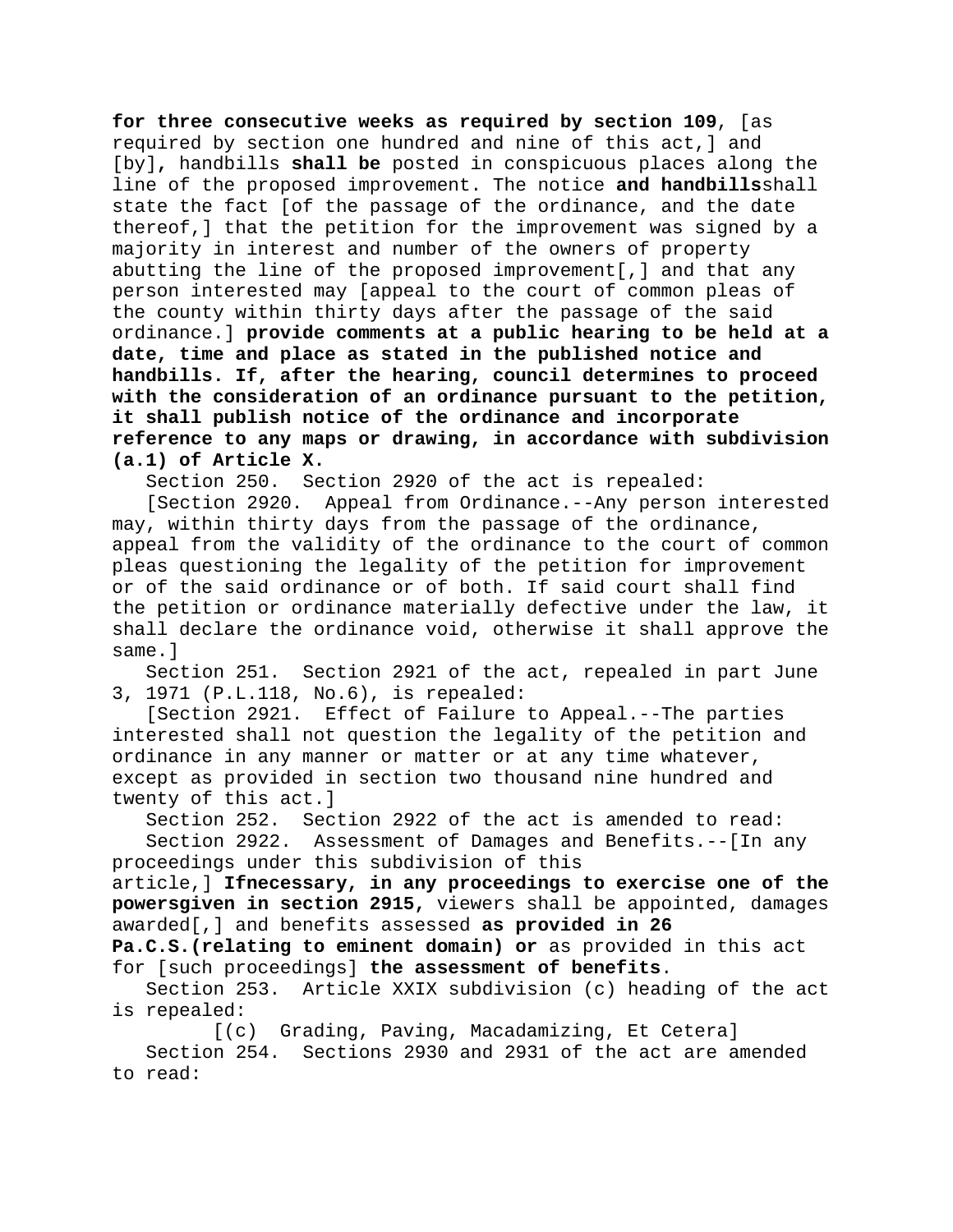**for three consecutive weeks as required by section 109**, [as required by section one hundred and nine of this act,] and [by]**,** handbills **shall be** posted in conspicuous places along the line of the proposed improvement. The notice **and handbills**shall state the fact [of the passage of the ordinance, and the date thereof,] that the petition for the improvement was signed by a majority in interest and number of the owners of property abutting the line of the proposed improvement[,] and that any person interested may [appeal to the court of common pleas of the county within thirty days after the passage of the said ordinance.] **provide comments at a public hearing to be held at a date, time and place as stated in the published notice and handbills. If, after the hearing, council determines to proceed with the consideration of an ordinance pursuant to the petition, it shall publish notice of the ordinance and incorporate reference to any maps or drawing, in accordance with subdivision (a.1) of Article X.**

Section 250. Section 2920 of the act is repealed:

[Section 2920. Appeal from Ordinance.--Any person interested may, within thirty days from the passage of the ordinance, appeal from the validity of the ordinance to the court of common pleas questioning the legality of the petition for improvement or of the said ordinance or of both. If said court shall find the petition or ordinance materially defective under the law, it shall declare the ordinance void, otherwise it shall approve the same.]

Section 251. Section 2921 of the act, repealed in part June 3, 1971 (P.L.118, No.6), is repealed:

[Section 2921. Effect of Failure to Appeal.--The parties interested shall not question the legality of the petition and ordinance in any manner or matter or at any time whatever, except as provided in section two thousand nine hundred and twenty of this act.]

Section 252. Section 2922 of the act is amended to read:

Section 2922. Assessment of Damages and Benefits.--[In any proceedings under this subdivision of this article,] **Ifnecessary, in any proceedings to exercise one of the powersgiven in section 2915,** viewers shall be appointed, damages awarded[,] and benefits assessed **as provided in 26 Pa.C.S.(relating to eminent domain) or** as provided in this act for [such proceedings] **the assessment of benefits**.

Section 253. Article XXIX subdivision (c) heading of the act is repealed:

[(c) Grading, Paving, Macadamizing, Et Cetera]

Section 254. Sections 2930 and 2931 of the act are amended to read: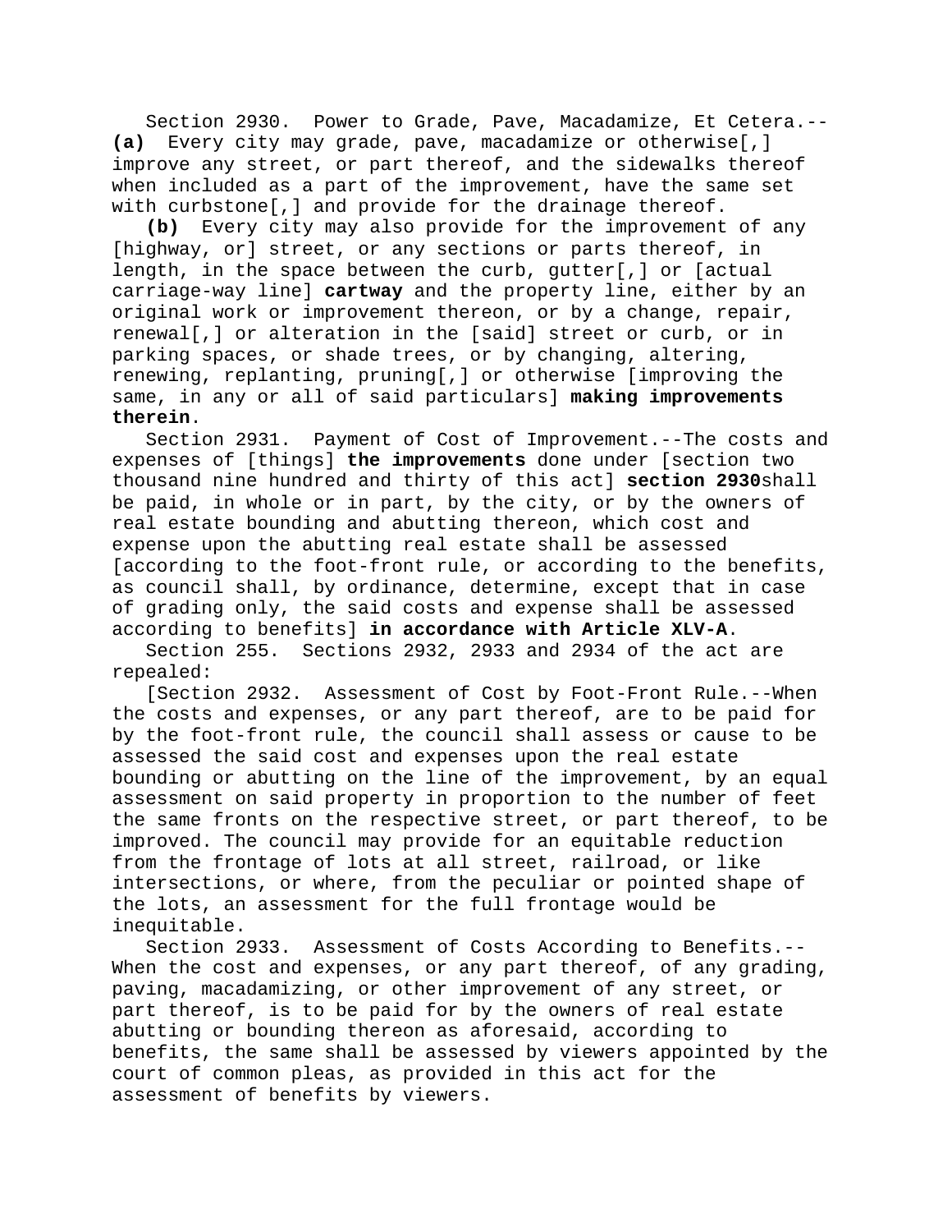Section 2930. Power to Grade, Pave, Macadamize, Et Cetera.--**(a)** Every city may grade, pave, macadamize or otherwise[,] improve any street, or part thereof, and the sidewalks thereof when included as a part of the improvement, have the same set with curbstone[,] and provide for the drainage thereof.

**(b)** Every city may also provide for the improvement of any [highway, or] street, or any sections or parts thereof, in length, in the space between the curb, gutter[,] or [actual carriage-way line] **cartway** and the property line, either by an original work or improvement thereon, or by a change, repair, renewal[,] or alteration in the [said] street or curb, or in parking spaces, or shade trees, or by changing, altering, renewing, replanting, pruning[,] or otherwise [improving the same, in any or all of said particulars] **making improvements therein**.

Section 2931. Payment of Cost of Improvement.--The costs and expenses of [things] **the improvements** done under [section two thousand nine hundred and thirty of this act] **section 2930**shall be paid, in whole or in part, by the city, or by the owners of real estate bounding and abutting thereon, which cost and expense upon the abutting real estate shall be assessed [according to the foot-front rule, or according to the benefits, as council shall, by ordinance, determine, except that in case of grading only, the said costs and expense shall be assessed according to benefits] **in accordance with Article XLV-A**.

Section 255. Sections 2932, 2933 and 2934 of the act are repealed:

[Section 2932. Assessment of Cost by Foot-Front Rule.--When the costs and expenses, or any part thereof, are to be paid for by the foot-front rule, the council shall assess or cause to be assessed the said cost and expenses upon the real estate bounding or abutting on the line of the improvement, by an equal assessment on said property in proportion to the number of feet the same fronts on the respective street, or part thereof, to be improved. The council may provide for an equitable reduction from the frontage of lots at all street, railroad, or like intersections, or where, from the peculiar or pointed shape of the lots, an assessment for the full frontage would be inequitable.

Section 2933. Assessment of Costs According to Benefits.--When the cost and expenses, or any part thereof, of any grading, paving, macadamizing, or other improvement of any street, or part thereof, is to be paid for by the owners of real estate abutting or bounding thereon as aforesaid, according to benefits, the same shall be assessed by viewers appointed by the court of common pleas, as provided in this act for the assessment of benefits by viewers.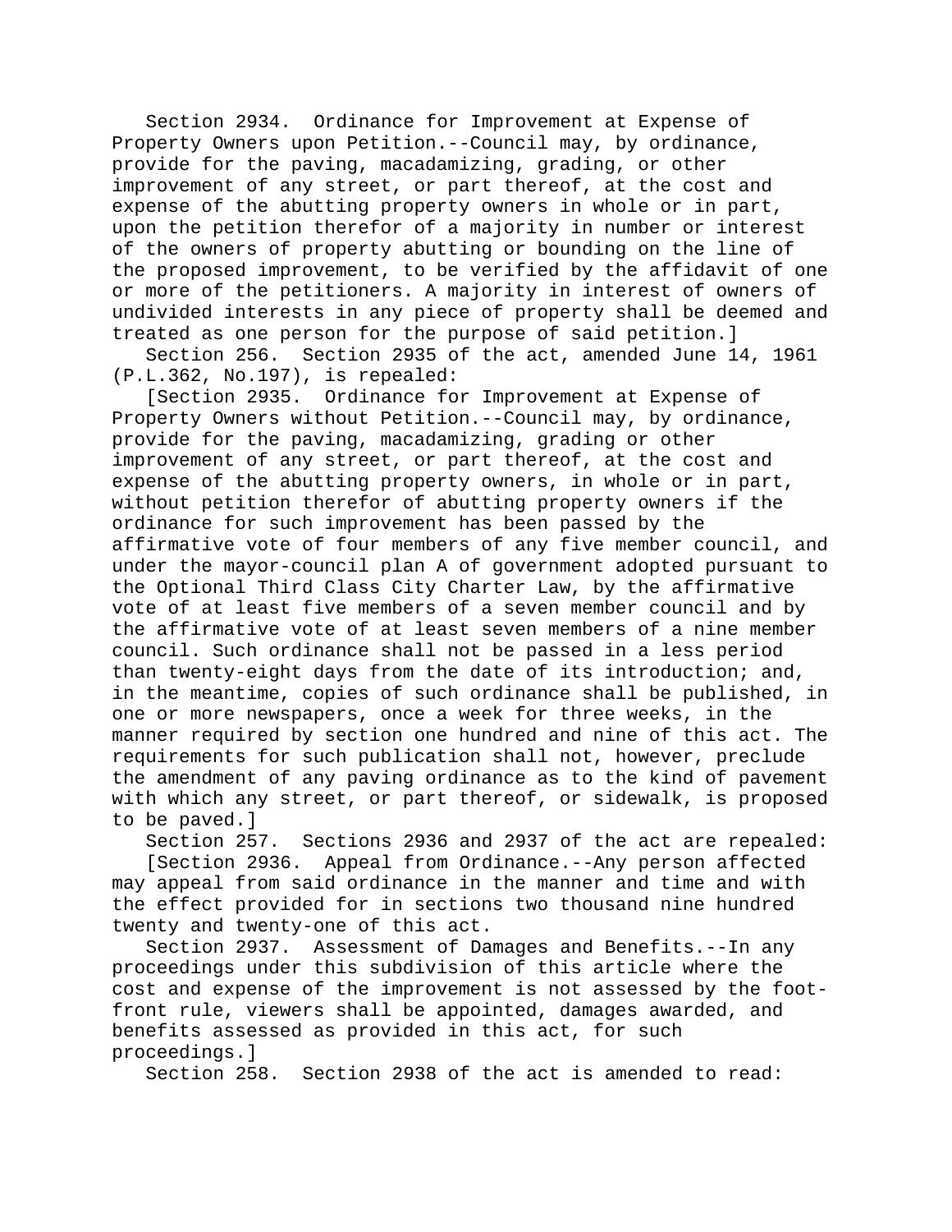Section 2934. Ordinance for Improvement at Expense of Property Owners upon Petition.--Council may, by ordinance, provide for the paving, macadamizing, grading, or other improvement of any street, or part thereof, at the cost and expense of the abutting property owners in whole or in part, upon the petition therefor of a majority in number or interest of the owners of property abutting or bounding on the line of the proposed improvement, to be verified by the affidavit of one or more of the petitioners. A majority in interest of owners of undivided interests in any piece of property shall be deemed and treated as one person for the purpose of said petition.]

Section 256. Section 2935 of the act, amended June 14, 1961 (P.L.362, No.197), is repealed:

[Section 2935. Ordinance for Improvement at Expense of Property Owners without Petition.--Council may, by ordinance, provide for the paving, macadamizing, grading or other improvement of any street, or part thereof, at the cost and expense of the abutting property owners, in whole or in part, without petition therefor of abutting property owners if the ordinance for such improvement has been passed by the affirmative vote of four members of any five member council, and under the mayor-council plan A of government adopted pursuant to the Optional Third Class City Charter Law, by the affirmative vote of at least five members of a seven member council and by the affirmative vote of at least seven members of a nine member council. Such ordinance shall not be passed in a less period than twenty-eight days from the date of its introduction; and, in the meantime, copies of such ordinance shall be published, in one or more newspapers, once a week for three weeks, in the manner required by section one hundred and nine of this act. The requirements for such publication shall not, however, preclude the amendment of any paving ordinance as to the kind of pavement with which any street, or part thereof, or sidewalk, is proposed to be paved.]

Section 257. Sections 2936 and 2937 of the act are repealed:

[Section 2936. Appeal from Ordinance.--Any person affected may appeal from said ordinance in the manner and time and with the effect provided for in sections two thousand nine hundred twenty and twenty-one of this act.

Section 2937. Assessment of Damages and Benefits.--In any proceedings under this subdivision of this article where the cost and expense of the improvement is not assessed by the foot-front rule, viewers shall be appointed, damages awarded, and benefits assessed as provided in this act, for such proceedings.]

Section 258. Section 2938 of the act is amended to read: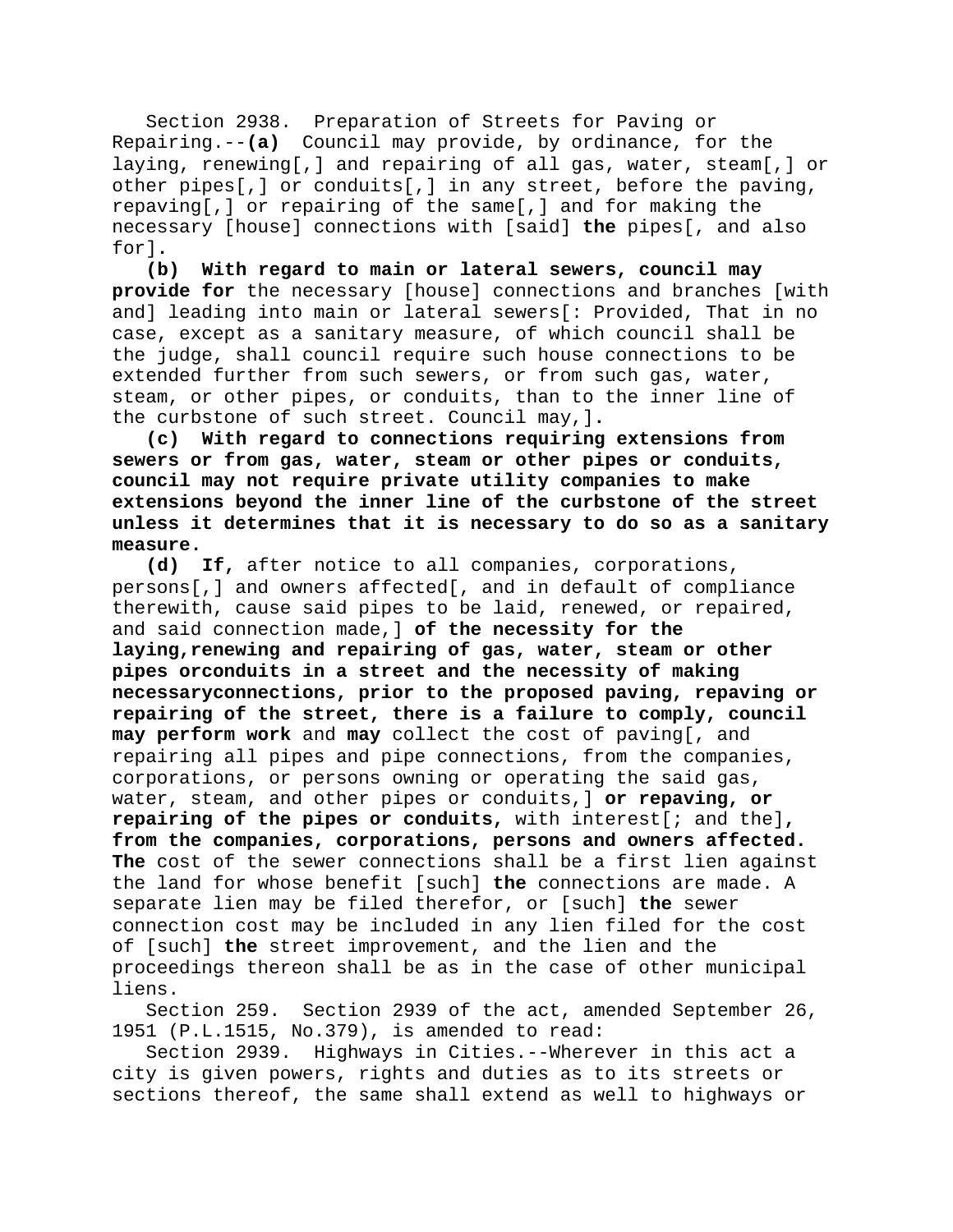Section 2938. Preparation of Streets for Paving or Repairing.--**(a)** Council may provide, by ordinance, for the laying, renewing[,] and repairing of all gas, water, steam[,] or other pipes[,] or conduits[,] in any street, before the paving, repaving[,] or repairing of the same[,] and for making the necessary [house] connections with [said] **the** pipes[, and also for].

**(b) With regard to main or lateral sewers, council may provide for** the necessary [house] connections and branches [with and] leading into main or lateral sewers[: Provided, That in no case, except as a sanitary measure, of which council shall be the judge, shall council require such house connections to be extended further from such sewers, or from such gas, water, steam, or other pipes, or conduits, than to the inner line of the curbstone of such street. Council may,]**.**

**(c) With regard to connections requiring extensions from sewers or from gas, water, steam or other pipes or conduits, council may not require private utility companies to make extensions beyond the inner line of the curbstone of the street unless it determines that it is necessary to do so as a sanitary measure.**

**(d) If,** after notice to all companies, corporations, persons[,] and owners affected[, and in default of compliance therewith, cause said pipes to be laid, renewed, or repaired, and said connection made,] **of the necessity for the laying,renewing and repairing of gas, water, steam or other pipes orconduits in a street and the necessity of making necessaryconnections, prior to the proposed paving, repaving or repairing of the street, there is a failure to comply, council may perform work** and **may** collect the cost of paving[, and repairing all pipes and pipe connections, from the companies, corporations, or persons owning or operating the said gas, water, steam, and other pipes or conduits,] **or repaving, or repairing of the pipes or conduits,** with interest[; and the]**, from the companies, corporations, persons and owners affected. The** cost of the sewer connections shall be a first lien against the land for whose benefit [such] **the** connections are made. A separate lien may be filed therefor, or [such] **the** sewer connection cost may be included in any lien filed for the cost of [such] **the** street improvement, and the lien and the proceedings thereon shall be as in the case of other municipal liens.

Section 259. Section 2939 of the act, amended September 26, 1951 (P.L.1515, No.379), is amended to read:

Section 2939. Highways in Cities.--Wherever in this act a city is given powers, rights and duties as to its streets or sections thereof, the same shall extend as well to highways or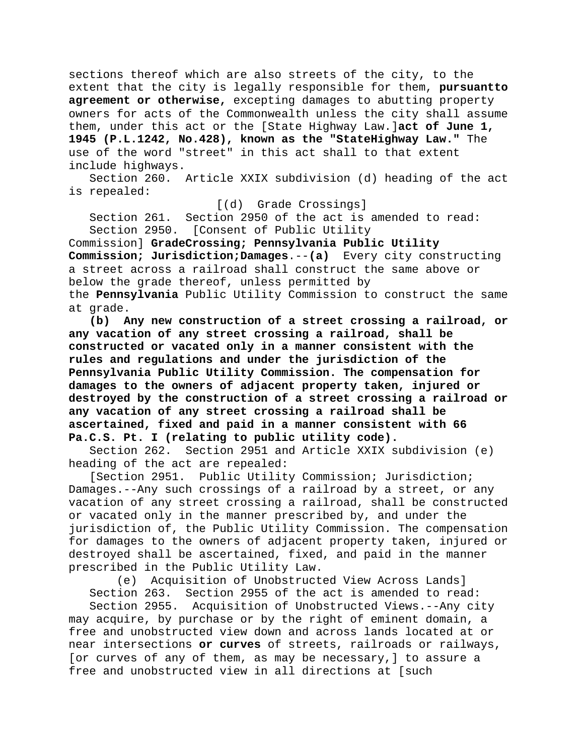sections thereof which are also streets of the city, to the extent that the city is legally responsible for them, **pursuantto agreement or otherwise,** excepting damages to abutting property owners for acts of the Commonwealth unless the city shall assume them, under this act or the [State Highway Law.]**act of June 1, 1945 (P.L.1242, No.428), known as the "StateHighway Law."** The use of the word "street" in this act shall to that extent include highways.

Section 260. Article XXIX subdivision (d) heading of the act is repealed:

[(d) Grade Crossings]

Section 261. Section 2950 of the act is amended to read:

Section 2950. [Consent of Public Utility Commission] **GradeCrossing; Pennsylvania Public Utility Commission; Jurisdiction;Damages**.--**(a)** Every city constructing a street across a railroad shall construct the same above or below the grade thereof, unless permitted by the **Pennsylvania** Public Utility Commission to construct the same at grade.

**(b) Any new construction of a street crossing a railroad, or any vacation of any street crossing a railroad, shall be constructed or vacated only in a manner consistent with the rules and regulations and under the jurisdiction of the Pennsylvania Public Utility Commission. The compensation for damages to the owners of adjacent property taken, injured or destroyed by the construction of a street crossing a railroad or any vacation of any street crossing a railroad shall be ascertained, fixed and paid in a manner consistent with 66 Pa.C.S. Pt. I (relating to public utility code).**

Section 262. Section 2951 and Article XXIX subdivision (e) heading of the act are repealed:

[Section 2951. Public Utility Commission; Jurisdiction; Damages.--Any such crossings of a railroad by a street, or any vacation of any street crossing a railroad, shall be constructed or vacated only in the manner prescribed by, and under the jurisdiction of, the Public Utility Commission. The compensation for damages to the owners of adjacent property taken, injured or destroyed shall be ascertained, fixed, and paid in the manner prescribed in the Public Utility Law.

(e) Acquisition of Unobstructed View Across Lands]

Section 263. Section 2955 of the act is amended to read:

Section 2955. Acquisition of Unobstructed Views.--Any city may acquire, by purchase or by the right of eminent domain, a free and unobstructed view down and across lands located at or near intersections **or curves** of streets, railroads or railways, [or curves of any of them, as may be necessary,] to assure a free and unobstructed view in all directions at [such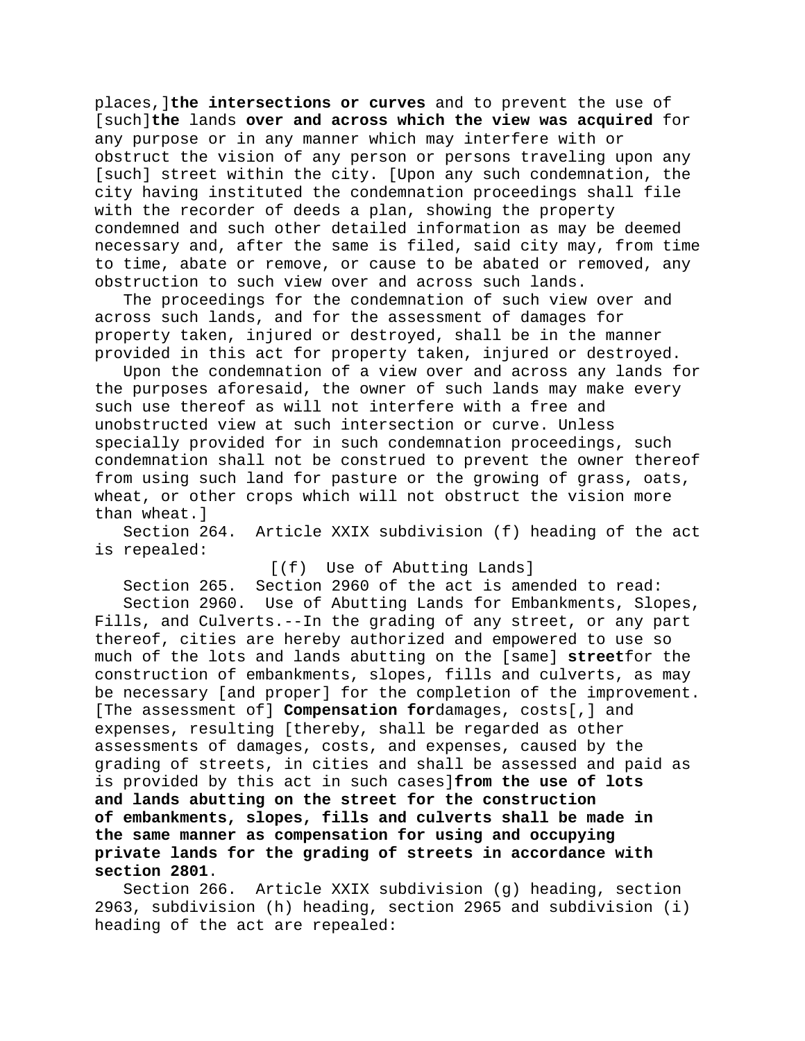places,]**the intersections or curves** and to prevent the use of [such]**the** lands **over and across which the view was acquired** for any purpose or in any manner which may interfere with or obstruct the vision of any person or persons traveling upon any [such] street within the city. [Upon any such condemnation, the city having instituted the condemnation proceedings shall file with the recorder of deeds a plan, showing the property condemned and such other detailed information as may be deemed necessary and, after the same is filed, said city may, from time to time, abate or remove, or cause to be abated or removed, any obstruction to such view over and across such lands.

The proceedings for the condemnation of such view over and across such lands, and for the assessment of damages for property taken, injured or destroyed, shall be in the manner provided in this act for property taken, injured or destroyed.

Upon the condemnation of a view over and across any lands for the purposes aforesaid, the owner of such lands may make every such use thereof as will not interfere with a free and unobstructed view at such intersection or curve. Unless specially provided for in such condemnation proceedings, such condemnation shall not be construed to prevent the owner thereof from using such land for pasture or the growing of grass, oats, wheat, or other crops which will not obstruct the vision more than wheat.]

Section 264. Article XXIX subdivision (f) heading of the act is repealed:

[(f) Use of Abutting Lands]

Section 265. Section 2960 of the act is amended to read:

Section 2960. Use of Abutting Lands for Embankments, Slopes, Fills, and Culverts.--In the grading of any street, or any part thereof, cities are hereby authorized and empowered to use so much of the lots and lands abutting on the [same] **street**for the construction of embankments, slopes, fills and culverts, as may be necessary [and proper] for the completion of the improvement. [The assessment of] **Compensation for**damages, costs[,] and expenses, resulting [thereby, shall be regarded as other assessments of damages, costs, and expenses, caused by the grading of streets, in cities and shall be assessed and paid as is provided by this act in such cases]**from the use of lots and lands abutting on the street for the construction of embankments, slopes, fills and culverts shall be made in the same manner as compensation for using and occupying private lands for the grading of streets in accordance with section 2801**.

Section 266. Article XXIX subdivision (g) heading, section 2963, subdivision (h) heading, section 2965 and subdivision (i) heading of the act are repealed: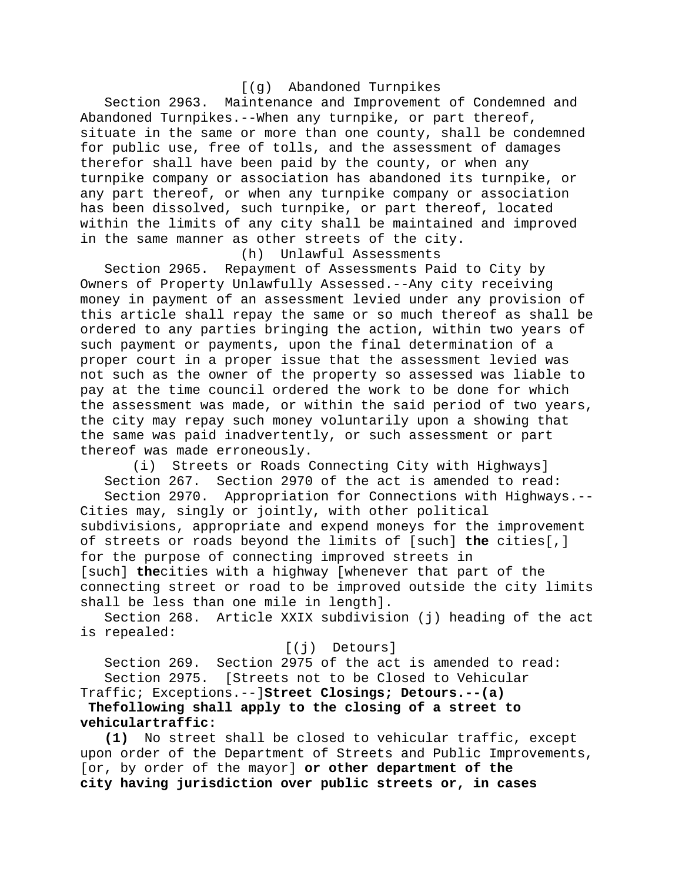[(g) Abandoned Turnpikes

Section 2963. Maintenance and Improvement of Condemned and Abandoned Turnpikes.--When any turnpike, or part thereof, situate in the same or more than one county, shall be condemned for public use, free of tolls, and the assessment of damages therefor shall have been paid by the county, or when any turnpike company or association has abandoned its turnpike, or any part thereof, or when any turnpike company or association has been dissolved, such turnpike, or part thereof, located within the limits of any city shall be maintained and improved in the same manner as other streets of the city.

(h) Unlawful Assessments

Section 2965. Repayment of Assessments Paid to City by Owners of Property Unlawfully Assessed.--Any city receiving money in payment of an assessment levied under any provision of this article shall repay the same or so much thereof as shall be ordered to any parties bringing the action, within two years of such payment or payments, upon the final determination of a proper court in a proper issue that the assessment levied was not such as the owner of the property so assessed was liable to pay at the time council ordered the work to be done for which the assessment was made, or within the said period of two years, the city may repay such money voluntarily upon a showing that the same was paid inadvertently, or such assessment or part thereof was made erroneously.

(i) Streets or Roads Connecting City with Highways]

Section 267. Section 2970 of the act is amended to read:

Section 2970. Appropriation for Connections with Highways.--Cities may, singly or jointly, with other political subdivisions, appropriate and expend moneys for the improvement of streets or roads beyond the limits of [such] **the** cities[,] for the purpose of connecting improved streets in [such] **the**cities with a highway [whenever that part of the connecting street or road to be improved outside the city limits shall be less than one mile in length].

Section 268. Article XXIX subdivision (j) heading of the act is repealed:

[(j) Detours]

Section 269. Section 2975 of the act is amended to read:

Section 2975. [Streets not to be Closed to Vehicular Traffic; Exceptions.--]**Street Closings; Detours.--(a) Thefollowing shall apply to the closing of a street to vehiculartraffic:**

**(1)** No street shall be closed to vehicular traffic, except upon order of the Department of Streets and Public Improvements, [or, by order of the mayor] **or other department of the city having jurisdiction over public streets or, in cases**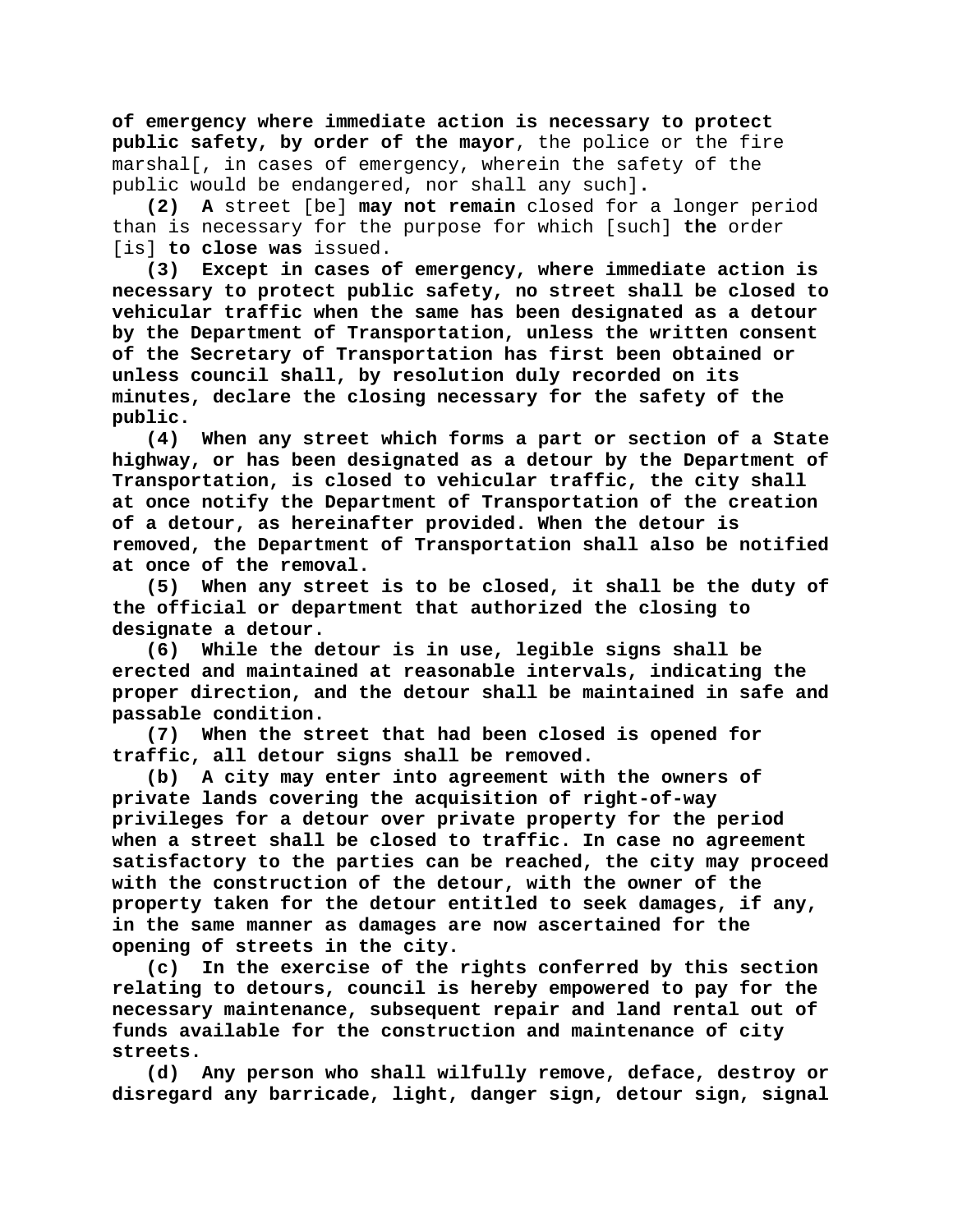**of emergency where immediate action is necessary to protect public safety, by order of the mayor**, the police or the fire marshal[, in cases of emergency, wherein the safety of the public would be endangered, nor shall any such]**.**

**(2) A** street [be] **may not remain** closed for a longer period than is necessary for the purpose for which [such] **the** order [is] **to close was** issued.

**(3) Except in cases of emergency, where immediate action is necessary to protect public safety, no street shall be closed to vehicular traffic when the same has been designated as a detour by the Department of Transportation, unless the written consent of the Secretary of Transportation has first been obtained or unless council shall, by resolution duly recorded on its minutes, declare the closing necessary for the safety of the public.**

**(4) When any street which forms a part or section of a State highway, or has been designated as a detour by the Department of Transportation, is closed to vehicular traffic, the city shall at once notify the Department of Transportation of the creation of a detour, as hereinafter provided. When the detour is removed, the Department of Transportation shall also be notified at once of the removal.**

**(5) When any street is to be closed, it shall be the duty of the official or department that authorized the closing to designate a detour.**

**(6) While the detour is in use, legible signs shall be erected and maintained at reasonable intervals, indicating the proper direction, and the detour shall be maintained in safe and passable condition.**

**(7) When the street that had been closed is opened for traffic, all detour signs shall be removed.**

**(b) A city may enter into agreement with the owners of private lands covering the acquisition of right-of-way privileges for a detour over private property for the period when a street shall be closed to traffic. In case no agreement satisfactory to the parties can be reached, the city may proceed with the construction of the detour, with the owner of the property taken for the detour entitled to seek damages, if any, in the same manner as damages are now ascertained for the opening of streets in the city.**

**(c) In the exercise of the rights conferred by this section relating to detours, council is hereby empowered to pay for the necessary maintenance, subsequent repair and land rental out of funds available for the construction and maintenance of city streets.**

**(d) Any person who shall wilfully remove, deface, destroy or disregard any barricade, light, danger sign, detour sign, signal**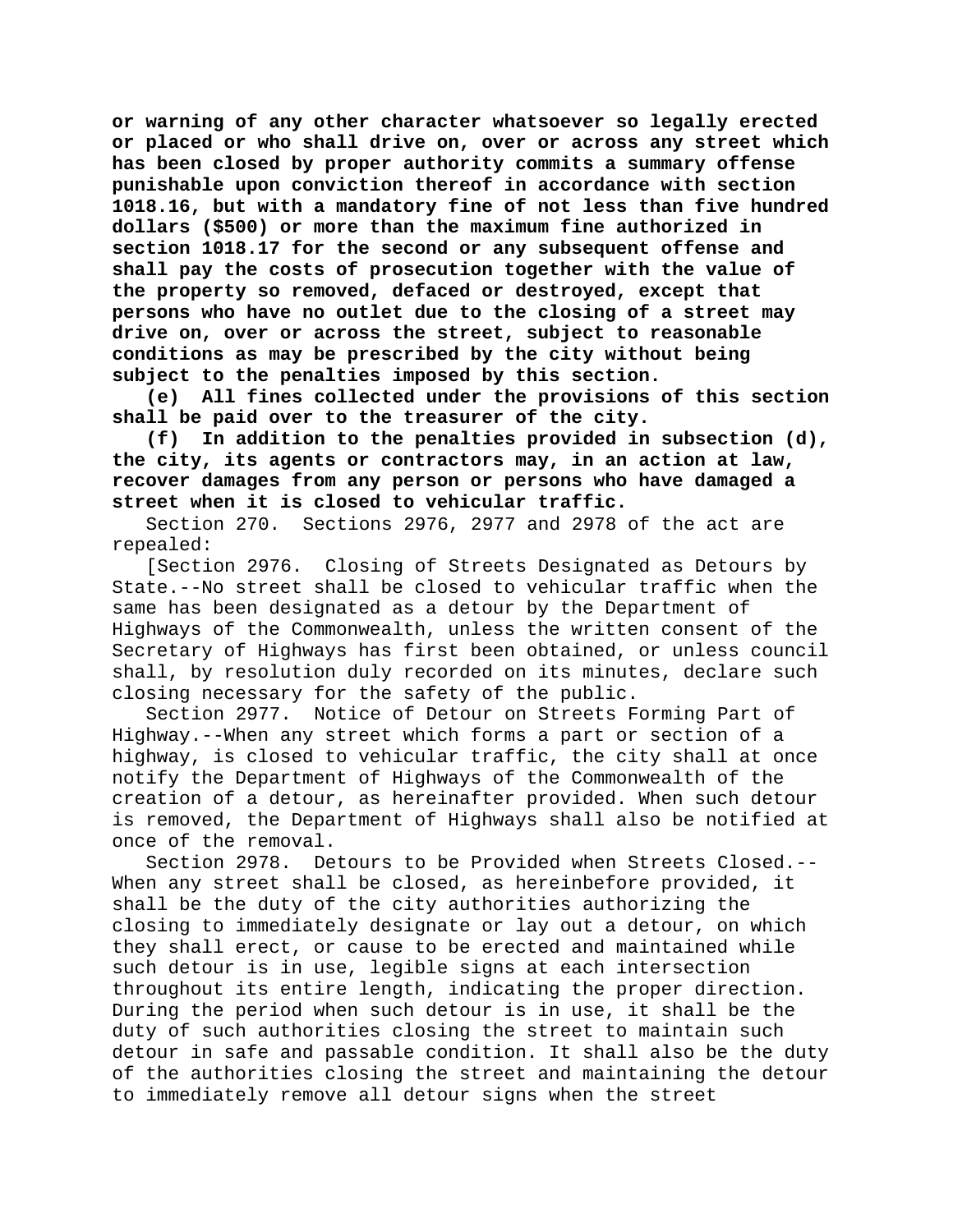**or warning of any other character whatsoever so legally erected or placed or who shall drive on, over or across any street which has been closed by proper authority commits a summary offense punishable upon conviction thereof in accordance with section 1018.16, but with a mandatory fine of not less than five hundred dollars ($500) or more than the maximum fine authorized in section 1018.17 for the second or any subsequent offense and shall pay the costs of prosecution together with the value of the property so removed, defaced or destroyed, except that persons who have no outlet due to the closing of a street may drive on, over or across the street, subject to reasonable conditions as may be prescribed by the city without being subject to the penalties imposed by this section.**

**(e) All fines collected under the provisions of this section shall be paid over to the treasurer of the city.**

**(f) In addition to the penalties provided in subsection (d), the city, its agents or contractors may, in an action at law, recover damages from any person or persons who have damaged a street when it is closed to vehicular traffic.**

Section 270. Sections 2976, 2977 and 2978 of the act are repealed:

[Section 2976. Closing of Streets Designated as Detours by State.--No street shall be closed to vehicular traffic when the same has been designated as a detour by the Department of Highways of the Commonwealth, unless the written consent of the Secretary of Highways has first been obtained, or unless council shall, by resolution duly recorded on its minutes, declare such closing necessary for the safety of the public.

Section 2977. Notice of Detour on Streets Forming Part of Highway.--When any street which forms a part or section of a highway, is closed to vehicular traffic, the city shall at once notify the Department of Highways of the Commonwealth of the creation of a detour, as hereinafter provided. When such detour is removed, the Department of Highways shall also be notified at once of the removal.

Section 2978. Detours to be Provided when Streets Closed.--When any street shall be closed, as hereinbefore provided, it shall be the duty of the city authorities authorizing the closing to immediately designate or lay out a detour, on which they shall erect, or cause to be erected and maintained while such detour is in use, legible signs at each intersection throughout its entire length, indicating the proper direction. During the period when such detour is in use, it shall be the duty of such authorities closing the street to maintain such detour in safe and passable condition. It shall also be the duty of the authorities closing the street and maintaining the detour to immediately remove all detour signs when the street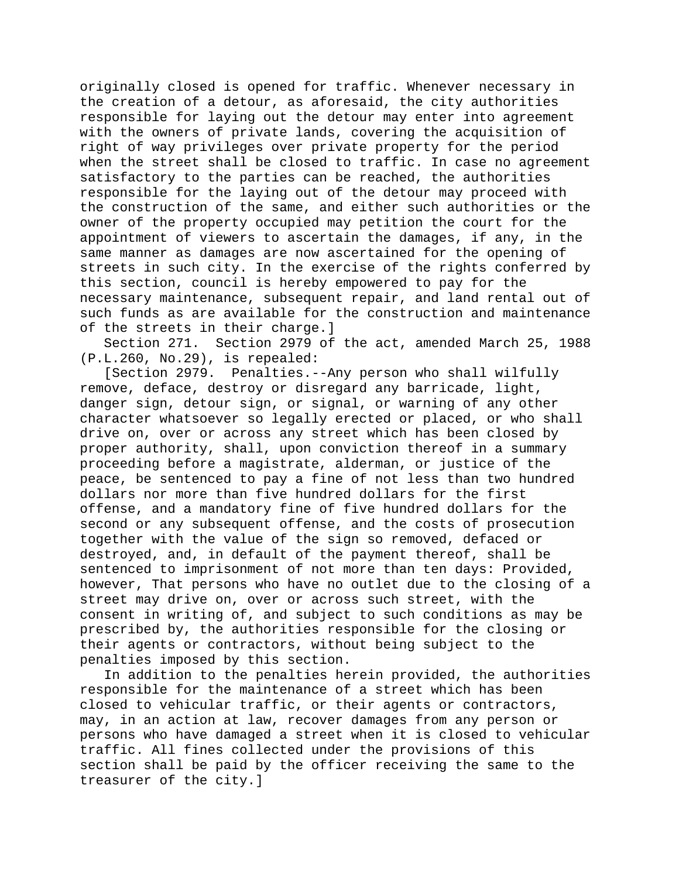originally closed is opened for traffic. Whenever necessary in the creation of a detour, as aforesaid, the city authorities responsible for laying out the detour may enter into agreement with the owners of private lands, covering the acquisition of right of way privileges over private property for the period when the street shall be closed to traffic. In case no agreement satisfactory to the parties can be reached, the authorities responsible for the laying out of the detour may proceed with the construction of the same, and either such authorities or the owner of the property occupied may petition the court for the appointment of viewers to ascertain the damages, if any, in the same manner as damages are now ascertained for the opening of streets in such city. In the exercise of the rights conferred by this section, council is hereby empowered to pay for the necessary maintenance, subsequent repair, and land rental out of such funds as are available for the construction and maintenance of the streets in their charge.]

Section 271. Section 2979 of the act, amended March 25, 1988 (P.L.260, No.29), is repealed:

[Section 2979. Penalties.--Any person who shall wilfully remove, deface, destroy or disregard any barricade, light, danger sign, detour sign, or signal, or warning of any other character whatsoever so legally erected or placed, or who shall drive on, over or across any street which has been closed by proper authority, shall, upon conviction thereof in a summary proceeding before a magistrate, alderman, or justice of the peace, be sentenced to pay a fine of not less than two hundred dollars nor more than five hundred dollars for the first offense, and a mandatory fine of five hundred dollars for the second or any subsequent offense, and the costs of prosecution together with the value of the sign so removed, defaced or destroyed, and, in default of the payment thereof, shall be sentenced to imprisonment of not more than ten days: Provided, however, That persons who have no outlet due to the closing of a street may drive on, over or across such street, with the consent in writing of, and subject to such conditions as may be prescribed by, the authorities responsible for the closing or their agents or contractors, without being subject to the penalties imposed by this section.

In addition to the penalties herein provided, the authorities responsible for the maintenance of a street which has been closed to vehicular traffic, or their agents or contractors, may, in an action at law, recover damages from any person or persons who have damaged a street when it is closed to vehicular traffic. All fines collected under the provisions of this section shall be paid by the officer receiving the same to the treasurer of the city.]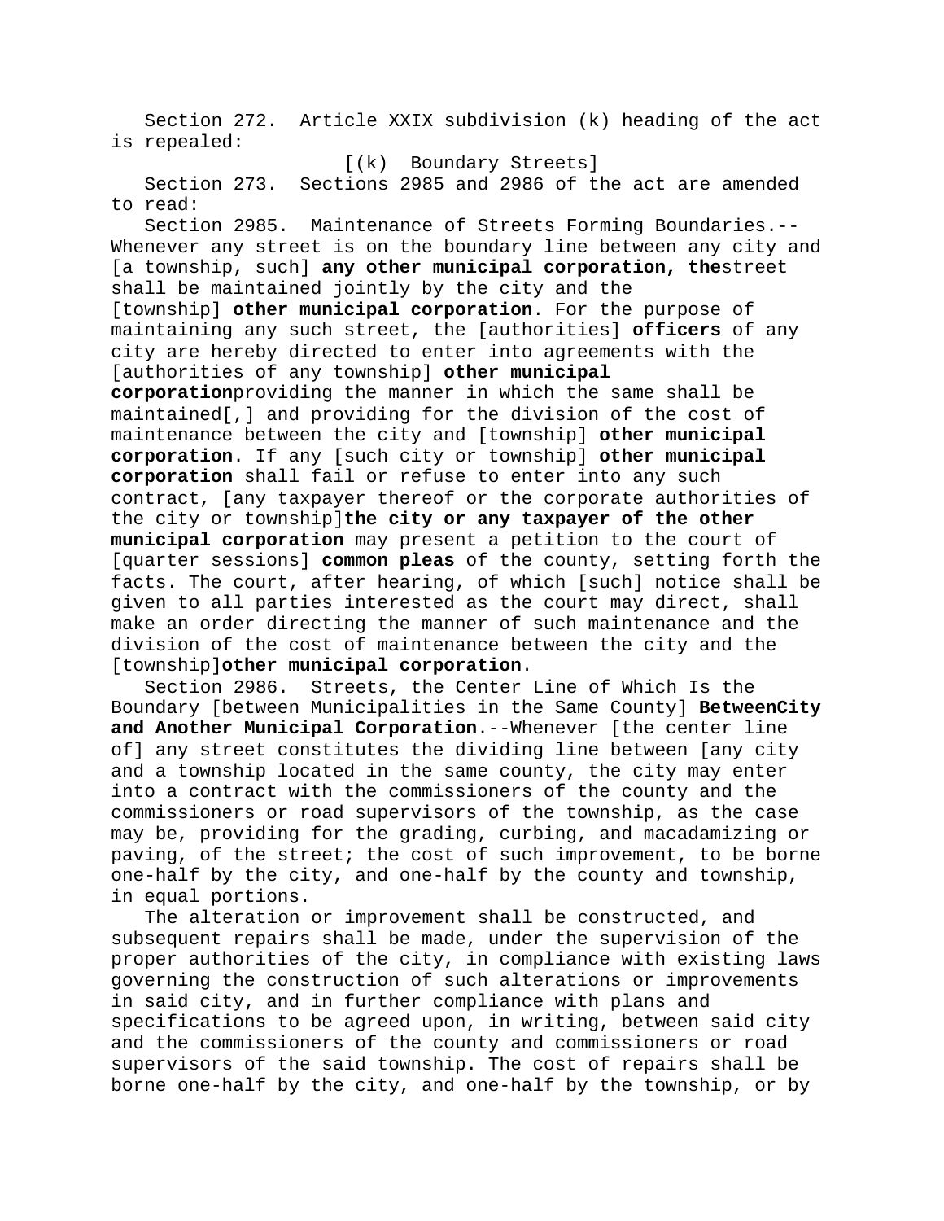Section 272. Article XXIX subdivision (k) heading of the act is repealed:

[(k) Boundary Streets]

Section 273. Sections 2985 and 2986 of the act are amended to read:

Section 2985. Maintenance of Streets Forming Boundaries.--Whenever any street is on the boundary line between any city and [a township, such] **any other municipal corporation, the**street shall be maintained jointly by the city and the [township] **other municipal corporation**. For the purpose of maintaining any such street, the [authorities] **officers** of any city are hereby directed to enter into agreements with the [authorities of any township] **other municipal corporation**providing the manner in which the same shall be maintained[,] and providing for the division of the cost of maintenance between the city and [township] **other municipal corporation**. If any [such city or township] **other municipal corporation** shall fail or refuse to enter into any such contract, [any taxpayer thereof or the corporate authorities of the city or township]**the city or any taxpayer of the other municipal corporation** may present a petition to the court of [quarter sessions] **common pleas** of the county, setting forth the facts. The court, after hearing, of which [such] notice shall be given to all parties interested as the court may direct, shall make an order directing the manner of such maintenance and the division of the cost of maintenance between the city and the [township]**other municipal corporation**.

Section 2986. Streets, the Center Line of Which Is the Boundary [between Municipalities in the Same County] **BetweenCity and Another Municipal Corporation**.--Whenever [the center line of] any street constitutes the dividing line between [any city and a township located in the same county, the city may enter into a contract with the commissioners of the county and the commissioners or road supervisors of the township, as the case may be, providing for the grading, curbing, and macadamizing or paving, of the street; the cost of such improvement, to be borne one-half by the city, and one-half by the county and township, in equal portions.

The alteration or improvement shall be constructed, and subsequent repairs shall be made, under the supervision of the proper authorities of the city, in compliance with existing laws governing the construction of such alterations or improvements in said city, and in further compliance with plans and specifications to be agreed upon, in writing, between said city and the commissioners of the county and commissioners or road supervisors of the said township. The cost of repairs shall be borne one-half by the city, and one-half by the township, or by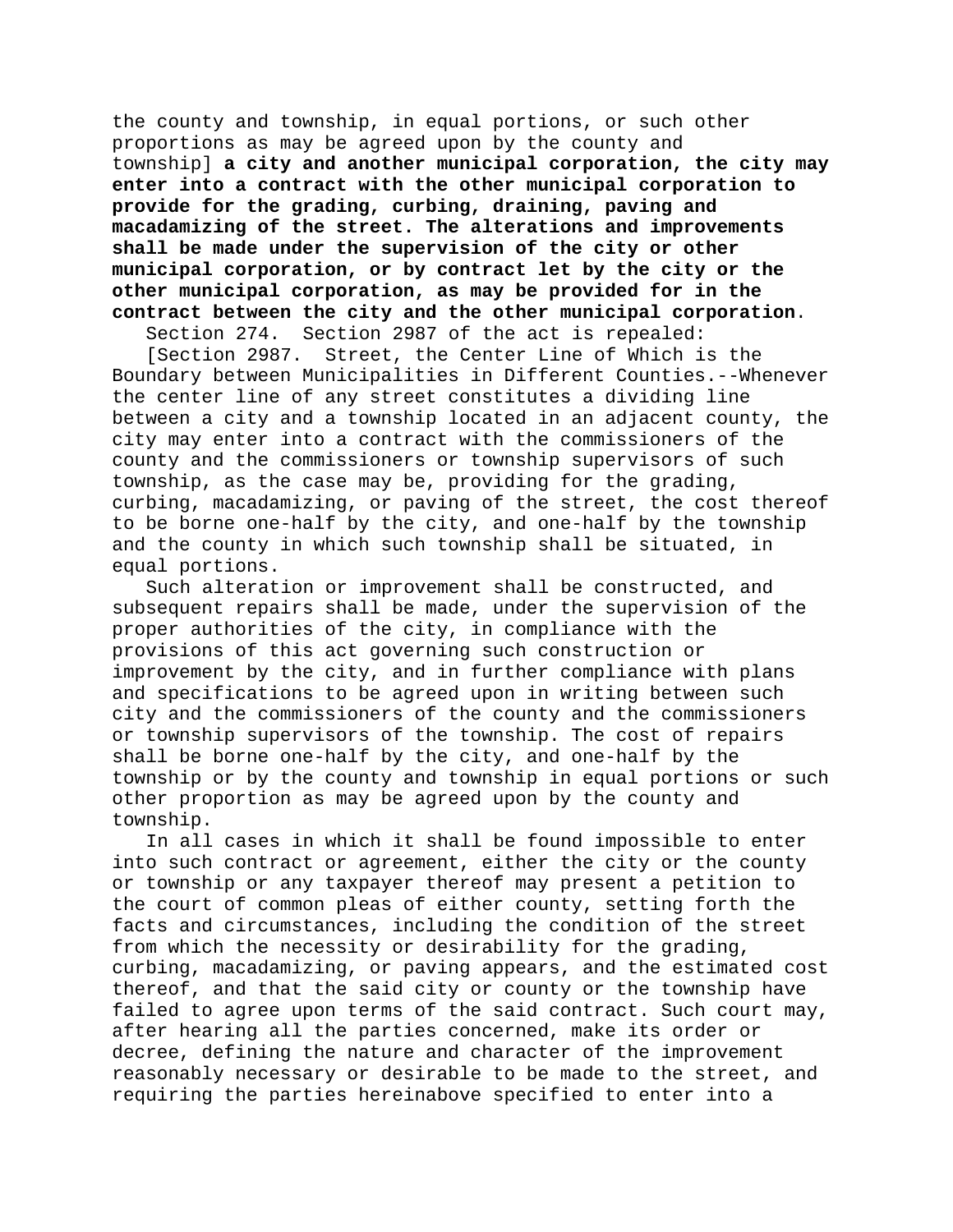the county and township, in equal portions, or such other proportions as may be agreed upon by the county and township] **a city and another municipal corporation, the city may enter into a contract with the other municipal corporation to provide for the grading, curbing, draining, paving and macadamizing of the street. The alterations and improvements shall be made under the supervision of the city or other municipal corporation, or by contract let by the city or the other municipal corporation, as may be provided for in the contract between the city and the other municipal corporation**.

Section 274. Section 2987 of the act is repealed:

[Section 2987. Street, the Center Line of Which is the Boundary between Municipalities in Different Counties.--Whenever the center line of any street constitutes a dividing line between a city and a township located in an adjacent county, the city may enter into a contract with the commissioners of the county and the commissioners or township supervisors of such township, as the case may be, providing for the grading, curbing, macadamizing, or paving of the street, the cost thereof to be borne one-half by the city, and one-half by the township and the county in which such township shall be situated, in equal portions.

Such alteration or improvement shall be constructed, and subsequent repairs shall be made, under the supervision of the proper authorities of the city, in compliance with the provisions of this act governing such construction or improvement by the city, and in further compliance with plans and specifications to be agreed upon in writing between such city and the commissioners of the county and the commissioners or township supervisors of the township. The cost of repairs shall be borne one-half by the city, and one-half by the township or by the county and township in equal portions or such other proportion as may be agreed upon by the county and township.

In all cases in which it shall be found impossible to enter into such contract or agreement, either the city or the county or township or any taxpayer thereof may present a petition to the court of common pleas of either county, setting forth the facts and circumstances, including the condition of the street from which the necessity or desirability for the grading, curbing, macadamizing, or paving appears, and the estimated cost thereof, and that the said city or county or the township have failed to agree upon terms of the said contract. Such court may, after hearing all the parties concerned, make its order or decree, defining the nature and character of the improvement reasonably necessary or desirable to be made to the street, and requiring the parties hereinabove specified to enter into a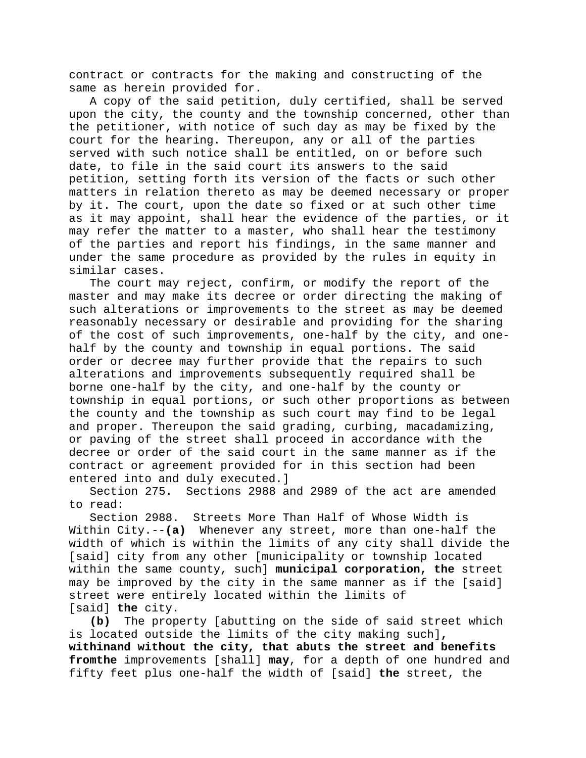contract or contracts for the making and constructing of the same as herein provided for.

A copy of the said petition, duly certified, shall be served upon the city, the county and the township concerned, other than the petitioner, with notice of such day as may be fixed by the court for the hearing. Thereupon, any or all of the parties served with such notice shall be entitled, on or before such date, to file in the said court its answers to the said petition, setting forth its version of the facts or such other matters in relation thereto as may be deemed necessary or proper by it. The court, upon the date so fixed or at such other time as it may appoint, shall hear the evidence of the parties, or it may refer the matter to a master, who shall hear the testimony of the parties and report his findings, in the same manner and under the same procedure as provided by the rules in equity in similar cases.

The court may reject, confirm, or modify the report of the master and may make its decree or order directing the making of such alterations or improvements to the street as may be deemed reasonably necessary or desirable and providing for the sharing of the cost of such improvements, one-half by the city, and one-half by the county and township in equal portions. The said order or decree may further provide that the repairs to such alterations and improvements subsequently required shall be borne one-half by the city, and one-half by the county or township in equal portions, or such other proportions as between the county and the township as such court may find to be legal and proper. Thereupon the said grading, curbing, macadamizing, or paving of the street shall proceed in accordance with the decree or order of the said court in the same manner as if the contract or agreement provided for in this section had been entered into and duly executed.]

Section 275. Sections 2988 and 2989 of the act are amended to read:

Section 2988. Streets More Than Half of Whose Width is Within City.--**(a)** Whenever any street, more than one-half the width of which is within the limits of any city shall divide the [said] city from any other [municipality or township located within the same county, such] **municipal corporation, the** street may be improved by the city in the same manner as if the [said] street were entirely located within the limits of [said] **the** city.

**(b)** The property [abutting on the side of said street which is located outside the limits of the city making such]**, withinand without the city, that abuts the street and benefits fromthe** improvements [shall] **may**, for a depth of one hundred and fifty feet plus one-half the width of [said] **the** street, the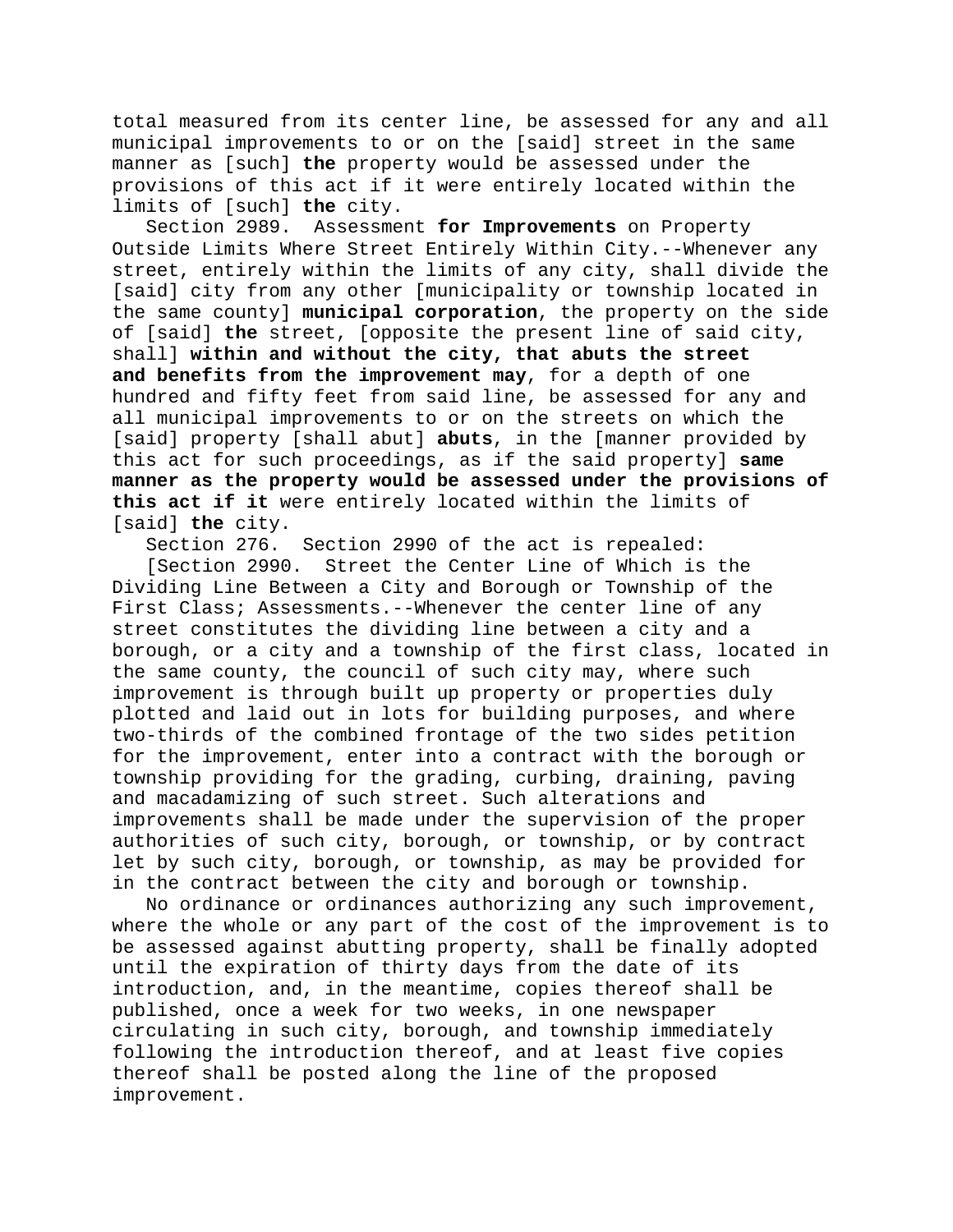total measured from its center line, be assessed for any and all municipal improvements to or on the [said] street in the same manner as [such] **the** property would be assessed under the provisions of this act if it were entirely located within the limits of [such] **the** city.

Section 2989. Assessment **for Improvements** on Property Outside Limits Where Street Entirely Within City.--Whenever any street, entirely within the limits of any city, shall divide the [said] city from any other [municipality or township located in the same county] **municipal corporation**, the property on the side of [said] **the** street, [opposite the present line of said city, shall] **within and without the city, that abuts the street and benefits from the improvement may**, for a depth of one hundred and fifty feet from said line, be assessed for any and all municipal improvements to or on the streets on which the [said] property [shall abut] **abuts**, in the [manner provided by this act for such proceedings, as if the said property] **same manner as the property would be assessed under the provisions of this act if it** were entirely located within the limits of [said] **the** city.

Section 276. Section 2990 of the act is repealed:

[Section 2990. Street the Center Line of Which is the Dividing Line Between a City and Borough or Township of the First Class; Assessments.--Whenever the center line of any street constitutes the dividing line between a city and a borough, or a city and a township of the first class, located in the same county, the council of such city may, where such improvement is through built up property or properties duly plotted and laid out in lots for building purposes, and where two-thirds of the combined frontage of the two sides petition for the improvement, enter into a contract with the borough or township providing for the grading, curbing, draining, paving and macadamizing of such street. Such alterations and improvements shall be made under the supervision of the proper authorities of such city, borough, or township, or by contract let by such city, borough, or township, as may be provided for in the contract between the city and borough or township.

No ordinance or ordinances authorizing any such improvement, where the whole or any part of the cost of the improvement is to be assessed against abutting property, shall be finally adopted until the expiration of thirty days from the date of its introduction, and, in the meantime, copies thereof shall be published, once a week for two weeks, in one newspaper circulating in such city, borough, and township immediately following the introduction thereof, and at least five copies thereof shall be posted along the line of the proposed improvement.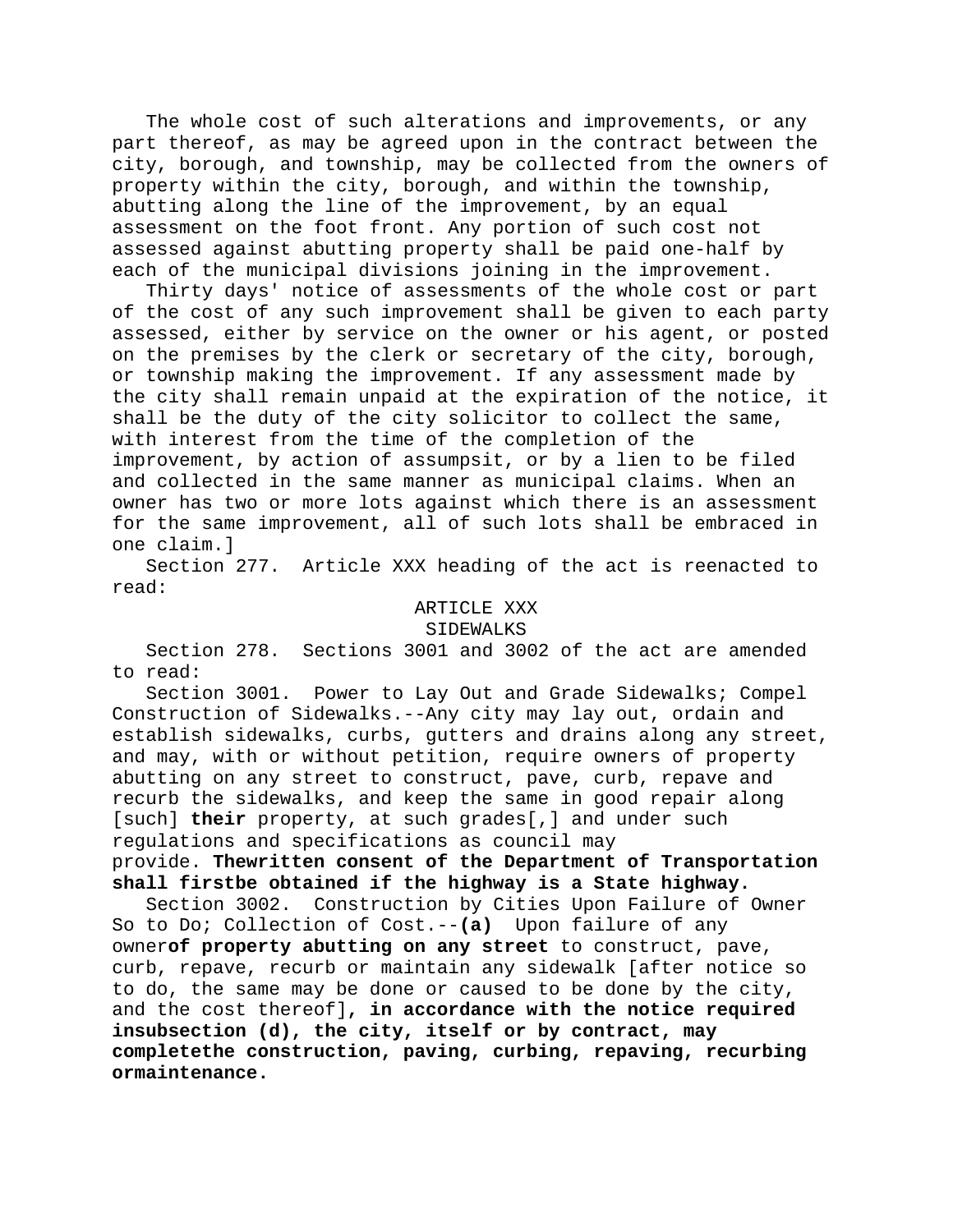The whole cost of such alterations and improvements, or any part thereof, as may be agreed upon in the contract between the city, borough, and township, may be collected from the owners of property within the city, borough, and within the township, abutting along the line of the improvement, by an equal assessment on the foot front. Any portion of such cost not assessed against abutting property shall be paid one-half by each of the municipal divisions joining in the improvement.

Thirty days' notice of assessments of the whole cost or part of the cost of any such improvement shall be given to each party assessed, either by service on the owner or his agent, or posted on the premises by the clerk or secretary of the city, borough, or township making the improvement. If any assessment made by the city shall remain unpaid at the expiration of the notice, it shall be the duty of the city solicitor to collect the same, with interest from the time of the completion of the improvement, by action of assumpsit, or by a lien to be filed and collected in the same manner as municipal claims. When an owner has two or more lots against which there is an assessment for the same improvement, all of such lots shall be embraced in one claim.]

Section 277. Article XXX heading of the act is reenacted to read:

ARTICLE XXX
SIDEWALKS

Section 278. Sections 3001 and 3002 of the act are amended to read:

Section 3001. Power to Lay Out and Grade Sidewalks; Compel Construction of Sidewalks.--Any city may lay out, ordain and establish sidewalks, curbs, gutters and drains along any street, and may, with or without petition, require owners of property abutting on any street to construct, pave, curb, repave and recurb the sidewalks, and keep the same in good repair along [such] **their** property, at such grades[,] and under such regulations and specifications as council may provide. **Thewritten consent of the Department of Transportation shall firstbe obtained if the highway is a State highway.**

Section 3002. Construction by Cities Upon Failure of Owner So to Do; Collection of Cost.--**(a)** Upon failure of any owner**of property abutting on any street** to construct, pave, curb, repave, recurb or maintain any sidewalk [after notice so to do, the same may be done or caused to be done by the city, and the cost thereof]**, in accordance with the notice required insubsection (d), the city, itself or by contract, may completethe construction, paving, curbing, repaving, recurbing ormaintenance.**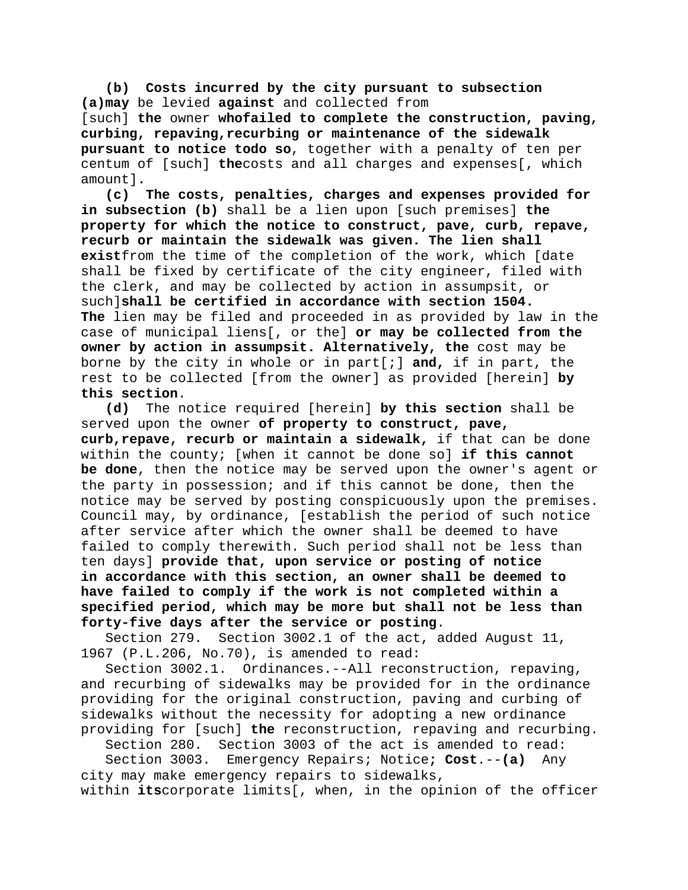**(b) Costs incurred by the city pursuant to subsection (a)may** be levied **against** and collected from [such] **the** owner **whofailed to complete the construction, paving, curbing, repaving,recurbing or maintenance of the sidewalk pursuant to notice todo so**, together with a penalty of ten per centum of [such] **the**costs and all charges and expenses[, which amount].

**(c) The costs, penalties, charges and expenses provided for in subsection (b)** shall be a lien upon [such premises] **the property for which the notice to construct, pave, curb, repave, recurb or maintain the sidewalk was given. The lien shall exist**from the time of the completion of the work, which [date shall be fixed by certificate of the city engineer, filed with the clerk, and may be collected by action in assumpsit, or such]**shall be certified in accordance with section 1504. The** lien may be filed and proceeded in as provided by law in the case of municipal liens[, or the] **or may be collected from the owner by action in assumpsit. Alternatively, the** cost may be borne by the city in whole or in part[;] **and,** if in part, the rest to be collected [from the owner] as provided [herein] **by this section**.

**(d)** The notice required [herein] **by this section** shall be served upon the owner **of property to construct, pave, curb,repave, recurb or maintain a sidewalk,** if that can be done within the county; [when it cannot be done so] **if this cannot be done**, then the notice may be served upon the owner's agent or the party in possession; and if this cannot be done, then the notice may be served by posting conspicuously upon the premises. Council may, by ordinance, [establish the period of such notice after service after which the owner shall be deemed to have failed to comply therewith. Such period shall not be less than ten days] **provide that, upon service or posting of notice in accordance with this section, an owner shall be deemed to have failed to comply if the work is not completed within a specified period, which may be more but shall not be less than forty-five days after the service or posting**.

Section 279. Section 3002.1 of the act, added August 11, 1967 (P.L.206, No.70), is amended to read:

Section 3002.1. Ordinances.--All reconstruction, repaving, and recurbing of sidewalks may be provided for in the ordinance providing for the original construction, paving and curbing of sidewalks without the necessity for adopting a new ordinance providing for [such] **the** reconstruction, repaving and recurbing.

Section 280. Section 3003 of the act is amended to read:

Section 3003. Emergency Repairs; Notice**; Cost**.--**(a)** Any city may make emergency repairs to sidewalks, within **its**corporate limits[, when, in the opinion of the officer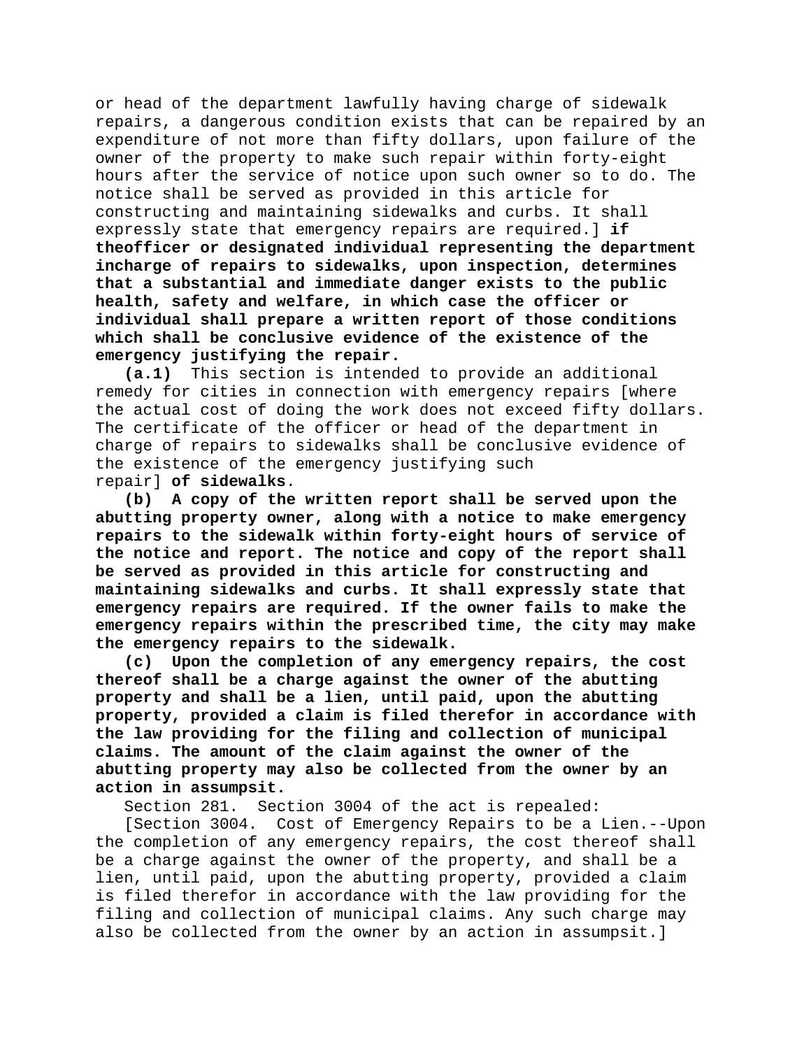or head of the department lawfully having charge of sidewalk repairs, a dangerous condition exists that can be repaired by an expenditure of not more than fifty dollars, upon failure of the owner of the property to make such repair within forty-eight hours after the service of notice upon such owner so to do. The notice shall be served as provided in this article for constructing and maintaining sidewalks and curbs. It shall expressly state that emergency repairs are required.] **if theofficer or designated individual representing the department incharge of repairs to sidewalks, upon inspection, determines that a substantial and immediate danger exists to the public health, safety and welfare, in which case the officer or individual shall prepare a written report of those conditions which shall be conclusive evidence of the existence of the emergency justifying the repair.**

**(a.1)** This section is intended to provide an additional remedy for cities in connection with emergency repairs [where the actual cost of doing the work does not exceed fifty dollars. The certificate of the officer or head of the department in charge of repairs to sidewalks shall be conclusive evidence of the existence of the emergency justifying such repair] **of sidewalks**.

**(b) A copy of the written report shall be served upon the abutting property owner, along with a notice to make emergency repairs to the sidewalk within forty-eight hours of service of the notice and report. The notice and copy of the report shall be served as provided in this article for constructing and maintaining sidewalks and curbs. It shall expressly state that emergency repairs are required. If the owner fails to make the emergency repairs within the prescribed time, the city may make the emergency repairs to the sidewalk.**

**(c) Upon the completion of any emergency repairs, the cost thereof shall be a charge against the owner of the abutting property and shall be a lien, until paid, upon the abutting property, provided a claim is filed therefor in accordance with the law providing for the filing and collection of municipal claims. The amount of the claim against the owner of the abutting property may also be collected from the owner by an action in assumpsit.**

Section 281. Section 3004 of the act is repealed:

[Section 3004. Cost of Emergency Repairs to be a Lien.--Upon the completion of any emergency repairs, the cost thereof shall be a charge against the owner of the property, and shall be a lien, until paid, upon the abutting property, provided a claim is filed therefor in accordance with the law providing for the filing and collection of municipal claims. Any such charge may also be collected from the owner by an action in assumpsit.]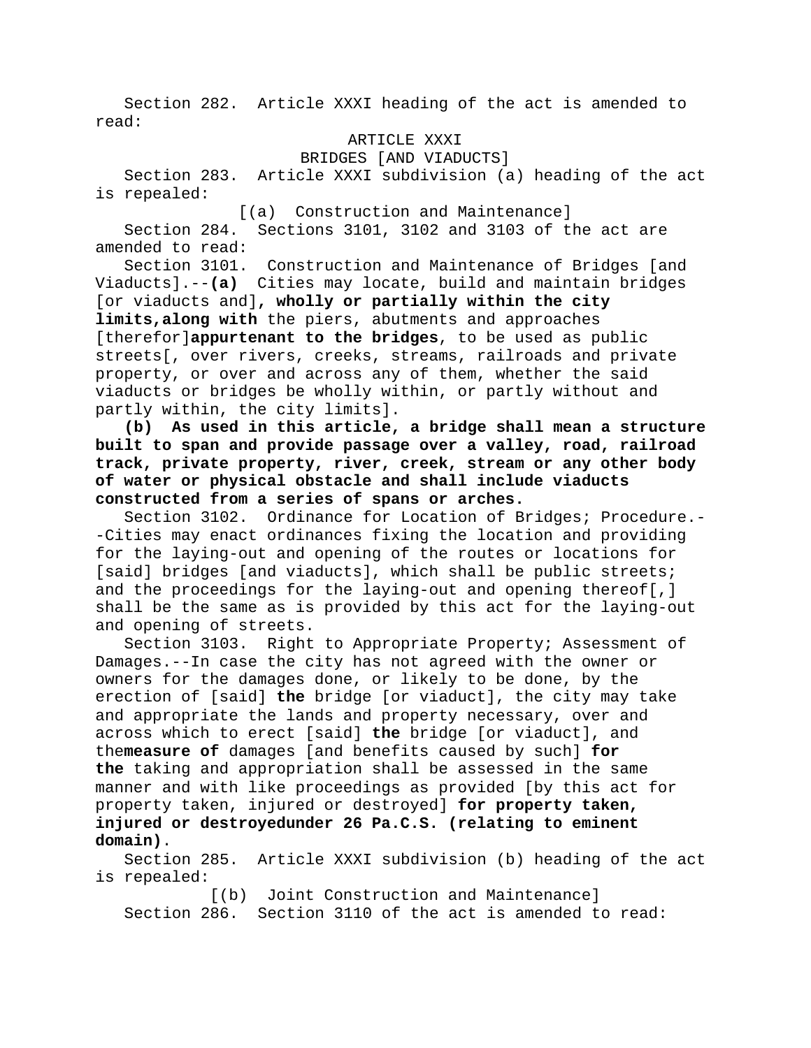Section 282. Article XXXI heading of the act is amended to read:

ARTICLE XXXI

BRIDGES [AND VIADUCTS]

Section 283. Article XXXI subdivision (a) heading of the act is repealed:

[(a) Construction and Maintenance]

Section 284. Sections 3101, 3102 and 3103 of the act are amended to read:

Section 3101. Construction and Maintenance of Bridges [and Viaducts].--**(a)** Cities may locate, build and maintain bridges [or viaducts and]**, wholly or partially within the city limits,along with** the piers, abutments and approaches [therefor]**appurtenant to the bridges**, to be used as public streets[, over rivers, creeks, streams, railroads and private property, or over and across any of them, whether the said viaducts or bridges be wholly within, or partly without and partly within, the city limits].

**(b) As used in this article, a bridge shall mean a structure built to span and provide passage over a valley, road, railroad track, private property, river, creek, stream or any other body of water or physical obstacle and shall include viaducts constructed from a series of spans or arches.**

Section 3102. Ordinance for Location of Bridges; Procedure.--Cities may enact ordinances fixing the location and providing for the laying-out and opening of the routes or locations for [said] bridges [and viaducts], which shall be public streets; and the proceedings for the laying-out and opening thereof[,] shall be the same as is provided by this act for the laying-out and opening of streets.

Section 3103. Right to Appropriate Property; Assessment of Damages.--In case the city has not agreed with the owner or owners for the damages done, or likely to be done, by the erection of [said] **the** bridge [or viaduct], the city may take and appropriate the lands and property necessary, over and across which to erect [said] **the** bridge [or viaduct], and the**measure of** damages [and benefits caused by such] **for the** taking and appropriation shall be assessed in the same manner and with like proceedings as provided [by this act for property taken, injured or destroyed] **for property taken, injured or destroyedunder 26 Pa.C.S. (relating to eminent domain)**.

Section 285. Article XXXI subdivision (b) heading of the act is repealed:

[(b) Joint Construction and Maintenance]

Section 286. Section 3110 of the act is amended to read: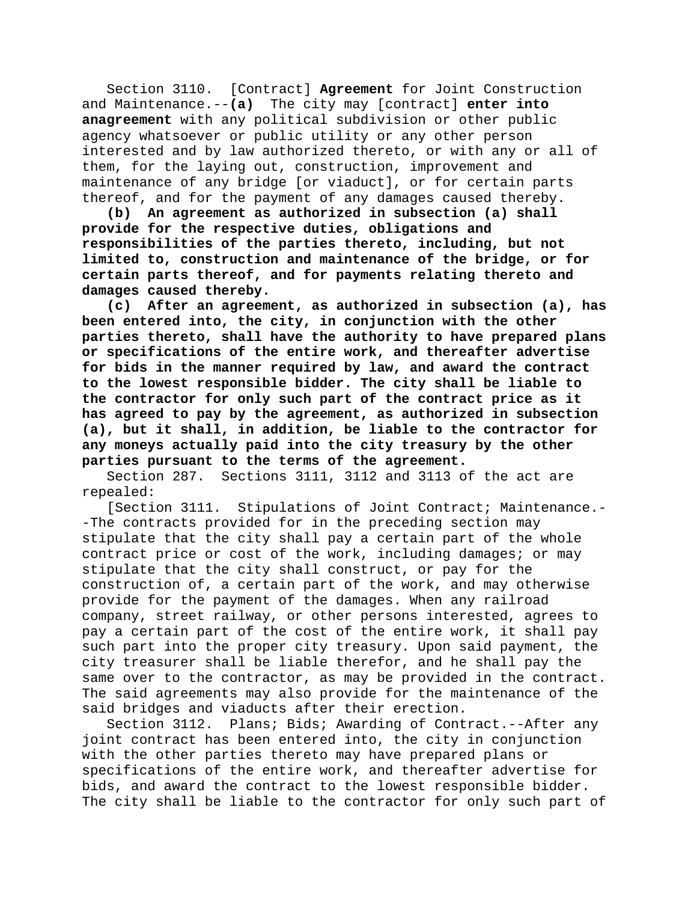Section 3110. [Contract] **Agreement** for Joint Construction and Maintenance.--**(a)** The city may [contract] **enter into anagreement** with any political subdivision or other public agency whatsoever or public utility or any other person interested and by law authorized thereto, or with any or all of them, for the laying out, construction, improvement and maintenance of any bridge [or viaduct], or for certain parts thereof, and for the payment of any damages caused thereby.

**(b) An agreement as authorized in subsection (a) shall provide for the respective duties, obligations and responsibilities of the parties thereto, including, but not limited to, construction and maintenance of the bridge, or for certain parts thereof, and for payments relating thereto and damages caused thereby.**

**(c) After an agreement, as authorized in subsection (a), has been entered into, the city, in conjunction with the other parties thereto, shall have the authority to have prepared plans or specifications of the entire work, and thereafter advertise for bids in the manner required by law, and award the contract to the lowest responsible bidder. The city shall be liable to the contractor for only such part of the contract price as it has agreed to pay by the agreement, as authorized in subsection (a), but it shall, in addition, be liable to the contractor for any moneys actually paid into the city treasury by the other parties pursuant to the terms of the agreement.**

Section 287. Sections 3111, 3112 and 3113 of the act are repealed:

[Section 3111. Stipulations of Joint Contract; Maintenance.--The contracts provided for in the preceding section may stipulate that the city shall pay a certain part of the whole contract price or cost of the work, including damages; or may stipulate that the city shall construct, or pay for the construction of, a certain part of the work, and may otherwise provide for the payment of the damages. When any railroad company, street railway, or other persons interested, agrees to pay a certain part of the cost of the entire work, it shall pay such part into the proper city treasury. Upon said payment, the city treasurer shall be liable therefor, and he shall pay the same over to the contractor, as may be provided in the contract. The said agreements may also provide for the maintenance of the said bridges and viaducts after their erection.

Section 3112. Plans; Bids; Awarding of Contract.--After any joint contract has been entered into, the city in conjunction with the other parties thereto may have prepared plans or specifications of the entire work, and thereafter advertise for bids, and award the contract to the lowest responsible bidder. The city shall be liable to the contractor for only such part of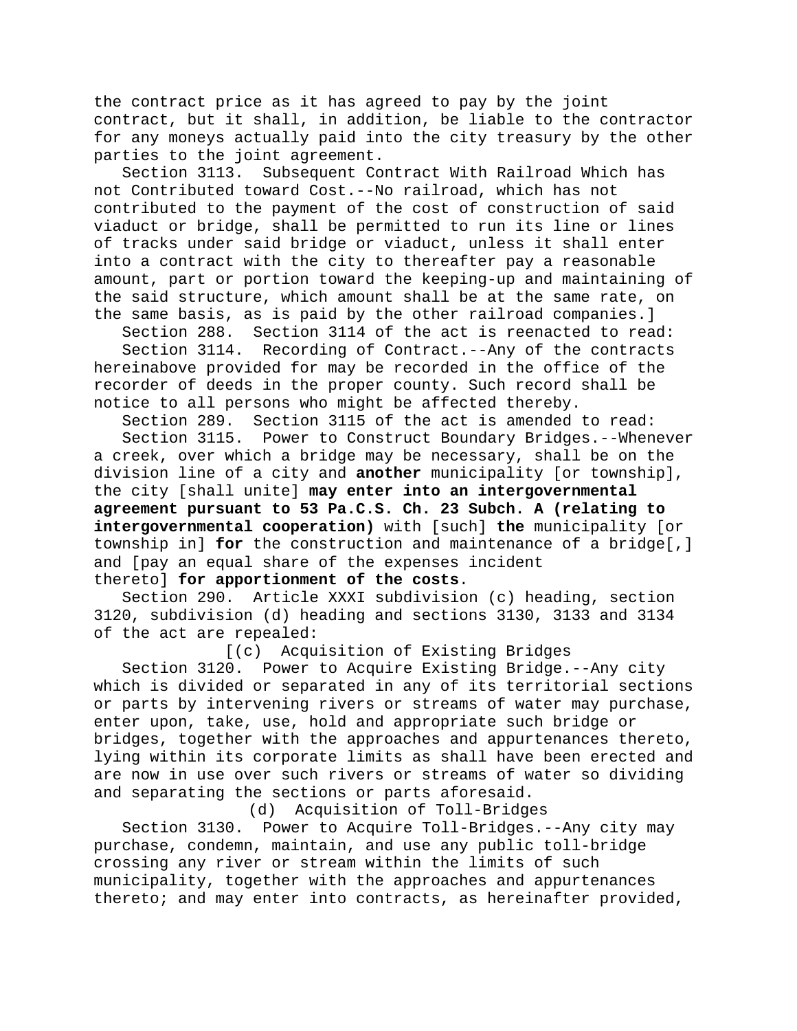the contract price as it has agreed to pay by the joint contract, but it shall, in addition, be liable to the contractor for any moneys actually paid into the city treasury by the other parties to the joint agreement.

Section 3113. Subsequent Contract With Railroad Which has not Contributed toward Cost.--No railroad, which has not contributed to the payment of the cost of construction of said viaduct or bridge, shall be permitted to run its line or lines of tracks under said bridge or viaduct, unless it shall enter into a contract with the city to thereafter pay a reasonable amount, part or portion toward the keeping-up and maintaining of the said structure, which amount shall be at the same rate, on the same basis, as is paid by the other railroad companies.]

Section 288. Section 3114 of the act is reenacted to read:

Section 3114. Recording of Contract.--Any of the contracts hereinabove provided for may be recorded in the office of the recorder of deeds in the proper county. Such record shall be notice to all persons who might be affected thereby.

Section 289. Section 3115 of the act is amended to read:

Section 3115. Power to Construct Boundary Bridges.--Whenever a creek, over which a bridge may be necessary, shall be on the division line of a city and **another** municipality [or township], the city [shall unite] **may enter into an intergovernmental agreement pursuant to 53 Pa.C.S. Ch. 23 Subch. A (relating to intergovernmental cooperation)** with [such] **the** municipality [or township in] **for** the construction and maintenance of a bridge[,] and [pay an equal share of the expenses incident thereto] **for apportionment of the costs**.

Section 290. Article XXXI subdivision (c) heading, section 3120, subdivision (d) heading and sections 3130, 3133 and 3134 of the act are repealed:

[(c) Acquisition of Existing Bridges

Section 3120. Power to Acquire Existing Bridge.--Any city which is divided or separated in any of its territorial sections or parts by intervening rivers or streams of water may purchase, enter upon, take, use, hold and appropriate such bridge or bridges, together with the approaches and appurtenances thereto, lying within its corporate limits as shall have been erected and are now in use over such rivers or streams of water so dividing and separating the sections or parts aforesaid.

(d) Acquisition of Toll-Bridges

Section 3130. Power to Acquire Toll-Bridges.--Any city may purchase, condemn, maintain, and use any public toll-bridge crossing any river or stream within the limits of such municipality, together with the approaches and appurtenances thereto; and may enter into contracts, as hereinafter provided,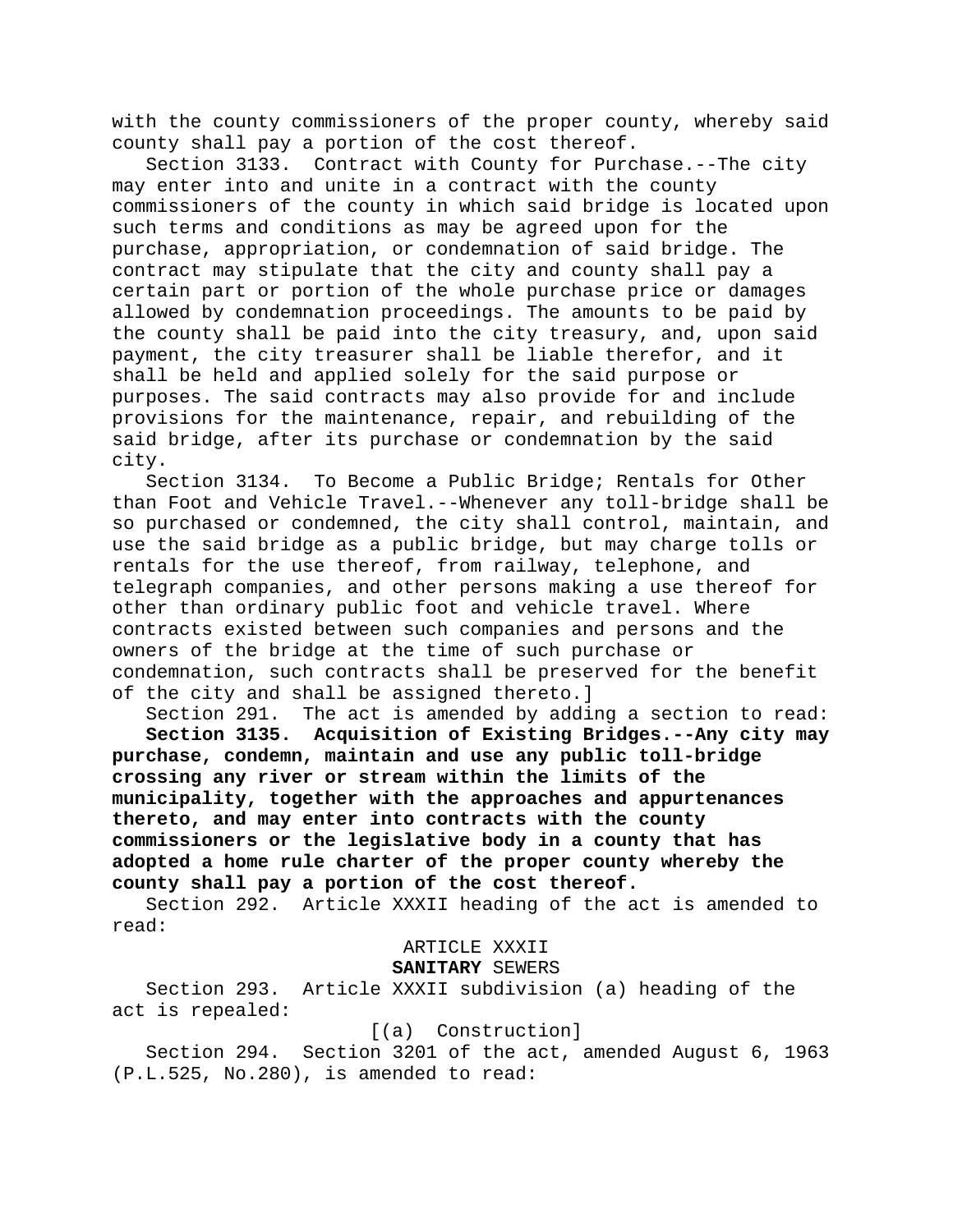with the county commissioners of the proper county, whereby said county shall pay a portion of the cost thereof.

Section 3133. Contract with County for Purchase.--The city may enter into and unite in a contract with the county commissioners of the county in which said bridge is located upon such terms and conditions as may be agreed upon for the purchase, appropriation, or condemnation of said bridge. The contract may stipulate that the city and county shall pay a certain part or portion of the whole purchase price or damages allowed by condemnation proceedings. The amounts to be paid by the county shall be paid into the city treasury, and, upon said payment, the city treasurer shall be liable therefor, and it shall be held and applied solely for the said purpose or purposes. The said contracts may also provide for and include provisions for the maintenance, repair, and rebuilding of the said bridge, after its purchase or condemnation by the said city.

Section 3134. To Become a Public Bridge; Rentals for Other than Foot and Vehicle Travel.--Whenever any toll-bridge shall be so purchased or condemned, the city shall control, maintain, and use the said bridge as a public bridge, but may charge tolls or rentals for the use thereof, from railway, telephone, and telegraph companies, and other persons making a use thereof for other than ordinary public foot and vehicle travel. Where contracts existed between such companies and persons and the owners of the bridge at the time of such purchase or condemnation, such contracts shall be preserved for the benefit of the city and shall be assigned thereto.]

Section 291. The act is amended by adding a section to read:

**Section 3135. Acquisition of Existing Bridges.--Any city may purchase, condemn, maintain and use any public toll-bridge crossing any river or stream within the limits of the municipality, together with the approaches and appurtenances thereto, and may enter into contracts with the county commissioners or the legislative body in a county that has adopted a home rule charter of the proper county whereby the county shall pay a portion of the cost thereof.**

Section 292. Article XXXII heading of the act is amended to read:

ARTICLE XXXII

**SANITARY** SEWERS

Section 293. Article XXXII subdivision (a) heading of the act is repealed:

[(a) Construction]

Section 294. Section 3201 of the act, amended August 6, 1963 (P.L.525, No.280), is amended to read: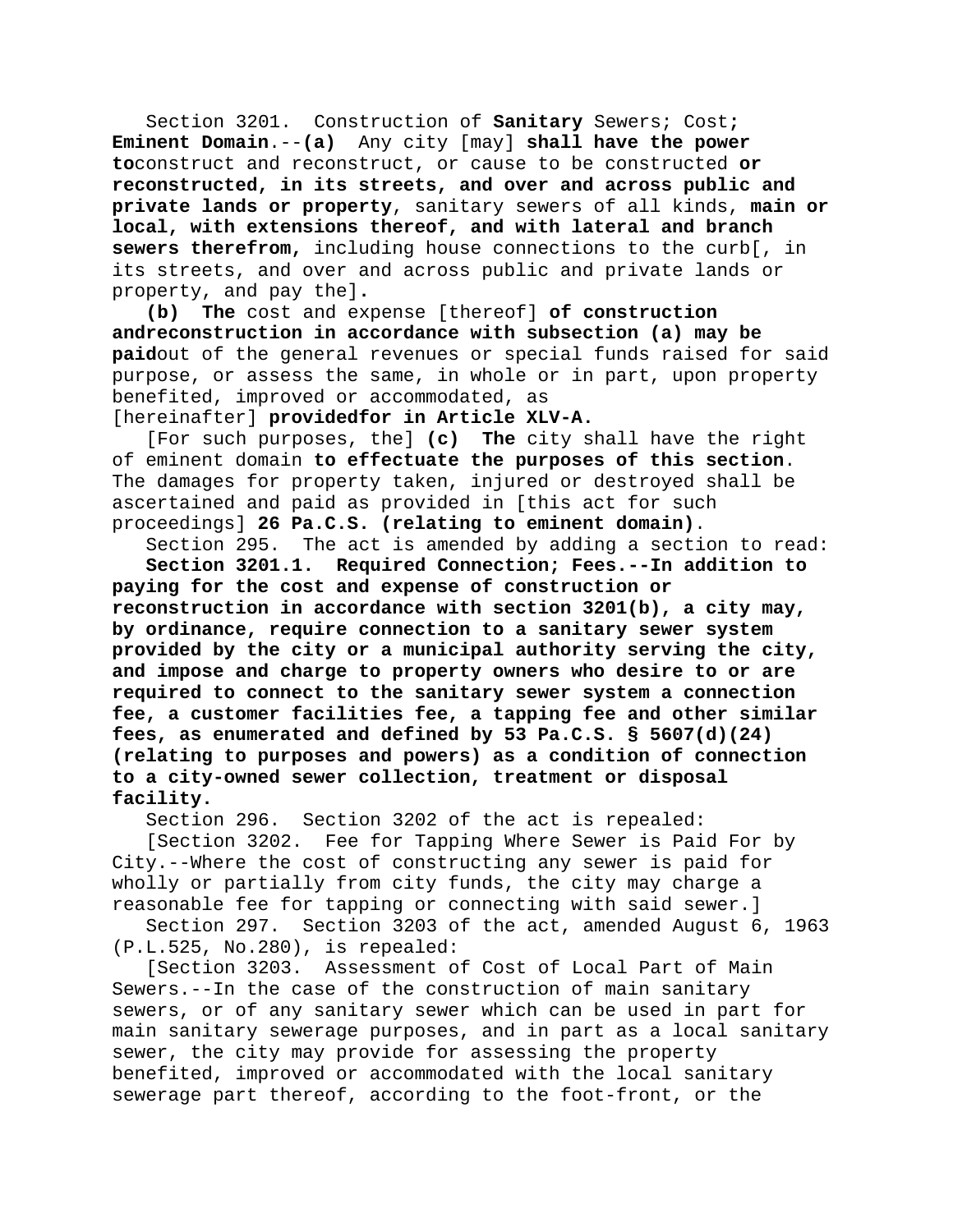Section 3201. Construction of **Sanitary** Sewers; Cost**; Eminent Domain**.--**(a)** Any city [may] **shall have the power to**construct and reconstruct, or cause to be constructed **or reconstructed, in its streets, and over and across public and private lands or property**, sanitary sewers of all kinds, **main or local, with extensions thereof, and with lateral and branch sewers therefrom,** including house connections to the curb[, in its streets, and over and across public and private lands or property, and pay the]**.**

**(b) The** cost and expense [thereof] **of construction andreconstruction in accordance with subsection (a) may be paid**out of the general revenues or special funds raised for said purpose, or assess the same, in whole or in part, upon property benefited, improved or accommodated, as [hereinafter] **providedfor in Article XLV-A.**

[For such purposes, the] **(c) The** city shall have the right of eminent domain **to effectuate the purposes of this section**. The damages for property taken, injured or destroyed shall be ascertained and paid as provided in [this act for such proceedings] **26 Pa.C.S. (relating to eminent domain)**.

Section 295. The act is amended by adding a section to read:

**Section 3201.1. Required Connection; Fees.--In addition to paying for the cost and expense of construction or reconstruction in accordance with section 3201(b), a city may, by ordinance, require connection to a sanitary sewer system provided by the city or a municipal authority serving the city, and impose and charge to property owners who desire to or are required to connect to the sanitary sewer system a connection fee, a customer facilities fee, a tapping fee and other similar fees, as enumerated and defined by 53 Pa.C.S. § 5607(d)(24) (relating to purposes and powers) as a condition of connection to a city-owned sewer collection, treatment or disposal facility.**

Section 296. Section 3202 of the act is repealed:

[Section 3202. Fee for Tapping Where Sewer is Paid For by City.--Where the cost of constructing any sewer is paid for wholly or partially from city funds, the city may charge a reasonable fee for tapping or connecting with said sewer.]

Section 297. Section 3203 of the act, amended August 6, 1963 (P.L.525, No.280), is repealed:

[Section 3203. Assessment of Cost of Local Part of Main Sewers.--In the case of the construction of main sanitary sewers, or of any sanitary sewer which can be used in part for main sanitary sewerage purposes, and in part as a local sanitary sewer, the city may provide for assessing the property benefited, improved or accommodated with the local sanitary sewerage part thereof, according to the foot-front, or the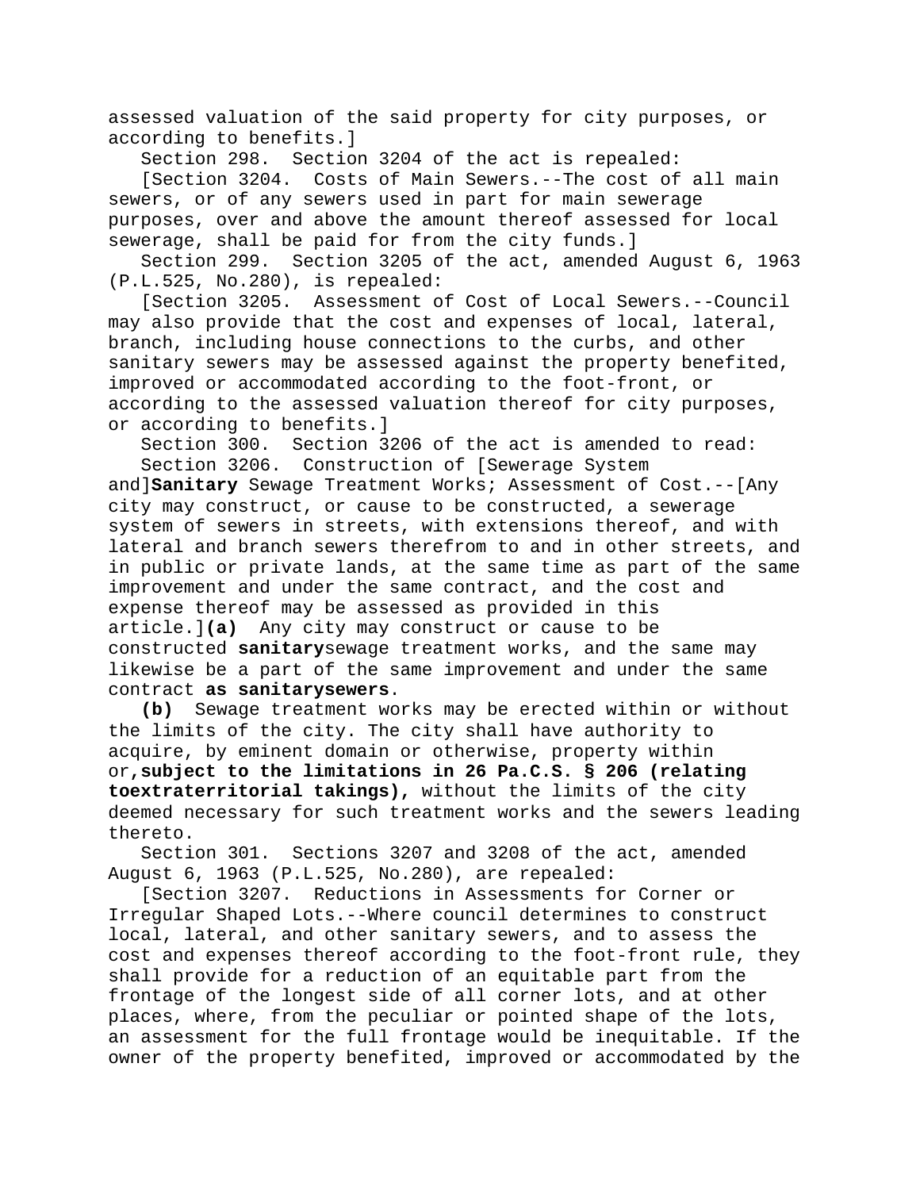assessed valuation of the said property for city purposes, or according to benefits.]

Section 298. Section 3204 of the act is repealed:

[Section 3204. Costs of Main Sewers.--The cost of all main sewers, or of any sewers used in part for main sewerage purposes, over and above the amount thereof assessed for local sewerage, shall be paid for from the city funds.]

Section 299. Section 3205 of the act, amended August 6, 1963 (P.L.525, No.280), is repealed:

[Section 3205. Assessment of Cost of Local Sewers.--Council may also provide that the cost and expenses of local, lateral, branch, including house connections to the curbs, and other sanitary sewers may be assessed against the property benefited, improved or accommodated according to the foot-front, or according to the assessed valuation thereof for city purposes, or according to benefits.]

Section 300. Section 3206 of the act is amended to read:

Section 3206. Construction of [Sewerage System and]**Sanitary** Sewage Treatment Works; Assessment of Cost.--[Any city may construct, or cause to be constructed, a sewerage system of sewers in streets, with extensions thereof, and with lateral and branch sewers therefrom to and in other streets, and in public or private lands, at the same time as part of the same improvement and under the same contract, and the cost and expense thereof may be assessed as provided in this article.]**(a)** Any city may construct or cause to be constructed **sanitary**sewage treatment works, and the same may likewise be a part of the same improvement and under the same contract **as sanitarysewers**.

**(b)** Sewage treatment works may be erected within or without the limits of the city. The city shall have authority to acquire, by eminent domain or otherwise, property within or**,subject to the limitations in 26 Pa.C.S. § 206 (relating toextraterritorial takings),** without the limits of the city deemed necessary for such treatment works and the sewers leading thereto.

Section 301. Sections 3207 and 3208 of the act, amended August 6, 1963 (P.L.525, No.280), are repealed:

[Section 3207. Reductions in Assessments for Corner or Irregular Shaped Lots.--Where council determines to construct local, lateral, and other sanitary sewers, and to assess the cost and expenses thereof according to the foot-front rule, they shall provide for a reduction of an equitable part from the frontage of the longest side of all corner lots, and at other places, where, from the peculiar or pointed shape of the lots, an assessment for the full frontage would be inequitable. If the owner of the property benefited, improved or accommodated by the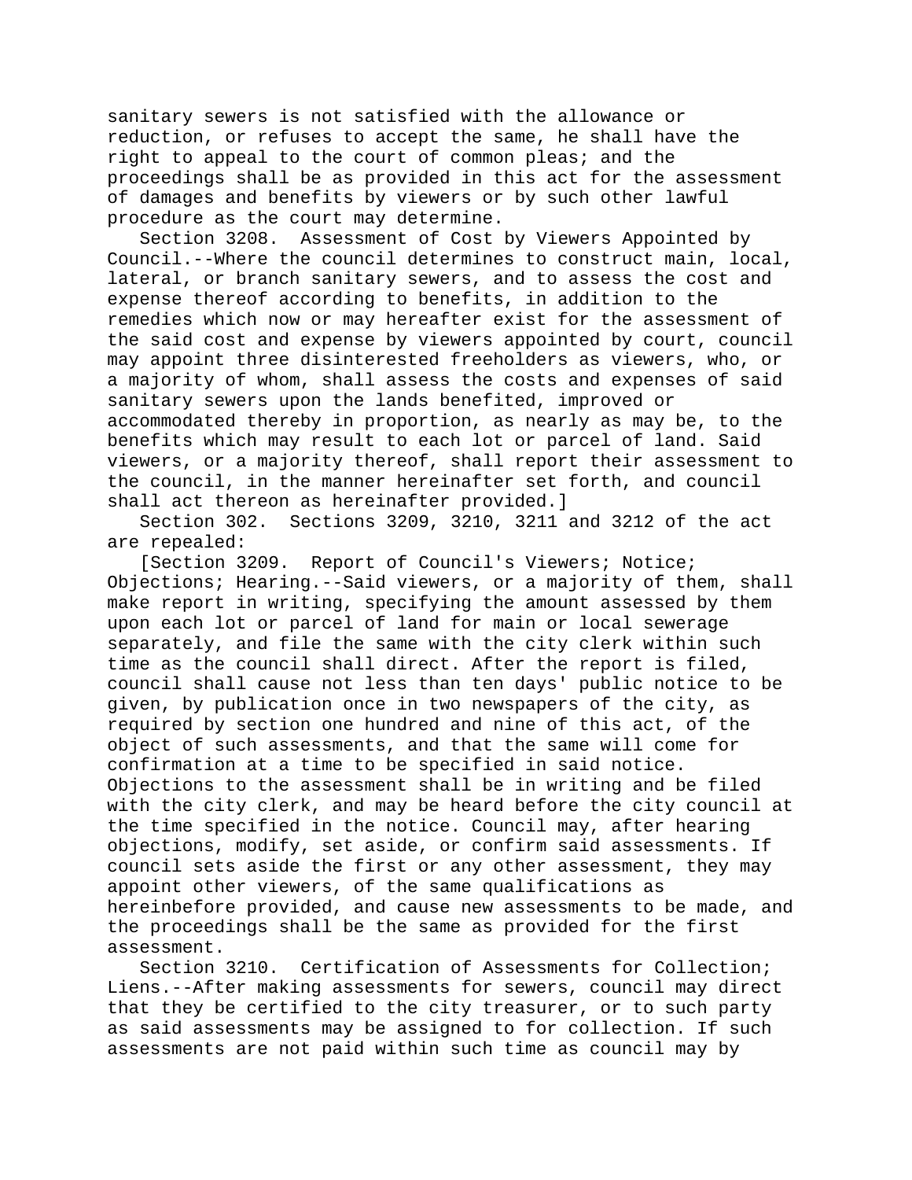sanitary sewers is not satisfied with the allowance or reduction, or refuses to accept the same, he shall have the right to appeal to the court of common pleas; and the proceedings shall be as provided in this act for the assessment of damages and benefits by viewers or by such other lawful procedure as the court may determine.

Section 3208. Assessment of Cost by Viewers Appointed by Council.--Where the council determines to construct main, local, lateral, or branch sanitary sewers, and to assess the cost and expense thereof according to benefits, in addition to the remedies which now or may hereafter exist for the assessment of the said cost and expense by viewers appointed by court, council may appoint three disinterested freeholders as viewers, who, or a majority of whom, shall assess the costs and expenses of said sanitary sewers upon the lands benefited, improved or accommodated thereby in proportion, as nearly as may be, to the benefits which may result to each lot or parcel of land. Said viewers, or a majority thereof, shall report their assessment to the council, in the manner hereinafter set forth, and council shall act thereon as hereinafter provided.]

Section 302. Sections 3209, 3210, 3211 and 3212 of the act are repealed:

[Section 3209. Report of Council's Viewers; Notice; Objections; Hearing.--Said viewers, or a majority of them, shall make report in writing, specifying the amount assessed by them upon each lot or parcel of land for main or local sewerage separately, and file the same with the city clerk within such time as the council shall direct. After the report is filed, council shall cause not less than ten days' public notice to be given, by publication once in two newspapers of the city, as required by section one hundred and nine of this act, of the object of such assessments, and that the same will come for confirmation at a time to be specified in said notice. Objections to the assessment shall be in writing and be filed with the city clerk, and may be heard before the city council at the time specified in the notice. Council may, after hearing objections, modify, set aside, or confirm said assessments. If council sets aside the first or any other assessment, they may appoint other viewers, of the same qualifications as hereinbefore provided, and cause new assessments to be made, and the proceedings shall be the same as provided for the first assessment.

Section 3210. Certification of Assessments for Collection; Liens.--After making assessments for sewers, council may direct that they be certified to the city treasurer, or to such party as said assessments may be assigned to for collection. If such assessments are not paid within such time as council may by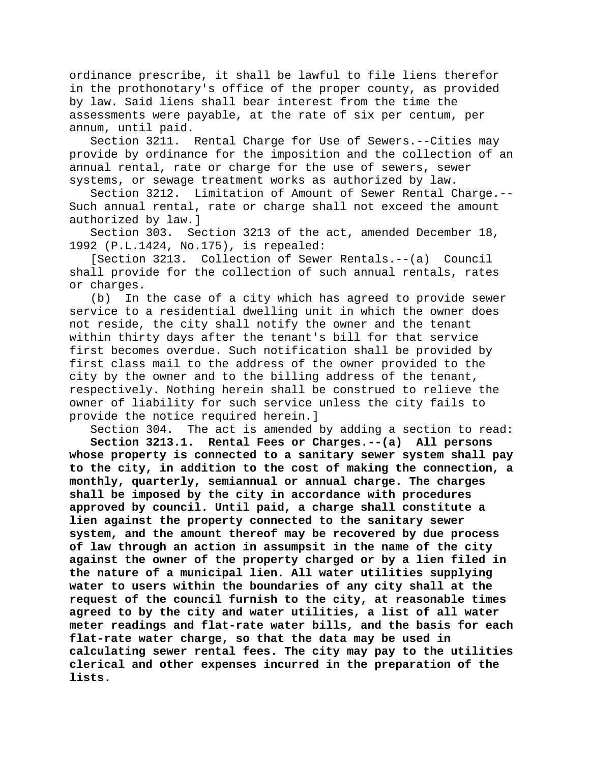ordinance prescribe, it shall be lawful to file liens therefor in the prothonotary's office of the proper county, as provided by law. Said liens shall bear interest from the time the assessments were payable, at the rate of six per centum, per annum, until paid.

Section 3211. Rental Charge for Use of Sewers.--Cities may provide by ordinance for the imposition and the collection of an annual rental, rate or charge for the use of sewers, sewer systems, or sewage treatment works as authorized by law.

Section 3212. Limitation of Amount of Sewer Rental Charge.--Such annual rental, rate or charge shall not exceed the amount authorized by law.]

Section 303. Section 3213 of the act, amended December 18, 1992 (P.L.1424, No.175), is repealed:

[Section 3213. Collection of Sewer Rentals.--(a) Council shall provide for the collection of such annual rentals, rates or charges.

(b) In the case of a city which has agreed to provide sewer service to a residential dwelling unit in which the owner does not reside, the city shall notify the owner and the tenant within thirty days after the tenant's bill for that service first becomes overdue. Such notification shall be provided by first class mail to the address of the owner provided to the city by the owner and to the billing address of the tenant, respectively. Nothing herein shall be construed to relieve the owner of liability for such service unless the city fails to provide the notice required herein.]

Section 304. The act is amended by adding a section to read:

**Section 3213.1. Rental Fees or Charges.--(a) All persons whose property is connected to a sanitary sewer system shall pay to the city, in addition to the cost of making the connection, a monthly, quarterly, semiannual or annual charge. The charges shall be imposed by the city in accordance with procedures approved by council. Until paid, a charge shall constitute a lien against the property connected to the sanitary sewer system, and the amount thereof may be recovered by due process of law through an action in assumpsit in the name of the city against the owner of the property charged or by a lien filed in the nature of a municipal lien. All water utilities supplying water to users within the boundaries of any city shall at the request of the council furnish to the city, at reasonable times agreed to by the city and water utilities, a list of all water meter readings and flat-rate water bills, and the basis for each flat-rate water charge, so that the data may be used in calculating sewer rental fees. The city may pay to the utilities clerical and other expenses incurred in the preparation of the lists.**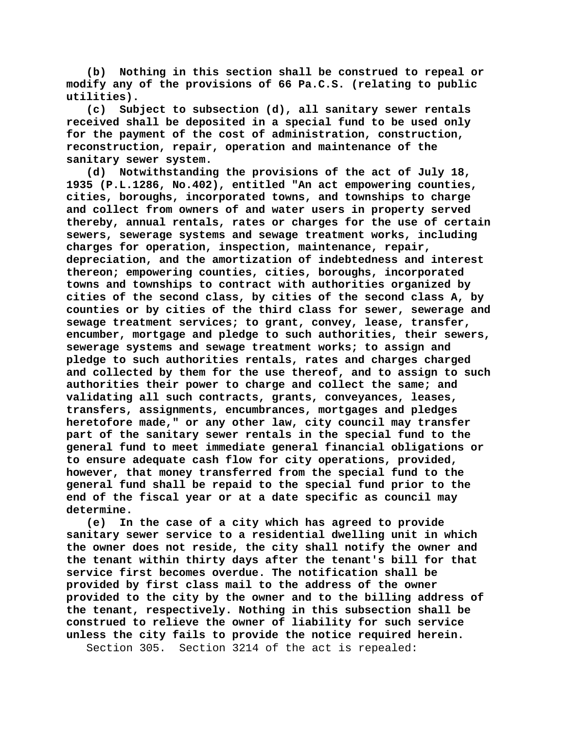**(b) Nothing in this section shall be construed to repeal or modify any of the provisions of 66 Pa.C.S. (relating to public utilities).**

**(c) Subject to subsection (d), all sanitary sewer rentals received shall be deposited in a special fund to be used only for the payment of the cost of administration, construction, reconstruction, repair, operation and maintenance of the sanitary sewer system.**

**(d) Notwithstanding the provisions of the act of July 18, 1935 (P.L.1286, No.402), entitled "An act empowering counties, cities, boroughs, incorporated towns, and townships to charge and collect from owners of and water users in property served thereby, annual rentals, rates or charges for the use of certain sewers, sewerage systems and sewage treatment works, including charges for operation, inspection, maintenance, repair, depreciation, and the amortization of indebtedness and interest thereon; empowering counties, cities, boroughs, incorporated towns and townships to contract with authorities organized by cities of the second class, by cities of the second class A, by counties or by cities of the third class for sewer, sewerage and sewage treatment services; to grant, convey, lease, transfer, encumber, mortgage and pledge to such authorities, their sewers, sewerage systems and sewage treatment works; to assign and pledge to such authorities rentals, rates and charges charged and collected by them for the use thereof, and to assign to such authorities their power to charge and collect the same; and validating all such contracts, grants, conveyances, leases, transfers, assignments, encumbrances, mortgages and pledges heretofore made," or any other law, city council may transfer part of the sanitary sewer rentals in the special fund to the general fund to meet immediate general financial obligations or to ensure adequate cash flow for city operations, provided, however, that money transferred from the special fund to the general fund shall be repaid to the special fund prior to the end of the fiscal year or at a date specific as council may determine.**

**(e) In the case of a city which has agreed to provide sanitary sewer service to a residential dwelling unit in which the owner does not reside, the city shall notify the owner and the tenant within thirty days after the tenant's bill for that service first becomes overdue. The notification shall be provided by first class mail to the address of the owner provided to the city by the owner and to the billing address of the tenant, respectively. Nothing in this subsection shall be construed to relieve the owner of liability for such service unless the city fails to provide the notice required herein.**

Section 305. Section 3214 of the act is repealed: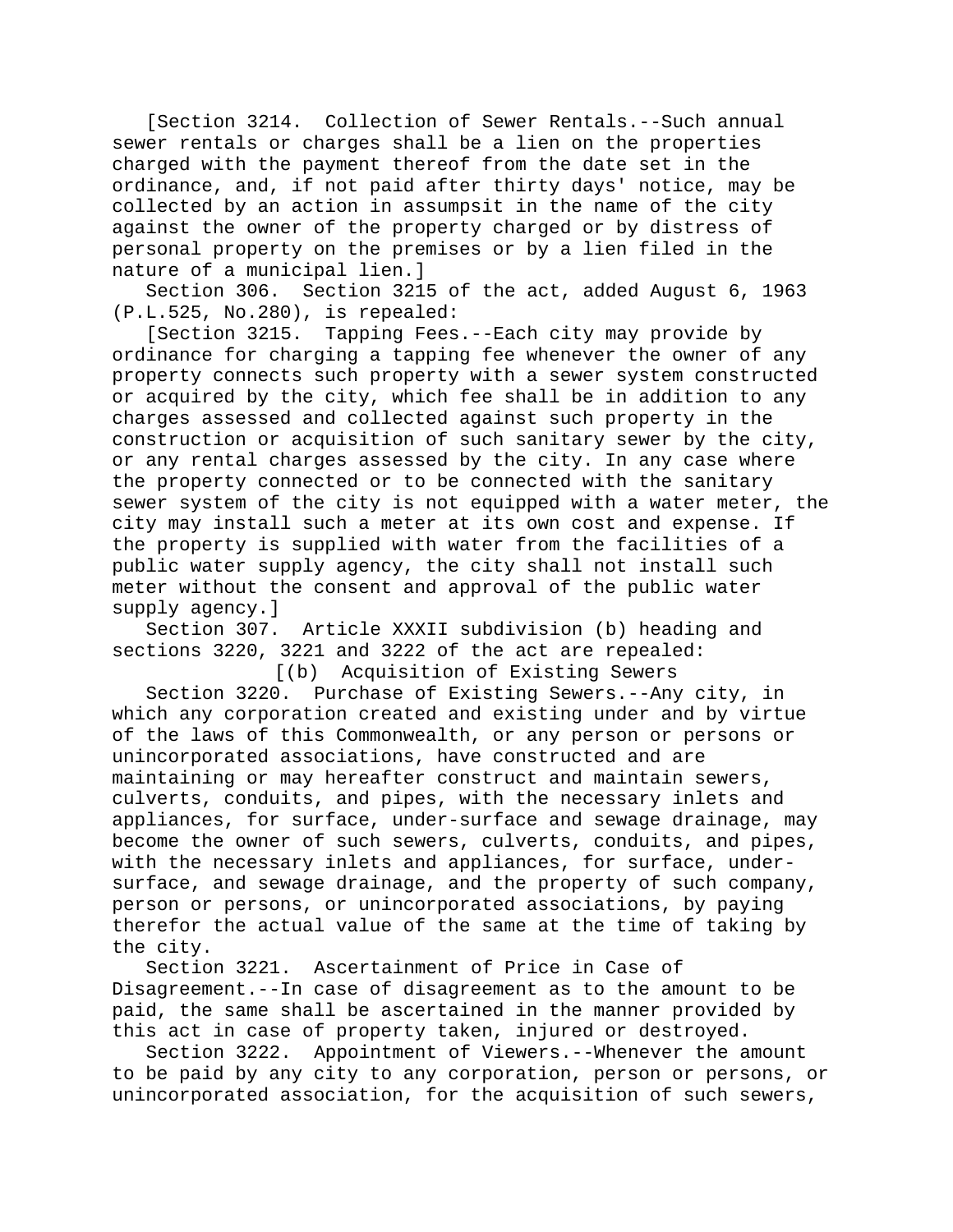[Section 3214. Collection of Sewer Rentals.--Such annual sewer rentals or charges shall be a lien on the properties charged with the payment thereof from the date set in the ordinance, and, if not paid after thirty days' notice, may be collected by an action in assumpsit in the name of the city against the owner of the property charged or by distress of personal property on the premises or by a lien filed in the nature of a municipal lien.]

Section 306. Section 3215 of the act, added August 6, 1963 (P.L.525, No.280), is repealed:

[Section 3215. Tapping Fees.--Each city may provide by ordinance for charging a tapping fee whenever the owner of any property connects such property with a sewer system constructed or acquired by the city, which fee shall be in addition to any charges assessed and collected against such property in the construction or acquisition of such sanitary sewer by the city, or any rental charges assessed by the city. In any case where the property connected or to be connected with the sanitary sewer system of the city is not equipped with a water meter, the city may install such a meter at its own cost and expense. If the property is supplied with water from the facilities of a public water supply agency, the city shall not install such meter without the consent and approval of the public water supply agency.]

Section 307. Article XXXII subdivision (b) heading and sections 3220, 3221 and 3222 of the act are repealed:

[(b) Acquisition of Existing Sewers

Section 3220. Purchase of Existing Sewers.--Any city, in which any corporation created and existing under and by virtue of the laws of this Commonwealth, or any person or persons or unincorporated associations, have constructed and are maintaining or may hereafter construct and maintain sewers, culverts, conduits, and pipes, with the necessary inlets and appliances, for surface, under-surface and sewage drainage, may become the owner of such sewers, culverts, conduits, and pipes, with the necessary inlets and appliances, for surface, under-surface, and sewage drainage, and the property of such company, person or persons, or unincorporated associations, by paying therefor the actual value of the same at the time of taking by the city.

Section 3221. Ascertainment of Price in Case of Disagreement.--In case of disagreement as to the amount to be paid, the same shall be ascertained in the manner provided by this act in case of property taken, injured or destroyed.

Section 3222. Appointment of Viewers.--Whenever the amount to be paid by any city to any corporation, person or persons, or unincorporated association, for the acquisition of such sewers,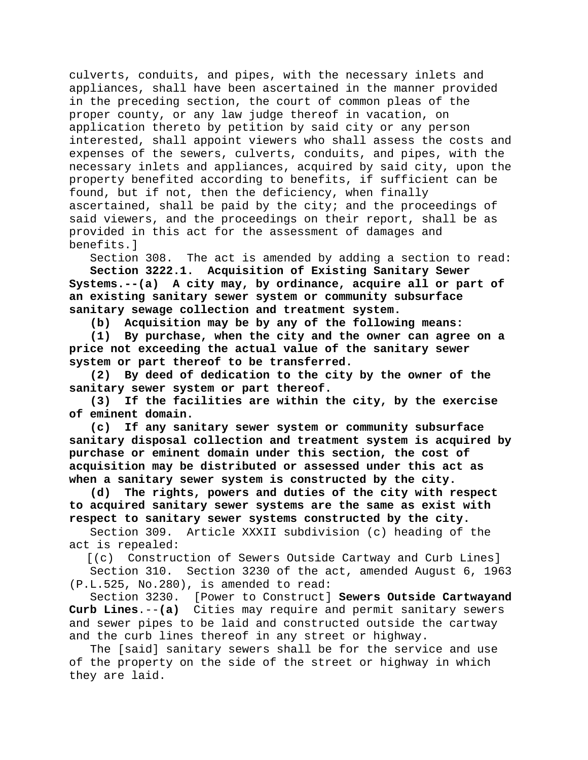culverts, conduits, and pipes, with the necessary inlets and appliances, shall have been ascertained in the manner provided in the preceding section, the court of common pleas of the proper county, or any law judge thereof in vacation, on application thereto by petition by said city or any person interested, shall appoint viewers who shall assess the costs and expenses of the sewers, culverts, conduits, and pipes, with the necessary inlets and appliances, acquired by said city, upon the property benefited according to benefits, if sufficient can be found, but if not, then the deficiency, when finally ascertained, shall be paid by the city; and the proceedings of said viewers, and the proceedings on their report, shall be as provided in this act for the assessment of damages and benefits.]

Section 308. The act is amended by adding a section to read:

**Section 3222.1. Acquisition of Existing Sanitary Sewer Systems.--(a) A city may, by ordinance, acquire all or part of an existing sanitary sewer system or community subsurface sanitary sewage collection and treatment system.**

**(b) Acquisition may be by any of the following means:**

**(1) By purchase, when the city and the owner can agree on a price not exceeding the actual value of the sanitary sewer system or part thereof to be transferred.**

**(2) By deed of dedication to the city by the owner of the sanitary sewer system or part thereof.**

**(3) If the facilities are within the city, by the exercise of eminent domain.**

**(c) If any sanitary sewer system or community subsurface sanitary disposal collection and treatment system is acquired by purchase or eminent domain under this section, the cost of acquisition may be distributed or assessed under this act as when a sanitary sewer system is constructed by the city.**

**(d) The rights, powers and duties of the city with respect to acquired sanitary sewer systems are the same as exist with respect to sanitary sewer systems constructed by the city.**

Section 309. Article XXXII subdivision (c) heading of the act is repealed:

[(c) Construction of Sewers Outside Cartway and Curb Lines]

Section 310. Section 3230 of the act, amended August 6, 1963 (P.L.525, No.280), is amended to read:

Section 3230. [Power to Construct] **Sewers Outside Cartwayand Curb Lines**.--**(a)** Cities may require and permit sanitary sewers and sewer pipes to be laid and constructed outside the cartway and the curb lines thereof in any street or highway.

The [said] sanitary sewers shall be for the service and use of the property on the side of the street or highway in which they are laid.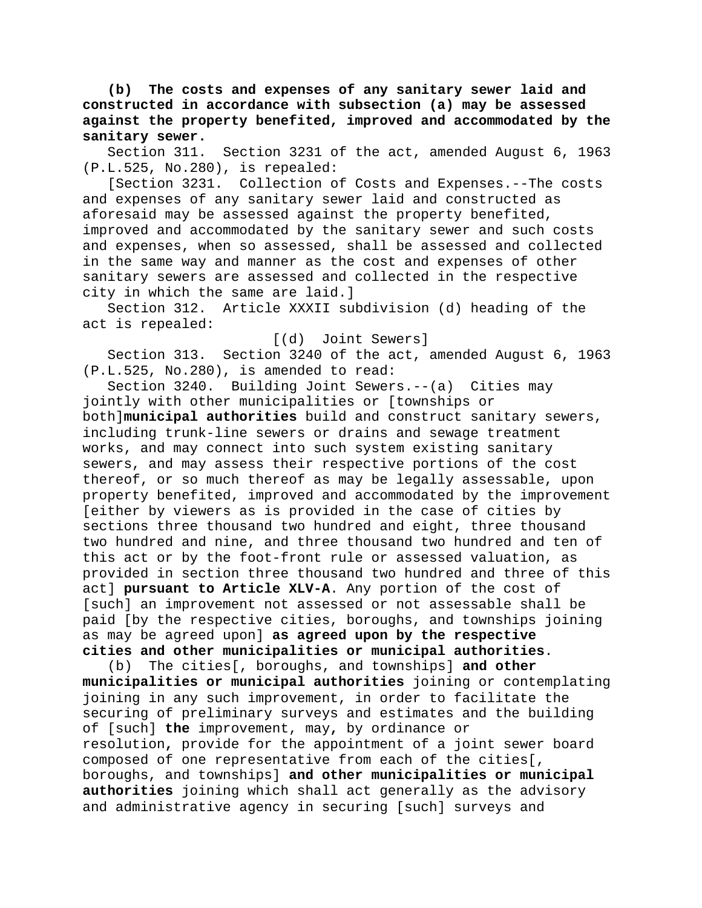**(b) The costs and expenses of any sanitary sewer laid and constructed in accordance with subsection (a) may be assessed against the property benefited, improved and accommodated by the sanitary sewer.**

Section 311. Section 3231 of the act, amended August 6, 1963 (P.L.525, No.280), is repealed:

[Section 3231. Collection of Costs and Expenses.--The costs and expenses of any sanitary sewer laid and constructed as aforesaid may be assessed against the property benefited, improved and accommodated by the sanitary sewer and such costs and expenses, when so assessed, shall be assessed and collected in the same way and manner as the cost and expenses of other sanitary sewers are assessed and collected in the respective city in which the same are laid.]

Section 312. Article XXXII subdivision (d) heading of the act is repealed:

[(d) Joint Sewers]

Section 313. Section 3240 of the act, amended August 6, 1963 (P.L.525, No.280), is amended to read:

Section 3240. Building Joint Sewers.--(a) Cities may jointly with other municipalities or [townships or both]**municipal authorities** build and construct sanitary sewers, including trunk-line sewers or drains and sewage treatment works, and may connect into such system existing sanitary sewers, and may assess their respective portions of the cost thereof, or so much thereof as may be legally assessable, upon property benefited, improved and accommodated by the improvement [either by viewers as is provided in the case of cities by sections three thousand two hundred and eight, three thousand two hundred and nine, and three thousand two hundred and ten of this act or by the foot-front rule or assessed valuation, as provided in section three thousand two hundred and three of this act] **pursuant to Article XLV-A**. Any portion of the cost of [such] an improvement not assessed or not assessable shall be paid [by the respective cities, boroughs, and townships joining as may be agreed upon] **as agreed upon by the respective cities and other municipalities or municipal authorities**.

(b) The cities[, boroughs, and townships] **and other municipalities or municipal authorities** joining or contemplating joining in any such improvement, in order to facilitate the securing of preliminary surveys and estimates and the building of [such] **the** improvement, may**,** by ordinance or resolution**,** provide for the appointment of a joint sewer board composed of one representative from each of the cities[, boroughs, and townships] **and other municipalities or municipal authorities** joining which shall act generally as the advisory and administrative agency in securing [such] surveys and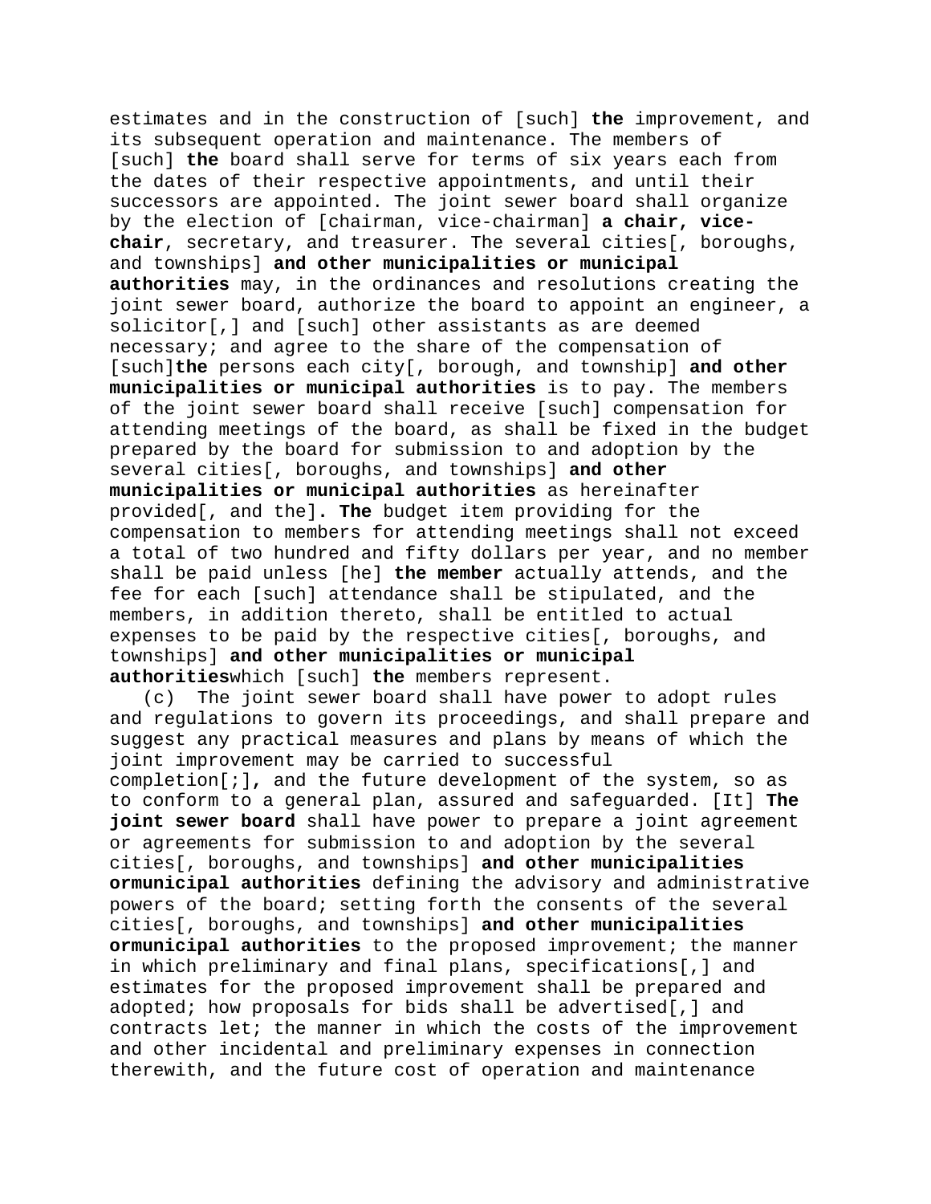estimates and in the construction of [such] **the** improvement, and its subsequent operation and maintenance. The members of [such] **the** board shall serve for terms of six years each from the dates of their respective appointments, and until their successors are appointed. The joint sewer board shall organize by the election of [chairman, vice-chairman] **a chair, vice-chair**, secretary, and treasurer. The several cities[, boroughs, and townships] **and other municipalities or municipal authorities** may, in the ordinances and resolutions creating the joint sewer board, authorize the board to appoint an engineer, a solicitor[,] and [such] other assistants as are deemed necessary; and agree to the share of the compensation of [such]**the** persons each city[, borough, and township] **and other municipalities or municipal authorities** is to pay. The members of the joint sewer board shall receive [such] compensation for attending meetings of the board, as shall be fixed in the budget prepared by the board for submission to and adoption by the several cities[, boroughs, and townships] **and other municipalities or municipal authorities** as hereinafter provided[, and the]**. The** budget item providing for the compensation to members for attending meetings shall not exceed a total of two hundred and fifty dollars per year, and no member shall be paid unless [he] **the member** actually attends, and the fee for each [such] attendance shall be stipulated, and the members, in addition thereto, shall be entitled to actual expenses to be paid by the respective cities[, boroughs, and townships] **and other municipalities or municipal authorities**which [such] **the** members represent.

(c) The joint sewer board shall have power to adopt rules and regulations to govern its proceedings, and shall prepare and suggest any practical measures and plans by means of which the joint improvement may be carried to successful completion[;]**,** and the future development of the system, so as to conform to a general plan, assured and safeguarded. [It] **The joint sewer board** shall have power to prepare a joint agreement or agreements for submission to and adoption by the several cities[, boroughs, and townships] **and other municipalities ormunicipal authorities** defining the advisory and administrative powers of the board; setting forth the consents of the several cities[, boroughs, and townships] **and other municipalities ormunicipal authorities** to the proposed improvement; the manner in which preliminary and final plans, specifications[,] and estimates for the proposed improvement shall be prepared and adopted; how proposals for bids shall be advertised[,] and contracts let; the manner in which the costs of the improvement and other incidental and preliminary expenses in connection therewith, and the future cost of operation and maintenance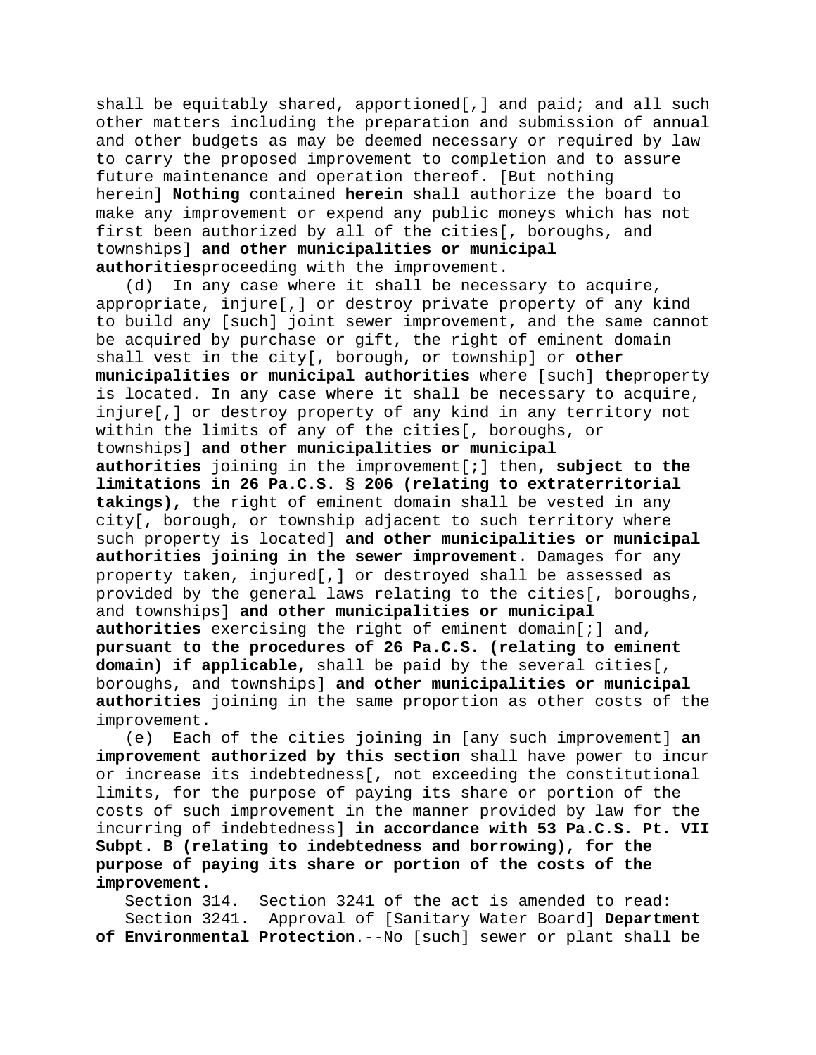shall be equitably shared, apportioned[,] and paid; and all such other matters including the preparation and submission of annual and other budgets as may be deemed necessary or required by law to carry the proposed improvement to completion and to assure future maintenance and operation thereof. [But nothing herein] **Nothing** contained **herein** shall authorize the board to make any improvement or expend any public moneys which has not first been authorized by all of the cities[, boroughs, and townships] **and other municipalities or municipal authorities**proceeding with the improvement.

(d) In any case where it shall be necessary to acquire, appropriate, injure[,] or destroy private property of any kind to build any [such] joint sewer improvement, and the same cannot be acquired by purchase or gift, the right of eminent domain shall vest in the city[, borough, or township] or **other municipalities or municipal authorities** where [such] **the**property is located. In any case where it shall be necessary to acquire, injure[,] or destroy property of any kind in any territory not within the limits of any of the cities[, boroughs, or townships] **and other municipalities or municipal authorities** joining in the improvement[;] then**, subject to the limitations in 26 Pa.C.S. § 206 (relating to extraterritorial takings),** the right of eminent domain shall be vested in any city[, borough, or township adjacent to such territory where such property is located] **and other municipalities or municipal authorities joining in the sewer improvement**. Damages for any property taken, injured[,] or destroyed shall be assessed as provided by the general laws relating to the cities[, boroughs, and townships] **and other municipalities or municipal authorities** exercising the right of eminent domain[;] and**, pursuant to the procedures of 26 Pa.C.S. (relating to eminent domain) if applicable,** shall be paid by the several cities[, boroughs, and townships] **and other municipalities or municipal authorities** joining in the same proportion as other costs of the improvement.

(e) Each of the cities joining in [any such improvement] **an improvement authorized by this section** shall have power to incur or increase its indebtedness[, not exceeding the constitutional limits, for the purpose of paying its share or portion of the costs of such improvement in the manner provided by law for the incurring of indebtedness] **in accordance with 53 Pa.C.S. Pt. VII Subpt. B (relating to indebtedness and borrowing), for the purpose of paying its share or portion of the costs of the improvement**.

Section 314. Section 3241 of the act is amended to read:

Section 3241. Approval of [Sanitary Water Board] **Department of Environmental Protection**.--No [such] sewer or plant shall be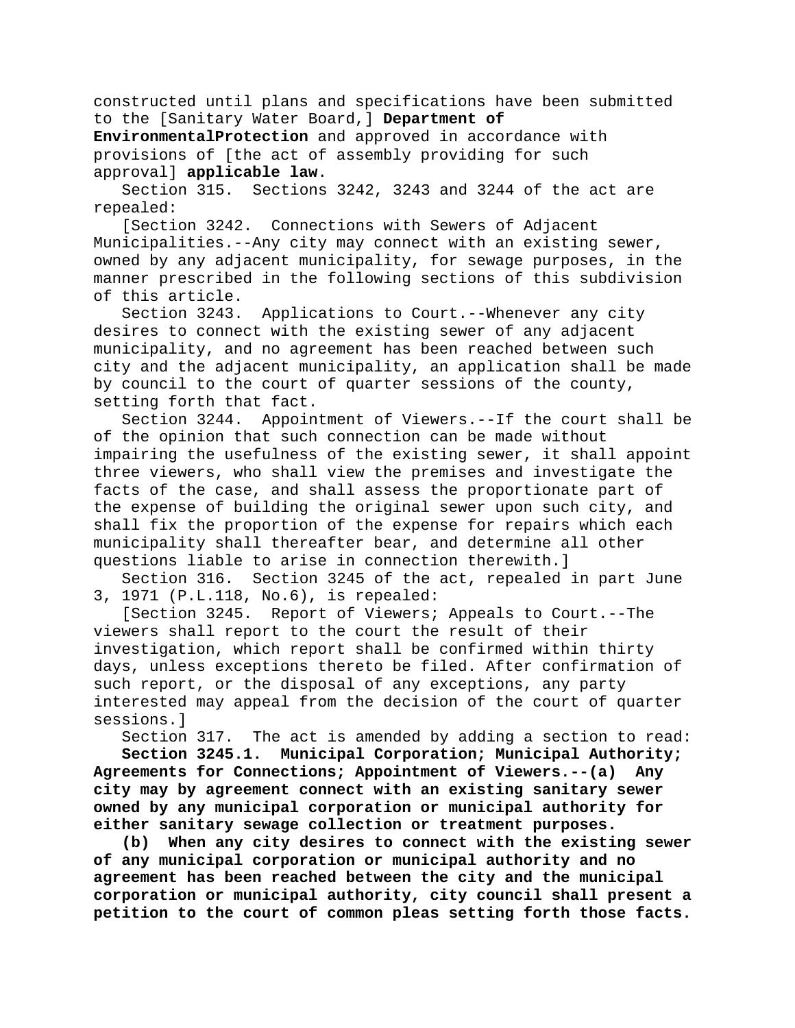constructed until plans and specifications have been submitted to the [Sanitary Water Board,] **Department of EnvironmentalProtection** and approved in accordance with provisions of [the act of assembly providing for such approval] **applicable law**.

Section 315. Sections 3242, 3243 and 3244 of the act are repealed:

[Section 3242. Connections with Sewers of Adjacent Municipalities.--Any city may connect with an existing sewer, owned by any adjacent municipality, for sewage purposes, in the manner prescribed in the following sections of this subdivision of this article.

Section 3243. Applications to Court.--Whenever any city desires to connect with the existing sewer of any adjacent municipality, and no agreement has been reached between such city and the adjacent municipality, an application shall be made by council to the court of quarter sessions of the county, setting forth that fact.

Section 3244. Appointment of Viewers.--If the court shall be of the opinion that such connection can be made without impairing the usefulness of the existing sewer, it shall appoint three viewers, who shall view the premises and investigate the facts of the case, and shall assess the proportionate part of the expense of building the original sewer upon such city, and shall fix the proportion of the expense for repairs which each municipality shall thereafter bear, and determine all other questions liable to arise in connection therewith.]

Section 316. Section 3245 of the act, repealed in part June 3, 1971 (P.L.118, No.6), is repealed:

[Section 3245. Report of Viewers; Appeals to Court.--The viewers shall report to the court the result of their investigation, which report shall be confirmed within thirty days, unless exceptions thereto be filed. After confirmation of such report, or the disposal of any exceptions, any party interested may appeal from the decision of the court of quarter sessions.]

Section 317. The act is amended by adding a section to read:

**Section 3245.1. Municipal Corporation; Municipal Authority; Agreements for Connections; Appointment of Viewers.--(a) Any city may by agreement connect with an existing sanitary sewer owned by any municipal corporation or municipal authority for either sanitary sewage collection or treatment purposes.**

**(b) When any city desires to connect with the existing sewer of any municipal corporation or municipal authority and no agreement has been reached between the city and the municipal corporation or municipal authority, city council shall present a petition to the court of common pleas setting forth those facts.**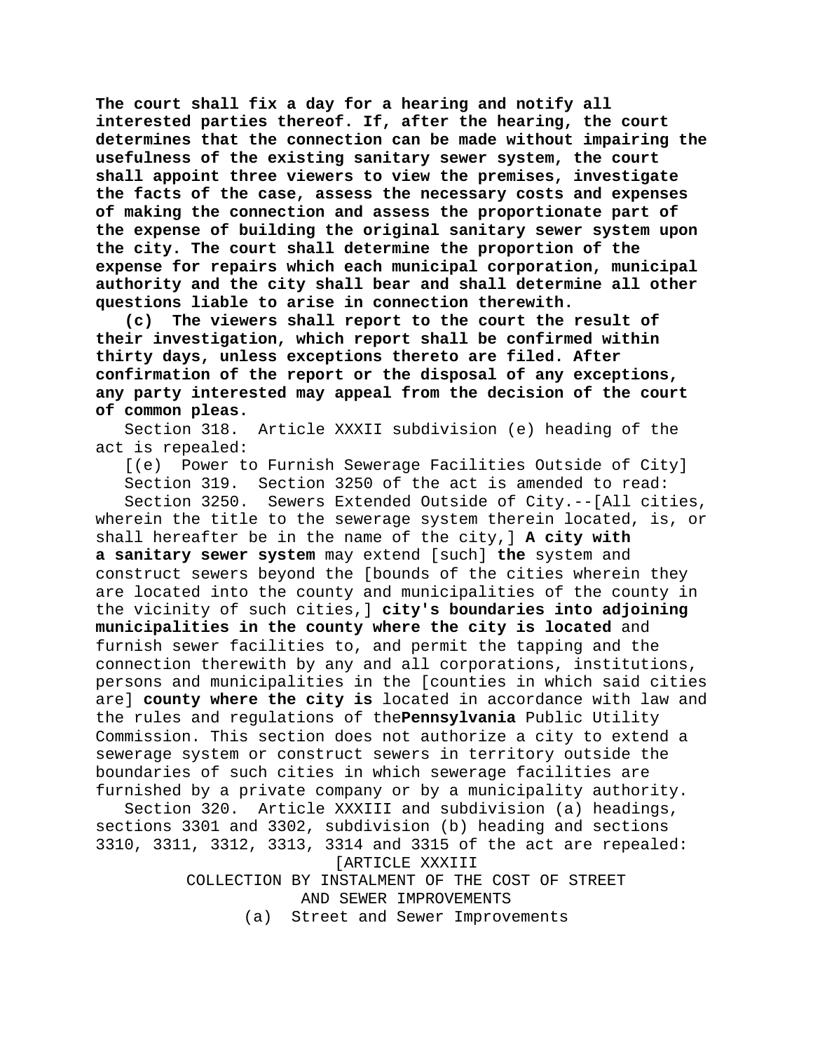**The court shall fix a day for a hearing and notify all interested parties thereof. If, after the hearing, the court determines that the connection can be made without impairing the usefulness of the existing sanitary sewer system, the court shall appoint three viewers to view the premises, investigate the facts of the case, assess the necessary costs and expenses of making the connection and assess the proportionate part of the expense of building the original sanitary sewer system upon the city. The court shall determine the proportion of the expense for repairs which each municipal corporation, municipal authority and the city shall bear and shall determine all other questions liable to arise in connection therewith.**

**(c) The viewers shall report to the court the result of their investigation, which report shall be confirmed within thirty days, unless exceptions thereto are filed. After confirmation of the report or the disposal of any exceptions, any party interested may appeal from the decision of the court of common pleas.**

Section 318. Article XXXII subdivision (e) heading of the act is repealed:

[(e) Power to Furnish Sewerage Facilities Outside of City]

Section 319. Section 3250 of the act is amended to read:

Section 3250. Sewers Extended Outside of City.--[All cities, wherein the title to the sewerage system therein located, is, or shall hereafter be in the name of the city,] **A city with a sanitary sewer system** may extend [such] **the** system and construct sewers beyond the [bounds of the cities wherein they are located into the county and municipalities of the county in the vicinity of such cities,] **city's boundaries into adjoining municipalities in the county where the city is located** and furnish sewer facilities to, and permit the tapping and the connection therewith by any and all corporations, institutions, persons and municipalities in the [counties in which said cities are] **county where the city is** located in accordance with law and the rules and regulations of the**Pennsylvania** Public Utility Commission. This section does not authorize a city to extend a sewerage system or construct sewers in territory outside the boundaries of such cities in which sewerage facilities are furnished by a private company or by a municipality authority.

Section 320. Article XXXIII and subdivision (a) headings, sections 3301 and 3302, subdivision (b) heading and sections 3310, 3311, 3312, 3313, 3314 and 3315 of the act are repealed:

[ARTICLE XXXIII

COLLECTION BY INSTALMENT OF THE COST OF STREET AND SEWER IMPROVEMENTS

(a) Street and Sewer Improvements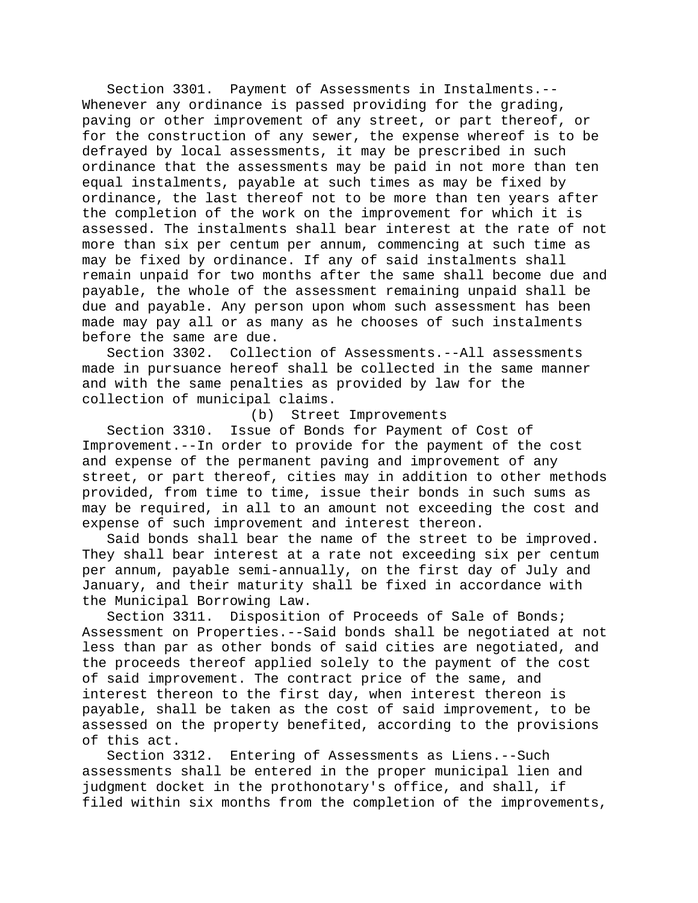Section 3301. Payment of Assessments in Instalments.--Whenever any ordinance is passed providing for the grading, paving or other improvement of any street, or part thereof, or for the construction of any sewer, the expense whereof is to be defrayed by local assessments, it may be prescribed in such ordinance that the assessments may be paid in not more than ten equal instalments, payable at such times as may be fixed by ordinance, the last thereof not to be more than ten years after the completion of the work on the improvement for which it is assessed. The instalments shall bear interest at the rate of not more than six per centum per annum, commencing at such time as may be fixed by ordinance. If any of said instalments shall remain unpaid for two months after the same shall become due and payable, the whole of the assessment remaining unpaid shall be due and payable. Any person upon whom such assessment has been made may pay all or as many as he chooses of such instalments before the same are due.

Section 3302. Collection of Assessments.--All assessments made in pursuance hereof shall be collected in the same manner and with the same penalties as provided by law for the collection of municipal claims.

(b) Street Improvements

Section 3310. Issue of Bonds for Payment of Cost of Improvement.--In order to provide for the payment of the cost and expense of the permanent paving and improvement of any street, or part thereof, cities may in addition to other methods provided, from time to time, issue their bonds in such sums as may be required, in all to an amount not exceeding the cost and expense of such improvement and interest thereon.

Said bonds shall bear the name of the street to be improved. They shall bear interest at a rate not exceeding six per centum per annum, payable semi-annually, on the first day of July and January, and their maturity shall be fixed in accordance with the Municipal Borrowing Law.

Section 3311. Disposition of Proceeds of Sale of Bonds; Assessment on Properties.--Said bonds shall be negotiated at not less than par as other bonds of said cities are negotiated, and the proceeds thereof applied solely to the payment of the cost of said improvement. The contract price of the same, and interest thereon to the first day, when interest thereon is payable, shall be taken as the cost of said improvement, to be assessed on the property benefited, according to the provisions of this act.

Section 3312. Entering of Assessments as Liens.--Such assessments shall be entered in the proper municipal lien and judgment docket in the prothonotary's office, and shall, if filed within six months from the completion of the improvements,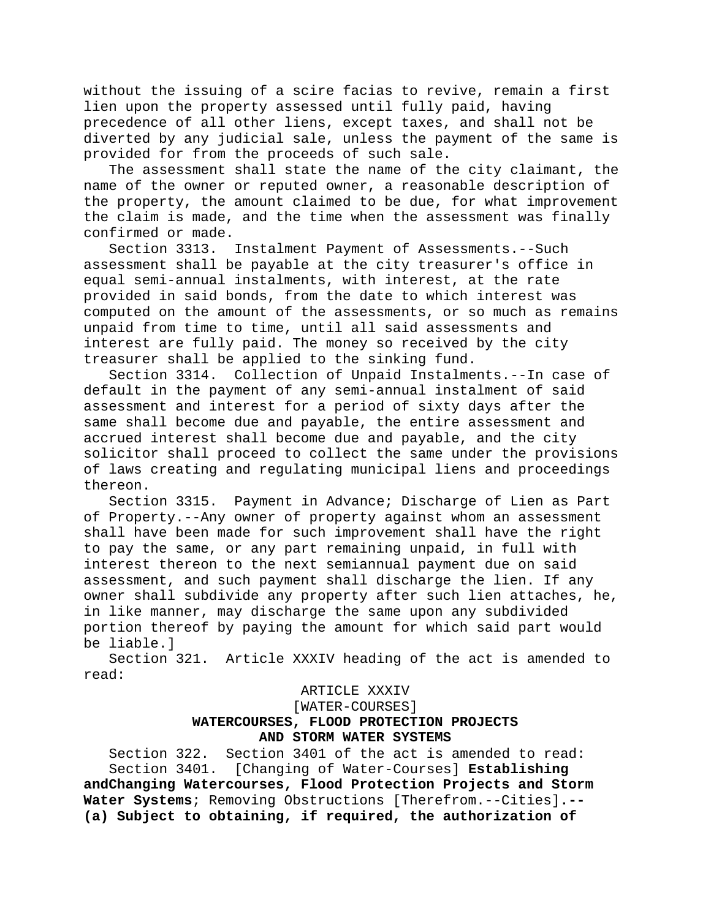without the issuing of a scire facias to revive, remain a first lien upon the property assessed until fully paid, having precedence of all other liens, except taxes, and shall not be diverted by any judicial sale, unless the payment of the same is provided for from the proceeds of such sale.

The assessment shall state the name of the city claimant, the name of the owner or reputed owner, a reasonable description of the property, the amount claimed to be due, for what improvement the claim is made, and the time when the assessment was finally confirmed or made.

Section 3313. Instalment Payment of Assessments.--Such assessment shall be payable at the city treasurer's office in equal semi-annual instalments, with interest, at the rate provided in said bonds, from the date to which interest was computed on the amount of the assessments, or so much as remains unpaid from time to time, until all said assessments and interest are fully paid. The money so received by the city treasurer shall be applied to the sinking fund.

Section 3314. Collection of Unpaid Instalments.--In case of default in the payment of any semi-annual instalment of said assessment and interest for a period of sixty days after the same shall become due and payable, the entire assessment and accrued interest shall become due and payable, and the city solicitor shall proceed to collect the same under the provisions of laws creating and regulating municipal liens and proceedings thereon.

Section 3315. Payment in Advance; Discharge of Lien as Part of Property.--Any owner of property against whom an assessment shall have been made for such improvement shall have the right to pay the same, or any part remaining unpaid, in full with interest thereon to the next semiannual payment due on said assessment, and such payment shall discharge the lien. If any owner shall subdivide any property after such lien attaches, he, in like manner, may discharge the same upon any subdivided portion thereof by paying the amount for which said part would be liable.]

Section 321. Article XXXIV heading of the act is amended to read:

ARTICLE XXXIV
[WATER-COURSES]
**WATERCOURSES, FLOOD PROTECTION PROJECTS AND STORM WATER SYSTEMS**

Section 322. Section 3401 of the act is amended to read:

Section 3401. [Changing of Water-Courses] **Establishing andChanging Watercourses, Flood Protection Projects and Storm Water Systems**; Removing Obstructions [Therefrom.--Cities]**.--** **(a) Subject to obtaining, if required, the authorization of**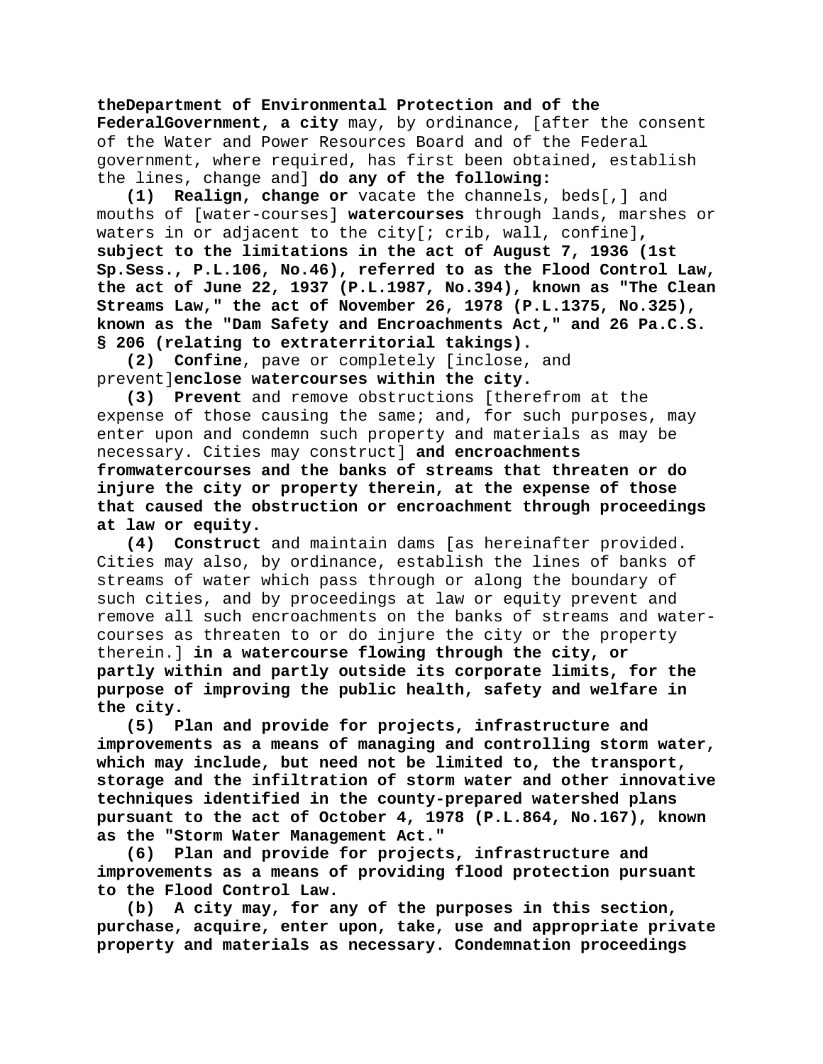**theDepartment of Environmental Protection and of the FederalGovernment, a city** may, by ordinance, [after the consent of the Water and Power Resources Board and of the Federal government, where required, has first been obtained, establish the lines, change and] **do any of the following:**

**(1) Realign, change or** vacate the channels, beds[,] and mouths of [water-courses] **watercourses** through lands, marshes or waters in or adjacent to the city[; crib, wall, confine], **subject to the limitations in the act of August 7, 1936 (1st Sp.Sess., P.L.106, No.46), referred to as the Flood Control Law, the act of June 22, 1937 (P.L.1987, No.394), known as "The Clean Streams Law," the act of November 26, 1978 (P.L.1375, No.325), known as the "Dam Safety and Encroachments Act," and 26 Pa.C.S. § 206 (relating to extraterritorial takings).**

**(2) Confine**, pave or completely [inclose, and prevent]**enclose watercourses within the city.**

**(3) Prevent** and remove obstructions [therefrom at the expense of those causing the same; and, for such purposes, may enter upon and condemn such property and materials as may be necessary. Cities may construct] **and encroachments fromwatercourses and the banks of streams that threaten or do injure the city or property therein, at the expense of those that caused the obstruction or encroachment through proceedings at law or equity.**

**(4) Construct** and maintain dams [as hereinafter provided. Cities may also, by ordinance, establish the lines of banks of streams of water which pass through or along the boundary of such cities, and by proceedings at law or equity prevent and remove all such encroachments on the banks of streams and water-courses as threaten to or do injure the city or the property therein.] **in a watercourse flowing through the city, or partly within and partly outside its corporate limits, for the purpose of improving the public health, safety and welfare in the city.**

**(5) Plan and provide for projects, infrastructure and improvements as a means of managing and controlling storm water, which may include, but need not be limited to, the transport, storage and the infiltration of storm water and other innovative techniques identified in the county-prepared watershed plans pursuant to the act of October 4, 1978 (P.L.864, No.167), known as the "Storm Water Management Act."**

**(6) Plan and provide for projects, infrastructure and improvements as a means of providing flood protection pursuant to the Flood Control Law.**

**(b) A city may, for any of the purposes in this section, purchase, acquire, enter upon, take, use and appropriate private property and materials as necessary. Condemnation proceedings**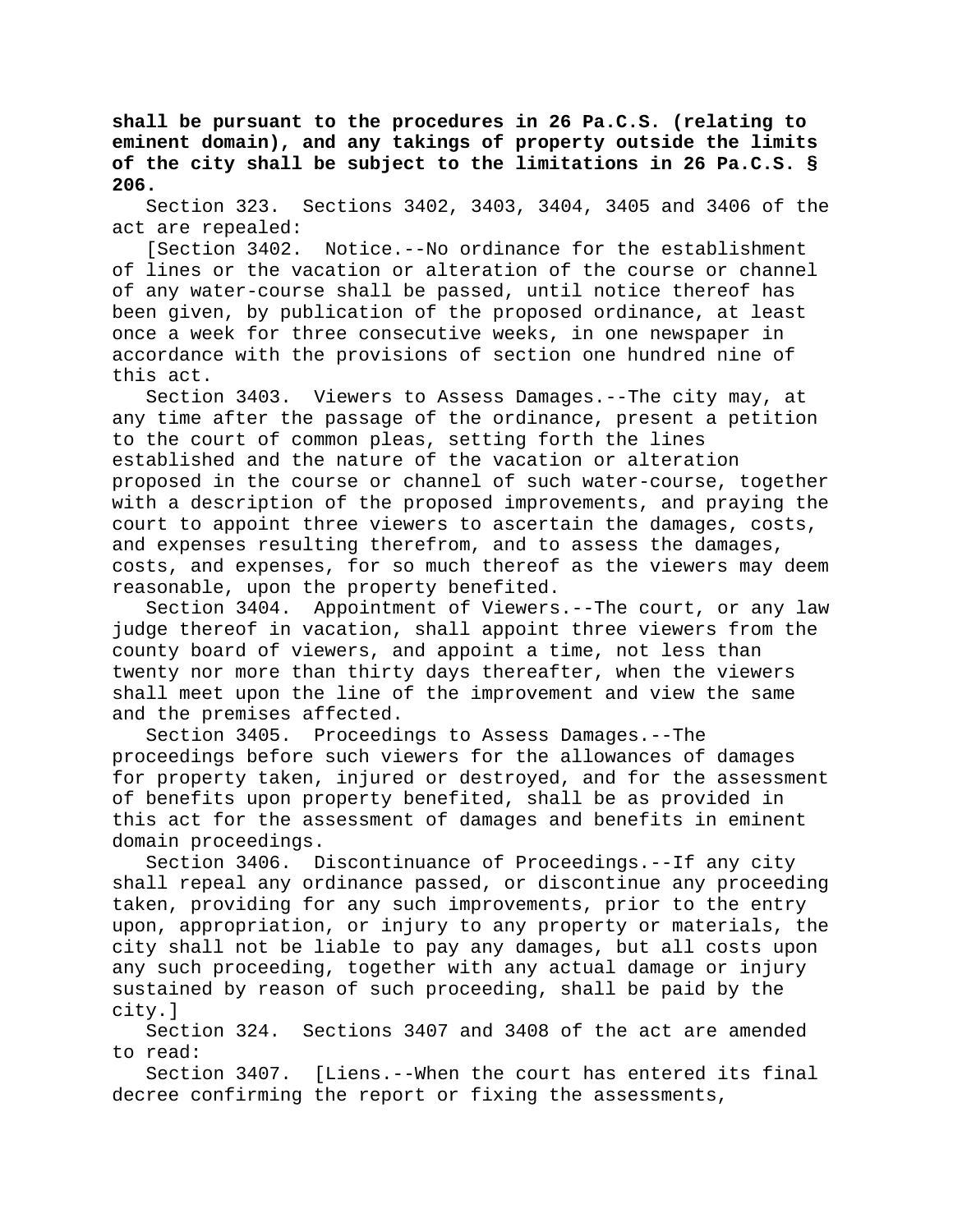**shall be pursuant to the procedures in 26 Pa.C.S. (relating to eminent domain), and any takings of property outside the limits of the city shall be subject to the limitations in 26 Pa.C.S. § 206.**

Section 323. Sections 3402, 3403, 3404, 3405 and 3406 of the act are repealed:

[Section 3402. Notice.--No ordinance for the establishment of lines or the vacation or alteration of the course or channel of any water-course shall be passed, until notice thereof has been given, by publication of the proposed ordinance, at least once a week for three consecutive weeks, in one newspaper in accordance with the provisions of section one hundred nine of this act.

Section 3403. Viewers to Assess Damages.--The city may, at any time after the passage of the ordinance, present a petition to the court of common pleas, setting forth the lines established and the nature of the vacation or alteration proposed in the course or channel of such water-course, together with a description of the proposed improvements, and praying the court to appoint three viewers to ascertain the damages, costs, and expenses resulting therefrom, and to assess the damages, costs, and expenses, for so much thereof as the viewers may deem reasonable, upon the property benefited.

Section 3404. Appointment of Viewers.--The court, or any law judge thereof in vacation, shall appoint three viewers from the county board of viewers, and appoint a time, not less than twenty nor more than thirty days thereafter, when the viewers shall meet upon the line of the improvement and view the same and the premises affected.

Section 3405. Proceedings to Assess Damages.--The proceedings before such viewers for the allowances of damages for property taken, injured or destroyed, and for the assessment of benefits upon property benefited, shall be as provided in this act for the assessment of damages and benefits in eminent domain proceedings.

Section 3406. Discontinuance of Proceedings.--If any city shall repeal any ordinance passed, or discontinue any proceeding taken, providing for any such improvements, prior to the entry upon, appropriation, or injury to any property or materials, the city shall not be liable to pay any damages, but all costs upon any such proceeding, together with any actual damage or injury sustained by reason of such proceeding, shall be paid by the city.]

Section 324. Sections 3407 and 3408 of the act are amended to read:

Section 3407. [Liens.--When the court has entered its final decree confirming the report or fixing the assessments,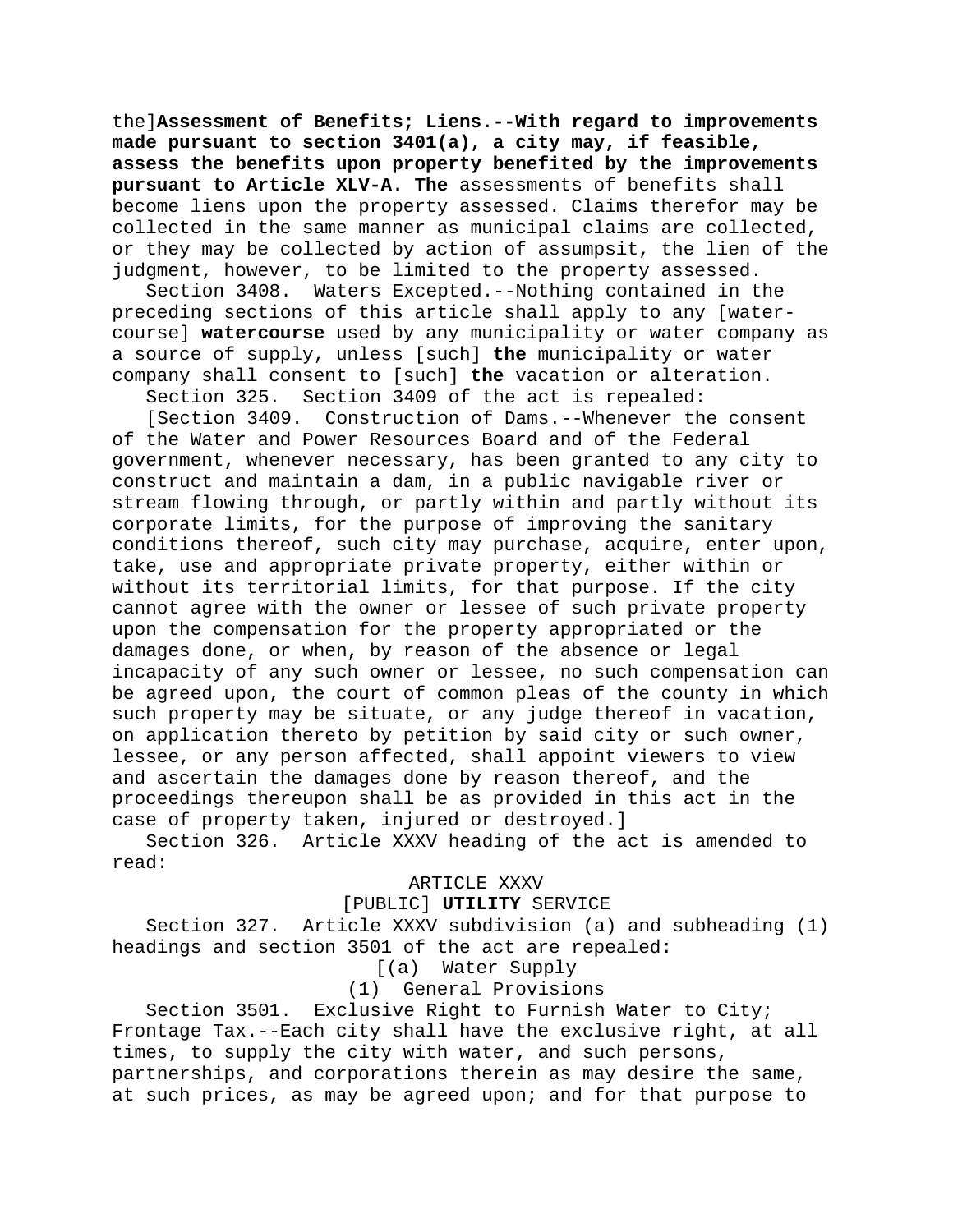the]**Assessment of Benefits; Liens.--With regard to improvements made pursuant to section 3401(a), a city may, if feasible, assess the benefits upon property benefited by the improvements pursuant to Article XLV-A. The** assessments of benefits shall become liens upon the property assessed. Claims therefor may be collected in the same manner as municipal claims are collected, or they may be collected by action of assumpsit, the lien of the judgment, however, to be limited to the property assessed.

Section 3408. Waters Excepted.--Nothing contained in the preceding sections of this article shall apply to any [water-course] **watercourse** used by any municipality or water company as a source of supply, unless [such] **the** municipality or water company shall consent to [such] **the** vacation or alteration.

Section 325. Section 3409 of the act is repealed:

[Section 3409. Construction of Dams.--Whenever the consent of the Water and Power Resources Board and of the Federal government, whenever necessary, has been granted to any city to construct and maintain a dam, in a public navigable river or stream flowing through, or partly within and partly without its corporate limits, for the purpose of improving the sanitary conditions thereof, such city may purchase, acquire, enter upon, take, use and appropriate private property, either within or without its territorial limits, for that purpose. If the city cannot agree with the owner or lessee of such private property upon the compensation for the property appropriated or the damages done, or when, by reason of the absence or legal incapacity of any such owner or lessee, no such compensation can be agreed upon, the court of common pleas of the county in which such property may be situate, or any judge thereof in vacation, on application thereto by petition by said city or such owner, lessee, or any person affected, shall appoint viewers to view and ascertain the damages done by reason thereof, and the proceedings thereupon shall be as provided in this act in the case of property taken, injured or destroyed.]

Section 326. Article XXXV heading of the act is amended to read:

ARTICLE XXXV

[PUBLIC] **UTILITY** SERVICE

Section 327. Article XXXV subdivision (a) and subheading (1) headings and section 3501 of the act are repealed:

[(a) Water Supply

(1) General Provisions

Section 3501. Exclusive Right to Furnish Water to City; Frontage Tax.--Each city shall have the exclusive right, at all times, to supply the city with water, and such persons, partnerships, and corporations therein as may desire the same, at such prices, as may be agreed upon; and for that purpose to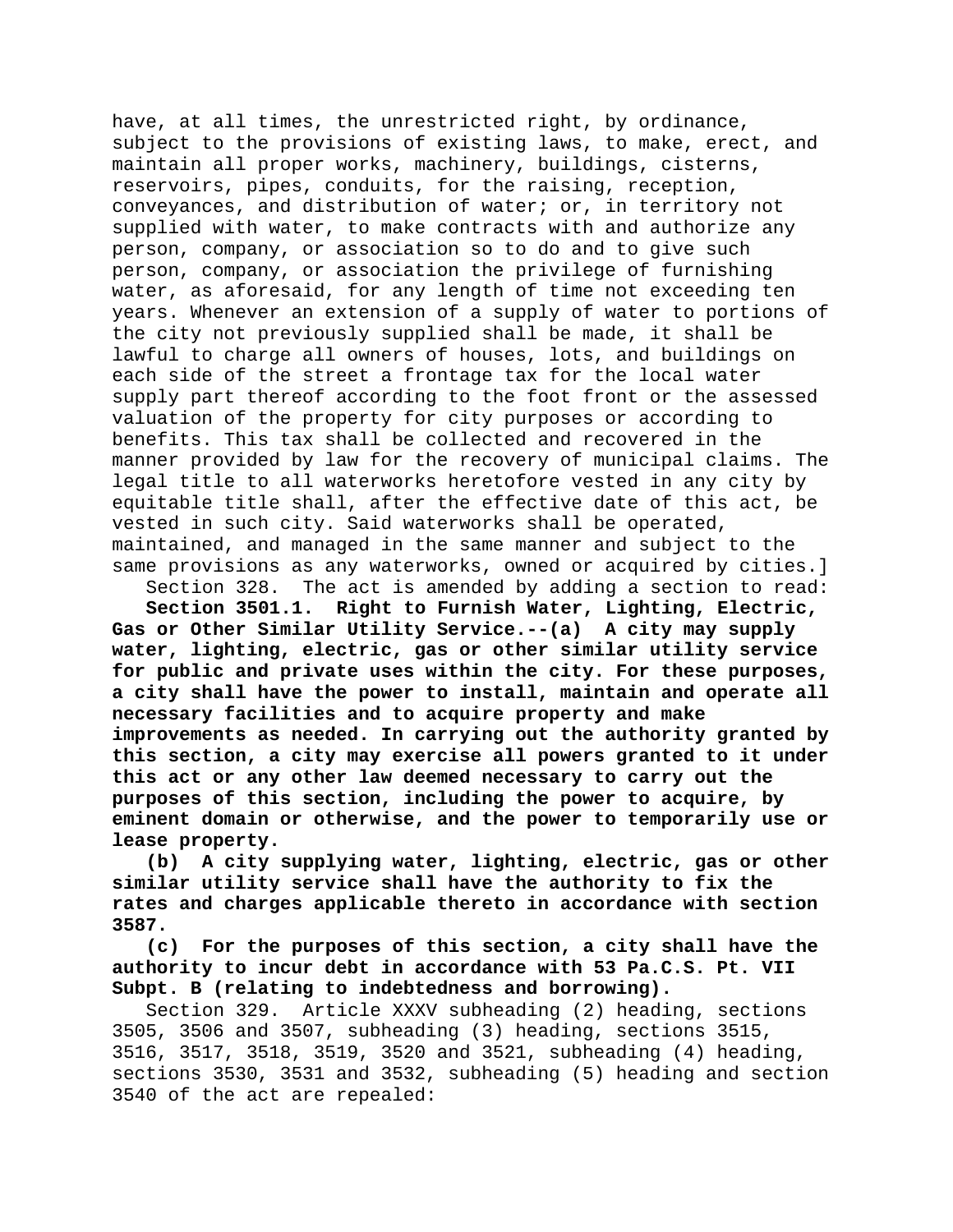have, at all times, the unrestricted right, by ordinance, subject to the provisions of existing laws, to make, erect, and maintain all proper works, machinery, buildings, cisterns, reservoirs, pipes, conduits, for the raising, reception, conveyances, and distribution of water; or, in territory not supplied with water, to make contracts with and authorize any person, company, or association so to do and to give such person, company, or association the privilege of furnishing water, as aforesaid, for any length of time not exceeding ten years. Whenever an extension of a supply of water to portions of the city not previously supplied shall be made, it shall be lawful to charge all owners of houses, lots, and buildings on each side of the street a frontage tax for the local water supply part thereof according to the foot front or the assessed valuation of the property for city purposes or according to benefits. This tax shall be collected and recovered in the manner provided by law for the recovery of municipal claims. The legal title to all waterworks heretofore vested in any city by equitable title shall, after the effective date of this act, be vested in such city. Said waterworks shall be operated, maintained, and managed in the same manner and subject to the same provisions as any waterworks, owned or acquired by cities.]

Section 328. The act is amended by adding a section to read:

**Section 3501.1. Right to Furnish Water, Lighting, Electric, Gas or Other Similar Utility Service.--(a) A city may supply water, lighting, electric, gas or other similar utility service for public and private uses within the city. For these purposes, a city shall have the power to install, maintain and operate all necessary facilities and to acquire property and make improvements as needed. In carrying out the authority granted by this section, a city may exercise all powers granted to it under this act or any other law deemed necessary to carry out the purposes of this section, including the power to acquire, by eminent domain or otherwise, and the power to temporarily use or lease property.**

**(b) A city supplying water, lighting, electric, gas or other similar utility service shall have the authority to fix the rates and charges applicable thereto in accordance with section 3587.**

**(c) For the purposes of this section, a city shall have the authority to incur debt in accordance with 53 Pa.C.S. Pt. VII Subpt. B (relating to indebtedness and borrowing).**

Section 329. Article XXXV subheading (2) heading, sections 3505, 3506 and 3507, subheading (3) heading, sections 3515, 3516, 3517, 3518, 3519, 3520 and 3521, subheading (4) heading, sections 3530, 3531 and 3532, subheading (5) heading and section 3540 of the act are repealed: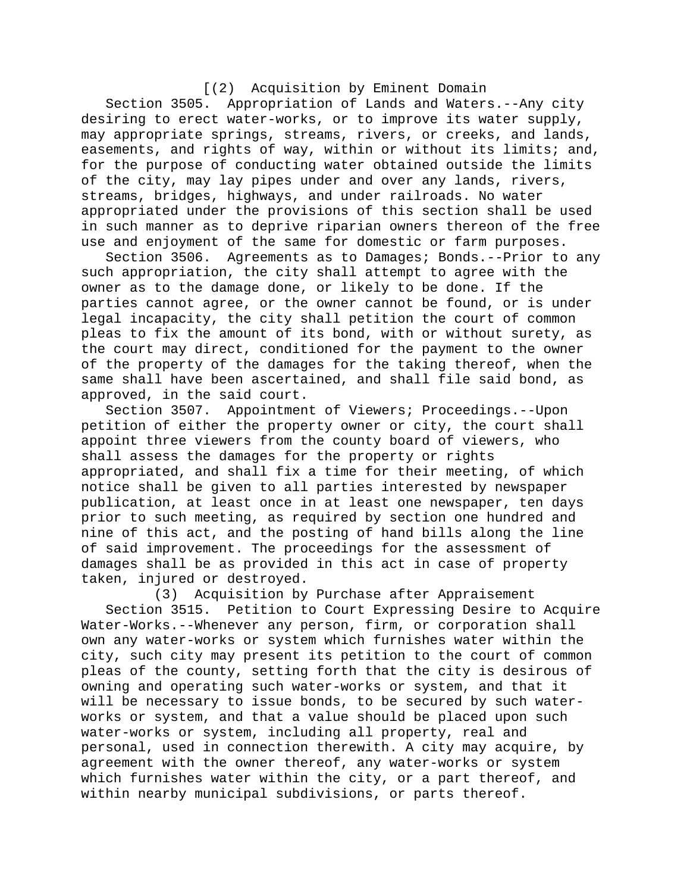[(2) Acquisition by Eminent Domain

Section 3505. Appropriation of Lands and Waters.--Any city desiring to erect water-works, or to improve its water supply, may appropriate springs, streams, rivers, or creeks, and lands, easements, and rights of way, within or without its limits; and, for the purpose of conducting water obtained outside the limits of the city, may lay pipes under and over any lands, rivers, streams, bridges, highways, and under railroads. No water appropriated under the provisions of this section shall be used in such manner as to deprive riparian owners thereon of the free use and enjoyment of the same for domestic or farm purposes.

Section 3506. Agreements as to Damages; Bonds.--Prior to any such appropriation, the city shall attempt to agree with the owner as to the damage done, or likely to be done. If the parties cannot agree, or the owner cannot be found, or is under legal incapacity, the city shall petition the court of common pleas to fix the amount of its bond, with or without surety, as the court may direct, conditioned for the payment to the owner of the property of the damages for the taking thereof, when the same shall have been ascertained, and shall file said bond, as approved, in the said court.

Section 3507. Appointment of Viewers; Proceedings.--Upon petition of either the property owner or city, the court shall appoint three viewers from the county board of viewers, who shall assess the damages for the property or rights appropriated, and shall fix a time for their meeting, of which notice shall be given to all parties interested by newspaper publication, at least once in at least one newspaper, ten days prior to such meeting, as required by section one hundred and nine of this act, and the posting of hand bills along the line of said improvement. The proceedings for the assessment of damages shall be as provided in this act in case of property taken, injured or destroyed.

(3) Acquisition by Purchase after Appraisement

Section 3515. Petition to Court Expressing Desire to Acquire Water-Works.--Whenever any person, firm, or corporation shall own any water-works or system which furnishes water within the city, such city may present its petition to the court of common pleas of the county, setting forth that the city is desirous of owning and operating such water-works or system, and that it will be necessary to issue bonds, to be secured by such water-works or system, and that a value should be placed upon such water-works or system, including all property, real and personal, used in connection therewith. A city may acquire, by agreement with the owner thereof, any water-works or system which furnishes water within the city, or a part thereof, and within nearby municipal subdivisions, or parts thereof.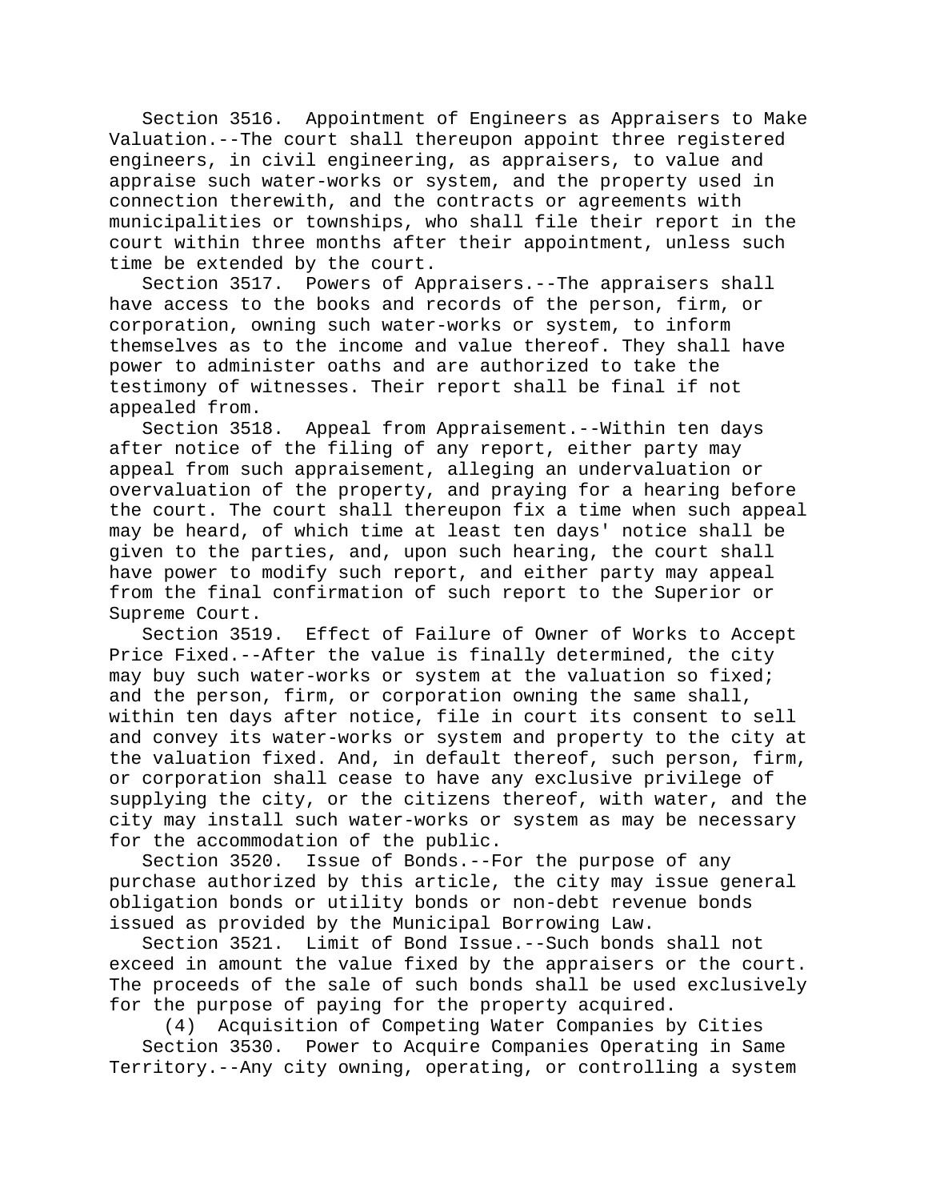Section 3516. Appointment of Engineers as Appraisers to Make Valuation.--The court shall thereupon appoint three registered engineers, in civil engineering, as appraisers, to value and appraise such water-works or system, and the property used in connection therewith, and the contracts or agreements with municipalities or townships, who shall file their report in the court within three months after their appointment, unless such time be extended by the court.

Section 3517. Powers of Appraisers.--The appraisers shall have access to the books and records of the person, firm, or corporation, owning such water-works or system, to inform themselves as to the income and value thereof. They shall have power to administer oaths and are authorized to take the testimony of witnesses. Their report shall be final if not appealed from.

Section 3518. Appeal from Appraisement.--Within ten days after notice of the filing of any report, either party may appeal from such appraisement, alleging an undervaluation or overvaluation of the property, and praying for a hearing before the court. The court shall thereupon fix a time when such appeal may be heard, of which time at least ten days' notice shall be given to the parties, and, upon such hearing, the court shall have power to modify such report, and either party may appeal from the final confirmation of such report to the Superior or Supreme Court.

Section 3519. Effect of Failure of Owner of Works to Accept Price Fixed.--After the value is finally determined, the city may buy such water-works or system at the valuation so fixed; and the person, firm, or corporation owning the same shall, within ten days after notice, file in court its consent to sell and convey its water-works or system and property to the city at the valuation fixed. And, in default thereof, such person, firm, or corporation shall cease to have any exclusive privilege of supplying the city, or the citizens thereof, with water, and the city may install such water-works or system as may be necessary for the accommodation of the public.

Section 3520. Issue of Bonds.--For the purpose of any purchase authorized by this article, the city may issue general obligation bonds or utility bonds or non-debt revenue bonds issued as provided by the Municipal Borrowing Law.

Section 3521. Limit of Bond Issue.--Such bonds shall not exceed in amount the value fixed by the appraisers or the court. The proceeds of the sale of such bonds shall be used exclusively for the purpose of paying for the property acquired.

(4) Acquisition of Competing Water Companies by Cities

Section 3530. Power to Acquire Companies Operating in Same Territory.--Any city owning, operating, or controlling a system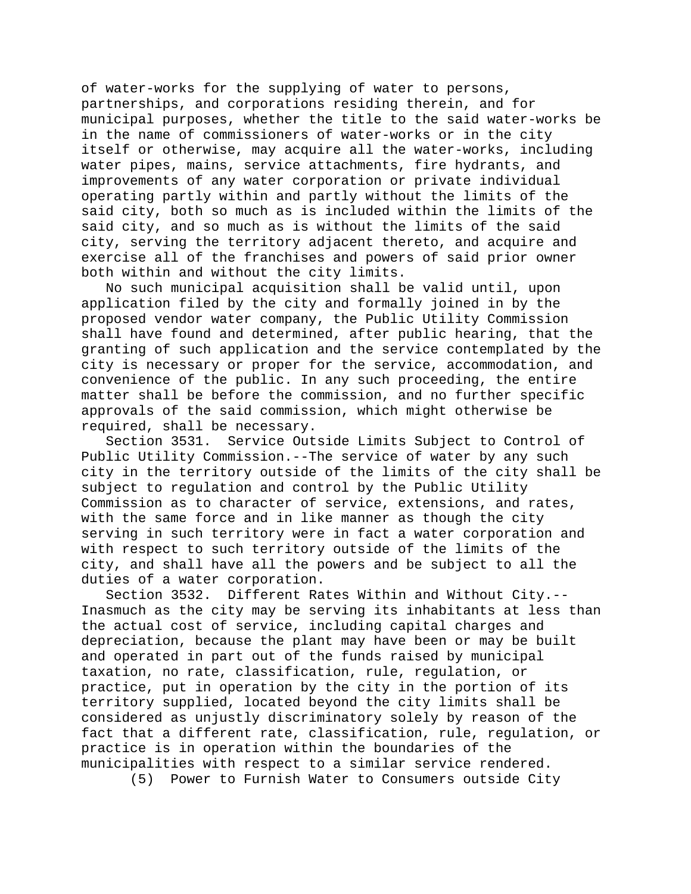of water-works for the supplying of water to persons, partnerships, and corporations residing therein, and for municipal purposes, whether the title to the said water-works be in the name of commissioners of water-works or in the city itself or otherwise, may acquire all the water-works, including water pipes, mains, service attachments, fire hydrants, and improvements of any water corporation or private individual operating partly within and partly without the limits of the said city, both so much as is included within the limits of the said city, and so much as is without the limits of the said city, serving the territory adjacent thereto, and acquire and exercise all of the franchises and powers of said prior owner both within and without the city limits.

No such municipal acquisition shall be valid until, upon application filed by the city and formally joined in by the proposed vendor water company, the Public Utility Commission shall have found and determined, after public hearing, that the granting of such application and the service contemplated by the city is necessary or proper for the service, accommodation, and convenience of the public. In any such proceeding, the entire matter shall be before the commission, and no further specific approvals of the said commission, which might otherwise be required, shall be necessary.

Section 3531. Service Outside Limits Subject to Control of Public Utility Commission.--The service of water by any such city in the territory outside of the limits of the city shall be subject to regulation and control by the Public Utility Commission as to character of service, extensions, and rates, with the same force and in like manner as though the city serving in such territory were in fact a water corporation and with respect to such territory outside of the limits of the city, and shall have all the powers and be subject to all the duties of a water corporation.

Section 3532. Different Rates Within and Without City.--Inasmuch as the city may be serving its inhabitants at less than the actual cost of service, including capital charges and depreciation, because the plant may have been or may be built and operated in part out of the funds raised by municipal taxation, no rate, classification, rule, regulation, or practice, put in operation by the city in the portion of its territory supplied, located beyond the city limits shall be considered as unjustly discriminatory solely by reason of the fact that a different rate, classification, rule, regulation, or practice is in operation within the boundaries of the municipalities with respect to a similar service rendered.

(5) Power to Furnish Water to Consumers outside City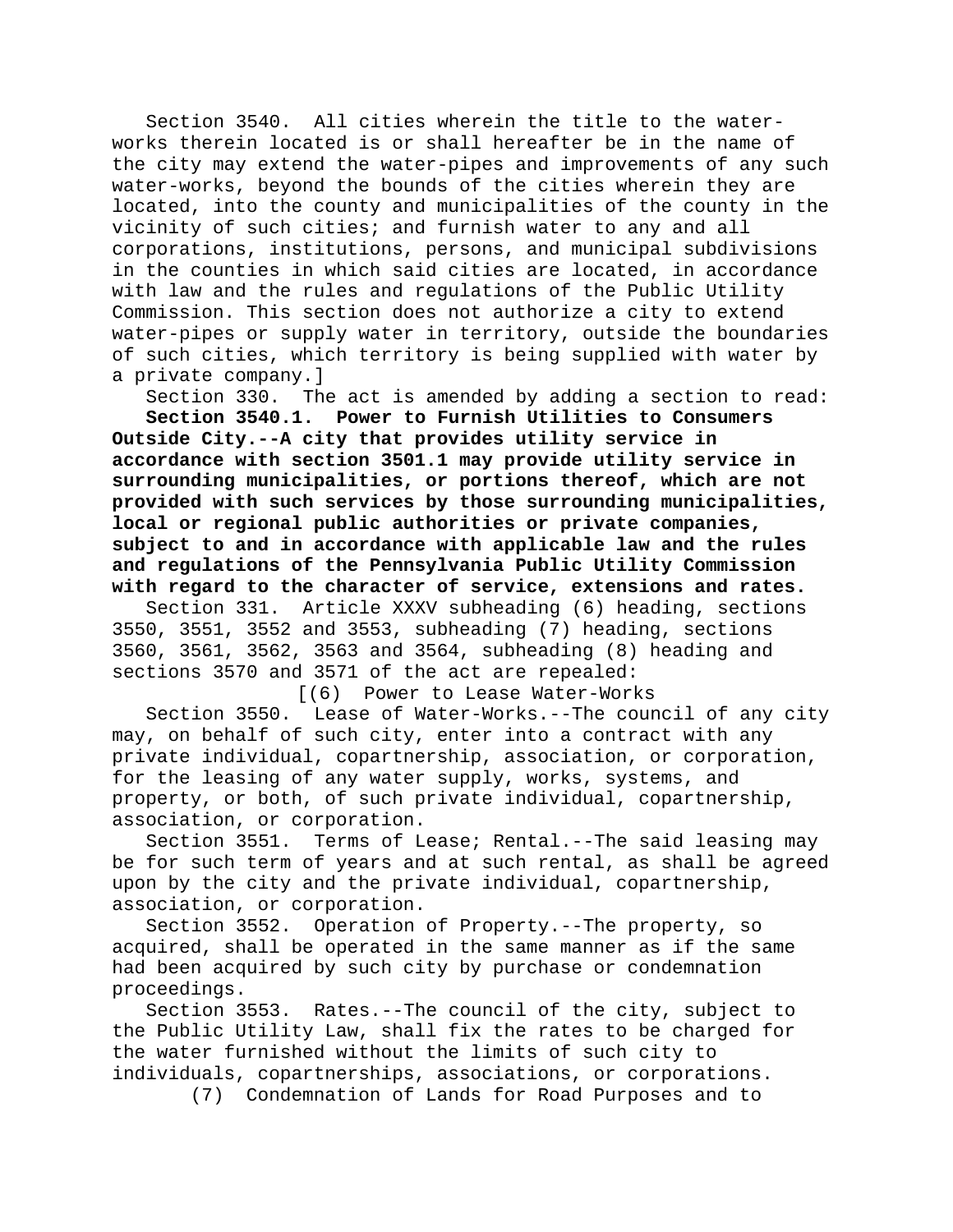Section 3540. All cities wherein the title to the water-works therein located is or shall hereafter be in the name of the city may extend the water-pipes and improvements of any such water-works, beyond the bounds of the cities wherein they are located, into the county and municipalities of the county in the vicinity of such cities; and furnish water to any and all corporations, institutions, persons, and municipal subdivisions in the counties in which said cities are located, in accordance with law and the rules and regulations of the Public Utility Commission. This section does not authorize a city to extend water-pipes or supply water in territory, outside the boundaries of such cities, which territory is being supplied with water by a private company.]

Section 330. The act is amended by adding a section to read:

**Section 3540.1. Power to Furnish Utilities to Consumers Outside City.--A city that provides utility service in accordance with section 3501.1 may provide utility service in surrounding municipalities, or portions thereof, which are not provided with such services by those surrounding municipalities, local or regional public authorities or private companies, subject to and in accordance with applicable law and the rules and regulations of the Pennsylvania Public Utility Commission with regard to the character of service, extensions and rates.**

Section 331. Article XXXV subheading (6) heading, sections 3550, 3551, 3552 and 3553, subheading (7) heading, sections 3560, 3561, 3562, 3563 and 3564, subheading (8) heading and sections 3570 and 3571 of the act are repealed:

[(6) Power to Lease Water-Works

Section 3550. Lease of Water-Works.--The council of any city may, on behalf of such city, enter into a contract with any private individual, copartnership, association, or corporation, for the leasing of any water supply, works, systems, and property, or both, of such private individual, copartnership, association, or corporation.

Section 3551. Terms of Lease; Rental.--The said leasing may be for such term of years and at such rental, as shall be agreed upon by the city and the private individual, copartnership, association, or corporation.

Section 3552. Operation of Property.--The property, so acquired, shall be operated in the same manner as if the same had been acquired by such city by purchase or condemnation proceedings.

Section 3553. Rates.--The council of the city, subject to the Public Utility Law, shall fix the rates to be charged for the water furnished without the limits of such city to individuals, copartnerships, associations, or corporations.

(7) Condemnation of Lands for Road Purposes and to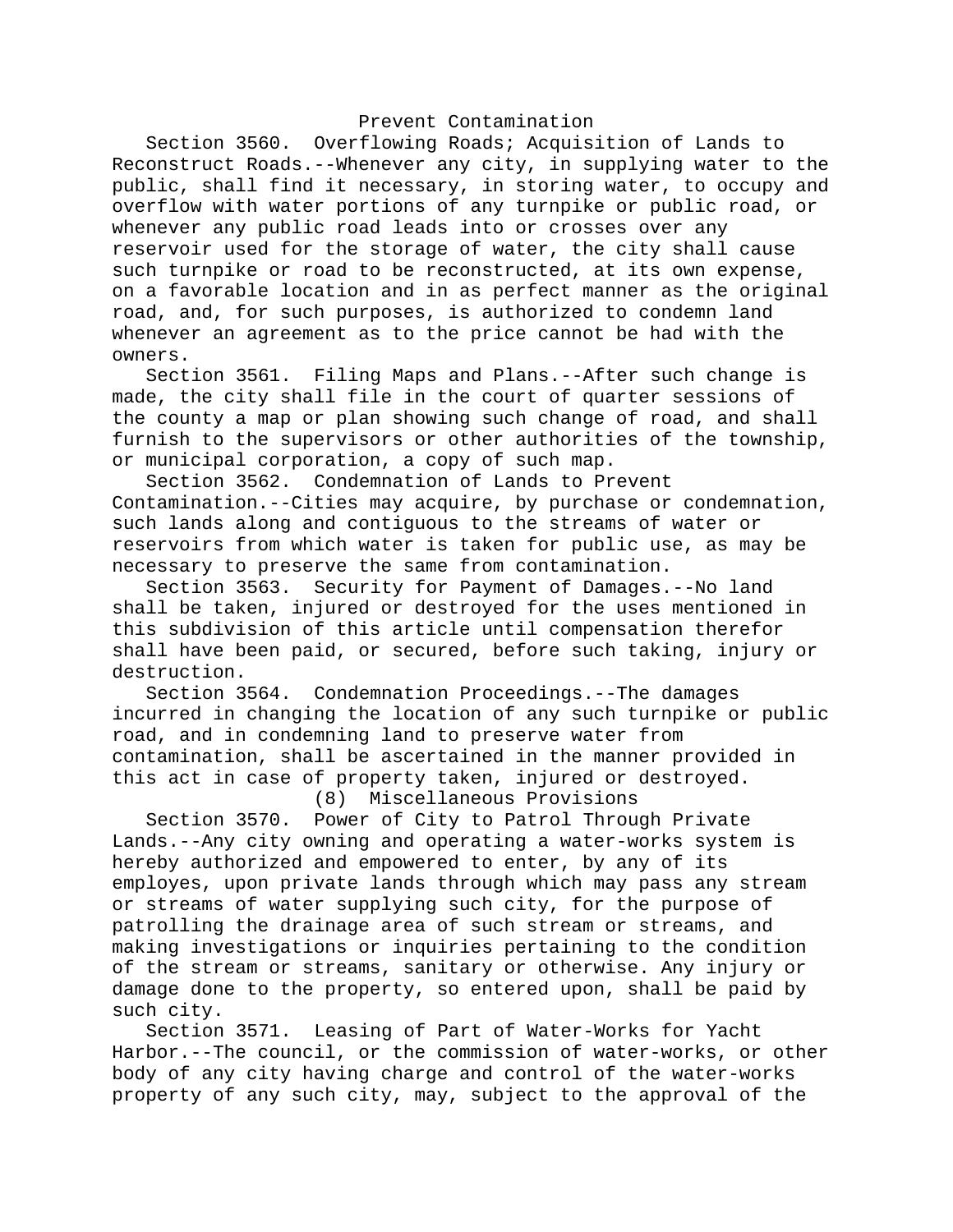Prevent Contamination

Section 3560. Overflowing Roads; Acquisition of Lands to Reconstruct Roads.--Whenever any city, in supplying water to the public, shall find it necessary, in storing water, to occupy and overflow with water portions of any turnpike or public road, or whenever any public road leads into or crosses over any reservoir used for the storage of water, the city shall cause such turnpike or road to be reconstructed, at its own expense, on a favorable location and in as perfect manner as the original road, and, for such purposes, is authorized to condemn land whenever an agreement as to the price cannot be had with the owners.

Section 3561. Filing Maps and Plans.--After such change is made, the city shall file in the court of quarter sessions of the county a map or plan showing such change of road, and shall furnish to the supervisors or other authorities of the township, or municipal corporation, a copy of such map.

Section 3562. Condemnation of Lands to Prevent Contamination.--Cities may acquire, by purchase or condemnation, such lands along and contiguous to the streams of water or reservoirs from which water is taken for public use, as may be necessary to preserve the same from contamination.

Section 3563. Security for Payment of Damages.--No land shall be taken, injured or destroyed for the uses mentioned in this subdivision of this article until compensation therefor shall have been paid, or secured, before such taking, injury or destruction.

Section 3564. Condemnation Proceedings.--The damages incurred in changing the location of any such turnpike or public road, and in condemning land to preserve water from contamination, shall be ascertained in the manner provided in this act in case of property taken, injured or destroyed.

(8) Miscellaneous Provisions

Section 3570. Power of City to Patrol Through Private Lands.--Any city owning and operating a water-works system is hereby authorized and empowered to enter, by any of its employes, upon private lands through which may pass any stream or streams of water supplying such city, for the purpose of patrolling the drainage area of such stream or streams, and making investigations or inquiries pertaining to the condition of the stream or streams, sanitary or otherwise. Any injury or damage done to the property, so entered upon, shall be paid by such city.

Section 3571. Leasing of Part of Water-Works for Yacht Harbor.--The council, or the commission of water-works, or other body of any city having charge and control of the water-works property of any such city, may, subject to the approval of the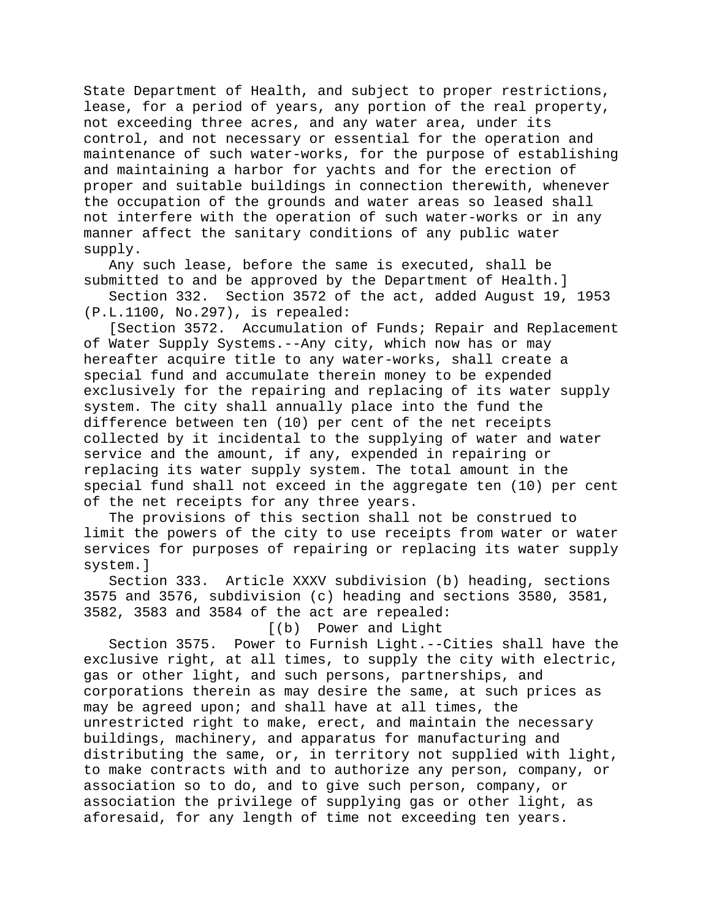State Department of Health, and subject to proper restrictions, lease, for a period of years, any portion of the real property, not exceeding three acres, and any water area, under its control, and not necessary or essential for the operation and maintenance of such water-works, for the purpose of establishing and maintaining a harbor for yachts and for the erection of proper and suitable buildings in connection therewith, whenever the occupation of the grounds and water areas so leased shall not interfere with the operation of such water-works or in any manner affect the sanitary conditions of any public water supply.

Any such lease, before the same is executed, shall be submitted to and be approved by the Department of Health.]

Section 332. Section 3572 of the act, added August 19, 1953 (P.L.1100, No.297), is repealed:

[Section 3572. Accumulation of Funds; Repair and Replacement of Water Supply Systems.--Any city, which now has or may hereafter acquire title to any water-works, shall create a special fund and accumulate therein money to be expended exclusively for the repairing and replacing of its water supply system. The city shall annually place into the fund the difference between ten (10) per cent of the net receipts collected by it incidental to the supplying of water and water service and the amount, if any, expended in repairing or replacing its water supply system. The total amount in the special fund shall not exceed in the aggregate ten (10) per cent of the net receipts for any three years.

The provisions of this section shall not be construed to limit the powers of the city to use receipts from water or water services for purposes of repairing or replacing its water supply system.]

Section 333. Article XXXV subdivision (b) heading, sections 3575 and 3576, subdivision (c) heading and sections 3580, 3581, 3582, 3583 and 3584 of the act are repealed:

[(b) Power and Light

Section 3575. Power to Furnish Light.--Cities shall have the exclusive right, at all times, to supply the city with electric, gas or other light, and such persons, partnerships, and corporations therein as may desire the same, at such prices as may be agreed upon; and shall have at all times, the unrestricted right to make, erect, and maintain the necessary buildings, machinery, and apparatus for manufacturing and distributing the same, or, in territory not supplied with light, to make contracts with and to authorize any person, company, or association so to do, and to give such person, company, or association the privilege of supplying gas or other light, as aforesaid, for any length of time not exceeding ten years.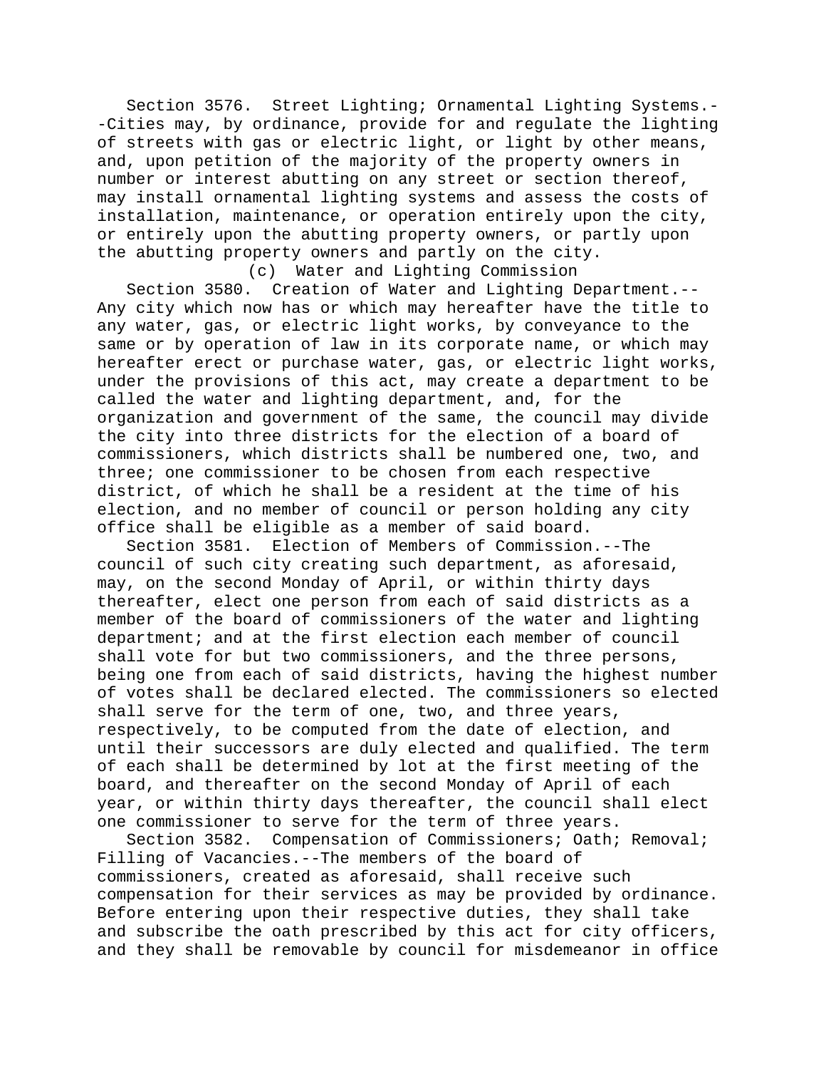Section 3576. Street Lighting; Ornamental Lighting Systems.--Cities may, by ordinance, provide for and regulate the lighting of streets with gas or electric light, or light by other means, and, upon petition of the majority of the property owners in number or interest abutting on any street or section thereof, may install ornamental lighting systems and assess the costs of installation, maintenance, or operation entirely upon the city, or entirely upon the abutting property owners, or partly upon the abutting property owners and partly on the city.

(c) Water and Lighting Commission

Section 3580. Creation of Water and Lighting Department.--Any city which now has or which may hereafter have the title to any water, gas, or electric light works, by conveyance to the same or by operation of law in its corporate name, or which may hereafter erect or purchase water, gas, or electric light works, under the provisions of this act, may create a department to be called the water and lighting department, and, for the organization and government of the same, the council may divide the city into three districts for the election of a board of commissioners, which districts shall be numbered one, two, and three; one commissioner to be chosen from each respective district, of which he shall be a resident at the time of his election, and no member of council or person holding any city office shall be eligible as a member of said board.

Section 3581. Election of Members of Commission.--The council of such city creating such department, as aforesaid, may, on the second Monday of April, or within thirty days thereafter, elect one person from each of said districts as a member of the board of commissioners of the water and lighting department; and at the first election each member of council shall vote for but two commissioners, and the three persons, being one from each of said districts, having the highest number of votes shall be declared elected. The commissioners so elected shall serve for the term of one, two, and three years, respectively, to be computed from the date of election, and until their successors are duly elected and qualified. The term of each shall be determined by lot at the first meeting of the board, and thereafter on the second Monday of April of each year, or within thirty days thereafter, the council shall elect one commissioner to serve for the term of three years.

Section 3582. Compensation of Commissioners; Oath; Removal; Filling of Vacancies.--The members of the board of commissioners, created as aforesaid, shall receive such compensation for their services as may be provided by ordinance. Before entering upon their respective duties, they shall take and subscribe the oath prescribed by this act for city officers, and they shall be removable by council for misdemeanor in office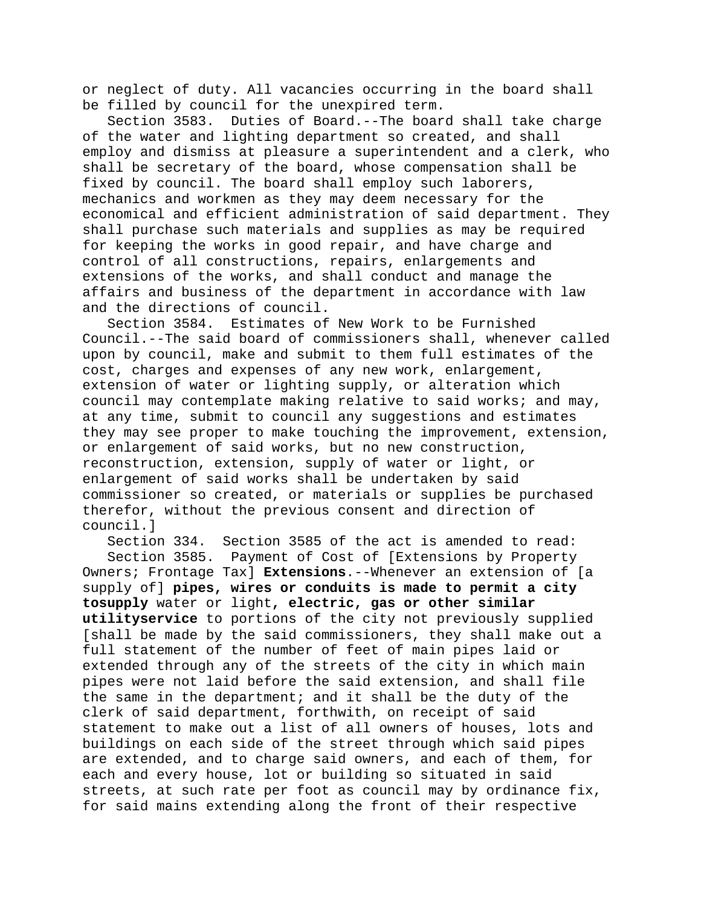or neglect of duty. All vacancies occurring in the board shall be filled by council for the unexpired term.

Section 3583. Duties of Board.--The board shall take charge of the water and lighting department so created, and shall employ and dismiss at pleasure a superintendent and a clerk, who shall be secretary of the board, whose compensation shall be fixed by council. The board shall employ such laborers, mechanics and workmen as they may deem necessary for the economical and efficient administration of said department. They shall purchase such materials and supplies as may be required for keeping the works in good repair, and have charge and control of all constructions, repairs, enlargements and extensions of the works, and shall conduct and manage the affairs and business of the department in accordance with law and the directions of council.

Section 3584. Estimates of New Work to be Furnished Council.--The said board of commissioners shall, whenever called upon by council, make and submit to them full estimates of the cost, charges and expenses of any new work, enlargement, extension of water or lighting supply, or alteration which council may contemplate making relative to said works; and may, at any time, submit to council any suggestions and estimates they may see proper to make touching the improvement, extension, or enlargement of said works, but no new construction, reconstruction, extension, supply of water or light, or enlargement of said works shall be undertaken by said commissioner so created, or materials or supplies be purchased therefor, without the previous consent and direction of council.]

Section 334. Section 3585 of the act is amended to read:

Section 3585. Payment of Cost of [Extensions by Property Owners; Frontage Tax] **Extensions**.--Whenever an extension of [a supply of] **pipes, wires or conduits is made to permit a city tosupply** water or light**, electric, gas or other similar utilityservice** to portions of the city not previously supplied [shall be made by the said commissioners, they shall make out a full statement of the number of feet of main pipes laid or extended through any of the streets of the city in which main pipes were not laid before the said extension, and shall file the same in the department; and it shall be the duty of the clerk of said department, forthwith, on receipt of said statement to make out a list of all owners of houses, lots and buildings on each side of the street through which said pipes are extended, and to charge said owners, and each of them, for each and every house, lot or building so situated in said streets, at such rate per foot as council may by ordinance fix, for said mains extending along the front of their respective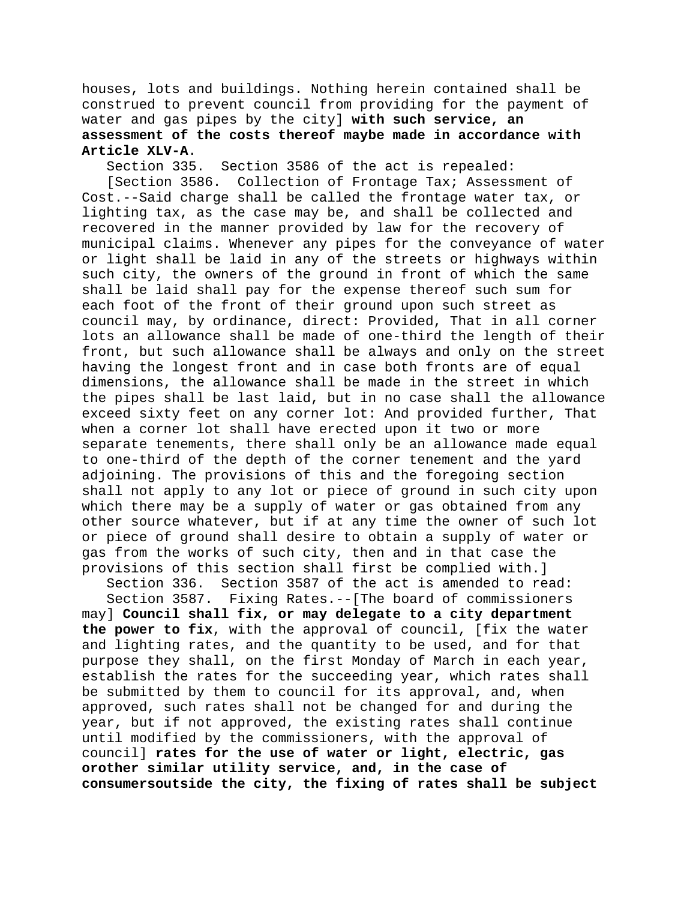houses, lots and buildings. Nothing herein contained shall be construed to prevent council from providing for the payment of water and gas pipes by the city] **with such service, an assessment of the costs thereof maybe made in accordance with Article XLV-A**.

Section 335. Section 3586 of the act is repealed:

[Section 3586. Collection of Frontage Tax; Assessment of Cost.--Said charge shall be called the frontage water tax, or lighting tax, as the case may be, and shall be collected and recovered in the manner provided by law for the recovery of municipal claims. Whenever any pipes for the conveyance of water or light shall be laid in any of the streets or highways within such city, the owners of the ground in front of which the same shall be laid shall pay for the expense thereof such sum for each foot of the front of their ground upon such street as council may, by ordinance, direct: Provided, That in all corner lots an allowance shall be made of one-third the length of their front, but such allowance shall be always and only on the street having the longest front and in case both fronts are of equal dimensions, the allowance shall be made in the street in which the pipes shall be last laid, but in no case shall the allowance exceed sixty feet on any corner lot: And provided further, That when a corner lot shall have erected upon it two or more separate tenements, there shall only be an allowance made equal to one-third of the depth of the corner tenement and the yard adjoining. The provisions of this and the foregoing section shall not apply to any lot or piece of ground in such city upon which there may be a supply of water or gas obtained from any other source whatever, but if at any time the owner of such lot or piece of ground shall desire to obtain a supply of water or gas from the works of such city, then and in that case the provisions of this section shall first be complied with.]

Section 336. Section 3587 of the act is amended to read:

Section 3587. Fixing Rates.--[The board of commissioners may] **Council shall fix, or may delegate to a city department the power to fix**, with the approval of council, [fix the water and lighting rates, and the quantity to be used, and for that purpose they shall, on the first Monday of March in each year, establish the rates for the succeeding year, which rates shall be submitted by them to council for its approval, and, when approved, such rates shall not be changed for and during the year, but if not approved, the existing rates shall continue until modified by the commissioners, with the approval of council] **rates for the use of water or light, electric, gas orother similar utility service, and, in the case of consumersoutside the city, the fixing of rates shall be subject**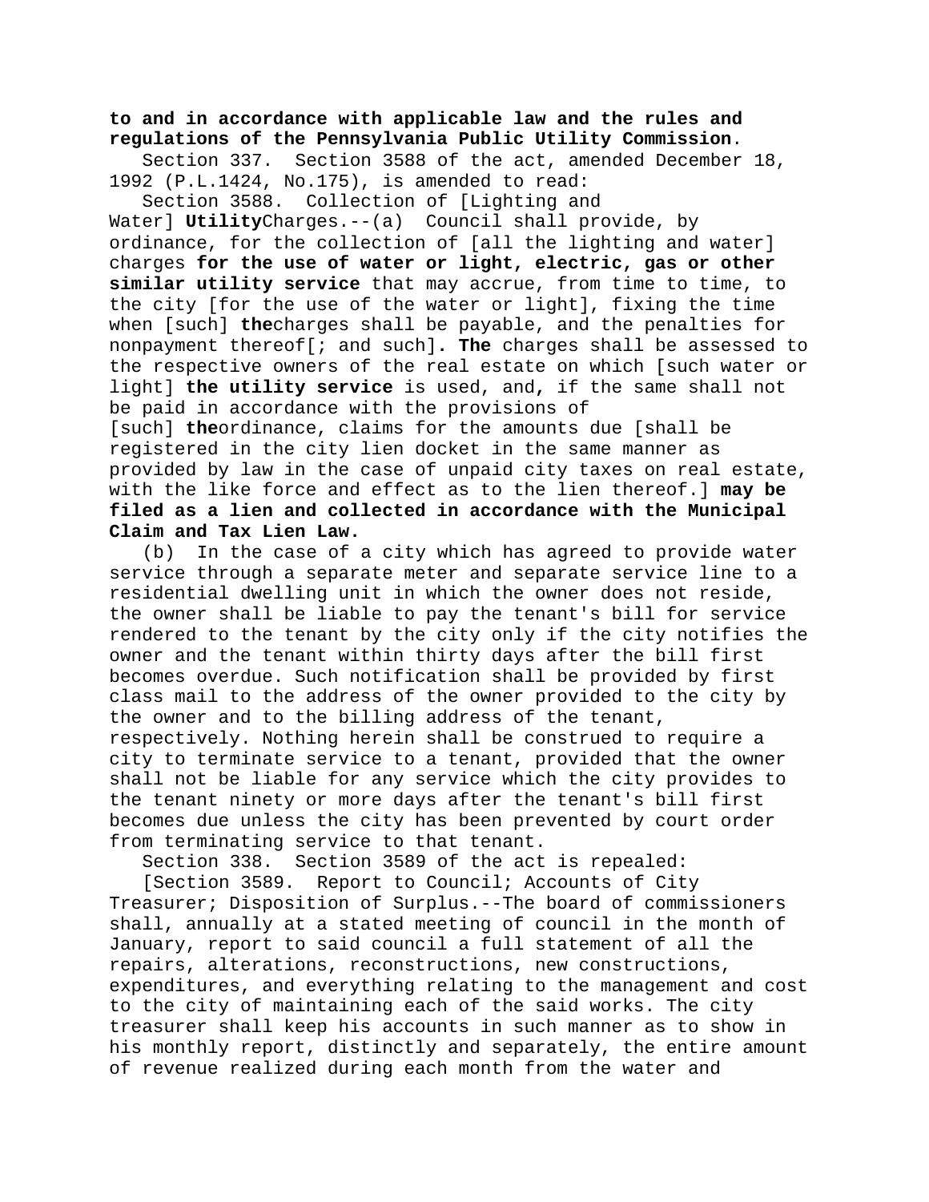**to and in accordance with applicable law and the rules and regulations of the Pennsylvania Public Utility Commission**.

Section 337. Section 3588 of the act, amended December 18, 1992 (P.L.1424, No.175), is amended to read:

Section 3588. Collection of [Lighting and Water] **Utility** Charges.--(a) Council shall provide, by ordinance, for the collection of [all the lighting and water] charges **for the use of water or light, electric, gas or other similar utility service** that may accrue, from time to time, to the city [for the use of the water or light], fixing the time when [such] **the** charges shall be payable, and the penalties for nonpayment thereof[; and such]**. The** charges shall be assessed to the respective owners of the real estate on which [such water or light] **the utility service** is used, and, if the same shall not be paid in accordance with the provisions of [such] **the** ordinance, claims for the amounts due [shall be registered in the city lien docket in the same manner as provided by law in the case of unpaid city taxes on real estate, with the like force and effect as to the lien thereof.] **may be filed as a lien and collected in accordance with the Municipal Claim and Tax Lien Law.**

(b) In the case of a city which has agreed to provide water service through a separate meter and separate service line to a residential dwelling unit in which the owner does not reside, the owner shall be liable to pay the tenant's bill for service rendered to the tenant by the city only if the city notifies the owner and the tenant within thirty days after the bill first becomes overdue. Such notification shall be provided by first class mail to the address of the owner provided to the city by the owner and to the billing address of the tenant, respectively. Nothing herein shall be construed to require a city to terminate service to a tenant, provided that the owner shall not be liable for any service which the city provides to the tenant ninety or more days after the tenant's bill first becomes due unless the city has been prevented by court order from terminating service to that tenant.

Section 338. Section 3589 of the act is repealed:

[Section 3589. Report to Council; Accounts of City Treasurer; Disposition of Surplus.--The board of commissioners shall, annually at a stated meeting of council in the month of January, report to said council a full statement of all the repairs, alterations, reconstructions, new constructions, expenditures, and everything relating to the management and cost to the city of maintaining each of the said works. The city treasurer shall keep his accounts in such manner as to show in his monthly report, distinctly and separately, the entire amount of revenue realized during each month from the water and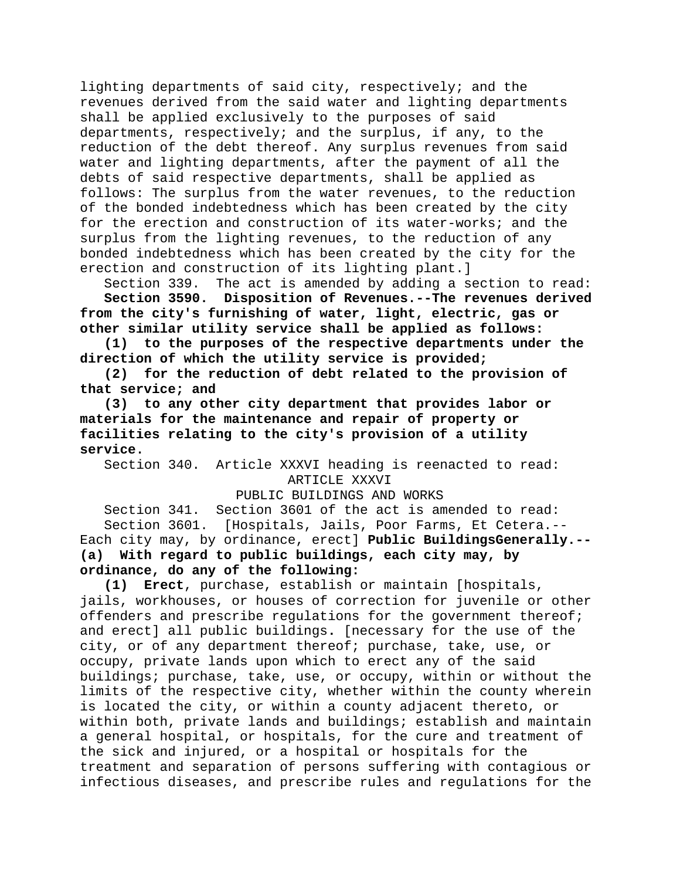lighting departments of said city, respectively; and the revenues derived from the said water and lighting departments shall be applied exclusively to the purposes of said departments, respectively; and the surplus, if any, to the reduction of the debt thereof. Any surplus revenues from said water and lighting departments, after the payment of all the debts of said respective departments, shall be applied as follows: The surplus from the water revenues, to the reduction of the bonded indebtedness which has been created by the city for the erection and construction of its water-works; and the surplus from the lighting revenues, to the reduction of any bonded indebtedness which has been created by the city for the erection and construction of its lighting plant.]

Section 339. The act is amended by adding a section to read:

**Section 3590. Disposition of Revenues.--The revenues derived from the city's furnishing of water, light, electric, gas or other similar utility service shall be applied as follows:**

**(1) to the purposes of the respective departments under the direction of which the utility service is provided;**

**(2) for the reduction of debt related to the provision of that service; and**

**(3) to any other city department that provides labor or materials for the maintenance and repair of property or facilities relating to the city's provision of a utility service.**

Section 340. Article XXXVI heading is reenacted to read:

ARTICLE XXXVI

PUBLIC BUILDINGS AND WORKS

Section 341. Section 3601 of the act is amended to read:

Section 3601. [Hospitals, Jails, Poor Farms, Et Cetera.--Each city may, by ordinance, erect] **Public BuildingsGenerally.--(a) With regard to public buildings, each city may, by ordinance, do any of the following:**

**(1) Erect**, purchase, establish or maintain [hospitals, jails, workhouses, or houses of correction for juvenile or other offenders and prescribe regulations for the government thereof; and erect] all public buildings**.** [necessary for the use of the city, or of any department thereof; purchase, take, use, or occupy, private lands upon which to erect any of the said buildings; purchase, take, use, or occupy, within or without the limits of the respective city, whether within the county wherein is located the city, or within a county adjacent thereto, or within both, private lands and buildings; establish and maintain a general hospital, or hospitals, for the cure and treatment of the sick and injured, or a hospital or hospitals for the treatment and separation of persons suffering with contagious or infectious diseases, and prescribe rules and regulations for the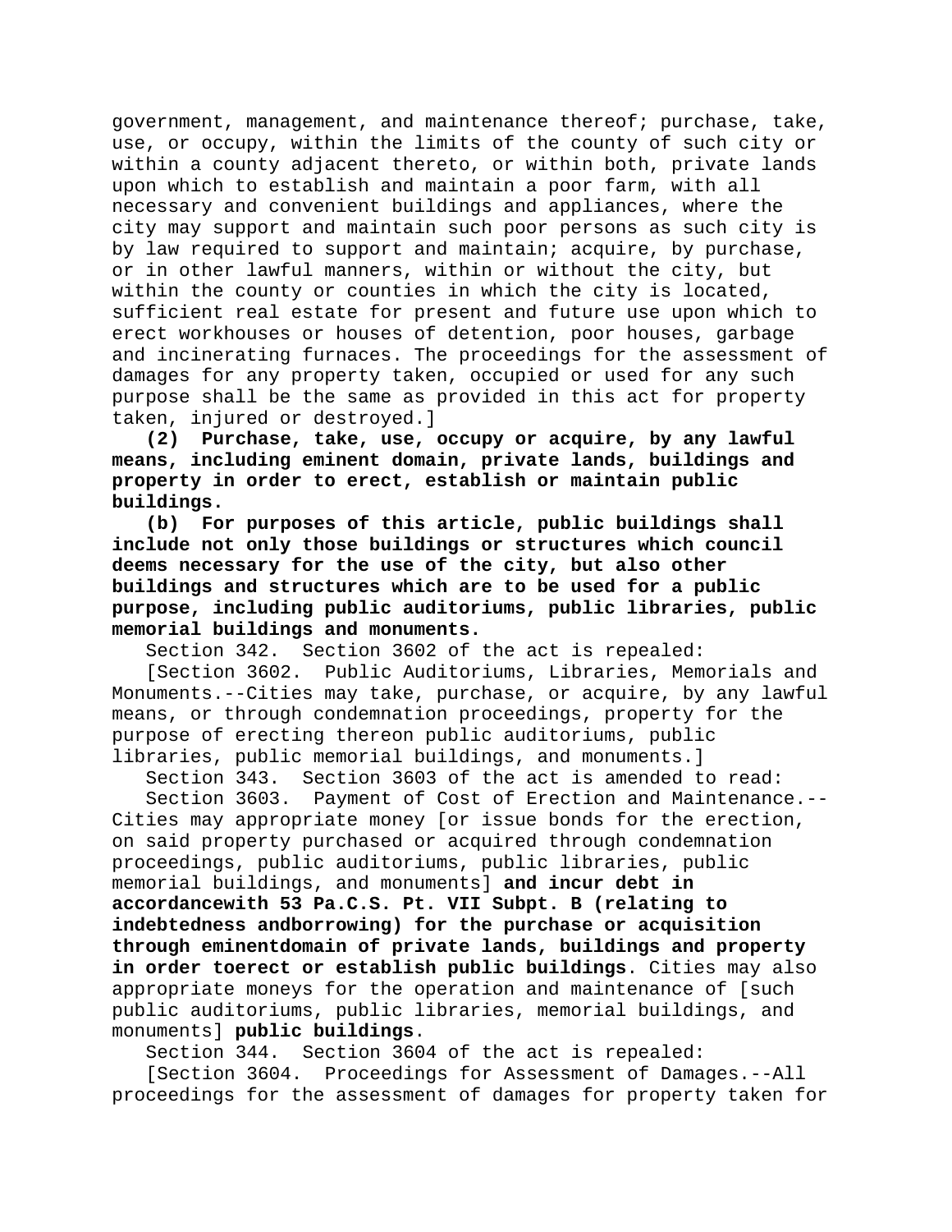government, management, and maintenance thereof; purchase, take, use, or occupy, within the limits of the county of such city or within a county adjacent thereto, or within both, private lands upon which to establish and maintain a poor farm, with all necessary and convenient buildings and appliances, where the city may support and maintain such poor persons as such city is by law required to support and maintain; acquire, by purchase, or in other lawful manners, within or without the city, but within the county or counties in which the city is located, sufficient real estate for present and future use upon which to erect workhouses or houses of detention, poor houses, garbage and incinerating furnaces. The proceedings for the assessment of damages for any property taken, occupied or used for any such purpose shall be the same as provided in this act for property taken, injured or destroyed.]

**(2) Purchase, take, use, occupy or acquire, by any lawful means, including eminent domain, private lands, buildings and property in order to erect, establish or maintain public buildings.**

**(b) For purposes of this article, public buildings shall include not only those buildings or structures which council deems necessary for the use of the city, but also other buildings and structures which are to be used for a public purpose, including public auditoriums, public libraries, public memorial buildings and monuments.**

Section 342. Section 3602 of the act is repealed:

[Section 3602. Public Auditoriums, Libraries, Memorials and Monuments.--Cities may take, purchase, or acquire, by any lawful means, or through condemnation proceedings, property for the purpose of erecting thereon public auditoriums, public libraries, public memorial buildings, and monuments.]

Section 343. Section 3603 of the act is amended to read:

Section 3603. Payment of Cost of Erection and Maintenance.--Cities may appropriate money [or issue bonds for the erection, on said property purchased or acquired through condemnation proceedings, public auditoriums, public libraries, public memorial buildings, and monuments] **and incur debt in accordancewith 53 Pa.C.S. Pt. VII Subpt. B (relating to indebtedness andborrowing) for the purchase or acquisition through eminentdomain of private lands, buildings and property in order toerect or establish public buildings**. Cities may also appropriate moneys for the operation and maintenance of [such public auditoriums, public libraries, memorial buildings, and monuments] **public buildings**.

Section 344. Section 3604 of the act is repealed:

[Section 3604. Proceedings for Assessment of Damages.--All proceedings for the assessment of damages for property taken for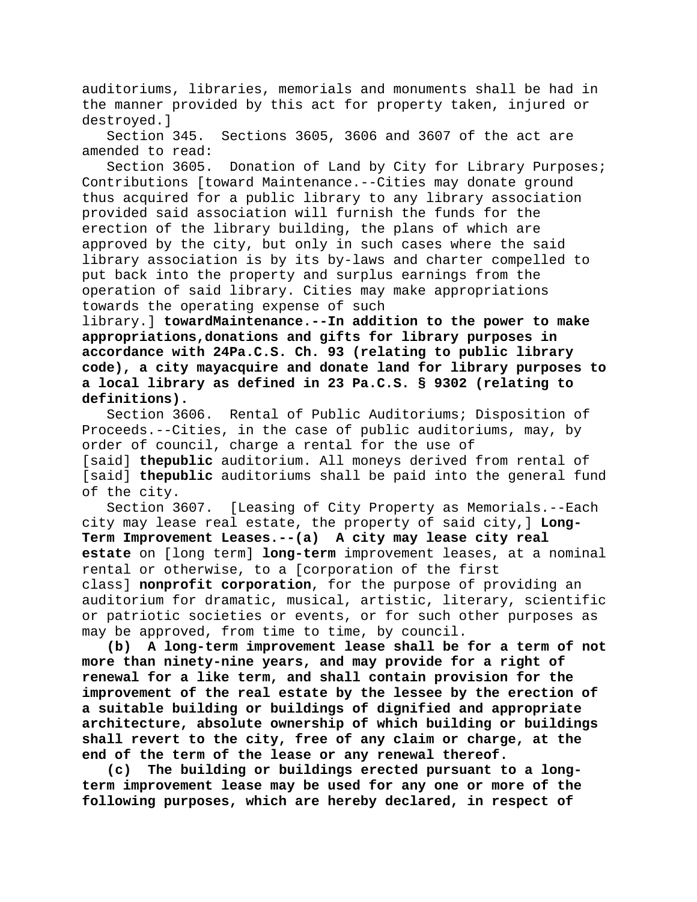auditoriums, libraries, memorials and monuments shall be had in the manner provided by this act for property taken, injured or destroyed.]

Section 345. Sections 3605, 3606 and 3607 of the act are amended to read:

Section 3605. Donation of Land by City for Library Purposes; Contributions [toward Maintenance.--Cities may donate ground thus acquired for a public library to any library association provided said association will furnish the funds for the erection of the library building, the plans of which are approved by the city, but only in such cases where the said library association is by its by-laws and charter compelled to put back into the property and surplus earnings from the operation of said library. Cities may make appropriations towards the operating expense of such library.] **towardMaintenance.--In addition to the power to make appropriations,donations and gifts for library purposes in accordance with 24Pa.C.S. Ch. 93 (relating to public library code), a city mayacquire and donate land for library purposes to a local library as defined in 23 Pa.C.S. § 9302 (relating to definitions).**

Section 3606. Rental of Public Auditoriums; Disposition of Proceeds.--Cities, in the case of public auditoriums, may, by order of council, charge a rental for the use of [said] **thepublic** auditorium. All moneys derived from rental of [said] **thepublic** auditoriums shall be paid into the general fund of the city.

Section 3607. [Leasing of City Property as Memorials.--Each city may lease real estate, the property of said city,] **Long-Term Improvement Leases.--(a) A city may lease city real estate** on [long term] **long-term** improvement leases, at a nominal rental or otherwise, to a [corporation of the first class] **nonprofit corporation**, for the purpose of providing an auditorium for dramatic, musical, artistic, literary, scientific or patriotic societies or events, or for such other purposes as may be approved, from time to time, by council.

**(b) A long-term improvement lease shall be for a term of not more than ninety-nine years, and may provide for a right of renewal for a like term, and shall contain provision for the improvement of the real estate by the lessee by the erection of a suitable building or buildings of dignified and appropriate architecture, absolute ownership of which building or buildings shall revert to the city, free of any claim or charge, at the end of the term of the lease or any renewal thereof.**

**(c) The building or buildings erected pursuant to a long-term improvement lease may be used for any one or more of the following purposes, which are hereby declared, in respect of**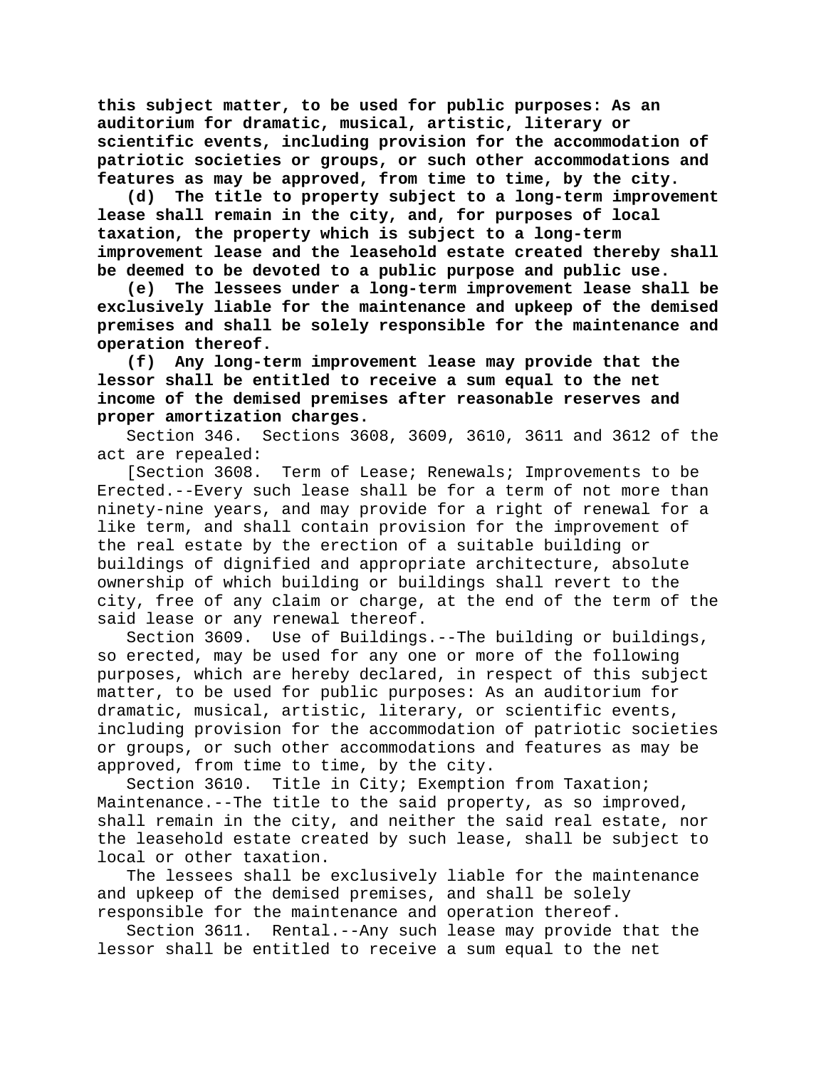**this subject matter, to be used for public purposes: As an auditorium for dramatic, musical, artistic, literary or scientific events, including provision for the accommodation of patriotic societies or groups, or such other accommodations and features as may be approved, from time to time, by the city.**

**(d) The title to property subject to a long-term improvement lease shall remain in the city, and, for purposes of local taxation, the property which is subject to a long-term improvement lease and the leasehold estate created thereby shall be deemed to be devoted to a public purpose and public use.**

**(e) The lessees under a long-term improvement lease shall be exclusively liable for the maintenance and upkeep of the demised premises and shall be solely responsible for the maintenance and operation thereof.**

**(f) Any long-term improvement lease may provide that the lessor shall be entitled to receive a sum equal to the net income of the demised premises after reasonable reserves and proper amortization charges.**

Section 346. Sections 3608, 3609, 3610, 3611 and 3612 of the act are repealed:

[Section 3608. Term of Lease; Renewals; Improvements to be Erected.--Every such lease shall be for a term of not more than ninety-nine years, and may provide for a right of renewal for a like term, and shall contain provision for the improvement of the real estate by the erection of a suitable building or buildings of dignified and appropriate architecture, absolute ownership of which building or buildings shall revert to the city, free of any claim or charge, at the end of the term of the said lease or any renewal thereof.

Section 3609. Use of Buildings.--The building or buildings, so erected, may be used for any one or more of the following purposes, which are hereby declared, in respect of this subject matter, to be used for public purposes: As an auditorium for dramatic, musical, artistic, literary, or scientific events, including provision for the accommodation of patriotic societies or groups, or such other accommodations and features as may be approved, from time to time, by the city.

Section 3610. Title in City; Exemption from Taxation; Maintenance.--The title to the said property, as so improved, shall remain in the city, and neither the said real estate, nor the leasehold estate created by such lease, shall be subject to local or other taxation.

The lessees shall be exclusively liable for the maintenance and upkeep of the demised premises, and shall be solely responsible for the maintenance and operation thereof.

Section 3611. Rental.--Any such lease may provide that the lessor shall be entitled to receive a sum equal to the net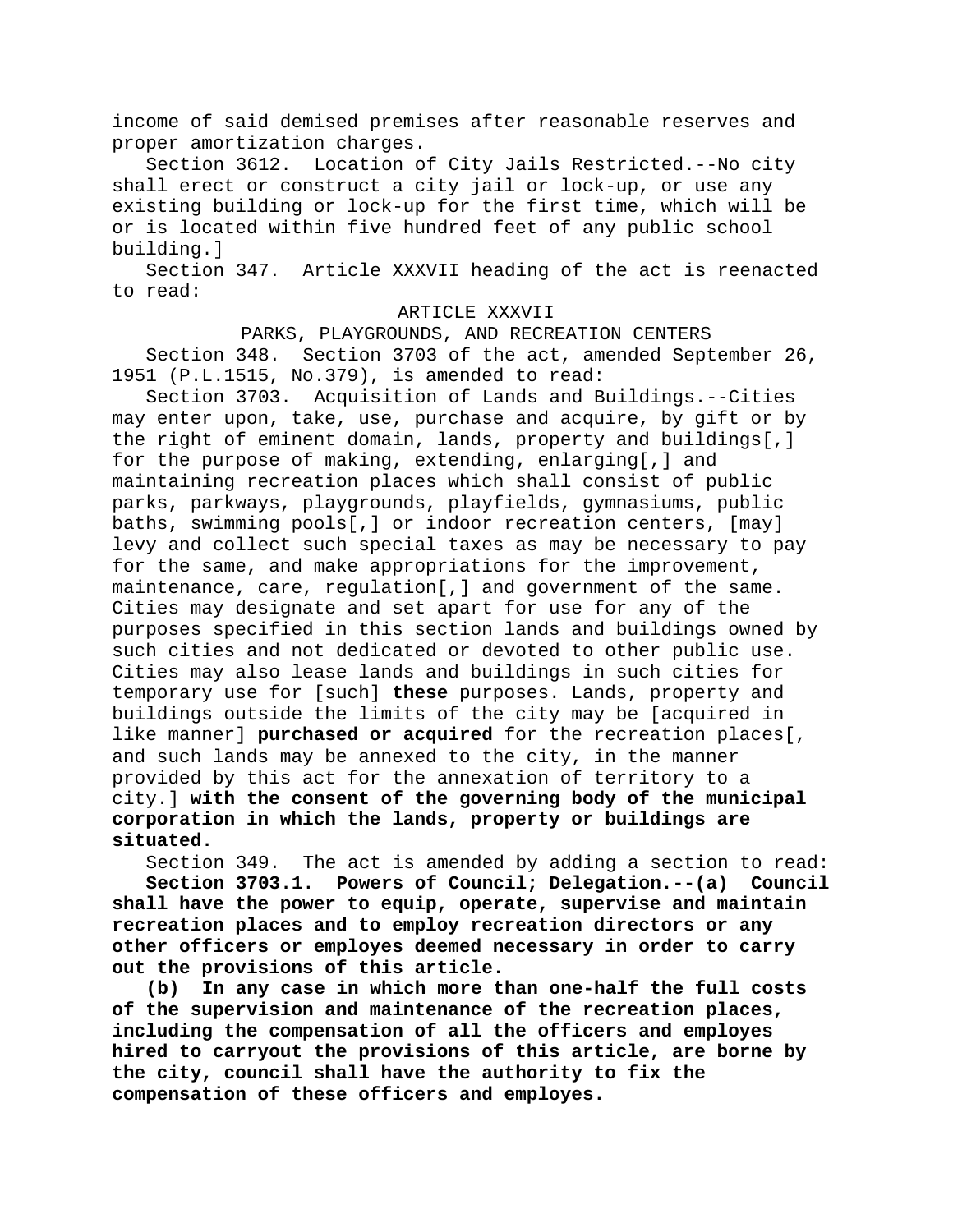income of said demised premises after reasonable reserves and proper amortization charges.

Section 3612. Location of City Jails Restricted.--No city shall erect or construct a city jail or lock-up, or use any existing building or lock-up for the first time, which will be or is located within five hundred feet of any public school building.]

Section 347. Article XXXVII heading of the act is reenacted to read:

ARTICLE XXXVII

PARKS, PLAYGROUNDS, AND RECREATION CENTERS

Section 348. Section 3703 of the act, amended September 26, 1951 (P.L.1515, No.379), is amended to read:

Section 3703. Acquisition of Lands and Buildings.--Cities may enter upon, take, use, purchase and acquire, by gift or by the right of eminent domain, lands, property and buildings[,] for the purpose of making, extending, enlarging[,] and maintaining recreation places which shall consist of public parks, parkways, playgrounds, playfields, gymnasiums, public baths, swimming pools[,] or indoor recreation centers, [may] levy and collect such special taxes as may be necessary to pay for the same, and make appropriations for the improvement, maintenance, care, regulation[,] and government of the same. Cities may designate and set apart for use for any of the purposes specified in this section lands and buildings owned by such cities and not dedicated or devoted to other public use. Cities may also lease lands and buildings in such cities for temporary use for [such] **these** purposes. Lands, property and buildings outside the limits of the city may be [acquired in like manner] **purchased or acquired** for the recreation places[, and such lands may be annexed to the city, in the manner provided by this act for the annexation of territory to a city.] **with the consent of the governing body of the municipal corporation in which the lands, property or buildings are situated.**

Section 349. The act is amended by adding a section to read:

**Section 3703.1. Powers of Council; Delegation.--(a) Council shall have the power to equip, operate, supervise and maintain recreation places and to employ recreation directors or any other officers or employes deemed necessary in order to carry out the provisions of this article.**

**(b) In any case in which more than one-half the full costs of the supervision and maintenance of the recreation places, including the compensation of all the officers and employes hired to carryout the provisions of this article, are borne by the city, council shall have the authority to fix the compensation of these officers and employes.**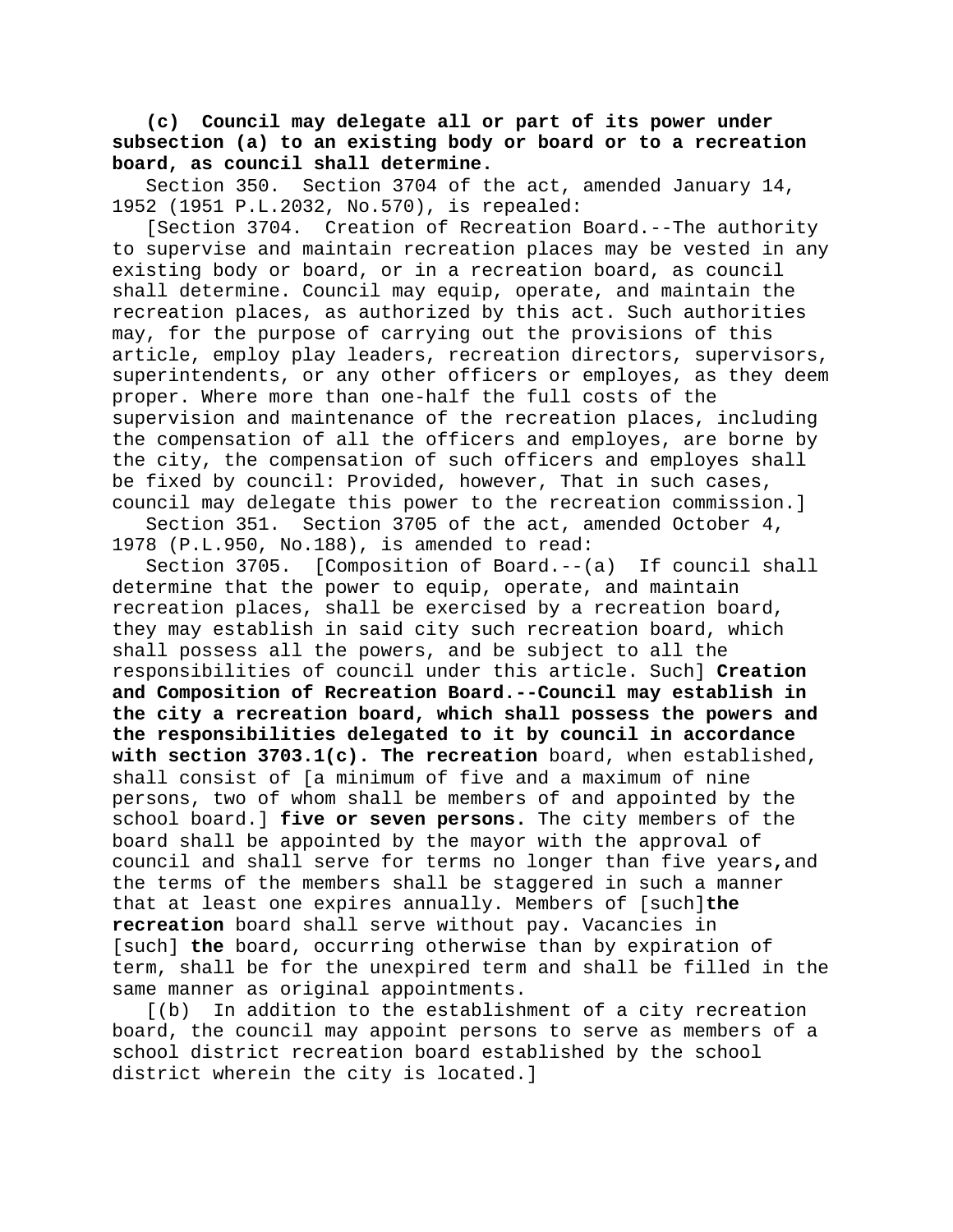**(c) Council may delegate all or part of its power under subsection (a) to an existing body or board or to a recreation board, as council shall determine.**

Section 350. Section 3704 of the act, amended January 14, 1952 (1951 P.L.2032, No.570), is repealed:

[Section 3704. Creation of Recreation Board.--The authority to supervise and maintain recreation places may be vested in any existing body or board, or in a recreation board, as council shall determine. Council may equip, operate, and maintain the recreation places, as authorized by this act. Such authorities may, for the purpose of carrying out the provisions of this article, employ play leaders, recreation directors, supervisors, superintendents, or any other officers or employes, as they deem proper. Where more than one-half the full costs of the supervision and maintenance of the recreation places, including the compensation of all the officers and employes, are borne by the city, the compensation of such officers and employes shall be fixed by council: Provided, however, That in such cases, council may delegate this power to the recreation commission.]

Section 351. Section 3705 of the act, amended October 4, 1978 (P.L.950, No.188), is amended to read:

Section 3705. [Composition of Board.--(a) If council shall determine that the power to equip, operate, and maintain recreation places, shall be exercised by a recreation board, they may establish in said city such recreation board, which shall possess all the powers, and be subject to all the responsibilities of council under this article. Such] **Creation and Composition of Recreation Board.--Council may establish in the city a recreation board, which shall possess the powers and the responsibilities delegated to it by council in accordance with section 3703.1(c). The recreation** board, when established, shall consist of [a minimum of five and a maximum of nine persons, two of whom shall be members of and appointed by the school board.] **five or seven persons.** The city members of the board shall be appointed by the mayor with the approval of council and shall serve for terms no longer than five years**,**and the terms of the members shall be staggered in such a manner that at least one expires annually. Members of [such]**the recreation** board shall serve without pay. Vacancies in [such] **the** board, occurring otherwise than by expiration of term, shall be for the unexpired term and shall be filled in the same manner as original appointments.

[(b) In addition to the establishment of a city recreation board, the council may appoint persons to serve as members of a school district recreation board established by the school district wherein the city is located.]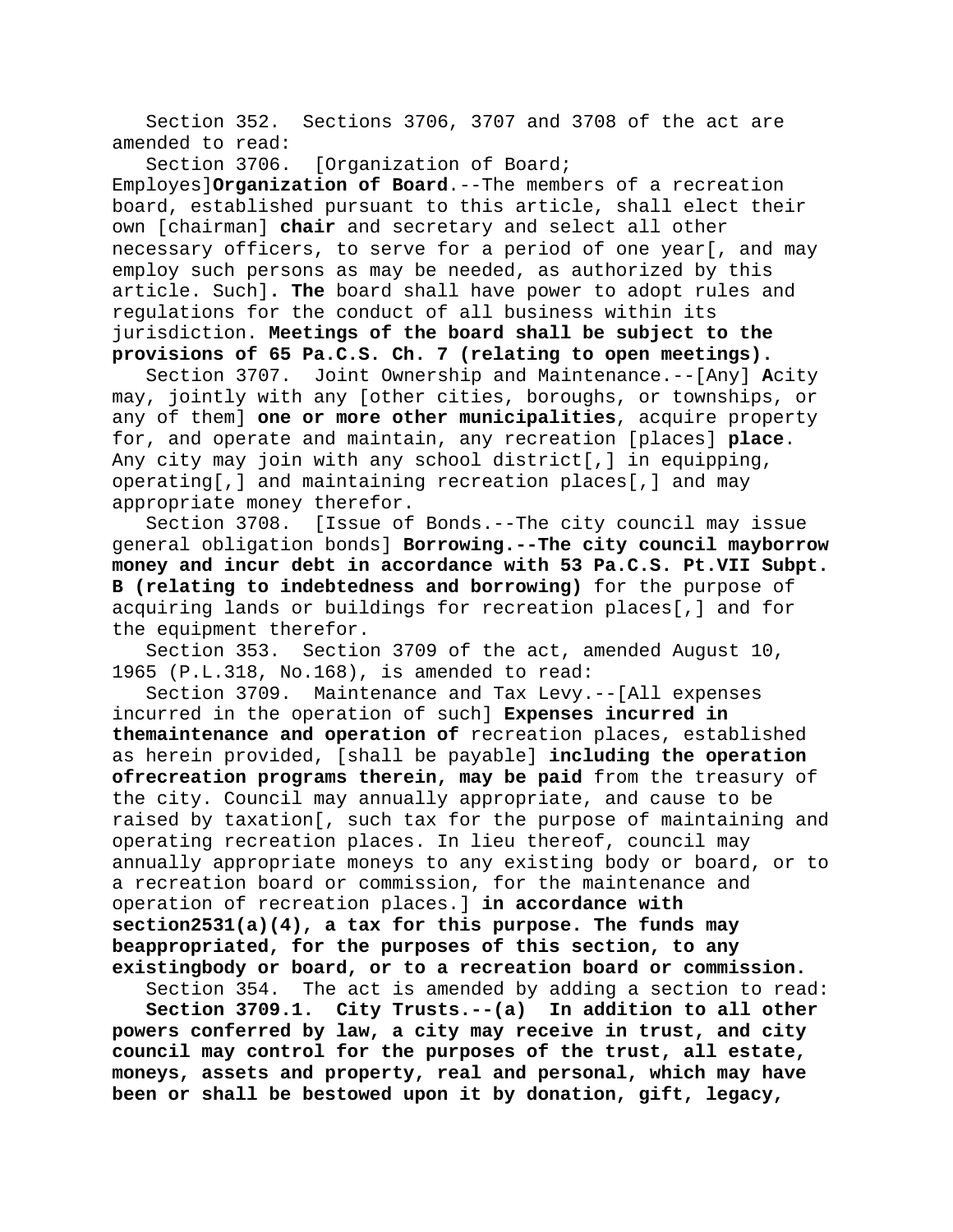Section 352. Sections 3706, 3707 and 3708 of the act are amended to read:

Section 3706. [Organization of Board; Employes]**Organization of Board**.--The members of a recreation board, established pursuant to this article, shall elect their own [chairman] **chair** and secretary and select all other necessary officers, to serve for a period of one year[, and may employ such persons as may be needed, as authorized by this article. Such]**. The** board shall have power to adopt rules and regulations for the conduct of all business within its jurisdiction. **Meetings of the board shall be subject to the provisions of 65 Pa.C.S. Ch. 7 (relating to open meetings).**

Section 3707. Joint Ownership and Maintenance.--[Any] **A**city may, jointly with any [other cities, boroughs, or townships, or any of them] **one or more other municipalities**, acquire property for, and operate and maintain, any recreation [places] **place**. Any city may join with any school district[,] in equipping, operating[,] and maintaining recreation places[,] and may appropriate money therefor.

Section 3708. [Issue of Bonds.--The city council may issue general obligation bonds] **Borrowing.--The city council mayborrow money and incur debt in accordance with 53 Pa.C.S. Pt.VII Subpt. B (relating to indebtedness and borrowing)** for the purpose of acquiring lands or buildings for recreation places[,] and for the equipment therefor.

Section 353. Section 3709 of the act, amended August 10, 1965 (P.L.318, No.168), is amended to read:

Section 3709. Maintenance and Tax Levy.--[All expenses incurred in the operation of such] **Expenses incurred in themaintenance and operation of** recreation places, established as herein provided, [shall be payable] **including the operation ofrecreation programs therein, may be paid** from the treasury of the city. Council may annually appropriate, and cause to be raised by taxation[, such tax for the purpose of maintaining and operating recreation places. In lieu thereof, council may annually appropriate moneys to any existing body or board, or to a recreation board or commission, for the maintenance and operation of recreation places.] **in accordance with section2531(a)(4), a tax for this purpose. The funds may beappropriated, for the purposes of this section, to any existingbody or board, or to a recreation board or commission.**

Section 354. The act is amended by adding a section to read:

**Section 3709.1. City Trusts.--(a) In addition to all other powers conferred by law, a city may receive in trust, and city council may control for the purposes of the trust, all estate, moneys, assets and property, real and personal, which may have been or shall be bestowed upon it by donation, gift, legacy,**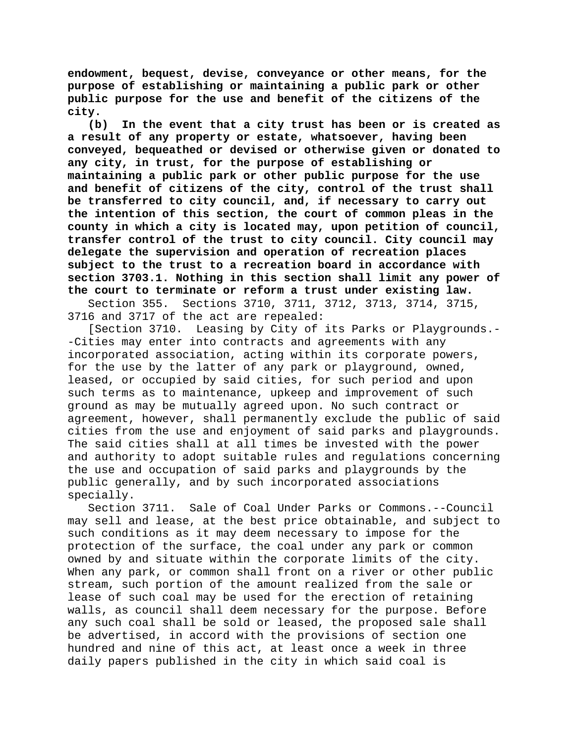**endowment, bequest, devise, conveyance or other means, for the purpose of establishing or maintaining a public park or other public purpose for the use and benefit of the citizens of the city.**

**(b) In the event that a city trust has been or is created as a result of any property or estate, whatsoever, having been conveyed, bequeathed or devised or otherwise given or donated to any city, in trust, for the purpose of establishing or maintaining a public park or other public purpose for the use and benefit of citizens of the city, control of the trust shall be transferred to city council, and, if necessary to carry out the intention of this section, the court of common pleas in the county in which a city is located may, upon petition of council, transfer control of the trust to city council. City council may delegate the supervision and operation of recreation places subject to the trust to a recreation board in accordance with section 3703.1. Nothing in this section shall limit any power of the court to terminate or reform a trust under existing law.**

Section 355. Sections 3710, 3711, 3712, 3713, 3714, 3715, 3716 and 3717 of the act are repealed:

[Section 3710. Leasing by City of its Parks or Playgrounds.--Cities may enter into contracts and agreements with any incorporated association, acting within its corporate powers, for the use by the latter of any park or playground, owned, leased, or occupied by said cities, for such period and upon such terms as to maintenance, upkeep and improvement of such ground as may be mutually agreed upon. No such contract or agreement, however, shall permanently exclude the public of said cities from the use and enjoyment of said parks and playgrounds. The said cities shall at all times be invested with the power and authority to adopt suitable rules and regulations concerning the use and occupation of said parks and playgrounds by the public generally, and by such incorporated associations specially.

Section 3711. Sale of Coal Under Parks or Commons.--Council may sell and lease, at the best price obtainable, and subject to such conditions as it may deem necessary to impose for the protection of the surface, the coal under any park or common owned by and situate within the corporate limits of the city. When any park, or common shall front on a river or other public stream, such portion of the amount realized from the sale or lease of such coal may be used for the erection of retaining walls, as council shall deem necessary for the purpose. Before any such coal shall be sold or leased, the proposed sale shall be advertised, in accord with the provisions of section one hundred and nine of this act, at least once a week in three daily papers published in the city in which said coal is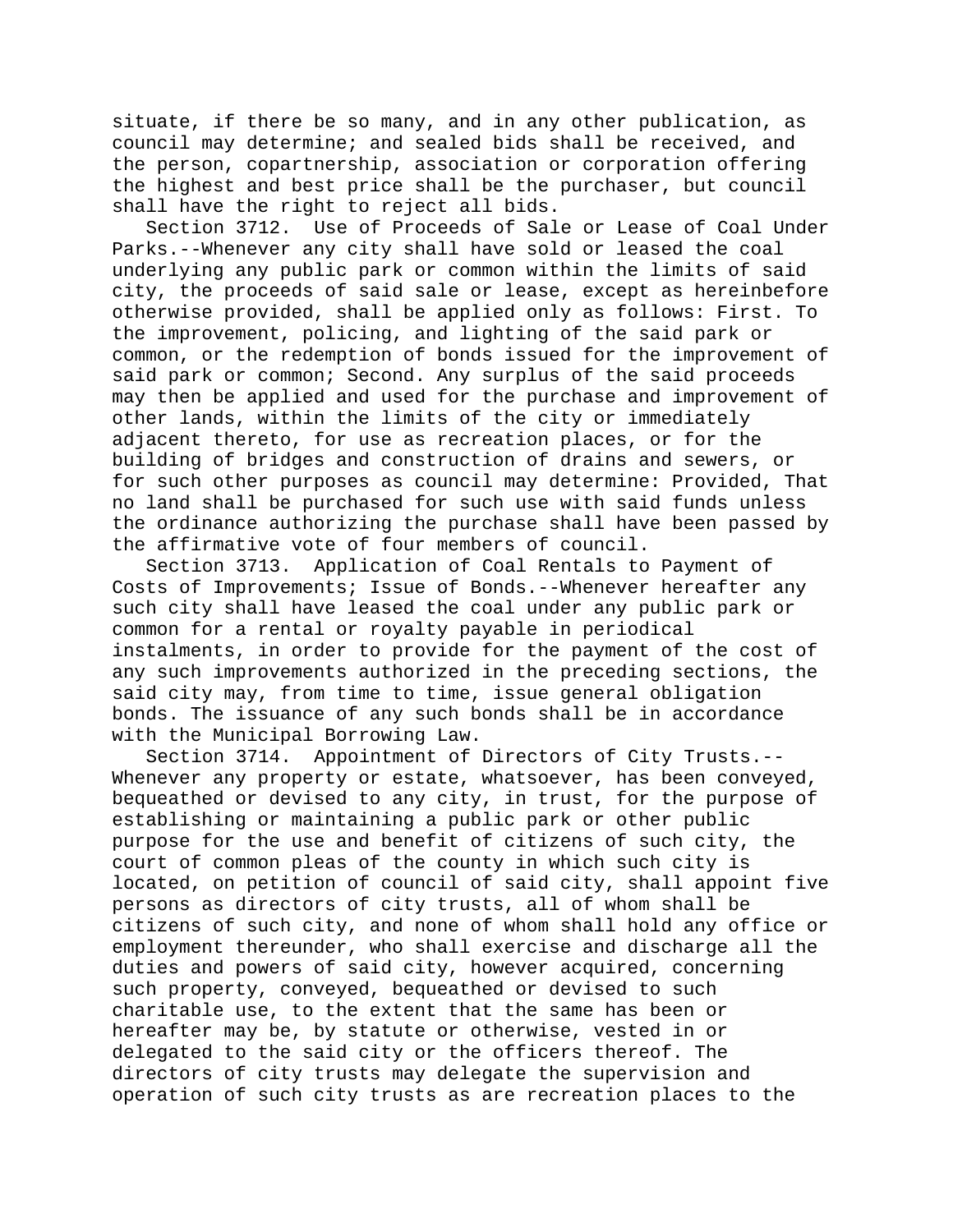situate, if there be so many, and in any other publication, as council may determine; and sealed bids shall be received, and the person, copartnership, association or corporation offering the highest and best price shall be the purchaser, but council shall have the right to reject all bids.

Section 3712. Use of Proceeds of Sale or Lease of Coal Under Parks.--Whenever any city shall have sold or leased the coal underlying any public park or common within the limits of said city, the proceeds of said sale or lease, except as hereinbefore otherwise provided, shall be applied only as follows: First. To the improvement, policing, and lighting of the said park or common, or the redemption of bonds issued for the improvement of said park or common; Second. Any surplus of the said proceeds may then be applied and used for the purchase and improvement of other lands, within the limits of the city or immediately adjacent thereto, for use as recreation places, or for the building of bridges and construction of drains and sewers, or for such other purposes as council may determine: Provided, That no land shall be purchased for such use with said funds unless the ordinance authorizing the purchase shall have been passed by the affirmative vote of four members of council.

Section 3713. Application of Coal Rentals to Payment of Costs of Improvements; Issue of Bonds.--Whenever hereafter any such city shall have leased the coal under any public park or common for a rental or royalty payable in periodical instalments, in order to provide for the payment of the cost of any such improvements authorized in the preceding sections, the said city may, from time to time, issue general obligation bonds. The issuance of any such bonds shall be in accordance with the Municipal Borrowing Law.

Section 3714. Appointment of Directors of City Trusts.--Whenever any property or estate, whatsoever, has been conveyed, bequeathed or devised to any city, in trust, for the purpose of establishing or maintaining a public park or other public purpose for the use and benefit of citizens of such city, the court of common pleas of the county in which such city is located, on petition of council of said city, shall appoint five persons as directors of city trusts, all of whom shall be citizens of such city, and none of whom shall hold any office or employment thereunder, who shall exercise and discharge all the duties and powers of said city, however acquired, concerning such property, conveyed, bequeathed or devised to such charitable use, to the extent that the same has been or hereafter may be, by statute or otherwise, vested in or delegated to the said city or the officers thereof. The directors of city trusts may delegate the supervision and operation of such city trusts as are recreation places to the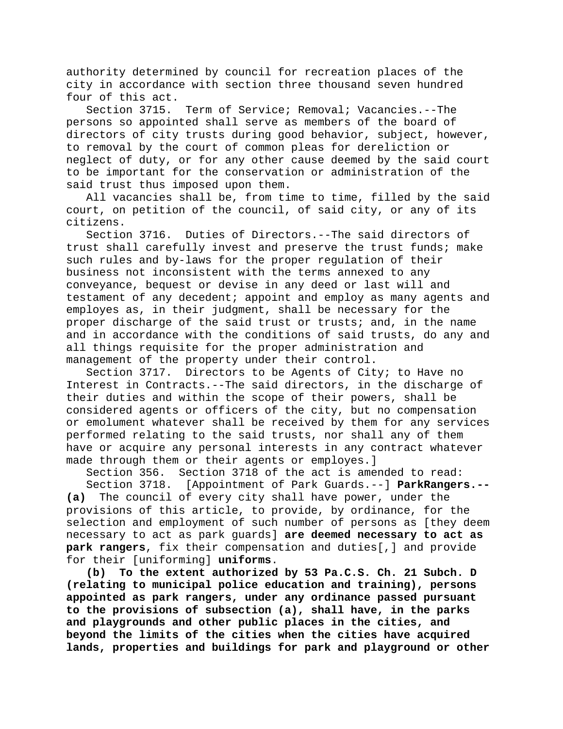authority determined by council for recreation places of the city in accordance with section three thousand seven hundred four of this act.

Section 3715. Term of Service; Removal; Vacancies.--The persons so appointed shall serve as members of the board of directors of city trusts during good behavior, subject, however, to removal by the court of common pleas for dereliction or neglect of duty, or for any other cause deemed by the said court to be important for the conservation or administration of the said trust thus imposed upon them.

All vacancies shall be, from time to time, filled by the said court, on petition of the council, of said city, or any of its citizens.

Section 3716. Duties of Directors.--The said directors of trust shall carefully invest and preserve the trust funds; make such rules and by-laws for the proper regulation of their business not inconsistent with the terms annexed to any conveyance, bequest or devise in any deed or last will and testament of any decedent; appoint and employ as many agents and employes as, in their judgment, shall be necessary for the proper discharge of the said trust or trusts; and, in the name and in accordance with the conditions of said trusts, do any and all things requisite for the proper administration and management of the property under their control.

Section 3717. Directors to be Agents of City; to Have no Interest in Contracts.--The said directors, in the discharge of their duties and within the scope of their powers, shall be considered agents or officers of the city, but no compensation or emolument whatever shall be received by them for any services performed relating to the said trusts, nor shall any of them have or acquire any personal interests in any contract whatever made through them or their agents or employes.]

Section 356. Section 3718 of the act is amended to read:

Section 3718. [Appointment of Park Guards.--] **ParkRangers.--** **(a)** The council of every city shall have power, under the provisions of this article, to provide, by ordinance, for the selection and employment of such number of persons as [they deem necessary to act as park guards] **are deemed necessary to act as park rangers**, fix their compensation and duties[,] and provide for their [uniforming] **uniforms**.

**(b) To the extent authorized by 53 Pa.C.S. Ch. 21 Subch. D (relating to municipal police education and training), persons appointed as park rangers, under any ordinance passed pursuant to the provisions of subsection (a), shall have, in the parks and playgrounds and other public places in the cities, and beyond the limits of the cities when the cities have acquired lands, properties and buildings for park and playground or other**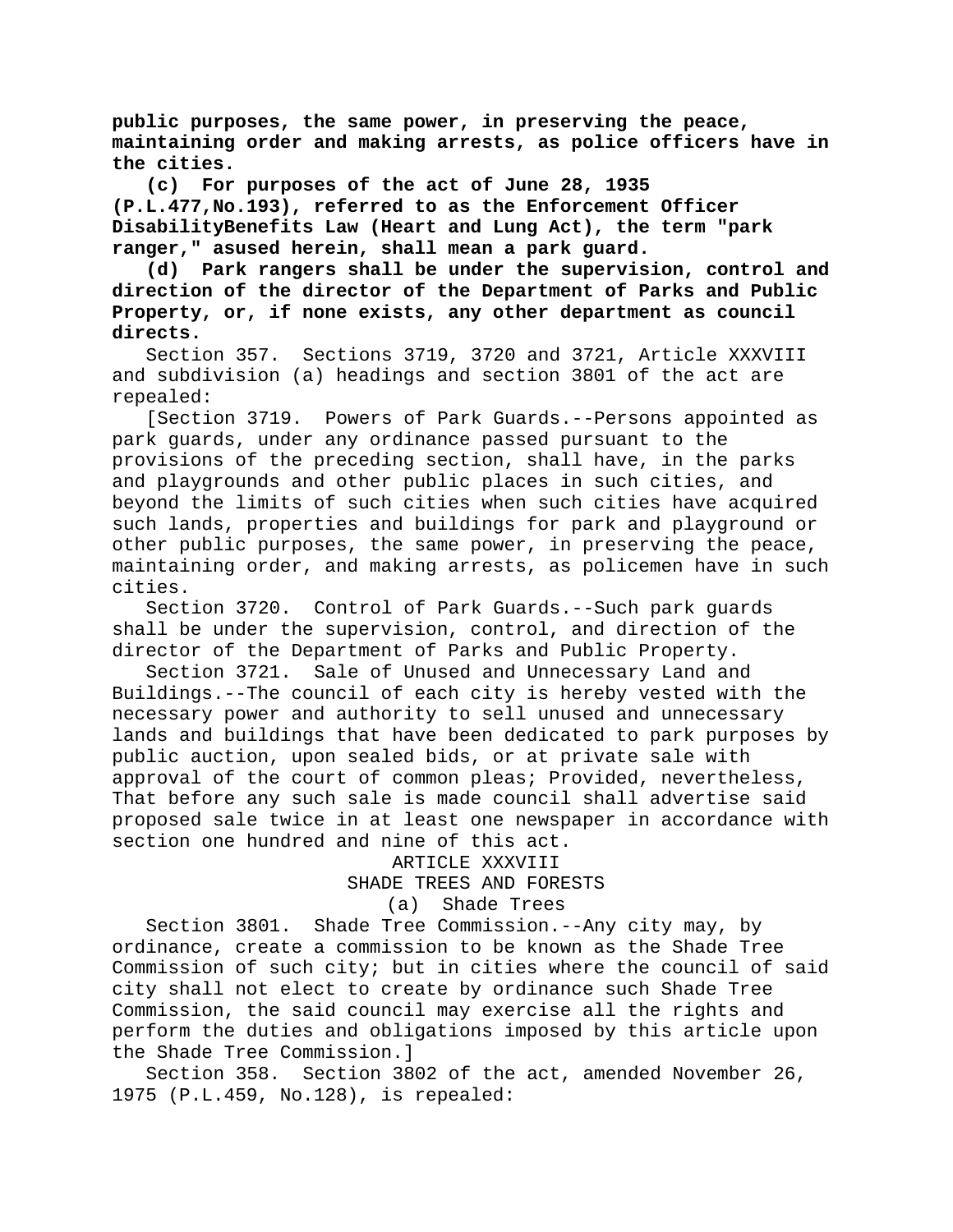**public purposes, the same power, in preserving the peace, maintaining order and making arrests, as police officers have in the cities.**

**(c) For purposes of the act of June 28, 1935 (P.L.477,No.193), referred to as the Enforcement Officer DisabilityBenefits Law (Heart and Lung Act), the term "park ranger," asused herein, shall mean a park guard.**

**(d) Park rangers shall be under the supervision, control and direction of the director of the Department of Parks and Public Property, or, if none exists, any other department as council directs.**

Section 357. Sections 3719, 3720 and 3721, Article XXXVIII and subdivision (a) headings and section 3801 of the act are repealed:

[Section 3719. Powers of Park Guards.--Persons appointed as park guards, under any ordinance passed pursuant to the provisions of the preceding section, shall have, in the parks and playgrounds and other public places in such cities, and beyond the limits of such cities when such cities have acquired such lands, properties and buildings for park and playground or other public purposes, the same power, in preserving the peace, maintaining order, and making arrests, as policemen have in such cities.

Section 3720. Control of Park Guards.--Such park guards shall be under the supervision, control, and direction of the director of the Department of Parks and Public Property.

Section 3721. Sale of Unused and Unnecessary Land and Buildings.--The council of each city is hereby vested with the necessary power and authority to sell unused and unnecessary lands and buildings that have been dedicated to park purposes by public auction, upon sealed bids, or at private sale with approval of the court of common pleas; Provided, nevertheless, That before any such sale is made council shall advertise said proposed sale twice in at least one newspaper in accordance with section one hundred and nine of this act.

ARTICLE XXXVIII
SHADE TREES AND FORESTS
(a) Shade Trees

Section 3801. Shade Tree Commission.--Any city may, by ordinance, create a commission to be known as the Shade Tree Commission of such city; but in cities where the council of said city shall not elect to create by ordinance such Shade Tree Commission, the said council may exercise all the rights and perform the duties and obligations imposed by this article upon the Shade Tree Commission.]

Section 358. Section 3802 of the act, amended November 26, 1975 (P.L.459, No.128), is repealed: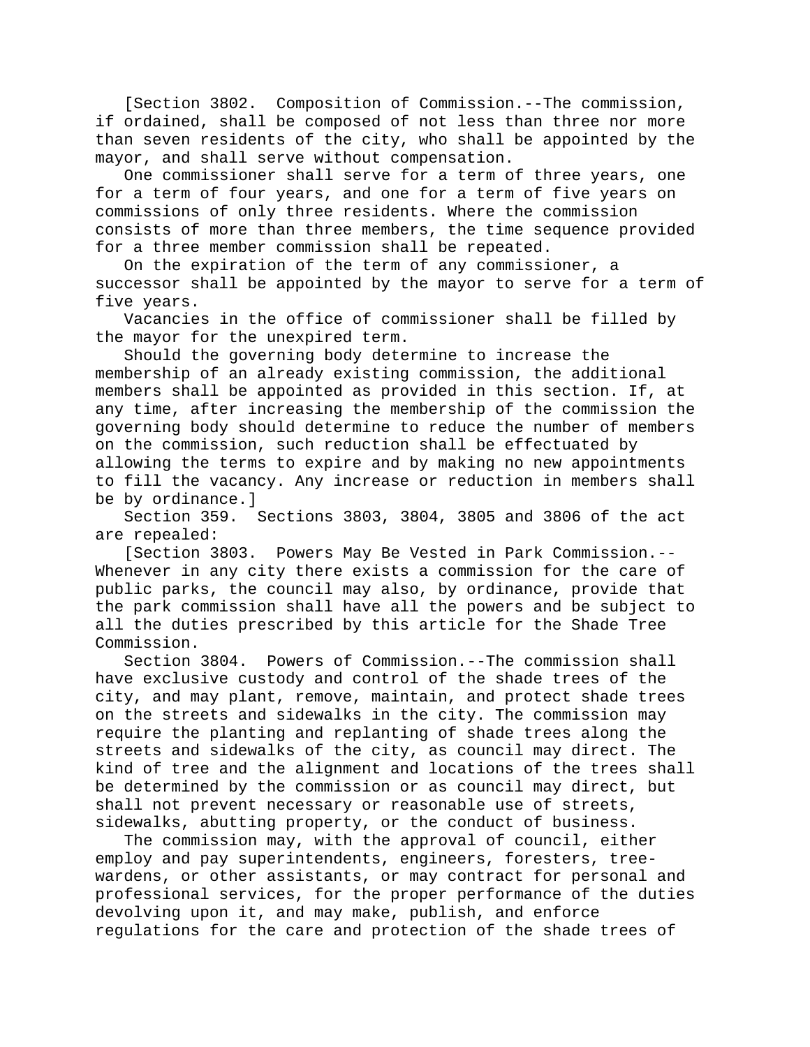[Section 3802. Composition of Commission.--The commission, if ordained, shall be composed of not less than three nor more than seven residents of the city, who shall be appointed by the mayor, and shall serve without compensation.

One commissioner shall serve for a term of three years, one for a term of four years, and one for a term of five years on commissions of only three residents. Where the commission consists of more than three members, the time sequence provided for a three member commission shall be repeated.

On the expiration of the term of any commissioner, a successor shall be appointed by the mayor to serve for a term of five years.

Vacancies in the office of commissioner shall be filled by the mayor for the unexpired term.

Should the governing body determine to increase the membership of an already existing commission, the additional members shall be appointed as provided in this section. If, at any time, after increasing the membership of the commission the governing body should determine to reduce the number of members on the commission, such reduction shall be effectuated by allowing the terms to expire and by making no new appointments to fill the vacancy. Any increase or reduction in members shall be by ordinance.]

Section 359. Sections 3803, 3804, 3805 and 3806 of the act are repealed:

[Section 3803. Powers May Be Vested in Park Commission.--Whenever in any city there exists a commission for the care of public parks, the council may also, by ordinance, provide that the park commission shall have all the powers and be subject to all the duties prescribed by this article for the Shade Tree Commission.

Section 3804. Powers of Commission.--The commission shall have exclusive custody and control of the shade trees of the city, and may plant, remove, maintain, and protect shade trees on the streets and sidewalks in the city. The commission may require the planting and replanting of shade trees along the streets and sidewalks of the city, as council may direct. The kind of tree and the alignment and locations of the trees shall be determined by the commission or as council may direct, but shall not prevent necessary or reasonable use of streets, sidewalks, abutting property, or the conduct of business.

The commission may, with the approval of council, either employ and pay superintendents, engineers, foresters, tree-wardens, or other assistants, or may contract for personal and professional services, for the proper performance of the duties devolving upon it, and may make, publish, and enforce regulations for the care and protection of the shade trees of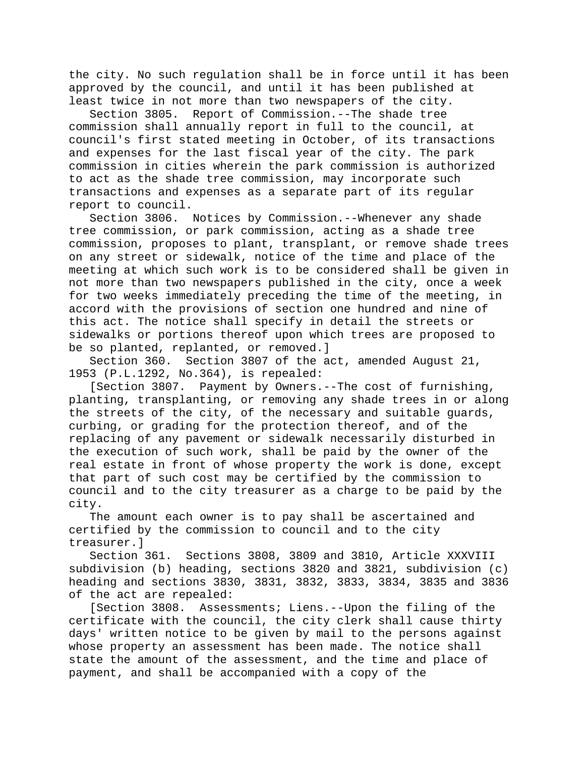the city. No such regulation shall be in force until it has been approved by the council, and until it has been published at least twice in not more than two newspapers of the city.

Section 3805. Report of Commission.--The shade tree commission shall annually report in full to the council, at council's first stated meeting in October, of its transactions and expenses for the last fiscal year of the city. The park commission in cities wherein the park commission is authorized to act as the shade tree commission, may incorporate such transactions and expenses as a separate part of its regular report to council.

Section 3806. Notices by Commission.--Whenever any shade tree commission, or park commission, acting as a shade tree commission, proposes to plant, transplant, or remove shade trees on any street or sidewalk, notice of the time and place of the meeting at which such work is to be considered shall be given in not more than two newspapers published in the city, once a week for two weeks immediately preceding the time of the meeting, in accord with the provisions of section one hundred and nine of this act. The notice shall specify in detail the streets or sidewalks or portions thereof upon which trees are proposed to be so planted, replanted, or removed.]

Section 360. Section 3807 of the act, amended August 21, 1953 (P.L.1292, No.364), is repealed:

[Section 3807. Payment by Owners.--The cost of furnishing, planting, transplanting, or removing any shade trees in or along the streets of the city, of the necessary and suitable guards, curbing, or grading for the protection thereof, and of the replacing of any pavement or sidewalk necessarily disturbed in the execution of such work, shall be paid by the owner of the real estate in front of whose property the work is done, except that part of such cost may be certified by the commission to council and to the city treasurer as a charge to be paid by the city.

The amount each owner is to pay shall be ascertained and certified by the commission to council and to the city treasurer.]

Section 361. Sections 3808, 3809 and 3810, Article XXXVIII subdivision (b) heading, sections 3820 and 3821, subdivision (c) heading and sections 3830, 3831, 3832, 3833, 3834, 3835 and 3836 of the act are repealed:

[Section 3808. Assessments; Liens.--Upon the filing of the certificate with the council, the city clerk shall cause thirty days' written notice to be given by mail to the persons against whose property an assessment has been made. The notice shall state the amount of the assessment, and the time and place of payment, and shall be accompanied with a copy of the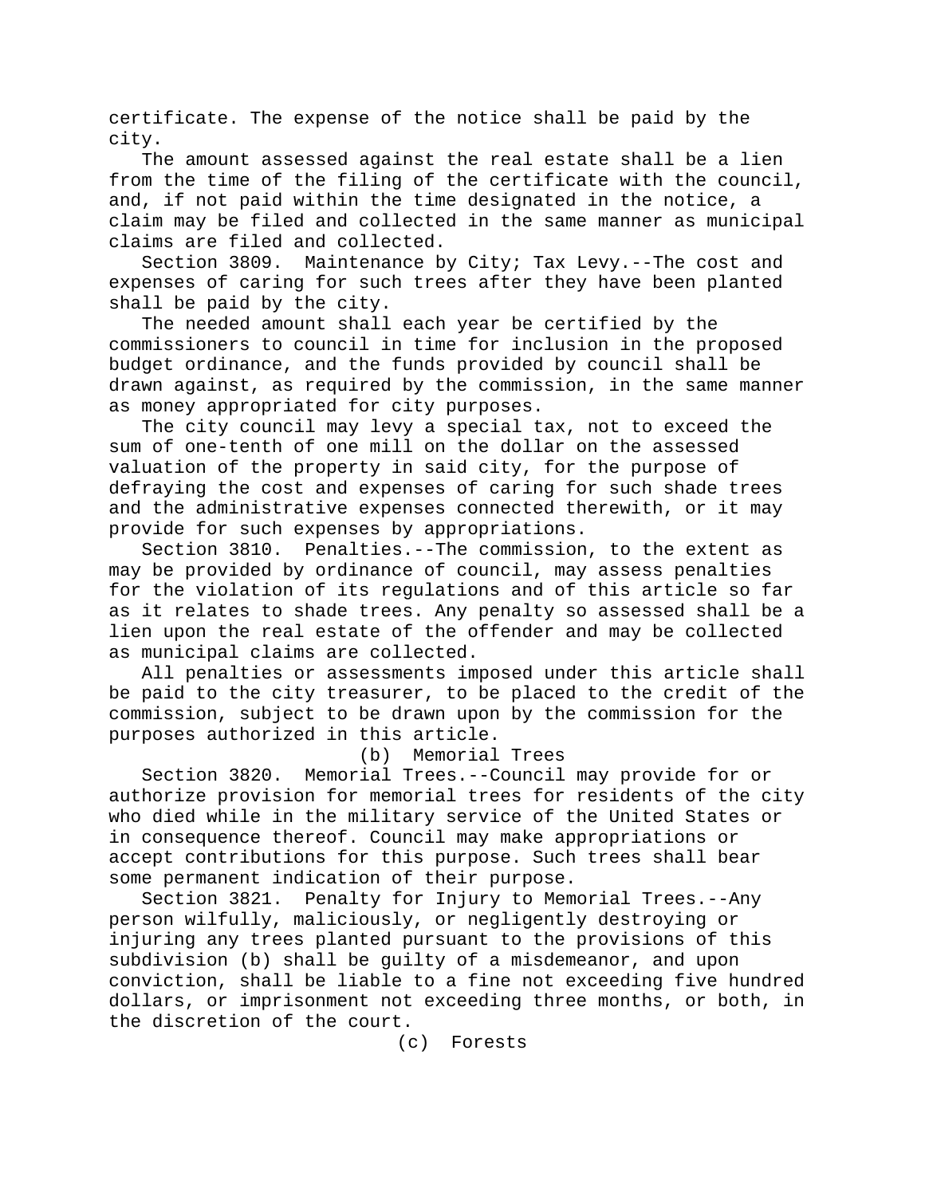certificate. The expense of the notice shall be paid by the city.

The amount assessed against the real estate shall be a lien from the time of the filing of the certificate with the council, and, if not paid within the time designated in the notice, a claim may be filed and collected in the same manner as municipal claims are filed and collected.

Section 3809. Maintenance by City; Tax Levy.--The cost and expenses of caring for such trees after they have been planted shall be paid by the city.

The needed amount shall each year be certified by the commissioners to council in time for inclusion in the proposed budget ordinance, and the funds provided by council shall be drawn against, as required by the commission, in the same manner as money appropriated for city purposes.

The city council may levy a special tax, not to exceed the sum of one-tenth of one mill on the dollar on the assessed valuation of the property in said city, for the purpose of defraying the cost and expenses of caring for such shade trees and the administrative expenses connected therewith, or it may provide for such expenses by appropriations.

Section 3810. Penalties.--The commission, to the extent as may be provided by ordinance of council, may assess penalties for the violation of its regulations and of this article so far as it relates to shade trees. Any penalty so assessed shall be a lien upon the real estate of the offender and may be collected as municipal claims are collected.

All penalties or assessments imposed under this article shall be paid to the city treasurer, to be placed to the credit of the commission, subject to be drawn upon by the commission for the purposes authorized in this article.

(b) Memorial Trees

Section 3820. Memorial Trees.--Council may provide for or authorize provision for memorial trees for residents of the city who died while in the military service of the United States or in consequence thereof. Council may make appropriations or accept contributions for this purpose. Such trees shall bear some permanent indication of their purpose.

Section 3821. Penalty for Injury to Memorial Trees.--Any person wilfully, maliciously, or negligently destroying or injuring any trees planted pursuant to the provisions of this subdivision (b) shall be guilty of a misdemeanor, and upon conviction, shall be liable to a fine not exceeding five hundred dollars, or imprisonment not exceeding three months, or both, in the discretion of the court.

(c) Forests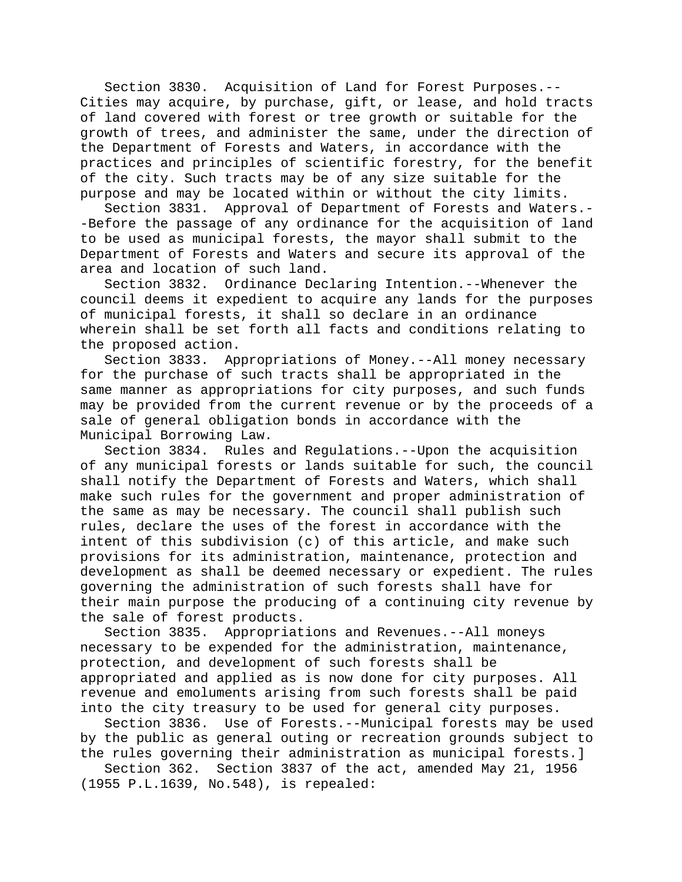Section 3830. Acquisition of Land for Forest Purposes.--Cities may acquire, by purchase, gift, or lease, and hold tracts of land covered with forest or tree growth or suitable for the growth of trees, and administer the same, under the direction of the Department of Forests and Waters, in accordance with the practices and principles of scientific forestry, for the benefit of the city. Such tracts may be of any size suitable for the purpose and may be located within or without the city limits.

Section 3831. Approval of Department of Forests and Waters.--Before the passage of any ordinance for the acquisition of land to be used as municipal forests, the mayor shall submit to the Department of Forests and Waters and secure its approval of the area and location of such land.

Section 3832. Ordinance Declaring Intention.--Whenever the council deems it expedient to acquire any lands for the purposes of municipal forests, it shall so declare in an ordinance wherein shall be set forth all facts and conditions relating to the proposed action.

Section 3833. Appropriations of Money.--All money necessary for the purchase of such tracts shall be appropriated in the same manner as appropriations for city purposes, and such funds may be provided from the current revenue or by the proceeds of a sale of general obligation bonds in accordance with the Municipal Borrowing Law.

Section 3834. Rules and Regulations.--Upon the acquisition of any municipal forests or lands suitable for such, the council shall notify the Department of Forests and Waters, which shall make such rules for the government and proper administration of the same as may be necessary. The council shall publish such rules, declare the uses of the forest in accordance with the intent of this subdivision (c) of this article, and make such provisions for its administration, maintenance, protection and development as shall be deemed necessary or expedient. The rules governing the administration of such forests shall have for their main purpose the producing of a continuing city revenue by the sale of forest products.

Section 3835. Appropriations and Revenues.--All moneys necessary to be expended for the administration, maintenance, protection, and development of such forests shall be appropriated and applied as is now done for city purposes. All revenue and emoluments arising from such forests shall be paid into the city treasury to be used for general city purposes.

Section 3836. Use of Forests.--Municipal forests may be used by the public as general outing or recreation grounds subject to the rules governing their administration as municipal forests.]

Section 362. Section 3837 of the act, amended May 21, 1956 (1955 P.L.1639, No.548), is repealed: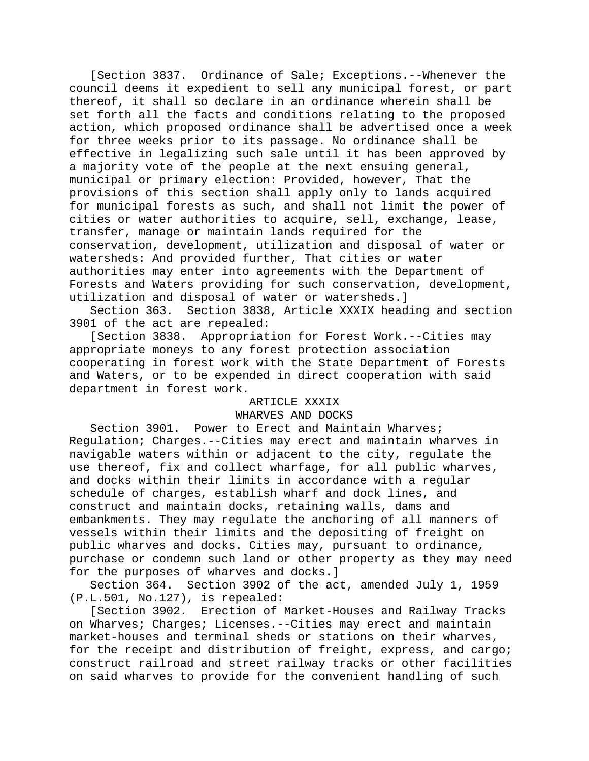[Section 3837. Ordinance of Sale; Exceptions.--Whenever the council deems it expedient to sell any municipal forest, or part thereof, it shall so declare in an ordinance wherein shall be set forth all the facts and conditions relating to the proposed action, which proposed ordinance shall be advertised once a week for three weeks prior to its passage. No ordinance shall be effective in legalizing such sale until it has been approved by a majority vote of the people at the next ensuing general, municipal or primary election: Provided, however, That the provisions of this section shall apply only to lands acquired for municipal forests as such, and shall not limit the power of cities or water authorities to acquire, sell, exchange, lease, transfer, manage or maintain lands required for the conservation, development, utilization and disposal of water or watersheds: And provided further, That cities or water authorities may enter into agreements with the Department of Forests and Waters providing for such conservation, development, utilization and disposal of water or watersheds.]

Section 363. Section 3838, Article XXXIX heading and section 3901 of the act are repealed:

[Section 3838. Appropriation for Forest Work.--Cities may appropriate moneys to any forest protection association cooperating in forest work with the State Department of Forests and Waters, or to be expended in direct cooperation with said department in forest work.

ARTICLE XXXIX

WHARVES AND DOCKS

Section 3901. Power to Erect and Maintain Wharves; Regulation; Charges.--Cities may erect and maintain wharves in navigable waters within or adjacent to the city, regulate the use thereof, fix and collect wharfage, for all public wharves, and docks within their limits in accordance with a regular schedule of charges, establish wharf and dock lines, and construct and maintain docks, retaining walls, dams and embankments. They may regulate the anchoring of all manners of vessels within their limits and the depositing of freight on public wharves and docks. Cities may, pursuant to ordinance, purchase or condemn such land or other property as they may need for the purposes of wharves and docks.]

Section 364. Section 3902 of the act, amended July 1, 1959 (P.L.501, No.127), is repealed:

[Section 3902. Erection of Market-Houses and Railway Tracks on Wharves; Charges; Licenses.--Cities may erect and maintain market-houses and terminal sheds or stations on their wharves, for the receipt and distribution of freight, express, and cargo; construct railroad and street railway tracks or other facilities on said wharves to provide for the convenient handling of such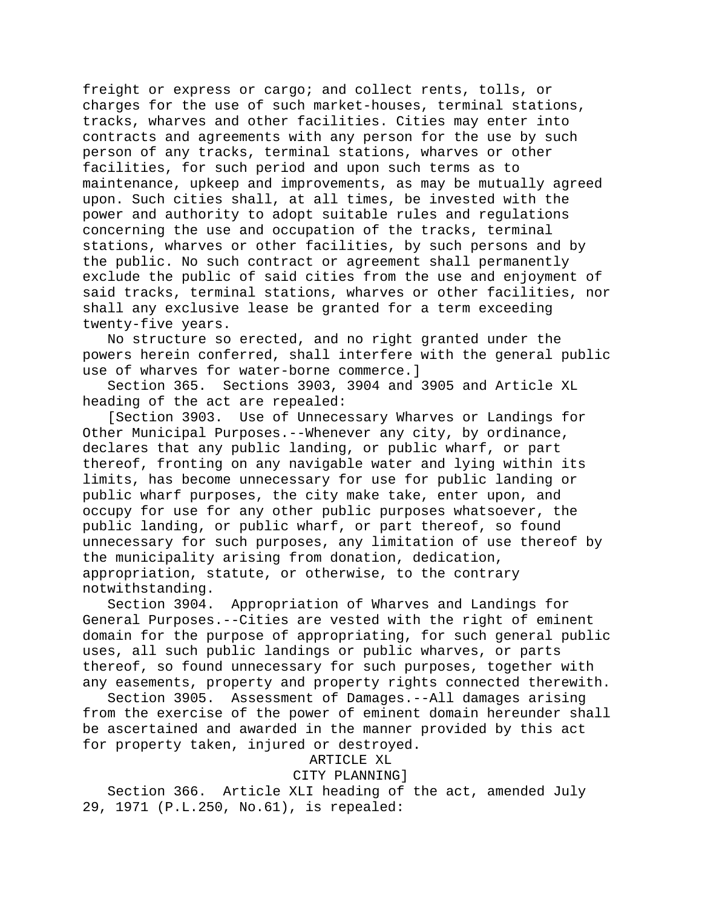freight or express or cargo; and collect rents, tolls, or charges for the use of such market-houses, terminal stations, tracks, wharves and other facilities. Cities may enter into contracts and agreements with any person for the use by such person of any tracks, terminal stations, wharves or other facilities, for such period and upon such terms as to maintenance, upkeep and improvements, as may be mutually agreed upon. Such cities shall, at all times, be invested with the power and authority to adopt suitable rules and regulations concerning the use and occupation of the tracks, terminal stations, wharves or other facilities, by such persons and by the public. No such contract or agreement shall permanently exclude the public of said cities from the use and enjoyment of said tracks, terminal stations, wharves or other facilities, nor shall any exclusive lease be granted for a term exceeding twenty-five years.

No structure so erected, and no right granted under the powers herein conferred, shall interfere with the general public use of wharves for water-borne commerce.]

Section 365. Sections 3903, 3904 and 3905 and Article XL heading of the act are repealed:

[Section 3903. Use of Unnecessary Wharves or Landings for Other Municipal Purposes.--Whenever any city, by ordinance, declares that any public landing, or public wharf, or part thereof, fronting on any navigable water and lying within its limits, has become unnecessary for use for public landing or public wharf purposes, the city make take, enter upon, and occupy for use for any other public purposes whatsoever, the public landing, or public wharf, or part thereof, so found unnecessary for such purposes, any limitation of use thereof by the municipality arising from donation, dedication, appropriation, statute, or otherwise, to the contrary notwithstanding.

Section 3904. Appropriation of Wharves and Landings for General Purposes.--Cities are vested with the right of eminent domain for the purpose of appropriating, for such general public uses, all such public landings or public wharves, or parts thereof, so found unnecessary for such purposes, together with any easements, property and property rights connected therewith.

Section 3905. Assessment of Damages.--All damages arising from the exercise of the power of eminent domain hereunder shall be ascertained and awarded in the manner provided by this act for property taken, injured or destroyed.

ARTICLE XL
CITY PLANNING]

Section 366. Article XLI heading of the act, amended July 29, 1971 (P.L.250, No.61), is repealed: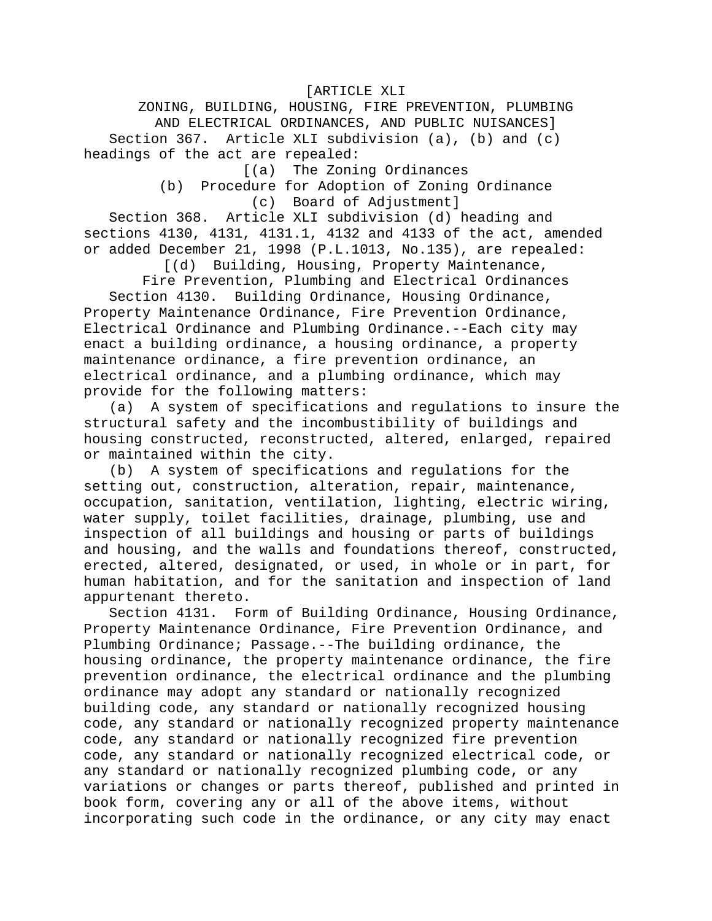[ARTICLE XLI
ZONING, BUILDING, HOUSING, FIRE PREVENTION, PLUMBING
AND ELECTRICAL ORDINANCES, AND PUBLIC NUISANCES]

Section 367. Article XLI subdivision (a), (b) and (c) headings of the act are repealed:

[(a) The Zoning Ordinances
(b) Procedure for Adoption of Zoning Ordinance
(c) Board of Adjustment]

Section 368. Article XLI subdivision (d) heading and sections 4130, 4131, 4131.1, 4132 and 4133 of the act, amended or added December 21, 1998 (P.L.1013, No.135), are repealed:

[(d) Building, Housing, Property Maintenance,
Fire Prevention, Plumbing and Electrical Ordinances

Section 4130. Building Ordinance, Housing Ordinance, Property Maintenance Ordinance, Fire Prevention Ordinance, Electrical Ordinance and Plumbing Ordinance.--Each city may enact a building ordinance, a housing ordinance, a property maintenance ordinance, a fire prevention ordinance, an electrical ordinance, and a plumbing ordinance, which may provide for the following matters:

(a) A system of specifications and regulations to insure the structural safety and the incombustibility of buildings and housing constructed, reconstructed, altered, enlarged, repaired or maintained within the city.

(b) A system of specifications and regulations for the setting out, construction, alteration, repair, maintenance, occupation, sanitation, ventilation, lighting, electric wiring, water supply, toilet facilities, drainage, plumbing, use and inspection of all buildings and housing or parts of buildings and housing, and the walls and foundations thereof, constructed, erected, altered, designated, or used, in whole or in part, for human habitation, and for the sanitation and inspection of land appurtenant thereto.

Section 4131. Form of Building Ordinance, Housing Ordinance, Property Maintenance Ordinance, Fire Prevention Ordinance, and Plumbing Ordinance; Passage.--The building ordinance, the housing ordinance, the property maintenance ordinance, the fire prevention ordinance, the electrical ordinance and the plumbing ordinance may adopt any standard or nationally recognized building code, any standard or nationally recognized housing code, any standard or nationally recognized property maintenance code, any standard or nationally recognized fire prevention code, any standard or nationally recognized electrical code, or any standard or nationally recognized plumbing code, or any variations or changes or parts thereof, published and printed in book form, covering any or all of the above items, without incorporating such code in the ordinance, or any city may enact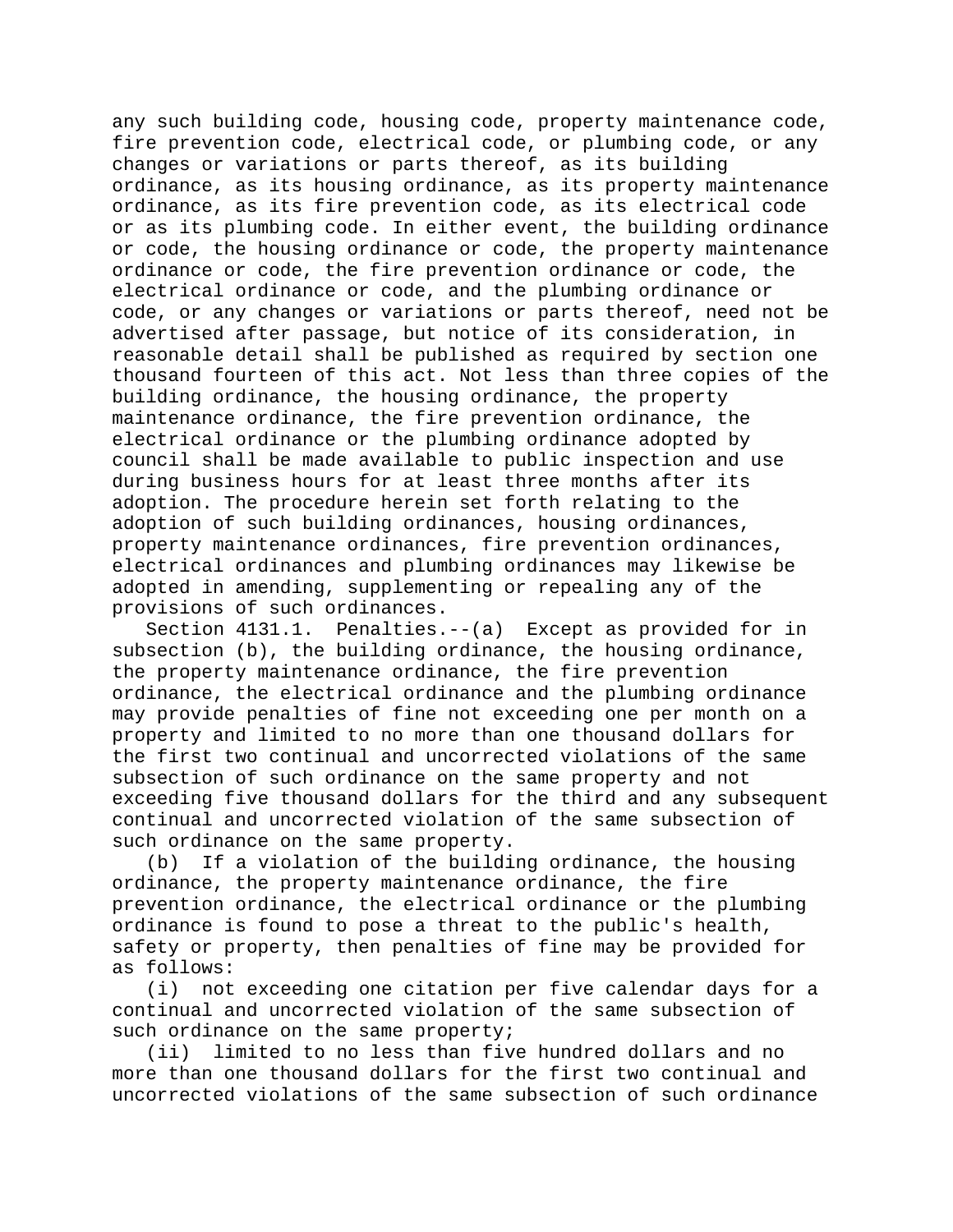any such building code, housing code, property maintenance code, fire prevention code, electrical code, or plumbing code, or any changes or variations or parts thereof, as its building ordinance, as its housing ordinance, as its property maintenance ordinance, as its fire prevention code, as its electrical code or as its plumbing code. In either event, the building ordinance or code, the housing ordinance or code, the property maintenance ordinance or code, the fire prevention ordinance or code, the electrical ordinance or code, and the plumbing ordinance or code, or any changes or variations or parts thereof, need not be advertised after passage, but notice of its consideration, in reasonable detail shall be published as required by section one thousand fourteen of this act. Not less than three copies of the building ordinance, the housing ordinance, the property maintenance ordinance, the fire prevention ordinance, the electrical ordinance or the plumbing ordinance adopted by council shall be made available to public inspection and use during business hours for at least three months after its adoption. The procedure herein set forth relating to the adoption of such building ordinances, housing ordinances, property maintenance ordinances, fire prevention ordinances, electrical ordinances and plumbing ordinances may likewise be adopted in amending, supplementing or repealing any of the provisions of such ordinances.

Section 4131.1. Penalties.--(a) Except as provided for in subsection (b), the building ordinance, the housing ordinance, the property maintenance ordinance, the fire prevention ordinance, the electrical ordinance and the plumbing ordinance may provide penalties of fine not exceeding one per month on a property and limited to no more than one thousand dollars for the first two continual and uncorrected violations of the same subsection of such ordinance on the same property and not exceeding five thousand dollars for the third and any subsequent continual and uncorrected violation of the same subsection of such ordinance on the same property.

(b) If a violation of the building ordinance, the housing ordinance, the property maintenance ordinance, the fire prevention ordinance, the electrical ordinance or the plumbing ordinance is found to pose a threat to the public's health, safety or property, then penalties of fine may be provided for as follows:

(i) not exceeding one citation per five calendar days for a continual and uncorrected violation of the same subsection of such ordinance on the same property;

(ii) limited to no less than five hundred dollars and no more than one thousand dollars for the first two continual and uncorrected violations of the same subsection of such ordinance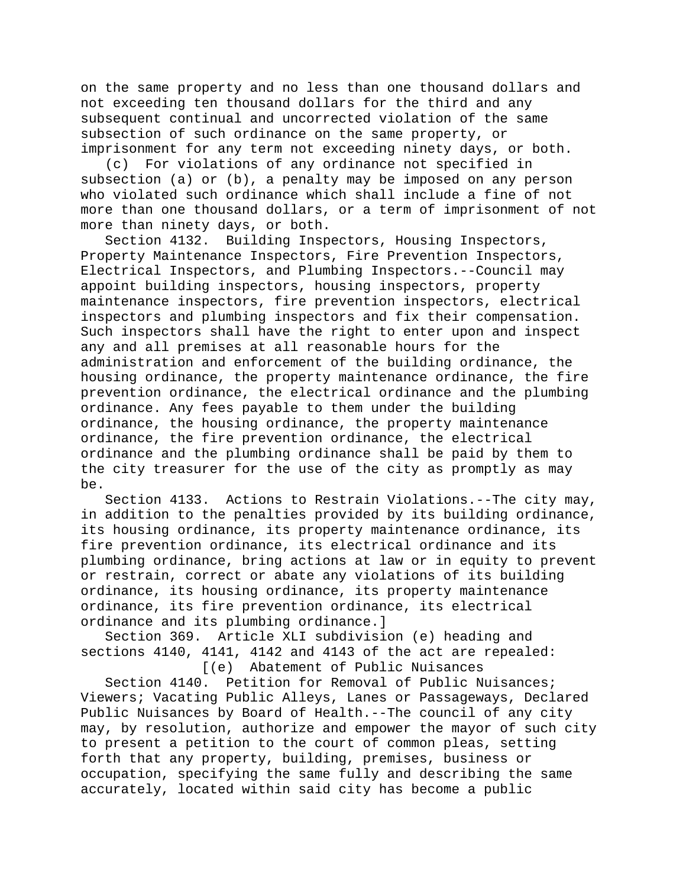on the same property and no less than one thousand dollars and not exceeding ten thousand dollars for the third and any subsequent continual and uncorrected violation of the same subsection of such ordinance on the same property, or imprisonment for any term not exceeding ninety days, or both.

(c) For violations of any ordinance not specified in subsection (a) or (b), a penalty may be imposed on any person who violated such ordinance which shall include a fine of not more than one thousand dollars, or a term of imprisonment of not more than ninety days, or both.

Section 4132. Building Inspectors, Housing Inspectors, Property Maintenance Inspectors, Fire Prevention Inspectors, Electrical Inspectors, and Plumbing Inspectors.--Council may appoint building inspectors, housing inspectors, property maintenance inspectors, fire prevention inspectors, electrical inspectors and plumbing inspectors and fix their compensation. Such inspectors shall have the right to enter upon and inspect any and all premises at all reasonable hours for the administration and enforcement of the building ordinance, the housing ordinance, the property maintenance ordinance, the fire prevention ordinance, the electrical ordinance and the plumbing ordinance. Any fees payable to them under the building ordinance, the housing ordinance, the property maintenance ordinance, the fire prevention ordinance, the electrical ordinance and the plumbing ordinance shall be paid by them to the city treasurer for the use of the city as promptly as may be.

Section 4133. Actions to Restrain Violations.--The city may, in addition to the penalties provided by its building ordinance, its housing ordinance, its property maintenance ordinance, its fire prevention ordinance, its electrical ordinance and its plumbing ordinance, bring actions at law or in equity to prevent or restrain, correct or abate any violations of its building ordinance, its housing ordinance, its property maintenance ordinance, its fire prevention ordinance, its electrical ordinance and its plumbing ordinance.]

Section 369. Article XLI subdivision (e) heading and sections 4140, 4141, 4142 and 4143 of the act are repealed:

[(e) Abatement of Public Nuisances

Section 4140. Petition for Removal of Public Nuisances; Viewers; Vacating Public Alleys, Lanes or Passageways, Declared Public Nuisances by Board of Health.--The council of any city may, by resolution, authorize and empower the mayor of such city to present a petition to the court of common pleas, setting forth that any property, building, premises, business or occupation, specifying the same fully and describing the same accurately, located within said city has become a public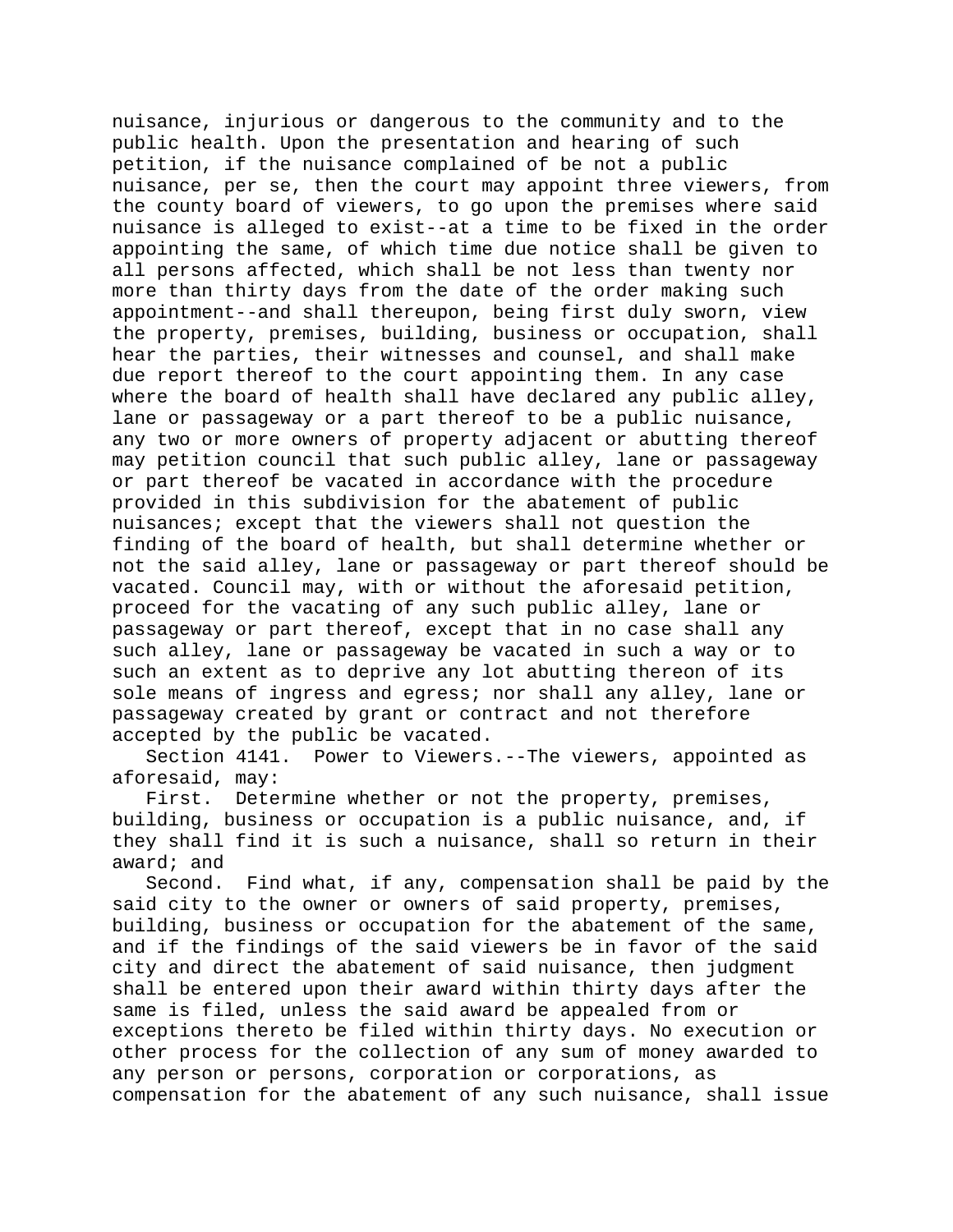nuisance, injurious or dangerous to the community and to the public health. Upon the presentation and hearing of such petition, if the nuisance complained of be not a public nuisance, per se, then the court may appoint three viewers, from the county board of viewers, to go upon the premises where said nuisance is alleged to exist--at a time to be fixed in the order appointing the same, of which time due notice shall be given to all persons affected, which shall be not less than twenty nor more than thirty days from the date of the order making such appointment--and shall thereupon, being first duly sworn, view the property, premises, building, business or occupation, shall hear the parties, their witnesses and counsel, and shall make due report thereof to the court appointing them. In any case where the board of health shall have declared any public alley, lane or passageway or a part thereof to be a public nuisance, any two or more owners of property adjacent or abutting thereof may petition council that such public alley, lane or passageway or part thereof be vacated in accordance with the procedure provided in this subdivision for the abatement of public nuisances; except that the viewers shall not question the finding of the board of health, but shall determine whether or not the said alley, lane or passageway or part thereof should be vacated. Council may, with or without the aforesaid petition, proceed for the vacating of any such public alley, lane or passageway or part thereof, except that in no case shall any such alley, lane or passageway be vacated in such a way or to such an extent as to deprive any lot abutting thereon of its sole means of ingress and egress; nor shall any alley, lane or passageway created by grant or contract and not therefore accepted by the public be vacated.

Section 4141. Power to Viewers.--The viewers, appointed as aforesaid, may:

First. Determine whether or not the property, premises, building, business or occupation is a public nuisance, and, if they shall find it is such a nuisance, shall so return in their award; and

Second. Find what, if any, compensation shall be paid by the said city to the owner or owners of said property, premises, building, business or occupation for the abatement of the same, and if the findings of the said viewers be in favor of the said city and direct the abatement of said nuisance, then judgment shall be entered upon their award within thirty days after the same is filed, unless the said award be appealed from or exceptions thereto be filed within thirty days. No execution or other process for the collection of any sum of money awarded to any person or persons, corporation or corporations, as compensation for the abatement of any such nuisance, shall issue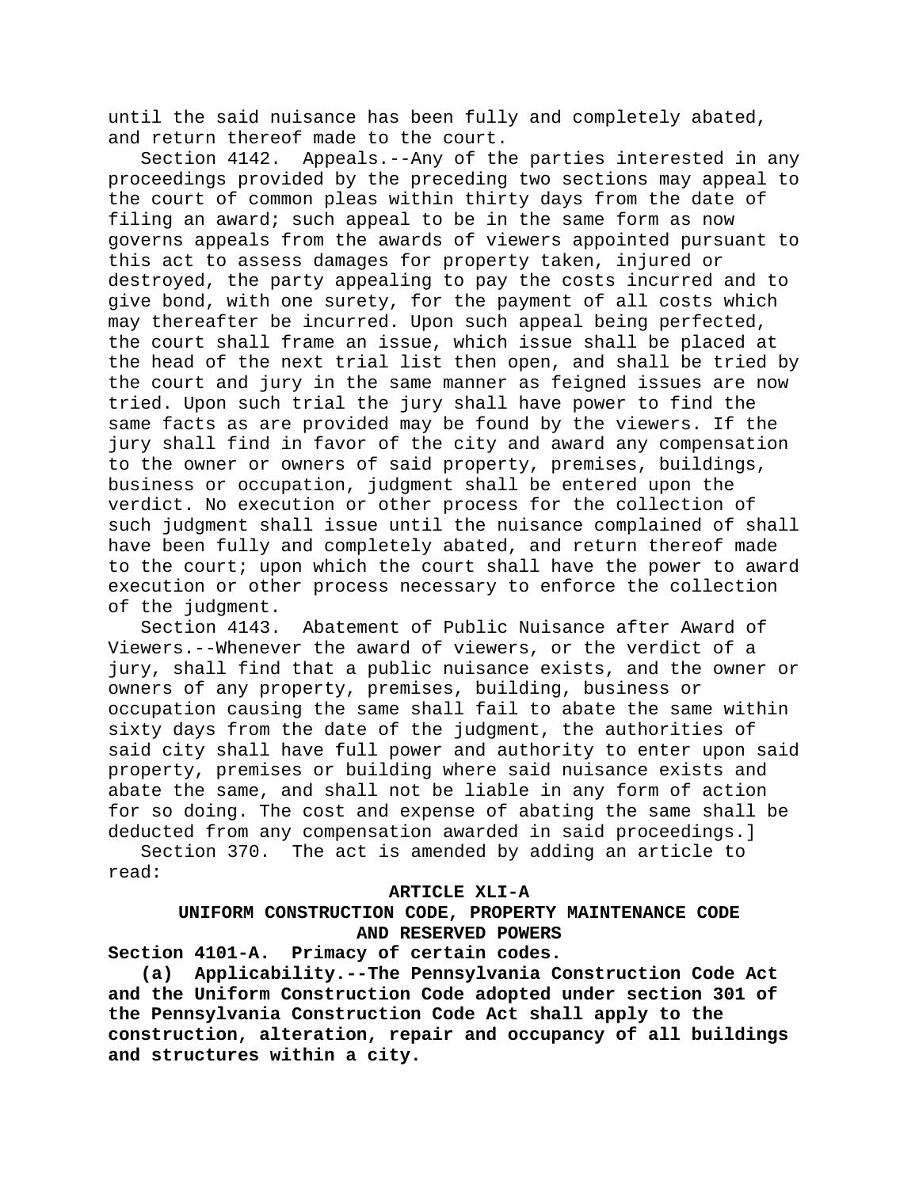until the said nuisance has been fully and completely abated, and return thereof made to the court.

Section 4142. Appeals.--Any of the parties interested in any proceedings provided by the preceding two sections may appeal to the court of common pleas within thirty days from the date of filing an award; such appeal to be in the same form as now governs appeals from the awards of viewers appointed pursuant to this act to assess damages for property taken, injured or destroyed, the party appealing to pay the costs incurred and to give bond, with one surety, for the payment of all costs which may thereafter be incurred. Upon such appeal being perfected, the court shall frame an issue, which issue shall be placed at the head of the next trial list then open, and shall be tried by the court and jury in the same manner as feigned issues are now tried. Upon such trial the jury shall have power to find the same facts as are provided may be found by the viewers. If the jury shall find in favor of the city and award any compensation to the owner or owners of said property, premises, buildings, business or occupation, judgment shall be entered upon the verdict. No execution or other process for the collection of such judgment shall issue until the nuisance complained of shall have been fully and completely abated, and return thereof made to the court; upon which the court shall have the power to award execution or other process necessary to enforce the collection of the judgment.

Section 4143. Abatement of Public Nuisance after Award of Viewers.--Whenever the award of viewers, or the verdict of a jury, shall find that a public nuisance exists, and the owner or owners of any property, premises, building, business or occupation causing the same shall fail to abate the same within sixty days from the date of the judgment, the authorities of said city shall have full power and authority to enter upon said property, premises or building where said nuisance exists and abate the same, and shall not be liable in any form of action for so doing. The cost and expense of abating the same shall be deducted from any compensation awarded in said proceedings.]

Section 370. The act is amended by adding an article to read:

**ARTICLE XLI-A**

**UNIFORM CONSTRUCTION CODE, PROPERTY MAINTENANCE CODE AND RESERVED POWERS**

**Section 4101-A. Primacy of certain codes.**

**(a) Applicability.--The Pennsylvania Construction Code Act and the Uniform Construction Code adopted under section 301 of the Pennsylvania Construction Code Act shall apply to the construction, alteration, repair and occupancy of all buildings and structures within a city.**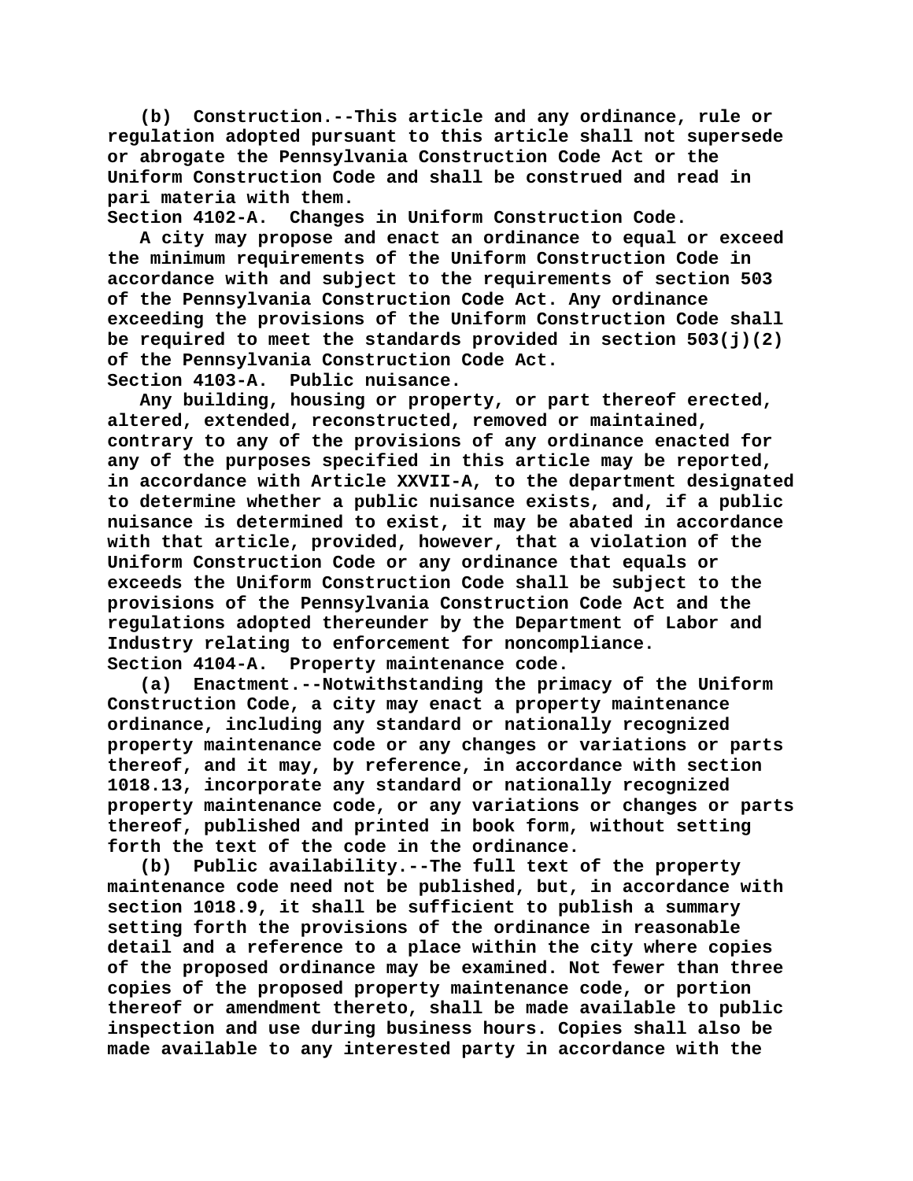(b) Construction.--This article and any ordinance, rule or regulation adopted pursuant to this article shall not supersede or abrogate the Pennsylvania Construction Code Act or the Uniform Construction Code and shall be construed and read in pari materia with them.

Section 4102-A. Changes in Uniform Construction Code.

A city may propose and enact an ordinance to equal or exceed the minimum requirements of the Uniform Construction Code in accordance with and subject to the requirements of section 503 of the Pennsylvania Construction Code Act. Any ordinance exceeding the provisions of the Uniform Construction Code shall be required to meet the standards provided in section 503(j)(2) of the Pennsylvania Construction Code Act.

Section 4103-A. Public nuisance.

Any building, housing or property, or part thereof erected, altered, extended, reconstructed, removed or maintained, contrary to any of the provisions of any ordinance enacted for any of the purposes specified in this article may be reported, in accordance with Article XXVII-A, to the department designated to determine whether a public nuisance exists, and, if a public nuisance is determined to exist, it may be abated in accordance with that article, provided, however, that a violation of the Uniform Construction Code or any ordinance that equals or exceeds the Uniform Construction Code shall be subject to the provisions of the Pennsylvania Construction Code Act and the regulations adopted thereunder by the Department of Labor and Industry relating to enforcement for noncompliance.

Section 4104-A. Property maintenance code.

(a) Enactment.--Notwithstanding the primacy of the Uniform Construction Code, a city may enact a property maintenance ordinance, including any standard or nationally recognized property maintenance code or any changes or variations or parts thereof, and it may, by reference, in accordance with section 1018.13, incorporate any standard or nationally recognized property maintenance code, or any variations or changes or parts thereof, published and printed in book form, without setting forth the text of the code in the ordinance.

(b) Public availability.--The full text of the property maintenance code need not be published, but, in accordance with section 1018.9, it shall be sufficient to publish a summary setting forth the provisions of the ordinance in reasonable detail and a reference to a place within the city where copies of the proposed ordinance may be examined. Not fewer than three copies of the proposed property maintenance code, or portion thereof or amendment thereto, shall be made available to public inspection and use during business hours. Copies shall also be made available to any interested party in accordance with the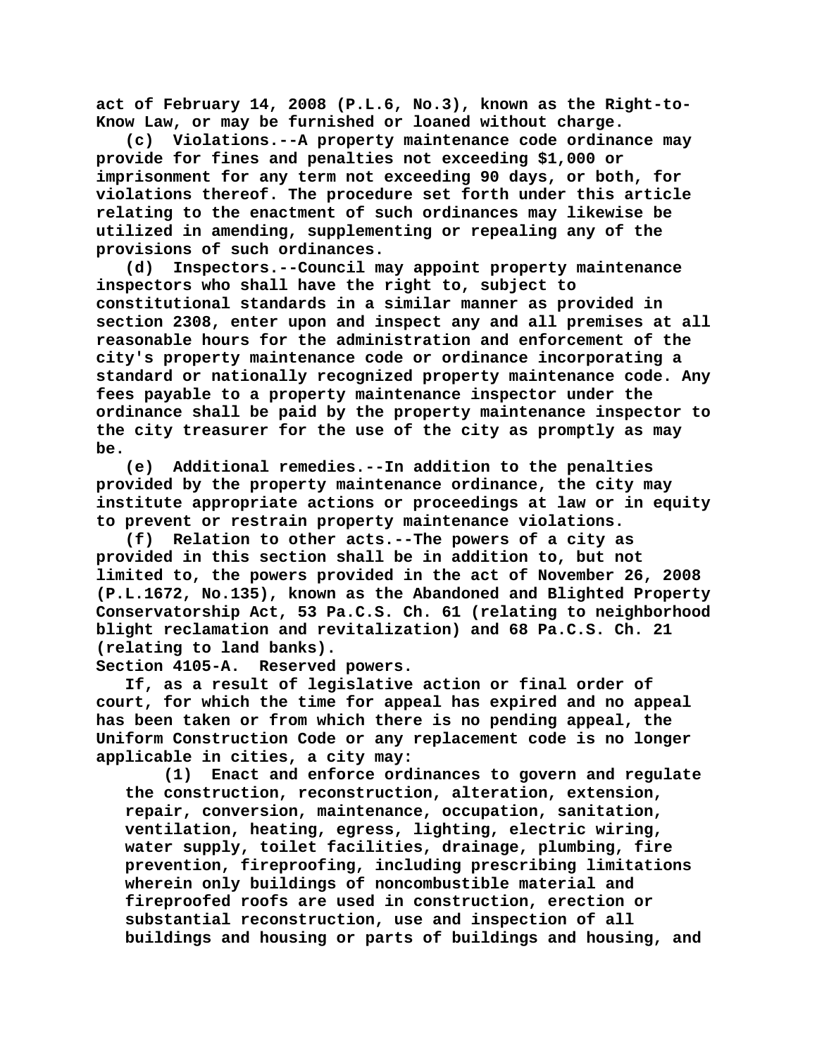act of February 14, 2008 (P.L.6, No.3), known as the Right-to-Know Law, or may be furnished or loaned without charge.

(c) Violations.--A property maintenance code ordinance may provide for fines and penalties not exceeding $1,000 or imprisonment for any term not exceeding 90 days, or both, for violations thereof. The procedure set forth under this article relating to the enactment of such ordinances may likewise be utilized in amending, supplementing or repealing any of the provisions of such ordinances.

(d) Inspectors.--Council may appoint property maintenance inspectors who shall have the right to, subject to constitutional standards in a similar manner as provided in section 2308, enter upon and inspect any and all premises at all reasonable hours for the administration and enforcement of the city's property maintenance code or ordinance incorporating a standard or nationally recognized property maintenance code. Any fees payable to a property maintenance inspector under the ordinance shall be paid by the property maintenance inspector to the city treasurer for the use of the city as promptly as may be.

(e) Additional remedies.--In addition to the penalties provided by the property maintenance ordinance, the city may institute appropriate actions or proceedings at law or in equity to prevent or restrain property maintenance violations.

(f) Relation to other acts.--The powers of a city as provided in this section shall be in addition to, but not limited to, the powers provided in the act of November 26, 2008 (P.L.1672, No.135), known as the Abandoned and Blighted Property Conservatorship Act, 53 Pa.C.S. Ch. 61 (relating to neighborhood blight reclamation and revitalization) and 68 Pa.C.S. Ch. 21 (relating to land banks).

Section 4105-A. Reserved powers.

If, as a result of legislative action or final order of court, for which the time for appeal has expired and no appeal has been taken or from which there is no pending appeal, the Uniform Construction Code or any replacement code is no longer applicable in cities, a city may:

(1) Enact and enforce ordinances to govern and regulate the construction, reconstruction, alteration, extension, repair, conversion, maintenance, occupation, sanitation, ventilation, heating, egress, lighting, electric wiring, water supply, toilet facilities, drainage, plumbing, fire prevention, fireproofing, including prescribing limitations wherein only buildings of noncombustible material and fireproofed roofs are used in construction, erection or substantial reconstruction, use and inspection of all buildings and housing or parts of buildings and housing, and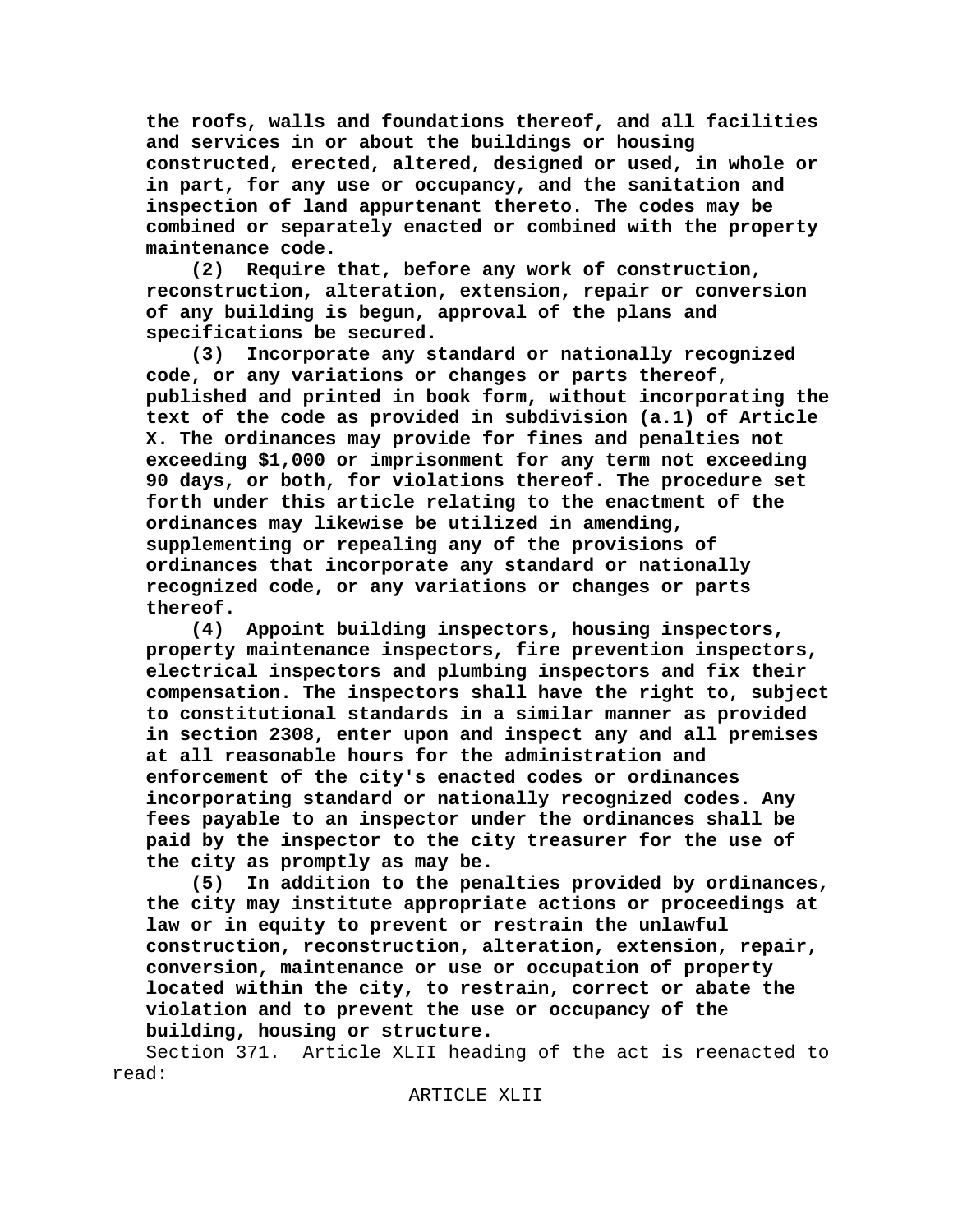**the roofs, walls and foundations thereof, and all facilities and services in or about the buildings or housing constructed, erected, altered, designed or used, in whole or in part, for any use or occupancy, and the sanitation and inspection of land appurtenant thereto. The codes may be combined or separately enacted or combined with the property maintenance code.**

**(2) Require that, before any work of construction, reconstruction, alteration, extension, repair or conversion of any building is begun, approval of the plans and specifications be secured.**

**(3) Incorporate any standard or nationally recognized code, or any variations or changes or parts thereof, published and printed in book form, without incorporating the text of the code as provided in subdivision (a.1) of Article X. The ordinances may provide for fines and penalties not exceeding $1,000 or imprisonment for any term not exceeding 90 days, or both, for violations thereof. The procedure set forth under this article relating to the enactment of the ordinances may likewise be utilized in amending, supplementing or repealing any of the provisions of ordinances that incorporate any standard or nationally recognized code, or any variations or changes or parts thereof.**

**(4) Appoint building inspectors, housing inspectors, property maintenance inspectors, fire prevention inspectors, electrical inspectors and plumbing inspectors and fix their compensation. The inspectors shall have the right to, subject to constitutional standards in a similar manner as provided in section 2308, enter upon and inspect any and all premises at all reasonable hours for the administration and enforcement of the city's enacted codes or ordinances incorporating standard or nationally recognized codes. Any fees payable to an inspector under the ordinances shall be paid by the inspector to the city treasurer for the use of the city as promptly as may be.**

**(5) In addition to the penalties provided by ordinances, the city may institute appropriate actions or proceedings at law or in equity to prevent or restrain the unlawful construction, reconstruction, alteration, extension, repair, conversion, maintenance or use or occupation of property located within the city, to restrain, correct or abate the violation and to prevent the use or occupancy of the building, housing or structure.**

Section 371. Article XLII heading of the act is reenacted to read:

ARTICLE XLII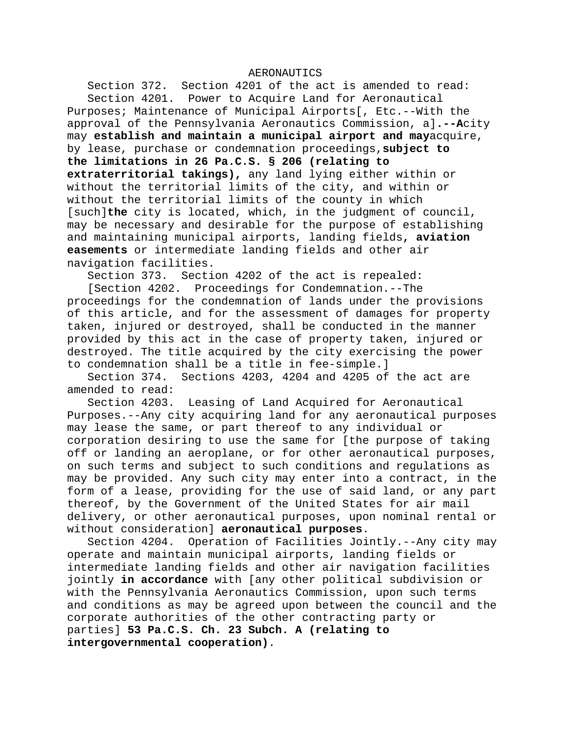AERONAUTICS

Section 372. Section 4201 of the act is amended to read:

Section 4201. Power to Acquire Land for Aeronautical Purposes; Maintenance of Municipal Airports[, Etc.--With the approval of the Pennsylvania Aeronautics Commission, a]**.--A**city may **establish and maintain a municipal airport and may**acquire, by lease, purchase or condemnation proceedings,**subject to the limitations in 26 Pa.C.S. § 206 (relating to extraterritorial takings),** any land lying either within or without the territorial limits of the city, and within or without the territorial limits of the county in which [such]**the** city is located, which, in the judgment of council, may be necessary and desirable for the purpose of establishing and maintaining municipal airports, landing fields**, aviation easements** or intermediate landing fields and other air navigation facilities.

Section 373. Section 4202 of the act is repealed:

[Section 4202. Proceedings for Condemnation.--The proceedings for the condemnation of lands under the provisions of this article, and for the assessment of damages for property taken, injured or destroyed, shall be conducted in the manner provided by this act in the case of property taken, injured or destroyed. The title acquired by the city exercising the power to condemnation shall be a title in fee-simple.]

Section 374. Sections 4203, 4204 and 4205 of the act are amended to read:

Section 4203. Leasing of Land Acquired for Aeronautical Purposes.--Any city acquiring land for any aeronautical purposes may lease the same, or part thereof to any individual or corporation desiring to use the same for [the purpose of taking off or landing an aeroplane, or for other aeronautical purposes, on such terms and subject to such conditions and regulations as may be provided. Any such city may enter into a contract, in the form of a lease, providing for the use of said land, or any part thereof, by the Government of the United States for air mail delivery, or other aeronautical purposes, upon nominal rental or without consideration] **aeronautical purposes**.

Section 4204. Operation of Facilities Jointly.--Any city may operate and maintain municipal airports, landing fields or intermediate landing fields and other air navigation facilities jointly **in accordance** with [any other political subdivision or with the Pennsylvania Aeronautics Commission, upon such terms and conditions as may be agreed upon between the council and the corporate authorities of the other contracting party or parties] **53 Pa.C.S. Ch. 23 Subch. A (relating to intergovernmental cooperation)**.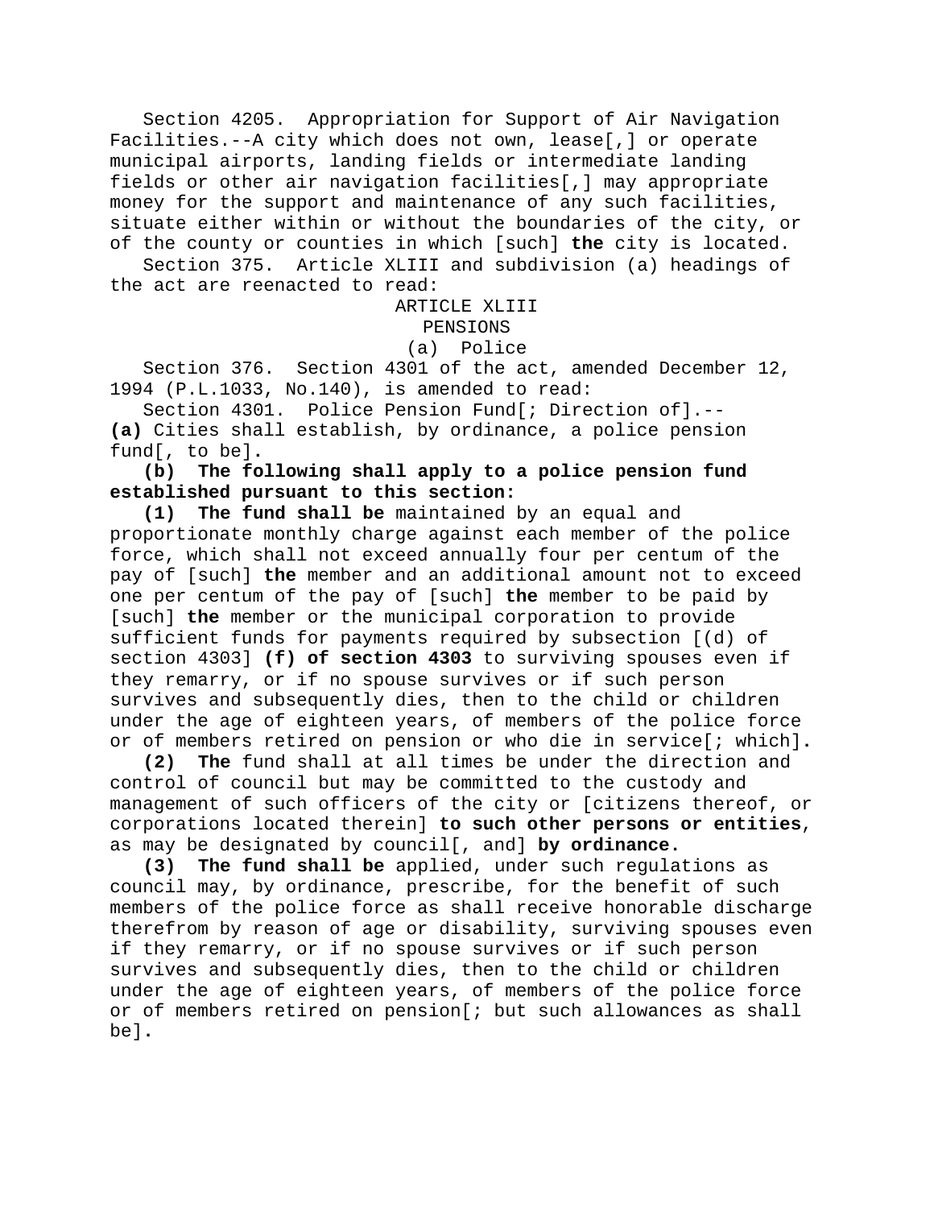Section 4205. Appropriation for Support of Air Navigation Facilities.--A city which does not own, lease[,] or operate municipal airports, landing fields or intermediate landing fields or other air navigation facilities[,] may appropriate money for the support and maintenance of any such facilities, situate either within or without the boundaries of the city, or of the county or counties in which [such] **the** city is located.

Section 375. Article XLIII and subdivision (a) headings of the act are reenacted to read:

ARTICLE XLIII

PENSIONS

(a) Police

Section 376. Section 4301 of the act, amended December 12, 1994 (P.L.1033, No.140), is amended to read:

Section 4301. Police Pension Fund[; Direction of].-- **(a)** Cities shall establish, by ordinance, a police pension fund[, to be]**.**

**(b) The following shall apply to a police pension fund established pursuant to this section:**

**(1) The fund shall be** maintained by an equal and proportionate monthly charge against each member of the police force, which shall not exceed annually four per centum of the pay of [such] **the** member and an additional amount not to exceed one per centum of the pay of [such] **the** member to be paid by [such] **the** member or the municipal corporation to provide sufficient funds for payments required by subsection [(d) of section 4303] **(f) of section 4303** to surviving spouses even if they remarry, or if no spouse survives or if such person survives and subsequently dies, then to the child or children under the age of eighteen years, of members of the police force or of members retired on pension or who die in service[; which]**.**

**(2) The** fund shall at all times be under the direction and control of council but may be committed to the custody and management of such officers of the city or [citizens thereof, or corporations located therein] **to such other persons or entities**, as may be designated by council[, and] **by ordinance.**

**(3) The fund shall be** applied, under such regulations as council may, by ordinance, prescribe, for the benefit of such members of the police force as shall receive honorable discharge therefrom by reason of age or disability, surviving spouses even if they remarry, or if no spouse survives or if such person survives and subsequently dies, then to the child or children under the age of eighteen years, of members of the police force or of members retired on pension[; but such allowances as shall be]**.**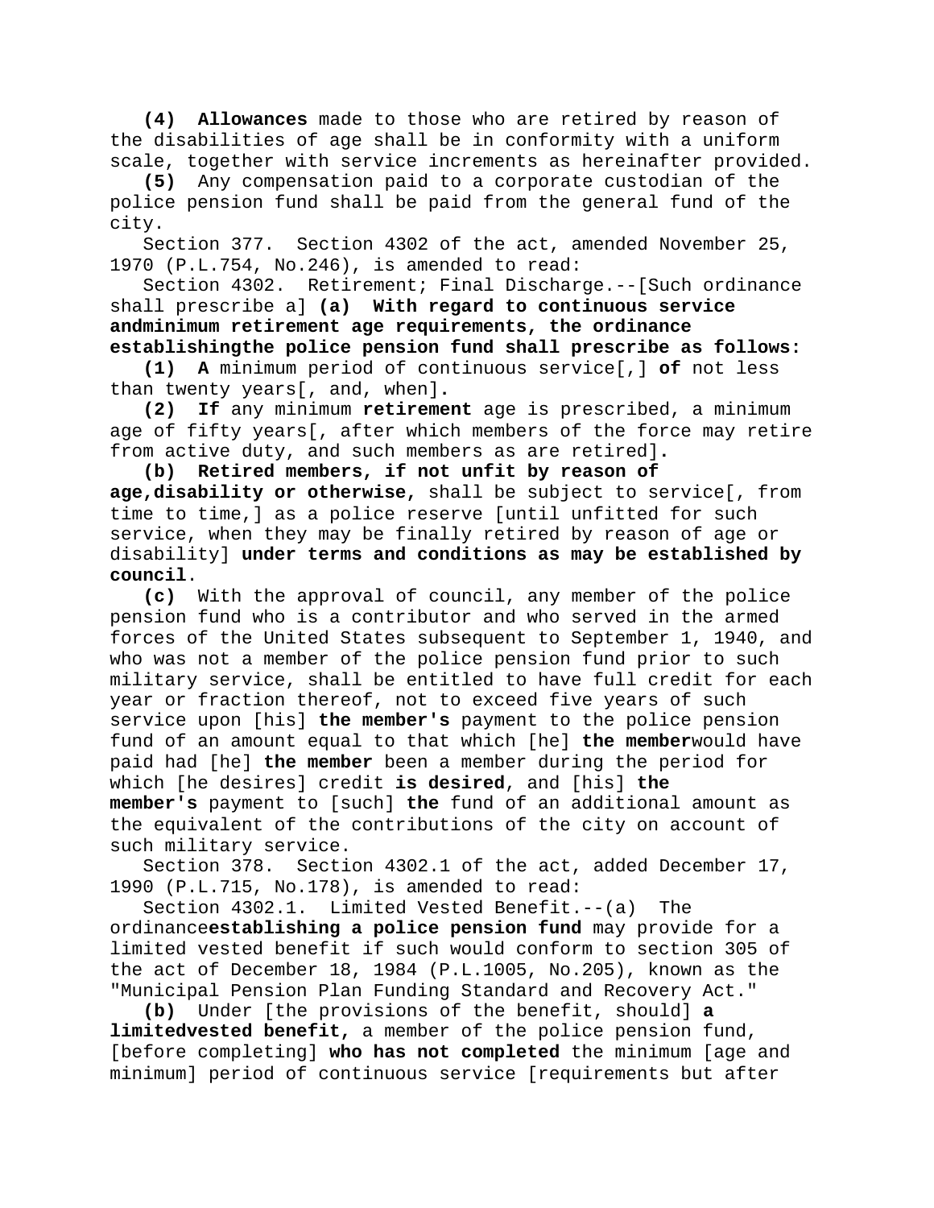**(4)** **Allowances** made to those who are retired by reason of the disabilities of age shall be in conformity with a uniform scale, together with service increments as hereinafter provided.

**(5)** Any compensation paid to a corporate custodian of the police pension fund shall be paid from the general fund of the city.

Section 377. Section 4302 of the act, amended November 25, 1970 (P.L.754, No.246), is amended to read:

Section 4302. Retirement; Final Discharge.--[Such ordinance shall prescribe a] **(a) With regard to continuous service andminimum retirement age requirements, the ordinance establishingthe police pension fund shall prescribe as follows:**

**(1) A** minimum period of continuous service[,] **of** not less than twenty years[, and, when]**.**

**(2) If** any minimum **retirement** age is prescribed, a minimum age of fifty years[, after which members of the force may retire from active duty, and such members as are retired]**.**

**(b) Retired members, if not unfit by reason of age,disability or otherwise,** shall be subject to service[, from time to time,] as a police reserve [until unfitted for such service, when they may be finally retired by reason of age or disability] **under terms and conditions as may be established by council**.

**(c)** With the approval of council, any member of the police pension fund who is a contributor and who served in the armed forces of the United States subsequent to September 1, 1940, and who was not a member of the police pension fund prior to such military service, shall be entitled to have full credit for each year or fraction thereof, not to exceed five years of such service upon [his] **the member's** payment to the police pension fund of an amount equal to that which [he] **the member**would have paid had [he] **the member** been a member during the period for which [he desires] credit **is desired**, and [his] **the member's** payment to [such] **the** fund of an additional amount as the equivalent of the contributions of the city on account of such military service.

Section 378. Section 4302.1 of the act, added December 17, 1990 (P.L.715, No.178), is amended to read:

Section 4302.1. Limited Vested Benefit.--(a) The ordinance**establishing a police pension fund** may provide for a limited vested benefit if such would conform to section 305 of the act of December 18, 1984 (P.L.1005, No.205), known as the "Municipal Pension Plan Funding Standard and Recovery Act."

**(b)** Under [the provisions of the benefit, should] **a limitedvested benefit,** a member of the police pension fund, [before completing] **who has not completed** the minimum [age and minimum] period of continuous service [requirements but after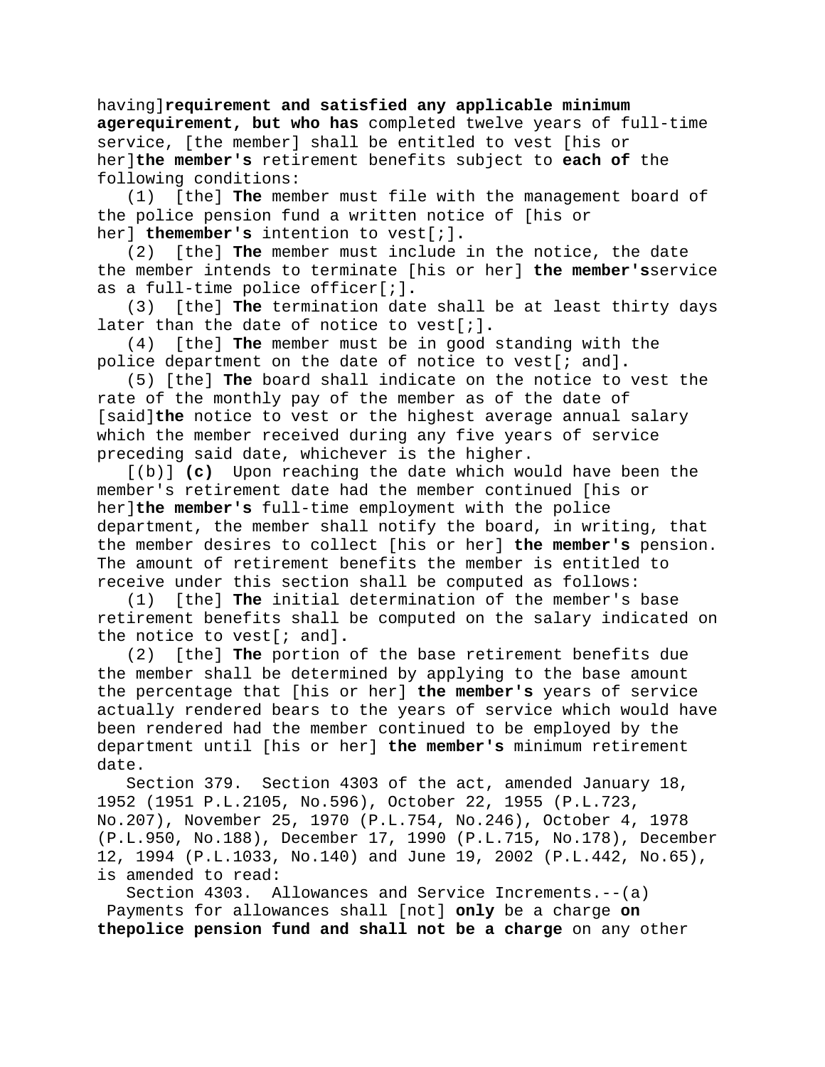having]**requirement and satisfied any applicable minimum agerequirement, but who has** completed twelve years of full-time service, [the member] shall be entitled to vest [his or her]**the member's** retirement benefits subject to **each of** the following conditions:

(1) [the] **The** member must file with the management board of the police pension fund a written notice of [his or her] **themember's** intention to vest[;]**.**

(2) [the] **The** member must include in the notice, the date the member intends to terminate [his or her] **the member's**service as a full-time police officer[;]**.**

(3) [the] **The** termination date shall be at least thirty days later than the date of notice to vest[;]**.**

(4) [the] **The** member must be in good standing with the police department on the date of notice to vest[; and]**.**

(5) [the] **The** board shall indicate on the notice to vest the rate of the monthly pay of the member as of the date of [said]**the** notice to vest or the highest average annual salary which the member received during any five years of service preceding said date, whichever is the higher.

[(b)] **(c)** Upon reaching the date which would have been the member's retirement date had the member continued [his or her]**the member's** full-time employment with the police department, the member shall notify the board, in writing, that the member desires to collect [his or her] **the member's** pension. The amount of retirement benefits the member is entitled to receive under this section shall be computed as follows:

(1) [the] **The** initial determination of the member's base retirement benefits shall be computed on the salary indicated on the notice to vest[; and]**.**

(2) [the] **The** portion of the base retirement benefits due the member shall be determined by applying to the base amount the percentage that [his or her] **the member's** years of service actually rendered bears to the years of service which would have been rendered had the member continued to be employed by the department until [his or her] **the member's** minimum retirement date.

Section 379. Section 4303 of the act, amended January 18, 1952 (1951 P.L.2105, No.596), October 22, 1955 (P.L.723, No.207), November 25, 1970 (P.L.754, No.246), October 4, 1978 (P.L.950, No.188), December 17, 1990 (P.L.715, No.178), December 12, 1994 (P.L.1033, No.140) and June 19, 2002 (P.L.442, No.65), is amended to read:

Section 4303. Allowances and Service Increments.--(a) Payments for allowances shall [not] **only** be a charge **on thepolice pension fund and shall not be a charge** on any other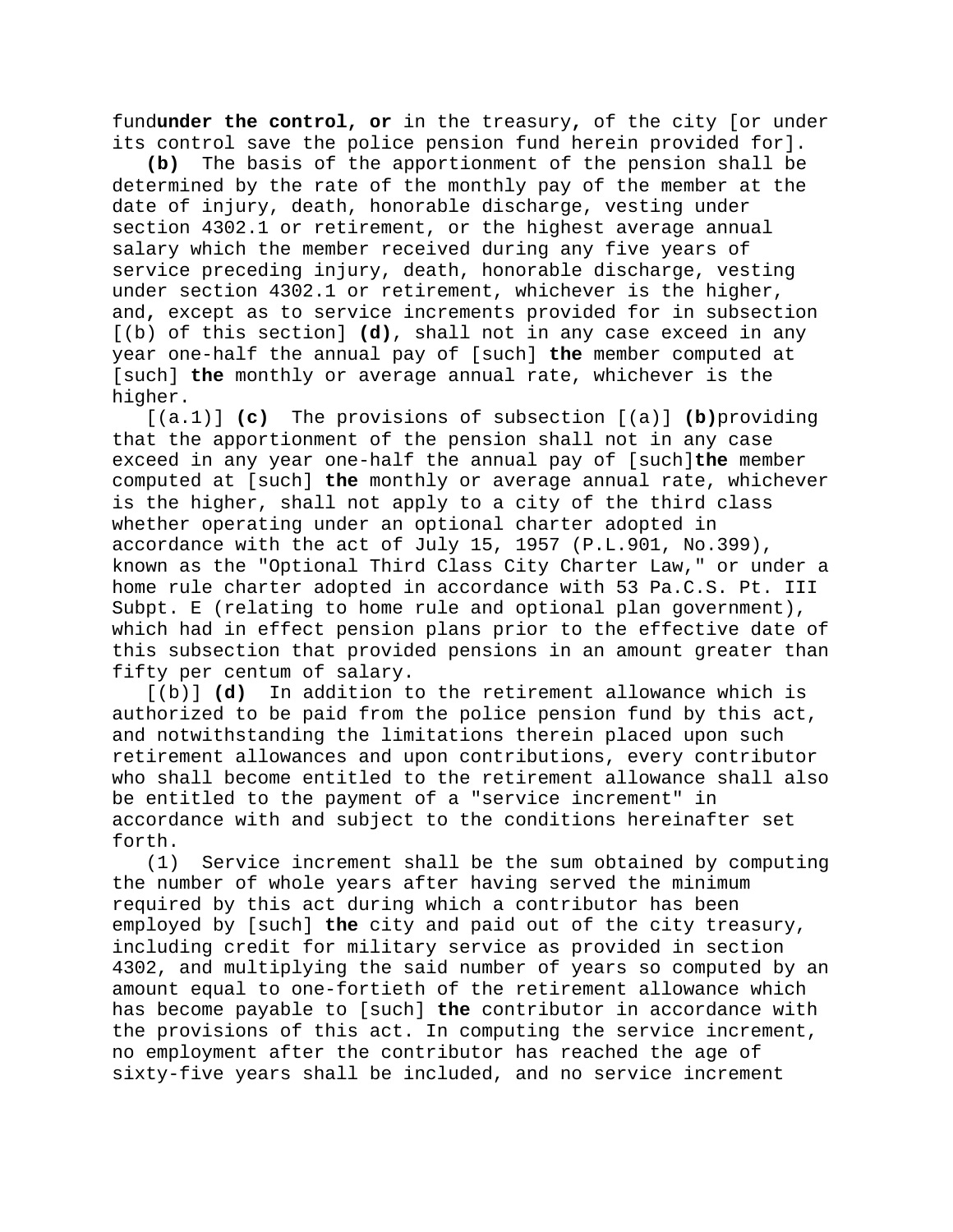fund**under the control, or** in the treasury, of the city [or under its control save the police pension fund herein provided for].

**(b)** The basis of the apportionment of the pension shall be determined by the rate of the monthly pay of the member at the date of injury, death, honorable discharge, vesting under section 4302.1 or retirement, or the highest average annual salary which the member received during any five years of service preceding injury, death, honorable discharge, vesting under section 4302.1 or retirement, whichever is the higher, and, except as to service increments provided for in subsection [(b) of this section] **(d)**, shall not in any case exceed in any year one-half the annual pay of [such] **the** member computed at [such] **the** monthly or average annual rate, whichever is the higher.

[(a.1)] **(c)** The provisions of subsection [(a)] **(b)**providing that the apportionment of the pension shall not in any case exceed in any year one-half the annual pay of [such]**the** member computed at [such] **the** monthly or average annual rate, whichever is the higher, shall not apply to a city of the third class whether operating under an optional charter adopted in accordance with the act of July 15, 1957 (P.L.901, No.399), known as the "Optional Third Class City Charter Law," or under a home rule charter adopted in accordance with 53 Pa.C.S. Pt. III Subpt. E (relating to home rule and optional plan government), which had in effect pension plans prior to the effective date of this subsection that provided pensions in an amount greater than fifty per centum of salary.

[(b)] **(d)** In addition to the retirement allowance which is authorized to be paid from the police pension fund by this act, and notwithstanding the limitations therein placed upon such retirement allowances and upon contributions, every contributor who shall become entitled to the retirement allowance shall also be entitled to the payment of a "service increment" in accordance with and subject to the conditions hereinafter set forth.

(1) Service increment shall be the sum obtained by computing the number of whole years after having served the minimum required by this act during which a contributor has been employed by [such] **the** city and paid out of the city treasury, including credit for military service as provided in section 4302, and multiplying the said number of years so computed by an amount equal to one-fortieth of the retirement allowance which has become payable to [such] **the** contributor in accordance with the provisions of this act. In computing the service increment, no employment after the contributor has reached the age of sixty-five years shall be included, and no service increment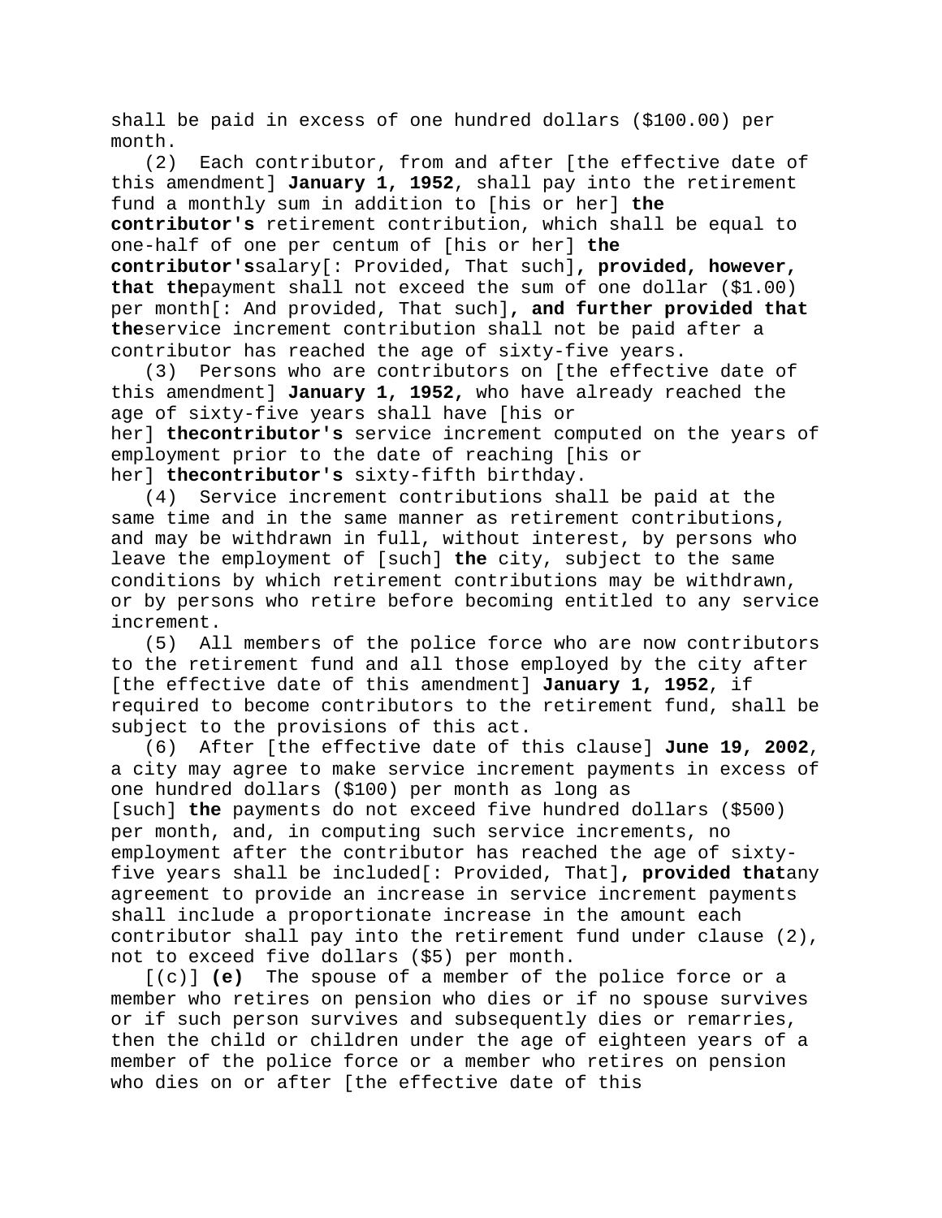shall be paid in excess of one hundred dollars ($100.00) per month.

(2) Each contributor, from and after [the effective date of this amendment] **January 1, 1952**, shall pay into the retirement fund a monthly sum in addition to [his or her] **the contributor's** retirement contribution, which shall be equal to one-half of one per centum of [his or her] **the contributor's**salary[: Provided, That such]**, provided, however, that the**payment shall not exceed the sum of one dollar ($1.00) per month[: And provided, That such]**, and further provided that the**service increment contribution shall not be paid after a contributor has reached the age of sixty-five years.

(3) Persons who are contributors on [the effective date of this amendment] **January 1, 1952,** who have already reached the age of sixty-five years shall have [his or her] **thecontributor's** service increment computed on the years of employment prior to the date of reaching [his or her] **thecontributor's** sixty-fifth birthday.

(4) Service increment contributions shall be paid at the same time and in the same manner as retirement contributions, and may be withdrawn in full, without interest, by persons who leave the employment of [such] **the** city, subject to the same conditions by which retirement contributions may be withdrawn, or by persons who retire before becoming entitled to any service increment.

(5) All members of the police force who are now contributors to the retirement fund and all those employed by the city after [the effective date of this amendment] **January 1, 1952**, if required to become contributors to the retirement fund, shall be subject to the provisions of this act.

(6) After [the effective date of this clause] **June 19, 2002**, a city may agree to make service increment payments in excess of one hundred dollars ($100) per month as long as [such] **the** payments do not exceed five hundred dollars ($500) per month, and, in computing such service increments, no employment after the contributor has reached the age of sixty-five years shall be included[: Provided, That]**, provided that**any agreement to provide an increase in service increment payments shall include a proportionate increase in the amount each contributor shall pay into the retirement fund under clause (2), not to exceed five dollars ($5) per month.

[(c)] **(e)** The spouse of a member of the police force or a member who retires on pension who dies or if no spouse survives or if such person survives and subsequently dies or remarries, then the child or children under the age of eighteen years of a member of the police force or a member who retires on pension who dies on or after [the effective date of this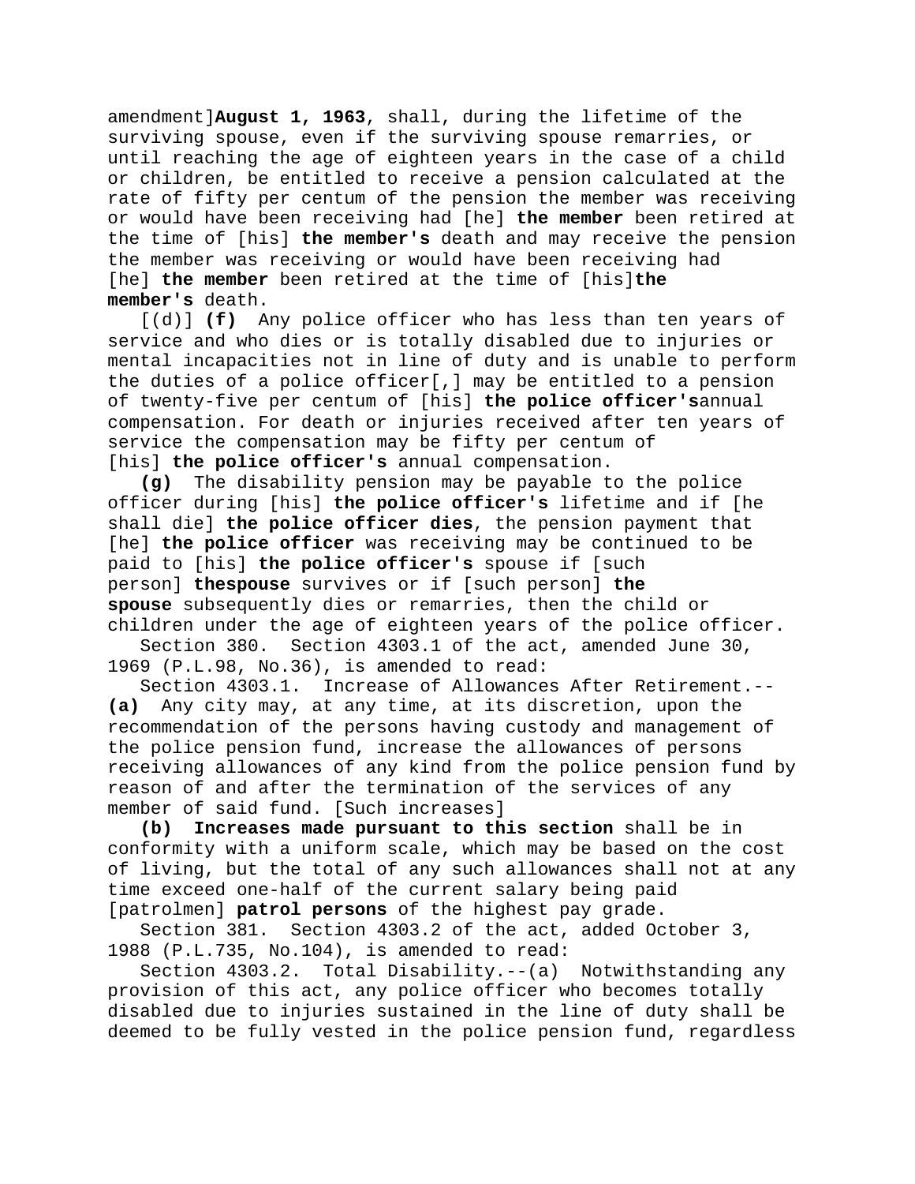amendment]**August 1, 1963**, shall, during the lifetime of the surviving spouse, even if the surviving spouse remarries, or until reaching the age of eighteen years in the case of a child or children, be entitled to receive a pension calculated at the rate of fifty per centum of the pension the member was receiving or would have been receiving had [he] **the member** been retired at the time of [his] **the member's** death and may receive the pension the member was receiving or would have been receiving had [he] **the member** been retired at the time of [his]**the member's** death.

[(d)] **(f)** Any police officer who has less than ten years of service and who dies or is totally disabled due to injuries or mental incapacities not in line of duty and is unable to perform the duties of a police officer[,] may be entitled to a pension of twenty-five per centum of [his] **the police officer's**annual compensation. For death or injuries received after ten years of service the compensation may be fifty per centum of [his] **the police officer's** annual compensation.

**(g)** The disability pension may be payable to the police officer during [his] **the police officer's** lifetime and if [he shall die] **the police officer dies**, the pension payment that [he] **the police officer** was receiving may be continued to be paid to [his] **the police officer's** spouse if [such person] **thespouse** survives or if [such person] **the spouse** subsequently dies or remarries, then the child or children under the age of eighteen years of the police officer.

Section 380. Section 4303.1 of the act, amended June 30, 1969 (P.L.98, No.36), is amended to read:

Section 4303.1. Increase of Allowances After Retirement.--**(a)** Any city may, at any time, at its discretion, upon the recommendation of the persons having custody and management of the police pension fund, increase the allowances of persons receiving allowances of any kind from the police pension fund by reason of and after the termination of the services of any member of said fund. [Such increases]

**(b) Increases made pursuant to this section** shall be in conformity with a uniform scale, which may be based on the cost of living, but the total of any such allowances shall not at any time exceed one-half of the current salary being paid [patrolmen] **patrol persons** of the highest pay grade.

Section 381. Section 4303.2 of the act, added October 3, 1988 (P.L.735, No.104), is amended to read:

Section 4303.2. Total Disability.--(a) Notwithstanding any provision of this act, any police officer who becomes totally disabled due to injuries sustained in the line of duty shall be deemed to be fully vested in the police pension fund, regardless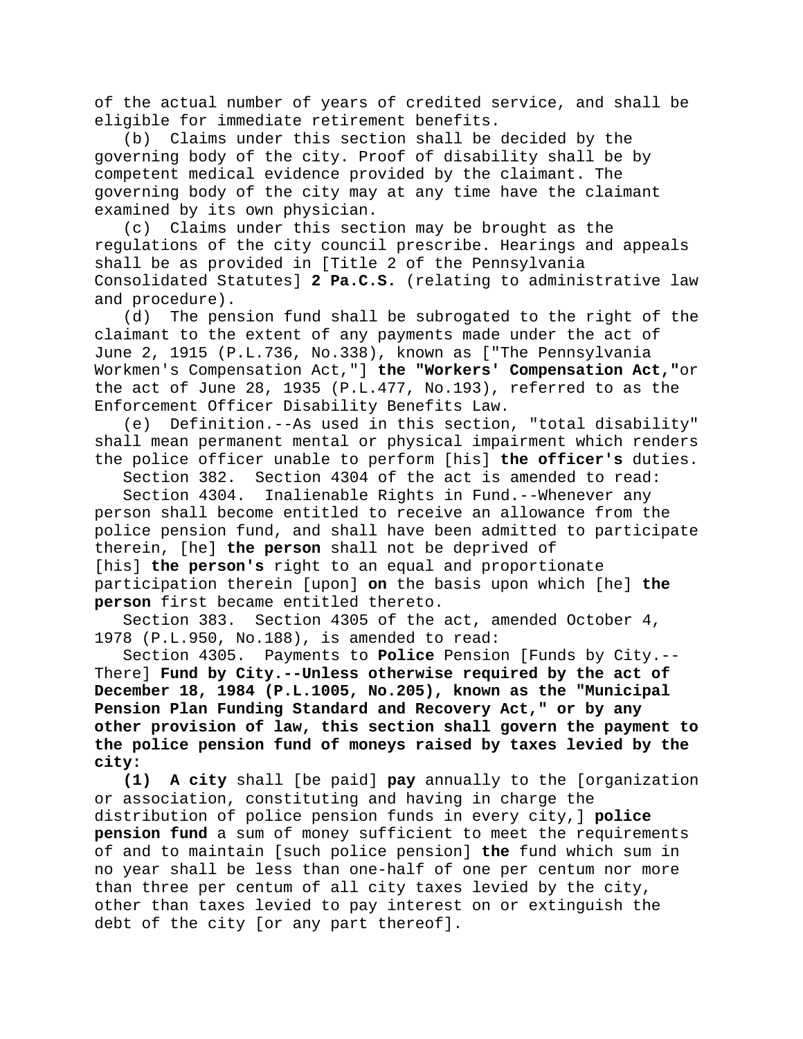of the actual number of years of credited service, and shall be eligible for immediate retirement benefits.

(b) Claims under this section shall be decided by the governing body of the city. Proof of disability shall be by competent medical evidence provided by the claimant. The governing body of the city may at any time have the claimant examined by its own physician.

(c) Claims under this section may be brought as the regulations of the city council prescribe. Hearings and appeals shall be as provided in [Title 2 of the Pennsylvania Consolidated Statutes] **2 Pa.C.S.** (relating to administrative law and procedure).

(d) The pension fund shall be subrogated to the right of the claimant to the extent of any payments made under the act of June 2, 1915 (P.L.736, No.338), known as ["The Pennsylvania Workmen's Compensation Act,"] **the "Workers' Compensation Act,"** or the act of June 28, 1935 (P.L.477, No.193), referred to as the Enforcement Officer Disability Benefits Law.

(e) Definition.--As used in this section, "total disability" shall mean permanent mental or physical impairment which renders the police officer unable to perform [his] **the officer's** duties.

Section 382. Section 4304 of the act is amended to read:

Section 4304. Inalienable Rights in Fund.--Whenever any person shall become entitled to receive an allowance from the police pension fund, and shall have been admitted to participate therein, [he] **the person** shall not be deprived of [his] **the person's** right to an equal and proportionate participation therein [upon] **on** the basis upon which [he] **the person** first became entitled thereto.

Section 383. Section 4305 of the act, amended October 4, 1978 (P.L.950, No.188), is amended to read:

Section 4305. Payments to **Police** Pension [Funds by City.--There] **Fund by City.--Unless otherwise required by the act of December 18, 1984 (P.L.1005, No.205), known as the "Municipal Pension Plan Funding Standard and Recovery Act," or by any other provision of law, this section shall govern the payment to the police pension fund of moneys raised by taxes levied by the city:**

**(1) A city** shall [be paid] **pay** annually to the [organization or association, constituting and having in charge the distribution of police pension funds in every city,] **police pension fund** a sum of money sufficient to meet the requirements of and to maintain [such police pension] **the** fund which sum in no year shall be less than one-half of one per centum nor more than three per centum of all city taxes levied by the city, other than taxes levied to pay interest on or extinguish the debt of the city [or any part thereof].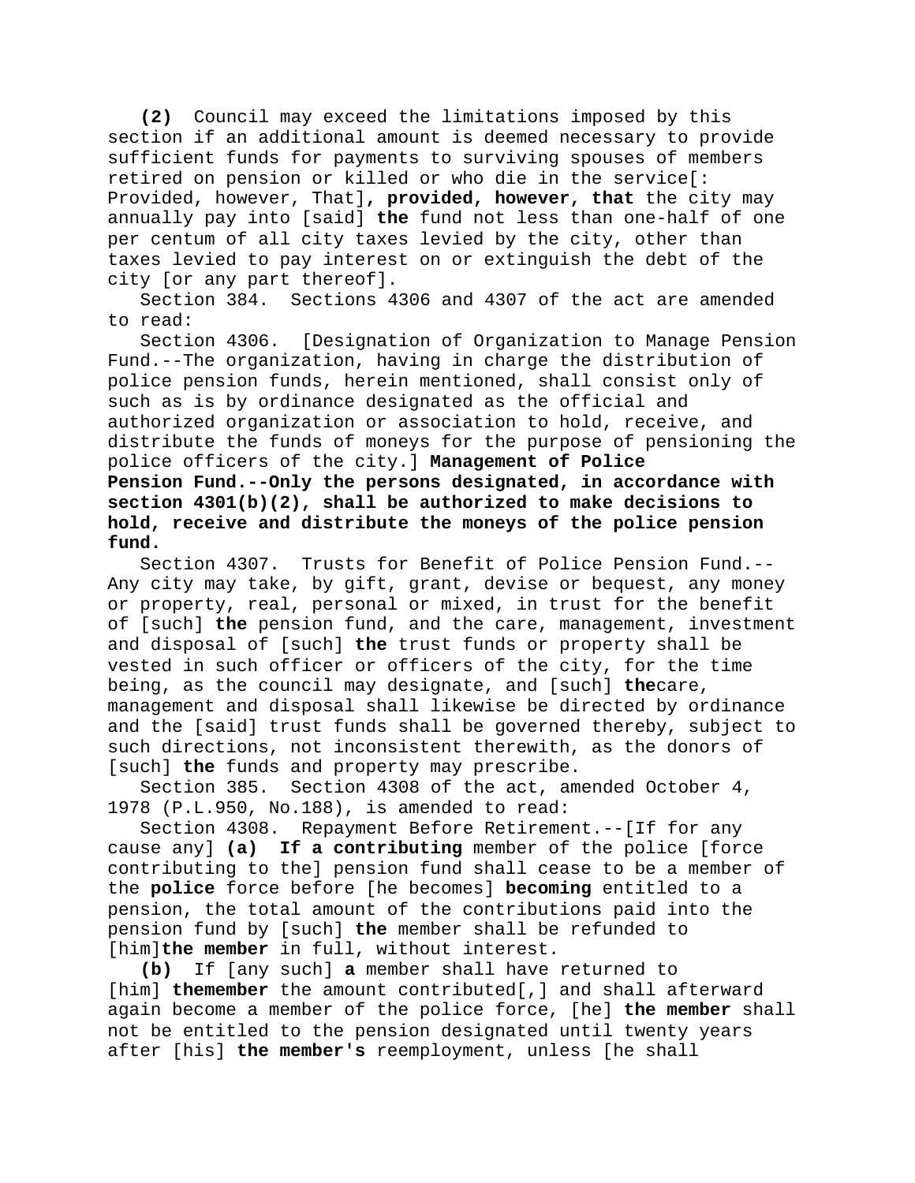**(2)** Council may exceed the limitations imposed by this section if an additional amount is deemed necessary to provide sufficient funds for payments to surviving spouses of members retired on pension or killed or who die in the service[: Provided, however, That]**, provided, however, that** the city may annually pay into [said] **the** fund not less than one-half of one per centum of all city taxes levied by the city, other than taxes levied to pay interest on or extinguish the debt of the city [or any part thereof].

Section 384. Sections 4306 and 4307 of the act are amended to read:

Section 4306. [Designation of Organization to Manage Pension Fund.--The organization, having in charge the distribution of police pension funds, herein mentioned, shall consist only of such as is by ordinance designated as the official and authorized organization or association to hold, receive, and distribute the funds of moneys for the purpose of pensioning the police officers of the city.] **Management of Police Pension Fund.--Only the persons designated, in accordance with section 4301(b)(2), shall be authorized to make decisions to hold, receive and distribute the moneys of the police pension fund.**

Section 4307. Trusts for Benefit of Police Pension Fund.--Any city may take, by gift, grant, devise or bequest, any money or property, real, personal or mixed, in trust for the benefit of [such] **the** pension fund, and the care, management, investment and disposal of [such] **the** trust funds or property shall be vested in such officer or officers of the city, for the time being, as the council may designate, and [such] **the**care, management and disposal shall likewise be directed by ordinance and the [said] trust funds shall be governed thereby, subject to such directions, not inconsistent therewith, as the donors of [such] **the** funds and property may prescribe.

Section 385. Section 4308 of the act, amended October 4, 1978 (P.L.950, No.188), is amended to read:

Section 4308. Repayment Before Retirement.--[If for any cause any] **(a) If a contributing** member of the police [force contributing to the] pension fund shall cease to be a member of the **police** force before [he becomes] **becoming** entitled to a pension, the total amount of the contributions paid into the pension fund by [such] **the** member shall be refunded to [him]**the member** in full, without interest.

**(b)** If [any such] **a** member shall have returned to [him] **themember** the amount contributed[,] and shall afterward again become a member of the police force, [he] **the member** shall not be entitled to the pension designated until twenty years after [his] **the member's** reemployment, unless [he shall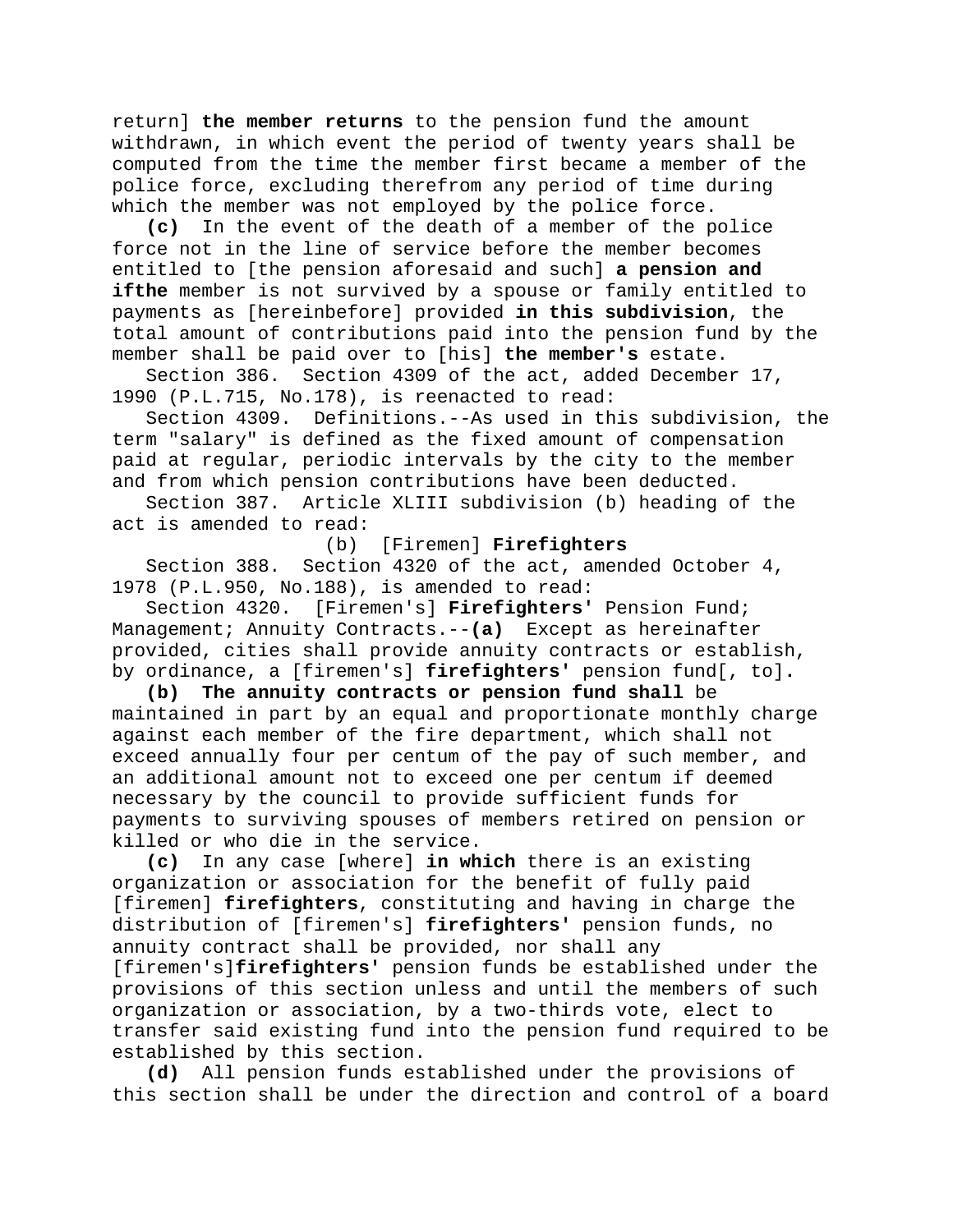return] **the member returns** to the pension fund the amount withdrawn, in which event the period of twenty years shall be computed from the time the member first became a member of the police force, excluding therefrom any period of time during which the member was not employed by the police force.

**(c)** In the event of the death of a member of the police force not in the line of service before the member becomes entitled to [the pension aforesaid and such] **a pension and ifthe** member is not survived by a spouse or family entitled to payments as [hereinbefore] provided **in this subdivision**, the total amount of contributions paid into the pension fund by the member shall be paid over to [his] **the member's** estate.

Section 386. Section 4309 of the act, added December 17, 1990 (P.L.715, No.178), is reenacted to read:

Section 4309. Definitions.--As used in this subdivision, the term "salary" is defined as the fixed amount of compensation paid at regular, periodic intervals by the city to the member and from which pension contributions have been deducted.

Section 387. Article XLIII subdivision (b) heading of the act is amended to read:

(b) [Firemen] **Firefighters**

Section 388. Section 4320 of the act, amended October 4, 1978 (P.L.950, No.188), is amended to read:

Section 4320. [Firemen's] **Firefighters'** Pension Fund; Management; Annuity Contracts.--**(a)** Except as hereinafter provided, cities shall provide annuity contracts or establish, by ordinance, a [firemen's] **firefighters'** pension fund[, to]**.**

**(b) The annuity contracts or pension fund shall** be maintained in part by an equal and proportionate monthly charge against each member of the fire department, which shall not exceed annually four per centum of the pay of such member, and an additional amount not to exceed one per centum if deemed necessary by the council to provide sufficient funds for payments to surviving spouses of members retired on pension or killed or who die in the service.

**(c)** In any case [where] **in which** there is an existing organization or association for the benefit of fully paid [firemen] **firefighters**, constituting and having in charge the distribution of [firemen's] **firefighters'** pension funds, no annuity contract shall be provided, nor shall any [firemen's]**firefighters'** pension funds be established under the provisions of this section unless and until the members of such organization or association, by a two-thirds vote, elect to transfer said existing fund into the pension fund required to be established by this section.

**(d)** All pension funds established under the provisions of this section shall be under the direction and control of a board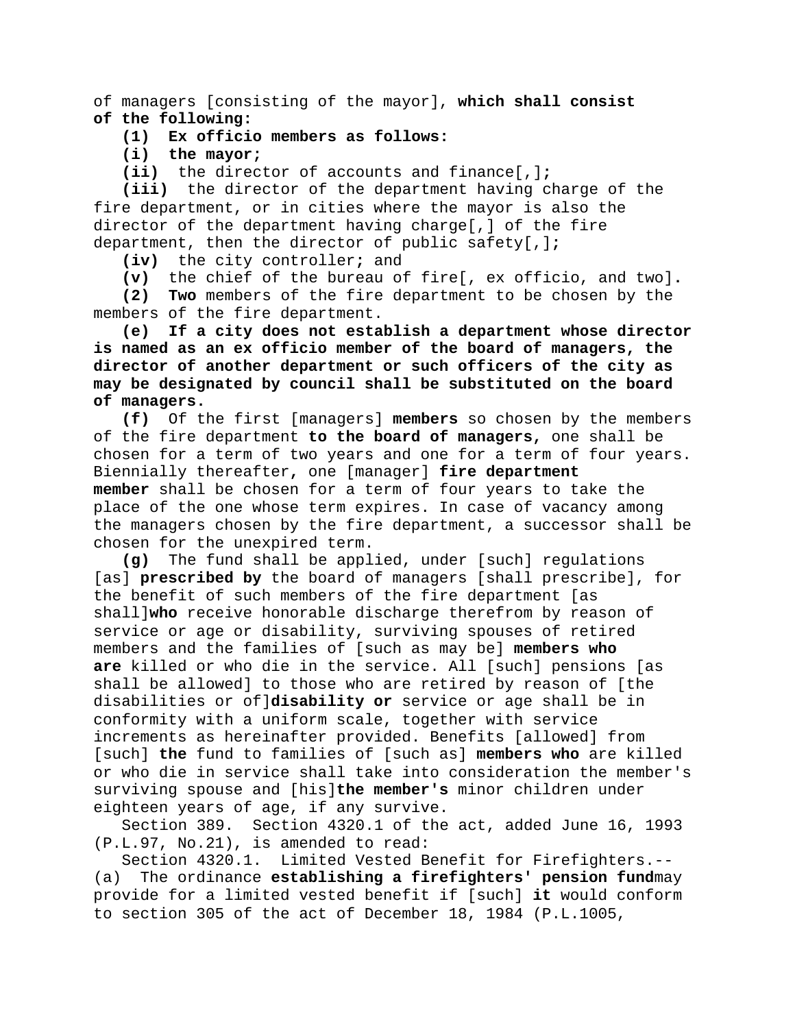of managers [consisting of the mayor], **which shall consist of the following:**

**(1) Ex officio members as follows:**

**(i) the mayor;**

**(ii)** the director of accounts and finance[,]**;**

**(iii)** the director of the department having charge of the fire department, or in cities where the mayor is also the director of the department having charge[,] of the fire department, then the director of public safety[,]**;**

**(iv)** the city controller**;** and

**(v)** the chief of the bureau of fire[, ex officio, and two]**.**

**(2) Two** members of the fire department to be chosen by the members of the fire department.

**(e) If a city does not establish a department whose director is named as an ex officio member of the board of managers, the director of another department or such officers of the city as may be designated by council shall be substituted on the board of managers.**

**(f)** Of the first [managers] **members** so chosen by the members of the fire department **to the board of managers,** one shall be chosen for a term of two years and one for a term of four years. Biennially thereafter**,** one [manager] **fire department member** shall be chosen for a term of four years to take the place of the one whose term expires. In case of vacancy among the managers chosen by the fire department, a successor shall be chosen for the unexpired term.

**(g)** The fund shall be applied, under [such] regulations [as] **prescribed by** the board of managers [shall prescribe], for the benefit of such members of the fire department [as shall]**who** receive honorable discharge therefrom by reason of service or age or disability, surviving spouses of retired members and the families of [such as may be] **members who are** killed or who die in the service. All [such] pensions [as shall be allowed] to those who are retired by reason of [the disabilities or of]**disability or** service or age shall be in conformity with a uniform scale, together with service increments as hereinafter provided. Benefits [allowed] from [such] **the** fund to families of [such as] **members who** are killed or who die in service shall take into consideration the member's surviving spouse and [his]**the member's** minor children under eighteen years of age, if any survive.

Section 389. Section 4320.1 of the act, added June 16, 1993 (P.L.97, No.21), is amended to read:

Section 4320.1. Limited Vested Benefit for Firefighters.--(a) The ordinance **establishing a firefighters' pension fund**may provide for a limited vested benefit if [such] **it** would conform to section 305 of the act of December 18, 1984 (P.L.1005,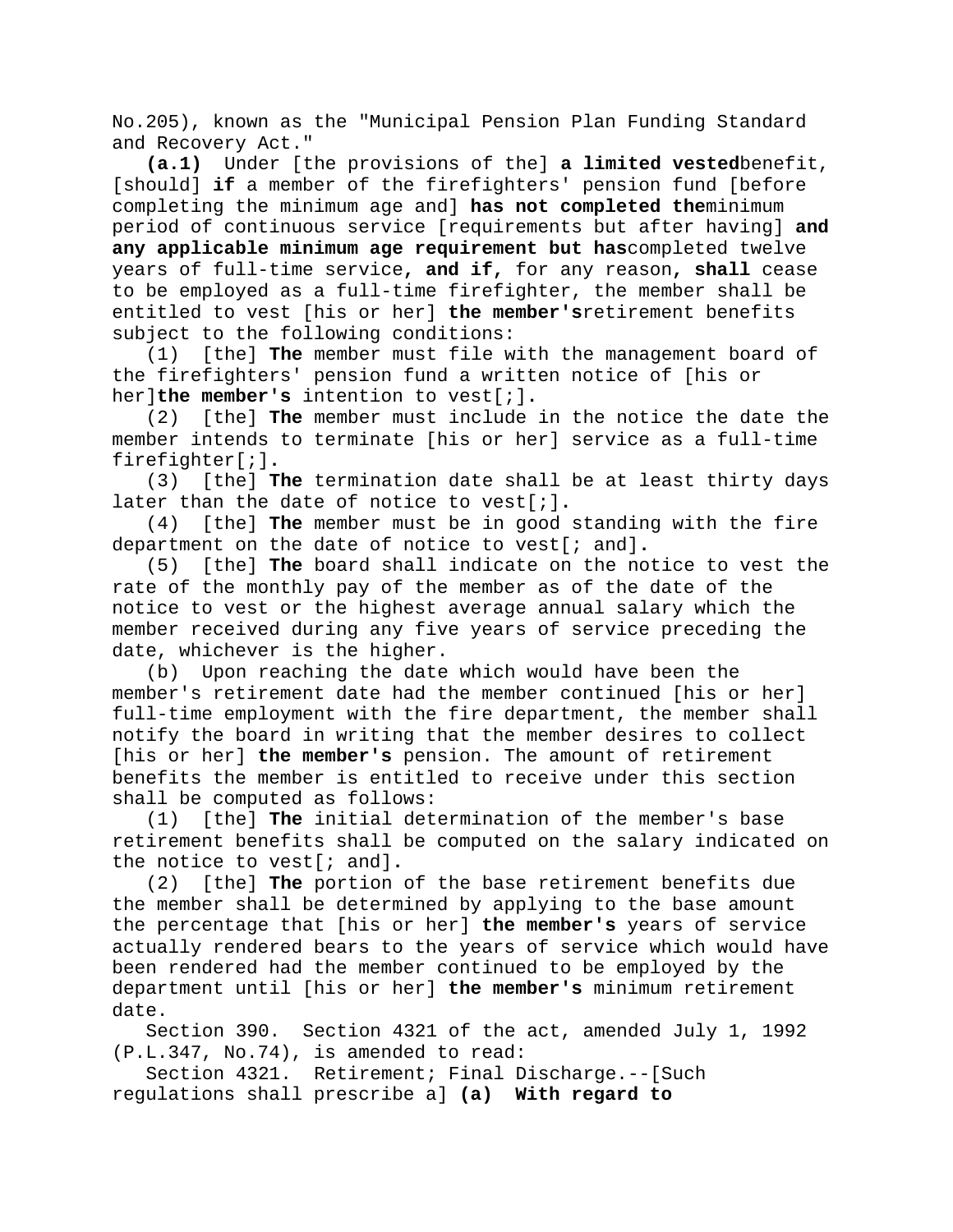No.205), known as the "Municipal Pension Plan Funding Standard and Recovery Act."

**(a.1)** Under [the provisions of the] **a limited vested** benefit, [should] **if** a member of the firefighters' pension fund [before completing the minimum age and] **has not completed the** minimum period of continuous service [requirements but after having] **and any applicable minimum age requirement but has** completed twelve years of full-time service**, and if,** for any reason**, shall** cease to be employed as a full-time firefighter, the member shall be entitled to vest [his or her] **the member's** retirement benefits subject to the following conditions:

(1) [the] **The** member must file with the management board of the firefighters' pension fund a written notice of [his or her] **the member's** intention to vest[;]**.**

(2) [the] **The** member must include in the notice the date the member intends to terminate [his or her] service as a full-time firefighter[;]**.**

(3) [the] **The** termination date shall be at least thirty days later than the date of notice to vest[;]**.**

(4) [the] **The** member must be in good standing with the fire department on the date of notice to vest[; and]**.**

(5) [the] **The** board shall indicate on the notice to vest the rate of the monthly pay of the member as of the date of the notice to vest or the highest average annual salary which the member received during any five years of service preceding the date, whichever is the higher.

(b) Upon reaching the date which would have been the member's retirement date had the member continued [his or her] full-time employment with the fire department, the member shall notify the board in writing that the member desires to collect [his or her] **the member's** pension. The amount of retirement benefits the member is entitled to receive under this section shall be computed as follows:

(1) [the] **The** initial determination of the member's base retirement benefits shall be computed on the salary indicated on the notice to vest[; and]**.**

(2) [the] **The** portion of the base retirement benefits due the member shall be determined by applying to the base amount the percentage that [his or her] **the member's** years of service actually rendered bears to the years of service which would have been rendered had the member continued to be employed by the department until [his or her] **the member's** minimum retirement date.

Section 390. Section 4321 of the act, amended July 1, 1992 (P.L.347, No.74), is amended to read:

Section 4321. Retirement; Final Discharge.--[Such regulations shall prescribe a] **(a) With regard to**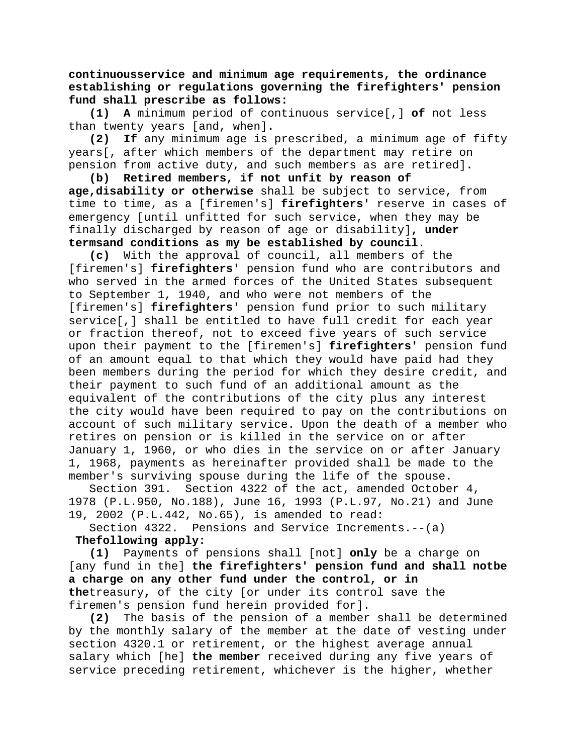**continuousservice and minimum age requirements, the ordinance establishing or regulations governing the firefighters' pension fund shall prescribe as follows:**

**(1)** **A** minimum period of continuous service[,] **of** not less than twenty years [and, when]**.**

**(2)** **If** any minimum age is prescribed, a minimum age of fifty years[, after which members of the department may retire on pension from active duty, and such members as are retired]**.**

**(b)** **Retired members, if not unfit by reason of age,disability or otherwise** shall be subject to service, from time to time, as a [firemen's] **firefighters'** reserve in cases of emergency [until unfitted for such service, when they may be finally discharged by reason of age or disability]**, under termsand conditions as my be established by council**.

**(c)** With the approval of council, all members of the [firemen's] **firefighters'** pension fund who are contributors and who served in the armed forces of the United States subsequent to September 1, 1940, and who were not members of the [firemen's] **firefighters'** pension fund prior to such military service[,] shall be entitled to have full credit for each year or fraction thereof, not to exceed five years of such service upon their payment to the [firemen's] **firefighters'** pension fund of an amount equal to that which they would have paid had they been members during the period for which they desire credit, and their payment to such fund of an additional amount as the equivalent of the contributions of the city plus any interest the city would have been required to pay on the contributions on account of such military service. Upon the death of a member who retires on pension or is killed in the service on or after January 1, 1960, or who dies in the service on or after January 1, 1968, payments as hereinafter provided shall be made to the member's surviving spouse during the life of the spouse.

Section 391. Section 4322 of the act, amended October 4, 1978 (P.L.950, No.188), June 16, 1993 (P.L.97, No.21) and June 19, 2002 (P.L.442, No.65), is amended to read:

Section 4322. Pensions and Service Increments.--(a) **Thefollowing apply:**

**(1)** Payments of pensions shall [not] **only** be a charge on [any fund in the] **the firefighters' pension fund and shall notbe a charge on any other fund under the control, or in the**treasury**,** of the city [or under its control save the firemen's pension fund herein provided for].

**(2)** The basis of the pension of a member shall be determined by the monthly salary of the member at the date of vesting under section 4320.1 or retirement, or the highest average annual salary which [he] **the member** received during any five years of service preceding retirement, whichever is the higher, whether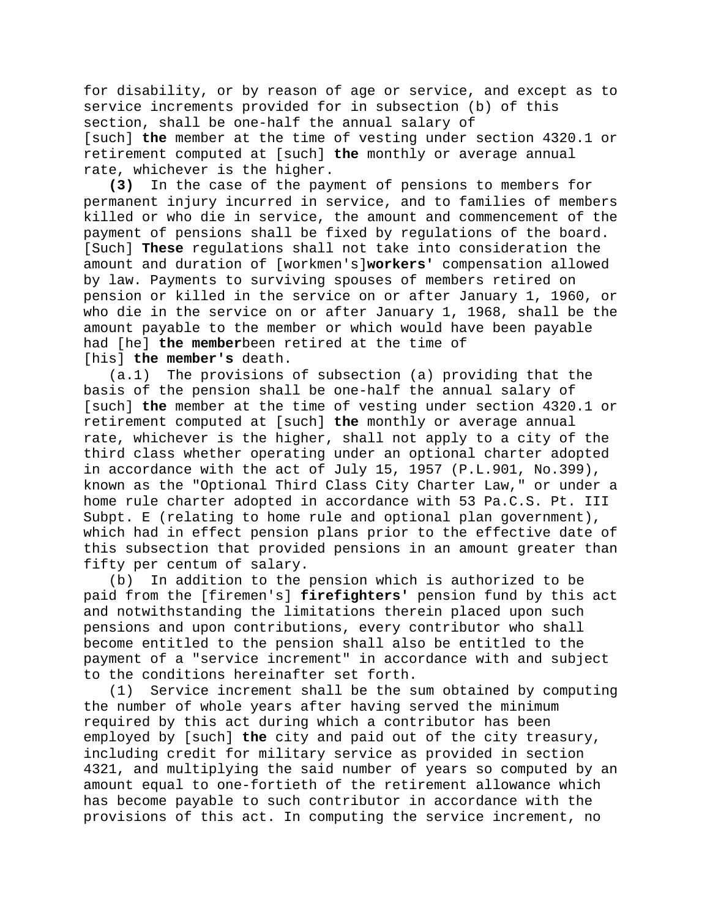for disability, or by reason of age or service, and except as to service increments provided for in subsection (b) of this section, shall be one-half the annual salary of [such] **the** member at the time of vesting under section 4320.1 or retirement computed at [such] **the** monthly or average annual rate, whichever is the higher.

**(3)** In the case of the payment of pensions to members for permanent injury incurred in service, and to families of members killed or who die in service, the amount and commencement of the payment of pensions shall be fixed by regulations of the board. [Such] **These** regulations shall not take into consideration the amount and duration of [workmen's]**workers'** compensation allowed by law. Payments to surviving spouses of members retired on pension or killed in the service on or after January 1, 1960, or who die in the service on or after January 1, 1968, shall be the amount payable to the member or which would have been payable had [he] **the member**been retired at the time of [his] **the member's** death.

(a.1) The provisions of subsection (a) providing that the basis of the pension shall be one-half the annual salary of [such] **the** member at the time of vesting under section 4320.1 or retirement computed at [such] **the** monthly or average annual rate, whichever is the higher, shall not apply to a city of the third class whether operating under an optional charter adopted in accordance with the act of July 15, 1957 (P.L.901, No.399), known as the "Optional Third Class City Charter Law," or under a home rule charter adopted in accordance with 53 Pa.C.S. Pt. III Subpt. E (relating to home rule and optional plan government), which had in effect pension plans prior to the effective date of this subsection that provided pensions in an amount greater than fifty per centum of salary.

(b) In addition to the pension which is authorized to be paid from the [firemen's] **firefighters'** pension fund by this act and notwithstanding the limitations therein placed upon such pensions and upon contributions, every contributor who shall become entitled to the pension shall also be entitled to the payment of a "service increment" in accordance with and subject to the conditions hereinafter set forth.

(1) Service increment shall be the sum obtained by computing the number of whole years after having served the minimum required by this act during which a contributor has been employed by [such] **the** city and paid out of the city treasury, including credit for military service as provided in section 4321, and multiplying the said number of years so computed by an amount equal to one-fortieth of the retirement allowance which has become payable to such contributor in accordance with the provisions of this act. In computing the service increment, no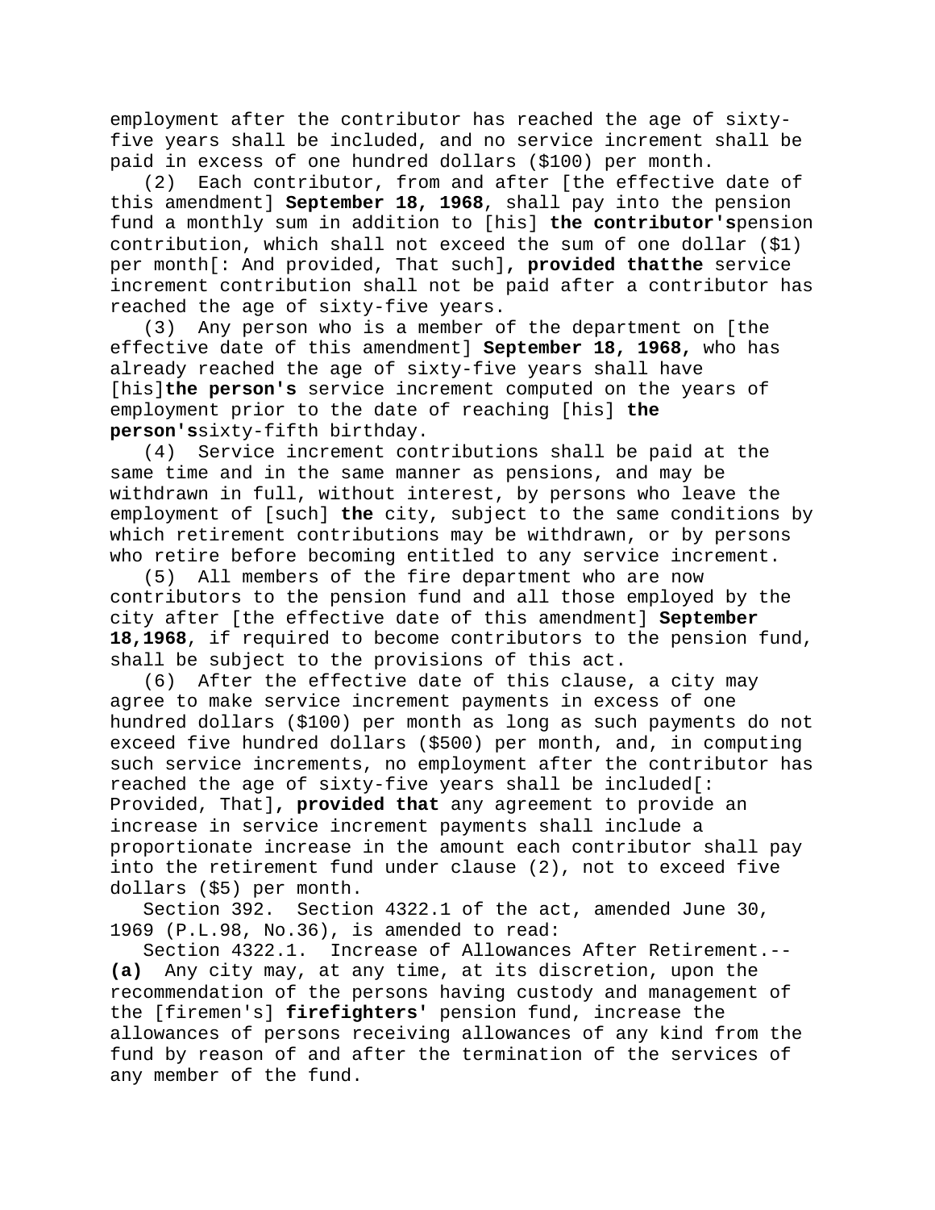employment after the contributor has reached the age of sixty-five years shall be included, and no service increment shall be paid in excess of one hundred dollars ($100) per month.

(2) Each contributor, from and after [the effective date of this amendment] **September 18, 1968**, shall pay into the pension fund a monthly sum in addition to [his] **the contributor's**pension contribution, which shall not exceed the sum of one dollar ($1) per month[: And provided, That such]**, provided thatthe** service increment contribution shall not be paid after a contributor has reached the age of sixty-five years.

(3) Any person who is a member of the department on [the effective date of this amendment] **September 18, 1968,** who has already reached the age of sixty-five years shall have [his]**the person's** service increment computed on the years of employment prior to the date of reaching [his] **the person's**sixty-fifth birthday.

(4) Service increment contributions shall be paid at the same time and in the same manner as pensions, and may be withdrawn in full, without interest, by persons who leave the employment of [such] **the** city, subject to the same conditions by which retirement contributions may be withdrawn, or by persons who retire before becoming entitled to any service increment.

(5) All members of the fire department who are now contributors to the pension fund and all those employed by the city after [the effective date of this amendment] **September 18,1968**, if required to become contributors to the pension fund, shall be subject to the provisions of this act.

(6) After the effective date of this clause, a city may agree to make service increment payments in excess of one hundred dollars ($100) per month as long as such payments do not exceed five hundred dollars ($500) per month, and, in computing such service increments, no employment after the contributor has reached the age of sixty-five years shall be included[: Provided, That]**, provided that** any agreement to provide an increase in service increment payments shall include a proportionate increase in the amount each contributor shall pay into the retirement fund under clause (2), not to exceed five dollars ($5) per month.

Section 392. Section 4322.1 of the act, amended June 30, 1969 (P.L.98, No.36), is amended to read:

Section 4322.1. Increase of Allowances After Retirement.--**(a)** Any city may, at any time, at its discretion, upon the recommendation of the persons having custody and management of the [firemen's] **firefighters'** pension fund, increase the allowances of persons receiving allowances of any kind from the fund by reason of and after the termination of the services of any member of the fund.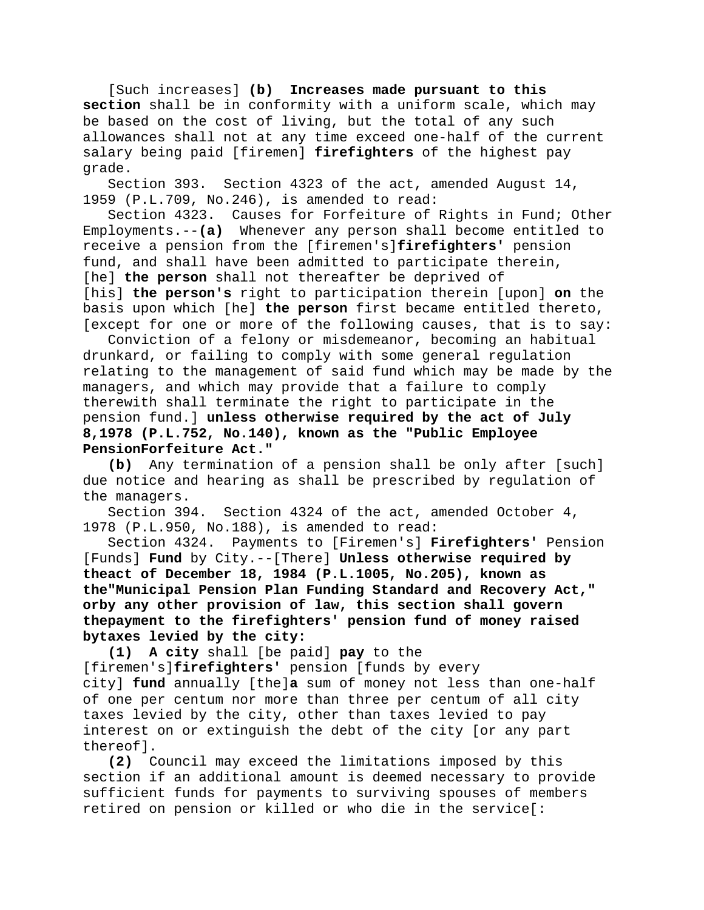[Such increases] **(b) Increases made pursuant to this section** shall be in conformity with a uniform scale, which may be based on the cost of living, but the total of any such allowances shall not at any time exceed one-half of the current salary being paid [firemen] **firefighters** of the highest pay grade.

Section 393. Section 4323 of the act, amended August 14, 1959 (P.L.709, No.246), is amended to read:

Section 4323. Causes for Forfeiture of Rights in Fund; Other Employments.--**(a)** Whenever any person shall become entitled to receive a pension from the [firemen's]**firefighters'** pension fund, and shall have been admitted to participate therein, [he] **the person** shall not thereafter be deprived of [his] **the person's** right to participation therein [upon] **on** the basis upon which [he] **the person** first became entitled thereto, [except for one or more of the following causes, that is to say:

Conviction of a felony or misdemeanor, becoming an habitual drunkard, or failing to comply with some general regulation relating to the management of said fund which may be made by the managers, and which may provide that a failure to comply therewith shall terminate the right to participate in the pension fund.] **unless otherwise required by the act of July 8,1978 (P.L.752, No.140), known as the "Public Employee PensionForfeiture Act."**

**(b)** Any termination of a pension shall be only after [such] due notice and hearing as shall be prescribed by regulation of the managers.

Section 394. Section 4324 of the act, amended October 4, 1978 (P.L.950, No.188), is amended to read:

Section 4324. Payments to [Firemen's] **Firefighters'** Pension [Funds] **Fund** by City.--[There] **Unless otherwise required by theact of December 18, 1984 (P.L.1005, No.205), known as the"Municipal Pension Plan Funding Standard and Recovery Act," orby any other provision of law, this section shall govern thepayment to the firefighters' pension fund of money raised bytaxes levied by the city:**

**(1) A city** shall [be paid] **pay** to the [firemen's]**firefighters'** pension [funds by every city] **fund** annually [the]**a** sum of money not less than one-half of one per centum nor more than three per centum of all city taxes levied by the city, other than taxes levied to pay interest on or extinguish the debt of the city [or any part thereof].

**(2)** Council may exceed the limitations imposed by this section if an additional amount is deemed necessary to provide sufficient funds for payments to surviving spouses of members retired on pension or killed or who die in the service[: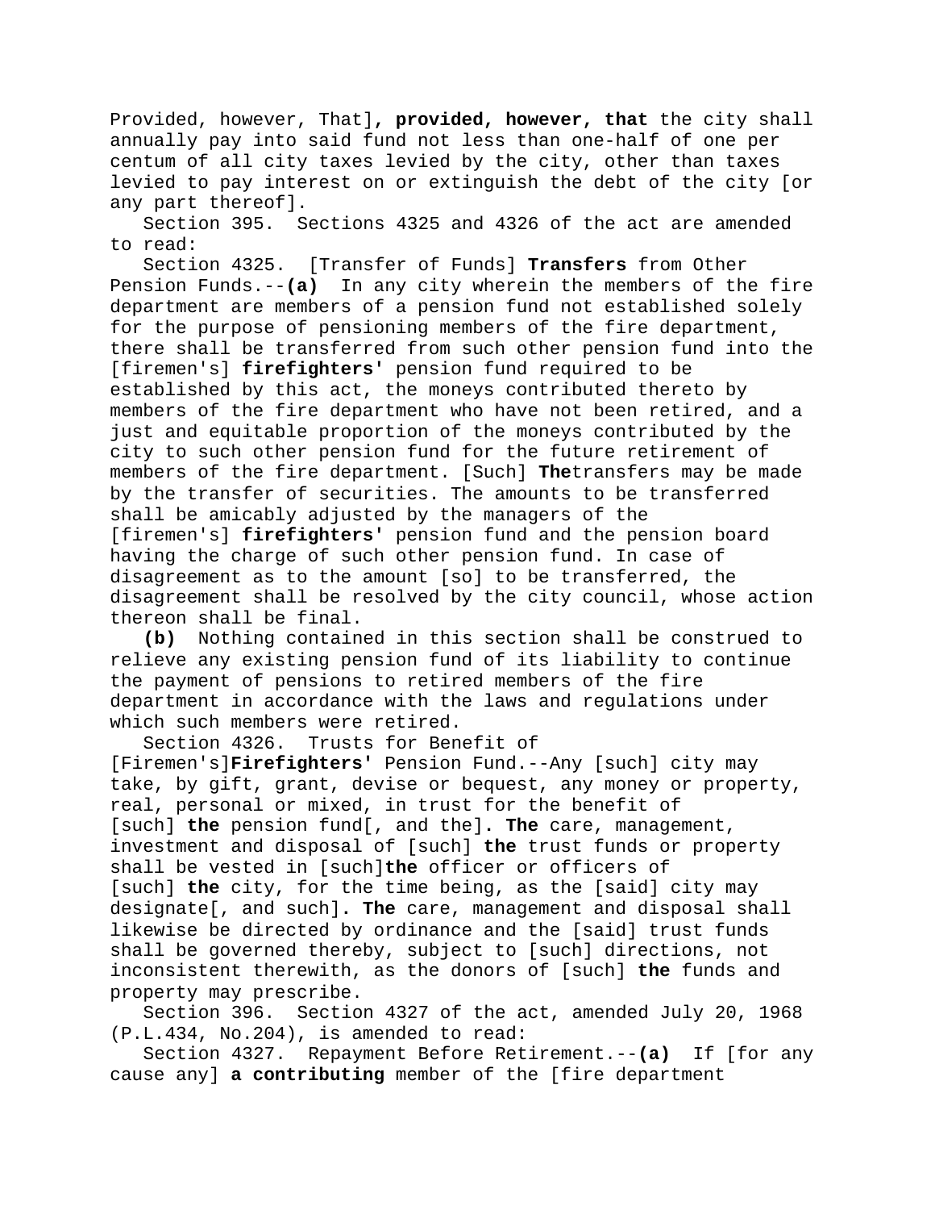Provided, however, That]**, provided, however, that** the city shall annually pay into said fund not less than one-half of one per centum of all city taxes levied by the city, other than taxes levied to pay interest on or extinguish the debt of the city [or any part thereof].

Section 395. Sections 4325 and 4326 of the act are amended to read:

Section 4325. [Transfer of Funds] **Transfers** from Other Pension Funds.--**(a)** In any city wherein the members of the fire department are members of a pension fund not established solely for the purpose of pensioning members of the fire department, there shall be transferred from such other pension fund into the [firemen's] **firefighters'** pension fund required to be established by this act, the moneys contributed thereto by members of the fire department who have not been retired, and a just and equitable proportion of the moneys contributed by the city to such other pension fund for the future retirement of members of the fire department. [Such] **The**transfers may be made by the transfer of securities. The amounts to be transferred shall be amicably adjusted by the managers of the [firemen's] **firefighters'** pension fund and the pension board having the charge of such other pension fund. In case of disagreement as to the amount [so] to be transferred, the disagreement shall be resolved by the city council, whose action thereon shall be final.

**(b)** Nothing contained in this section shall be construed to relieve any existing pension fund of its liability to continue the payment of pensions to retired members of the fire department in accordance with the laws and regulations under which such members were retired.

Section 4326. Trusts for Benefit of [Firemen's]**Firefighters'** Pension Fund.--Any [such] city may take, by gift, grant, devise or bequest, any money or property, real, personal or mixed, in trust for the benefit of [such] **the** pension fund[, and the]**. The** care, management, investment and disposal of [such] **the** trust funds or property shall be vested in [such]**the** officer or officers of [such] **the** city, for the time being, as the [said] city may designate[, and such]**. The** care, management and disposal shall likewise be directed by ordinance and the [said] trust funds shall be governed thereby, subject to [such] directions, not inconsistent therewith, as the donors of [such] **the** funds and property may prescribe.

Section 396. Section 4327 of the act, amended July 20, 1968 (P.L.434, No.204), is amended to read:

Section 4327. Repayment Before Retirement.--**(a)** If [for any cause any] **a contributing** member of the [fire department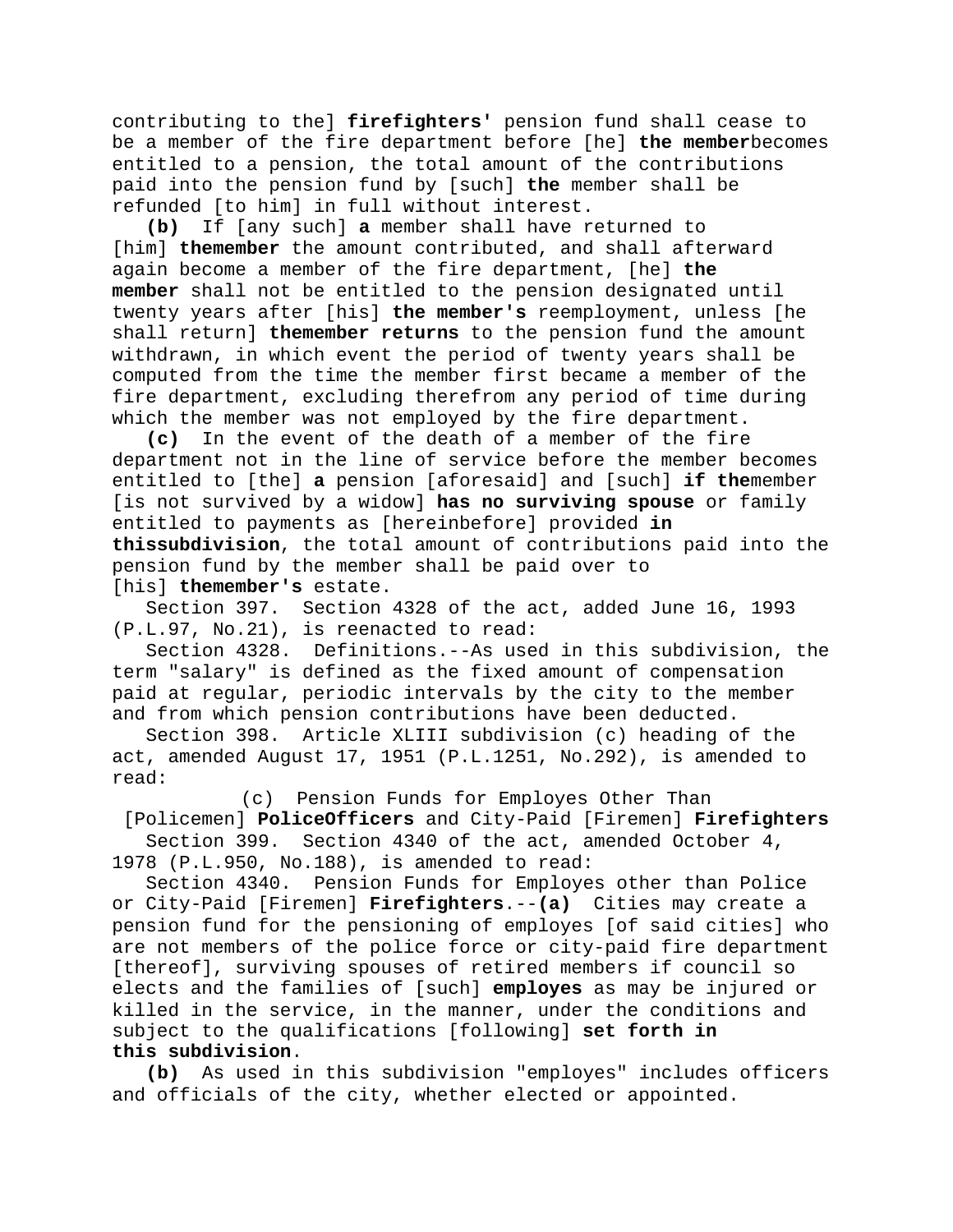contributing to the] **firefighters'** pension fund shall cease to be a member of the fire department before [he] **the member** becomes entitled to a pension, the total amount of the contributions paid into the pension fund by [such] **the** member shall be refunded [to him] in full without interest.

**(b)** If [any such] **a** member shall have returned to [him] **the member** the amount contributed, and shall afterward again become a member of the fire department, [he] **the member** shall not be entitled to the pension designated until twenty years after [his] **the member's** reemployment, unless [he shall return] **the member returns** to the pension fund the amount withdrawn, in which event the period of twenty years shall be computed from the time the member first became a member of the fire department, excluding therefrom any period of time during which the member was not employed by the fire department.

**(c)** In the event of the death of a member of the fire department not in the line of service before the member becomes entitled to [the] **a** pension [aforesaid] and [such] **if the** member [is not survived by a widow] **has no surviving spouse** or family entitled to payments as [hereinbefore] provided **in this subdivision**, the total amount of contributions paid into the pension fund by the member shall be paid over to [his] **the member's** estate.

Section 397. Section 4328 of the act, added June 16, 1993 (P.L.97, No.21), is reenacted to read:

Section 4328. Definitions.--As used in this subdivision, the term "salary" is defined as the fixed amount of compensation paid at regular, periodic intervals by the city to the member and from which pension contributions have been deducted.

Section 398. Article XLIII subdivision (c) heading of the act, amended August 17, 1951 (P.L.1251, No.292), is amended to read:

(c) Pension Funds for Employes Other Than [Policemen] **Police Officers** and City-Paid [Firemen] **Firefighters**

Section 399. Section 4340 of the act, amended October 4, 1978 (P.L.950, No.188), is amended to read:

Section 4340. Pension Funds for Employes other than Police or City-Paid [Firemen] **Firefighters**.--**(a)** Cities may create a pension fund for the pensioning of employes [of said cities] who are not members of the police force or city-paid fire department [thereof], surviving spouses of retired members if council so elects and the families of [such] **employes** as may be injured or killed in the service, in the manner, under the conditions and subject to the qualifications [following] **set forth in this subdivision**.

**(b)** As used in this subdivision "employes" includes officers and officials of the city, whether elected or appointed.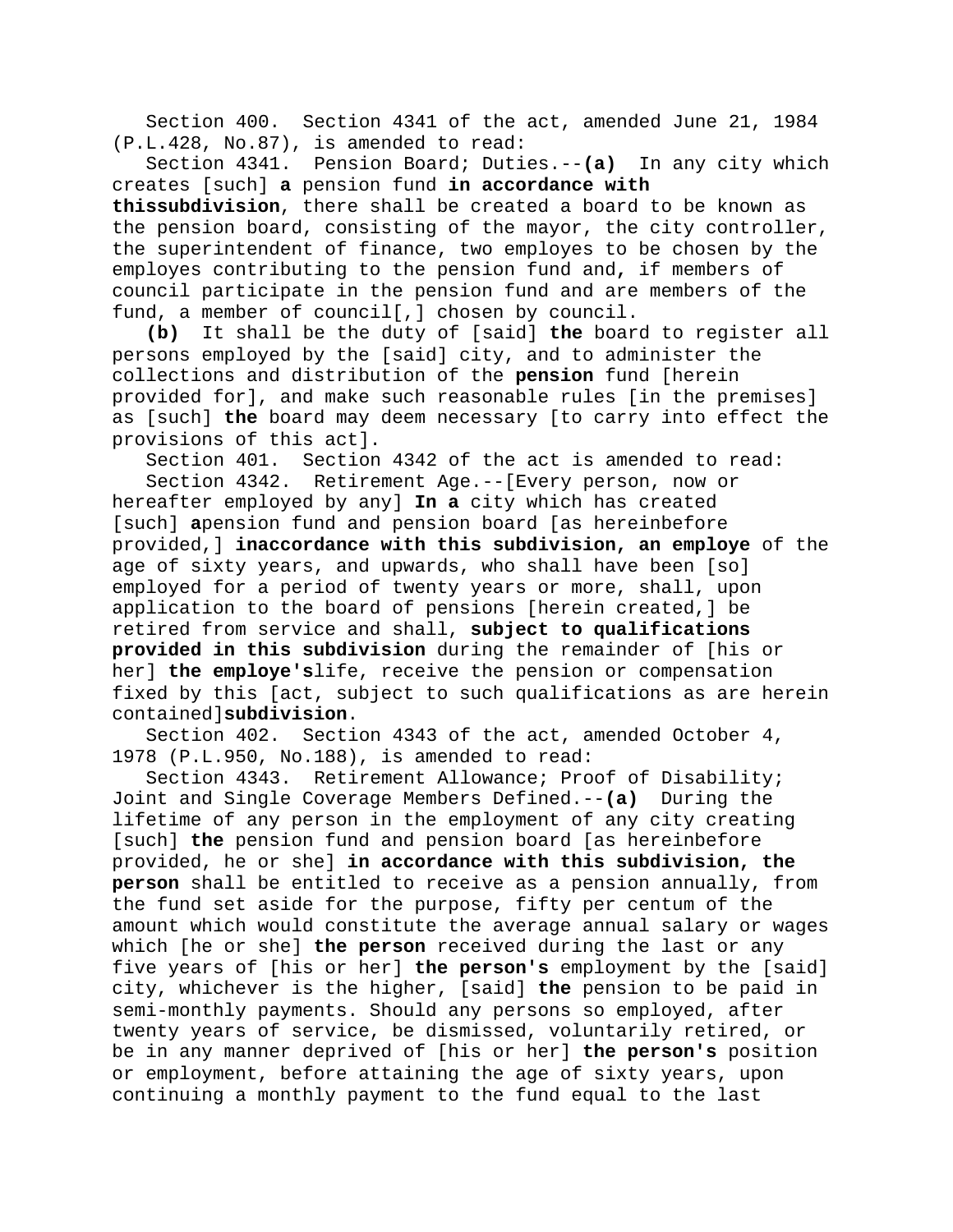Section 400. Section 4341 of the act, amended June 21, 1984 (P.L.428, No.87), is amended to read:

Section 4341. Pension Board; Duties.--**(a)** In any city which creates [such] **a** pension fund **in accordance with thissubdivision**, there shall be created a board to be known as the pension board, consisting of the mayor, the city controller, the superintendent of finance, two employes to be chosen by the employes contributing to the pension fund and, if members of council participate in the pension fund and are members of the fund, a member of council[,] chosen by council.

**(b)** It shall be the duty of [said] **the** board to register all persons employed by the [said] city, and to administer the collections and distribution of the **pension** fund [herein provided for], and make such reasonable rules [in the premises] as [such] **the** board may deem necessary [to carry into effect the provisions of this act].

Section 401. Section 4342 of the act is amended to read:

Section 4342. Retirement Age.--[Every person, now or hereafter employed by any] **In a** city which has created [such] **a**pension fund and pension board [as hereinbefore provided,] **inaccordance with this subdivision, an employe** of the age of sixty years, and upwards, who shall have been [so] employed for a period of twenty years or more, shall, upon application to the board of pensions [herein created,] be retired from service and shall, **subject to qualifications provided in this subdivision** during the remainder of [his or her] **the employe's**life, receive the pension or compensation fixed by this [act, subject to such qualifications as are herein contained]**subdivision**.

Section 402. Section 4343 of the act, amended October 4, 1978 (P.L.950, No.188), is amended to read:

Section 4343. Retirement Allowance; Proof of Disability; Joint and Single Coverage Members Defined.--**(a)** During the lifetime of any person in the employment of any city creating [such] **the** pension fund and pension board [as hereinbefore provided, he or she] **in accordance with this subdivision, the person** shall be entitled to receive as a pension annually, from the fund set aside for the purpose, fifty per centum of the amount which would constitute the average annual salary or wages which [he or she] **the person** received during the last or any five years of [his or her] **the person's** employment by the [said] city, whichever is the higher, [said] **the** pension to be paid in semi-monthly payments. Should any persons so employed, after twenty years of service, be dismissed, voluntarily retired, or be in any manner deprived of [his or her] **the person's** position or employment, before attaining the age of sixty years, upon continuing a monthly payment to the fund equal to the last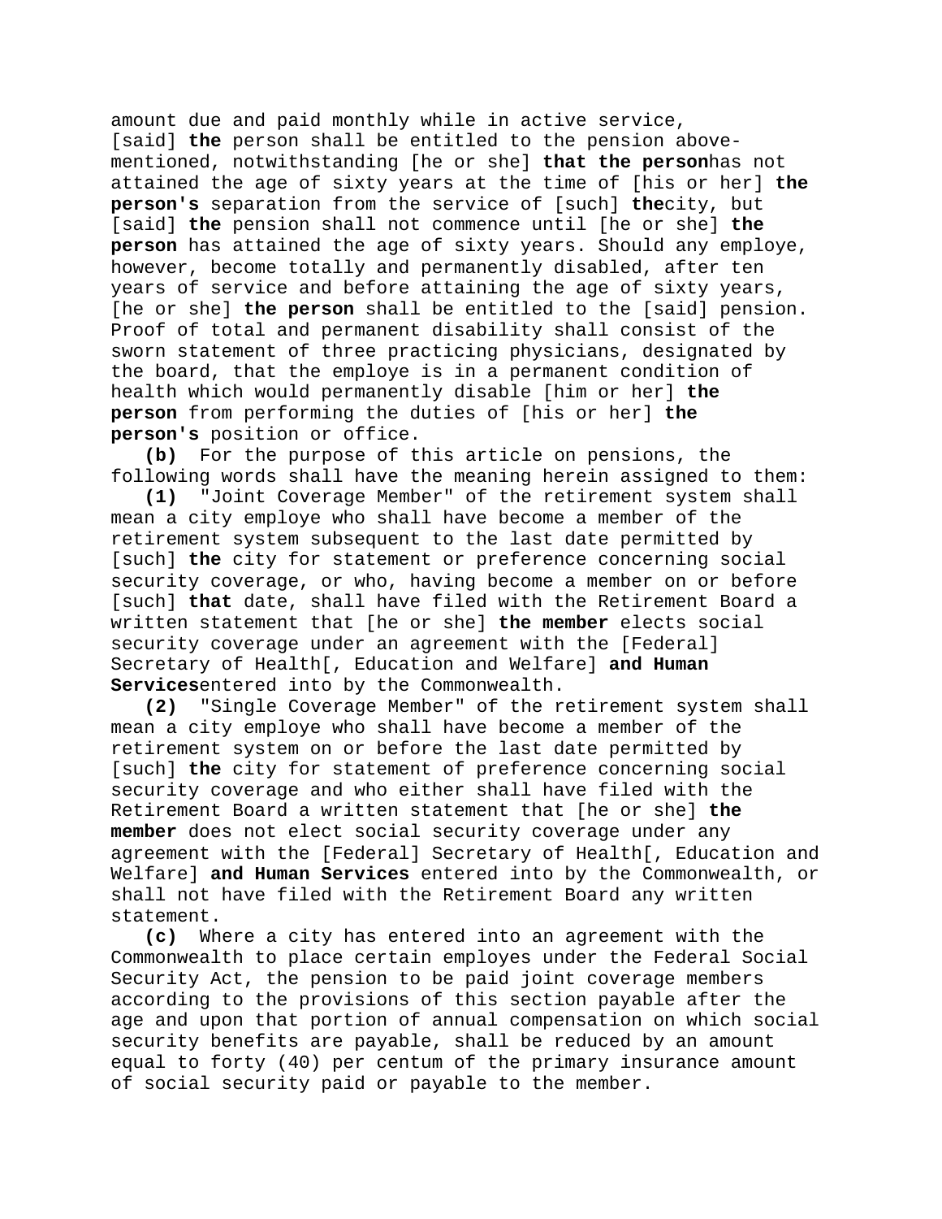amount due and paid monthly while in active service, [said] **the** person shall be entitled to the pension above-mentioned, notwithstanding [he or she] **that the person**has not attained the age of sixty years at the time of [his or her] **the person's** separation from the service of [such] **the**city, but [said] **the** pension shall not commence until [he or she] **the person** has attained the age of sixty years. Should any employe, however, become totally and permanently disabled, after ten years of service and before attaining the age of sixty years, [he or she] **the person** shall be entitled to the [said] pension. Proof of total and permanent disability shall consist of the sworn statement of three practicing physicians, designated by the board, that the employe is in a permanent condition of health which would permanently disable [him or her] **the person** from performing the duties of [his or her] **the person's** position or office.

**(b)** For the purpose of this article on pensions, the following words shall have the meaning herein assigned to them:

**(1)** "Joint Coverage Member" of the retirement system shall mean a city employe who shall have become a member of the retirement system subsequent to the last date permitted by [such] **the** city for statement or preference concerning social security coverage, or who, having become a member on or before [such] **that** date, shall have filed with the Retirement Board a written statement that [he or she] **the member** elects social security coverage under an agreement with the [Federal] Secretary of Health[, Education and Welfare] **and Human Services**entered into by the Commonwealth.

**(2)** "Single Coverage Member" of the retirement system shall mean a city employe who shall have become a member of the retirement system on or before the last date permitted by [such] **the** city for statement of preference concerning social security coverage and who either shall have filed with the Retirement Board a written statement that [he or she] **the member** does not elect social security coverage under any agreement with the [Federal] Secretary of Health[, Education and Welfare] **and Human Services** entered into by the Commonwealth, or shall not have filed with the Retirement Board any written statement.

**(c)** Where a city has entered into an agreement with the Commonwealth to place certain employes under the Federal Social Security Act, the pension to be paid joint coverage members according to the provisions of this section payable after the age and upon that portion of annual compensation on which social security benefits are payable, shall be reduced by an amount equal to forty (40) per centum of the primary insurance amount of social security paid or payable to the member.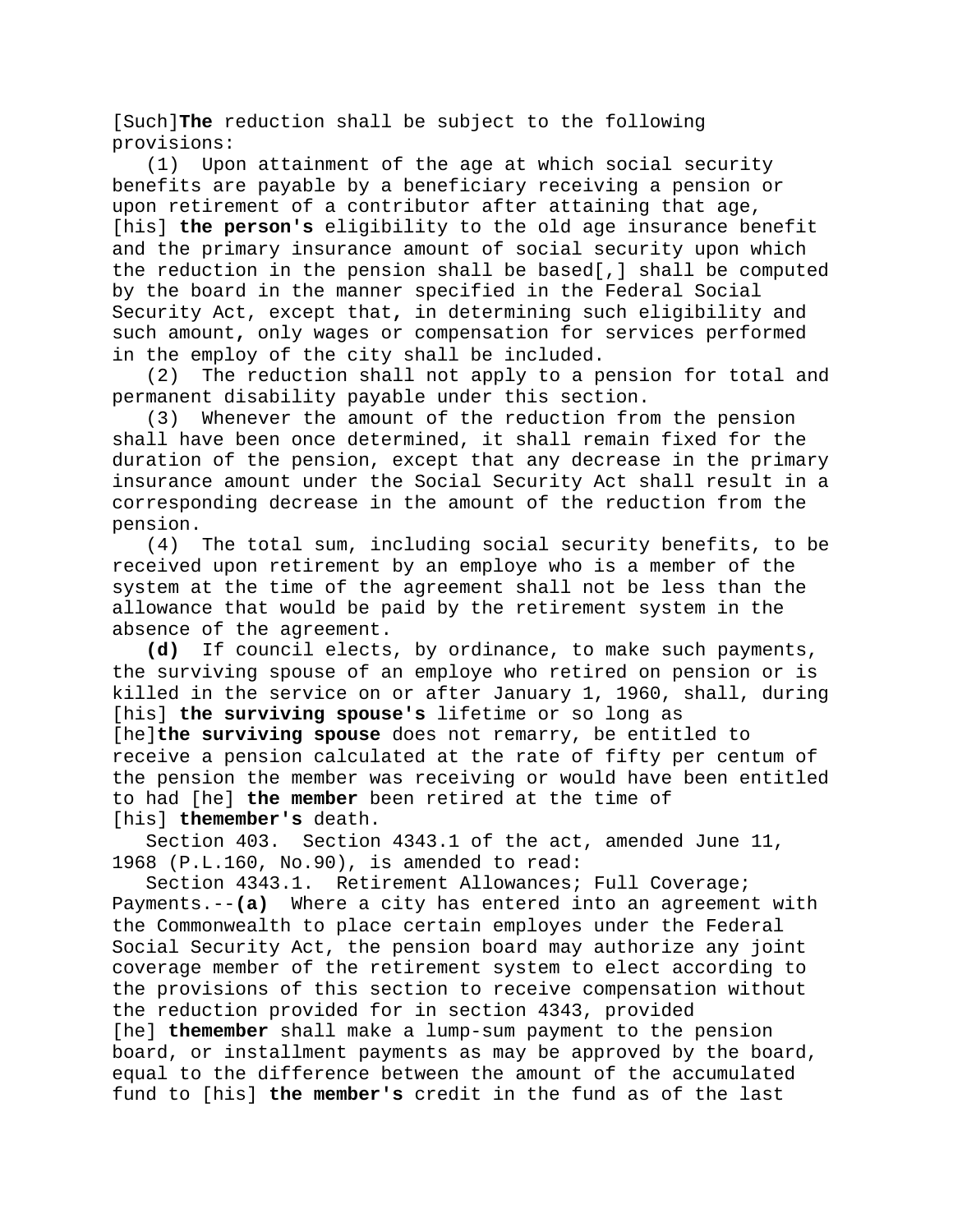[Such]**The** reduction shall be subject to the following provisions:

(1) Upon attainment of the age at which social security benefits are payable by a beneficiary receiving a pension or upon retirement of a contributor after attaining that age, [his] **the person's** eligibility to the old age insurance benefit and the primary insurance amount of social security upon which the reduction in the pension shall be based[,] shall be computed by the board in the manner specified in the Federal Social Security Act, except that**,** in determining such eligibility and such amount**,** only wages or compensation for services performed in the employ of the city shall be included.

(2) The reduction shall not apply to a pension for total and permanent disability payable under this section.

(3) Whenever the amount of the reduction from the pension shall have been once determined, it shall remain fixed for the duration of the pension, except that any decrease in the primary insurance amount under the Social Security Act shall result in a corresponding decrease in the amount of the reduction from the pension.

(4) The total sum, including social security benefits, to be received upon retirement by an employe who is a member of the system at the time of the agreement shall not be less than the allowance that would be paid by the retirement system in the absence of the agreement.

**(d)** If council elects, by ordinance, to make such payments, the surviving spouse of an employe who retired on pension or is killed in the service on or after January 1, 1960, shall, during [his] **the surviving spouse's** lifetime or so long as [he]**the surviving spouse** does not remarry, be entitled to receive a pension calculated at the rate of fifty per centum of the pension the member was receiving or would have been entitled to had [he] **the member** been retired at the time of [his] **themember's** death.

Section 403. Section 4343.1 of the act, amended June 11, 1968 (P.L.160, No.90), is amended to read:

Section 4343.1. Retirement Allowances; Full Coverage; Payments.--**(a)** Where a city has entered into an agreement with the Commonwealth to place certain employes under the Federal Social Security Act, the pension board may authorize any joint coverage member of the retirement system to elect according to the provisions of this section to receive compensation without the reduction provided for in section 4343, provided [he] **themember** shall make a lump-sum payment to the pension board, or installment payments as may be approved by the board, equal to the difference between the amount of the accumulated fund to [his] **the member's** credit in the fund as of the last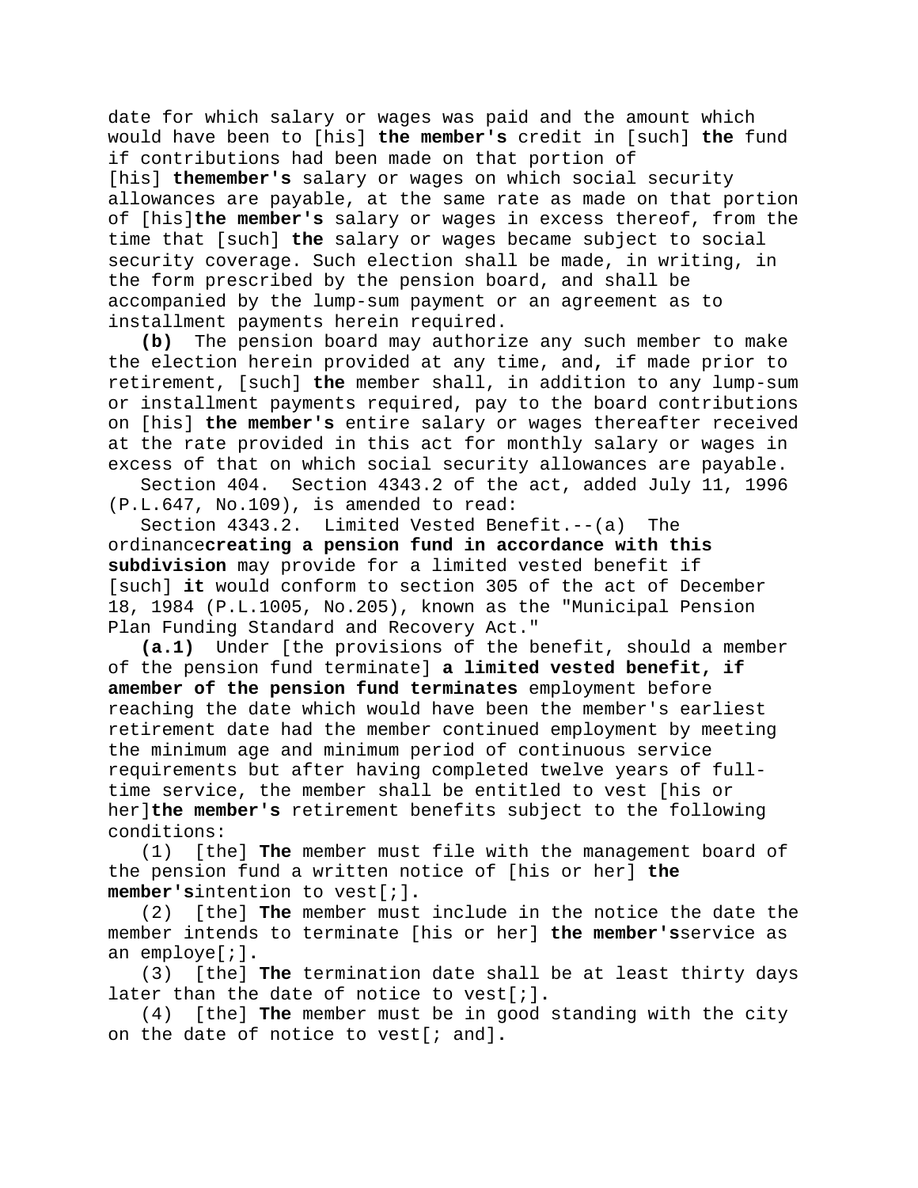date for which salary or wages was paid and the amount which would have been to [his] **the member's** credit in [such] **the** fund if contributions had been made on that portion of [his] **themember's** salary or wages on which social security allowances are payable, at the same rate as made on that portion of [his]**the member's** salary or wages in excess thereof, from the time that [such] **the** salary or wages became subject to social security coverage. Such election shall be made, in writing, in the form prescribed by the pension board, and shall be accompanied by the lump-sum payment or an agreement as to installment payments herein required.

**(b)** The pension board may authorize any such member to make the election herein provided at any time, and, if made prior to retirement, [such] **the** member shall, in addition to any lump-sum or installment payments required, pay to the board contributions on [his] **the member's** entire salary or wages thereafter received at the rate provided in this act for monthly salary or wages in excess of that on which social security allowances are payable.

Section 404. Section 4343.2 of the act, added July 11, 1996 (P.L.647, No.109), is amended to read:

Section 4343.2. Limited Vested Benefit.--(a) The ordinance**creating a pension fund in accordance with this subdivision** may provide for a limited vested benefit if [such] **it** would conform to section 305 of the act of December 18, 1984 (P.L.1005, No.205), known as the "Municipal Pension Plan Funding Standard and Recovery Act."

**(a.1)** Under [the provisions of the benefit, should a member of the pension fund terminate] **a limited vested benefit, if amember of the pension fund terminates** employment before reaching the date which would have been the member's earliest retirement date had the member continued employment by meeting the minimum age and minimum period of continuous service requirements but after having completed twelve years of full-time service, the member shall be entitled to vest [his or her]**the member's** retirement benefits subject to the following conditions:

(1) [the] **The** member must file with the management board of the pension fund a written notice of [his or her] **the member's**intention to vest[;]**.**

(2) [the] **The** member must include in the notice the date the member intends to terminate [his or her] **the member's**service as an employe[;]**.**

(3) [the] **The** termination date shall be at least thirty days later than the date of notice to vest[;]**.**

(4) [the] **The** member must be in good standing with the city on the date of notice to vest[; and]**.**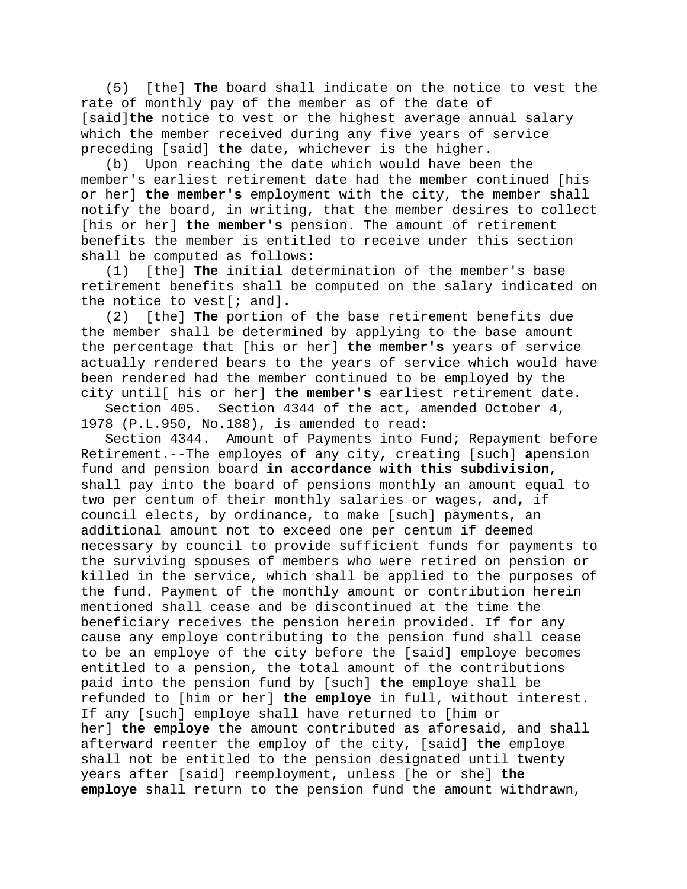(5) [the] **The** board shall indicate on the notice to vest the rate of monthly pay of the member as of the date of [said]**the** notice to vest or the highest average annual salary which the member received during any five years of service preceding [said] **the** date, whichever is the higher.

(b) Upon reaching the date which would have been the member's earliest retirement date had the member continued [his or her] **the member's** employment with the city, the member shall notify the board, in writing, that the member desires to collect [his or her] **the member's** pension. The amount of retirement benefits the member is entitled to receive under this section shall be computed as follows:

(1) [the] **The** initial determination of the member's base retirement benefits shall be computed on the salary indicated on the notice to vest[; and]**.**

(2) [the] **The** portion of the base retirement benefits due the member shall be determined by applying to the base amount the percentage that [his or her] **the member's** years of service actually rendered bears to the years of service which would have been rendered had the member continued to be employed by the city until[ his or her] **the member's** earliest retirement date.

Section 405. Section 4344 of the act, amended October 4, 1978 (P.L.950, No.188), is amended to read:

Section 4344. Amount of Payments into Fund; Repayment before Retirement.--The employes of any city, creating [such] **a**pension fund and pension board **in accordance with this subdivision**, shall pay into the board of pensions monthly an amount equal to two per centum of their monthly salaries or wages, and**,** if council elects, by ordinance, to make [such] payments, an additional amount not to exceed one per centum if deemed necessary by council to provide sufficient funds for payments to the surviving spouses of members who were retired on pension or killed in the service, which shall be applied to the purposes of the fund. Payment of the monthly amount or contribution herein mentioned shall cease and be discontinued at the time the beneficiary receives the pension herein provided. If for any cause any employe contributing to the pension fund shall cease to be an employe of the city before the [said] employe becomes entitled to a pension, the total amount of the contributions paid into the pension fund by [such] **the** employe shall be refunded to [him or her] **the employe** in full, without interest. If any [such] employe shall have returned to [him or her] **the employe** the amount contributed as aforesaid, and shall afterward reenter the employ of the city, [said] **the** employe shall not be entitled to the pension designated until twenty years after [said] reemployment, unless [he or she] **the employe** shall return to the pension fund the amount withdrawn,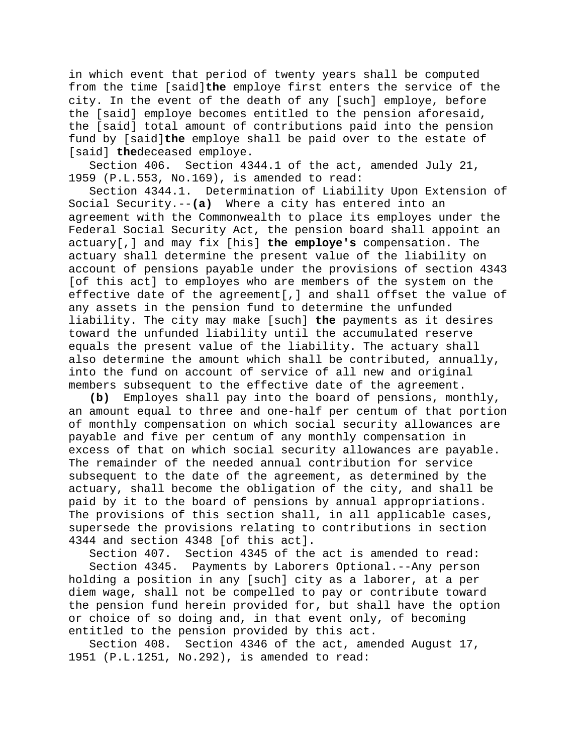in which event that period of twenty years shall be computed from the time [said]**the** employe first enters the service of the city. In the event of the death of any [such] employe, before the [said] employe becomes entitled to the pension aforesaid, the [said] total amount of contributions paid into the pension fund by [said]**the** employe shall be paid over to the estate of [said] **the**deceased employe.

Section 406. Section 4344.1 of the act, amended July 21, 1959 (P.L.553, No.169), is amended to read:

Section 4344.1. Determination of Liability Upon Extension of Social Security.--**(a)** Where a city has entered into an agreement with the Commonwealth to place its employes under the Federal Social Security Act, the pension board shall appoint an actuary[,] and may fix [his] **the employe's** compensation. The actuary shall determine the present value of the liability on account of pensions payable under the provisions of section 4343 [of this act] to employes who are members of the system on the effective date of the agreement[,] and shall offset the value of any assets in the pension fund to determine the unfunded liability. The city may make [such] **the** payments as it desires toward the unfunded liability until the accumulated reserve equals the present value of the liability. The actuary shall also determine the amount which shall be contributed, annually, into the fund on account of service of all new and original members subsequent to the effective date of the agreement.

**(b)** Employes shall pay into the board of pensions, monthly, an amount equal to three and one-half per centum of that portion of monthly compensation on which social security allowances are payable and five per centum of any monthly compensation in excess of that on which social security allowances are payable. The remainder of the needed annual contribution for service subsequent to the date of the agreement, as determined by the actuary, shall become the obligation of the city, and shall be paid by it to the board of pensions by annual appropriations. The provisions of this section shall, in all applicable cases, supersede the provisions relating to contributions in section 4344 and section 4348 [of this act].

Section 407. Section 4345 of the act is amended to read:

Section 4345. Payments by Laborers Optional.--Any person holding a position in any [such] city as a laborer, at a per diem wage, shall not be compelled to pay or contribute toward the pension fund herein provided for, but shall have the option or choice of so doing and, in that event only, of becoming entitled to the pension provided by this act.

Section 408. Section 4346 of the act, amended August 17, 1951 (P.L.1251, No.292), is amended to read: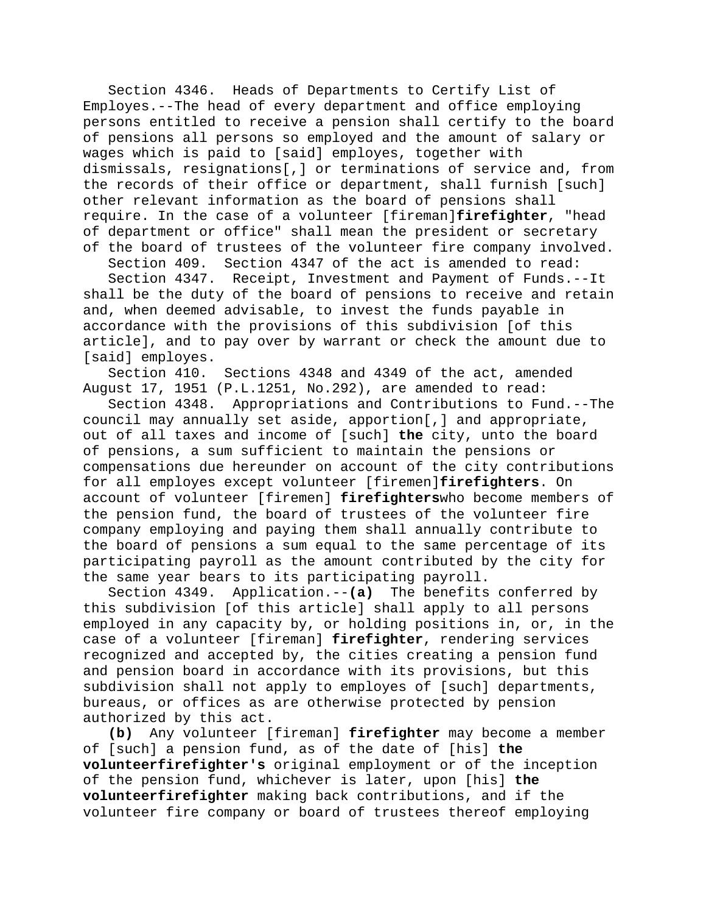Section 4346. Heads of Departments to Certify List of Employes.--The head of every department and office employing persons entitled to receive a pension shall certify to the board of pensions all persons so employed and the amount of salary or wages which is paid to [said] employes, together with dismissals, resignations[,] or terminations of service and, from the records of their office or department, shall furnish [such] other relevant information as the board of pensions shall require. In the case of a volunteer [fireman]**firefighter**, "head of department or office" shall mean the president or secretary of the board of trustees of the volunteer fire company involved.

Section 409. Section 4347 of the act is amended to read:

Section 4347. Receipt, Investment and Payment of Funds.--It shall be the duty of the board of pensions to receive and retain and, when deemed advisable, to invest the funds payable in accordance with the provisions of this subdivision [of this article], and to pay over by warrant or check the amount due to [said] employes.

Section 410. Sections 4348 and 4349 of the act, amended August 17, 1951 (P.L.1251, No.292), are amended to read:

Section 4348. Appropriations and Contributions to Fund.--The council may annually set aside, apportion[,] and appropriate, out of all taxes and income of [such] **the** city, unto the board of pensions, a sum sufficient to maintain the pensions or compensations due hereunder on account of the city contributions for all employes except volunteer [firemen]**firefighters**. On account of volunteer [firemen] **firefighters**who become members of the pension fund, the board of trustees of the volunteer fire company employing and paying them shall annually contribute to the board of pensions a sum equal to the same percentage of its participating payroll as the amount contributed by the city for the same year bears to its participating payroll.

Section 4349. Application.--**(a)** The benefits conferred by this subdivision [of this article] shall apply to all persons employed in any capacity by, or holding positions in, or, in the case of a volunteer [fireman] **firefighter**, rendering services recognized and accepted by, the cities creating a pension fund and pension board in accordance with its provisions, but this subdivision shall not apply to employes of [such] departments, bureaus, or offices as are otherwise protected by pension authorized by this act.

**(b)** Any volunteer [fireman] **firefighter** may become a member of [such] a pension fund, as of the date of [his] **the volunteerfirefighter's** original employment or of the inception of the pension fund, whichever is later, upon [his] **the volunteerfirefighter** making back contributions, and if the volunteer fire company or board of trustees thereof employing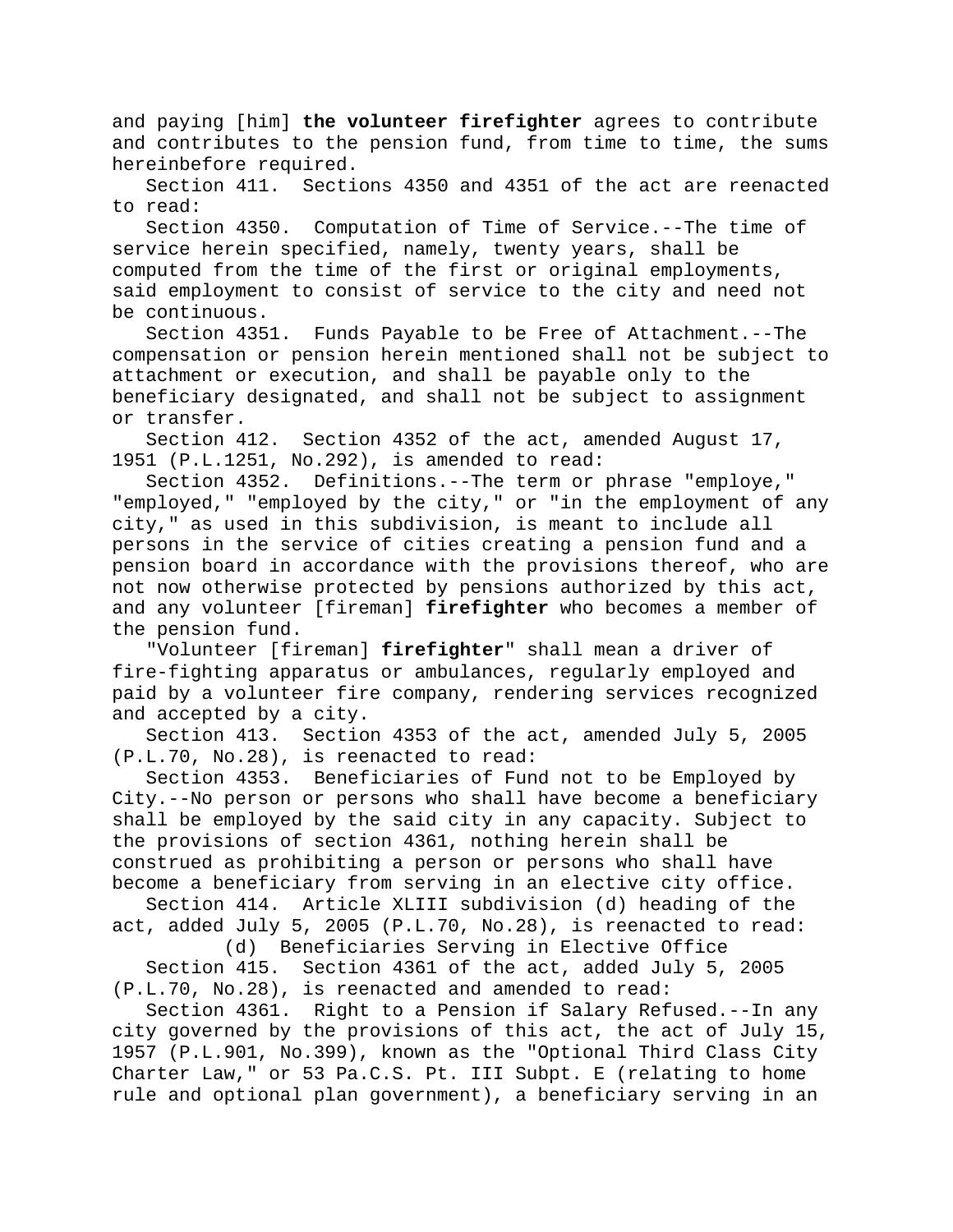and paying [him] **the volunteer firefighter** agrees to contribute and contributes to the pension fund, from time to time, the sums hereinbefore required.

Section 411. Sections 4350 and 4351 of the act are reenacted to read:

Section 4350. Computation of Time of Service.--The time of service herein specified, namely, twenty years, shall be computed from the time of the first or original employments, said employment to consist of service to the city and need not be continuous.

Section 4351. Funds Payable to be Free of Attachment.--The compensation or pension herein mentioned shall not be subject to attachment or execution, and shall be payable only to the beneficiary designated, and shall not be subject to assignment or transfer.

Section 412. Section 4352 of the act, amended August 17, 1951 (P.L.1251, No.292), is amended to read:

Section 4352. Definitions.--The term or phrase "employe," "employed," "employed by the city," or "in the employment of any city," as used in this subdivision, is meant to include all persons in the service of cities creating a pension fund and a pension board in accordance with the provisions thereof, who are not now otherwise protected by pensions authorized by this act, and any volunteer [fireman] **firefighter** who becomes a member of the pension fund.

"Volunteer [fireman] **firefighter**" shall mean a driver of fire-fighting apparatus or ambulances, regularly employed and paid by a volunteer fire company, rendering services recognized and accepted by a city.

Section 413. Section 4353 of the act, amended July 5, 2005 (P.L.70, No.28), is reenacted to read:

Section 4353. Beneficiaries of Fund not to be Employed by City.--No person or persons who shall have become a beneficiary shall be employed by the said city in any capacity. Subject to the provisions of section 4361, nothing herein shall be construed as prohibiting a person or persons who shall have become a beneficiary from serving in an elective city office.

Section 414. Article XLIII subdivision (d) heading of the act, added July 5, 2005 (P.L.70, No.28), is reenacted to read:

(d) Beneficiaries Serving in Elective Office

Section 415. Section 4361 of the act, added July 5, 2005 (P.L.70, No.28), is reenacted and amended to read:

Section 4361. Right to a Pension if Salary Refused.--In any city governed by the provisions of this act, the act of July 15, 1957 (P.L.901, No.399), known as the "Optional Third Class City Charter Law," or 53 Pa.C.S. Pt. III Subpt. E (relating to home rule and optional plan government), a beneficiary serving in an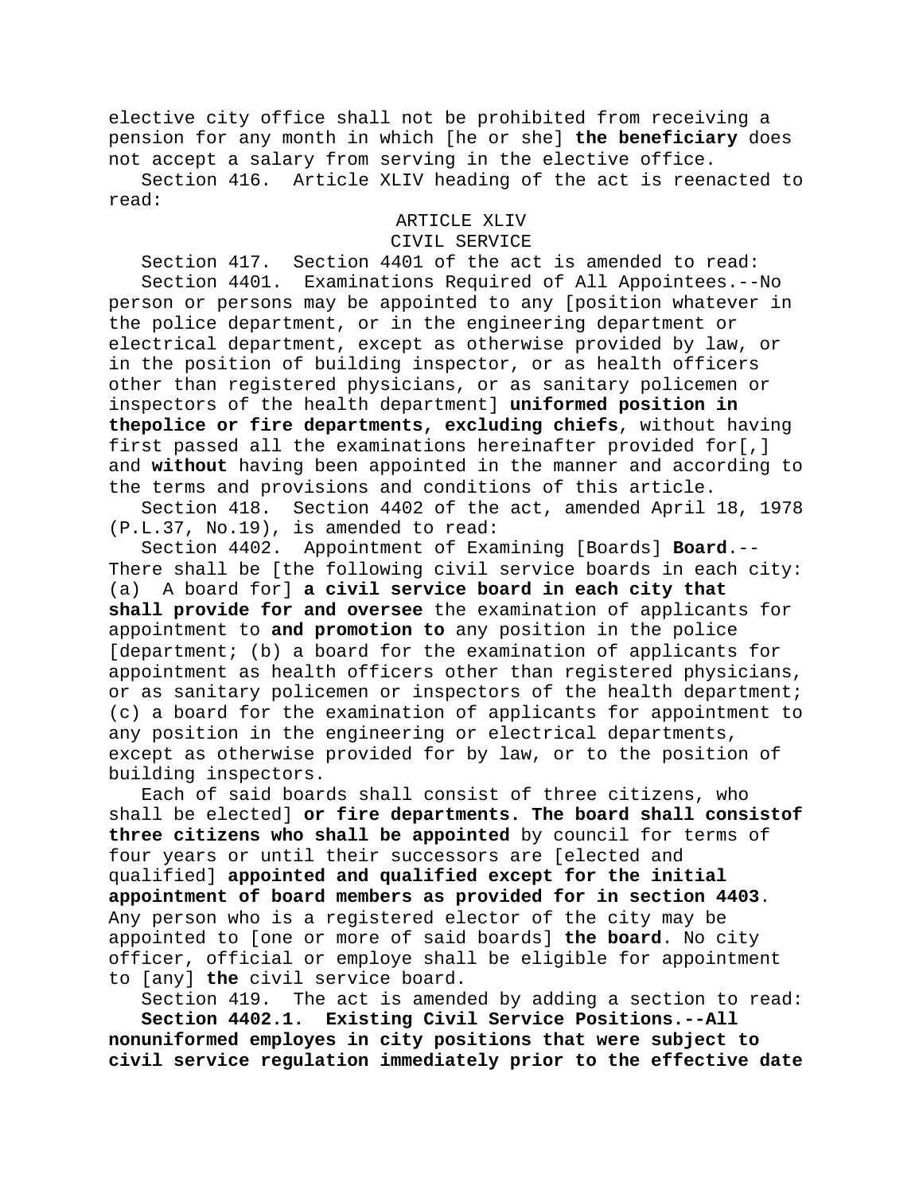elective city office shall not be prohibited from receiving a pension for any month in which [he or she] **the beneficiary** does not accept a salary from serving in the elective office.

Section 416. Article XLIV heading of the act is reenacted to read:

ARTICLE XLIV
CIVIL SERVICE

Section 417. Section 4401 of the act is amended to read:

Section 4401. Examinations Required of All Appointees.--No person or persons may be appointed to any [position whatever in the police department, or in the engineering department or electrical department, except as otherwise provided by law, or in the position of building inspector, or as health officers other than registered physicians, or as sanitary policemen or inspectors of the health department] **uniformed position in thepolice or fire departments, excluding chiefs**, without having first passed all the examinations hereinafter provided for[,] and **without** having been appointed in the manner and according to the terms and provisions and conditions of this article.

Section 418. Section 4402 of the act, amended April 18, 1978 (P.L.37, No.19), is amended to read:

Section 4402. Appointment of Examining [Boards] **Board**.--There shall be [the following civil service boards in each city: (a) A board for] **a civil service board in each city that shall provide for and oversee** the examination of applicants for appointment to **and promotion to** any position in the police [department; (b) a board for the examination of applicants for appointment as health officers other than registered physicians, or as sanitary policemen or inspectors of the health department; (c) a board for the examination of applicants for appointment to any position in the engineering or electrical departments, except as otherwise provided for by law, or to the position of building inspectors.

Each of said boards shall consist of three citizens, who shall be elected] **or fire departments. The board shall consistof three citizens who shall be appointed** by council for terms of four years or until their successors are [elected and qualified] **appointed and qualified except for the initial appointment of board members as provided for in section 4403**. Any person who is a registered elector of the city may be appointed to [one or more of said boards] **the board**. No city officer, official or employe shall be eligible for appointment to [any] **the** civil service board.

Section 419. The act is amended by adding a section to read:

**Section 4402.1. Existing Civil Service Positions.--All nonuniformed employes in city positions that were subject to civil service regulation immediately prior to the effective date**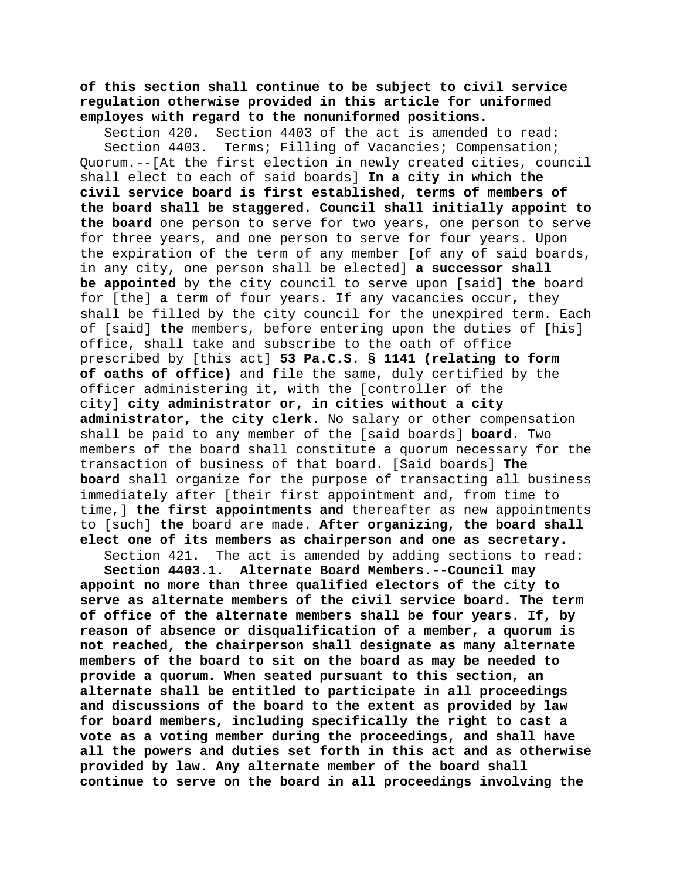**of this section shall continue to be subject to civil service regulation otherwise provided in this article for uniformed employes with regard to the nonuniformed positions.**

Section 420. Section 4403 of the act is amended to read:

Section 4403. Terms; Filling of Vacancies; Compensation; Quorum.--[At the first election in newly created cities, council shall elect to each of said boards] **In a city in which the civil service board is first established, terms of members of the board shall be staggered. Council shall initially appoint to the board** one person to serve for two years, one person to serve for three years, and one person to serve for four years. Upon the expiration of the term of any member [of any of said boards, in any city, one person shall be elected] **a successor shall be appointed** by the city council to serve upon [said] **the** board for [the] **a** term of four years. If any vacancies occur**,** they shall be filled by the city council for the unexpired term. Each of [said] **the** members, before entering upon the duties of [his] office, shall take and subscribe to the oath of office prescribed by [this act] **53 Pa.C.S. § 1141 (relating to form of oaths of office)** and file the same, duly certified by the officer administering it, with the [controller of the city] **city administrator or, in cities without a city administrator, the city clerk**. No salary or other compensation shall be paid to any member of the [said boards] **board**. Two members of the board shall constitute a quorum necessary for the transaction of business of that board. [Said boards] **The board** shall organize for the purpose of transacting all business immediately after [their first appointment and, from time to time,] **the first appointments and** thereafter as new appointments to [such] **the** board are made. **After organizing, the board shall elect one of its members as chairperson and one as secretary.**

Section 421. The act is amended by adding sections to read:

**Section 4403.1. Alternate Board Members.--Council may appoint no more than three qualified electors of the city to serve as alternate members of the civil service board. The term of office of the alternate members shall be four years. If, by reason of absence or disqualification of a member, a quorum is not reached, the chairperson shall designate as many alternate members of the board to sit on the board as may be needed to provide a quorum. When seated pursuant to this section, an alternate shall be entitled to participate in all proceedings and discussions of the board to the extent as provided by law for board members, including specifically the right to cast a vote as a voting member during the proceedings, and shall have all the powers and duties set forth in this act and as otherwise provided by law. Any alternate member of the board shall continue to serve on the board in all proceedings involving the**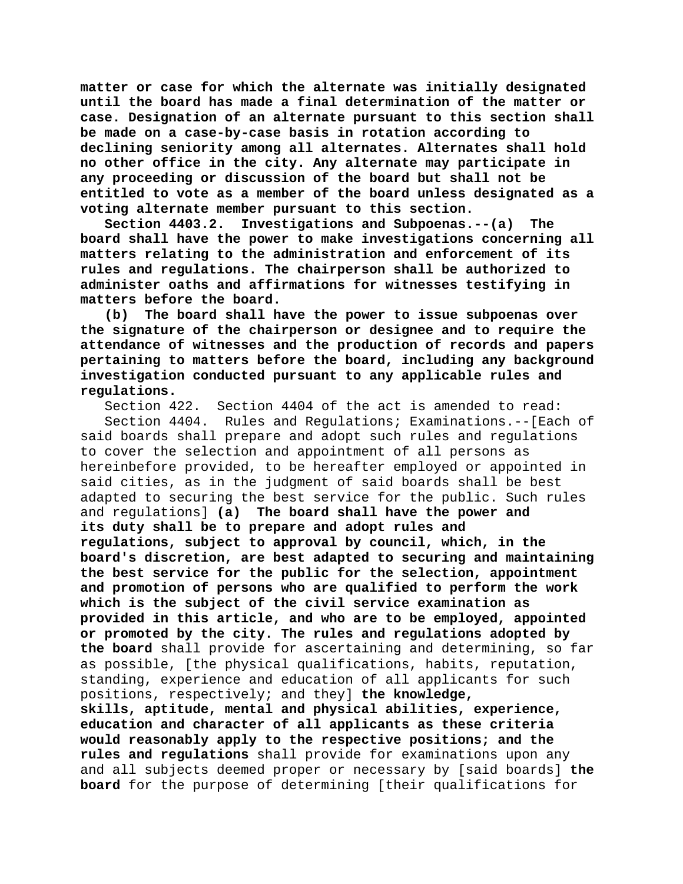**matter or case for which the alternate was initially designated until the board has made a final determination of the matter or case. Designation of an alternate pursuant to this section shall be made on a case-by-case basis in rotation according to declining seniority among all alternates. Alternates shall hold no other office in the city. Any alternate may participate in any proceeding or discussion of the board but shall not be entitled to vote as a member of the board unless designated as a voting alternate member pursuant to this section.**

**Section 4403.2. Investigations and Subpoenas.--(a) The board shall have the power to make investigations concerning all matters relating to the administration and enforcement of its rules and regulations. The chairperson shall be authorized to administer oaths and affirmations for witnesses testifying in matters before the board.**

**(b) The board shall have the power to issue subpoenas over the signature of the chairperson or designee and to require the attendance of witnesses and the production of records and papers pertaining to matters before the board, including any background investigation conducted pursuant to any applicable rules and regulations.**

Section 422. Section 4404 of the act is amended to read:

Section 4404. Rules and Regulations; Examinations.--[Each of said boards shall prepare and adopt such rules and regulations to cover the selection and appointment of all persons as hereinbefore provided, to be hereafter employed or appointed in said cities, as in the judgment of said boards shall be best adapted to securing the best service for the public. Such rules and regulations] **(a) The board shall have the power and its duty shall be to prepare and adopt rules and regulations, subject to approval by council, which, in the board's discretion, are best adapted to securing and maintaining the best service for the public for the selection, appointment and promotion of persons who are qualified to perform the work which is the subject of the civil service examination as provided in this article, and who are to be employed, appointed or promoted by the city. The rules and regulations adopted by the board** shall provide for ascertaining and determining, so far as possible, [the physical qualifications, habits, reputation, standing, experience and education of all applicants for such positions, respectively; and they] **the knowledge, skills, aptitude, mental and physical abilities, experience, education and character of all applicants as these criteria would reasonably apply to the respective positions; and the rules and regulations** shall provide for examinations upon any and all subjects deemed proper or necessary by [said boards] **the board** for the purpose of determining [their qualifications for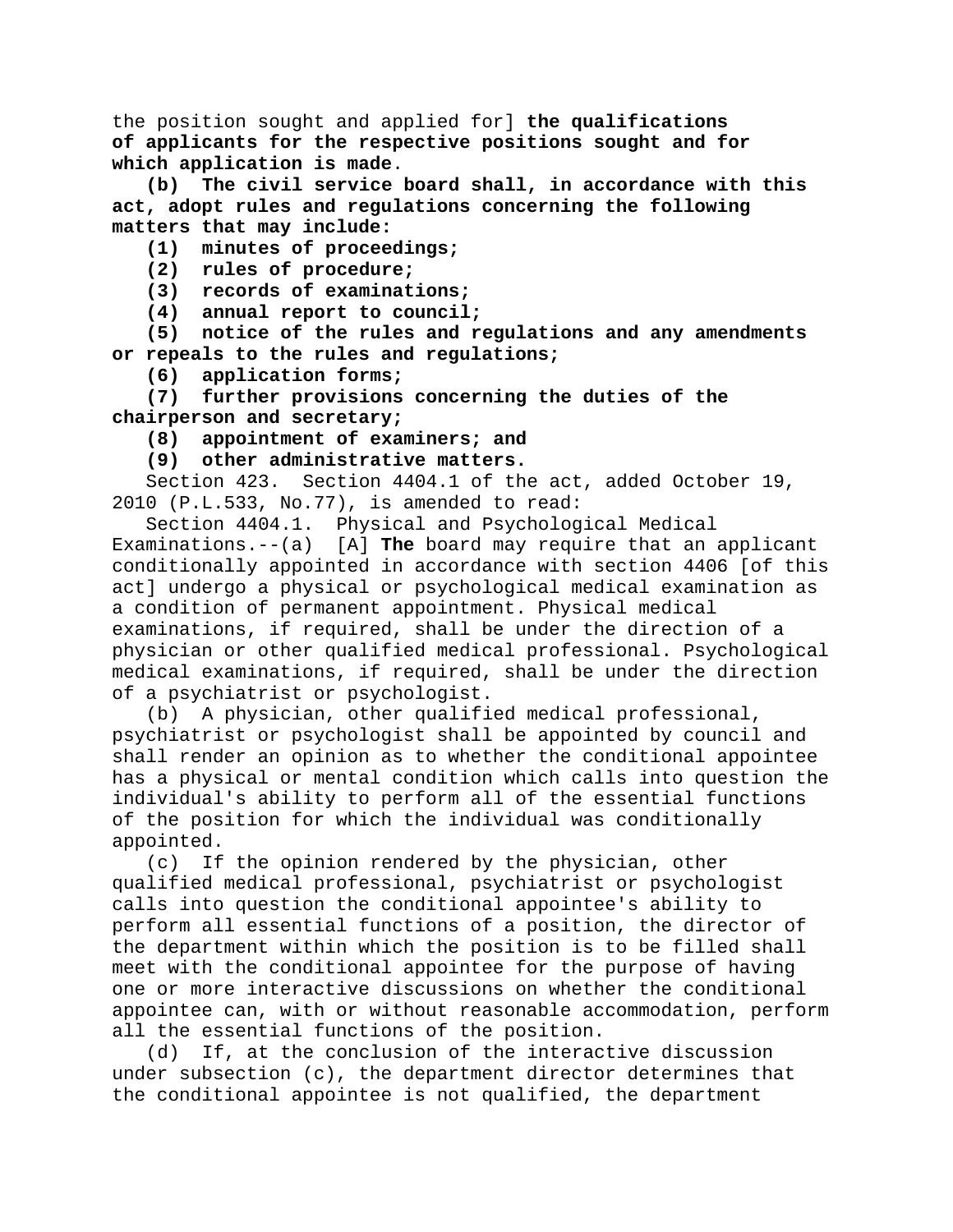the position sought and applied for] **the qualifications of applicants for the respective positions sought and for which application is made**.

**(b) The civil service board shall, in accordance with this act, adopt rules and regulations concerning the following matters that may include:**

**(1) minutes of proceedings;**

**(2) rules of procedure;**

**(3) records of examinations;**

**(4) annual report to council;**

**(5) notice of the rules and regulations and any amendments or repeals to the rules and regulations;**

**(6) application forms;**

**(7) further provisions concerning the duties of the chairperson and secretary;**

**(8) appointment of examiners; and**

**(9) other administrative matters.**

Section 423. Section 4404.1 of the act, added October 19, 2010 (P.L.533, No.77), is amended to read:

Section 4404.1. Physical and Psychological Medical Examinations.--(a) [A] **The** board may require that an applicant conditionally appointed in accordance with section 4406 [of this act] undergo a physical or psychological medical examination as a condition of permanent appointment. Physical medical examinations, if required, shall be under the direction of a physician or other qualified medical professional. Psychological medical examinations, if required, shall be under the direction of a psychiatrist or psychologist.

(b) A physician, other qualified medical professional, psychiatrist or psychologist shall be appointed by council and shall render an opinion as to whether the conditional appointee has a physical or mental condition which calls into question the individual's ability to perform all of the essential functions of the position for which the individual was conditionally appointed.

(c) If the opinion rendered by the physician, other qualified medical professional, psychiatrist or psychologist calls into question the conditional appointee's ability to perform all essential functions of a position, the director of the department within which the position is to be filled shall meet with the conditional appointee for the purpose of having one or more interactive discussions on whether the conditional appointee can, with or without reasonable accommodation, perform all the essential functions of the position.

(d) If, at the conclusion of the interactive discussion under subsection (c), the department director determines that the conditional appointee is not qualified, the department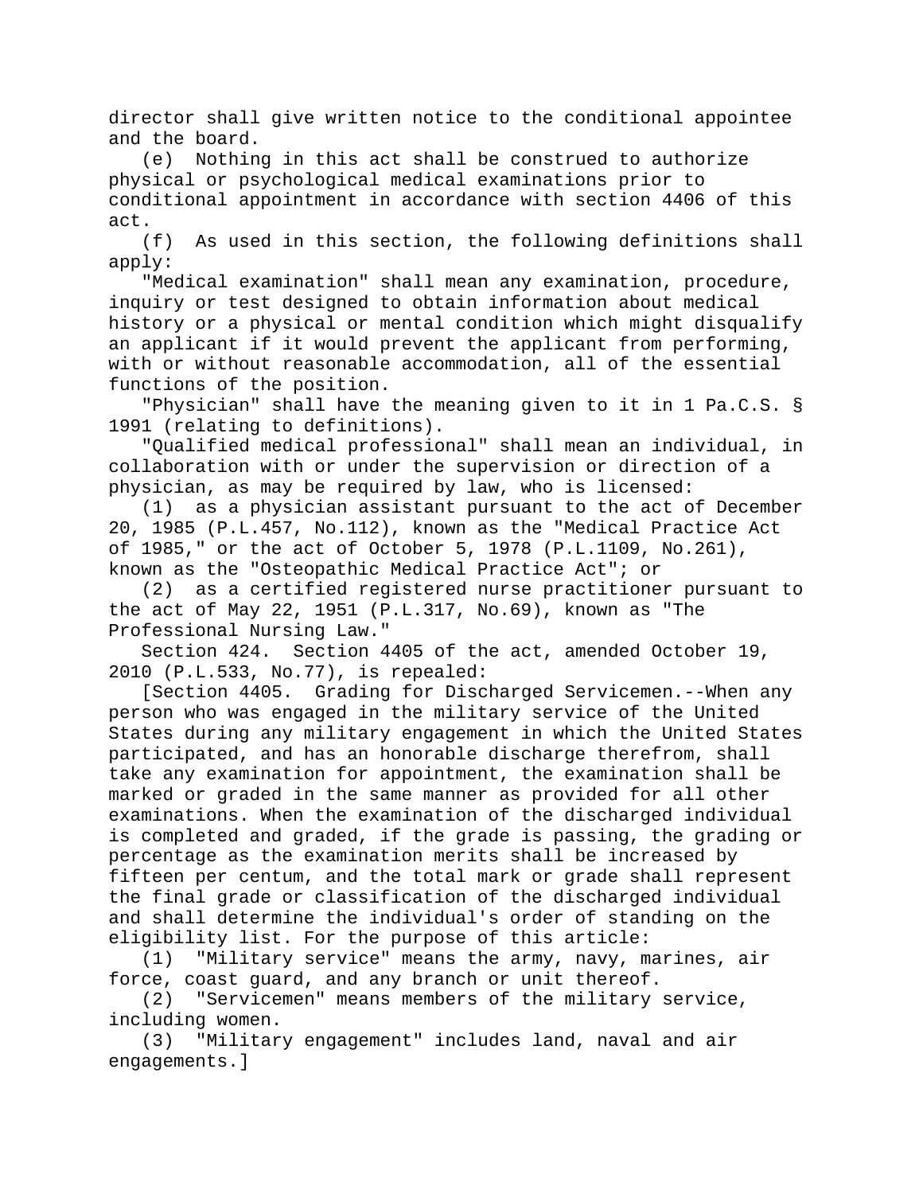director shall give written notice to the conditional appointee and the board.

(e) Nothing in this act shall be construed to authorize physical or psychological medical examinations prior to conditional appointment in accordance with section 4406 of this act.

(f) As used in this section, the following definitions shall apply:

"Medical examination" shall mean any examination, procedure, inquiry or test designed to obtain information about medical history or a physical or mental condition which might disqualify an applicant if it would prevent the applicant from performing, with or without reasonable accommodation, all of the essential functions of the position.

"Physician" shall have the meaning given to it in 1 Pa.C.S. § 1991 (relating to definitions).

"Qualified medical professional" shall mean an individual, in collaboration with or under the supervision or direction of a physician, as may be required by law, who is licensed:

(1) as a physician assistant pursuant to the act of December 20, 1985 (P.L.457, No.112), known as the "Medical Practice Act of 1985," or the act of October 5, 1978 (P.L.1109, No.261), known as the "Osteopathic Medical Practice Act"; or

(2) as a certified registered nurse practitioner pursuant to the act of May 22, 1951 (P.L.317, No.69), known as "The Professional Nursing Law."

Section 424. Section 4405 of the act, amended October 19, 2010 (P.L.533, No.77), is repealed:

[Section 4405. Grading for Discharged Servicemen.--When any person who was engaged in the military service of the United States during any military engagement in which the United States participated, and has an honorable discharge therefrom, shall take any examination for appointment, the examination shall be marked or graded in the same manner as provided for all other examinations. When the examination of the discharged individual is completed and graded, if the grade is passing, the grading or percentage as the examination merits shall be increased by fifteen per centum, and the total mark or grade shall represent the final grade or classification of the discharged individual and shall determine the individual's order of standing on the eligibility list. For the purpose of this article:

(1) "Military service" means the army, navy, marines, air force, coast guard, and any branch or unit thereof.

(2) "Servicemen" means members of the military service, including women.

(3) "Military engagement" includes land, naval and air engagements.]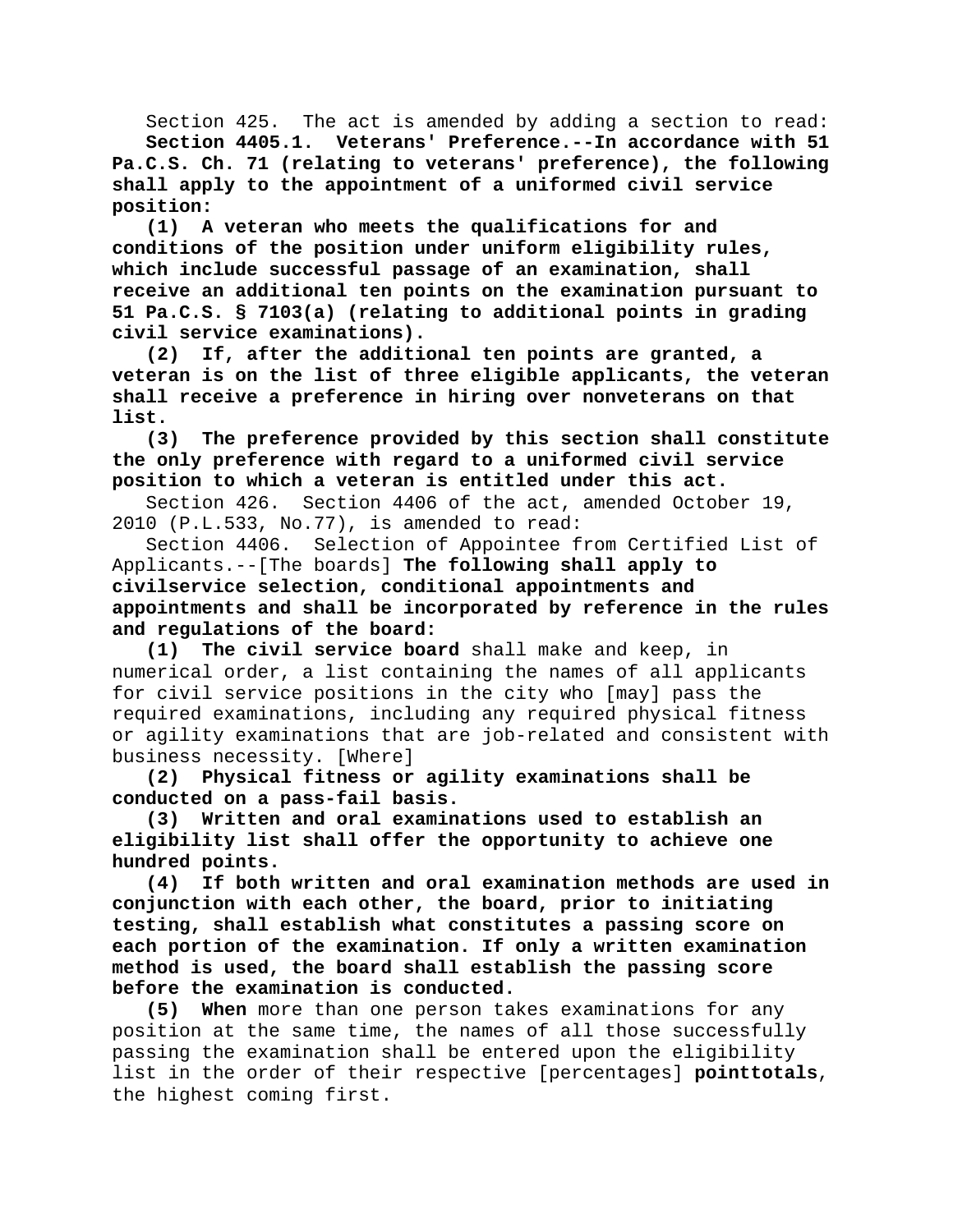Section 425. The act is amended by adding a section to read:

**Section 4405.1. Veterans' Preference.--In accordance with 51 Pa.C.S. Ch. 71 (relating to veterans' preference), the following shall apply to the appointment of a uniformed civil service position:**

**(1) A veteran who meets the qualifications for and conditions of the position under uniform eligibility rules, which include successful passage of an examination, shall receive an additional ten points on the examination pursuant to 51 Pa.C.S. § 7103(a) (relating to additional points in grading civil service examinations).**

**(2) If, after the additional ten points are granted, a veteran is on the list of three eligible applicants, the veteran shall receive a preference in hiring over nonveterans on that list.**

**(3) The preference provided by this section shall constitute the only preference with regard to a uniformed civil service position to which a veteran is entitled under this act.**

Section 426. Section 4406 of the act, amended October 19, 2010 (P.L.533, No.77), is amended to read:

Section 4406. Selection of Appointee from Certified List of Applicants.--[The boards] **The following shall apply to civilservice selection, conditional appointments and appointments and shall be incorporated by reference in the rules and regulations of the board:**

**(1) The civil service board** shall make and keep, in numerical order, a list containing the names of all applicants for civil service positions in the city who [may] pass the required examinations, including any required physical fitness or agility examinations that are job-related and consistent with business necessity. [Where]

**(2) Physical fitness or agility examinations shall be conducted on a pass-fail basis.**

**(3) Written and oral examinations used to establish an eligibility list shall offer the opportunity to achieve one hundred points.**

**(4) If both written and oral examination methods are used in conjunction with each other, the board, prior to initiating testing, shall establish what constitutes a passing score on each portion of the examination. If only a written examination method is used, the board shall establish the passing score before the examination is conducted.**

**(5) When** more than one person takes examinations for any position at the same time, the names of all those successfully passing the examination shall be entered upon the eligibility list in the order of their respective [percentages] **pointtotals**, the highest coming first.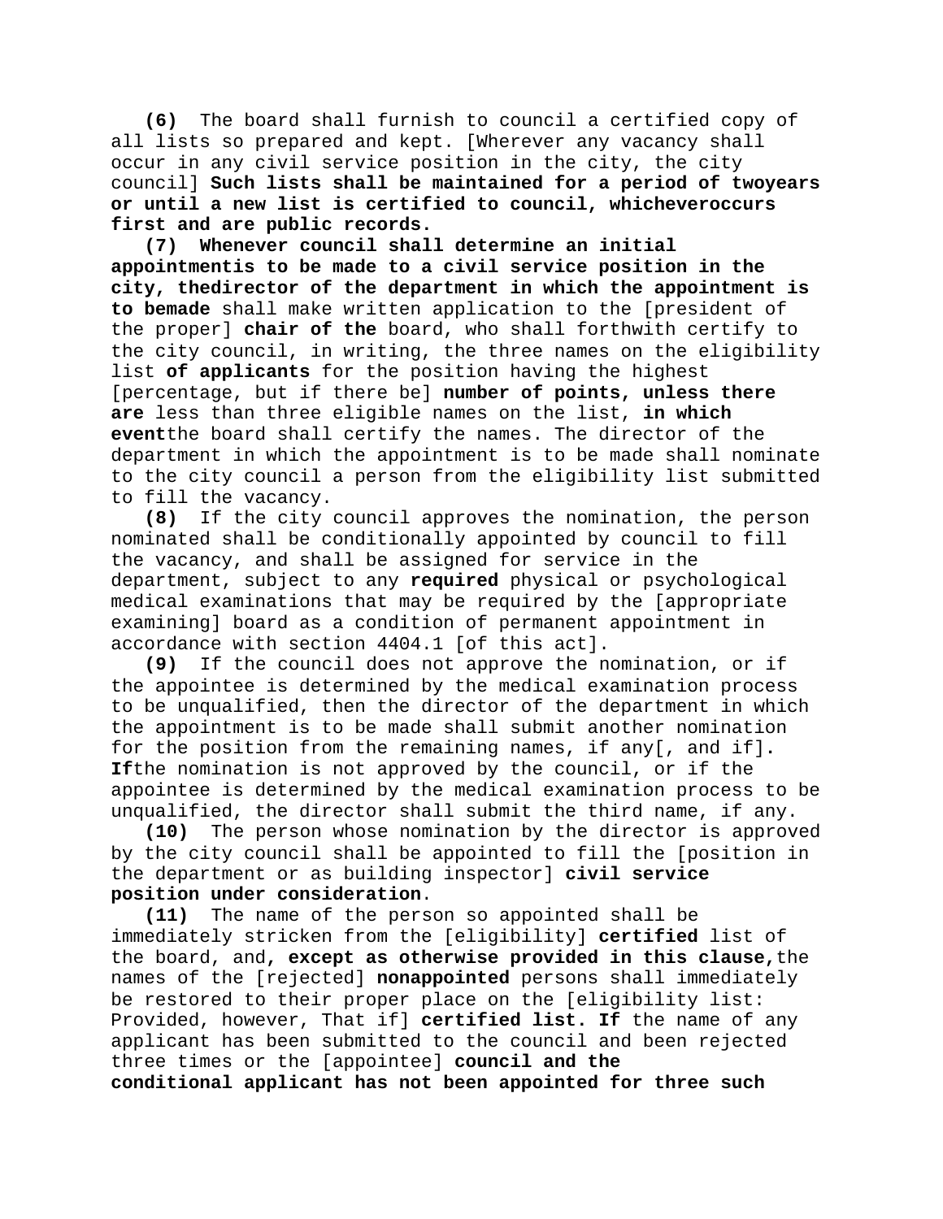**(6)** The board shall furnish to council a certified copy of all lists so prepared and kept. [Wherever any vacancy shall occur in any civil service position in the city, the city council] **Such lists shall be maintained for a period of twoyears or until a new list is certified to council, whicheveroccurs first and are public records.**

**(7) Whenever council shall determine an initial appointmentis to be made to a civil service position in the city, thedirector of the department in which the appointment is to bemade** shall make written application to the [president of the proper] **chair of the** board, who shall forthwith certify to the city council, in writing, the three names on the eligibility list **of applicants** for the position having the highest [percentage, but if there be] **number of points, unless there are** less than three eligible names on the list, **in which event**the board shall certify the names. The director of the department in which the appointment is to be made shall nominate to the city council a person from the eligibility list submitted to fill the vacancy.

**(8)** If the city council approves the nomination, the person nominated shall be conditionally appointed by council to fill the vacancy, and shall be assigned for service in the department, subject to any **required** physical or psychological medical examinations that may be required by the [appropriate examining] board as a condition of permanent appointment in accordance with section 4404.1 [of this act].

**(9)** If the council does not approve the nomination, or if the appointee is determined by the medical examination process to be unqualified, then the director of the department in which the appointment is to be made shall submit another nomination for the position from the remaining names, if any[, and if]**. If**the nomination is not approved by the council, or if the appointee is determined by the medical examination process to be unqualified, the director shall submit the third name, if any.

**(10)** The person whose nomination by the director is approved by the city council shall be appointed to fill the [position in the department or as building inspector] **civil service position under consideration**.

**(11)** The name of the person so appointed shall be immediately stricken from the [eligibility] **certified** list of the board, and**, except as otherwise provided in this clause,**the names of the [rejected] **nonappointed** persons shall immediately be restored to their proper place on the [eligibility list: Provided, however, That if] **certified list. If** the name of any applicant has been submitted to the council and been rejected three times or the [appointee] **council and the conditional applicant has not been appointed for three such**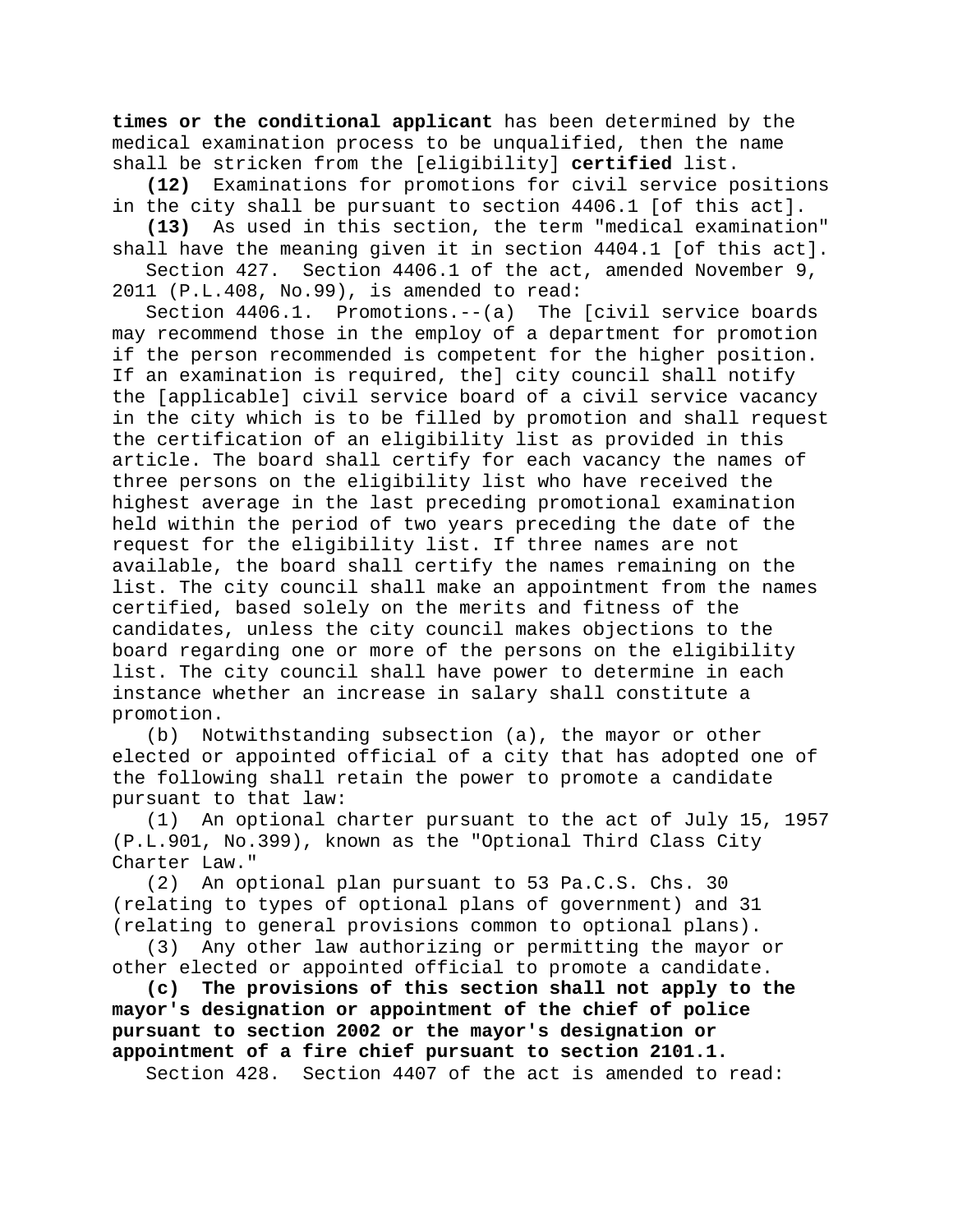**times or the conditional applicant** has been determined by the medical examination process to be unqualified, then the name shall be stricken from the [eligibility] **certified** list.

**(12)** Examinations for promotions for civil service positions in the city shall be pursuant to section 4406.1 [of this act].

**(13)** As used in this section, the term "medical examination" shall have the meaning given it in section 4404.1 [of this act].

Section 427. Section 4406.1 of the act, amended November 9, 2011 (P.L.408, No.99), is amended to read:

Section 4406.1. Promotions.--(a) The [civil service boards may recommend those in the employ of a department for promotion if the person recommended is competent for the higher position. If an examination is required, the] city council shall notify the [applicable] civil service board of a civil service vacancy in the city which is to be filled by promotion and shall request the certification of an eligibility list as provided in this article. The board shall certify for each vacancy the names of three persons on the eligibility list who have received the highest average in the last preceding promotional examination held within the period of two years preceding the date of the request for the eligibility list. If three names are not available, the board shall certify the names remaining on the list. The city council shall make an appointment from the names certified, based solely on the merits and fitness of the candidates, unless the city council makes objections to the board regarding one or more of the persons on the eligibility list. The city council shall have power to determine in each instance whether an increase in salary shall constitute a promotion.

(b) Notwithstanding subsection (a), the mayor or other elected or appointed official of a city that has adopted one of the following shall retain the power to promote a candidate pursuant to that law:

(1) An optional charter pursuant to the act of July 15, 1957 (P.L.901, No.399), known as the "Optional Third Class City Charter Law."

(2) An optional plan pursuant to 53 Pa.C.S. Chs. 30 (relating to types of optional plans of government) and 31 (relating to general provisions common to optional plans).

(3) Any other law authorizing or permitting the mayor or other elected or appointed official to promote a candidate.

**(c) The provisions of this section shall not apply to the mayor's designation or appointment of the chief of police pursuant to section 2002 or the mayor's designation or appointment of a fire chief pursuant to section 2101.1.**

Section 428. Section 4407 of the act is amended to read: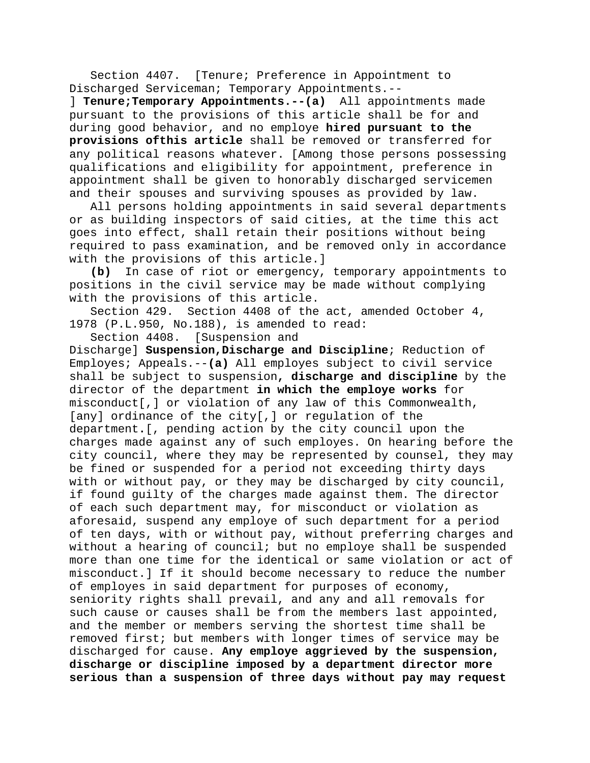Section 4407. [Tenure; Preference in Appointment to Discharged Serviceman; Temporary Appointments.--] **Tenure;Temporary Appointments.--(a)** All appointments made pursuant to the provisions of this article shall be for and during good behavior, and no employe **hired pursuant to the provisions ofthis article** shall be removed or transferred for any political reasons whatever. [Among those persons possessing qualifications and eligibility for appointment, preference in appointment shall be given to honorably discharged servicemen and their spouses and surviving spouses as provided by law.

All persons holding appointments in said several departments or as building inspectors of said cities, at the time this act goes into effect, shall retain their positions without being required to pass examination, and be removed only in accordance with the provisions of this article.]

**(b)** In case of riot or emergency, temporary appointments to positions in the civil service may be made without complying with the provisions of this article.

Section 429. Section 4408 of the act, amended October 4, 1978 (P.L.950, No.188), is amended to read:

Section 4408. [Suspension and Discharge] **Suspension,Discharge and Discipline**; Reduction of Employes; Appeals.--**(a)** All employes subject to civil service shall be subject to suspension**, discharge and discipline** by the director of the department **in which the employe works** for misconduct[,] or violation of any law of this Commonwealth, [any] ordinance of the city[,] or regulation of the department**.**[, pending action by the city council upon the charges made against any of such employes. On hearing before the city council, where they may be represented by counsel, they may be fined or suspended for a period not exceeding thirty days with or without pay, or they may be discharged by city council, if found guilty of the charges made against them. The director of each such department may, for misconduct or violation as aforesaid, suspend any employe of such department for a period of ten days, with or without pay, without preferring charges and without a hearing of council; but no employe shall be suspended more than one time for the identical or same violation or act of misconduct.] If it should become necessary to reduce the number of employes in said department for purposes of economy, seniority rights shall prevail, and any and all removals for such cause or causes shall be from the members last appointed, and the member or members serving the shortest time shall be removed first; but members with longer times of service may be discharged for cause. **Any employe aggrieved by the suspension, discharge or discipline imposed by a department director more serious than a suspension of three days without pay may request**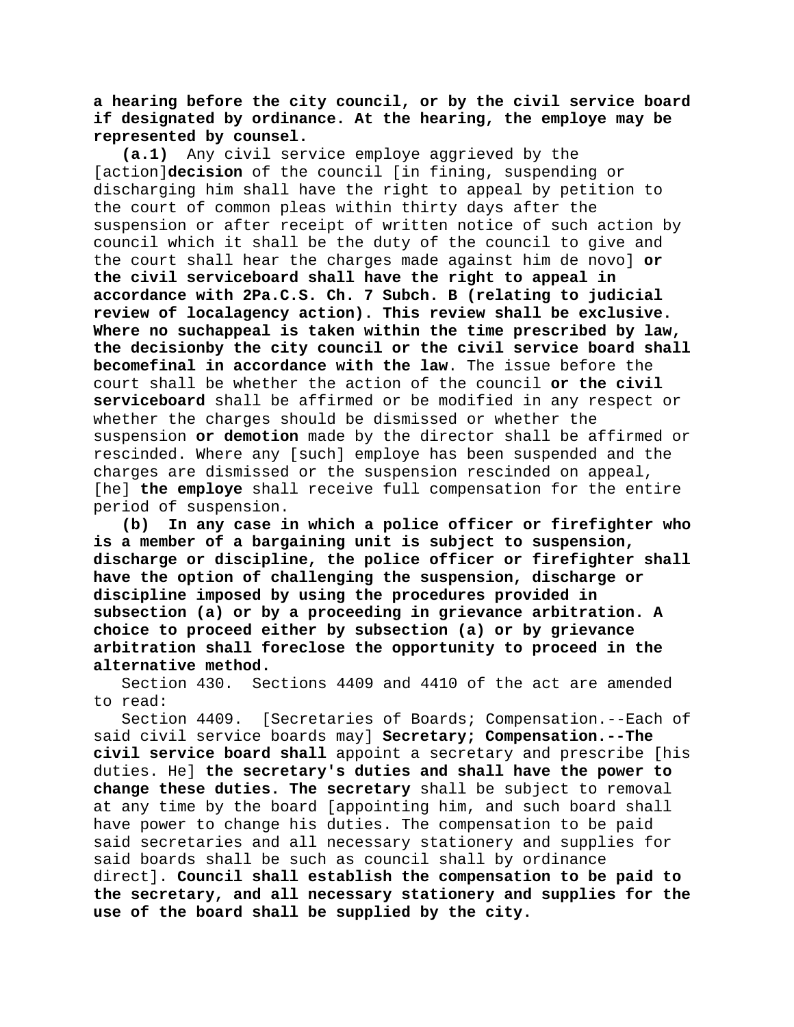**a hearing before the city council, or by the civil service board if designated by ordinance. At the hearing, the employe may be represented by counsel.**

**(a.1)** Any civil service employe aggrieved by the [action]**decision** of the council [in fining, suspending or discharging him shall have the right to appeal by petition to the court of common pleas within thirty days after the suspension or after receipt of written notice of such action by council which it shall be the duty of the council to give and the court shall hear the charges made against him de novo] **or the civil serviceboard shall have the right to appeal in accordance with 2Pa.C.S. Ch. 7 Subch. B (relating to judicial review of localagency action). This review shall be exclusive. Where no suchappeal is taken within the time prescribed by law, the decisionby the city council or the civil service board shall becomefinal in accordance with the law**. The issue before the court shall be whether the action of the council **or the civil serviceboard** shall be affirmed or be modified in any respect or whether the charges should be dismissed or whether the suspension **or demotion** made by the director shall be affirmed or rescinded. Where any [such] employe has been suspended and the charges are dismissed or the suspension rescinded on appeal, [he] **the employe** shall receive full compensation for the entire period of suspension.

**(b) In any case in which a police officer or firefighter who is a member of a bargaining unit is subject to suspension, discharge or discipline, the police officer or firefighter shall have the option of challenging the suspension, discharge or discipline imposed by using the procedures provided in subsection (a) or by a proceeding in grievance arbitration. A choice to proceed either by subsection (a) or by grievance arbitration shall foreclose the opportunity to proceed in the alternative method.**

Section 430. Sections 4409 and 4410 of the act are amended to read:

Section 4409. [Secretaries of Boards; Compensation.--Each of said civil service boards may] **Secretary; Compensation.--The civil service board shall** appoint a secretary and prescribe [his duties. He] **the secretary's duties and shall have the power to change these duties. The secretary** shall be subject to removal at any time by the board [appointing him, and such board shall have power to change his duties. The compensation to be paid said secretaries and all necessary stationery and supplies for said boards shall be such as council shall by ordinance direct]. **Council shall establish the compensation to be paid to the secretary, and all necessary stationery and supplies for the use of the board shall be supplied by the city.**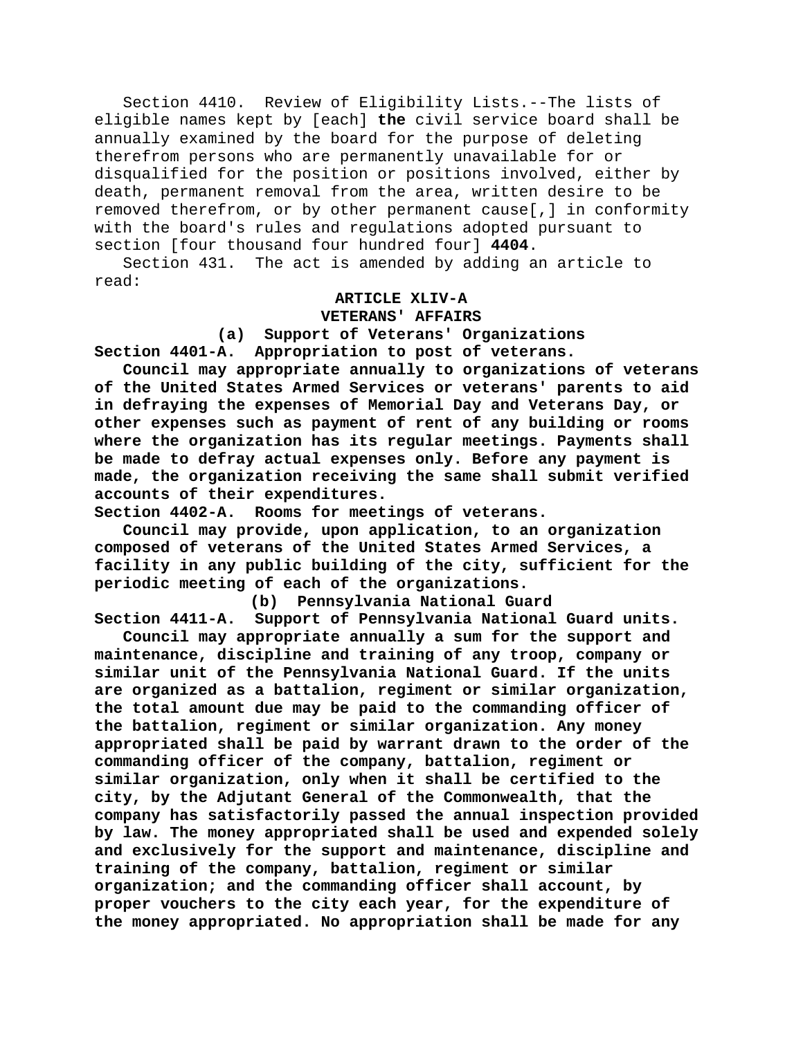Section 4410. Review of Eligibility Lists.--The lists of eligible names kept by [each] **the** civil service board shall be annually examined by the board for the purpose of deleting therefrom persons who are permanently unavailable for or disqualified for the position or positions involved, either by death, permanent removal from the area, written desire to be removed therefrom, or by other permanent cause[,] in conformity with the board's rules and regulations adopted pursuant to section [four thousand four hundred four] **4404**.

Section 431. The act is amended by adding an article to read:

**ARTICLE XLIV-A**

**VETERANS' AFFAIRS**

**(a) Support of Veterans' Organizations**

**Section 4401-A. Appropriation to post of veterans.**

**Council may appropriate annually to organizations of veterans of the United States Armed Services or veterans' parents to aid in defraying the expenses of Memorial Day and Veterans Day, or other expenses such as payment of rent of any building or rooms where the organization has its regular meetings. Payments shall be made to defray actual expenses only. Before any payment is made, the organization receiving the same shall submit verified accounts of their expenditures.**

**Section 4402-A. Rooms for meetings of veterans.**

**Council may provide, upon application, to an organization composed of veterans of the United States Armed Services, a facility in any public building of the city, sufficient for the periodic meeting of each of the organizations.**

**(b) Pennsylvania National Guard**

**Section 4411-A. Support of Pennsylvania National Guard units.**

**Council may appropriate annually a sum for the support and maintenance, discipline and training of any troop, company or similar unit of the Pennsylvania National Guard. If the units are organized as a battalion, regiment or similar organization, the total amount due may be paid to the commanding officer of the battalion, regiment or similar organization. Any money appropriated shall be paid by warrant drawn to the order of the commanding officer of the company, battalion, regiment or similar organization, only when it shall be certified to the city, by the Adjutant General of the Commonwealth, that the company has satisfactorily passed the annual inspection provided by law. The money appropriated shall be used and expended solely and exclusively for the support and maintenance, discipline and training of the company, battalion, regiment or similar organization; and the commanding officer shall account, by proper vouchers to the city each year, for the expenditure of the money appropriated. No appropriation shall be made for any**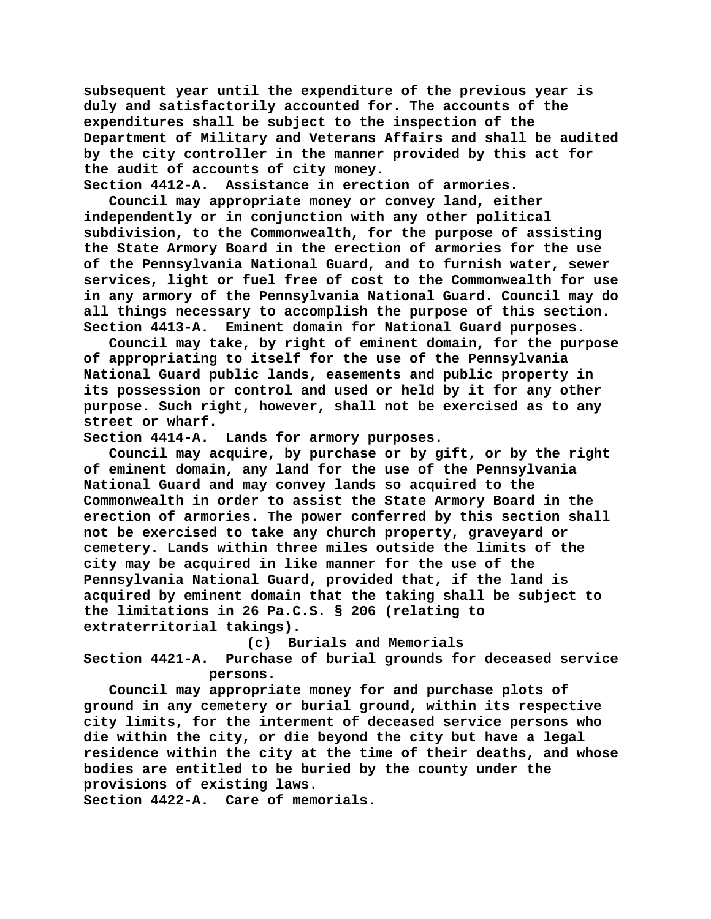subsequent year until the expenditure of the previous year is duly and satisfactorily accounted for. The accounts of the expenditures shall be subject to the inspection of the Department of Military and Veterans Affairs and shall be audited by the city controller in the manner provided by this act for the audit of accounts of city money.

**Section 4412-A. Assistance in erection of armories.**

Council may appropriate money or convey land, either independently or in conjunction with any other political subdivision, to the Commonwealth, for the purpose of assisting the State Armory Board in the erection of armories for the use of the Pennsylvania National Guard, and to furnish water, sewer services, light or fuel free of cost to the Commonwealth for use in any armory of the Pennsylvania National Guard. Council may do all things necessary to accomplish the purpose of this section.

**Section 4413-A. Eminent domain for National Guard purposes.**

Council may take, by right of eminent domain, for the purpose of appropriating to itself for the use of the Pennsylvania National Guard public lands, easements and public property in its possession or control and used or held by it for any other purpose. Such right, however, shall not be exercised as to any street or wharf.

**Section 4414-A. Lands for armory purposes.**

Council may acquire, by purchase or by gift, or by the right of eminent domain, any land for the use of the Pennsylvania National Guard and may convey lands so acquired to the Commonwealth in order to assist the State Armory Board in the erection of armories. The power conferred by this section shall not be exercised to take any church property, graveyard or cemetery. Lands within three miles outside the limits of the city may be acquired in like manner for the use of the Pennsylvania National Guard, provided that, if the land is acquired by eminent domain that the taking shall be subject to the limitations in 26 Pa.C.S. § 206 (relating to extraterritorial takings).

### (c) Burials and Memorials

**Section 4421-A. Purchase of burial grounds for deceased service persons.**

Council may appropriate money for and purchase plots of ground in any cemetery or burial ground, within its respective city limits, for the interment of deceased service persons who die within the city, or die beyond the city but have a legal residence within the city at the time of their deaths, and whose bodies are entitled to be buried by the county under the provisions of existing laws.

**Section 4422-A. Care of memorials.**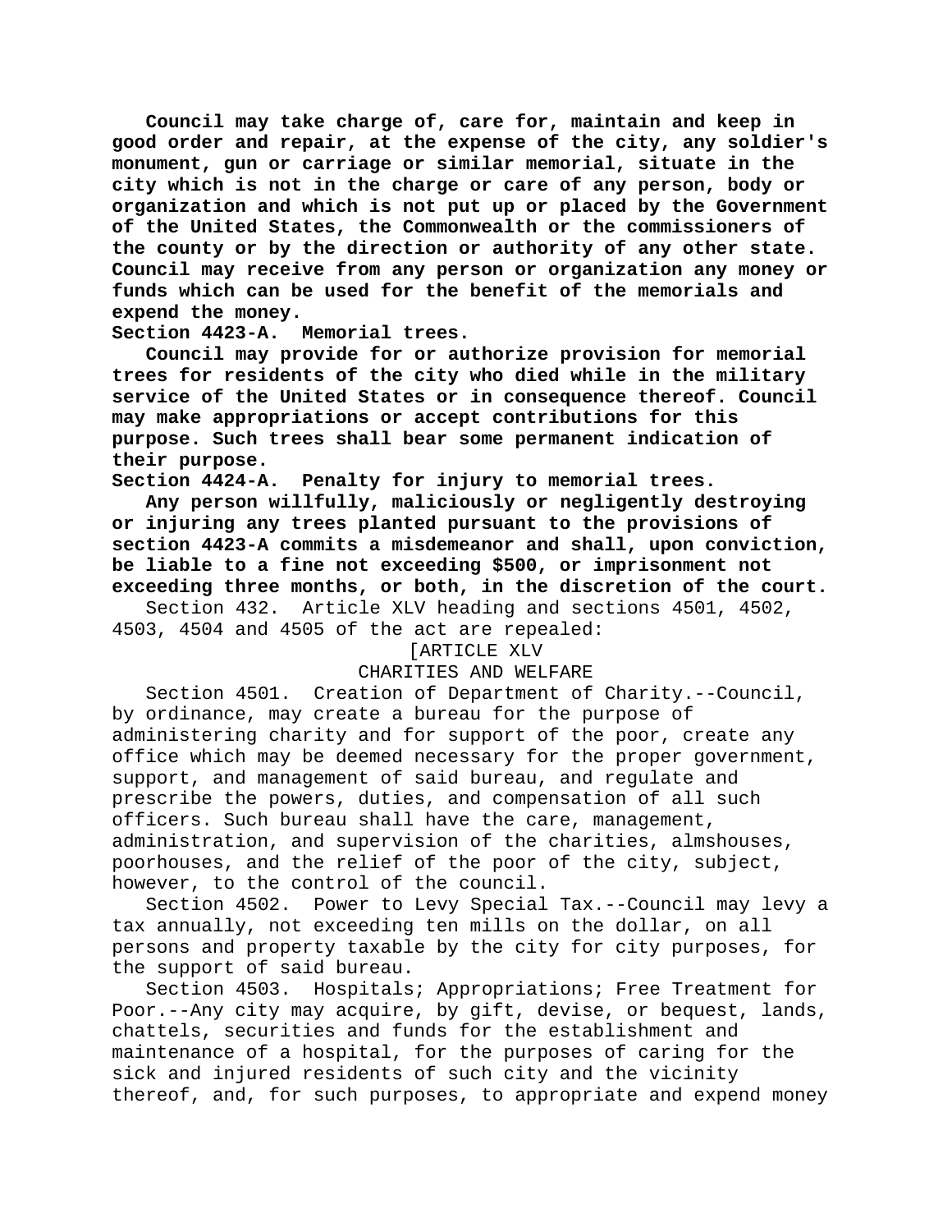**Council may take charge of, care for, maintain and keep in good order and repair, at the expense of the city, any soldier's monument, gun or carriage or similar memorial, situate in the city which is not in the charge or care of any person, body or organization and which is not put up or placed by the Government of the United States, the Commonwealth or the commissioners of the county or by the direction or authority of any other state. Council may receive from any person or organization any money or funds which can be used for the benefit of the memorials and expend the money.**

**Section 4423-A. Memorial trees.**

**Council may provide for or authorize provision for memorial trees for residents of the city who died while in the military service of the United States or in consequence thereof. Council may make appropriations or accept contributions for this purpose. Such trees shall bear some permanent indication of their purpose.**

**Section 4424-A. Penalty for injury to memorial trees.**

**Any person willfully, maliciously or negligently destroying or injuring any trees planted pursuant to the provisions of section 4423-A commits a misdemeanor and shall, upon conviction, be liable to a fine not exceeding $500, or imprisonment not exceeding three months, or both, in the discretion of the court.**

Section 432. Article XLV heading and sections 4501, 4502, 4503, 4504 and 4505 of the act are repealed:

[ARTICLE XLV
CHARITIES AND WELFARE

Section 4501. Creation of Department of Charity.--Council, by ordinance, may create a bureau for the purpose of administering charity and for support of the poor, create any office which may be deemed necessary for the proper government, support, and management of said bureau, and regulate and prescribe the powers, duties, and compensation of all such officers. Such bureau shall have the care, management, administration, and supervision of the charities, almshouses, poorhouses, and the relief of the poor of the city, subject, however, to the control of the council.

Section 4502. Power to Levy Special Tax.--Council may levy a tax annually, not exceeding ten mills on the dollar, on all persons and property taxable by the city for city purposes, for the support of said bureau.

Section 4503. Hospitals; Appropriations; Free Treatment for Poor.--Any city may acquire, by gift, devise, or bequest, lands, chattels, securities and funds for the establishment and maintenance of a hospital, for the purposes of caring for the sick and injured residents of such city and the vicinity thereof, and, for such purposes, to appropriate and expend money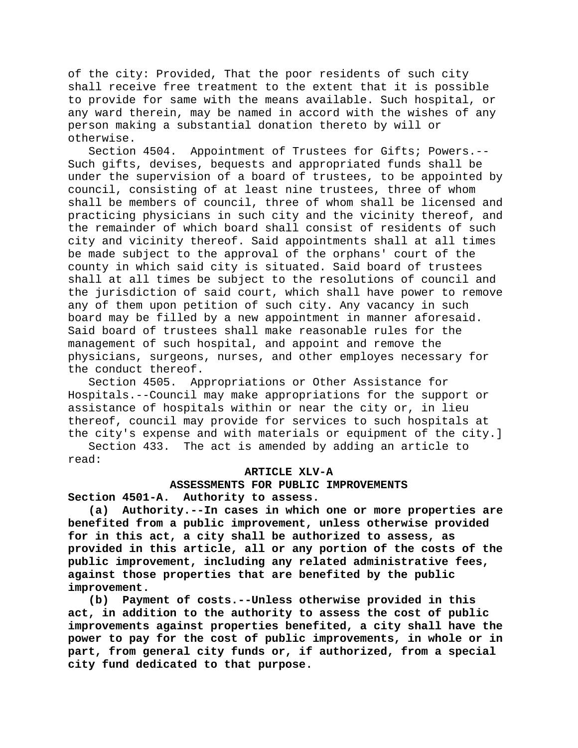of the city: Provided, That the poor residents of such city shall receive free treatment to the extent that it is possible to provide for same with the means available. Such hospital, or any ward therein, may be named in accord with the wishes of any person making a substantial donation thereto by will or otherwise.

Section 4504. Appointment of Trustees for Gifts; Powers.--Such gifts, devises, bequests and appropriated funds shall be under the supervision of a board of trustees, to be appointed by council, consisting of at least nine trustees, three of whom shall be members of council, three of whom shall be licensed and practicing physicians in such city and the vicinity thereof, and the remainder of which board shall consist of residents of such city and vicinity thereof. Said appointments shall at all times be made subject to the approval of the orphans' court of the county in which said city is situated. Said board of trustees shall at all times be subject to the resolutions of council and the jurisdiction of said court, which shall have power to remove any of them upon petition of such city. Any vacancy in such board may be filled by a new appointment in manner aforesaid. Said board of trustees shall make reasonable rules for the management of such hospital, and appoint and remove the physicians, surgeons, nurses, and other employes necessary for the conduct thereof.

Section 4505. Appropriations or Other Assistance for Hospitals.--Council may make appropriations for the support or assistance of hospitals within or near the city or, in lieu thereof, council may provide for services to such hospitals at the city's expense and with materials or equipment of the city.]

Section 433. The act is amended by adding an article to read:

**ARTICLE XLV-A**

**ASSESSMENTS FOR PUBLIC IMPROVEMENTS**

**Section 4501-A. Authority to assess.**

**(a) Authority.--In cases in which one or more properties are benefited from a public improvement, unless otherwise provided for in this act, a city shall be authorized to assess, as provided in this article, all or any portion of the costs of the public improvement, including any related administrative fees, against those properties that are benefited by the public improvement.**

**(b) Payment of costs.--Unless otherwise provided in this act, in addition to the authority to assess the cost of public improvements against properties benefited, a city shall have the power to pay for the cost of public improvements, in whole or in part, from general city funds or, if authorized, from a special city fund dedicated to that purpose.**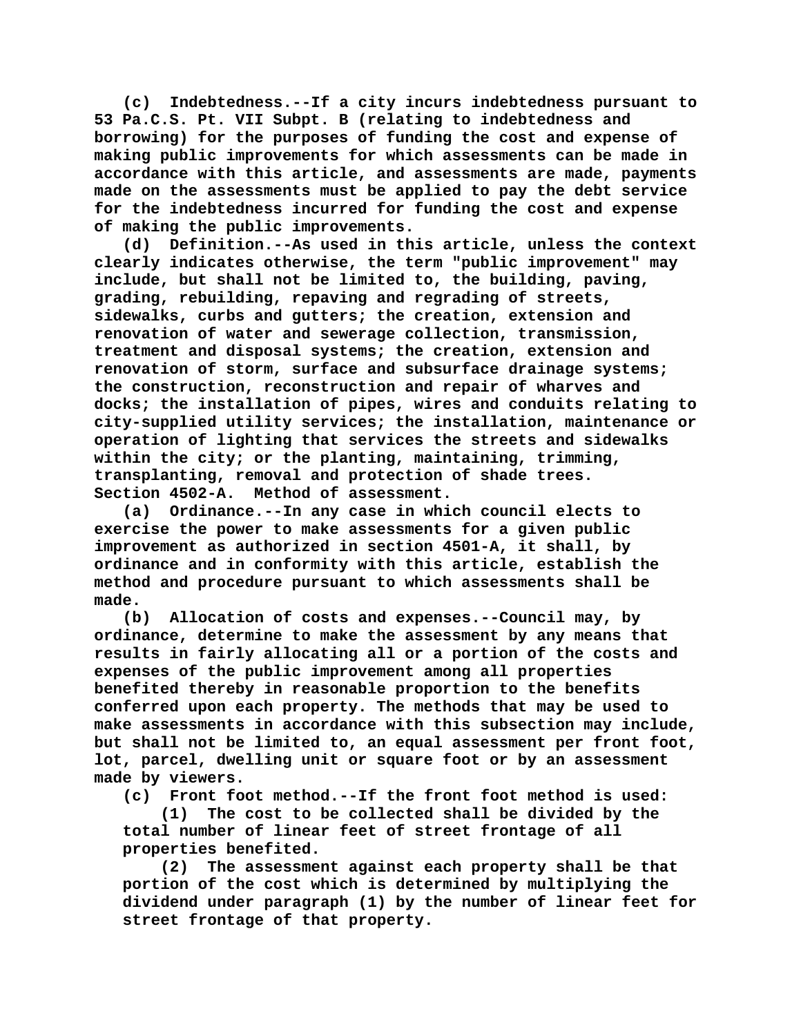(c) Indebtedness.--If a city incurs indebtedness pursuant to 53 Pa.C.S. Pt. VII Subpt. B (relating to indebtedness and borrowing) for the purposes of funding the cost and expense of making public improvements for which assessments can be made in accordance with this article, and assessments are made, payments made on the assessments must be applied to pay the debt service for the indebtedness incurred for funding the cost and expense of making the public improvements.

(d) Definition.--As used in this article, unless the context clearly indicates otherwise, the term "public improvement" may include, but shall not be limited to, the building, paving, grading, rebuilding, repaving and regrading of streets, sidewalks, curbs and gutters; the creation, extension and renovation of water and sewerage collection, transmission, treatment and disposal systems; the creation, extension and renovation of storm, surface and subsurface drainage systems; the construction, reconstruction and repair of wharves and docks; the installation of pipes, wires and conduits relating to city-supplied utility services; the installation, maintenance or operation of lighting that services the streets and sidewalks within the city; or the planting, maintaining, trimming, transplanting, removal and protection of shade trees.

Section 4502-A. Method of assessment.

(a) Ordinance.--In any case in which council elects to exercise the power to make assessments for a given public improvement as authorized in section 4501-A, it shall, by ordinance and in conformity with this article, establish the method and procedure pursuant to which assessments shall be made.

(b) Allocation of costs and expenses.--Council may, by ordinance, determine to make the assessment by any means that results in fairly allocating all or a portion of the costs and expenses of the public improvement among all properties benefited thereby in reasonable proportion to the benefits conferred upon each property. The methods that may be used to make assessments in accordance with this subsection may include, but shall not be limited to, an equal assessment per front foot, lot, parcel, dwelling unit or square foot or by an assessment made by viewers.

(c) Front foot method.--If the front foot method is used:

(1) The cost to be collected shall be divided by the total number of linear feet of street frontage of all properties benefited.

(2) The assessment against each property shall be that portion of the cost which is determined by multiplying the dividend under paragraph (1) by the number of linear feet for street frontage of that property.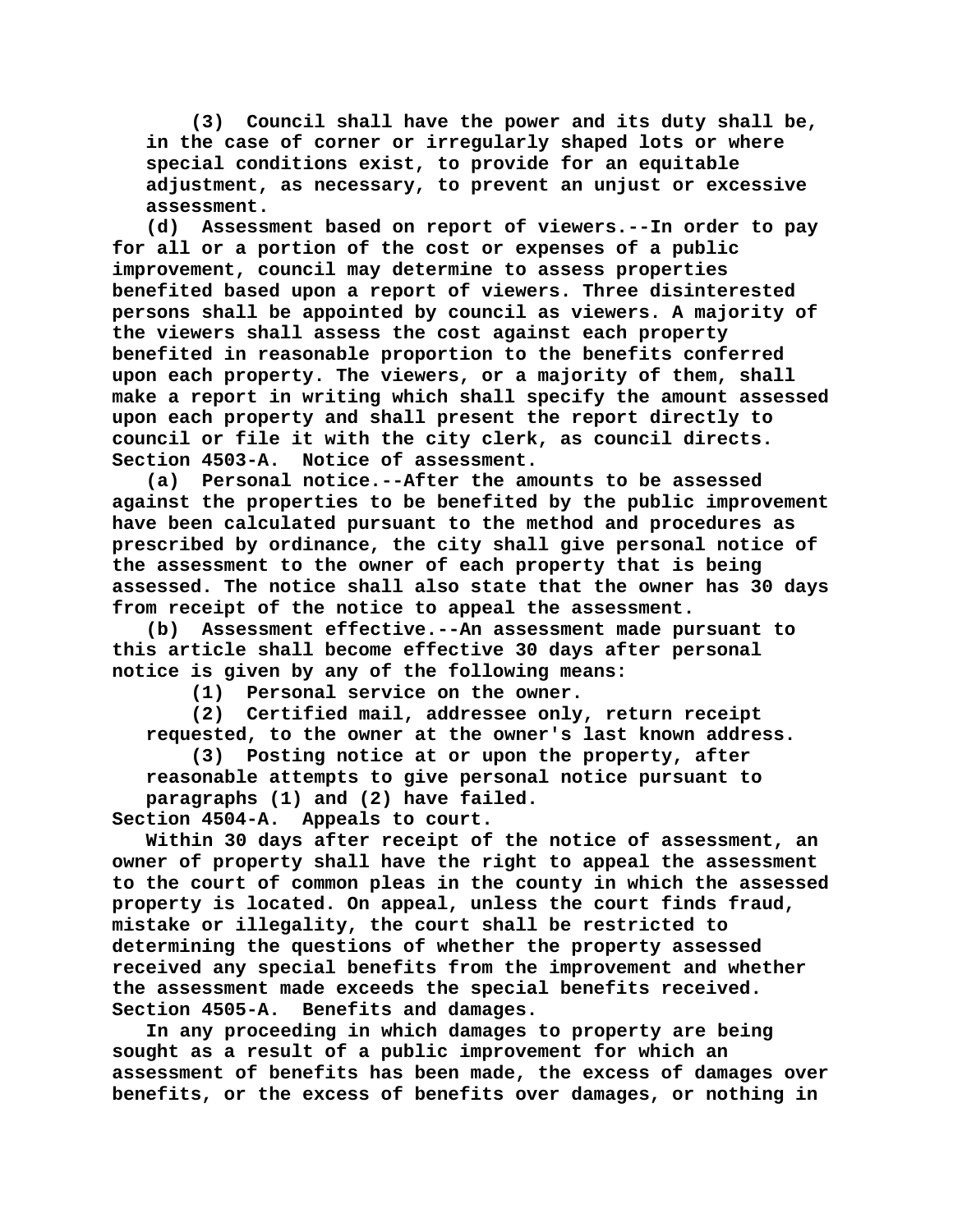(3) Council shall have the power and its duty shall be, in the case of corner or irregularly shaped lots or where special conditions exist, to provide for an equitable adjustment, as necessary, to prevent an unjust or excessive assessment.

(d) Assessment based on report of viewers.--In order to pay for all or a portion of the cost or expenses of a public improvement, council may determine to assess properties benefited based upon a report of viewers. Three disinterested persons shall be appointed by council as viewers. A majority of the viewers shall assess the cost against each property benefited in reasonable proportion to the benefits conferred upon each property. The viewers, or a majority of them, shall make a report in writing which shall specify the amount assessed upon each property and shall present the report directly to council or file it with the city clerk, as council directs.

Section 4503-A. Notice of assessment.

(a) Personal notice.--After the amounts to be assessed against the properties to be benefited by the public improvement have been calculated pursuant to the method and procedures as prescribed by ordinance, the city shall give personal notice of the assessment to the owner of each property that is being assessed. The notice shall also state that the owner has 30 days from receipt of the notice to appeal the assessment.

(b) Assessment effective.--An assessment made pursuant to this article shall become effective 30 days after personal notice is given by any of the following means:

(1) Personal service on the owner.

(2) Certified mail, addressee only, return receipt requested, to the owner at the owner's last known address.

(3) Posting notice at or upon the property, after reasonable attempts to give personal notice pursuant to paragraphs (1) and (2) have failed.

Section 4504-A. Appeals to court.

Within 30 days after receipt of the notice of assessment, an owner of property shall have the right to appeal the assessment to the court of common pleas in the county in which the assessed property is located. On appeal, unless the court finds fraud, mistake or illegality, the court shall be restricted to determining the questions of whether the property assessed received any special benefits from the improvement and whether the assessment made exceeds the special benefits received.

Section 4505-A. Benefits and damages.

In any proceeding in which damages to property are being sought as a result of a public improvement for which an assessment of benefits has been made, the excess of damages over benefits, or the excess of benefits over damages, or nothing in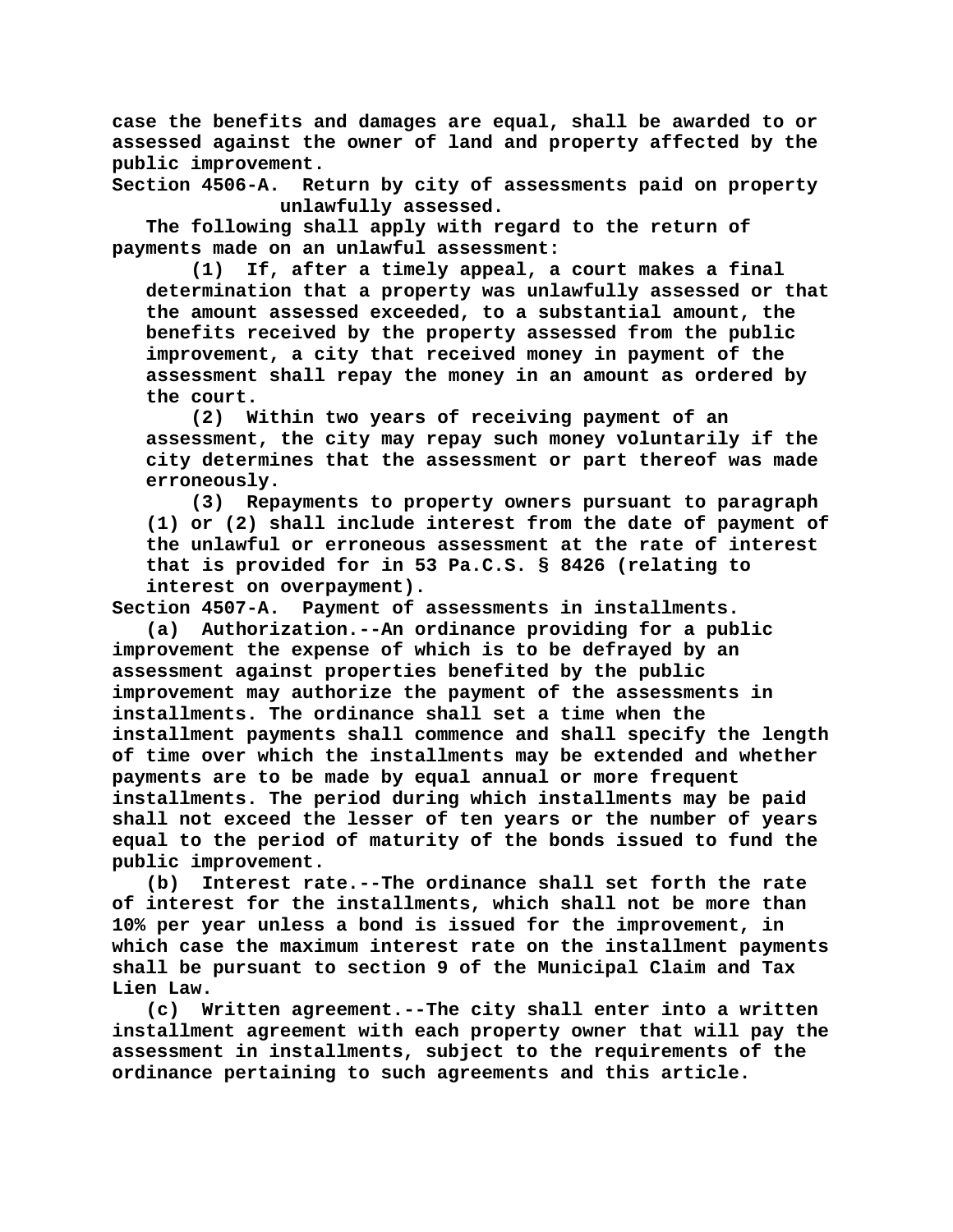case the benefits and damages are equal, shall be awarded to or assessed against the owner of land and property affected by the public improvement.

**Section 4506-A. Return by city of assessments paid on property unlawfully assessed.**

The following shall apply with regard to the return of payments made on an unlawful assessment:

(1) If, after a timely appeal, a court makes a final determination that a property was unlawfully assessed or that the amount assessed exceeded, to a substantial amount, the benefits received by the property assessed from the public improvement, a city that received money in payment of the assessment shall repay the money in an amount as ordered by the court.

(2) Within two years of receiving payment of an assessment, the city may repay such money voluntarily if the city determines that the assessment or part thereof was made erroneously.

(3) Repayments to property owners pursuant to paragraph (1) or (2) shall include interest from the date of payment of the unlawful or erroneous assessment at the rate of interest that is provided for in 53 Pa.C.S. § 8426 (relating to interest on overpayment).

**Section 4507-A. Payment of assessments in installments.**

(a) Authorization.--An ordinance providing for a public improvement the expense of which is to be defrayed by an assessment against properties benefited by the public improvement may authorize the payment of the assessments in installments. The ordinance shall set a time when the installment payments shall commence and shall specify the length of time over which the installments may be extended and whether payments are to be made by equal annual or more frequent installments. The period during which installments may be paid shall not exceed the lesser of ten years or the number of years equal to the period of maturity of the bonds issued to fund the public improvement.

(b) Interest rate.--The ordinance shall set forth the rate of interest for the installments, which shall not be more than 10% per year unless a bond is issued for the improvement, in which case the maximum interest rate on the installment payments shall be pursuant to section 9 of the Municipal Claim and Tax Lien Law.

(c) Written agreement.--The city shall enter into a written installment agreement with each property owner that will pay the assessment in installments, subject to the requirements of the ordinance pertaining to such agreements and this article.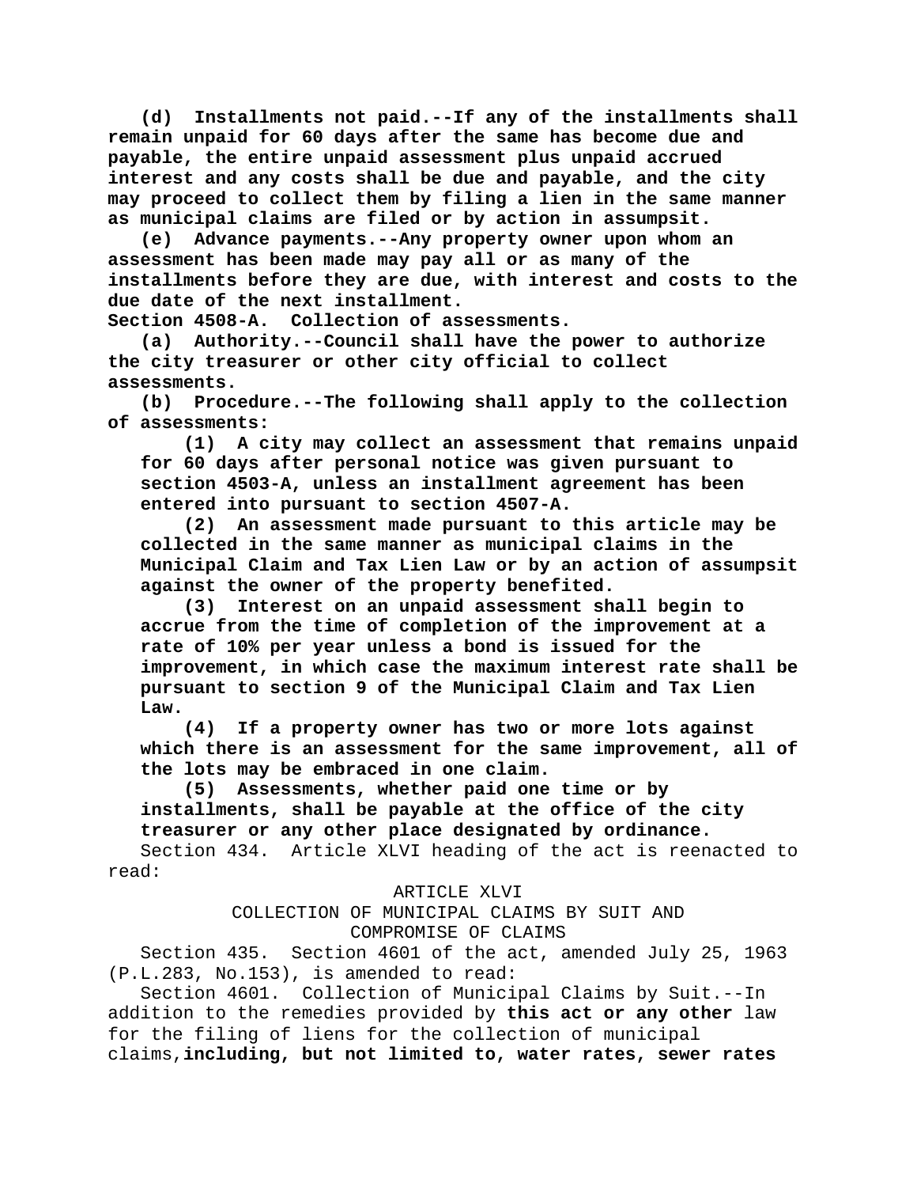**(d) Installments not paid.--If any of the installments shall remain unpaid for 60 days after the same has become due and payable, the entire unpaid assessment plus unpaid accrued interest and any costs shall be due and payable, and the city may proceed to collect them by filing a lien in the same manner as municipal claims are filed or by action in assumpsit.**

**(e) Advance payments.--Any property owner upon whom an assessment has been made may pay all or as many of the installments before they are due, with interest and costs to the due date of the next installment.**

**Section 4508-A. Collection of assessments.**

**(a) Authority.--Council shall have the power to authorize the city treasurer or other city official to collect assessments.**

**(b) Procedure.--The following shall apply to the collection of assessments:**

**(1) A city may collect an assessment that remains unpaid for 60 days after personal notice was given pursuant to section 4503-A, unless an installment agreement has been entered into pursuant to section 4507-A.**

**(2) An assessment made pursuant to this article may be collected in the same manner as municipal claims in the Municipal Claim and Tax Lien Law or by an action of assumpsit against the owner of the property benefited.**

**(3) Interest on an unpaid assessment shall begin to accrue from the time of completion of the improvement at a rate of 10% per year unless a bond is issued for the improvement, in which case the maximum interest rate shall be pursuant to section 9 of the Municipal Claim and Tax Lien Law.**

**(4) If a property owner has two or more lots against which there is an assessment for the same improvement, all of the lots may be embraced in one claim.**

**(5) Assessments, whether paid one time or by installments, shall be payable at the office of the city treasurer or any other place designated by ordinance.**

Section 434. Article XLVI heading of the act is reenacted to read:

ARTICLE XLVI
COLLECTION OF MUNICIPAL CLAIMS BY SUIT AND
COMPROMISE OF CLAIMS

Section 435. Section 4601 of the act, amended July 25, 1963 (P.L.283, No.153), is amended to read:

Section 4601. Collection of Municipal Claims by Suit.--In addition to the remedies provided by **this act or any other** law for the filing of liens for the collection of municipal claims,**including, but not limited to, water rates, sewer rates**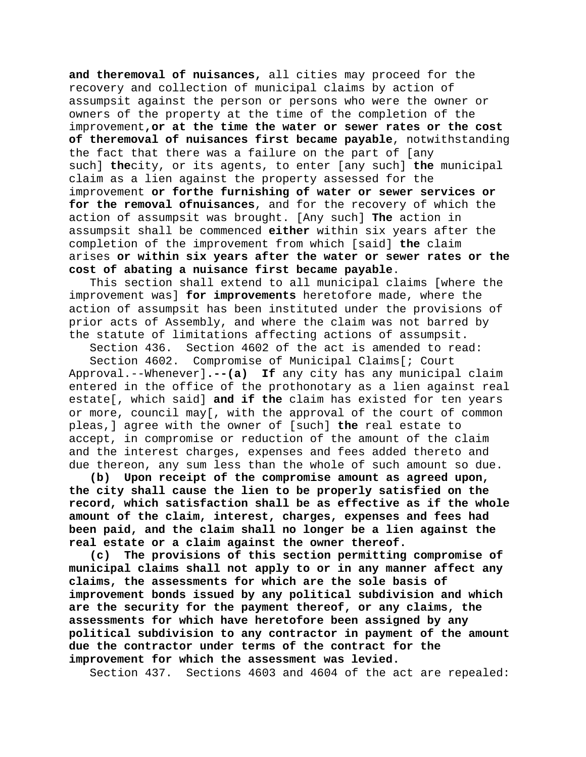**and theremoval of nuisances,** all cities may proceed for the recovery and collection of municipal claims by action of assumpsit against the person or persons who were the owner or owners of the property at the time of the completion of the improvement**,or at the time the water or sewer rates or the cost of theremoval of nuisances first became payable**, notwithstanding the fact that there was a failure on the part of [any such] **the**city, or its agents, to enter [any such] **the** municipal claim as a lien against the property assessed for the improvement **or forthe furnishing of water or sewer services or for the removal ofnuisances**, and for the recovery of which the action of assumpsit was brought. [Any such] **The** action in assumpsit shall be commenced **either** within six years after the completion of the improvement from which [said] **the** claim arises **or within six years after the water or sewer rates or the cost of abating a nuisance first became payable**.

This section shall extend to all municipal claims [where the improvement was] **for improvements** heretofore made, where the action of assumpsit has been instituted under the provisions of prior acts of Assembly, and where the claim was not barred by the statute of limitations affecting actions of assumpsit.

Section 436. Section 4602 of the act is amended to read:

Section 4602. Compromise of Municipal Claims[; Court Approval.--Whenever]**.--(a) If** any city has any municipal claim entered in the office of the prothonotary as a lien against real estate[, which said] **and if the** claim has existed for ten years or more, council may[, with the approval of the court of common pleas,] agree with the owner of [such] **the** real estate to accept, in compromise or reduction of the amount of the claim and the interest charges, expenses and fees added thereto and due thereon, any sum less than the whole of such amount so due.

**(b) Upon receipt of the compromise amount as agreed upon, the city shall cause the lien to be properly satisfied on the record, which satisfaction shall be as effective as if the whole amount of the claim, interest, charges, expenses and fees had been paid, and the claim shall no longer be a lien against the real estate or a claim against the owner thereof.**

**(c) The provisions of this section permitting compromise of municipal claims shall not apply to or in any manner affect any claims, the assessments for which are the sole basis of improvement bonds issued by any political subdivision and which are the security for the payment thereof, or any claims, the assessments for which have heretofore been assigned by any political subdivision to any contractor in payment of the amount due the contractor under terms of the contract for the improvement for which the assessment was levied.**

Section 437. Sections 4603 and 4604 of the act are repealed: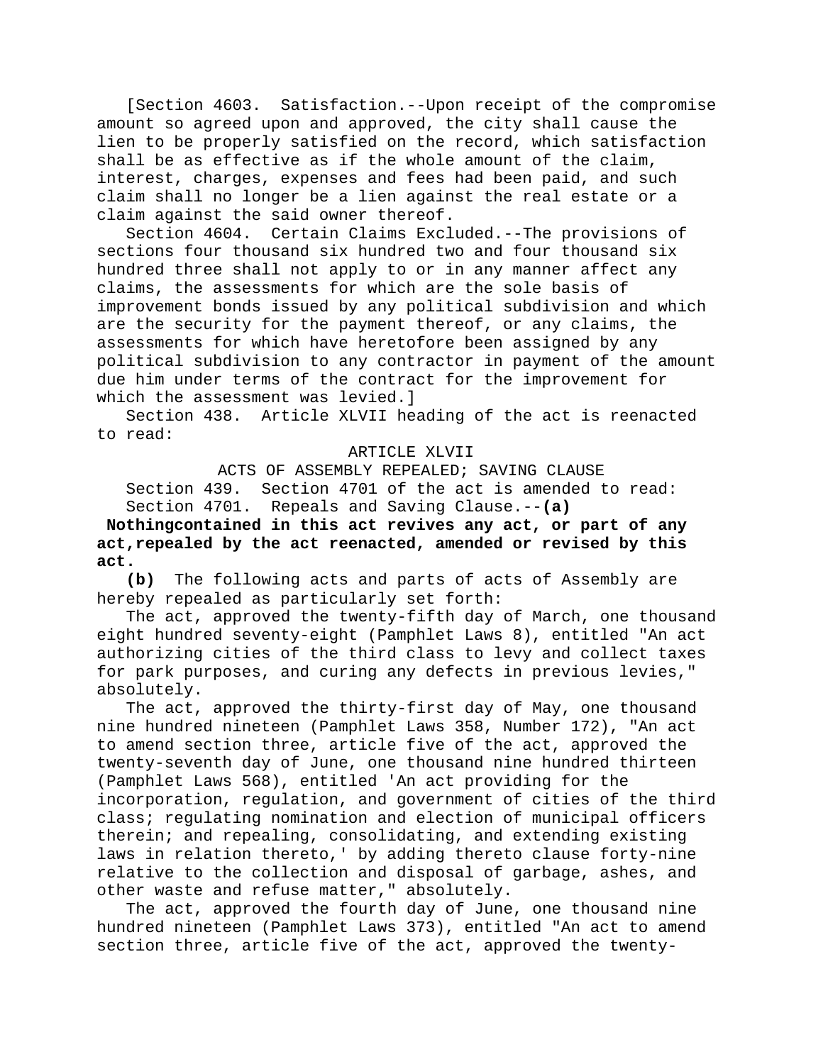[Section 4603. Satisfaction.--Upon receipt of the compromise amount so agreed upon and approved, the city shall cause the lien to be properly satisfied on the record, which satisfaction shall be as effective as if the whole amount of the claim, interest, charges, expenses and fees had been paid, and such claim shall no longer be a lien against the real estate or a claim against the said owner thereof.

Section 4604. Certain Claims Excluded.--The provisions of sections four thousand six hundred two and four thousand six hundred three shall not apply to or in any manner affect any claims, the assessments for which are the sole basis of improvement bonds issued by any political subdivision and which are the security for the payment thereof, or any claims, the assessments for which have heretofore been assigned by any political subdivision to any contractor in payment of the amount due him under terms of the contract for the improvement for which the assessment was levied.]

Section 438. Article XLVII heading of the act is reenacted to read:

ARTICLE XLVII

ACTS OF ASSEMBLY REPEALED; SAVING CLAUSE

Section 439. Section 4701 of the act is amended to read:

Section 4701. Repeals and Saving Clause.--**(a) Nothingcontained in this act revives any act, or part of any act,repealed by the act reenacted, amended or revised by this act.**

**(b)** The following acts and parts of acts of Assembly are hereby repealed as particularly set forth:

The act, approved the twenty-fifth day of March, one thousand eight hundred seventy-eight (Pamphlet Laws 8), entitled "An act authorizing cities of the third class to levy and collect taxes for park purposes, and curing any defects in previous levies," absolutely.

The act, approved the thirty-first day of May, one thousand nine hundred nineteen (Pamphlet Laws 358, Number 172), "An act to amend section three, article five of the act, approved the twenty-seventh day of June, one thousand nine hundred thirteen (Pamphlet Laws 568), entitled 'An act providing for the incorporation, regulation, and government of cities of the third class; regulating nomination and election of municipal officers therein; and repealing, consolidating, and extending existing laws in relation thereto,' by adding thereto clause forty-nine relative to the collection and disposal of garbage, ashes, and other waste and refuse matter," absolutely.

The act, approved the fourth day of June, one thousand nine hundred nineteen (Pamphlet Laws 373), entitled "An act to amend section three, article five of the act, approved the twenty-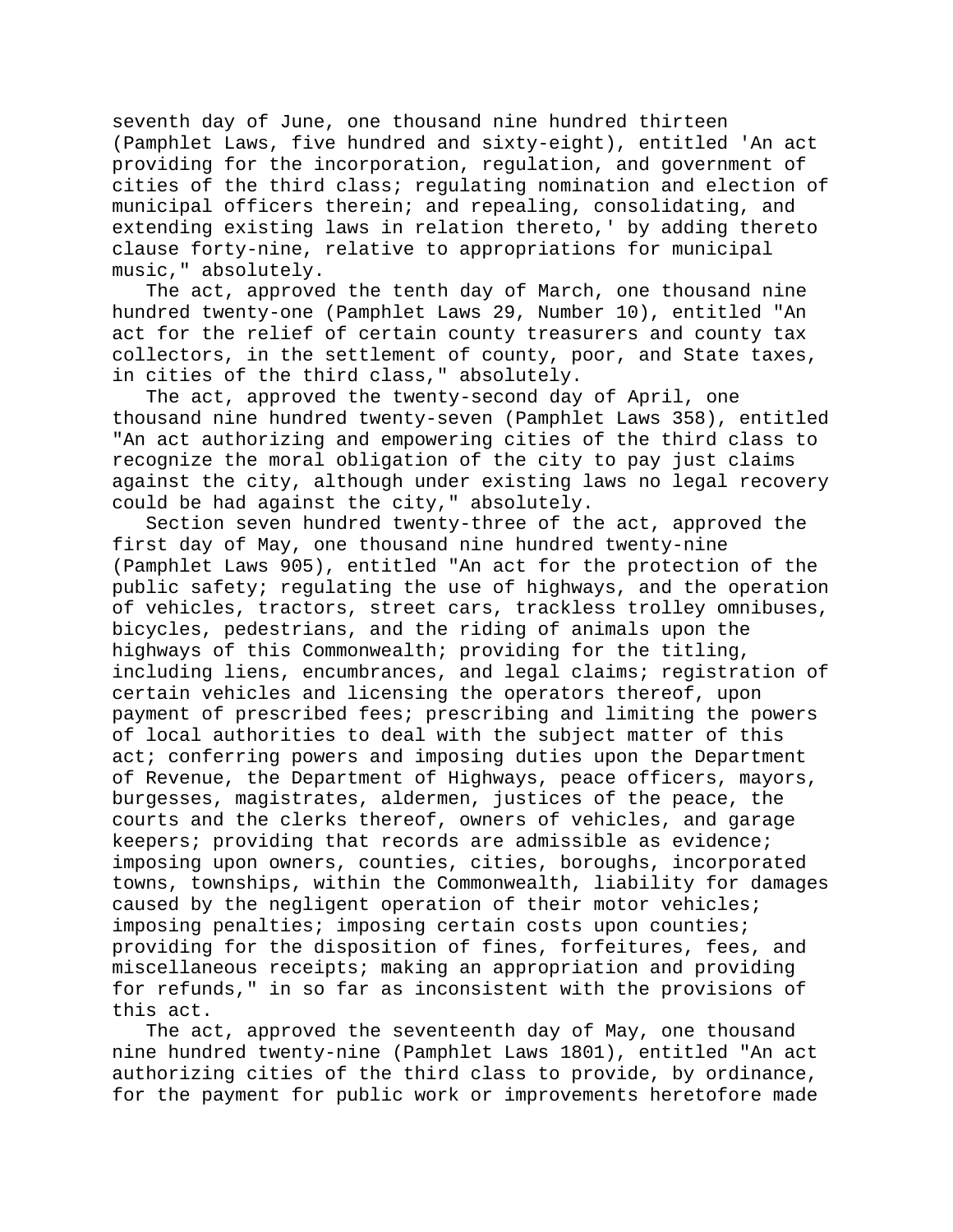seventh day of June, one thousand nine hundred thirteen (Pamphlet Laws, five hundred and sixty-eight), entitled 'An act providing for the incorporation, regulation, and government of cities of the third class; regulating nomination and election of municipal officers therein; and repealing, consolidating, and extending existing laws in relation thereto,' by adding thereto clause forty-nine, relative to appropriations for municipal music," absolutely.

The act, approved the tenth day of March, one thousand nine hundred twenty-one (Pamphlet Laws 29, Number 10), entitled "An act for the relief of certain county treasurers and county tax collectors, in the settlement of county, poor, and State taxes, in cities of the third class," absolutely.

The act, approved the twenty-second day of April, one thousand nine hundred twenty-seven (Pamphlet Laws 358), entitled "An act authorizing and empowering cities of the third class to recognize the moral obligation of the city to pay just claims against the city, although under existing laws no legal recovery could be had against the city," absolutely.

Section seven hundred twenty-three of the act, approved the first day of May, one thousand nine hundred twenty-nine (Pamphlet Laws 905), entitled "An act for the protection of the public safety; regulating the use of highways, and the operation of vehicles, tractors, street cars, trackless trolley omnibuses, bicycles, pedestrians, and the riding of animals upon the highways of this Commonwealth; providing for the titling, including liens, encumbrances, and legal claims; registration of certain vehicles and licensing the operators thereof, upon payment of prescribed fees; prescribing and limiting the powers of local authorities to deal with the subject matter of this act; conferring powers and imposing duties upon the Department of Revenue, the Department of Highways, peace officers, mayors, burgesses, magistrates, aldermen, justices of the peace, the courts and the clerks thereof, owners of vehicles, and garage keepers; providing that records are admissible as evidence; imposing upon owners, counties, cities, boroughs, incorporated towns, townships, within the Commonwealth, liability for damages caused by the negligent operation of their motor vehicles; imposing penalties; imposing certain costs upon counties; providing for the disposition of fines, forfeitures, fees, and miscellaneous receipts; making an appropriation and providing for refunds," in so far as inconsistent with the provisions of this act.

The act, approved the seventeenth day of May, one thousand nine hundred twenty-nine (Pamphlet Laws 1801), entitled "An act authorizing cities of the third class to provide, by ordinance, for the payment for public work or improvements heretofore made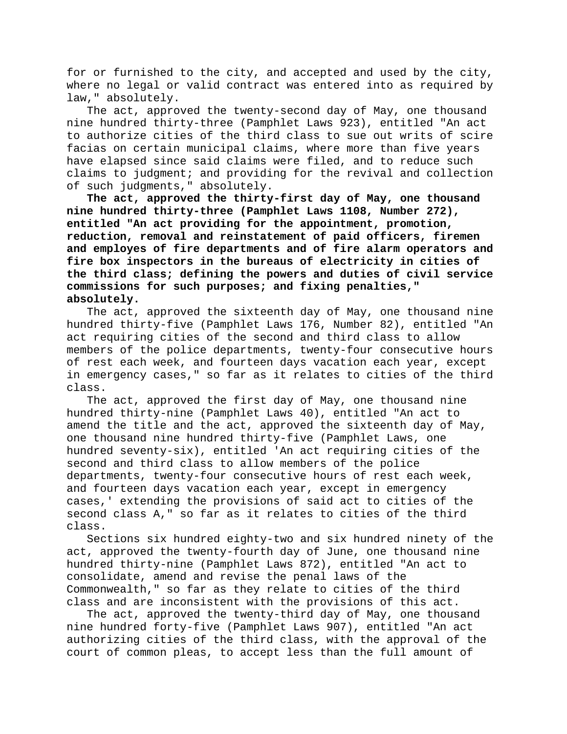for or furnished to the city, and accepted and used by the city, where no legal or valid contract was entered into as required by law," absolutely.

The act, approved the twenty-second day of May, one thousand nine hundred thirty-three (Pamphlet Laws 923), entitled "An act to authorize cities of the third class to sue out writs of scire facias on certain municipal claims, where more than five years have elapsed since said claims were filed, and to reduce such claims to judgment; and providing for the revival and collection of such judgments," absolutely.

**The act, approved the thirty-first day of May, one thousand nine hundred thirty-three (Pamphlet Laws 1108, Number 272), entitled "An act providing for the appointment, promotion, reduction, removal and reinstatement of paid officers, firemen and employes of fire departments and of fire alarm operators and fire box inspectors in the bureaus of electricity in cities of the third class; defining the powers and duties of civil service commissions for such purposes; and fixing penalties," absolutely.**

The act, approved the sixteenth day of May, one thousand nine hundred thirty-five (Pamphlet Laws 176, Number 82), entitled "An act requiring cities of the second and third class to allow members of the police departments, twenty-four consecutive hours of rest each week, and fourteen days vacation each year, except in emergency cases," so far as it relates to cities of the third class.

The act, approved the first day of May, one thousand nine hundred thirty-nine (Pamphlet Laws 40), entitled "An act to amend the title and the act, approved the sixteenth day of May, one thousand nine hundred thirty-five (Pamphlet Laws, one hundred seventy-six), entitled 'An act requiring cities of the second and third class to allow members of the police departments, twenty-four consecutive hours of rest each week, and fourteen days vacation each year, except in emergency cases,' extending the provisions of said act to cities of the second class A," so far as it relates to cities of the third class.

Sections six hundred eighty-two and six hundred ninety of the act, approved the twenty-fourth day of June, one thousand nine hundred thirty-nine (Pamphlet Laws 872), entitled "An act to consolidate, amend and revise the penal laws of the Commonwealth," so far as they relate to cities of the third class and are inconsistent with the provisions of this act.

The act, approved the twenty-third day of May, one thousand nine hundred forty-five (Pamphlet Laws 907), entitled "An act authorizing cities of the third class, with the approval of the court of common pleas, to accept less than the full amount of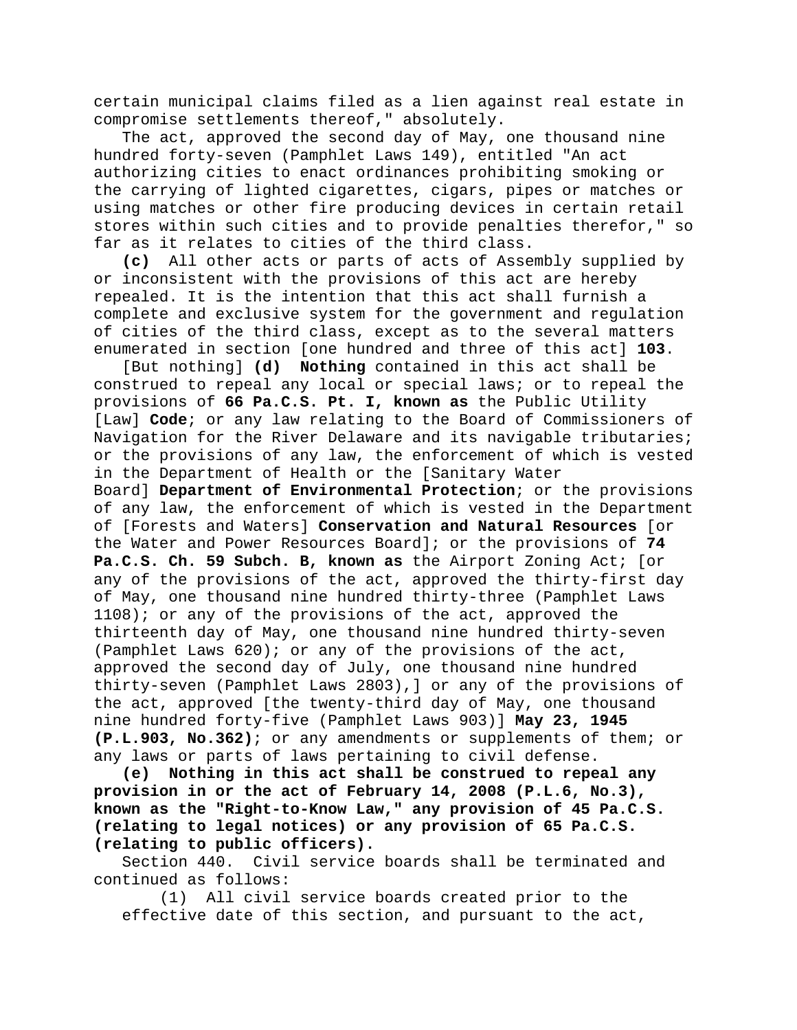certain municipal claims filed as a lien against real estate in compromise settlements thereof," absolutely.

The act, approved the second day of May, one thousand nine hundred forty-seven (Pamphlet Laws 149), entitled "An act authorizing cities to enact ordinances prohibiting smoking or the carrying of lighted cigarettes, cigars, pipes or matches or using matches or other fire producing devices in certain retail stores within such cities and to provide penalties therefor," so far as it relates to cities of the third class.

**(c)** All other acts or parts of acts of Assembly supplied by or inconsistent with the provisions of this act are hereby repealed. It is the intention that this act shall furnish a complete and exclusive system for the government and regulation of cities of the third class, except as to the several matters enumerated in section [one hundred and three of this act] **103**.

[But nothing] **(d) Nothing** contained in this act shall be construed to repeal any local or special laws; or to repeal the provisions of **66 Pa.C.S. Pt. I, known as** the Public Utility [Law] **Code**; or any law relating to the Board of Commissioners of Navigation for the River Delaware and its navigable tributaries; or the provisions of any law, the enforcement of which is vested in the Department of Health or the [Sanitary Water Board] **Department of Environmental Protection**; or the provisions of any law, the enforcement of which is vested in the Department of [Forests and Waters] **Conservation and Natural Resources** [or the Water and Power Resources Board]; or the provisions of **74 Pa.C.S. Ch. 59 Subch. B, known as** the Airport Zoning Act; [or any of the provisions of the act, approved the thirty-first day of May, one thousand nine hundred thirty-three (Pamphlet Laws 1108); or any of the provisions of the act, approved the thirteenth day of May, one thousand nine hundred thirty-seven (Pamphlet Laws 620); or any of the provisions of the act, approved the second day of July, one thousand nine hundred thirty-seven (Pamphlet Laws 2803),] or any of the provisions of the act, approved [the twenty-third day of May, one thousand nine hundred forty-five (Pamphlet Laws 903)] **May 23, 1945 (P.L.903, No.362)**; or any amendments or supplements of them; or any laws or parts of laws pertaining to civil defense.

**(e) Nothing in this act shall be construed to repeal any provision in or the act of February 14, 2008 (P.L.6, No.3), known as the "Right-to-Know Law," any provision of 45 Pa.C.S. (relating to legal notices) or any provision of 65 Pa.C.S. (relating to public officers).**

Section 440. Civil service boards shall be terminated and continued as follows:

(1) All civil service boards created prior to the effective date of this section, and pursuant to the act,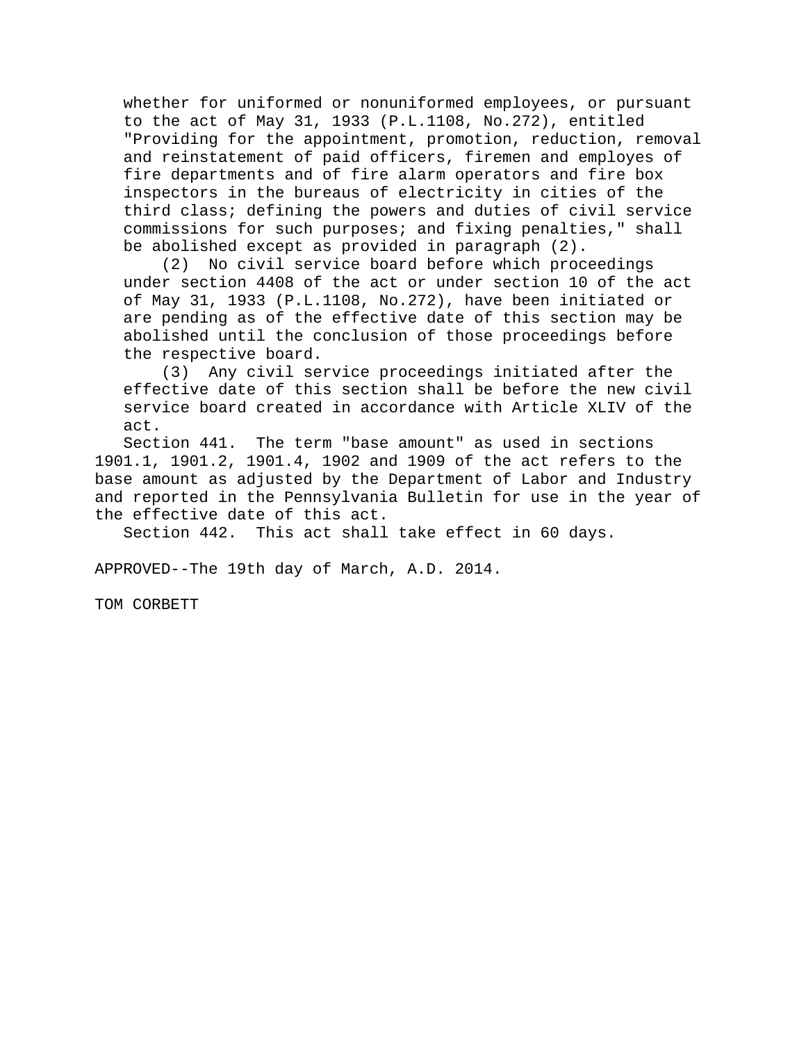whether for uniformed or nonuniformed employees, or pursuant to the act of May 31, 1933 (P.L.1108, No.272), entitled "Providing for the appointment, promotion, reduction, removal and reinstatement of paid officers, firemen and employes of fire departments and of fire alarm operators and fire box inspectors in the bureaus of electricity in cities of the third class; defining the powers and duties of civil service commissions for such purposes; and fixing penalties," shall be abolished except as provided in paragraph (2).

(2) No civil service board before which proceedings under section 4408 of the act or under section 10 of the act of May 31, 1933 (P.L.1108, No.272), have been initiated or are pending as of the effective date of this section may be abolished until the conclusion of those proceedings before the respective board.

(3) Any civil service proceedings initiated after the effective date of this section shall be before the new civil service board created in accordance with Article XLIV of the act.

Section 441. The term "base amount" as used in sections 1901.1, 1901.2, 1901.4, 1902 and 1909 of the act refers to the base amount as adjusted by the Department of Labor and Industry and reported in the Pennsylvania Bulletin for use in the year of the effective date of this act.

Section 442. This act shall take effect in 60 days.

APPROVED--The 19th day of March, A.D. 2014.

TOM CORBETT